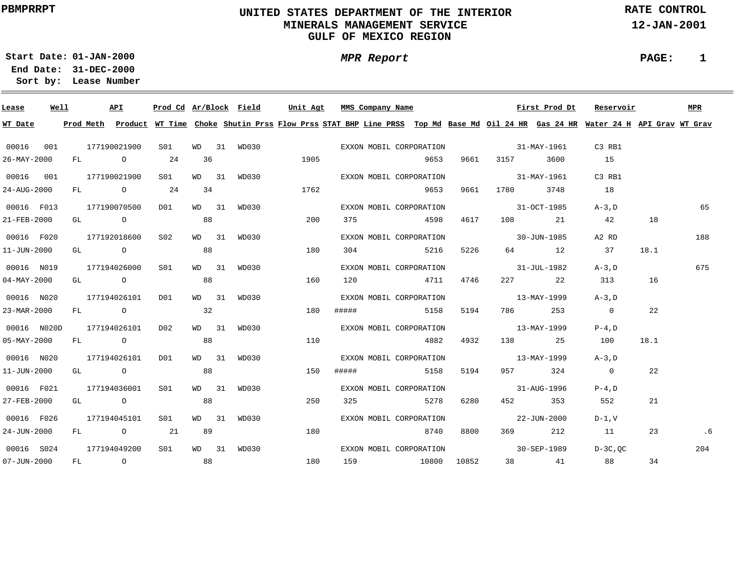PBMPRRPT

# UNITED STATES DEPARTMENT OF THE INTERIOR
## MINERALS MANAGEMENT SERVICE
## GULF OF MEXICO REGION

RATE CONTROL
12-JAN-2001

**Start Date:** 01-JAN-2000
**End Date:** 31-DEC-2000
**Sort by:** Lease Number

***MPR Report***

**PAGE: 1**

| Lease | Well | API | Prod Cd | Ar/Block | Field | Unit Agt | MMS Company Name | | | | | First Prod Dt | Reservoir | | MPR |
|---|---|---|---|---|---|---|---|---|---|---|---|---|---|---|---|
| WT Date | Prod Meth | Product | WT Time | Choke | Shutin Prss | Flow Prss | STAT BHP | Line PRSS | Top Md | Base Md | Oil 24 HR | Gas 24 HR | Water 24 H | API Grav | WT Grav |
| 00016 | 001 | 177190021900 | S01 | WD 31 | WD030 | | EXXON MOBIL CORPORATION | | | | | 31-MAY-1961 | C3 RB1 | | |
| 26-MAY-2000 | FL | O | 24 | 36 | | 1905 | | | 9653 | 9661 | 3157 | 3600 | 15 | | |
| 00016 | 001 | 177190021900 | S01 | WD 31 | WD030 | | EXXON MOBIL CORPORATION | | | | | 31-MAY-1961 | C3 RB1 | | |
| 24-AUG-2000 | FL | O | 24 | 34 | | 1762 | | | 9653 | 9661 | 1780 | 3748 | 18 | | |
| 00016 | F013 | 177190070500 | D01 | WD 31 | WD030 | | EXXON MOBIL CORPORATION | | | | | 31-OCT-1985 | A-3,D | | 65 |
| 21-FEB-2000 | GL | O | | 88 | | 200 | 375 | | 4598 | 4617 | 108 | 21 | 42 | 18 | |
| 00016 | F020 | 177192018600 | S02 | WD 31 | WD030 | | EXXON MOBIL CORPORATION | | | | | 30-JUN-1985 | A2 RD | | 188 |
| 11-JUN-2000 | GL | O | | 88 | | 180 | 304 | | 5216 | 5226 | 64 | 12 | 37 | 18.1 | |
| 00016 | N019 | 177194026000 | S01 | WD 31 | WD030 | | EXXON MOBIL CORPORATION | | | | | 31-JUL-1982 | A-3,D | | 675 |
| 04-MAY-2000 | GL | O | | 88 | | 160 | 120 | | 4711 | 4746 | 227 | 22 | 313 | 16 | |
| 00016 | N020 | 177194026101 | D01 | WD 31 | WD030 | | EXXON MOBIL CORPORATION | | | | | 13-MAY-1999 | A-3,D | | |
| 23-MAR-2000 | FL | O | | 32 | | 180 | ##### | | 5158 | 5194 | 786 | 253 | 0 | 22 | |
| 00016 | N020D | 177194026101 | D02 | WD 31 | WD030 | | EXXON MOBIL CORPORATION | | | | | 13-MAY-1999 | P-4,D | | |
| 05-MAY-2000 | FL | O | | 88 | | 110 | | | 4882 | 4932 | 138 | 25 | 100 | 18.1 | |
| 00016 | N020 | 177194026101 | D01 | WD 31 | WD030 | | EXXON MOBIL CORPORATION | | | | | 13-MAY-1999 | A-3,D | | |
| 11-JUN-2000 | GL | O | | 88 | | 150 | ##### | | 5158 | 5194 | 957 | 324 | 0 | 22 | |
| 00016 | F021 | 177194036001 | S01 | WD 31 | WD030 | | EXXON MOBIL CORPORATION | | | | | 31-AUG-1996 | P-4,D | | |
| 27-FEB-2000 | GL | O | | 88 | | 250 | 325 | | 5278 | 6280 | 452 | 353 | 552 | 21 | |
| 00016 | F026 | 177194045101 | S01 | WD 31 | WD030 | | EXXON MOBIL CORPORATION | | | | | 22-JUN-2000 | D-1,V | | |
| 24-JUN-2000 | FL | O | 21 | 89 | | 180 | | | 8740 | 8800 | 369 | 212 | 11 | 23 | .6 |
| 00016 | S024 | 177194049200 | S01 | WD 31 | WD030 | | EXXON MOBIL CORPORATION | | | | | 30-SEP-1989 | D-3C,QC | | 204 |
| 07-JUN-2000 | FL | O | | 88 | | 180 | 159 | | 10800 | 10852 | 38 | 41 | 88 | 34 | |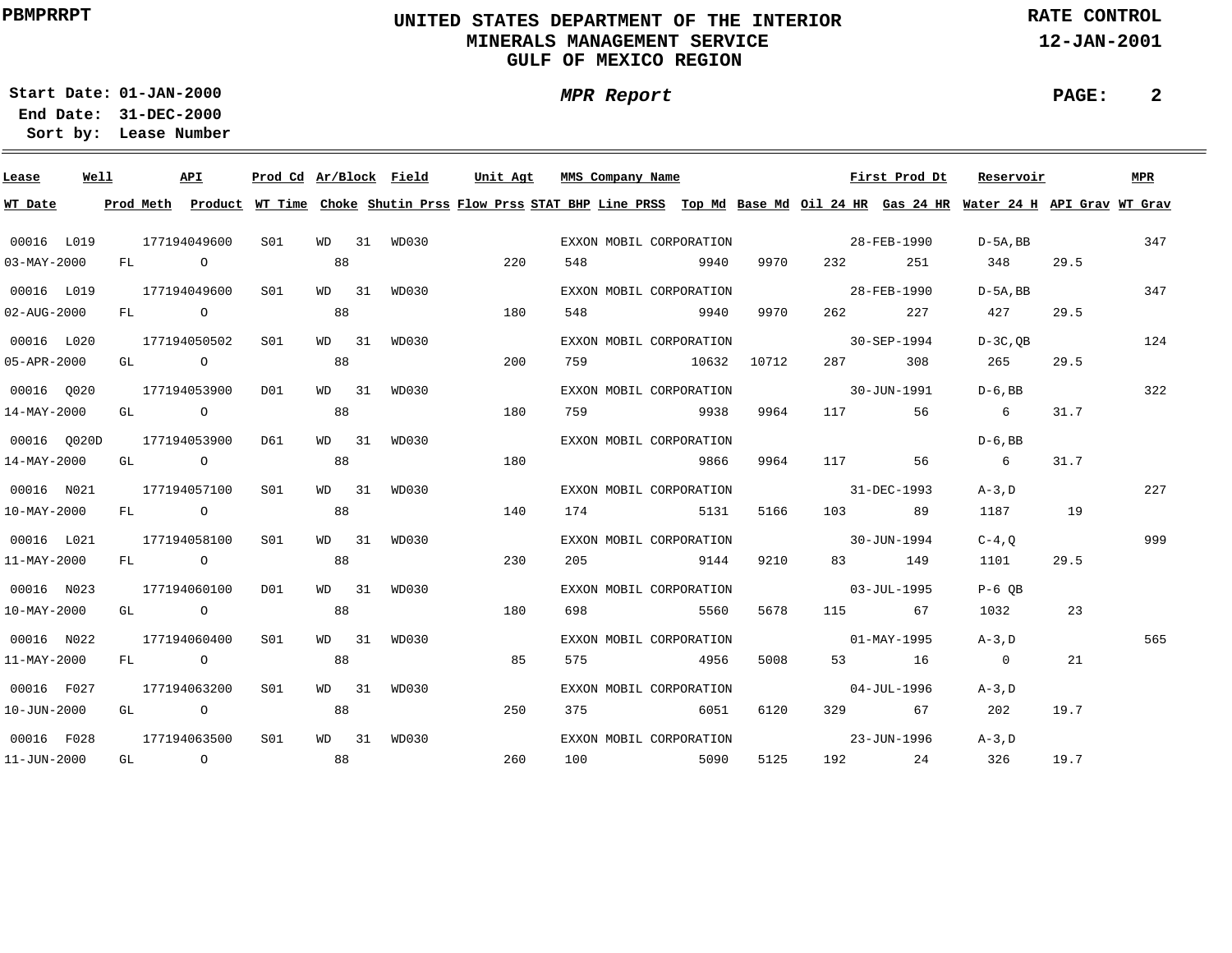**UNITED STATES DEPARTMENT OF THE INTERIOR**
**MINERALS MANAGEMENT SERVICE**
**GULF OF MEXICO REGION**

PBMPRRPT

RATE CONTROL
12-JAN-2001

*MPR Report*

**Start Date:** 01-JAN-2000
**End Date:** 31-DEC-2000
**Sort by:** Lease Number

| Lease | Well | API | Prod Cd | Ar/Block | Field | Unit Agt | MMS Company Name | First Prod Dt | Reservoir | MPR | WT Date | Prod Meth | Product | WT Time | Choke | Shutin Prss | Flow Prss | STAT BHP | Line PRSS | Top Md | Base Md | Oil 24 HR | Gas 24 HR | Water 24 H | API Grav | WT Grav |
|---|---|---|---|---|---|---|---|---|---|---|---|---|---|---|---|---|---|---|---|---|---|---|---|---|---|---|
| 00016 | L019 | 177194049600 | S01 | WD 31 | WD030 | | EXXON MOBIL CORPORATION | 28-FEB-1990 | D-5A,BB | 347 | 03-MAY-2000 | FL | O | | 88 | | 220 | 548 | | 9940 | 9970 | 232 | 251 | 348 | 29.5 | |
| 00016 | L019 | 177194049600 | S01 | WD 31 | WD030 | | EXXON MOBIL CORPORATION | 28-FEB-1990 | D-5A,BB | 347 | 02-AUG-2000 | FL | O | | 88 | | 180 | 548 | | 9940 | 9970 | 262 | 227 | 427 | 29.5 | |
| 00016 | L020 | 177194050502 | S01 | WD 31 | WD030 | | EXXON MOBIL CORPORATION | 30-SEP-1994 | D-3C,QB | 124 | 05-APR-2000 | GL | O | | 88 | | 200 | 759 | | 10632 | 10712 | 287 | 308 | 265 | 29.5 | |
| 00016 | Q020 | 177194053900 | D01 | WD 31 | WD030 | | EXXON MOBIL CORPORATION | 30-JUN-1991 | D-6,BB | 322 | 14-MAY-2000 | GL | O | | 88 | | 180 | 759 | | 9938 | 9964 | 117 | 56 | 6 | 31.7 | |
| 00016 | Q020D | 177194053900 | D61 | WD 31 | WD030 | | EXXON MOBIL CORPORATION | | D-6,BB | | 14-MAY-2000 | GL | O | | 88 | | 180 | | | 9866 | 9964 | 117 | 56 | 6 | 31.7 | |
| 00016 | N021 | 177194057100 | S01 | WD 31 | WD030 | | EXXON MOBIL CORPORATION | 31-DEC-1993 | A-3,D | 227 | 10-MAY-2000 | FL | O | | 88 | | 140 | 174 | | 5131 | 5166 | 103 | 89 | 1187 | 19 | |
| 00016 | L021 | 177194058100 | S01 | WD 31 | WD030 | | EXXON MOBIL CORPORATION | 30-JUN-1994 | C-4,Q | 999 | 11-MAY-2000 | FL | O | | 88 | | 230 | 205 | | 9144 | 9210 | 83 | 149 | 1101 | 29.5 | |
| 00016 | N023 | 177194060100 | D01 | WD 31 | WD030 | | EXXON MOBIL CORPORATION | 03-JUL-1995 | P-6 QB | | 10-MAY-2000 | GL | O | | 88 | | 180 | 698 | | 5560 | 5678 | 115 | 67 | 1032 | 23 | |
| 00016 | N022 | 177194060400 | S01 | WD 31 | WD030 | | EXXON MOBIL CORPORATION | 01-MAY-1995 | A-3,D | 565 | 11-MAY-2000 | FL | O | | 88 | | 85 | 575 | | 4956 | 5008 | 53 | 16 | 0 | 21 | |
| 00016 | F027 | 177194063200 | S01 | WD 31 | WD030 | | EXXON MOBIL CORPORATION | 04-JUL-1996 | A-3,D | | 10-JUN-2000 | GL | O | | 88 | | 250 | 375 | | 6051 | 6120 | 329 | 67 | 202 | 19.7 | |
| 00016 | F028 | 177194063500 | S01 | WD 31 | WD030 | | EXXON MOBIL CORPORATION | 23-JUN-1996 | A-3,D | | 11-JUN-2000 | GL | O | | 88 | | 260 | 100 | | 5090 | 5125 | 192 | 24 | 326 | 19.7 | |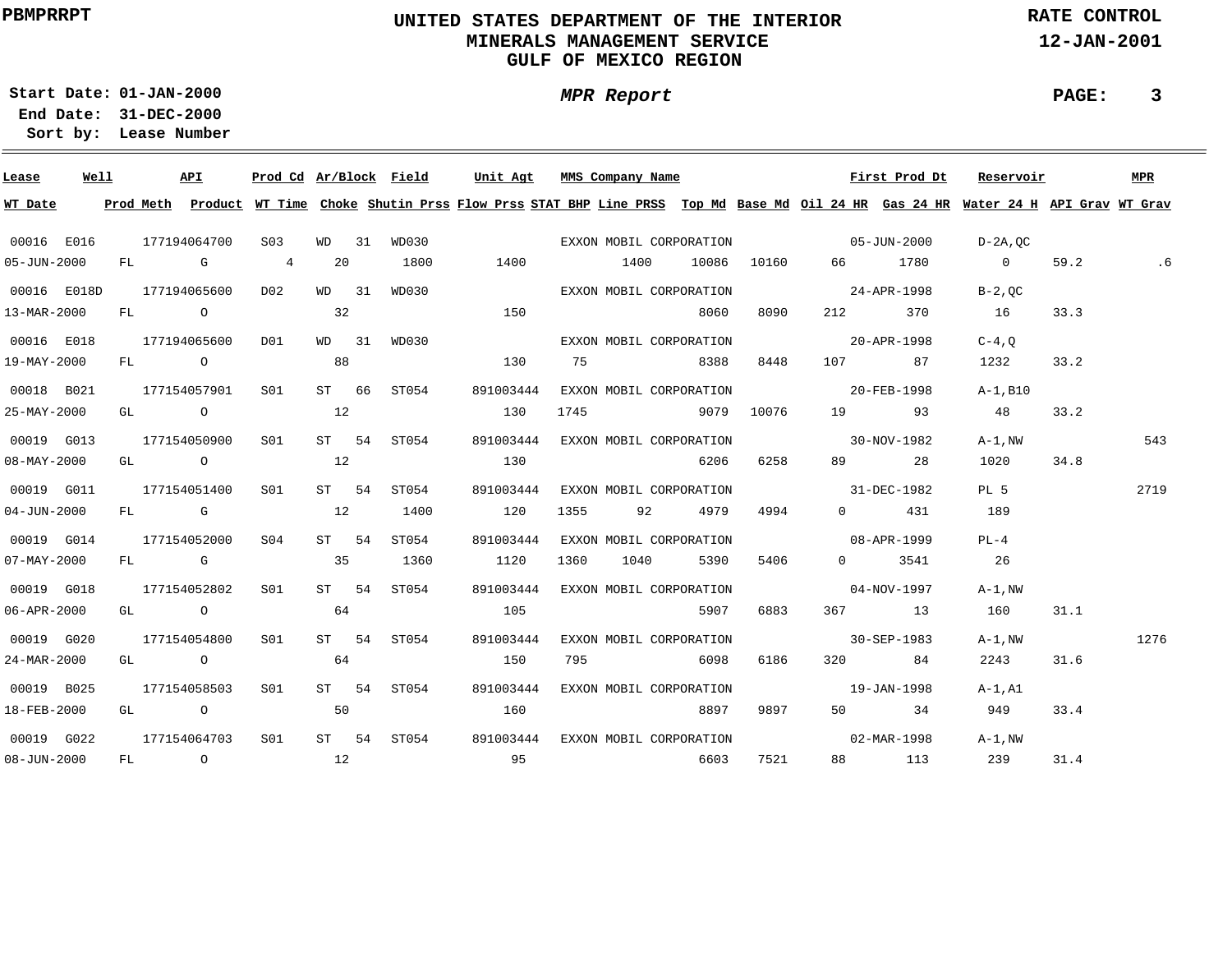**PBMPRRPT**

# UNITED STATES DEPARTMENT OF THE INTERIOR
## MINERALS MANAGEMENT SERVICE
## GULF OF MEXICO REGION

**RATE CONTROL**
**12-JAN-2001**

**Start Date: 01-JAN-2000**
**End Date: 31-DEC-2000**
**Sort by: Lease Number**

***MPR Report***

| Lease | Well | API | Prod Cd | Ar/Block | | Field | Unit Agt | MMS Company Name | | | | | First Prod Dt | Reservoir | | MPR |
|---|---|---|---|---|---|---|---|---|---|---|---|---|---|---|---|---|
| **WT Date** | **Prod Meth** | **Product** | **WT Time** | **Choke** | | **Shutin Prss** | **Flow Prss** | **STAT BHP** | **Line PRSS** | **Top Md** | **Base Md** | **Oil 24 HR** | **Gas 24 HR** | **Water 24 H** | **API Grav** | **WT Grav** |
| 00016 | E016 | 177194064700 | S03 | WD | 31 | WD030 | | EXXON MOBIL CORPORATION | | | | | 05-JUN-2000 | D-2A,QC | | |
| 05-JUN-2000 | FL | G | 4 | 20 | | 1800 | 1400 | | 1400 | 10086 | 10160 | 66 | 1780 | 0 | 59.2 | .6 |
| 00016 | E018D | 177194065600 | D02 | WD | 31 | WD030 | | EXXON MOBIL CORPORATION | | | | | 24-APR-1998 | B-2,QC | | |
| 13-MAR-2000 | FL | O | | 32 | | | 150 | | | 8060 | 8090 | 212 | 370 | 16 | 33.3 | |
| 00016 | E018 | 177194065600 | D01 | WD | 31 | WD030 | | EXXON MOBIL CORPORATION | | | | | 20-APR-1998 | C-4,Q | | |
| 19-MAY-2000 | FL | O | | 88 | | | 130 | 75 | | 8388 | 8448 | 107 | 87 | 1232 | 33.2 | |
| 00018 | B021 | 177154057901 | S01 | ST | 66 | ST054 | 891003444 | EXXON MOBIL CORPORATION | | | | | 20-FEB-1998 | A-1,B10 | | |
| 25-MAY-2000 | GL | O | | 12 | | | 130 | 1745 | | 9079 | 10076 | 19 | 93 | 48 | 33.2 | |
| 00019 | G013 | 177154050900 | S01 | ST | 54 | ST054 | 891003444 | EXXON MOBIL CORPORATION | | | | | 30-NOV-1982 | A-1,NW | | 543 |
| 08-MAY-2000 | GL | O | | 12 | | | 130 | | | 6206 | 6258 | 89 | 28 | 1020 | 34.8 | |
| 00019 | G011 | 177154051400 | S01 | ST | 54 | ST054 | 891003444 | EXXON MOBIL CORPORATION | | | | | 31-DEC-1982 | PL 5 | | 2719 |
| 04-JUN-2000 | FL | G | | 12 | | 1400 | 120 | 1355 | 92 | 4979 | 4994 | 0 | 431 | 189 | | |
| 00019 | G014 | 177154052000 | S04 | ST | 54 | ST054 | 891003444 | EXXON MOBIL CORPORATION | | | | | 08-APR-1999 | PL-4 | | |
| 07-MAY-2000 | FL | G | | 35 | | 1360 | 1120 | 1360 | 1040 | 5390 | 5406 | 0 | 3541 | 26 | | |
| 00019 | G018 | 177154052802 | S01 | ST | 54 | ST054 | 891003444 | EXXON MOBIL CORPORATION | | | | | 04-NOV-1997 | A-1,NW | | |
| 06-APR-2000 | GL | O | | 64 | | | 105 | | | 5907 | 6883 | 367 | 13 | 160 | 31.1 | |
| 00019 | G020 | 177154054800 | S01 | ST | 54 | ST054 | 891003444 | EXXON MOBIL CORPORATION | | | | | 30-SEP-1983 | A-1,NW | | 1276 |
| 24-MAR-2000 | GL | O | | 64 | | | 150 | 795 | | 6098 | 6186 | 320 | 84 | 2243 | 31.6 | |
| 00019 | B025 | 177154058503 | S01 | ST | 54 | ST054 | 891003444 | EXXON MOBIL CORPORATION | | | | | 19-JAN-1998 | A-1,A1 | | |
| 18-FEB-2000 | GL | O | | 50 | | | 160 | | | 8897 | 9897 | 50 | 34 | 949 | 33.4 | |
| 00019 | G022 | 177154064703 | S01 | ST | 54 | ST054 | 891003444 | EXXON MOBIL CORPORATION | | | | | 02-MAR-1998 | A-1,NW | | |
| 08-JUN-2000 | FL | O | | 12 | | | 95 | | | 6603 | 7521 | 88 | 113 | 239 | 31.4 | |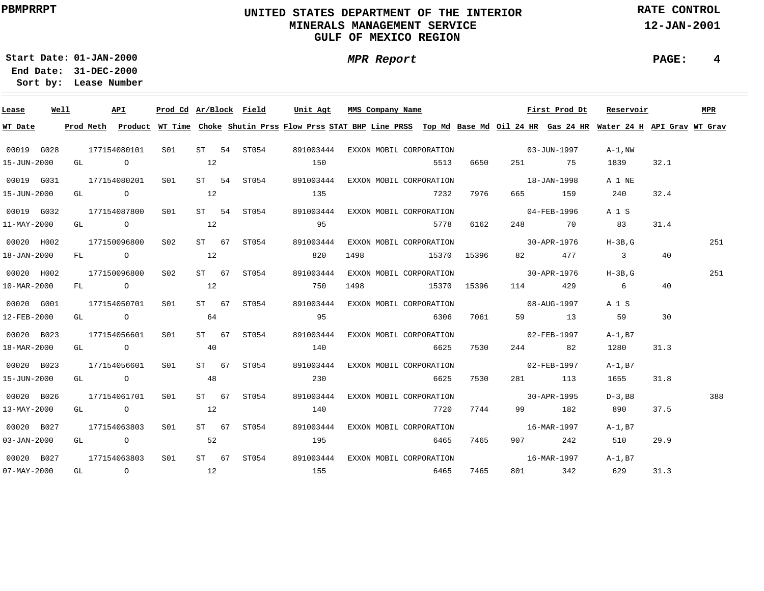**PBMPRRPT**

# UNITED STATES DEPARTMENT OF THE INTERIOR
## MINERALS MANAGEMENT SERVICE
## GULF OF MEXICO REGION

**RATE CONTROL**
**12-JAN-2001**

**Start Date: 01-JAN-2000**
**End Date: 31-DEC-2000**
**Sort by: Lease Number**

***MPR Report***

| Lease | Well | API | Prod Cd | Ar/Block | Field | Unit Agt | MMS Company Name | First Prod Dt | Reservoir | MPR |
|---|---|---|---|---|---|---|---|---|---|---|
| 00019 | G028 | 177154080101 | S01 | ST 54 | ST054 | 891003444 | EXXON MOBIL CORPORATION | 03-JUN-1997 | A-1,NW | |
| 00019 | G031 | 177154080201 | S01 | ST 54 | ST054 | 891003444 | EXXON MOBIL CORPORATION | 18-JAN-1998 | A 1 NE | |
| 00019 | G032 | 177154087800 | S01 | ST 54 | ST054 | 891003444 | EXXON MOBIL CORPORATION | 04-FEB-1996 | A 1 S | |
| 00020 | H002 | 177150096800 | S02 | ST 67 | ST054 | 891003444 | EXXON MOBIL CORPORATION | 30-APR-1976 | H-3B,G | 251 |
| 00020 | H002 | 177150096800 | S02 | ST 67 | ST054 | 891003444 | EXXON MOBIL CORPORATION | 30-APR-1976 | H-3B,G | 251 |
| 00020 | G001 | 177154050701 | S01 | ST 67 | ST054 | 891003444 | EXXON MOBIL CORPORATION | 08-AUG-1997 | A 1 S | |
| 00020 | B023 | 177154056601 | S01 | ST 67 | ST054 | 891003444 | EXXON MOBIL CORPORATION | 02-FEB-1997 | A-1,B7 | |
| 00020 | B023 | 177154056601 | S01 | ST 67 | ST054 | 891003444 | EXXON MOBIL CORPORATION | 02-FEB-1997 | A-1,B7 | |
| 00020 | B026 | 177154061701 | S01 | ST 67 | ST054 | 891003444 | EXXON MOBIL CORPORATION | 30-APR-1995 | D-3,B8 | 388 |
| 00020 | B027 | 177154063803 | S01 | ST 67 | ST054 | 891003444 | EXXON MOBIL CORPORATION | 16-MAR-1997 | A-1,B7 | |
| 00020 | B027 | 177154063803 | S01 | ST 67 | ST054 | 891003444 | EXXON MOBIL CORPORATION | 16-MAR-1997 | A-1,B7 | |

| WT Date | Prod Meth | Product | WT Time | Choke | Shutin Prss | Flow Prss | STAT BHP | Line PRSS | Top Md | Base Md | Oil 24 HR | Gas 24 HR | Water 24 H | API Grav | WT Grav |
|---|---|---|---|---|---|---|---|---|---|---|---|---|---|---|---|
| 15-JUN-2000 | GL | O | | 12 | | 150 | | | 5513 | 6650 | 251 | 75 | 1839 | 32.1 | |
| 15-JUN-2000 | GL | O | | 12 | | 135 | | | 7232 | 7976 | 665 | 159 | 240 | 32.4 | |
| 11-MAY-2000 | GL | O | | 12 | | 95 | | | 5778 | 6162 | 248 | 70 | 83 | 31.4 | |
| 18-JAN-2000 | FL | O | | 12 | | 820 | 1498 | | 15370 | 15396 | 82 | 477 | 3 | 40 | |
| 10-MAR-2000 | FL | O | | 12 | | 750 | 1498 | | 15370 | 15396 | 114 | 429 | 6 | 40 | |
| 12-FEB-2000 | GL | O | | 64 | | 95 | | | 6306 | 7061 | 59 | 13 | 59 | 30 | |
| 18-MAR-2000 | GL | O | | 40 | | 140 | | | 6625 | 7530 | 244 | 82 | 1280 | 31.3 | |
| 15-JUN-2000 | GL | O | | 48 | | 230 | | | 6625 | 7530 | 281 | 113 | 1655 | 31.8 | |
| 13-MAY-2000 | GL | O | | 12 | | 140 | | | 7720 | 7744 | 99 | 182 | 890 | 37.5 | |
| 03-JAN-2000 | GL | O | | 52 | | 195 | | | 6465 | 7465 | 907 | 242 | 510 | 29.9 | |
| 07-MAY-2000 | GL | O | | 12 | | 155 | | | 6465 | 7465 | 801 | 342 | 629 | 31.3 | |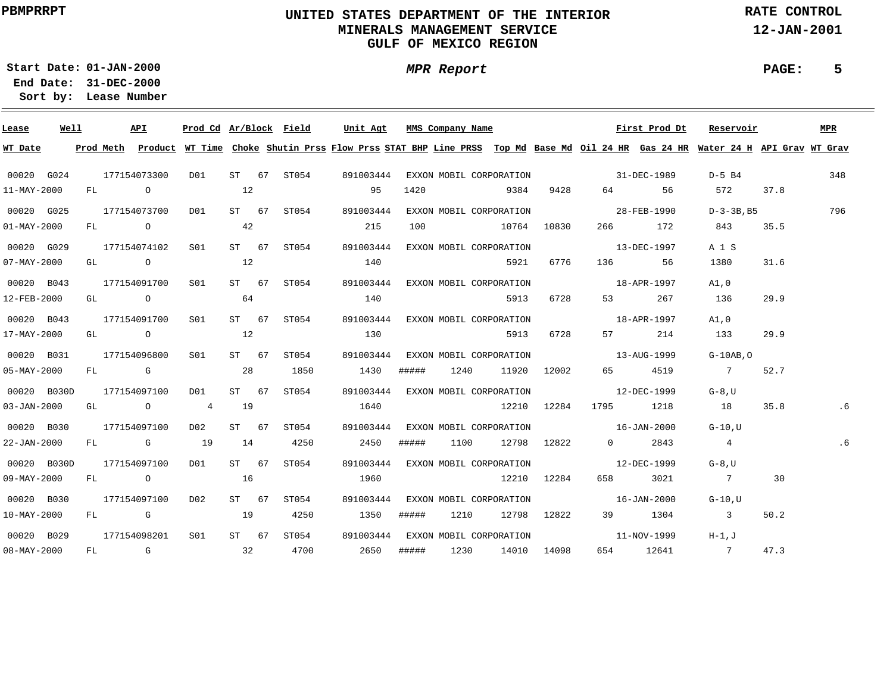PBMPRRPT

# UNITED STATES DEPARTMENT OF THE INTERIOR
## MINERALS MANAGEMENT SERVICE
## GULF OF MEXICO REGION

RATE CONTROL
12-JAN-2001

Start Date: 01-JAN-2000
End Date: 31-DEC-2000
Sort by: Lease Number

*MPR Report*

| Lease | Well | API | Prod Cd | Ar/Block | | Field | Unit Agt | MMS Company Name | | | | First Prod Dt | | Reservoir | | MPR |
|---|---|---|---|---|---|---|---|---|---|---|---|---|---|---|---|---|
| **WT Date** | **Prod Meth** | **Product** | **WT Time** | **Choke** | | **Shutin Prss** | **Flow Prss** | **STAT BHP** | **Line PRSS** | **Top Md** | **Base Md** | **Oil 24 HR** | **Gas 24 HR** | **Water 24 H** | **API Grav** | **WT Grav** |
| 00020 | G024 | 177154073300 | D01 | ST | 67 | ST054 | 891003444 | EXXON MOBIL CORPORATION | | | | 31-DEC-1989 | | D-5 B4 | | 348 |
| 11-MAY-2000 | FL | O | | 12 | | | 95 | 1420 | | 9384 | 9428 | 64 | 56 | 572 | 37.8 | |
| 00020 | G025 | 177154073700 | D01 | ST | 67 | ST054 | 891003444 | EXXON MOBIL CORPORATION | | | | 28-FEB-1990 | | D-3-3B,B5 | | 796 |
| 01-MAY-2000 | FL | O | | 42 | | | 215 | 100 | | 10764 | 10830 | 266 | 172 | 843 | 35.5 | |
| 00020 | G029 | 177154074102 | S01 | ST | 67 | ST054 | 891003444 | EXXON MOBIL CORPORATION | | | | 13-DEC-1997 | | A 1 S | | |
| 07-MAY-2000 | GL | O | | 12 | | | 140 | | | 5921 | 6776 | 136 | 56 | 1380 | 31.6 | |
| 00020 | B043 | 177154091700 | S01 | ST | 67 | ST054 | 891003444 | EXXON MOBIL CORPORATION | | | | 18-APR-1997 | | A1,0 | | |
| 12-FEB-2000 | GL | O | | 64 | | | 140 | | | 5913 | 6728 | 53 | 267 | 136 | 29.9 | |
| 00020 | B043 | 177154091700 | S01 | ST | 67 | ST054 | 891003444 | EXXON MOBIL CORPORATION | | | | 18-APR-1997 | | A1,0 | | |
| 17-MAY-2000 | GL | O | | 12 | | | 130 | | | 5913 | 6728 | 57 | 214 | 133 | 29.9 | |
| 00020 | B031 | 177154096800 | S01 | ST | 67 | ST054 | 891003444 | EXXON MOBIL CORPORATION | | | | 13-AUG-1999 | | G-10AB,O | | |
| 05-MAY-2000 | FL | G | | 28 | | 1850 | 1430 | ##### | 1240 | 11920 | 12002 | 65 | 4519 | 7 | 52.7 | |
| 00020 | B030D | 177154097100 | D01 | ST | 67 | ST054 | 891003444 | EXXON MOBIL CORPORATION | | | | 12-DEC-1999 | | G-8,U | | |
| 03-JAN-2000 | GL | O | 4 | 19 | | | 1640 | | | 12210 | 12284 | 1795 | 1218 | 18 | 35.8 | .6 |
| 00020 | B030 | 177154097100 | D02 | ST | 67 | ST054 | 891003444 | EXXON MOBIL CORPORATION | | | | 16-JAN-2000 | | G-10,U | | |
| 22-JAN-2000 | FL | G | 19 | 14 | | 4250 | 2450 | ##### | 1100 | 12798 | 12822 | 0 | 2843 | 4 | | .6 |
| 00020 | B030D | 177154097100 | D01 | ST | 67 | ST054 | 891003444 | EXXON MOBIL CORPORATION | | | | 12-DEC-1999 | | G-8,U | | |
| 09-MAY-2000 | FL | O | | 16 | | | 1960 | | | 12210 | 12284 | 658 | 3021 | 7 | 30 | |
| 00020 | B030 | 177154097100 | D02 | ST | 67 | ST054 | 891003444 | EXXON MOBIL CORPORATION | | | | 16-JAN-2000 | | G-10,U | | |
| 10-MAY-2000 | FL | G | | 19 | | 4250 | 1350 | ##### | 1210 | 12798 | 12822 | 39 | 1304 | 3 | 50.2 | |
| 00020 | B029 | 177154098201 | S01 | ST | 67 | ST054 | 891003444 | EXXON MOBIL CORPORATION | | | | 11-NOV-1999 | | H-1,J | | |
| 08-MAY-2000 | FL | G | | 32 | | 4700 | 2650 | ##### | 1230 | 14010 | 14098 | 654 | 12641 | 7 | 47.3 | |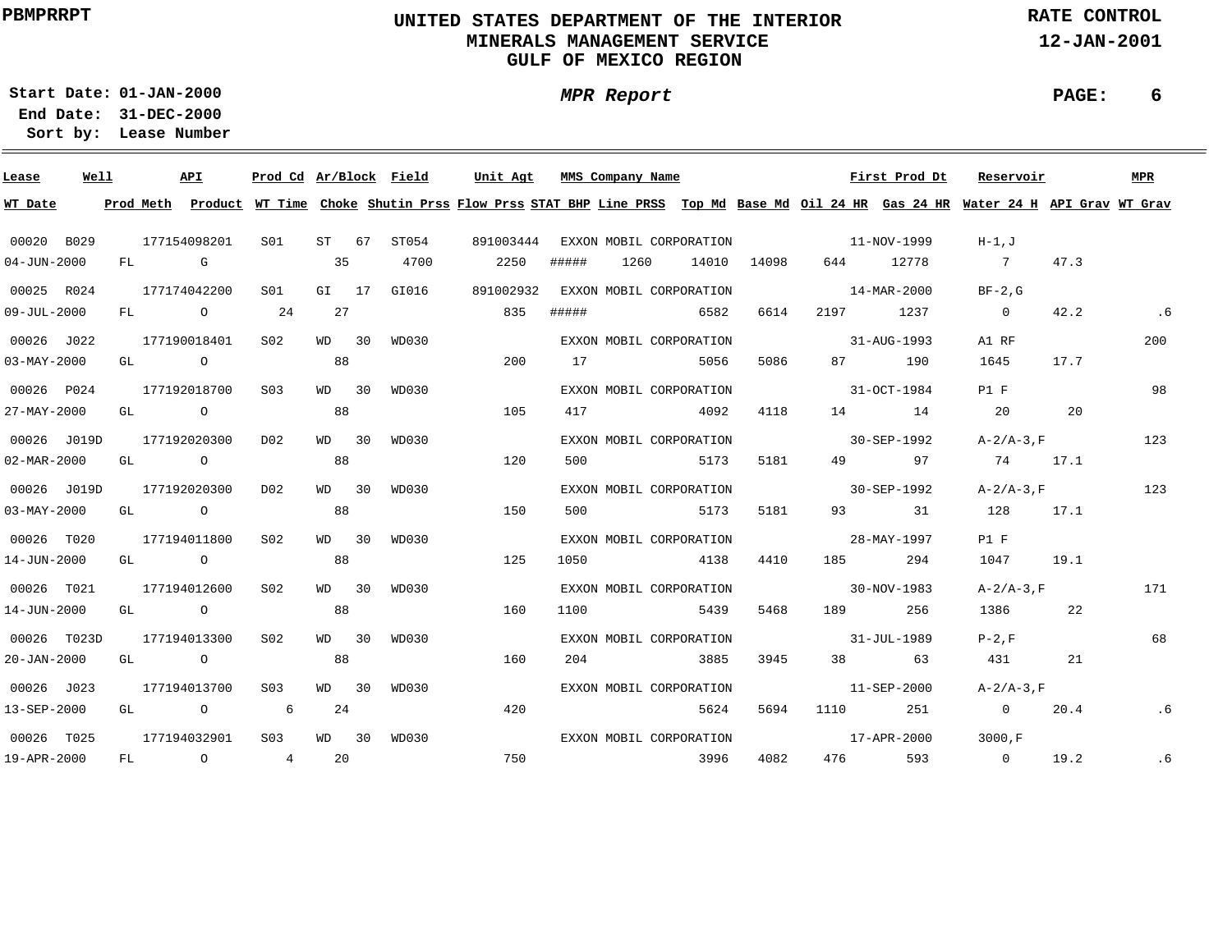PBMPRRPT

# UNITED STATES DEPARTMENT OF THE INTERIOR
## MINERALS MANAGEMENT SERVICE
## GULF OF MEXICO REGION

RATE CONTROL
12-JAN-2001

**Start Date:** 01-JAN-2000
**End Date:** 31-DEC-2000
**Sort by:** Lease Number

***MPR Report***

| Lease | Well | API | Prod Cd | Ar/Block | | Field | Unit Agt | MMS Company Name | | | | First Prod Dt | | Reservoir | | MPR |
|---|---|---|---|---|---|---|---|---|---|---|---|---|---|---|---|---|
| **WT Date** | **Prod Meth** | **Product** | **WT Time** | **Choke** | | **Shutin Prss** | **Flow Prss** | **STAT BHP** | **Line PRSS** | **Top Md** | **Base Md** | **Oil 24 HR** | **Gas 24 HR** | **Water 24 H** | **API Grav** | **WT Grav** |
| 00020 | B029 | 177154098201 | S01 | ST | 67 | ST054 | 891003444 | EXXON MOBIL CORPORATION | | | | 11-NOV-1999 | | H-1,J | | |
| 04-JUN-2000 | FL | G | | 35 | | 4700 | 2250 | ##### | 1260 | 14010 | 14098 | 644 | 12778 | 7 | 47.3 | |
| 00025 | R024 | 177174042200 | S01 | GI | 17 | GI016 | 891002932 | EXXON MOBIL CORPORATION | | | | 14-MAR-2000 | | BF-2,G | | |
| 09-JUL-2000 | FL | O | 24 | 27 | | | 835 | ##### | | 6582 | 6614 | 2197 | 1237 | 0 | 42.2 | .6 |
| 00026 | J022 | 177190018401 | S02 | WD | 30 | WD030 | | EXXON MOBIL CORPORATION | | | | 31-AUG-1993 | | A1 RF | | 200 |
| 03-MAY-2000 | GL | O | | 88 | | | 200 | 17 | | 5056 | 5086 | 87 | 190 | 1645 | 17.7 | |
| 00026 | P024 | 177192018700 | S03 | WD | 30 | WD030 | | EXXON MOBIL CORPORATION | | | | 31-OCT-1984 | | P1 F | | 98 |
| 27-MAY-2000 | GL | O | | 88 | | | 105 | 417 | | 4092 | 4118 | 14 | 14 | 20 | 20 | |
| 00026 | J019D | 177192020300 | D02 | WD | 30 | WD030 | | EXXON MOBIL CORPORATION | | | | 30-SEP-1992 | | A-2/A-3,F | | 123 |
| 02-MAR-2000 | GL | O | | 88 | | | 120 | 500 | | 5173 | 5181 | 49 | 97 | 74 | 17.1 | |
| 00026 | J019D | 177192020300 | D02 | WD | 30 | WD030 | | EXXON MOBIL CORPORATION | | | | 30-SEP-1992 | | A-2/A-3,F | | 123 |
| 03-MAY-2000 | GL | O | | 88 | | | 150 | 500 | | 5173 | 5181 | 93 | 31 | 128 | 17.1 | |
| 00026 | T020 | 177194011800 | S02 | WD | 30 | WD030 | | EXXON MOBIL CORPORATION | | | | 28-MAY-1997 | | P1 F | | |
| 14-JUN-2000 | GL | O | | 88 | | | 125 | 1050 | | 4138 | 4410 | 185 | 294 | 1047 | 19.1 | |
| 00026 | T021 | 177194012600 | S02 | WD | 30 | WD030 | | EXXON MOBIL CORPORATION | | | | 30-NOV-1983 | | A-2/A-3,F | | 171 |
| 14-JUN-2000 | GL | O | | 88 | | | 160 | 1100 | | 5439 | 5468 | 189 | 256 | 1386 | 22 | |
| 00026 | T023D | 177194013300 | S02 | WD | 30 | WD030 | | EXXON MOBIL CORPORATION | | | | 31-JUL-1989 | | P-2,F | | 68 |
| 20-JAN-2000 | GL | O | | 88 | | | 160 | 204 | | 3885 | 3945 | 38 | 63 | 431 | 21 | |
| 00026 | J023 | 177194013700 | S03 | WD | 30 | WD030 | | EXXON MOBIL CORPORATION | | | | 11-SEP-2000 | | A-2/A-3,F | | |
| 13-SEP-2000 | GL | O | 6 | 24 | | | 420 | | | 5624 | 5694 | 1110 | 251 | 0 | 20.4 | .6 |
| 00026 | T025 | 177194032901 | S03 | WD | 30 | WD030 | | EXXON MOBIL CORPORATION | | | | 17-APR-2000 | | 3000,F | | |
| 19-APR-2000 | FL | O | 4 | 20 | | | 750 | | | 3996 | 4082 | 476 | 593 | 0 | 19.2 | .6 |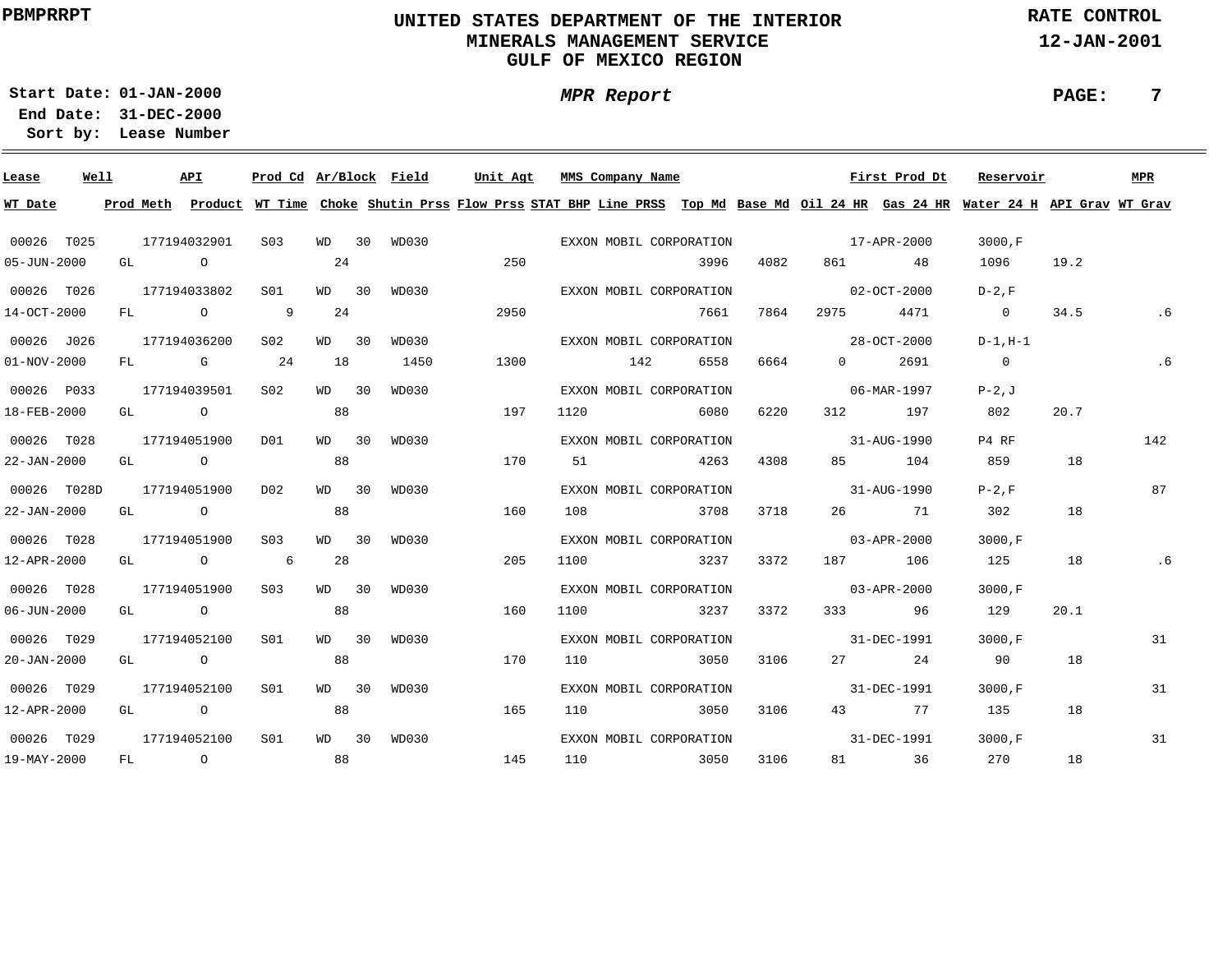PBMPRRPT

# UNITED STATES DEPARTMENT OF THE INTERIOR
## MINERALS MANAGEMENT SERVICE
## GULF OF MEXICO REGION

RATE CONTROL
12-JAN-2001

**Start Date:** 01-JAN-2000
**End Date:** 31-DEC-2000
**Sort by:** Lease Number

***MPR Report***

| Lease | Well | API | Prod Cd | Ar/Block | Field | Unit Agt | MMS Company Name | | | | First Prod Dt | | Reservoir | | MPR |
|---|---|---|---|---|---|---|---|---|---|---|---|---|---|---|---|
| **WT Date** | **Prod Meth** | **Product** | **WT Time** | **Choke** | **Shutin Prss** | **Flow Prss** | **STAT BHP** | **Line PRSS** | **Top Md** | **Base Md** | **Oil 24 HR** | **Gas 24 HR** | **Water 24 H** | **API Grav** | **WT Grav** |
| 00026 | T025 | 177194032901 | S03 | WD 30 | WD030 | | EXXON MOBIL CORPORATION | | | | 17-APR-2000 | | 3000,F | | |
| 05-JUN-2000 | GL | O | | 24 | | 250 | | | 3996 | 4082 | 861 | 48 | 1096 | 19.2 | |
| 00026 | T026 | 177194033802 | S01 | WD 30 | WD030 | | EXXON MOBIL CORPORATION | | | | 02-OCT-2000 | | D-2,F | | |
| 14-OCT-2000 | FL | O | 9 | 24 | | 2950 | | | 7661 | 7864 | 2975 | 4471 | 0 | 34.5 | .6 |
| 00026 | J026 | 177194036200 | S02 | WD 30 | WD030 | | EXXON MOBIL CORPORATION | | | | 28-OCT-2000 | | D-1,H-1 | | |
| 01-NOV-2000 | FL | G | 24 | 18 | 1450 | 1300 | | 142 | 6558 | 6664 | 0 | 2691 | 0 | | .6 |
| 00026 | P033 | 177194039501 | S02 | WD 30 | WD030 | | EXXON MOBIL CORPORATION | | | | 06-MAR-1997 | | P-2,J | | |
| 18-FEB-2000 | GL | O | | 88 | | 197 | 1120 | | 6080 | 6220 | 312 | 197 | 802 | 20.7 | |
| 00026 | T028 | 177194051900 | D01 | WD 30 | WD030 | | EXXON MOBIL CORPORATION | | | | 31-AUG-1990 | | P4 RF | | 142 |
| 22-JAN-2000 | GL | O | | 88 | | 170 | 51 | | 4263 | 4308 | 85 | 104 | 859 | 18 | |
| 00026 | T028D | 177194051900 | D02 | WD 30 | WD030 | | EXXON MOBIL CORPORATION | | | | 31-AUG-1990 | | P-2,F | | 87 |
| 22-JAN-2000 | GL | O | | 88 | | 160 | 108 | | 3708 | 3718 | 26 | 71 | 302 | 18 | |
| 00026 | T028 | 177194051900 | S03 | WD 30 | WD030 | | EXXON MOBIL CORPORATION | | | | 03-APR-2000 | | 3000,F | | |
| 12-APR-2000 | GL | O | 6 | 28 | | 205 | 1100 | | 3237 | 3372 | 187 | 106 | 125 | 18 | .6 |
| 00026 | T028 | 177194051900 | S03 | WD 30 | WD030 | | EXXON MOBIL CORPORATION | | | | 03-APR-2000 | | 3000,F | | |
| 06-JUN-2000 | GL | O | | 88 | | 160 | 1100 | | 3237 | 3372 | 333 | 96 | 129 | 20.1 | |
| 00026 | T029 | 177194052100 | S01 | WD 30 | WD030 | | EXXON MOBIL CORPORATION | | | | 31-DEC-1991 | | 3000,F | | 31 |
| 20-JAN-2000 | GL | O | | 88 | | 170 | 110 | | 3050 | 3106 | 27 | 24 | 90 | 18 | |
| 00026 | T029 | 177194052100 | S01 | WD 30 | WD030 | | EXXON MOBIL CORPORATION | | | | 31-DEC-1991 | | 3000,F | | 31 |
| 12-APR-2000 | GL | O | | 88 | | 165 | 110 | | 3050 | 3106 | 43 | 77 | 135 | 18 | |
| 00026 | T029 | 177194052100 | S01 | WD 30 | WD030 | | EXXON MOBIL CORPORATION | | | | 31-DEC-1991 | | 3000,F | | 31 |
| 19-MAY-2000 | FL | O | | 88 | | 145 | 110 | | 3050 | 3106 | 81 | 36 | 270 | 18 | |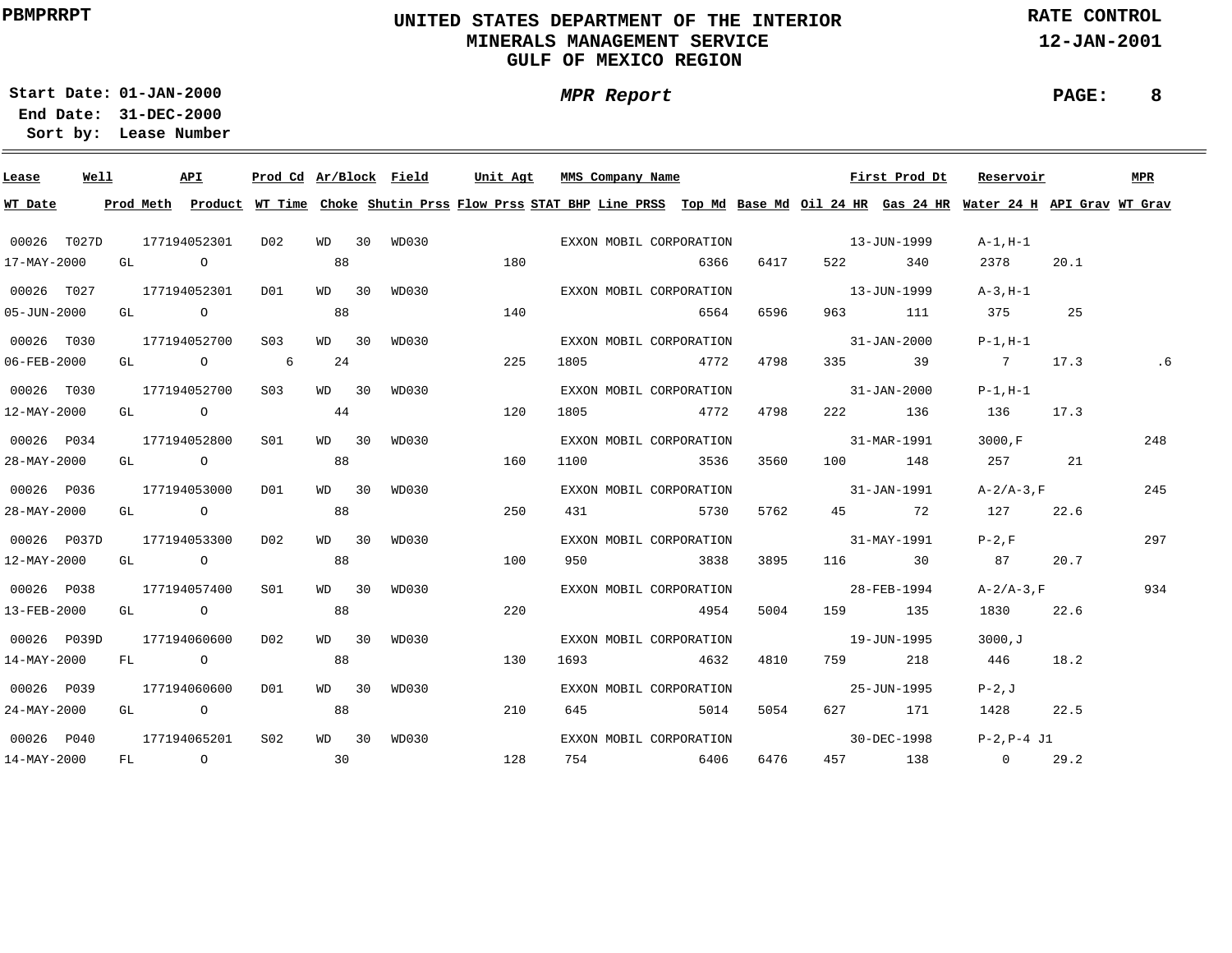UNITED STATES DEPARTMENT OF THE INTERIOR
MINERALS MANAGEMENT SERVICE
GULF OF MEXICO REGION

PBMPRRPT

RATE CONTROL
12-JAN-2001

**Start Date:** 01-JAN-2000
**End Date:** 31-DEC-2000
**Sort by:** Lease Number

*MPR Report*

| Lease | Well | API | Prod Cd | Ar/Block | Field | Unit Agt | MMS Company Name | First Prod Dt | Reservoir | MPR | WT Date | Prod Meth | Product | WT Time | Choke | Shutin Prss | Flow Prss | STAT BHP | Line PRSS | Top Md | Base Md | Oil 24 HR | Gas 24 HR | Water 24 H | API Grav | WT Grav |
|---|---|---|---|---|---|---|---|---|---|---|---|---|---|---|---|---|---|---|---|---|---|---|---|---|---|---|
| 00026 | T027D | 177194052301 | D02 | WD 30 | WD030 | | EXXON MOBIL CORPORATION | 13-JUN-1999 | A-1,H-1 | | 17-MAY-2000 | GL | O | | 88 | | 180 | | | 6366 | 6417 | 522 | 340 | 2378 | 20.1 | |
| 00026 | T027 | 177194052301 | D01 | WD 30 | WD030 | | EXXON MOBIL CORPORATION | 13-JUN-1999 | A-3,H-1 | | 05-JUN-2000 | GL | O | | 88 | | 140 | | | 6564 | 6596 | 963 | 111 | 375 | 25 | |
| 00026 | T030 | 177194052700 | S03 | WD 30 | WD030 | | EXXON MOBIL CORPORATION | 31-JAN-2000 | P-1,H-1 | | 06-FEB-2000 | GL | O | 6 | 24 | | 225 | 1805 | | 4772 | 4798 | 335 | 39 | 7 | 17.3 | .6 |
| 00026 | T030 | 177194052700 | S03 | WD 30 | WD030 | | EXXON MOBIL CORPORATION | 31-JAN-2000 | P-1,H-1 | | 12-MAY-2000 | GL | O | | 44 | | 120 | 1805 | | 4772 | 4798 | 222 | 136 | 136 | 17.3 | |
| 00026 | P034 | 177194052800 | S01 | WD 30 | WD030 | | EXXON MOBIL CORPORATION | 31-MAR-1991 | 3000,F | 248 | 28-MAY-2000 | GL | O | | 88 | | 160 | 1100 | | 3536 | 3560 | 100 | 148 | 257 | 21 | |
| 00026 | P036 | 177194053000 | D01 | WD 30 | WD030 | | EXXON MOBIL CORPORATION | 31-JAN-1991 | A-2/A-3,F | 245 | 28-MAY-2000 | GL | O | | 88 | | 250 | 431 | | 5730 | 5762 | 45 | 72 | 127 | 22.6 | |
| 00026 | P037D | 177194053300 | D02 | WD 30 | WD030 | | EXXON MOBIL CORPORATION | 31-MAY-1991 | P-2,F | 297 | 12-MAY-2000 | GL | O | | 88 | | 100 | 950 | | 3838 | 3895 | 116 | 30 | 87 | 20.7 | |
| 00026 | P038 | 177194057400 | S01 | WD 30 | WD030 | | EXXON MOBIL CORPORATION | 28-FEB-1994 | A-2/A-3,F | 934 | 13-FEB-2000 | GL | O | | 88 | | 220 | | | 4954 | 5004 | 159 | 135 | 1830 | 22.6 | |
| 00026 | P039D | 177194060600 | D02 | WD 30 | WD030 | | EXXON MOBIL CORPORATION | 19-JUN-1995 | 3000,J | | 14-MAY-2000 | FL | O | | 88 | | 130 | 1693 | | 4632 | 4810 | 759 | 218 | 446 | 18.2 | |
| 00026 | P039 | 177194060600 | D01 | WD 30 | WD030 | | EXXON MOBIL CORPORATION | 25-JUN-1995 | P-2,J | | 24-MAY-2000 | GL | O | | 88 | | 210 | 645 | | 5014 | 5054 | 627 | 171 | 1428 | 22.5 | |
| 00026 | P040 | 177194065201 | S02 | WD 30 | WD030 | | EXXON MOBIL CORPORATION | 30-DEC-1998 | P-2,P-4 J1 | | 14-MAY-2000 | FL | O | | 30 | | 128 | 754 | | 6406 | 6476 | 457 | 138 | 0 | 29.2 | |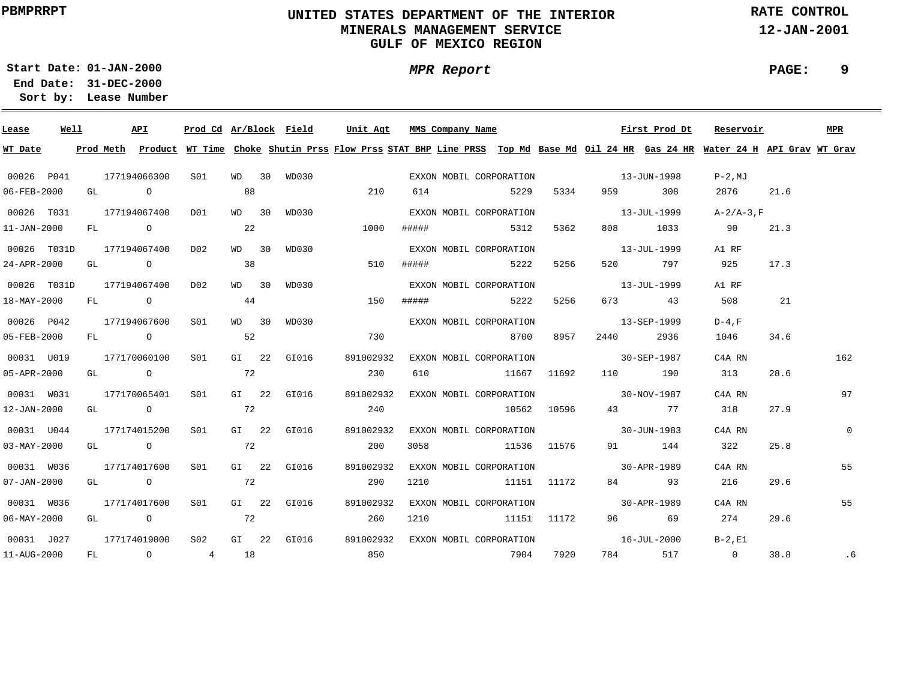PBMPRRPT

# UNITED STATES DEPARTMENT OF THE INTERIOR
## MINERALS MANAGEMENT SERVICE
## GULF OF MEXICO REGION

RATE CONTROL
12-JAN-2001

**Start Date:** 01-JAN-2000
**End Date:** 31-DEC-2000
**Sort by:** Lease Number

*MPR Report*

| Lease | Well | API | Prod Cd | Ar/Block | | Field | Unit Agt | MMS Company Name | | | | First Prod Dt | | Reservoir | | MPR |
|---|---|---|---|---|---|---|---|---|---|---|---|---|---|---|---|---|
| WT Date | Prod Meth | Product | WT Time | Choke | Shutin Prss | Flow Prss | STAT BHP | Line PRSS | Top Md | Base Md | Oil 24 HR | Gas 24 HR | Water 24 H | API Grav | WT Grav | |
| 00026 | P041 | 177194066300 | S01 | WD | 30 | WD030 | | EXXON MOBIL CORPORATION | | | | 13-JUN-1998 | | P-2,MJ | | |
| 06-FEB-2000 | GL | O | | 88 | | 210 | 614 | | 5229 | 5334 | 959 | 308 | 2876 | 21.6 | | |
| 00026 | T031 | 177194067400 | D01 | WD | 30 | WD030 | | EXXON MOBIL CORPORATION | | | | 13-JUL-1999 | | A-2/A-3,F | | |
| 11-JAN-2000 | FL | O | | 22 | | 1000 | ##### | | 5312 | 5362 | 808 | 1033 | 90 | 21.3 | | |
| 00026 | T031D | 177194067400 | D02 | WD | 30 | WD030 | | EXXON MOBIL CORPORATION | | | | 13-JUL-1999 | | A1 RF | | |
| 24-APR-2000 | GL | O | | 38 | | 510 | ##### | | 5222 | 5256 | 520 | 797 | 925 | 17.3 | | |
| 00026 | T031D | 177194067400 | D02 | WD | 30 | WD030 | | EXXON MOBIL CORPORATION | | | | 13-JUL-1999 | | A1 RF | | |
| 18-MAY-2000 | FL | O | | 44 | | 150 | ##### | | 5222 | 5256 | 673 | 43 | 508 | 21 | | |
| 00026 | P042 | 177194067600 | S01 | WD | 30 | WD030 | | EXXON MOBIL CORPORATION | | | | 13-SEP-1999 | | D-4,F | | |
| 05-FEB-2000 | FL | O | | 52 | | 730 | | | 8700 | 8957 | 2440 | 2936 | 1046 | 34.6 | | |
| 00031 | U019 | 177170060100 | S01 | GI | 22 | GI016 | 891002932 | EXXON MOBIL CORPORATION | | | | 30-SEP-1987 | | C4A RN | | 162 |
| 05-APR-2000 | GL | O | | 72 | | 230 | 610 | | 11667 | 11692 | 110 | 190 | 313 | 28.6 | | |
| 00031 | W031 | 177170065401 | S01 | GI | 22 | GI016 | 891002932 | EXXON MOBIL CORPORATION | | | | 30-NOV-1987 | | C4A RN | | 97 |
| 12-JAN-2000 | GL | O | | 72 | | 240 | | | 10562 | 10596 | 43 | 77 | 318 | 27.9 | | |
| 00031 | U044 | 177174015200 | S01 | GI | 22 | GI016 | 891002932 | EXXON MOBIL CORPORATION | | | | 30-JUN-1983 | | C4A RN | | 0 |
| 03-MAY-2000 | GL | O | | 72 | | 200 | 3058 | | 11536 | 11576 | 91 | 144 | 322 | 25.8 | | |
| 00031 | W036 | 177174017600 | S01 | GI | 22 | GI016 | 891002932 | EXXON MOBIL CORPORATION | | | | 30-APR-1989 | | C4A RN | | 55 |
| 07-JAN-2000 | GL | O | | 72 | | 290 | 1210 | | 11151 | 11172 | 84 | 93 | 216 | 29.6 | | |
| 00031 | W036 | 177174017600 | S01 | GI | 22 | GI016 | 891002932 | EXXON MOBIL CORPORATION | | | | 30-APR-1989 | | C4A RN | | 55 |
| 06-MAY-2000 | GL | O | | 72 | | 260 | 1210 | | 11151 | 11172 | 96 | 69 | 274 | 29.6 | | |
| 00031 | J027 | 177174019000 | S02 | GI | 22 | GI016 | 891002932 | EXXON MOBIL CORPORATION | | | | 16-JUL-2000 | | B-2,E1 | | |
| 11-AUG-2000 | FL | O | 4 | 18 | | 850 | | | 7904 | 7920 | 784 | 517 | 0 | 38.8 | .6 | |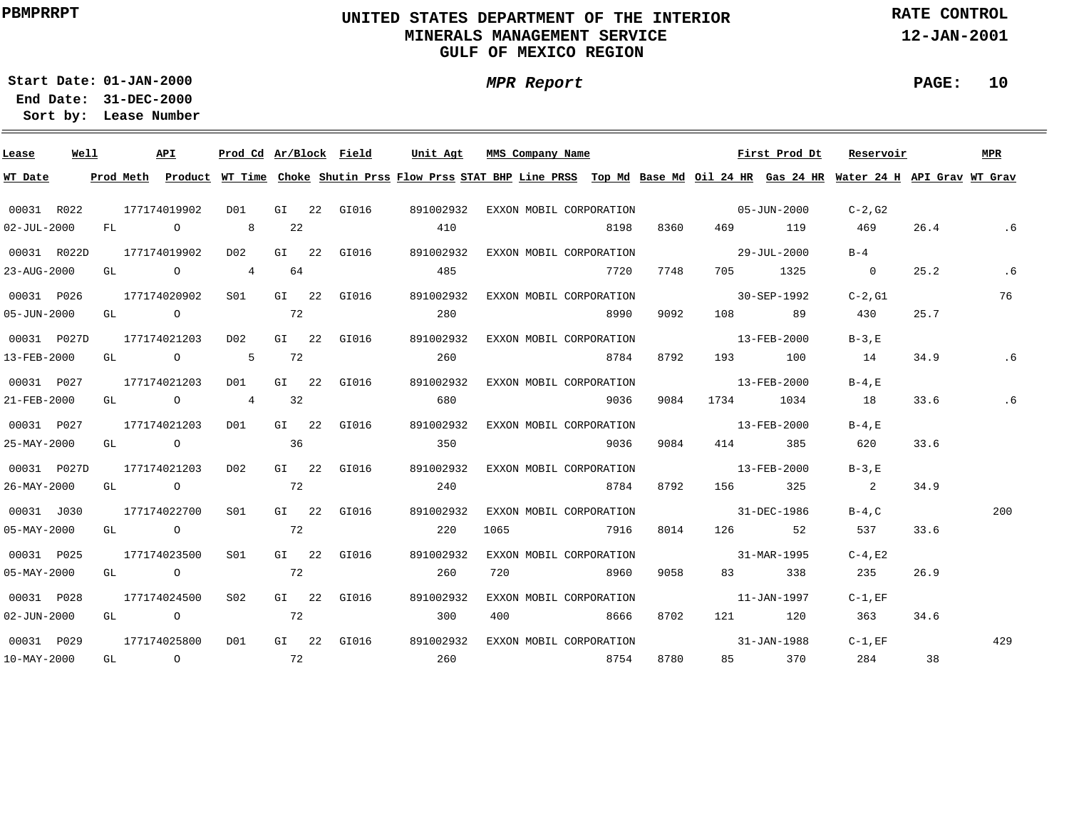PBMPRRPT

# UNITED STATES DEPARTMENT OF THE INTERIOR
## MINERALS MANAGEMENT SERVICE
## GULF OF MEXICO REGION

RATE CONTROL
12-JAN-2001

Start Date: 01-JAN-2000
End Date: 31-DEC-2000
Sort by: Lease Number

*MPR Report*

| Lease | Well | API | Prod Cd | Ar/Block | | Field | Unit Agt | MMS Company Name | | | | First Prod Dt | | Reservoir | | MPR |
|---|---|---|---|---|---|---|---|---|---|---|---|---|---|---|---|---|
| WT Date | Prod Meth | Product | WT Time | Choke | Shutin Prss | Flow Prss | STAT BHP | Line PRSS | Top Md | Base Md | Oil 24 HR | Gas 24 HR | Water 24 H | API Grav | WT Grav | |
| 00031 | R022 | 177174019902 | D01 | GI | 22 | GI016 | 891002932 | EXXON MOBIL CORPORATION | | | | 05-JUN-2000 | | C-2,G2 | | |
| 02-JUL-2000 | FL | O | 8 | 22 | | 410 | | | 8198 | 8360 | 469 | 119 | 469 | 26.4 | .6 | |
| 00031 | R022D | 177174019902 | D02 | GI | 22 | GI016 | 891002932 | EXXON MOBIL CORPORATION | | | | 29-JUL-2000 | | B-4 | | |
| 23-AUG-2000 | GL | O | 4 | 64 | | 485 | | | 7720 | 7748 | 705 | 1325 | 0 | 25.2 | .6 | |
| 00031 | P026 | 177174020902 | S01 | GI | 22 | GI016 | 891002932 | EXXON MOBIL CORPORATION | | | | 30-SEP-1992 | | C-2,G1 | | 76 |
| 05-JUN-2000 | GL | O | | 72 | | 280 | | | 8990 | 9092 | 108 | 89 | 430 | 25.7 | | |
| 00031 | P027D | 177174021203 | D02 | GI | 22 | GI016 | 891002932 | EXXON MOBIL CORPORATION | | | | 13-FEB-2000 | | B-3,E | | |
| 13-FEB-2000 | GL | O | 5 | 72 | | 260 | | | 8784 | 8792 | 193 | 100 | 14 | 34.9 | .6 | |
| 00031 | P027 | 177174021203 | D01 | GI | 22 | GI016 | 891002932 | EXXON MOBIL CORPORATION | | | | 13-FEB-2000 | | B-4,E | | |
| 21-FEB-2000 | GL | O | 4 | 32 | | 680 | | | 9036 | 9084 | 1734 | 1034 | 18 | 33.6 | .6 | |
| 00031 | P027 | 177174021203 | D01 | GI | 22 | GI016 | 891002932 | EXXON MOBIL CORPORATION | | | | 13-FEB-2000 | | B-4,E | | |
| 25-MAY-2000 | GL | O | | 36 | | 350 | | | 9036 | 9084 | 414 | 385 | 620 | 33.6 | | |
| 00031 | P027D | 177174021203 | D02 | GI | 22 | GI016 | 891002932 | EXXON MOBIL CORPORATION | | | | 13-FEB-2000 | | B-3,E | | |
| 26-MAY-2000 | GL | O | | 72 | | 240 | | | 8784 | 8792 | 156 | 325 | 2 | 34.9 | | |
| 00031 | J030 | 177174022700 | S01 | GI | 22 | GI016 | 891002932 | EXXON MOBIL CORPORATION | | | | 31-DEC-1986 | | B-4,C | | 200 |
| 05-MAY-2000 | GL | O | | 72 | | 220 | 1065 | | 7916 | 8014 | 126 | 52 | 537 | 33.6 | | |
| 00031 | P025 | 177174023500 | S01 | GI | 22 | GI016 | 891002932 | EXXON MOBIL CORPORATION | | | | 31-MAR-1995 | | C-4,E2 | | |
| 05-MAY-2000 | GL | O | | 72 | | 260 | 720 | | 8960 | 9058 | 83 | 338 | 235 | 26.9 | | |
| 00031 | P028 | 177174024500 | S02 | GI | 22 | GI016 | 891002932 | EXXON MOBIL CORPORATION | | | | 11-JAN-1997 | | C-1,EF | | |
| 02-JUN-2000 | GL | O | | 72 | | 300 | 400 | | 8666 | 8702 | 121 | 120 | 363 | 34.6 | | |
| 00031 | P029 | 177174025800 | D01 | GI | 22 | GI016 | 891002932 | EXXON MOBIL CORPORATION | | | | 31-JAN-1988 | | C-1,EF | | 429 |
| 10-MAY-2000 | GL | O | | 72 | | 260 | | | 8754 | 8780 | 85 | 370 | 284 | 38 | | |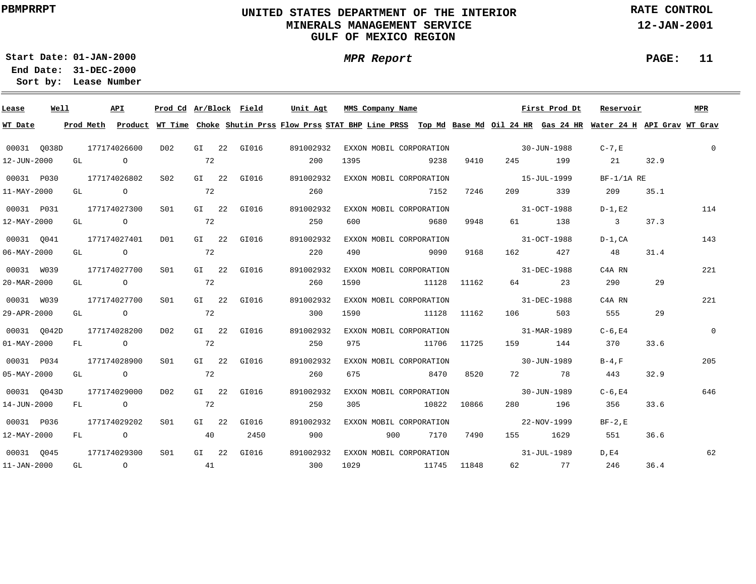**PBMPRRPT**

# UNITED STATES DEPARTMENT OF THE INTERIOR
## MINERALS MANAGEMENT SERVICE
## GULF OF MEXICO REGION

**RATE CONTROL**
**12-JAN-2001**

**Start Date:** 01-JAN-2000
**End Date:** 31-DEC-2000
**Sort by:** Lease Number

***MPR Report***

| Lease | Well | API | Prod Cd | Ar/Block | Field | Unit Agt | MMS Company Name | First Prod Dt | Reservoir | MPR | WT Date | Prod Meth | Product | WT Time | Choke | Shutin Prss | Flow Prss | STAT BHP | Line PRSS | Top Md | Base Md | Oil 24 HR | Gas 24 HR | Water 24 H | API Grav | WT Grav |
|---|---|---|---|---|---|---|---|---|---|---|---|---|---|---|---|---|---|---|---|---|---|---|---|---|---|---|
| 00031 | Q038D | 177174026600 | D02 | GI 22 | GI016 | 891002932 | EXXON MOBIL CORPORATION | 30-JUN-1988 | C-7,E | 0 | 12-JUN-2000 | GL | O | | 72 | | 200 | 1395 | | 9238 | 9410 | 245 | 199 | 21 | 32.9 | |
| 00031 | P030 | 177174026802 | S02 | GI 22 | GI016 | 891002932 | EXXON MOBIL CORPORATION | 15-JUL-1999 | BF-1/1A RE | | 11-MAY-2000 | GL | O | | 72 | | 260 | | | 7152 | 7246 | 209 | 339 | 209 | 35.1 | |
| 00031 | P031 | 177174027300 | S01 | GI 22 | GI016 | 891002932 | EXXON MOBIL CORPORATION | 31-OCT-1988 | D-1,E2 | 114 | 12-MAY-2000 | GL | O | | 72 | | 250 | 600 | | 9680 | 9948 | 61 | 138 | 3 | 37.3 | |
| 00031 | Q041 | 177174027401 | D01 | GI 22 | GI016 | 891002932 | EXXON MOBIL CORPORATION | 31-OCT-1988 | D-1,CA | 143 | 06-MAY-2000 | GL | O | | 72 | | 220 | 490 | | 9090 | 9168 | 162 | 427 | 48 | 31.4 | |
| 00031 | W039 | 177174027700 | S01 | GI 22 | GI016 | 891002932 | EXXON MOBIL CORPORATION | 31-DEC-1988 | C4A RN | 221 | 20-MAR-2000 | GL | O | | 72 | | 260 | 1590 | | 11128 | 11162 | 64 | 23 | 290 | 29 | |
| 00031 | W039 | 177174027700 | S01 | GI 22 | GI016 | 891002932 | EXXON MOBIL CORPORATION | 31-DEC-1988 | C4A RN | 221 | 29-APR-2000 | GL | O | | 72 | | 300 | 1590 | | 11128 | 11162 | 106 | 503 | 555 | 29 | |
| 00031 | Q042D | 177174028200 | D02 | GI 22 | GI016 | 891002932 | EXXON MOBIL CORPORATION | 31-MAR-1989 | C-6,E4 | 0 | 01-MAY-2000 | FL | O | | 72 | | 250 | 975 | | 11706 | 11725 | 159 | 144 | 370 | 33.6 | |
| 00031 | P034 | 177174028900 | S01 | GI 22 | GI016 | 891002932 | EXXON MOBIL CORPORATION | 30-JUN-1989 | B-4,F | 205 | 05-MAY-2000 | GL | O | | 72 | | 260 | 675 | | 8470 | 8520 | 72 | 78 | 443 | 32.9 | |
| 00031 | Q043D | 177174029000 | D02 | GI 22 | GI016 | 891002932 | EXXON MOBIL CORPORATION | 30-JUN-1989 | C-6,E4 | 646 | 14-JUN-2000 | FL | O | | 72 | | 250 | 305 | | 10822 | 10866 | 280 | 196 | 356 | 33.6 | |
| 00031 | P036 | 177174029202 | S01 | GI 22 | GI016 | 891002932 | EXXON MOBIL CORPORATION | 22-NOV-1999 | BF-2,E | | 12-MAY-2000 | FL | O | | 40 | 2450 | 900 | | 900 | 7170 | 7490 | 155 | 1629 | 551 | 36.6 | |
| 00031 | Q045 | 177174029300 | S01 | GI 22 | GI016 | 891002932 | EXXON MOBIL CORPORATION | 31-JUL-1989 | D,E4 | 62 | 11-JAN-2000 | GL | O | | 41 | | 300 | 1029 | | 11745 | 11848 | 62 | 77 | 246 | 36.4 | |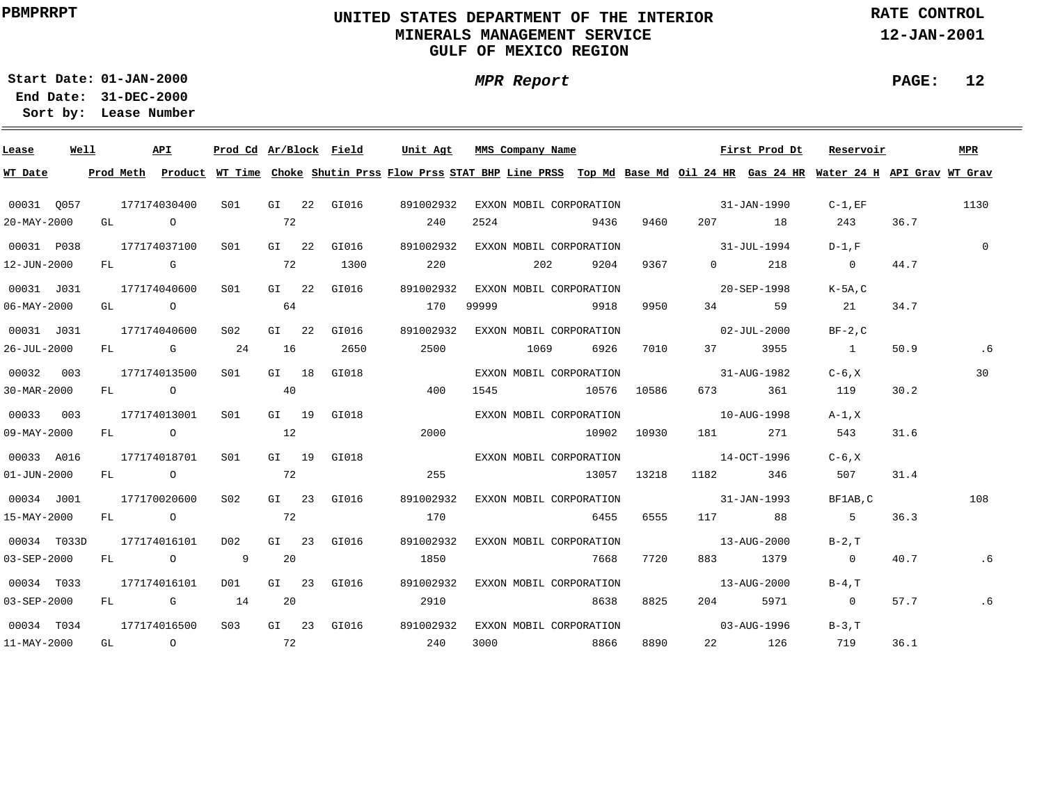PBMPRRPT

**UNITED STATES DEPARTMENT OF THE INTERIOR**
**MINERALS MANAGEMENT SERVICE**
**GULF OF MEXICO REGION**

**RATE CONTROL**
**12-JAN-2001**

**Start Date: 01-JAN-2000**
**End Date: 31-DEC-2000**
**Sort by: Lease Number**

***MPR Report***

| Lease | Well | API | Prod Cd | Ar/Block | Field | Unit Agt | MMS Company Name | First Prod Dt | Reservoir | MPR | WT Date | Prod Meth | Product | WT Time | Choke | Shutin Prss | Flow Prss | STAT BHP | Line PRSS | Top Md | Base Md | Oil 24 HR | Gas 24 HR | Water 24 H | API Grav | WT Grav |
|---|---|---|---|---|---|---|---|---|---|---|---|---|---|---|---|---|---|---|---|---|---|---|---|---|---|---|
| 00031 | Q057 | 177174030400 | S01 | GI 22 | GI016 | 891002932 | EXXON MOBIL CORPORATION | 31-JAN-1990 | C-1,EF | 1130 | 20-MAY-2000 | GL | O | | 72 | | 240 | 2524 | | 9436 | 9460 | 207 | 18 | 243 | 36.7 | |
| 00031 | P038 | 177174037100 | S01 | GI 22 | GI016 | 891002932 | EXXON MOBIL CORPORATION | 31-JUL-1994 | D-1,F | 0 | 12-JUN-2000 | FL | G | | 72 | 1300 | 220 | | 202 | 9204 | 9367 | 0 | 218 | 0 | 44.7 | |
| 00031 | J031 | 177174040600 | S01 | GI 22 | GI016 | 891002932 | EXXON MOBIL CORPORATION | 20-SEP-1998 | K-5A,C | | 06-MAY-2000 | GL | O | | 64 | | 170 | 99999 | | 9918 | 9950 | 34 | 59 | 21 | 34.7 | |
| 00031 | J031 | 177174040600 | S02 | GI 22 | GI016 | 891002932 | EXXON MOBIL CORPORATION | 02-JUL-2000 | BF-2,C | | 26-JUL-2000 | FL | G | 24 | 16 | 2650 | 2500 | | 1069 | 6926 | 7010 | 37 | 3955 | 1 | 50.9 | .6 |
| 00032 | 003 | 177174013500 | S01 | GI 18 | GI018 | | EXXON MOBIL CORPORATION | 31-AUG-1982 | C-6,X | 30 | 30-MAR-2000 | FL | O | | 40 | | 400 | 1545 | | 10576 | 10586 | 673 | 361 | 119 | 30.2 | |
| 00033 | 003 | 177174013001 | S01 | GI 19 | GI018 | | EXXON MOBIL CORPORATION | 10-AUG-1998 | A-1,X | | 09-MAY-2000 | FL | O | | 12 | | 2000 | | | 10902 | 10930 | 181 | 271 | 543 | 31.6 | |
| 00033 | A016 | 177174018701 | S01 | GI 19 | GI018 | | EXXON MOBIL CORPORATION | 14-OCT-1996 | C-6,X | | 01-JUN-2000 | FL | O | | 72 | | 255 | | | 13057 | 13218 | 1182 | 346 | 507 | 31.4 | |
| 00034 | J001 | 177170020600 | S02 | GI 23 | GI016 | 891002932 | EXXON MOBIL CORPORATION | 31-JAN-1993 | BF1AB,C | 108 | 15-MAY-2000 | FL | O | | 72 | | 170 | | | 6455 | 6555 | 117 | 88 | 5 | 36.3 | |
| 00034 | T033D | 177174016101 | D02 | GI 23 | GI016 | 891002932 | EXXON MOBIL CORPORATION | 13-AUG-2000 | B-2,T | | 03-SEP-2000 | FL | O | 9 | 20 | | 1850 | | | 7668 | 7720 | 883 | 1379 | 0 | 40.7 | .6 |
| 00034 | T033 | 177174016101 | D01 | GI 23 | GI016 | 891002932 | EXXON MOBIL CORPORATION | 13-AUG-2000 | B-4,T | | 03-SEP-2000 | FL | G | 14 | 20 | | 2910 | | | 8638 | 8825 | 204 | 5971 | 0 | 57.7 | .6 |
| 00034 | T034 | 177174016500 | S03 | GI 23 | GI016 | 891002932 | EXXON MOBIL CORPORATION | 03-AUG-1996 | B-3,T | | 11-MAY-2000 | GL | O | | 72 | | 240 | 3000 | | 8866 | 8890 | 22 | 126 | 719 | 36.1 | |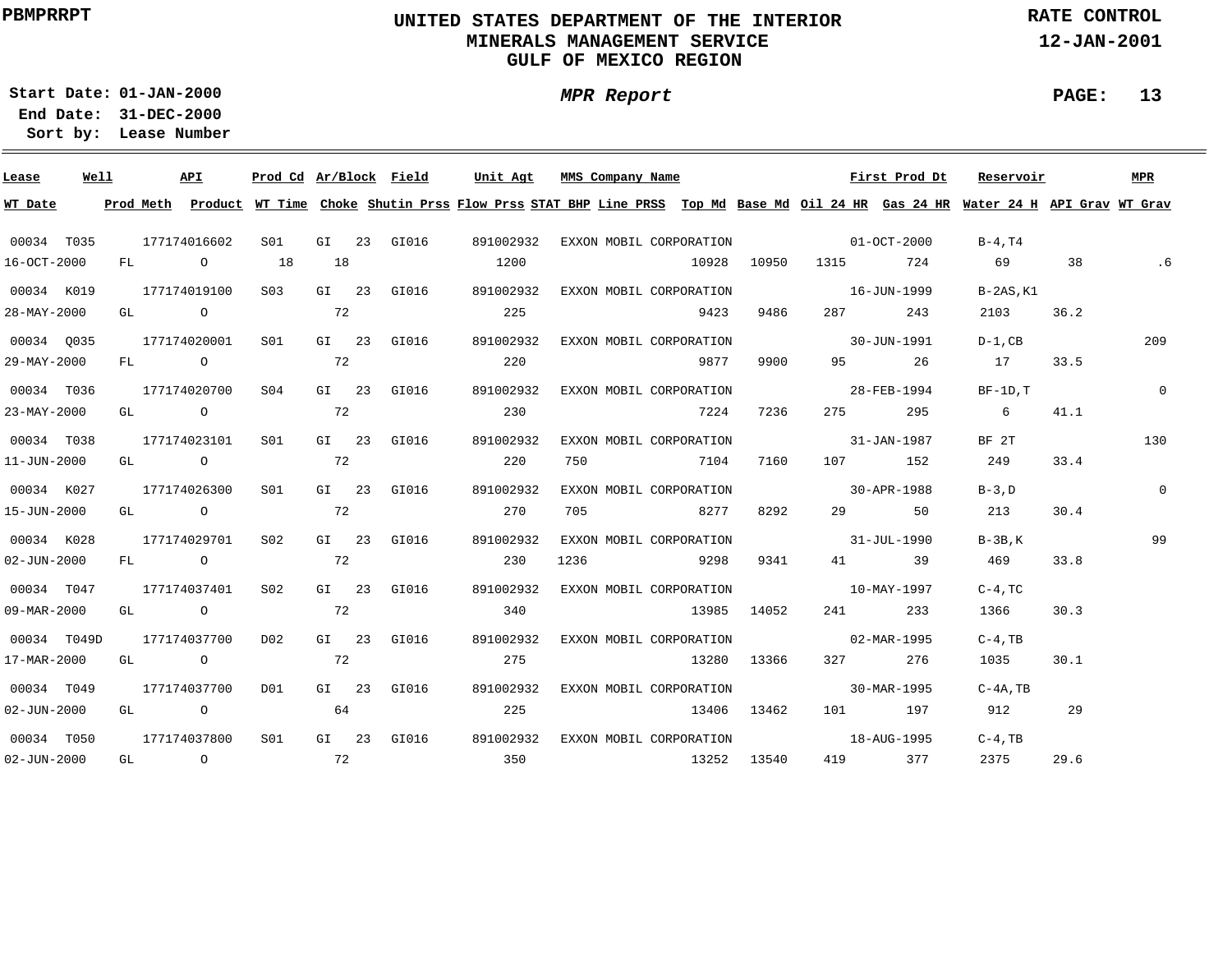PBMPRRPT

# UNITED STATES DEPARTMENT OF THE INTERIOR
## MINERALS MANAGEMENT SERVICE
## GULF OF MEXICO REGION

RATE CONTROL
12-JAN-2001

**Start Date:** 01-JAN-2000
**End Date:** 31-DEC-2000
**Sort by:** Lease Number

*MPR Report*

| Lease | Well | API | Prod Cd | Ar/Block | | Field | Unit Agt | MMS Company Name | | | | First Prod Dt | | Reservoir | | MPR |
|---|---|---|---|---|---|---|---|---|---|---|---|---|---|---|---|---|
| WT Date | Prod Meth | Product | WT Time | Choke | Shutin Prss | Flow Prss | STAT BHP | Line PRSS | Top Md | Base Md | Oil 24 HR | Gas 24 HR | Water 24 H | API Grav | WT Grav | |
| 00034 | T035 | 177174016602 | S01 | GI | 23 | GI016 | 891002932 | EXXON MOBIL CORPORATION | | | | 01-OCT-2000 | | B-4,T4 | | |
| 16-OCT-2000 | FL | O | 18 | 18 | | 1200 | | | 10928 | 10950 | 1315 | 724 | 69 | 38 | .6 | |
| 00034 | K019 | 177174019100 | S03 | GI | 23 | GI016 | 891002932 | EXXON MOBIL CORPORATION | | | | 16-JUN-1999 | | B-2AS,K1 | | |
| 28-MAY-2000 | GL | O | | 72 | | 225 | | | 9423 | 9486 | 287 | 243 | 2103 | 36.2 | | |
| 00034 | Q035 | 177174020001 | S01 | GI | 23 | GI016 | 891002932 | EXXON MOBIL CORPORATION | | | | 30-JUN-1991 | | D-1,CB | | 209 |
| 29-MAY-2000 | FL | O | | 72 | | 220 | | | 9877 | 9900 | 95 | 26 | 17 | 33.5 | | |
| 00034 | T036 | 177174020700 | S04 | GI | 23 | GI016 | 891002932 | EXXON MOBIL CORPORATION | | | | 28-FEB-1994 | | BF-1D,T | | 0 |
| 23-MAY-2000 | GL | O | | 72 | | 230 | | | 7224 | 7236 | 275 | 295 | 6 | 41.1 | | |
| 00034 | T038 | 177174023101 | S01 | GI | 23 | GI016 | 891002932 | EXXON MOBIL CORPORATION | | | | 31-JAN-1987 | | BF 2T | | 130 |
| 11-JUN-2000 | GL | O | | 72 | | 220 | | 750 | 7104 | 7160 | 107 | 152 | 249 | 33.4 | | |
| 00034 | K027 | 177174026300 | S01 | GI | 23 | GI016 | 891002932 | EXXON MOBIL CORPORATION | | | | 30-APR-1988 | | B-3,D | | 0 |
| 15-JUN-2000 | GL | O | | 72 | | 270 | | 705 | 8277 | 8292 | 29 | 50 | 213 | 30.4 | | |
| 00034 | K028 | 177174029701 | S02 | GI | 23 | GI016 | 891002932 | EXXON MOBIL CORPORATION | | | | 31-JUL-1990 | | B-3B,K | | 99 |
| 02-JUN-2000 | FL | O | | 72 | | 230 | | 1236 | 9298 | 9341 | 41 | 39 | 469 | 33.8 | | |
| 00034 | T047 | 177174037401 | S02 | GI | 23 | GI016 | 891002932 | EXXON MOBIL CORPORATION | | | | 10-MAY-1997 | | C-4,TC | | |
| 09-MAR-2000 | GL | O | | 72 | | 340 | | | 13985 | 14052 | 241 | 233 | 1366 | 30.3 | | |
| 00034 | T049D | 177174037700 | D02 | GI | 23 | GI016 | 891002932 | EXXON MOBIL CORPORATION | | | | 02-MAR-1995 | | C-4,TB | | |
| 17-MAR-2000 | GL | O | | 72 | | 275 | | | 13280 | 13366 | 327 | 276 | 1035 | 30.1 | | |
| 00034 | T049 | 177174037700 | D01 | GI | 23 | GI016 | 891002932 | EXXON MOBIL CORPORATION | | | | 30-MAR-1995 | | C-4A,TB | | |
| 02-JUN-2000 | GL | O | | 64 | | 225 | | | 13406 | 13462 | 101 | 197 | 912 | 29 | | |
| 00034 | T050 | 177174037800 | S01 | GI | 23 | GI016 | 891002932 | EXXON MOBIL CORPORATION | | | | 18-AUG-1995 | | C-4,TB | | |
| 02-JUN-2000 | GL | O | | 72 | | 350 | | | 13252 | 13540 | 419 | 377 | 2375 | 29.6 | | |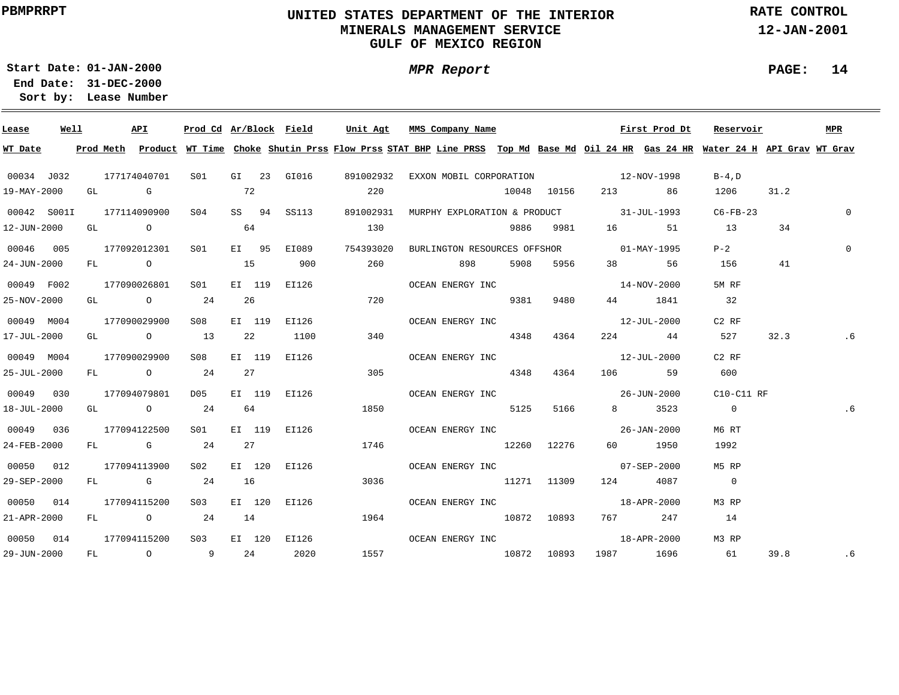PBMPRRPT

# UNITED STATES DEPARTMENT OF THE INTERIOR
## MINERALS MANAGEMENT SERVICE
## GULF OF MEXICO REGION

RATE CONTROL
12-JAN-2001

***MPR Report***

**Start Date:** 01-JAN-2000
**End Date:** 31-DEC-2000
**Sort by:** Lease Number

| Lease | Well | API | Prod Cd | Ar/Block | Field | Unit Agt | MMS Company Name | First Prod Dt | Reservoir | MPR | WT Date | Prod Meth | Product | WT Time | Choke | Shutin Prss | Flow Prss | STAT BHP | Line PRSS | Top Md | Base Md | Oil 24 HR | Gas 24 HR | Water 24 H | API Grav | WT Grav |
|---|---|---|---|---|---|---|---|---|---|---|---|---|---|---|---|---|---|---|---|---|---|---|---|---|---|---|
| 00034 | J032 | 177174040701 | S01 | GI 23 | GI016 | 891002932 | EXXON MOBIL CORPORATION | 12-NOV-1998 | B-4,D | | 19-MAY-2000 | GL | G | | 72 | | 220 | | | 10048 | 10156 | 213 | 86 | 1206 | 31.2 | |
| 00042 | S001I | 177114090900 | S04 | SS 94 | SS113 | 891002931 | MURPHY EXPLORATION & PRODUCT | 31-JUL-1993 | C6-FB-23 | 0 | 12-JUN-2000 | GL | O | | 64 | | 130 | | | 9886 | 9981 | 16 | 51 | 13 | 34 | |
| 00046 | 005 | 177092012301 | S01 | EI 95 | EI089 | 754393020 | BURLINGTON RESOURCES OFFSHOR | 01-MAY-1995 | P-2 | 0 | 24-JUN-2000 | FL | O | | 15 | 900 | 260 | | 898 | 5908 | 5956 | 38 | 56 | 156 | 41 | |
| 00049 | F002 | 177090026801 | S01 | EI 119 | EI126 | | OCEAN ENERGY INC | 14-NOV-2000 | 5M RF | | 25-NOV-2000 | GL | O | 24 | 26 | | 720 | | | 9381 | 9480 | 44 | 1841 | 32 | | |
| 00049 | M004 | 177090029900 | S08 | EI 119 | EI126 | | OCEAN ENERGY INC | 12-JUL-2000 | C2 RF | | 17-JUL-2000 | GL | O | 13 | 22 | 1100 | 340 | | | 4348 | 4364 | 224 | 44 | 527 | 32.3 | .6 |
| 00049 | M004 | 177090029900 | S08 | EI 119 | EI126 | | OCEAN ENERGY INC | 12-JUL-2000 | C2 RF | | 25-JUL-2000 | FL | O | 24 | 27 | | 305 | | | 4348 | 4364 | 106 | 59 | 600 | | |
| 00049 | 030 | 177094079801 | D05 | EI 119 | EI126 | | OCEAN ENERGY INC | 26-JUN-2000 | C10-C11 RF | | 18-JUL-2000 | GL | O | 24 | 64 | | 1850 | | | 5125 | 5166 | 8 | 3523 | 0 | | .6 |
| 00049 | 036 | 177094122500 | S01 | EI 119 | EI126 | | OCEAN ENERGY INC | 26-JAN-2000 | M6 RT | | 24-FEB-2000 | FL | G | 24 | 27 | | 1746 | | | 12260 | 12276 | 60 | 1950 | 1992 | | |
| 00050 | 012 | 177094113900 | S02 | EI 120 | EI126 | | OCEAN ENERGY INC | 07-SEP-2000 | M5 RP | | 29-SEP-2000 | FL | G | 24 | 16 | | 3036 | | | 11271 | 11309 | 124 | 4087 | 0 | | |
| 00050 | 014 | 177094115200 | S03 | EI 120 | EI126 | | OCEAN ENERGY INC | 18-APR-2000 | M3 RP | | 21-APR-2000 | FL | O | 24 | 14 | | 1964 | | | 10872 | 10893 | 767 | 247 | 14 | | |
| 00050 | 014 | 177094115200 | S03 | EI 120 | EI126 | | OCEAN ENERGY INC | 18-APR-2000 | M3 RP | | 29-JUN-2000 | FL | O | 9 | 24 | 2020 | 1557 | | | 10872 | 10893 | 1987 | 1696 | 61 | 39.8 | .6 |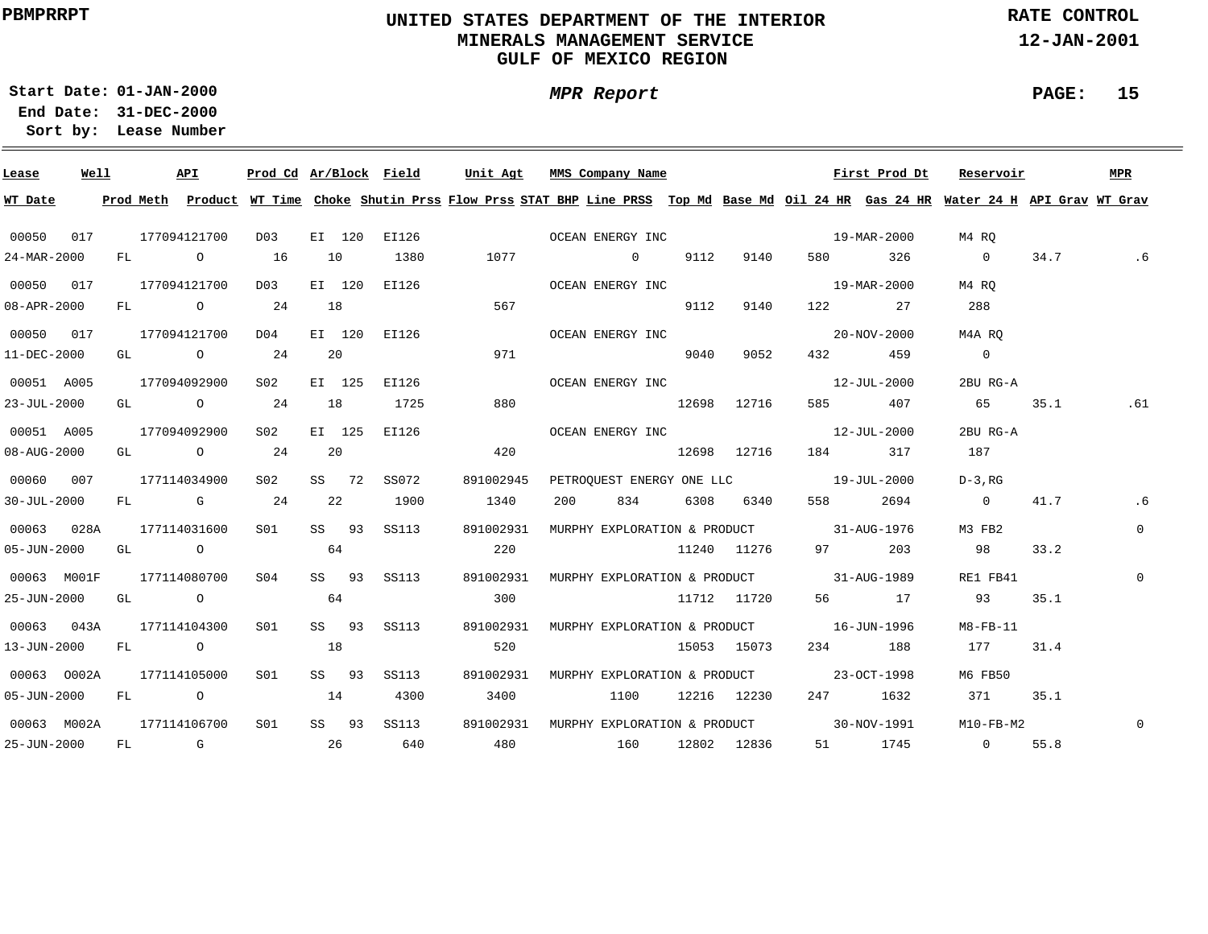PBMPRRPT

# UNITED STATES DEPARTMENT OF THE INTERIOR
## MINERALS MANAGEMENT SERVICE
## GULF OF MEXICO REGION

RATE CONTROL
12-JAN-2001

**Start Date:** 01-JAN-2000
**End Date:** 31-DEC-2000
**Sort by:** Lease Number

*MPR Report*

PAGE: 15

| Lease | Well | API | Prod Cd | Ar/Block | Field | Unit Agt | MMS Company Name | | | | | First Prod Dt | | Reservoir | | MPR |
|---|---|---|---|---|---|---|---|---|---|---|---|---|---|---|---|---|
| **WT Date** | **Prod Meth** | **Product** | **WT Time** | **Choke** | **Shutin Prss** | **Flow Prss** | **STAT BHP** | **Line PRSS** | **Top Md** | **Base Md** | **Oil 24 HR** | **Gas 24 HR** | **Water 24 H** | **API Grav** | **WT Grav** | |
| 00050 | 017 | 177094121700 | D03 | EI 120 | EI126 | | OCEAN ENERGY INC | | | | | 19-MAR-2000 | | M4 RQ | | |
| 24-MAR-2000 | FL | O | 16 | 10 | 1380 | 1077 | | 0 | 9112 | 9140 | 580 | 326 | 0 | 34.7 | .6 | |
| 00050 | 017 | 177094121700 | D03 | EI 120 | EI126 | | OCEAN ENERGY INC | | | | | 19-MAR-2000 | | M4 RQ | | |
| 08-APR-2000 | FL | O | 24 | 18 | | 567 | | | 9112 | 9140 | 122 | 27 | 288 | | | |
| 00050 | 017 | 177094121700 | D04 | EI 120 | EI126 | | OCEAN ENERGY INC | | | | | 20-NOV-2000 | | M4A RQ | | |
| 11-DEC-2000 | GL | O | 24 | 20 | | 971 | | | 9040 | 9052 | 432 | 459 | 0 | | | |
| 00051 | A005 | 177094092900 | S02 | EI 125 | EI126 | | OCEAN ENERGY INC | | | | | 12-JUL-2000 | | 2BU RG-A | | |
| 23-JUL-2000 | GL | O | 24 | 18 | 1725 | 880 | | | 12698 | 12716 | 585 | 407 | 65 | 35.1 | .61 | |
| 00051 | A005 | 177094092900 | S02 | EI 125 | EI126 | | OCEAN ENERGY INC | | | | | 12-JUL-2000 | | 2BU RG-A | | |
| 08-AUG-2000 | GL | O | 24 | 20 | | 420 | | | 12698 | 12716 | 184 | 317 | 187 | | | |
| 00060 | 007 | 177114034900 | S02 | SS 72 | SS072 | 891002945 | PETROQUEST ENERGY ONE LLC | | | | | 19-JUL-2000 | | D-3,RG | | |
| 30-JUL-2000 | FL | G | 24 | 22 | 1900 | 1340 | 200 | 834 | 6308 | 6340 | 558 | 2694 | 0 | 41.7 | .6 | |
| 00063 | 028A | 177114031600 | S01 | SS 93 | SS113 | 891002931 | MURPHY EXPLORATION & PRODUCT | | | | | 31-AUG-1976 | | M3 FB2 | | 0 |
| 05-JUN-2000 | GL | O | | 64 | | 220 | | | 11240 | 11276 | 97 | 203 | 98 | 33.2 | | |
| 00063 | M001F | 177114080700 | S04 | SS 93 | SS113 | 891002931 | MURPHY EXPLORATION & PRODUCT | | | | | 31-AUG-1989 | | RE1 FB41 | | 0 |
| 25-JUN-2000 | GL | O | | 64 | | 300 | | | 11712 | 11720 | 56 | 17 | 93 | 35.1 | | |
| 00063 | 043A | 177114104300 | S01 | SS 93 | SS113 | 891002931 | MURPHY EXPLORATION & PRODUCT | | | | | 16-JUN-1996 | | M8-FB-11 | | |
| 13-JUN-2000 | FL | O | | 18 | | 520 | | | 15053 | 15073 | 234 | 188 | 177 | 31.4 | | |
| 00063 | O002A | 177114105000 | S01 | SS 93 | SS113 | 891002931 | MURPHY EXPLORATION & PRODUCT | | | | | 23-OCT-1998 | | M6 FB50 | | |
| 05-JUN-2000 | FL | O | | 14 | 4300 | 3400 | | 1100 | 12216 | 12230 | 247 | 1632 | 371 | 35.1 | | |
| 00063 | M002A | 177114106700 | S01 | SS 93 | SS113 | 891002931 | MURPHY EXPLORATION & PRODUCT | | | | | 30-NOV-1991 | | M10-FB-M2 | | 0 |
| 25-JUN-2000 | FL | G | | 26 | 640 | 480 | | 160 | 12802 | 12836 | 51 | 1745 | 0 | 55.8 | | |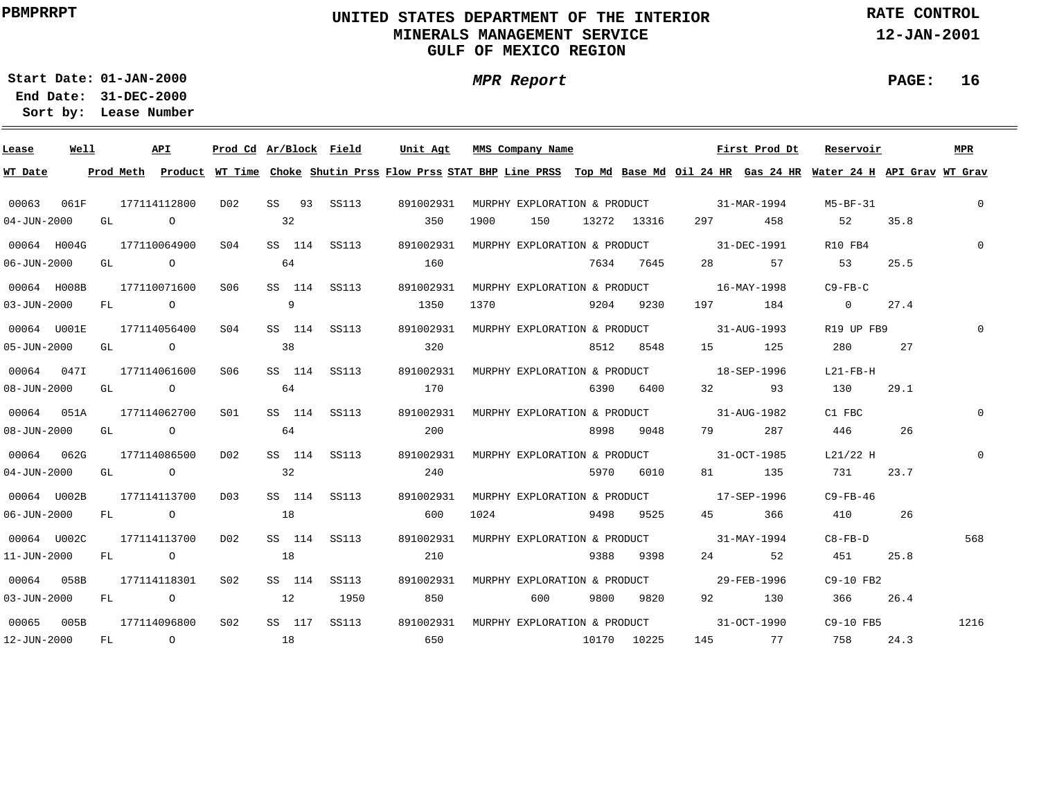PBMPRRPT

**UNITED STATES DEPARTMENT OF THE INTERIOR**
**MINERALS MANAGEMENT SERVICE**
**GULF OF MEXICO REGION**

**RATE CONTROL**
**12-JAN-2001**

**Start Date:** 01-JAN-2000
**End Date:** 31-DEC-2000
**Sort by:** Lease Number

***MPR Report***

| Lease | Well | API | Prod Cd | Ar/Block | Field | Unit Agt | MMS Company Name | First Prod Dt | Reservoir | MPR | WT Date | Prod Meth | Product | WT Time | Choke | Shutin Prss | Flow Prss | STAT BHP | Line PRSS | Top Md | Base Md | Oil 24 HR | Gas 24 HR | Water 24 H | API Grav | WT Grav |
|---|---|---|---|---|---|---|---|---|---|---|---|---|---|---|---|---|---|---|---|---|---|---|---|---|---|---|
| 00063 | 061F | 177114112800 | D02 | SS 93 | SS113 | 891002931 | MURPHY EXPLORATION & PRODUCT | 31-MAR-1994 | M5-BF-31 | 0 | 04-JUN-2000 | GL | O | | 32 | | 350 | 1900 | 150 | 13272 | 13316 | 297 | 458 | 52 | 35.8 | |
| 00064 | H004G | 177110064900 | S04 | SS 114 | SS113 | 891002931 | MURPHY EXPLORATION & PRODUCT | 31-DEC-1991 | R10 FB4 | 0 | 06-JUN-2000 | GL | O | | 64 | | 160 | | | 7634 | 7645 | 28 | 57 | 53 | 25.5 | |
| 00064 | H008B | 177110071600 | S06 | SS 114 | SS113 | 891002931 | MURPHY EXPLORATION & PRODUCT | 16-MAY-1998 | C9-FB-C | | 03-JUN-2000 | FL | O | | 9 | | 1350 | 1370 | | 9204 | 9230 | 197 | 184 | 0 | 27.4 | |
| 00064 | U001E | 177114056400 | S04 | SS 114 | SS113 | 891002931 | MURPHY EXPLORATION & PRODUCT | 31-AUG-1993 | R19 UP FB9 | 0 | 05-JUN-2000 | GL | O | | 38 | | 320 | | | 8512 | 8548 | 15 | 125 | 280 | 27 | |
| 00064 | 047I | 177114061600 | S06 | SS 114 | SS113 | 891002931 | MURPHY EXPLORATION & PRODUCT | 18-SEP-1996 | L21-FB-H | | 08-JUN-2000 | GL | O | | 64 | | 170 | | | 6390 | 6400 | 32 | 93 | 130 | 29.1 | |
| 00064 | 051A | 177114062700 | S01 | SS 114 | SS113 | 891002931 | MURPHY EXPLORATION & PRODUCT | 31-AUG-1982 | C1 FBC | 0 | 08-JUN-2000 | GL | O | | 64 | | 200 | | | 8998 | 9048 | 79 | 287 | 446 | 26 | |
| 00064 | 062G | 177114086500 | D02 | SS 114 | SS113 | 891002931 | MURPHY EXPLORATION & PRODUCT | 31-OCT-1985 | L21/22 H | 0 | 04-JUN-2000 | GL | O | | 32 | | 240 | | | 5970 | 6010 | 81 | 135 | 731 | 23.7 | |
| 00064 | U002B | 177114113700 | D03 | SS 114 | SS113 | 891002931 | MURPHY EXPLORATION & PRODUCT | 17-SEP-1996 | C9-FB-46 | | 06-JUN-2000 | FL | O | | 18 | | 600 | 1024 | | 9498 | 9525 | 45 | 366 | 410 | 26 | |
| 00064 | U002C | 177114113700 | D02 | SS 114 | SS113 | 891002931 | MURPHY EXPLORATION & PRODUCT | 31-MAY-1994 | C8-FB-D | 568 | 11-JUN-2000 | FL | O | | 18 | | 210 | | | 9388 | 9398 | 24 | 52 | 451 | 25.8 | |
| 00064 | 058B | 177114118301 | S02 | SS 114 | SS113 | 891002931 | MURPHY EXPLORATION & PRODUCT | 29-FEB-1996 | C9-10 FB2 | | 03-JUN-2000 | FL | O | | 12 | 1950 | 850 | | 600 | 9800 | 9820 | 92 | 130 | 366 | 26.4 | |
| 00065 | 005B | 177114096800 | S02 | SS 117 | SS113 | 891002931 | MURPHY EXPLORATION & PRODUCT | 31-OCT-1990 | C9-10 FB5 | 1216 | 12-JUN-2000 | FL | O | | 18 | | 650 | | | 10170 | 10225 | 145 | 77 | 758 | 24.3 | |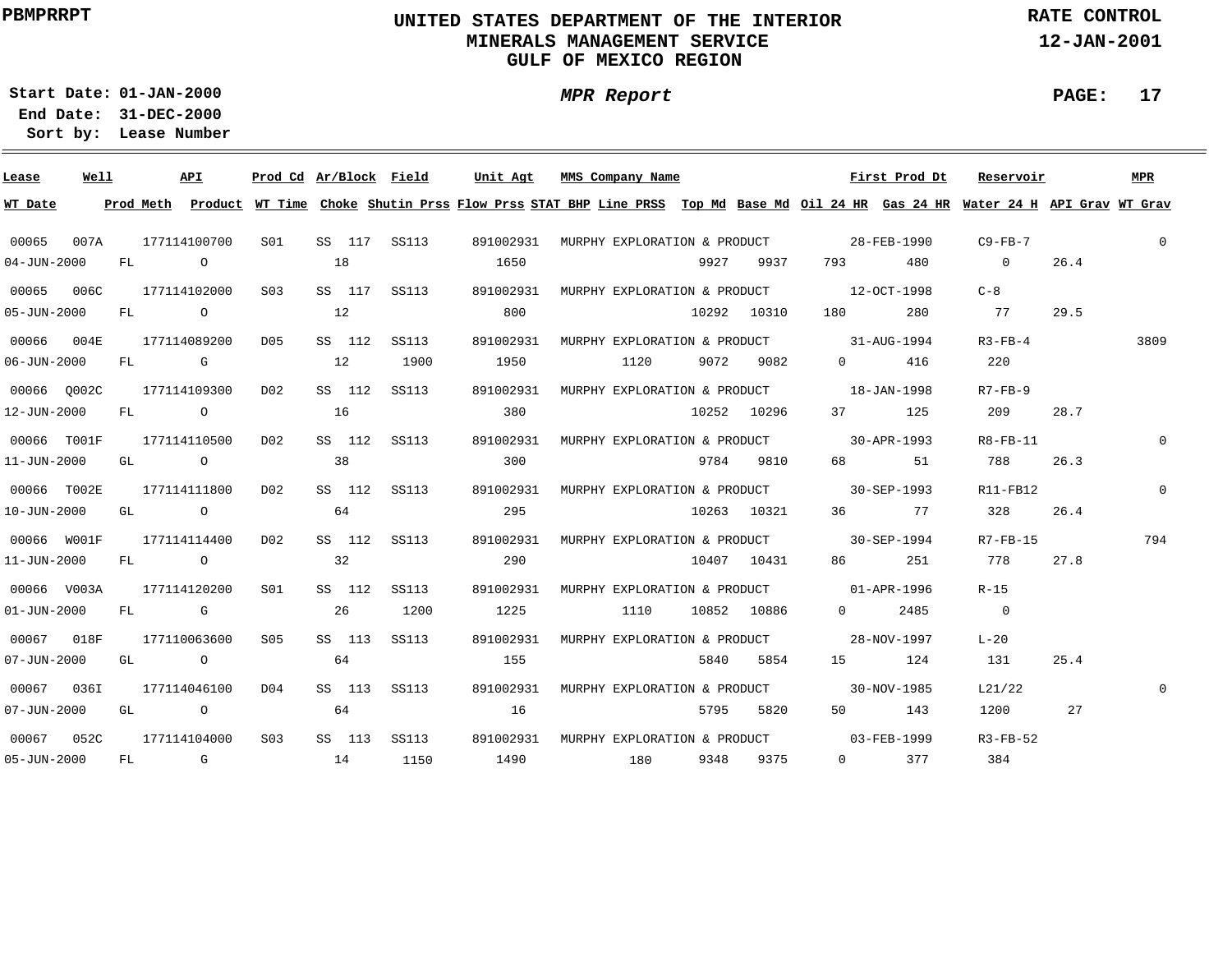PBMPRRPT

# UNITED STATES DEPARTMENT OF THE INTERIOR
## MINERALS MANAGEMENT SERVICE
## GULF OF MEXICO REGION

RATE CONTROL
12-JAN-2001

Start Date: 01-JAN-2000
End Date: 31-DEC-2000
Sort by: Lease Number

*MPR Report*

| Lease | Well | API | Prod Cd | Ar/Block | Field | Unit Agt | MMS Company Name | | | | First Prod Dt | | Reservoir | | MPR |
|---|---|---|---|---|---|---|---|---|---|---|---|---|---|---|---|
| WT Date | Prod Meth | Product | WT Time | Choke | Shutin Prss | Flow Prss | STAT BHP | Line PRSS | Top Md | Base Md | Oil 24 HR | Gas 24 HR | Water 24 H | API Grav | WT Grav |
| 00065 | 007A | 177114100700 | S01 | SS 117 | SS113 | 891002931 | MURPHY EXPLORATION & PRODUCT | | | | 28-FEB-1990 | | C9-FB-7 | | 0 |
| 04-JUN-2000 | FL | O | | 18 | | 1650 | | | 9927 | 9937 | 793 | 480 | 0 | 26.4 | |
| 00065 | 006C | 177114102000 | S03 | SS 117 | SS113 | 891002931 | MURPHY EXPLORATION & PRODUCT | | | | 12-OCT-1998 | | C-8 | | |
| 05-JUN-2000 | FL | O | | 12 | | 800 | | | 10292 | 10310 | 180 | 280 | 77 | 29.5 | |
| 00066 | 004E | 177114089200 | D05 | SS 112 | SS113 | 891002931 | MURPHY EXPLORATION & PRODUCT | | | | 31-AUG-1994 | | R3-FB-4 | | 3809 |
| 06-JUN-2000 | FL | G | | 12 | 1900 | 1950 | | 1120 | 9072 | 9082 | 0 | 416 | 220 | | |
| 00066 | Q002C | 177114109300 | D02 | SS 112 | SS113 | 891002931 | MURPHY EXPLORATION & PRODUCT | | | | 18-JAN-1998 | | R7-FB-9 | | |
| 12-JUN-2000 | FL | O | | 16 | | 380 | | | 10252 | 10296 | 37 | 125 | 209 | 28.7 | |
| 00066 | T001F | 177114110500 | D02 | SS 112 | SS113 | 891002931 | MURPHY EXPLORATION & PRODUCT | | | | 30-APR-1993 | | R8-FB-11 | | 0 |
| 11-JUN-2000 | GL | O | | 38 | | 300 | | | 9784 | 9810 | 68 | 51 | 788 | 26.3 | |
| 00066 | T002E | 177114111800 | D02 | SS 112 | SS113 | 891002931 | MURPHY EXPLORATION & PRODUCT | | | | 30-SEP-1993 | | R11-FB12 | | 0 |
| 10-JUN-2000 | GL | O | | 64 | | 295 | | | 10263 | 10321 | 36 | 77 | 328 | 26.4 | |
| 00066 | W001F | 177114114400 | D02 | SS 112 | SS113 | 891002931 | MURPHY EXPLORATION & PRODUCT | | | | 30-SEP-1994 | | R7-FB-15 | | 794 |
| 11-JUN-2000 | FL | O | | 32 | | 290 | | | 10407 | 10431 | 86 | 251 | 778 | 27.8 | |
| 00066 | V003A | 177114120200 | S01 | SS 112 | SS113 | 891002931 | MURPHY EXPLORATION & PRODUCT | | | | 01-APR-1996 | | R-15 | | |
| 01-JUN-2000 | FL | G | | 26 | 1200 | 1225 | | 1110 | 10852 | 10886 | 0 | 2485 | 0 | | |
| 00067 | 018F | 177110063600 | S05 | SS 113 | SS113 | 891002931 | MURPHY EXPLORATION & PRODUCT | | | | 28-NOV-1997 | | L-20 | | |
| 07-JUN-2000 | GL | O | | 64 | | 155 | | | 5840 | 5854 | 15 | 124 | 131 | 25.4 | |
| 00067 | 036I | 177114046100 | D04 | SS 113 | SS113 | 891002931 | MURPHY EXPLORATION & PRODUCT | | | | 30-NOV-1985 | | L21/22 | | 0 |
| 07-JUN-2000 | GL | O | | 64 | | 16 | | | 5795 | 5820 | 50 | 143 | 1200 | 27 | |
| 00067 | 052C | 177114104000 | S03 | SS 113 | SS113 | 891002931 | MURPHY EXPLORATION & PRODUCT | | | | 03-FEB-1999 | | R3-FB-52 | | |
| 05-JUN-2000 | FL | G | | 14 | 1150 | 1490 | | 180 | 9348 | 9375 | 0 | 377 | 384 | | |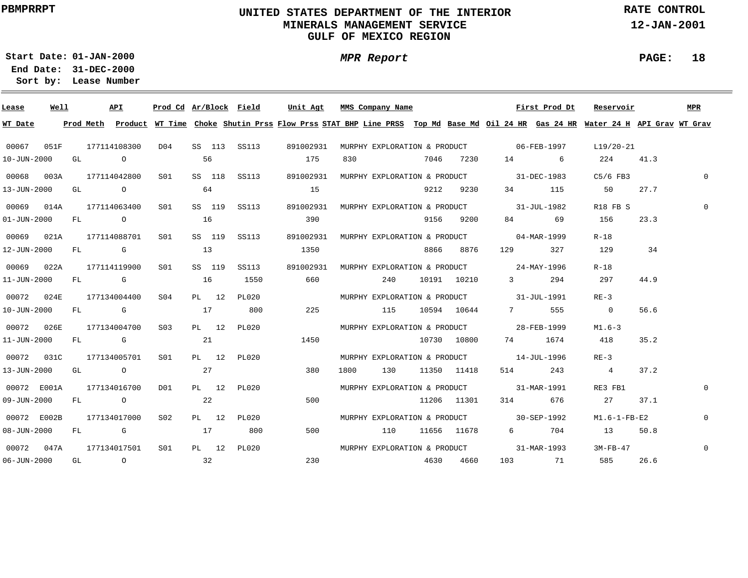PBMPRRPT

# UNITED STATES DEPARTMENT OF THE INTERIOR
## MINERALS MANAGEMENT SERVICE
## GULF OF MEXICO REGION

**RATE CONTROL**
**12-JAN-2001**

**Start Date:** 01-JAN-2000
**End Date:** 31-DEC-2000
**Sort by:** Lease Number

***MPR Report***

| Lease | Well | API | Prod Cd | Ar/Block | Field | Unit Agt | MMS Company Name | First Prod Dt | Reservoir | MPR | WT Date | Prod Meth | Product | WT Time | Choke | Shutin Prss | Flow Prss | STAT BHP | Line PRSS | Top Md | Base Md | Oil 24 HR | Gas 24 HR | Water 24 H | API Grav | WT Grav |
|---|---|---|---|---|---|---|---|---|---|---|---|---|---|---|---|---|---|---|---|---|---|---|---|---|---|---|
| 00067 | 051F | 177114108300 | D04 | SS 113 | SS113 | 891002931 | MURPHY EXPLORATION & PRODUCT | 06-FEB-1997 | L19/20-21 | | 10-JUN-2000 | GL | O | | 56 | | 175 | 830 | | 7046 | 7230 | 14 | 6 | 224 | 41.3 | |
| 00068 | 003A | 177114042800 | S01 | SS 118 | SS113 | 891002931 | MURPHY EXPLORATION & PRODUCT | 31-DEC-1983 | C5/6 FB3 | 0 | 13-JUN-2000 | GL | O | | 64 | | 15 | | | 9212 | 9230 | 34 | 115 | 50 | 27.7 | |
| 00069 | 014A | 177114063400 | S01 | SS 119 | SS113 | 891002931 | MURPHY EXPLORATION & PRODUCT | 31-JUL-1982 | R18 FB S | 0 | 01-JUN-2000 | FL | O | | 16 | | 390 | | | 9156 | 9200 | 84 | 69 | 156 | 23.3 | |
| 00069 | 021A | 177114088701 | S01 | SS 119 | SS113 | 891002931 | MURPHY EXPLORATION & PRODUCT | 04-MAR-1999 | R-18 | | 12-JUN-2000 | FL | G | | 13 | | 1350 | | | 8866 | 8876 | 129 | 327 | 129 | 34 | |
| 00069 | 022A | 177114119900 | S01 | SS 119 | SS113 | 891002931 | MURPHY EXPLORATION & PRODUCT | 24-MAY-1996 | R-18 | | 11-JUN-2000 | FL | G | | 16 | 1550 | 660 | | 240 | 10191 | 10210 | 3 | 294 | 297 | 44.9 | |
| 00072 | 024E | 177134004400 | S04 | PL 12 | PL020 | | MURPHY EXPLORATION & PRODUCT | 31-JUL-1991 | RE-3 | | 10-JUN-2000 | FL | G | | 17 | 800 | 225 | | 115 | 10594 | 10644 | 7 | 555 | 0 | 56.6 | |
| 00072 | 026E | 177134004700 | S03 | PL 12 | PL020 | | MURPHY EXPLORATION & PRODUCT | 28-FEB-1999 | M1.6-3 | | 11-JUN-2000 | FL | G | | 21 | | 1450 | | | 10730 | 10800 | 74 | 1674 | 418 | 35.2 | |
| 00072 | 031C | 177134005701 | S01 | PL 12 | PL020 | | MURPHY EXPLORATION & PRODUCT | 14-JUL-1996 | RE-3 | | 13-JUN-2000 | GL | O | | 27 | | 380 | 1800 | 130 | 11350 | 11418 | 514 | 243 | 4 | 37.2 | |
| 00072 | E001A | 177134016700 | D01 | PL 12 | PL020 | | MURPHY EXPLORATION & PRODUCT | 31-MAR-1991 | RE3 FB1 | 0 | 09-JUN-2000 | FL | O | | 22 | | 500 | | | 11206 | 11301 | 314 | 676 | 27 | 37.1 | |
| 00072 | E002B | 177134017000 | S02 | PL 12 | PL020 | | MURPHY EXPLORATION & PRODUCT | 30-SEP-1992 | M1.6-1-FB-E2 | 0 | 08-JUN-2000 | FL | G | | 17 | 800 | 500 | | 110 | 11656 | 11678 | 6 | 704 | 13 | 50.8 | |
| 00072 | 047A | 177134017501 | S01 | PL 12 | PL020 | | MURPHY EXPLORATION & PRODUCT | 31-MAR-1993 | 3M-FB-47 | 0 | 06-JUN-2000 | GL | O | | 32 | | 230 | | | 4630 | 4660 | 103 | 71 | 585 | 26.6 | |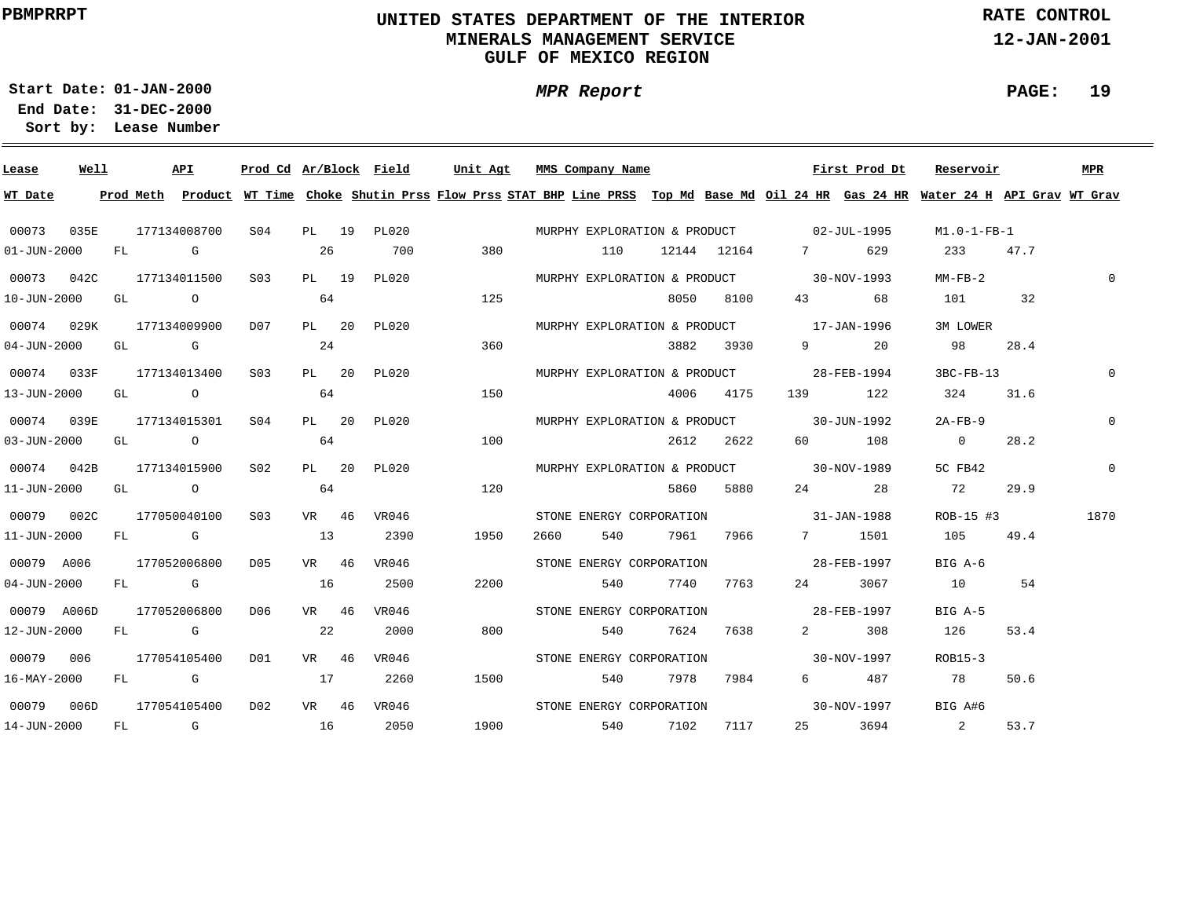PBMPRRPT

# UNITED STATES DEPARTMENT OF THE INTERIOR
## MINERALS MANAGEMENT SERVICE
## GULF OF MEXICO REGION

**RATE CONTROL**
**12-JAN-2001**

**Start Date:** 01-JAN-2000
**End Date:** 31-DEC-2000
**Sort by:** Lease Number

***MPR Report***

| Lease | Well | API | Prod Cd | Ar/Block | Field | Unit Agt | MMS Company Name | First Prod Dt | Reservoir | MPR | WT Date | Prod Meth | Product | WT Time | Choke | Shutin Prss | Flow Prss | STAT BHP | Line PRSS | Top Md | Base Md | Oil 24 HR | Gas 24 HR | Water 24 H | API Grav | WT Grav |
|---|---|---|---|---|---|---|---|---|---|---|---|---|---|---|---|---|---|---|---|---|---|---|---|---|---|---|
| 00073 | 035E | 177134008700 | S04 | PL 19 | PL020 | | MURPHY EXPLORATION & PRODUCT | 02-JUL-1995 | M1.0-1-FB-1 | | 01-JUN-2000 | FL | G | | 26 | 700 | 380 | | 110 | 12144 | 12164 | 7 | 629 | 233 | 47.7 | |
| 00073 | 042C | 177134011500 | S03 | PL 19 | PL020 | | MURPHY EXPLORATION & PRODUCT | 30-NOV-1993 | MM-FB-2 | 0 | 10-JUN-2000 | GL | O | | 64 | | 125 | | | 8050 | 8100 | 43 | 68 | 101 | 32 | |
| 00074 | 029K | 177134009900 | D07 | PL 20 | PL020 | | MURPHY EXPLORATION & PRODUCT | 17-JAN-1996 | 3M LOWER | | 04-JUN-2000 | GL | G | | 24 | | 360 | | | 3882 | 3930 | 9 | 20 | 98 | 28.4 | |
| 00074 | 033F | 177134013400 | S03 | PL 20 | PL020 | | MURPHY EXPLORATION & PRODUCT | 28-FEB-1994 | 3BC-FB-13 | 0 | 13-JUN-2000 | GL | O | | 64 | | 150 | | | 4006 | 4175 | 139 | 122 | 324 | 31.6 | |
| 00074 | 039E | 177134015301 | S04 | PL 20 | PL020 | | MURPHY EXPLORATION & PRODUCT | 30-JUN-1992 | 2A-FB-9 | 0 | 03-JUN-2000 | GL | O | | 64 | | 100 | | | 2612 | 2622 | 60 | 108 | 0 | 28.2 | |
| 00074 | 042B | 177134015900 | S02 | PL 20 | PL020 | | MURPHY EXPLORATION & PRODUCT | 30-NOV-1989 | 5C FB42 | 0 | 11-JUN-2000 | GL | O | | 64 | | 120 | | | 5860 | 5880 | 24 | 28 | 72 | 29.9 | |
| 00079 | 002C | 177050040100 | S03 | VR 46 | VR046 | | STONE ENERGY CORPORATION | 31-JAN-1988 | ROB-15 #3 | 1870 | 11-JUN-2000 | FL | G | | 13 | 2390 | 1950 | 2660 | 540 | 7961 | 7966 | 7 | 1501 | 105 | 49.4 | |
| 00079 | A006 | 177052006800 | D05 | VR 46 | VR046 | | STONE ENERGY CORPORATION | 28-FEB-1997 | BIG A-6 | | 04-JUN-2000 | FL | G | | 16 | 2500 | 2200 | | 540 | 7740 | 7763 | 24 | 3067 | 10 | 54 | |
| 00079 | A006D | 177052006800 | D06 | VR 46 | VR046 | | STONE ENERGY CORPORATION | 28-FEB-1997 | BIG A-5 | | 12-JUN-2000 | FL | G | | 22 | 2000 | 800 | | 540 | 7624 | 7638 | 2 | 308 | 126 | 53.4 | |
| 00079 | 006 | 177054105400 | D01 | VR 46 | VR046 | | STONE ENERGY CORPORATION | 30-NOV-1997 | ROB15-3 | | 16-MAY-2000 | FL | G | | 17 | 2260 | 1500 | | 540 | 7978 | 7984 | 6 | 487 | 78 | 50.6 | |
| 00079 | 006D | 177054105400 | D02 | VR 46 | VR046 | | STONE ENERGY CORPORATION | 30-NOV-1997 | BIG A#6 | | 14-JUN-2000 | FL | G | | 16 | 2050 | 1900 | | 540 | 7102 | 7117 | 25 | 3694 | 2 | 53.7 | |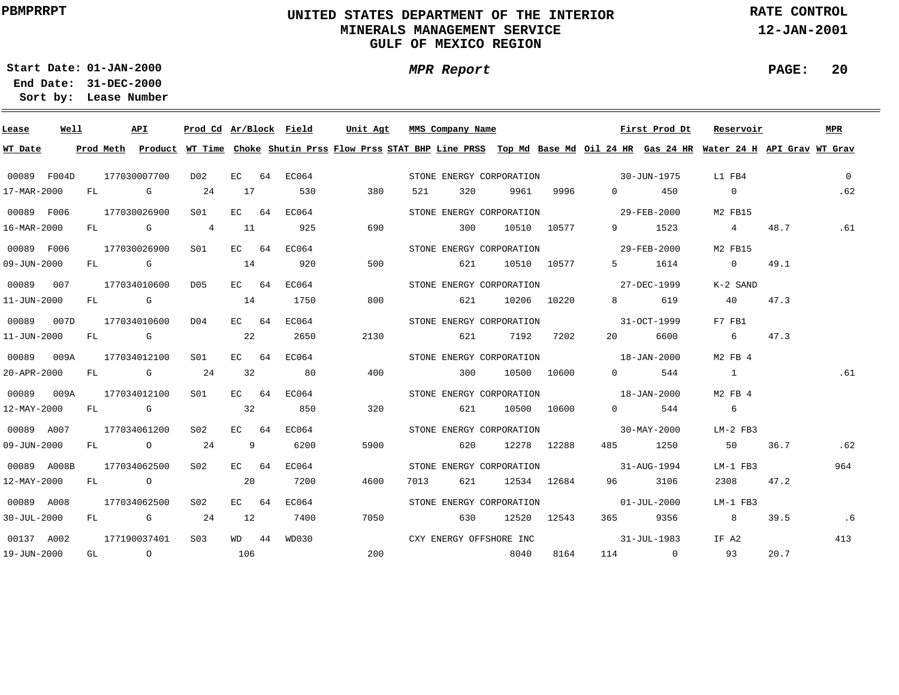PBMPRRPT

# UNITED STATES DEPARTMENT OF THE INTERIOR
## MINERALS MANAGEMENT SERVICE
## GULF OF MEXICO REGION

RATE CONTROL
12-JAN-2001

**Start Date:** 01-JAN-2000
**End Date:** 31-DEC-2000
**Sort by:** Lease Number

*MPR Report*

PAGE: 20

| Lease | Well | API | Prod Cd | Ar/Block | | Field | Unit Agt | MMS Company Name | | | | First Prod Dt | | Reservoir | | MPR |
|---|---|---|---|---|---|---|---|---|---|---|---|---|---|---|---|---|
| **WT Date** | **Prod Meth** | **Product** | **WT Time** | **Choke** | **Shutin Prss** | **Flow Prss** | **STAT BHP** | **Line PRSS** | **Top Md** | **Base Md** | **Oil 24 HR** | **Gas 24 HR** | **Water 24 H** | **API Grav** | **WT Grav** | |
| 00089 | F004D | 177030007700 | D02 | EC | 64 | EC064 | | STONE ENERGY CORPORATION | | | | 30-JUN-1975 | | L1 FB4 | | 0 |
| 17-MAR-2000 | FL | G | 24 | 17 | 530 | 380 | 521 | 320 | 9961 | 9996 | 0 | 450 | 0 | | .62 | |
| 00089 | F006 | 177030026900 | S01 | EC | 64 | EC064 | | STONE ENERGY CORPORATION | | | | 29-FEB-2000 | | M2 FB15 | | |
| 16-MAR-2000 | FL | G | 4 | 11 | 925 | 690 | | 300 | 10510 | 10577 | 9 | 1523 | 4 | 48.7 | .61 | |
| 00089 | F006 | 177030026900 | S01 | EC | 64 | EC064 | | STONE ENERGY CORPORATION | | | | 29-FEB-2000 | | M2 FB15 | | |
| 09-JUN-2000 | FL | G | | 14 | 920 | 500 | | 621 | 10510 | 10577 | 5 | 1614 | 0 | 49.1 | | |
| 00089 | 007 | 177034010600 | D05 | EC | 64 | EC064 | | STONE ENERGY CORPORATION | | | | 27-DEC-1999 | | K-2 SAND | | |
| 11-JUN-2000 | FL | G | | 14 | 1750 | 800 | | 621 | 10206 | 10220 | 8 | 619 | 40 | 47.3 | | |
| 00089 | 007D | 177034010600 | D04 | EC | 64 | EC064 | | STONE ENERGY CORPORATION | | | | 31-OCT-1999 | | F7 FB1 | | |
| 11-JUN-2000 | FL | G | | 22 | 2650 | 2130 | | 621 | 7192 | 7202 | 20 | 6600 | 6 | 47.3 | | |
| 00089 | 009A | 177034012100 | S01 | EC | 64 | EC064 | | STONE ENERGY CORPORATION | | | | 18-JAN-2000 | | M2 FB 4 | | |
| 20-APR-2000 | FL | G | 24 | 32 | 80 | 400 | | 300 | 10500 | 10600 | 0 | 544 | 1 | | .61 | |
| 00089 | 009A | 177034012100 | S01 | EC | 64 | EC064 | | STONE ENERGY CORPORATION | | | | 18-JAN-2000 | | M2 FB 4 | | |
| 12-MAY-2000 | FL | G | | 32 | 850 | 320 | | 621 | 10500 | 10600 | 0 | 544 | 6 | | | |
| 00089 | A007 | 177034061200 | S02 | EC | 64 | EC064 | | STONE ENERGY CORPORATION | | | | 30-MAY-2000 | | LM-2 FB3 | | |
| 09-JUN-2000 | FL | O | 24 | 9 | 6200 | 5900 | | 620 | 12278 | 12288 | 485 | 1250 | 50 | 36.7 | .62 | |
| 00089 | A008B | 177034062500 | S02 | EC | 64 | EC064 | | STONE ENERGY CORPORATION | | | | 31-AUG-1994 | | LM-1 FB3 | | 964 |
| 12-MAY-2000 | FL | O | | 20 | 7200 | 4600 | 7013 | 621 | 12534 | 12684 | 96 | 3106 | 2308 | 47.2 | | |
| 00089 | A008 | 177034062500 | S02 | EC | 64 | EC064 | | STONE ENERGY CORPORATION | | | | 01-JUL-2000 | | LM-1 FB3 | | |
| 30-JUL-2000 | FL | G | 24 | 12 | 7400 | 7050 | | 630 | 12520 | 12543 | 365 | 9356 | 8 | 39.5 | .6 | |
| 00137 | A002 | 177190037401 | S03 | WD | 44 | WD030 | | CXY ENERGY OFFSHORE INC | | | | 31-JUL-1983 | | IF A2 | | 413 |
| 19-JUN-2000 | GL | O | | 106 | | 200 | | | 8040 | 8164 | 114 | 0 | 93 | 20.7 | | |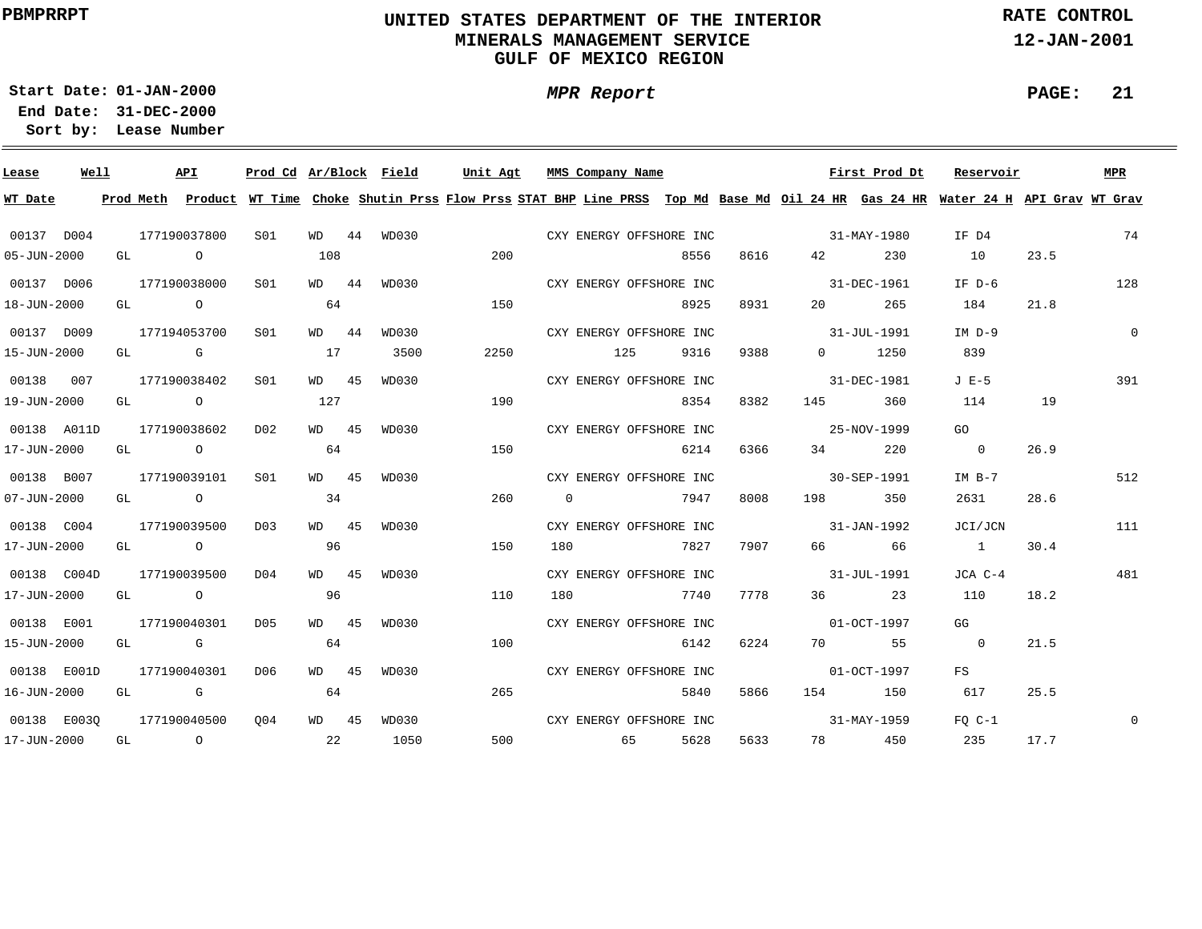PBMPRRPT

# UNITED STATES DEPARTMENT OF THE INTERIOR
## MINERALS MANAGEMENT SERVICE
## GULF OF MEXICO REGION

RATE CONTROL
12-JAN-2001

**Start Date:** 01-JAN-2000
**End Date:** 31-DEC-2000
**Sort by:** Lease Number

*MPR Report*

| Lease | Well | API | Prod Cd | Ar/Block | Field | Unit Agt | MMS Company Name | First Prod Dt | Reservoir | MPR | WT Date | Prod Meth | Product | WT Time | Choke | Shutin Prss | Flow Prss | STAT BHP | Line PRSS | Top Md | Base Md | Oil 24 HR | Gas 24 HR | Water 24 H | API Grav | WT Grav |
|---|---|---|---|---|---|---|---|---|---|---|---|---|---|---|---|---|---|---|---|---|---|---|---|---|---|---|
| 00137 | D004 | 177190037800 | S01 | WD 44 | WD030 | | CXY ENERGY OFFSHORE INC | 31-MAY-1980 | IF D4 | 74 | 05-JUN-2000 | GL | O | | 108 | | 200 | | | 8556 | 8616 | 42 | 230 | 10 | 23.5 | |
| 00137 | D006 | 177190038000 | S01 | WD 44 | WD030 | | CXY ENERGY OFFSHORE INC | 31-DEC-1961 | IF D-6 | 128 | 18-JUN-2000 | GL | O | | 64 | | 150 | | | 8925 | 8931 | 20 | 265 | 184 | 21.8 | |
| 00137 | D009 | 177194053700 | S01 | WD 44 | WD030 | | CXY ENERGY OFFSHORE INC | 31-JUL-1991 | IM D-9 | 0 | 15-JUN-2000 | GL | G | | 17 | 3500 | 2250 | | 125 | 9316 | 9388 | 0 | 1250 | 839 | | |
| 00138 | 007 | 177190038402 | S01 | WD 45 | WD030 | | CXY ENERGY OFFSHORE INC | 31-DEC-1981 | J E-5 | 391 | 19-JUN-2000 | GL | O | | 127 | | 190 | | | 8354 | 8382 | 145 | 360 | 114 | 19 | |
| 00138 | A011D | 177190038602 | D02 | WD 45 | WD030 | | CXY ENERGY OFFSHORE INC | 25-NOV-1999 | GO | | 17-JUN-2000 | GL | O | | 64 | | 150 | | | 6214 | 6366 | 34 | 220 | 0 | 26.9 | |
| 00138 | B007 | 177190039101 | S01 | WD 45 | WD030 | | CXY ENERGY OFFSHORE INC | 30-SEP-1991 | IM B-7 | 512 | 07-JUN-2000 | GL | O | | 34 | | 260 | 0 | | 7947 | 8008 | 198 | 350 | 2631 | 28.6 | |
| 00138 | C004 | 177190039500 | D03 | WD 45 | WD030 | | CXY ENERGY OFFSHORE INC | 31-JAN-1992 | JCI/JCN | 111 | 17-JUN-2000 | GL | O | | 96 | | 150 | 180 | | 7827 | 7907 | 66 | 66 | 1 | 30.4 | |
| 00138 | C004D | 177190039500 | D04 | WD 45 | WD030 | | CXY ENERGY OFFSHORE INC | 31-JUL-1991 | JCA C-4 | 481 | 17-JUN-2000 | GL | O | | 96 | | 110 | 180 | | 7740 | 7778 | 36 | 23 | 110 | 18.2 | |
| 00138 | E001 | 177190040301 | D05 | WD 45 | WD030 | | CXY ENERGY OFFSHORE INC | 01-OCT-1997 | GG | | 15-JUN-2000 | GL | G | | 64 | | 100 | | | 6142 | 6224 | 70 | 55 | 0 | 21.5 | |
| 00138 | E001D | 177190040301 | D06 | WD 45 | WD030 | | CXY ENERGY OFFSHORE INC | 01-OCT-1997 | FS | | 16-JUN-2000 | GL | G | | 64 | | 265 | | | 5840 | 5866 | 154 | 150 | 617 | 25.5 | |
| 00138 | E003Q | 177190040500 | Q04 | WD 45 | WD030 | | CXY ENERGY OFFSHORE INC | 31-MAY-1959 | FQ C-1 | 0 | 17-JUN-2000 | GL | O | | 22 | 1050 | 500 | | 65 | 5628 | 5633 | 78 | 450 | 235 | 17.7 | |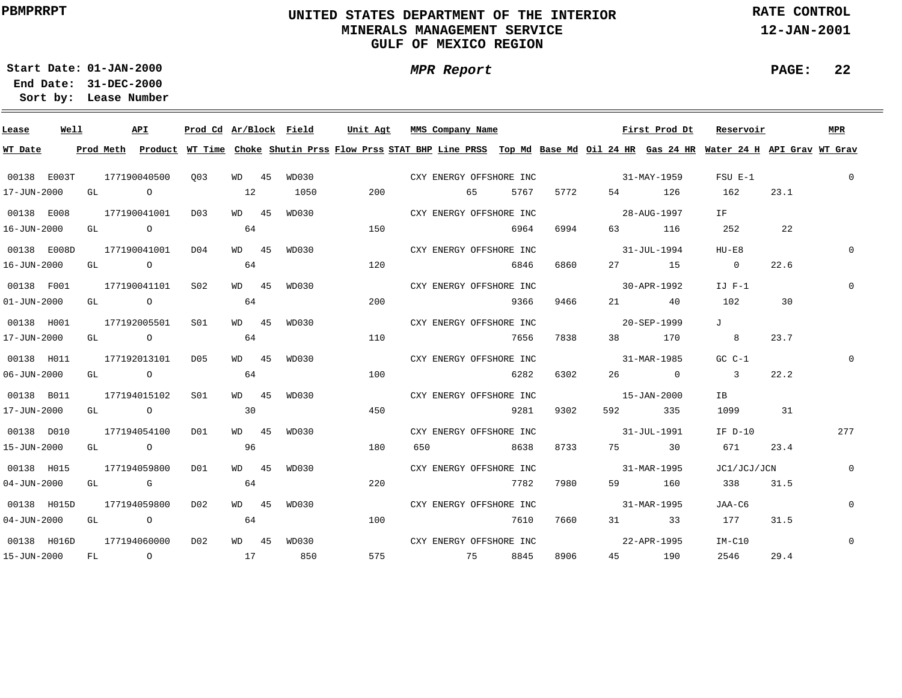PBMPRRPT

# UNITED STATES DEPARTMENT OF THE INTERIOR
## MINERALS MANAGEMENT SERVICE
## GULF OF MEXICO REGION

RATE CONTROL
12-JAN-2001

**Start Date:** 01-JAN-2000
**End Date:** 31-DEC-2000
**Sort by:** Lease Number

*MPR Report*

| Lease | Well | API | Prod Cd | Ar/Block | | Field | Unit Agt | MMS Company Name | | | | First Prod Dt | | Reservoir | | MPR |
|---|---|---|---|---|---|---|---|---|---|---|---|---|---|---|---|---|
| **WT Date** | **Prod Meth** | **Product** | **WT Time** | **Choke** | | **Shutin Prss** | **Flow Prss** | **STAT BHP** | **Line PRSS** | **Top Md** | **Base Md** | **Oil 24 HR** | **Gas 24 HR** | **Water 24 H** | **API Grav** | **WT Grav** |
| 00138 | E003T | 177190040500 | Q03 | WD | 45 | WD030 | | CXY ENERGY OFFSHORE INC | | | | 31-MAY-1959 | | FSU E-1 | | 0 |
| 17-JUN-2000 | GL | O | | 12 | | 1050 | 200 | | 65 | 5767 | 5772 | 54 | 126 | 162 | 23.1 | |
| 00138 | E008 | 177190041001 | D03 | WD | 45 | WD030 | | CXY ENERGY OFFSHORE INC | | | | 28-AUG-1997 | | IF | | |
| 16-JUN-2000 | GL | O | | 64 | | | 150 | | | 6964 | 6994 | 63 | 116 | 252 | 22 | |
| 00138 | E008D | 177190041001 | D04 | WD | 45 | WD030 | | CXY ENERGY OFFSHORE INC | | | | 31-JUL-1994 | | HU-E8 | | 0 |
| 16-JUN-2000 | GL | O | | 64 | | | 120 | | | 6846 | 6860 | 27 | 15 | 0 | 22.6 | |
| 00138 | F001 | 177190041101 | S02 | WD | 45 | WD030 | | CXY ENERGY OFFSHORE INC | | | | 30-APR-1992 | | IJ F-1 | | 0 |
| 01-JUN-2000 | GL | O | | 64 | | | 200 | | | 9366 | 9466 | 21 | 40 | 102 | 30 | |
| 00138 | H001 | 177192005501 | S01 | WD | 45 | WD030 | | CXY ENERGY OFFSHORE INC | | | | 20-SEP-1999 | | J | | |
| 17-JUN-2000 | GL | O | | 64 | | | 110 | | | 7656 | 7838 | 38 | 170 | 8 | 23.7 | |
| 00138 | H011 | 177192013101 | D05 | WD | 45 | WD030 | | CXY ENERGY OFFSHORE INC | | | | 31-MAR-1985 | | GC C-1 | | 0 |
| 06-JUN-2000 | GL | O | | 64 | | | 100 | | | 6282 | 6302 | 26 | 0 | 3 | 22.2 | |
| 00138 | B011 | 177194015102 | S01 | WD | 45 | WD030 | | CXY ENERGY OFFSHORE INC | | | | 15-JAN-2000 | | IB | | |
| 17-JUN-2000 | GL | O | | 30 | | | 450 | | | 9281 | 9302 | 592 | 335 | 1099 | 31 | |
| 00138 | D010 | 177194054100 | D01 | WD | 45 | WD030 | | CXY ENERGY OFFSHORE INC | | | | 31-JUL-1991 | | IF D-10 | | 277 |
| 15-JUN-2000 | GL | O | | 96 | | | 180 | 650 | | 8638 | 8733 | 75 | 30 | 671 | 23.4 | |
| 00138 | H015 | 177194059800 | D01 | WD | 45 | WD030 | | CXY ENERGY OFFSHORE INC | | | | 31-MAR-1995 | | JC1/JCJ/JCN | | 0 |
| 04-JUN-2000 | GL | G | | 64 | | | 220 | | | 7782 | 7980 | 59 | 160 | 338 | 31.5 | |
| 00138 | H015D | 177194059800 | D02 | WD | 45 | WD030 | | CXY ENERGY OFFSHORE INC | | | | 31-MAR-1995 | | JAA-C6 | | 0 |
| 04-JUN-2000 | GL | O | | 64 | | | 100 | | | 7610 | 7660 | 31 | 33 | 177 | 31.5 | |
| 00138 | H016D | 177194060000 | D02 | WD | 45 | WD030 | | CXY ENERGY OFFSHORE INC | | | | 22-APR-1995 | | IM-C10 | | 0 |
| 15-JUN-2000 | FL | O | | 17 | | 850 | 575 | | 75 | 8845 | 8906 | 45 | 190 | 2546 | 29.4 | |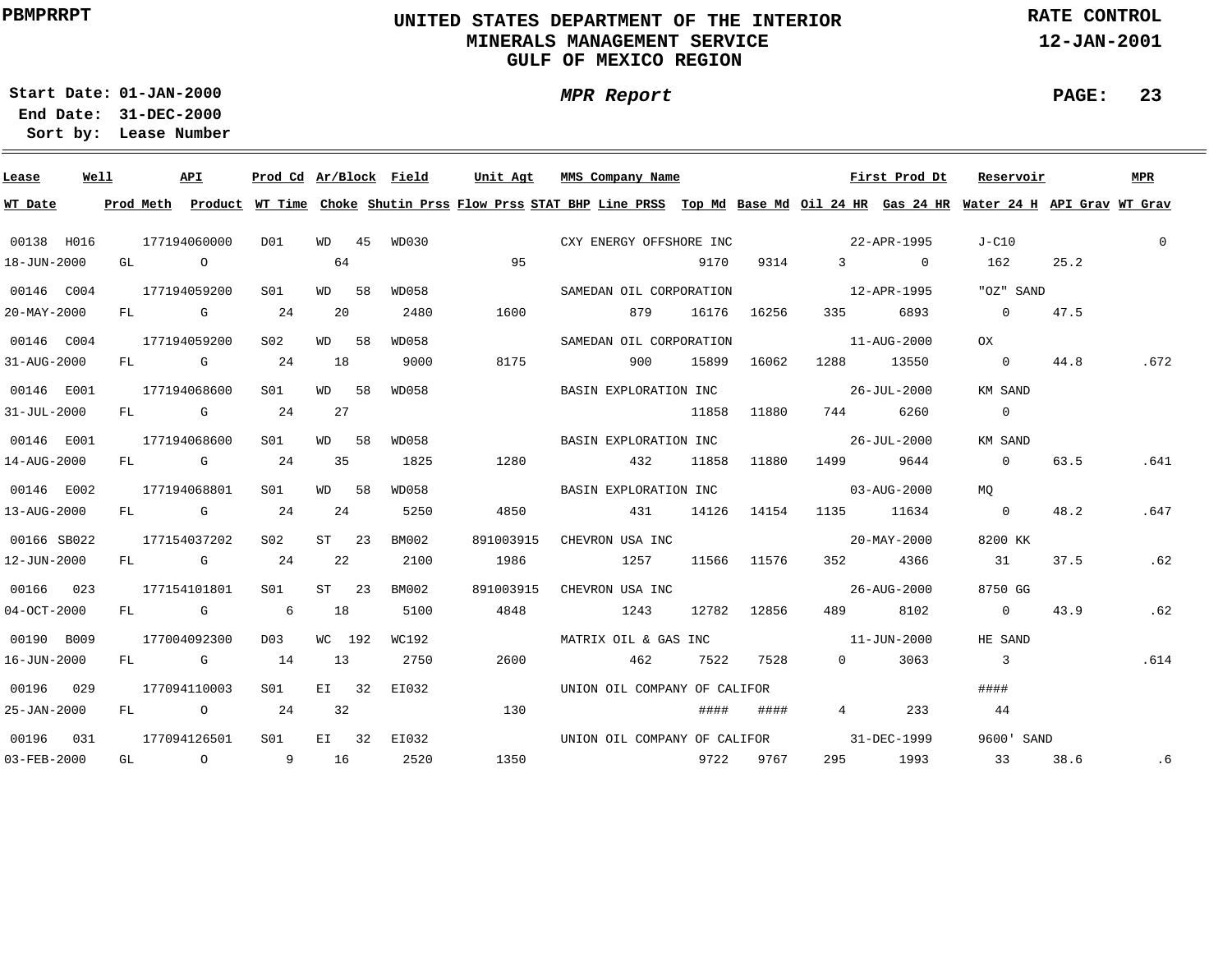**PBMPRRPT**

# UNITED STATES DEPARTMENT OF THE INTERIOR
## MINERALS MANAGEMENT SERVICE
## GULF OF MEXICO REGION

**RATE CONTROL**
**12-JAN-2001**

**Start Date: 01-JAN-2000**
**End Date: 31-DEC-2000**
**Sort by: Lease Number**

***MPR Report***

| Lease | Well | API | Prod Cd | Ar/Block | Field | Unit Agt | MMS Company Name | First Prod Dt | Reservoir | MPR |
|---|---|---|---|---|---|---|---|---|---|---|
| 00138 | H016 | 177194060000 | D01 | WD 45 | WD030 | | CXY ENERGY OFFSHORE INC | 22-APR-1995 | J-C10 | 0 |
| 00146 | C004 | 177194059200 | S01 | WD 58 | WD058 | | SAMEDAN OIL CORPORATION | 12-APR-1995 | "OZ" SAND | |
| 00146 | C004 | 177194059200 | S02 | WD 58 | WD058 | | SAMEDAN OIL CORPORATION | 11-AUG-2000 | OX | |
| 00146 | E001 | 177194068600 | S01 | WD 58 | WD058 | | BASIN EXPLORATION INC | 26-JUL-2000 | KM SAND | |
| 00146 | E001 | 177194068600 | S01 | WD 58 | WD058 | | BASIN EXPLORATION INC | 26-JUL-2000 | KM SAND | |
| 00146 | E002 | 177194068801 | S01 | WD 58 | WD058 | | BASIN EXPLORATION INC | 03-AUG-2000 | MQ | |
| 00166 | SB022 | 177154037202 | S02 | ST 23 | BM002 | 891003915 | CHEVRON USA INC | 20-MAY-2000 | 8200 KK | |
| 00166 | 023 | 177154101801 | S01 | ST 23 | BM002 | 891003915 | CHEVRON USA INC | 26-AUG-2000 | 8750 GG | |
| 00190 | B009 | 177004092300 | D03 | WC 192 | WC192 | | MATRIX OIL & GAS INC | 11-JUN-2000 | HE SAND | |
| 00196 | 029 | 177094110003 | S01 | EI 32 | EI032 | | UNION OIL COMPANY OF CALIFOR | | #### | |
| 00196 | 031 | 177094126501 | S01 | EI 32 | EI032 | | UNION OIL COMPANY OF CALIFOR | 31-DEC-1999 | 9600' SAND | |

| WT Date | Prod Meth | Product | WT Time | Choke | Shutin Prss | Flow Prss | STAT BHP | Line PRSS | Top Md | Base Md | Oil 24 HR | Gas 24 HR | Water 24 H | API Grav | WT Grav |
|---|---|---|---|---|---|---|---|---|---|---|---|---|---|---|---|
| 18-JUN-2000 | GL | O | | 64 | | 95 | | | 9170 | 9314 | 3 | 0 | 162 | 25.2 | |
| 20-MAY-2000 | FL | G | 24 | 20 | 2480 | 1600 | | 879 | 16176 | 16256 | 335 | 6893 | 0 | 47.5 | |
| 31-AUG-2000 | FL | G | 24 | 18 | 9000 | 8175 | | 900 | 15899 | 16062 | 1288 | 13550 | 0 | 44.8 | .672 |
| 31-JUL-2000 | FL | G | 24 | 27 | | | | | 11858 | 11880 | 744 | 6260 | 0 | | |
| 14-AUG-2000 | FL | G | 24 | 35 | 1825 | 1280 | | 432 | 11858 | 11880 | 1499 | 9644 | 0 | 63.5 | .641 |
| 13-AUG-2000 | FL | G | 24 | 24 | 5250 | 4850 | | 431 | 14126 | 14154 | 1135 | 11634 | 0 | 48.2 | .647 |
| 12-JUN-2000 | FL | G | 24 | 22 | 2100 | 1986 | | 1257 | 11566 | 11576 | 352 | 4366 | 31 | 37.5 | .62 |
| 04-OCT-2000 | FL | G | 6 | 18 | 5100 | 4848 | | 1243 | 12782 | 12856 | 489 | 8102 | 0 | 43.9 | .62 |
| 16-JUN-2000 | FL | G | 14 | 13 | 2750 | 2600 | | 462 | 7522 | 7528 | 0 | 3063 | 3 | | .614 |
| 25-JAN-2000 | FL | O | 24 | 32 | | 130 | | | #### | #### | 4 | 233 | 44 | | |
| 03-FEB-2000 | GL | O | 9 | 16 | 2520 | 1350 | | | 9722 | 9767 | 295 | 1993 | 33 | 38.6 | .6 |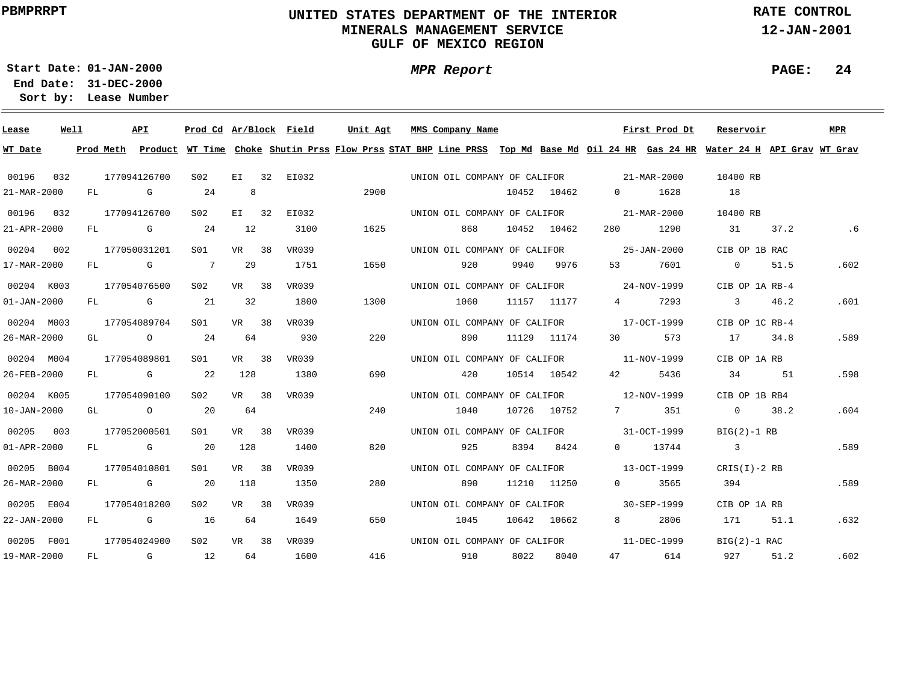PBMPRRPT

# UNITED STATES DEPARTMENT OF THE INTERIOR
## MINERALS MANAGEMENT SERVICE
## GULF OF MEXICO REGION

RATE CONTROL
12-JAN-2001

Start Date: 01-JAN-2000
End Date: 31-DEC-2000
Sort by: Lease Number

*MPR Report*

| Lease | Well | API | Prod Cd | Ar/Block | Field | Unit Agt | MMS Company Name | First Prod Dt | Reservoir | MPR |
|---|---|---|---|---|---|---|---|---|---|---|
| **WT Date** | **Prod Meth** | **Product** | **WT Time** | **Choke** | **Shutin Prss** | **Flow Prss** | **STAT BHP** | **Line PRSS** | **Top Md** | **Base Md** | **Oil 24 HR** | **Gas 24 HR** | **Water 24 H** | **API Grav** | **WT Grav** |

| Lease / WT Date | Well / Prod Meth | API / Product | Prod Cd / WT Time | Ar/Block / Choke | Field / Shutin Prss | Unit Agt / Flow Prss | STAT BHP | MMS Company Name / Line PRSS | Top Md | Base Md | Oil 24 HR | First Prod Dt / Gas 24 HR | Reservoir / Water 24 H | API Grav | MPR / WT Grav |
|---|---|---|---|---|---|---|---|---|---|---|---|---|---|---|---|
| 00196 | 032 | 177094126700 | S02 | EI 32 | EI032 | | | UNION OIL COMPANY OF CALIFOR | | | | 21-MAR-2000 | 10400 RB | | |
| 21-MAR-2000 | FL | G | 24 | 8 | | 2900 | | | 10452 | 10462 | 0 | 1628 | 18 | | |
| 00196 | 032 | 177094126700 | S02 | EI 32 | EI032 | | | UNION OIL COMPANY OF CALIFOR | | | | 21-MAR-2000 | 10400 RB | | |
| 21-APR-2000 | FL | G | 24 | 12 | 3100 | 1625 | | 868 | 10452 | 10462 | 280 | 1290 | 31 | 37.2 | .6 |
| 00204 | 002 | 177050031201 | S01 | VR 38 | VR039 | | | UNION OIL COMPANY OF CALIFOR | | | | 25-JAN-2000 | CIB OP 1B RAC | | |
| 17-MAR-2000 | FL | G | 7 | 29 | 1751 | 1650 | | 920 | 9940 | 9976 | 53 | 7601 | 0 | 51.5 | .602 |
| 00204 | K003 | 177054076500 | S02 | VR 38 | VR039 | | | UNION OIL COMPANY OF CALIFOR | | | | 24-NOV-1999 | CIB OP 1A RB-4 | | |
| 01-JAN-2000 | FL | G | 21 | 32 | 1800 | 1300 | | 1060 | 11157 | 11177 | 4 | 7293 | 3 | 46.2 | .601 |
| 00204 | M003 | 177054089704 | S01 | VR 38 | VR039 | | | UNION OIL COMPANY OF CALIFOR | | | | 17-OCT-1999 | CIB OP 1C RB-4 | | |
| 26-MAR-2000 | GL | O | 24 | 64 | 930 | 220 | | 890 | 11129 | 11174 | 30 | 573 | 17 | 34.8 | .589 |
| 00204 | M004 | 177054089801 | S01 | VR 38 | VR039 | | | UNION OIL COMPANY OF CALIFOR | | | | 11-NOV-1999 | CIB OP 1A RB | | |
| 26-FEB-2000 | FL | G | 22 | 128 | 1380 | 690 | | 420 | 10514 | 10542 | 42 | 5436 | 34 | 51 | .598 |
| 00204 | K005 | 177054090100 | S02 | VR 38 | VR039 | | | UNION OIL COMPANY OF CALIFOR | | | | 12-NOV-1999 | CIB OP 1B RB4 | | |
| 10-JAN-2000 | GL | O | 20 | 64 | | 240 | | 1040 | 10726 | 10752 | 7 | 351 | 0 | 38.2 | .604 |
| 00205 | 003 | 177052000501 | S01 | VR 38 | VR039 | | | UNION OIL COMPANY OF CALIFOR | | | | 31-OCT-1999 | BIG(2)-1 RB | | |
| 01-APR-2000 | FL | G | 20 | 128 | 1400 | 820 | | 925 | 8394 | 8424 | 0 | 13744 | 3 | | .589 |
| 00205 | B004 | 177054010801 | S01 | VR 38 | VR039 | | | UNION OIL COMPANY OF CALIFOR | | | | 13-OCT-1999 | CRIS(I)-2 RB | | |
| 26-MAR-2000 | FL | G | 20 | 118 | 1350 | 280 | | 890 | 11210 | 11250 | 0 | 3565 | 394 | | .589 |
| 00205 | E004 | 177054018200 | S02 | VR 38 | VR039 | | | UNION OIL COMPANY OF CALIFOR | | | | 30-SEP-1999 | CIB OP 1A RB | | |
| 22-JAN-2000 | FL | G | 16 | 64 | 1649 | 650 | | 1045 | 10642 | 10662 | 8 | 2806 | 171 | 51.1 | .632 |
| 00205 | F001 | 177054024900 | S02 | VR 38 | VR039 | | | UNION OIL COMPANY OF CALIFOR | | | | 11-DEC-1999 | BIG(2)-1 RAC | | |
| 19-MAR-2000 | FL | G | 12 | 64 | 1600 | 416 | | 910 | 8022 | 8040 | 47 | 614 | 927 | 51.2 | .602 |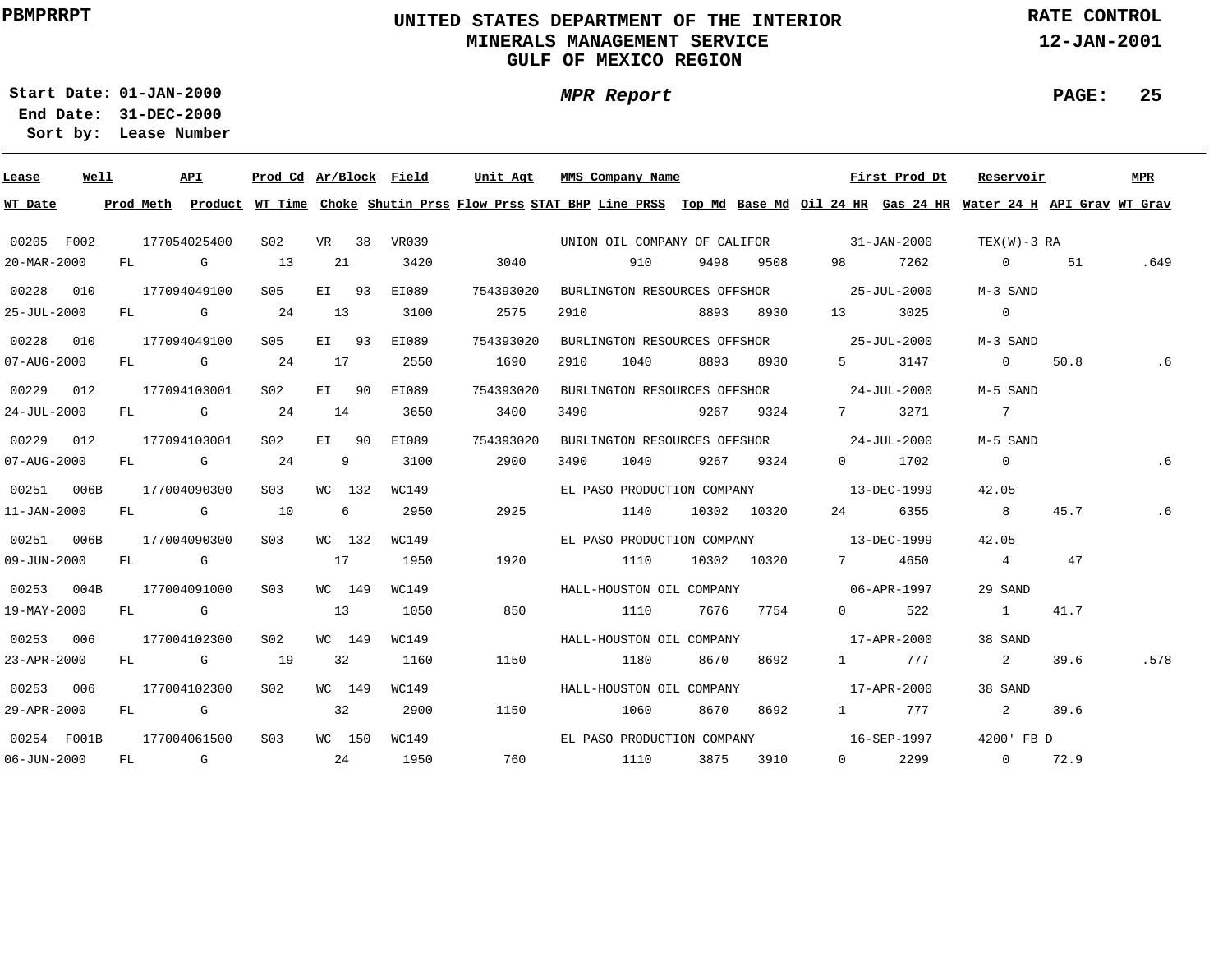PBMPRRPT

# UNITED STATES DEPARTMENT OF THE INTERIOR
## MINERALS MANAGEMENT SERVICE
## GULF OF MEXICO REGION

RATE CONTROL
12-JAN-2001

**Start Date:** 01-JAN-2000
**End Date:** 31-DEC-2000
**Sort by:** Lease Number

*MPR Report*

| Lease | Well | API | Prod Cd | Ar/Block | Field | Unit Agt | MMS Company Name | | | | First Prod Dt | | Reservoir | | MPR |
|---|---|---|---|---|---|---|---|---|---|---|---|---|---|---|---|
| **WT Date** | **Prod Meth** | **Product** | **WT Time** | **Choke** | **Shutin Prss** | **Flow Prss** | **STAT BHP** | **Line PRSS** | **Top Md** | **Base Md** | **Oil 24 HR** | **Gas 24 HR** | **Water 24 H** | **API Grav** | **WT Grav** |
| 00205 | F002 | 177054025400 | S02 | VR 38 | VR039 | | UNION OIL COMPANY OF CALIFOR | | | | 31-JAN-2000 | | TEX(W)-3 RA | | |
| 20-MAR-2000 | FL | G | 13 | 21 | 3420 | 3040 | | 910 | 9498 | 9508 | 98 | 7262 | 0 | 51 | .649 |
| 00228 | 010 | 177094049100 | S05 | EI 93 | EI089 | 754393020 | BURLINGTON RESOURCES OFFSHOR | | | | 25-JUL-2000 | | M-3 SAND | | |
| 25-JUL-2000 | FL | G | 24 | 13 | 3100 | 2575 | 2910 | | 8893 | 8930 | 13 | 3025 | 0 | | |
| 00228 | 010 | 177094049100 | S05 | EI 93 | EI089 | 754393020 | BURLINGTON RESOURCES OFFSHOR | | | | 25-JUL-2000 | | M-3 SAND | | |
| 07-AUG-2000 | FL | G | 24 | 17 | 2550 | 1690 | 2910 | 1040 | 8893 | 8930 | 5 | 3147 | 0 | 50.8 | .6 |
| 00229 | 012 | 177094103001 | S02 | EI 90 | EI089 | 754393020 | BURLINGTON RESOURCES OFFSHOR | | | | 24-JUL-2000 | | M-5 SAND | | |
| 24-JUL-2000 | FL | G | 24 | 14 | 3650 | 3400 | 3490 | | 9267 | 9324 | 7 | 3271 | 7 | | |
| 00229 | 012 | 177094103001 | S02 | EI 90 | EI089 | 754393020 | BURLINGTON RESOURCES OFFSHOR | | | | 24-JUL-2000 | | M-5 SAND | | |
| 07-AUG-2000 | FL | G | 24 | 9 | 3100 | 2900 | 3490 | 1040 | 9267 | 9324 | 0 | 1702 | 0 | | .6 |
| 00251 | 006B | 177004090300 | S03 | WC 132 | WC149 | | EL PASO PRODUCTION COMPANY | | | | 13-DEC-1999 | | 42.05 | | |
| 11-JAN-2000 | FL | G | 10 | 6 | 2950 | 2925 | | 1140 | 10302 | 10320 | 24 | 6355 | 8 | 45.7 | .6 |
| 00251 | 006B | 177004090300 | S03 | WC 132 | WC149 | | EL PASO PRODUCTION COMPANY | | | | 13-DEC-1999 | | 42.05 | | |
| 09-JUN-2000 | FL | G | | 17 | 1950 | 1920 | | 1110 | 10302 | 10320 | 7 | 4650 | 4 | 47 | |
| 00253 | 004B | 177004091000 | S03 | WC 149 | WC149 | | HALL-HOUSTON OIL COMPANY | | | | 06-APR-1997 | | 29 SAND | | |
| 19-MAY-2000 | FL | G | | 13 | 1050 | 850 | | 1110 | 7676 | 7754 | 0 | 522 | 1 | 41.7 | |
| 00253 | 006 | 177004102300 | S02 | WC 149 | WC149 | | HALL-HOUSTON OIL COMPANY | | | | 17-APR-2000 | | 38 SAND | | |
| 23-APR-2000 | FL | G | 19 | 32 | 1160 | 1150 | | 1180 | 8670 | 8692 | 1 | 777 | 2 | 39.6 | .578 |
| 00253 | 006 | 177004102300 | S02 | WC 149 | WC149 | | HALL-HOUSTON OIL COMPANY | | | | 17-APR-2000 | | 38 SAND | | |
| 29-APR-2000 | FL | G | | 32 | 2900 | 1150 | | 1060 | 8670 | 8692 | 1 | 777 | 2 | 39.6 | |
| 00254 | F001B | 177004061500 | S03 | WC 150 | WC149 | | EL PASO PRODUCTION COMPANY | | | | 16-SEP-1997 | | 4200' FB D | | |
| 06-JUN-2000 | FL | G | | 24 | 1950 | 760 | | 1110 | 3875 | 3910 | 0 | 2299 | 0 | 72.9 | |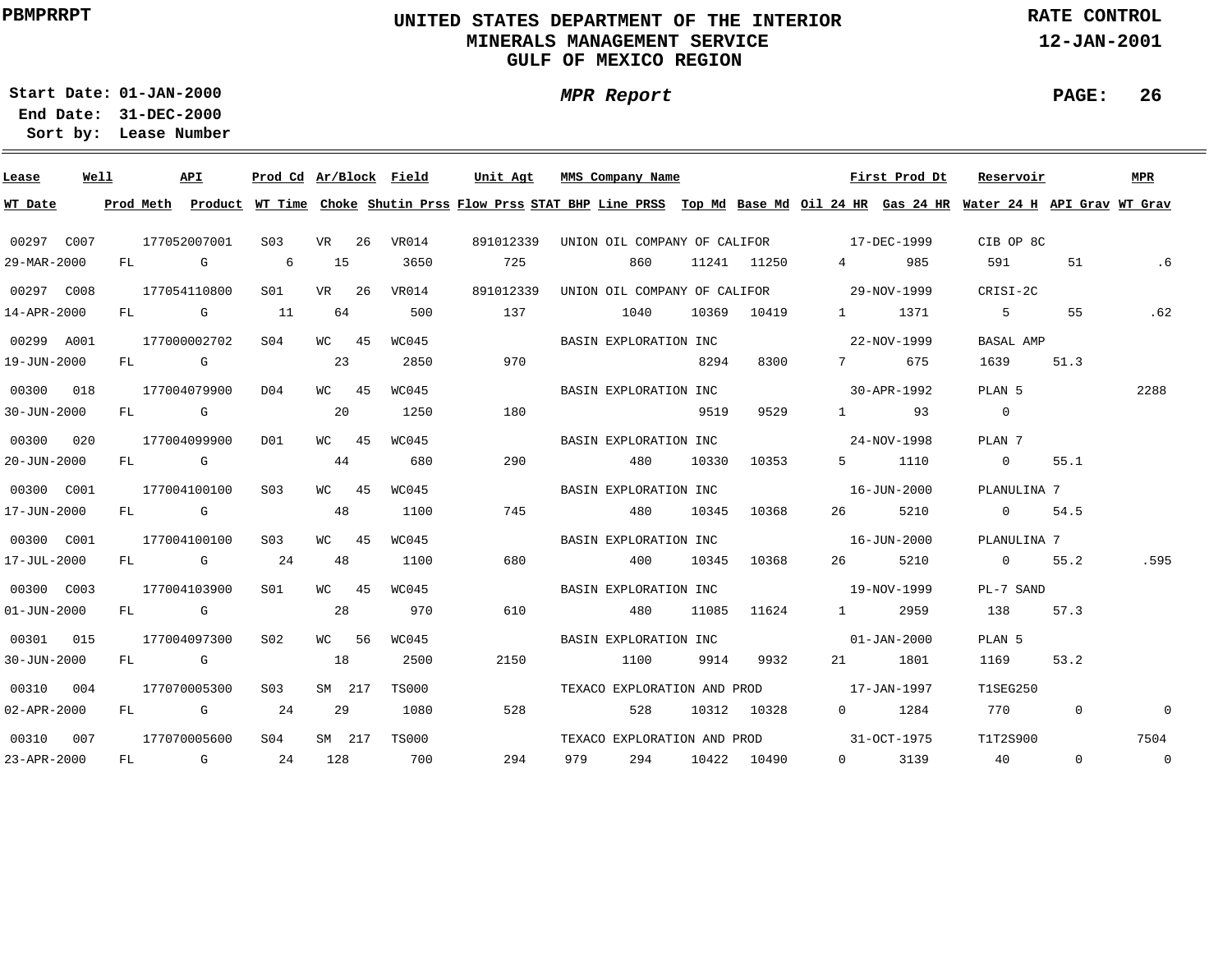**PBMPRRPT**

# UNITED STATES DEPARTMENT OF THE INTERIOR
## MINERALS MANAGEMENT SERVICE
## GULF OF MEXICO REGION

**RATE CONTROL**
**12-JAN-2001**

**Start Date:** 01-JAN-2000
**End Date:** 31-DEC-2000
**Sort by:** Lease Number

***MPR Report***

| Lease | Well | API | Prod Cd | Ar/Block | Field | Unit Agt | MMS Company Name | First Prod Dt | Reservoir | MPR | WT Date | Prod Meth | Product | WT Time | Choke | Shutin Prss | Flow Prss | STAT BHP | Line PRSS | Top Md | Base Md | Oil 24 HR | Gas 24 HR | Water 24 H | API Grav | WT Grav |
|---|---|---|---|---|---|---|---|---|---|---|---|---|---|---|---|---|---|---|---|---|---|---|---|---|---|---|
| 00297 | C007 | 177052007001 | S03 | VR 26 | VR014 | 891012339 | UNION OIL COMPANY OF CALIFOR | 17-DEC-1999 | CIB OP 8C | | 29-MAR-2000 | FL | G | 6 | 15 | 3650 | 725 | | 860 | 11241 | 11250 | 4 | 985 | 591 | 51 | .6 |
| 00297 | C008 | 177054110800 | S01 | VR 26 | VR014 | 891012339 | UNION OIL COMPANY OF CALIFOR | 29-NOV-1999 | CRISI-2C | | 14-APR-2000 | FL | G | 11 | 64 | 500 | 137 | | 1040 | 10369 | 10419 | 1 | 1371 | 5 | 55 | .62 |
| 00299 | A001 | 177000002702 | S04 | WC 45 | WC045 | | BASIN EXPLORATION INC | 22-NOV-1999 | BASAL AMP | | 19-JUN-2000 | FL | G | | 23 | 2850 | 970 | | | 8294 | 8300 | 7 | 675 | 1639 | 51.3 | |
| 00300 | 018 | 177004079900 | D04 | WC 45 | WC045 | | BASIN EXPLORATION INC | 30-APR-1992 | PLAN 5 | 2288 | 30-JUN-2000 | FL | G | | 20 | 1250 | 180 | | | 9519 | 9529 | 1 | 93 | 0 | | |
| 00300 | 020 | 177004099900 | D01 | WC 45 | WC045 | | BASIN EXPLORATION INC | 24-NOV-1998 | PLAN 7 | | 20-JUN-2000 | FL | G | | 44 | 680 | 290 | | 480 | 10330 | 10353 | 5 | 1110 | 0 | 55.1 | |
| 00300 | C001 | 177004100100 | S03 | WC 45 | WC045 | | BASIN EXPLORATION INC | 16-JUN-2000 | PLANULINA 7 | | 17-JUN-2000 | FL | G | | 48 | 1100 | 745 | | 480 | 10345 | 10368 | 26 | 5210 | 0 | 54.5 | |
| 00300 | C001 | 177004100100 | S03 | WC 45 | WC045 | | BASIN EXPLORATION INC | 16-JUN-2000 | PLANULINA 7 | | 17-JUL-2000 | FL | G | 24 | 48 | 1100 | 680 | | 400 | 10345 | 10368 | 26 | 5210 | 0 | 55.2 | .595 |
| 00300 | C003 | 177004103900 | S01 | WC 45 | WC045 | | BASIN EXPLORATION INC | 19-NOV-1999 | PL-7 SAND | | 01-JUN-2000 | FL | G | | 28 | 970 | 610 | | 480 | 11085 | 11624 | 1 | 2959 | 138 | 57.3 | |
| 00301 | 015 | 177004097300 | S02 | WC 56 | WC045 | | BASIN EXPLORATION INC | 01-JAN-2000 | PLAN 5 | | 30-JUN-2000 | FL | G | | 18 | 2500 | 2150 | | 1100 | 9914 | 9932 | 21 | 1801 | 1169 | 53.2 | |
| 00310 | 004 | 177070005300 | S03 | SM 217 | TS000 | | TEXACO EXPLORATION AND PROD | 17-JAN-1997 | T1SEG250 | | 02-APR-2000 | FL | G | 24 | 29 | 1080 | 528 | | 528 | 10312 | 10328 | 0 | 1284 | 770 | 0 | 0 |
| 00310 | 007 | 177070005600 | S04 | SM 217 | TS000 | | TEXACO EXPLORATION AND PROD | 31-OCT-1975 | T1T2S900 | 7504 | 23-APR-2000 | FL | G | 24 | 128 | 700 | 294 | 979 | 294 | 10422 | 10490 | 0 | 3139 | 40 | 0 | 0 |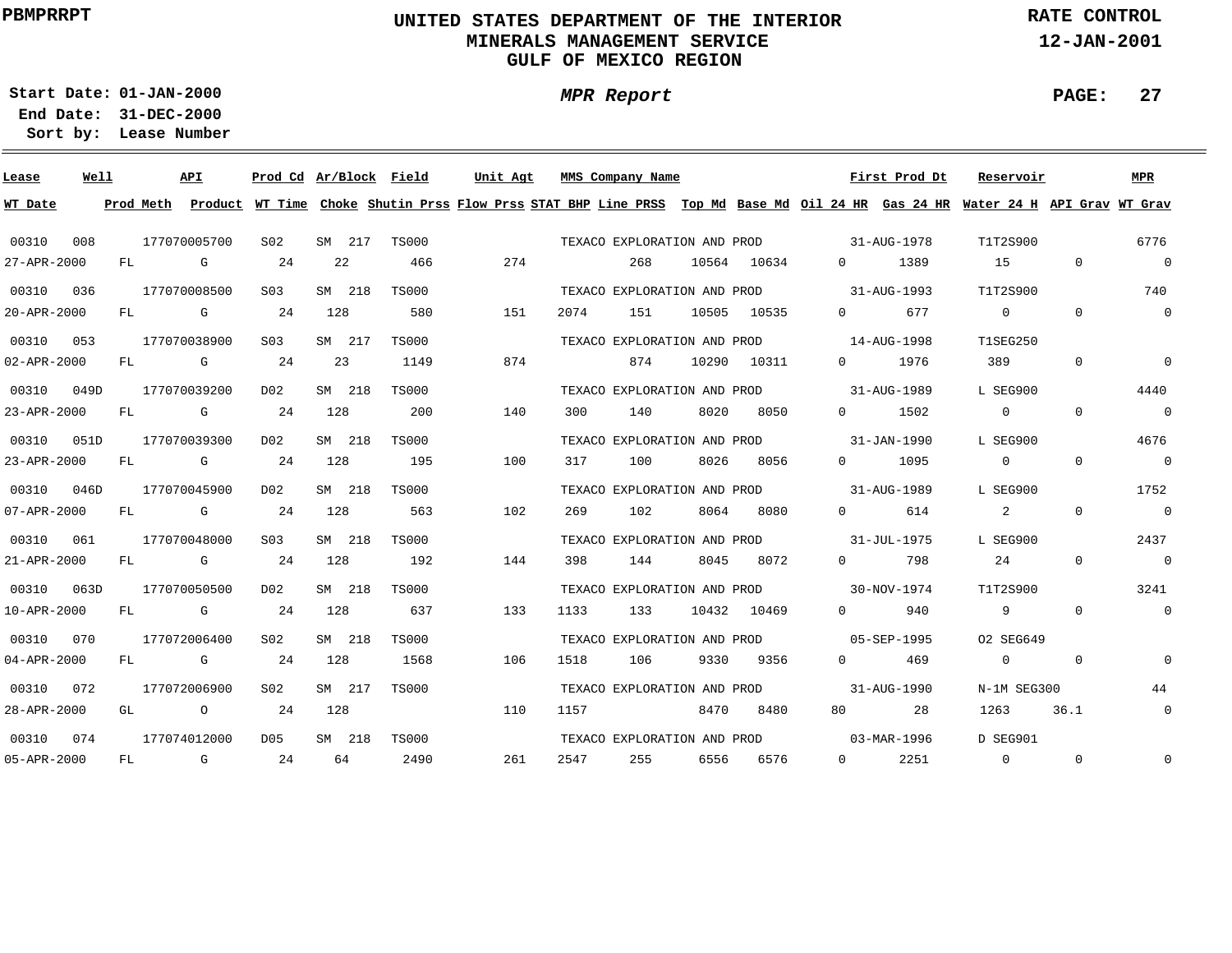PBMPRRPT

# UNITED STATES DEPARTMENT OF THE INTERIOR
## MINERALS MANAGEMENT SERVICE
## GULF OF MEXICO REGION

RATE CONTROL
12-JAN-2001

**Start Date:** 01-JAN-2000
**End Date:** 31-DEC-2000
**Sort by:** Lease Number

*MPR Report*

| Lease | Well | API | Prod Cd | Ar/Block | Field | Unit Agt | MMS Company Name | First Prod Dt | Reservoir | MPR | WT Date | Prod Meth | Product | WT Time | Choke | Shutin Prss | Flow Prss | STAT BHP | Line PRSS | Top Md | Base Md | Oil 24 HR | Gas 24 HR | Water 24 H | API Grav | WT Grav |
|---|---|---|---|---|---|---|---|---|---|---|---|---|---|---|---|---|---|---|---|---|---|---|---|---|---|---|
| 00310 | 008 | 177070005700 | S02 | SM 217 | TS000 | | TEXACO EXPLORATION AND PROD | 31-AUG-1978 | T1T2S900 | 6776 | 27-APR-2000 | FL | G | 24 | 22 | 466 | 274 | | 268 | 10564 | 10634 | 0 | 1389 | 15 | 0 | 0 |
| 00310 | 036 | 177070008500 | S03 | SM 218 | TS000 | | TEXACO EXPLORATION AND PROD | 31-AUG-1993 | T1T2S900 | 740 | 20-APR-2000 | FL | G | 24 | 128 | 580 | 151 | 2074 | 151 | 10505 | 10535 | 0 | 677 | 0 | 0 | 0 |
| 00310 | 053 | 177070038900 | S03 | SM 217 | TS000 | | TEXACO EXPLORATION AND PROD | 14-AUG-1998 | T1SEG250 | | 02-APR-2000 | FL | G | 24 | 23 | 1149 | 874 | | 874 | 10290 | 10311 | 0 | 1976 | 389 | 0 | 0 |
| 00310 | 049D | 177070039200 | D02 | SM 218 | TS000 | | TEXACO EXPLORATION AND PROD | 31-AUG-1989 | L SEG900 | 4440 | 23-APR-2000 | FL | G | 24 | 128 | 200 | 140 | 300 | 140 | 8020 | 8050 | 0 | 1502 | 0 | 0 | 0 |
| 00310 | 051D | 177070039300 | D02 | SM 218 | TS000 | | TEXACO EXPLORATION AND PROD | 31-JAN-1990 | L SEG900 | 4676 | 23-APR-2000 | FL | G | 24 | 128 | 195 | 100 | 317 | 100 | 8026 | 8056 | 0 | 1095 | 0 | 0 | 0 |
| 00310 | 046D | 177070045900 | D02 | SM 218 | TS000 | | TEXACO EXPLORATION AND PROD | 31-AUG-1989 | L SEG900 | 1752 | 07-APR-2000 | FL | G | 24 | 128 | 563 | 102 | 269 | 102 | 8064 | 8080 | 0 | 614 | 2 | 0 | 0 |
| 00310 | 061 | 177070048000 | S03 | SM 218 | TS000 | | TEXACO EXPLORATION AND PROD | 31-JUL-1975 | L SEG900 | 2437 | 21-APR-2000 | FL | G | 24 | 128 | 192 | 144 | 398 | 144 | 8045 | 8072 | 0 | 798 | 24 | 0 | 0 |
| 00310 | 063D | 177070050500 | D02 | SM 218 | TS000 | | TEXACO EXPLORATION AND PROD | 30-NOV-1974 | T1T2S900 | 3241 | 10-APR-2000 | FL | G | 24 | 128 | 637 | 133 | 1133 | 133 | 10432 | 10469 | 0 | 940 | 9 | 0 | 0 |
| 00310 | 070 | 177072006400 | S02 | SM 218 | TS000 | | TEXACO EXPLORATION AND PROD | 05-SEP-1995 | O2 SEG649 | | 04-APR-2000 | FL | G | 24 | 128 | 1568 | 106 | 1518 | 106 | 9330 | 9356 | 0 | 469 | 0 | 0 | 0 |
| 00310 | 072 | 177072006900 | S02 | SM 217 | TS000 | | TEXACO EXPLORATION AND PROD | 31-AUG-1990 | N-1M SEG300 | 44 | 28-APR-2000 | GL | O | 24 | 128 | | 110 | 1157 | | 8470 | 8480 | 80 | 28 | 1263 | 36.1 | 0 |
| 00310 | 074 | 177074012000 | D05 | SM 218 | TS000 | | TEXACO EXPLORATION AND PROD | 03-MAR-1996 | D SEG901 | | 05-APR-2000 | FL | G | 24 | 64 | 2490 | 261 | 2547 | 255 | 6556 | 6576 | 0 | 2251 | 0 | 0 | 0 |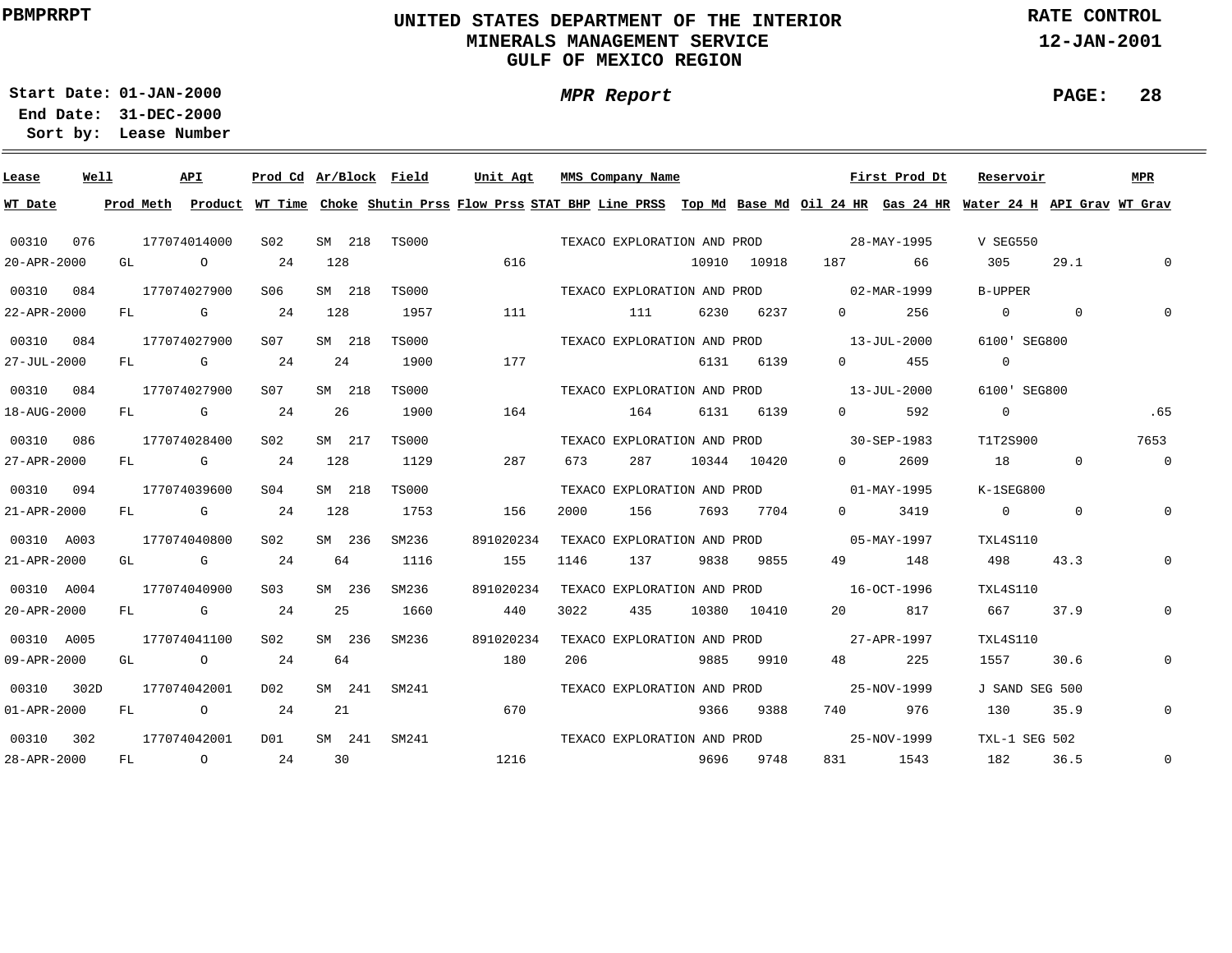PBMPRRPT

# UNITED STATES DEPARTMENT OF THE INTERIOR
## MINERALS MANAGEMENT SERVICE
## GULF OF MEXICO REGION

RATE CONTROL
12-JAN-2001

**Start Date:** 01-JAN-2000
**End Date:** 31-DEC-2000
**Sort by:** Lease Number

***MPR Report***

| Lease | Well | API | Prod Cd | Ar/Block | Field | Unit Agt | MMS Company Name | First Prod Dt | Reservoir | MPR | WT Date | Prod Meth | Product | WT Time | Choke | Shutin Prss | Flow Prss | STAT BHP | Line PRSS | Top Md | Base Md | Oil 24 HR | Gas 24 HR | Water 24 H | API Grav | WT Grav |
|---|---|---|---|---|---|---|---|---|---|---|---|---|---|---|---|---|---|---|---|---|---|---|---|---|---|---|
| 00310 | 076 | 177074014000 | S02 | SM 218 | TS000 | | TEXACO EXPLORATION AND PROD | 28-MAY-1995 | V SEG550 | | 20-APR-2000 | GL | O | 24 | 128 | | 616 | | | 10910 | 10918 | 187 | 66 | 305 | 29.1 | 0 |
| 00310 | 084 | 177074027900 | S06 | SM 218 | TS000 | | TEXACO EXPLORATION AND PROD | 02-MAR-1999 | B-UPPER | | 22-APR-2000 | FL | G | 24 | 128 | 1957 | 111 | | 111 | 6230 | 6237 | 0 | 256 | 0 | 0 | 0 |
| 00310 | 084 | 177074027900 | S07 | SM 218 | TS000 | | TEXACO EXPLORATION AND PROD | 13-JUL-2000 | 6100' SEG800 | | 27-JUL-2000 | FL | G | 24 | 24 | 1900 | 177 | | | 6131 | 6139 | 0 | 455 | 0 | | |
| 00310 | 084 | 177074027900 | S07 | SM 218 | TS000 | | TEXACO EXPLORATION AND PROD | 13-JUL-2000 | 6100' SEG800 | | 18-AUG-2000 | FL | G | 24 | 26 | 1900 | 164 | | 164 | 6131 | 6139 | 0 | 592 | 0 | | .65 |
| 00310 | 086 | 177074028400 | S02 | SM 217 | TS000 | | TEXACO EXPLORATION AND PROD | 30-SEP-1983 | T1T2S900 | 7653 | 27-APR-2000 | FL | G | 24 | 128 | 1129 | 287 | 673 | 287 | 10344 | 10420 | 0 | 2609 | 18 | 0 | 0 |
| 00310 | 094 | 177074039600 | S04 | SM 218 | TS000 | | TEXACO EXPLORATION AND PROD | 01-MAY-1995 | K-1SEG800 | | 21-APR-2000 | FL | G | 24 | 128 | 1753 | 156 | 2000 | 156 | 7693 | 7704 | 0 | 3419 | 0 | 0 | 0 |
| 00310 | A003 | 177074040800 | S02 | SM 236 | SM236 | 891020234 | TEXACO EXPLORATION AND PROD | 05-MAY-1997 | TXL4S110 | | 21-APR-2000 | GL | G | 24 | 64 | 1116 | 155 | 1146 | 137 | 9838 | 9855 | 49 | 148 | 498 | 43.3 | 0 |
| 00310 | A004 | 177074040900 | S03 | SM 236 | SM236 | 891020234 | TEXACO EXPLORATION AND PROD | 16-OCT-1996 | TXL4S110 | | 20-APR-2000 | FL | G | 24 | 25 | 1660 | 440 | 3022 | 435 | 10380 | 10410 | 20 | 817 | 667 | 37.9 | 0 |
| 00310 | A005 | 177074041100 | S02 | SM 236 | SM236 | 891020234 | TEXACO EXPLORATION AND PROD | 27-APR-1997 | TXL4S110 | | 09-APR-2000 | GL | O | 24 | 64 | | 180 | 206 | | 9885 | 9910 | 48 | 225 | 1557 | 30.6 | 0 |
| 00310 | 302D | 177074042001 | D02 | SM 241 | SM241 | | TEXACO EXPLORATION AND PROD | 25-NOV-1999 | J SAND SEG 500 | | 01-APR-2000 | FL | O | 24 | 21 | | 670 | | | 9366 | 9388 | 740 | 976 | 130 | 35.9 | 0 |
| 00310 | 302 | 177074042001 | D01 | SM 241 | SM241 | | TEXACO EXPLORATION AND PROD | 25-NOV-1999 | TXL-1 SEG 502 | | 28-APR-2000 | FL | O | 24 | 30 | | 1216 | | | 9696 | 9748 | 831 | 1543 | 182 | 36.5 | 0 |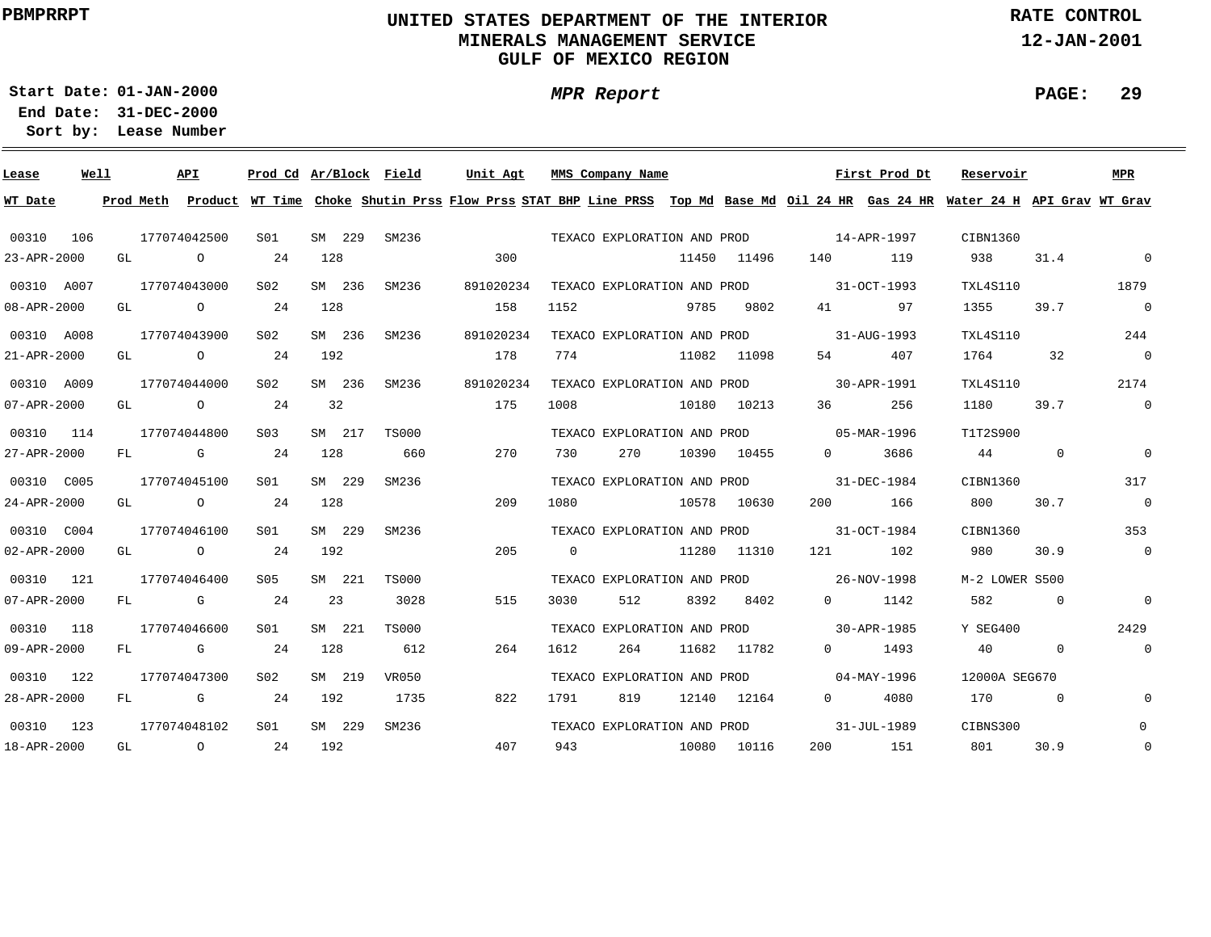PBMPRRPT

# UNITED STATES DEPARTMENT OF THE INTERIOR
## MINERALS MANAGEMENT SERVICE
## GULF OF MEXICO REGION

RATE CONTROL
12-JAN-2001

**Start Date:** 01-JAN-2000
**End Date:** 31-DEC-2000
**Sort by:** Lease Number

*MPR Report*

| Lease | Well | API | Prod Cd | Ar/Block | Field | Unit Agt | MMS Company Name | | | | First Prod Dt | | Reservoir | | MPR |
|---|---|---|---|---|---|---|---|---|---|---|---|---|---|---|---|
| WT Date | Prod Meth | Product | WT Time | Choke | Shutin Prss | Flow Prss | STAT BHP | Line PRSS | Top Md | Base Md | Oil 24 HR | Gas 24 HR | Water 24 H | API Grav | WT Grav |
| 00310 | 106 | 177074042500 | S01 | SM 229 | SM236 | | TEXACO EXPLORATION AND PROD | | | | 14-APR-1997 | | CIBN1360 | | |
| 23-APR-2000 | GL | O | 24 | 128 | | 300 | | | 11450 | 11496 | 140 | 119 | 938 | 31.4 | 0 |
| 00310 | A007 | 177074043000 | S02 | SM 236 | SM236 | 891020234 | TEXACO EXPLORATION AND PROD | | | | 31-OCT-1993 | | TXL4S110 | | 1879 |
| 08-APR-2000 | GL | O | 24 | 128 | | 158 | 1152 | | 9785 | 9802 | 41 | 97 | 1355 | 39.7 | 0 |
| 00310 | A008 | 177074043900 | S02 | SM 236 | SM236 | 891020234 | TEXACO EXPLORATION AND PROD | | | | 31-AUG-1993 | | TXL4S110 | | 244 |
| 21-APR-2000 | GL | O | 24 | 192 | | 178 | 774 | | 11082 | 11098 | 54 | 407 | 1764 | 32 | 0 |
| 00310 | A009 | 177074044000 | S02 | SM 236 | SM236 | 891020234 | TEXACO EXPLORATION AND PROD | | | | 30-APR-1991 | | TXL4S110 | | 2174 |
| 07-APR-2000 | GL | O | 24 | 32 | | 175 | 1008 | | 10180 | 10213 | 36 | 256 | 1180 | 39.7 | 0 |
| 00310 | 114 | 177074044800 | S03 | SM 217 | TS000 | | TEXACO EXPLORATION AND PROD | | | | 05-MAR-1996 | | T1T2S900 | | |
| 27-APR-2000 | FL | G | 24 | 128 | 660 | 270 | 730 | 270 | 10390 | 10455 | 0 | 3686 | 44 | 0 | 0 |
| 00310 | C005 | 177074045100 | S01 | SM 229 | SM236 | | TEXACO EXPLORATION AND PROD | | | | 31-DEC-1984 | | CIBN1360 | | 317 |
| 24-APR-2000 | GL | O | 24 | 128 | | 209 | 1080 | | 10578 | 10630 | 200 | 166 | 800 | 30.7 | 0 |
| 00310 | C004 | 177074046100 | S01 | SM 229 | SM236 | | TEXACO EXPLORATION AND PROD | | | | 31-OCT-1984 | | CIBN1360 | | 353 |
| 02-APR-2000 | GL | O | 24 | 192 | | 205 | 0 | | 11280 | 11310 | 121 | 102 | 980 | 30.9 | 0 |
| 00310 | 121 | 177074046400 | S05 | SM 221 | TS000 | | TEXACO EXPLORATION AND PROD | | | | 26-NOV-1998 | | M-2 LOWER S500 | | |
| 07-APR-2000 | FL | G | 24 | 23 | 3028 | 515 | 3030 | 512 | 8392 | 8402 | 0 | 1142 | 582 | 0 | 0 |
| 00310 | 118 | 177074046600 | S01 | SM 221 | TS000 | | TEXACO EXPLORATION AND PROD | | | | 30-APR-1985 | | Y SEG400 | | 2429 |
| 09-APR-2000 | FL | G | 24 | 128 | 612 | 264 | 1612 | 264 | 11682 | 11782 | 0 | 1493 | 40 | 0 | 0 |
| 00310 | 122 | 177074047300 | S02 | SM 219 | VR050 | | TEXACO EXPLORATION AND PROD | | | | 04-MAY-1996 | | 12000A SEG670 | | |
| 28-APR-2000 | FL | G | 24 | 192 | 1735 | 822 | 1791 | 819 | 12140 | 12164 | 0 | 4080 | 170 | 0 | 0 |
| 00310 | 123 | 177074048102 | S01 | SM 229 | SM236 | | TEXACO EXPLORATION AND PROD | | | | 31-JUL-1989 | | CIBNS300 | | 0 |
| 18-APR-2000 | GL | O | 24 | 192 | | 407 | 943 | | 10080 | 10116 | 200 | 151 | 801 | 30.9 | 0 |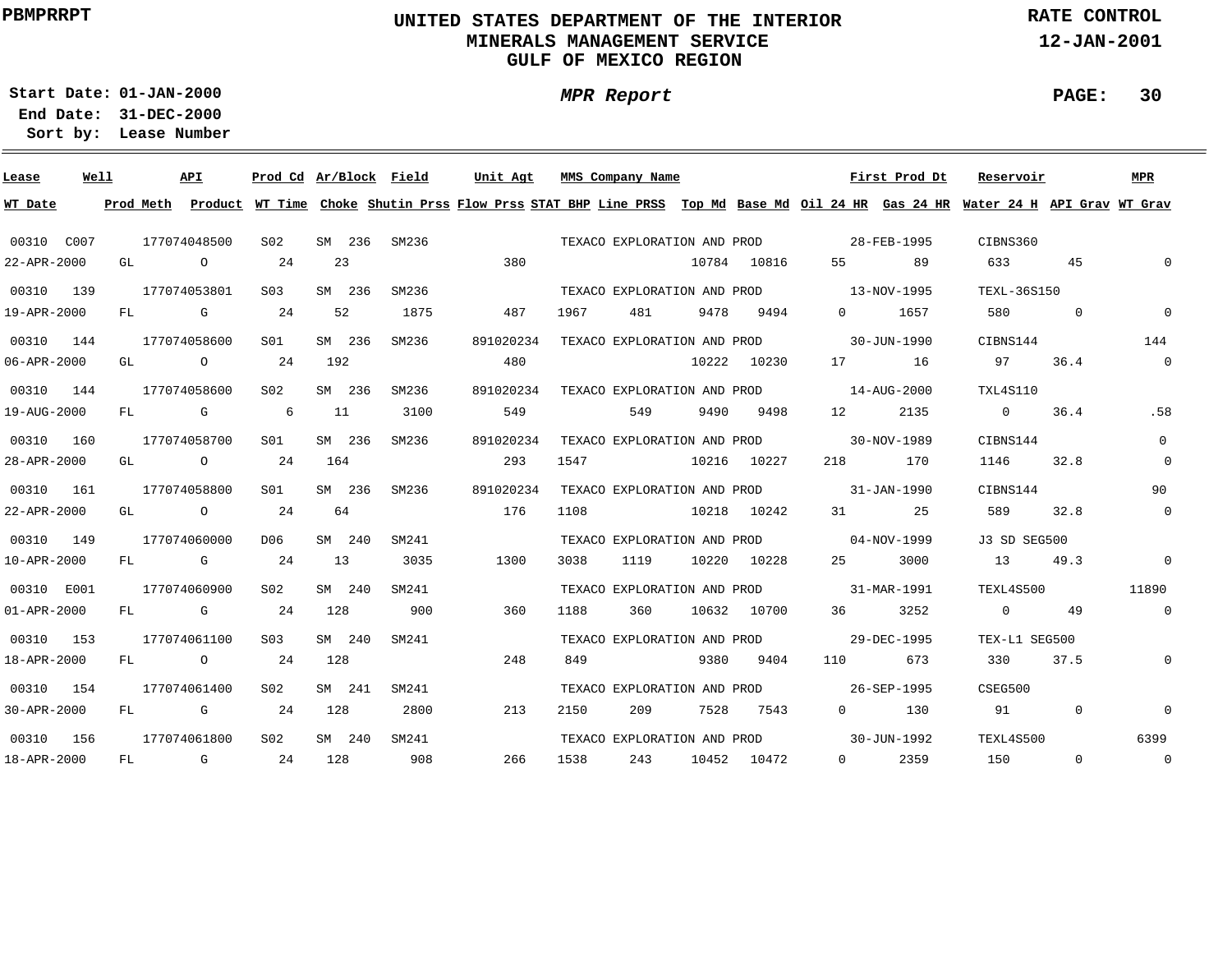PBMPRRPT

# UNITED STATES DEPARTMENT OF THE INTERIOR
## MINERALS MANAGEMENT SERVICE
## GULF OF MEXICO REGION

RATE CONTROL
12-JAN-2001

**Start Date:** 01-JAN-2000
**End Date:** 31-DEC-2000
**Sort by:** Lease Number

*MPR Report*

| Lease | Well | API | Prod Cd | Ar/Block | Field | Unit Agt | MMS Company Name | | | | | First Prod Dt | | Reservoir | | MPR |
|---|---|---|---|---|---|---|---|---|---|---|---|---|---|---|---|---|
| WT Date | Prod Meth | Product | WT Time | Choke | Shutin Prss | Flow Prss | STAT BHP | Line PRSS | Top Md | Base Md | Oil 24 HR | Gas 24 HR | Water 24 H | API Grav | WT Grav | |
| 00310 | C007 | 177074048500 | S02 | SM 236 | SM236 | | TEXACO EXPLORATION AND PROD | | | | | 28-FEB-1995 | | CIBNS360 | | |
| 22-APR-2000 | GL | O | 24 | 23 | | 380 | | | 10784 | 10816 | 55 | 89 | 633 | 45 | 0 | |
| 00310 | 139 | 177074053801 | S03 | SM 236 | SM236 | | TEXACO EXPLORATION AND PROD | | | | | 13-NOV-1995 | | TEXL-36S150 | | |
| 19-APR-2000 | FL | G | 24 | 52 | 1875 | 487 | 1967 | 481 | 9478 | 9494 | 0 | 1657 | 580 | 0 | 0 | |
| 00310 | 144 | 177074058600 | S01 | SM 236 | SM236 | 891020234 | TEXACO EXPLORATION AND PROD | | | | | 30-JUN-1990 | | CIBNS144 | | 144 |
| 06-APR-2000 | GL | O | 24 | 192 | | 480 | | | 10222 | 10230 | 17 | 16 | 97 | 36.4 | 0 | |
| 00310 | 144 | 177074058600 | S02 | SM 236 | SM236 | 891020234 | TEXACO EXPLORATION AND PROD | | | | | 14-AUG-2000 | | TXL4S110 | | |
| 19-AUG-2000 | FL | G | 6 | 11 | 3100 | 549 | | 549 | 9490 | 9498 | 12 | 2135 | 0 | 36.4 | .58 | |
| 00310 | 160 | 177074058700 | S01 | SM 236 | SM236 | 891020234 | TEXACO EXPLORATION AND PROD | | | | | 30-NOV-1989 | | CIBNS144 | | 0 |
| 28-APR-2000 | GL | O | 24 | 164 | | 293 | 1547 | | 10216 | 10227 | 218 | 170 | 1146 | 32.8 | 0 | |
| 00310 | 161 | 177074058800 | S01 | SM 236 | SM236 | 891020234 | TEXACO EXPLORATION AND PROD | | | | | 31-JAN-1990 | | CIBNS144 | | 90 |
| 22-APR-2000 | GL | O | 24 | 64 | | 176 | 1108 | | 10218 | 10242 | 31 | 25 | 589 | 32.8 | 0 | |
| 00310 | 149 | 177074060000 | D06 | SM 240 | SM241 | | TEXACO EXPLORATION AND PROD | | | | | 04-NOV-1999 | | J3 SD SEG500 | | |
| 10-APR-2000 | FL | G | 24 | 13 | 3035 | 1300 | 3038 | 1119 | 10220 | 10228 | 25 | 3000 | 13 | 49.3 | 0 | |
| 00310 | E001 | 177074060900 | S02 | SM 240 | SM241 | | TEXACO EXPLORATION AND PROD | | | | | 31-MAR-1991 | | TEXL4S500 | | 11890 |
| 01-APR-2000 | FL | G | 24 | 128 | 900 | 360 | 1188 | 360 | 10632 | 10700 | 36 | 3252 | 0 | 49 | 0 | |
| 00310 | 153 | 177074061100 | S03 | SM 240 | SM241 | | TEXACO EXPLORATION AND PROD | | | | | 29-DEC-1995 | | TEX-L1 SEG500 | | |
| 18-APR-2000 | FL | O | 24 | 128 | | 248 | 849 | | 9380 | 9404 | 110 | 673 | 330 | 37.5 | 0 | |
| 00310 | 154 | 177074061400 | S02 | SM 241 | SM241 | | TEXACO EXPLORATION AND PROD | | | | | 26-SEP-1995 | | CSEG500 | | |
| 30-APR-2000 | FL | G | 24 | 128 | 2800 | 213 | 2150 | 209 | 7528 | 7543 | 0 | 130 | 91 | 0 | 0 | |
| 00310 | 156 | 177074061800 | S02 | SM 240 | SM241 | | TEXACO EXPLORATION AND PROD | | | | | 30-JUN-1992 | | TEXL4S500 | | 6399 |
| 18-APR-2000 | FL | G | 24 | 128 | 908 | 266 | 1538 | 243 | 10452 | 10472 | 0 | 2359 | 150 | 0 | 0 | |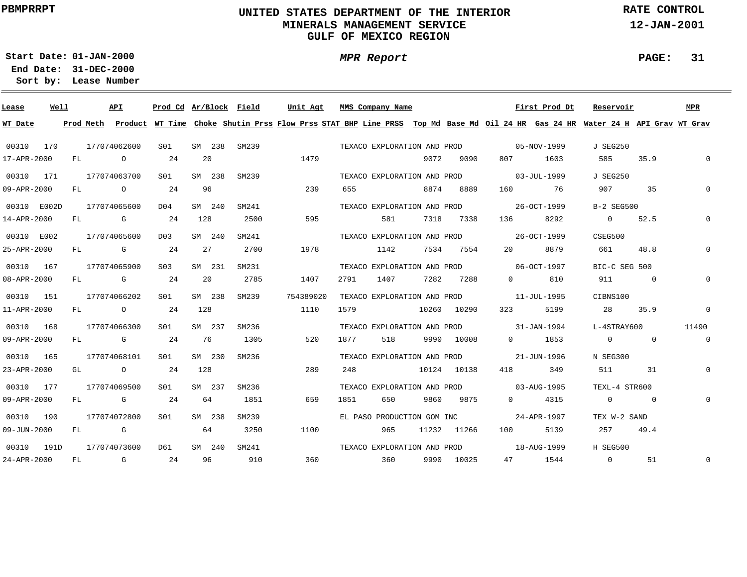PBMPRRPT

# UNITED STATES DEPARTMENT OF THE INTERIOR
## MINERALS MANAGEMENT SERVICE
## GULF OF MEXICO REGION

RATE CONTROL
12-JAN-2001

Start Date: 01-JAN-2000
End Date: 31-DEC-2000
Sort by: Lease Number

*MPR Report*

| Lease | Well | API | Prod Cd | Ar/Block | Field | Unit Agt | MMS Company Name | | | | | First Prod Dt | | Reservoir | | MPR |
|---|---|---|---|---|---|---|---|---|---|---|---|---|---|---|---|---|
| WT Date | Prod Meth | Product | WT Time | Choke | Shutin Prss | Flow Prss | STAT BHP | Line PRSS | Top Md | Base Md | Oil 24 HR | Gas 24 HR | | Water 24 H | API Grav | WT Grav |
| 00310 | 170 | 177074062600 | S01 | SM 238 | SM239 | | TEXACO EXPLORATION AND PROD | | | | | 05-NOV-1999 | | J SEG250 | | |
| 17-APR-2000 | FL | O | 24 | 20 | | 1479 | | | 9072 | 9090 | 807 | 1603 | | 585 | 35.9 | 0 |
| 00310 | 171 | 177074063700 | S01 | SM 238 | SM239 | | TEXACO EXPLORATION AND PROD | | | | | 03-JUL-1999 | | J SEG250 | | |
| 09-APR-2000 | FL | O | 24 | 96 | | 239 | 655 | | 8874 | 8889 | 160 | 76 | | 907 | 35 | 0 |
| 00310 | E002D | 177074065600 | D04 | SM 240 | SM241 | | TEXACO EXPLORATION AND PROD | | | | | 26-OCT-1999 | | B-2 SEG500 | | |
| 14-APR-2000 | FL | G | 24 | 128 | 2500 | 595 | | 581 | 7318 | 7338 | 136 | 8292 | | 0 | 52.5 | 0 |
| 00310 | E002 | 177074065600 | D03 | SM 240 | SM241 | | TEXACO EXPLORATION AND PROD | | | | | 26-OCT-1999 | | CSEG500 | | |
| 25-APR-2000 | FL | G | 24 | 27 | 2700 | 1978 | | 1142 | 7534 | 7554 | 20 | 8879 | | 661 | 48.8 | 0 |
| 00310 | 167 | 177074065900 | S03 | SM 231 | SM231 | | TEXACO EXPLORATION AND PROD | | | | | 06-OCT-1997 | | BIC-C SEG 500 | | |
| 08-APR-2000 | FL | G | 24 | 20 | 2785 | 1407 | 2791 | 1407 | 7282 | 7288 | 0 | 810 | | 911 | 0 | 0 |
| 00310 | 151 | 177074066202 | S01 | SM 238 | SM239 | 754389020 | TEXACO EXPLORATION AND PROD | | | | | 11-JUL-1995 | | CIBNS100 | | |
| 11-APR-2000 | FL | O | 24 | 128 | | 1110 | 1579 | | 10260 | 10290 | 323 | 5199 | | 28 | 35.9 | 0 |
| 00310 | 168 | 177074066300 | S01 | SM 237 | SM236 | | TEXACO EXPLORATION AND PROD | | | | | 31-JAN-1994 | | L-4STRAY600 | | 11490 |
| 09-APR-2000 | FL | G | 24 | 76 | 1305 | 520 | 1877 | 518 | 9990 | 10008 | 0 | 1853 | | 0 | 0 | 0 |
| 00310 | 165 | 177074068101 | S01 | SM 230 | SM236 | | TEXACO EXPLORATION AND PROD | | | | | 21-JUN-1996 | | N SEG300 | | |
| 23-APR-2000 | GL | O | 24 | 128 | | 289 | 248 | | 10124 | 10138 | 418 | 349 | | 511 | 31 | 0 |
| 00310 | 177 | 177074069500 | S01 | SM 237 | SM236 | | TEXACO EXPLORATION AND PROD | | | | | 03-AUG-1995 | | TEXL-4 STR600 | | |
| 09-APR-2000 | FL | G | 24 | 64 | 1851 | 659 | 1851 | 650 | 9860 | 9875 | 0 | 4315 | | 0 | 0 | 0 |
| 00310 | 190 | 177074072800 | S01 | SM 238 | SM239 | | EL PASO PRODUCTION GOM INC | | | | | 24-APR-1997 | | TEX W-2 SAND | | |
| 09-JUN-2000 | FL | G | | 64 | 3250 | 1100 | | 965 | 11232 | 11266 | 100 | 5139 | | 257 | 49.4 | |
| 00310 | 191D | 177074073600 | D61 | SM 240 | SM241 | | TEXACO EXPLORATION AND PROD | | | | | 18-AUG-1999 | | H SEG500 | | |
| 24-APR-2000 | FL | G | 24 | 96 | 910 | 360 | | 360 | 9990 | 10025 | 47 | 1544 | | 0 | 51 | 0 |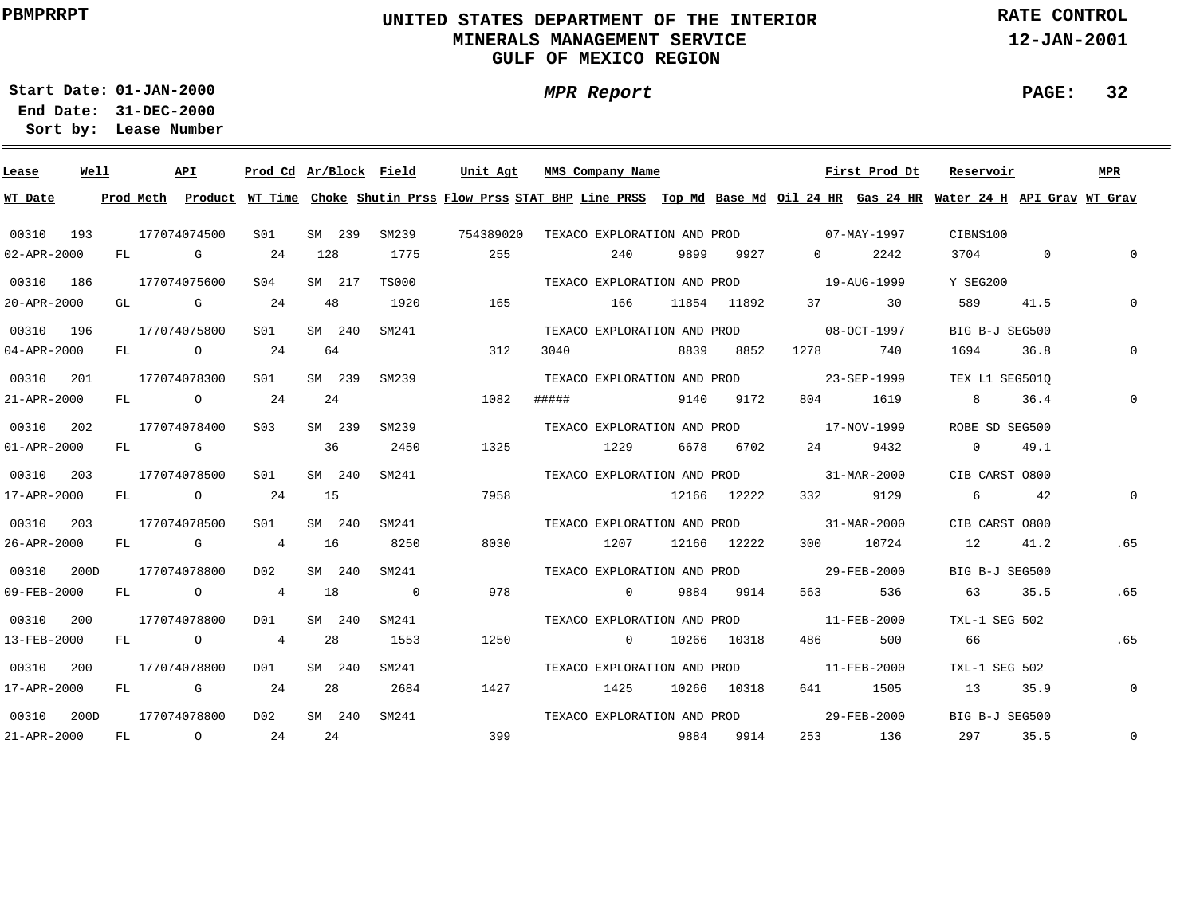PBMPRRPT

# UNITED STATES DEPARTMENT OF THE INTERIOR
## MINERALS MANAGEMENT SERVICE
## GULF OF MEXICO REGION

RATE CONTROL
12-JAN-2001

**Start Date:** 01-JAN-2000
**End Date:** 31-DEC-2000
**Sort by:** Lease Number

*MPR Report*

PAGE: 32

| Lease | Well | API | Prod Cd | Ar/Block | Field | Unit Agt | MMS Company Name | | | First Prod Dt | | Reservoir | | MPR |
|---|---|---|---|---|---|---|---|---|---|---|---|---|---|---|
| **WT Date** | **Prod Meth** | **Product** | **WT Time** | **Choke** | **Shutin Prss** | **Flow Prss** | **STAT BHP** | **Line PRSS** | **Top Md** | **Base Md** | **Oil 24 HR** | **Gas 24 HR** | **Water 24 H** | **API Grav** | **WT Grav** |
| 00310 | 193 | 177074074500 | S01 | SM 239 | SM239 | 754389020 | TEXACO EXPLORATION AND PROD | | | 07-MAY-1997 | | CIBNS100 | | |
| 02-APR-2000 | FL | G | 24 | 128 | 1775 | 255 | | 240 | 9899 | 9927 | 0 | 2242 | 3704 | 0 | 0 |
| 00310 | 186 | 177074075600 | S04 | SM 217 | TS000 | | TEXACO EXPLORATION AND PROD | | | 19-AUG-1999 | | Y SEG200 | | |
| 20-APR-2000 | GL | G | 24 | 48 | 1920 | 165 | | 166 | 11854 | 11892 | 37 | 30 | 589 | 41.5 | 0 |
| 00310 | 196 | 177074075800 | S01 | SM 240 | SM241 | | TEXACO EXPLORATION AND PROD | | | 08-OCT-1997 | | BIG B-J SEG500 | | |
| 04-APR-2000 | FL | O | 24 | 64 | | 312 | 3040 | | 8839 | 8852 | 1278 | 740 | 1694 | 36.8 | 0 |
| 00310 | 201 | 177074078300 | S01 | SM 239 | SM239 | | TEXACO EXPLORATION AND PROD | | | 23-SEP-1999 | | TEX L1 SEG501Q | | |
| 21-APR-2000 | FL | O | 24 | 24 | | 1082 | ##### | | 9140 | 9172 | 804 | 1619 | 8 | 36.4 | 0 |
| 00310 | 202 | 177074078400 | S03 | SM 239 | SM239 | | TEXACO EXPLORATION AND PROD | | | 17-NOV-1999 | | ROBE SD SEG500 | | |
| 01-APR-2000 | FL | G | | 36 | 2450 | 1325 | | 1229 | 6678 | 6702 | 24 | 9432 | 0 | 49.1 | |
| 00310 | 203 | 177074078500 | S01 | SM 240 | SM241 | | TEXACO EXPLORATION AND PROD | | | 31-MAR-2000 | | CIB CARST O800 | | |
| 17-APR-2000 | FL | O | 24 | 15 | | 7958 | | | 12166 | 12222 | 332 | 9129 | 6 | 42 | 0 |
| 00310 | 203 | 177074078500 | S01 | SM 240 | SM241 | | TEXACO EXPLORATION AND PROD | | | 31-MAR-2000 | | CIB CARST O800 | | |
| 26-APR-2000 | FL | G | 4 | 16 | 8250 | 8030 | | 1207 | 12166 | 12222 | 300 | 10724 | 12 | 41.2 | .65 |
| 00310 | 200D | 177074078800 | D02 | SM 240 | SM241 | | TEXACO EXPLORATION AND PROD | | | 29-FEB-2000 | | BIG B-J SEG500 | | |
| 09-FEB-2000 | FL | O | 4 | 18 | 0 | 978 | | 0 | 9884 | 9914 | 563 | 536 | 63 | 35.5 | .65 |
| 00310 | 200 | 177074078800 | D01 | SM 240 | SM241 | | TEXACO EXPLORATION AND PROD | | | 11-FEB-2000 | | TXL-1 SEG 502 | | |
| 13-FEB-2000 | FL | O | 4 | 28 | 1553 | 1250 | | 0 | 10266 | 10318 | 486 | 500 | 66 | | .65 |
| 00310 | 200 | 177074078800 | D01 | SM 240 | SM241 | | TEXACO EXPLORATION AND PROD | | | 11-FEB-2000 | | TXL-1 SEG 502 | | |
| 17-APR-2000 | FL | G | 24 | 28 | 2684 | 1427 | | 1425 | 10266 | 10318 | 641 | 1505 | 13 | 35.9 | 0 |
| 00310 | 200D | 177074078800 | D02 | SM 240 | SM241 | | TEXACO EXPLORATION AND PROD | | | 29-FEB-2000 | | BIG B-J SEG500 | | |
| 21-APR-2000 | FL | O | 24 | 24 | | 399 | | | 9884 | 9914 | 253 | 136 | 297 | 35.5 | 0 |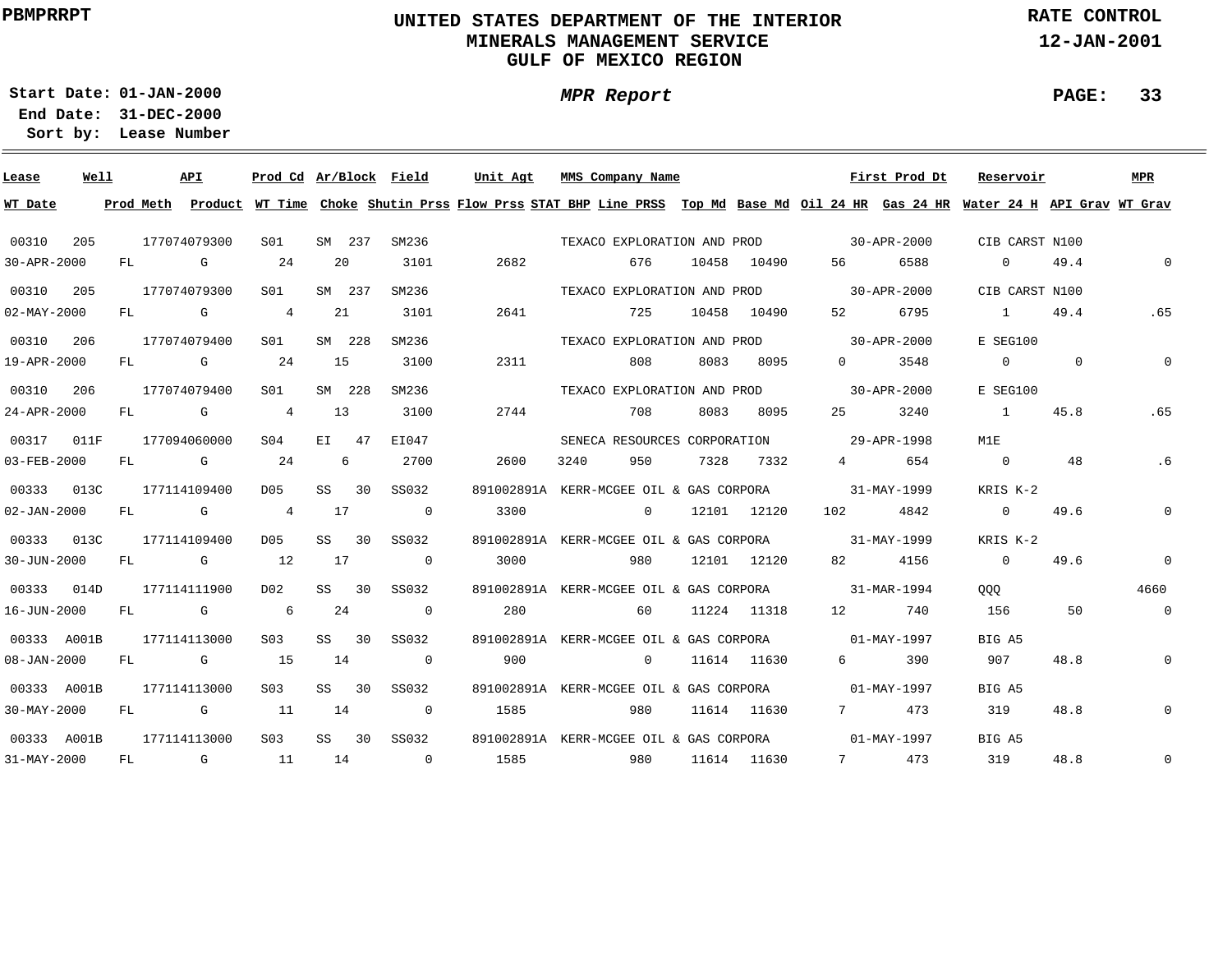PBMPRRPT

# UNITED STATES DEPARTMENT OF THE INTERIOR
## MINERALS MANAGEMENT SERVICE
## GULF OF MEXICO REGION

RATE CONTROL
12-JAN-2001

Start Date: 01-JAN-2000
End Date: 31-DEC-2000
Sort by: Lease Number

*MPR Report*

| Lease | Well | API | Prod Cd | Ar/Block | Field | Unit Agt | MMS Company Name | | | | First Prod Dt | | Reservoir | | MPR |
|---|---|---|---|---|---|---|---|---|---|---|---|---|---|---|---|
| **WT Date** | **Prod Meth** | **Product** | **WT Time** | **Choke** | **Shutin Prss** | **Flow Prss** | **STAT BHP** | **Line PRSS** | **Top Md** | **Base Md** | **Oil 24 HR** | **Gas 24 HR** | **Water 24 H** | **API Grav** | **WT Grav** |
| 00310 | 205 | 177074079300 | S01 | SM 237 | SM236 | | TEXACO EXPLORATION AND PROD | | | | 30-APR-2000 | | CIB CARST N100 | | |
| 30-APR-2000 | FL | G | 24 | 20 | 3101 | 2682 | | 676 | 10458 | 10490 | 56 | 6588 | 0 | 49.4 | 0 |
| 00310 | 205 | 177074079300 | S01 | SM 237 | SM236 | | TEXACO EXPLORATION AND PROD | | | | 30-APR-2000 | | CIB CARST N100 | | |
| 02-MAY-2000 | FL | G | 4 | 21 | 3101 | 2641 | | 725 | 10458 | 10490 | 52 | 6795 | 1 | 49.4 | .65 |
| 00310 | 206 | 177074079400 | S01 | SM 228 | SM236 | | TEXACO EXPLORATION AND PROD | | | | 30-APR-2000 | | E SEG100 | | |
| 19-APR-2000 | FL | G | 24 | 15 | 3100 | 2311 | | 808 | 8083 | 8095 | 0 | 3548 | 0 | 0 | 0 |
| 00310 | 206 | 177074079400 | S01 | SM 228 | SM236 | | TEXACO EXPLORATION AND PROD | | | | 30-APR-2000 | | E SEG100 | | |
| 24-APR-2000 | FL | G | 4 | 13 | 3100 | 2744 | | 708 | 8083 | 8095 | 25 | 3240 | 1 | 45.8 | .65 |
| 00317 | 011F | 177094060000 | S04 | EI 47 | EI047 | | SENECA RESOURCES CORPORATION | | | | 29-APR-1998 | | M1E | | |
| 03-FEB-2000 | FL | G | 24 | 6 | 2700 | 2600 | 3240 | 950 | 7328 | 7332 | 4 | 654 | 0 | 48 | .6 |
| 00333 | 013C | 177114109400 | D05 | SS 30 | SS032 | 891002891A | KERR-MCGEE OIL & GAS CORPORA | | | | 31-MAY-1999 | | KRIS K-2 | | |
| 02-JAN-2000 | FL | G | 4 | 17 | 0 | 3300 | | 0 | 12101 | 12120 | 102 | 4842 | 0 | 49.6 | 0 |
| 00333 | 013C | 177114109400 | D05 | SS 30 | SS032 | 891002891A | KERR-MCGEE OIL & GAS CORPORA | | | | 31-MAY-1999 | | KRIS K-2 | | |
| 30-JUN-2000 | FL | G | 12 | 17 | 0 | 3000 | | 980 | 12101 | 12120 | 82 | 4156 | 0 | 49.6 | 0 |
| 00333 | 014D | 177114111900 | D02 | SS 30 | SS032 | 891002891A | KERR-MCGEE OIL & GAS CORPORA | | | | 31-MAR-1994 | | QQQ | | 4660 |
| 16-JUN-2000 | FL | G | 6 | 24 | 0 | 280 | | 60 | 11224 | 11318 | 12 | 740 | 156 | 50 | 0 |
| 00333 | A001B | 177114113000 | S03 | SS 30 | SS032 | 891002891A | KERR-MCGEE OIL & GAS CORPORA | | | | 01-MAY-1997 | | BIG A5 | | |
| 08-JAN-2000 | FL | G | 15 | 14 | 0 | 900 | | 0 | 11614 | 11630 | 6 | 390 | 907 | 48.8 | 0 |
| 00333 | A001B | 177114113000 | S03 | SS 30 | SS032 | 891002891A | KERR-MCGEE OIL & GAS CORPORA | | | | 01-MAY-1997 | | BIG A5 | | |
| 30-MAY-2000 | FL | G | 11 | 14 | 0 | 1585 | | 980 | 11614 | 11630 | 7 | 473 | 319 | 48.8 | 0 |
| 00333 | A001B | 177114113000 | S03 | SS 30 | SS032 | 891002891A | KERR-MCGEE OIL & GAS CORPORA | | | | 01-MAY-1997 | | BIG A5 | | |
| 31-MAY-2000 | FL | G | 11 | 14 | 0 | 1585 | | 980 | 11614 | 11630 | 7 | 473 | 319 | 48.8 | 0 |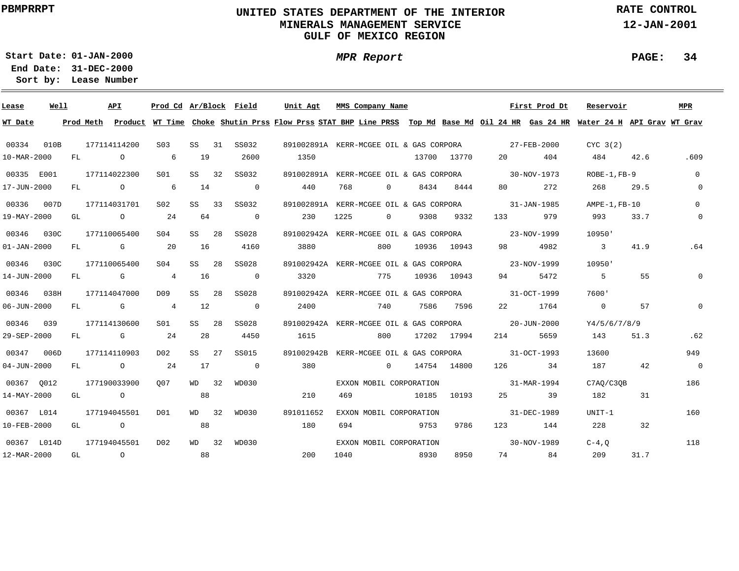PBMPRRPT

# UNITED STATES DEPARTMENT OF THE INTERIOR
## MINERALS MANAGEMENT SERVICE
## GULF OF MEXICO REGION

RATE CONTROL
12-JAN-2001

**Start Date:** 01-JAN-2000
**End Date:** 31-DEC-2000
**Sort by:** Lease Number

*MPR Report*

| Lease | Well | API | Prod Cd | Ar/Block | | Field | Unit Agt | MMS Company Name | | | | First Prod Dt | | Reservoir | | MPR |
|---|---|---|---|---|---|---|---|---|---|---|---|---|---|---|---|---|
| WT Date | Prod Meth | Product | WT Time | Choke | | Shutin Prss | Flow Prss | STAT BHP | Line PRSS | Top Md | Base Md | Oil 24 HR | Gas 24 HR | Water 24 H | API Grav | WT Grav |
| 00334 | 010B | 177114114200 | S03 | SS | 31 | SS032 | 891002891A | KERR-MCGEE OIL & GAS CORPORA | | | | 27-FEB-2000 | | CYC 3(2) | | |
| 10-MAR-2000 | FL | O | 6 | 19 | | 2600 | 1350 | | | 13700 | 13770 | 20 | 404 | 484 | 42.6 | .609 |
| 00335 | E001 | 177114022300 | S01 | SS | 32 | SS032 | 891002891A | KERR-MCGEE OIL & GAS CORPORA | | | | 30-NOV-1973 | | ROBE-1,FB-9 | | 0 |
| 17-JUN-2000 | FL | O | 6 | 14 | | 0 | 440 | 768 | 0 | 8434 | 8444 | 80 | 272 | 268 | 29.5 | 0 |
| 00336 | 007D | 177114031701 | S02 | SS | 33 | SS032 | 891002891A | KERR-MCGEE OIL & GAS CORPORA | | | | 31-JAN-1985 | | AMPE-1,FB-10 | | 0 |
| 19-MAY-2000 | GL | O | 24 | 64 | | 0 | 230 | 1225 | 0 | 9308 | 9332 | 133 | 979 | 993 | 33.7 | 0 |
| 00346 | 030C | 177110065400 | S04 | SS | 28 | SS028 | 891002942A | KERR-MCGEE OIL & GAS CORPORA | | | | 23-NOV-1999 | | 10950' | | |
| 01-JAN-2000 | FL | G | 20 | 16 | | 4160 | 3880 | | 800 | 10936 | 10943 | 98 | 4982 | 3 | 41.9 | .64 |
| 00346 | 030C | 177110065400 | S04 | SS | 28 | SS028 | 891002942A | KERR-MCGEE OIL & GAS CORPORA | | | | 23-NOV-1999 | | 10950' | | |
| 14-JUN-2000 | FL | G | 4 | 16 | | 0 | 3320 | | 775 | 10936 | 10943 | 94 | 5472 | 5 | 55 | 0 |
| 00346 | 038H | 177114047000 | D09 | SS | 28 | SS028 | 891002942A | KERR-MCGEE OIL & GAS CORPORA | | | | 31-OCT-1999 | | 7600' | | |
| 06-JUN-2000 | FL | G | 4 | 12 | | 0 | 2400 | | 740 | 7586 | 7596 | 22 | 1764 | 0 | 57 | 0 |
| 00346 | 039 | 177114130600 | S01 | SS | 28 | SS028 | 891002942A | KERR-MCGEE OIL & GAS CORPORA | | | | 20-JUN-2000 | | Y4/5/6/7/8/9 | | |
| 29-SEP-2000 | FL | G | 24 | 28 | | 4450 | 1615 | | 800 | 17202 | 17994 | 214 | 5659 | 143 | 51.3 | .62 |
| 00347 | 006D | 177114110903 | D02 | SS | 27 | SS015 | 891002942B | KERR-MCGEE OIL & GAS CORPORA | | | | 31-OCT-1993 | | 13600 | | 949 |
| 04-JUN-2000 | FL | O | 24 | 17 | | 0 | 380 | | 0 | 14754 | 14800 | 126 | 34 | 187 | 42 | 0 |
| 00367 | Q012 | 177190033900 | Q07 | WD | 32 | WD030 | | EXXON MOBIL CORPORATION | | | | 31-MAR-1994 | | C7AQ/C3QB | | 186 |
| 14-MAY-2000 | GL | O | | 88 | | | 210 | 469 | | 10185 | 10193 | 25 | 39 | 182 | 31 | |
| 00367 | L014 | 177194045501 | D01 | WD | 32 | WD030 | 891011652 | EXXON MOBIL CORPORATION | | | | 31-DEC-1989 | | UNIT-1 | | 160 |
| 10-FEB-2000 | GL | O | | 88 | | | 180 | 694 | | 9753 | 9786 | 123 | 144 | 228 | 32 | |
| 00367 | L014D | 177194045501 | D02 | WD | 32 | WD030 | | EXXON MOBIL CORPORATION | | | | 30-NOV-1989 | | C-4,Q | | 118 |
| 12-MAR-2000 | GL | O | | 88 | | | 200 | 1040 | | 8930 | 8950 | 74 | 84 | 209 | 31.7 | |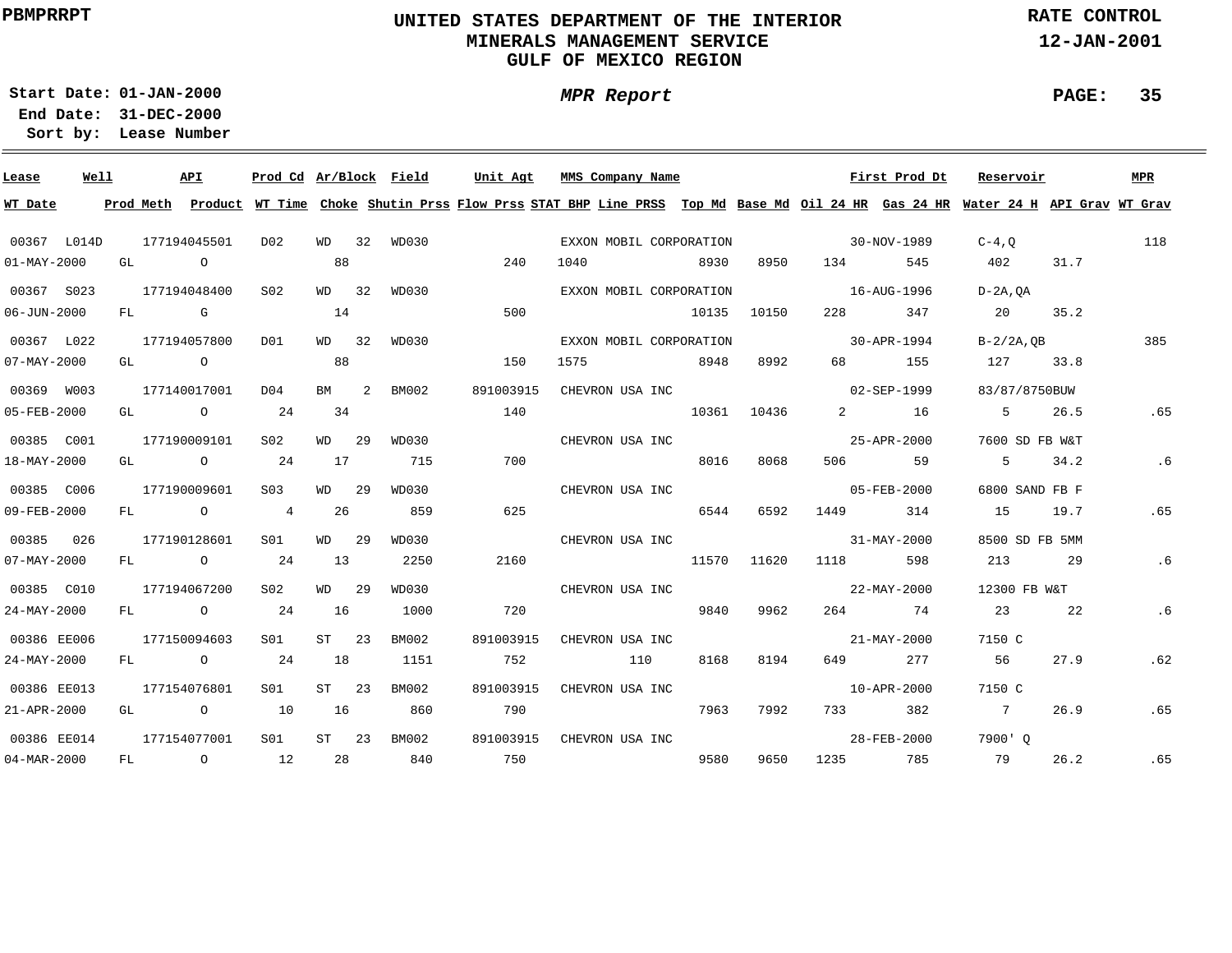**PBMPRRPT**

# UNITED STATES DEPARTMENT OF THE INTERIOR
## MINERALS MANAGEMENT SERVICE
## GULF OF MEXICO REGION

**RATE CONTROL**
**12-JAN-2001**

**Start Date:** 01-JAN-2000
**End Date:** 31-DEC-2000
**Sort by:** Lease Number

***MPR Report***

| Lease | Well | API | Prod Cd | Ar/Block | | Field | Unit Agt | MMS Company Name | | | | First Prod Dt | | Reservoir | | MPR |
|---|---|---|---|---|---|---|---|---|---|---|---|---|---|---|---|---|
| WT Date | Prod Meth | Product | WT Time | Choke | | Shutin Prss | Flow Prss | STAT BHP | Line PRSS | Top Md | Base Md | Oil 24 HR | Gas 24 HR | Water 24 H | API Grav | WT Grav |
| 00367 | L014D | 177194045501 | D02 | WD | 32 | WD030 | | EXXON MOBIL CORPORATION | | | | 30-NOV-1989 | | C-4,Q | | 118 |
| 01-MAY-2000 | GL | O | | 88 | | | 240 | 1040 | | 8930 | 8950 | 134 | 545 | 402 | 31.7 | |
| 00367 | S023 | 177194048400 | S02 | WD | 32 | WD030 | | EXXON MOBIL CORPORATION | | | | 16-AUG-1996 | | D-2A,QA | | |
| 06-JUN-2000 | FL | G | | 14 | | | 500 | | | 10135 | 10150 | 228 | 347 | 20 | 35.2 | |
| 00367 | L022 | 177194057800 | D01 | WD | 32 | WD030 | | EXXON MOBIL CORPORATION | | | | 30-APR-1994 | | B-2/2A,QB | | 385 |
| 07-MAY-2000 | GL | O | | 88 | | | 150 | 1575 | | 8948 | 8992 | 68 | 155 | 127 | 33.8 | |
| 00369 | W003 | 177140017001 | D04 | BM | 2 | BM002 | 891003915 | CHEVRON USA INC | | | | 02-SEP-1999 | | 83/87/8750BUW | | |
| 05-FEB-2000 | GL | O | 24 | 34 | | | 140 | | | 10361 | 10436 | 2 | 16 | 5 | 26.5 | .65 |
| 00385 | C001 | 177190009101 | S02 | WD | 29 | WD030 | | CHEVRON USA INC | | | | 25-APR-2000 | | 7600 SD FB W&T | | |
| 18-MAY-2000 | GL | O | 24 | 17 | | 715 | 700 | | | 8016 | 8068 | 506 | 59 | 5 | 34.2 | .6 |
| 00385 | C006 | 177190009601 | S03 | WD | 29 | WD030 | | CHEVRON USA INC | | | | 05-FEB-2000 | | 6800 SAND FB F | | |
| 09-FEB-2000 | FL | O | 4 | 26 | | 859 | 625 | | | 6544 | 6592 | 1449 | 314 | 15 | 19.7 | .65 |
| 00385 | 026 | 177190128601 | S01 | WD | 29 | WD030 | | CHEVRON USA INC | | | | 31-MAY-2000 | | 8500 SD FB 5MM | | |
| 07-MAY-2000 | FL | O | 24 | 13 | | 2250 | 2160 | | | 11570 | 11620 | 1118 | 598 | 213 | 29 | .6 |
| 00385 | C010 | 177194067200 | S02 | WD | 29 | WD030 | | CHEVRON USA INC | | | | 22-MAY-2000 | | 12300 FB W&T | | |
| 24-MAY-2000 | FL | O | 24 | 16 | | 1000 | 720 | | | 9840 | 9962 | 264 | 74 | 23 | 22 | .6 |
| 00386 | EE006 | 177150094603 | S01 | ST | 23 | BM002 | 891003915 | CHEVRON USA INC | | | | 21-MAY-2000 | | 7150 C | | |
| 24-MAY-2000 | FL | O | 24 | 18 | | 1151 | 752 | | 110 | 8168 | 8194 | 649 | 277 | 56 | 27.9 | .62 |
| 00386 | EE013 | 177154076801 | S01 | ST | 23 | BM002 | 891003915 | CHEVRON USA INC | | | | 10-APR-2000 | | 7150 C | | |
| 21-APR-2000 | GL | O | 10 | 16 | | 860 | 790 | | | 7963 | 7992 | 733 | 382 | 7 | 26.9 | .65 |
| 00386 | EE014 | 177154077001 | S01 | ST | 23 | BM002 | 891003915 | CHEVRON USA INC | | | | 28-FEB-2000 | | 7900' Q | | |
| 04-MAR-2000 | FL | O | 12 | 28 | | 840 | 750 | | | 9580 | 9650 | 1235 | 785 | 79 | 26.2 | .65 |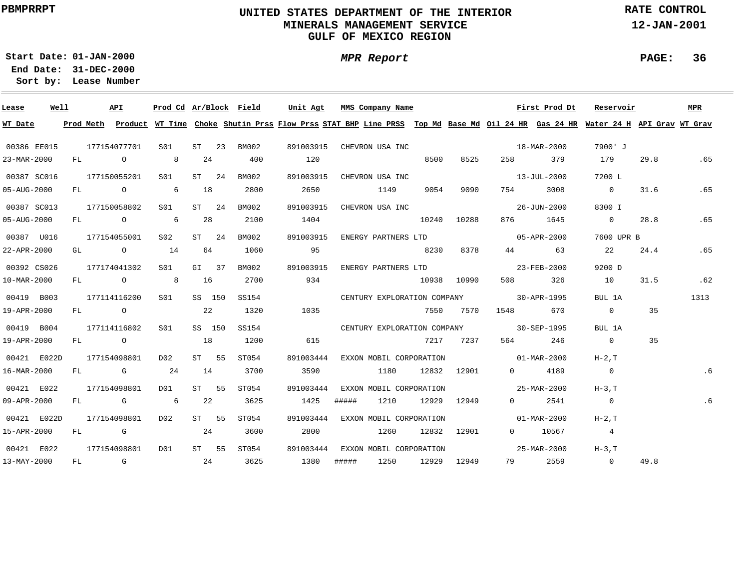PBMPRRPT

# UNITED STATES DEPARTMENT OF THE INTERIOR
## MINERALS MANAGEMENT SERVICE
## GULF OF MEXICO REGION

RATE CONTROL
12-JAN-2001

**Start Date:** 01-JAN-2000
**End Date:** 31-DEC-2000
**Sort by:** Lease Number

*MPR Report*

PAGE: 36

| Lease | Well | API | Prod Cd | Ar/Block | Field | Unit Agt | MMS Company Name | | | First Prod Dt | | Reservoir | | MPR |
|---|---|---|---|---|---|---|---|---|---|---|---|---|---|---|
| WT Date | Prod Meth | Product | WT Time | Choke | Shutin Prss | Flow Prss | STAT BHP | Line PRSS | Top Md | Base Md | Oil 24 HR | Gas 24 HR | Water 24 H | API Grav | WT Grav |
| 00386 | EE015 | 177154077701 | S01 | ST 23 | BM002 | 891003915 | CHEVRON USA INC | | | 18-MAR-2000 | | 7900' J | | |
| 23-MAR-2000 | FL | O | 8 | 24 | 400 | 120 | | | 8500 | 8525 | 258 | 379 | 179 | 29.8 | .65 |
| 00387 | SC016 | 177150055201 | S01 | ST 24 | BM002 | 891003915 | CHEVRON USA INC | | | 13-JUL-2000 | | 7200 L | | |
| 05-AUG-2000 | FL | O | 6 | 18 | 2800 | 2650 | | 1149 | 9054 | 9090 | 754 | 3008 | 0 | 31.6 | .65 |
| 00387 | SC013 | 177150058802 | S01 | ST 24 | BM002 | 891003915 | CHEVRON USA INC | | | 26-JUN-2000 | | 8300 I | | |
| 05-AUG-2000 | FL | O | 6 | 28 | 2100 | 1404 | | | 10240 | 10288 | 876 | 1645 | 0 | 28.8 | .65 |
| 00387 | U016 | 177154055001 | S02 | ST 24 | BM002 | 891003915 | ENERGY PARTNERS LTD | | | 05-APR-2000 | | 7600 UPR B | | |
| 22-APR-2000 | GL | O | 14 | 64 | 1060 | 95 | | | 8230 | 8378 | 44 | 63 | 22 | 24.4 | .65 |
| 00392 | CS026 | 177174041302 | S01 | GI 37 | BM002 | 891003915 | ENERGY PARTNERS LTD | | | 23-FEB-2000 | | 9200 D | | |
| 10-MAR-2000 | FL | O | 8 | 16 | 2700 | 934 | | | 10938 | 10990 | 508 | 326 | 10 | 31.5 | .62 |
| 00419 | B003 | 177114116200 | S01 | SS 150 | SS154 | | CENTURY EXPLORATION COMPANY | | | 30-APR-1995 | | BUL 1A | | 1313 |
| 19-APR-2000 | FL | O | | 22 | 1320 | 1035 | | | 7550 | 7570 | 1548 | 670 | 0 | 35 | |
| 00419 | B004 | 177114116802 | S01 | SS 150 | SS154 | | CENTURY EXPLORATION COMPANY | | | 30-SEP-1995 | | BUL 1A | | |
| 19-APR-2000 | FL | O | | 18 | 1200 | 615 | | | 7217 | 7237 | 564 | 246 | 0 | 35 | |
| 00421 | E022D | 177154098801 | D02 | ST 55 | ST054 | 891003444 | EXXON MOBIL CORPORATION | | | 01-MAR-2000 | | H-2,T | | |
| 16-MAR-2000 | FL | G | 24 | 14 | 3700 | 3590 | | 1180 | 12832 | 12901 | 0 | 4189 | 0 | | .6 |
| 00421 | E022 | 177154098801 | D01 | ST 55 | ST054 | 891003444 | EXXON MOBIL CORPORATION | | | 25-MAR-2000 | | H-3,T | | |
| 09-APR-2000 | FL | G | 6 | 22 | 3625 | 1425 | ##### | 1210 | 12929 | 12949 | 0 | 2541 | 0 | | .6 |
| 00421 | E022D | 177154098801 | D02 | ST 55 | ST054 | 891003444 | EXXON MOBIL CORPORATION | | | 01-MAR-2000 | | H-2,T | | |
| 15-APR-2000 | FL | G | | 24 | 3600 | 2800 | | 1260 | 12832 | 12901 | 0 | 10567 | 4 | | |
| 00421 | E022 | 177154098801 | D01 | ST 55 | ST054 | 891003444 | EXXON MOBIL CORPORATION | | | 25-MAR-2000 | | H-3,T | | |
| 13-MAY-2000 | FL | G | | 24 | 3625 | 1380 | ##### | 1250 | 12929 | 12949 | 79 | 2559 | 0 | 49.8 | |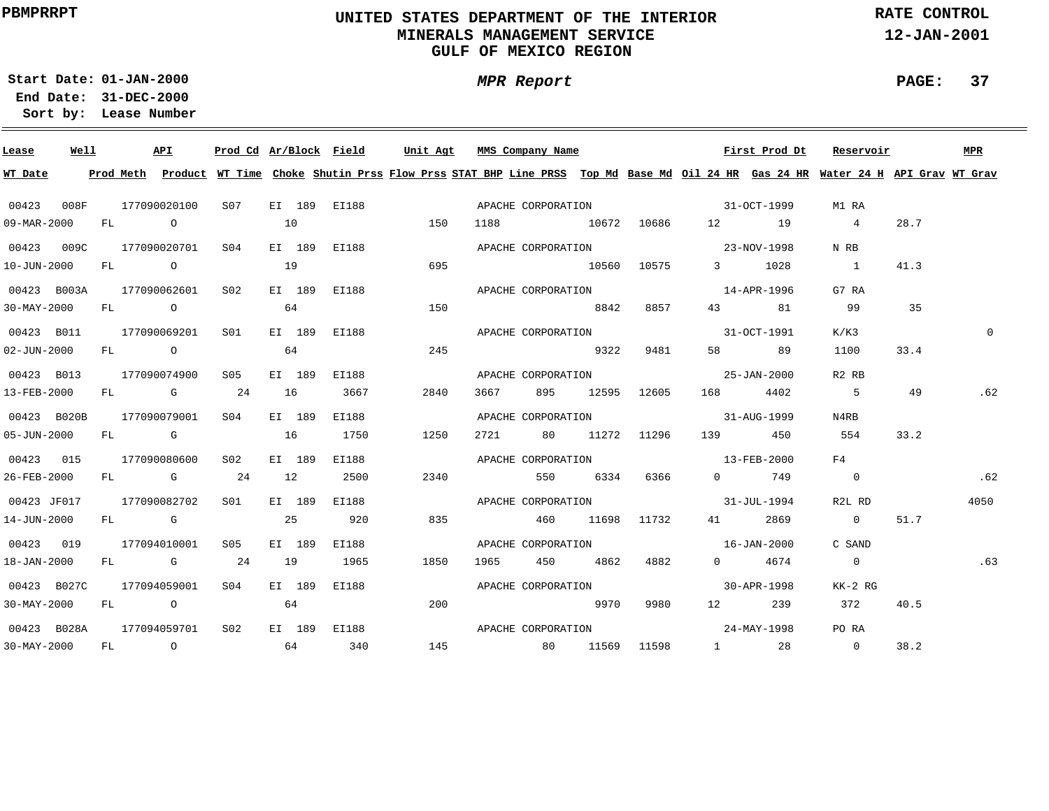PBMPRRPT

# UNITED STATES DEPARTMENT OF THE INTERIOR
## MINERALS MANAGEMENT SERVICE
## GULF OF MEXICO REGION

RATE CONTROL
12-JAN-2001

Start Date: 01-JAN-2000
End Date: 31-DEC-2000
Sort by: Lease Number

*MPR Report*

| Lease | Well | API | Prod Cd | Ar/Block | Field | Unit Agt | MMS Company Name | | | | | First Prod Dt | | Reservoir | | MPR |
|---|---|---|---|---|---|---|---|---|---|---|---|---|---|---|---|---|
| WT Date | Prod Meth | Product | WT Time | Choke | Shutin Prss | Flow Prss | STAT BHP | Line PRSS | Top Md | Base Md | Oil 24 HR | Gas 24 HR | | Water 24 H | API Grav | WT Grav |
| 00423 | 008F | 177090020100 | S07 | EI 189 | EI188 | | APACHE CORPORATION | | | | | 31-OCT-1999 | | M1 RA | | |
| 09-MAR-2000 | FL | O | | 10 | | 150 | 1188 | | 10672 | 10686 | 12 | 19 | | 4 | 28.7 | |
| 00423 | 009C | 177090020701 | S04 | EI 189 | EI188 | | APACHE CORPORATION | | | | | 23-NOV-1998 | | N RB | | |
| 10-JUN-2000 | FL | O | | 19 | | 695 | | | 10560 | 10575 | 3 | 1028 | | 1 | 41.3 | |
| 00423 | B003A | 177090062601 | S02 | EI 189 | EI188 | | APACHE CORPORATION | | | | | 14-APR-1996 | | G7 RA | | |
| 30-MAY-2000 | FL | O | | 64 | | 150 | | | 8842 | 8857 | 43 | 81 | | 99 | 35 | |
| 00423 | B011 | 177090069201 | S01 | EI 189 | EI188 | | APACHE CORPORATION | | | | | 31-OCT-1991 | | K/K3 | | 0 |
| 02-JUN-2000 | FL | O | | 64 | | 245 | | | 9322 | 9481 | 58 | 89 | | 1100 | 33.4 | |
| 00423 | B013 | 177090074900 | S05 | EI 189 | EI188 | | APACHE CORPORATION | | | | | 25-JAN-2000 | | R2 RB | | |
| 13-FEB-2000 | FL | G | 24 | 16 | 3667 | 2840 | 3667 | 895 | 12595 | 12605 | 168 | 4402 | | 5 | 49 | .62 |
| 00423 | B020B | 177090079001 | S04 | EI 189 | EI188 | | APACHE CORPORATION | | | | | 31-AUG-1999 | | N4RB | | |
| 05-JUN-2000 | FL | G | | 16 | 1750 | 1250 | 2721 | 80 | 11272 | 11296 | 139 | 450 | | 554 | 33.2 | |
| 00423 | 015 | 177090080600 | S02 | EI 189 | EI188 | | APACHE CORPORATION | | | | | 13-FEB-2000 | | F4 | | |
| 26-FEB-2000 | FL | G | 24 | 12 | 2500 | 2340 | | 550 | 6334 | 6366 | 0 | 749 | | 0 | | .62 |
| 00423 | JF017 | 177090082702 | S01 | EI 189 | EI188 | | APACHE CORPORATION | | | | | 31-JUL-1994 | | R2L RD | | 4050 |
| 14-JUN-2000 | FL | G | | 25 | 920 | 835 | | 460 | 11698 | 11732 | 41 | 2869 | | 0 | 51.7 | |
| 00423 | 019 | 177094010001 | S05 | EI 189 | EI188 | | APACHE CORPORATION | | | | | 16-JAN-2000 | | C SAND | | |
| 18-JAN-2000 | FL | G | 24 | 19 | 1965 | 1850 | 1965 | 450 | 4862 | 4882 | 0 | 4674 | | 0 | | .63 |
| 00423 | B027C | 177094059001 | S04 | EI 189 | EI188 | | APACHE CORPORATION | | | | | 30-APR-1998 | | KK-2 RG | | |
| 30-MAY-2000 | FL | O | | 64 | | 200 | | | 9970 | 9980 | 12 | 239 | | 372 | 40.5 | |
| 00423 | B028A | 177094059701 | S02 | EI 189 | EI188 | | APACHE CORPORATION | | | | | 24-MAY-1998 | | PO RA | | |
| 30-MAY-2000 | FL | O | | 64 | 340 | 145 | | 80 | 11569 | 11598 | 1 | 28 | | 0 | 38.2 | |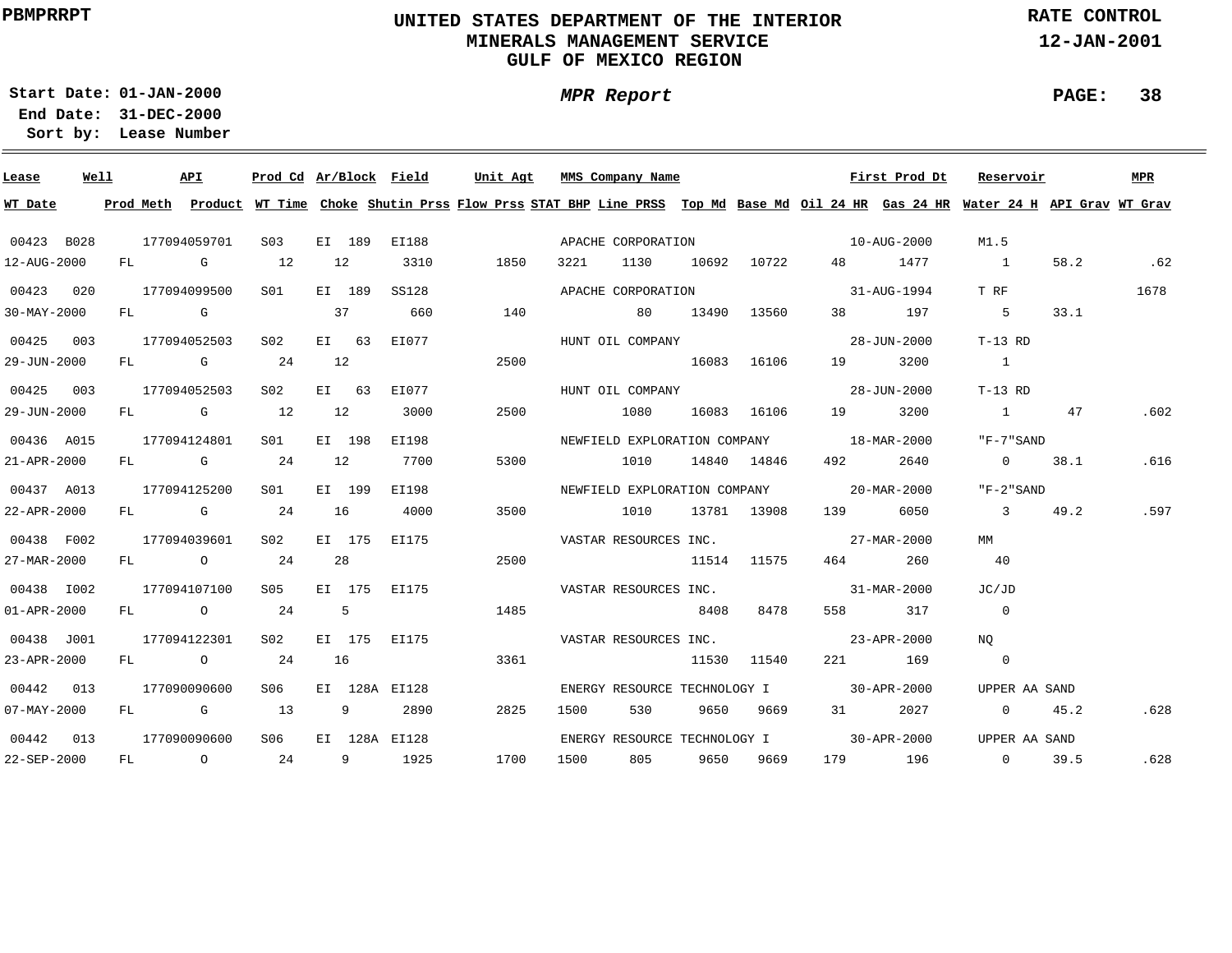PBMPRRPT

# UNITED STATES DEPARTMENT OF THE INTERIOR
## MINERALS MANAGEMENT SERVICE
## GULF OF MEXICO REGION

RATE CONTROL
12-JAN-2001

Start Date: 01-JAN-2000
End Date: 31-DEC-2000
Sort by: Lease Number

*MPR Report*

PAGE: 38

| Lease | Well | API | Prod Cd | Ar/Block | Field | Unit Agt | MMS Company Name | | | | First Prod Dt | | Reservoir | | MPR |
|---|---|---|---|---|---|---|---|---|---|---|---|---|---|---|---|
| **WT Date** | **Prod Meth** | **Product** | **WT Time** | **Choke** | **Shutin Prss** | **Flow Prss** | **STAT BHP** | **Line PRSS** | **Top Md** | **Base Md** | **Oil 24 HR** | **Gas 24 HR** | **Water 24 H** | **API Grav** | **WT Grav** |
| 00423 | B028 | 177094059701 | S03 | EI 189 | EI188 | | APACHE CORPORATION | | | | 10-AUG-2000 | | M1.5 | | |
| 12-AUG-2000 | FL | G | 12 | 12 | 3310 | 1850 | 3221 | 1130 | 10692 | 10722 | 48 | 1477 | 1 | 58.2 | .62 |
| 00423 | 020 | 177094099500 | S01 | EI 189 | SS128 | | APACHE CORPORATION | | | | 31-AUG-1994 | | T RF | | 1678 |
| 30-MAY-2000 | FL | G | | 37 | 660 | 140 | | 80 | 13490 | 13560 | 38 | 197 | 5 | 33.1 | |
| 00425 | 003 | 177094052503 | S02 | EI 63 | EI077 | | HUNT OIL COMPANY | | | | 28-JUN-2000 | | T-13 RD | | |
| 29-JUN-2000 | FL | G | 24 | 12 | | 2500 | | | 16083 | 16106 | 19 | 3200 | 1 | | |
| 00425 | 003 | 177094052503 | S02 | EI 63 | EI077 | | HUNT OIL COMPANY | | | | 28-JUN-2000 | | T-13 RD | | |
| 29-JUN-2000 | FL | G | 12 | 12 | 3000 | 2500 | | 1080 | 16083 | 16106 | 19 | 3200 | 1 | 47 | .602 |
| 00436 | A015 | 177094124801 | S01 | EI 198 | EI198 | | NEWFIELD EXPLORATION COMPANY | | | | 18-MAR-2000 | | "F-7"SAND | | |
| 21-APR-2000 | FL | G | 24 | 12 | 7700 | 5300 | | 1010 | 14840 | 14846 | 492 | 2640 | 0 | 38.1 | .616 |
| 00437 | A013 | 177094125200 | S01 | EI 199 | EI198 | | NEWFIELD EXPLORATION COMPANY | | | | 20-MAR-2000 | | "F-2"SAND | | |
| 22-APR-2000 | FL | G | 24 | 16 | 4000 | 3500 | | 1010 | 13781 | 13908 | 139 | 6050 | 3 | 49.2 | .597 |
| 00438 | F002 | 177094039601 | S02 | EI 175 | EI175 | | VASTAR RESOURCES INC. | | | | 27-MAR-2000 | | MM | | |
| 27-MAR-2000 | FL | O | 24 | 28 | | 2500 | | | 11514 | 11575 | 464 | 260 | 40 | | |
| 00438 | I002 | 177094107100 | S05 | EI 175 | EI175 | | VASTAR RESOURCES INC. | | | | 31-MAR-2000 | | JC/JD | | |
| 01-APR-2000 | FL | O | 24 | 5 | | 1485 | | | 8408 | 8478 | 558 | 317 | 0 | | |
| 00438 | J001 | 177094122301 | S02 | EI 175 | EI175 | | VASTAR RESOURCES INC. | | | | 23-APR-2000 | | NQ | | |
| 23-APR-2000 | FL | O | 24 | 16 | | 3361 | | | 11530 | 11540 | 221 | 169 | 0 | | |
| 00442 | 013 | 177090090600 | S06 | EI 128A | EI128 | | ENERGY RESOURCE TECHNOLOGY I | | | | 30-APR-2000 | | UPPER AA SAND | | |
| 07-MAY-2000 | FL | G | 13 | 9 | 2890 | 2825 | 1500 | 530 | 9650 | 9669 | 31 | 2027 | 0 | 45.2 | .628 |
| 00442 | 013 | 177090090600 | S06 | EI 128A | EI128 | | ENERGY RESOURCE TECHNOLOGY I | | | | 30-APR-2000 | | UPPER AA SAND | | |
| 22-SEP-2000 | FL | O | 24 | 9 | 1925 | 1700 | 1500 | 805 | 9650 | 9669 | 179 | 196 | 0 | 39.5 | .628 |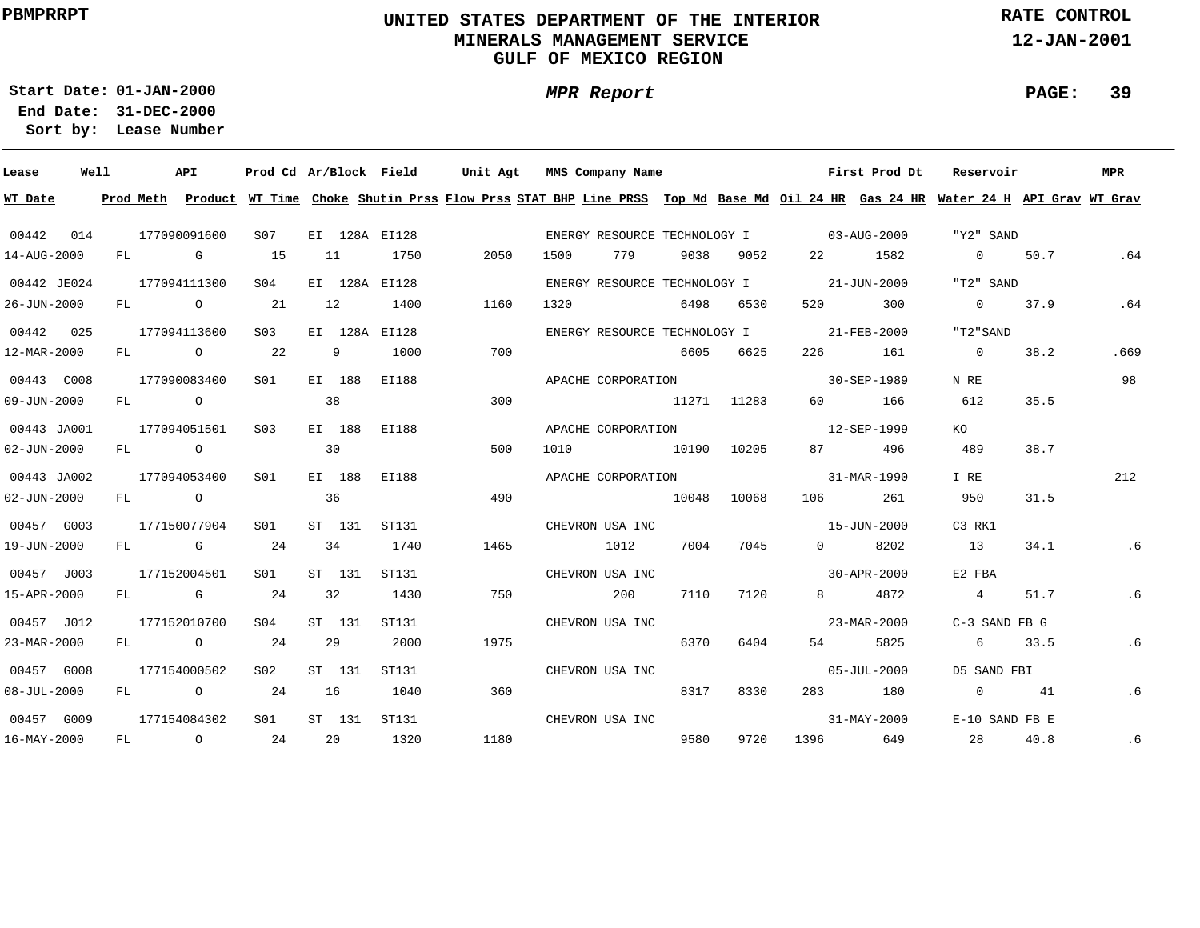PBMPRRPT

# UNITED STATES DEPARTMENT OF THE INTERIOR
## MINERALS MANAGEMENT SERVICE
## GULF OF MEXICO REGION

RATE CONTROL
12-JAN-2001

Start Date: 01-JAN-2000
End Date: 31-DEC-2000
Sort by: Lease Number

*MPR Report*

| Lease | Well | API | Prod Cd | Ar/Block | Field | Unit Agt | MMS Company Name | | | | First Prod Dt | | Reservoir | | MPR |
|---|---|---|---|---|---|---|---|---|---|---|---|---|---|---|---|
| WT Date | Prod Meth | Product | WT Time | Choke | Shutin Prss | Flow Prss | STAT BHP | Line PRSS | Top Md | Base Md | Oil 24 HR | Gas 24 HR | Water 24 H | API Grav | WT Grav |
| 00442 | 014 | 177090091600 | S07 | EI 128A | EI128 | | ENERGY RESOURCE TECHNOLOGY I | | | | 03-AUG-2000 | | "Y2" SAND | | |
| 14-AUG-2000 | FL | G | 15 | 11 | 1750 | 2050 | 1500 | 779 | 9038 | 9052 | 22 | 1582 | 0 | 50.7 | .64 |
| 00442 | JE024 | 177094111300 | S04 | EI 128A | EI128 | | ENERGY RESOURCE TECHNOLOGY I | | | | 21-JUN-2000 | | "T2" SAND | | |
| 26-JUN-2000 | FL | O | 21 | 12 | 1400 | 1160 | 1320 | | 6498 | 6530 | 520 | 300 | 0 | 37.9 | .64 |
| 00442 | 025 | 177094113600 | S03 | EI 128A | EI128 | | ENERGY RESOURCE TECHNOLOGY I | | | | 21-FEB-2000 | | "T2"SAND | | |
| 12-MAR-2000 | FL | O | 22 | 9 | 1000 | 700 | | | 6605 | 6625 | 226 | 161 | 0 | 38.2 | .669 |
| 00443 | C008 | 177090083400 | S01 | EI 188 | EI188 | | APACHE CORPORATION | | | | 30-SEP-1989 | | N RE | | 98 |
| 09-JUN-2000 | FL | O | | 38 | | 300 | | | 11271 | 11283 | 60 | 166 | 612 | 35.5 | |
| 00443 | JA001 | 177094051501 | S03 | EI 188 | EI188 | | APACHE CORPORATION | | | | 12-SEP-1999 | | KO | | |
| 02-JUN-2000 | FL | O | | 30 | | 500 | 1010 | | 10190 | 10205 | 87 | 496 | 489 | 38.7 | |
| 00443 | JA002 | 177094053400 | S01 | EI 188 | EI188 | | APACHE CORPORATION | | | | 31-MAR-1990 | | I RE | | 212 |
| 02-JUN-2000 | FL | O | | 36 | | 490 | | | 10048 | 10068 | 106 | 261 | 950 | 31.5 | |
| 00457 | G003 | 177150077904 | S01 | ST 131 | ST131 | | CHEVRON USA INC | | | | 15-JUN-2000 | | C3 RK1 | | |
| 19-JUN-2000 | FL | G | 24 | 34 | 1740 | 1465 | | 1012 | 7004 | 7045 | 0 | 8202 | 13 | 34.1 | .6 |
| 00457 | J003 | 177152004501 | S01 | ST 131 | ST131 | | CHEVRON USA INC | | | | 30-APR-2000 | | E2 FBA | | |
| 15-APR-2000 | FL | G | 24 | 32 | 1430 | 750 | | 200 | 7110 | 7120 | 8 | 4872 | 4 | 51.7 | .6 |
| 00457 | J012 | 177152010700 | S04 | ST 131 | ST131 | | CHEVRON USA INC | | | | 23-MAR-2000 | | C-3 SAND FB G | | |
| 23-MAR-2000 | FL | O | 24 | 29 | 2000 | 1975 | | | 6370 | 6404 | 54 | 5825 | 6 | 33.5 | .6 |
| 00457 | G008 | 177154000502 | S02 | ST 131 | ST131 | | CHEVRON USA INC | | | | 05-JUL-2000 | | D5 SAND FBI | | |
| 08-JUL-2000 | FL | O | 24 | 16 | 1040 | 360 | | | 8317 | 8330 | 283 | 180 | 0 | 41 | .6 |
| 00457 | G009 | 177154084302 | S01 | ST 131 | ST131 | | CHEVRON USA INC | | | | 31-MAY-2000 | | E-10 SAND FB E | | |
| 16-MAY-2000 | FL | O | 24 | 20 | 1320 | 1180 | | | 9580 | 9720 | 1396 | 649 | 28 | 40.8 | .6 |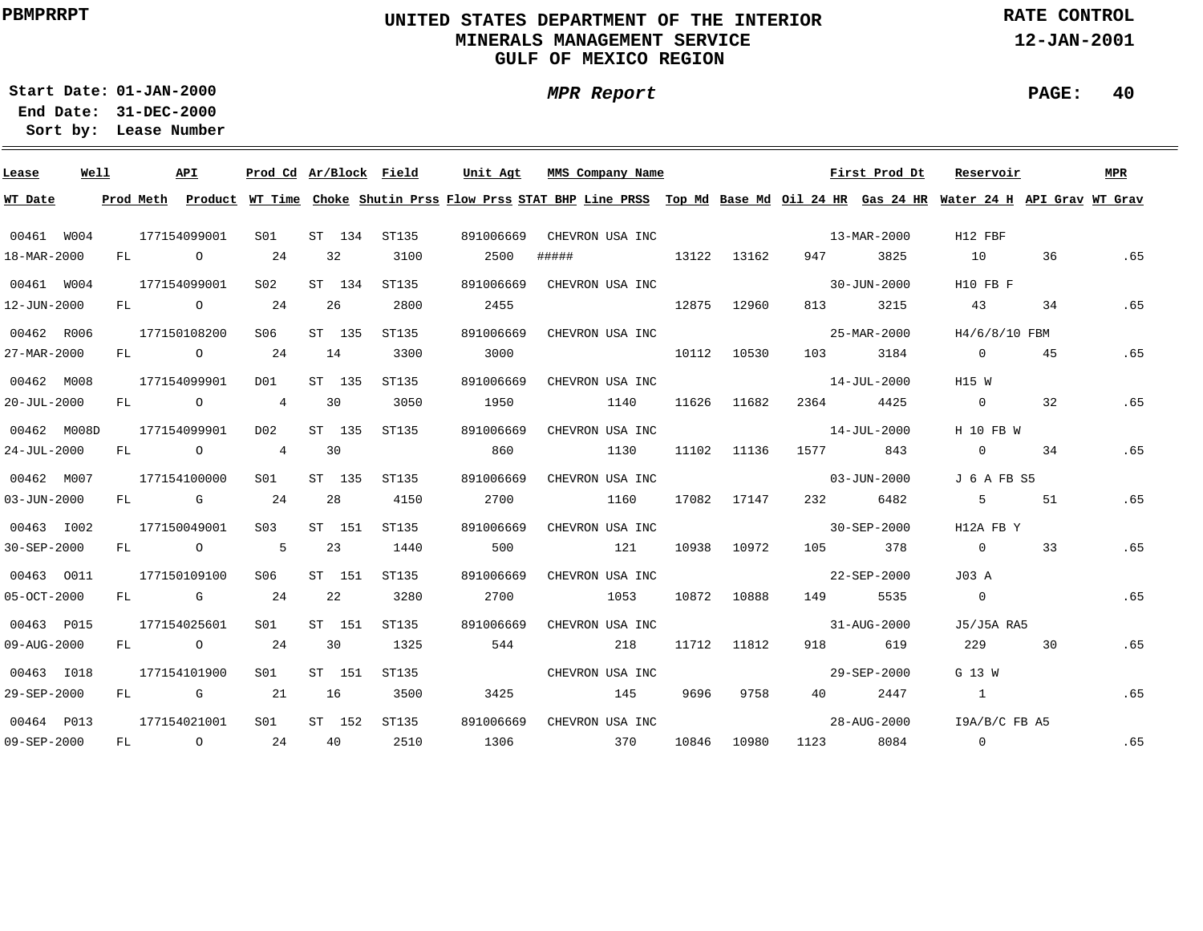PBMPRRPT

# UNITED STATES DEPARTMENT OF THE INTERIOR
## MINERALS MANAGEMENT SERVICE
## GULF OF MEXICO REGION

RATE CONTROL
12-JAN-2001

**Start Date:** 01-JAN-2000
**End Date:** 31-DEC-2000
**Sort by:** Lease Number

*MPR Report*

| Lease | Well | API | Prod Cd | Ar/Block | Field | Unit Agt | MMS Company Name | | | | First Prod Dt | | Reservoir | | MPR |
|---|---|---|---|---|---|---|---|---|---|---|---|---|---|---|---|
| **WT Date** | **Prod Meth** | **Product** | **WT Time** | **Choke** | **Shutin Prss** | **Flow Prss** | **STAT BHP** | **Line PRSS** | **Top Md** | **Base Md** | **Oil 24 HR** | **Gas 24 HR** | **Water 24 H** | **API Grav** | **WT Grav** |
| 00461 | W004 | 177154099001 | S01 | ST 134 | ST135 | 891006669 | CHEVRON USA INC | | | | 13-MAR-2000 | | H12 FBF | | |
| 18-MAR-2000 | FL | O | 24 | 32 | 3100 | 2500 | ##### | | 13122 | 13162 | 947 | 3825 | 10 | 36 | .65 |
| 00461 | W004 | 177154099001 | S02 | ST 134 | ST135 | 891006669 | CHEVRON USA INC | | | | 30-JUN-2000 | | H10 FB F | | |
| 12-JUN-2000 | FL | O | 24 | 26 | 2800 | 2455 | | | 12875 | 12960 | 813 | 3215 | 43 | 34 | .65 |
| 00462 | R006 | 177150108200 | S06 | ST 135 | ST135 | 891006669 | CHEVRON USA INC | | | | 25-MAR-2000 | | H4/6/8/10 FBM | | |
| 27-MAR-2000 | FL | O | 24 | 14 | 3300 | 3000 | | | 10112 | 10530 | 103 | 3184 | 0 | 45 | .65 |
| 00462 | M008 | 177154099901 | D01 | ST 135 | ST135 | 891006669 | CHEVRON USA INC | | | | 14-JUL-2000 | | H15 W | | |
| 20-JUL-2000 | FL | O | 4 | 30 | 3050 | 1950 | | 1140 | 11626 | 11682 | 2364 | 4425 | 0 | 32 | .65 |
| 00462 | M008D | 177154099901 | D02 | ST 135 | ST135 | 891006669 | CHEVRON USA INC | | | | 14-JUL-2000 | | H 10 FB W | | |
| 24-JUL-2000 | FL | O | 4 | 30 | | 860 | | 1130 | 11102 | 11136 | 1577 | 843 | 0 | 34 | .65 |
| 00462 | M007 | 177154100000 | S01 | ST 135 | ST135 | 891006669 | CHEVRON USA INC | | | | 03-JUN-2000 | | J 6 A FB S5 | | |
| 03-JUN-2000 | FL | G | 24 | 28 | 4150 | 2700 | | 1160 | 17082 | 17147 | 232 | 6482 | 5 | 51 | .65 |
| 00463 | I002 | 177150049001 | S03 | ST 151 | ST135 | 891006669 | CHEVRON USA INC | | | | 30-SEP-2000 | | H12A FB Y | | |
| 30-SEP-2000 | FL | O | 5 | 23 | 1440 | 500 | | 121 | 10938 | 10972 | 105 | 378 | 0 | 33 | .65 |
| 00463 | O011 | 177150109100 | S06 | ST 151 | ST135 | 891006669 | CHEVRON USA INC | | | | 22-SEP-2000 | | J03 A | | |
| 05-OCT-2000 | FL | G | 24 | 22 | 3280 | 2700 | | 1053 | 10872 | 10888 | 149 | 5535 | 0 | | .65 |
| 00463 | P015 | 177154025601 | S01 | ST 151 | ST135 | 891006669 | CHEVRON USA INC | | | | 31-AUG-2000 | | J5/J5A RA5 | | |
| 09-AUG-2000 | FL | O | 24 | 30 | 1325 | 544 | | 218 | 11712 | 11812 | 918 | 619 | 229 | 30 | .65 |
| 00463 | I018 | 177154101900 | S01 | ST 151 | ST135 | | CHEVRON USA INC | | | | 29-SEP-2000 | | G 13 W | | |
| 29-SEP-2000 | FL | G | 21 | 16 | 3500 | 3425 | | 145 | 9696 | 9758 | 40 | 2447 | 1 | | .65 |
| 00464 | P013 | 177154021001 | S01 | ST 152 | ST135 | 891006669 | CHEVRON USA INC | | | | 28-AUG-2000 | | I9A/B/C FB A5 | | |
| 09-SEP-2000 | FL | O | 24 | 40 | 2510 | 1306 | | 370 | 10846 | 10980 | 1123 | 8084 | 0 | | .65 |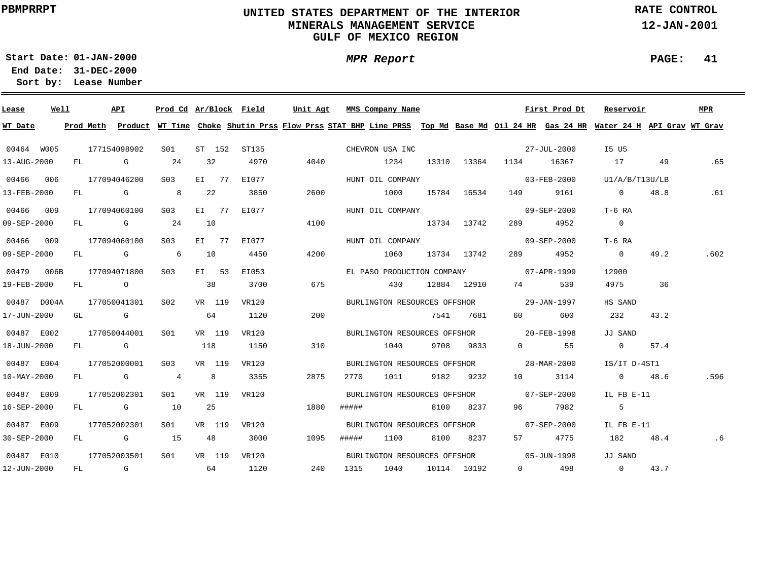PBMPRRPT

# UNITED STATES DEPARTMENT OF THE INTERIOR
## MINERALS MANAGEMENT SERVICE
## GULF OF MEXICO REGION

RATE CONTROL
12-JAN-2001

Start Date: 01-JAN-2000
End Date: 31-DEC-2000
Sort by: Lease Number

*MPR Report*

| Lease | Well | API | Prod Cd | Ar/Block | Field | Unit Agt | MMS Company Name | | | | First Prod Dt | | Reservoir | | MPR |
|---|---|---|---|---|---|---|---|---|---|---|---|---|---|---|---|
| **WT Date** | **Prod Meth** | **Product** | **WT Time** | **Choke** | **Shutin Prss** | **Flow Prss** | **STAT BHP** | **Line PRSS** | **Top Md** | **Base Md** | **Oil 24 HR** | **Gas 24 HR** | **Water 24 H** | **API Grav** | **WT Grav** |
| 00464 | W005 | 177154098902 | S01 | ST 152 | ST135 | | CHEVRON USA INC | | | | 27-JUL-2000 | | I5 U5 | | |
| 13-AUG-2000 | FL | G | 24 | 32 | 4970 | 4040 | | 1234 | 13310 | 13364 | 1134 | 16367 | 17 | 49 | .65 |
| 00466 | 006 | 177094046200 | S03 | EI 77 | EI077 | | HUNT OIL COMPANY | | | | 03-FEB-2000 | | U1/A/B/T13U/LB | | |
| 13-FEB-2000 | FL | G | 8 | 22 | 3850 | 2600 | | 1000 | 15784 | 16534 | 149 | 9161 | 0 | 48.8 | .61 |
| 00466 | 009 | 177094060100 | S03 | EI 77 | EI077 | | HUNT OIL COMPANY | | | | 09-SEP-2000 | | T-6 RA | | |
| 09-SEP-2000 | FL | G | 24 | 10 | | 4100 | | | 13734 | 13742 | 289 | 4952 | 0 | | |
| 00466 | 009 | 177094060100 | S03 | EI 77 | EI077 | | HUNT OIL COMPANY | | | | 09-SEP-2000 | | T-6 RA | | |
| 09-SEP-2000 | FL | G | 6 | 10 | 4450 | 4200 | | 1060 | 13734 | 13742 | 289 | 4952 | 0 | 49.2 | .602 |
| 00479 | 006B | 177094071800 | S03 | EI 53 | EI053 | | EL PASO PRODUCTION COMPANY | | | | 07-APR-1999 | | 12900 | | |
| 19-FEB-2000 | FL | O | | 38 | 3700 | 675 | | 430 | 12884 | 12910 | 74 | 539 | 4975 | 36 | |
| 00487 | D004A | 177050041301 | S02 | VR 119 | VR120 | | BURLINGTON RESOURCES OFFSHOR | | | | 29-JAN-1997 | | HS SAND | | |
| 17-JUN-2000 | GL | G | | 64 | 1120 | 200 | | | 7541 | 7681 | 60 | 600 | 232 | 43.2 | |
| 00487 | E002 | 177050044001 | S01 | VR 119 | VR120 | | BURLINGTON RESOURCES OFFSHOR | | | | 20-FEB-1998 | | JJ SAND | | |
| 18-JUN-2000 | FL | G | | 118 | 1150 | 310 | | 1040 | 9708 | 9833 | 0 | 55 | 0 | 57.4 | |
| 00487 | E004 | 177052000001 | S03 | VR 119 | VR120 | | BURLINGTON RESOURCES OFFSHOR | | | | 28-MAR-2000 | | IS/IT D-4ST1 | | |
| 10-MAY-2000 | FL | G | 4 | 8 | 3355 | 2875 | 2770 | 1011 | 9182 | 9232 | 10 | 3114 | 0 | 48.6 | .596 |
| 00487 | E009 | 177052002301 | S01 | VR 119 | VR120 | | BURLINGTON RESOURCES OFFSHOR | | | | 07-SEP-2000 | | IL FB E-11 | | |
| 16-SEP-2000 | FL | G | 10 | 25 | | 1880 | ##### | | 8100 | 8237 | 96 | 7982 | 5 | | |
| 00487 | E009 | 177052002301 | S01 | VR 119 | VR120 | | BURLINGTON RESOURCES OFFSHOR | | | | 07-SEP-2000 | | IL FB E-11 | | |
| 30-SEP-2000 | FL | G | 15 | 48 | 3000 | 1095 | ##### | 1100 | 8100 | 8237 | 57 | 4775 | 182 | 48.4 | .6 |
| 00487 | E010 | 177052003501 | S01 | VR 119 | VR120 | | BURLINGTON RESOURCES OFFSHOR | | | | 05-JUN-1998 | | JJ SAND | | |
| 12-JUN-2000 | FL | G | | 64 | 1120 | 240 | 1315 | 1040 | 10114 | 10192 | 0 | 498 | 0 | 43.7 | |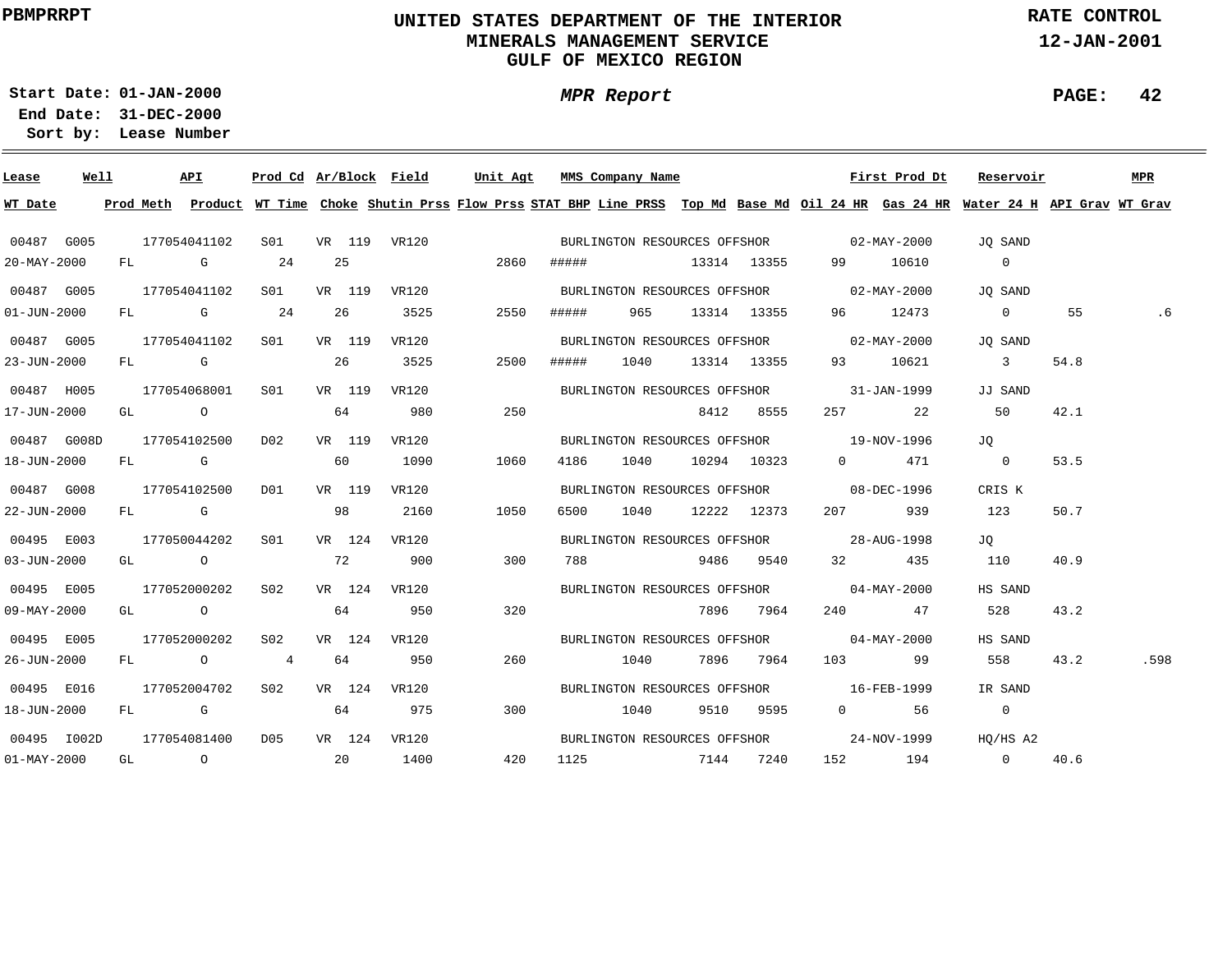PBMPRRPT

# UNITED STATES DEPARTMENT OF THE INTERIOR
## MINERALS MANAGEMENT SERVICE
## GULF OF MEXICO REGION

RATE CONTROL
12-JAN-2001

**Start Date:** 01-JAN-2000
**End Date:** 31-DEC-2000
**Sort by:** Lease Number

*MPR Report*

| Lease | Well | API | Prod Cd | Ar/Block | Field | Unit Agt | MMS Company Name | | | | First Prod Dt | | Reservoir | | MPR |
|---|---|---|---|---|---|---|---|---|---|---|---|---|---|---|---|
| **WT Date** | **Prod Meth** | **Product** | **WT Time** | **Choke** | **Shutin Prss** | **Flow Prss** | **STAT BHP** | **Line PRSS** | **Top Md** | **Base Md** | **Oil 24 HR** | **Gas 24 HR** | **Water 24 H** | **API Grav** | **WT Grav** |
| 00487 | G005 | 177054041102 | S01 | VR 119 | VR120 | | BURLINGTON RESOURCES OFFSHOR | | | | 02-MAY-2000 | | JQ SAND | | |
| 20-MAY-2000 | FL | G | 24 | 25 | | 2860 | ##### | | 13314 | 13355 | 99 | 10610 | 0 | | |
| 00487 | G005 | 177054041102 | S01 | VR 119 | VR120 | | BURLINGTON RESOURCES OFFSHOR | | | | 02-MAY-2000 | | JQ SAND | | |
| 01-JUN-2000 | FL | G | 24 | 26 | 3525 | 2550 | ##### | 965 | 13314 | 13355 | 96 | 12473 | 0 | 55 | .6 |
| 00487 | G005 | 177054041102 | S01 | VR 119 | VR120 | | BURLINGTON RESOURCES OFFSHOR | | | | 02-MAY-2000 | | JQ SAND | | |
| 23-JUN-2000 | FL | G | | 26 | 3525 | 2500 | ##### | 1040 | 13314 | 13355 | 93 | 10621 | 3 | 54.8 | |
| 00487 | H005 | 177054068001 | S01 | VR 119 | VR120 | | BURLINGTON RESOURCES OFFSHOR | | | | 31-JAN-1999 | | JJ SAND | | |
| 17-JUN-2000 | GL | O | | 64 | 980 | 250 | | | 8412 | 8555 | 257 | 22 | 50 | 42.1 | |
| 00487 | G008D | 177054102500 | D02 | VR 119 | VR120 | | BURLINGTON RESOURCES OFFSHOR | | | | 19-NOV-1996 | | JQ | | |
| 18-JUN-2000 | FL | G | | 60 | 1090 | 1060 | 4186 | 1040 | 10294 | 10323 | 0 | 471 | 0 | 53.5 | |
| 00487 | G008 | 177054102500 | D01 | VR 119 | VR120 | | BURLINGTON RESOURCES OFFSHOR | | | | 08-DEC-1996 | | CRIS K | | |
| 22-JUN-2000 | FL | G | | 98 | 2160 | 1050 | 6500 | 1040 | 12222 | 12373 | 207 | 939 | 123 | 50.7 | |
| 00495 | E003 | 177050044202 | S01 | VR 124 | VR120 | | BURLINGTON RESOURCES OFFSHOR | | | | 28-AUG-1998 | | JQ | | |
| 03-JUN-2000 | GL | O | | 72 | 900 | 300 | 788 | | 9486 | 9540 | 32 | 435 | 110 | 40.9 | |
| 00495 | E005 | 177052000202 | S02 | VR 124 | VR120 | | BURLINGTON RESOURCES OFFSHOR | | | | 04-MAY-2000 | | HS SAND | | |
| 09-MAY-2000 | GL | O | | 64 | 950 | 320 | | | 7896 | 7964 | 240 | 47 | 528 | 43.2 | |
| 00495 | E005 | 177052000202 | S02 | VR 124 | VR120 | | BURLINGTON RESOURCES OFFSHOR | | | | 04-MAY-2000 | | HS SAND | | |
| 26-JUN-2000 | FL | O | 4 | 64 | 950 | 260 | | 1040 | 7896 | 7964 | 103 | 99 | 558 | 43.2 | .598 |
| 00495 | E016 | 177052004702 | S02 | VR 124 | VR120 | | BURLINGTON RESOURCES OFFSHOR | | | | 16-FEB-1999 | | IR SAND | | |
| 18-JUN-2000 | FL | G | | 64 | 975 | 300 | | 1040 | 9510 | 9595 | 0 | 56 | 0 | | |
| 00495 | I002D | 177054081400 | D05 | VR 124 | VR120 | | BURLINGTON RESOURCES OFFSHOR | | | | 24-NOV-1999 | | HQ/HS A2 | | |
| 01-MAY-2000 | GL | O | | 20 | 1400 | 420 | 1125 | | 7144 | 7240 | 152 | 194 | 0 | 40.6 | |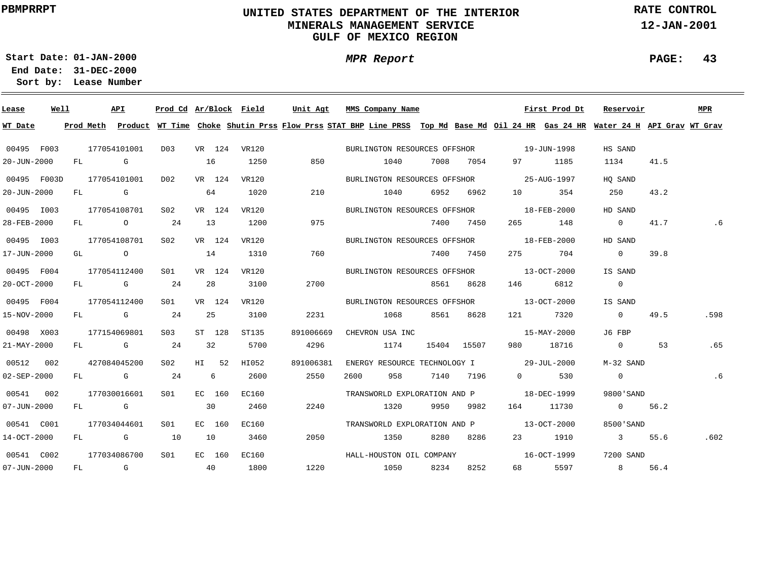PBMPRRPT

# UNITED STATES DEPARTMENT OF THE INTERIOR
## MINERALS MANAGEMENT SERVICE
## GULF OF MEXICO REGION

RATE CONTROL
12-JAN-2001

Start Date: 01-JAN-2000
End Date: 31-DEC-2000
Sort by: Lease Number

*MPR Report*

| Lease | Well | API | Prod Cd | Ar/Block | Field | Unit Agt | MMS Company Name | | | First Prod Dt | | Reservoir | | MPR |
|---|---|---|---|---|---|---|---|---|---|---|---|---|---|---|
| WT Date | Prod Meth | Product | WT Time | Choke | Shutin Prss | Flow Prss | STAT BHP | Line PRSS | Top Md | Base Md | Oil 24 HR | Gas 24 HR | Water 24 H | API Grav | WT Grav |
| 00495 | F003 | 177054101001 | D03 | VR 124 | VR120 | | BURLINGTON RESOURCES OFFSHOR | | | 19-JUN-1998 | | HS SAND | | |
| 20-JUN-2000 | FL | G | | 16 | 1250 | 850 | | 1040 | 7008 | 7054 | 97 | 1185 | 1134 | 41.5 | |
| 00495 | F003D | 177054101001 | D02 | VR 124 | VR120 | | BURLINGTON RESOURCES OFFSHOR | | | 25-AUG-1997 | | HQ SAND | | |
| 20-JUN-2000 | FL | G | | 64 | 1020 | 210 | | 1040 | 6952 | 6962 | 10 | 354 | 250 | 43.2 | |
| 00495 | I003 | 177054108701 | S02 | VR 124 | VR120 | | BURLINGTON RESOURCES OFFSHOR | | | 18-FEB-2000 | | HD SAND | | |
| 28-FEB-2000 | FL | O | 24 | 13 | 1200 | 975 | | | 7400 | 7450 | 265 | 148 | 0 | 41.7 | .6 |
| 00495 | I003 | 177054108701 | S02 | VR 124 | VR120 | | BURLINGTON RESOURCES OFFSHOR | | | 18-FEB-2000 | | HD SAND | | |
| 17-JUN-2000 | GL | O | | 14 | 1310 | 760 | | | 7400 | 7450 | 275 | 704 | 0 | 39.8 | |
| 00495 | F004 | 177054112400 | S01 | VR 124 | VR120 | | BURLINGTON RESOURCES OFFSHOR | | | 13-OCT-2000 | | IS SAND | | |
| 20-OCT-2000 | FL | G | 24 | 28 | 3100 | 2700 | | | 8561 | 8628 | 146 | 6812 | 0 | | |
| 00495 | F004 | 177054112400 | S01 | VR 124 | VR120 | | BURLINGTON RESOURCES OFFSHOR | | | 13-OCT-2000 | | IS SAND | | |
| 15-NOV-2000 | FL | G | 24 | 25 | 3100 | 2231 | | 1068 | 8561 | 8628 | 121 | 7320 | 0 | 49.5 | .598 |
| 00498 | X003 | 177154069801 | S03 | ST 128 | ST135 | 891006669 | CHEVRON USA INC | | | 15-MAY-2000 | | J6 FBP | | |
| 21-MAY-2000 | FL | G | 24 | 32 | 5700 | 4296 | | 1174 | 15404 | 15507 | 980 | 18716 | 0 | 53 | .65 |
| 00512 | 002 | 427084045200 | S02 | HI 52 | HI052 | 891006381 | ENERGY RESOURCE TECHNOLOGY I | | | 29-JUL-2000 | | M-32 SAND | | |
| 02-SEP-2000 | FL | G | 24 | 6 | 2600 | 2550 | 2600 | 958 | 7140 | 7196 | 0 | 530 | 0 | | .6 |
| 00541 | 002 | 177030016601 | S01 | EC 160 | EC160 | | TRANSWORLD EXPLORATION AND P | | | 18-DEC-1999 | | 9800'SAND | | |
| 07-JUN-2000 | FL | G | | 30 | 2460 | 2240 | | 1320 | 9950 | 9982 | 164 | 11730 | 0 | 56.2 | |
| 00541 | C001 | 177034044601 | S01 | EC 160 | EC160 | | TRANSWORLD EXPLORATION AND P | | | 13-OCT-2000 | | 8500'SAND | | |
| 14-OCT-2000 | FL | G | 10 | 10 | 3460 | 2050 | | 1350 | 8280 | 8286 | 23 | 1910 | 3 | 55.6 | .602 |
| 00541 | C002 | 177034086700 | S01 | EC 160 | EC160 | | HALL-HOUSTON OIL COMPANY | | | 16-OCT-1999 | | 7200 SAND | | |
| 07-JUN-2000 | FL | G | | 40 | 1800 | 1220 | | 1050 | 8234 | 8252 | 68 | 5597 | 8 | 56.4 | |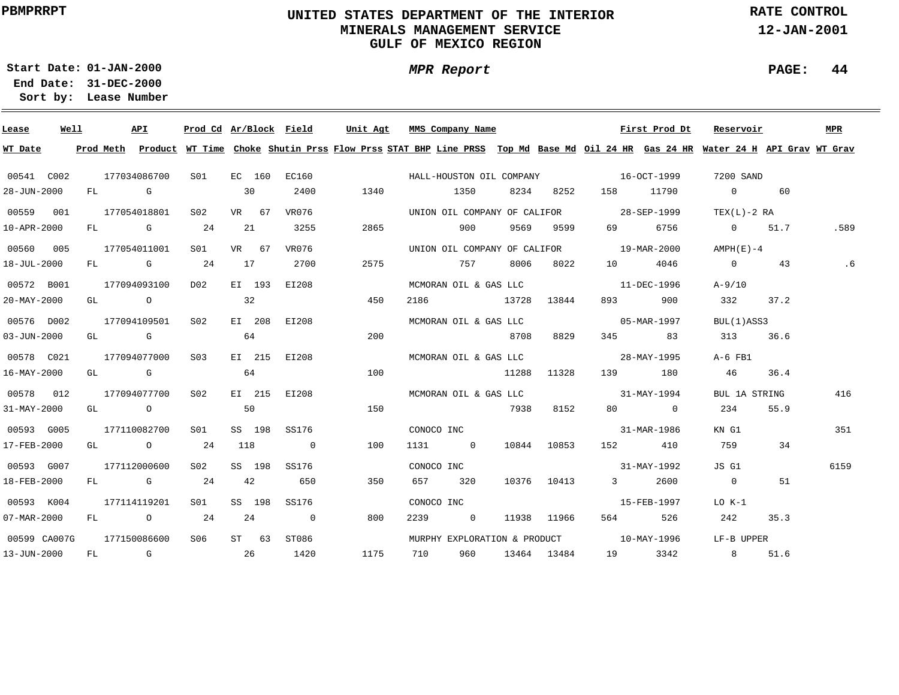PBMPRRPT

# UNITED STATES DEPARTMENT OF THE INTERIOR
## MINERALS MANAGEMENT SERVICE
## GULF OF MEXICO REGION

RATE CONTROL
12-JAN-2001

**Start Date:** 01-JAN-2000
**End Date:** 31-DEC-2000
**Sort by:** Lease Number

*MPR Report*

| Lease | Well | API | Prod Cd | Ar/Block | Field | Unit Agt | MMS Company Name | First Prod Dt | Reservoir | MPR |
|---|---|---|---|---|---|---|---|---|---|---|
| **WT Date** | **Prod Meth** | **Product** | **WT Time** | **Choke** | **Shutin Prss** | **Flow Prss** | **STAT BHP** | **Line PRSS** | **Top Md** | **Base Md** | **Oil 24 HR** | **Gas 24 HR** | **Water 24 H** | **API Grav** | **WT Grav** |

| Lease / WT Date | Well / Prod Meth | API / Product | Prod Cd / WT Time | Ar/Block / Choke | Field / Shutin Prss | Unit Agt / Flow Prss | STAT BHP | MMS Company Name / Line PRSS | Top Md | Base Md | Oil 24 HR | First Prod Dt / Gas 24 HR | Reservoir / Water 24 H | API Grav | MPR / WT Grav |
|---|---|---|---|---|---|---|---|---|---|---|---|---|---|---|---|
| 00541 | C002 | 177034086700 | S01 | EC 160 | EC160 | | | HALL-HOUSTON OIL COMPANY | | | | 16-OCT-1999 | 7200 SAND | | |
| 28-JUN-2000 | FL | G | | 30 | 2400 | 1340 | | 1350 | 8234 | 8252 | 158 | 11790 | 0 | 60 | |
| 00559 | 001 | 177054018801 | S02 | VR 67 | VR076 | | | UNION OIL COMPANY OF CALIFOR | | | | 28-SEP-1999 | TEX(L)-2 RA | | |
| 10-APR-2000 | FL | G | 24 | 21 | 3255 | 2865 | | 900 | 9569 | 9599 | 69 | 6756 | 0 | 51.7 | .589 |
| 00560 | 005 | 177054011001 | S01 | VR 67 | VR076 | | | UNION OIL COMPANY OF CALIFOR | | | | 19-MAR-2000 | AMPH(E)-4 | | |
| 18-JUL-2000 | FL | G | 24 | 17 | 2700 | 2575 | | 757 | 8006 | 8022 | 10 | 4046 | 0 | 43 | .6 |
| 00572 | B001 | 177094093100 | D02 | EI 193 | EI208 | | | MCMORAN OIL & GAS LLC | | | | 11-DEC-1996 | A-9/10 | | |
| 20-MAY-2000 | GL | O | | 32 | | 450 | 2186 | | 13728 | 13844 | 893 | 900 | 332 | 37.2 | |
| 00576 | D002 | 177094109501 | S02 | EI 208 | EI208 | | | MCMORAN OIL & GAS LLC | | | | 05-MAR-1997 | BUL(1)ASS3 | | |
| 03-JUN-2000 | GL | G | | 64 | | 200 | | | 8708 | 8829 | 345 | 83 | 313 | 36.6 | |
| 00578 | C021 | 177094077000 | S03 | EI 215 | EI208 | | | MCMORAN OIL & GAS LLC | | | | 28-MAY-1995 | A-6 FB1 | | |
| 16-MAY-2000 | GL | G | | 64 | | 100 | | | 11288 | 11328 | 139 | 180 | 46 | 36.4 | |
| 00578 | 012 | 177094077700 | S02 | EI 215 | EI208 | | | MCMORAN OIL & GAS LLC | | | | 31-MAY-1994 | BUL 1A STRING | | 416 |
| 31-MAY-2000 | GL | O | | 50 | | 150 | | | 7938 | 8152 | 80 | 0 | 234 | 55.9 | |
| 00593 | G005 | 177110082700 | S01 | SS 198 | SS176 | | | CONOCO INC | | | | 31-MAR-1986 | KN G1 | | 351 |
| 17-FEB-2000 | GL | O | 24 | 118 | 0 | 100 | 1131 | 0 | 10844 | 10853 | 152 | 410 | 759 | 34 | |
| 00593 | G007 | 177112000600 | S02 | SS 198 | SS176 | | | CONOCO INC | | | | 31-MAY-1992 | JS G1 | | 6159 |
| 18-FEB-2000 | FL | G | 24 | 42 | 650 | 350 | 657 | 320 | 10376 | 10413 | 3 | 2600 | 0 | 51 | |
| 00593 | K004 | 177114119201 | S01 | SS 198 | SS176 | | | CONOCO INC | | | | 15-FEB-1997 | LO K-1 | | |
| 07-MAR-2000 | FL | O | 24 | 24 | 0 | 800 | 2239 | 0 | 11938 | 11966 | 564 | 526 | 242 | 35.3 | |
| 00599 | CA007G | 177150086600 | S06 | ST 63 | ST086 | | | MURPHY EXPLORATION & PRODUCT | | | | 10-MAY-1996 | LF-B UPPER | | |
| 13-JUN-2000 | FL | G | | 26 | 1420 | 1175 | 710 | 960 | 13464 | 13484 | 19 | 3342 | 8 | 51.6 | |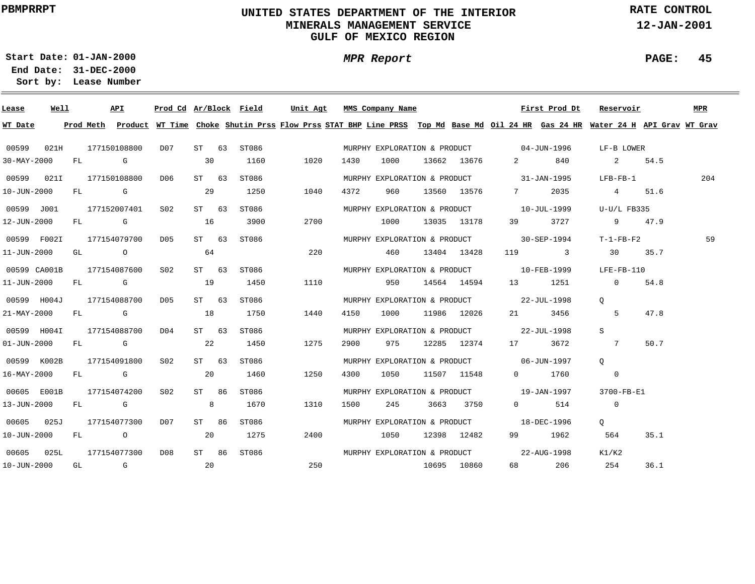PBMPRRPT

# UNITED STATES DEPARTMENT OF THE INTERIOR
## MINERALS MANAGEMENT SERVICE
## GULF OF MEXICO REGION

RATE CONTROL
12-JAN-2001

Start Date: 01-JAN-2000
End Date: 31-DEC-2000
Sort by: Lease Number

*MPR Report*

| Lease | Well | API | Prod Cd | Ar/Block | Field | Unit Agt | MMS Company Name | | | | First Prod Dt | Reservoir | | MPR |
|---|---|---|---|---|---|---|---|---|---|---|---|---|---|---|
| WT Date | Prod Meth | Product | WT Time | Choke | Shutin Prss | Flow Prss | STAT BHP | Line PRSS | Top Md | Base Md | Oil 24 HR | Gas 24 HR | Water 24 H | API Grav | WT Grav |
| 00599 | 021H | 177150108800 | D07 | ST 63 | ST086 | | MURPHY EXPLORATION & PRODUCT | | | | 04-JUN-1996 | LF-B LOWER | | |
| 30-MAY-2000 | FL | G | | 30 | 1160 | 1020 | 1430 | 1000 | 13662 | 13676 | 2 | 840 | 2 | 54.5 | |
| 00599 | 021I | 177150108800 | D06 | ST 63 | ST086 | | MURPHY EXPLORATION & PRODUCT | | | | 31-JAN-1995 | LFB-FB-1 | | 204 |
| 10-JUN-2000 | FL | G | | 29 | 1250 | 1040 | 4372 | 960 | 13560 | 13576 | 7 | 2035 | 4 | 51.6 | |
| 00599 | J001 | 177152007401 | S02 | ST 63 | ST086 | | MURPHY EXPLORATION & PRODUCT | | | | 10-JUL-1999 | U-U/L FB335 | | |
| 12-JUN-2000 | FL | G | | 16 | 3900 | 2700 | | 1000 | 13035 | 13178 | 39 | 3727 | 9 | 47.9 | |
| 00599 | F002I | 177154079700 | D05 | ST 63 | ST086 | | MURPHY EXPLORATION & PRODUCT | | | | 30-SEP-1994 | T-1-FB-F2 | | 59 |
| 11-JUN-2000 | GL | O | | 64 | | 220 | | 460 | 13404 | 13428 | 119 | 3 | 30 | 35.7 | |
| 00599 | CA001B | 177154087600 | S02 | ST 63 | ST086 | | MURPHY EXPLORATION & PRODUCT | | | | 10-FEB-1999 | LFE-FB-110 | | |
| 11-JUN-2000 | FL | G | | 19 | 1450 | 1110 | | 950 | 14564 | 14594 | 13 | 1251 | 0 | 54.8 | |
| 00599 | H004J | 177154088700 | D05 | ST 63 | ST086 | | MURPHY EXPLORATION & PRODUCT | | | | 22-JUL-1998 | Q | | |
| 21-MAY-2000 | FL | G | | 18 | 1750 | 1440 | 4150 | 1000 | 11986 | 12026 | 21 | 3456 | 5 | 47.8 | |
| 00599 | H004I | 177154088700 | D04 | ST 63 | ST086 | | MURPHY EXPLORATION & PRODUCT | | | | 22-JUL-1998 | S | | |
| 01-JUN-2000 | FL | G | | 22 | 1450 | 1275 | 2900 | 975 | 12285 | 12374 | 17 | 3672 | 7 | 50.7 | |
| 00599 | K002B | 177154091800 | S02 | ST 63 | ST086 | | MURPHY EXPLORATION & PRODUCT | | | | 06-JUN-1997 | Q | | |
| 16-MAY-2000 | FL | G | | 20 | 1460 | 1250 | 4300 | 1050 | 11507 | 11548 | 0 | 1760 | 0 | | |
| 00605 | E001B | 177154074200 | S02 | ST 86 | ST086 | | MURPHY EXPLORATION & PRODUCT | | | | 19-JAN-1997 | 3700-FB-E1 | | |
| 13-JUN-2000 | FL | G | | 8 | 1670 | 1310 | 1500 | 245 | 3663 | 3750 | 0 | 514 | 0 | | |
| 00605 | 025J | 177154077300 | D07 | ST 86 | ST086 | | MURPHY EXPLORATION & PRODUCT | | | | 18-DEC-1996 | Q | | |
| 10-JUN-2000 | FL | O | | 20 | 1275 | 2400 | | 1050 | 12398 | 12482 | 99 | 1962 | 564 | 35.1 | |
| 00605 | 025L | 177154077300 | D08 | ST 86 | ST086 | | MURPHY EXPLORATION & PRODUCT | | | | 22-AUG-1998 | K1/K2 | | |
| 10-JUN-2000 | GL | G | | 20 | | 250 | | | 10695 | 10860 | 68 | 206 | 254 | 36.1 | |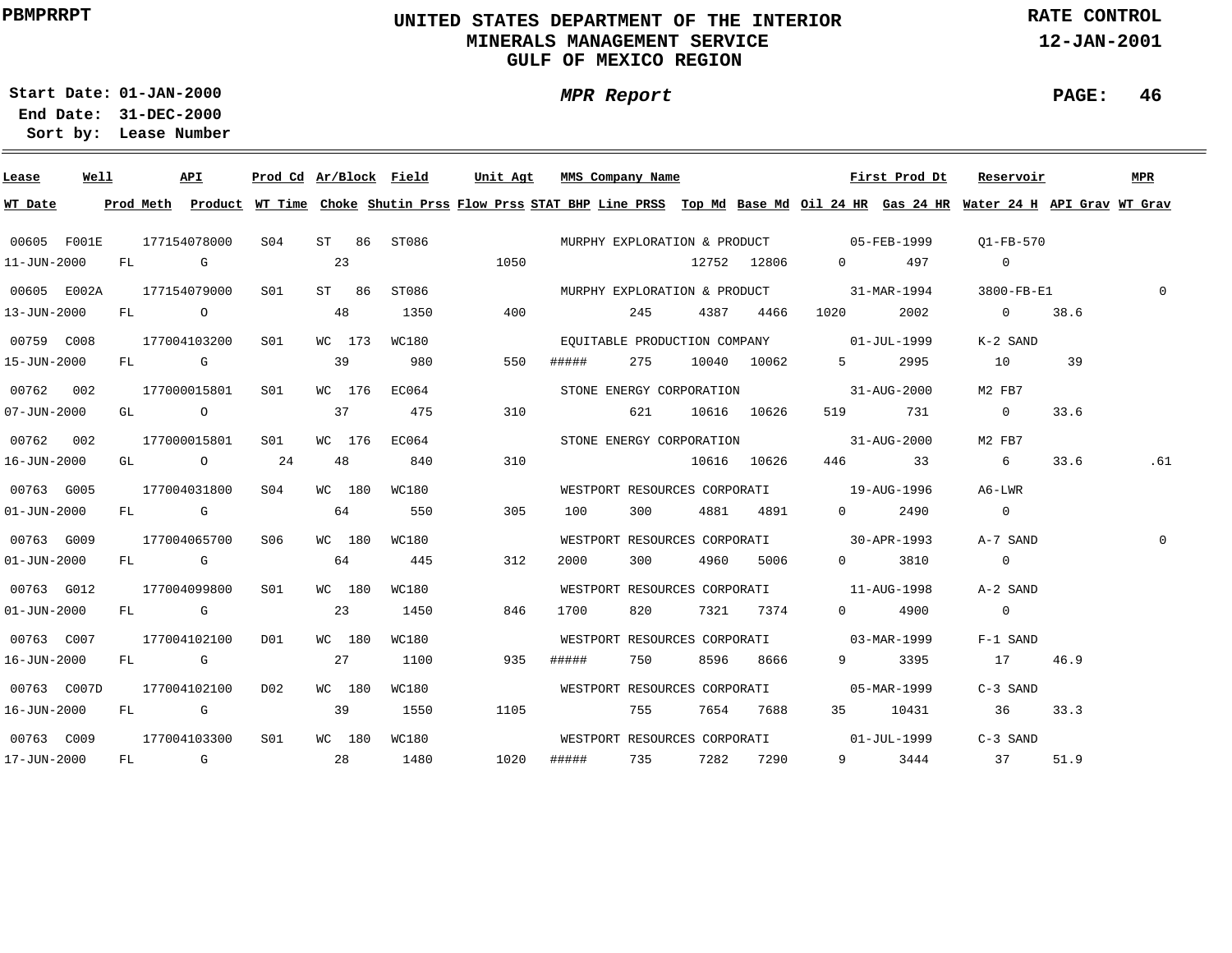PBMPRRPT

# UNITED STATES DEPARTMENT OF THE INTERIOR
## MINERALS MANAGEMENT SERVICE
## GULF OF MEXICO REGION

RATE CONTROL
12-JAN-2001

Start Date: 01-JAN-2000
End Date: 31-DEC-2000
Sort by: Lease Number

*MPR Report*

PAGE: 46

| Lease | Well | API | Prod Cd | Ar/Block | Field | Unit Agt | MMS Company Name | First Prod Dt | Reservoir | MPR |
|---|---|---|---|---|---|---|---|---|---|---|
| 00605 | F001E | 177154078000 | S04 | ST 86 | ST086 | | MURPHY EXPLORATION & PRODUCT | 05-FEB-1999 | Q1-FB-570 | |
| 00605 | E002A | 177154079000 | S01 | ST 86 | ST086 | | MURPHY EXPLORATION & PRODUCT | 31-MAR-1994 | 3800-FB-E1 | 0 |
| 00759 | C008 | 177004103200 | S01 | WC 173 | WC180 | | EQUITABLE PRODUCTION COMPANY | 01-JUL-1999 | K-2 SAND | |
| 00762 | 002 | 177000015801 | S01 | WC 176 | EC064 | | STONE ENERGY CORPORATION | 31-AUG-2000 | M2 FB7 | |
| 00762 | 002 | 177000015801 | S01 | WC 176 | EC064 | | STONE ENERGY CORPORATION | 31-AUG-2000 | M2 FB7 | |
| 00763 | G005 | 177004031800 | S04 | WC 180 | WC180 | | WESTPORT RESOURCES CORPORATI | 19-AUG-1996 | A6-LWR | |
| 00763 | G009 | 177004065700 | S06 | WC 180 | WC180 | | WESTPORT RESOURCES CORPORATI | 30-APR-1993 | A-7 SAND | 0 |
| 00763 | G012 | 177004099800 | S01 | WC 180 | WC180 | | WESTPORT RESOURCES CORPORATI | 11-AUG-1998 | A-2 SAND | |
| 00763 | C007 | 177004102100 | D01 | WC 180 | WC180 | | WESTPORT RESOURCES CORPORATI | 03-MAR-1999 | F-1 SAND | |
| 00763 | C007D | 177004102100 | D02 | WC 180 | WC180 | | WESTPORT RESOURCES CORPORATI | 05-MAR-1999 | C-3 SAND | |
| 00763 | C009 | 177004103300 | S01 | WC 180 | WC180 | | WESTPORT RESOURCES CORPORATI | 01-JUL-1999 | C-3 SAND | |

| WT Date | Prod Meth | Product | WT Time | Choke | Shutin Prss | Flow Prss | STAT BHP | Line PRSS | Top Md | Base Md | Oil 24 HR | Gas 24 HR | Water 24 H | API Grav | WT Grav |
|---|---|---|---|---|---|---|---|---|---|---|---|---|---|---|---|
| 11-JUN-2000 | FL | G | | 23 | | 1050 | | | 12752 | 12806 | 0 | 497 | 0 | | |
| 13-JUN-2000 | FL | O | | 48 | 1350 | 400 | | 245 | 4387 | 4466 | 1020 | 2002 | 0 | 38.6 | |
| 15-JUN-2000 | FL | G | | 39 | 980 | 550 | ##### | 275 | 10040 | 10062 | 5 | 2995 | 10 | 39 | |
| 07-JUN-2000 | GL | O | | 37 | 475 | 310 | | 621 | 10616 | 10626 | 519 | 731 | 0 | 33.6 | |
| 16-JUN-2000 | GL | O | 24 | 48 | 840 | 310 | | | 10616 | 10626 | 446 | 33 | 6 | 33.6 | .61 |
| 01-JUN-2000 | FL | G | | 64 | 550 | 305 | 100 | 300 | 4881 | 4891 | 0 | 2490 | 0 | | |
| 01-JUN-2000 | FL | G | | 64 | 445 | 312 | 2000 | 300 | 4960 | 5006 | 0 | 3810 | 0 | | |
| 01-JUN-2000 | FL | G | | 23 | 1450 | 846 | 1700 | 820 | 7321 | 7374 | 0 | 4900 | 0 | | |
| 16-JUN-2000 | FL | G | | 27 | 1100 | 935 | ##### | 750 | 8596 | 8666 | 9 | 3395 | 17 | 46.9 | |
| 16-JUN-2000 | FL | G | | 39 | 1550 | 1105 | | 755 | 7654 | 7688 | 35 | 10431 | 36 | 33.3 | |
| 17-JUN-2000 | FL | G | | 28 | 1480 | 1020 | ##### | 735 | 7282 | 7290 | 9 | 3444 | 37 | 51.9 | |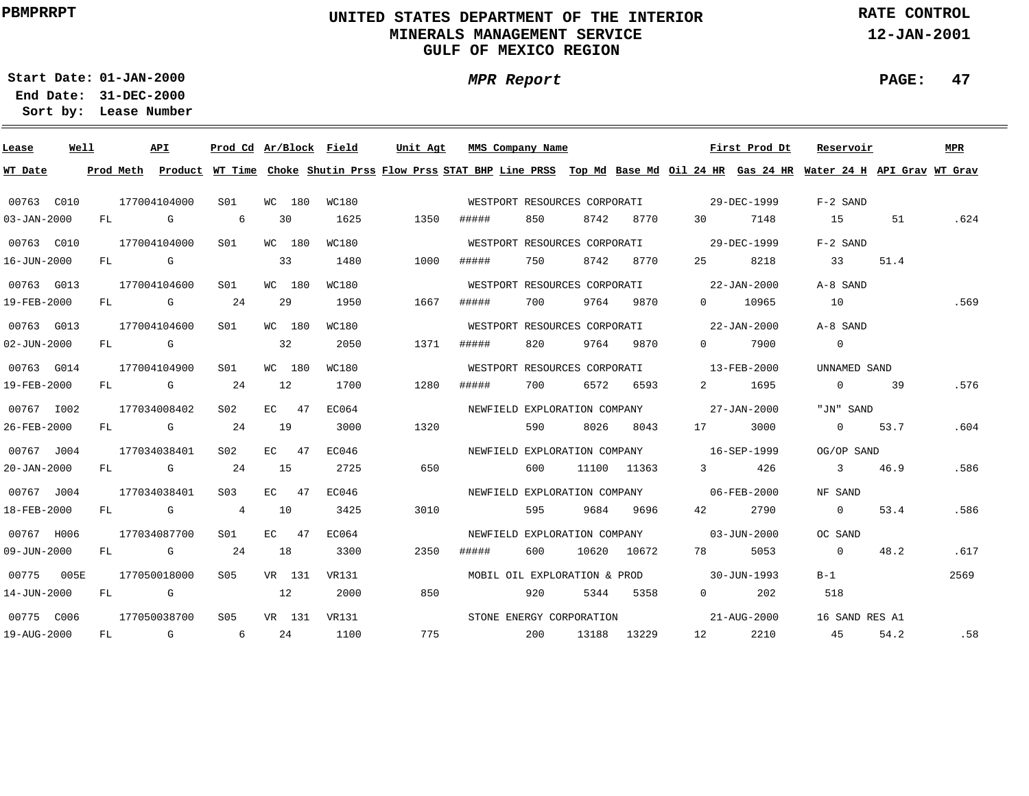PBMPRRPT

# UNITED STATES DEPARTMENT OF THE INTERIOR
## MINERALS MANAGEMENT SERVICE
## GULF OF MEXICO REGION

RATE CONTROL
12-JAN-2001

**Start Date:** 01-JAN-2000
**End Date:** 31-DEC-2000
**Sort by:** Lease Number

*MPR Report*

| Lease | Well | API | Prod Cd | Ar/Block | Field | Unit Agt | MMS Company Name | First Prod Dt | Reservoir | MPR |
|---|---|---|---|---|---|---|---|---|---|---|
| 00763 | C010 | 177004104000 | S01 | WC 180 | WC180 | | WESTPORT RESOURCES CORPORATI | 29-DEC-1999 | F-2 SAND | |
| 00763 | C010 | 177004104000 | S01 | WC 180 | WC180 | | WESTPORT RESOURCES CORPORATI | 29-DEC-1999 | F-2 SAND | |
| 00763 | G013 | 177004104600 | S01 | WC 180 | WC180 | | WESTPORT RESOURCES CORPORATI | 22-JAN-2000 | A-8 SAND | |
| 00763 | G013 | 177004104600 | S01 | WC 180 | WC180 | | WESTPORT RESOURCES CORPORATI | 22-JAN-2000 | A-8 SAND | |
| 00763 | G014 | 177004104900 | S01 | WC 180 | WC180 | | WESTPORT RESOURCES CORPORATI | 13-FEB-2000 | UNNAMED SAND | |
| 00767 | I002 | 177034008402 | S02 | EC 47 | EC064 | | NEWFIELD EXPLORATION COMPANY | 27-JAN-2000 | "JN" SAND | |
| 00767 | J004 | 177034038401 | S02 | EC 47 | EC046 | | NEWFIELD EXPLORATION COMPANY | 16-SEP-1999 | OG/OP SAND | |
| 00767 | J004 | 177034038401 | S03 | EC 47 | EC046 | | NEWFIELD EXPLORATION COMPANY | 06-FEB-2000 | NF SAND | |
| 00767 | H006 | 177034087700 | S01 | EC 47 | EC064 | | NEWFIELD EXPLORATION COMPANY | 03-JUN-2000 | OC SAND | |
| 00775 | 005E | 177050018000 | S05 | VR 131 | VR131 | | MOBIL OIL EXPLORATION & PROD | 30-JUN-1993 | B-1 | 2569 |
| 00775 | C006 | 177050038700 | S05 | VR 131 | VR131 | | STONE ENERGY CORPORATION | 21-AUG-2000 | 16 SAND RES A1 | |

| WT Date | Prod Meth | Product | WT Time | Choke | Shutin Prss | Flow Prss | STAT BHP | Line PRSS | Top Md | Base Md | Oil 24 HR | Gas 24 HR | Water 24 H | API Grav | WT Grav |
|---|---|---|---|---|---|---|---|---|---|---|---|---|---|---|---|
| 03-JAN-2000 | FL | G | 6 | 30 | 1625 | 1350 | ##### | 850 | 8742 | 8770 | 30 | 7148 | 15 | 51 | .624 |
| 16-JUN-2000 | FL | G | | 33 | 1480 | 1000 | ##### | 750 | 8742 | 8770 | 25 | 8218 | 33 | 51.4 | |
| 19-FEB-2000 | FL | G | 24 | 29 | 1950 | 1667 | ##### | 700 | 9764 | 9870 | 0 | 10965 | 10 | | .569 |
| 02-JUN-2000 | FL | G | | 32 | 2050 | 1371 | ##### | 820 | 9764 | 9870 | 0 | 7900 | 0 | | |
| 19-FEB-2000 | FL | G | 24 | 12 | 1700 | 1280 | ##### | 700 | 6572 | 6593 | 2 | 1695 | 0 | 39 | .576 |
| 26-FEB-2000 | FL | G | 24 | 19 | 3000 | 1320 | | 590 | 8026 | 8043 | 17 | 3000 | 0 | 53.7 | .604 |
| 20-JAN-2000 | FL | G | 24 | 15 | 2725 | 650 | | 600 | 11100 | 11363 | 3 | 426 | 3 | 46.9 | .586 |
| 18-FEB-2000 | FL | G | 4 | 10 | 3425 | 3010 | | 595 | 9684 | 9696 | 42 | 2790 | 0 | 53.4 | .586 |
| 09-JUN-2000 | FL | G | 24 | 18 | 3300 | 2350 | ##### | 600 | 10620 | 10672 | 78 | 5053 | 0 | 48.2 | .617 |
| 14-JUN-2000 | FL | G | | 12 | 2000 | 850 | | 920 | 5344 | 5358 | 0 | 202 | 518 | | |
| 19-AUG-2000 | FL | G | 6 | 24 | 1100 | 775 | | 200 | 13188 | 13229 | 12 | 2210 | 45 | 54.2 | .58 |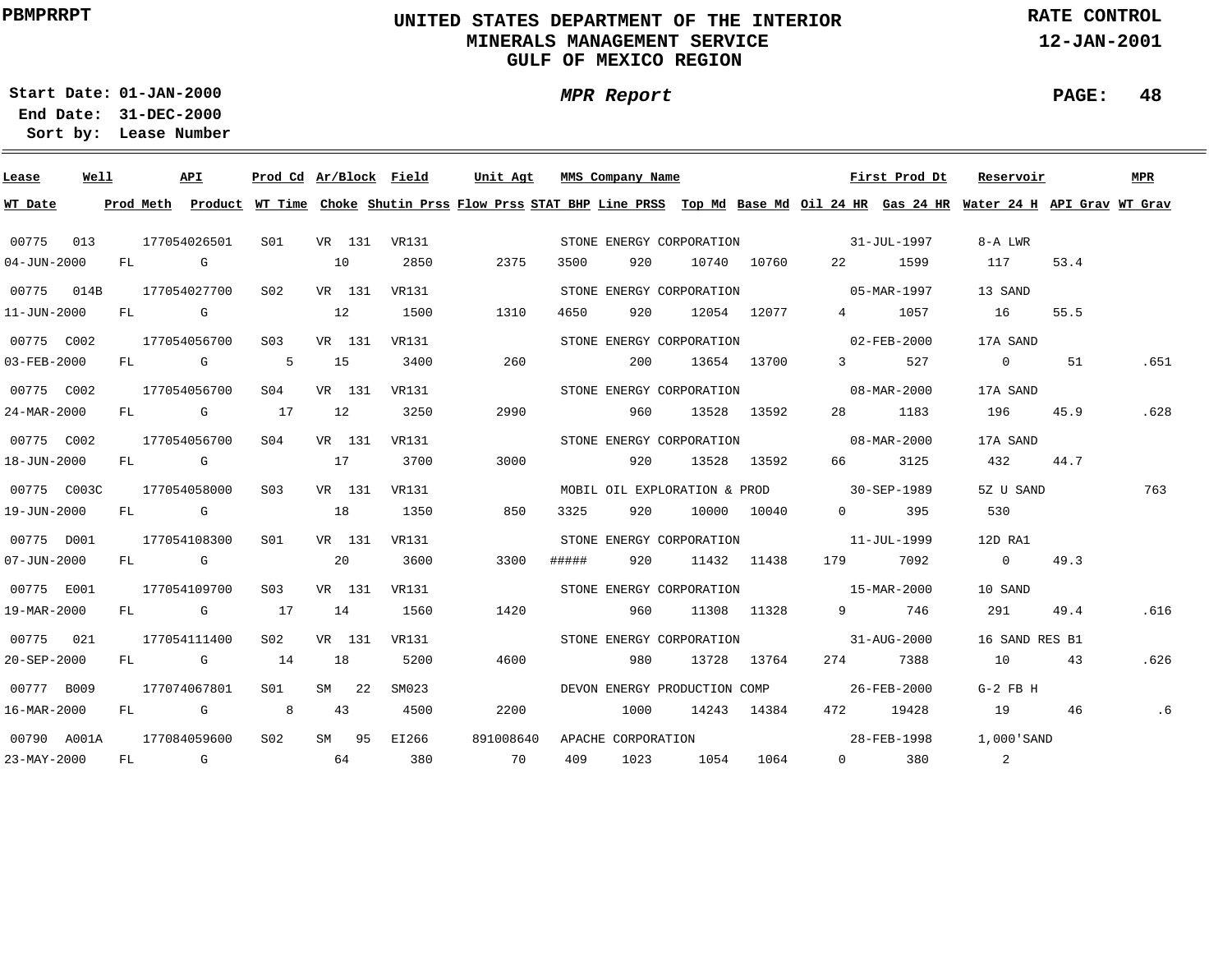PBMPRRPT

# UNITED STATES DEPARTMENT OF THE INTERIOR
## MINERALS MANAGEMENT SERVICE
## GULF OF MEXICO REGION

RATE CONTROL
12-JAN-2001

Start Date: 01-JAN-2000
End Date: 31-DEC-2000
Sort by: Lease Number

*MPR Report*

| Lease | Well | API | Prod Cd | Ar/Block | Field | Unit Agt | MMS Company Name | | | | First Prod Dt | | Reservoir | | MPR |
|---|---|---|---|---|---|---|---|---|---|---|---|---|---|---|---|
| **WT Date** | **Prod Meth** | **Product** | **WT Time** | **Choke** | **Shutin Prss** | **Flow Prss** | **STAT BHP** | **Line PRSS** | **Top Md** | **Base Md** | **Oil 24 HR** | **Gas 24 HR** | **Water 24 H** | **API Grav** | **WT Grav** |
| 00775 | 013 | 177054026501 | S01 | VR 131 | VR131 | | STONE ENERGY CORPORATION | | | | 31-JUL-1997 | | 8-A LWR | | |
| 04-JUN-2000 | FL | G | | 10 | 2850 | 2375 | 3500 | 920 | 10740 | 10760 | 22 | 1599 | 117 | 53.4 | |
| 00775 | 014B | 177054027700 | S02 | VR 131 | VR131 | | STONE ENERGY CORPORATION | | | | 05-MAR-1997 | | 13 SAND | | |
| 11-JUN-2000 | FL | G | | 12 | 1500 | 1310 | 4650 | 920 | 12054 | 12077 | 4 | 1057 | 16 | 55.5 | |
| 00775 | C002 | 177054056700 | S03 | VR 131 | VR131 | | STONE ENERGY CORPORATION | | | | 02-FEB-2000 | | 17A SAND | | |
| 03-FEB-2000 | FL | G | 5 | 15 | 3400 | 260 | | 200 | 13654 | 13700 | 3 | 527 | 0 | 51 | .651 |
| 00775 | C002 | 177054056700 | S04 | VR 131 | VR131 | | STONE ENERGY CORPORATION | | | | 08-MAR-2000 | | 17A SAND | | |
| 24-MAR-2000 | FL | G | 17 | 12 | 3250 | 2990 | | 960 | 13528 | 13592 | 28 | 1183 | 196 | 45.9 | .628 |
| 00775 | C002 | 177054056700 | S04 | VR 131 | VR131 | | STONE ENERGY CORPORATION | | | | 08-MAR-2000 | | 17A SAND | | |
| 18-JUN-2000 | FL | G | | 17 | 3700 | 3000 | | 920 | 13528 | 13592 | 66 | 3125 | 432 | 44.7 | |
| 00775 | C003C | 177054058000 | S03 | VR 131 | VR131 | | MOBIL OIL EXPLORATION & PROD | | | | 30-SEP-1989 | | 5Z U SAND | | 763 |
| 19-JUN-2000 | FL | G | | 18 | 1350 | 850 | 3325 | 920 | 10000 | 10040 | 0 | 395 | 530 | | |
| 00775 | D001 | 177054108300 | S01 | VR 131 | VR131 | | STONE ENERGY CORPORATION | | | | 11-JUL-1999 | | 12D RA1 | | |
| 07-JUN-2000 | FL | G | | 20 | 3600 | 3300 | ##### | 920 | 11432 | 11438 | 179 | 7092 | 0 | 49.3 | |
| 00775 | E001 | 177054109700 | S03 | VR 131 | VR131 | | STONE ENERGY CORPORATION | | | | 15-MAR-2000 | | 10 SAND | | |
| 19-MAR-2000 | FL | G | 17 | 14 | 1560 | 1420 | | 960 | 11308 | 11328 | 9 | 746 | 291 | 49.4 | .616 |
| 00775 | 021 | 177054111400 | S02 | VR 131 | VR131 | | STONE ENERGY CORPORATION | | | | 31-AUG-2000 | | 16 SAND RES B1 | | |
| 20-SEP-2000 | FL | G | 14 | 18 | 5200 | 4600 | | 980 | 13728 | 13764 | 274 | 7388 | 10 | 43 | .626 |
| 00777 | B009 | 177074067801 | S01 | SM 22 | SM023 | | DEVON ENERGY PRODUCTION COMP | | | | 26-FEB-2000 | | G-2 FB H | | |
| 16-MAR-2000 | FL | G | 8 | 43 | 4500 | 2200 | | 1000 | 14243 | 14384 | 472 | 19428 | 19 | 46 | .6 |
| 00790 | A001A | 177084059600 | S02 | SM 95 | EI266 | 891008640 | APACHE CORPORATION | | | | 28-FEB-1998 | | 1,000'SAND | | |
| 23-MAY-2000 | FL | G | | 64 | 380 | 70 | 409 | 1023 | 1054 | 1064 | 0 | 380 | 2 | | |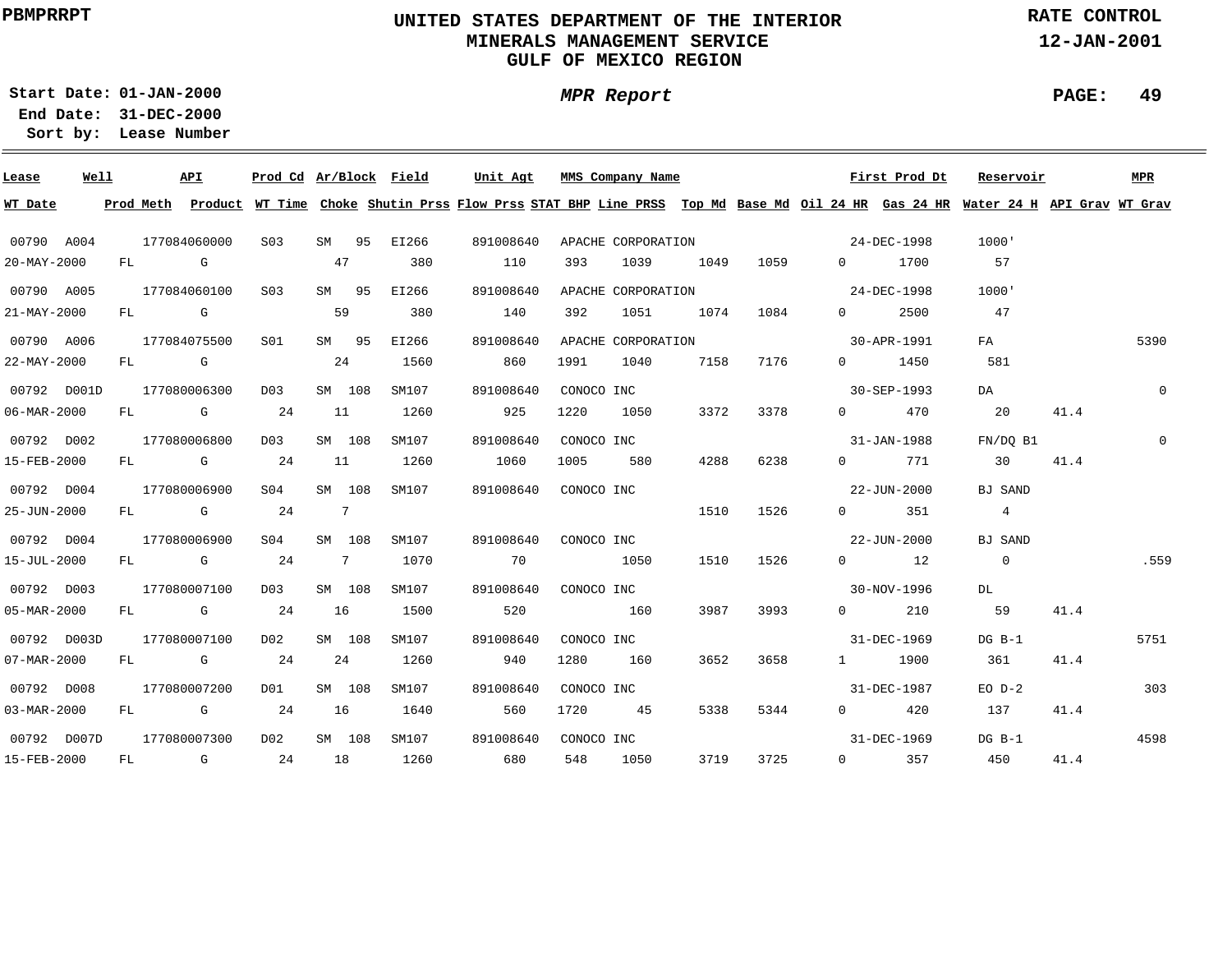PBMPRRPT

# UNITED STATES DEPARTMENT OF THE INTERIOR
## MINERALS MANAGEMENT SERVICE
## GULF OF MEXICO REGION

RATE CONTROL
12-JAN-2001

Start Date: 01-JAN-2000
End Date: 31-DEC-2000
Sort by: Lease Number

*MPR Report*

PAGE: 49

| Lease | Well | API | Prod Cd | Ar/Block | Field | Unit Agt | MMS Company Name | | | | First Prod Dt | Reservoir | | MPR |
|---|---|---|---|---|---|---|---|---|---|---|---|---|---|---|
| **WT Date** | **Prod Meth** | **Product** | **WT Time** | **Choke** | **Shutin Prss** | **Flow Prss** | **STAT BHP** | **Line PRSS** | **Top Md** | **Base Md** | **Oil 24 HR** | **Gas 24 HR** | **Water 24 H** | **API Grav** | **WT Grav** |
| 00790 | A004 | 177084060000 | S03 | SM 95 | EI266 | 891008640 | APACHE CORPORATION | | | | 24-DEC-1998 | 1000' | | |
| 20-MAY-2000 | FL | G | | 47 | 380 | 110 | 393 | 1039 | 1049 | 1059 | 0 | 1700 | 57 | | |
| 00790 | A005 | 177084060100 | S03 | SM 95 | EI266 | 891008640 | APACHE CORPORATION | | | | 24-DEC-1998 | 1000' | | |
| 21-MAY-2000 | FL | G | | 59 | 380 | 140 | 392 | 1051 | 1074 | 1084 | 0 | 2500 | 47 | | |
| 00790 | A006 | 177084075500 | S01 | SM 95 | EI266 | 891008640 | APACHE CORPORATION | | | | 30-APR-1991 | FA | | 5390 |
| 22-MAY-2000 | FL | G | | 24 | 1560 | 860 | 1991 | 1040 | 7158 | 7176 | 0 | 1450 | 581 | | |
| 00792 | D001D | 177080006300 | D03 | SM 108 | SM107 | 891008640 | CONOCO INC | | | | 30-SEP-1993 | DA | | 0 |
| 06-MAR-2000 | FL | G | 24 | 11 | 1260 | 925 | 1220 | 1050 | 3372 | 3378 | 0 | 470 | 20 | 41.4 | |
| 00792 | D002 | 177080006800 | D03 | SM 108 | SM107 | 891008640 | CONOCO INC | | | | 31-JAN-1988 | FN/DQ B1 | | 0 |
| 15-FEB-2000 | FL | G | 24 | 11 | 1260 | 1060 | 1005 | 580 | 4288 | 6238 | 0 | 771 | 30 | 41.4 | |
| 00792 | D004 | 177080006900 | S04 | SM 108 | SM107 | 891008640 | CONOCO INC | | | | 22-JUN-2000 | BJ SAND | | |
| 25-JUN-2000 | FL | G | 24 | 7 | | | | | 1510 | 1526 | 0 | 351 | 4 | | |
| 00792 | D004 | 177080006900 | S04 | SM 108 | SM107 | 891008640 | CONOCO INC | | | | 22-JUN-2000 | BJ SAND | | |
| 15-JUL-2000 | FL | G | 24 | 7 | 1070 | 70 | | 1050 | 1510 | 1526 | 0 | 12 | 0 | | .559 |
| 00792 | D003 | 177080007100 | D03 | SM 108 | SM107 | 891008640 | CONOCO INC | | | | 30-NOV-1996 | DL | | |
| 05-MAR-2000 | FL | G | 24 | 16 | 1500 | 520 | | 160 | 3987 | 3993 | 0 | 210 | 59 | 41.4 | |
| 00792 | D003D | 177080007100 | D02 | SM 108 | SM107 | 891008640 | CONOCO INC | | | | 31-DEC-1969 | DG B-1 | | 5751 |
| 07-MAR-2000 | FL | G | 24 | 24 | 1260 | 940 | 1280 | 160 | 3652 | 3658 | 1 | 1900 | 361 | 41.4 | |
| 00792 | D008 | 177080007200 | D01 | SM 108 | SM107 | 891008640 | CONOCO INC | | | | 31-DEC-1987 | EO D-2 | | 303 |
| 03-MAR-2000 | FL | G | 24 | 16 | 1640 | 560 | 1720 | 45 | 5338 | 5344 | 0 | 420 | 137 | 41.4 | |
| 00792 | D007D | 177080007300 | D02 | SM 108 | SM107 | 891008640 | CONOCO INC | | | | 31-DEC-1969 | DG B-1 | | 4598 |
| 15-FEB-2000 | FL | G | 24 | 18 | 1260 | 680 | 548 | 1050 | 3719 | 3725 | 0 | 357 | 450 | 41.4 | |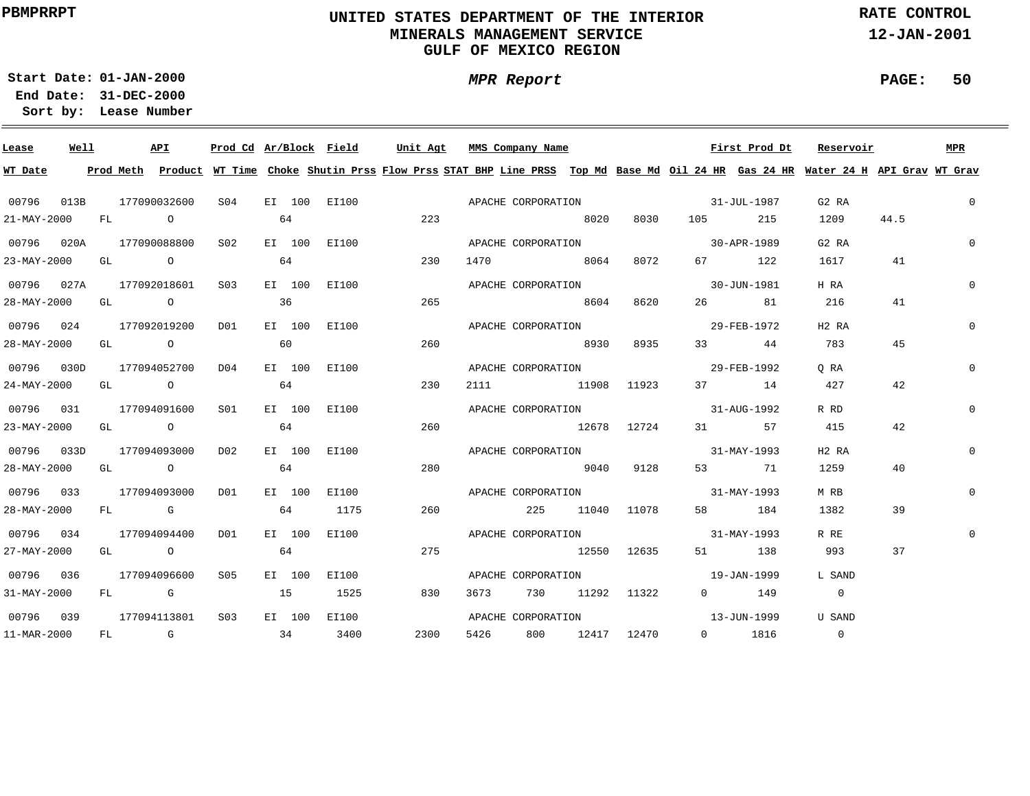PBMPRRPT

# UNITED STATES DEPARTMENT OF THE INTERIOR
## MINERALS MANAGEMENT SERVICE
## GULF OF MEXICO REGION

RATE CONTROL
12-JAN-2001

Start Date: 01-JAN-2000
End Date: 31-DEC-2000
Sort by: Lease Number

*MPR Report*

| Lease | Well | API | Prod Cd | Ar/Block | Field | Unit Agt | MMS Company Name | | | | First Prod Dt | | Reservoir | | MPR |
|---|---|---|---|---|---|---|---|---|---|---|---|---|---|---|---|
| WT Date | Prod Meth | Product | WT Time | Choke | Shutin Prss | Flow Prss | STAT BHP | Line PRSS | Top Md | Base Md | Oil 24 HR | Gas 24 HR | Water 24 H | API Grav | WT Grav |
| 00796 | 013B | 177090032600 | S04 | EI 100 | EI100 | | APACHE CORPORATION | | | | 31-JUL-1987 | | G2 RA | | 0 |
| 21-MAY-2000 | FL | O | | 64 | | 223 | | | 8020 | 8030 | 105 | 215 | 1209 | 44.5 | |
| 00796 | 020A | 177090088800 | S02 | EI 100 | EI100 | | APACHE CORPORATION | | | | 30-APR-1989 | | G2 RA | | 0 |
| 23-MAY-2000 | GL | O | | 64 | | 230 | 1470 | | 8064 | 8072 | 67 | 122 | 1617 | 41 | |
| 00796 | 027A | 177092018601 | S03 | EI 100 | EI100 | | APACHE CORPORATION | | | | 30-JUN-1981 | | H RA | | 0 |
| 28-MAY-2000 | GL | O | | 36 | | 265 | | | 8604 | 8620 | 26 | 81 | 216 | 41 | |
| 00796 | 024 | 177092019200 | D01 | EI 100 | EI100 | | APACHE CORPORATION | | | | 29-FEB-1972 | | H2 RA | | 0 |
| 28-MAY-2000 | GL | O | | 60 | | 260 | | | 8930 | 8935 | 33 | 44 | 783 | 45 | |
| 00796 | 030D | 177094052700 | D04 | EI 100 | EI100 | | APACHE CORPORATION | | | | 29-FEB-1992 | | Q RA | | 0 |
| 24-MAY-2000 | GL | O | | 64 | | 230 | 2111 | | 11908 | 11923 | 37 | 14 | 427 | 42 | |
| 00796 | 031 | 177094091600 | S01 | EI 100 | EI100 | | APACHE CORPORATION | | | | 31-AUG-1992 | | R RD | | 0 |
| 23-MAY-2000 | GL | O | | 64 | | 260 | | | 12678 | 12724 | 31 | 57 | 415 | 42 | |
| 00796 | 033D | 177094093000 | D02 | EI 100 | EI100 | | APACHE CORPORATION | | | | 31-MAY-1993 | | H2 RA | | 0 |
| 28-MAY-2000 | GL | O | | 64 | | 280 | | | 9040 | 9128 | 53 | 71 | 1259 | 40 | |
| 00796 | 033 | 177094093000 | D01 | EI 100 | EI100 | | APACHE CORPORATION | | | | 31-MAY-1993 | | M RB | | 0 |
| 28-MAY-2000 | FL | G | | 64 | 1175 | 260 | | 225 | 11040 | 11078 | 58 | 184 | 1382 | 39 | |
| 00796 | 034 | 177094094400 | D01 | EI 100 | EI100 | | APACHE CORPORATION | | | | 31-MAY-1993 | | R RE | | 0 |
| 27-MAY-2000 | GL | O | | 64 | | 275 | | | 12550 | 12635 | 51 | 138 | 993 | 37 | |
| 00796 | 036 | 177094096600 | S05 | EI 100 | EI100 | | APACHE CORPORATION | | | | 19-JAN-1999 | | L SAND | | |
| 31-MAY-2000 | FL | G | | 15 | 1525 | 830 | 3673 | 730 | 11292 | 11322 | 0 | 149 | 0 | | |
| 00796 | 039 | 177094113801 | S03 | EI 100 | EI100 | | APACHE CORPORATION | | | | 13-JUN-1999 | | U SAND | | |
| 11-MAR-2000 | FL | G | | 34 | 3400 | 2300 | 5426 | 800 | 12417 | 12470 | 0 | 1816 | 0 | | |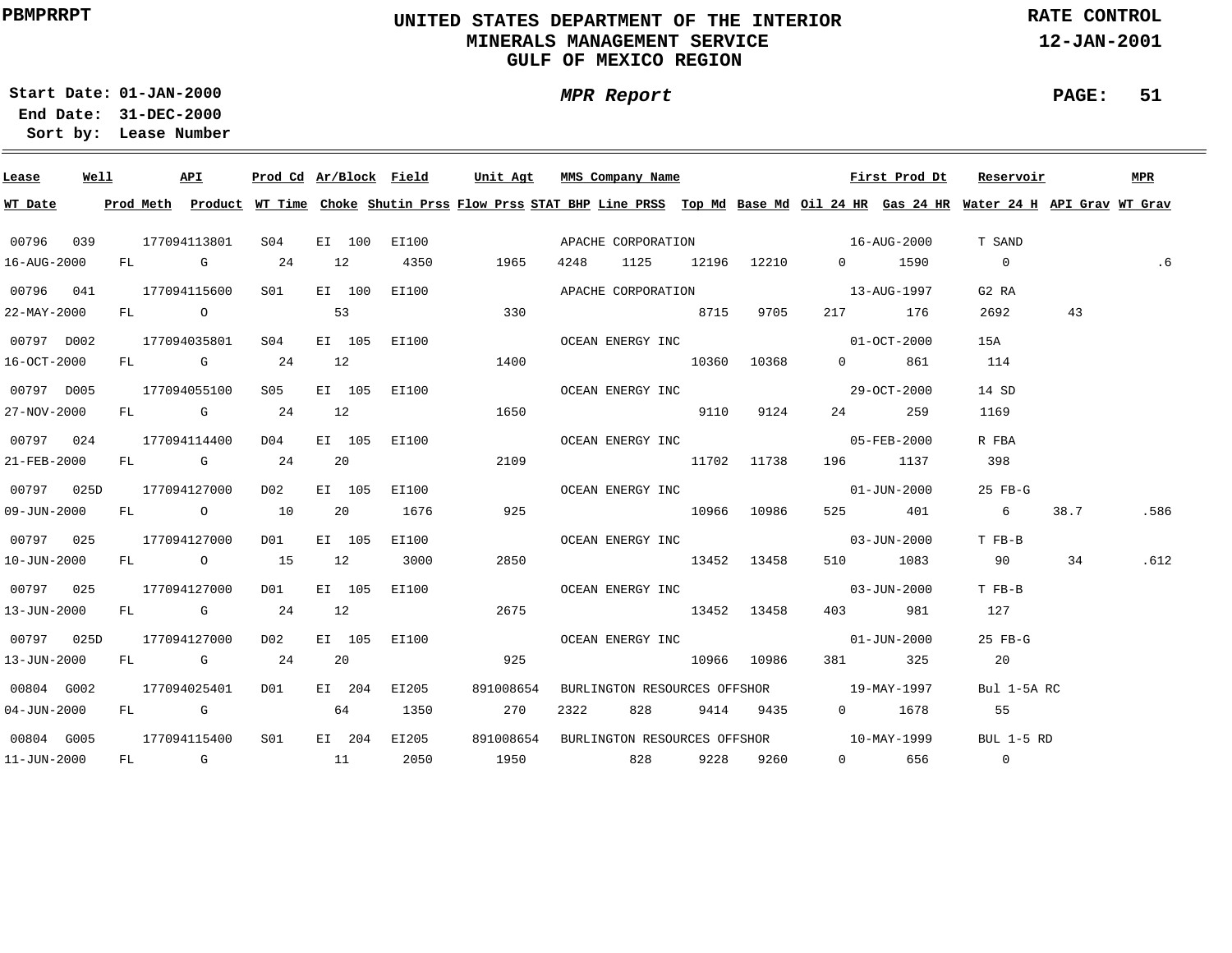PBMPRRPT

# UNITED STATES DEPARTMENT OF THE INTERIOR
## MINERALS MANAGEMENT SERVICE
## GULF OF MEXICO REGION

RATE CONTROL
12-JAN-2001

**Start Date:** 01-JAN-2000
**End Date:** 31-DEC-2000
**Sort by:** Lease Number

*MPR Report*

| Lease | Well | API | Prod Cd | Ar/Block | Field | Unit Agt | MMS Company Name | | | | | First Prod Dt | Reservoir | | MPR |
|---|---|---|---|---|---|---|---|---|---|---|---|---|---|---|---|
| **WT Date** | **Prod Meth** | **Product** | **WT Time** | **Choke** | **Shutin Prss** | **Flow Prss** | **STAT BHP** | **Line PRSS** | **Top Md** | **Base Md** | **Oil 24 HR** | **Gas 24 HR** | **Water 24 H** | **API Grav** | **WT Grav** |
| 00796 | 039 | 177094113801 | S04 | EI 100 | EI100 | | APACHE CORPORATION | | | | | 16-AUG-2000 | T SAND | | |
| 16-AUG-2000 | FL | G | 24 | 12 | 4350 | 1965 | 4248 | 1125 | 12196 | 12210 | 0 | 1590 | 0 | | .6 |
| 00796 | 041 | 177094115600 | S01 | EI 100 | EI100 | | APACHE CORPORATION | | | | | 13-AUG-1997 | G2 RA | | |
| 22-MAY-2000 | FL | O | | 53 | | 330 | | | 8715 | 9705 | 217 | 176 | 2692 | 43 | |
| 00797 | D002 | 177094035801 | S04 | EI 105 | EI100 | | OCEAN ENERGY INC | | | | | 01-OCT-2000 | 15A | | |
| 16-OCT-2000 | FL | G | 24 | 12 | | 1400 | | | 10360 | 10368 | 0 | 861 | 114 | | |
| 00797 | D005 | 177094055100 | S05 | EI 105 | EI100 | | OCEAN ENERGY INC | | | | | 29-OCT-2000 | 14 SD | | |
| 27-NOV-2000 | FL | G | 24 | 12 | | 1650 | | | 9110 | 9124 | 24 | 259 | 1169 | | |
| 00797 | 024 | 177094114400 | D04 | EI 105 | EI100 | | OCEAN ENERGY INC | | | | | 05-FEB-2000 | R FBA | | |
| 21-FEB-2000 | FL | G | 24 | 20 | | 2109 | | | 11702 | 11738 | 196 | 1137 | 398 | | |
| 00797 | 025D | 177094127000 | D02 | EI 105 | EI100 | | OCEAN ENERGY INC | | | | | 01-JUN-2000 | 25 FB-G | | |
| 09-JUN-2000 | FL | O | 10 | 20 | 1676 | 925 | | | 10966 | 10986 | 525 | 401 | 6 | 38.7 | .586 |
| 00797 | 025 | 177094127000 | D01 | EI 105 | EI100 | | OCEAN ENERGY INC | | | | | 03-JUN-2000 | T FB-B | | |
| 10-JUN-2000 | FL | O | 15 | 12 | 3000 | 2850 | | | 13452 | 13458 | 510 | 1083 | 90 | 34 | .612 |
| 00797 | 025 | 177094127000 | D01 | EI 105 | EI100 | | OCEAN ENERGY INC | | | | | 03-JUN-2000 | T FB-B | | |
| 13-JUN-2000 | FL | G | 24 | 12 | | 2675 | | | 13452 | 13458 | 403 | 981 | 127 | | |
| 00797 | 025D | 177094127000 | D02 | EI 105 | EI100 | | OCEAN ENERGY INC | | | | | 01-JUN-2000 | 25 FB-G | | |
| 13-JUN-2000 | FL | G | 24 | 20 | | 925 | | | 10966 | 10986 | 381 | 325 | 20 | | |
| 00804 | G002 | 177094025401 | D01 | EI 204 | EI205 | 891008654 | BURLINGTON RESOURCES OFFSHOR | | | | | 19-MAY-1997 | Bul 1-5A RC | | |
| 04-JUN-2000 | FL | G | | 64 | 1350 | 270 | 2322 | 828 | 9414 | 9435 | 0 | 1678 | 55 | | |
| 00804 | G005 | 177094115400 | S01 | EI 204 | EI205 | 891008654 | BURLINGTON RESOURCES OFFSHOR | | | | | 10-MAY-1999 | BUL 1-5 RD | | |
| 11-JUN-2000 | FL | G | | 11 | 2050 | 1950 | | 828 | 9228 | 9260 | 0 | 656 | 0 | | |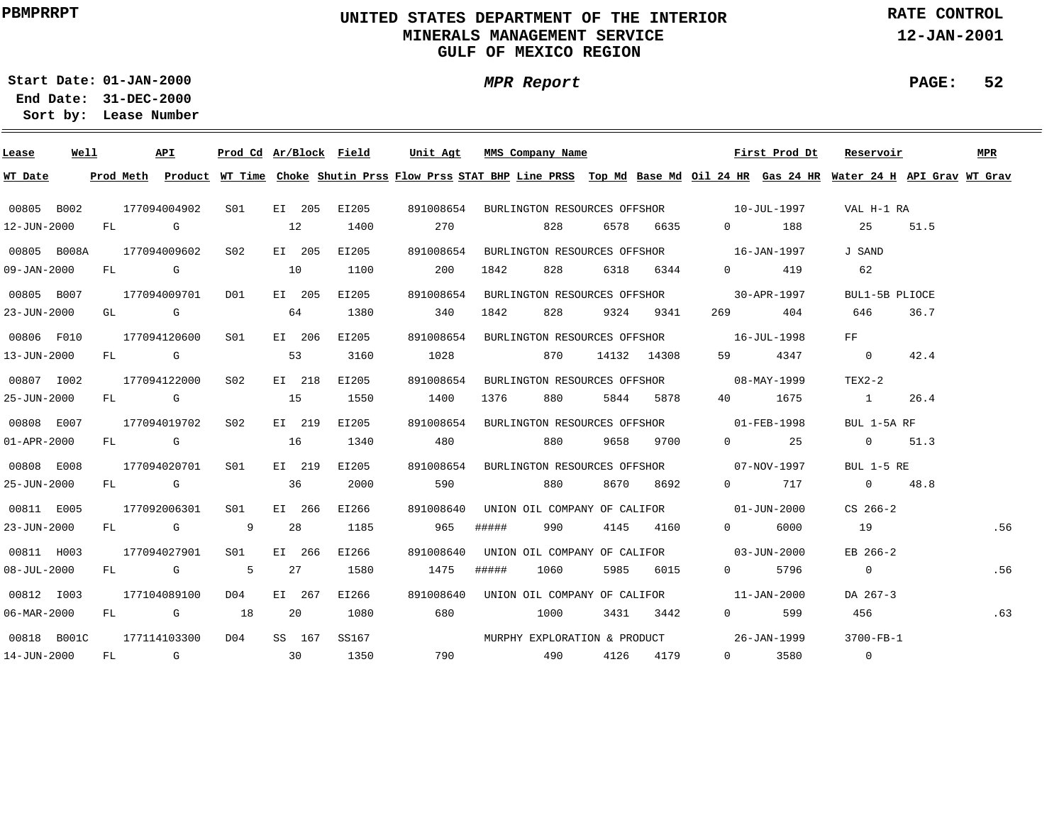PBMPRRPT

# UNITED STATES DEPARTMENT OF THE INTERIOR
## MINERALS MANAGEMENT SERVICE
## GULF OF MEXICO REGION

RATE CONTROL
12-JAN-2001

**Start Date:** 01-JAN-2000
**End Date:** 31-DEC-2000
**Sort by:** Lease Number

*MPR Report*

| Lease | Well | API | Prod Cd | Ar/Block | Field | Unit Agt | MMS Company Name | | | | First Prod Dt | | Reservoir | | MPR |
|---|---|---|---|---|---|---|---|---|---|---|---|---|---|---|---|
| **WT Date** | **Prod Meth** | **Product** | **WT Time** | **Choke** | **Shutin Prss** | **Flow Prss** | **STAT BHP** | **Line PRSS** | **Top Md** | **Base Md** | **Oil 24 HR** | **Gas 24 HR** | **Water 24 H** | **API Grav** | **WT Grav** |
| 00805 | B002 | 177094004902 | S01 | EI 205 | EI205 | 891008654 | BURLINGTON RESOURCES OFFSHOR | | | | 10-JUL-1997 | | VAL H-1 RA | | |
| 12-JUN-2000 | FL | G | | 12 | 1400 | 270 | | 828 | 6578 | 6635 | 0 | 188 | 25 | 51.5 | |
| 00805 | B008A | 177094009602 | S02 | EI 205 | EI205 | 891008654 | BURLINGTON RESOURCES OFFSHOR | | | | 16-JAN-1997 | | J SAND | | |
| 09-JAN-2000 | FL | G | | 10 | 1100 | 200 | 1842 | 828 | 6318 | 6344 | 0 | 419 | 62 | | |
| 00805 | B007 | 177094009701 | D01 | EI 205 | EI205 | 891008654 | BURLINGTON RESOURCES OFFSHOR | | | | 30-APR-1997 | | BUL1-5B PLIOCE | | |
| 23-JUN-2000 | GL | G | | 64 | 1380 | 340 | 1842 | 828 | 9324 | 9341 | 269 | 404 | 646 | 36.7 | |
| 00806 | F010 | 177094120600 | S01 | EI 206 | EI205 | 891008654 | BURLINGTON RESOURCES OFFSHOR | | | | 16-JUL-1998 | | FF | | |
| 13-JUN-2000 | FL | G | | 53 | 3160 | 1028 | | 870 | 14132 | 14308 | 59 | 4347 | 0 | 42.4 | |
| 00807 | I002 | 177094122000 | S02 | EI 218 | EI205 | 891008654 | BURLINGTON RESOURCES OFFSHOR | | | | 08-MAY-1999 | | TEX2-2 | | |
| 25-JUN-2000 | FL | G | | 15 | 1550 | 1400 | 1376 | 880 | 5844 | 5878 | 40 | 1675 | 1 | 26.4 | |
| 00808 | E007 | 177094019702 | S02 | EI 219 | EI205 | 891008654 | BURLINGTON RESOURCES OFFSHOR | | | | 01-FEB-1998 | | BUL 1-5A RF | | |
| 01-APR-2000 | FL | G | | 16 | 1340 | 480 | | 880 | 9658 | 9700 | 0 | 25 | 0 | 51.3 | |
| 00808 | E008 | 177094020701 | S01 | EI 219 | EI205 | 891008654 | BURLINGTON RESOURCES OFFSHOR | | | | 07-NOV-1997 | | BUL 1-5 RE | | |
| 25-JUN-2000 | FL | G | | 36 | 2000 | 590 | | 880 | 8670 | 8692 | 0 | 717 | 0 | 48.8 | |
| 00811 | E005 | 177092006301 | S01 | EI 266 | EI266 | 891008640 | UNION OIL COMPANY OF CALIFOR | | | | 01-JUN-2000 | | CS 266-2 | | |
| 23-JUN-2000 | FL | G | 9 | 28 | 1185 | 965 | ##### | 990 | 4145 | 4160 | 0 | 6000 | 19 | | .56 |
| 00811 | H003 | 177094027901 | S01 | EI 266 | EI266 | 891008640 | UNION OIL COMPANY OF CALIFOR | | | | 03-JUN-2000 | | EB 266-2 | | |
| 08-JUL-2000 | FL | G | 5 | 27 | 1580 | 1475 | ##### | 1060 | 5985 | 6015 | 0 | 5796 | 0 | | .56 |
| 00812 | I003 | 177104089100 | D04 | EI 267 | EI266 | 891008640 | UNION OIL COMPANY OF CALIFOR | | | | 11-JAN-2000 | | DA 267-3 | | |
| 06-MAR-2000 | FL | G | 18 | 20 | 1080 | 680 | | 1000 | 3431 | 3442 | 0 | 599 | 456 | | .63 |
| 00818 | B001C | 177114103300 | D04 | SS 167 | SS167 | | MURPHY EXPLORATION & PRODUCT | | | | 26-JAN-1999 | | 3700-FB-1 | | |
| 14-JUN-2000 | FL | G | | 30 | 1350 | 790 | | 490 | 4126 | 4179 | 0 | 3580 | 0 | | |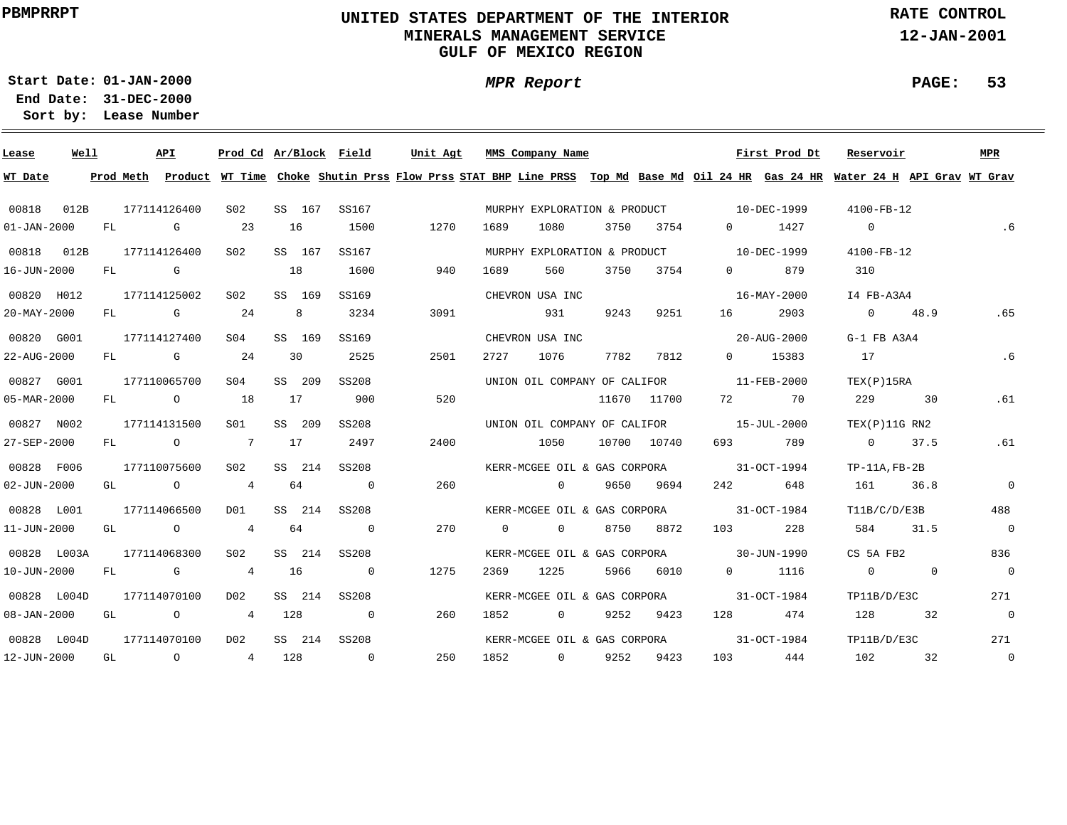PBMPRRPT

# UNITED STATES DEPARTMENT OF THE INTERIOR
## MINERALS MANAGEMENT SERVICE
## GULF OF MEXICO REGION

RATE CONTROL
12-JAN-2001

Start Date: 01-JAN-2000
End Date: 31-DEC-2000
Sort by: Lease Number

*MPR Report*

PAGE: 53

| Lease | Well | API | Prod Cd | Ar/Block | Field | Unit Agt | MMS Company Name | | | | | First Prod Dt | Reservoir | | MPR |
|---|---|---|---|---|---|---|---|---|---|---|---|---|---|---|---|
| **WT Date** | **Prod Meth** | **Product** | **WT Time** | **Choke** | **Shutin Prss** | **Flow Prss** | **STAT BHP** | **Line PRSS** | **Top Md** | **Base Md** | **Oil 24 HR** | **Gas 24 HR** | **Water 24 H** | **API Grav** | **WT Grav** |
| 00818 | 012B | 177114126400 | S02 | SS 167 | SS167 | | MURPHY EXPLORATION & PRODUCT | | | | | 10-DEC-1999 | 4100-FB-12 | | |
| 01-JAN-2000 | FL | G | 23 | 16 | 1500 | 1270 | 1689 | 1080 | 3750 | 3754 | 0 | 1427 | 0 | | .6 |
| 00818 | 012B | 177114126400 | S02 | SS 167 | SS167 | | MURPHY EXPLORATION & PRODUCT | | | | | 10-DEC-1999 | 4100-FB-12 | | |
| 16-JUN-2000 | FL | G | | 18 | 1600 | 940 | 1689 | 560 | 3750 | 3754 | 0 | 879 | 310 | | |
| 00820 | H012 | 177114125002 | S02 | SS 169 | SS169 | | CHEVRON USA INC | | | | | 16-MAY-2000 | I4 FB-A3A4 | | |
| 20-MAY-2000 | FL | G | 24 | 8 | 3234 | 3091 | | 931 | 9243 | 9251 | 16 | 2903 | 0 | 48.9 | .65 |
| 00820 | G001 | 177114127400 | S04 | SS 169 | SS169 | | CHEVRON USA INC | | | | | 20-AUG-2000 | G-1 FB A3A4 | | |
| 22-AUG-2000 | FL | G | 24 | 30 | 2525 | 2501 | 2727 | 1076 | 7782 | 7812 | 0 | 15383 | 17 | | .6 |
| 00827 | G001 | 177110065700 | S04 | SS 209 | SS208 | | UNION OIL COMPANY OF CALIFOR | | | | | 11-FEB-2000 | TEX(P)15RA | | |
| 05-MAR-2000 | FL | O | 18 | 17 | 900 | 520 | | | 11670 | 11700 | 72 | 70 | 229 | 30 | .61 |
| 00827 | N002 | 177114131500 | S01 | SS 209 | SS208 | | UNION OIL COMPANY OF CALIFOR | | | | | 15-JUL-2000 | TEX(P)11G RN2 | | |
| 27-SEP-2000 | FL | O | 7 | 17 | 2497 | 2400 | | 1050 | 10700 | 10740 | 693 | 789 | 0 | 37.5 | .61 |
| 00828 | F006 | 177110075600 | S02 | SS 214 | SS208 | | KERR-MCGEE OIL & GAS CORPORA | | | | | 31-OCT-1994 | TP-11A,FB-2B | | |
| 02-JUN-2000 | GL | O | 4 | 64 | 0 | 260 | | 0 | 9650 | 9694 | 242 | 648 | 161 | 36.8 | 0 |
| 00828 | L001 | 177114066500 | D01 | SS 214 | SS208 | | KERR-MCGEE OIL & GAS CORPORA | | | | | 31-OCT-1984 | T11B/C/D/E3B | | 488 |
| 11-JUN-2000 | GL | O | 4 | 64 | 0 | 270 | 0 | 0 | 8750 | 8872 | 103 | 228 | 584 | 31.5 | 0 |
| 00828 | L003A | 177114068300 | S02 | SS 214 | SS208 | | KERR-MCGEE OIL & GAS CORPORA | | | | | 30-JUN-1990 | CS 5A FB2 | | 836 |
| 10-JUN-2000 | FL | G | 4 | 16 | 0 | 1275 | 2369 | 1225 | 5966 | 6010 | 0 | 1116 | 0 | 0 | 0 |
| 00828 | L004D | 177114070100 | D02 | SS 214 | SS208 | | KERR-MCGEE OIL & GAS CORPORA | | | | | 31-OCT-1984 | TP11B/D/E3C | | 271 |
| 08-JAN-2000 | GL | O | 4 | 128 | 0 | 260 | 1852 | 0 | 9252 | 9423 | 128 | 474 | 128 | 32 | 0 |
| 00828 | L004D | 177114070100 | D02 | SS 214 | SS208 | | KERR-MCGEE OIL & GAS CORPORA | | | | | 31-OCT-1984 | TP11B/D/E3C | | 271 |
| 12-JUN-2000 | GL | O | 4 | 128 | 0 | 250 | 1852 | 0 | 9252 | 9423 | 103 | 444 | 102 | 32 | 0 |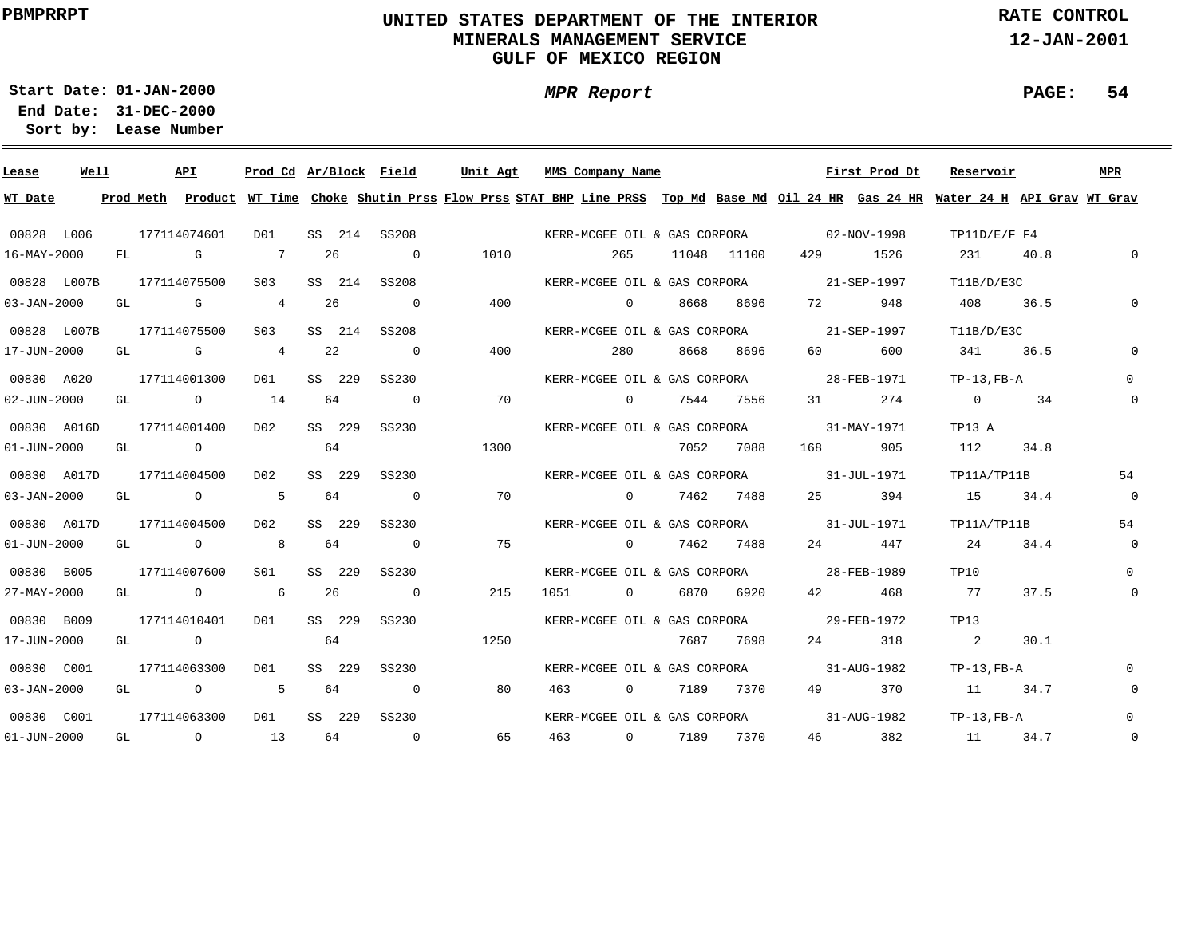PBMPRRPT

# UNITED STATES DEPARTMENT OF THE INTERIOR
## MINERALS MANAGEMENT SERVICE
## GULF OF MEXICO REGION

RATE CONTROL
12-JAN-2001

Start Date: 01-JAN-2000
End Date: 31-DEC-2000
Sort by: Lease Number

*MPR Report*

| Lease | Well | API | Prod Cd | Ar/Block | Field | Unit Agt | MMS Company Name | | | | First Prod Dt | Reservoir | | MPR |
|---|---|---|---|---|---|---|---|---|---|---|---|---|---|---|
| **WT Date** | **Prod Meth** | **Product** | **WT Time** | **Choke** | **Shutin Prss** | **Flow Prss** | **STAT BHP** | **Line PRSS** | **Top Md** | **Base Md** | **Oil 24 HR** | **Gas 24 HR** | **Water 24 H** | **API Grav** | **WT Grav** |
| 00828 | L006 | 177114074601 | D01 | SS 214 | SS208 | | KERR-MCGEE OIL & GAS CORPORA | | | | 02-NOV-1998 | TP11D/E/F F4 | | |
| 16-MAY-2000 | FL | G | 7 | 26 | 0 | 1010 | | 265 | 11048 | 11100 | 429 | 1526 | 231 | 40.8 | 0 |
| 00828 | L007B | 177114075500 | S03 | SS 214 | SS208 | | KERR-MCGEE OIL & GAS CORPORA | | | | 21-SEP-1997 | T11B/D/E3C | | |
| 03-JAN-2000 | GL | G | 4 | 26 | 0 | 400 | | 0 | 8668 | 8696 | 72 | 948 | 408 | 36.5 | 0 |
| 00828 | L007B | 177114075500 | S03 | SS 214 | SS208 | | KERR-MCGEE OIL & GAS CORPORA | | | | 21-SEP-1997 | T11B/D/E3C | | |
| 17-JUN-2000 | GL | G | 4 | 22 | 0 | 400 | | 280 | 8668 | 8696 | 60 | 600 | 341 | 36.5 | 0 |
| 00830 | A020 | 177114001300 | D01 | SS 229 | SS230 | | KERR-MCGEE OIL & GAS CORPORA | | | | 28-FEB-1971 | TP-13,FB-A | | 0 |
| 02-JUN-2000 | GL | O | 14 | 64 | 0 | 70 | | 0 | 7544 | 7556 | 31 | 274 | 0 | 34 | 0 |
| 00830 | A016D | 177114001400 | D02 | SS 229 | SS230 | | KERR-MCGEE OIL & GAS CORPORA | | | | 31-MAY-1971 | TP13 A | | |
| 01-JUN-2000 | GL | O | | 64 | | 1300 | | | 7052 | 7088 | 168 | 905 | 112 | 34.8 | |
| 00830 | A017D | 177114004500 | D02 | SS 229 | SS230 | | KERR-MCGEE OIL & GAS CORPORA | | | | 31-JUL-1971 | TP11A/TP11B | | 54 |
| 03-JAN-2000 | GL | O | 5 | 64 | 0 | 70 | | 0 | 7462 | 7488 | 25 | 394 | 15 | 34.4 | 0 |
| 00830 | A017D | 177114004500 | D02 | SS 229 | SS230 | | KERR-MCGEE OIL & GAS CORPORA | | | | 31-JUL-1971 | TP11A/TP11B | | 54 |
| 01-JUN-2000 | GL | O | 8 | 64 | 0 | 75 | | 0 | 7462 | 7488 | 24 | 447 | 24 | 34.4 | 0 |
| 00830 | B005 | 177114007600 | S01 | SS 229 | SS230 | | KERR-MCGEE OIL & GAS CORPORA | | | | 28-FEB-1989 | TP10 | | 0 |
| 27-MAY-2000 | GL | O | 6 | 26 | 0 | 215 | 1051 | 0 | 6870 | 6920 | 42 | 468 | 77 | 37.5 | 0 |
| 00830 | B009 | 177114010401 | D01 | SS 229 | SS230 | | KERR-MCGEE OIL & GAS CORPORA | | | | 29-FEB-1972 | TP13 | | |
| 17-JUN-2000 | GL | O | | 64 | | 1250 | | | 7687 | 7698 | 24 | 318 | 2 | 30.1 | |
| 00830 | C001 | 177114063300 | D01 | SS 229 | SS230 | | KERR-MCGEE OIL & GAS CORPORA | | | | 31-AUG-1982 | TP-13,FB-A | | 0 |
| 03-JAN-2000 | GL | O | 5 | 64 | 0 | 80 | 463 | 0 | 7189 | 7370 | 49 | 370 | 11 | 34.7 | 0 |
| 00830 | C001 | 177114063300 | D01 | SS 229 | SS230 | | KERR-MCGEE OIL & GAS CORPORA | | | | 31-AUG-1982 | TP-13,FB-A | | 0 |
| 01-JUN-2000 | GL | O | 13 | 64 | 0 | 65 | 463 | 0 | 7189 | 7370 | 46 | 382 | 11 | 34.7 | 0 |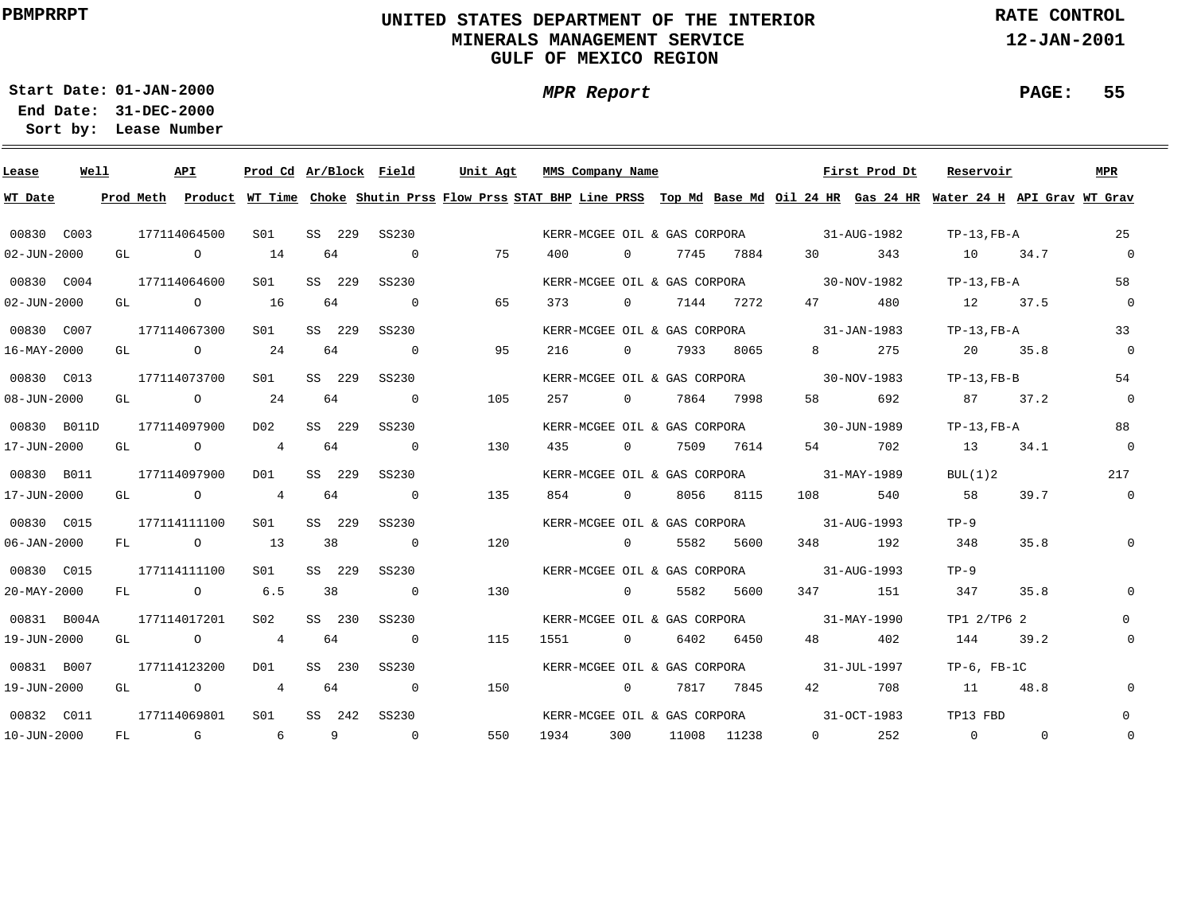**PBMPRRPT**

# UNITED STATES DEPARTMENT OF THE INTERIOR
## MINERALS MANAGEMENT SERVICE
## GULF OF MEXICO REGION

**RATE CONTROL**
**12-JAN-2001**

**Start Date:** 01-JAN-2000
**End Date:** 31-DEC-2000
**Sort by:** Lease Number

***MPR Report***

| Lease | Well | API | Prod Cd | Ar/Block | Field | Unit Agt | MMS Company Name | | | | | First Prod Dt | | Reservoir | | MPR |
|---|---|---|---|---|---|---|---|---|---|---|---|---|---|---|---|---|
| **WT Date** | **Prod Meth** | **Product** | **WT Time** | **Choke** | **Shutin Prss** | **Flow Prss** | **STAT BHP** | **Line PRSS** | **Top Md** | **Base Md** | **Oil 24 HR** | **Gas 24 HR** | **Water 24 H** | **API Grav** | **WT Grav** | |
| 00830 | C003 | 177114064500 | S01 | SS 229 | SS230 | | KERR-MCGEE OIL & GAS CORPORA | | | | | 31-AUG-1982 | | TP-13,FB-A | | 25 |
| 02-JUN-2000 | GL | O | 14 | 64 | 0 | 75 | 400 | 0 | 7745 | 7884 | 30 | 343 | 10 | 34.7 | 0 | |
| 00830 | C004 | 177114064600 | S01 | SS 229 | SS230 | | KERR-MCGEE OIL & GAS CORPORA | | | | | 30-NOV-1982 | | TP-13,FB-A | | 58 |
| 02-JUN-2000 | GL | O | 16 | 64 | 0 | 65 | 373 | 0 | 7144 | 7272 | 47 | 480 | 12 | 37.5 | 0 | |
| 00830 | C007 | 177114067300 | S01 | SS 229 | SS230 | | KERR-MCGEE OIL & GAS CORPORA | | | | | 31-JAN-1983 | | TP-13,FB-A | | 33 |
| 16-MAY-2000 | GL | O | 24 | 64 | 0 | 95 | 216 | 0 | 7933 | 8065 | 8 | 275 | 20 | 35.8 | 0 | |
| 00830 | C013 | 177114073700 | S01 | SS 229 | SS230 | | KERR-MCGEE OIL & GAS CORPORA | | | | | 30-NOV-1983 | | TP-13,FB-B | | 54 |
| 08-JUN-2000 | GL | O | 24 | 64 | 0 | 105 | 257 | 0 | 7864 | 7998 | 58 | 692 | 87 | 37.2 | 0 | |
| 00830 | B011D | 177114097900 | D02 | SS 229 | SS230 | | KERR-MCGEE OIL & GAS CORPORA | | | | | 30-JUN-1989 | | TP-13,FB-A | | 88 |
| 17-JUN-2000 | GL | O | 4 | 64 | 0 | 130 | 435 | 0 | 7509 | 7614 | 54 | 702 | 13 | 34.1 | 0 | |
| 00830 | B011 | 177114097900 | D01 | SS 229 | SS230 | | KERR-MCGEE OIL & GAS CORPORA | | | | | 31-MAY-1989 | | BUL(1)2 | | 217 |
| 17-JUN-2000 | GL | O | 4 | 64 | 0 | 135 | 854 | 0 | 8056 | 8115 | 108 | 540 | 58 | 39.7 | 0 | |
| 00830 | C015 | 177114111100 | S01 | SS 229 | SS230 | | KERR-MCGEE OIL & GAS CORPORA | | | | | 31-AUG-1993 | | TP-9 | | |
| 06-JAN-2000 | FL | O | 13 | 38 | 0 | 120 | | 0 | 5582 | 5600 | 348 | 192 | 348 | 35.8 | 0 | |
| 00830 | C015 | 177114111100 | S01 | SS 229 | SS230 | | KERR-MCGEE OIL & GAS CORPORA | | | | | 31-AUG-1993 | | TP-9 | | |
| 20-MAY-2000 | FL | O | 6.5 | 38 | 0 | 130 | | 0 | 5582 | 5600 | 347 | 151 | 347 | 35.8 | 0 | |
| 00831 | B004A | 177114017201 | S02 | SS 230 | SS230 | | KERR-MCGEE OIL & GAS CORPORA | | | | | 31-MAY-1990 | | TP1 2/TP6 2 | | 0 |
| 19-JUN-2000 | GL | O | 4 | 64 | 0 | 115 | 1551 | 0 | 6402 | 6450 | 48 | 402 | 144 | 39.2 | 0 | |
| 00831 | B007 | 177114123200 | D01 | SS 230 | SS230 | | KERR-MCGEE OIL & GAS CORPORA | | | | | 31-JUL-1997 | | TP-6, FB-1C | | |
| 19-JUN-2000 | GL | O | 4 | 64 | 0 | 150 | | 0 | 7817 | 7845 | 42 | 708 | 11 | 48.8 | 0 | |
| 00832 | C011 | 177114069801 | S01 | SS 242 | SS230 | | KERR-MCGEE OIL & GAS CORPORA | | | | | 31-OCT-1983 | | TP13 FBD | | 0 |
| 10-JUN-2000 | FL | G | 6 | 9 | 0 | 550 | 1934 | 300 | 11008 | 11238 | 0 | 252 | 0 | 0 | 0 | |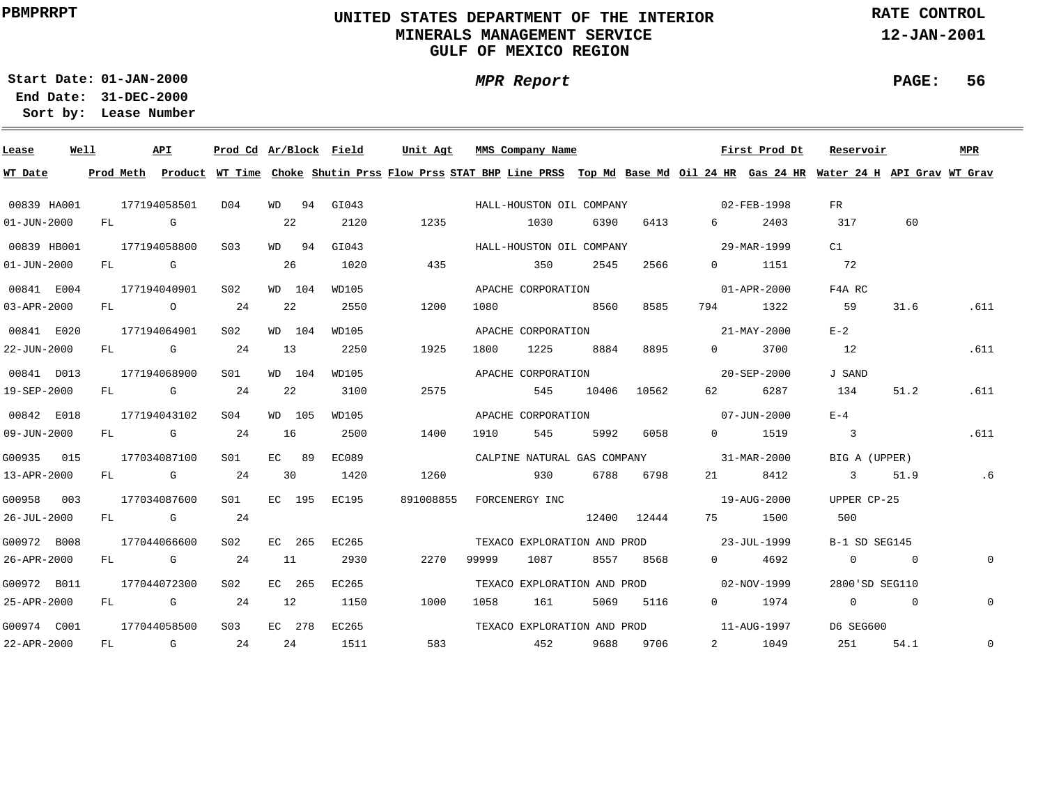PBMPRRPT

# UNITED STATES DEPARTMENT OF THE INTERIOR
## MINERALS MANAGEMENT SERVICE
## GULF OF MEXICO REGION

RATE CONTROL
12-JAN-2001

**Start Date:** 01-JAN-2000
**End Date:** 31-DEC-2000
**Sort by:** Lease Number

*MPR Report*

| Lease | Well | API | Prod Cd | Ar/Block | Field | Unit Agt | MMS Company Name | First Prod Dt | Reservoir | MPR | WT Date | Prod Meth | Product | WT Time | Choke | Shutin Prss | Flow Prss | STAT BHP | Line PRSS | Top Md | Base Md | Oil 24 HR | Gas 24 HR | Water 24 H | API Grav | WT Grav |
|---|---|---|---|---|---|---|---|---|---|---|---|---|---|---|---|---|---|---|---|---|---|---|---|---|---|---|
| 00839 | HA001 | 177194058501 | D04 | WD 94 | GI043 | | HALL-HOUSTON OIL COMPANY | 02-FEB-1998 | FR | | 01-JUN-2000 | FL | G | | 22 | 2120 | 1235 | | 1030 | 6390 | 6413 | 6 | 2403 | 317 | 60 | |
| 00839 | HB001 | 177194058800 | S03 | WD 94 | GI043 | | HALL-HOUSTON OIL COMPANY | 29-MAR-1999 | C1 | | 01-JUN-2000 | FL | G | | 26 | 1020 | 435 | | 350 | 2545 | 2566 | 0 | 1151 | 72 | | |
| 00841 | E004 | 177194040901 | S02 | WD 104 | WD105 | | APACHE CORPORATION | 01-APR-2000 | F4A RC | | 03-APR-2000 | FL | O | 24 | 22 | 2550 | 1200 | 1080 | | 8560 | 8585 | 794 | 1322 | 59 | 31.6 | .611 |
| 00841 | E020 | 177194064901 | S02 | WD 104 | WD105 | | APACHE CORPORATION | 21-MAY-2000 | E-2 | | 22-JUN-2000 | FL | G | 24 | 13 | 2250 | 1925 | 1800 | 1225 | 8884 | 8895 | 0 | 3700 | 12 | | .611 |
| 00841 | D013 | 177194068900 | S01 | WD 104 | WD105 | | APACHE CORPORATION | 20-SEP-2000 | J SAND | | 19-SEP-2000 | FL | G | 24 | 22 | 3100 | 2575 | | 545 | 10406 | 10562 | 62 | 6287 | 134 | 51.2 | .611 |
| 00842 | E018 | 177194043102 | S04 | WD 105 | WD105 | | APACHE CORPORATION | 07-JUN-2000 | E-4 | | 09-JUN-2000 | FL | G | 24 | 16 | 2500 | 1400 | 1910 | 545 | 5992 | 6058 | 0 | 1519 | 3 | | .611 |
| G00935 | 015 | 177034087100 | S01 | EC 89 | EC089 | | CALPINE NATURAL GAS COMPANY | 31-MAR-2000 | BIG A (UPPER) | | 13-APR-2000 | FL | G | 24 | 30 | 1420 | 1260 | | 930 | 6788 | 6798 | 21 | 8412 | 3 | 51.9 | .6 |
| G00958 | 003 | 177034087600 | S01 | EC 195 | EC195 | 891008855 | FORCENERGY INC | 19-AUG-2000 | UPPER CP-25 | | 26-JUL-2000 | FL | G | 24 | | | | | | 12400 | 12444 | 75 | 1500 | 500 | | |
| G00972 | B008 | 177044066600 | S02 | EC 265 | EC265 | | TEXACO EXPLORATION AND PROD | 23-JUL-1999 | B-1 SD SEG145 | | 26-APR-2000 | FL | G | 24 | 11 | 2930 | 2270 | 99999 | 1087 | 8557 | 8568 | 0 | 4692 | 0 | 0 | 0 |
| G00972 | B011 | 177044072300 | S02 | EC 265 | EC265 | | TEXACO EXPLORATION AND PROD | 02-NOV-1999 | 2800'SD SEG110 | | 25-APR-2000 | FL | G | 24 | 12 | 1150 | 1000 | 1058 | 161 | 5069 | 5116 | 0 | 1974 | 0 | 0 | 0 |
| G00974 | C001 | 177044058500 | S03 | EC 278 | EC265 | | TEXACO EXPLORATION AND PROD | 11-AUG-1997 | D6 SEG600 | | 22-APR-2000 | FL | G | 24 | 24 | 1511 | 583 | | 452 | 9688 | 9706 | 2 | 1049 | 251 | 54.1 | 0 |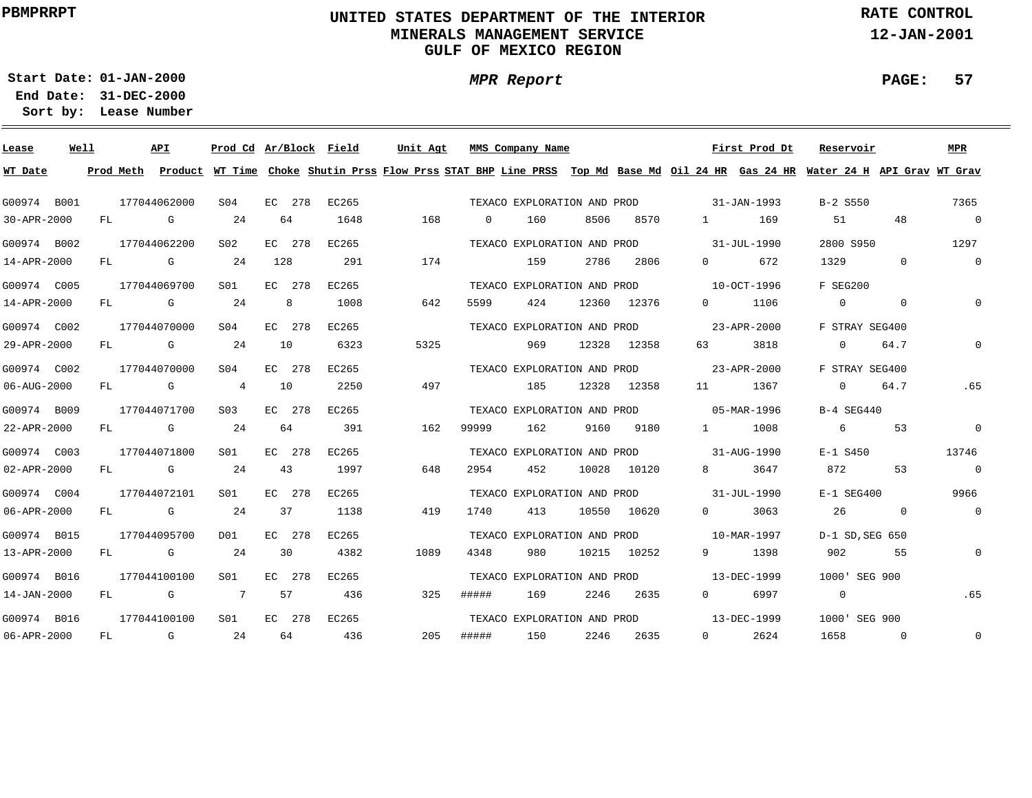PBMPRRPT

# UNITED STATES DEPARTMENT OF THE INTERIOR
## MINERALS MANAGEMENT SERVICE
## GULF OF MEXICO REGION

RATE CONTROL
12-JAN-2001

**Start Date:** 01-JAN-2000
**End Date:** 31-DEC-2000
**Sort by:** Lease Number

***MPR Report***

| Lease | Well | API | Prod Cd | Ar/Block | Field | Unit Agt | MMS Company Name | | | | First Prod Dt | | Reservoir | | MPR |
|---|---|---|---|---|---|---|---|---|---|---|---|---|---|---|---|
| **WT Date** | **Prod Meth** | **Product** | **WT Time** | **Choke** | **Shutin Prss** | **Flow Prss** | **STAT BHP** | **Line PRSS** | **Top Md** | **Base Md** | **Oil 24 HR** | **Gas 24 HR** | **Water 24 H** | **API Grav** | **WT Grav** |
| G00974 | B001 | 177044062000 | S04 | EC 278 | EC265 | | TEXACO EXPLORATION AND PROD | | | | 31-JAN-1993 | | B-2 S550 | | 7365 |
| 30-APR-2000 | FL | G | 24 | 64 | 1648 | 168 | 0 | 160 | 8506 | 8570 | 1 | 169 | 51 | 48 | 0 |
| G00974 | B002 | 177044062200 | S02 | EC 278 | EC265 | | TEXACO EXPLORATION AND PROD | | | | 31-JUL-1990 | | 2800 S950 | | 1297 |
| 14-APR-2000 | FL | G | 24 | 128 | 291 | 174 | | 159 | 2786 | 2806 | 0 | 672 | 1329 | 0 | 0 |
| G00974 | C005 | 177044069700 | S01 | EC 278 | EC265 | | TEXACO EXPLORATION AND PROD | | | | 10-OCT-1996 | | F SEG200 | | |
| 14-APR-2000 | FL | G | 24 | 8 | 1008 | 642 | 5599 | 424 | 12360 | 12376 | 0 | 1106 | 0 | 0 | 0 |
| G00974 | C002 | 177044070000 | S04 | EC 278 | EC265 | | TEXACO EXPLORATION AND PROD | | | | 23-APR-2000 | | F STRAY SEG400 | | |
| 29-APR-2000 | FL | G | 24 | 10 | 6323 | 5325 | | 969 | 12328 | 12358 | 63 | 3818 | 0 | 64.7 | 0 |
| G00974 | C002 | 177044070000 | S04 | EC 278 | EC265 | | TEXACO EXPLORATION AND PROD | | | | 23-APR-2000 | | F STRAY SEG400 | | |
| 06-AUG-2000 | FL | G | 4 | 10 | 2250 | 497 | | 185 | 12328 | 12358 | 11 | 1367 | 0 | 64.7 | .65 |
| G00974 | B009 | 177044071700 | S03 | EC 278 | EC265 | | TEXACO EXPLORATION AND PROD | | | | 05-MAR-1996 | | B-4 SEG440 | | |
| 22-APR-2000 | FL | G | 24 | 64 | 391 | 162 | 99999 | 162 | 9160 | 9180 | 1 | 1008 | 6 | 53 | 0 |
| G00974 | C003 | 177044071800 | S01 | EC 278 | EC265 | | TEXACO EXPLORATION AND PROD | | | | 31-AUG-1990 | | E-1 S450 | | 13746 |
| 02-APR-2000 | FL | G | 24 | 43 | 1997 | 648 | 2954 | 452 | 10028 | 10120 | 8 | 3647 | 872 | 53 | 0 |
| G00974 | C004 | 177044072101 | S01 | EC 278 | EC265 | | TEXACO EXPLORATION AND PROD | | | | 31-JUL-1990 | | E-1 SEG400 | | 9966 |
| 06-APR-2000 | FL | G | 24 | 37 | 1138 | 419 | 1740 | 413 | 10550 | 10620 | 0 | 3063 | 26 | 0 | 0 |
| G00974 | B015 | 177044095700 | D01 | EC 278 | EC265 | | TEXACO EXPLORATION AND PROD | | | | 10-MAR-1997 | | D-1 SD,SEG 650 | | |
| 13-APR-2000 | FL | G | 24 | 30 | 4382 | 1089 | 4348 | 980 | 10215 | 10252 | 9 | 1398 | 902 | 55 | 0 |
| G00974 | B016 | 177044100100 | S01 | EC 278 | EC265 | | TEXACO EXPLORATION AND PROD | | | | 13-DEC-1999 | | 1000' SEG 900 | | |
| 14-JAN-2000 | FL | G | 7 | 57 | 436 | 325 | ##### | 169 | 2246 | 2635 | 0 | 6997 | 0 | | .65 |
| G00974 | B016 | 177044100100 | S01 | EC 278 | EC265 | | TEXACO EXPLORATION AND PROD | | | | 13-DEC-1999 | | 1000' SEG 900 | | |
| 06-APR-2000 | FL | G | 24 | 64 | 436 | 205 | ##### | 150 | 2246 | 2635 | 0 | 2624 | 1658 | 0 | 0 |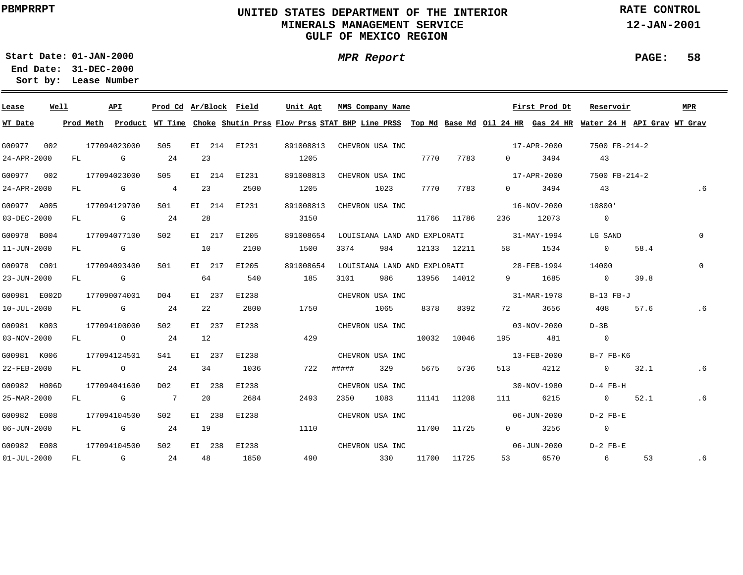PBMPRRPT

# UNITED STATES DEPARTMENT OF THE INTERIOR
## MINERALS MANAGEMENT SERVICE
## GULF OF MEXICO REGION

RATE CONTROL
12-JAN-2001

**Start Date:** 01-JAN-2000
**End Date:** 31-DEC-2000
**Sort by:** Lease Number

*MPR Report*

| Lease | Well | API | Prod Cd | Ar/Block | Field | Unit Agt | MMS Company Name | | | | | First Prod Dt | Reservoir | | MPR |
|---|---|---|---|---|---|---|---|---|---|---|---|---|---|---|---|
| WT Date | Prod Meth | Product | WT Time | Choke | Shutin Prss | Flow Prss | STAT BHP | Line PRSS | Top Md | Base Md | Oil 24 HR | Gas 24 HR | Water 24 H | API Grav | WT Grav |
| G00977 | 002 | 177094023000 | S05 | EI 214 | EI231 | 891008813 | CHEVRON USA INC | | | | | 17-APR-2000 | 7500 FB-214-2 | | |
| 24-APR-2000 | FL | G | 24 | 23 | | 1205 | | | 7770 | 7783 | 0 | 3494 | 43 | | |
| G00977 | 002 | 177094023000 | S05 | EI 214 | EI231 | 891008813 | CHEVRON USA INC | | | | | 17-APR-2000 | 7500 FB-214-2 | | |
| 24-APR-2000 | FL | G | 4 | 23 | 2500 | 1205 | | 1023 | 7770 | 7783 | 0 | 3494 | 43 | | .6 |
| G00977 | A005 | 177094129700 | S01 | EI 214 | EI231 | 891008813 | CHEVRON USA INC | | | | | 16-NOV-2000 | 10800' | | |
| 03-DEC-2000 | FL | G | 24 | 28 | | 3150 | | | 11766 | 11786 | 236 | 12073 | 0 | | |
| G00978 | B004 | 177094077100 | S02 | EI 217 | EI205 | 891008654 | LOUISIANA LAND AND EXPLORATI | | | | | 31-MAY-1994 | LG SAND | | 0 |
| 11-JUN-2000 | FL | G | | 10 | 2100 | 1500 | 3374 | 984 | 12133 | 12211 | 58 | 1534 | 0 | 58.4 | |
| G00978 | C001 | 177094093400 | S01 | EI 217 | EI205 | 891008654 | LOUISIANA LAND AND EXPLORATI | | | | | 28-FEB-1994 | 14000 | | 0 |
| 23-JUN-2000 | FL | G | | 64 | 540 | 185 | 3101 | 986 | 13956 | 14012 | 9 | 1685 | 0 | 39.8 | |
| G00981 | E002D | 177090074001 | D04 | EI 237 | EI238 | | CHEVRON USA INC | | | | | 31-MAR-1978 | B-13 FB-J | | |
| 10-JUL-2000 | FL | G | 24 | 22 | 2800 | 1750 | | 1065 | 8378 | 8392 | 72 | 3656 | 408 | 57.6 | .6 |
| G00981 | K003 | 177094100000 | S02 | EI 237 | EI238 | | CHEVRON USA INC | | | | | 03-NOV-2000 | D-3B | | |
| 03-NOV-2000 | FL | O | 24 | 12 | | 429 | | | 10032 | 10046 | 195 | 481 | 0 | | |
| G00981 | K006 | 177094124501 | S41 | EI 237 | EI238 | | CHEVRON USA INC | | | | | 13-FEB-2000 | B-7 FB-K6 | | |
| 22-FEB-2000 | FL | O | 24 | 34 | 1036 | 722 | ##### | 329 | 5675 | 5736 | 513 | 4212 | 0 | 32.1 | .6 |
| G00982 | H006D | 177094041600 | D02 | EI 238 | EI238 | | CHEVRON USA INC | | | | | 30-NOV-1980 | D-4 FB-H | | |
| 25-MAR-2000 | FL | G | 7 | 20 | 2684 | 2493 | 2350 | 1083 | 11141 | 11208 | 111 | 6215 | 0 | 52.1 | .6 |
| G00982 | E008 | 177094104500 | S02 | EI 238 | EI238 | | CHEVRON USA INC | | | | | 06-JUN-2000 | D-2 FB-E | | |
| 06-JUN-2000 | FL | G | 24 | 19 | | 1110 | | | 11700 | 11725 | 0 | 3256 | 0 | | |
| G00982 | E008 | 177094104500 | S02 | EI 238 | EI238 | | CHEVRON USA INC | | | | | 06-JUN-2000 | D-2 FB-E | | |
| 01-JUL-2000 | FL | G | 24 | 48 | 1850 | 490 | | 330 | 11700 | 11725 | 53 | 6570 | 6 | 53 | .6 |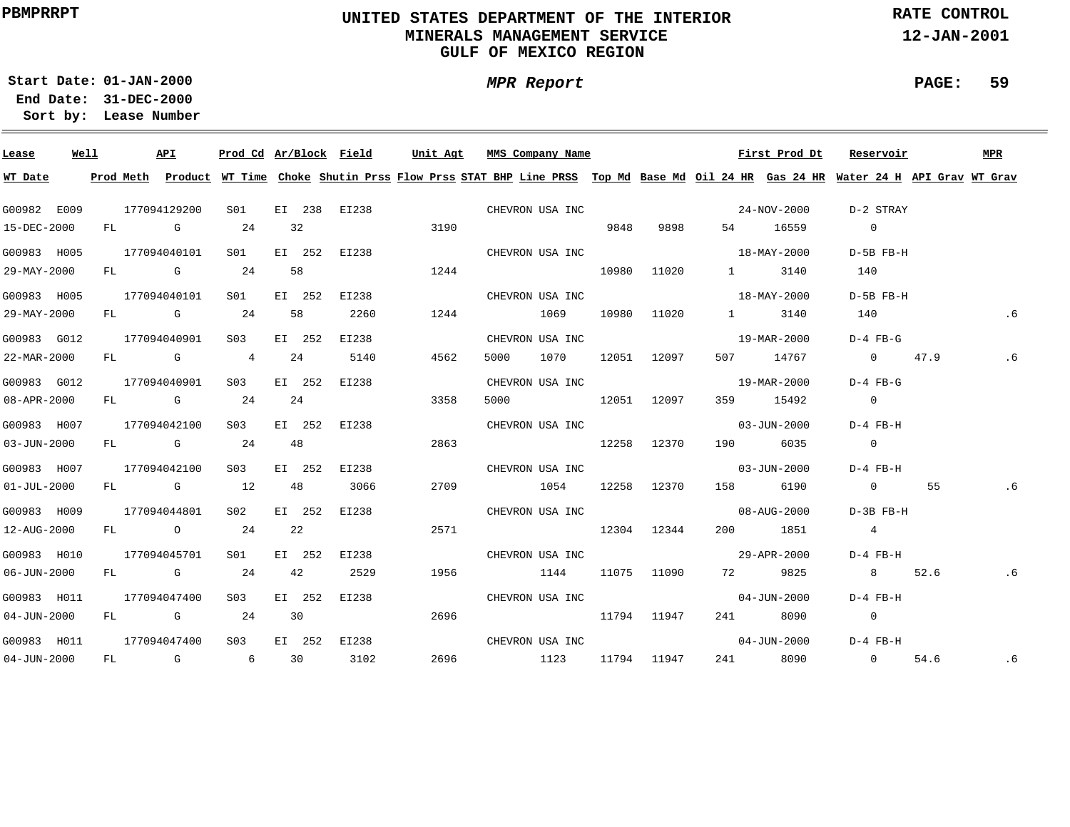# UNITED STATES DEPARTMENT OF THE INTERIOR
## MINERALS MANAGEMENT SERVICE
## GULF OF MEXICO REGION

PBMPRRPT

RATE CONTROL
12-JAN-2001

**Start Date:** 01-JAN-2000
**End Date:** 31-DEC-2000
**Sort by:** Lease Number

*MPR Report*

| Lease | Well | API | Prod Cd | Ar/Block | Field | Unit Agt | MMS Company Name | | | | First Prod Dt | | Reservoir | | MPR |
|---|---|---|---|---|---|---|---|---|---|---|---|---|---|---|---|
| **WT Date** | **Prod Meth** | **Product** | **WT Time** | **Choke** | **Shutin Prss** | **Flow Prss** | **STAT BHP** | **Line PRSS** | **Top Md** | **Base Md** | **Oil 24 HR** | **Gas 24 HR** | **Water 24 H** | **API Grav** | **WT Grav** |
| G00982 | E009 | 177094129200 | S01 | EI 238 | EI238 | | CHEVRON USA INC | | | | 24-NOV-2000 | | D-2 STRAY | | |
| 15-DEC-2000 | FL | G | 24 | 32 | | 3190 | | | 9848 | 9898 | 54 | 16559 | 0 | | |
| G00983 | H005 | 177094040101 | S01 | EI 252 | EI238 | | CHEVRON USA INC | | | | 18-MAY-2000 | | D-5B FB-H | | |
| 29-MAY-2000 | FL | G | 24 | 58 | | 1244 | | | 10980 | 11020 | 1 | 3140 | 140 | | |
| G00983 | H005 | 177094040101 | S01 | EI 252 | EI238 | | CHEVRON USA INC | | | | 18-MAY-2000 | | D-5B FB-H | | |
| 29-MAY-2000 | FL | G | 24 | 58 | 2260 | 1244 | | 1069 | 10980 | 11020 | 1 | 3140 | 140 | | .6 |
| G00983 | G012 | 177094040901 | S03 | EI 252 | EI238 | | CHEVRON USA INC | | | | 19-MAR-2000 | | D-4 FB-G | | |
| 22-MAR-2000 | FL | G | 4 | 24 | 5140 | 4562 | 5000 | 1070 | 12051 | 12097 | 507 | 14767 | 0 | 47.9 | .6 |
| G00983 | G012 | 177094040901 | S03 | EI 252 | EI238 | | CHEVRON USA INC | | | | 19-MAR-2000 | | D-4 FB-G | | |
| 08-APR-2000 | FL | G | 24 | 24 | | 3358 | 5000 | | 12051 | 12097 | 359 | 15492 | 0 | | |
| G00983 | H007 | 177094042100 | S03 | EI 252 | EI238 | | CHEVRON USA INC | | | | 03-JUN-2000 | | D-4 FB-H | | |
| 03-JUN-2000 | FL | G | 24 | 48 | | 2863 | | | 12258 | 12370 | 190 | 6035 | 0 | | |
| G00983 | H007 | 177094042100 | S03 | EI 252 | EI238 | | CHEVRON USA INC | | | | 03-JUN-2000 | | D-4 FB-H | | |
| 01-JUL-2000 | FL | G | 12 | 48 | 3066 | 2709 | | 1054 | 12258 | 12370 | 158 | 6190 | 0 | 55 | .6 |
| G00983 | H009 | 177094044801 | S02 | EI 252 | EI238 | | CHEVRON USA INC | | | | 08-AUG-2000 | | D-3B FB-H | | |
| 12-AUG-2000 | FL | O | 24 | 22 | | 2571 | | | 12304 | 12344 | 200 | 1851 | 4 | | |
| G00983 | H010 | 177094045701 | S01 | EI 252 | EI238 | | CHEVRON USA INC | | | | 29-APR-2000 | | D-4 FB-H | | |
| 06-JUN-2000 | FL | G | 24 | 42 | 2529 | 1956 | | 1144 | 11075 | 11090 | 72 | 9825 | 8 | 52.6 | .6 |
| G00983 | H011 | 177094047400 | S03 | EI 252 | EI238 | | CHEVRON USA INC | | | | 04-JUN-2000 | | D-4 FB-H | | |
| 04-JUN-2000 | FL | G | 24 | 30 | | 2696 | | | 11794 | 11947 | 241 | 8090 | 0 | | |
| G00983 | H011 | 177094047400 | S03 | EI 252 | EI238 | | CHEVRON USA INC | | | | 04-JUN-2000 | | D-4 FB-H | | |
| 04-JUN-2000 | FL | G | 6 | 30 | 3102 | 2696 | | 1123 | 11794 | 11947 | 241 | 8090 | 0 | 54.6 | .6 |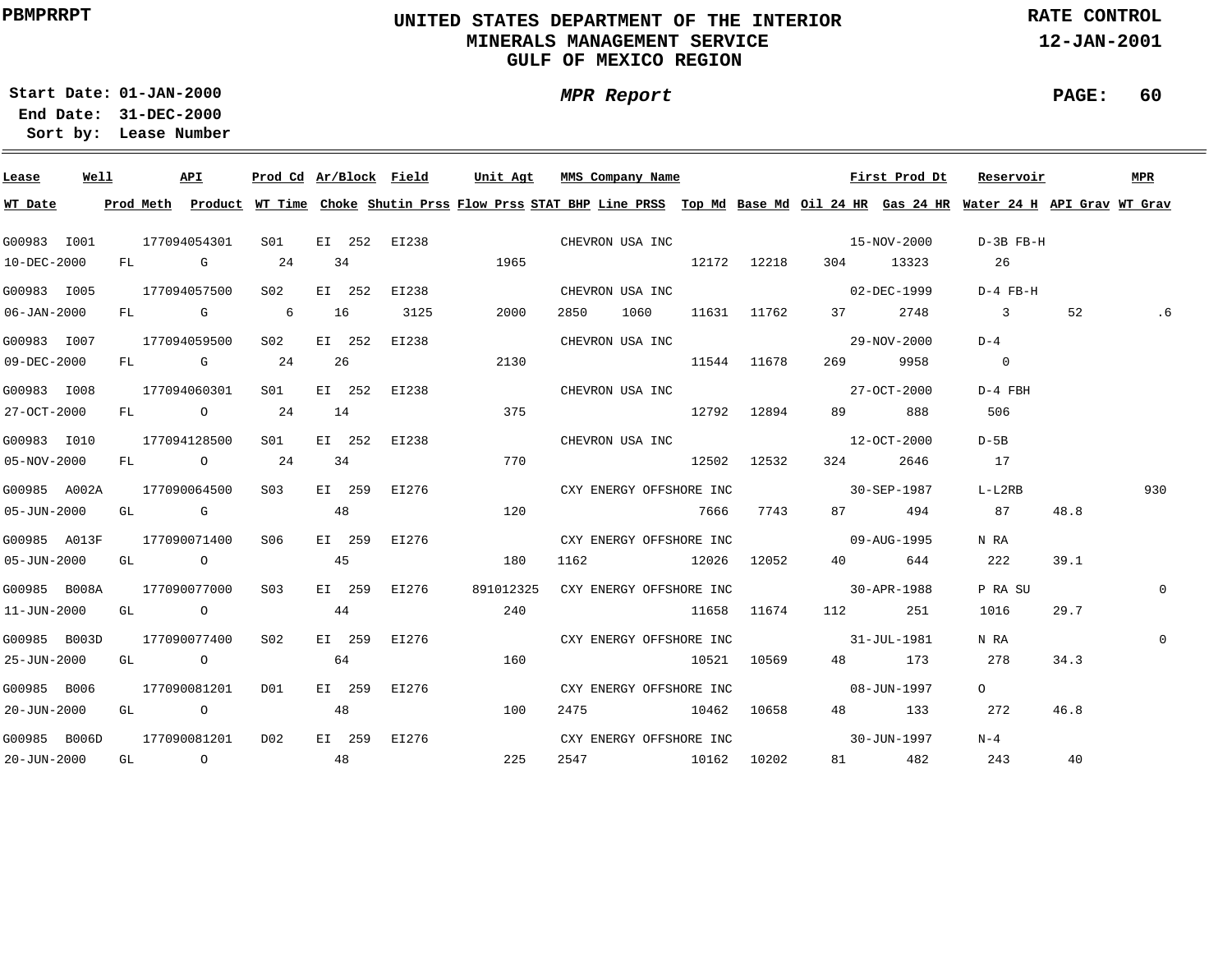PBMPRRPT

# UNITED STATES DEPARTMENT OF THE INTERIOR
## MINERALS MANAGEMENT SERVICE
## GULF OF MEXICO REGION

RATE CONTROL
12-JAN-2001

**Start Date:** 01-JAN-2000
**End Date:** 31-DEC-2000
**Sort by:** Lease Number

*MPR Report*

PAGE: 60

| Lease | Well | API | Prod Cd | Ar/Block | Field | Unit Agt | MMS Company Name | | | First Prod Dt | | Reservoir | | MPR |
|---|---|---|---|---|---|---|---|---|---|---|---|---|---|---|
| WT Date | Prod Meth | Product | WT Time | Choke | Shutin Prss | Flow Prss | STAT BHP | Line PRSS | Top Md | Base Md | Oil 24 HR | Gas 24 HR | Water 24 H | API Grav | WT Grav |
| G00983 | I001 | 177094054301 | S01 | EI 252 | EI238 | | CHEVRON USA INC | | | 15-NOV-2000 | | D-3B FB-H | | |
| 10-DEC-2000 | FL | G | 24 | 34 | | 1965 | | | 12172 | 12218 | 304 | 13323 | 26 | | |
| G00983 | I005 | 177094057500 | S02 | EI 252 | EI238 | | CHEVRON USA INC | | | 02-DEC-1999 | | D-4 FB-H | | |
| 06-JAN-2000 | FL | G | 6 | 16 | 3125 | 2000 | 2850 | 1060 | 11631 | 11762 | 37 | 2748 | 3 | 52 | .6 |
| G00983 | I007 | 177094059500 | S02 | EI 252 | EI238 | | CHEVRON USA INC | | | 29-NOV-2000 | | D-4 | | |
| 09-DEC-2000 | FL | G | 24 | 26 | | 2130 | | | 11544 | 11678 | 269 | 9958 | 0 | | |
| G00983 | I008 | 177094060301 | S01 | EI 252 | EI238 | | CHEVRON USA INC | | | 27-OCT-2000 | | D-4 FBH | | |
| 27-OCT-2000 | FL | O | 24 | 14 | | 375 | | | 12792 | 12894 | 89 | 888 | 506 | | |
| G00983 | I010 | 177094128500 | S01 | EI 252 | EI238 | | CHEVRON USA INC | | | 12-OCT-2000 | | D-5B | | |
| 05-NOV-2000 | FL | O | 24 | 34 | | 770 | | | 12502 | 12532 | 324 | 2646 | 17 | | |
| G00985 | A002A | 177090064500 | S03 | EI 259 | EI276 | | CXY ENERGY OFFSHORE INC | | | 30-SEP-1987 | | L-L2RB | | 930 |
| 05-JUN-2000 | GL | G | | 48 | | 120 | | | 7666 | 7743 | 87 | 494 | 87 | 48.8 | |
| G00985 | A013F | 177090071400 | S06 | EI 259 | EI276 | | CXY ENERGY OFFSHORE INC | | | 09-AUG-1995 | | N RA | | |
| 05-JUN-2000 | GL | O | | 45 | | 180 | 1162 | | 12026 | 12052 | 40 | 644 | 222 | 39.1 | |
| G00985 | B008A | 177090077000 | S03 | EI 259 | EI276 | 891012325 | CXY ENERGY OFFSHORE INC | | | 30-APR-1988 | | P RA SU | | 0 |
| 11-JUN-2000 | GL | O | | 44 | | 240 | | | 11658 | 11674 | 112 | 251 | 1016 | 29.7 | |
| G00985 | B003D | 177090077400 | S02 | EI 259 | EI276 | | CXY ENERGY OFFSHORE INC | | | 31-JUL-1981 | | N RA | | 0 |
| 25-JUN-2000 | GL | O | | 64 | | 160 | | | 10521 | 10569 | 48 | 173 | 278 | 34.3 | |
| G00985 | B006 | 177090081201 | D01 | EI 259 | EI276 | | CXY ENERGY OFFSHORE INC | | | 08-JUN-1997 | | O | | |
| 20-JUN-2000 | GL | O | | 48 | | 100 | 2475 | | 10462 | 10658 | 48 | 133 | 272 | 46.8 | |
| G00985 | B006D | 177090081201 | D02 | EI 259 | EI276 | | CXY ENERGY OFFSHORE INC | | | 30-JUN-1997 | | N-4 | | |
| 20-JUN-2000 | GL | O | | 48 | | 225 | 2547 | | 10162 | 10202 | 81 | 482 | 243 | 40 | |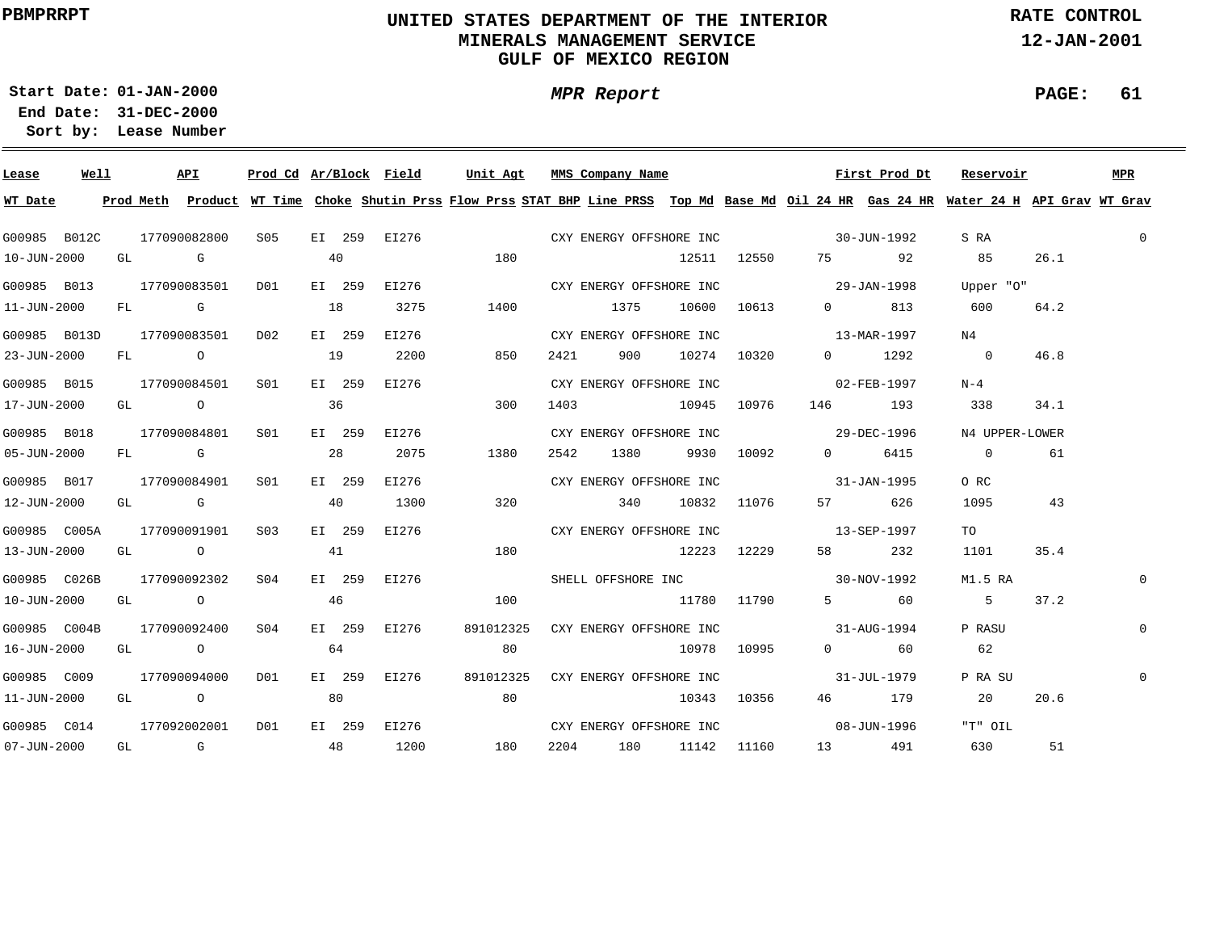PBMPRRPT

# UNITED STATES DEPARTMENT OF THE INTERIOR
## MINERALS MANAGEMENT SERVICE
## GULF OF MEXICO REGION

RATE CONTROL
12-JAN-2001

**Start Date:** 01-JAN-2000
**End Date:** 31-DEC-2000
**Sort by:** Lease Number

*MPR Report*

| Lease | Well | API | Prod Cd | Ar/Block | Field | Unit Agt | MMS Company Name | First Prod Dt | Reservoir | MPR |
|---|---|---|---|---|---|---|---|---|---|---|
| **WT Date** | **Prod Meth** | **Product** | **WT Time** | **Choke** | **Shutin Prss** | **Flow Prss** | **STAT BHP** | **Line PRSS** | **Top Md** | **Base Md** | **Oil 24 HR** | **Gas 24 HR** | **Water 24 H** | **API Grav** | **WT Grav** |

| Lease / WT Date | Well / Prod Meth | API / Product | Prod Cd / WT Time | Ar/Block / Choke | Field / Shutin Prss | Unit Agt / Flow Prss | STAT BHP | MMS Company Name / Line PRSS | Top Md | Base Md | Oil 24 HR | First Prod Dt / Gas 24 HR | Reservoir / Water 24 H | API Grav | MPR / WT Grav |
|---|---|---|---|---|---|---|---|---|---|---|---|---|---|---|---|
| G00985 | B012C | 177090082800 | S05 | EI 259 | EI276 | | | CXY ENERGY OFFSHORE INC | | | | 30-JUN-1992 | S RA | | 0 |
| 10-JUN-2000 | GL | G | | 40 | | 180 | | | 12511 | 12550 | 75 | 92 | 85 | 26.1 | |
| G00985 | B013 | 177090083501 | D01 | EI 259 | EI276 | | | CXY ENERGY OFFSHORE INC | | | | 29-JAN-1998 | Upper "O" | | |
| 11-JUN-2000 | FL | G | | 18 | 3275 | 1400 | | 1375 | 10600 | 10613 | 0 | 813 | 600 | 64.2 | |
| G00985 | B013D | 177090083501 | D02 | EI 259 | EI276 | | | CXY ENERGY OFFSHORE INC | | | | 13-MAR-1997 | N4 | | |
| 23-JUN-2000 | FL | O | | 19 | 2200 | 850 | 2421 | 900 | 10274 | 10320 | 0 | 1292 | 0 | 46.8 | |
| G00985 | B015 | 177090084501 | S01 | EI 259 | EI276 | | | CXY ENERGY OFFSHORE INC | | | | 02-FEB-1997 | N-4 | | |
| 17-JUN-2000 | GL | O | | 36 | | 300 | 1403 | | 10945 | 10976 | 146 | 193 | 338 | 34.1 | |
| G00985 | B018 | 177090084801 | S01 | EI 259 | EI276 | | | CXY ENERGY OFFSHORE INC | | | | 29-DEC-1996 | N4 UPPER-LOWER | | |
| 05-JUN-2000 | FL | G | | 28 | 2075 | 1380 | 2542 | 1380 | 9930 | 10092 | 0 | 6415 | 0 | 61 | |
| G00985 | B017 | 177090084901 | S01 | EI 259 | EI276 | | | CXY ENERGY OFFSHORE INC | | | | 31-JAN-1995 | O RC | | |
| 12-JUN-2000 | GL | G | | 40 | 1300 | 320 | | 340 | 10832 | 11076 | 57 | 626 | 1095 | 43 | |
| G00985 | C005A | 177090091901 | S03 | EI 259 | EI276 | | | CXY ENERGY OFFSHORE INC | | | | 13-SEP-1997 | TO | | |
| 13-JUN-2000 | GL | O | | 41 | | 180 | | | 12223 | 12229 | 58 | 232 | 1101 | 35.4 | |
| G00985 | C026B | 177090092302 | S04 | EI 259 | EI276 | | | SHELL OFFSHORE INC | | | | 30-NOV-1992 | M1.5 RA | | 0 |
| 10-JUN-2000 | GL | O | | 46 | | 100 | | | 11780 | 11790 | 5 | 60 | 5 | 37.2 | |
| G00985 | C004B | 177090092400 | S04 | EI 259 | EI276 | 891012325 | | CXY ENERGY OFFSHORE INC | | | | 31-AUG-1994 | P RASU | | 0 |
| 16-JUN-2000 | GL | O | | 64 | | 80 | | | 10978 | 10995 | 0 | 60 | 62 | | |
| G00985 | C009 | 177090094000 | D01 | EI 259 | EI276 | 891012325 | | CXY ENERGY OFFSHORE INC | | | | 31-JUL-1979 | P RA SU | | 0 |
| 11-JUN-2000 | GL | O | | 80 | | 80 | | | 10343 | 10356 | 46 | 179 | 20 | 20.6 | |
| G00985 | C014 | 177092002001 | D01 | EI 259 | EI276 | | | CXY ENERGY OFFSHORE INC | | | | 08-JUN-1996 | "T" OIL | | |
| 07-JUN-2000 | GL | G | | 48 | 1200 | 180 | 2204 | 180 | 11142 | 11160 | 13 | 491 | 630 | 51 | |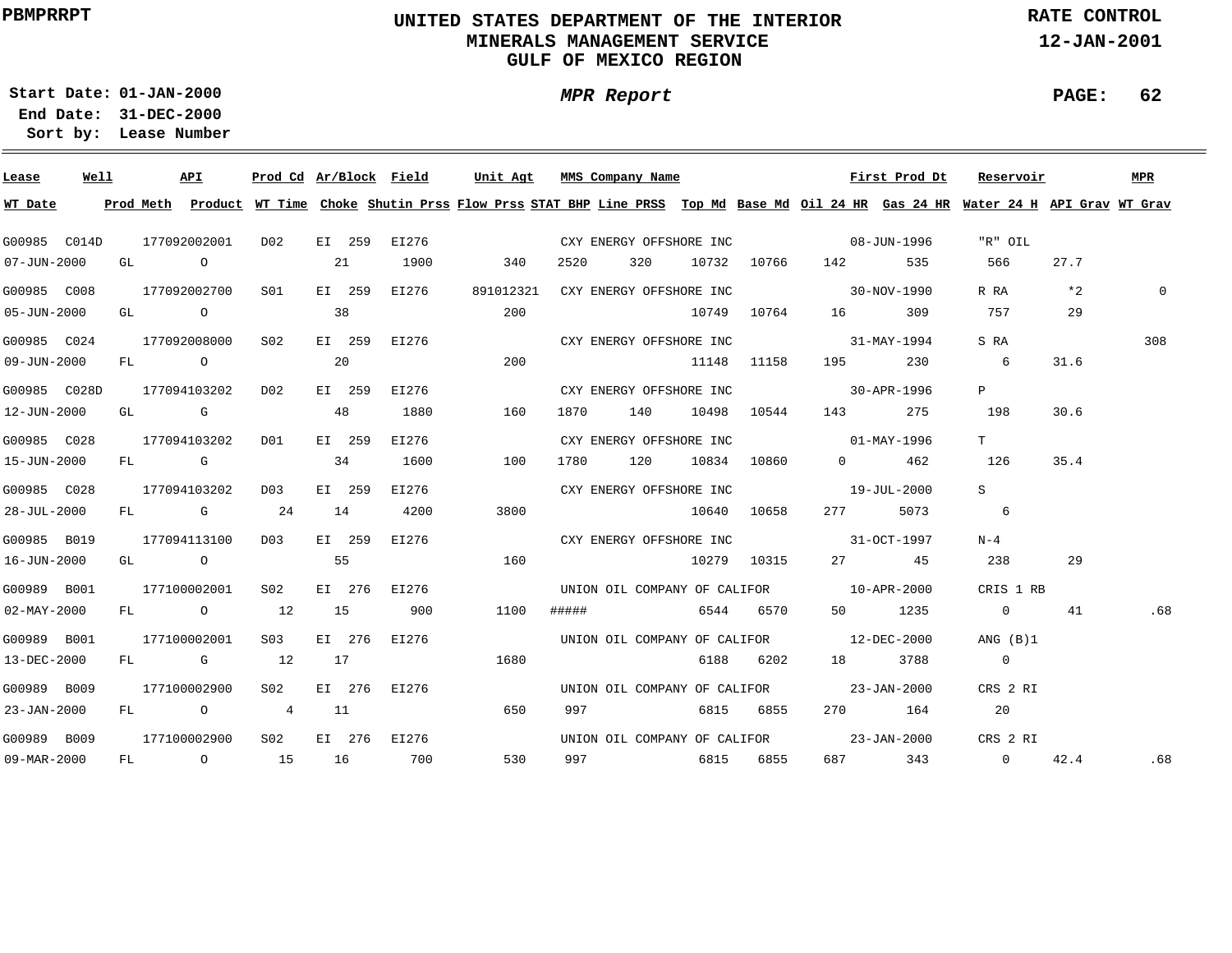# UNITED STATES DEPARTMENT OF THE INTERIOR
## MINERALS MANAGEMENT SERVICE
## GULF OF MEXICO REGION

PBMPRRPT

RATE CONTROL
12-JAN-2001

**Start Date:** 01-JAN-2000
**End Date:** 31-DEC-2000
**Sort by:** Lease Number

*MPR Report*

| Lease | Well | API | Prod Cd | Ar/Block | Field | Unit Agt | MMS Company Name | | | | First Prod Dt | | Reservoir | | MPR |
|---|---|---|---|---|---|---|---|---|---|---|---|---|---|---|---|
| WT Date | Prod Meth | Product | WT Time | Choke | Shutin Prss | Flow Prss | STAT BHP | Line PRSS | Top Md | Base Md | Oil 24 HR | Gas 24 HR | Water 24 H | API Grav | WT Grav |
| G00985 | C014D | 177092002001 | D02 | EI 259 | EI276 | | CXY ENERGY OFFSHORE INC | | | | 08-JUN-1996 | | "R" OIL | | |
| 07-JUN-2000 | GL | O | | 21 | 1900 | 340 | 2520 | 320 | 10732 | 10766 | 142 | 535 | 566 | 27.7 | |
| G00985 | C008 | 177092002700 | S01 | EI 259 | EI276 | 891012321 | CXY ENERGY OFFSHORE INC | | | | 30-NOV-1990 | | R RA | *2 | 0 |
| 05-JUN-2000 | GL | O | | 38 | | 200 | | | 10749 | 10764 | 16 | 309 | 757 | 29 | |
| G00985 | C024 | 177092008000 | S02 | EI 259 | EI276 | | CXY ENERGY OFFSHORE INC | | | | 31-MAY-1994 | | S RA | | 308 |
| 09-JUN-2000 | FL | O | | 20 | | 200 | | | 11148 | 11158 | 195 | 230 | 6 | 31.6 | |
| G00985 | C028D | 177094103202 | D02 | EI 259 | EI276 | | CXY ENERGY OFFSHORE INC | | | | 30-APR-1996 | | P | | |
| 12-JUN-2000 | GL | G | | 48 | 1880 | 160 | 1870 | 140 | 10498 | 10544 | 143 | 275 | 198 | 30.6 | |
| G00985 | C028 | 177094103202 | D01 | EI 259 | EI276 | | CXY ENERGY OFFSHORE INC | | | | 01-MAY-1996 | | T | | |
| 15-JUN-2000 | FL | G | | 34 | 1600 | 100 | 1780 | 120 | 10834 | 10860 | 0 | 462 | 126 | 35.4 | |
| G00985 | C028 | 177094103202 | D03 | EI 259 | EI276 | | CXY ENERGY OFFSHORE INC | | | | 19-JUL-2000 | | S | | |
| 28-JUL-2000 | FL | G | 24 | 14 | 4200 | 3800 | | | 10640 | 10658 | 277 | 5073 | 6 | | |
| G00985 | B019 | 177094113100 | D03 | EI 259 | EI276 | | CXY ENERGY OFFSHORE INC | | | | 31-OCT-1997 | | N-4 | | |
| 16-JUN-2000 | GL | O | | 55 | | 160 | | | 10279 | 10315 | 27 | 45 | 238 | 29 | |
| G00989 | B001 | 177100002001 | S02 | EI 276 | EI276 | | UNION OIL COMPANY OF CALIFOR | | | | 10-APR-2000 | | CRIS 1 RB | | |
| 02-MAY-2000 | FL | O | 12 | 15 | 900 | 1100 | ##### | | 6544 | 6570 | 50 | 1235 | 0 | 41 | .68 |
| G00989 | B001 | 177100002001 | S03 | EI 276 | EI276 | | UNION OIL COMPANY OF CALIFOR | | | | 12-DEC-2000 | | ANG (B)1 | | |
| 13-DEC-2000 | FL | G | 12 | 17 | | 1680 | | | 6188 | 6202 | 18 | 3788 | 0 | | |
| G00989 | B009 | 177100002900 | S02 | EI 276 | EI276 | | UNION OIL COMPANY OF CALIFOR | | | | 23-JAN-2000 | | CRS 2 RI | | |
| 23-JAN-2000 | FL | O | 4 | 11 | | 650 | 997 | | 6815 | 6855 | 270 | 164 | 20 | | |
| G00989 | B009 | 177100002900 | S02 | EI 276 | EI276 | | UNION OIL COMPANY OF CALIFOR | | | | 23-JAN-2000 | | CRS 2 RI | | |
| 09-MAR-2000 | FL | O | 15 | 16 | 700 | 530 | 997 | | 6815 | 6855 | 687 | 343 | 0 | 42.4 | .68 |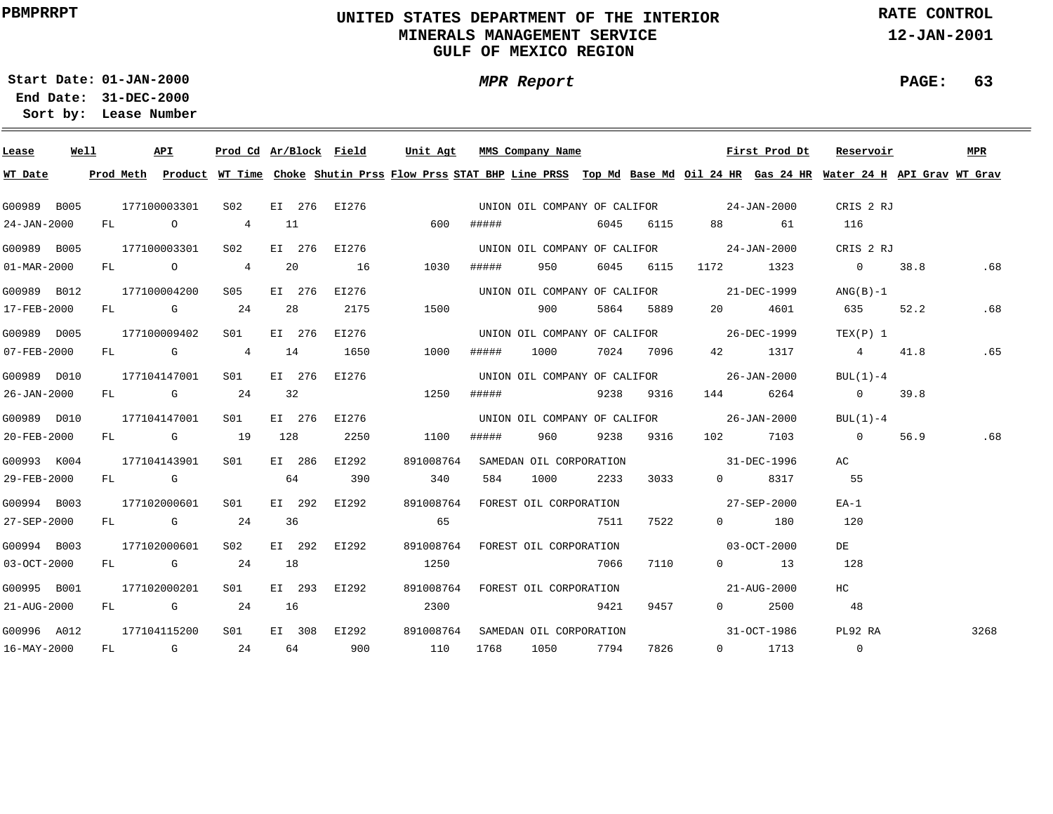PBMPRRPT

# UNITED STATES DEPARTMENT OF THE INTERIOR
## MINERALS MANAGEMENT SERVICE
## GULF OF MEXICO REGION

RATE CONTROL
12-JAN-2001

**Start Date:** 01-JAN-2000
**End Date:** 31-DEC-2000
**Sort by:** Lease Number

*MPR Report*

PAGE: 63

| Lease | Well | API | Prod Cd | Ar/Block | Field | Unit Agt | MMS Company Name | | | | First Prod Dt | | Reservoir | | MPR |
|---|---|---|---|---|---|---|---|---|---|---|---|---|---|---|---|
| WT Date | Prod Meth | Product | WT Time | Choke | Shutin Prss | Flow Prss | STAT BHP | Line PRSS | Top Md | Base Md | Oil 24 HR | Gas 24 HR | Water 24 H | API Grav | WT Grav |
| G00989 | B005 | 177100003301 | S02 | EI 276 | EI276 | | UNION OIL COMPANY OF CALIFOR | | | | 24-JAN-2000 | | CRIS 2 RJ | | |
| 24-JAN-2000 | FL | O | 4 | 11 | | 600 | ##### | | 6045 | 6115 | 88 | 61 | 116 | | |
| G00989 | B005 | 177100003301 | S02 | EI 276 | EI276 | | UNION OIL COMPANY OF CALIFOR | | | | 24-JAN-2000 | | CRIS 2 RJ | | |
| 01-MAR-2000 | FL | O | 4 | 20 | 16 | 1030 | ##### | 950 | 6045 | 6115 | 1172 | 1323 | 0 | 38.8 | .68 |
| G00989 | B012 | 177100004200 | S05 | EI 276 | EI276 | | UNION OIL COMPANY OF CALIFOR | | | | 21-DEC-1999 | | ANG(B)-1 | | |
| 17-FEB-2000 | FL | G | 24 | 28 | 2175 | 1500 | | 900 | 5864 | 5889 | 20 | 4601 | 635 | 52.2 | .68 |
| G00989 | D005 | 177100009402 | S01 | EI 276 | EI276 | | UNION OIL COMPANY OF CALIFOR | | | | 26-DEC-1999 | | TEX(P) 1 | | |
| 07-FEB-2000 | FL | G | 4 | 14 | 1650 | 1000 | ##### | 1000 | 7024 | 7096 | 42 | 1317 | 4 | 41.8 | .65 |
| G00989 | D010 | 177104147001 | S01 | EI 276 | EI276 | | UNION OIL COMPANY OF CALIFOR | | | | 26-JAN-2000 | | BUL(1)-4 | | |
| 26-JAN-2000 | FL | G | 24 | 32 | | 1250 | ##### | | 9238 | 9316 | 144 | 6264 | 0 | 39.8 | |
| G00989 | D010 | 177104147001 | S01 | EI 276 | EI276 | | UNION OIL COMPANY OF CALIFOR | | | | 26-JAN-2000 | | BUL(1)-4 | | |
| 20-FEB-2000 | FL | G | 19 | 128 | 2250 | 1100 | ##### | 960 | 9238 | 9316 | 102 | 7103 | 0 | 56.9 | .68 |
| G00993 | K004 | 177104143901 | S01 | EI 286 | EI292 | 891008764 | SAMEDAN OIL CORPORATION | | | | 31-DEC-1996 | | AC | | |
| 29-FEB-2000 | FL | G | | 64 | 390 | 340 | 584 | 1000 | 2233 | 3033 | 0 | 8317 | 55 | | |
| G00994 | B003 | 177102000601 | S01 | EI 292 | EI292 | 891008764 | FOREST OIL CORPORATION | | | | 27-SEP-2000 | | EA-1 | | |
| 27-SEP-2000 | FL | G | 24 | 36 | | 65 | | | 7511 | 7522 | 0 | 180 | 120 | | |
| G00994 | B003 | 177102000601 | S02 | EI 292 | EI292 | 891008764 | FOREST OIL CORPORATION | | | | 03-OCT-2000 | | DE | | |
| 03-OCT-2000 | FL | G | 24 | 18 | | 1250 | | | 7066 | 7110 | 0 | 13 | 128 | | |
| G00995 | B001 | 177102000201 | S01 | EI 293 | EI292 | 891008764 | FOREST OIL CORPORATION | | | | 21-AUG-2000 | | HC | | |
| 21-AUG-2000 | FL | G | 24 | 16 | | 2300 | | | 9421 | 9457 | 0 | 2500 | 48 | | |
| G00996 | A012 | 177104115200 | S01 | EI 308 | EI292 | 891008764 | SAMEDAN OIL CORPORATION | | | | 31-OCT-1986 | | PL92 RA | | 3268 |
| 16-MAY-2000 | FL | G | 24 | 64 | 900 | 110 | 1768 | 1050 | 7794 | 7826 | 0 | 1713 | 0 | | |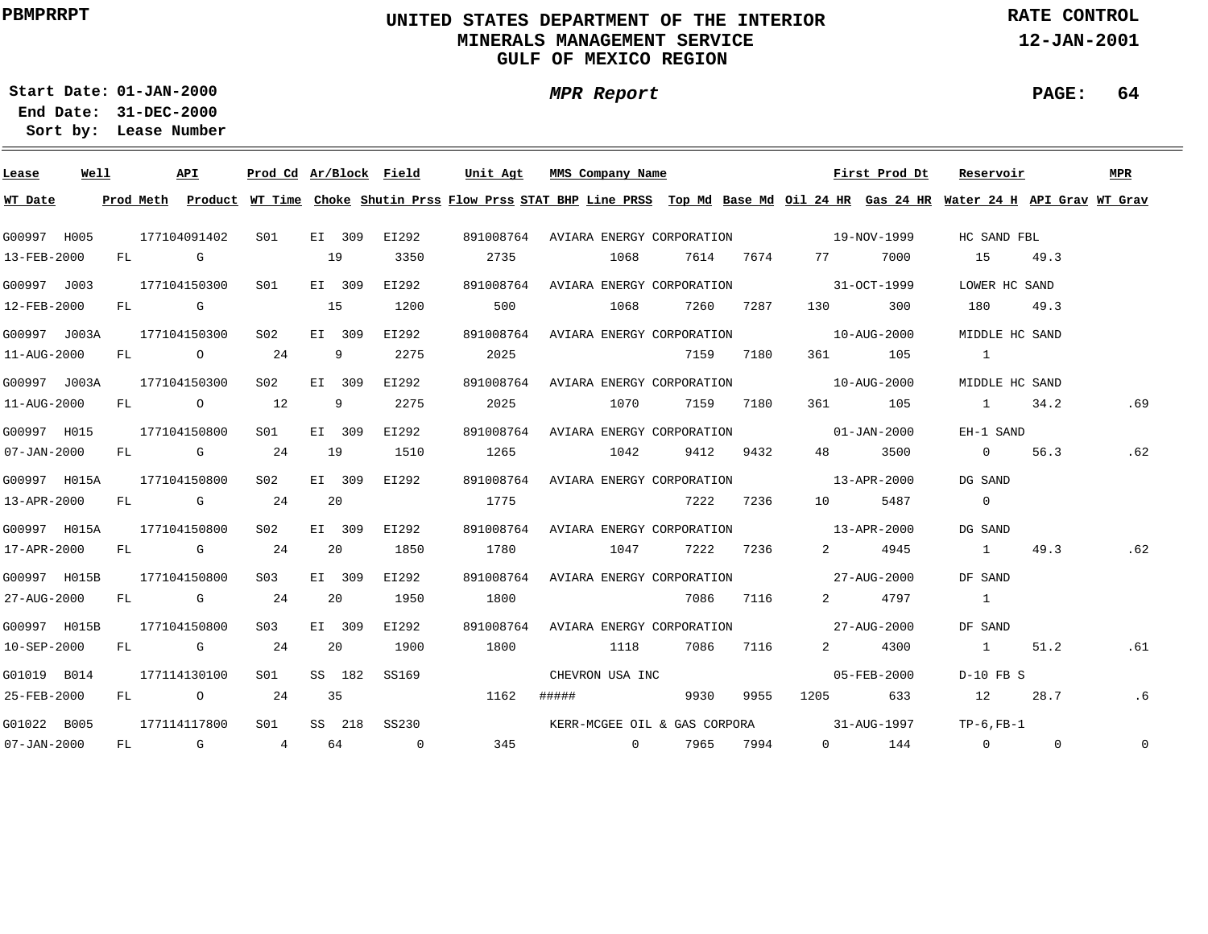UNITED STATES DEPARTMENT OF THE INTERIOR
MINERALS MANAGEMENT SERVICE
GULF OF MEXICO REGION

PBMPRRPT

RATE CONTROL

12-JAN-2001

**Start Date:** 01-JAN-2000
**End Date:** 31-DEC-2000
**Sort by:** Lease Number

*MPR Report*

| Lease | Well | API | Prod Cd | Ar/Block | Field | Unit Agt | MMS Company Name | | | First Prod Dt | | Reservoir | | MPR |
|---|---|---|---|---|---|---|---|---|---|---|---|---|---|---|
| WT Date | Prod Meth | Product | WT Time | Choke | Shutin Prss | Flow Prss | STAT BHP | Line PRSS | Top Md | Base Md | Oil 24 HR | Gas 24 HR | Water 24 H | API Grav | WT Grav |
| G00997 | H005 | 177104091402 | S01 | EI 309 | EI292 | 891008764 | AVIARA ENERGY CORPORATION | | | 19-NOV-1999 | | HC SAND FBL | | |
| 13-FEB-2000 | FL | G | | 19 | 3350 | 2735 | | 1068 | 7614 | 7674 | 77 | 7000 | 15 | 49.3 | |
| G00997 | J003 | 177104150300 | S01 | EI 309 | EI292 | 891008764 | AVIARA ENERGY CORPORATION | | | 31-OCT-1999 | | LOWER HC SAND | | |
| 12-FEB-2000 | FL | G | | 15 | 1200 | 500 | | 1068 | 7260 | 7287 | 130 | 300 | 180 | 49.3 | |
| G00997 | J003A | 177104150300 | S02 | EI 309 | EI292 | 891008764 | AVIARA ENERGY CORPORATION | | | 10-AUG-2000 | | MIDDLE HC SAND | | |
| 11-AUG-2000 | FL | O | 24 | 9 | 2275 | 2025 | | | 7159 | 7180 | 361 | 105 | 1 | | |
| G00997 | J003A | 177104150300 | S02 | EI 309 | EI292 | 891008764 | AVIARA ENERGY CORPORATION | | | 10-AUG-2000 | | MIDDLE HC SAND | | |
| 11-AUG-2000 | FL | O | 12 | 9 | 2275 | 2025 | | 1070 | 7159 | 7180 | 361 | 105 | 1 | 34.2 | .69 |
| G00997 | H015 | 177104150800 | S01 | EI 309 | EI292 | 891008764 | AVIARA ENERGY CORPORATION | | | 01-JAN-2000 | | EH-1 SAND | | |
| 07-JAN-2000 | FL | G | 24 | 19 | 1510 | 1265 | | 1042 | 9412 | 9432 | 48 | 3500 | 0 | 56.3 | .62 |
| G00997 | H015A | 177104150800 | S02 | EI 309 | EI292 | 891008764 | AVIARA ENERGY CORPORATION | | | 13-APR-2000 | | DG SAND | | |
| 13-APR-2000 | FL | G | 24 | 20 | | 1775 | | | 7222 | 7236 | 10 | 5487 | 0 | | |
| G00997 | H015A | 177104150800 | S02 | EI 309 | EI292 | 891008764 | AVIARA ENERGY CORPORATION | | | 13-APR-2000 | | DG SAND | | |
| 17-APR-2000 | FL | G | 24 | 20 | 1850 | 1780 | | 1047 | 7222 | 7236 | 2 | 4945 | 1 | 49.3 | .62 |
| G00997 | H015B | 177104150800 | S03 | EI 309 | EI292 | 891008764 | AVIARA ENERGY CORPORATION | | | 27-AUG-2000 | | DF SAND | | |
| 27-AUG-2000 | FL | G | 24 | 20 | 1950 | 1800 | | | 7086 | 7116 | 2 | 4797 | 1 | | |
| G00997 | H015B | 177104150800 | S03 | EI 309 | EI292 | 891008764 | AVIARA ENERGY CORPORATION | | | 27-AUG-2000 | | DF SAND | | |
| 10-SEP-2000 | FL | G | 24 | 20 | 1900 | 1800 | | 1118 | 7086 | 7116 | 2 | 4300 | 1 | 51.2 | .61 |
| G01019 | B014 | 177114130100 | S01 | SS 182 | SS169 | | CHEVRON USA INC | | | 05-FEB-2000 | | D-10 FB S | | |
| 25-FEB-2000 | FL | O | 24 | 35 | | 1162 | ##### | | 9930 | 9955 | 1205 | 633 | 12 | 28.7 | .6 |
| G01022 | B005 | 177114117800 | S01 | SS 218 | SS230 | | KERR-MCGEE OIL & GAS CORPORA | | | 31-AUG-1997 | | TP-6,FB-1 | | |
| 07-JAN-2000 | FL | G | 4 | 64 | 0 | 345 | | 0 | 7965 | 7994 | 0 | 144 | 0 | 0 | 0 |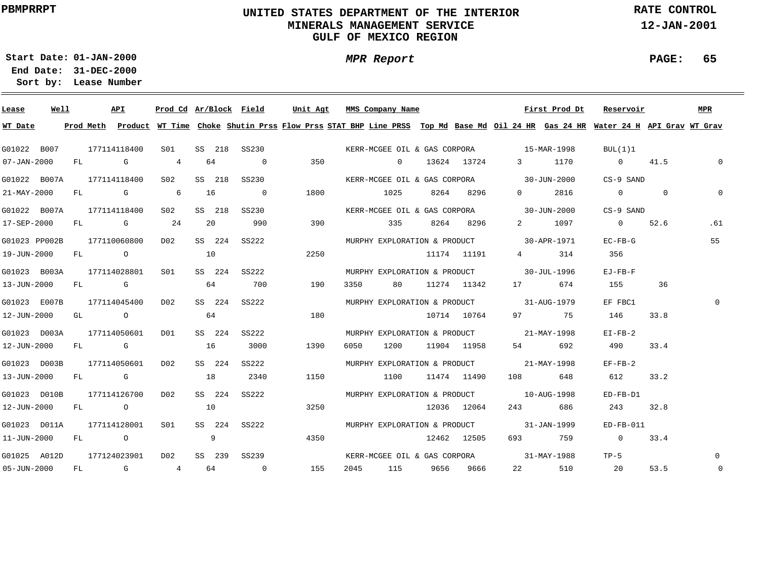PBMPRRPT

# UNITED STATES DEPARTMENT OF THE INTERIOR
## MINERALS MANAGEMENT SERVICE
## GULF OF MEXICO REGION

RATE CONTROL
12-JAN-2001

**Start Date:** 01-JAN-2000
**End Date:** 31-DEC-2000
**Sort by:** Lease Number

***MPR Report***

| Lease | Well | API | Prod Cd | Ar/Block | Field | Unit Agt | MMS Company Name | | | | First Prod Dt | | Reservoir | | MPR |
|---|---|---|---|---|---|---|---|---|---|---|---|---|---|---|---|
| **WT Date** | **Prod Meth** | **Product** | **WT Time** | **Choke** | **Shutin Prss** | **Flow Prss** | **STAT BHP** | **Line PRSS** | **Top Md** | **Base Md** | **Oil 24 HR** | **Gas 24 HR** | **Water 24 H** | **API Grav** | **WT Grav** |
| G01022 | B007 | 177114118400 | S01 | SS 218 | SS230 | | KERR-MCGEE OIL & GAS CORPORA | | | | 15-MAR-1998 | | BUL(1)1 | | |
| 07-JAN-2000 | FL | G | 4 | 64 | 0 | 350 | | 0 | 13624 | 13724 | 3 | 1170 | 0 | 41.5 | 0 |
| G01022 | B007A | 177114118400 | S02 | SS 218 | SS230 | | KERR-MCGEE OIL & GAS CORPORA | | | | 30-JUN-2000 | | CS-9 SAND | | |
| 21-MAY-2000 | FL | G | 6 | 16 | 0 | 1800 | | 1025 | 8264 | 8296 | 0 | 2816 | 0 | 0 | 0 |
| G01022 | B007A | 177114118400 | S02 | SS 218 | SS230 | | KERR-MCGEE OIL & GAS CORPORA | | | | 30-JUN-2000 | | CS-9 SAND | | |
| 17-SEP-2000 | FL | G | 24 | 20 | 990 | 390 | | 335 | 8264 | 8296 | 2 | 1097 | 0 | 52.6 | .61 |
| G01023 | PP002B | 177110060800 | D02 | SS 224 | SS222 | | MURPHY EXPLORATION & PRODUCT | | | | 30-APR-1971 | | EC-FB-G | | 55 |
| 19-JUN-2000 | FL | O | | 10 | | 2250 | | | 11174 | 11191 | 4 | 314 | 356 | | |
| G01023 | B003A | 177114028801 | S01 | SS 224 | SS222 | | MURPHY EXPLORATION & PRODUCT | | | | 30-JUL-1996 | | EJ-FB-F | | |
| 13-JUN-2000 | FL | G | | 64 | 700 | 190 | 3350 | 80 | 11274 | 11342 | 17 | 674 | 155 | 36 | |
| G01023 | E007B | 177114045400 | D02 | SS 224 | SS222 | | MURPHY EXPLORATION & PRODUCT | | | | 31-AUG-1979 | | EF FBC1 | | 0 |
| 12-JUN-2000 | GL | O | | 64 | | 180 | | | 10714 | 10764 | 97 | 75 | 146 | 33.8 | |
| G01023 | D003A | 177114050601 | D01 | SS 224 | SS222 | | MURPHY EXPLORATION & PRODUCT | | | | 21-MAY-1998 | | EI-FB-2 | | |
| 12-JUN-2000 | FL | G | | 16 | 3000 | 1390 | 6050 | 1200 | 11904 | 11958 | 54 | 692 | 490 | 33.4 | |
| G01023 | D003B | 177114050601 | D02 | SS 224 | SS222 | | MURPHY EXPLORATION & PRODUCT | | | | 21-MAY-1998 | | EF-FB-2 | | |
| 13-JUN-2000 | FL | G | | 18 | 2340 | 1150 | | 1100 | 11474 | 11490 | 108 | 648 | 612 | 33.2 | |
| G01023 | D010B | 177114126700 | D02 | SS 224 | SS222 | | MURPHY EXPLORATION & PRODUCT | | | | 10-AUG-1998 | | ED-FB-D1 | | |
| 12-JUN-2000 | FL | O | | 10 | | 3250 | | | 12036 | 12064 | 243 | 686 | 243 | 32.8 | |
| G01023 | D011A | 177114128001 | S01 | SS 224 | SS222 | | MURPHY EXPLORATION & PRODUCT | | | | 31-JAN-1999 | | ED-FB-011 | | |
| 11-JUN-2000 | FL | O | | 9 | | 4350 | | | 12462 | 12505 | 693 | 759 | 0 | 33.4 | |
| G01025 | A012D | 177124023901 | D02 | SS 239 | SS239 | | KERR-MCGEE OIL & GAS CORPORA | | | | 31-MAY-1988 | | TP-5 | | 0 |
| 05-JUN-2000 | FL | G | 4 | 64 | 0 | 155 | 2045 | 115 | 9656 | 9666 | 22 | 510 | 20 | 53.5 | 0 |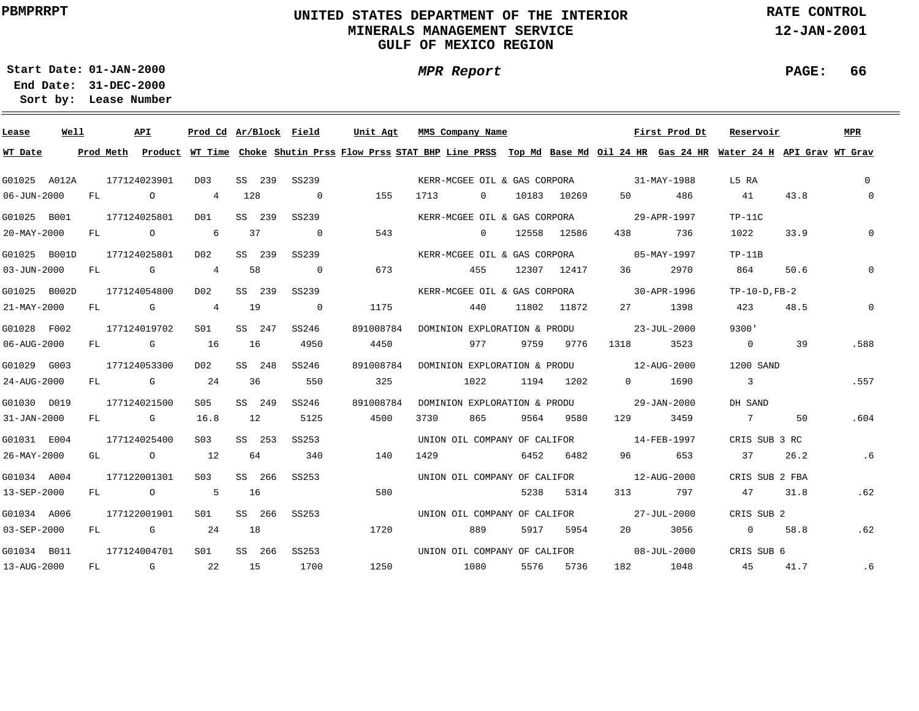PBMPRRPT

# UNITED STATES DEPARTMENT OF THE INTERIOR
## MINERALS MANAGEMENT SERVICE
## GULF OF MEXICO REGION

RATE CONTROL
12-JAN-2001

**Start Date:** 01-JAN-2000
**End Date:** 31-DEC-2000
**Sort by:** Lease Number

*MPR Report*

| Lease | Well | API | Prod Cd | Ar/Block | Field | Unit Agt | MMS Company Name | | | | First Prod Dt | | Reservoir | | MPR |
|---|---|---|---|---|---|---|---|---|---|---|---|---|---|---|---|
| **WT Date** | **Prod Meth** | **Product** | **WT Time** | **Choke** | **Shutin Prss** | **Flow Prss** | **STAT BHP** | **Line PRSS** | **Top Md** | **Base Md** | **Oil 24 HR** | **Gas 24 HR** | **Water 24 H** | **API Grav** | **WT Grav** |
| G01025 | A012A | 177124023901 | D03 | SS 239 | SS239 | | KERR-MCGEE OIL & GAS CORPORA | | | | 31-MAY-1988 | | L5 RA | | 0 |
| 06-JUN-2000 | FL | O | 4 | 128 | 0 | 155 | 1713 | 0 | 10183 | 10269 | 50 | 486 | 41 | 43.8 | 0 |
| G01025 | B001 | 177124025801 | D01 | SS 239 | SS239 | | KERR-MCGEE OIL & GAS CORPORA | | | | 29-APR-1997 | | TP-11C | | |
| 20-MAY-2000 | FL | O | 6 | 37 | 0 | 543 | | 0 | 12558 | 12586 | 438 | 736 | 1022 | 33.9 | 0 |
| G01025 | B001D | 177124025801 | D02 | SS 239 | SS239 | | KERR-MCGEE OIL & GAS CORPORA | | | | 05-MAY-1997 | | TP-11B | | |
| 03-JUN-2000 | FL | G | 4 | 58 | 0 | 673 | | 455 | 12307 | 12417 | 36 | 2970 | 864 | 50.6 | 0 |
| G01025 | B002D | 177124054800 | D02 | SS 239 | SS239 | | KERR-MCGEE OIL & GAS CORPORA | | | | 30-APR-1996 | | TP-10-D,FB-2 | | |
| 21-MAY-2000 | FL | G | 4 | 19 | 0 | 1175 | | 440 | 11802 | 11872 | 27 | 1398 | 423 | 48.5 | 0 |
| G01028 | F002 | 177124019702 | S01 | SS 247 | SS246 | 891008784 | DOMINION EXPLORATION & PRODU | | | | 23-JUL-2000 | | 9300' | | |
| 06-AUG-2000 | FL | G | 16 | 16 | 4950 | 4450 | | 977 | 9759 | 9776 | 1318 | 3523 | 0 | 39 | .588 |
| G01029 | G003 | 177124053300 | D02 | SS 248 | SS246 | 891008784 | DOMINION EXPLORATION & PRODU | | | | 12-AUG-2000 | | 1200 SAND | | |
| 24-AUG-2000 | FL | G | 24 | 36 | 550 | 325 | | 1022 | 1194 | 1202 | 0 | 1690 | 3 | | .557 |
| G01030 | D019 | 177124021500 | S05 | SS 249 | SS246 | 891008784 | DOMINION EXPLORATION & PRODU | | | | 29-JAN-2000 | | DH SAND | | |
| 31-JAN-2000 | FL | G | 16.8 | 12 | 5125 | 4500 | 3730 | 865 | 9564 | 9580 | 129 | 3459 | 7 | 50 | .604 |
| G01031 | E004 | 177124025400 | S03 | SS 253 | SS253 | | UNION OIL COMPANY OF CALIFOR | | | | 14-FEB-1997 | | CRIS SUB 3 RC | | |
| 26-MAY-2000 | GL | O | 12 | 64 | 340 | 140 | 1429 | | 6452 | 6482 | 96 | 653 | 37 | 26.2 | .6 |
| G01034 | A004 | 177122001301 | S03 | SS 266 | SS253 | | UNION OIL COMPANY OF CALIFOR | | | | 12-AUG-2000 | | CRIS SUB 2 FBA | | |
| 13-SEP-2000 | FL | O | 5 | 16 | | 580 | | | 5238 | 5314 | 313 | 797 | 47 | 31.8 | .62 |
| G01034 | A006 | 177122001901 | S01 | SS 266 | SS253 | | UNION OIL COMPANY OF CALIFOR | | | | 27-JUL-2000 | | CRIS SUB 2 | | |
| 03-SEP-2000 | FL | G | 24 | 18 | | 1720 | | 889 | 5917 | 5954 | 20 | 3056 | 0 | 58.8 | .62 |
| G01034 | B011 | 177124004701 | S01 | SS 266 | SS253 | | UNION OIL COMPANY OF CALIFOR | | | | 08-JUL-2000 | | CRIS SUB 6 | | |
| 13-AUG-2000 | FL | G | 22 | 15 | 1700 | 1250 | | 1080 | 5576 | 5736 | 182 | 1048 | 45 | 41.7 | .6 |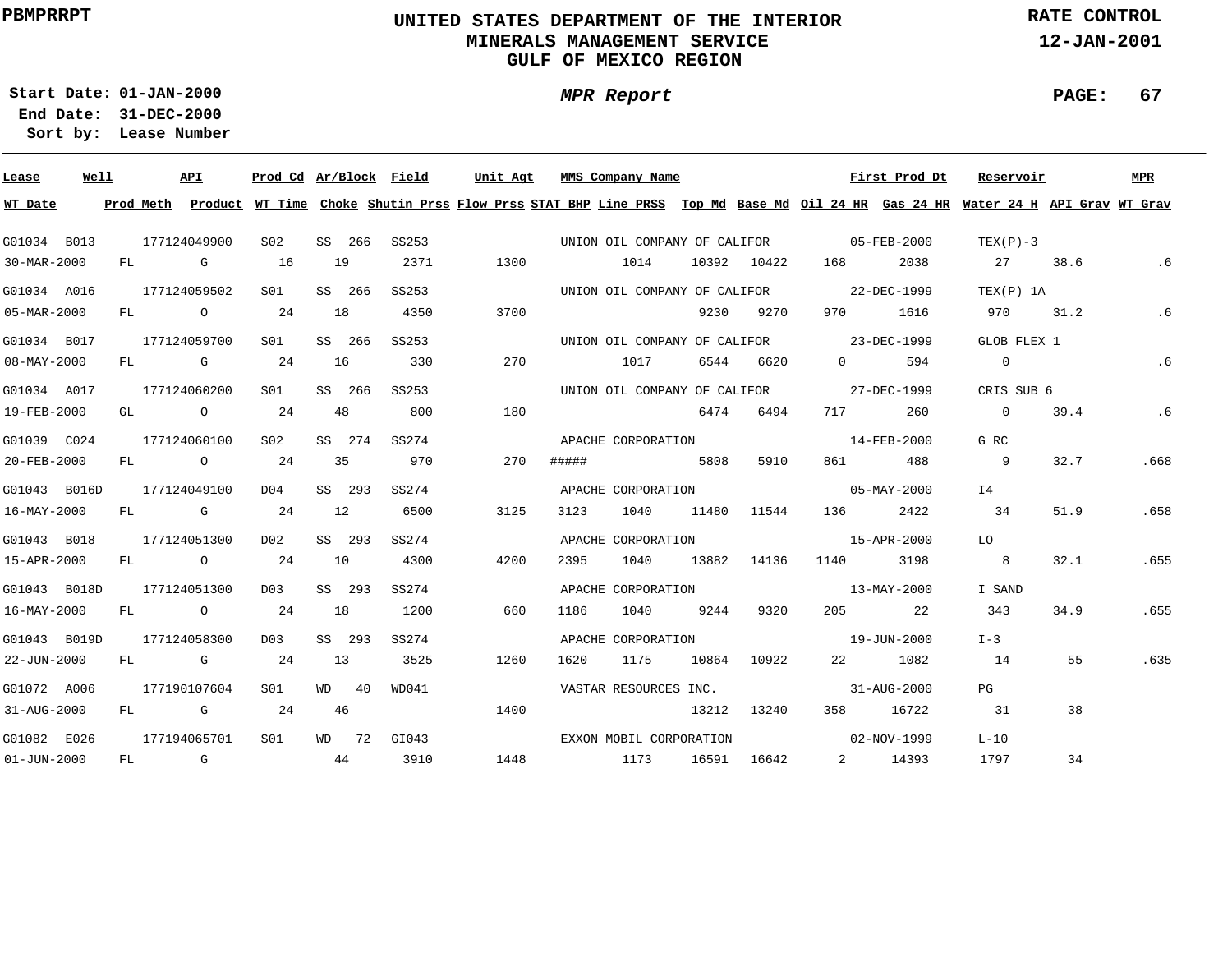PBMPRRPT

# UNITED STATES DEPARTMENT OF THE INTERIOR
## MINERALS MANAGEMENT SERVICE
## GULF OF MEXICO REGION

RATE CONTROL
12-JAN-2001

**Start Date:** 01-JAN-2000
**End Date:** 31-DEC-2000
**Sort by:** Lease Number

***MPR Report***

| Lease | Well | API | Prod Cd | Ar/Block | Field | Unit Agt | MMS Company Name | | | First Prod Dt | | Reservoir | | MPR |
|---|---|---|---|---|---|---|---|---|---|---|---|---|---|---|
| **WT Date** | **Prod Meth** | **Product** | **WT Time** | **Choke** | **Shutin Prss** | **Flow Prss** | **STAT BHP** | **Line PRSS** | **Top Md** | **Base Md** | **Oil 24 HR** | **Gas 24 HR** | **Water 24 H** | **API Grav** | **WT Grav** |
| G01034 | B013 | 177124049900 | S02 | SS 266 | SS253 | | UNION OIL COMPANY OF CALIFOR | | | 05-FEB-2000 | | TEX(P)-3 | | |
| 30-MAR-2000 | FL | G | 16 | 19 | 2371 | 1300 | | 1014 | 10392 | 10422 | 168 | 2038 | 27 | 38.6 | .6 |
| G01034 | A016 | 177124059502 | S01 | SS 266 | SS253 | | UNION OIL COMPANY OF CALIFOR | | | 22-DEC-1999 | | TEX(P) 1A | | |
| 05-MAR-2000 | FL | O | 24 | 18 | 4350 | 3700 | | | 9230 | 9270 | 970 | 1616 | 970 | 31.2 | .6 |
| G01034 | B017 | 177124059700 | S01 | SS 266 | SS253 | | UNION OIL COMPANY OF CALIFOR | | | 23-DEC-1999 | | GLOB FLEX 1 | | |
| 08-MAY-2000 | FL | G | 24 | 16 | 330 | 270 | | 1017 | 6544 | 6620 | 0 | 594 | 0 | | .6 |
| G01034 | A017 | 177124060200 | S01 | SS 266 | SS253 | | UNION OIL COMPANY OF CALIFOR | | | 27-DEC-1999 | | CRIS SUB 6 | | |
| 19-FEB-2000 | GL | O | 24 | 48 | 800 | 180 | | | 6474 | 6494 | 717 | 260 | 0 | 39.4 | .6 |
| G01039 | C024 | 177124060100 | S02 | SS 274 | SS274 | | APACHE CORPORATION | | | 14-FEB-2000 | | G RC | | |
| 20-FEB-2000 | FL | O | 24 | 35 | 970 | 270 | ##### | | 5808 | 5910 | 861 | 488 | 9 | 32.7 | .668 |
| G01043 | B016D | 177124049100 | D04 | SS 293 | SS274 | | APACHE CORPORATION | | | 05-MAY-2000 | | I4 | | |
| 16-MAY-2000 | FL | G | 24 | 12 | 6500 | 3125 | 3123 | 1040 | 11480 | 11544 | 136 | 2422 | 34 | 51.9 | .658 |
| G01043 | B018 | 177124051300 | D02 | SS 293 | SS274 | | APACHE CORPORATION | | | 15-APR-2000 | | LO | | |
| 15-APR-2000 | FL | O | 24 | 10 | 4300 | 4200 | 2395 | 1040 | 13882 | 14136 | 1140 | 3198 | 8 | 32.1 | .655 |
| G01043 | B018D | 177124051300 | D03 | SS 293 | SS274 | | APACHE CORPORATION | | | 13-MAY-2000 | | I SAND | | |
| 16-MAY-2000 | FL | O | 24 | 18 | 1200 | 660 | 1186 | 1040 | 9244 | 9320 | 205 | 22 | 343 | 34.9 | .655 |
| G01043 | B019D | 177124058300 | D03 | SS 293 | SS274 | | APACHE CORPORATION | | | 19-JUN-2000 | | I-3 | | |
| 22-JUN-2000 | FL | G | 24 | 13 | 3525 | 1260 | 1620 | 1175 | 10864 | 10922 | 22 | 1082 | 14 | 55 | .635 |
| G01072 | A006 | 177190107604 | S01 | WD 40 | WD041 | | VASTAR RESOURCES INC. | | | 31-AUG-2000 | | PG | | |
| 31-AUG-2000 | FL | G | 24 | 46 | | 1400 | | | 13212 | 13240 | 358 | 16722 | 31 | 38 | |
| G01082 | E026 | 177194065701 | S01 | WD 72 | GI043 | | EXXON MOBIL CORPORATION | | | 02-NOV-1999 | | L-10 | | |
| 01-JUN-2000 | FL | G | | 44 | 3910 | 1448 | | 1173 | 16591 | 16642 | 2 | 14393 | 1797 | 34 | |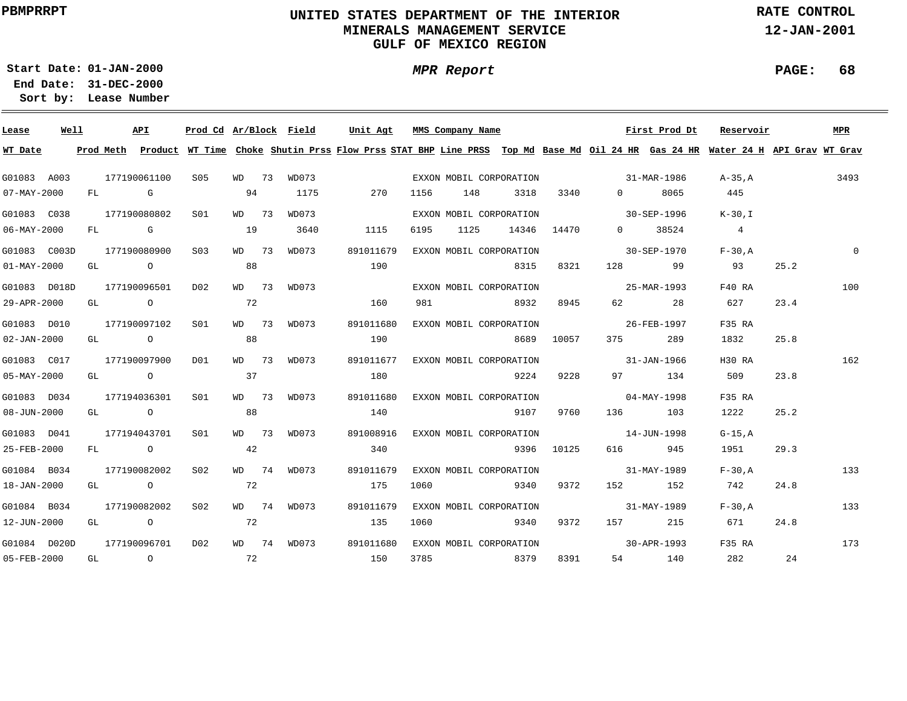PBMPRRPT

# UNITED STATES DEPARTMENT OF THE INTERIOR
## MINERALS MANAGEMENT SERVICE
## GULF OF MEXICO REGION

RATE CONTROL
12-JAN-2001

Start Date: 01-JAN-2000
End Date: 31-DEC-2000
Sort by: Lease Number

*MPR Report*

| Lease | Well | API | Prod Cd | Ar/Block | Field | Unit Agt | MMS Company Name | First Prod Dt | Reservoir | MPR |
|---|---|---|---|---|---|---|---|---|---|---|
| WT Date | Prod Meth | Product | WT Time | Choke | Shutin Prss | Flow Prss | STAT BHP | Line PRSS | Top Md | Base Md | Oil 24 HR | Gas 24 HR | Water 24 H | API Grav | WT Grav |

| Lease / WT Date | Well / Prod Meth | API / Product | Prod Cd / WT Time | Ar/Block / Choke | Field / Shutin Prss | Unit Agt / Flow Prss | STAT BHP | Line PRSS | Top Md | Base Md | Oil 24 HR | Gas 24 HR | First Prod Dt / Water 24 H | Reservoir / API Grav | MPR / WT Grav |
|---|---|---|---|---|---|---|---|---|---|---|---|---|---|---|---|
| G01083 | A003 | 177190061100 | S05 | WD 73 | WD073 | | EXXON MOBIL CORPORATION | | | | | | 31-MAR-1986 | A-35,A | 3493 |
| 07-MAY-2000 | FL | G | | 94 | 1175 | 270 | 1156 | 148 | 3318 | 3340 | 0 | 8065 | 445 | | |
| G01083 | C038 | 177190080802 | S01 | WD 73 | WD073 | | EXXON MOBIL CORPORATION | | | | | | 30-SEP-1996 | K-30,I | |
| 06-MAY-2000 | FL | G | | 19 | 3640 | 1115 | 6195 | 1125 | 14346 | 14470 | 0 | 38524 | 4 | | |
| G01083 | C003D | 177190080900 | S03 | WD 73 | WD073 | 891011679 | EXXON MOBIL CORPORATION | | | | | | 30-SEP-1970 | F-30,A | 0 |
| 01-MAY-2000 | GL | O | | 88 | | 190 | | | 8315 | 8321 | 128 | 99 | 93 | 25.2 | |
| G01083 | D018D | 177190096501 | D02 | WD 73 | WD073 | | EXXON MOBIL CORPORATION | | | | | | 25-MAR-1993 | F40 RA | 100 |
| 29-APR-2000 | GL | O | | 72 | | 160 | 981 | | 8932 | 8945 | 62 | 28 | 627 | 23.4 | |
| G01083 | D010 | 177190097102 | S01 | WD 73 | WD073 | 891011680 | EXXON MOBIL CORPORATION | | | | | | 26-FEB-1997 | F35 RA | |
| 02-JAN-2000 | GL | O | | 88 | | 190 | | | 8689 | 10057 | 375 | 289 | 1832 | 25.8 | |
| G01083 | C017 | 177190097900 | D01 | WD 73 | WD073 | 891011677 | EXXON MOBIL CORPORATION | | | | | | 31-JAN-1966 | H30 RA | 162 |
| 05-MAY-2000 | GL | O | | 37 | | 180 | | | 9224 | 9228 | 97 | 134 | 509 | 23.8 | |
| G01083 | D034 | 177194036301 | S01 | WD 73 | WD073 | 891011680 | EXXON MOBIL CORPORATION | | | | | | 04-MAY-1998 | F35 RA | |
| 08-JUN-2000 | GL | O | | 88 | | 140 | | | 9107 | 9760 | 136 | 103 | 1222 | 25.2 | |
| G01083 | D041 | 177194043701 | S01 | WD 73 | WD073 | 891008916 | EXXON MOBIL CORPORATION | | | | | | 14-JUN-1998 | G-15,A | |
| 25-FEB-2000 | FL | O | | 42 | | 340 | | | 9396 | 10125 | 616 | 945 | 1951 | 29.3 | |
| G01084 | B034 | 177190082002 | S02 | WD 74 | WD073 | 891011679 | EXXON MOBIL CORPORATION | | | | | | 31-MAY-1989 | F-30,A | 133 |
| 18-JAN-2000 | GL | O | | 72 | | 175 | 1060 | | 9340 | 9372 | 152 | 152 | 742 | 24.8 | |
| G01084 | B034 | 177190082002 | S02 | WD 74 | WD073 | 891011679 | EXXON MOBIL CORPORATION | | | | | | 31-MAY-1989 | F-30,A | 133 |
| 12-JUN-2000 | GL | O | | 72 | | 135 | 1060 | | 9340 | 9372 | 157 | 215 | 671 | 24.8 | |
| G01084 | D020D | 177190096701 | D02 | WD 74 | WD073 | 891011680 | EXXON MOBIL CORPORATION | | | | | | 30-APR-1993 | F35 RA | 173 |
| 05-FEB-2000 | GL | O | | 72 | | 150 | 3785 | | 8379 | 8391 | 54 | 140 | 282 | 24 | |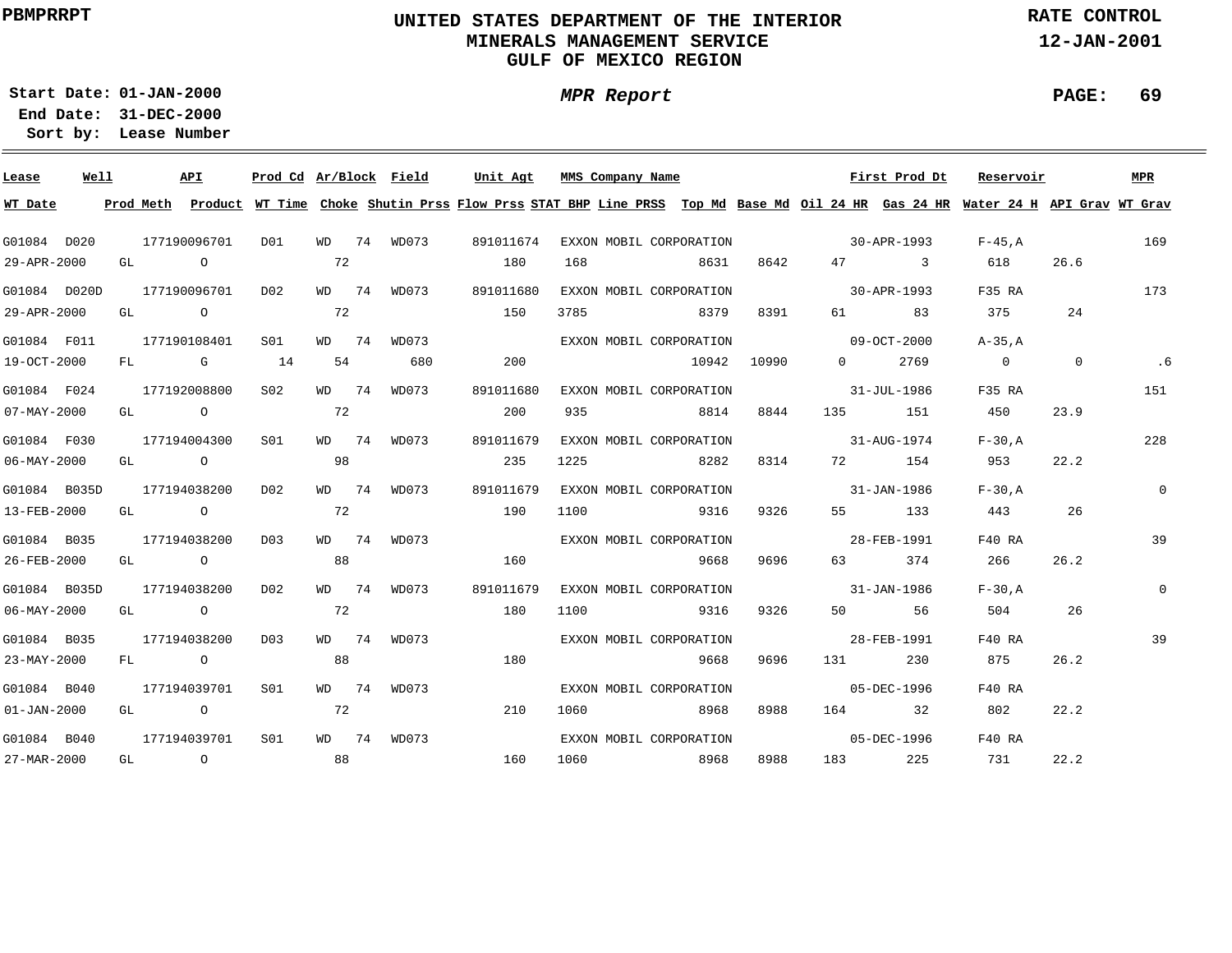PBMPRRPT

# UNITED STATES DEPARTMENT OF THE INTERIOR
## MINERALS MANAGEMENT SERVICE
## GULF OF MEXICO REGION

RATE CONTROL
12-JAN-2001

Start Date: 01-JAN-2000
End Date: 31-DEC-2000
Sort by: Lease Number

*MPR Report*

| Lease | Well | API | Prod Cd | Ar/Block | | Field | Unit Agt | MMS Company Name | | | First Prod Dt | | Reservoir | | MPR |
|---|---|---|---|---|---|---|---|---|---|---|---|---|---|---|---|
| **WT Date** | **Prod Meth** | **Product** | **WT Time** | **Choke** | **Shutin Prss** | **Flow Prss** | **STAT BHP** | **Line PRSS** | **Top Md** | **Base Md** | **Oil 24 HR** | **Gas 24 HR** | **Water 24 H** | **API Grav** | **WT Grav** |
| G01084 | D020 | 177190096701 | D01 | WD | 74 | WD073 | 891011674 | EXXON MOBIL CORPORATION | | | 30-APR-1993 | | F-45,A | | 169 |
| 29-APR-2000 | GL | O | | 72 | | 180 | 168 | | 8631 | 8642 | 47 | 3 | 618 | 26.6 | |
| G01084 | D020D | 177190096701 | D02 | WD | 74 | WD073 | 891011680 | EXXON MOBIL CORPORATION | | | 30-APR-1993 | | F35 RA | | 173 |
| 29-APR-2000 | GL | O | | 72 | | 150 | 3785 | | 8379 | 8391 | 61 | 83 | 375 | 24 | |
| G01084 | F011 | 177190108401 | S01 | WD | 74 | WD073 | | EXXON MOBIL CORPORATION | | | 09-OCT-2000 | | A-35,A | | |
| 19-OCT-2000 | FL | G | 14 | 54 | 680 | 200 | | | 10942 | 10990 | 0 | 2769 | 0 | 0 | .6 |
| G01084 | F024 | 177192008800 | S02 | WD | 74 | WD073 | 891011680 | EXXON MOBIL CORPORATION | | | 31-JUL-1986 | | F35 RA | | 151 |
| 07-MAY-2000 | GL | O | | 72 | | 200 | 935 | | 8814 | 8844 | 135 | 151 | 450 | 23.9 | |
| G01084 | F030 | 177194004300 | S01 | WD | 74 | WD073 | 891011679 | EXXON MOBIL CORPORATION | | | 31-AUG-1974 | | F-30,A | | 228 |
| 06-MAY-2000 | GL | O | | 98 | | 235 | 1225 | | 8282 | 8314 | 72 | 154 | 953 | 22.2 | |
| G01084 | B035D | 177194038200 | D02 | WD | 74 | WD073 | 891011679 | EXXON MOBIL CORPORATION | | | 31-JAN-1986 | | F-30,A | | 0 |
| 13-FEB-2000 | GL | O | | 72 | | 190 | 1100 | | 9316 | 9326 | 55 | 133 | 443 | 26 | |
| G01084 | B035 | 177194038200 | D03 | WD | 74 | WD073 | | EXXON MOBIL CORPORATION | | | 28-FEB-1991 | | F40 RA | | 39 |
| 26-FEB-2000 | GL | O | | 88 | | 160 | | | 9668 | 9696 | 63 | 374 | 266 | 26.2 | |
| G01084 | B035D | 177194038200 | D02 | WD | 74 | WD073 | 891011679 | EXXON MOBIL CORPORATION | | | 31-JAN-1986 | | F-30,A | | 0 |
| 06-MAY-2000 | GL | O | | 72 | | 180 | 1100 | | 9316 | 9326 | 50 | 56 | 504 | 26 | |
| G01084 | B035 | 177194038200 | D03 | WD | 74 | WD073 | | EXXON MOBIL CORPORATION | | | 28-FEB-1991 | | F40 RA | | 39 |
| 23-MAY-2000 | FL | O | | 88 | | 180 | | | 9668 | 9696 | 131 | 230 | 875 | 26.2 | |
| G01084 | B040 | 177194039701 | S01 | WD | 74 | WD073 | | EXXON MOBIL CORPORATION | | | 05-DEC-1996 | | F40 RA | | |
| 01-JAN-2000 | GL | O | | 72 | | 210 | 1060 | | 8968 | 8988 | 164 | 32 | 802 | 22.2 | |
| G01084 | B040 | 177194039701 | S01 | WD | 74 | WD073 | | EXXON MOBIL CORPORATION | | | 05-DEC-1996 | | F40 RA | | |
| 27-MAR-2000 | GL | O | | 88 | | 160 | 1060 | | 8968 | 8988 | 183 | 225 | 731 | 22.2 | |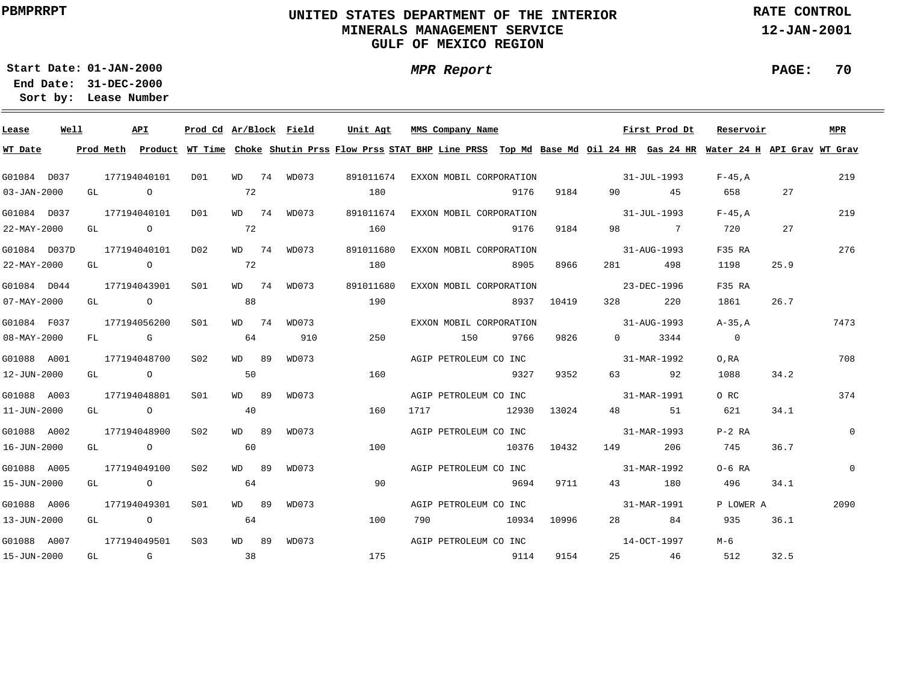# UNITED STATES DEPARTMENT OF THE INTERIOR
## MINERALS MANAGEMENT SERVICE
## GULF OF MEXICO REGION

PBMPRRPT

RATE CONTROL
12-JAN-2001

**Start Date:** 01-JAN-2000
**End Date:** 31-DEC-2000
**Sort by:** Lease Number

*MPR Report*

| Lease | Well | API | Prod Cd | Ar/Block | | Field | Unit Agt | MMS Company Name | | | | First Prod Dt | | Reservoir | | MPR |
|---|---|---|---|---|---|---|---|---|---|---|---|---|---|---|---|---|
| **WT Date** | **Prod Meth** | **Product** | **WT Time** | **Choke** | | **Shutin Prss** | **Flow Prss** | **STAT BHP** | **Line PRSS** | **Top Md** | **Base Md** | **Oil 24 HR** | **Gas 24 HR** | **Water 24 H** | **API Grav** | **WT Grav** |
| G01084 | D037 | 177194040101 | D01 | WD | 74 | WD073 | 891011674 | EXXON MOBIL CORPORATION | | | | 31-JUL-1993 | | F-45,A | | 219 |
| 03-JAN-2000 | GL | O | | 72 | | | 180 | | | 9176 | 9184 | 90 | 45 | 658 | 27 | |
| G01084 | D037 | 177194040101 | D01 | WD | 74 | WD073 | 891011674 | EXXON MOBIL CORPORATION | | | | 31-JUL-1993 | | F-45,A | | 219 |
| 22-MAY-2000 | GL | O | | 72 | | | 160 | | | 9176 | 9184 | 98 | 7 | 720 | 27 | |
| G01084 | D037D | 177194040101 | D02 | WD | 74 | WD073 | 891011680 | EXXON MOBIL CORPORATION | | | | 31-AUG-1993 | | F35 RA | | 276 |
| 22-MAY-2000 | GL | O | | 72 | | | 180 | | | 8905 | 8966 | 281 | 498 | 1198 | 25.9 | |
| G01084 | D044 | 177194043901 | S01 | WD | 74 | WD073 | 891011680 | EXXON MOBIL CORPORATION | | | | 23-DEC-1996 | | F35 RA | | |
| 07-MAY-2000 | GL | O | | 88 | | | 190 | | | 8937 | 10419 | 328 | 220 | 1861 | 26.7 | |
| G01084 | F037 | 177194056200 | S01 | WD | 74 | WD073 | | EXXON MOBIL CORPORATION | | | | 31-AUG-1993 | | A-35,A | | 7473 |
| 08-MAY-2000 | FL | G | | 64 | | 910 | 250 | | 150 | 9766 | 9826 | 0 | 3344 | 0 | | |
| G01088 | A001 | 177194048700 | S02 | WD | 89 | WD073 | | AGIP PETROLEUM CO INC | | | | 31-MAR-1992 | | O,RA | | 708 |
| 12-JUN-2000 | GL | O | | 50 | | | 160 | | | 9327 | 9352 | 63 | 92 | 1088 | 34.2 | |
| G01088 | A003 | 177194048801 | S01 | WD | 89 | WD073 | | AGIP PETROLEUM CO INC | | | | 31-MAR-1991 | | O RC | | 374 |
| 11-JUN-2000 | GL | O | | 40 | | | 160 | 1717 | | 12930 | 13024 | 48 | 51 | 621 | 34.1 | |
| G01088 | A002 | 177194048900 | S02 | WD | 89 | WD073 | | AGIP PETROLEUM CO INC | | | | 31-MAR-1993 | | P-2 RA | | 0 |
| 16-JUN-2000 | GL | O | | 60 | | | 100 | | | 10376 | 10432 | 149 | 206 | 745 | 36.7 | |
| G01088 | A005 | 177194049100 | S02 | WD | 89 | WD073 | | AGIP PETROLEUM CO INC | | | | 31-MAR-1992 | | O-6 RA | | 0 |
| 15-JUN-2000 | GL | O | | 64 | | | 90 | | | 9694 | 9711 | 43 | 180 | 496 | 34.1 | |
| G01088 | A006 | 177194049301 | S01 | WD | 89 | WD073 | | AGIP PETROLEUM CO INC | | | | 31-MAR-1991 | | P LOWER A | | 2090 |
| 13-JUN-2000 | GL | O | | 64 | | | 100 | 790 | | 10934 | 10996 | 28 | 84 | 935 | 36.1 | |
| G01088 | A007 | 177194049501 | S03 | WD | 89 | WD073 | | AGIP PETROLEUM CO INC | | | | 14-OCT-1997 | | M-6 | | |
| 15-JUN-2000 | GL | G | | 38 | | | 175 | | | 9114 | 9154 | 25 | 46 | 512 | 32.5 | |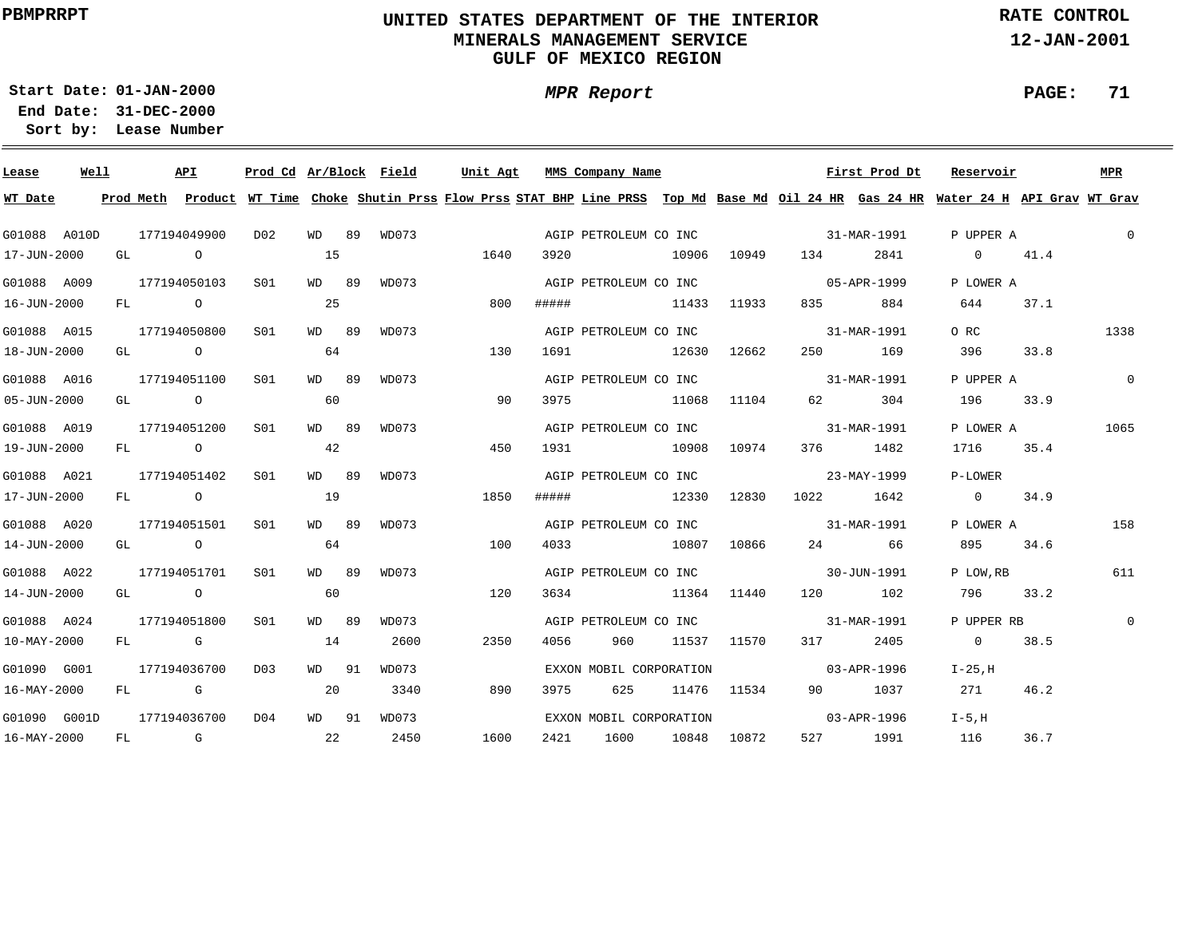**PBMPRRPT**

# UNITED STATES DEPARTMENT OF THE INTERIOR
## MINERALS MANAGEMENT SERVICE
## GULF OF MEXICO REGION

**RATE CONTROL**
**12-JAN-2001**

**Start Date:** 01-JAN-2000
**End Date:** 31-DEC-2000
**Sort by:** Lease Number

***MPR Report***

| Lease | Well | API | Prod Cd | Ar/Block | | Field | Unit Agt | MMS Company Name | First Prod Dt | Reservoir | MPR |
|---|---|---|---|---|---|---|---|---|---|---|---|
| **WT Date** | **Prod Meth** | **Product** | **WT Time** | **Choke** | **Shutin Prss** | **Flow Prss** | **STAT BHP** | **Line PRSS** | **Top Md** | **Base Md** | **Oil 24 HR** | **Gas 24 HR** | **Water 24 H** | **API Grav** | **WT Grav** |

| Lease | Well | API | Prod Cd | Ar/Block | Field | Unit Agt | MMS Company Name | First Prod Dt | Reservoir | MPR |
|---|---|---|---|---|---|---|---|---|---|---|
| G01088 | A010D | 177194049900 | D02 | WD 89 | WD073 | | AGIP PETROLEUM CO INC | 31-MAR-1991 | P UPPER A | 0 |
| G01088 | A009 | 177194050103 | S01 | WD 89 | WD073 | | AGIP PETROLEUM CO INC | 05-APR-1999 | P LOWER A | |
| G01088 | A015 | 177194050800 | S01 | WD 89 | WD073 | | AGIP PETROLEUM CO INC | 31-MAR-1991 | O RC | 1338 |
| G01088 | A016 | 177194051100 | S01 | WD 89 | WD073 | | AGIP PETROLEUM CO INC | 31-MAR-1991 | P UPPER A | 0 |
| G01088 | A019 | 177194051200 | S01 | WD 89 | WD073 | | AGIP PETROLEUM CO INC | 31-MAR-1991 | P LOWER A | 1065 |
| G01088 | A021 | 177194051402 | S01 | WD 89 | WD073 | | AGIP PETROLEUM CO INC | 23-MAY-1999 | P-LOWER | |
| G01088 | A020 | 177194051501 | S01 | WD 89 | WD073 | | AGIP PETROLEUM CO INC | 31-MAR-1991 | P LOWER A | 158 |
| G01088 | A022 | 177194051701 | S01 | WD 89 | WD073 | | AGIP PETROLEUM CO INC | 30-JUN-1991 | P LOW,RB | 611 |
| G01088 | A024 | 177194051800 | S01 | WD 89 | WD073 | | AGIP PETROLEUM CO INC | 31-MAR-1991 | P UPPER RB | 0 |
| G01090 | G001 | 177194036700 | D03 | WD 91 | WD073 | | EXXON MOBIL CORPORATION | 03-APR-1996 | I-25,H | |
| G01090 | G001D | 177194036700 | D04 | WD 91 | WD073 | | EXXON MOBIL CORPORATION | 03-APR-1996 | I-5,H | |

| Well | WT Date | Prod Meth | Product | WT Time | Choke | Shutin Prss | Flow Prss | STAT BHP | Line PRSS | Top Md | Base Md | Oil 24 HR | Gas 24 HR | Water 24 H | API Grav | WT Grav |
|---|---|---|---|---|---|---|---|---|---|---|---|---|---|---|---|---|
| G01088 A010D | 17-JUN-2000 | GL | O | | 15 | | 1640 | 3920 | | 10906 | 10949 | 134 | 2841 | 0 | 41.4 | |
| G01088 A009 | 16-JUN-2000 | FL | O | | 25 | | 800 | ##### | | 11433 | 11933 | 835 | 884 | 644 | 37.1 | |
| G01088 A015 | 18-JUN-2000 | GL | O | | 64 | | 130 | 1691 | | 12630 | 12662 | 250 | 169 | 396 | 33.8 | |
| G01088 A016 | 05-JUN-2000 | GL | O | | 60 | | 90 | 3975 | | 11068 | 11104 | 62 | 304 | 196 | 33.9 | |
| G01088 A019 | 19-JUN-2000 | FL | O | | 42 | | 450 | 1931 | | 10908 | 10974 | 376 | 1482 | 1716 | 35.4 | |
| G01088 A021 | 17-JUN-2000 | FL | O | | 19 | | 1850 | ##### | | 12330 | 12830 | 1022 | 1642 | 0 | 34.9 | |
| G01088 A020 | 14-JUN-2000 | GL | O | | 64 | | 100 | 4033 | | 10807 | 10866 | 24 | 66 | 895 | 34.6 | |
| G01088 A022 | 14-JUN-2000 | GL | O | | 60 | | 120 | 3634 | | 11364 | 11440 | 120 | 102 | 796 | 33.2 | |
| G01088 A024 | 10-MAY-2000 | FL | G | | 14 | 2600 | 2350 | 4056 | 960 | 11537 | 11570 | 317 | 2405 | 0 | 38.5 | |
| G01090 G001 | 16-MAY-2000 | FL | G | | 20 | 3340 | 890 | 3975 | 625 | 11476 | 11534 | 90 | 1037 | 271 | 46.2 | |
| G01090 G001D | 16-MAY-2000 | FL | G | | 22 | 2450 | 1600 | 2421 | 1600 | 10848 | 10872 | 527 | 1991 | 116 | 36.7 | |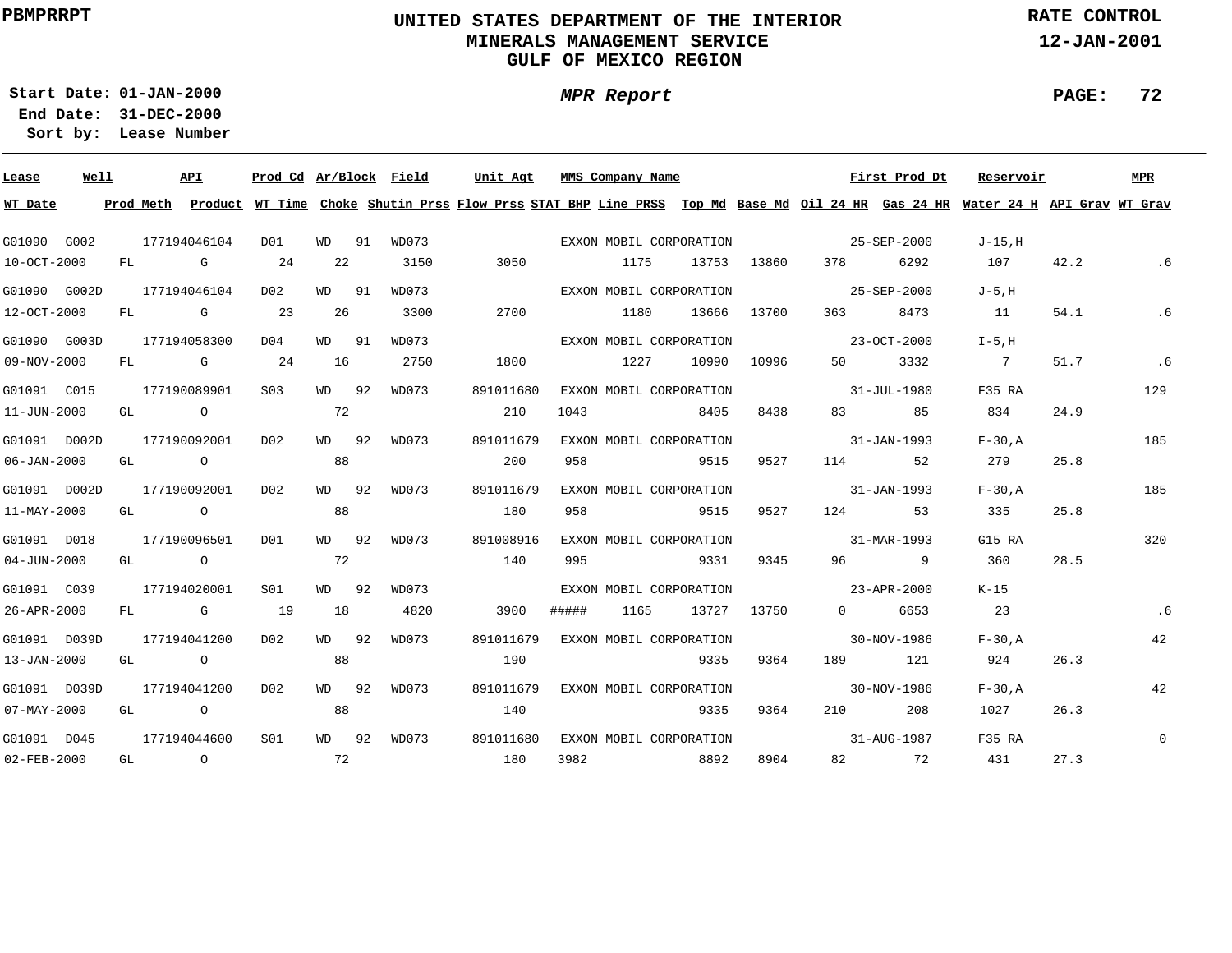PBMPRRPT

# UNITED STATES DEPARTMENT OF THE INTERIOR
## MINERALS MANAGEMENT SERVICE
## GULF OF MEXICO REGION

RATE CONTROL
12-JAN-2001

**Start Date:** 01-JAN-2000
**End Date:** 31-DEC-2000
**Sort by:** Lease Number

*MPR Report*

| Lease | Well | API | Prod Cd | Ar/Block | | Field | Unit Agt | MMS Company Name | | | | First Prod Dt | Reservoir | | MPR |
|---|---|---|---|---|---|---|---|---|---|---|---|---|---|---|---|
| WT Date | Prod Meth | Product | WT Time | Choke | Shutin Prss | Flow Prss | STAT BHP | Line PRSS | Top Md | Base Md | Oil 24 HR | Gas 24 HR | Water 24 H | API Grav | WT Grav |
| G01090 | G002 | 177194046104 | D01 | WD | 91 | WD073 | | EXXON MOBIL CORPORATION | | | | 25-SEP-2000 | J-15,H | | |
| 10-OCT-2000 | FL | G | 24 | 22 | 3150 | 3050 | | 1175 | 13753 | 13860 | 378 | 6292 | 107 | 42.2 | .6 |
| G01090 | G002D | 177194046104 | D02 | WD | 91 | WD073 | | EXXON MOBIL CORPORATION | | | | 25-SEP-2000 | J-5,H | | |
| 12-OCT-2000 | FL | G | 23 | 26 | 3300 | 2700 | | 1180 | 13666 | 13700 | 363 | 8473 | 11 | 54.1 | .6 |
| G01090 | G003D | 177194058300 | D04 | WD | 91 | WD073 | | EXXON MOBIL CORPORATION | | | | 23-OCT-2000 | I-5,H | | |
| 09-NOV-2000 | FL | G | 24 | 16 | 2750 | 1800 | | 1227 | 10990 | 10996 | 50 | 3332 | 7 | 51.7 | .6 |
| G01091 | C015 | 177190089901 | S03 | WD | 92 | WD073 | 891011680 | EXXON MOBIL CORPORATION | | | | 31-JUL-1980 | F35 RA | | 129 |
| 11-JUN-2000 | GL | O | | 72 | | 210 | 1043 | | 8405 | 8438 | 83 | 85 | 834 | 24.9 | |
| G01091 | D002D | 177190092001 | D02 | WD | 92 | WD073 | 891011679 | EXXON MOBIL CORPORATION | | | | 31-JAN-1993 | F-30,A | | 185 |
| 06-JAN-2000 | GL | O | | 88 | | 200 | 958 | | 9515 | 9527 | 114 | 52 | 279 | 25.8 | |
| G01091 | D002D | 177190092001 | D02 | WD | 92 | WD073 | 891011679 | EXXON MOBIL CORPORATION | | | | 31-JAN-1993 | F-30,A | | 185 |
| 11-MAY-2000 | GL | O | | 88 | | 180 | 958 | | 9515 | 9527 | 124 | 53 | 335 | 25.8 | |
| G01091 | D018 | 177190096501 | D01 | WD | 92 | WD073 | 891008916 | EXXON MOBIL CORPORATION | | | | 31-MAR-1993 | G15 RA | | 320 |
| 04-JUN-2000 | GL | O | | 72 | | 140 | 995 | | 9331 | 9345 | 96 | 9 | 360 | 28.5 | |
| G01091 | C039 | 177194020001 | S01 | WD | 92 | WD073 | | EXXON MOBIL CORPORATION | | | | 23-APR-2000 | K-15 | | |
| 26-APR-2000 | FL | G | 19 | 18 | 4820 | 3900 | ##### | 1165 | 13727 | 13750 | 0 | 6653 | 23 | | .6 |
| G01091 | D039D | 177194041200 | D02 | WD | 92 | WD073 | 891011679 | EXXON MOBIL CORPORATION | | | | 30-NOV-1986 | F-30,A | | 42 |
| 13-JAN-2000 | GL | O | | 88 | | 190 | | | 9335 | 9364 | 189 | 121 | 924 | 26.3 | |
| G01091 | D039D | 177194041200 | D02 | WD | 92 | WD073 | 891011679 | EXXON MOBIL CORPORATION | | | | 30-NOV-1986 | F-30,A | | 42 |
| 07-MAY-2000 | GL | O | | 88 | | 140 | | | 9335 | 9364 | 210 | 208 | 1027 | 26.3 | |
| G01091 | D045 | 177194044600 | S01 | WD | 92 | WD073 | 891011680 | EXXON MOBIL CORPORATION | | | | 31-AUG-1987 | F35 RA | | 0 |
| 02-FEB-2000 | GL | O | | 72 | | 180 | 3982 | | 8892 | 8904 | 82 | 72 | 431 | 27.3 | |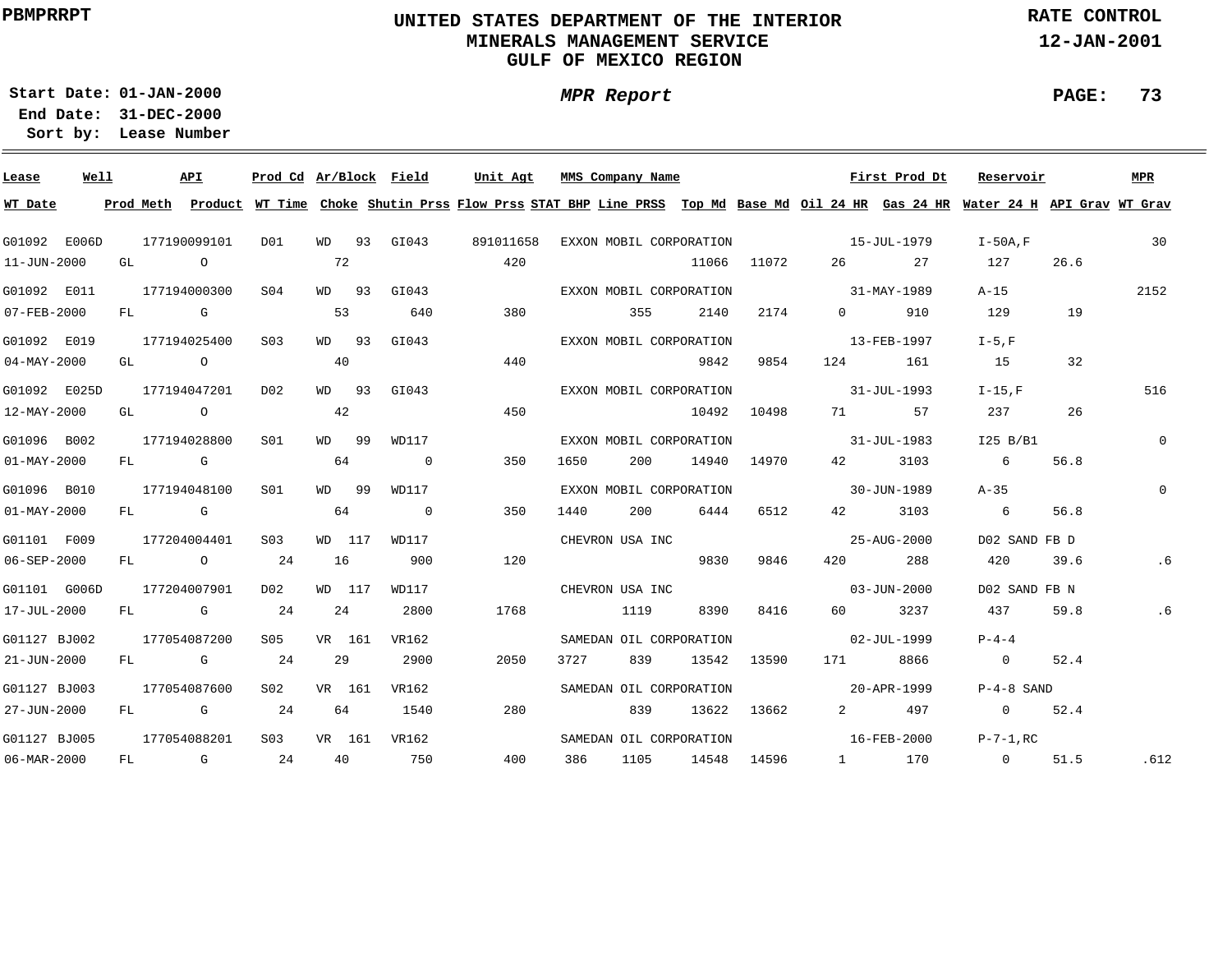PBMPRRPT

# UNITED STATES DEPARTMENT OF THE INTERIOR
## MINERALS MANAGEMENT SERVICE
## GULF OF MEXICO REGION

RATE CONTROL
12-JAN-2001

**Start Date:** 01-JAN-2000
**End Date:** 31-DEC-2000
**Sort by:** Lease Number

***MPR Report***

| Lease | Well | API | Prod Cd | Ar/Block | Field | Unit Agt | MMS Company Name | First Prod Dt | Reservoir | MPR | WT Date | Prod Meth | Product | WT Time | Choke | Shutin Prss | Flow Prss | STAT BHP | Line PRSS | Top Md | Base Md | Oil 24 HR | Gas 24 HR | Water 24 H | API Grav | WT Grav |
|---|---|---|---|---|---|---|---|---|---|---|---|---|---|---|---|---|---|---|---|---|---|---|---|---|---|---|
| G01092 | E006D | 177190099101 | D01 | WD 93 | GI043 | 891011658 | EXXON MOBIL CORPORATION | 15-JUL-1979 | I-50A,F | 30 | 11-JUN-2000 | GL | O | | 72 | | 420 | | | 11066 | 11072 | 26 | 27 | 127 | 26.6 | |
| G01092 | E011 | 177194000300 | S04 | WD 93 | GI043 | | EXXON MOBIL CORPORATION | 31-MAY-1989 | A-15 | 2152 | 07-FEB-2000 | FL | G | | 53 | 640 | 380 | | 355 | 2140 | 2174 | 0 | 910 | 129 | 19 | |
| G01092 | E019 | 177194025400 | S03 | WD 93 | GI043 | | EXXON MOBIL CORPORATION | 13-FEB-1997 | I-5,F | | 04-MAY-2000 | GL | O | | 40 | | 440 | | | 9842 | 9854 | 124 | 161 | 15 | 32 | |
| G01092 | E025D | 177194047201 | D02 | WD 93 | GI043 | | EXXON MOBIL CORPORATION | 31-JUL-1993 | I-15,F | 516 | 12-MAY-2000 | GL | O | | 42 | | 450 | | | 10492 | 10498 | 71 | 57 | 237 | 26 | |
| G01096 | B002 | 177194028800 | S01 | WD 99 | WD117 | | EXXON MOBIL CORPORATION | 31-JUL-1983 | I25 B/B1 | 0 | 01-MAY-2000 | FL | G | | 64 | 0 | 350 | 1650 | 200 | 14940 | 14970 | 42 | 3103 | 6 | 56.8 | |
| G01096 | B010 | 177194048100 | S01 | WD 99 | WD117 | | EXXON MOBIL CORPORATION | 30-JUN-1989 | A-35 | 0 | 01-MAY-2000 | FL | G | | 64 | 0 | 350 | 1440 | 200 | 6444 | 6512 | 42 | 3103 | 6 | 56.8 | |
| G01101 | F009 | 177204004401 | S03 | WD 117 | WD117 | | CHEVRON USA INC | 25-AUG-2000 | D02 SAND FB D | | 06-SEP-2000 | FL | O | 24 | 16 | 900 | 120 | | | 9830 | 9846 | 420 | 288 | 420 | 39.6 | .6 |
| G01101 | G006D | 177204007901 | D02 | WD 117 | WD117 | | CHEVRON USA INC | 03-JUN-2000 | D02 SAND FB N | | 17-JUL-2000 | FL | G | 24 | 24 | 2800 | 1768 | | 1119 | 8390 | 8416 | 60 | 3237 | 437 | 59.8 | .6 |
| G01127 | BJ002 | 177054087200 | S05 | VR 161 | VR162 | | SAMEDAN OIL CORPORATION | 02-JUL-1999 | P-4-4 | | 21-JUN-2000 | FL | G | 24 | 29 | 2900 | 2050 | 3727 | 839 | 13542 | 13590 | 171 | 8866 | 0 | 52.4 | |
| G01127 | BJ003 | 177054087600 | S02 | VR 161 | VR162 | | SAMEDAN OIL CORPORATION | 20-APR-1999 | P-4-8 SAND | | 27-JUN-2000 | FL | G | 24 | 64 | 1540 | 280 | | 839 | 13622 | 13662 | 2 | 497 | 0 | 52.4 | |
| G01127 | BJ005 | 177054088201 | S03 | VR 161 | VR162 | | SAMEDAN OIL CORPORATION | 16-FEB-2000 | P-7-1,RC | | 06-MAR-2000 | FL | G | 24 | 40 | 750 | 400 | 386 | 1105 | 14548 | 14596 | 1 | 170 | 0 | 51.5 | .612 |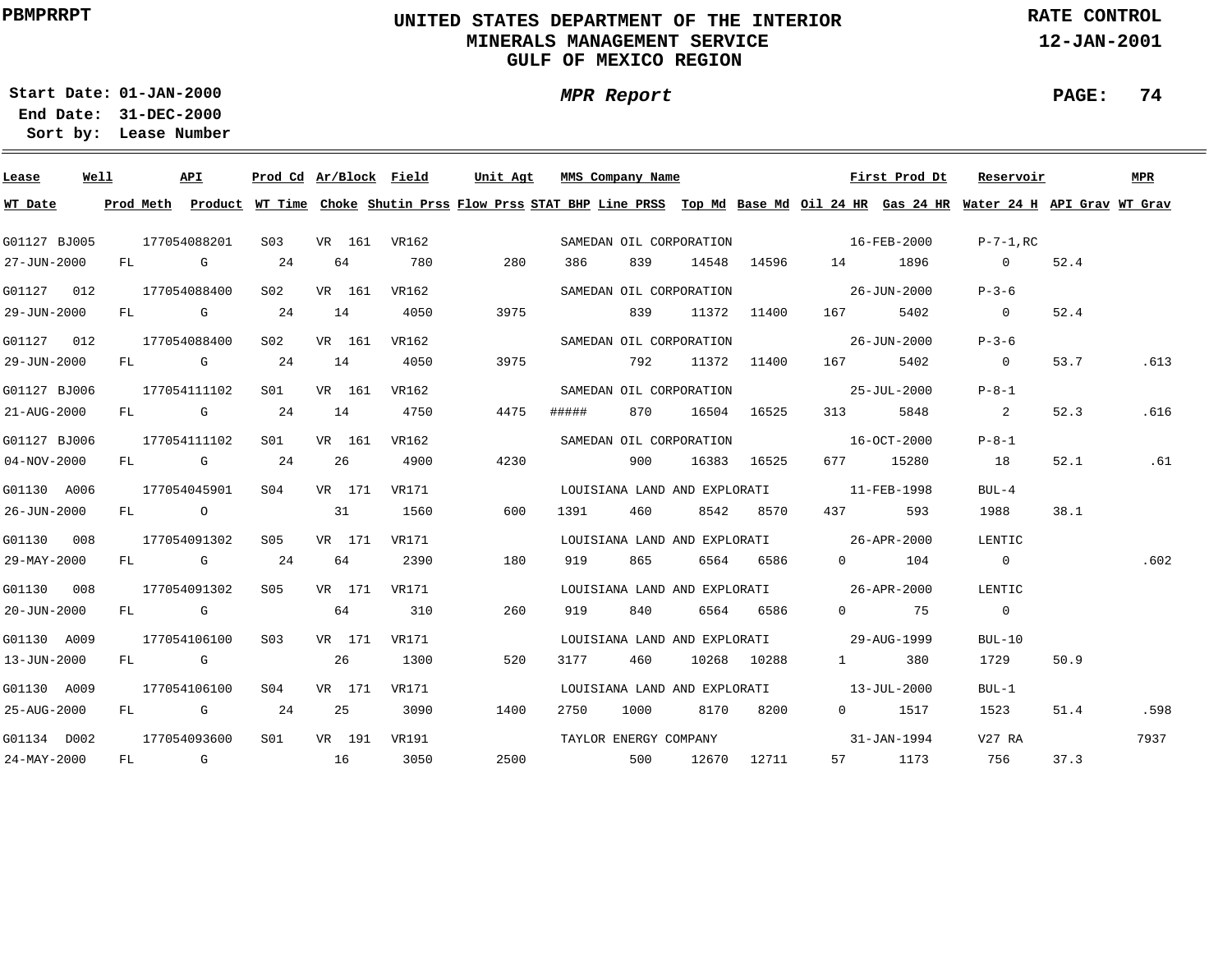PBMPRRPT

# UNITED STATES DEPARTMENT OF THE INTERIOR
## MINERALS MANAGEMENT SERVICE
## GULF OF MEXICO REGION

RATE CONTROL
12-JAN-2001

**Start Date:** 01-JAN-2000
**End Date:** 31-DEC-2000
**Sort by:** Lease Number

*MPR Report*

| Lease | Well | API | Prod Cd | Ar/Block | Field | Unit Agt | MMS Company Name | | | | First Prod Dt | | Reservoir | | MPR |
|---|---|---|---|---|---|---|---|---|---|---|---|---|---|---|---|
| **WT Date** | **Prod Meth** | **Product** | **WT Time** | **Choke** | **Shutin Prss** | **Flow Prss** | **STAT BHP** | **Line PRSS** | **Top Md** | **Base Md** | **Oil 24 HR** | **Gas 24 HR** | **Water 24 H** | **API Grav** | **WT Grav** |
| G01127 | BJ005 | 177054088201 | S03 | VR 161 | VR162 | | SAMEDAN OIL CORPORATION | | | | 16-FEB-2000 | | P-7-1,RC | | |
| 27-JUN-2000 | FL | G | 24 | 64 | 780 | 280 | 386 | 839 | 14548 | 14596 | 14 | 1896 | 0 | 52.4 | |
| G01127 | 012 | 177054088400 | S02 | VR 161 | VR162 | | SAMEDAN OIL CORPORATION | | | | 26-JUN-2000 | | P-3-6 | | |
| 29-JUN-2000 | FL | G | 24 | 14 | 4050 | 3975 | | 839 | 11372 | 11400 | 167 | 5402 | 0 | 52.4 | |
| G01127 | 012 | 177054088400 | S02 | VR 161 | VR162 | | SAMEDAN OIL CORPORATION | | | | 26-JUN-2000 | | P-3-6 | | |
| 29-JUN-2000 | FL | G | 24 | 14 | 4050 | 3975 | | 792 | 11372 | 11400 | 167 | 5402 | 0 | 53.7 | .613 |
| G01127 | BJ006 | 177054111102 | S01 | VR 161 | VR162 | | SAMEDAN OIL CORPORATION | | | | 25-JUL-2000 | | P-8-1 | | |
| 21-AUG-2000 | FL | G | 24 | 14 | 4750 | 4475 | ##### | 870 | 16504 | 16525 | 313 | 5848 | 2 | 52.3 | .616 |
| G01127 | BJ006 | 177054111102 | S01 | VR 161 | VR162 | | SAMEDAN OIL CORPORATION | | | | 16-OCT-2000 | | P-8-1 | | |
| 04-NOV-2000 | FL | G | 24 | 26 | 4900 | 4230 | | 900 | 16383 | 16525 | 677 | 15280 | 18 | 52.1 | .61 |
| G01130 | A006 | 177054045901 | S04 | VR 171 | VR171 | | LOUISIANA LAND AND EXPLORATI | | | | 11-FEB-1998 | | BUL-4 | | |
| 26-JUN-2000 | FL | O | | 31 | 1560 | 600 | 1391 | 460 | 8542 | 8570 | 437 | 593 | 1988 | 38.1 | |
| G01130 | 008 | 177054091302 | S05 | VR 171 | VR171 | | LOUISIANA LAND AND EXPLORATI | | | | 26-APR-2000 | | LENTIC | | |
| 29-MAY-2000 | FL | G | 24 | 64 | 2390 | 180 | 919 | 865 | 6564 | 6586 | 0 | 104 | 0 | | .602 |
| G01130 | 008 | 177054091302 | S05 | VR 171 | VR171 | | LOUISIANA LAND AND EXPLORATI | | | | 26-APR-2000 | | LENTIC | | |
| 20-JUN-2000 | FL | G | | 64 | 310 | 260 | 919 | 840 | 6564 | 6586 | 0 | 75 | 0 | | |
| G01130 | A009 | 177054106100 | S03 | VR 171 | VR171 | | LOUISIANA LAND AND EXPLORATI | | | | 29-AUG-1999 | | BUL-10 | | |
| 13-JUN-2000 | FL | G | | 26 | 1300 | 520 | 3177 | 460 | 10268 | 10288 | 1 | 380 | 1729 | 50.9 | |
| G01130 | A009 | 177054106100 | S04 | VR 171 | VR171 | | LOUISIANA LAND AND EXPLORATI | | | | 13-JUL-2000 | | BUL-1 | | |
| 25-AUG-2000 | FL | G | 24 | 25 | 3090 | 1400 | 2750 | 1000 | 8170 | 8200 | 0 | 1517 | 1523 | 51.4 | .598 |
| G01134 | D002 | 177054093600 | S01 | VR 191 | VR191 | | TAYLOR ENERGY COMPANY | | | | 31-JAN-1994 | | V27 RA | | 7937 |
| 24-MAY-2000 | FL | G | | 16 | 3050 | 2500 | | 500 | 12670 | 12711 | 57 | 1173 | 756 | 37.3 | |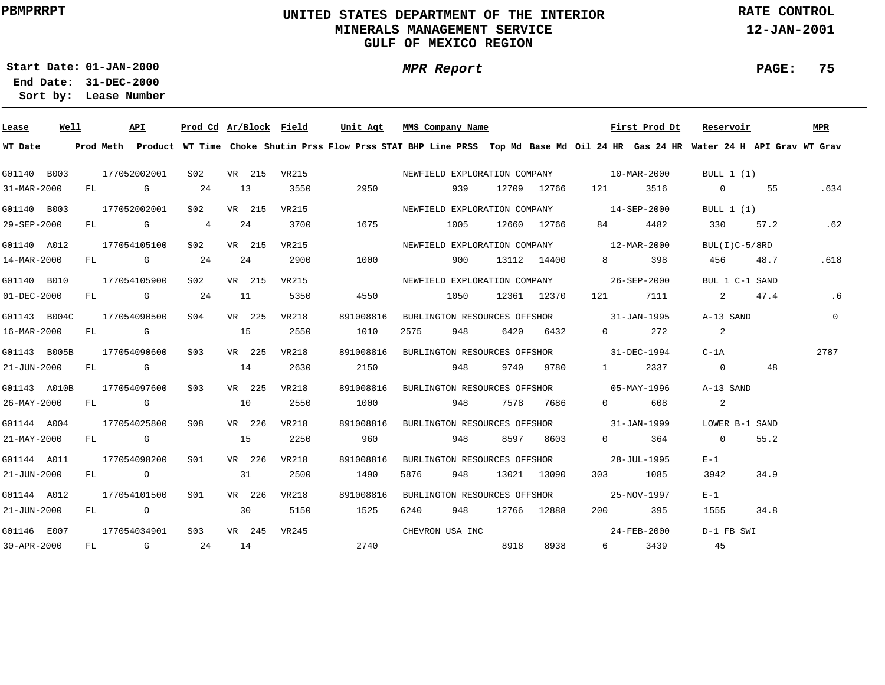**PBMPRRPT**

# UNITED STATES DEPARTMENT OF THE INTERIOR
## MINERALS MANAGEMENT SERVICE
## GULF OF MEXICO REGION

**RATE CONTROL**
**12-JAN-2001**

**Start Date: 01-JAN-2000**
**End Date: 31-DEC-2000**
**Sort by: Lease Number**

***MPR Report***

| Lease | Well | API | Prod Cd | Ar/Block | Field | Unit Agt | MMS Company Name | | | | First Prod Dt | | Reservoir | | MPR |
|---|---|---|---|---|---|---|---|---|---|---|---|---|---|---|---|
| **WT Date** | **Prod Meth** | **Product** | **WT Time** | **Choke** | **Shutin Prss** | **Flow Prss** | **STAT BHP** | **Line PRSS** | **Top Md** | **Base Md** | **Oil 24 HR** | **Gas 24 HR** | **Water 24 H** | **API Grav** | **WT Grav** |
| G01140 | B003 | 177052002001 | S02 | VR 215 | VR215 | | NEWFIELD EXPLORATION COMPANY | | | | 10-MAR-2000 | | BULL 1 (1) | | |
| 31-MAR-2000 | FL | G | 24 | 13 | 3550 | 2950 | | 939 | 12709 | 12766 | 121 | 3516 | 0 | 55 | .634 |
| G01140 | B003 | 177052002001 | S02 | VR 215 | VR215 | | NEWFIELD EXPLORATION COMPANY | | | | 14-SEP-2000 | | BULL 1 (1) | | |
| 29-SEP-2000 | FL | G | 4 | 24 | 3700 | 1675 | | 1005 | 12660 | 12766 | 84 | 4482 | 330 | 57.2 | .62 |
| G01140 | A012 | 177054105100 | S02 | VR 215 | VR215 | | NEWFIELD EXPLORATION COMPANY | | | | 12-MAR-2000 | | BUL(I)C-5/8RD | | |
| 14-MAR-2000 | FL | G | 24 | 24 | 2900 | 1000 | | 900 | 13112 | 14400 | 8 | 398 | 456 | 48.7 | .618 |
| G01140 | B010 | 177054105900 | S02 | VR 215 | VR215 | | NEWFIELD EXPLORATION COMPANY | | | | 26-SEP-2000 | | BUL 1 C-1 SAND | | |
| 01-DEC-2000 | FL | G | 24 | 11 | 5350 | 4550 | | 1050 | 12361 | 12370 | 121 | 7111 | 2 | 47.4 | .6 |
| G01143 | B004C | 177054090500 | S04 | VR 225 | VR218 | 891008816 | BURLINGTON RESOURCES OFFSHOR | | | | 31-JAN-1995 | | A-13 SAND | | 0 |
| 16-MAR-2000 | FL | G | | 15 | 2550 | 1010 | 2575 | 948 | 6420 | 6432 | 0 | 272 | 2 | | |
| G01143 | B005B | 177054090600 | S03 | VR 225 | VR218 | 891008816 | BURLINGTON RESOURCES OFFSHOR | | | | 31-DEC-1994 | | C-1A | | 2787 |
| 21-JUN-2000 | FL | G | | 14 | 2630 | 2150 | | 948 | 9740 | 9780 | 1 | 2337 | 0 | 48 | |
| G01143 | A010B | 177054097600 | S03 | VR 225 | VR218 | 891008816 | BURLINGTON RESOURCES OFFSHOR | | | | 05-MAY-1996 | | A-13 SAND | | |
| 26-MAY-2000 | FL | G | | 10 | 2550 | 1000 | | 948 | 7578 | 7686 | 0 | 608 | 2 | | |
| G01144 | A004 | 177054025800 | S08 | VR 226 | VR218 | 891008816 | BURLINGTON RESOURCES OFFSHOR | | | | 31-JAN-1999 | | LOWER B-1 SAND | | |
| 21-MAY-2000 | FL | G | | 15 | 2250 | 960 | | 948 | 8597 | 8603 | 0 | 364 | 0 | 55.2 | |
| G01144 | A011 | 177054098200 | S01 | VR 226 | VR218 | 891008816 | BURLINGTON RESOURCES OFFSHOR | | | | 28-JUL-1995 | | E-1 | | |
| 21-JUN-2000 | FL | O | | 31 | 2500 | 1490 | 5876 | 948 | 13021 | 13090 | 303 | 1085 | 3942 | 34.9 | |
| G01144 | A012 | 177054101500 | S01 | VR 226 | VR218 | 891008816 | BURLINGTON RESOURCES OFFSHOR | | | | 25-NOV-1997 | | E-1 | | |
| 21-JUN-2000 | FL | O | | 30 | 5150 | 1525 | 6240 | 948 | 12766 | 12888 | 200 | 395 | 1555 | 34.8 | |
| G01146 | E007 | 177054034901 | S03 | VR 245 | VR245 | | CHEVRON USA INC | | | | 24-FEB-2000 | | D-1 FB SWI | | |
| 30-APR-2000 | FL | G | 24 | 14 | | 2740 | | | 8918 | 8938 | 6 | 3439 | 45 | | |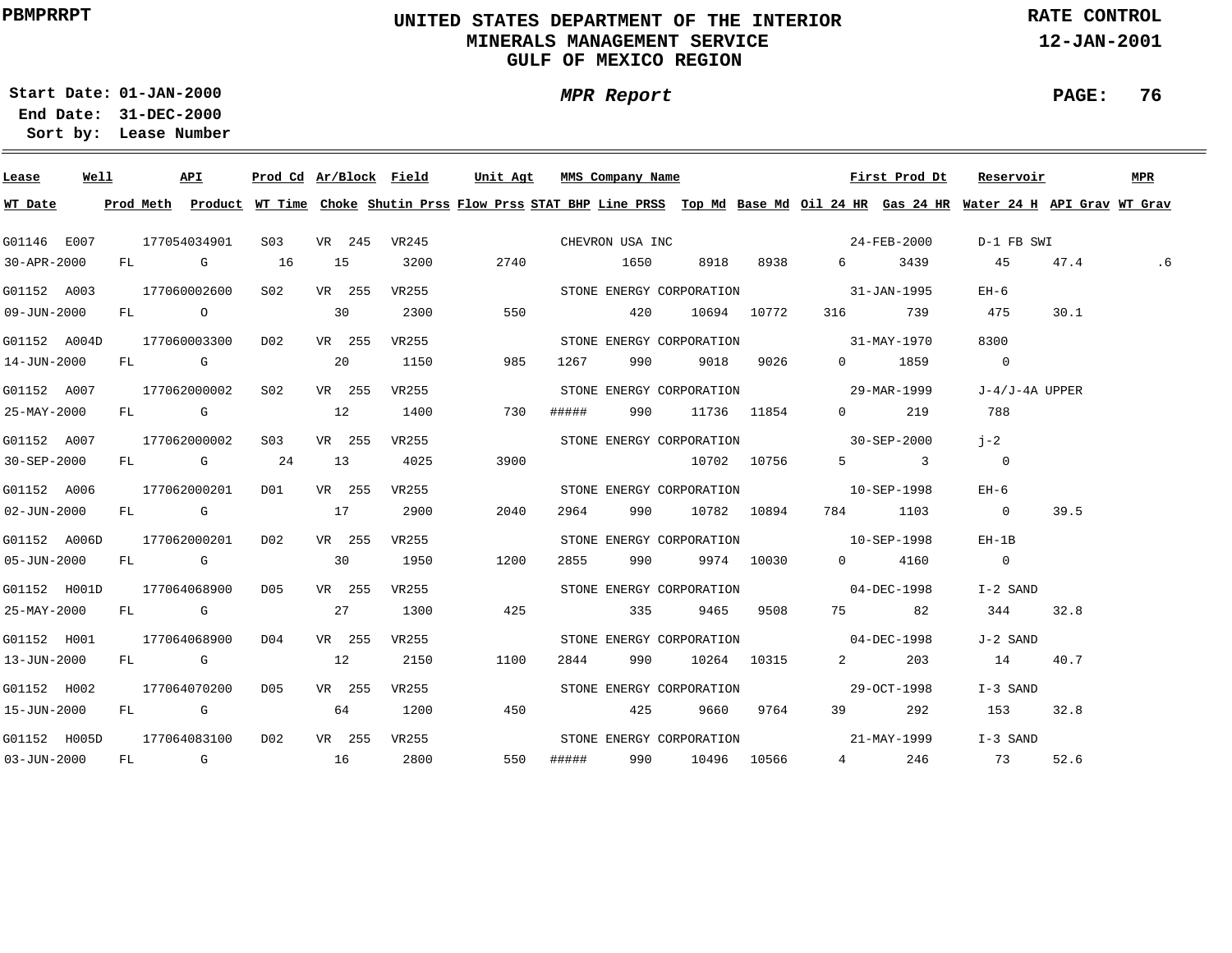PBMPRRPT

# UNITED STATES DEPARTMENT OF THE INTERIOR
## MINERALS MANAGEMENT SERVICE
## GULF OF MEXICO REGION

RATE CONTROL
12-JAN-2001

**Start Date:** 01-JAN-2000
**End Date:** 31-DEC-2000
**Sort by:** Lease Number

*MPR Report*

| Lease | Well | API | Prod Cd | Ar/Block | Field | Unit Agt | MMS Company Name | | | | First Prod Dt | | Reservoir | | MPR |
|---|---|---|---|---|---|---|---|---|---|---|---|---|---|---|---|
| **WT Date** | **Prod Meth** | **Product** | **WT Time** | **Choke** | **Shutin Prss** | **Flow Prss** | **STAT BHP** | **Line PRSS** | **Top Md** | **Base Md** | **Oil 24 HR** | **Gas 24 HR** | **Water 24 H** | **API Grav** | **WT Grav** |
| G01146 | E007 | 177054034901 | S03 | VR 245 | VR245 | | CHEVRON USA INC | | | | 24-FEB-2000 | | D-1 FB SWI | | |
| 30-APR-2000 | FL | G | 16 | 15 | 3200 | 2740 | | 1650 | 8918 | 8938 | 6 | 3439 | 45 | 47.4 | .6 |
| G01152 | A003 | 177060002600 | S02 | VR 255 | VR255 | | STONE ENERGY CORPORATION | | | | 31-JAN-1995 | | EH-6 | | |
| 09-JUN-2000 | FL | O | | 30 | 2300 | 550 | | 420 | 10694 | 10772 | 316 | 739 | 475 | 30.1 | |
| G01152 | A004D | 177060003300 | D02 | VR 255 | VR255 | | STONE ENERGY CORPORATION | | | | 31-MAY-1970 | | 8300 | | |
| 14-JUN-2000 | FL | G | | 20 | 1150 | 985 | 1267 | 990 | 9018 | 9026 | 0 | 1859 | 0 | | |
| G01152 | A007 | 177062000002 | S02 | VR 255 | VR255 | | STONE ENERGY CORPORATION | | | | 29-MAR-1999 | | J-4/J-4A UPPER | | |
| 25-MAY-2000 | FL | G | | 12 | 1400 | 730 | ##### | 990 | 11736 | 11854 | 0 | 219 | 788 | | |
| G01152 | A007 | 177062000002 | S03 | VR 255 | VR255 | | STONE ENERGY CORPORATION | | | | 30-SEP-2000 | | j-2 | | |
| 30-SEP-2000 | FL | G | 24 | 13 | 4025 | 3900 | | | 10702 | 10756 | 5 | 3 | 0 | | |
| G01152 | A006 | 177062000201 | D01 | VR 255 | VR255 | | STONE ENERGY CORPORATION | | | | 10-SEP-1998 | | EH-6 | | |
| 02-JUN-2000 | FL | G | | 17 | 2900 | 2040 | 2964 | 990 | 10782 | 10894 | 784 | 1103 | 0 | 39.5 | |
| G01152 | A006D | 177062000201 | D02 | VR 255 | VR255 | | STONE ENERGY CORPORATION | | | | 10-SEP-1998 | | EH-1B | | |
| 05-JUN-2000 | FL | G | | 30 | 1950 | 1200 | 2855 | 990 | 9974 | 10030 | 0 | 4160 | 0 | | |
| G01152 | H001D | 177064068900 | D05 | VR 255 | VR255 | | STONE ENERGY CORPORATION | | | | 04-DEC-1998 | | I-2 SAND | | |
| 25-MAY-2000 | FL | G | | 27 | 1300 | 425 | | 335 | 9465 | 9508 | 75 | 82 | 344 | 32.8 | |
| G01152 | H001 | 177064068900 | D04 | VR 255 | VR255 | | STONE ENERGY CORPORATION | | | | 04-DEC-1998 | | J-2 SAND | | |
| 13-JUN-2000 | FL | G | | 12 | 2150 | 1100 | 2844 | 990 | 10264 | 10315 | 2 | 203 | 14 | 40.7 | |
| G01152 | H002 | 177064070200 | D05 | VR 255 | VR255 | | STONE ENERGY CORPORATION | | | | 29-OCT-1998 | | I-3 SAND | | |
| 15-JUN-2000 | FL | G | | 64 | 1200 | 450 | | 425 | 9660 | 9764 | 39 | 292 | 153 | 32.8 | |
| G01152 | H005D | 177064083100 | D02 | VR 255 | VR255 | | STONE ENERGY CORPORATION | | | | 21-MAY-1999 | | I-3 SAND | | |
| 03-JUN-2000 | FL | G | | 16 | 2800 | 550 | ##### | 990 | 10496 | 10566 | 4 | 246 | 73 | 52.6 | |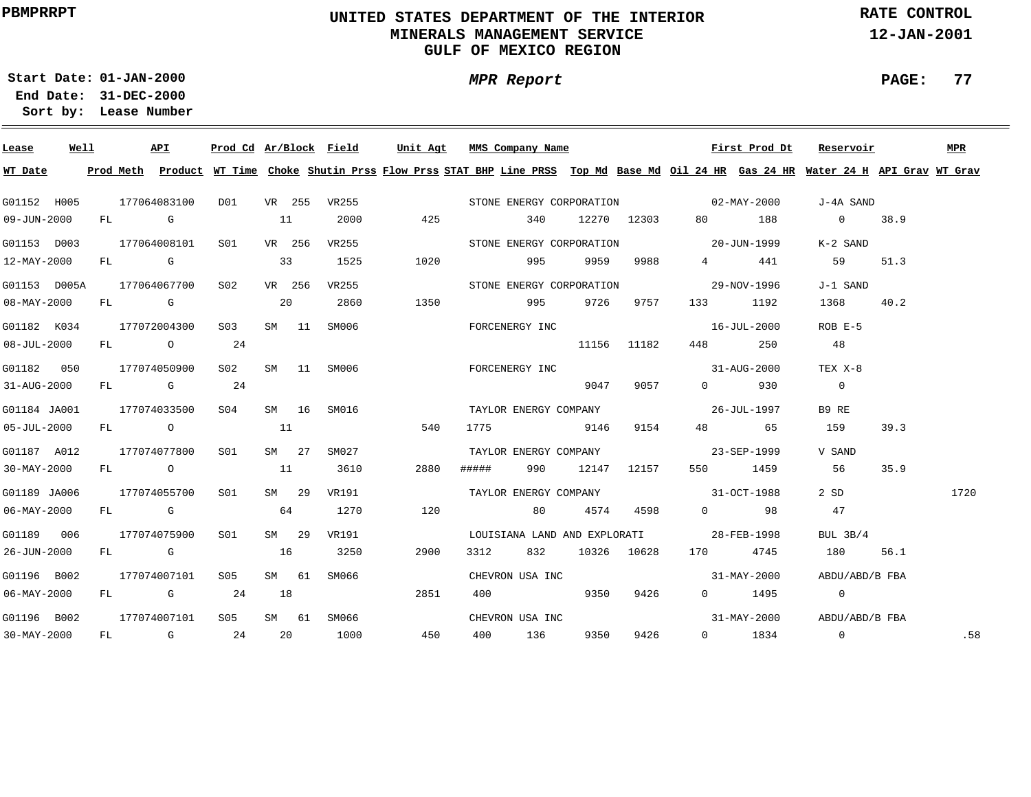# UNITED STATES DEPARTMENT OF THE INTERIOR
## MINERALS MANAGEMENT SERVICE
## GULF OF MEXICO REGION

PBMPRRPT

RATE CONTROL
12-JAN-2001

Start Date: 01-JAN-2000
End Date: 31-DEC-2000
Sort by: Lease Number

*MPR Report*

| Lease | Well | API | Prod Cd | Ar/Block | Field | Unit Agt | MMS Company Name | | | | First Prod Dt | | Reservoir | | MPR |
|---|---|---|---|---|---|---|---|---|---|---|---|---|---|---|---|
| WT Date | Prod Meth | Product | WT Time | Choke | Shutin Prss | Flow Prss | STAT BHP | Line PRSS | Top Md | Base Md | Oil 24 HR | Gas 24 HR | Water 24 H | API Grav | WT Grav |
| G01152 | H005 | 177064083100 | D01 | VR 255 | VR255 | | STONE ENERGY CORPORATION | | | | 02-MAY-2000 | | J-4A SAND | | |
| 09-JUN-2000 | FL | G | | 11 | 2000 | 425 | | 340 | 12270 | 12303 | 80 | 188 | 0 | 38.9 | |
| G01153 | D003 | 177064008101 | S01 | VR 256 | VR255 | | STONE ENERGY CORPORATION | | | | 20-JUN-1999 | | K-2 SAND | | |
| 12-MAY-2000 | FL | G | | 33 | 1525 | 1020 | | 995 | 9959 | 9988 | 4 | 441 | 59 | 51.3 | |
| G01153 | D005A | 177064067700 | S02 | VR 256 | VR255 | | STONE ENERGY CORPORATION | | | | 29-NOV-1996 | | J-1 SAND | | |
| 08-MAY-2000 | FL | G | | 20 | 2860 | 1350 | | 995 | 9726 | 9757 | 133 | 1192 | 1368 | 40.2 | |
| G01182 | K034 | 177072004300 | S03 | SM 11 | SM006 | | FORCENERGY INC | | | | 16-JUL-2000 | | ROB E-5 | | |
| 08-JUL-2000 | FL | O | 24 | | | | | | 11156 | 11182 | 448 | 250 | 48 | | |
| G01182 | 050 | 177074050900 | S02 | SM 11 | SM006 | | FORCENERGY INC | | | | 31-AUG-2000 | | TEX X-8 | | |
| 31-AUG-2000 | FL | G | 24 | | | | | | 9047 | 9057 | 0 | 930 | 0 | | |
| G01184 | JA001 | 177074033500 | S04 | SM 16 | SM016 | | TAYLOR ENERGY COMPANY | | | | 26-JUL-1997 | | B9 RE | | |
| 05-JUL-2000 | FL | O | | 11 | | 540 | 1775 | | 9146 | 9154 | 48 | 65 | 159 | 39.3 | |
| G01187 | A012 | 177074077800 | S01 | SM 27 | SM027 | | TAYLOR ENERGY COMPANY | | | | 23-SEP-1999 | | V SAND | | |
| 30-MAY-2000 | FL | O | | 11 | 3610 | 2880 | ##### | 990 | 12147 | 12157 | 550 | 1459 | 56 | 35.9 | |
| G01189 | JA006 | 177074055700 | S01 | SM 29 | VR191 | | TAYLOR ENERGY COMPANY | | | | 31-OCT-1988 | | 2 SD | | 1720 |
| 06-MAY-2000 | FL | G | | 64 | 1270 | 120 | | 80 | 4574 | 4598 | 0 | 98 | 47 | | |
| G01189 | 006 | 177074075900 | S01 | SM 29 | VR191 | | LOUISIANA LAND AND EXPLORATI | | | | 28-FEB-1998 | | BUL 3B/4 | | |
| 26-JUN-2000 | FL | G | | 16 | 3250 | 2900 | 3312 | 832 | 10326 | 10628 | 170 | 4745 | 180 | 56.1 | |
| G01196 | B002 | 177074007101 | S05 | SM 61 | SM066 | | CHEVRON USA INC | | | | 31-MAY-2000 | | ABDU/ABD/B FBA | | |
| 06-MAY-2000 | FL | G | 24 | 18 | | 2851 | 400 | | 9350 | 9426 | 0 | 1495 | 0 | | |
| G01196 | B002 | 177074007101 | S05 | SM 61 | SM066 | | CHEVRON USA INC | | | | 31-MAY-2000 | | ABDU/ABD/B FBA | | |
| 30-MAY-2000 | FL | G | 24 | 20 | 1000 | 450 | 400 | 136 | 9350 | 9426 | 0 | 1834 | 0 | | .58 |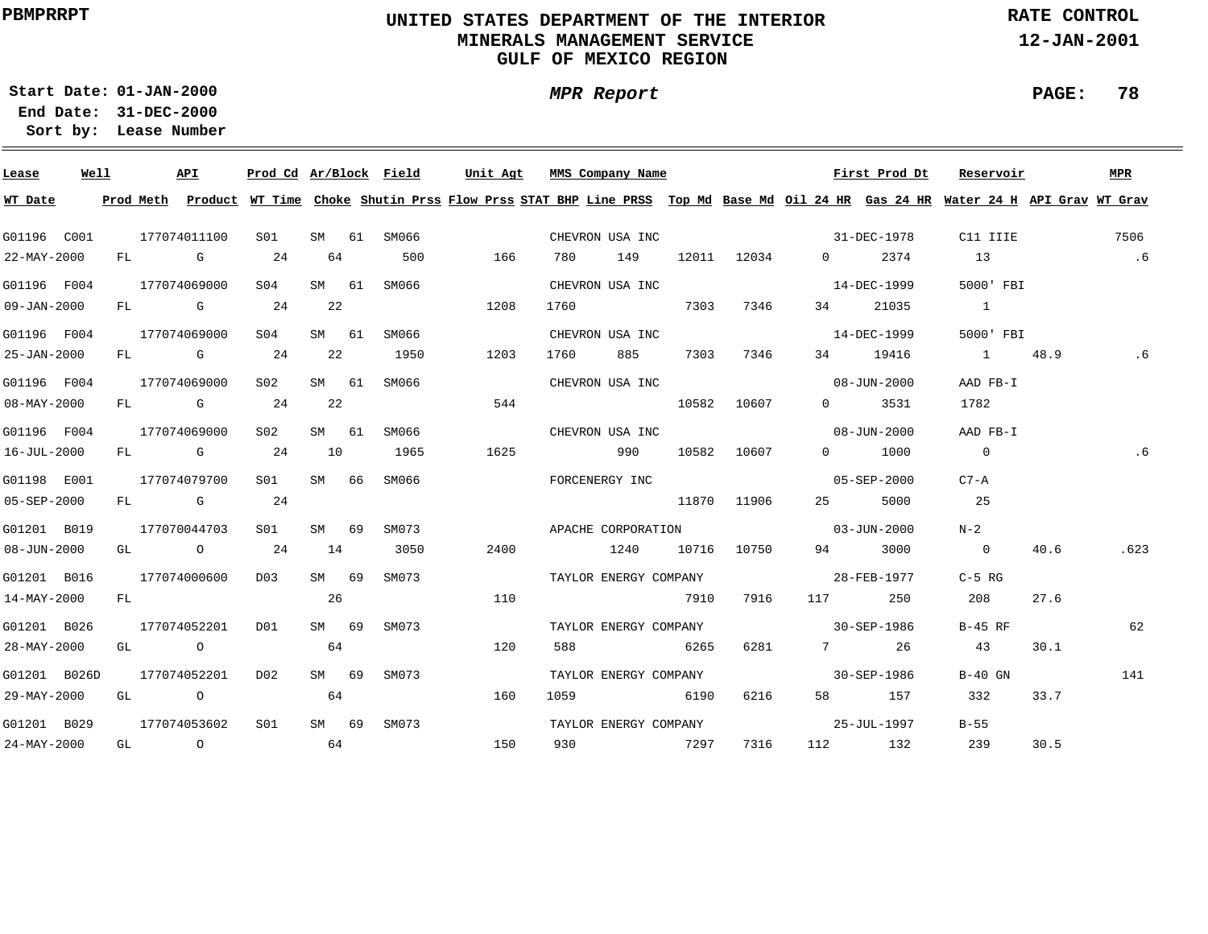PBMPRRPT

# UNITED STATES DEPARTMENT OF THE INTERIOR
## MINERALS MANAGEMENT SERVICE
## GULF OF MEXICO REGION

RATE CONTROL
12-JAN-2001

Start Date: 01-JAN-2000
End Date: 31-DEC-2000
Sort by: Lease Number

*MPR Report*

| Lease | Well | API | Prod Cd | Ar/Block | | Field | Unit Agt | MMS Company Name | | | | First Prod Dt | Reservoir | | MPR |
|---|---|---|---|---|---|---|---|---|---|---|---|---|---|---|---|
| **WT Date** | **Prod Meth** | **Product** | **WT Time** | **Choke** | **Shutin Prss** | **Flow Prss** | **STAT BHP** | **Line PRSS** | **Top Md** | **Base Md** | **Oil 24 HR** | **Gas 24 HR** | **Water 24 H** | **API Grav** | **WT Grav** |
| G01196 | C001 | 177074011100 | S01 | SM | 61 | SM066 | | CHEVRON USA INC | | | | 31-DEC-1978 | C11 IIIE | | 7506 |
| 22-MAY-2000 | FL | G | 24 | 64 | 500 | 166 | 780 | 149 | 12011 | 12034 | 0 | 2374 | 13 | | .6 |
| G01196 | F004 | 177074069000 | S04 | SM | 61 | SM066 | | CHEVRON USA INC | | | | 14-DEC-1999 | 5000' FBI | | |
| 09-JAN-2000 | FL | G | 24 | 22 | | 1208 | 1760 | | 7303 | 7346 | 34 | 21035 | 1 | | |
| G01196 | F004 | 177074069000 | S04 | SM | 61 | SM066 | | CHEVRON USA INC | | | | 14-DEC-1999 | 5000' FBI | | |
| 25-JAN-2000 | FL | G | 24 | 22 | 1950 | 1203 | 1760 | 885 | 7303 | 7346 | 34 | 19416 | 1 | 48.9 | .6 |
| G01196 | F004 | 177074069000 | S02 | SM | 61 | SM066 | | CHEVRON USA INC | | | | 08-JUN-2000 | AAD FB-I | | |
| 08-MAY-2000 | FL | G | 24 | 22 | | 544 | | | 10582 | 10607 | 0 | 3531 | 1782 | | |
| G01196 | F004 | 177074069000 | S02 | SM | 61 | SM066 | | CHEVRON USA INC | | | | 08-JUN-2000 | AAD FB-I | | |
| 16-JUL-2000 | FL | G | 24 | 10 | 1965 | 1625 | | 990 | 10582 | 10607 | 0 | 1000 | 0 | | .6 |
| G01198 | E001 | 177074079700 | S01 | SM | 66 | SM066 | | FORCENERGY INC | | | | 05-SEP-2000 | C7-A | | |
| 05-SEP-2000 | FL | G | 24 | | | | | | 11870 | 11906 | 25 | 5000 | 25 | | |
| G01201 | B019 | 177070044703 | S01 | SM | 69 | SM073 | | APACHE CORPORATION | | | | 03-JUN-2000 | N-2 | | |
| 08-JUN-2000 | GL | O | 24 | 14 | 3050 | 2400 | | 1240 | 10716 | 10750 | 94 | 3000 | 0 | 40.6 | .623 |
| G01201 | B016 | 177074000600 | D03 | SM | 69 | SM073 | | TAYLOR ENERGY COMPANY | | | | 28-FEB-1977 | C-5 RG | | |
| 14-MAY-2000 | FL | | | 26 | | 110 | | | 7910 | 7916 | 117 | 250 | 208 | 27.6 | |
| G01201 | B026 | 177074052201 | D01 | SM | 69 | SM073 | | TAYLOR ENERGY COMPANY | | | | 30-SEP-1986 | B-45 RF | | 62 |
| 28-MAY-2000 | GL | O | | 64 | | 120 | 588 | | 6265 | 6281 | 7 | 26 | 43 | 30.1 | |
| G01201 | B026D | 177074052201 | D02 | SM | 69 | SM073 | | TAYLOR ENERGY COMPANY | | | | 30-SEP-1986 | B-40 GN | | 141 |
| 29-MAY-2000 | GL | O | | 64 | | 160 | 1059 | | 6190 | 6216 | 58 | 157 | 332 | 33.7 | |
| G01201 | B029 | 177074053602 | S01 | SM | 69 | SM073 | | TAYLOR ENERGY COMPANY | | | | 25-JUL-1997 | B-55 | | |
| 24-MAY-2000 | GL | O | | 64 | | 150 | 930 | | 7297 | 7316 | 112 | 132 | 239 | 30.5 | |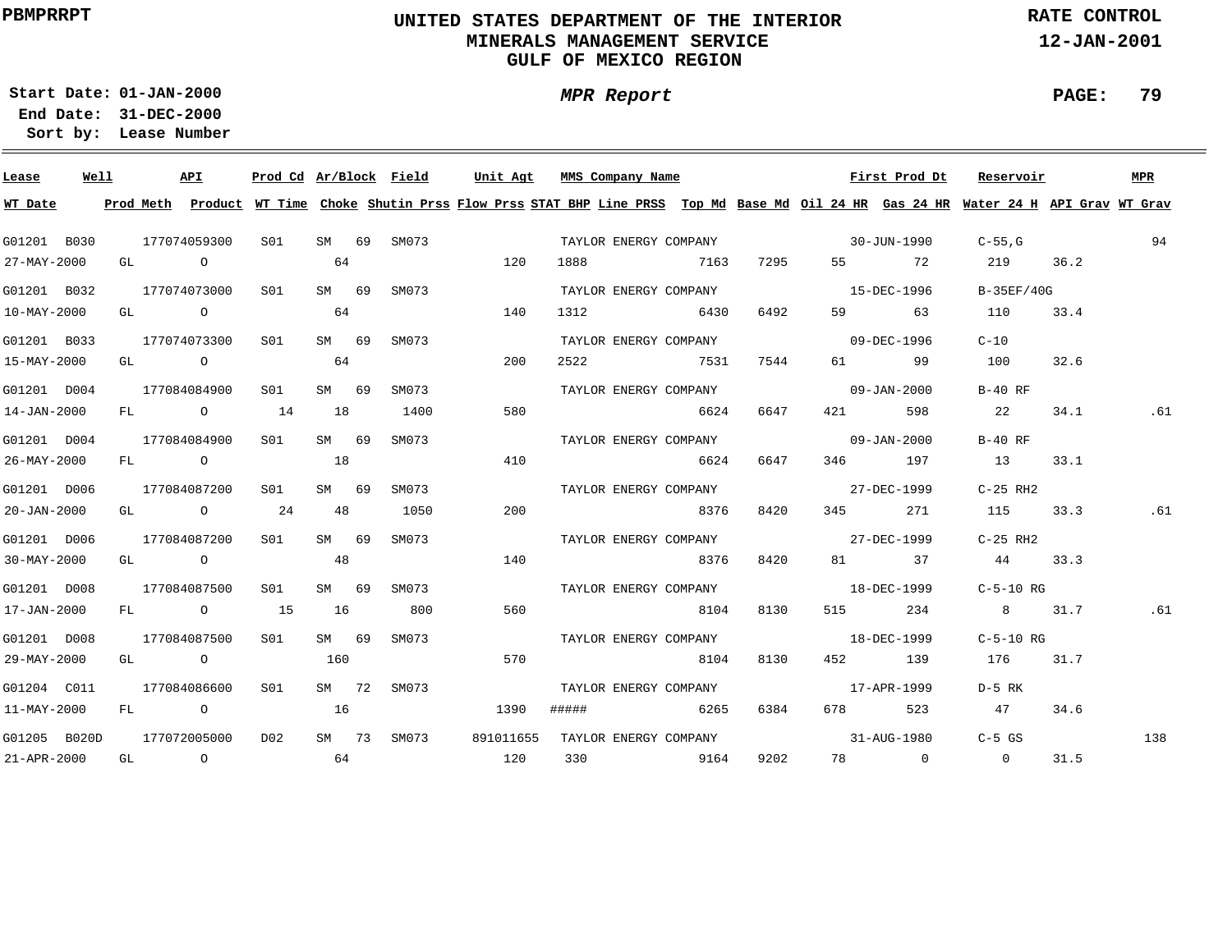PBMPRRPT

# UNITED STATES DEPARTMENT OF THE INTERIOR
## MINERALS MANAGEMENT SERVICE
## GULF OF MEXICO REGION

RATE CONTROL
12-JAN-2001

Start Date: 01-JAN-2000
End Date: 31-DEC-2000
Sort by: Lease Number

*MPR Report*

| Lease | Well | API | Prod Cd | Ar/Block | | Field | Unit Agt | MMS Company Name | | | | First Prod Dt | | Reservoir | | MPR |
|---|---|---|---|---|---|---|---|---|---|---|---|---|---|---|---|---|
| WT Date | Prod Meth | Product | WT Time | Choke | | Shutin Prss | Flow Prss | STAT BHP | Line PRSS | Top Md | Base Md | Oil 24 HR | Gas 24 HR | Water 24 H | API Grav | WT Grav |
| G01201 | B030 | 177074059300 | S01 | SM | 69 | SM073 | | TAYLOR ENERGY COMPANY | | | | 30-JUN-1990 | | C-55,G | | 94 |
| 27-MAY-2000 | GL | O | | 64 | | | 120 | 1888 | | 7163 | 7295 | 55 | 72 | 219 | 36.2 | |
| G01201 | B032 | 177074073000 | S01 | SM | 69 | SM073 | | TAYLOR ENERGY COMPANY | | | | 15-DEC-1996 | | B-35EF/40G | | |
| 10-MAY-2000 | GL | O | | 64 | | | 140 | 1312 | | 6430 | 6492 | 59 | 63 | 110 | 33.4 | |
| G01201 | B033 | 177074073300 | S01 | SM | 69 | SM073 | | TAYLOR ENERGY COMPANY | | | | 09-DEC-1996 | | C-10 | | |
| 15-MAY-2000 | GL | O | | 64 | | | 200 | 2522 | | 7531 | 7544 | 61 | 99 | 100 | 32.6 | |
| G01201 | D004 | 177084084900 | S01 | SM | 69 | SM073 | | TAYLOR ENERGY COMPANY | | | | 09-JAN-2000 | | B-40 RF | | |
| 14-JAN-2000 | FL | O | 14 | 18 | | 1400 | 580 | | | 6624 | 6647 | 421 | 598 | 22 | 34.1 | .61 |
| G01201 | D004 | 177084084900 | S01 | SM | 69 | SM073 | | TAYLOR ENERGY COMPANY | | | | 09-JAN-2000 | | B-40 RF | | |
| 26-MAY-2000 | FL | O | | 18 | | | 410 | | | 6624 | 6647 | 346 | 197 | 13 | 33.1 | |
| G01201 | D006 | 177084087200 | S01 | SM | 69 | SM073 | | TAYLOR ENERGY COMPANY | | | | 27-DEC-1999 | | C-25 RH2 | | |
| 20-JAN-2000 | GL | O | 24 | 48 | | 1050 | 200 | | | 8376 | 8420 | 345 | 271 | 115 | 33.3 | .61 |
| G01201 | D006 | 177084087200 | S01 | SM | 69 | SM073 | | TAYLOR ENERGY COMPANY | | | | 27-DEC-1999 | | C-25 RH2 | | |
| 30-MAY-2000 | GL | O | | 48 | | | 140 | | | 8376 | 8420 | 81 | 37 | 44 | 33.3 | |
| G01201 | D008 | 177084087500 | S01 | SM | 69 | SM073 | | TAYLOR ENERGY COMPANY | | | | 18-DEC-1999 | | C-5-10 RG | | |
| 17-JAN-2000 | FL | O | 15 | 16 | | 800 | 560 | | | 8104 | 8130 | 515 | 234 | 8 | 31.7 | .61 |
| G01201 | D008 | 177084087500 | S01 | SM | 69 | SM073 | | TAYLOR ENERGY COMPANY | | | | 18-DEC-1999 | | C-5-10 RG | | |
| 29-MAY-2000 | GL | O | | 160 | | | 570 | | | 8104 | 8130 | 452 | 139 | 176 | 31.7 | |
| G01204 | C011 | 177084086600 | S01 | SM | 72 | SM073 | | TAYLOR ENERGY COMPANY | | | | 17-APR-1999 | | D-5 RK | | |
| 11-MAY-2000 | FL | O | | 16 | | | 1390 | ##### | | 6265 | 6384 | 678 | 523 | 47 | 34.6 | |
| G01205 | B020D | 177072005000 | D02 | SM | 73 | SM073 | 891011655 | TAYLOR ENERGY COMPANY | | | | 31-AUG-1980 | | C-5 GS | | 138 |
| 21-APR-2000 | GL | O | | 64 | | | 120 | 330 | | 9164 | 9202 | 78 | 0 | 0 | 31.5 | |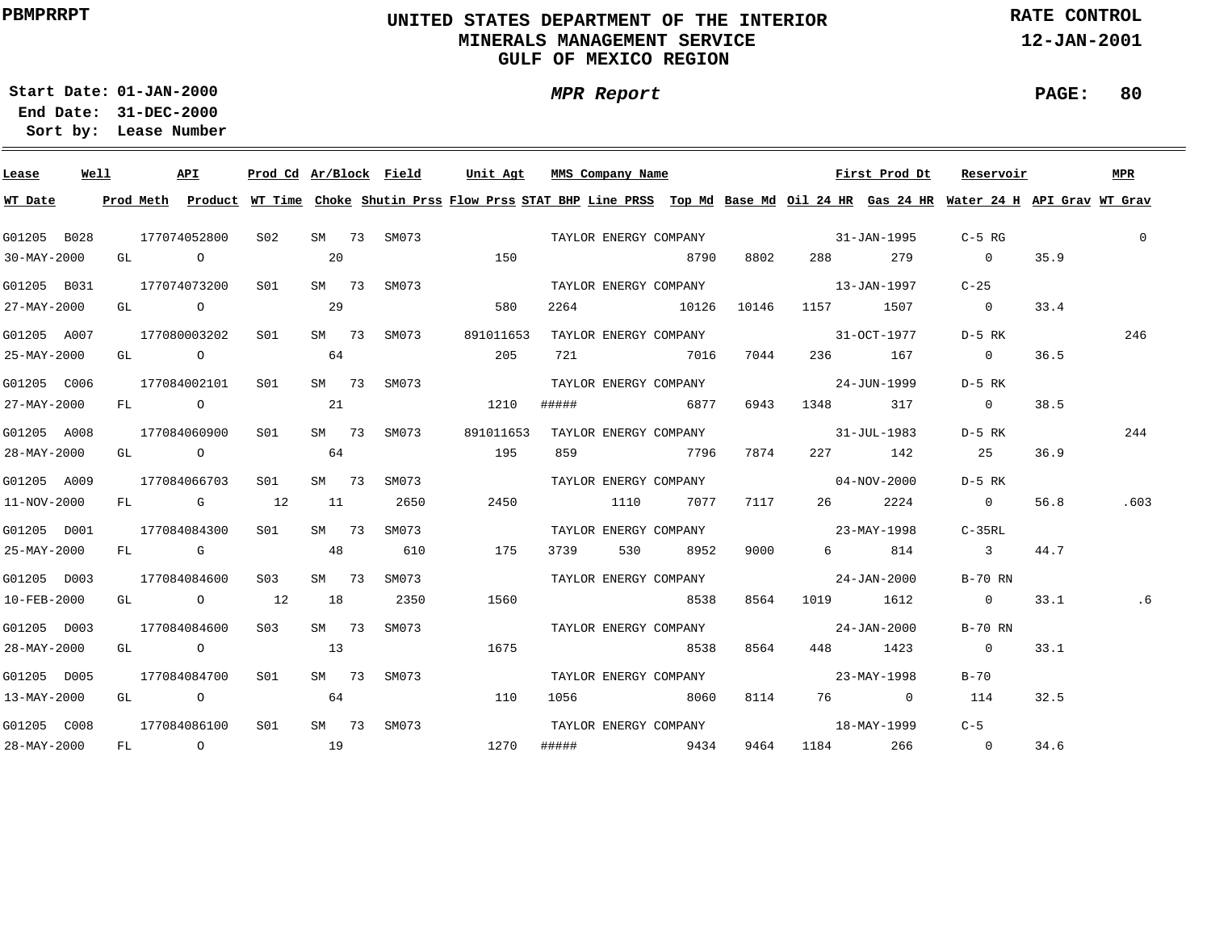**PBMPRRPT**

# UNITED STATES DEPARTMENT OF THE INTERIOR
## MINERALS MANAGEMENT SERVICE
## GULF OF MEXICO REGION

**RATE CONTROL**
**12-JAN-2001**

**Start Date:** 01-JAN-2000
**End Date:** 31-DEC-2000
**Sort by:** Lease Number

***MPR Report***

| Lease | Well | API | Prod Cd | Ar/Block | Field | Unit Agt | MMS Company Name | | | | | First Prod Dt | Reservoir | | MPR |
|---|---|---|---|---|---|---|---|---|---|---|---|---|---|---|---|
| **WT Date** | **Prod Meth** | **Product** | **WT Time** | **Choke** | **Shutin Prss** | **Flow Prss** | **STAT BHP** | **Line PRSS** | **Top Md** | **Base Md** | **Oil 24 HR** | **Gas 24 HR** | **Water 24 H** | **API Grav** | **WT Grav** |
| G01205 | B028 | 177074052800 | S02 | SM 73 | SM073 | | TAYLOR ENERGY COMPANY | | | | | 31-JAN-1995 | C-5 RG | | 0 |
| 30-MAY-2000 | GL | O | | 20 | | 150 | | | 8790 | 8802 | 288 | 279 | 0 | 35.9 | |
| G01205 | B031 | 177074073200 | S01 | SM 73 | SM073 | | TAYLOR ENERGY COMPANY | | | | | 13-JAN-1997 | C-25 | | |
| 27-MAY-2000 | GL | O | | 29 | | 580 | 2264 | | 10126 | 10146 | 1157 | 1507 | 0 | 33.4 | |
| G01205 | A007 | 177080003202 | S01 | SM 73 | SM073 | 891011653 | TAYLOR ENERGY COMPANY | | | | | 31-OCT-1977 | D-5 RK | | 246 |
| 25-MAY-2000 | GL | O | | 64 | | 205 | 721 | | 7016 | 7044 | 236 | 167 | 0 | 36.5 | |
| G01205 | C006 | 177084002101 | S01 | SM 73 | SM073 | | TAYLOR ENERGY COMPANY | | | | | 24-JUN-1999 | D-5 RK | | |
| 27-MAY-2000 | FL | O | | 21 | | 1210 | ##### | | 6877 | 6943 | 1348 | 317 | 0 | 38.5 | |
| G01205 | A008 | 177084060900 | S01 | SM 73 | SM073 | 891011653 | TAYLOR ENERGY COMPANY | | | | | 31-JUL-1983 | D-5 RK | | 244 |
| 28-MAY-2000 | GL | O | | 64 | | 195 | 859 | | 7796 | 7874 | 227 | 142 | 25 | 36.9 | |
| G01205 | A009 | 177084066703 | S01 | SM 73 | SM073 | | TAYLOR ENERGY COMPANY | | | | | 04-NOV-2000 | D-5 RK | | |
| 11-NOV-2000 | FL | G | 12 | 11 | 2650 | 2450 | | 1110 | 7077 | 7117 | 26 | 2224 | 0 | 56.8 | .603 |
| G01205 | D001 | 177084084300 | S01 | SM 73 | SM073 | | TAYLOR ENERGY COMPANY | | | | | 23-MAY-1998 | C-35RL | | |
| 25-MAY-2000 | FL | G | | 48 | 610 | 175 | 3739 | 530 | 8952 | 9000 | 6 | 814 | 3 | 44.7 | |
| G01205 | D003 | 177084084600 | S03 | SM 73 | SM073 | | TAYLOR ENERGY COMPANY | | | | | 24-JAN-2000 | B-70 RN | | |
| 10-FEB-2000 | GL | O | 12 | 18 | 2350 | 1560 | | | 8538 | 8564 | 1019 | 1612 | 0 | 33.1 | .6 |
| G01205 | D003 | 177084084600 | S03 | SM 73 | SM073 | | TAYLOR ENERGY COMPANY | | | | | 24-JAN-2000 | B-70 RN | | |
| 28-MAY-2000 | GL | O | | 13 | | 1675 | | | 8538 | 8564 | 448 | 1423 | 0 | 33.1 | |
| G01205 | D005 | 177084084700 | S01 | SM 73 | SM073 | | TAYLOR ENERGY COMPANY | | | | | 23-MAY-1998 | B-70 | | |
| 13-MAY-2000 | GL | O | | 64 | | 110 | 1056 | | 8060 | 8114 | 76 | 0 | 114 | 32.5 | |
| G01205 | C008 | 177084086100 | S01 | SM 73 | SM073 | | TAYLOR ENERGY COMPANY | | | | | 18-MAY-1999 | C-5 | | |
| 28-MAY-2000 | FL | O | | 19 | | 1270 | ##### | | 9434 | 9464 | 1184 | 266 | 0 | 34.6 | |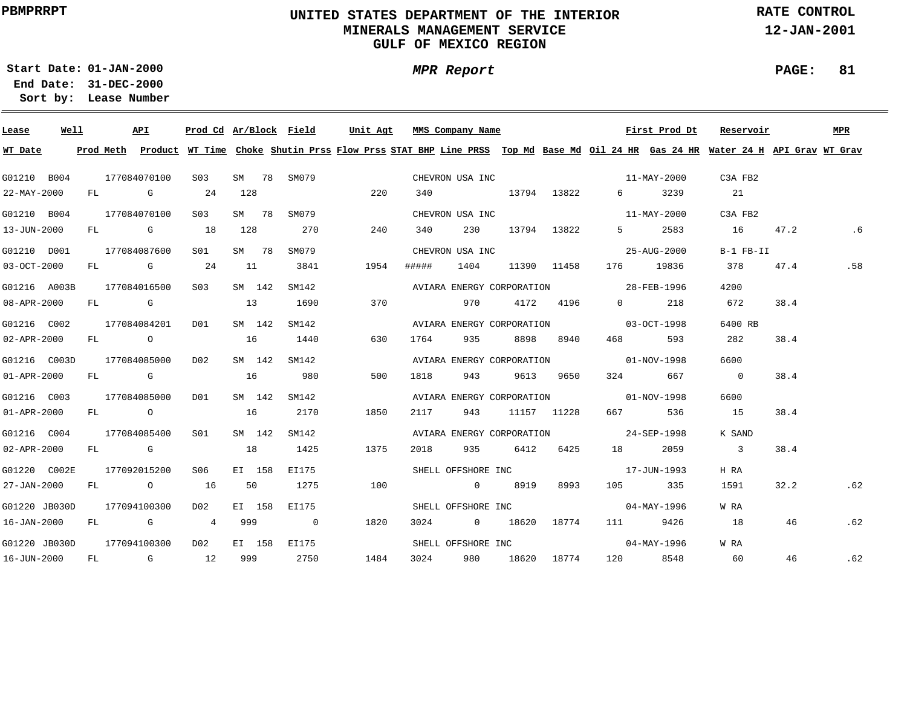# UNITED STATES DEPARTMENT OF THE INTERIOR
## MINERALS MANAGEMENT SERVICE
## GULF OF MEXICO REGION

PBMPRRPT

RATE CONTROL
12-JAN-2001

**Start Date:** 01-JAN-2000
**End Date:** 31-DEC-2000
**Sort by:** Lease Number

*MPR Report*

| Lease | Well | API | Prod Cd | Ar/Block | Field | Unit Agt | MMS Company Name | | | | First Prod Dt | | Reservoir | | MPR |
|---|---|---|---|---|---|---|---|---|---|---|---|---|---|---|---|
| **WT Date** | **Prod Meth** | **Product** | **WT Time** | **Choke** | **Shutin Prss** | **Flow Prss** | **STAT BHP** | **Line PRSS** | **Top Md** | **Base Md** | **Oil 24 HR** | **Gas 24 HR** | **Water 24 H** | **API Grav** | **WT Grav** |
| G01210 | B004 | 177084070100 | S03 | SM 78 | SM079 | | CHEVRON USA INC | | | | 11-MAY-2000 | | C3A FB2 | | |
| 22-MAY-2000 | FL | G | 24 | 128 | | 220 | 340 | | 13794 | 13822 | 6 | 3239 | 21 | | |
| G01210 | B004 | 177084070100 | S03 | SM 78 | SM079 | | CHEVRON USA INC | | | | 11-MAY-2000 | | C3A FB2 | | |
| 13-JUN-2000 | FL | G | 18 | 128 | 270 | 240 | 340 | 230 | 13794 | 13822 | 5 | 2583 | 16 | 47.2 | .6 |
| G01210 | D001 | 177084087600 | S01 | SM 78 | SM079 | | CHEVRON USA INC | | | | 25-AUG-2000 | | B-1 FB-II | | |
| 03-OCT-2000 | FL | G | 24 | 11 | 3841 | 1954 | ##### | 1404 | 11390 | 11458 | 176 | 19836 | 378 | 47.4 | .58 |
| G01216 | A003B | 177084016500 | S03 | SM 142 | SM142 | | AVIARA ENERGY CORPORATION | | | | 28-FEB-1996 | | 4200 | | |
| 08-APR-2000 | FL | G | | 13 | 1690 | 370 | | 970 | 4172 | 4196 | 0 | 218 | 672 | 38.4 | |
| G01216 | C002 | 177084084201 | D01 | SM 142 | SM142 | | AVIARA ENERGY CORPORATION | | | | 03-OCT-1998 | | 6400 RB | | |
| 02-APR-2000 | FL | O | | 16 | 1440 | 630 | 1764 | 935 | 8898 | 8940 | 468 | 593 | 282 | 38.4 | |
| G01216 | C003D | 177084085000 | D02 | SM 142 | SM142 | | AVIARA ENERGY CORPORATION | | | | 01-NOV-1998 | | 6600 | | |
| 01-APR-2000 | FL | G | | 16 | 980 | 500 | 1818 | 943 | 9613 | 9650 | 324 | 667 | 0 | 38.4 | |
| G01216 | C003 | 177084085000 | D01 | SM 142 | SM142 | | AVIARA ENERGY CORPORATION | | | | 01-NOV-1998 | | 6600 | | |
| 01-APR-2000 | FL | O | | 16 | 2170 | 1850 | 2117 | 943 | 11157 | 11228 | 667 | 536 | 15 | 38.4 | |
| G01216 | C004 | 177084085400 | S01 | SM 142 | SM142 | | AVIARA ENERGY CORPORATION | | | | 24-SEP-1998 | | K SAND | | |
| 02-APR-2000 | FL | G | | 18 | 1425 | 1375 | 2018 | 935 | 6412 | 6425 | 18 | 2059 | 3 | 38.4 | |
| G01220 | C002E | 177092015200 | S06 | EI 158 | EI175 | | SHELL OFFSHORE INC | | | | 17-JUN-1993 | | H RA | | |
| 27-JAN-2000 | FL | O | 16 | 50 | 1275 | 100 | | 0 | 8919 | 8993 | 105 | 335 | 1591 | 32.2 | .62 |
| G01220 | JB030D | 177094100300 | D02 | EI 158 | EI175 | | SHELL OFFSHORE INC | | | | 04-MAY-1996 | | W RA | | |
| 16-JAN-2000 | FL | G | 4 | 999 | 0 | 1820 | 3024 | 0 | 18620 | 18774 | 111 | 9426 | 18 | 46 | .62 |
| G01220 | JB030D | 177094100300 | D02 | EI 158 | EI175 | | SHELL OFFSHORE INC | | | | 04-MAY-1996 | | W RA | | |
| 16-JUN-2000 | FL | G | 12 | 999 | 2750 | 1484 | 3024 | 980 | 18620 | 18774 | 120 | 8548 | 60 | 46 | .62 |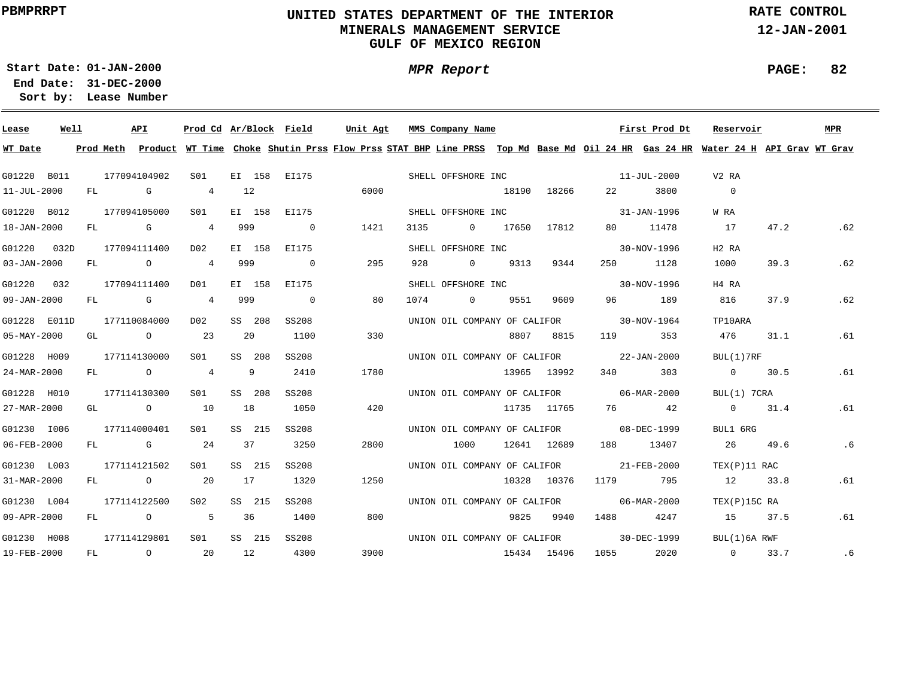PBMPRRPT

# UNITED STATES DEPARTMENT OF THE INTERIOR
## MINERALS MANAGEMENT SERVICE
## GULF OF MEXICO REGION

RATE CONTROL
12-JAN-2001

**Start Date:** 01-JAN-2000
**End Date:** 31-DEC-2000
**Sort by:** Lease Number

*MPR Report*

| Lease | Well | API | Prod Cd | Ar/Block | Field | Unit Agt | MMS Company Name | First Prod Dt | Reservoir | MPR |
|---|---|---|---|---|---|---|---|---|---|---|
| **WT Date** | **Prod Meth** | **Product** | **WT Time** | **Choke** | **Shutin Prss** | **Flow Prss** | **STAT BHP** | **Line PRSS** | **Top Md** | **Base Md** |

| Lease | Well | API | Prod Cd | Ar/Block | Field | Unit Agt | MMS Company Name | First Prod Dt | Reservoir | MPR | WT Date | Prod Meth | Product | WT Time | Choke | Shutin Prss | Flow Prss | STAT BHP | Line PRSS | Top Md | Base Md | Oil 24 HR | Gas 24 HR | Water 24 H | API Grav | WT Grav |
|---|---|---|---|---|---|---|---|---|---|---|---|---|---|---|---|---|---|---|---|---|---|---|---|---|---|---|
| G01220 | B011 | 177094104902 | S01 | EI 158 | EI175 | | SHELL OFFSHORE INC | 11-JUL-2000 | V2 RA | | 11-JUL-2000 | FL | G | 4 | 12 | | 6000 | | | 18190 | 18266 | 22 | 3800 | 0 | | |
| G01220 | B012 | 177094105000 | S01 | EI 158 | EI175 | | SHELL OFFSHORE INC | 31-JAN-1996 | W RA | | 18-JAN-2000 | FL | G | 4 | 999 | 0 | 1421 | 3135 | 0 | 17650 | 17812 | 80 | 11478 | 17 | 47.2 | .62 |
| G01220 | 032D | 177094111400 | D02 | EI 158 | EI175 | | SHELL OFFSHORE INC | 30-NOV-1996 | H2 RA | | 03-JAN-2000 | FL | O | 4 | 999 | 0 | 295 | 928 | 0 | 9313 | 9344 | 250 | 1128 | 1000 | 39.3 | .62 |
| G01220 | 032 | 177094111400 | D01 | EI 158 | EI175 | | SHELL OFFSHORE INC | 30-NOV-1996 | H4 RA | | 09-JAN-2000 | FL | G | 4 | 999 | 0 | 80 | 1074 | 0 | 9551 | 9609 | 96 | 189 | 816 | 37.9 | .62 |
| G01228 | E011D | 177110084000 | D02 | SS 208 | SS208 | | UNION OIL COMPANY OF CALIFOR | 30-NOV-1964 | TP10ARA | | 05-MAY-2000 | GL | O | 23 | 20 | 1100 | 330 | | | 8807 | 8815 | 119 | 353 | 476 | 31.1 | .61 |
| G01228 | H009 | 177114130000 | S01 | SS 208 | SS208 | | UNION OIL COMPANY OF CALIFOR | 22-JAN-2000 | BUL(1)7RF | | 24-MAR-2000 | FL | O | 4 | 9 | 2410 | 1780 | | | 13965 | 13992 | 340 | 303 | 0 | 30.5 | .61 |
| G01228 | H010 | 177114130300 | S01 | SS 208 | SS208 | | UNION OIL COMPANY OF CALIFOR | 06-MAR-2000 | BUL(1) 7CRA | | 27-MAR-2000 | GL | O | 10 | 18 | 1050 | 420 | | | 11735 | 11765 | 76 | 42 | 0 | 31.4 | .61 |
| G01230 | I006 | 177114000401 | S01 | SS 215 | SS208 | | UNION OIL COMPANY OF CALIFOR | 08-DEC-1999 | BUL1 6RG | | 06-FEB-2000 | FL | G | 24 | 37 | 3250 | 2800 | | 1000 | 12641 | 12689 | 188 | 13407 | 26 | 49.6 | .6 |
| G01230 | L003 | 177114121502 | S01 | SS 215 | SS208 | | UNION OIL COMPANY OF CALIFOR | 21-FEB-2000 | TEX(P)11 RAC | | 31-MAR-2000 | FL | O | 20 | 17 | 1320 | 1250 | | | 10328 | 10376 | 1179 | 795 | 12 | 33.8 | .61 |
| G01230 | L004 | 177114122500 | S02 | SS 215 | SS208 | | UNION OIL COMPANY OF CALIFOR | 06-MAR-2000 | TEX(P)15C RA | | 09-APR-2000 | FL | O | 5 | 36 | 1400 | 800 | | | 9825 | 9940 | 1488 | 4247 | 15 | 37.5 | .61 |
| G01230 | H008 | 177114129801 | S01 | SS 215 | SS208 | | UNION OIL COMPANY OF CALIFOR | 30-DEC-1999 | BUL(1)6A RWF | | 19-FEB-2000 | FL | O | 20 | 12 | 4300 | 3900 | | | 15434 | 15496 | 1055 | 2020 | 0 | 33.7 | .6 |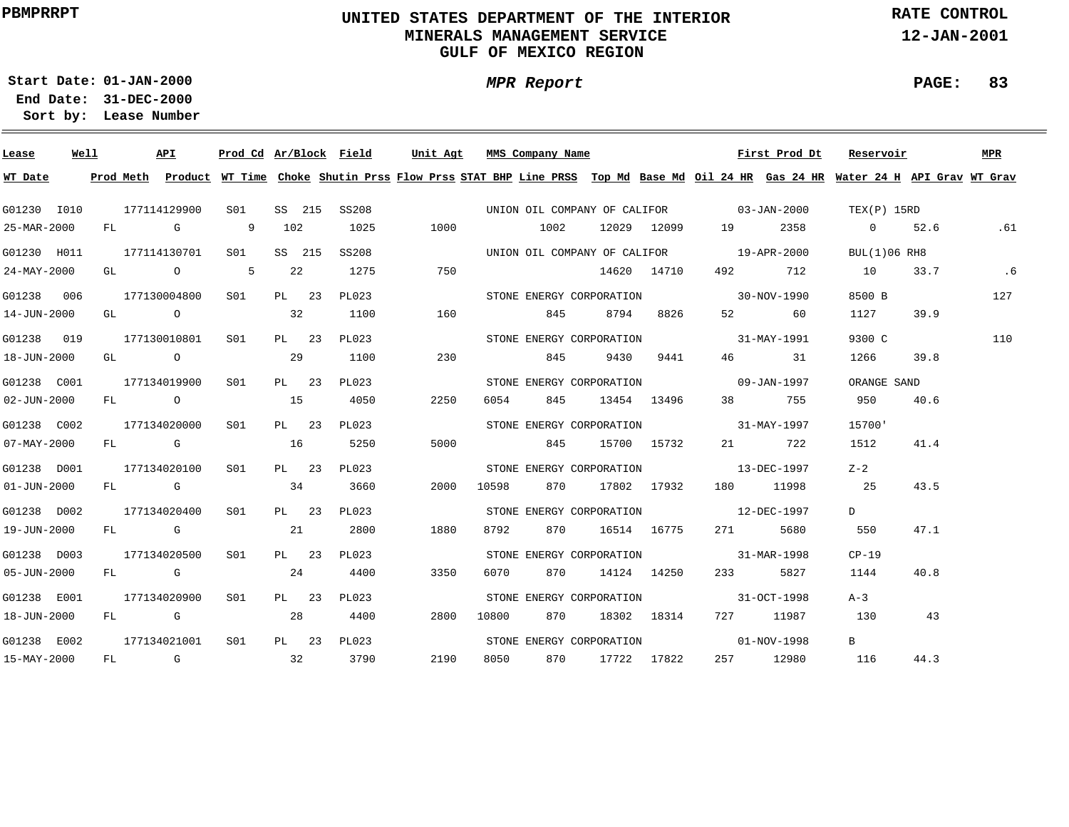# UNITED STATES DEPARTMENT OF THE INTERIOR
## MINERALS MANAGEMENT SERVICE
## GULF OF MEXICO REGION

PBMPRRPT

RATE CONTROL
12-JAN-2001

**Start Date:** 01-JAN-2000
**End Date:** 31-DEC-2000
**Sort by:** Lease Number

*MPR Report*

| Lease | Well | API | Prod Cd | Ar/Block | Field | Unit Agt | MMS Company Name | | | | First Prod Dt | | Reservoir | | MPR |
|---|---|---|---|---|---|---|---|---|---|---|---|---|---|---|---|
| **WT Date** | **Prod Meth** | **Product** | **WT Time** | **Choke** | **Shutin Prss** | **Flow Prss** | **STAT BHP** | **Line PRSS** | **Top Md** | **Base Md** | **Oil 24 HR** | **Gas 24 HR** | **Water 24 H** | **API Grav** | **WT Grav** |
| G01230 | I010 | 177114129900 | S01 | SS 215 | SS208 | | UNION OIL COMPANY OF CALIFOR | | | | 03-JAN-2000 | | TEX(P) 15RD | | |
| 25-MAR-2000 | FL | G | 9 | 102 | 1025 | 1000 | | 1002 | 12029 | 12099 | 19 | 2358 | 0 | 52.6 | .61 |
| G01230 | H011 | 177114130701 | S01 | SS 215 | SS208 | | UNION OIL COMPANY OF CALIFOR | | | | 19-APR-2000 | | BUL(1)06 RH8 | | |
| 24-MAY-2000 | GL | O | 5 | 22 | 1275 | 750 | | | 14620 | 14710 | 492 | 712 | 10 | 33.7 | .6 |
| G01238 | 006 | 177130004800 | S01 | PL 23 | PL023 | | STONE ENERGY CORPORATION | | | | 30-NOV-1990 | | 8500 B | | 127 |
| 14-JUN-2000 | GL | O | | 32 | 1100 | 160 | | 845 | 8794 | 8826 | 52 | 60 | 1127 | 39.9 | |
| G01238 | 019 | 177130010801 | S01 | PL 23 | PL023 | | STONE ENERGY CORPORATION | | | | 31-MAY-1991 | | 9300 C | | 110 |
| 18-JUN-2000 | GL | O | | 29 | 1100 | 230 | | 845 | 9430 | 9441 | 46 | 31 | 1266 | 39.8 | |
| G01238 | C001 | 177134019900 | S01 | PL 23 | PL023 | | STONE ENERGY CORPORATION | | | | 09-JAN-1997 | | ORANGE SAND | | |
| 02-JUN-2000 | FL | O | | 15 | 4050 | 2250 | 6054 | 845 | 13454 | 13496 | 38 | 755 | 950 | 40.6 | |
| G01238 | C002 | 177134020000 | S01 | PL 23 | PL023 | | STONE ENERGY CORPORATION | | | | 31-MAY-1997 | | 15700' | | |
| 07-MAY-2000 | FL | G | | 16 | 5250 | 5000 | | 845 | 15700 | 15732 | 21 | 722 | 1512 | 41.4 | |
| G01238 | D001 | 177134020100 | S01 | PL 23 | PL023 | | STONE ENERGY CORPORATION | | | | 13-DEC-1997 | | Z-2 | | |
| 01-JUN-2000 | FL | G | | 34 | 3660 | 2000 | 10598 | 870 | 17802 | 17932 | 180 | 11998 | 25 | 43.5 | |
| G01238 | D002 | 177134020400 | S01 | PL 23 | PL023 | | STONE ENERGY CORPORATION | | | | 12-DEC-1997 | | D | | |
| 19-JUN-2000 | FL | G | | 21 | 2800 | 1880 | 8792 | 870 | 16514 | 16775 | 271 | 5680 | 550 | 47.1 | |
| G01238 | D003 | 177134020500 | S01 | PL 23 | PL023 | | STONE ENERGY CORPORATION | | | | 31-MAR-1998 | | CP-19 | | |
| 05-JUN-2000 | FL | G | | 24 | 4400 | 3350 | 6070 | 870 | 14124 | 14250 | 233 | 5827 | 1144 | 40.8 | |
| G01238 | E001 | 177134020900 | S01 | PL 23 | PL023 | | STONE ENERGY CORPORATION | | | | 31-OCT-1998 | | A-3 | | |
| 18-JUN-2000 | FL | G | | 28 | 4400 | 2800 | 10800 | 870 | 18302 | 18314 | 727 | 11987 | 130 | 43 | |
| G01238 | E002 | 177134021001 | S01 | PL 23 | PL023 | | STONE ENERGY CORPORATION | | | | 01-NOV-1998 | | B | | |
| 15-MAY-2000 | FL | G | | 32 | 3790 | 2190 | 8050 | 870 | 17722 | 17822 | 257 | 12980 | 116 | 44.3 | |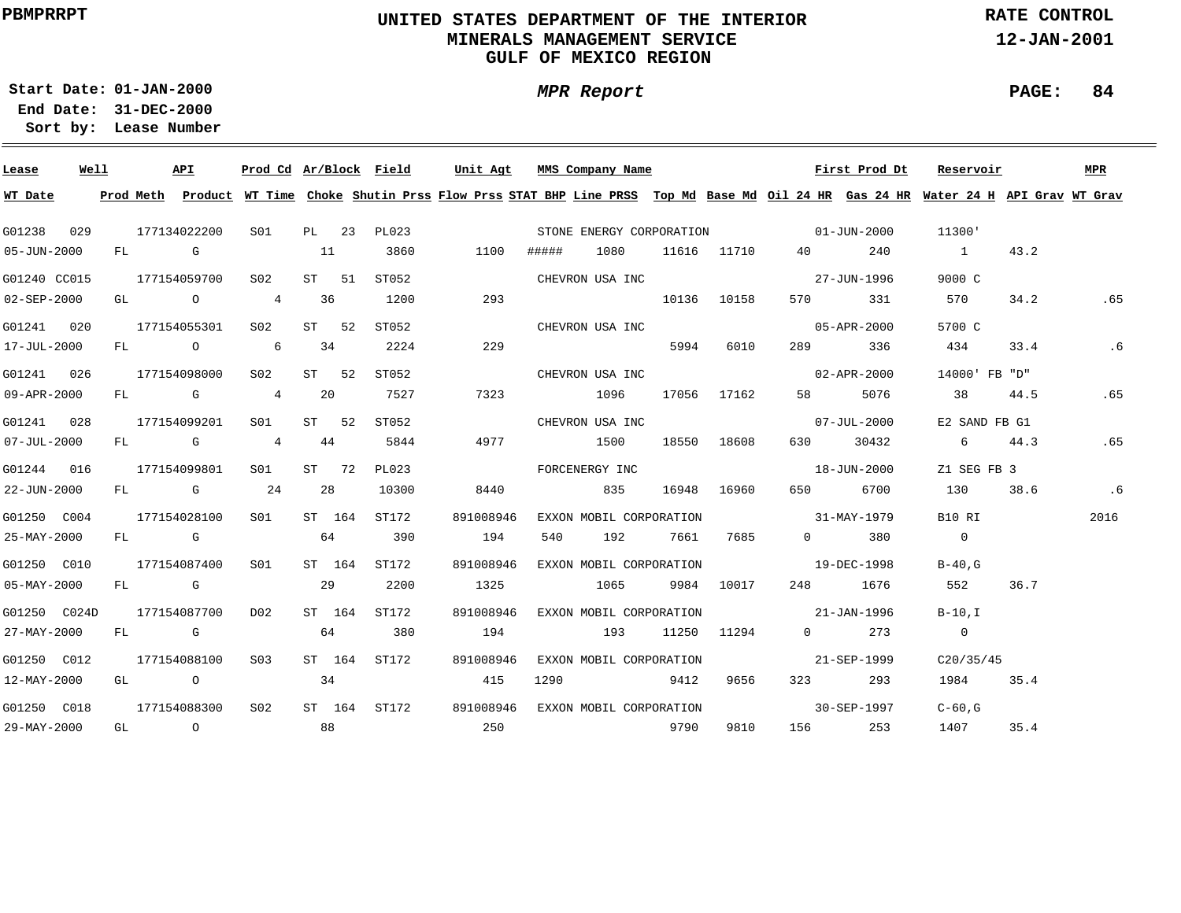**PBMPRRPT**

# UNITED STATES DEPARTMENT OF THE INTERIOR
## MINERALS MANAGEMENT SERVICE
## GULF OF MEXICO REGION

**RATE CONTROL**
**12-JAN-2001**

**Start Date:** 01-JAN-2000
**End Date:** 31-DEC-2000
**Sort by:** Lease Number

***MPR Report***

| Lease | Well | API | Prod Cd | Ar/Block | Field | Unit Agt | MMS Company Name | First Prod Dt | Reservoir | MPR |
|---|---|---|---|---|---|---|---|---|---|---|
| **WT Date** | **Prod Meth** | **Product** | **WT Time** | **Choke** | **Shutin Prss** | **Flow Prss** | **STAT BHP** | **Line PRSS** | **Top Md** | **Base Md** | **Oil 24 HR** | **Gas 24 HR** | **Water 24 H** | **API Grav** | **WT Grav** |

| Lease / WT Date | Well / Prod Meth | API / Product | Prod Cd / WT Time | Ar/Block / Choke | Field / Shutin Prss | Unit Agt / Flow Prss | MMS Company Name / STAT BHP | Line PRSS | Top Md | Base Md | Oil 24 HR | First Prod Dt / Gas 24 HR | Reservoir / Water 24 H | API Grav | MPR / WT Grav |
|---|---|---|---|---|---|---|---|---|---|---|---|---|---|---|---|
| G01238 | 029 | 177134022200 | S01 | PL 23 | PL023 | | STONE ENERGY CORPORATION | | | | | 01-JUN-2000 | 11300' | | |
| 05-JUN-2000 | FL | G | | 11 | 3860 | 1100 | ##### | 1080 | 11616 | 11710 | 40 | 240 | 1 | 43.2 | |
| G01240 | CC015 | 177154059700 | S02 | ST 51 | ST052 | | CHEVRON USA INC | | | | | 27-JUN-1996 | 9000 C | | |
| 02-SEP-2000 | GL | O | 4 | 36 | 1200 | 293 | | | 10136 | 10158 | 570 | 331 | 570 | 34.2 | .65 |
| G01241 | 020 | 177154055301 | S02 | ST 52 | ST052 | | CHEVRON USA INC | | | | | 05-APR-2000 | 5700 C | | |
| 17-JUL-2000 | FL | O | 6 | 34 | 2224 | 229 | | | 5994 | 6010 | 289 | 336 | 434 | 33.4 | .6 |
| G01241 | 026 | 177154098000 | S02 | ST 52 | ST052 | | CHEVRON USA INC | | | | | 02-APR-2000 | 14000' FB "D" | | |
| 09-APR-2000 | FL | G | 4 | 20 | 7527 | 7323 | | 1096 | 17056 | 17162 | 58 | 5076 | 38 | 44.5 | .65 |
| G01241 | 028 | 177154099201 | S01 | ST 52 | ST052 | | CHEVRON USA INC | | | | | 07-JUL-2000 | E2 SAND FB G1 | | |
| 07-JUL-2000 | FL | G | 4 | 44 | 5844 | 4977 | | 1500 | 18550 | 18608 | 630 | 30432 | 6 | 44.3 | .65 |
| G01244 | 016 | 177154099801 | S01 | ST 72 | PL023 | | FORCENERGY INC | | | | | 18-JUN-2000 | Z1 SEG FB 3 | | |
| 22-JUN-2000 | FL | G | 24 | 28 | 10300 | 8440 | | 835 | 16948 | 16960 | 650 | 6700 | 130 | 38.6 | .6 |
| G01250 | C004 | 177154028100 | S01 | ST 164 | ST172 | 891008946 | EXXON MOBIL CORPORATION | | | | | 31-MAY-1979 | B10 RI | | 2016 |
| 25-MAY-2000 | FL | G | | 64 | 390 | 194 | 540 | 192 | 7661 | 7685 | 0 | 380 | 0 | | |
| G01250 | C010 | 177154087400 | S01 | ST 164 | ST172 | 891008946 | EXXON MOBIL CORPORATION | | | | | 19-DEC-1998 | B-40,G | | |
| 05-MAY-2000 | FL | G | | 29 | 2200 | 1325 | | 1065 | 9984 | 10017 | 248 | 1676 | 552 | 36.7 | |
| G01250 | C024D | 177154087700 | D02 | ST 164 | ST172 | 891008946 | EXXON MOBIL CORPORATION | | | | | 21-JAN-1996 | B-10,I | | |
| 27-MAY-2000 | FL | G | | 64 | 380 | 194 | | 193 | 11250 | 11294 | 0 | 273 | 0 | | |
| G01250 | C012 | 177154088100 | S03 | ST 164 | ST172 | 891008946 | EXXON MOBIL CORPORATION | | | | | 21-SEP-1999 | C20/35/45 | | |
| 12-MAY-2000 | GL | O | | 34 | | 415 | 1290 | | 9412 | 9656 | 323 | 293 | 1984 | 35.4 | |
| G01250 | C018 | 177154088300 | S02 | ST 164 | ST172 | 891008946 | EXXON MOBIL CORPORATION | | | | | 30-SEP-1997 | C-60,G | | |
| 29-MAY-2000 | GL | O | | 88 | | 250 | | | 9790 | 9810 | 156 | 253 | 1407 | 35.4 | |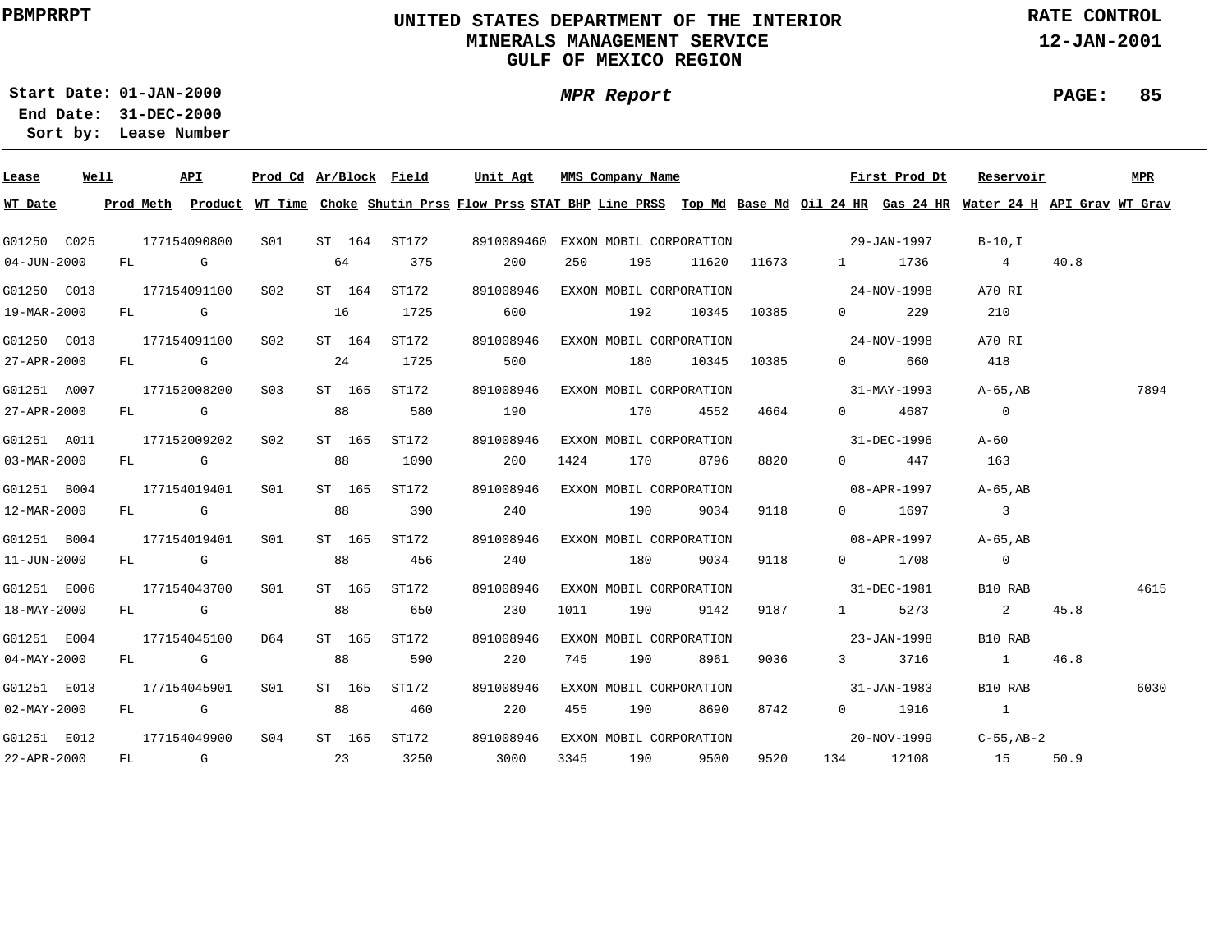PBMPRRPT

# UNITED STATES DEPARTMENT OF THE INTERIOR
## MINERALS MANAGEMENT SERVICE
## GULF OF MEXICO REGION

RATE CONTROL
12-JAN-2001

**Start Date:** 01-JAN-2000
**End Date:** 31-DEC-2000
**Sort by:** Lease Number

*MPR Report*

| Lease | Well | API | Prod Cd | Ar/Block | Field | Unit Agt | MMS Company Name | First Prod Dt | Reservoir | MPR |
|---|---|---|---|---|---|---|---|---|---|---|
| **WT Date** | **Prod Meth** | **Product** | **WT Time** | **Choke** | **Shutin Prss** | **Flow Prss** | **STAT BHP** | **Line PRSS** | **Top Md** | **Base Md** | **Oil 24 HR** | **Gas 24 HR** | **Water 24 H** | **API Grav** | **WT Grav** |

| Lease / WT Date | Well / Prod Meth | API / Product | Prod Cd / WT Time | Ar/Block / Choke | Field / Shutin Prss | Unit Agt / Flow Prss | STAT BHP | MMS Company Name / Line PRSS | Top Md | Base Md | Oil 24 HR | First Prod Dt / Gas 24 HR | Reservoir / Water 24 H | API Grav | MPR / WT Grav |
|---|---|---|---|---|---|---|---|---|---|---|---|---|---|---|---|
| G01250 | C025 | 177154090800 | S01 | ST 164 | ST172 | 8910089460 | | EXXON MOBIL CORPORATION | | | | 29-JAN-1997 | B-10,I | | |
| 04-JUN-2000 | FL | G | | 64 | 375 | 200 | 250 | 195 | 11620 | 11673 | 1 | 1736 | 4 | 40.8 | |
| G01250 | C013 | 177154091100 | S02 | ST 164 | ST172 | 891008946 | | EXXON MOBIL CORPORATION | | | | 24-NOV-1998 | A70 RI | | |
| 19-MAR-2000 | FL | G | | 16 | 1725 | 600 | | 192 | 10345 | 10385 | 0 | 229 | 210 | | |
| G01250 | C013 | 177154091100 | S02 | ST 164 | ST172 | 891008946 | | EXXON MOBIL CORPORATION | | | | 24-NOV-1998 | A70 RI | | |
| 27-APR-2000 | FL | G | | 24 | 1725 | 500 | | 180 | 10345 | 10385 | 0 | 660 | 418 | | |
| G01251 | A007 | 177152008200 | S03 | ST 165 | ST172 | 891008946 | | EXXON MOBIL CORPORATION | | | | 31-MAY-1993 | A-65,AB | | 7894 |
| 27-APR-2000 | FL | G | | 88 | 580 | 190 | | 170 | 4552 | 4664 | 0 | 4687 | 0 | | |
| G01251 | A011 | 177152009202 | S02 | ST 165 | ST172 | 891008946 | | EXXON MOBIL CORPORATION | | | | 31-DEC-1996 | A-60 | | |
| 03-MAR-2000 | FL | G | | 88 | 1090 | 200 | 1424 | 170 | 8796 | 8820 | 0 | 447 | 163 | | |
| G01251 | B004 | 177154019401 | S01 | ST 165 | ST172 | 891008946 | | EXXON MOBIL CORPORATION | | | | 08-APR-1997 | A-65,AB | | |
| 12-MAR-2000 | FL | G | | 88 | 390 | 240 | | 190 | 9034 | 9118 | 0 | 1697 | 3 | | |
| G01251 | B004 | 177154019401 | S01 | ST 165 | ST172 | 891008946 | | EXXON MOBIL CORPORATION | | | | 08-APR-1997 | A-65,AB | | |
| 11-JUN-2000 | FL | G | | 88 | 456 | 240 | | 180 | 9034 | 9118 | 0 | 1708 | 0 | | |
| G01251 | E006 | 177154043700 | S01 | ST 165 | ST172 | 891008946 | | EXXON MOBIL CORPORATION | | | | 31-DEC-1981 | B10 RAB | | 4615 |
| 18-MAY-2000 | FL | G | | 88 | 650 | 230 | 1011 | 190 | 9142 | 9187 | 1 | 5273 | 2 | 45.8 | |
| G01251 | E004 | 177154045100 | D64 | ST 165 | ST172 | 891008946 | | EXXON MOBIL CORPORATION | | | | 23-JAN-1998 | B10 RAB | | |
| 04-MAY-2000 | FL | G | | 88 | 590 | 220 | 745 | 190 | 8961 | 9036 | 3 | 3716 | 1 | 46.8 | |
| G01251 | E013 | 177154045901 | S01 | ST 165 | ST172 | 891008946 | | EXXON MOBIL CORPORATION | | | | 31-JAN-1983 | B10 RAB | | 6030 |
| 02-MAY-2000 | FL | G | | 88 | 460 | 220 | 455 | 190 | 8690 | 8742 | 0 | 1916 | 1 | | |
| G01251 | E012 | 177154049900 | S04 | ST 165 | ST172 | 891008946 | | EXXON MOBIL CORPORATION | | | | 20-NOV-1999 | C-55,AB-2 | | |
| 22-APR-2000 | FL | G | | 23 | 3250 | 3000 | 3345 | 190 | 9500 | 9520 | 134 | 12108 | 15 | 50.9 | |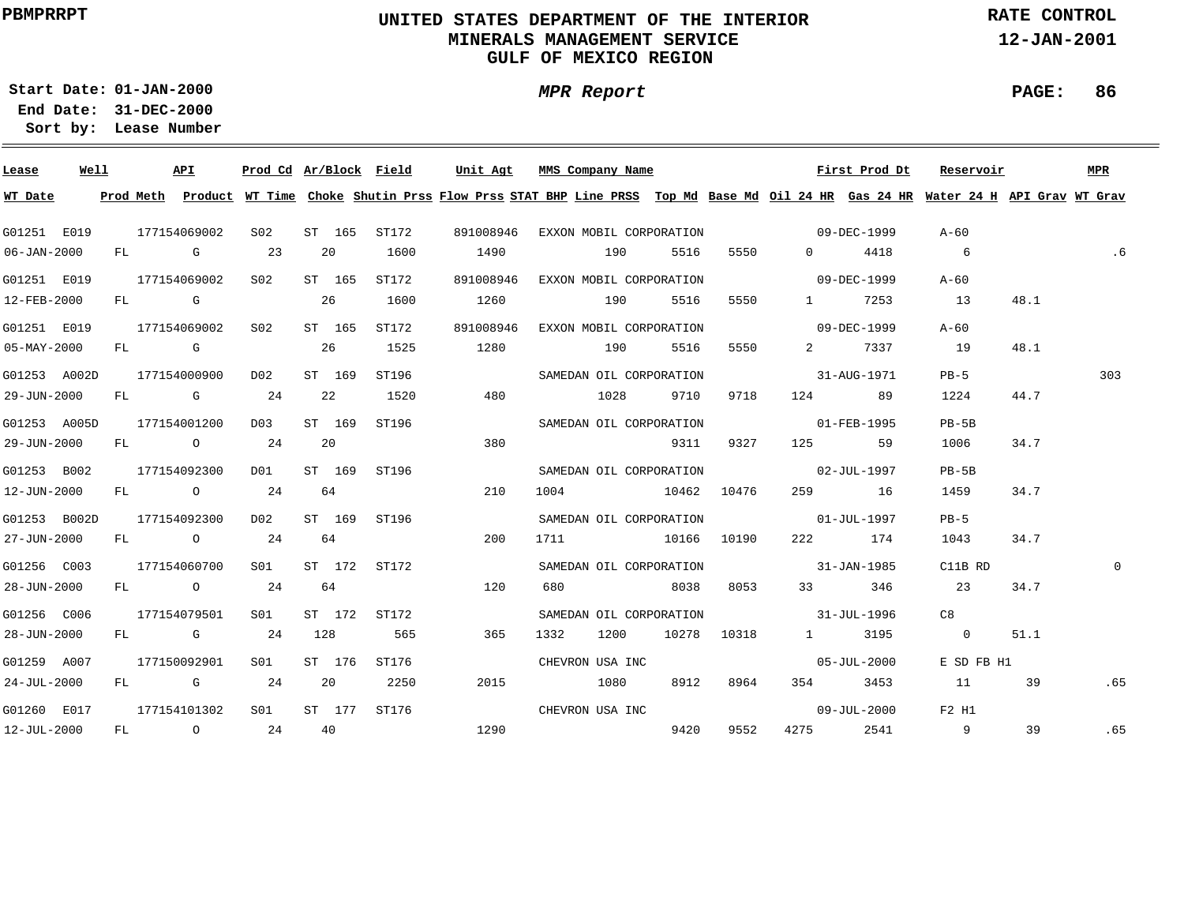PBMPRRPT

# UNITED STATES DEPARTMENT OF THE INTERIOR
## MINERALS MANAGEMENT SERVICE
## GULF OF MEXICO REGION

RATE CONTROL
12-JAN-2001

**Start Date:** 01-JAN-2000
**End Date:** 31-DEC-2000
**Sort by:** Lease Number

*MPR Report*

| Lease | Well | API | Prod Cd | Ar/Block | Field | Unit Agt | MMS Company Name | | | First Prod Dt | | Reservoir | | MPR |
|---|---|---|---|---|---|---|---|---|---|---|---|---|---|---|
| **WT Date** | **Prod Meth** | **Product** | **WT Time** | **Choke** | **Shutin Prss** | **Flow Prss** | **STAT BHP** | **Line PRSS** | **Top Md** | **Base Md** | **Oil 24 HR** | **Gas 24 HR** | **Water 24 H** | **API Grav** | **WT Grav** |
| G01251 | E019 | 177154069002 | S02 | ST 165 | ST172 | 891008946 | EXXON MOBIL CORPORATION | | | 09-DEC-1999 | | A-60 | | |
| 06-JAN-2000 | FL | G | 23 | 20 | 1600 | 1490 | | 190 | 5516 | 5550 | 0 | 4418 | 6 | | .6 |
| G01251 | E019 | 177154069002 | S02 | ST 165 | ST172 | 891008946 | EXXON MOBIL CORPORATION | | | 09-DEC-1999 | | A-60 | | |
| 12-FEB-2000 | FL | G | | 26 | 1600 | 1260 | | 190 | 5516 | 5550 | 1 | 7253 | 13 | 48.1 | |
| G01251 | E019 | 177154069002 | S02 | ST 165 | ST172 | 891008946 | EXXON MOBIL CORPORATION | | | 09-DEC-1999 | | A-60 | | |
| 05-MAY-2000 | FL | G | | 26 | 1525 | 1280 | | 190 | 5516 | 5550 | 2 | 7337 | 19 | 48.1 | |
| G01253 | A002D | 177154000900 | D02 | ST 169 | ST196 | | SAMEDAN OIL CORPORATION | | | 31-AUG-1971 | | PB-5 | | 303 |
| 29-JUN-2000 | FL | G | 24 | 22 | 1520 | 480 | | 1028 | 9710 | 9718 | 124 | 89 | 1224 | 44.7 | |
| G01253 | A005D | 177154001200 | D03 | ST 169 | ST196 | | SAMEDAN OIL CORPORATION | | | 01-FEB-1995 | | PB-5B | | |
| 29-JUN-2000 | FL | O | 24 | 20 | | 380 | | | 9311 | 9327 | 125 | 59 | 1006 | 34.7 | |
| G01253 | B002 | 177154092300 | D01 | ST 169 | ST196 | | SAMEDAN OIL CORPORATION | | | 02-JUL-1997 | | PB-5B | | |
| 12-JUN-2000 | FL | O | 24 | 64 | | 210 | 1004 | | 10462 | 10476 | 259 | 16 | 1459 | 34.7 | |
| G01253 | B002D | 177154092300 | D02 | ST 169 | ST196 | | SAMEDAN OIL CORPORATION | | | 01-JUL-1997 | | PB-5 | | |
| 27-JUN-2000 | FL | O | 24 | 64 | | 200 | 1711 | | 10166 | 10190 | 222 | 174 | 1043 | 34.7 | |
| G01256 | C003 | 177154060700 | S01 | ST 172 | ST172 | | SAMEDAN OIL CORPORATION | | | 31-JAN-1985 | | C11B RD | | 0 |
| 28-JUN-2000 | FL | O | 24 | 64 | | 120 | 680 | | 8038 | 8053 | 33 | 346 | 23 | 34.7 | |
| G01256 | C006 | 177154079501 | S01 | ST 172 | ST172 | | SAMEDAN OIL CORPORATION | | | 31-JUL-1996 | | C8 | | |
| 28-JUN-2000 | FL | G | 24 | 128 | 565 | 365 | 1332 | 1200 | 10278 | 10318 | 1 | 3195 | 0 | 51.1 | |
| G01259 | A007 | 177150092901 | S01 | ST 176 | ST176 | | CHEVRON USA INC | | | 05-JUL-2000 | | E SD FB H1 | | |
| 24-JUL-2000 | FL | G | 24 | 20 | 2250 | 2015 | | 1080 | 8912 | 8964 | 354 | 3453 | 11 | 39 | .65 |
| G01260 | E017 | 177154101302 | S01 | ST 177 | ST176 | | CHEVRON USA INC | | | 09-JUL-2000 | | F2 H1 | | |
| 12-JUL-2000 | FL | O | 24 | 40 | | 1290 | | | 9420 | 9552 | 4275 | 2541 | 9 | 39 | .65 |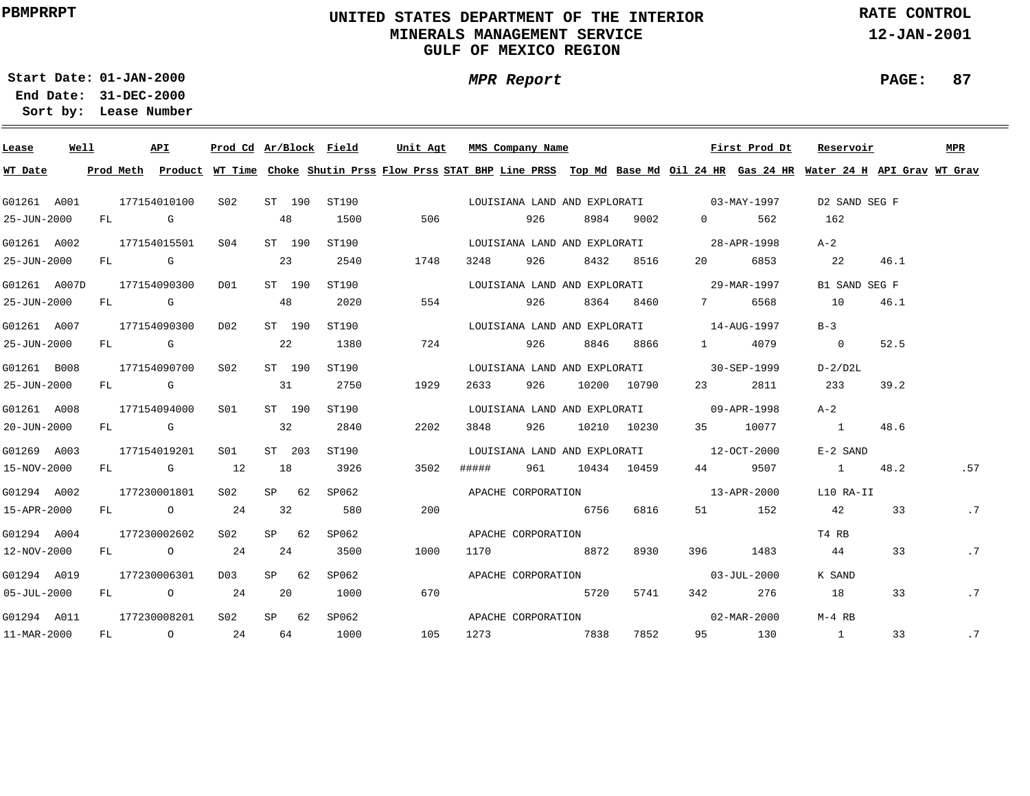PBMPRRPT

# UNITED STATES DEPARTMENT OF THE INTERIOR
## MINERALS MANAGEMENT SERVICE
## GULF OF MEXICO REGION

RATE CONTROL
12-JAN-2001

Start Date: 01-JAN-2000
End Date: 31-DEC-2000
Sort by: Lease Number

*MPR Report*

| Lease | Well | API | Prod Cd | Ar/Block | Field | Unit Agt | MMS Company Name | | | | First Prod Dt | | Reservoir | | MPR |
|---|---|---|---|---|---|---|---|---|---|---|---|---|---|---|---|
| WT Date | Prod Meth | Product | WT Time | Choke | Shutin Prss | Flow Prss | STAT BHP | Line PRSS | Top Md | Base Md | Oil 24 HR | Gas 24 HR | Water 24 H | API Grav | WT Grav |
| G01261 | A001 | 177154010100 | S02 | ST 190 | ST190 | | LOUISIANA LAND AND EXPLORATI | | | | 03-MAY-1997 | | D2 SAND SEG F | | |
| 25-JUN-2000 | FL | G | | 48 | 1500 | 506 | | 926 | 8984 | 9002 | 0 | 562 | 162 | | |
| G01261 | A002 | 177154015501 | S04 | ST 190 | ST190 | | LOUISIANA LAND AND EXPLORATI | | | | 28-APR-1998 | | A-2 | | |
| 25-JUN-2000 | FL | G | | 23 | 2540 | 1748 | 3248 | 926 | 8432 | 8516 | 20 | 6853 | 22 | 46.1 | |
| G01261 | A007D | 177154090300 | D01 | ST 190 | ST190 | | LOUISIANA LAND AND EXPLORATI | | | | 29-MAR-1997 | | B1 SAND SEG F | | |
| 25-JUN-2000 | FL | G | | 48 | 2020 | 554 | | 926 | 8364 | 8460 | 7 | 6568 | 10 | 46.1 | |
| G01261 | A007 | 177154090300 | D02 | ST 190 | ST190 | | LOUISIANA LAND AND EXPLORATI | | | | 14-AUG-1997 | | B-3 | | |
| 25-JUN-2000 | FL | G | | 22 | 1380 | 724 | | 926 | 8846 | 8866 | 1 | 4079 | 0 | 52.5 | |
| G01261 | B008 | 177154090700 | S02 | ST 190 | ST190 | | LOUISIANA LAND AND EXPLORATI | | | | 30-SEP-1999 | | D-2/D2L | | |
| 25-JUN-2000 | FL | G | | 31 | 2750 | 1929 | 2633 | 926 | 10200 | 10790 | 23 | 2811 | 233 | 39.2 | |
| G01261 | A008 | 177154094000 | S01 | ST 190 | ST190 | | LOUISIANA LAND AND EXPLORATI | | | | 09-APR-1998 | | A-2 | | |
| 20-JUN-2000 | FL | G | | 32 | 2840 | 2202 | 3848 | 926 | 10210 | 10230 | 35 | 10077 | 1 | 48.6 | |
| G01269 | A003 | 177154019201 | S01 | ST 203 | ST190 | | LOUISIANA LAND AND EXPLORATI | | | | 12-OCT-2000 | | E-2 SAND | | |
| 15-NOV-2000 | FL | G | 12 | 18 | 3926 | 3502 | ##### | 961 | 10434 | 10459 | 44 | 9507 | 1 | 48.2 | .57 |
| G01294 | A002 | 177230001801 | S02 | SP 62 | SP062 | | APACHE CORPORATION | | | | 13-APR-2000 | | L10 RA-II | | |
| 15-APR-2000 | FL | O | 24 | 32 | 580 | 200 | | | 6756 | 6816 | 51 | 152 | 42 | 33 | .7 |
| G01294 | A004 | 177230002602 | S02 | SP 62 | SP062 | | APACHE CORPORATION | | | | | | T4 RB | | |
| 12-NOV-2000 | FL | O | 24 | 24 | 3500 | 1000 | 1170 | | 8872 | 8930 | 396 | 1483 | 44 | 33 | .7 |
| G01294 | A019 | 177230006301 | D03 | SP 62 | SP062 | | APACHE CORPORATION | | | | 03-JUL-2000 | | K SAND | | |
| 05-JUL-2000 | FL | O | 24 | 20 | 1000 | 670 | | | 5720 | 5741 | 342 | 276 | 18 | 33 | .7 |
| G01294 | A011 | 177230008201 | S02 | SP 62 | SP062 | | APACHE CORPORATION | | | | 02-MAR-2000 | | M-4 RB | | |
| 11-MAR-2000 | FL | O | 24 | 64 | 1000 | 105 | 1273 | | 7838 | 7852 | 95 | 130 | 1 | 33 | .7 |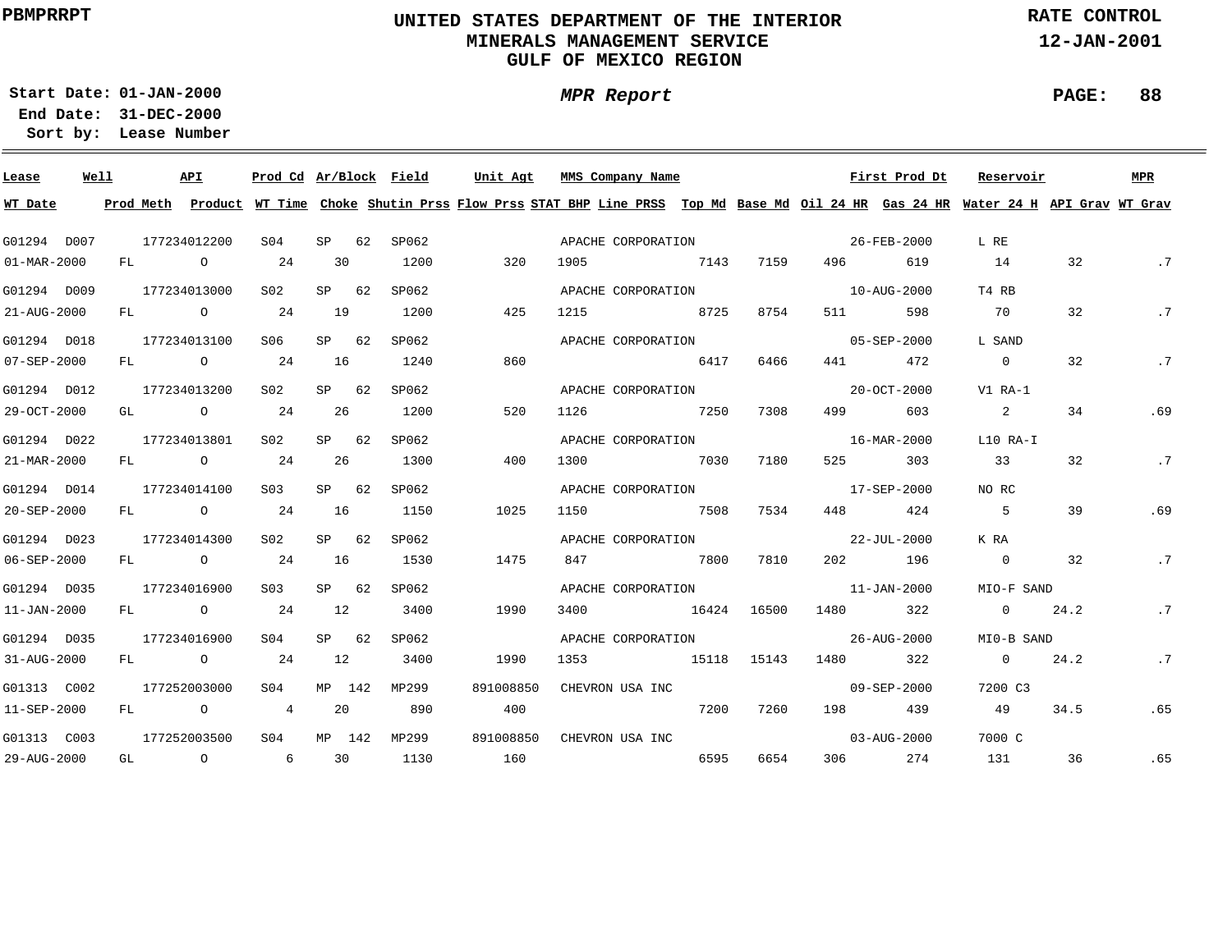PBMPRRPT

# UNITED STATES DEPARTMENT OF THE INTERIOR
## MINERALS MANAGEMENT SERVICE
## GULF OF MEXICO REGION

RATE CONTROL
12-JAN-2001

**Start Date:** 01-JAN-2000
**End Date:** 31-DEC-2000
**Sort by:** Lease Number

*MPR Report*

| Lease | Well | API | Prod Cd | Ar/Block | Field | Unit Agt | MMS Company Name | | | | First Prod Dt | | Reservoir | | MPR |
|---|---|---|---|---|---|---|---|---|---|---|---|---|---|---|---|
| **WT Date** | **Prod Meth** | **Product** | **WT Time** | **Choke** | **Shutin Prss** | **Flow Prss** | **STAT BHP** | **Line PRSS** | **Top Md** | **Base Md** | **Oil 24 HR** | **Gas 24 HR** | **Water 24 H** | **API Grav** | **WT Grav** |
| G01294 | D007 | 177234012200 | S04 | SP 62 | SP062 | | APACHE CORPORATION | | | | 26-FEB-2000 | | L RE | | |
| 01-MAR-2000 | FL | O | 24 | 30 | 1200 | 320 | 1905 | | 7143 | 7159 | 496 | 619 | 14 | 32 | .7 |
| G01294 | D009 | 177234013000 | S02 | SP 62 | SP062 | | APACHE CORPORATION | | | | 10-AUG-2000 | | T4 RB | | |
| 21-AUG-2000 | FL | O | 24 | 19 | 1200 | 425 | 1215 | | 8725 | 8754 | 511 | 598 | 70 | 32 | .7 |
| G01294 | D018 | 177234013100 | S06 | SP 62 | SP062 | | APACHE CORPORATION | | | | 05-SEP-2000 | | L SAND | | |
| 07-SEP-2000 | FL | O | 24 | 16 | 1240 | 860 | | | 6417 | 6466 | 441 | 472 | 0 | 32 | .7 |
| G01294 | D012 | 177234013200 | S02 | SP 62 | SP062 | | APACHE CORPORATION | | | | 20-OCT-2000 | | V1 RA-1 | | |
| 29-OCT-2000 | GL | O | 24 | 26 | 1200 | 520 | 1126 | | 7250 | 7308 | 499 | 603 | 2 | 34 | .69 |
| G01294 | D022 | 177234013801 | S02 | SP 62 | SP062 | | APACHE CORPORATION | | | | 16-MAR-2000 | | L10 RA-I | | |
| 21-MAR-2000 | FL | O | 24 | 26 | 1300 | 400 | 1300 | | 7030 | 7180 | 525 | 303 | 33 | 32 | .7 |
| G01294 | D014 | 177234014100 | S03 | SP 62 | SP062 | | APACHE CORPORATION | | | | 17-SEP-2000 | | NO RC | | |
| 20-SEP-2000 | FL | O | 24 | 16 | 1150 | 1025 | 1150 | | 7508 | 7534 | 448 | 424 | 5 | 39 | .69 |
| G01294 | D023 | 177234014300 | S02 | SP 62 | SP062 | | APACHE CORPORATION | | | | 22-JUL-2000 | | K RA | | |
| 06-SEP-2000 | FL | O | 24 | 16 | 1530 | 1475 | 847 | | 7800 | 7810 | 202 | 196 | 0 | 32 | .7 |
| G01294 | D035 | 177234016900 | S03 | SP 62 | SP062 | | APACHE CORPORATION | | | | 11-JAN-2000 | | MIO-F SAND | | |
| 11-JAN-2000 | FL | O | 24 | 12 | 3400 | 1990 | 3400 | | 16424 | 16500 | 1480 | 322 | 0 | 24.2 | .7 |
| G01294 | D035 | 177234016900 | S04 | SP 62 | SP062 | | APACHE CORPORATION | | | | 26-AUG-2000 | | MI0-B SAND | | |
| 31-AUG-2000 | FL | O | 24 | 12 | 3400 | 1990 | 1353 | | 15118 | 15143 | 1480 | 322 | 0 | 24.2 | .7 |
| G01313 | C002 | 177252003000 | S04 | MP 142 | MP299 | 891008850 | CHEVRON USA INC | | | | 09-SEP-2000 | | 7200 C3 | | |
| 11-SEP-2000 | FL | O | 4 | 20 | 890 | 400 | | | 7200 | 7260 | 198 | 439 | 49 | 34.5 | .65 |
| G01313 | C003 | 177252003500 | S04 | MP 142 | MP299 | 891008850 | CHEVRON USA INC | | | | 03-AUG-2000 | | 7000 C | | |
| 29-AUG-2000 | GL | O | 6 | 30 | 1130 | 160 | | | 6595 | 6654 | 306 | 274 | 131 | 36 | .65 |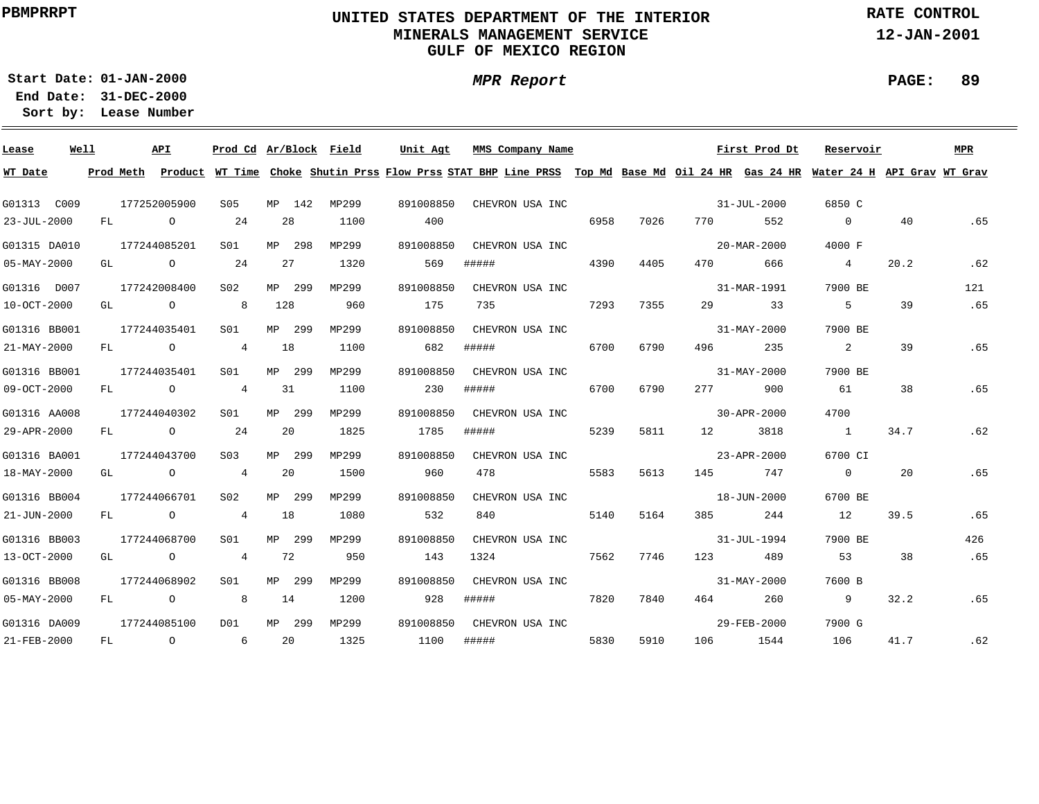PBMPRRPT

# UNITED STATES DEPARTMENT OF THE INTERIOR
## MINERALS MANAGEMENT SERVICE
## GULF OF MEXICO REGION

RATE CONTROL
12-JAN-2001

**Start Date:** 01-JAN-2000
**End Date:** 31-DEC-2000
**Sort by:** Lease Number

*MPR Report*

| Lease | Well | API | Prod Cd | Ar/Block | Field | Unit Agt | MMS Company Name | | | First Prod Dt | | Reservoir | | MPR |
|---|---|---|---|---|---|---|---|---|---|---|---|---|---|---|
| **WT Date** | **Prod Meth** | **Product** | **WT Time** | **Choke** | **Shutin Prss** | **Flow Prss** | **STAT BHP** | **Line PRSS** | **Top Md** | **Base Md** | **Oil 24 HR** | **Gas 24 HR** | **Water 24 H** | **API Grav** | **WT Grav** |
| G01313 | C009 | 177252005900 | S05 | MP 142 | MP299 | 891008850 | CHEVRON USA INC | | | 31-JUL-2000 | | 6850 C | | |
| 23-JUL-2000 | FL | O | 24 | 28 | 1100 | 400 | | | 6958 | 7026 | 770 | 552 | 0 | 40 | .65 |
| G01315 | DA010 | 177244085201 | S01 | MP 298 | MP299 | 891008850 | CHEVRON USA INC | | | 20-MAR-2000 | | 4000 F | | |
| 05-MAY-2000 | GL | O | 24 | 27 | 1320 | 569 | ##### | | 4390 | 4405 | 470 | 666 | 4 | 20.2 | .62 |
| G01316 | D007 | 177242008400 | S02 | MP 299 | MP299 | 891008850 | CHEVRON USA INC | | | 31-MAR-1991 | | 7900 BE | | 121 |
| 10-OCT-2000 | GL | O | 8 | 128 | 960 | 175 | 735 | | 7293 | 7355 | 29 | 33 | 5 | 39 | .65 |
| G01316 | BB001 | 177244035401 | S01 | MP 299 | MP299 | 891008850 | CHEVRON USA INC | | | 31-MAY-2000 | | 7900 BE | | |
| 21-MAY-2000 | FL | O | 4 | 18 | 1100 | 682 | ##### | | 6700 | 6790 | 496 | 235 | 2 | 39 | .65 |
| G01316 | BB001 | 177244035401 | S01 | MP 299 | MP299 | 891008850 | CHEVRON USA INC | | | 31-MAY-2000 | | 7900 BE | | |
| 09-OCT-2000 | FL | O | 4 | 31 | 1100 | 230 | ##### | | 6700 | 6790 | 277 | 900 | 61 | 38 | .65 |
| G01316 | AA008 | 177244040302 | S01 | MP 299 | MP299 | 891008850 | CHEVRON USA INC | | | 30-APR-2000 | | 4700 | | |
| 29-APR-2000 | FL | O | 24 | 20 | 1825 | 1785 | ##### | | 5239 | 5811 | 12 | 3818 | 1 | 34.7 | .62 |
| G01316 | BA001 | 177244043700 | S03 | MP 299 | MP299 | 891008850 | CHEVRON USA INC | | | 23-APR-2000 | | 6700 CI | | |
| 18-MAY-2000 | GL | O | 4 | 20 | 1500 | 960 | 478 | | 5583 | 5613 | 145 | 747 | 0 | 20 | .65 |
| G01316 | BB004 | 177244066701 | S02 | MP 299 | MP299 | 891008850 | CHEVRON USA INC | | | 18-JUN-2000 | | 6700 BE | | |
| 21-JUN-2000 | FL | O | 4 | 18 | 1080 | 532 | 840 | | 5140 | 5164 | 385 | 244 | 12 | 39.5 | .65 |
| G01316 | BB003 | 177244068700 | S01 | MP 299 | MP299 | 891008850 | CHEVRON USA INC | | | 31-JUL-1994 | | 7900 BE | | 426 |
| 13-OCT-2000 | GL | O | 4 | 72 | 950 | 143 | 1324 | | 7562 | 7746 | 123 | 489 | 53 | 38 | .65 |
| G01316 | BB008 | 177244068902 | S01 | MP 299 | MP299 | 891008850 | CHEVRON USA INC | | | 31-MAY-2000 | | 7600 B | | |
| 05-MAY-2000 | FL | O | 8 | 14 | 1200 | 928 | ##### | | 7820 | 7840 | 464 | 260 | 9 | 32.2 | .65 |
| G01316 | DA009 | 177244085100 | D01 | MP 299 | MP299 | 891008850 | CHEVRON USA INC | | | 29-FEB-2000 | | 7900 G | | |
| 21-FEB-2000 | FL | O | 6 | 20 | 1325 | 1100 | ##### | | 5830 | 5910 | 106 | 1544 | 106 | 41.7 | .62 |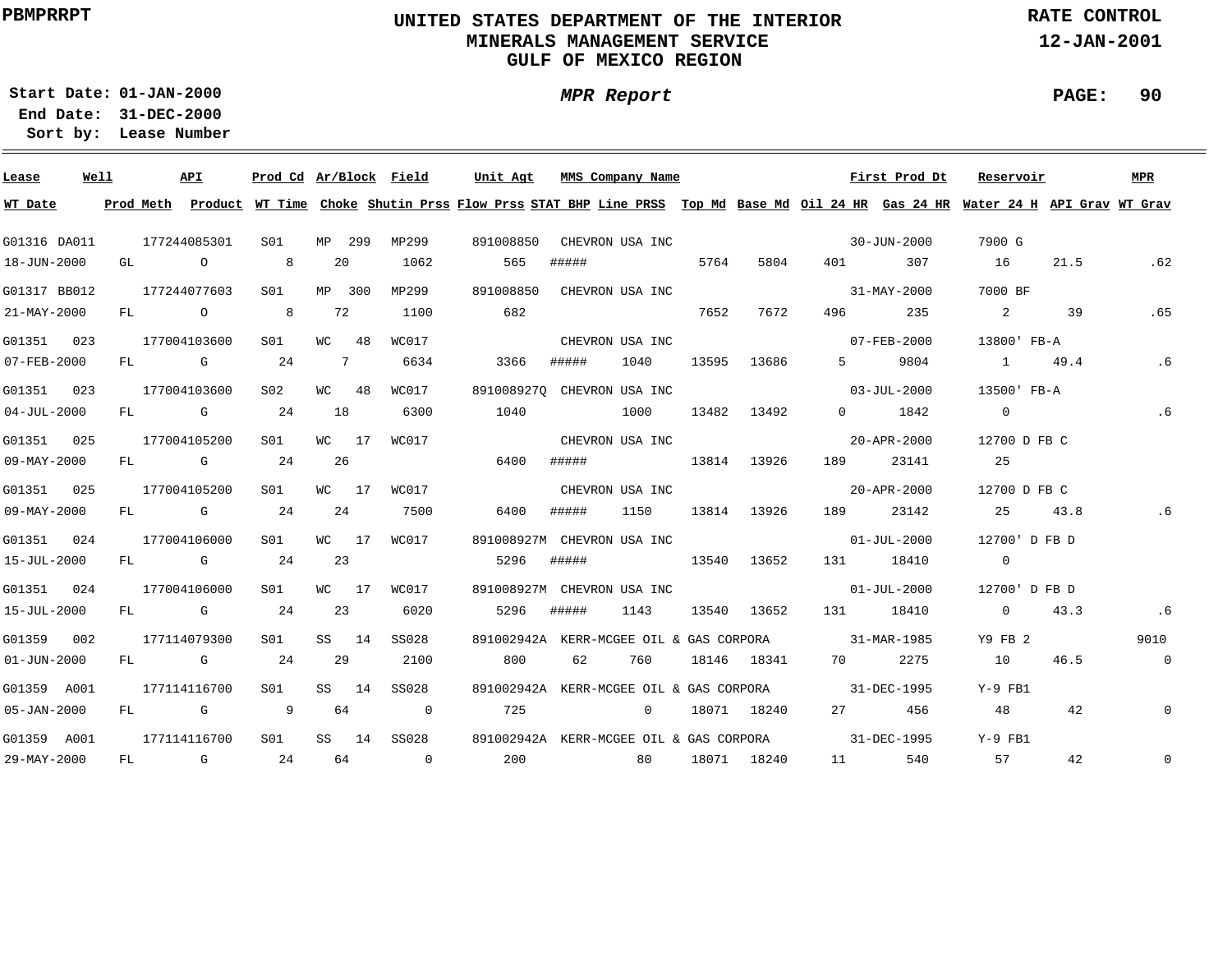PBMPRRPT

# UNITED STATES DEPARTMENT OF THE INTERIOR
## MINERALS MANAGEMENT SERVICE
## GULF OF MEXICO REGION

RATE CONTROL
12-JAN-2001

**Start Date:** 01-JAN-2000
**End Date:** 31-DEC-2000
**Sort by:** Lease Number

***MPR Report***

| Lease | Well | API | Prod Cd | Ar/Block | Field | Unit Agt | MMS Company Name | | | | First Prod Dt | | Reservoir | | MPR |
|---|---|---|---|---|---|---|---|---|---|---|---|---|---|---|---|
| **WT Date** | **Prod Meth** | **Product** | **WT Time** | **Choke** | **Shutin Prss** | **Flow Prss** | **STAT BHP** | **Line PRSS** | **Top Md** | **Base Md** | **Oil 24 HR** | **Gas 24 HR** | **Water 24 H** | **API Grav** | **WT Grav** |
| G01316 | DA011 | 177244085301 | S01 | MP 299 | MP299 | 891008850 | CHEVRON USA INC | | | | 30-JUN-2000 | | 7900 G | | |
| 18-JUN-2000 | GL | O | 8 | 20 | 1062 | 565 | ##### | | 5764 | 5804 | 401 | 307 | 16 | 21.5 | .62 |
| G01317 | BB012 | 177244077603 | S01 | MP 300 | MP299 | 891008850 | CHEVRON USA INC | | | | 31-MAY-2000 | | 7000 BF | | |
| 21-MAY-2000 | FL | O | 8 | 72 | 1100 | 682 | | | 7652 | 7672 | 496 | 235 | 2 | 39 | .65 |
| G01351 | 023 | 177004103600 | S01 | WC 48 | WC017 | | CHEVRON USA INC | | | | 07-FEB-2000 | | 13800' FB-A | | |
| 07-FEB-2000 | FL | G | 24 | 7 | 6634 | 3366 | ##### | 1040 | 13595 | 13686 | 5 | 9804 | 1 | 49.4 | .6 |
| G01351 | 023 | 177004103600 | S02 | WC 48 | WC017 | 891008927Q | CHEVRON USA INC | | | | 03-JUL-2000 | | 13500' FB-A | | |
| 04-JUL-2000 | FL | G | 24 | 18 | 6300 | 1040 | | 1000 | 13482 | 13492 | 0 | 1842 | 0 | | .6 |
| G01351 | 025 | 177004105200 | S01 | WC 17 | WC017 | | CHEVRON USA INC | | | | 20-APR-2000 | | 12700 D FB C | | |
| 09-MAY-2000 | FL | G | 24 | 26 | | 6400 | ##### | | 13814 | 13926 | 189 | 23141 | 25 | | |
| G01351 | 025 | 177004105200 | S01 | WC 17 | WC017 | | CHEVRON USA INC | | | | 20-APR-2000 | | 12700 D FB C | | |
| 09-MAY-2000 | FL | G | 24 | 24 | 7500 | 6400 | ##### | 1150 | 13814 | 13926 | 189 | 23142 | 25 | 43.8 | .6 |
| G01351 | 024 | 177004106000 | S01 | WC 17 | WC017 | 891008927M | CHEVRON USA INC | | | | 01-JUL-2000 | | 12700' D FB D | | |
| 15-JUL-2000 | FL | G | 24 | 23 | | 5296 | ##### | | 13540 | 13652 | 131 | 18410 | 0 | | |
| G01351 | 024 | 177004106000 | S01 | WC 17 | WC017 | 891008927M | CHEVRON USA INC | | | | 01-JUL-2000 | | 12700' D FB D | | |
| 15-JUL-2000 | FL | G | 24 | 23 | 6020 | 5296 | ##### | 1143 | 13540 | 13652 | 131 | 18410 | 0 | 43.3 | .6 |
| G01359 | 002 | 177114079300 | S01 | SS 14 | SS028 | 891002942A | KERR-MCGEE OIL & GAS CORPORA | | | | 31-MAR-1985 | | Y9 FB 2 | | 9010 |
| 01-JUN-2000 | FL | G | 24 | 29 | 2100 | 800 | 62 | 760 | 18146 | 18341 | 70 | 2275 | 10 | 46.5 | 0 |
| G01359 | A001 | 177114116700 | S01 | SS 14 | SS028 | 891002942A | KERR-MCGEE OIL & GAS CORPORA | | | | 31-DEC-1995 | | Y-9 FB1 | | |
| 05-JAN-2000 | FL | G | 9 | 64 | 0 | 725 | | 0 | 18071 | 18240 | 27 | 456 | 48 | 42 | 0 |
| G01359 | A001 | 177114116700 | S01 | SS 14 | SS028 | 891002942A | KERR-MCGEE OIL & GAS CORPORA | | | | 31-DEC-1995 | | Y-9 FB1 | | |
| 29-MAY-2000 | FL | G | 24 | 64 | 0 | 200 | | 80 | 18071 | 18240 | 11 | 540 | 57 | 42 | 0 |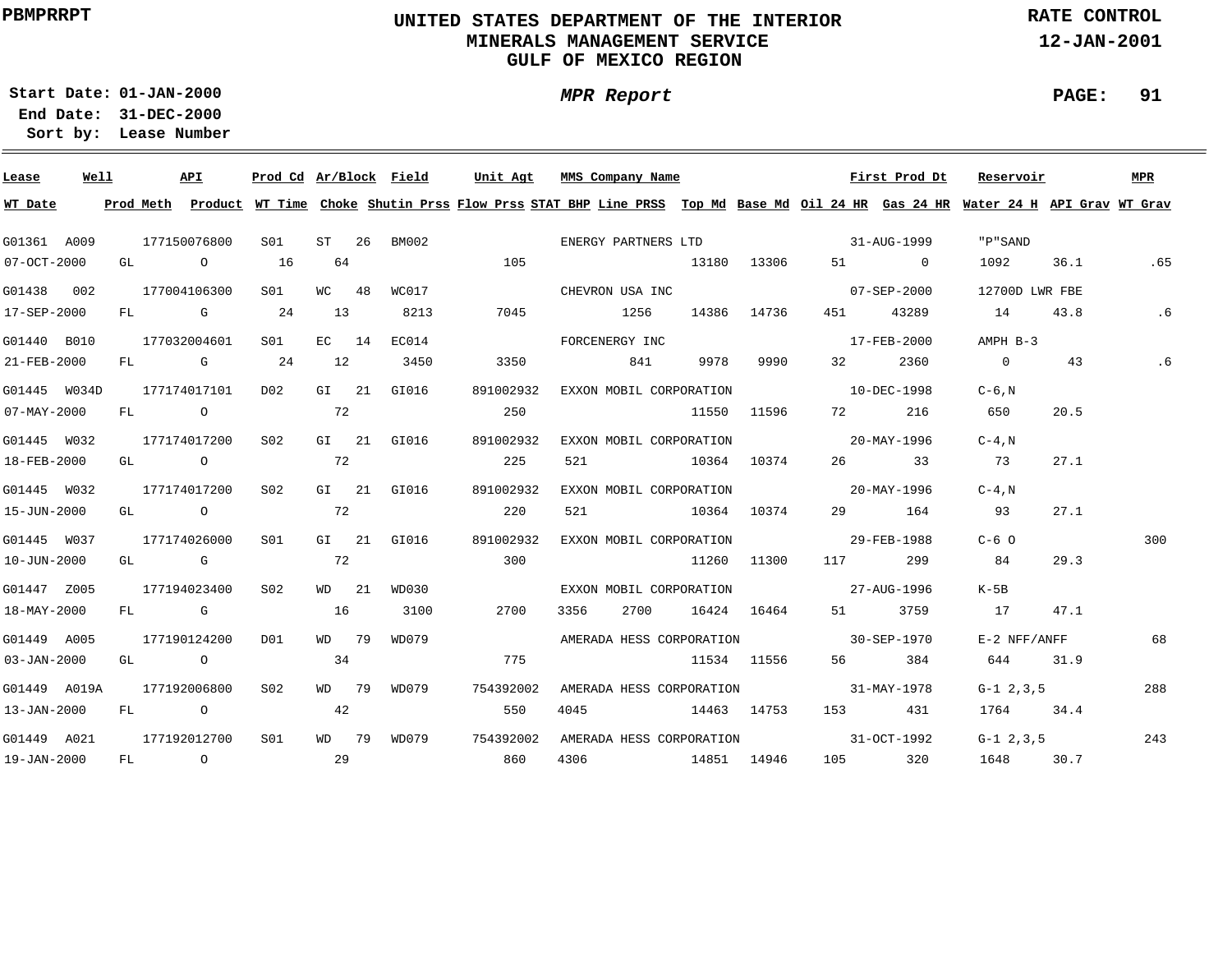PBMPRRPT

# UNITED STATES DEPARTMENT OF THE INTERIOR
## MINERALS MANAGEMENT SERVICE
## GULF OF MEXICO REGION

RATE CONTROL
12-JAN-2001

**Start Date:** 01-JAN-2000
**End Date:** 31-DEC-2000
**Sort by:** Lease Number

*MPR Report*

| Lease | Well | API | Prod Cd | Ar/Block | Field | Unit Agt | MMS Company Name | | | | First Prod Dt | | Reservoir | | MPR |
|---|---|---|---|---|---|---|---|---|---|---|---|---|---|---|---|
| **WT Date** | **Prod Meth** | **Product** | **WT Time** | **Choke** | **Shutin Prss** | **Flow Prss** | **STAT BHP** | **Line PRSS** | **Top Md** | **Base Md** | **Oil 24 HR** | **Gas 24 HR** | **Water 24 H** | **API Grav** | **WT Grav** |
| G01361 | A009 | 177150076800 | S01 | ST 26 | BM002 | | ENERGY PARTNERS LTD | | | | 31-AUG-1999 | | "P"SAND | | |
| 07-OCT-2000 | GL | O | 16 | 64 | | 105 | | | 13180 | 13306 | 51 | 0 | 1092 | 36.1 | .65 |
| G01438 | 002 | 177004106300 | S01 | WC 48 | WC017 | | CHEVRON USA INC | | | | 07-SEP-2000 | | 12700D LWR FBE | | |
| 17-SEP-2000 | FL | G | 24 | 13 | 8213 | 7045 | | 1256 | 14386 | 14736 | 451 | 43289 | 14 | 43.8 | .6 |
| G01440 | B010 | 177032004601 | S01 | EC 14 | EC014 | | FORCENERGY INC | | | | 17-FEB-2000 | | AMPH B-3 | | |
| 21-FEB-2000 | FL | G | 24 | 12 | 3450 | 3350 | | 841 | 9978 | 9990 | 32 | 2360 | 0 | 43 | .6 |
| G01445 | W034D | 177174017101 | D02 | GI 21 | GI016 | 891002932 | EXXON MOBIL CORPORATION | | | | 10-DEC-1998 | | C-6,N | | |
| 07-MAY-2000 | FL | O | | 72 | | 250 | | | 11550 | 11596 | 72 | 216 | 650 | 20.5 | |
| G01445 | W032 | 177174017200 | S02 | GI 21 | GI016 | 891002932 | EXXON MOBIL CORPORATION | | | | 20-MAY-1996 | | C-4,N | | |
| 18-FEB-2000 | GL | O | | 72 | | 225 | 521 | | 10364 | 10374 | 26 | 33 | 73 | 27.1 | |
| G01445 | W032 | 177174017200 | S02 | GI 21 | GI016 | 891002932 | EXXON MOBIL CORPORATION | | | | 20-MAY-1996 | | C-4,N | | |
| 15-JUN-2000 | GL | O | | 72 | | 220 | 521 | | 10364 | 10374 | 29 | 164 | 93 | 27.1 | |
| G01445 | W037 | 177174026000 | S01 | GI 21 | GI016 | 891002932 | EXXON MOBIL CORPORATION | | | | 29-FEB-1988 | | C-6 O | | 300 |
| 10-JUN-2000 | GL | G | | 72 | | 300 | | | 11260 | 11300 | 117 | 299 | 84 | 29.3 | |
| G01447 | Z005 | 177194023400 | S02 | WD 21 | WD030 | | EXXON MOBIL CORPORATION | | | | 27-AUG-1996 | | K-5B | | |
| 18-MAY-2000 | FL | G | | 16 | 3100 | 2700 | 3356 | 2700 | 16424 | 16464 | 51 | 3759 | 17 | 47.1 | |
| G01449 | A005 | 177190124200 | D01 | WD 79 | WD079 | | AMERADA HESS CORPORATION | | | | 30-SEP-1970 | | E-2 NFF/ANFF | | 68 |
| 03-JAN-2000 | GL | O | | 34 | | 775 | | | 11534 | 11556 | 56 | 384 | 644 | 31.9 | |
| G01449 | A019A | 177192006800 | S02 | WD 79 | WD079 | 754392002 | AMERADA HESS CORPORATION | | | | 31-MAY-1978 | | G-1 2,3,5 | | 288 |
| 13-JAN-2000 | FL | O | | 42 | | 550 | 4045 | | 14463 | 14753 | 153 | 431 | 1764 | 34.4 | |
| G01449 | A021 | 177192012700 | S01 | WD 79 | WD079 | 754392002 | AMERADA HESS CORPORATION | | | | 31-OCT-1992 | | G-1 2,3,5 | | 243 |
| 19-JAN-2000 | FL | O | | 29 | | 860 | 4306 | | 14851 | 14946 | 105 | 320 | 1648 | 30.7 | |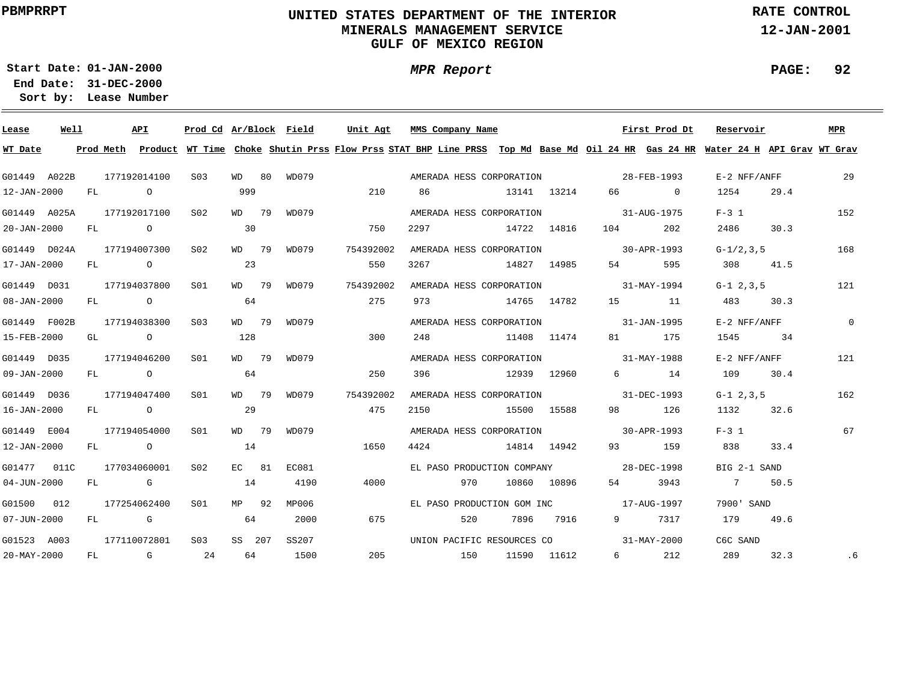**PBMPRRPT**

# UNITED STATES DEPARTMENT OF THE INTERIOR
## MINERALS MANAGEMENT SERVICE
## GULF OF MEXICO REGION

**RATE CONTROL**
**12-JAN-2001**

**Start Date:** 01-JAN-2000
**End Date:** 31-DEC-2000
**Sort by:** Lease Number

***MPR Report***

| Lease | Well | API | Prod Cd | Ar/Block | Field | Unit Agt | MMS Company Name | First Prod Dt | Reservoir | MPR |
|---|---|---|---|---|---|---|---|---|---|---|
| G01449 | A022B | 177192014100 | S03 | WD 80 | WD079 | | AMERADA HESS CORPORATION | 28-FEB-1993 | E-2 NFF/ANFF | 29 |
| G01449 | A025A | 177192017100 | S02 | WD 79 | WD079 | | AMERADA HESS CORPORATION | 31-AUG-1975 | F-3 1 | 152 |
| G01449 | D024A | 177194007300 | S02 | WD 79 | WD079 | 754392002 | AMERADA HESS CORPORATION | 30-APR-1993 | G-1/2,3,5 | 168 |
| G01449 | D031 | 177194037800 | S01 | WD 79 | WD079 | 754392002 | AMERADA HESS CORPORATION | 31-MAY-1994 | G-1 2,3,5 | 121 |
| G01449 | F002B | 177194038300 | S03 | WD 79 | WD079 | | AMERADA HESS CORPORATION | 31-JAN-1995 | E-2 NFF/ANFF | 0 |
| G01449 | D035 | 177194046200 | S01 | WD 79 | WD079 | | AMERADA HESS CORPORATION | 31-MAY-1988 | E-2 NFF/ANFF | 121 |
| G01449 | D036 | 177194047400 | S01 | WD 79 | WD079 | 754392002 | AMERADA HESS CORPORATION | 31-DEC-1993 | G-1 2,3,5 | 162 |
| G01449 | E004 | 177194054000 | S01 | WD 79 | WD079 | | AMERADA HESS CORPORATION | 30-APR-1993 | F-3 1 | 67 |
| G01477 | 011C | 177034060001 | S02 | EC 81 | EC081 | | EL PASO PRODUCTION COMPANY | 28-DEC-1998 | BIG 2-1 SAND | |
| G01500 | 012 | 177254062400 | S01 | MP 92 | MP006 | | EL PASO PRODUCTION GOM INC | 17-AUG-1997 | 7900' SAND | |
| G01523 | A003 | 177110072801 | S03 | SS 207 | SS207 | | UNION PACIFIC RESOURCES CO | 31-MAY-2000 | C6C SAND | |

| Lease / Well | WT Date | Prod Meth | Product | WT Time | Choke | Shutin Prss | Flow Prss | STAT BHP | Line PRSS | Top Md | Base Md | Oil 24 HR | Gas 24 HR | Water 24 H | API Grav | WT Grav |
|---|---|---|---|---|---|---|---|---|---|---|---|---|---|---|---|---|
| G01449 A022B | 12-JAN-2000 | FL | O | | 999 | | 210 | 86 | | 13141 | 13214 | 66 | 0 | 1254 | 29.4 | |
| G01449 A025A | 20-JAN-2000 | FL | O | | 30 | | 750 | 2297 | | 14722 | 14816 | 104 | 202 | 2486 | 30.3 | |
| G01449 D024A | 17-JAN-2000 | FL | O | | 23 | | 550 | 3267 | | 14827 | 14985 | 54 | 595 | 308 | 41.5 | |
| G01449 D031 | 08-JAN-2000 | FL | O | | 64 | | 275 | 973 | | 14765 | 14782 | 15 | 11 | 483 | 30.3 | |
| G01449 F002B | 15-FEB-2000 | GL | O | | 128 | | 300 | 248 | | 11408 | 11474 | 81 | 175 | 1545 | 34 | |
| G01449 D035 | 09-JAN-2000 | FL | O | | 64 | | 250 | 396 | | 12939 | 12960 | 6 | 14 | 109 | 30.4 | |
| G01449 D036 | 16-JAN-2000 | FL | O | | 29 | | 475 | 2150 | | 15500 | 15588 | 98 | 126 | 1132 | 32.6 | |
| G01449 E004 | 12-JAN-2000 | FL | O | | 14 | | 1650 | 4424 | | 14814 | 14942 | 93 | 159 | 838 | 33.4 | |
| G01477 011C | 04-JUN-2000 | FL | G | | 14 | 4190 | 4000 | | 970 | 10860 | 10896 | 54 | 3943 | 7 | 50.5 | |
| G01500 012 | 07-JUN-2000 | FL | G | | 64 | 2000 | 675 | | 520 | 7896 | 7916 | 9 | 7317 | 179 | 49.6 | |
| G01523 A003 | 20-MAY-2000 | FL | G | 24 | 64 | 1500 | 205 | | 150 | 11590 | 11612 | 6 | 212 | 289 | 32.3 | .6 |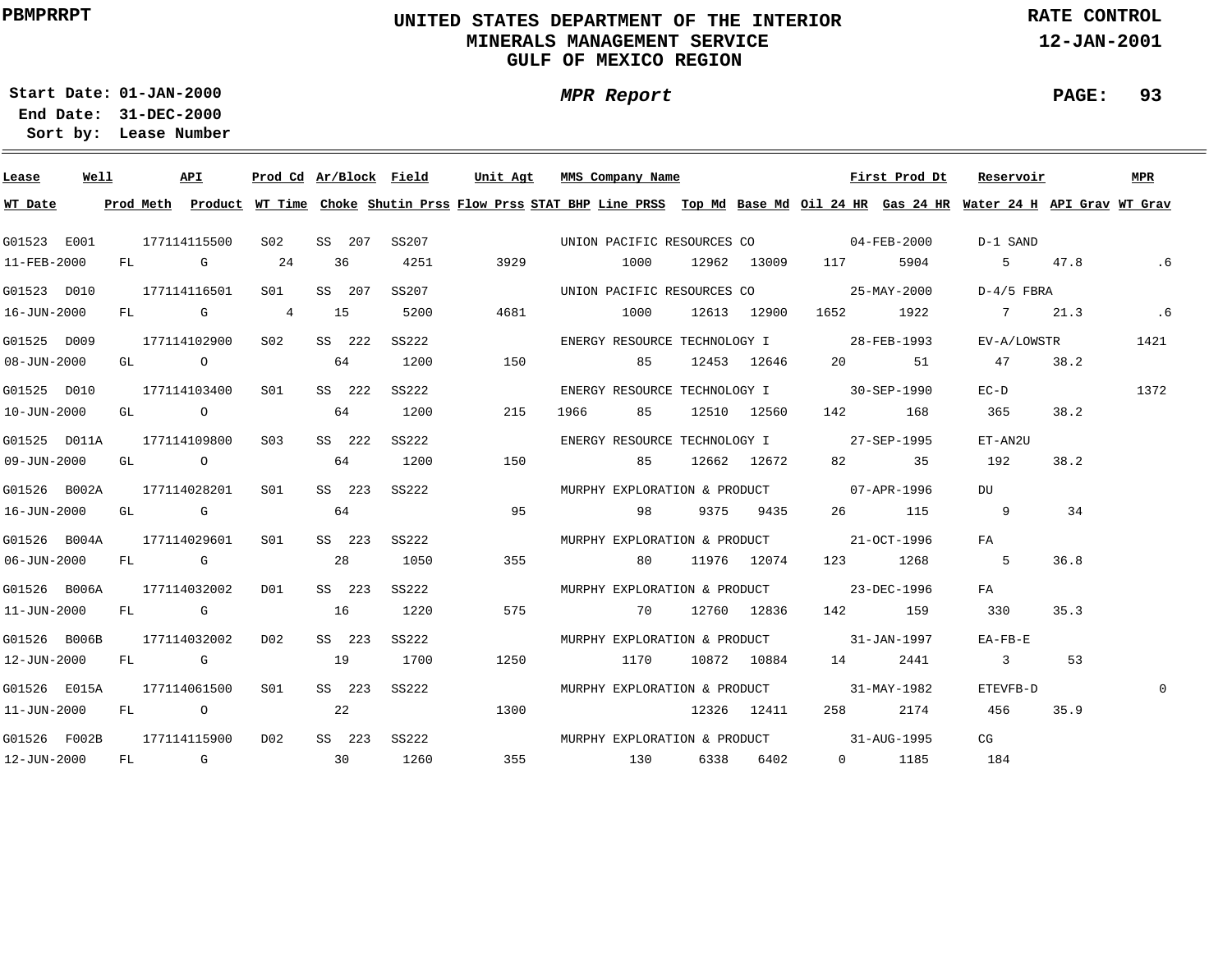**PBMPRRPT**

# UNITED STATES DEPARTMENT OF THE INTERIOR
## MINERALS MANAGEMENT SERVICE
## GULF OF MEXICO REGION

**RATE CONTROL**
**12-JAN-2001**

**Start Date:** 01-JAN-2000
**End Date:** 31-DEC-2000
**Sort by:** Lease Number

***MPR Report***

| Lease | Well | API | Prod Cd | Ar/Block | Field | Unit Agt | MMS Company Name | First Prod Dt | Reservoir | MPR | | | | | |
|---|---|---|---|---|---|---|---|---|---|---|---|---|---|---|---|
| **WT Date** | **Prod Meth** | **Product** | **WT Time** | **Choke** | **Shutin Prss** | **Flow Prss** | **STAT BHP** | **Line PRSS** | **Top Md** | **Base Md** | **Oil 24 HR** | **Gas 24 HR** | **Water 24 H** | **API Grav** | **WT Grav** |
| G01523 | E001 | 177114115500 | S02 | SS 207 | SS207 | | UNION PACIFIC RESOURCES CO | 04-FEB-2000 | D-1 SAND | | | | | | |
| 11-FEB-2000 | FL | G | 24 | 36 | 4251 | 3929 | | 1000 | 12962 | 13009 | 117 | 5904 | 5 | 47.8 | .6 |
| G01523 | D010 | 177114116501 | S01 | SS 207 | SS207 | | UNION PACIFIC RESOURCES CO | 25-MAY-2000 | D-4/5 FBRA | | | | | | |
| 16-JUN-2000 | FL | G | 4 | 15 | 5200 | 4681 | | 1000 | 12613 | 12900 | 1652 | 1922 | 7 | 21.3 | .6 |
| G01525 | D009 | 177114102900 | S02 | SS 222 | SS222 | | ENERGY RESOURCE TECHNOLOGY I | 28-FEB-1993 | EV-A/LOWSTR | 1421 | | | | | |
| 08-JUN-2000 | GL | O | | 64 | 1200 | 150 | | 85 | 12453 | 12646 | 20 | 51 | 47 | 38.2 | |
| G01525 | D010 | 177114103400 | S01 | SS 222 | SS222 | | ENERGY RESOURCE TECHNOLOGY I | 30-SEP-1990 | EC-D | 1372 | | | | | |
| 10-JUN-2000 | GL | O | | 64 | 1200 | 215 | 1966 | 85 | 12510 | 12560 | 142 | 168 | 365 | 38.2 | |
| G01525 | D011A | 177114109800 | S03 | SS 222 | SS222 | | ENERGY RESOURCE TECHNOLOGY I | 27-SEP-1995 | ET-AN2U | | | | | | |
| 09-JUN-2000 | GL | O | | 64 | 1200 | 150 | | 85 | 12662 | 12672 | 82 | 35 | 192 | 38.2 | |
| G01526 | B002A | 177114028201 | S01 | SS 223 | SS222 | | MURPHY EXPLORATION & PRODUCT | 07-APR-1996 | DU | | | | | | |
| 16-JUN-2000 | GL | G | | 64 | | 95 | | 98 | 9375 | 9435 | 26 | 115 | 9 | 34 | |
| G01526 | B004A | 177114029601 | S01 | SS 223 | SS222 | | MURPHY EXPLORATION & PRODUCT | 21-OCT-1996 | FA | | | | | | |
| 06-JUN-2000 | FL | G | | 28 | 1050 | 355 | | 80 | 11976 | 12074 | 123 | 1268 | 5 | 36.8 | |
| G01526 | B006A | 177114032002 | D01 | SS 223 | SS222 | | MURPHY EXPLORATION & PRODUCT | 23-DEC-1996 | FA | | | | | | |
| 11-JUN-2000 | FL | G | | 16 | 1220 | 575 | | 70 | 12760 | 12836 | 142 | 159 | 330 | 35.3 | |
| G01526 | B006B | 177114032002 | D02 | SS 223 | SS222 | | MURPHY EXPLORATION & PRODUCT | 31-JAN-1997 | EA-FB-E | | | | | | |
| 12-JUN-2000 | FL | G | | 19 | 1700 | 1250 | | 1170 | 10872 | 10884 | 14 | 2441 | 3 | 53 | |
| G01526 | E015A | 177114061500 | S01 | SS 223 | SS222 | | MURPHY EXPLORATION & PRODUCT | 31-MAY-1982 | ETEVFB-D | 0 | | | | | |
| 11-JUN-2000 | FL | O | | 22 | | 1300 | | | 12326 | 12411 | 258 | 2174 | 456 | 35.9 | |
| G01526 | F002B | 177114115900 | D02 | SS 223 | SS222 | | MURPHY EXPLORATION & PRODUCT | 31-AUG-1995 | CG | | | | | | |
| 12-JUN-2000 | FL | G | | 30 | 1260 | 355 | | 130 | 6338 | 6402 | 0 | 1185 | 184 | | |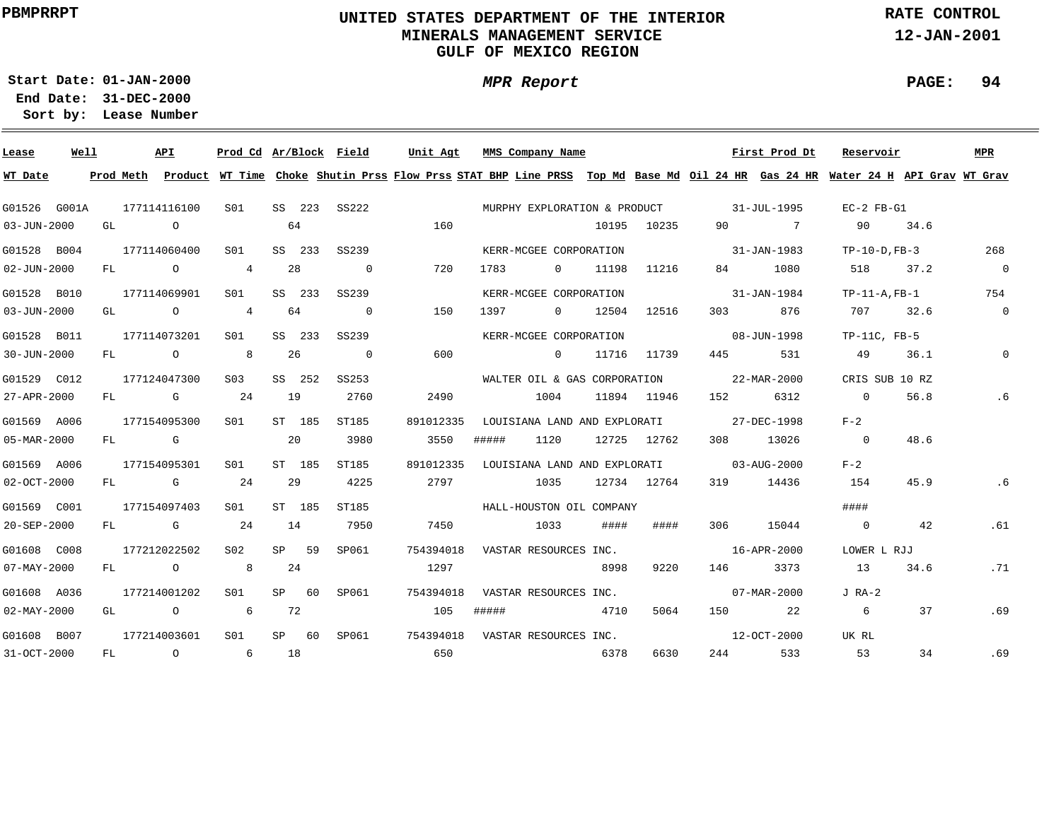PBMPRRPT

# UNITED STATES DEPARTMENT OF THE INTERIOR
## MINERALS MANAGEMENT SERVICE
## GULF OF MEXICO REGION

RATE CONTROL
12-JAN-2001

Start Date: 01-JAN-2000
End Date: 31-DEC-2000
Sort by: Lease Number

*MPR Report*

| Lease | Well | API | Prod Cd | Ar/Block | Field | Unit Agt | MMS Company Name | First Prod Dt | Reservoir | MPR |
|---|---|---|---|---|---|---|---|---|---|---|
| G01526 | G001A | 177114116100 | S01 | SS 223 | SS222 | | MURPHY EXPLORATION & PRODUCT | 31-JUL-1995 | EC-2 FB-G1 | |
| G01528 | B004 | 177114060400 | S01 | SS 233 | SS239 | | KERR-MCGEE CORPORATION | 31-JAN-1983 | TP-10-D,FB-3 | 268 |
| G01528 | B010 | 177114069901 | S01 | SS 233 | SS239 | | KERR-MCGEE CORPORATION | 31-JAN-1984 | TP-11-A,FB-1 | 754 |
| G01528 | B011 | 177114073201 | S01 | SS 233 | SS239 | | KERR-MCGEE CORPORATION | 08-JUN-1998 | TP-11C, FB-5 | |
| G01529 | C012 | 177124047300 | S03 | SS 252 | SS253 | | WALTER OIL & GAS CORPORATION | 22-MAR-2000 | CRIS SUB 10 RZ | |
| G01569 | A006 | 177154095300 | S01 | ST 185 | ST185 | 891012335 | LOUISIANA LAND AND EXPLORATI | 27-DEC-1998 | F-2 | |
| G01569 | A006 | 177154095301 | S01 | ST 185 | ST185 | 891012335 | LOUISIANA LAND AND EXPLORATI | 03-AUG-2000 | F-2 | |
| G01569 | C001 | 177154097403 | S01 | ST 185 | ST185 | | HALL-HOUSTON OIL COMPANY | | #### | |
| G01608 | C008 | 177212022502 | S02 | SP 59 | SP061 | 754394018 | VASTAR RESOURCES INC. | 16-APR-2000 | LOWER L RJJ | |
| G01608 | A036 | 177214001202 | S01 | SP 60 | SP061 | 754394018 | VASTAR RESOURCES INC. | 07-MAR-2000 | J RA-2 | |
| G01608 | B007 | 177214003601 | S01 | SP 60 | SP061 | 754394018 | VASTAR RESOURCES INC. | 12-OCT-2000 | UK RL | |

| WT Date | Prod Meth | Product | WT Time | Choke | Shutin Prss | Flow Prss | STAT BHP | Line PRSS | Top Md | Base Md | Oil 24 HR | Gas 24 HR | Water 24 H | API Grav | WT Grav |
|---|---|---|---|---|---|---|---|---|---|---|---|---|---|---|---|
| 03-JUN-2000 | GL | O | | 64 | | 160 | | | 10195 | 10235 | 90 | 7 | 90 | 34.6 | |
| 02-JUN-2000 | FL | O | 4 | 28 | 0 | 720 | 1783 | 0 | 11198 | 11216 | 84 | 1080 | 518 | 37.2 | 0 |
| 03-JUN-2000 | GL | O | 4 | 64 | 0 | 150 | 1397 | 0 | 12504 | 12516 | 303 | 876 | 707 | 32.6 | 0 |
| 30-JUN-2000 | FL | O | 8 | 26 | 0 | 600 | | 0 | 11716 | 11739 | 445 | 531 | 49 | 36.1 | 0 |
| 27-APR-2000 | FL | G | 24 | 19 | 2760 | 2490 | | 1004 | 11894 | 11946 | 152 | 6312 | 0 | 56.8 | .6 |
| 05-MAR-2000 | FL | G | | 20 | 3980 | 3550 | ##### | 1120 | 12725 | 12762 | 308 | 13026 | 0 | 48.6 | |
| 02-OCT-2000 | FL | G | 24 | 29 | 4225 | 2797 | | 1035 | 12734 | 12764 | 319 | 14436 | 154 | 45.9 | .6 |
| 20-SEP-2000 | FL | G | 24 | 14 | 7950 | 7450 | | 1033 | #### | #### | 306 | 15044 | 0 | 42 | .61 |
| 07-MAY-2000 | FL | O | 8 | 24 | | 1297 | | | 8998 | 9220 | 146 | 3373 | 13 | 34.6 | .71 |
| 02-MAY-2000 | GL | O | 6 | 72 | | 105 | ##### | | 4710 | 5064 | 150 | 22 | 6 | 37 | .69 |
| 31-OCT-2000 | FL | O | 6 | 18 | | 650 | | | 6378 | 6630 | 244 | 533 | 53 | 34 | .69 |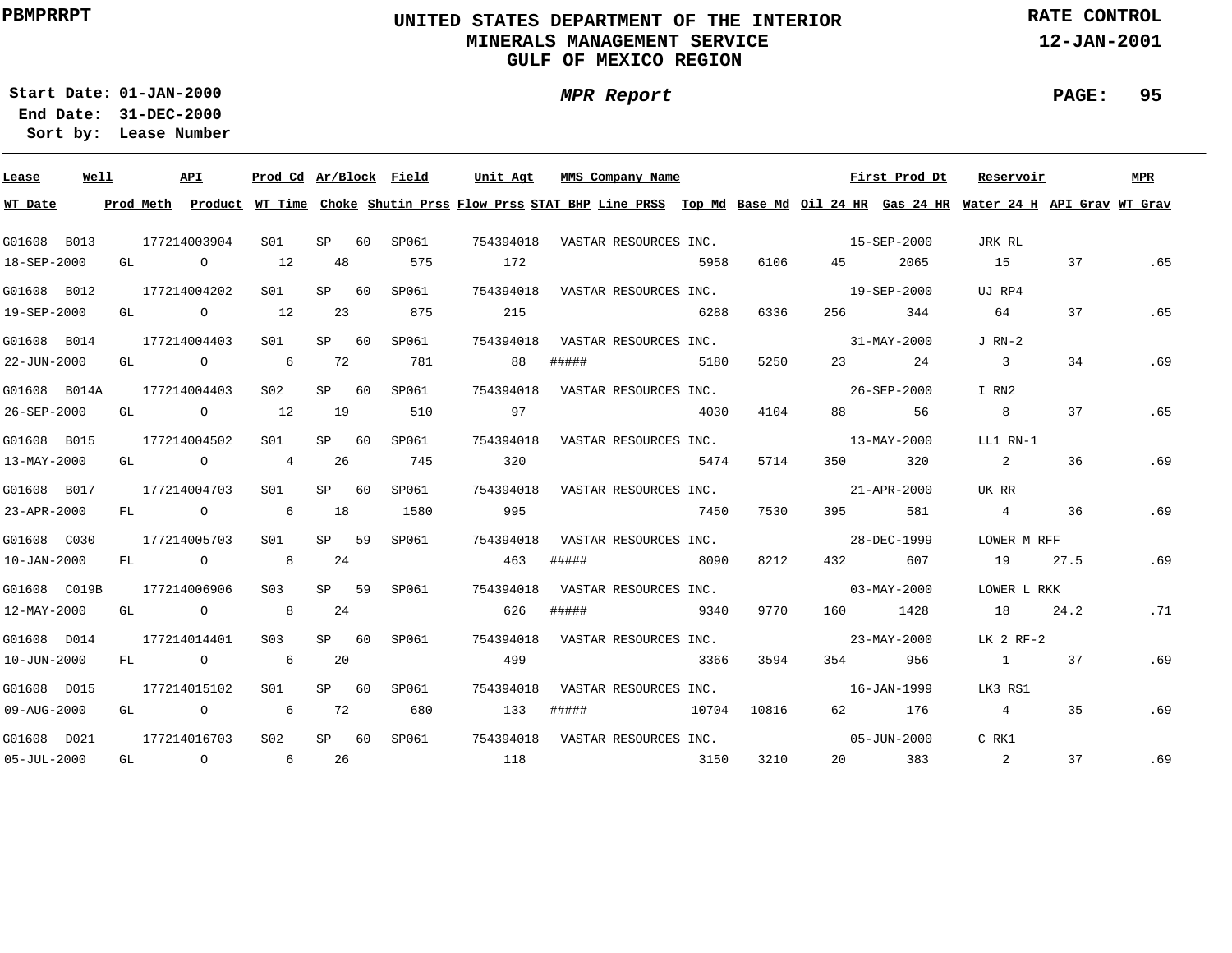PBMPRRPT

# UNITED STATES DEPARTMENT OF THE INTERIOR
## MINERALS MANAGEMENT SERVICE
## GULF OF MEXICO REGION

RATE CONTROL
12-JAN-2001

**Start Date:** 01-JAN-2000
**End Date:** 31-DEC-2000
**Sort by:** Lease Number

*MPR Report*

| Lease | Well | API | Prod Cd | Ar/Block | | Field | Unit Agt | MMS Company Name | | | | First Prod Dt | | Reservoir | | MPR |
|---|---|---|---|---|---|---|---|---|---|---|---|---|---|---|---|---|
| **WT Date** | **Prod Meth** | **Product** | **WT Time** | **Choke** | | **Shutin Prss** | **Flow Prss** | **STAT BHP** | **Line PRSS** | **Top Md** | **Base Md** | **Oil 24 HR** | **Gas 24 HR** | **Water 24 H** | **API Grav** | **WT Grav** |
| G01608 | B013 | 177214003904 | S01 | SP | 60 | SP061 | 754394018 | VASTAR RESOURCES INC. | | | | 15-SEP-2000 | | JRK RL | | |
| 18-SEP-2000 | GL | O | 12 | 48 | | 575 | 172 | | | 5958 | 6106 | 45 | 2065 | 15 | 37 | .65 |
| G01608 | B012 | 177214004202 | S01 | SP | 60 | SP061 | 754394018 | VASTAR RESOURCES INC. | | | | 19-SEP-2000 | | UJ RP4 | | |
| 19-SEP-2000 | GL | O | 12 | 23 | | 875 | 215 | | | 6288 | 6336 | 256 | 344 | 64 | 37 | .65 |
| G01608 | B014 | 177214004403 | S01 | SP | 60 | SP061 | 754394018 | VASTAR RESOURCES INC. | | | | 31-MAY-2000 | | J RN-2 | | |
| 22-JUN-2000 | GL | O | 6 | 72 | | 781 | 88 | ##### | | 5180 | 5250 | 23 | 24 | 3 | 34 | .69 |
| G01608 | B014A | 177214004403 | S02 | SP | 60 | SP061 | 754394018 | VASTAR RESOURCES INC. | | | | 26-SEP-2000 | | I RN2 | | |
| 26-SEP-2000 | GL | O | 12 | 19 | | 510 | 97 | | | 4030 | 4104 | 88 | 56 | 8 | 37 | .65 |
| G01608 | B015 | 177214004502 | S01 | SP | 60 | SP061 | 754394018 | VASTAR RESOURCES INC. | | | | 13-MAY-2000 | | LL1 RN-1 | | |
| 13-MAY-2000 | GL | O | 4 | 26 | | 745 | 320 | | | 5474 | 5714 | 350 | 320 | 2 | 36 | .69 |
| G01608 | B017 | 177214004703 | S01 | SP | 60 | SP061 | 754394018 | VASTAR RESOURCES INC. | | | | 21-APR-2000 | | UK RR | | |
| 23-APR-2000 | FL | O | 6 | 18 | | 1580 | 995 | | | 7450 | 7530 | 395 | 581 | 4 | 36 | .69 |
| G01608 | C030 | 177214005703 | S01 | SP | 59 | SP061 | 754394018 | VASTAR RESOURCES INC. | | | | 28-DEC-1999 | | LOWER M RFF | | |
| 10-JAN-2000 | FL | O | 8 | 24 | | | 463 | ##### | | 8090 | 8212 | 432 | 607 | 19 | 27.5 | .69 |
| G01608 | C019B | 177214006906 | S03 | SP | 59 | SP061 | 754394018 | VASTAR RESOURCES INC. | | | | 03-MAY-2000 | | LOWER L RKK | | |
| 12-MAY-2000 | GL | O | 8 | 24 | | | 626 | ##### | | 9340 | 9770 | 160 | 1428 | 18 | 24.2 | .71 |
| G01608 | D014 | 177214014401 | S03 | SP | 60 | SP061 | 754394018 | VASTAR RESOURCES INC. | | | | 23-MAY-2000 | | LK 2 RF-2 | | |
| 10-JUN-2000 | FL | O | 6 | 20 | | | 499 | | | 3366 | 3594 | 354 | 956 | 1 | 37 | .69 |
| G01608 | D015 | 177214015102 | S01 | SP | 60 | SP061 | 754394018 | VASTAR RESOURCES INC. | | | | 16-JAN-1999 | | LK3 RS1 | | |
| 09-AUG-2000 | GL | O | 6 | 72 | | 680 | 133 | ##### | | 10704 | 10816 | 62 | 176 | 4 | 35 | .69 |
| G01608 | D021 | 177214016703 | S02 | SP | 60 | SP061 | 754394018 | VASTAR RESOURCES INC. | | | | 05-JUN-2000 | | C RK1 | | |
| 05-JUL-2000 | GL | O | 6 | 26 | | | 118 | | | 3150 | 3210 | 20 | 383 | 2 | 37 | .69 |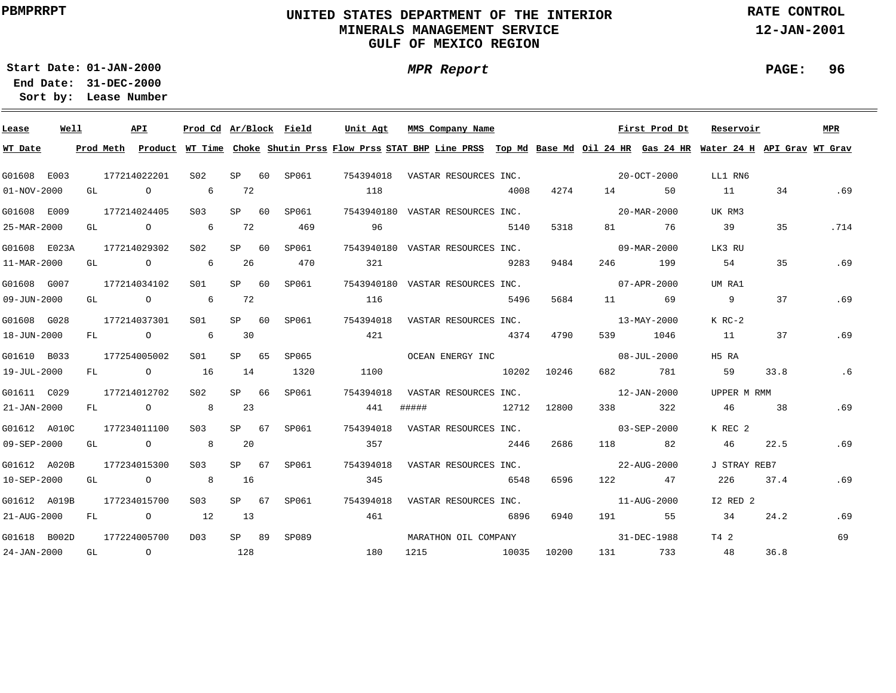UNITED STATES DEPARTMENT OF THE INTERIOR
MINERALS MANAGEMENT SERVICE
GULF OF MEXICO REGION

PBMPRRPT

RATE CONTROL
12-JAN-2001

**Start Date:** 01-JAN-2000
**End Date:** 31-DEC-2000
**Sort by:** Lease Number

*MPR Report*

| Lease | Well | API | Prod Cd | Ar/Block | | Field | Unit Agt | MMS Company Name | | | First Prod Dt | | Reservoir | | MPR |
|---|---|---|---|---|---|---|---|---|---|---|---|---|---|---|---|
| **WT Date** | **Prod Meth** | **Product** | **WT Time** | **Choke** | **Shutin Prss** | **Flow Prss** | **STAT BHP** | **Line PRSS** | **Top Md** | **Base Md** | **Oil 24 HR** | **Gas 24 HR** | **Water 24 H** | **API Grav** | **WT Grav** |
| G01608 | E003 | 177214022201 | S02 | SP | 60 | SP061 | 754394018 | VASTAR RESOURCES INC. | | | 20-OCT-2000 | | LL1 RN6 | | |
| 01-NOV-2000 | GL | O | 6 | 72 | | 118 | | | 4008 | 4274 | 14 | 50 | 11 | 34 | .69 |
| G01608 | E009 | 177214024405 | S03 | SP | 60 | SP061 | 7543940180 | VASTAR RESOURCES INC. | | | 20-MAR-2000 | | UK RM3 | | |
| 25-MAR-2000 | GL | O | 6 | 72 | 469 | 96 | | | 5140 | 5318 | 81 | 76 | 39 | 35 | .714 |
| G01608 | E023A | 177214029302 | S02 | SP | 60 | SP061 | 7543940180 | VASTAR RESOURCES INC. | | | 09-MAR-2000 | | LK3 RU | | |
| 11-MAR-2000 | GL | O | 6 | 26 | 470 | 321 | | | 9283 | 9484 | 246 | 199 | 54 | 35 | .69 |
| G01608 | G007 | 177214034102 | S01 | SP | 60 | SP061 | 7543940180 | VASTAR RESOURCES INC. | | | 07-APR-2000 | | UM RA1 | | |
| 09-JUN-2000 | GL | O | 6 | 72 | | 116 | | | 5496 | 5684 | 11 | 69 | 9 | 37 | .69 |
| G01608 | G028 | 177214037301 | S01 | SP | 60 | SP061 | 754394018 | VASTAR RESOURCES INC. | | | 13-MAY-2000 | | K RC-2 | | |
| 18-JUN-2000 | FL | O | 6 | 30 | | 421 | | | 4374 | 4790 | 539 | 1046 | 11 | 37 | .69 |
| G01610 | B033 | 177254005002 | S01 | SP | 65 | SP065 | | OCEAN ENERGY INC | | | 08-JUL-2000 | | H5 RA | | |
| 19-JUL-2000 | FL | O | 16 | 14 | 1320 | 1100 | | | 10202 | 10246 | 682 | 781 | 59 | 33.8 | .6 |
| G01611 | C029 | 177214012702 | S02 | SP | 66 | SP061 | 754394018 | VASTAR RESOURCES INC. | | | 12-JAN-2000 | | UPPER M RMM | | |
| 21-JAN-2000 | FL | O | 8 | 23 | | 441 | ##### | | 12712 | 12800 | 338 | 322 | 46 | 38 | .69 |
| G01612 | A010C | 177234011100 | S03 | SP | 67 | SP061 | 754394018 | VASTAR RESOURCES INC. | | | 03-SEP-2000 | | K REC 2 | | |
| 09-SEP-2000 | GL | O | 8 | 20 | | 357 | | | 2446 | 2686 | 118 | 82 | 46 | 22.5 | .69 |
| G01612 | A020B | 177234015300 | S03 | SP | 67 | SP061 | 754394018 | VASTAR RESOURCES INC. | | | 22-AUG-2000 | | J STRAY REB7 | | |
| 10-SEP-2000 | GL | O | 8 | 16 | | 345 | | | 6548 | 6596 | 122 | 47 | 226 | 37.4 | .69 |
| G01612 | A019B | 177234015700 | S03 | SP | 67 | SP061 | 754394018 | VASTAR RESOURCES INC. | | | 11-AUG-2000 | | I2 RED 2 | | |
| 21-AUG-2000 | FL | O | 12 | 13 | | 461 | | | 6896 | 6940 | 191 | 55 | 34 | 24.2 | .69 |
| G01618 | B002D | 177224005700 | D03 | SP | 89 | SP089 | | MARATHON OIL COMPANY | | | 31-DEC-1988 | | T4 2 | | 69 |
| 24-JAN-2000 | GL | O | | 128 | | 180 | 1215 | | 10035 | 10200 | 131 | 733 | 48 | 36.8 | |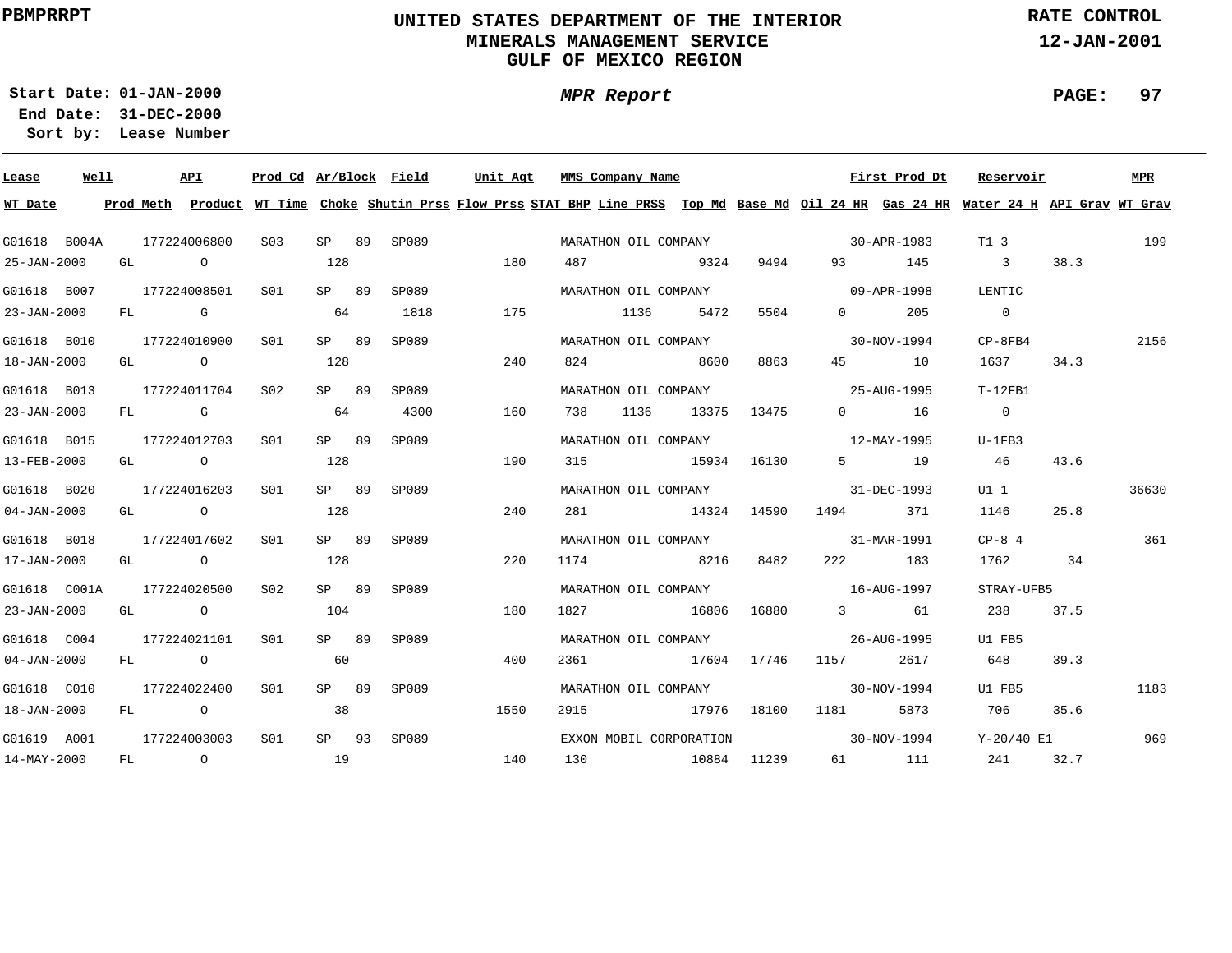PBMPRRPT

# UNITED STATES DEPARTMENT OF THE INTERIOR
## MINERALS MANAGEMENT SERVICE
## GULF OF MEXICO REGION

RATE CONTROL
12-JAN-2001

**Start Date:** 01-JAN-2000
**End Date:** 31-DEC-2000
**Sort by:** Lease Number

*MPR Report*

| Lease | Well | API | Prod Cd | Ar/Block | | Field | Unit Agt | MMS Company Name | | | | First Prod Dt | | Reservoir | | MPR |
|---|---|---|---|---|---|---|---|---|---|---|---|---|---|---|---|---|
| WT Date | Prod Meth | Product | WT Time | Choke | | Shutin Prss | Flow Prss | STAT BHP | Line PRSS | Top Md | Base Md | Oil 24 HR | Gas 24 HR | Water 24 H | API Grav | WT Grav |
| G01618 | B004A | 177224006800 | S03 | SP | 89 | SP089 | | MARATHON OIL COMPANY | | | | 30-APR-1983 | | T1 3 | | 199 |
| 25-JAN-2000 | GL | O | | 128 | | | 180 | 487 | | 9324 | 9494 | 93 | 145 | 3 | 38.3 | |
| G01618 | B007 | 177224008501 | S01 | SP | 89 | SP089 | | MARATHON OIL COMPANY | | | | 09-APR-1998 | | LENTIC | | |
| 23-JAN-2000 | FL | G | | 64 | | 1818 | 175 | | 1136 | 5472 | 5504 | 0 | 205 | 0 | | |
| G01618 | B010 | 177224010900 | S01 | SP | 89 | SP089 | | MARATHON OIL COMPANY | | | | 30-NOV-1994 | | CP-8FB4 | | 2156 |
| 18-JAN-2000 | GL | O | | 128 | | | 240 | 824 | | 8600 | 8863 | 45 | 10 | 1637 | 34.3 | |
| G01618 | B013 | 177224011704 | S02 | SP | 89 | SP089 | | MARATHON OIL COMPANY | | | | 25-AUG-1995 | | T-12FB1 | | |
| 23-JAN-2000 | FL | G | | 64 | | 4300 | 160 | 738 | 1136 | 13375 | 13475 | 0 | 16 | 0 | | |
| G01618 | B015 | 177224012703 | S01 | SP | 89 | SP089 | | MARATHON OIL COMPANY | | | | 12-MAY-1995 | | U-1FB3 | | |
| 13-FEB-2000 | GL | O | | 128 | | | 190 | 315 | | 15934 | 16130 | 5 | 19 | 46 | 43.6 | |
| G01618 | B020 | 177224016203 | S01 | SP | 89 | SP089 | | MARATHON OIL COMPANY | | | | 31-DEC-1993 | | U1 1 | | 36630 |
| 04-JAN-2000 | GL | O | | 128 | | | 240 | 281 | | 14324 | 14590 | 1494 | 371 | 1146 | 25.8 | |
| G01618 | B018 | 177224017602 | S01 | SP | 89 | SP089 | | MARATHON OIL COMPANY | | | | 31-MAR-1991 | | CP-8 4 | | 361 |
| 17-JAN-2000 | GL | O | | 128 | | | 220 | 1174 | | 8216 | 8482 | 222 | 183 | 1762 | 34 | |
| G01618 | C001A | 177224020500 | S02 | SP | 89 | SP089 | | MARATHON OIL COMPANY | | | | 16-AUG-1997 | | STRAY-UFB5 | | |
| 23-JAN-2000 | GL | O | | 104 | | | 180 | 1827 | | 16806 | 16880 | 3 | 61 | 238 | 37.5 | |
| G01618 | C004 | 177224021101 | S01 | SP | 89 | SP089 | | MARATHON OIL COMPANY | | | | 26-AUG-1995 | | U1 FB5 | | |
| 04-JAN-2000 | FL | O | | 60 | | | 400 | 2361 | | 17604 | 17746 | 1157 | 2617 | 648 | 39.3 | |
| G01618 | C010 | 177224022400 | S01 | SP | 89 | SP089 | | MARATHON OIL COMPANY | | | | 30-NOV-1994 | | U1 FB5 | | 1183 |
| 18-JAN-2000 | FL | O | | 38 | | | 1550 | 2915 | | 17976 | 18100 | 1181 | 5873 | 706 | 35.6 | |
| G01619 | A001 | 177224003003 | S01 | SP | 93 | SP089 | | EXXON MOBIL CORPORATION | | | | 30-NOV-1994 | | Y-20/40 E1 | | 969 |
| 14-MAY-2000 | FL | O | | 19 | | | 140 | 130 | | 10884 | 11239 | 61 | 111 | 241 | 32.7 | |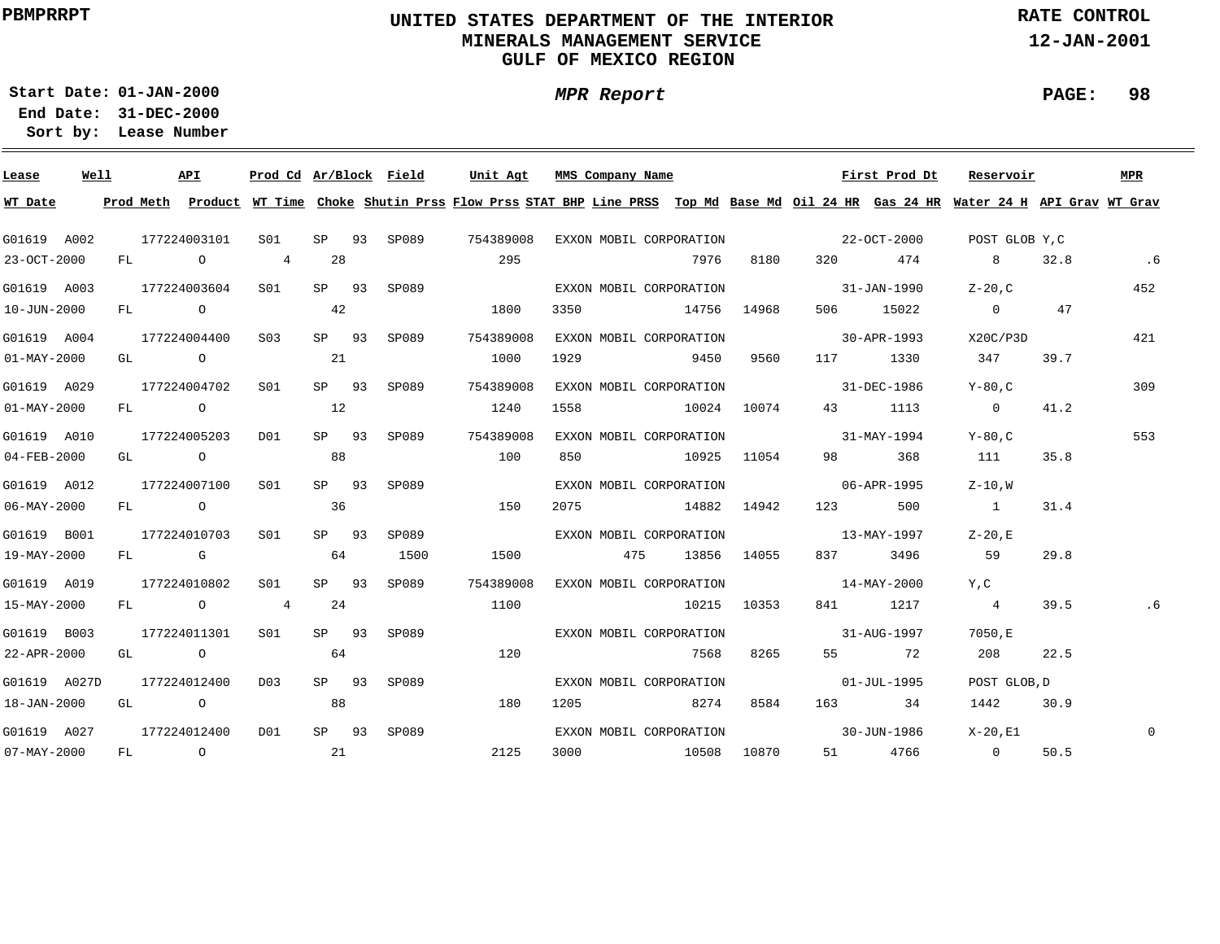PBMPRRPT

# UNITED STATES DEPARTMENT OF THE INTERIOR
## MINERALS MANAGEMENT SERVICE
## GULF OF MEXICO REGION

RATE CONTROL
12-JAN-2001

**Start Date:** 01-JAN-2000
**End Date:** 31-DEC-2000
**Sort by:** Lease Number

*MPR Report*

PAGE: 98

| Lease | Well | API | Prod Cd | Ar/Block | | Field | Unit Agt | MMS Company Name | | | | First Prod Dt | | Reservoir | | MPR |
|---|---|---|---|---|---|---|---|---|---|---|---|---|---|---|---|---|
| **WT Date** | **Prod Meth** | **Product** | **WT Time** | **Choke** | | **Shutin Prss** | **Flow Prss** | **STAT BHP** | **Line PRSS** | **Top Md** | **Base Md** | **Oil 24 HR** | **Gas 24 HR** | **Water 24 H** | **API Grav** | **WT Grav** |
| G01619 | A002 | 177224003101 | S01 | SP | 93 | SP089 | 754389008 | EXXON MOBIL CORPORATION | | | | 22-OCT-2000 | | POST GLOB Y,C | | |
| 23-OCT-2000 | FL | O | 4 | 28 | | | 295 | | | 7976 | 8180 | 320 | 474 | 8 | 32.8 | .6 |
| G01619 | A003 | 177224003604 | S01 | SP | 93 | SP089 | | EXXON MOBIL CORPORATION | | | | 31-JAN-1990 | | Z-20,C | | 452 |
| 10-JUN-2000 | FL | O | | 42 | | | 1800 | 3350 | | 14756 | 14968 | 506 | 15022 | 0 | 47 | |
| G01619 | A004 | 177224004400 | S03 | SP | 93 | SP089 | 754389008 | EXXON MOBIL CORPORATION | | | | 30-APR-1993 | | X20C/P3D | | 421 |
| 01-MAY-2000 | GL | O | | 21 | | | 1000 | 1929 | | 9450 | 9560 | 117 | 1330 | 347 | 39.7 | |
| G01619 | A029 | 177224004702 | S01 | SP | 93 | SP089 | 754389008 | EXXON MOBIL CORPORATION | | | | 31-DEC-1986 | | Y-80,C | | 309 |
| 01-MAY-2000 | FL | O | | 12 | | | 1240 | 1558 | | 10024 | 10074 | 43 | 1113 | 0 | 41.2 | |
| G01619 | A010 | 177224005203 | D01 | SP | 93 | SP089 | 754389008 | EXXON MOBIL CORPORATION | | | | 31-MAY-1994 | | Y-80,C | | 553 |
| 04-FEB-2000 | GL | O | | 88 | | | 100 | 850 | | 10925 | 11054 | 98 | 368 | 111 | 35.8 | |
| G01619 | A012 | 177224007100 | S01 | SP | 93 | SP089 | | EXXON MOBIL CORPORATION | | | | 06-APR-1995 | | Z-10,W | | |
| 06-MAY-2000 | FL | O | | 36 | | | 150 | 2075 | | 14882 | 14942 | 123 | 500 | 1 | 31.4 | |
| G01619 | B001 | 177224010703 | S01 | SP | 93 | SP089 | | EXXON MOBIL CORPORATION | | | | 13-MAY-1997 | | Z-20,E | | |
| 19-MAY-2000 | FL | G | | 64 | | 1500 | 1500 | | 475 | 13856 | 14055 | 837 | 3496 | 59 | 29.8 | |
| G01619 | A019 | 177224010802 | S01 | SP | 93 | SP089 | 754389008 | EXXON MOBIL CORPORATION | | | | 14-MAY-2000 | | Y,C | | |
| 15-MAY-2000 | FL | O | 4 | 24 | | | 1100 | | | 10215 | 10353 | 841 | 1217 | 4 | 39.5 | .6 |
| G01619 | B003 | 177224011301 | S01 | SP | 93 | SP089 | | EXXON MOBIL CORPORATION | | | | 31-AUG-1997 | | 7050,E | | |
| 22-APR-2000 | GL | O | | 64 | | | 120 | | | 7568 | 8265 | 55 | 72 | 208 | 22.5 | |
| G01619 | A027D | 177224012400 | D03 | SP | 93 | SP089 | | EXXON MOBIL CORPORATION | | | | 01-JUL-1995 | | POST GLOB,D | | |
| 18-JAN-2000 | GL | O | | 88 | | | 180 | 1205 | | 8274 | 8584 | 163 | 34 | 1442 | 30.9 | |
| G01619 | A027 | 177224012400 | D01 | SP | 93 | SP089 | | EXXON MOBIL CORPORATION | | | | 30-JUN-1986 | | X-20,E1 | | 0 |
| 07-MAY-2000 | FL | O | | 21 | | | 2125 | 3000 | | 10508 | 10870 | 51 | 4766 | 0 | 50.5 | |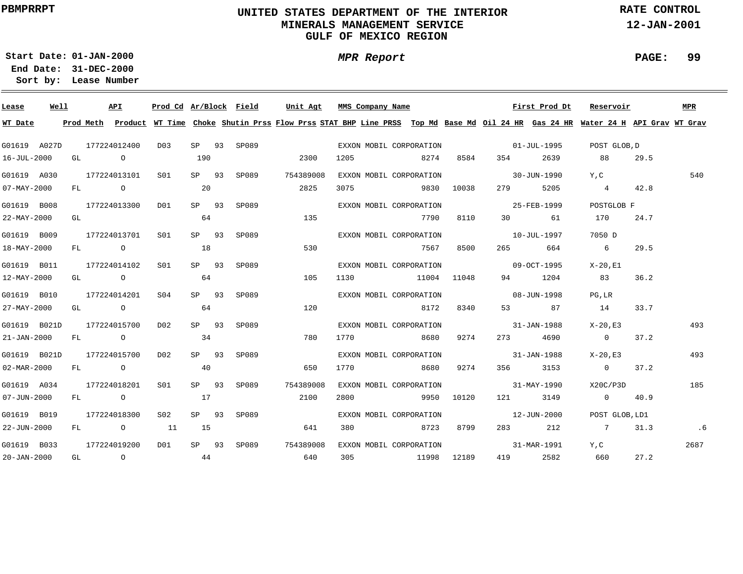PBMPRRPT

# UNITED STATES DEPARTMENT OF THE INTERIOR
## MINERALS MANAGEMENT SERVICE
## GULF OF MEXICO REGION

RATE CONTROL
12-JAN-2001

**Start Date:** 01-JAN-2000
**End Date:** 31-DEC-2000
**Sort by:** Lease Number

*MPR Report*

| Lease | Well | API | Prod Cd | Ar/Block | | Field | Unit Agt | MMS Company Name | | | | | First Prod Dt | Reservoir | | MPR |
|---|---|---|---|---|---|---|---|---|---|---|---|---|---|---|---|---|
| WT Date | Prod Meth | Product | WT Time | Choke | | Shutin Prss | Flow Prss | STAT BHP | Line PRSS | Top Md | Base Md | Oil 24 HR | Gas 24 HR | Water 24 H | API Grav | WT Grav |
| G01619 | A027D | 177224012400 | D03 | SP | 93 | SP089 | | EXXON MOBIL CORPORATION | | | | | 01-JUL-1995 | POST GLOB,D | | |
| 16-JUL-2000 | GL | O | | 190 | | | 2300 | 1205 | | 8274 | 8584 | 354 | 2639 | 88 | 29.5 | |
| G01619 | A030 | 177224013101 | S01 | SP | 93 | SP089 | 754389008 | EXXON MOBIL CORPORATION | | | | | 30-JUN-1990 | Y,C | | 540 |
| 07-MAY-2000 | FL | O | | 20 | | | 2825 | 3075 | | 9830 | 10038 | 279 | 5205 | 4 | 42.8 | |
| G01619 | B008 | 177224013300 | D01 | SP | 93 | SP089 | | EXXON MOBIL CORPORATION | | | | | 25-FEB-1999 | POSTGLOB F | | |
| 22-MAY-2000 | GL | | | 64 | | | 135 | | | 7790 | 8110 | 30 | 61 | 170 | 24.7 | |
| G01619 | B009 | 177224013701 | S01 | SP | 93 | SP089 | | EXXON MOBIL CORPORATION | | | | | 10-JUL-1997 | 7050 D | | |
| 18-MAY-2000 | FL | O | | 18 | | | 530 | | | 7567 | 8500 | 265 | 664 | 6 | 29.5 | |
| G01619 | B011 | 177224014102 | S01 | SP | 93 | SP089 | | EXXON MOBIL CORPORATION | | | | | 09-OCT-1995 | X-20,E1 | | |
| 12-MAY-2000 | GL | O | | 64 | | | 105 | 1130 | | 11004 | 11048 | 94 | 1204 | 83 | 36.2 | |
| G01619 | B010 | 177224014201 | S04 | SP | 93 | SP089 | | EXXON MOBIL CORPORATION | | | | | 08-JUN-1998 | PG,LR | | |
| 27-MAY-2000 | GL | O | | 64 | | | 120 | | | 8172 | 8340 | 53 | 87 | 14 | 33.7 | |
| G01619 | B021D | 177224015700 | D02 | SP | 93 | SP089 | | EXXON MOBIL CORPORATION | | | | | 31-JAN-1988 | X-20,E3 | | 493 |
| 21-JAN-2000 | FL | O | | 34 | | | 780 | 1770 | | 8680 | 9274 | 273 | 4690 | 0 | 37.2 | |
| G01619 | B021D | 177224015700 | D02 | SP | 93 | SP089 | | EXXON MOBIL CORPORATION | | | | | 31-JAN-1988 | X-20,E3 | | 493 |
| 02-MAR-2000 | FL | O | | 40 | | | 650 | 1770 | | 8680 | 9274 | 356 | 3153 | 0 | 37.2 | |
| G01619 | A034 | 177224018201 | S01 | SP | 93 | SP089 | 754389008 | EXXON MOBIL CORPORATION | | | | | 31-MAY-1990 | X20C/P3D | | 185 |
| 07-JUN-2000 | FL | O | | 17 | | | 2100 | 2800 | | 9950 | 10120 | 121 | 3149 | 0 | 40.9 | |
| G01619 | B019 | 177224018300 | S02 | SP | 93 | SP089 | | EXXON MOBIL CORPORATION | | | | | 12-JUN-2000 | POST GLOB,LD1 | | |
| 22-JUN-2000 | FL | O | 11 | 15 | | | 641 | 380 | | 8723 | 8799 | 283 | 212 | 7 | 31.3 | .6 |
| G01619 | B033 | 177224019200 | D01 | SP | 93 | SP089 | 754389008 | EXXON MOBIL CORPORATION | | | | | 31-MAR-1991 | Y,C | | 2687 |
| 20-JAN-2000 | GL | O | | 44 | | | 640 | 305 | | 11998 | 12189 | 419 | 2582 | 660 | 27.2 | |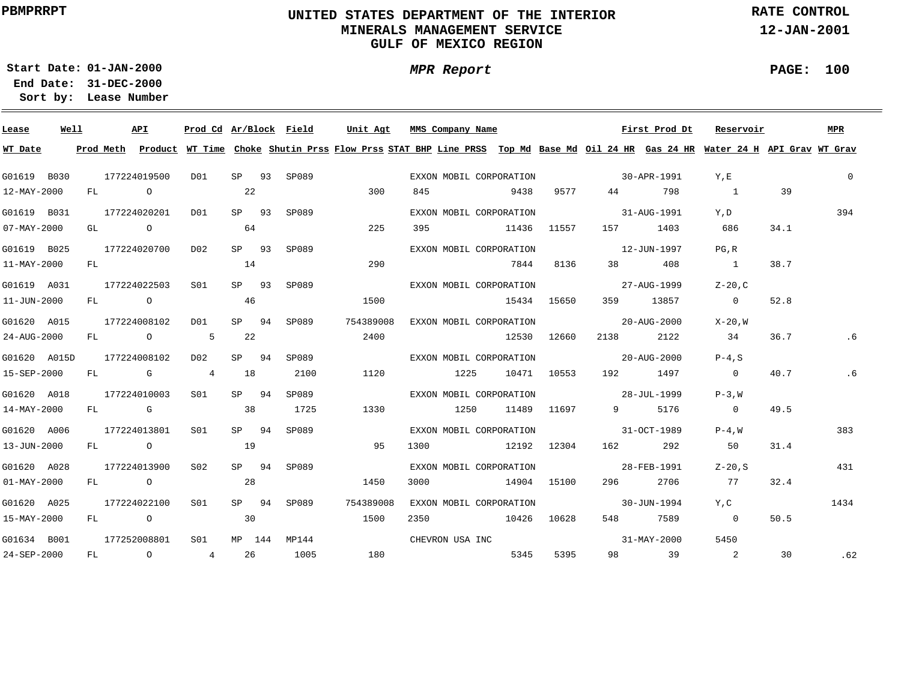PBMPRRPT

# UNITED STATES DEPARTMENT OF THE INTERIOR
## MINERALS MANAGEMENT SERVICE
## GULF OF MEXICO REGION

RATE CONTROL
12-JAN-2001

**Start Date:** 01-JAN-2000
**End Date:** 31-DEC-2000
**Sort by:** Lease Number

*MPR Report*

| Lease | Well | API | Prod Cd | Ar/Block | Field | Unit Agt | MMS Company Name | First Prod Dt | Reservoir | MPR | WT Date | Prod Meth | Product | WT Time | Choke | Shutin Prss | Flow Prss | STAT BHP | Line PRSS | Top Md | Base Md | Oil 24 HR | Gas 24 HR | Water 24 H | API Grav | WT Grav |
|---|---|---|---|---|---|---|---|---|---|---|---|---|---|---|---|---|---|---|---|---|---|---|---|---|---|---|
| G01619 | B030 | 177224019500 | D01 | SP 93 | SP089 | | EXXON MOBIL CORPORATION | 30-APR-1991 | Y,E | 0 | 12-MAY-2000 | FL | O | | 22 | | 300 | 845 | | 9438 | 9577 | 44 | 798 | 1 | 39 | |
| G01619 | B031 | 177224020201 | D01 | SP 93 | SP089 | | EXXON MOBIL CORPORATION | 31-AUG-1991 | Y,D | 394 | 07-MAY-2000 | GL | O | | 64 | | 225 | 395 | | 11436 | 11557 | 157 | 1403 | 686 | 34.1 | |
| G01619 | B025 | 177224020700 | D02 | SP 93 | SP089 | | EXXON MOBIL CORPORATION | 12-JUN-1997 | PG,R | | 11-MAY-2000 | FL | | | 14 | | 290 | | | 7844 | 8136 | 38 | 408 | 1 | 38.7 | |
| G01619 | A031 | 177224022503 | S01 | SP 93 | SP089 | | EXXON MOBIL CORPORATION | 27-AUG-1999 | Z-20,C | | 11-JUN-2000 | FL | O | | 46 | | 1500 | | | 15434 | 15650 | 359 | 13857 | 0 | 52.8 | |
| G01620 | A015 | 177224008102 | D01 | SP 94 | SP089 | 754389008 | EXXON MOBIL CORPORATION | 20-AUG-2000 | X-20,W | | 24-AUG-2000 | FL | O | 5 | 22 | | 2400 | | | 12530 | 12660 | 2138 | 2122 | 34 | 36.7 | .6 |
| G01620 | A015D | 177224008102 | D02 | SP 94 | SP089 | | EXXON MOBIL CORPORATION | 20-AUG-2000 | P-4,S | | 15-SEP-2000 | FL | G | 4 | 18 | 2100 | 1120 | | 1225 | 10471 | 10553 | 192 | 1497 | 0 | 40.7 | .6 |
| G01620 | A018 | 177224010003 | S01 | SP 94 | SP089 | | EXXON MOBIL CORPORATION | 28-JUL-1999 | P-3,W | | 14-MAY-2000 | FL | G | | 38 | 1725 | 1330 | | 1250 | 11489 | 11697 | 9 | 5176 | 0 | 49.5 | |
| G01620 | A006 | 177224013801 | S01 | SP 94 | SP089 | | EXXON MOBIL CORPORATION | 31-OCT-1989 | P-4,W | 383 | 13-JUN-2000 | FL | O | | 19 | | 95 | 1300 | | 12192 | 12304 | 162 | 292 | 50 | 31.4 | |
| G01620 | A028 | 177224013900 | S02 | SP 94 | SP089 | | EXXON MOBIL CORPORATION | 28-FEB-1991 | Z-20,S | 431 | 01-MAY-2000 | FL | O | | 28 | | 1450 | 3000 | | 14904 | 15100 | 296 | 2706 | 77 | 32.4 | |
| G01620 | A025 | 177224022100 | S01 | SP 94 | SP089 | 754389008 | EXXON MOBIL CORPORATION | 30-JUN-1994 | Y,C | 1434 | 15-MAY-2000 | FL | O | | 30 | | 1500 | 2350 | | 10426 | 10628 | 548 | 7589 | 0 | 50.5 | |
| G01634 | B001 | 177252008801 | S01 | MP 144 | MP144 | | CHEVRON USA INC | 31-MAY-2000 | 5450 | | 24-SEP-2000 | FL | O | 4 | 26 | 1005 | 180 | | | 5345 | 5395 | 98 | 39 | 2 | 30 | .62 |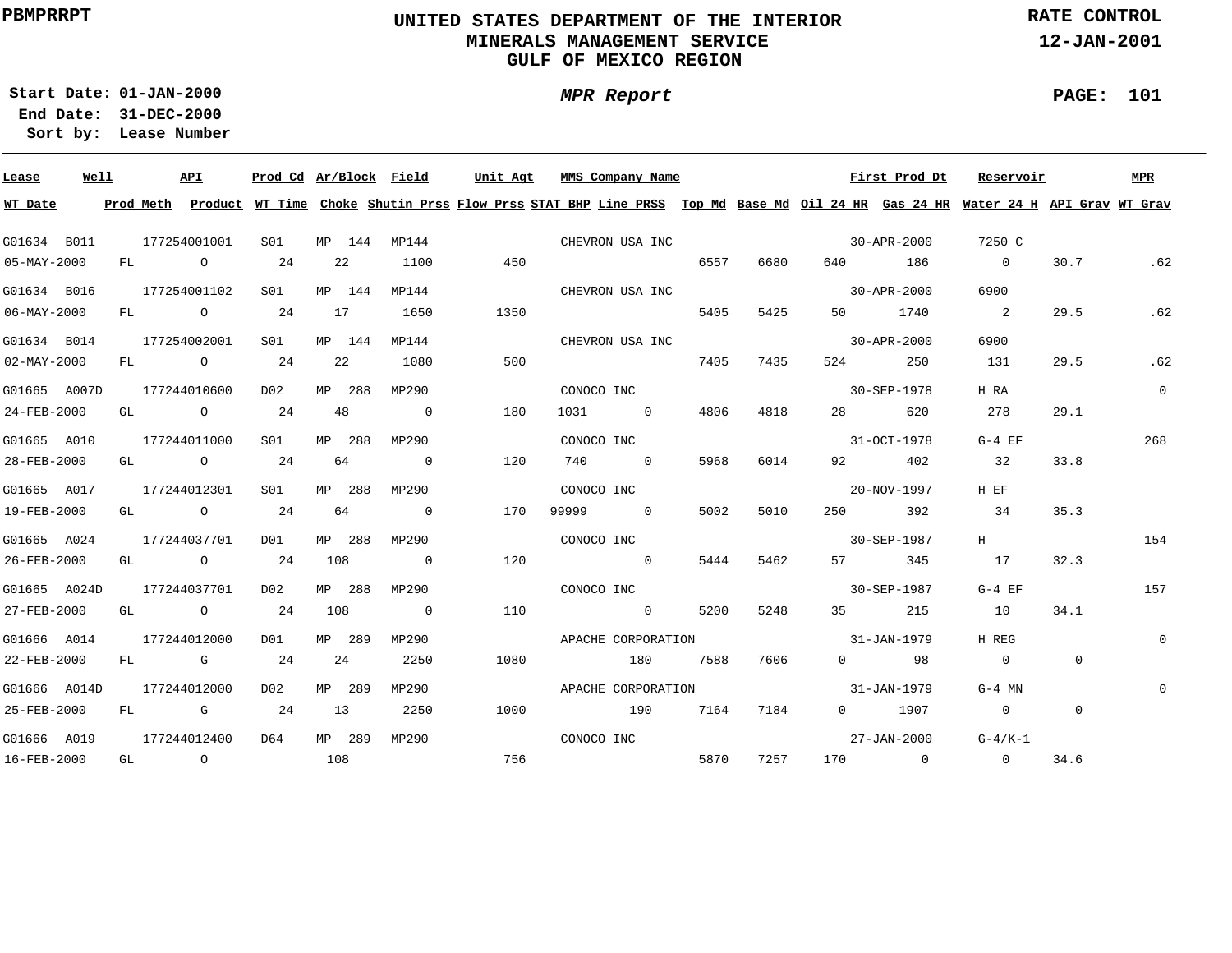PBMPRRPT

# UNITED STATES DEPARTMENT OF THE INTERIOR
## MINERALS MANAGEMENT SERVICE
## GULF OF MEXICO REGION

RATE CONTROL
12-JAN-2001

Start Date: 01-JAN-2000
End Date: 31-DEC-2000
Sort by: Lease Number

*MPR Report*

PAGE: 101

| Lease | Well | API | Prod Cd | Ar/Block | Field | Unit Agt | MMS Company Name | | | | | First Prod Dt | Reservoir | | MPR |
|---|---|---|---|---|---|---|---|---|---|---|---|---|---|---|---|
| WT Date | Prod Meth | Product | WT Time | Choke | Shutin Prss | Flow Prss | STAT BHP | Line PRSS | Top Md | Base Md | Oil 24 HR | Gas 24 HR | Water 24 H | API Grav | WT Grav |
| G01634 | B011 | 177254001001 | S01 | MP 144 | MP144 | | CHEVRON USA INC | | | | | 30-APR-2000 | 7250 C | | |
| 05-MAY-2000 | FL | O | 24 | 22 | 1100 | 450 | | | 6557 | 6680 | 640 | 186 | 0 | 30.7 | .62 |
| G01634 | B016 | 177254001102 | S01 | MP 144 | MP144 | | CHEVRON USA INC | | | | | 30-APR-2000 | 6900 | | |
| 06-MAY-2000 | FL | O | 24 | 17 | 1650 | 1350 | | | 5405 | 5425 | 50 | 1740 | 2 | 29.5 | .62 |
| G01634 | B014 | 177254002001 | S01 | MP 144 | MP144 | | CHEVRON USA INC | | | | | 30-APR-2000 | 6900 | | |
| 02-MAY-2000 | FL | O | 24 | 22 | 1080 | 500 | | | 7405 | 7435 | 524 | 250 | 131 | 29.5 | .62 |
| G01665 | A007D | 177244010600 | D02 | MP 288 | MP290 | | CONOCO INC | | | | | 30-SEP-1978 | H RA | | 0 |
| 24-FEB-2000 | GL | O | 24 | 48 | 0 | 180 | 1031 | 0 | 4806 | 4818 | 28 | 620 | 278 | 29.1 | |
| G01665 | A010 | 177244011000 | S01 | MP 288 | MP290 | | CONOCO INC | | | | | 31-OCT-1978 | G-4 EF | | 268 |
| 28-FEB-2000 | GL | O | 24 | 64 | 0 | 120 | 740 | 0 | 5968 | 6014 | 92 | 402 | 32 | 33.8 | |
| G01665 | A017 | 177244012301 | S01 | MP 288 | MP290 | | CONOCO INC | | | | | 20-NOV-1997 | H EF | | |
| 19-FEB-2000 | GL | O | 24 | 64 | 0 | 170 | 99999 | 0 | 5002 | 5010 | 250 | 392 | 34 | 35.3 | |
| G01665 | A024 | 177244037701 | D01 | MP 288 | MP290 | | CONOCO INC | | | | | 30-SEP-1987 | H | | 154 |
| 26-FEB-2000 | GL | O | 24 | 108 | 0 | 120 | | 0 | 5444 | 5462 | 57 | 345 | 17 | 32.3 | |
| G01665 | A024D | 177244037701 | D02 | MP 288 | MP290 | | CONOCO INC | | | | | 30-SEP-1987 | G-4 EF | | 157 |
| 27-FEB-2000 | GL | O | 24 | 108 | 0 | 110 | | 0 | 5200 | 5248 | 35 | 215 | 10 | 34.1 | |
| G01666 | A014 | 177244012000 | D01 | MP 289 | MP290 | | APACHE CORPORATION | | | | | 31-JAN-1979 | H REG | | 0 |
| 22-FEB-2000 | FL | G | 24 | 24 | 2250 | 1080 | | 180 | 7588 | 7606 | 0 | 98 | 0 | 0 | |
| G01666 | A014D | 177244012000 | D02 | MP 289 | MP290 | | APACHE CORPORATION | | | | | 31-JAN-1979 | G-4 MN | | 0 |
| 25-FEB-2000 | FL | G | 24 | 13 | 2250 | 1000 | | 190 | 7164 | 7184 | 0 | 1907 | 0 | 0 | |
| G01666 | A019 | 177244012400 | D64 | MP 289 | MP290 | | CONOCO INC | | | | | 27-JAN-2000 | G-4/K-1 | | |
| 16-FEB-2000 | GL | O | | 108 | | 756 | | | 5870 | 7257 | 170 | 0 | 0 | 34.6 | |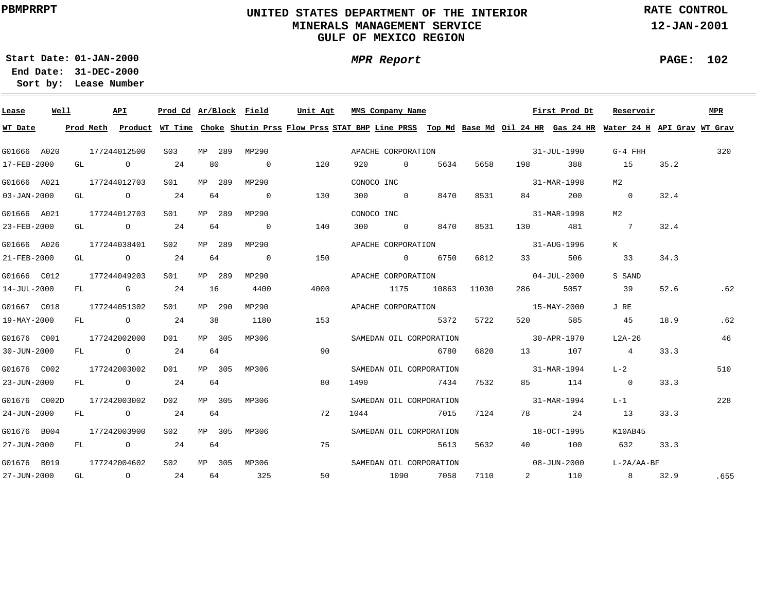PBMPRRPT

**UNITED STATES DEPARTMENT OF THE INTERIOR**
**MINERALS MANAGEMENT SERVICE**
**GULF OF MEXICO REGION**

**RATE CONTROL**
**12-JAN-2001**

**Start Date:** 01-JAN-2000
**End Date:** 31-DEC-2000
**Sort by:** Lease Number

***MPR Report***

| Lease | Well | API | Prod Cd | Ar/Block | Field | Unit Agt | MMS Company Name | | | | | First Prod Dt | Reservoir | | MPR |
|---|---|---|---|---|---|---|---|---|---|---|---|---|---|---|---|
| **WT Date** | **Prod Meth** | **Product** | **WT Time** | **Choke** | **Shutin Prss** | **Flow Prss** | **STAT BHP** | **Line PRSS** | **Top Md** | **Base Md** | **Oil 24 HR** | **Gas 24 HR** | **Water 24 H** | **API Grav** | **WT Grav** |
| G01666 | A020 | 177244012500 | S03 | MP 289 | MP290 | | APACHE CORPORATION | | | | | 31-JUL-1990 | G-4 FHH | | 320 |
| 17-FEB-2000 | GL | O | 24 | 80 | 0 | 120 | 920 | 0 | 5634 | 5658 | 198 | 388 | 15 | 35.2 | |
| G01666 | A021 | 177244012703 | S01 | MP 289 | MP290 | | CONOCO INC | | | | | 31-MAR-1998 | M2 | | |
| 03-JAN-2000 | GL | O | 24 | 64 | 0 | 130 | 300 | 0 | 8470 | 8531 | 84 | 200 | 0 | 32.4 | |
| G01666 | A021 | 177244012703 | S01 | MP 289 | MP290 | | CONOCO INC | | | | | 31-MAR-1998 | M2 | | |
| 23-FEB-2000 | GL | O | 24 | 64 | 0 | 140 | 300 | 0 | 8470 | 8531 | 130 | 481 | 7 | 32.4 | |
| G01666 | A026 | 177244038401 | S02 | MP 289 | MP290 | | APACHE CORPORATION | | | | | 31-AUG-1996 | K | | |
| 21-FEB-2000 | GL | O | 24 | 64 | 0 | 150 | | 0 | 6750 | 6812 | 33 | 506 | 33 | 34.3 | |
| G01666 | C012 | 177244049203 | S01 | MP 289 | MP290 | | APACHE CORPORATION | | | | | 04-JUL-2000 | S SAND | | |
| 14-JUL-2000 | FL | G | 24 | 16 | 4400 | 4000 | | 1175 | 10863 | 11030 | 286 | 5057 | 39 | 52.6 | .62 |
| G01667 | C018 | 177244051302 | S01 | MP 290 | MP290 | | APACHE CORPORATION | | | | | 15-MAY-2000 | J RE | | |
| 19-MAY-2000 | FL | O | 24 | 38 | 1180 | 153 | | | 5372 | 5722 | 520 | 585 | 45 | 18.9 | .62 |
| G01676 | C001 | 177242002000 | D01 | MP 305 | MP306 | | SAMEDAN OIL CORPORATION | | | | | 30-APR-1970 | L2A-26 | | 46 |
| 30-JUN-2000 | FL | O | 24 | 64 | | 90 | | | 6780 | 6820 | 13 | 107 | 4 | 33.3 | |
| G01676 | C002 | 177242003002 | D01 | MP 305 | MP306 | | SAMEDAN OIL CORPORATION | | | | | 31-MAR-1994 | L-2 | | 510 |
| 23-JUN-2000 | FL | O | 24 | 64 | | 80 | 1490 | | 7434 | 7532 | 85 | 114 | 0 | 33.3 | |
| G01676 | C002D | 177242003002 | D02 | MP 305 | MP306 | | SAMEDAN OIL CORPORATION | | | | | 31-MAR-1994 | L-1 | | 228 |
| 24-JUN-2000 | FL | O | 24 | 64 | | 72 | 1044 | | 7015 | 7124 | 78 | 24 | 13 | 33.3 | |
| G01676 | B004 | 177242003900 | S02 | MP 305 | MP306 | | SAMEDAN OIL CORPORATION | | | | | 18-OCT-1995 | K10AB45 | | |
| 27-JUN-2000 | FL | O | 24 | 64 | | 75 | | | 5613 | 5632 | 40 | 100 | 632 | 33.3 | |
| G01676 | B019 | 177242004602 | S02 | MP 305 | MP306 | | SAMEDAN OIL CORPORATION | | | | | 08-JUN-2000 | L-2A/AA-BF | | |
| 27-JUN-2000 | GL | O | 24 | 64 | 325 | 50 | | 1090 | 7058 | 7110 | 2 | 110 | 8 | 32.9 | .655 |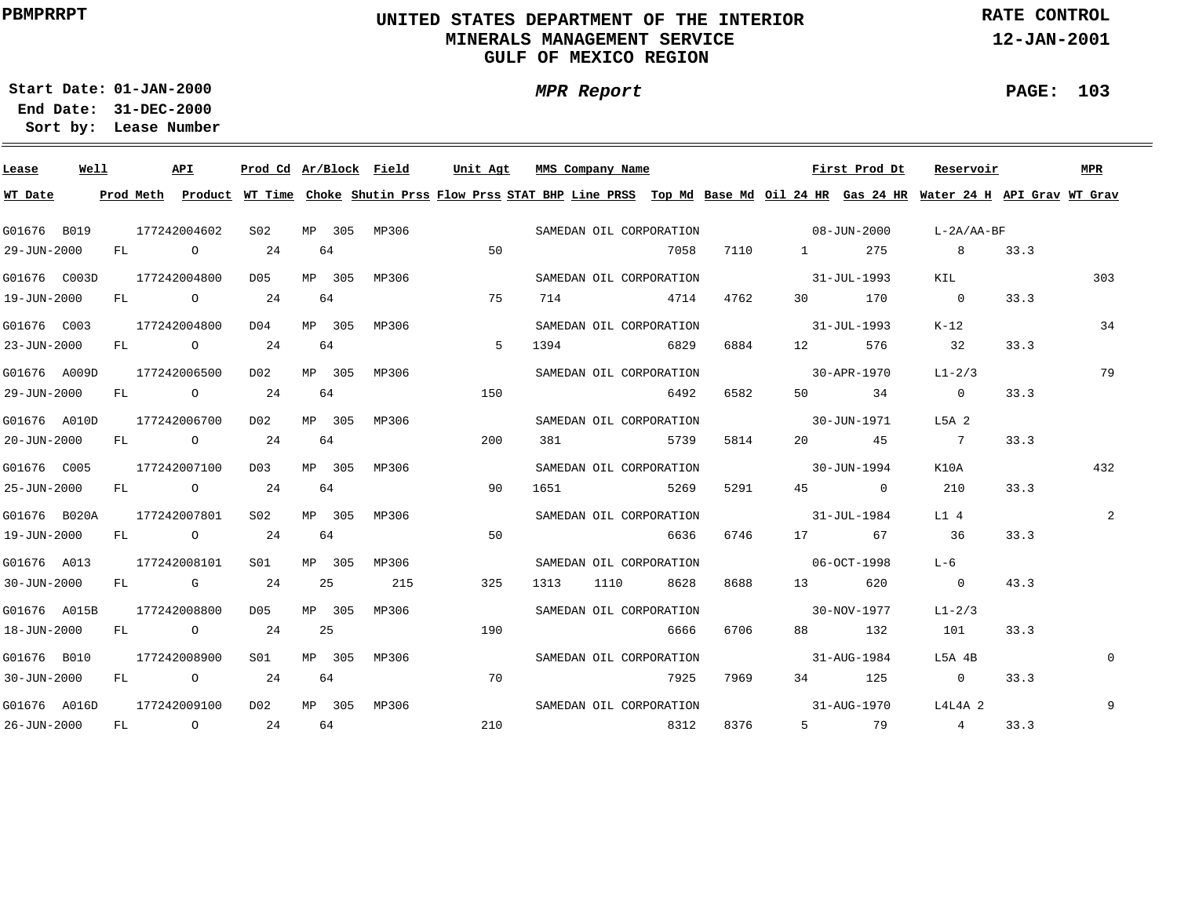**PBMPRRPT**

# UNITED STATES DEPARTMENT OF THE INTERIOR
## MINERALS MANAGEMENT SERVICE
## GULF OF MEXICO REGION

**RATE CONTROL**
**12-JAN-2001**

**Start Date: 01-JAN-2000**
**End Date: 31-DEC-2000**
**Sort by: Lease Number**

***MPR Report***

| Lease | Well | API | Prod Cd | Ar/Block | Field | Unit Agt | MMS Company Name | | | | | First Prod Dt | | Reservoir | | MPR |
|---|---|---|---|---|---|---|---|---|---|---|---|---|---|---|---|---|
| **WT Date** | **Prod Meth** | **Product** | **WT Time** | **Choke** | **Shutin Prss** | **Flow Prss** | **STAT BHP** | **Line PRSS** | **Top Md** | **Base Md** | **Oil 24 HR** | **Gas 24 HR** | **Water 24 H** | **API Grav** | **WT Grav** | |
| G01676 | B019 | 177242004602 | S02 | MP 305 | MP306 | | SAMEDAN OIL CORPORATION | | | | | 08-JUN-2000 | | L-2A/AA-BF | | |
| 29-JUN-2000 | FL | O | 24 | 64 | | 50 | | | 7058 | 7110 | 1 | 275 | 8 | 33.3 | | |
| G01676 | C003D | 177242004800 | D05 | MP 305 | MP306 | | SAMEDAN OIL CORPORATION | | | | | 31-JUL-1993 | | KIL | | 303 |
| 19-JUN-2000 | FL | O | 24 | 64 | | 75 | 714 | | 4714 | 4762 | 30 | 170 | 0 | 33.3 | | |
| G01676 | C003 | 177242004800 | D04 | MP 305 | MP306 | | SAMEDAN OIL CORPORATION | | | | | 31-JUL-1993 | | K-12 | | 34 |
| 23-JUN-2000 | FL | O | 24 | 64 | | 5 | 1394 | | 6829 | 6884 | 12 | 576 | 32 | 33.3 | | |
| G01676 | A009D | 177242006500 | D02 | MP 305 | MP306 | | SAMEDAN OIL CORPORATION | | | | | 30-APR-1970 | | L1-2/3 | | 79 |
| 29-JUN-2000 | FL | O | 24 | 64 | | 150 | | | 6492 | 6582 | 50 | 34 | 0 | 33.3 | | |
| G01676 | A010D | 177242006700 | D02 | MP 305 | MP306 | | SAMEDAN OIL CORPORATION | | | | | 30-JUN-1971 | | L5A 2 | | |
| 20-JUN-2000 | FL | O | 24 | 64 | | 200 | 381 | | 5739 | 5814 | 20 | 45 | 7 | 33.3 | | |
| G01676 | C005 | 177242007100 | D03 | MP 305 | MP306 | | SAMEDAN OIL CORPORATION | | | | | 30-JUN-1994 | | K10A | | 432 |
| 25-JUN-2000 | FL | O | 24 | 64 | | 90 | 1651 | | 5269 | 5291 | 45 | 0 | 210 | 33.3 | | |
| G01676 | B020A | 177242007801 | S02 | MP 305 | MP306 | | SAMEDAN OIL CORPORATION | | | | | 31-JUL-1984 | | L1 4 | | 2 |
| 19-JUN-2000 | FL | O | 24 | 64 | | 50 | | | 6636 | 6746 | 17 | 67 | 36 | 33.3 | | |
| G01676 | A013 | 177242008101 | S01 | MP 305 | MP306 | | SAMEDAN OIL CORPORATION | | | | | 06-OCT-1998 | | L-6 | | |
| 30-JUN-2000 | FL | G | 24 | 25 | 215 | 325 | 1313 | 1110 | 8628 | 8688 | 13 | 620 | 0 | 43.3 | | |
| G01676 | A015B | 177242008800 | D05 | MP 305 | MP306 | | SAMEDAN OIL CORPORATION | | | | | 30-NOV-1977 | | L1-2/3 | | |
| 18-JUN-2000 | FL | O | 24 | 25 | | 190 | | | 6666 | 6706 | 88 | 132 | 101 | 33.3 | | |
| G01676 | B010 | 177242008900 | S01 | MP 305 | MP306 | | SAMEDAN OIL CORPORATION | | | | | 31-AUG-1984 | | L5A 4B | | 0 |
| 30-JUN-2000 | FL | O | 24 | 64 | | 70 | | | 7925 | 7969 | 34 | 125 | 0 | 33.3 | | |
| G01676 | A016D | 177242009100 | D02 | MP 305 | MP306 | | SAMEDAN OIL CORPORATION | | | | | 31-AUG-1970 | | L4L4A 2 | | 9 |
| 26-JUN-2000 | FL | O | 24 | 64 | | 210 | | | 8312 | 8376 | 5 | 79 | 4 | 33.3 | | |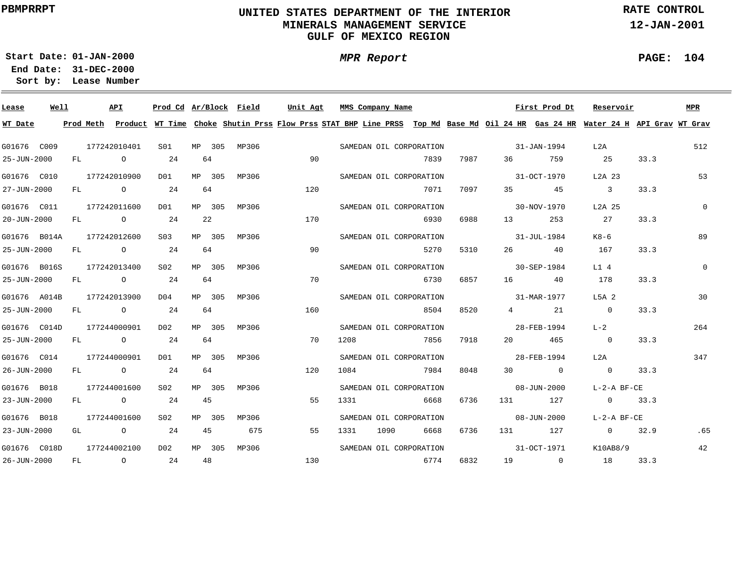PBMPRRPT

# UNITED STATES DEPARTMENT OF THE INTERIOR
## MINERALS MANAGEMENT SERVICE
## GULF OF MEXICO REGION

RATE CONTROL
12-JAN-2001

Start Date: 01-JAN-2000
End Date: 31-DEC-2000
Sort by: Lease Number

*MPR Report*

| Lease | Well | API | Prod Cd | Ar/Block | Field | Unit Agt | MMS Company Name | | | First Prod Dt | | Reservoir | | MPR |
|---|---|---|---|---|---|---|---|---|---|---|---|---|---|---|
| WT Date | Prod Meth | Product | WT Time | Choke | Shutin Prss | Flow Prss | STAT BHP | Line PRSS | Top Md | Base Md | Oil 24 HR | Gas 24 HR | Water 24 H | API Grav | WT Grav |
| G01676 | C009 | 177242010401 | S01 | MP 305 | MP306 | | SAMEDAN OIL CORPORATION | | | 31-JAN-1994 | | L2A | | 512 |
| 25-JUN-2000 | FL | O | 24 | 64 | | 90 | | | 7839 | 7987 | 36 | 759 | 25 | 33.3 | |
| G01676 | C010 | 177242010900 | D01 | MP 305 | MP306 | | SAMEDAN OIL CORPORATION | | | 31-OCT-1970 | | L2A 23 | | 53 |
| 27-JUN-2000 | FL | O | 24 | 64 | | 120 | | | 7071 | 7097 | 35 | 45 | 3 | 33.3 | |
| G01676 | C011 | 177242011600 | D01 | MP 305 | MP306 | | SAMEDAN OIL CORPORATION | | | 30-NOV-1970 | | L2A 25 | | 0 |
| 20-JUN-2000 | FL | O | 24 | 22 | | 170 | | | 6930 | 6988 | 13 | 253 | 27 | 33.3 | |
| G01676 | B014A | 177242012600 | S03 | MP 305 | MP306 | | SAMEDAN OIL CORPORATION | | | 31-JUL-1984 | | K8-6 | | 89 |
| 25-JUN-2000 | FL | O | 24 | 64 | | 90 | | | 5270 | 5310 | 26 | 40 | 167 | 33.3 | |
| G01676 | B016S | 177242013400 | S02 | MP 305 | MP306 | | SAMEDAN OIL CORPORATION | | | 30-SEP-1984 | | L1 4 | | 0 |
| 25-JUN-2000 | FL | O | 24 | 64 | | 70 | | | 6730 | 6857 | 16 | 40 | 178 | 33.3 | |
| G01676 | A014B | 177242013900 | D04 | MP 305 | MP306 | | SAMEDAN OIL CORPORATION | | | 31-MAR-1977 | | L5A 2 | | 30 |
| 25-JUN-2000 | FL | O | 24 | 64 | | 160 | | | 8504 | 8520 | 4 | 21 | 0 | 33.3 | |
| G01676 | C014D | 177244000901 | D02 | MP 305 | MP306 | | SAMEDAN OIL CORPORATION | | | 28-FEB-1994 | | L-2 | | 264 |
| 25-JUN-2000 | FL | O | 24 | 64 | | 70 | 1208 | | 7856 | 7918 | 20 | 465 | 0 | 33.3 | |
| G01676 | C014 | 177244000901 | D01 | MP 305 | MP306 | | SAMEDAN OIL CORPORATION | | | 28-FEB-1994 | | L2A | | 347 |
| 26-JUN-2000 | FL | O | 24 | 64 | | 120 | 1084 | | 7984 | 8048 | 30 | 0 | 0 | 33.3 | |
| G01676 | B018 | 177244001600 | S02 | MP 305 | MP306 | | SAMEDAN OIL CORPORATION | | | 08-JUN-2000 | | L-2-A BF-CE | | |
| 23-JUN-2000 | FL | O | 24 | 45 | | 55 | 1331 | | 6668 | 6736 | 131 | 127 | 0 | 33.3 | |
| G01676 | B018 | 177244001600 | S02 | MP 305 | MP306 | | SAMEDAN OIL CORPORATION | | | 08-JUN-2000 | | L-2-A BF-CE | | |
| 23-JUN-2000 | GL | O | 24 | 45 | 675 | 55 | 1331 | 1090 | 6668 | 6736 | 131 | 127 | 0 | 32.9 | .65 |
| G01676 | C018D | 177244002100 | D02 | MP 305 | MP306 | | SAMEDAN OIL CORPORATION | | | 31-OCT-1971 | | K10AB8/9 | | 42 |
| 26-JUN-2000 | FL | O | 24 | 48 | | 130 | | | 6774 | 6832 | 19 | 0 | 18 | 33.3 | |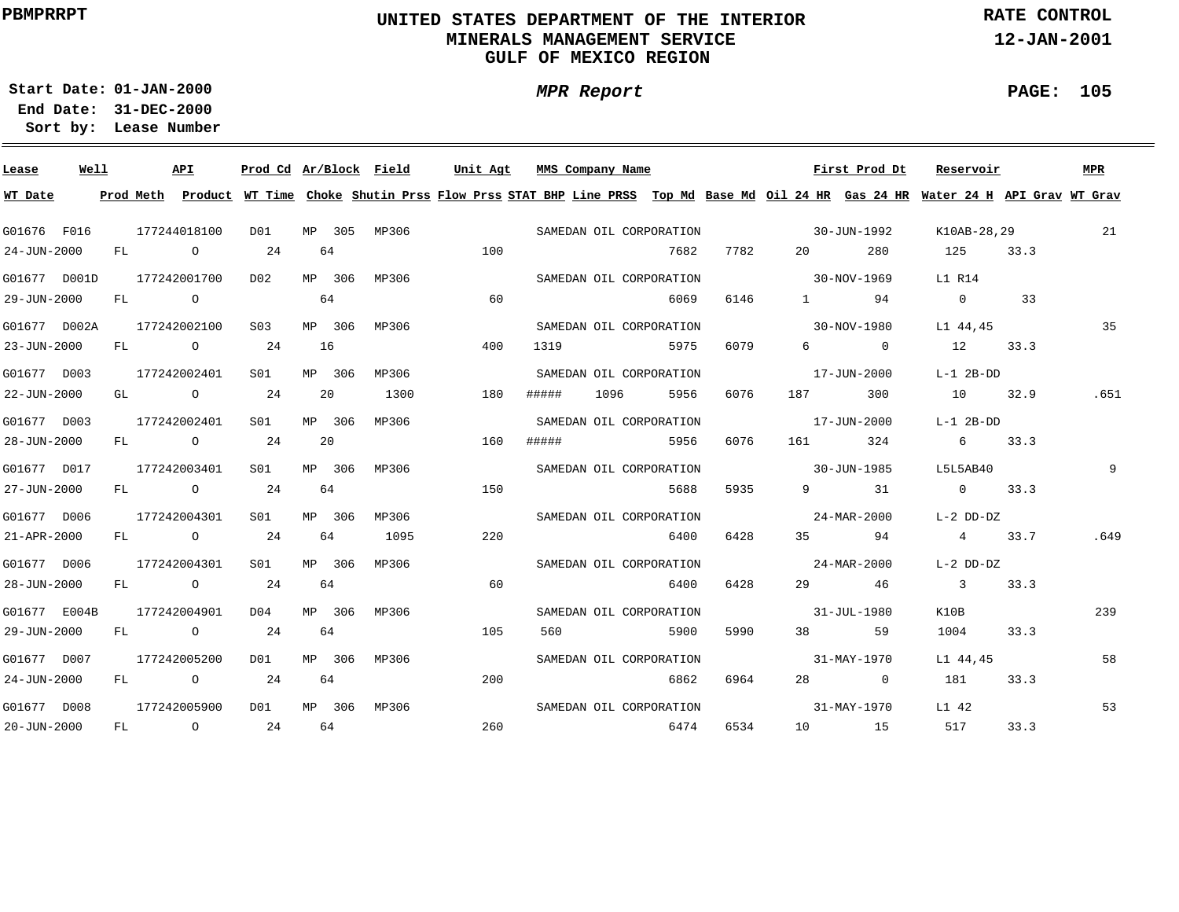PBMPRRPT

# UNITED STATES DEPARTMENT OF THE INTERIOR
## MINERALS MANAGEMENT SERVICE
## GULF OF MEXICO REGION

RATE CONTROL
12-JAN-2001

**Start Date:** 01-JAN-2000
**End Date:** 31-DEC-2000
**Sort by:** Lease Number

*MPR Report*

| Lease | Well | API | Prod Cd | Ar/Block | Field | Unit Agt | MMS Company Name | | | First Prod Dt | | Reservoir | | MPR |
|---|---|---|---|---|---|---|---|---|---|---|---|---|---|---|
| **WT Date** | **Prod Meth** | **Product** | **WT Time** | **Choke** | **Shutin Prss** | **Flow Prss** | **STAT BHP** | **Line PRSS** | **Top Md** | **Base Md** | **Oil 24 HR** | **Gas 24 HR** | **Water 24 H** | **API Grav** | **WT Grav** |
| G01676 | F016 | 177244018100 | D01 | MP 305 | MP306 | | SAMEDAN OIL CORPORATION | | | 30-JUN-1992 | | K10AB-28,29 | | 21 |
| 24-JUN-2000 | FL | O | 24 | 64 | | 100 | | | 7682 | 7782 | 20 | 280 | 125 | 33.3 | |
| G01677 | D001D | 177242001700 | D02 | MP 306 | MP306 | | SAMEDAN OIL CORPORATION | | | 30-NOV-1969 | | L1 R14 | | |
| 29-JUN-2000 | FL | O | | 64 | | 60 | | | 6069 | 6146 | 1 | 94 | 0 | 33 | |
| G01677 | D002A | 177242002100 | S03 | MP 306 | MP306 | | SAMEDAN OIL CORPORATION | | | 30-NOV-1980 | | L1 44,45 | | 35 |
| 23-JUN-2000 | FL | O | 24 | 16 | | 400 | 1319 | | 5975 | 6079 | 6 | 0 | 12 | 33.3 | |
| G01677 | D003 | 177242002401 | S01 | MP 306 | MP306 | | SAMEDAN OIL CORPORATION | | | 17-JUN-2000 | | L-1 2B-DD | | |
| 22-JUN-2000 | GL | O | 24 | 20 | 1300 | 180 | ##### | 1096 | 5956 | 6076 | 187 | 300 | 10 | 32.9 | .651 |
| G01677 | D003 | 177242002401 | S01 | MP 306 | MP306 | | SAMEDAN OIL CORPORATION | | | 17-JUN-2000 | | L-1 2B-DD | | |
| 28-JUN-2000 | FL | O | 24 | 20 | | 160 | ##### | | 5956 | 6076 | 161 | 324 | 6 | 33.3 | |
| G01677 | D017 | 177242003401 | S01 | MP 306 | MP306 | | SAMEDAN OIL CORPORATION | | | 30-JUN-1985 | | L5L5AB40 | | 9 |
| 27-JUN-2000 | FL | O | 24 | 64 | | 150 | | | 5688 | 5935 | 9 | 31 | 0 | 33.3 | |
| G01677 | D006 | 177242004301 | S01 | MP 306 | MP306 | | SAMEDAN OIL CORPORATION | | | 24-MAR-2000 | | L-2 DD-DZ | | |
| 21-APR-2000 | FL | O | 24 | 64 | 1095 | 220 | | | 6400 | 6428 | 35 | 94 | 4 | 33.7 | .649 |
| G01677 | D006 | 177242004301 | S01 | MP 306 | MP306 | | SAMEDAN OIL CORPORATION | | | 24-MAR-2000 | | L-2 DD-DZ | | |
| 28-JUN-2000 | FL | O | 24 | 64 | | 60 | | | 6400 | 6428 | 29 | 46 | 3 | 33.3 | |
| G01677 | E004B | 177242004901 | D04 | MP 306 | MP306 | | SAMEDAN OIL CORPORATION | | | 31-JUL-1980 | | K10B | | 239 |
| 29-JUN-2000 | FL | O | 24 | 64 | | 105 | 560 | | 5900 | 5990 | 38 | 59 | 1004 | 33.3 | |
| G01677 | D007 | 177242005200 | D01 | MP 306 | MP306 | | SAMEDAN OIL CORPORATION | | | 31-MAY-1970 | | L1 44,45 | | 58 |
| 24-JUN-2000 | FL | O | 24 | 64 | | 200 | | | 6862 | 6964 | 28 | 0 | 181 | 33.3 | |
| G01677 | D008 | 177242005900 | D01 | MP 306 | MP306 | | SAMEDAN OIL CORPORATION | | | 31-MAY-1970 | | L1 42 | | 53 |
| 20-JUN-2000 | FL | O | 24 | 64 | | 260 | | | 6474 | 6534 | 10 | 15 | 517 | 33.3 | |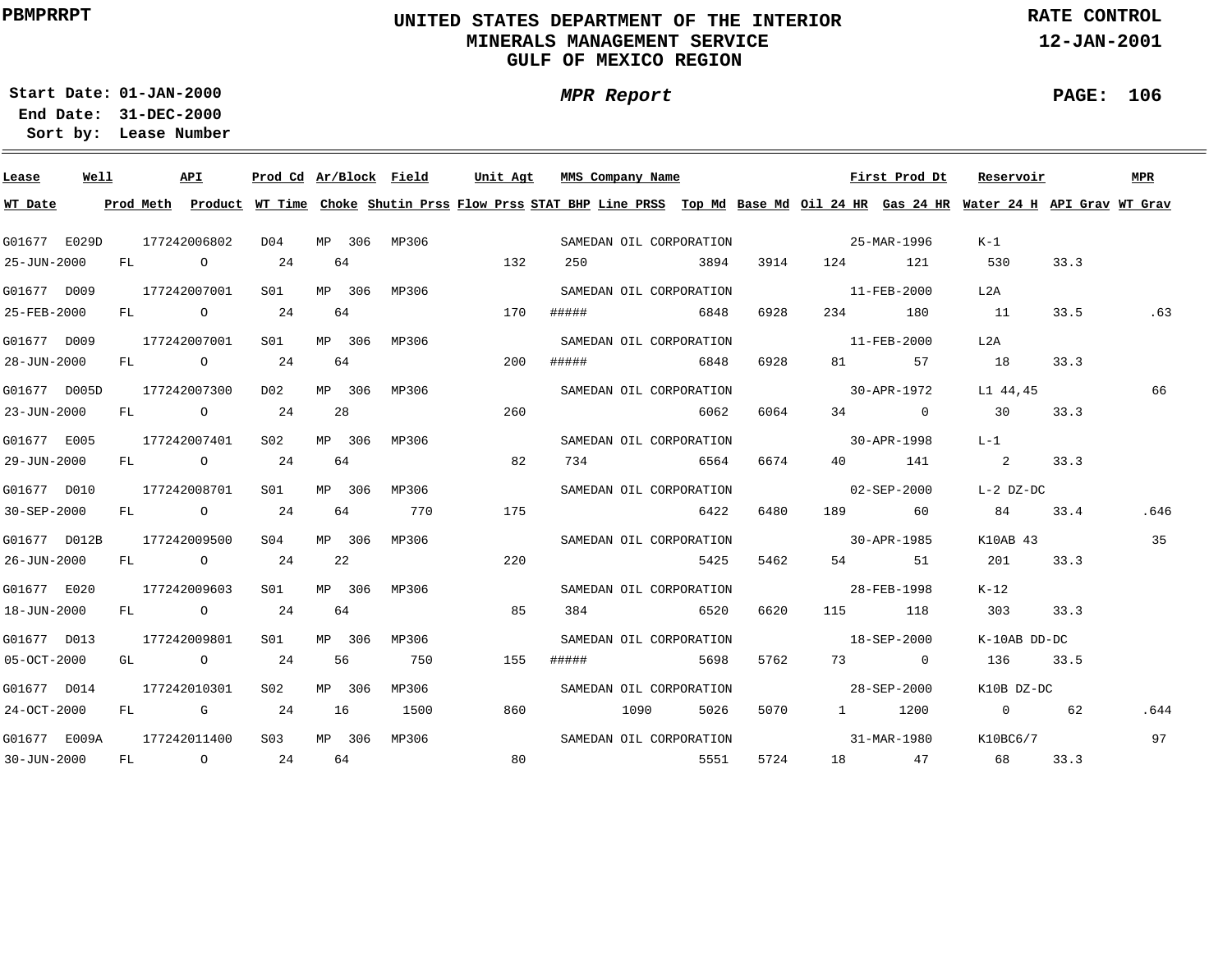PBMPRRPT

# UNITED STATES DEPARTMENT OF THE INTERIOR
## MINERALS MANAGEMENT SERVICE
## GULF OF MEXICO REGION

RATE CONTROL
12-JAN-2001

**Start Date:** 01-JAN-2000
**End Date:** 31-DEC-2000
**Sort by:** Lease Number

*MPR Report*

PAGE: 106

| Lease | Well | API | Prod Cd | Ar/Block | Field | Unit Agt | MMS Company Name | First Prod Dt | Reservoir | MPR |
|---|---|---|---|---|---|---|---|---|---|---|
| **WT Date** | **Prod Meth** | **Product** | **WT Time** | **Choke** | **Shutin Prss** | **Flow Prss** | **STAT BHP** | **Line PRSS** | **Top Md** | **Base Md** |
| | | | | | | | | | | |

| Lease | Well | API | Prod Cd | Ar/Block | Field | Unit Agt | MMS Company Name | First Prod Dt | Reservoir | MPR | WT Date | Prod Meth | Product | WT Time | Choke | Shutin Prss | Flow Prss | STAT BHP | Line PRSS | Top Md | Base Md | Oil 24 HR | Gas 24 HR | Water 24 H | API Grav | WT Grav |
|---|---|---|---|---|---|---|---|---|---|---|---|---|---|---|---|---|---|---|---|---|---|---|---|---|---|---|
| G01677 | E029D | 177242006802 | D04 | MP 306 | MP306 | | SAMEDAN OIL CORPORATION | 25-MAR-1996 | K-1 | | 25-JUN-2000 | FL | O | 24 | 64 | | 132 | 250 | | 3894 | 3914 | 124 | 121 | 530 | 33.3 | |
| G01677 | D009 | 177242007001 | S01 | MP 306 | MP306 | | SAMEDAN OIL CORPORATION | 11-FEB-2000 | L2A | | 25-FEB-2000 | FL | O | 24 | 64 | | 170 | ##### | | 6848 | 6928 | 234 | 180 | 11 | 33.5 | .63 |
| G01677 | D009 | 177242007001 | S01 | MP 306 | MP306 | | SAMEDAN OIL CORPORATION | 11-FEB-2000 | L2A | | 28-JUN-2000 | FL | O | 24 | 64 | | 200 | ##### | | 6848 | 6928 | 81 | 57 | 18 | 33.3 | |
| G01677 | D005D | 177242007300 | D02 | MP 306 | MP306 | | SAMEDAN OIL CORPORATION | 30-APR-1972 | L1 44,45 | 66 | 23-JUN-2000 | FL | O | 24 | 28 | | 260 | | | 6062 | 6064 | 34 | 0 | 30 | 33.3 | |
| G01677 | E005 | 177242007401 | S02 | MP 306 | MP306 | | SAMEDAN OIL CORPORATION | 30-APR-1998 | L-1 | | 29-JUN-2000 | FL | O | 24 | 64 | | 82 | 734 | | 6564 | 6674 | 40 | 141 | 2 | 33.3 | |
| G01677 | D010 | 177242008701 | S01 | MP 306 | MP306 | | SAMEDAN OIL CORPORATION | 02-SEP-2000 | L-2 DZ-DC | | 30-SEP-2000 | FL | O | 24 | 64 | 770 | 175 | | | 6422 | 6480 | 189 | 60 | 84 | 33.4 | .646 |
| G01677 | D012B | 177242009500 | S04 | MP 306 | MP306 | | SAMEDAN OIL CORPORATION | 30-APR-1985 | K10AB 43 | 35 | 26-JUN-2000 | FL | O | 24 | 22 | | 220 | | | 5425 | 5462 | 54 | 51 | 201 | 33.3 | |
| G01677 | E020 | 177242009603 | S01 | MP 306 | MP306 | | SAMEDAN OIL CORPORATION | 28-FEB-1998 | K-12 | | 18-JUN-2000 | FL | O | 24 | 64 | | 85 | 384 | | 6520 | 6620 | 115 | 118 | 303 | 33.3 | |
| G01677 | D013 | 177242009801 | S01 | MP 306 | MP306 | | SAMEDAN OIL CORPORATION | 18-SEP-2000 | K-10AB DD-DC | | 05-OCT-2000 | GL | O | 24 | 56 | 750 | 155 | ##### | | 5698 | 5762 | 73 | 0 | 136 | 33.5 | |
| G01677 | D014 | 177242010301 | S02 | MP 306 | MP306 | | SAMEDAN OIL CORPORATION | 28-SEP-2000 | K10B DZ-DC | | 24-OCT-2000 | FL | G | 24 | 16 | 1500 | 860 | | 1090 | 5026 | 5070 | 1 | 1200 | 0 | 62 | .644 |
| G01677 | E009A | 177242011400 | S03 | MP 306 | MP306 | | SAMEDAN OIL CORPORATION | 31-MAR-1980 | K10BC6/7 | 97 | 30-JUN-2000 | FL | O | 24 | 64 | | 80 | | | 5551 | 5724 | 18 | 47 | 68 | 33.3 | |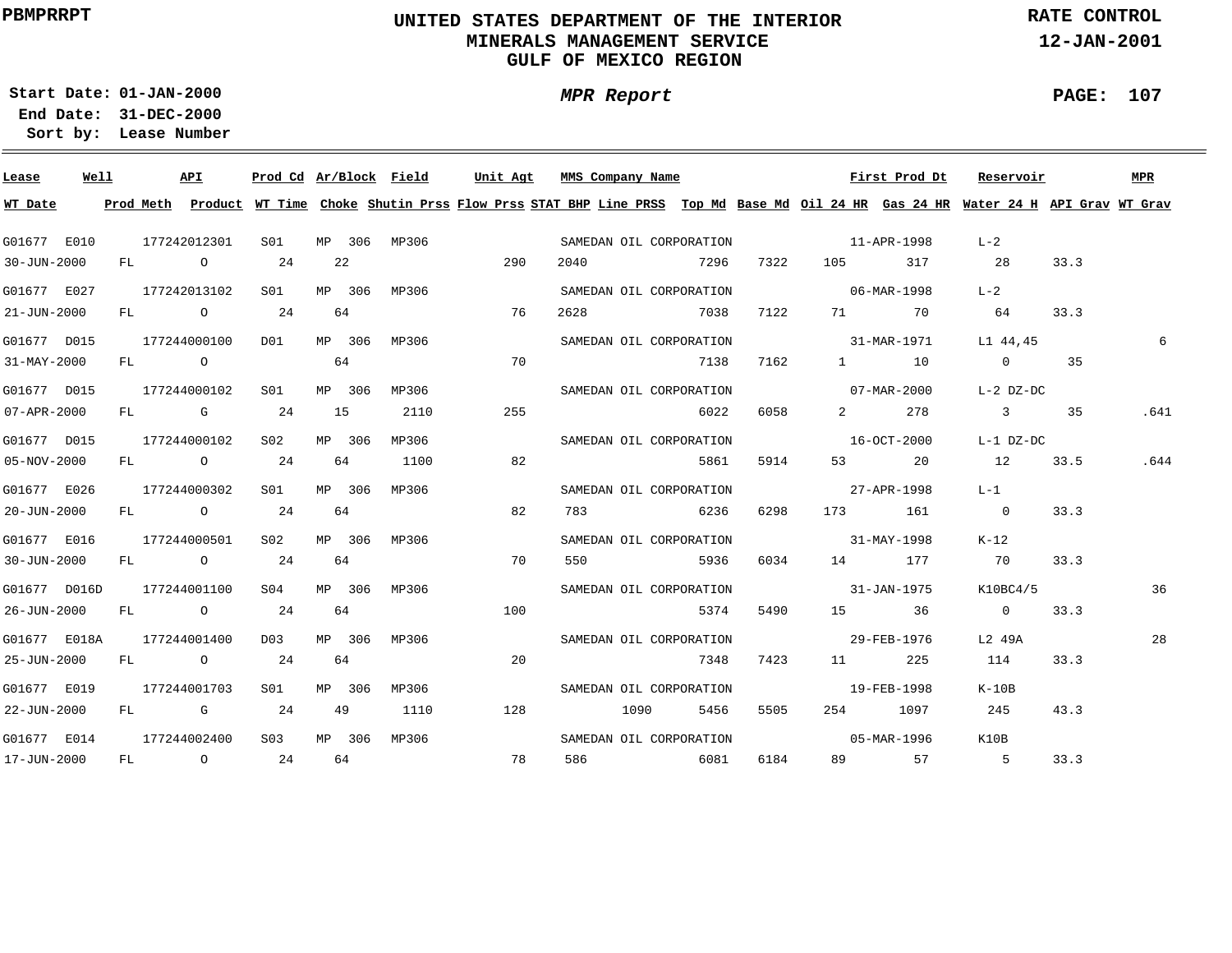PBMPRRPT

# UNITED STATES DEPARTMENT OF THE INTERIOR
## MINERALS MANAGEMENT SERVICE
## GULF OF MEXICO REGION

RATE CONTROL
12-JAN-2001

**Start Date:** 01-JAN-2000
**End Date:** 31-DEC-2000
**Sort by:** Lease Number

*MPR Report*

| Lease | Well | API | Prod Cd | Ar/Block | Field | Unit Agt | MMS Company Name | First Prod Dt | Reservoir | MPR | WT Date | Prod Meth | Product | WT Time | Choke | Shutin Prss | Flow Prss | STAT BHP | Line PRSS | Top Md | Base Md | Oil 24 HR | Gas 24 HR | Water 24 H | API Grav | WT Grav |
|---|---|---|---|---|---|---|---|---|---|---|---|---|---|---|---|---|---|---|---|---|---|---|---|---|---|---|
| G01677 | E010 | 177242012301 | S01 | MP 306 | MP306 | | SAMEDAN OIL CORPORATION | 11-APR-1998 | L-2 | | 30-JUN-2000 | FL | O | 24 | 22 | | 290 | 2040 | | 7296 | 7322 | 105 | 317 | 28 | 33.3 | |
| G01677 | E027 | 177242013102 | S01 | MP 306 | MP306 | | SAMEDAN OIL CORPORATION | 06-MAR-1998 | L-2 | | 21-JUN-2000 | FL | O | 24 | 64 | | 76 | 2628 | | 7038 | 7122 | 71 | 70 | 64 | 33.3 | |
| G01677 | D015 | 177244000100 | D01 | MP 306 | MP306 | | SAMEDAN OIL CORPORATION | 31-MAR-1971 | L1 44,45 | 6 | 31-MAY-2000 | FL | O | | 64 | | 70 | | | 7138 | 7162 | 1 | 10 | 0 | 35 | |
| G01677 | D015 | 177244000102 | S01 | MP 306 | MP306 | | SAMEDAN OIL CORPORATION | 07-MAR-2000 | L-2 DZ-DC | | 07-APR-2000 | FL | G | 24 | 15 | 2110 | 255 | | | 6022 | 6058 | 2 | 278 | 3 | 35 | .641 |
| G01677 | D015 | 177244000102 | S02 | MP 306 | MP306 | | SAMEDAN OIL CORPORATION | 16-OCT-2000 | L-1 DZ-DC | | 05-NOV-2000 | FL | O | 24 | 64 | 1100 | 82 | | | 5861 | 5914 | 53 | 20 | 12 | 33.5 | .644 |
| G01677 | E026 | 177244000302 | S01 | MP 306 | MP306 | | SAMEDAN OIL CORPORATION | 27-APR-1998 | L-1 | | 20-JUN-2000 | FL | O | 24 | 64 | | 82 | 783 | | 6236 | 6298 | 173 | 161 | 0 | 33.3 | |
| G01677 | E016 | 177244000501 | S02 | MP 306 | MP306 | | SAMEDAN OIL CORPORATION | 31-MAY-1998 | K-12 | | 30-JUN-2000 | FL | O | 24 | 64 | | 70 | 550 | | 5936 | 6034 | 14 | 177 | 70 | 33.3 | |
| G01677 | D016D | 177244001100 | S04 | MP 306 | MP306 | | SAMEDAN OIL CORPORATION | 31-JAN-1975 | K10BC4/5 | 36 | 26-JUN-2000 | FL | O | 24 | 64 | | 100 | | | 5374 | 5490 | 15 | 36 | 0 | 33.3 | |
| G01677 | E018A | 177244001400 | D03 | MP 306 | MP306 | | SAMEDAN OIL CORPORATION | 29-FEB-1976 | L2 49A | 28 | 25-JUN-2000 | FL | O | 24 | 64 | | 20 | | | 7348 | 7423 | 11 | 225 | 114 | 33.3 | |
| G01677 | E019 | 177244001703 | S01 | MP 306 | MP306 | | SAMEDAN OIL CORPORATION | 19-FEB-1998 | K-10B | | 22-JUN-2000 | FL | G | 24 | 49 | 1110 | 128 | | 1090 | 5456 | 5505 | 254 | 1097 | 245 | 43.3 | |
| G01677 | E014 | 177244002400 | S03 | MP 306 | MP306 | | SAMEDAN OIL CORPORATION | 05-MAR-1996 | K10B | | 17-JUN-2000 | FL | O | 24 | 64 | | 78 | 586 | | 6081 | 6184 | 89 | 57 | 5 | 33.3 | |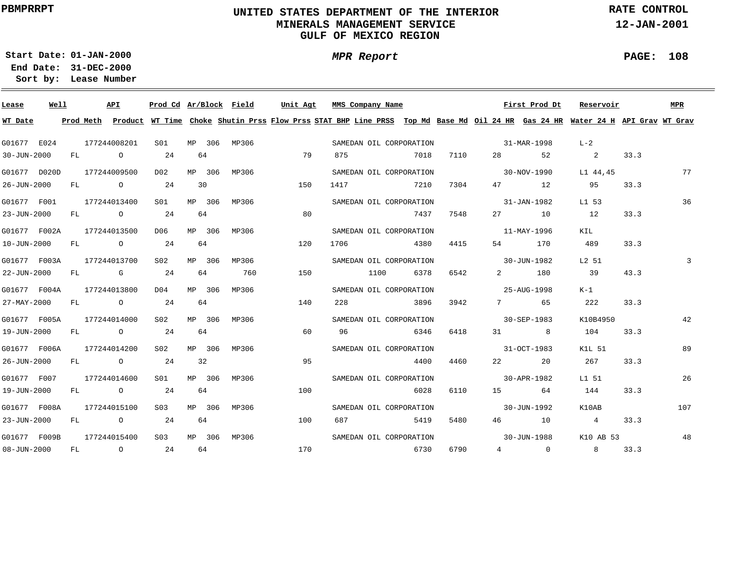PBMPRRPT

# UNITED STATES DEPARTMENT OF THE INTERIOR
## MINERALS MANAGEMENT SERVICE
## GULF OF MEXICO REGION

RATE CONTROL
12-JAN-2001

Start Date: 01-JAN-2000
End Date: 31-DEC-2000
Sort by: Lease Number

*MPR Report*

PAGE: 108

| Lease | Well | API | Prod Cd | Ar/Block | Field | Unit Agt | MMS Company Name | | | First Prod Dt | | Reservoir | | MPR |
|---|---|---|---|---|---|---|---|---|---|---|---|---|---|---|
| **WT Date** | **Prod Meth** | **Product** | **WT Time** | **Choke** | **Shutin Prss** | **Flow Prss** | **STAT BHP** | **Line PRSS** | **Top Md** | **Base Md** | **Oil 24 HR** | **Gas 24 HR** | **Water 24 H** | **API Grav** | **WT Grav** |
| G01677 | E024 | 177244008201 | S01 | MP 306 | MP306 | | SAMEDAN OIL CORPORATION | | | 31-MAR-1998 | | L-2 | | |
| 30-JUN-2000 | FL | O | 24 | 64 | | 79 | 875 | | 7018 | 7110 | 28 | 52 | 2 | 33.3 | |
| G01677 | D020D | 177244009500 | D02 | MP 306 | MP306 | | SAMEDAN OIL CORPORATION | | | 30-NOV-1990 | | L1 44,45 | | 77 |
| 26-JUN-2000 | FL | O | 24 | 30 | | 150 | 1417 | | 7210 | 7304 | 47 | 12 | 95 | 33.3 | |
| G01677 | F001 | 177244013400 | S01 | MP 306 | MP306 | | SAMEDAN OIL CORPORATION | | | 31-JAN-1982 | | L1 53 | | 36 |
| 23-JUN-2000 | FL | O | 24 | 64 | | 80 | | | 7437 | 7548 | 27 | 10 | 12 | 33.3 | |
| G01677 | F002A | 177244013500 | D06 | MP 306 | MP306 | | SAMEDAN OIL CORPORATION | | | 11-MAY-1996 | | KIL | | |
| 10-JUN-2000 | FL | O | 24 | 64 | | 120 | 1706 | | 4380 | 4415 | 54 | 170 | 489 | 33.3 | |
| G01677 | F003A | 177244013700 | S02 | MP 306 | MP306 | | SAMEDAN OIL CORPORATION | | | 30-JUN-1982 | | L2 51 | | 3 |
| 22-JUN-2000 | FL | G | 24 | 64 | 760 | 150 | | 1100 | 6378 | 6542 | 2 | 180 | 39 | 43.3 | |
| G01677 | F004A | 177244013800 | D04 | MP 306 | MP306 | | SAMEDAN OIL CORPORATION | | | 25-AUG-1998 | | K-1 | | |
| 27-MAY-2000 | FL | O | 24 | 64 | | 140 | 228 | | 3896 | 3942 | 7 | 65 | 222 | 33.3 | |
| G01677 | F005A | 177244014000 | S02 | MP 306 | MP306 | | SAMEDAN OIL CORPORATION | | | 30-SEP-1983 | | K10B4950 | | 42 |
| 19-JUN-2000 | FL | O | 24 | 64 | | 60 | 96 | | 6346 | 6418 | 31 | 8 | 104 | 33.3 | |
| G01677 | F006A | 177244014200 | S02 | MP 306 | MP306 | | SAMEDAN OIL CORPORATION | | | 31-OCT-1983 | | K1L 51 | | 89 |
| 26-JUN-2000 | FL | O | 24 | 32 | | 95 | | | 4400 | 4460 | 22 | 20 | 267 | 33.3 | |
| G01677 | F007 | 177244014600 | S01 | MP 306 | MP306 | | SAMEDAN OIL CORPORATION | | | 30-APR-1982 | | L1 51 | | 26 |
| 19-JUN-2000 | FL | O | 24 | 64 | | 100 | | | 6028 | 6110 | 15 | 64 | 144 | 33.3 | |
| G01677 | F008A | 177244015100 | S03 | MP 306 | MP306 | | SAMEDAN OIL CORPORATION | | | 30-JUN-1992 | | K10AB | | 107 |
| 23-JUN-2000 | FL | O | 24 | 64 | | 100 | 687 | | 5419 | 5480 | 46 | 10 | 4 | 33.3 | |
| G01677 | F009B | 177244015400 | S03 | MP 306 | MP306 | | SAMEDAN OIL CORPORATION | | | 30-JUN-1988 | | K10 AB 53 | | 48 |
| 08-JUN-2000 | FL | O | 24 | 64 | | 170 | | | 6730 | 6790 | 4 | 0 | 8 | 33.3 | |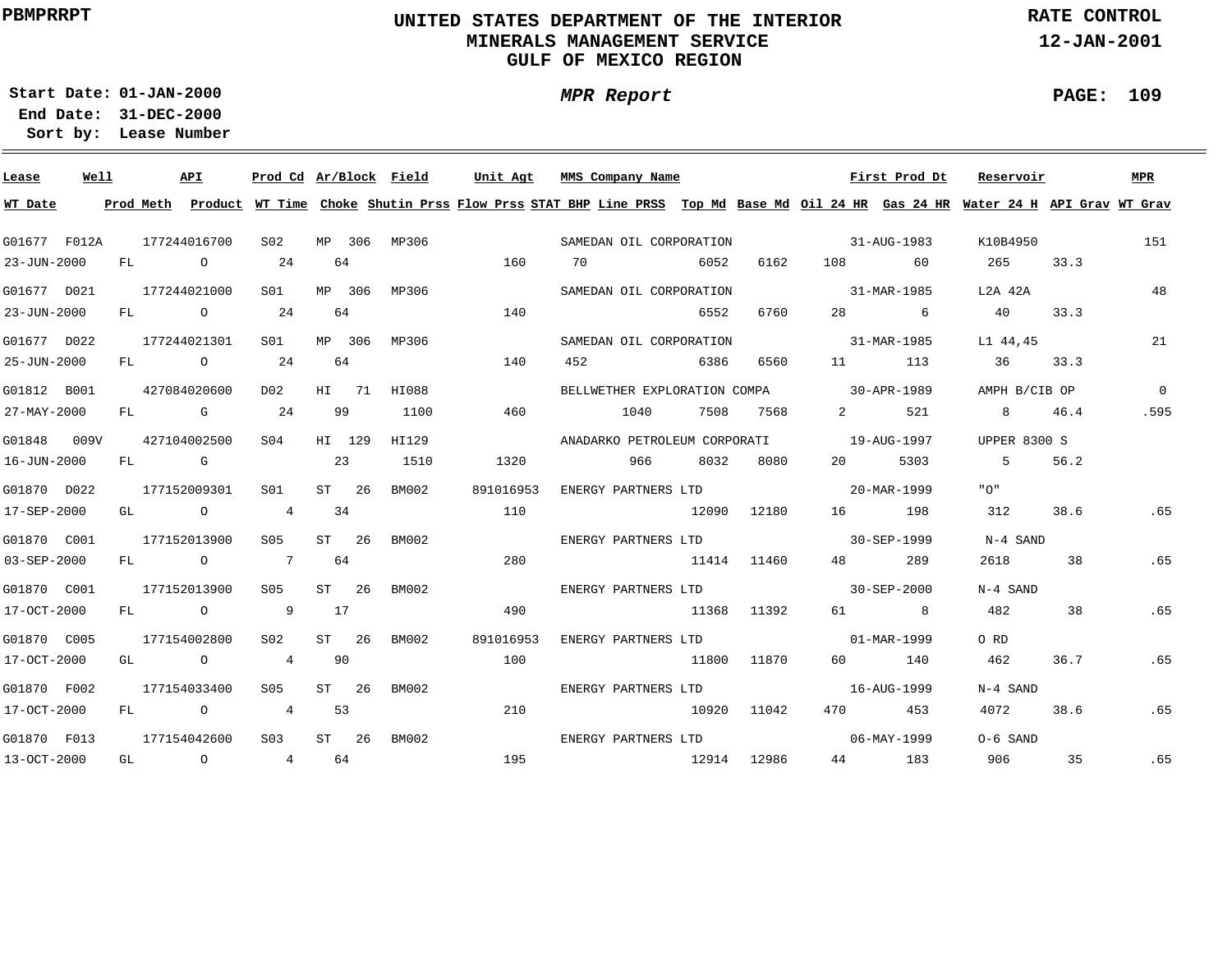**PBMPRRPT**

# UNITED STATES DEPARTMENT OF THE INTERIOR
## MINERALS MANAGEMENT SERVICE
## GULF OF MEXICO REGION

**RATE CONTROL**
**12-JAN-2001**

**Start Date:** 01-JAN-2000
**End Date:** 31-DEC-2000
**Sort by:** Lease Number

***MPR Report***

| Lease | Well | API | Prod Cd | Ar/Block | Field | Unit Agt | MMS Company Name | First Prod Dt | Reservoir | MPR | WT Date | Prod Meth | Product | WT Time | Choke | Shutin Prss | Flow Prss | STAT BHP | Line PRSS | Top Md | Base Md | Oil 24 HR | Gas 24 HR | Water 24 H | API Grav | WT Grav |
|---|---|---|---|---|---|---|---|---|---|---|---|---|---|---|---|---|---|---|---|---|---|---|---|---|---|---|
| G01677 | F012A | 177244016700 | S02 | MP 306 | MP306 | | SAMEDAN OIL CORPORATION | 31-AUG-1983 | K10B4950 | 151 | 23-JUN-2000 | FL | O | 24 | 64 | | 160 | 70 | | 6052 | 6162 | 108 | 60 | 265 | 33.3 | |
| G01677 | D021 | 177244021000 | S01 | MP 306 | MP306 | | SAMEDAN OIL CORPORATION | 31-MAR-1985 | L2A 42A | 48 | 23-JUN-2000 | FL | O | 24 | 64 | | 140 | | | 6552 | 6760 | 28 | 6 | 40 | 33.3 | |
| G01677 | D022 | 177244021301 | S01 | MP 306 | MP306 | | SAMEDAN OIL CORPORATION | 31-MAR-1985 | L1 44,45 | 21 | 25-JUN-2000 | FL | O | 24 | 64 | | 140 | 452 | | 6386 | 6560 | 11 | 113 | 36 | 33.3 | |
| G01812 | B001 | 427084020600 | D02 | HI 71 | HI088 | | BELLWETHER EXPLORATION COMPA | 30-APR-1989 | AMPH B/CIB OP | 0 | 27-MAY-2000 | FL | G | 24 | 99 | 1100 | 460 | | 1040 | 7508 | 7568 | 2 | 521 | 8 | 46.4 | .595 |
| G01848 | 009V | 427104002500 | S04 | HI 129 | HI129 | | ANADARKO PETROLEUM CORPORATI | 19-AUG-1997 | UPPER 8300 S | | 16-JUN-2000 | FL | G | | 23 | 1510 | 1320 | | 966 | 8032 | 8080 | 20 | 5303 | 5 | 56.2 | |
| G01870 | D022 | 177152009301 | S01 | ST 26 | BM002 | 891016953 | ENERGY PARTNERS LTD | 20-MAR-1999 | "O" | | 17-SEP-2000 | GL | O | 4 | 34 | | 110 | | | 12090 | 12180 | 16 | 198 | 312 | 38.6 | .65 |
| G01870 | C001 | 177152013900 | S05 | ST 26 | BM002 | | ENERGY PARTNERS LTD | 30-SEP-1999 | N-4 SAND | | 03-SEP-2000 | FL | O | 7 | 64 | | 280 | | | 11414 | 11460 | 48 | 289 | 2618 | 38 | .65 |
| G01870 | C001 | 177152013900 | S05 | ST 26 | BM002 | | ENERGY PARTNERS LTD | 30-SEP-2000 | N-4 SAND | | 17-OCT-2000 | FL | O | 9 | 17 | | 490 | | | 11368 | 11392 | 61 | 8 | 482 | 38 | .65 |
| G01870 | C005 | 177154002800 | S02 | ST 26 | BM002 | 891016953 | ENERGY PARTNERS LTD | 01-MAR-1999 | O RD | | 17-OCT-2000 | GL | O | 4 | 90 | | 100 | | | 11800 | 11870 | 60 | 140 | 462 | 36.7 | .65 |
| G01870 | F002 | 177154033400 | S05 | ST 26 | BM002 | | ENERGY PARTNERS LTD | 16-AUG-1999 | N-4 SAND | | 17-OCT-2000 | FL | O | 4 | 53 | | 210 | | | 10920 | 11042 | 470 | 453 | 4072 | 38.6 | .65 |
| G01870 | F013 | 177154042600 | S03 | ST 26 | BM002 | | ENERGY PARTNERS LTD | 06-MAY-1999 | O-6 SAND | | 13-OCT-2000 | GL | O | 4 | 64 | | 195 | | | 12914 | 12986 | 44 | 183 | 906 | 35 | .65 |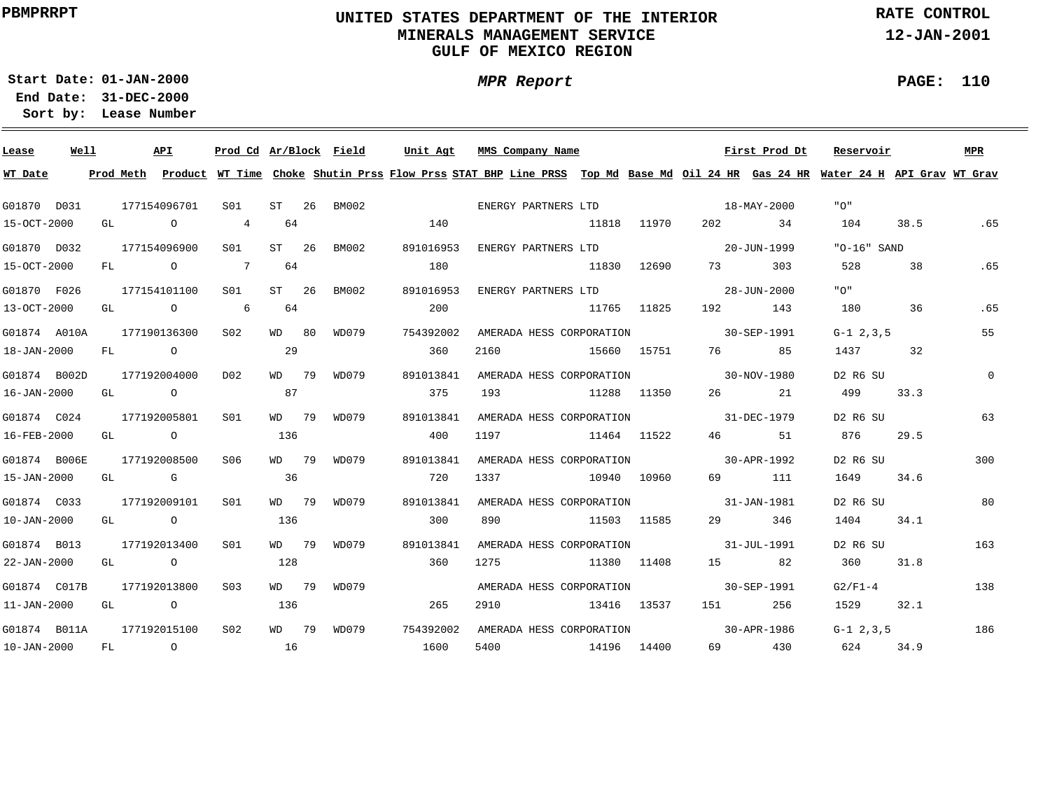PBMPRRPT

# UNITED STATES DEPARTMENT OF THE INTERIOR
## MINERALS MANAGEMENT SERVICE
## GULF OF MEXICO REGION

RATE CONTROL
12-JAN-2001

Start Date: 01-JAN-2000
End Date: 31-DEC-2000
Sort by: Lease Number

*MPR Report*

| Lease | Well | API | Prod Cd | Ar/Block | | Field | Unit Agt | MMS Company Name | | | First Prod Dt | | Reservoir | | MPR |
|---|---|---|---|---|---|---|---|---|---|---|---|---|---|---|---|
| WT Date | Prod Meth | Product | WT Time | Choke | Shutin Prss | Flow Prss | STAT BHP | Line PRSS | Top Md | Base Md | Oil 24 HR | Gas 24 HR | Water 24 H | API Grav | WT Grav |
| G01870 | D031 | 177154096701 | S01 | ST | 26 | BM002 | | ENERGY PARTNERS LTD | | | 18-MAY-2000 | | "O" | | |
| 15-OCT-2000 | GL | O | 4 | 64 | | 140 | | | 11818 | 11970 | 202 | 34 | 104 | 38.5 | .65 |
| G01870 | D032 | 177154096900 | S01 | ST | 26 | BM002 | 891016953 | ENERGY PARTNERS LTD | | | 20-JUN-1999 | | "O-16" SAND | | |
| 15-OCT-2000 | FL | O | 7 | 64 | | 180 | | | 11830 | 12690 | 73 | 303 | 528 | 38 | .65 |
| G01870 | F026 | 177154101100 | S01 | ST | 26 | BM002 | 891016953 | ENERGY PARTNERS LTD | | | 28-JUN-2000 | | "O" | | |
| 13-OCT-2000 | GL | O | 6 | 64 | | 200 | | | 11765 | 11825 | 192 | 143 | 180 | 36 | .65 |
| G01874 | A010A | 177190136300 | S02 | WD | 80 | WD079 | 754392002 | AMERADA HESS CORPORATION | | | 30-SEP-1991 | | G-1 2,3,5 | | 55 |
| 18-JAN-2000 | FL | O | | 29 | | 360 | | 2160 | 15660 | 15751 | 76 | 85 | 1437 | 32 | |
| G01874 | B002D | 177192004000 | D02 | WD | 79 | WD079 | 891013841 | AMERADA HESS CORPORATION | | | 30-NOV-1980 | | D2 R6 SU | | 0 |
| 16-JAN-2000 | GL | O | | 87 | | 375 | | 193 | 11288 | 11350 | 26 | 21 | 499 | 33.3 | |
| G01874 | C024 | 177192005801 | S01 | WD | 79 | WD079 | 891013841 | AMERADA HESS CORPORATION | | | 31-DEC-1979 | | D2 R6 SU | | 63 |
| 16-FEB-2000 | GL | O | | 136 | | 400 | | 1197 | 11464 | 11522 | 46 | 51 | 876 | 29.5 | |
| G01874 | B006E | 177192008500 | S06 | WD | 79 | WD079 | 891013841 | AMERADA HESS CORPORATION | | | 30-APR-1992 | | D2 R6 SU | | 300 |
| 15-JAN-2000 | GL | G | | 36 | | 720 | | 1337 | 10940 | 10960 | 69 | 111 | 1649 | 34.6 | |
| G01874 | C033 | 177192009101 | S01 | WD | 79 | WD079 | 891013841 | AMERADA HESS CORPORATION | | | 31-JAN-1981 | | D2 R6 SU | | 80 |
| 10-JAN-2000 | GL | O | | 136 | | 300 | | 890 | 11503 | 11585 | 29 | 346 | 1404 | 34.1 | |
| G01874 | B013 | 177192013400 | S01 | WD | 79 | WD079 | 891013841 | AMERADA HESS CORPORATION | | | 31-JUL-1991 | | D2 R6 SU | | 163 |
| 22-JAN-2000 | GL | O | | 128 | | 360 | | 1275 | 11380 | 11408 | 15 | 82 | 360 | 31.8 | |
| G01874 | C017B | 177192013800 | S03 | WD | 79 | WD079 | | AMERADA HESS CORPORATION | | | 30-SEP-1991 | | G2/F1-4 | | 138 |
| 11-JAN-2000 | GL | O | | 136 | | 265 | | 2910 | 13416 | 13537 | 151 | 256 | 1529 | 32.1 | |
| G01874 | B011A | 177192015100 | S02 | WD | 79 | WD079 | 754392002 | AMERADA HESS CORPORATION | | | 30-APR-1986 | | G-1 2,3,5 | | 186 |
| 10-JAN-2000 | FL | O | | 16 | | 1600 | | 5400 | 14196 | 14400 | 69 | 430 | 624 | 34.9 | |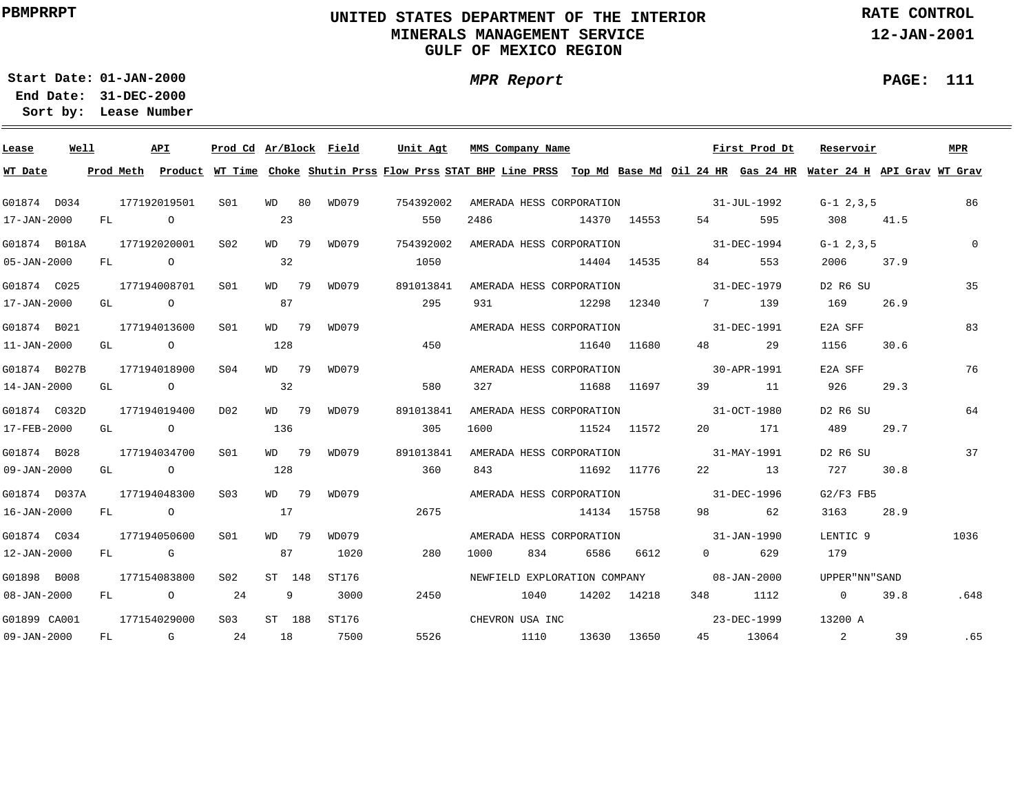PBMPRRPT

# UNITED STATES DEPARTMENT OF THE INTERIOR
## MINERALS MANAGEMENT SERVICE
## GULF OF MEXICO REGION

RATE CONTROL
12-JAN-2001

**Start Date:** 01-JAN-2000
**End Date:** 31-DEC-2000
**Sort by:** Lease Number

*MPR Report*

PAGE: 111

| Lease | Well | API | Prod Cd | Ar/Block | | Field | Unit Agt | MMS Company Name | | | | First Prod Dt | | Reservoir | | MPR |
|---|---|---|---|---|---|---|---|---|---|---|---|---|---|---|---|---|
| **WT Date** | **Prod Meth** | **Product** | **WT Time** | **Choke** | | **Shutin Prss** | **Flow Prss** | **STAT BHP** | **Line PRSS** | **Top Md** | **Base Md** | **Oil 24 HR** | **Gas 24 HR** | **Water 24 H** | **API Grav** | **WT Grav** |
| G01874 | D034 | 177192019501 | S01 | WD | 80 | WD079 | 754392002 | AMERADA HESS CORPORATION | | | | 31-JUL-1992 | | G-1 2,3,5 | | 86 |
| 17-JAN-2000 | FL | O | | 23 | | | 550 | 2486 | | 14370 | 14553 | 54 | 595 | 308 | 41.5 | |
| G01874 | B018A | 177192020001 | S02 | WD | 79 | WD079 | 754392002 | AMERADA HESS CORPORATION | | | | 31-DEC-1994 | | G-1 2,3,5 | | 0 |
| 05-JAN-2000 | FL | O | | 32 | | | 1050 | | | 14404 | 14535 | 84 | 553 | 2006 | 37.9 | |
| G01874 | C025 | 177194008701 | S01 | WD | 79 | WD079 | 891013841 | AMERADA HESS CORPORATION | | | | 31-DEC-1979 | | D2 R6 SU | | 35 |
| 17-JAN-2000 | GL | O | | 87 | | | 295 | 931 | | 12298 | 12340 | 7 | 139 | 169 | 26.9 | |
| G01874 | B021 | 177194013600 | S01 | WD | 79 | WD079 | | AMERADA HESS CORPORATION | | | | 31-DEC-1991 | | E2A SFF | | 83 |
| 11-JAN-2000 | GL | O | | 128 | | | 450 | | | 11640 | 11680 | 48 | 29 | 1156 | 30.6 | |
| G01874 | B027B | 177194018900 | S04 | WD | 79 | WD079 | | AMERADA HESS CORPORATION | | | | 30-APR-1991 | | E2A SFF | | 76 |
| 14-JAN-2000 | GL | O | | 32 | | | 580 | 327 | | 11688 | 11697 | 39 | 11 | 926 | 29.3 | |
| G01874 | C032D | 177194019400 | D02 | WD | 79 | WD079 | 891013841 | AMERADA HESS CORPORATION | | | | 31-OCT-1980 | | D2 R6 SU | | 64 |
| 17-FEB-2000 | GL | O | | 136 | | | 305 | 1600 | | 11524 | 11572 | 20 | 171 | 489 | 29.7 | |
| G01874 | B028 | 177194034700 | S01 | WD | 79 | WD079 | 891013841 | AMERADA HESS CORPORATION | | | | 31-MAY-1991 | | D2 R6 SU | | 37 |
| 09-JAN-2000 | GL | O | | 128 | | | 360 | 843 | | 11692 | 11776 | 22 | 13 | 727 | 30.8 | |
| G01874 | D037A | 177194048300 | S03 | WD | 79 | WD079 | | AMERADA HESS CORPORATION | | | | 31-DEC-1996 | | G2/F3 FB5 | | |
| 16-JAN-2000 | FL | O | | 17 | | | 2675 | | | 14134 | 15758 | 98 | 62 | 3163 | 28.9 | |
| G01874 | C034 | 177194050600 | S01 | WD | 79 | WD079 | | AMERADA HESS CORPORATION | | | | 31-JAN-1990 | | LENTIC 9 | | 1036 |
| 12-JAN-2000 | FL | G | | 87 | | 1020 | 280 | 1000 | 834 | 6586 | 6612 | 0 | 629 | 179 | | |
| G01898 | B008 | 177154083800 | S02 | ST | 148 | ST176 | | NEWFIELD EXPLORATION COMPANY | | | | 08-JAN-2000 | | UPPER"NN"SAND | | |
| 08-JAN-2000 | FL | O | 24 | 9 | | 3000 | 2450 | | 1040 | 14202 | 14218 | 348 | 1112 | 0 | 39.8 | .648 |
| G01899 | CA001 | 177154029000 | S03 | ST | 188 | ST176 | | CHEVRON USA INC | | | | 23-DEC-1999 | | 13200 A | | |
| 09-JAN-2000 | FL | G | 24 | 18 | | 7500 | 5526 | | 1110 | 13630 | 13650 | 45 | 13064 | 2 | 39 | .65 |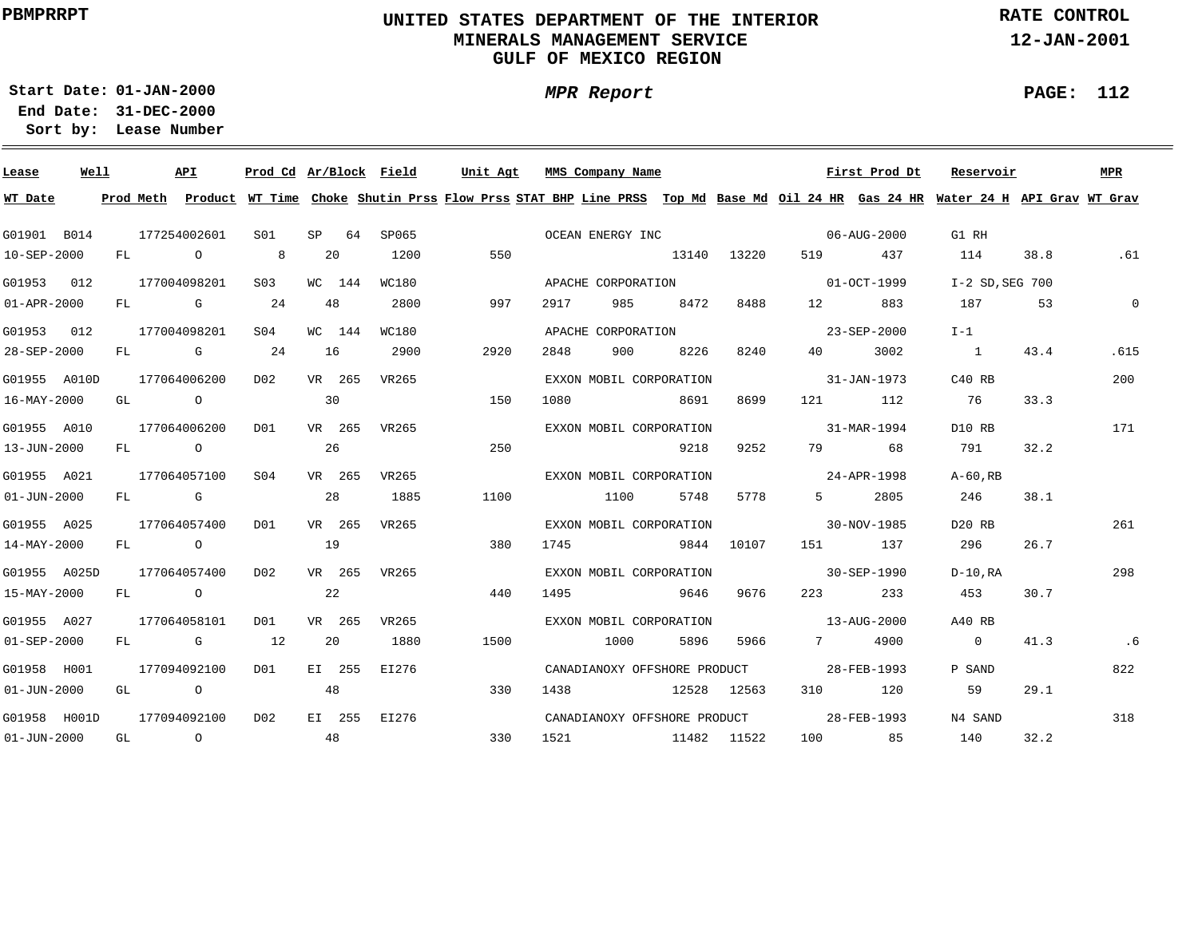PBMPRRPT

# UNITED STATES DEPARTMENT OF THE INTERIOR
## MINERALS MANAGEMENT SERVICE
## GULF OF MEXICO REGION

RATE CONTROL
12-JAN-2001

**Start Date:** 01-JAN-2000
**End Date:** 31-DEC-2000
**Sort by:** Lease Number

*MPR Report*

| Lease | Well | API | Prod Cd | Ar/Block | Field | Unit Agt | MMS Company Name | | | | | First Prod Dt | Reservoir | | MPR |
|---|---|---|---|---|---|---|---|---|---|---|---|---|---|---|---|
| **WT Date** | **Prod Meth** | **Product** | **WT Time** | **Choke** | **Shutin Prss** | **Flow Prss** | **STAT BHP** | **Line PRSS** | **Top Md** | **Base Md** | **Oil 24 HR** | **Gas 24 HR** | **Water 24 H** | **API Grav** | **WT Grav** |
| G01901 | B014 | 177254002601 | S01 | SP 64 | SP065 | | OCEAN ENERGY INC | | | | | 06-AUG-2000 | G1 RH | | |
| 10-SEP-2000 | FL | O | 8 | 20 | 1200 | 550 | | | 13140 | 13220 | 519 | 437 | 114 | 38.8 | .61 |
| G01953 | 012 | 177004098201 | S03 | WC 144 | WC180 | | APACHE CORPORATION | | | | | 01-OCT-1999 | I-2 SD,SEG 700 | | |
| 01-APR-2000 | FL | G | 24 | 48 | 2800 | 997 | 2917 | 985 | 8472 | 8488 | 12 | 883 | 187 | 53 | 0 |
| G01953 | 012 | 177004098201 | S04 | WC 144 | WC180 | | APACHE CORPORATION | | | | | 23-SEP-2000 | I-1 | | |
| 28-SEP-2000 | FL | G | 24 | 16 | 2900 | 2920 | 2848 | 900 | 8226 | 8240 | 40 | 3002 | 1 | 43.4 | .615 |
| G01955 | A010D | 177064006200 | D02 | VR 265 | VR265 | | EXXON MOBIL CORPORATION | | | | | 31-JAN-1973 | C40 RB | | 200 |
| 16-MAY-2000 | GL | O | | 30 | | 150 | 1080 | | 8691 | 8699 | 121 | 112 | 76 | 33.3 | |
| G01955 | A010 | 177064006200 | D01 | VR 265 | VR265 | | EXXON MOBIL CORPORATION | | | | | 31-MAR-1994 | D10 RB | | 171 |
| 13-JUN-2000 | FL | O | | 26 | | 250 | | | 9218 | 9252 | 79 | 68 | 791 | 32.2 | |
| G01955 | A021 | 177064057100 | S04 | VR 265 | VR265 | | EXXON MOBIL CORPORATION | | | | | 24-APR-1998 | A-60,RB | | |
| 01-JUN-2000 | FL | G | | 28 | 1885 | 1100 | | 1100 | 5748 | 5778 | 5 | 2805 | 246 | 38.1 | |
| G01955 | A025 | 177064057400 | D01 | VR 265 | VR265 | | EXXON MOBIL CORPORATION | | | | | 30-NOV-1985 | D20 RB | | 261 |
| 14-MAY-2000 | FL | O | | 19 | | 380 | 1745 | | 9844 | 10107 | 151 | 137 | 296 | 26.7 | |
| G01955 | A025D | 177064057400 | D02 | VR 265 | VR265 | | EXXON MOBIL CORPORATION | | | | | 30-SEP-1990 | D-10,RA | | 298 |
| 15-MAY-2000 | FL | O | | 22 | | 440 | 1495 | | 9646 | 9676 | 223 | 233 | 453 | 30.7 | |
| G01955 | A027 | 177064058101 | D01 | VR 265 | VR265 | | EXXON MOBIL CORPORATION | | | | | 13-AUG-2000 | A40 RB | | |
| 01-SEP-2000 | FL | G | 12 | 20 | 1880 | 1500 | | 1000 | 5896 | 5966 | 7 | 4900 | 0 | 41.3 | .6 |
| G01958 | H001 | 177094092100 | D01 | EI 255 | EI276 | | CANADIANOXY OFFSHORE PRODUCT | | | | | 28-FEB-1993 | P SAND | | 822 |
| 01-JUN-2000 | GL | O | | 48 | | 330 | 1438 | | 12528 | 12563 | 310 | 120 | 59 | 29.1 | |
| G01958 | H001D | 177094092100 | D02 | EI 255 | EI276 | | CANADIANOXY OFFSHORE PRODUCT | | | | | 28-FEB-1993 | N4 SAND | | 318 |
| 01-JUN-2000 | GL | O | | 48 | | 330 | 1521 | | 11482 | 11522 | 100 | 85 | 140 | 32.2 | |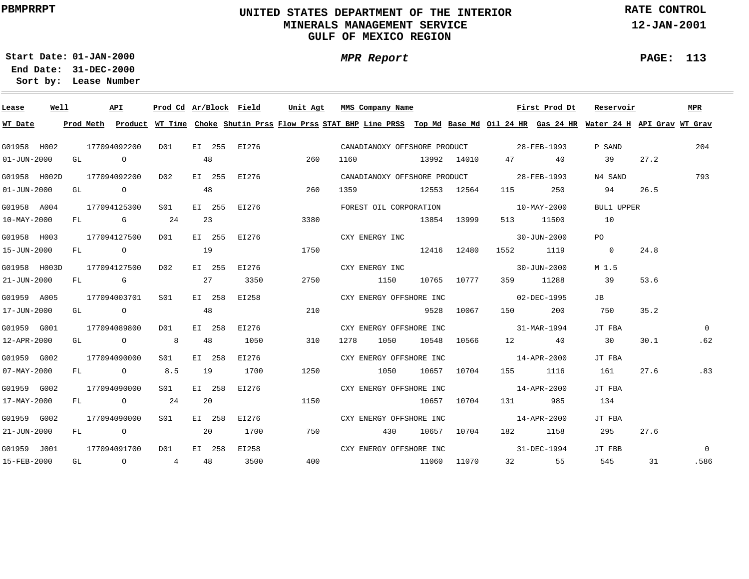PBMPRRPT

# UNITED STATES DEPARTMENT OF THE INTERIOR
## MINERALS MANAGEMENT SERVICE
## GULF OF MEXICO REGION

RATE CONTROL
12-JAN-2001

**Start Date:** 01-JAN-2000
**End Date:** 31-DEC-2000
**Sort by:** Lease Number

*MPR Report*

| Lease | Well | API | Prod Cd | Ar/Block | Field | Unit Agt | MMS Company Name | First Prod Dt | Reservoir | MPR | WT Date | Prod Meth | Product | WT Time | Choke | Shutin Prss | Flow Prss | STAT BHP | Line PRSS | Top Md | Base Md | Oil 24 HR | Gas 24 HR | Water 24 H | API Grav | WT Grav |
|---|---|---|---|---|---|---|---|---|---|---|---|---|---|---|---|---|---|---|---|---|---|---|---|---|---|---|
| G01958 | H002 | 177094092200 | D01 | EI 255 | EI276 | | CANADIANOXY OFFSHORE PRODUCT | 28-FEB-1993 | P SAND | 204 | 01-JUN-2000 | GL | O | | 48 | | 260 | 1160 | | 13992 | 14010 | 47 | 40 | 39 | 27.2 | |
| G01958 | H002D | 177094092200 | D02 | EI 255 | EI276 | | CANADIANOXY OFFSHORE PRODUCT | 28-FEB-1993 | N4 SAND | 793 | 01-JUN-2000 | GL | O | | 48 | | 260 | 1359 | | 12553 | 12564 | 115 | 250 | 94 | 26.5 | |
| G01958 | A004 | 177094125300 | S01 | EI 255 | EI276 | | FOREST OIL CORPORATION | 10-MAY-2000 | BUL1 UPPER | | 10-MAY-2000 | FL | G | 24 | 23 | | 3380 | | | 13854 | 13999 | 513 | 11500 | 10 | | |
| G01958 | H003 | 177094127500 | D01 | EI 255 | EI276 | | CXY ENERGY INC | 30-JUN-2000 | PO | | 15-JUN-2000 | FL | O | | 19 | | 1750 | | | 12416 | 12480 | 1552 | 1119 | 0 | 24.8 | |
| G01958 | H003D | 177094127500 | D02 | EI 255 | EI276 | | CXY ENERGY INC | 30-JUN-2000 | M 1.5 | | 21-JUN-2000 | FL | G | | 27 | 3350 | 2750 | | 1150 | 10765 | 10777 | 359 | 11288 | 39 | 53.6 | |
| G01959 | A005 | 177094003701 | S01 | EI 258 | EI258 | | CXY ENERGY OFFSHORE INC | 02-DEC-1995 | JB | | 17-JUN-2000 | GL | O | | 48 | | 210 | | | 9528 | 10067 | 150 | 200 | 750 | 35.2 | |
| G01959 | G001 | 177094089800 | D01 | EI 258 | EI276 | | CXY ENERGY OFFSHORE INC | 31-MAR-1994 | JT FBA | 0 | 12-APR-2000 | GL | O | 8 | 48 | 1050 | 310 | 1278 | 1050 | 10548 | 10566 | 12 | 40 | 30 | 30.1 | .62 |
| G01959 | G002 | 177094090000 | S01 | EI 258 | EI276 | | CXY ENERGY OFFSHORE INC | 14-APR-2000 | JT FBA | | 07-MAY-2000 | FL | O | 8.5 | 19 | 1700 | 1250 | | 1050 | 10657 | 10704 | 155 | 1116 | 161 | 27.6 | .83 |
| G01959 | G002 | 177094090000 | S01 | EI 258 | EI276 | | CXY ENERGY OFFSHORE INC | 14-APR-2000 | JT FBA | | 17-MAY-2000 | FL | O | 24 | 20 | | 1150 | | | 10657 | 10704 | 131 | 985 | 134 | | |
| G01959 | G002 | 177094090000 | S01 | EI 258 | EI276 | | CXY ENERGY OFFSHORE INC | 14-APR-2000 | JT FBA | | 21-JUN-2000 | FL | O | | 20 | 1700 | 750 | | 430 | 10657 | 10704 | 182 | 1158 | 295 | 27.6 | |
| G01959 | J001 | 177094091700 | D01 | EI 258 | EI258 | | CXY ENERGY OFFSHORE INC | 31-DEC-1994 | JT FBB | 0 | 15-FEB-2000 | GL | O | 4 | 48 | 3500 | 400 | | | 11060 | 11070 | 32 | 55 | 545 | 31 | .586 |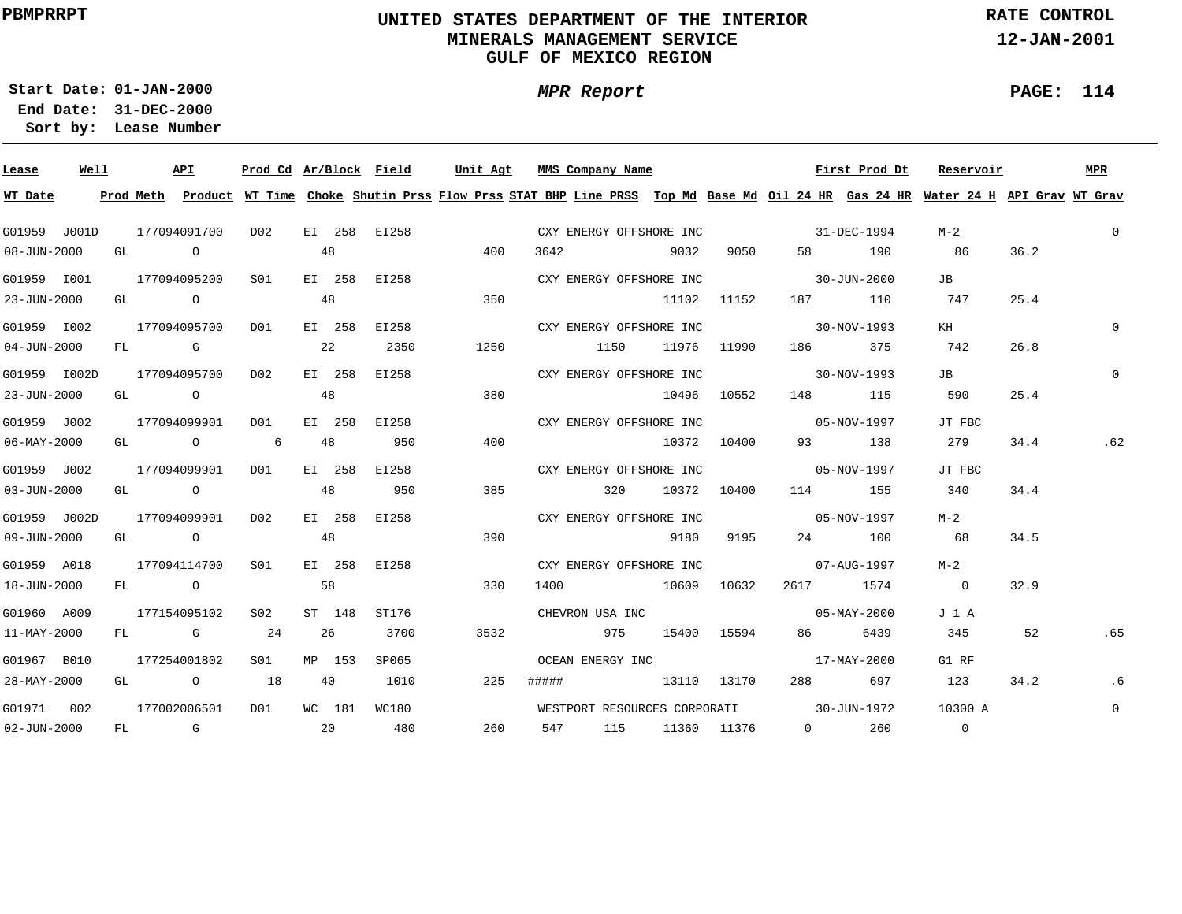PBMPRRPT

# UNITED STATES DEPARTMENT OF THE INTERIOR
## MINERALS MANAGEMENT SERVICE
## GULF OF MEXICO REGION

RATE CONTROL
12-JAN-2001

Start Date: 01-JAN-2000
End Date: 31-DEC-2000
Sort by: Lease Number

*MPR Report*

PAGE: 114

| Lease | Well | API | Prod Cd | Ar/Block | Field | Unit Agt | MMS Company Name | | | First Prod Dt | | Reservoir | | MPR |
|---|---|---|---|---|---|---|---|---|---|---|---|---|---|---|
| **WT Date** | **Prod Meth** | **Product** | **WT Time** | **Choke** | **Shutin Prss** | **Flow Prss** | **STAT BHP** | **Line PRSS** | **Top Md** | **Base Md** | **Oil 24 HR** | **Gas 24 HR** | **Water 24 H** | **API Grav** | **WT Grav** |
| G01959 | J001D | 177094091700 | D02 | EI 258 | EI258 | | CXY ENERGY OFFSHORE INC | | | 31-DEC-1994 | | M-2 | | 0 |
| 08-JUN-2000 | GL | O | | 48 | | 400 | 3642 | | 9032 | 9050 | 58 | 190 | 86 | 36.2 | |
| G01959 | I001 | 177094095200 | S01 | EI 258 | EI258 | | CXY ENERGY OFFSHORE INC | | | 30-JUN-2000 | | JB | | |
| 23-JUN-2000 | GL | O | | 48 | | 350 | | | 11102 | 11152 | 187 | 110 | 747 | 25.4 | |
| G01959 | I002 | 177094095700 | D01 | EI 258 | EI258 | | CXY ENERGY OFFSHORE INC | | | 30-NOV-1993 | | KH | | 0 |
| 04-JUN-2000 | FL | G | | 22 | 2350 | 1250 | | 1150 | 11976 | 11990 | 186 | 375 | 742 | 26.8 | |
| G01959 | I002D | 177094095700 | D02 | EI 258 | EI258 | | CXY ENERGY OFFSHORE INC | | | 30-NOV-1993 | | JB | | 0 |
| 23-JUN-2000 | GL | O | | 48 | | 380 | | | 10496 | 10552 | 148 | 115 | 590 | 25.4 | |
| G01959 | J002 | 177094099901 | D01 | EI 258 | EI258 | | CXY ENERGY OFFSHORE INC | | | 05-NOV-1997 | | JT FBC | | |
| 06-MAY-2000 | GL | O | 6 | 48 | 950 | 400 | | | 10372 | 10400 | 93 | 138 | 279 | 34.4 | .62 |
| G01959 | J002 | 177094099901 | D01 | EI 258 | EI258 | | CXY ENERGY OFFSHORE INC | | | 05-NOV-1997 | | JT FBC | | |
| 03-JUN-2000 | GL | O | | 48 | 950 | 385 | | 320 | 10372 | 10400 | 114 | 155 | 340 | 34.4 | |
| G01959 | J002D | 177094099901 | D02 | EI 258 | EI258 | | CXY ENERGY OFFSHORE INC | | | 05-NOV-1997 | | M-2 | | |
| 09-JUN-2000 | GL | O | | 48 | | 390 | | | 9180 | 9195 | 24 | 100 | 68 | 34.5 | |
| G01959 | A018 | 177094114700 | S01 | EI 258 | EI258 | | CXY ENERGY OFFSHORE INC | | | 07-AUG-1997 | | M-2 | | |
| 18-JUN-2000 | FL | O | | 58 | | 330 | 1400 | | 10609 | 10632 | 2617 | 1574 | 0 | 32.9 | |
| G01960 | A009 | 177154095102 | S02 | ST 148 | ST176 | | CHEVRON USA INC | | | 05-MAY-2000 | | J 1 A | | |
| 11-MAY-2000 | FL | G | 24 | 26 | 3700 | 3532 | | 975 | 15400 | 15594 | 86 | 6439 | 345 | 52 | .65 |
| G01967 | B010 | 177254001802 | S01 | MP 153 | SP065 | | OCEAN ENERGY INC | | | 17-MAY-2000 | | G1 RF | | |
| 28-MAY-2000 | GL | O | 18 | 40 | 1010 | 225 | ##### | | 13110 | 13170 | 288 | 697 | 123 | 34.2 | .6 |
| G01971 | 002 | 177002006501 | D01 | WC 181 | WC180 | | WESTPORT RESOURCES CORPORATI | | | 30-JUN-1972 | | 10300 A | | 0 |
| 02-JUN-2000 | FL | G | | 20 | 480 | 260 | 547 | 115 | 11360 | 11376 | 0 | 260 | 0 | | |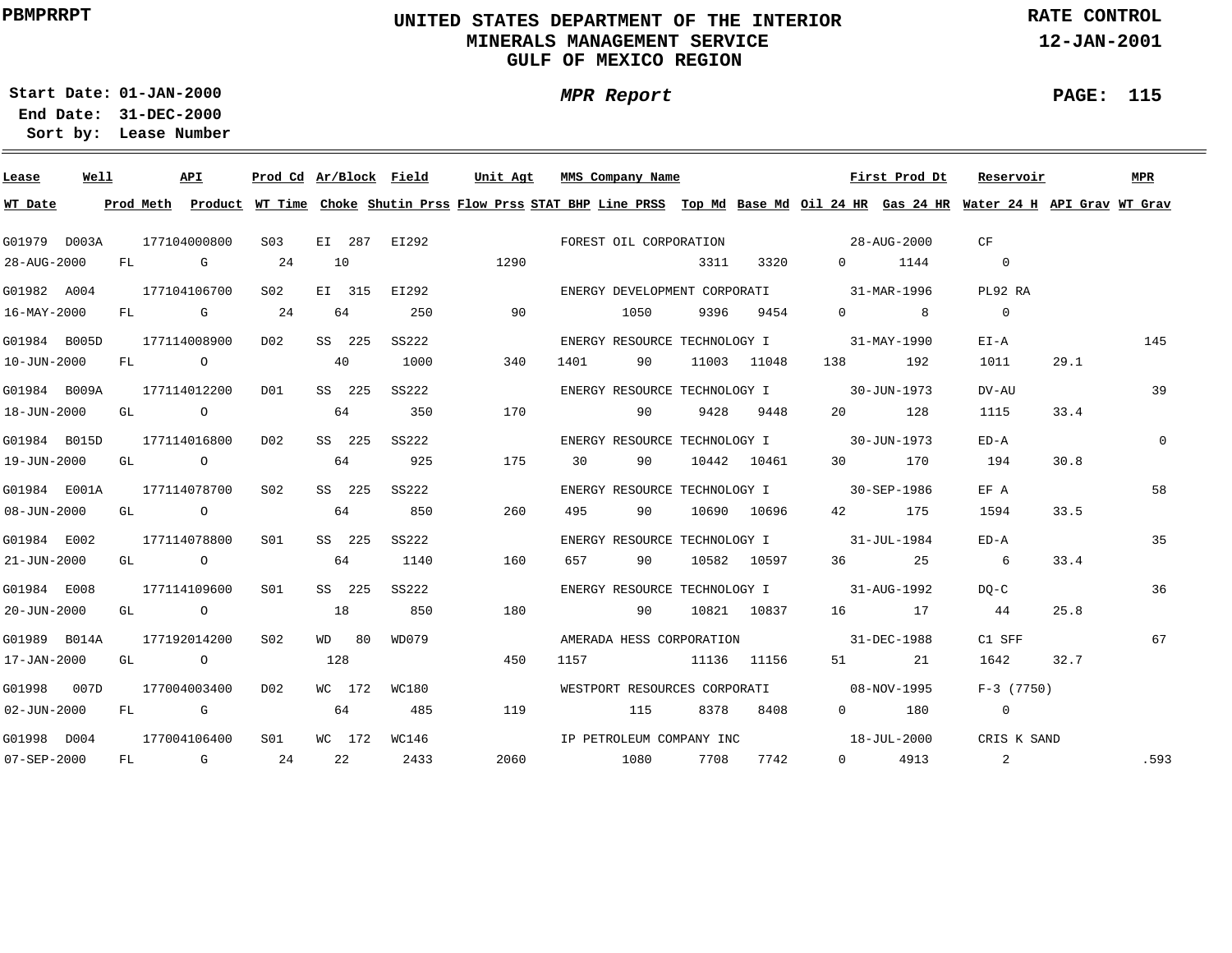PBMPRRPT

# UNITED STATES DEPARTMENT OF THE INTERIOR
## MINERALS MANAGEMENT SERVICE
## GULF OF MEXICO REGION

RATE CONTROL
12-JAN-2001

**Start Date:** 01-JAN-2000
**End Date:** 31-DEC-2000
**Sort by:** Lease Number

*MPR Report*

| Lease | Well | API | Prod Cd | Ar/Block | Field | Unit Agt | MMS Company Name | First Prod Dt | Reservoir | MPR | WT Date | Prod Meth | Product | WT Time | Choke | Shutin Prss | Flow Prss | STAT BHP | Line PRSS | Top Md | Base Md | Oil 24 HR | Gas 24 HR | Water 24 H | API Grav | WT Grav |
|---|---|---|---|---|---|---|---|---|---|---|---|---|---|---|---|---|---|---|---|---|---|---|---|---|---|---|
| G01979 | D003A | 177104000800 | S03 | EI 287 | EI292 | | FOREST OIL CORPORATION | 28-AUG-2000 | CF | | 28-AUG-2000 | FL | G | 24 | 10 | | 1290 | | | 3311 | 3320 | 0 | 1144 | 0 | | |
| G01982 | A004 | 177104106700 | S02 | EI 315 | EI292 | | ENERGY DEVELOPMENT CORPORATI | 31-MAR-1996 | PL92 RA | | 16-MAY-2000 | FL | G | 24 | 64 | 250 | 90 | | 1050 | 9396 | 9454 | 0 | 8 | 0 | | |
| G01984 | B005D | 177114008900 | D02 | SS 225 | SS222 | | ENERGY RESOURCE TECHNOLOGY I | 31-MAY-1990 | EI-A | 145 | 10-JUN-2000 | FL | O | | 40 | 1000 | 340 | 1401 | 90 | 11003 | 11048 | 138 | 192 | 1011 | 29.1 | |
| G01984 | B009A | 177114012200 | D01 | SS 225 | SS222 | | ENERGY RESOURCE TECHNOLOGY I | 30-JUN-1973 | DV-AU | 39 | 18-JUN-2000 | GL | O | | 64 | 350 | 170 | | 90 | 9428 | 9448 | 20 | 128 | 1115 | 33.4 | |
| G01984 | B015D | 177114016800 | D02 | SS 225 | SS222 | | ENERGY RESOURCE TECHNOLOGY I | 30-JUN-1973 | ED-A | 0 | 19-JUN-2000 | GL | O | | 64 | 925 | 175 | 30 | 90 | 10442 | 10461 | 30 | 170 | 194 | 30.8 | |
| G01984 | E001A | 177114078700 | S02 | SS 225 | SS222 | | ENERGY RESOURCE TECHNOLOGY I | 30-SEP-1986 | EF A | 58 | 08-JUN-2000 | GL | O | | 64 | 850 | 260 | 495 | 90 | 10690 | 10696 | 42 | 175 | 1594 | 33.5 | |
| G01984 | E002 | 177114078800 | S01 | SS 225 | SS222 | | ENERGY RESOURCE TECHNOLOGY I | 31-JUL-1984 | ED-A | 35 | 21-JUN-2000 | GL | O | | 64 | 1140 | 160 | 657 | 90 | 10582 | 10597 | 36 | 25 | 6 | 33.4 | |
| G01984 | E008 | 177114109600 | S01 | SS 225 | SS222 | | ENERGY RESOURCE TECHNOLOGY I | 31-AUG-1992 | DQ-C | 36 | 20-JUN-2000 | GL | O | | 18 | 850 | 180 | | 90 | 10821 | 10837 | 16 | 17 | 44 | 25.8 | |
| G01989 | B014A | 177192014200 | S02 | WD 80 | WD079 | | AMERADA HESS CORPORATION | 31-DEC-1988 | C1 SFF | 67 | 17-JAN-2000 | GL | O | | 128 | | 450 | 1157 | | 11136 | 11156 | 51 | 21 | 1642 | 32.7 | |
| G01998 | 007D | 177004003400 | D02 | WC 172 | WC180 | | WESTPORT RESOURCES CORPORATI | 08-NOV-1995 | F-3 (7750) | | 02-JUN-2000 | FL | G | | 64 | 485 | 119 | | 115 | 8378 | 8408 | 0 | 180 | 0 | | |
| G01998 | D004 | 177004106400 | S01 | WC 172 | WC146 | | IP PETROLEUM COMPANY INC | 18-JUL-2000 | CRIS K SAND | | 07-SEP-2000 | FL | G | 24 | 22 | 2433 | 2060 | | 1080 | 7708 | 7742 | 0 | 4913 | 2 | | .593 |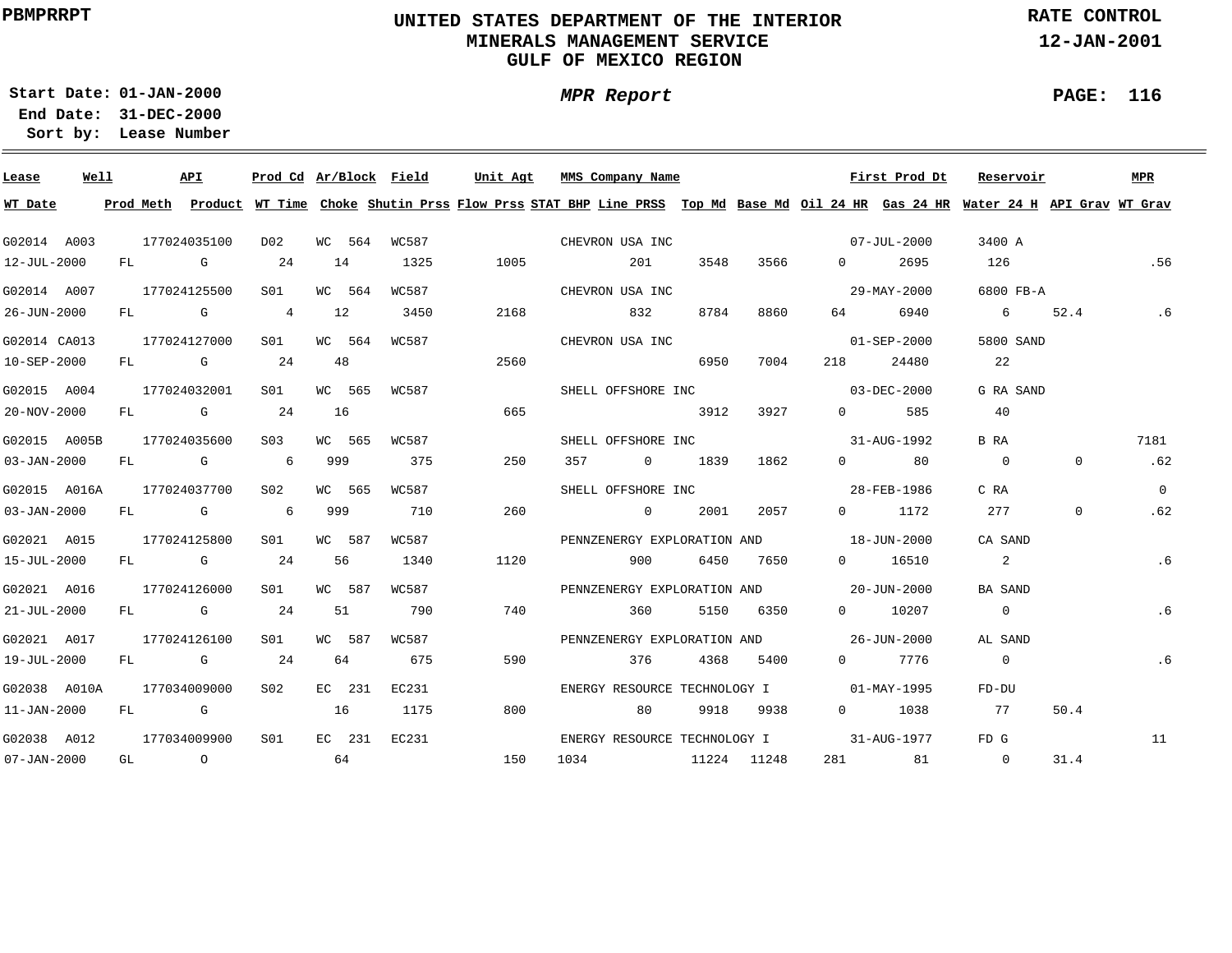PBMPRRPT

# UNITED STATES DEPARTMENT OF THE INTERIOR
## MINERALS MANAGEMENT SERVICE
## GULF OF MEXICO REGION

RATE CONTROL
12-JAN-2001

**Start Date:** 01-JAN-2000
**End Date:** 31-DEC-2000
**Sort by:** Lease Number

*MPR Report*

| Lease | Well | API | Prod Cd | Ar/Block | Field | Unit Agt | MMS Company Name | First Prod Dt | Reservoir | MPR |
|---|---|---|---|---|---|---|---|---|---|---|
| **WT Date** | **Prod Meth** | **Product** | **WT Time** | **Choke** | **Shutin Prss** | **Flow Prss** | **STAT BHP** | **Line PRSS** | **Top Md** | **Base Md** |
| | | | | | | | | | | |

| Lease | Well | API | Prod Cd | Ar/Block | Field | Unit Agt | MMS Company Name | First Prod Dt | Reservoir | MPR | WT Date | Prod Meth | Product | WT Time | Choke | Shutin Prss | Flow Prss | STAT BHP | Line PRSS | Top Md | Base Md | Oil 24 HR | Gas 24 HR | Water 24 H | API Grav | WT Grav |
|---|---|---|---|---|---|---|---|---|---|---|---|---|---|---|---|---|---|---|---|---|---|---|---|---|---|---|
| G02014 | A003 | 177024035100 | D02 | WC 564 | WC587 | | CHEVRON USA INC | 07-JUL-2000 | 3400 A | | 12-JUL-2000 | FL | G | 24 | 14 | 1325 | 1005 | | 201 | 3548 | 3566 | 0 | 2695 | 126 | | .56 |
| G02014 | A007 | 177024125500 | S01 | WC 564 | WC587 | | CHEVRON USA INC | 29-MAY-2000 | 6800 FB-A | | 26-JUN-2000 | FL | G | 4 | 12 | 3450 | 2168 | | 832 | 8784 | 8860 | 64 | 6940 | 6 | 52.4 | .6 |
| G02014 | CA013 | 177024127000 | S01 | WC 564 | WC587 | | CHEVRON USA INC | 01-SEP-2000 | 5800 SAND | | 10-SEP-2000 | FL | G | 24 | 48 | | 2560 | | | 6950 | 7004 | 218 | 24480 | 22 | | |
| G02015 | A004 | 177024032001 | S01 | WC 565 | WC587 | | SHELL OFFSHORE INC | 03-DEC-2000 | G RA SAND | | 20-NOV-2000 | FL | G | 24 | 16 | | 665 | | | 3912 | 3927 | 0 | 585 | 40 | | |
| G02015 | A005B | 177024035600 | S03 | WC 565 | WC587 | | SHELL OFFSHORE INC | 31-AUG-1992 | B RA | 7181 | 03-JAN-2000 | FL | G | 6 | 999 | 375 | 250 | 357 | 0 | 1839 | 1862 | 0 | 80 | 0 | 0 | .62 |
| G02015 | A016A | 177024037700 | S02 | WC 565 | WC587 | | SHELL OFFSHORE INC | 28-FEB-1986 | C RA | 0 | 03-JAN-2000 | FL | G | 6 | 999 | 710 | 260 | | 0 | 2001 | 2057 | 0 | 1172 | 277 | 0 | .62 |
| G02021 | A015 | 177024125800 | S01 | WC 587 | WC587 | | PENNZENERGY EXPLORATION AND | 18-JUN-2000 | CA SAND | | 15-JUL-2000 | FL | G | 24 | 56 | 1340 | 1120 | | 900 | 6450 | 7650 | 0 | 16510 | 2 | | .6 |
| G02021 | A016 | 177024126000 | S01 | WC 587 | WC587 | | PENNZENERGY EXPLORATION AND | 20-JUN-2000 | BA SAND | | 21-JUL-2000 | FL | G | 24 | 51 | 790 | 740 | | 360 | 5150 | 6350 | 0 | 10207 | 0 | | .6 |
| G02021 | A017 | 177024126100 | S01 | WC 587 | WC587 | | PENNZENERGY EXPLORATION AND | 26-JUN-2000 | AL SAND | | 19-JUL-2000 | FL | G | 24 | 64 | 675 | 590 | | 376 | 4368 | 5400 | 0 | 7776 | 0 | | .6 |
| G02038 | A010A | 177034009000 | S02 | EC 231 | EC231 | | ENERGY RESOURCE TECHNOLOGY I | 01-MAY-1995 | FD-DU | | 11-JAN-2000 | FL | G | | 16 | 1175 | 800 | | 80 | 9918 | 9938 | 0 | 1038 | 77 | 50.4 | |
| G02038 | A012 | 177034009900 | S01 | EC 231 | EC231 | | ENERGY RESOURCE TECHNOLOGY I | 31-AUG-1977 | FD G | 11 | 07-JAN-2000 | GL | O | | 64 | | 150 | 1034 | | 11224 | 11248 | 281 | 81 | 0 | 31.4 | |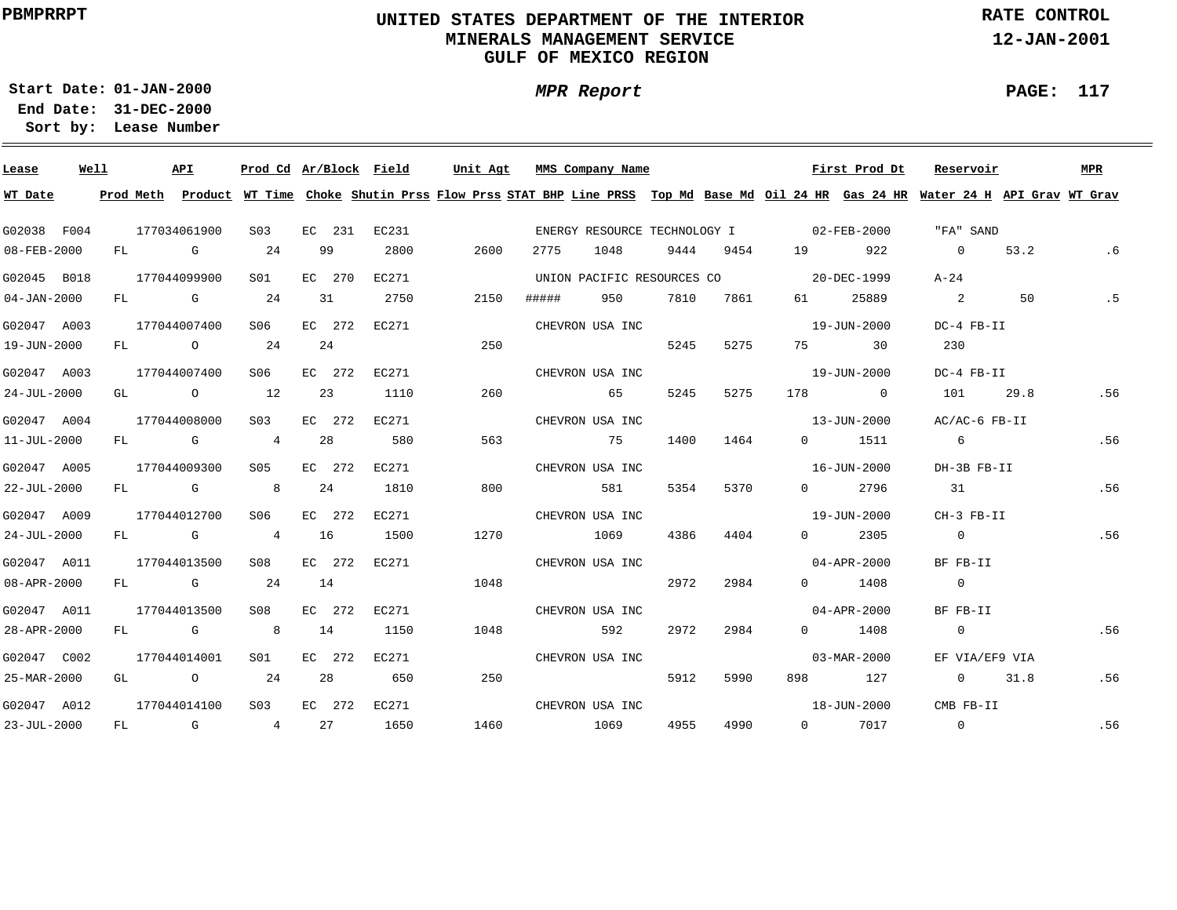UNITED STATES DEPARTMENT OF THE INTERIOR
MINERALS MANAGEMENT SERVICE
GULF OF MEXICO REGION

PBMPRRPT | RATE CONTROL | 12-JAN-2001

**Start Date:** 01-JAN-2000
**End Date:** 31-DEC-2000
**Sort by:** Lease Number

***MPR Report***

| Lease | Well | API | Prod Cd | Ar/Block | Field | Unit Agt | MMS Company Name | | | | First Prod Dt | Reservoir | | MPR |
|---|---|---|---|---|---|---|---|---|---|---|---|---|---|---|
| **WT Date** | **Prod Meth** | **Product** | **WT Time** | **Choke** | **Shutin Prss** | **Flow Prss** | **STAT BHP** | **Line PRSS** | **Top Md** | **Base Md** | **Oil 24 HR** | **Gas 24 HR** | **Water 24 H** | **API Grav** | **WT Grav** |
| G02038 | F004 | 177034061900 | S03 | EC 231 | EC231 | | ENERGY RESOURCE TECHNOLOGY I | | | | 02-FEB-2000 | "FA" SAND | | |
| 08-FEB-2000 | FL | G | 24 | 99 | 2800 | 2600 | 2775 | 1048 | 9444 | 9454 | 19 | 922 | 0 | 53.2 | .6 |
| G02045 | B018 | 177044099900 | S01 | EC 270 | EC271 | | UNION PACIFIC RESOURCES CO | | | | 20-DEC-1999 | A-24 | | |
| 04-JAN-2000 | FL | G | 24 | 31 | 2750 | 2150 | ##### | 950 | 7810 | 7861 | 61 | 25889 | 2 | 50 | .5 |
| G02047 | A003 | 177044007400 | S06 | EC 272 | EC271 | | CHEVRON USA INC | | | | 19-JUN-2000 | DC-4 FB-II | | |
| 19-JUN-2000 | FL | O | 24 | 24 | | 250 | | | 5245 | 5275 | 75 | 30 | 230 | | |
| G02047 | A003 | 177044007400 | S06 | EC 272 | EC271 | | CHEVRON USA INC | | | | 19-JUN-2000 | DC-4 FB-II | | |
| 24-JUL-2000 | GL | O | 12 | 23 | 1110 | 260 | | 65 | 5245 | 5275 | 178 | 0 | 101 | 29.8 | .56 |
| G02047 | A004 | 177044008000 | S03 | EC 272 | EC271 | | CHEVRON USA INC | | | | 13-JUN-2000 | AC/AC-6 FB-II | | |
| 11-JUL-2000 | FL | G | 4 | 28 | 580 | 563 | | 75 | 1400 | 1464 | 0 | 1511 | 6 | | .56 |
| G02047 | A005 | 177044009300 | S05 | EC 272 | EC271 | | CHEVRON USA INC | | | | 16-JUN-2000 | DH-3B FB-II | | |
| 22-JUL-2000 | FL | G | 8 | 24 | 1810 | 800 | | 581 | 5354 | 5370 | 0 | 2796 | 31 | | .56 |
| G02047 | A009 | 177044012700 | S06 | EC 272 | EC271 | | CHEVRON USA INC | | | | 19-JUN-2000 | CH-3 FB-II | | |
| 24-JUL-2000 | FL | G | 4 | 16 | 1500 | 1270 | | 1069 | 4386 | 4404 | 0 | 2305 | 0 | | .56 |
| G02047 | A011 | 177044013500 | S08 | EC 272 | EC271 | | CHEVRON USA INC | | | | 04-APR-2000 | BF FB-II | | |
| 08-APR-2000 | FL | G | 24 | 14 | | 1048 | | | 2972 | 2984 | 0 | 1408 | 0 | | |
| G02047 | A011 | 177044013500 | S08 | EC 272 | EC271 | | CHEVRON USA INC | | | | 04-APR-2000 | BF FB-II | | |
| 28-APR-2000 | FL | G | 8 | 14 | 1150 | 1048 | | 592 | 2972 | 2984 | 0 | 1408 | 0 | | .56 |
| G02047 | C002 | 177044014001 | S01 | EC 272 | EC271 | | CHEVRON USA INC | | | | 03-MAR-2000 | EF VIA/EF9 VIA | | |
| 25-MAR-2000 | GL | O | 24 | 28 | 650 | 250 | | | 5912 | 5990 | 898 | 127 | 0 | 31.8 | .56 |
| G02047 | A012 | 177044014100 | S03 | EC 272 | EC271 | | CHEVRON USA INC | | | | 18-JUN-2000 | CMB FB-II | | |
| 23-JUL-2000 | FL | G | 4 | 27 | 1650 | 1460 | | 1069 | 4955 | 4990 | 0 | 7017 | 0 | | .56 |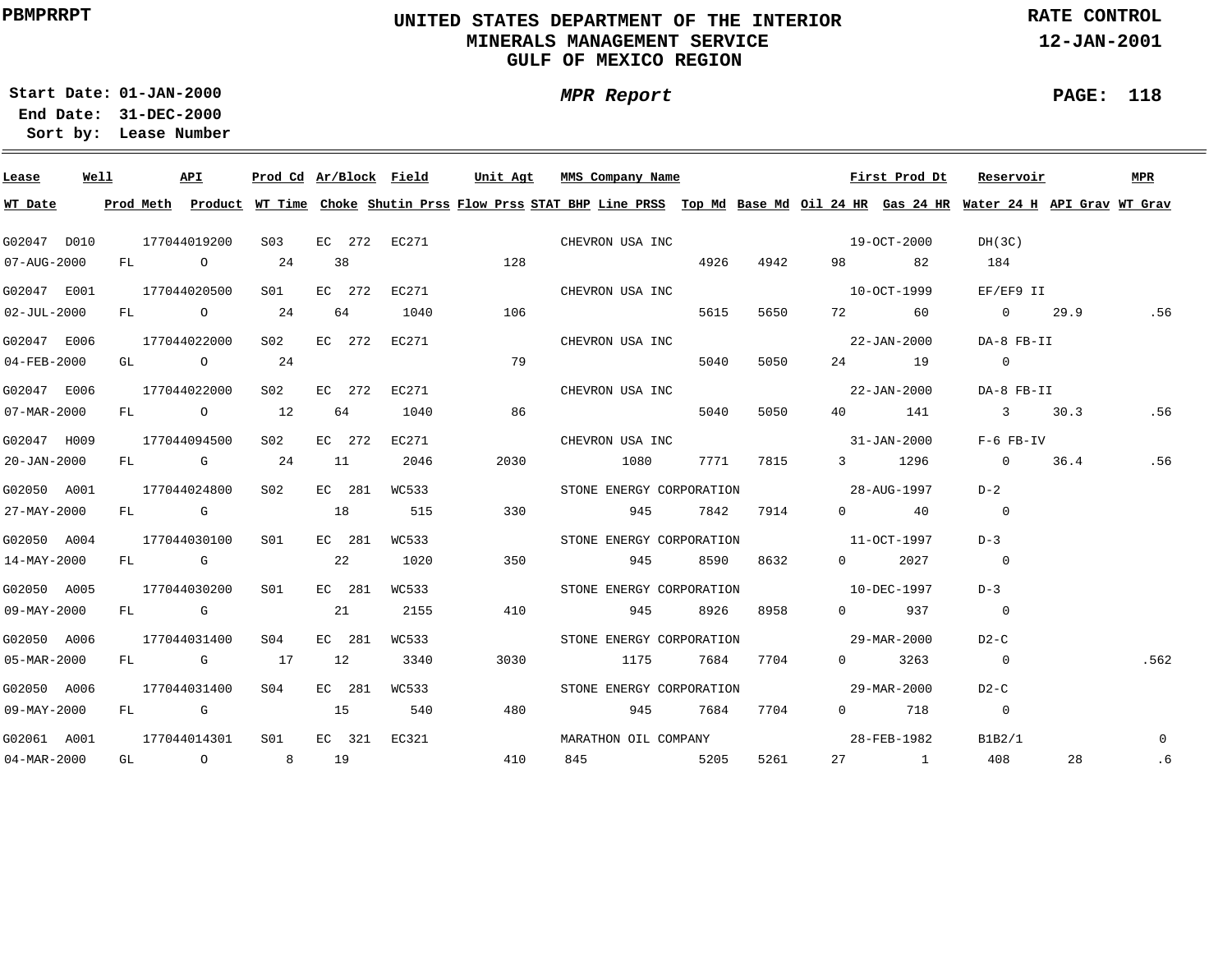**PBMPRRPT**

# UNITED STATES DEPARTMENT OF THE INTERIOR
## MINERALS MANAGEMENT SERVICE
## GULF OF MEXICO REGION

**RATE CONTROL**
**12-JAN-2001**

**Start Date:** 01-JAN-2000
**End Date:** 31-DEC-2000
**Sort by:** Lease Number

*MPR Report*

**PAGE: 118**

| Lease | Well | API | Prod Cd | Ar/Block | Field | Unit Agt | MMS Company Name | | | | First Prod Dt | | Reservoir | | MPR |
|---|---|---|---|---|---|---|---|---|---|---|---|---|---|---|---|
| **WT Date** | **Prod Meth** | **Product** | **WT Time** | **Choke** | **Shutin Prss** | **Flow Prss** | **STAT BHP** | **Line PRSS** | **Top Md** | **Base Md** | **Oil 24 HR** | **Gas 24 HR** | **Water 24 H** | **API Grav** | **WT Grav** |
| G02047 | D010 | 177044019200 | S03 | EC 272 | EC271 | | CHEVRON USA INC | | | | 19-OCT-2000 | | DH(3C) | | |
| 07-AUG-2000 | FL | O | 24 | 38 | | 128 | | | 4926 | 4942 | 98 | 82 | 184 | | |
| G02047 | E001 | 177044020500 | S01 | EC 272 | EC271 | | CHEVRON USA INC | | | | 10-OCT-1999 | | EF/EF9 II | | |
| 02-JUL-2000 | FL | O | 24 | 64 | 1040 | 106 | | | 5615 | 5650 | 72 | 60 | 0 | 29.9 | .56 |
| G02047 | E006 | 177044022000 | S02 | EC 272 | EC271 | | CHEVRON USA INC | | | | 22-JAN-2000 | | DA-8 FB-II | | |
| 04-FEB-2000 | GL | O | 24 | | | 79 | | | 5040 | 5050 | 24 | 19 | 0 | | |
| G02047 | E006 | 177044022000 | S02 | EC 272 | EC271 | | CHEVRON USA INC | | | | 22-JAN-2000 | | DA-8 FB-II | | |
| 07-MAR-2000 | FL | O | 12 | 64 | 1040 | 86 | | | 5040 | 5050 | 40 | 141 | 3 | 30.3 | .56 |
| G02047 | H009 | 177044094500 | S02 | EC 272 | EC271 | | CHEVRON USA INC | | | | 31-JAN-2000 | | F-6 FB-IV | | |
| 20-JAN-2000 | FL | G | 24 | 11 | 2046 | 2030 | | 1080 | 7771 | 7815 | 3 | 1296 | 0 | 36.4 | .56 |
| G02050 | A001 | 177044024800 | S02 | EC 281 | WC533 | | STONE ENERGY CORPORATION | | | | 28-AUG-1997 | | D-2 | | |
| 27-MAY-2000 | FL | G | | 18 | 515 | 330 | | 945 | 7842 | 7914 | 0 | 40 | 0 | | |
| G02050 | A004 | 177044030100 | S01 | EC 281 | WC533 | | STONE ENERGY CORPORATION | | | | 11-OCT-1997 | | D-3 | | |
| 14-MAY-2000 | FL | G | | 22 | 1020 | 350 | | 945 | 8590 | 8632 | 0 | 2027 | 0 | | |
| G02050 | A005 | 177044030200 | S01 | EC 281 | WC533 | | STONE ENERGY CORPORATION | | | | 10-DEC-1997 | | D-3 | | |
| 09-MAY-2000 | FL | G | | 21 | 2155 | 410 | | 945 | 8926 | 8958 | 0 | 937 | 0 | | |
| G02050 | A006 | 177044031400 | S04 | EC 281 | WC533 | | STONE ENERGY CORPORATION | | | | 29-MAR-2000 | | D2-C | | |
| 05-MAR-2000 | FL | G | 17 | 12 | 3340 | 3030 | | 1175 | 7684 | 7704 | 0 | 3263 | 0 | | .562 |
| G02050 | A006 | 177044031400 | S04 | EC 281 | WC533 | | STONE ENERGY CORPORATION | | | | 29-MAR-2000 | | D2-C | | |
| 09-MAY-2000 | FL | G | | 15 | 540 | 480 | | 945 | 7684 | 7704 | 0 | 718 | 0 | | |
| G02061 | A001 | 177044014301 | S01 | EC 321 | EC321 | | MARATHON OIL COMPANY | | | | 28-FEB-1982 | | B1B2/1 | | 0 |
| 04-MAR-2000 | GL | O | 8 | 19 | | 410 | 845 | | 5205 | 5261 | 27 | 1 | 408 | 28 | .6 |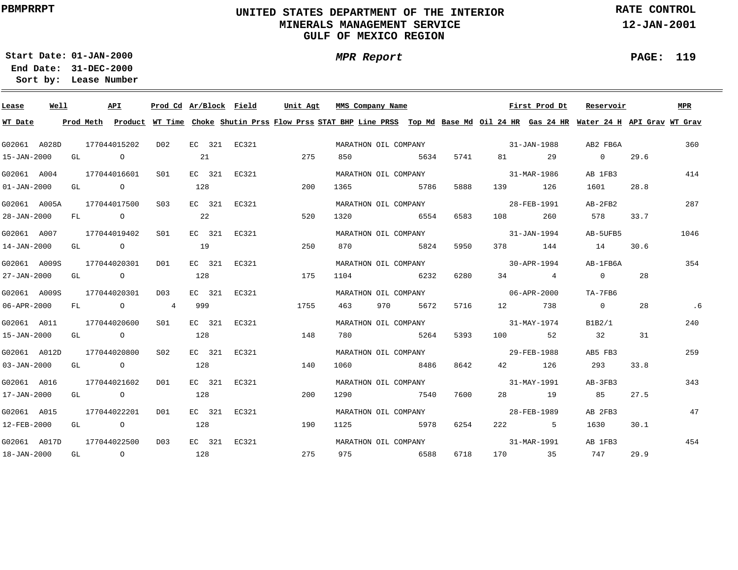PBMPRRPT

# UNITED STATES DEPARTMENT OF THE INTERIOR
## MINERALS MANAGEMENT SERVICE
## GULF OF MEXICO REGION

RATE CONTROL
12-JAN-2001

Start Date: 01-JAN-2000
End Date: 31-DEC-2000
Sort by: Lease Number

*MPR Report*

PAGE: 119

| Lease | Well | API | Prod Cd | Ar/Block | Field | Unit Agt | MMS Company Name | | | | | First Prod Dt | | Reservoir | | MPR |
|---|---|---|---|---|---|---|---|---|---|---|---|---|---|---|---|---|
| WT Date | Prod Meth | Product | WT Time | Choke | Shutin Prss | Flow Prss | STAT BHP | Line PRSS | Top Md | Base Md | Oil 24 HR | Gas 24 HR | | Water 24 H | API Grav | WT Grav |
| G02061 | A028D | 177044015202 | D02 | EC 321 | EC321 | | MARATHON OIL COMPANY | | | | | 31-JAN-1988 | | AB2 FB6A | | 360 |
| 15-JAN-2000 | GL | O | | 21 | | 275 | 850 | | 5634 | 5741 | 81 | 29 | | 0 | 29.6 | |
| G02061 | A004 | 177044016601 | S01 | EC 321 | EC321 | | MARATHON OIL COMPANY | | | | | 31-MAR-1986 | | AB 1FB3 | | 414 |
| 01-JAN-2000 | GL | O | | 128 | | 200 | 1365 | | 5786 | 5888 | 139 | 126 | | 1601 | 28.8 | |
| G02061 | A005A | 177044017500 | S03 | EC 321 | EC321 | | MARATHON OIL COMPANY | | | | | 28-FEB-1991 | | AB-2FB2 | | 287 |
| 28-JAN-2000 | FL | O | | 22 | | 520 | 1320 | | 6554 | 6583 | 108 | 260 | | 578 | 33.7 | |
| G02061 | A007 | 177044019402 | S01 | EC 321 | EC321 | | MARATHON OIL COMPANY | | | | | 31-JAN-1994 | | AB-5UFB5 | | 1046 |
| 14-JAN-2000 | GL | O | | 19 | | 250 | 870 | | 5824 | 5950 | 378 | 144 | | 14 | 30.6 | |
| G02061 | A009S | 177044020301 | D01 | EC 321 | EC321 | | MARATHON OIL COMPANY | | | | | 30-APR-1994 | | AB-1FB6A | | 354 |
| 27-JAN-2000 | GL | O | | 128 | | 175 | 1104 | | 6232 | 6280 | 34 | 4 | | 0 | 28 | |
| G02061 | A009S | 177044020301 | D03 | EC 321 | EC321 | | MARATHON OIL COMPANY | | | | | 06-APR-2000 | | TA-7FB6 | | |
| 06-APR-2000 | FL | O | 4 | 999 | | 1755 | 463 | 970 | 5672 | 5716 | 12 | 738 | | 0 | 28 | .6 |
| G02061 | A011 | 177044020600 | S01 | EC 321 | EC321 | | MARATHON OIL COMPANY | | | | | 31-MAY-1974 | | B1B2/1 | | 240 |
| 15-JAN-2000 | GL | O | | 128 | | 148 | 780 | | 5264 | 5393 | 100 | 52 | | 32 | 31 | |
| G02061 | A012D | 177044020800 | S02 | EC 321 | EC321 | | MARATHON OIL COMPANY | | | | | 29-FEB-1988 | | AB5 FB3 | | 259 |
| 03-JAN-2000 | GL | O | | 128 | | 140 | 1060 | | 8486 | 8642 | 42 | 126 | | 293 | 33.8 | |
| G02061 | A016 | 177044021602 | D01 | EC 321 | EC321 | | MARATHON OIL COMPANY | | | | | 31-MAY-1991 | | AB-3FB3 | | 343 |
| 17-JAN-2000 | GL | O | | 128 | | 200 | 1290 | | 7540 | 7600 | 28 | 19 | | 85 | 27.5 | |
| G02061 | A015 | 177044022201 | D01 | EC 321 | EC321 | | MARATHON OIL COMPANY | | | | | 28-FEB-1989 | | AB 2FB3 | | 47 |
| 12-FEB-2000 | GL | O | | 128 | | 190 | 1125 | | 5978 | 6254 | 222 | 5 | | 1630 | 30.1 | |
| G02061 | A017D | 177044022500 | D03 | EC 321 | EC321 | | MARATHON OIL COMPANY | | | | | 31-MAR-1991 | | AB 1FB3 | | 454 |
| 18-JAN-2000 | GL | O | | 128 | | 275 | 975 | | 6588 | 6718 | 170 | 35 | | 747 | 29.9 | |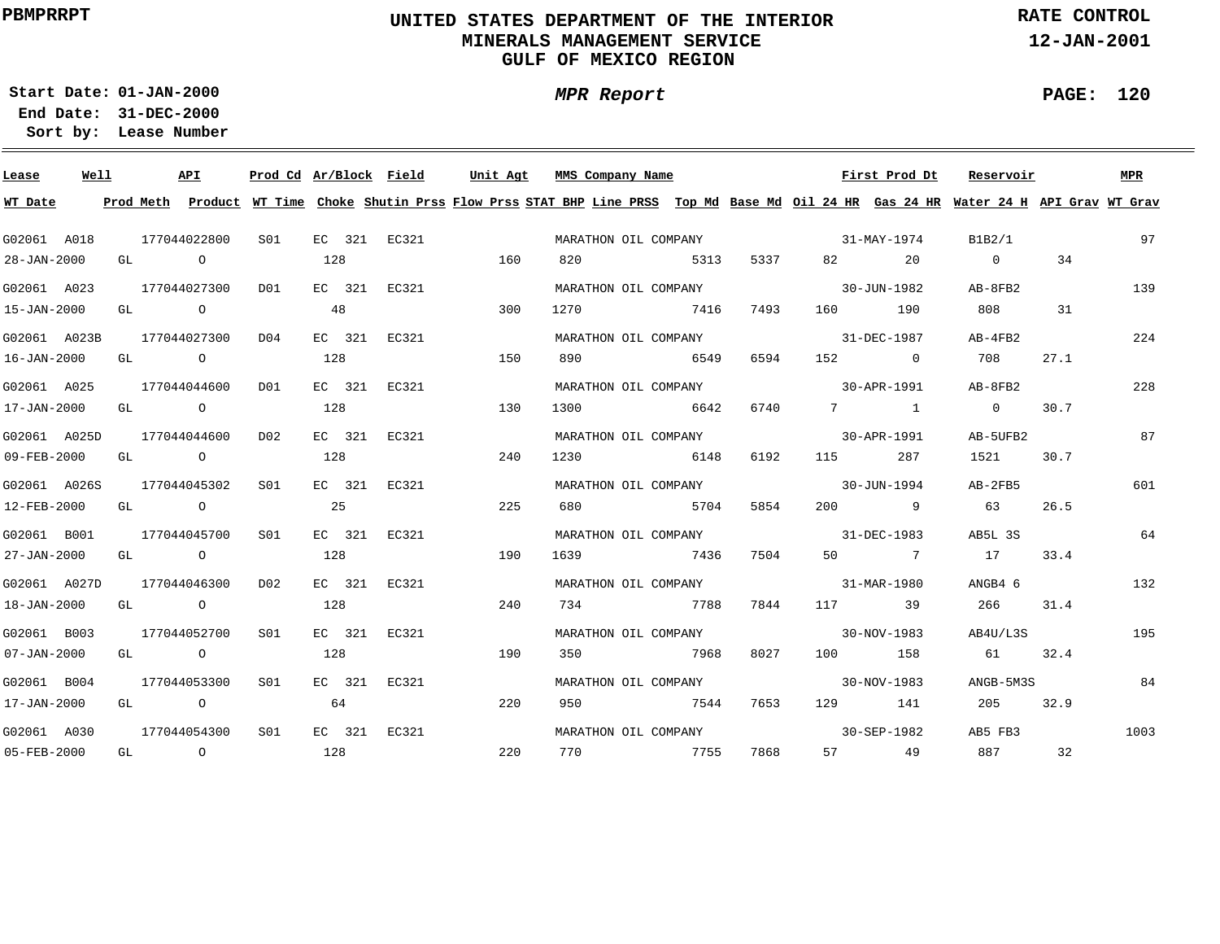PBMPRRPT

# UNITED STATES DEPARTMENT OF THE INTERIOR
## MINERALS MANAGEMENT SERVICE
## GULF OF MEXICO REGION

RATE CONTROL
12-JAN-2001

**Start Date:** 01-JAN-2000
**End Date:** 31-DEC-2000
**Sort by:** Lease Number

*MPR Report*

| Lease | Well | API | Prod Cd | Ar/Block | Field | Unit Agt | MMS Company Name | | | | First Prod Dt | | Reservoir | | MPR |
|---|---|---|---|---|---|---|---|---|---|---|---|---|---|---|---|
| **WT Date** | **Prod Meth** | **Product** | **WT Time** | **Choke** | **Shutin Prss** | **Flow Prss** | **STAT BHP** | **Line PRSS** | **Top Md** | **Base Md** | **Oil 24 HR** | **Gas 24 HR** | **Water 24 H** | **API Grav** | **WT Grav** |
| G02061 | A018 | 177044022800 | S01 | EC 321 | EC321 | | MARATHON OIL COMPANY | | | | 31-MAY-1974 | | B1B2/1 | | 97 |
| 28-JAN-2000 | GL | O | | 128 | | 160 | 820 | | 5313 | 5337 | 82 | 20 | 0 | 34 | |
| G02061 | A023 | 177044027300 | D01 | EC 321 | EC321 | | MARATHON OIL COMPANY | | | | 30-JUN-1982 | | AB-8FB2 | | 139 |
| 15-JAN-2000 | GL | O | | 48 | | 300 | 1270 | | 7416 | 7493 | 160 | 190 | 808 | 31 | |
| G02061 | A023B | 177044027300 | D04 | EC 321 | EC321 | | MARATHON OIL COMPANY | | | | 31-DEC-1987 | | AB-4FB2 | | 224 |
| 16-JAN-2000 | GL | O | | 128 | | 150 | 890 | | 6549 | 6594 | 152 | 0 | 708 | 27.1 | |
| G02061 | A025 | 177044044600 | D01 | EC 321 | EC321 | | MARATHON OIL COMPANY | | | | 30-APR-1991 | | AB-8FB2 | | 228 |
| 17-JAN-2000 | GL | O | | 128 | | 130 | 1300 | | 6642 | 6740 | 7 | 1 | 0 | 30.7 | |
| G02061 | A025D | 177044044600 | D02 | EC 321 | EC321 | | MARATHON OIL COMPANY | | | | 30-APR-1991 | | AB-5UFB2 | | 87 |
| 09-FEB-2000 | GL | O | | 128 | | 240 | 1230 | | 6148 | 6192 | 115 | 287 | 1521 | 30.7 | |
| G02061 | A026S | 177044045302 | S01 | EC 321 | EC321 | | MARATHON OIL COMPANY | | | | 30-JUN-1994 | | AB-2FB5 | | 601 |
| 12-FEB-2000 | GL | O | | 25 | | 225 | 680 | | 5704 | 5854 | 200 | 9 | 63 | 26.5 | |
| G02061 | B001 | 177044045700 | S01 | EC 321 | EC321 | | MARATHON OIL COMPANY | | | | 31-DEC-1983 | | AB5L 3S | | 64 |
| 27-JAN-2000 | GL | O | | 128 | | 190 | 1639 | | 7436 | 7504 | 50 | 7 | 17 | 33.4 | |
| G02061 | A027D | 177044046300 | D02 | EC 321 | EC321 | | MARATHON OIL COMPANY | | | | 31-MAR-1980 | | ANGB4 6 | | 132 |
| 18-JAN-2000 | GL | O | | 128 | | 240 | 734 | | 7788 | 7844 | 117 | 39 | 266 | 31.4 | |
| G02061 | B003 | 177044052700 | S01 | EC 321 | EC321 | | MARATHON OIL COMPANY | | | | 30-NOV-1983 | | AB4U/L3S | | 195 |
| 07-JAN-2000 | GL | O | | 128 | | 190 | 350 | | 7968 | 8027 | 100 | 158 | 61 | 32.4 | |
| G02061 | B004 | 177044053300 | S01 | EC 321 | EC321 | | MARATHON OIL COMPANY | | | | 30-NOV-1983 | | ANGB-5M3S | | 84 |
| 17-JAN-2000 | GL | O | | 64 | | 220 | 950 | | 7544 | 7653 | 129 | 141 | 205 | 32.9 | |
| G02061 | A030 | 177044054300 | S01 | EC 321 | EC321 | | MARATHON OIL COMPANY | | | | 30-SEP-1982 | | AB5 FB3 | | 1003 |
| 05-FEB-2000 | GL | O | | 128 | | 220 | 770 | | 7755 | 7868 | 57 | 49 | 887 | 32 | |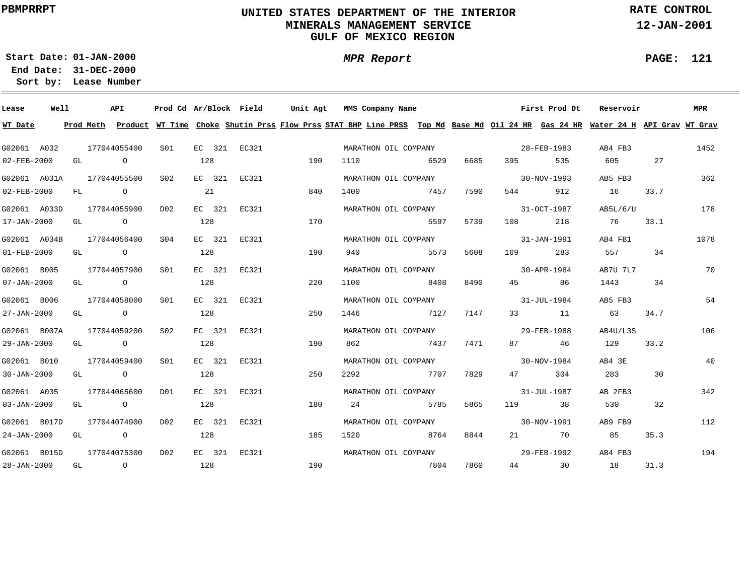PBMPRRPT

# UNITED STATES DEPARTMENT OF THE INTERIOR
## MINERALS MANAGEMENT SERVICE
## GULF OF MEXICO REGION

RATE CONTROL
12-JAN-2001

**Start Date:** 01-JAN-2000
**End Date:** 31-DEC-2000
**Sort by:** Lease Number

***MPR Report***

| Lease | Well | API | Prod Cd | Ar/Block | Field | Unit Agt | MMS Company Name | First Prod Dt | Reservoir | MPR |
|---|---|---|---|---|---|---|---|---|---|---|
| G02061 | A032 | 177044055400 | S01 | EC 321 | EC321 | | MARATHON OIL COMPANY | 28-FEB-1983 | AB4 FB3 | 1452 |
| G02061 | A031A | 177044055500 | S02 | EC 321 | EC321 | | MARATHON OIL COMPANY | 30-NOV-1993 | AB5 FB3 | 362 |
| G02061 | A033D | 177044055900 | D02 | EC 321 | EC321 | | MARATHON OIL COMPANY | 31-OCT-1987 | AB5L/6/U | 178 |
| G02061 | A034B | 177044056400 | S04 | EC 321 | EC321 | | MARATHON OIL COMPANY | 31-JAN-1991 | AB4 FB1 | 1078 |
| G02061 | B005 | 177044057900 | S01 | EC 321 | EC321 | | MARATHON OIL COMPANY | 30-APR-1984 | AB7U 7L7 | 70 |
| G02061 | B006 | 177044058000 | S01 | EC 321 | EC321 | | MARATHON OIL COMPANY | 31-JUL-1984 | AB5 FB3 | 54 |
| G02061 | B007A | 177044059200 | S02 | EC 321 | EC321 | | MARATHON OIL COMPANY | 29-FEB-1988 | AB4U/L3S | 106 |
| G02061 | B010 | 177044059400 | S01 | EC 321 | EC321 | | MARATHON OIL COMPANY | 30-NOV-1984 | AB4 3E | 40 |
| G02061 | A035 | 177044065600 | D01 | EC 321 | EC321 | | MARATHON OIL COMPANY | 31-JUL-1987 | AB 2FB3 | 342 |
| G02061 | B017D | 177044074900 | D02 | EC 321 | EC321 | | MARATHON OIL COMPANY | 30-NOV-1991 | AB9 FB9 | 112 |
| G02061 | B015D | 177044075300 | D02 | EC 321 | EC321 | | MARATHON OIL COMPANY | 29-FEB-1992 | AB4 FB3 | 194 |

| WT Date | Prod Meth | Product | WT Time | Choke | Shutin Prss | Flow Prss | STAT BHP | Line PRSS | Top Md | Base Md | Oil 24 HR | Gas 24 HR | Water 24 H | API Grav | WT Grav |
|---|---|---|---|---|---|---|---|---|---|---|---|---|---|---|---|
| 02-FEB-2000 | GL | O | | 128 | | 190 | 1110 | | 6529 | 6685 | 395 | 535 | 605 | 27 | |
| 02-FEB-2000 | FL | O | | 21 | | 840 | 1400 | | 7457 | 7590 | 544 | 912 | 16 | 33.7 | |
| 17-JAN-2000 | GL | O | | 128 | | 170 | | | 5597 | 5739 | 108 | 218 | 76 | 33.1 | |
| 01-FEB-2000 | GL | O | | 128 | | 190 | 940 | | 5573 | 5608 | 169 | 283 | 557 | 34 | |
| 07-JAN-2000 | GL | O | | 128 | | 220 | 1100 | | 8408 | 8490 | 45 | 86 | 1443 | 34 | |
| 27-JAN-2000 | GL | O | | 128 | | 250 | 1446 | | 7127 | 7147 | 33 | 11 | 63 | 34.7 | |
| 29-JAN-2000 | GL | O | | 128 | | 190 | 862 | | 7437 | 7471 | 87 | 46 | 129 | 33.2 | |
| 30-JAN-2000 | GL | O | | 128 | | 250 | 2292 | | 7707 | 7829 | 47 | 304 | 283 | 30 | |
| 03-JAN-2000 | GL | O | | 128 | | 180 | 24 | | 5785 | 5865 | 119 | 38 | 530 | 32 | |
| 24-JAN-2000 | GL | O | | 128 | | 185 | 1520 | | 8764 | 8844 | 21 | 70 | 85 | 35.3 | |
| 28-JAN-2000 | GL | O | | 128 | | 190 | | | 7804 | 7860 | 44 | 30 | 18 | 31.3 | |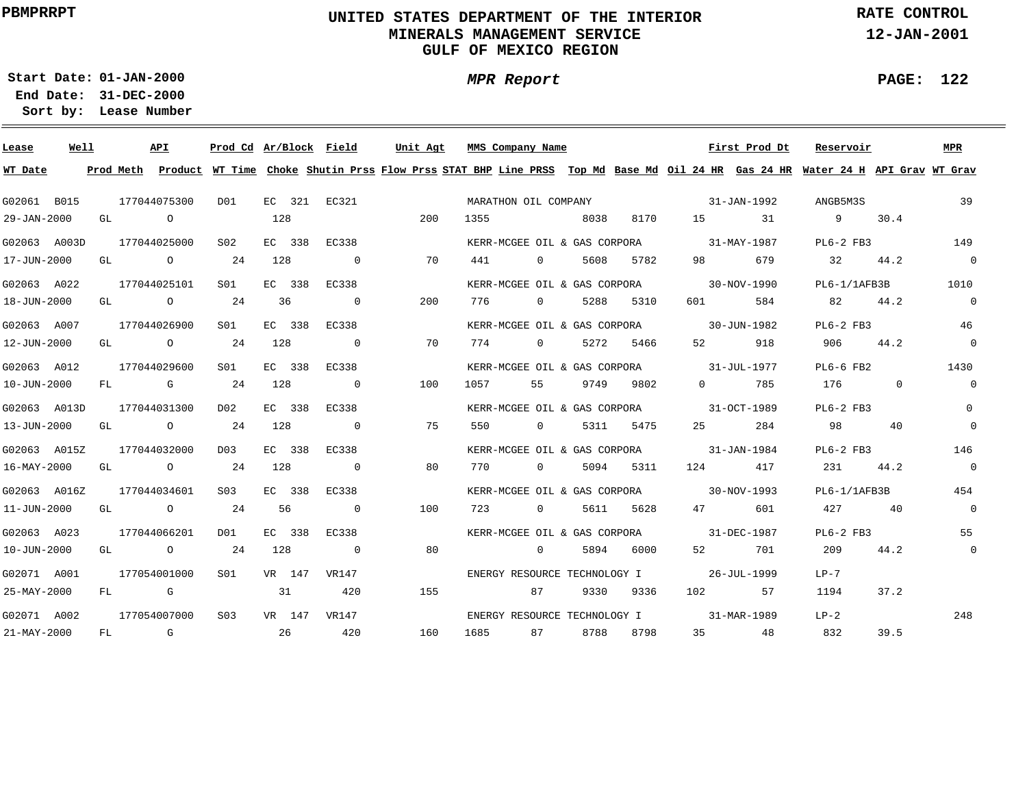PBMPRRPT

# UNITED STATES DEPARTMENT OF THE INTERIOR
## MINERALS MANAGEMENT SERVICE
## GULF OF MEXICO REGION

RATE CONTROL
12-JAN-2001

**Start Date:** 01-JAN-2000
**End Date:** 31-DEC-2000
**Sort by:** Lease Number

***MPR Report***

PAGE: 122

| Lease | Well | API | Prod Cd | Ar/Block | Field | Unit Agt | MMS Company Name | | | | | First Prod Dt | | Reservoir | | MPR |
|---|---|---|---|---|---|---|---|---|---|---|---|---|---|---|---|---|
| **WT Date** | **Prod Meth** | **Product** | **WT Time** | **Choke** | **Shutin Prss** | **Flow Prss** | **STAT BHP** | **Line PRSS** | **Top Md** | **Base Md** | **Oil 24 HR** | **Gas 24 HR** | **Water 24 H** | **API Grav** | **WT Grav** | |
| G02061 | B015 | 177044075300 | D01 | EC 321 | EC321 | | MARATHON OIL COMPANY | | | | | 31-JAN-1992 | | ANGB5M3S | | 39 |
| 29-JAN-2000 | GL | O | | 128 | | 200 | 1355 | | 8038 | 8170 | 15 | 31 | 9 | 30.4 | | |
| G02063 | A003D | 177044025000 | S02 | EC 338 | EC338 | | KERR-MCGEE OIL & GAS CORPORA | | | | | 31-MAY-1987 | | PL6-2 FB3 | | 149 |
| 17-JUN-2000 | GL | O | 24 | 128 | 0 | 70 | 441 | 0 | 5608 | 5782 | 98 | 679 | 32 | 44.2 | 0 | |
| G02063 | A022 | 177044025101 | S01 | EC 338 | EC338 | | KERR-MCGEE OIL & GAS CORPORA | | | | | 30-NOV-1990 | | PL6-1/1AFB3B | | 1010 |
| 18-JUN-2000 | GL | O | 24 | 36 | 0 | 200 | 776 | 0 | 5288 | 5310 | 601 | 584 | 82 | 44.2 | 0 | |
| G02063 | A007 | 177044026900 | S01 | EC 338 | EC338 | | KERR-MCGEE OIL & GAS CORPORA | | | | | 30-JUN-1982 | | PL6-2 FB3 | | 46 |
| 12-JUN-2000 | GL | O | 24 | 128 | 0 | 70 | 774 | 0 | 5272 | 5466 | 52 | 918 | 906 | 44.2 | 0 | |
| G02063 | A012 | 177044029600 | S01 | EC 338 | EC338 | | KERR-MCGEE OIL & GAS CORPORA | | | | | 31-JUL-1977 | | PL6-6 FB2 | | 1430 |
| 10-JUN-2000 | FL | G | 24 | 128 | 0 | 100 | 1057 | 55 | 9749 | 9802 | 0 | 785 | 176 | 0 | 0 | |
| G02063 | A013D | 177044031300 | D02 | EC 338 | EC338 | | KERR-MCGEE OIL & GAS CORPORA | | | | | 31-OCT-1989 | | PL6-2 FB3 | | 0 |
| 13-JUN-2000 | GL | O | 24 | 128 | 0 | 75 | 550 | 0 | 5311 | 5475 | 25 | 284 | 98 | 40 | 0 | |
| G02063 | A015Z | 177044032000 | D03 | EC 338 | EC338 | | KERR-MCGEE OIL & GAS CORPORA | | | | | 31-JAN-1984 | | PL6-2 FB3 | | 146 |
| 16-MAY-2000 | GL | O | 24 | 128 | 0 | 80 | 770 | 0 | 5094 | 5311 | 124 | 417 | 231 | 44.2 | 0 | |
| G02063 | A016Z | 177044034601 | S03 | EC 338 | EC338 | | KERR-MCGEE OIL & GAS CORPORA | | | | | 30-NOV-1993 | | PL6-1/1AFB3B | | 454 |
| 11-JUN-2000 | GL | O | 24 | 56 | 0 | 100 | 723 | 0 | 5611 | 5628 | 47 | 601 | 427 | 40 | 0 | |
| G02063 | A023 | 177044066201 | D01 | EC 338 | EC338 | | KERR-MCGEE OIL & GAS CORPORA | | | | | 31-DEC-1987 | | PL6-2 FB3 | | 55 |
| 10-JUN-2000 | GL | O | 24 | 128 | 0 | 80 | | 0 | 5894 | 6000 | 52 | 701 | 209 | 44.2 | 0 | |
| G02071 | A001 | 177054001000 | S01 | VR 147 | VR147 | | ENERGY RESOURCE TECHNOLOGY I | | | | | 26-JUL-1999 | | LP-7 | | |
| 25-MAY-2000 | FL | G | | 31 | 420 | 155 | | 87 | 9330 | 9336 | 102 | 57 | 1194 | 37.2 | | |
| G02071 | A002 | 177054007000 | S03 | VR 147 | VR147 | | ENERGY RESOURCE TECHNOLOGY I | | | | | 31-MAR-1989 | | LP-2 | | 248 |
| 21-MAY-2000 | FL | G | | 26 | 420 | 160 | 1685 | 87 | 8788 | 8798 | 35 | 48 | 832 | 39.5 | | |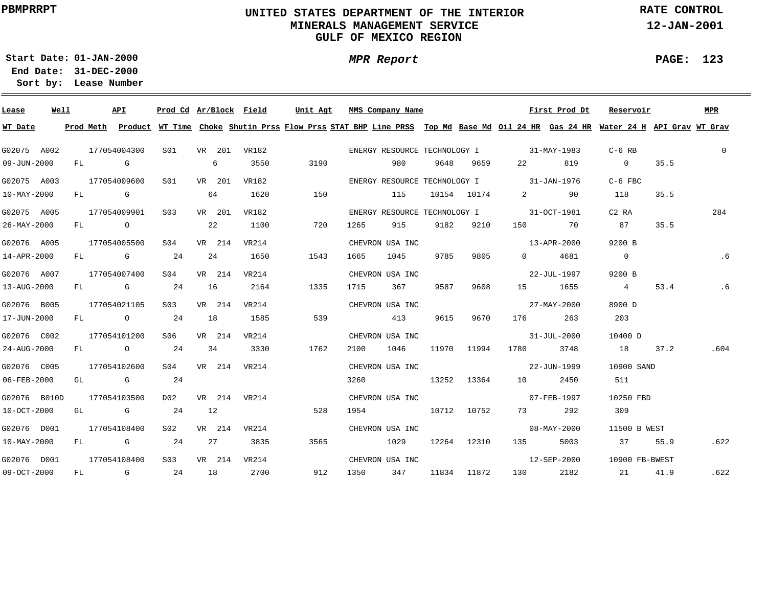PBMPRRPT

# UNITED STATES DEPARTMENT OF THE INTERIOR
## MINERALS MANAGEMENT SERVICE
## GULF OF MEXICO REGION

RATE CONTROL
12-JAN-2001

Start Date: 01-JAN-2000
End Date: 31-DEC-2000
Sort by: Lease Number

*MPR Report*

PAGE: 123

| Lease | Well | API | Prod Cd | Ar/Block | Field | Unit Agt | MMS Company Name | First Prod Dt | Reservoir | MPR |
|---|---|---|---|---|---|---|---|---|---|---|
| **WT Date** | **Prod Meth** | **Product** | **WT Time** | **Choke** | **Shutin Prss** | **Flow Prss** | **STAT BHP** | **Line PRSS** | **Top Md** | **Base Md** | **Oil 24 HR** | **Gas 24 HR** | **Water 24 H** | **API Grav** | **WT Grav** |

| Lease / WT Date | Well / Prod Meth | API / Product | Prod Cd / WT Time | Ar/Block / Choke | Field / Shutin Prss | Unit Agt / Flow Prss | MMS Company Name / STAT BHP | Line PRSS | Top Md | Base Md | Oil 24 HR / First Prod Dt | Gas 24 HR | Reservoir / Water 24 H | API Grav | MPR / WT Grav |
|---|---|---|---|---|---|---|---|---|---|---|---|---|---|---|---|
| G02075 | A002 | 177054004300 | S01 | VR 201 | VR182 | | ENERGY RESOURCE TECHNOLOGY I | | | | 31-MAY-1983 | | C-6 RB | | 0 |
| 09-JUN-2000 | FL | G | | 6 | 3550 | 3190 | | 980 | 9648 | 9659 | 22 | 819 | 0 | 35.5 | |
| G02075 | A003 | 177054009600 | S01 | VR 201 | VR182 | | ENERGY RESOURCE TECHNOLOGY I | | | | 31-JAN-1976 | | C-6 FBC | | |
| 10-MAY-2000 | FL | G | | 64 | 1620 | 150 | | 115 | 10154 | 10174 | 2 | 90 | 118 | 35.5 | |
| G02075 | A005 | 177054009901 | S03 | VR 201 | VR182 | | ENERGY RESOURCE TECHNOLOGY I | | | | 31-OCT-1981 | | C2 RA | | 284 |
| 26-MAY-2000 | FL | O | | 22 | 1100 | 720 | 1265 | 915 | 9182 | 9210 | 150 | 70 | 87 | 35.5 | |
| G02076 | A005 | 177054005500 | S04 | VR 214 | VR214 | | CHEVRON USA INC | | | | 13-APR-2000 | | 9200 B | | |
| 14-APR-2000 | FL | G | 24 | 24 | 1650 | 1543 | 1665 | 1045 | 9785 | 9805 | 0 | 4681 | 0 | | .6 |
| G02076 | A007 | 177054007400 | S04 | VR 214 | VR214 | | CHEVRON USA INC | | | | 22-JUL-1997 | | 9200 B | | |
| 13-AUG-2000 | FL | G | 24 | 16 | 2164 | 1335 | 1715 | 367 | 9587 | 9608 | 15 | 1655 | 4 | 53.4 | .6 |
| G02076 | B005 | 177054021105 | S03 | VR 214 | VR214 | | CHEVRON USA INC | | | | 27-MAY-2000 | | 8900 D | | |
| 17-JUN-2000 | FL | O | 24 | 18 | 1585 | 539 | | 413 | 9615 | 9670 | 176 | 263 | 203 | | |
| G02076 | C002 | 177054101200 | S06 | VR 214 | VR214 | | CHEVRON USA INC | | | | 31-JUL-2000 | | 10400 D | | |
| 24-AUG-2000 | FL | O | 24 | 34 | 3330 | 1762 | 2100 | 1046 | 11970 | 11994 | 1780 | 3748 | 18 | 37.2 | .604 |
| G02076 | C005 | 177054102600 | S04 | VR 214 | VR214 | | CHEVRON USA INC | | | | 22-JUN-1999 | | 10900 SAND | | |
| 06-FEB-2000 | GL | G | 24 | | | | 3260 | | 13252 | 13364 | 10 | 2450 | 511 | | |
| G02076 | B010D | 177054103500 | D02 | VR 214 | VR214 | | CHEVRON USA INC | | | | 07-FEB-1997 | | 10250 FBD | | |
| 10-OCT-2000 | GL | G | 24 | 12 | | 528 | 1954 | | 10712 | 10752 | 73 | 292 | 309 | | |
| G02076 | D001 | 177054108400 | S02 | VR 214 | VR214 | | CHEVRON USA INC | | | | 08-MAY-2000 | | 11500 B WEST | | |
| 10-MAY-2000 | FL | G | 24 | 27 | 3835 | 3565 | | 1029 | 12264 | 12310 | 135 | 5003 | 37 | 55.9 | .622 |
| G02076 | D001 | 177054108400 | S03 | VR 214 | VR214 | | CHEVRON USA INC | | | | 12-SEP-2000 | | 10900 FB-BWEST | | |
| 09-OCT-2000 | FL | G | 24 | 18 | 2700 | 912 | 1350 | 347 | 11834 | 11872 | 130 | 2182 | 21 | 41.9 | .622 |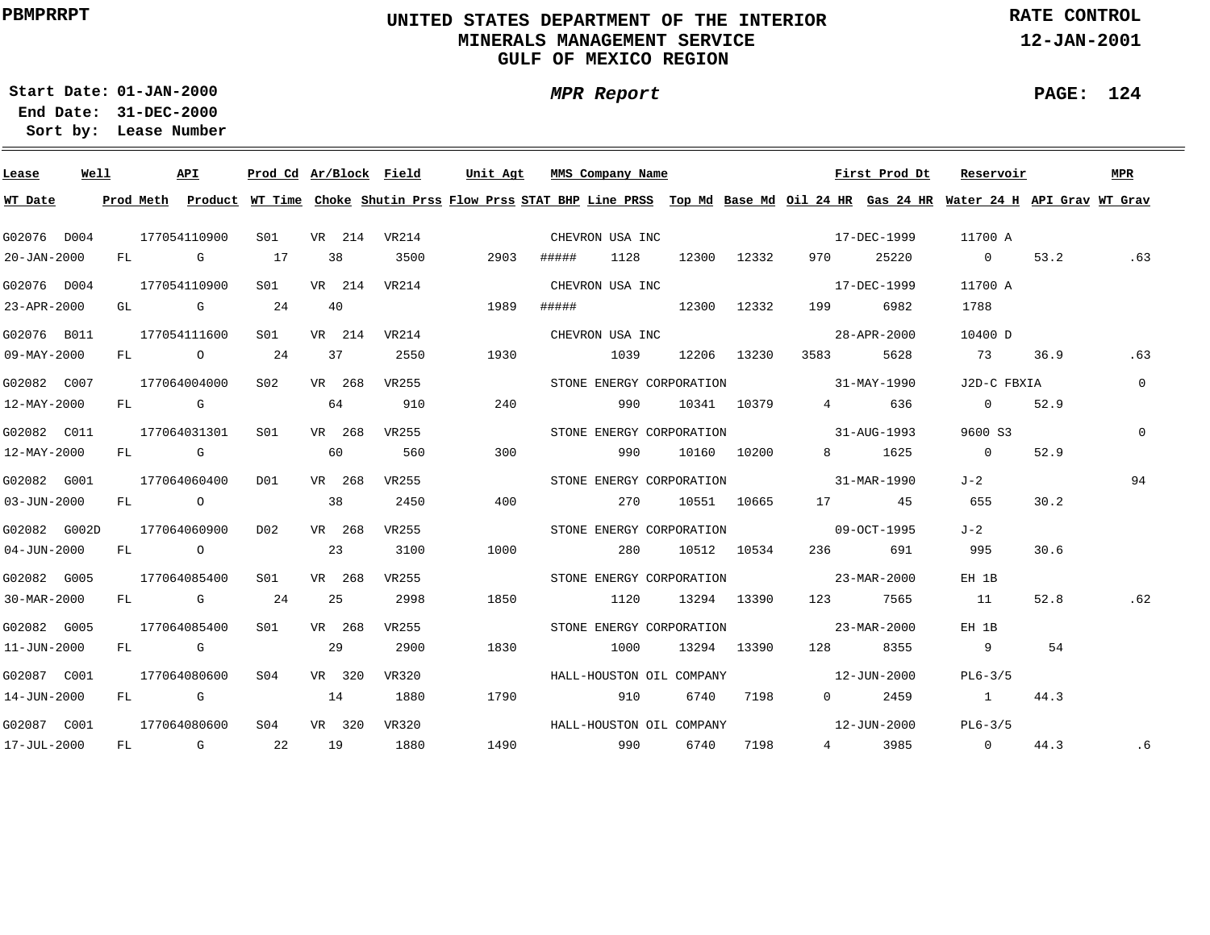# UNITED STATES DEPARTMENT OF THE INTERIOR
## MINERALS MANAGEMENT SERVICE
## GULF OF MEXICO REGION

PBMPRRPT

RATE CONTROL
12-JAN-2001

**Start Date:** 01-JAN-2000
**End Date:** 31-DEC-2000
**Sort by:** Lease Number

*MPR Report*

PAGE: 124

| Lease | Well | API | Prod Cd | Ar/Block | Field | Unit Agt | MMS Company Name | | | First Prod Dt | | Reservoir | | MPR |
|---|---|---|---|---|---|---|---|---|---|---|---|---|---|---|
| **WT Date** | **Prod Meth** | **Product** | **WT Time** | **Choke** | **Shutin Prss** | **Flow Prss** | **STAT BHP** | **Line PRSS** | **Top Md** | **Base Md** | **Oil 24 HR** | **Gas 24 HR** | **Water 24 H** | **API Grav** | **WT Grav** |
| G02076 | D004 | 177054110900 | S01 | VR 214 | VR214 | | CHEVRON USA INC | | | 17-DEC-1999 | | 11700 A | | |
| 20-JAN-2000 | FL | G | 17 | 38 | 3500 | 2903 | ##### | 1128 | 12300 | 12332 | 970 | 25220 | 0 | 53.2 | .63 |
| G02076 | D004 | 177054110900 | S01 | VR 214 | VR214 | | CHEVRON USA INC | | | 17-DEC-1999 | | 11700 A | | |
| 23-APR-2000 | GL | G | 24 | 40 | | 1989 | ##### | | 12300 | 12332 | 199 | 6982 | 1788 | | |
| G02076 | B011 | 177054111600 | S01 | VR 214 | VR214 | | CHEVRON USA INC | | | 28-APR-2000 | | 10400 D | | |
| 09-MAY-2000 | FL | O | 24 | 37 | 2550 | 1930 | | 1039 | 12206 | 13230 | 3583 | 5628 | 73 | 36.9 | .63 |
| G02082 | C007 | 177064004000 | S02 | VR 268 | VR255 | | STONE ENERGY CORPORATION | | | 31-MAY-1990 | | J2D-C FBXIA | | 0 |
| 12-MAY-2000 | FL | G | | 64 | 910 | 240 | | 990 | 10341 | 10379 | 4 | 636 | 0 | 52.9 | |
| G02082 | C011 | 177064031301 | S01 | VR 268 | VR255 | | STONE ENERGY CORPORATION | | | 31-AUG-1993 | | 9600 S3 | | 0 |
| 12-MAY-2000 | FL | G | | 60 | 560 | 300 | | 990 | 10160 | 10200 | 8 | 1625 | 0 | 52.9 | |
| G02082 | G001 | 177064060400 | D01 | VR 268 | VR255 | | STONE ENERGY CORPORATION | | | 31-MAR-1990 | | J-2 | | 94 |
| 03-JUN-2000 | FL | O | | 38 | 2450 | 400 | | 270 | 10551 | 10665 | 17 | 45 | 655 | 30.2 | |
| G02082 | G002D | 177064060900 | D02 | VR 268 | VR255 | | STONE ENERGY CORPORATION | | | 09-OCT-1995 | | J-2 | | |
| 04-JUN-2000 | FL | O | | 23 | 3100 | 1000 | | 280 | 10512 | 10534 | 236 | 691 | 995 | 30.6 | |
| G02082 | G005 | 177064085400 | S01 | VR 268 | VR255 | | STONE ENERGY CORPORATION | | | 23-MAR-2000 | | EH 1B | | |
| 30-MAR-2000 | FL | G | 24 | 25 | 2998 | 1850 | | 1120 | 13294 | 13390 | 123 | 7565 | 11 | 52.8 | .62 |
| G02082 | G005 | 177064085400 | S01 | VR 268 | VR255 | | STONE ENERGY CORPORATION | | | 23-MAR-2000 | | EH 1B | | |
| 11-JUN-2000 | FL | G | | 29 | 2900 | 1830 | | 1000 | 13294 | 13390 | 128 | 8355 | 9 | 54 | |
| G02087 | C001 | 177064080600 | S04 | VR 320 | VR320 | | HALL-HOUSTON OIL COMPANY | | | 12-JUN-2000 | | PL6-3/5 | | |
| 14-JUN-2000 | FL | G | | 14 | 1880 | 1790 | | 910 | 6740 | 7198 | 0 | 2459 | 1 | 44.3 | |
| G02087 | C001 | 177064080600 | S04 | VR 320 | VR320 | | HALL-HOUSTON OIL COMPANY | | | 12-JUN-2000 | | PL6-3/5 | | |
| 17-JUL-2000 | FL | G | 22 | 19 | 1880 | 1490 | | 990 | 6740 | 7198 | 4 | 3985 | 0 | 44.3 | .6 |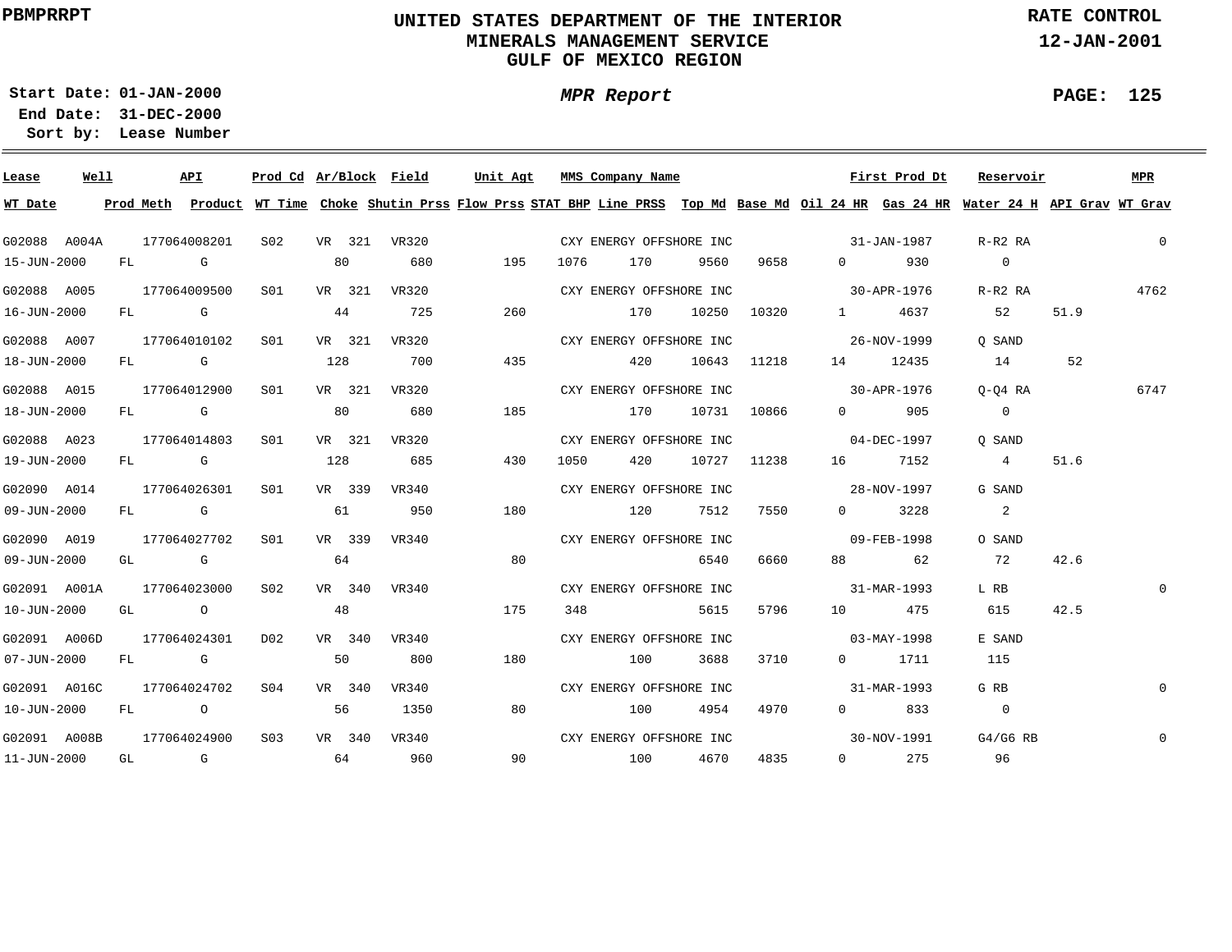PBMPRRPT

# UNITED STATES DEPARTMENT OF THE INTERIOR
## MINERALS MANAGEMENT SERVICE
## GULF OF MEXICO REGION

RATE CONTROL
12-JAN-2001

Start Date: 01-JAN-2000
End Date: 31-DEC-2000
Sort by: Lease Number

*MPR Report*

| Lease | Well | API | Prod Cd | Ar/Block | Field | Unit Agt | MMS Company Name | First Prod Dt | Reservoir | | MPR |
|---|---|---|---|---|---|---|---|---|---|---|---|
| **WT Date** | **Prod Meth** | **Product** | **WT Time** | **Choke** | **Shutin Prss** | **Flow Prss** | **STAT BHP** | **Line PRSS** | **Top Md** | **Base Md** | **Oil 24 HR** |
| | | | | | | | | **Gas 24 HR** | **Water 24 H** | **API Grav** | **WT Grav** |

| Lease | Well | API | Prod Cd | Ar/Block | Field | Unit Agt | MMS Company Name | First Prod Dt | Reservoir | MPR |
|---|---|---|---|---|---|---|---|---|---|---|
| G02088 | A004A | 177064008201 | S02 | VR 321 | VR320 | | CXY ENERGY OFFSHORE INC | 31-JAN-1987 | R-R2 RA | 0 |
| G02088 | A005 | 177064009500 | S01 | VR 321 | VR320 | | CXY ENERGY OFFSHORE INC | 30-APR-1976 | R-R2 RA | 4762 |
| G02088 | A007 | 177064010102 | S01 | VR 321 | VR320 | | CXY ENERGY OFFSHORE INC | 26-NOV-1999 | Q SAND | |
| G02088 | A015 | 177064012900 | S01 | VR 321 | VR320 | | CXY ENERGY OFFSHORE INC | 30-APR-1976 | Q-Q4 RA | 6747 |
| G02088 | A023 | 177064014803 | S01 | VR 321 | VR320 | | CXY ENERGY OFFSHORE INC | 04-DEC-1997 | Q SAND | |
| G02090 | A014 | 177064026301 | S01 | VR 339 | VR340 | | CXY ENERGY OFFSHORE INC | 28-NOV-1997 | G SAND | |
| G02090 | A019 | 177064027702 | S01 | VR 339 | VR340 | | CXY ENERGY OFFSHORE INC | 09-FEB-1998 | O SAND | |
| G02091 | A001A | 177064023000 | S02 | VR 340 | VR340 | | CXY ENERGY OFFSHORE INC | 31-MAR-1993 | L RB | 0 |
| G02091 | A006D | 177064024301 | D02 | VR 340 | VR340 | | CXY ENERGY OFFSHORE INC | 03-MAY-1998 | E SAND | |
| G02091 | A016C | 177064024702 | S04 | VR 340 | VR340 | | CXY ENERGY OFFSHORE INC | 31-MAR-1993 | G RB | 0 |
| G02091 | A008B | 177064024900 | S03 | VR 340 | VR340 | | CXY ENERGY OFFSHORE INC | 30-NOV-1991 | G4/G6 RB | 0 |

| Well | WT Date | Prod Meth | Product | WT Time | Choke | Shutin Prss | Flow Prss | STAT BHP | Line PRSS | Top Md | Base Md | Oil 24 HR | Gas 24 HR | Water 24 H | API Grav | WT Grav |
|---|---|---|---|---|---|---|---|---|---|---|---|---|---|---|---|---|
| G02088 A004A | 15-JUN-2000 | FL | G | | 80 | 680 | 195 | 1076 | 170 | 9560 | 9658 | 0 | 930 | 0 | | |
| G02088 A005 | 16-JUN-2000 | FL | G | | 44 | 725 | 260 | | 170 | 10250 | 10320 | 1 | 4637 | 52 | 51.9 | |
| G02088 A007 | 18-JUN-2000 | FL | G | | 128 | 700 | 435 | | 420 | 10643 | 11218 | 14 | 12435 | 14 | 52 | |
| G02088 A015 | 18-JUN-2000 | FL | G | | 80 | 680 | 185 | | 170 | 10731 | 10866 | 0 | 905 | 0 | | |
| G02088 A023 | 19-JUN-2000 | FL | G | | 128 | 685 | 430 | 1050 | 420 | 10727 | 11238 | 16 | 7152 | 4 | 51.6 | |
| G02090 A014 | 09-JUN-2000 | FL | G | | 61 | 950 | 180 | | 120 | 7512 | 7550 | 0 | 3228 | 2 | | |
| G02090 A019 | 09-JUN-2000 | GL | G | | 64 | | 80 | | | 6540 | 6660 | 88 | 62 | 72 | 42.6 | |
| G02091 A001A | 10-JUN-2000 | GL | O | | 48 | | 175 | 348 | | 5615 | 5796 | 10 | 475 | 615 | 42.5 | |
| G02091 A006D | 07-JUN-2000 | FL | G | | 50 | 800 | 180 | | 100 | 3688 | 3710 | 0 | 1711 | 115 | | |
| G02091 A016C | 10-JUN-2000 | FL | O | | 56 | 1350 | 80 | | 100 | 4954 | 4970 | 0 | 833 | 0 | | |
| G02091 A008B | 11-JUN-2000 | GL | G | | 64 | 960 | 90 | | 100 | 4670 | 4835 | 0 | 275 | 96 | | |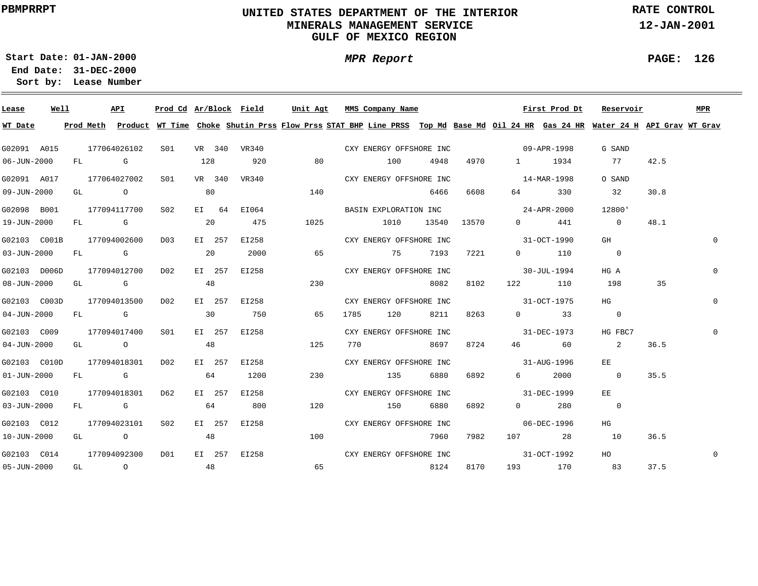UNITED STATES DEPARTMENT OF THE INTERIOR
MINERALS MANAGEMENT SERVICE
GULF OF MEXICO REGION

PBMPRRPT

RATE CONTROL
12-JAN-2001

Start Date: 01-JAN-2000
End Date: 31-DEC-2000
Sort by: Lease Number

*MPR Report*

| Lease | Well | API | Prod Cd | Ar/Block | Field | Unit Agt | MMS Company Name | | | | First Prod Dt | | Reservoir | | MPR |
|---|---|---|---|---|---|---|---|---|---|---|---|---|---|---|---|
| WT Date | Prod Meth | Product | WT Time | Choke | Shutin Prss | Flow Prss | STAT BHP | Line PRSS | Top Md | Base Md | Oil 24 HR | Gas 24 HR | Water 24 H | API Grav | WT Grav |
| G02091 | A015 | 177064026102 | S01 | VR 340 | VR340 | | CXY ENERGY OFFSHORE INC | | | | 09-APR-1998 | | G SAND | | |
| 06-JUN-2000 | FL | G | | 128 | 920 | 80 | | 100 | 4948 | 4970 | 1 | 1934 | 77 | 42.5 | |
| G02091 | A017 | 177064027002 | S01 | VR 340 | VR340 | | CXY ENERGY OFFSHORE INC | | | | 14-MAR-1998 | | O SAND | | |
| 09-JUN-2000 | GL | O | | 80 | | 140 | | | 6466 | 6608 | 64 | 330 | 32 | 30.8 | |
| G02098 | B001 | 177094117700 | S02 | EI 64 | EI064 | | BASIN EXPLORATION INC | | | | 24-APR-2000 | | 12800' | | |
| 19-JUN-2000 | FL | G | | 20 | 475 | 1025 | | 1010 | 13540 | 13570 | 0 | 441 | 0 | 48.1 | |
| G02103 | C001B | 177094002600 | D03 | EI 257 | EI258 | | CXY ENERGY OFFSHORE INC | | | | 31-OCT-1990 | | GH | | 0 |
| 03-JUN-2000 | FL | G | | 20 | 2000 | 65 | | 75 | 7193 | 7221 | 0 | 110 | 0 | | |
| G02103 | D006D | 177094012700 | D02 | EI 257 | EI258 | | CXY ENERGY OFFSHORE INC | | | | 30-JUL-1994 | | HG A | | 0 |
| 08-JUN-2000 | GL | G | | 48 | | 230 | | | 8082 | 8102 | 122 | 110 | 198 | 35 | |
| G02103 | C003D | 177094013500 | D02 | EI 257 | EI258 | | CXY ENERGY OFFSHORE INC | | | | 31-OCT-1975 | | HG | | 0 |
| 04-JUN-2000 | FL | G | | 30 | 750 | 65 | 1785 | 120 | 8211 | 8263 | 0 | 33 | 0 | | |
| G02103 | C009 | 177094017400 | S01 | EI 257 | EI258 | | CXY ENERGY OFFSHORE INC | | | | 31-DEC-1973 | | HG FBC7 | | 0 |
| 04-JUN-2000 | GL | O | | 48 | | 125 | 770 | | 8697 | 8724 | 46 | 60 | 2 | 36.5 | |
| G02103 | C010D | 177094018301 | D02 | EI 257 | EI258 | | CXY ENERGY OFFSHORE INC | | | | 31-AUG-1996 | | EE | | |
| 01-JUN-2000 | FL | G | | 64 | 1200 | 230 | | 135 | 6880 | 6892 | 6 | 2000 | 0 | 35.5 | |
| G02103 | C010 | 177094018301 | D62 | EI 257 | EI258 | | CXY ENERGY OFFSHORE INC | | | | 31-DEC-1999 | | EE | | |
| 03-JUN-2000 | FL | G | | 64 | 800 | 120 | | 150 | 6880 | 6892 | 0 | 280 | 0 | | |
| G02103 | C012 | 177094023101 | S02 | EI 257 | EI258 | | CXY ENERGY OFFSHORE INC | | | | 06-DEC-1996 | | HG | | |
| 10-JUN-2000 | GL | O | | 48 | | 100 | | | 7960 | 7982 | 107 | 28 | 10 | 36.5 | |
| G02103 | C014 | 177094092300 | D01 | EI 257 | EI258 | | CXY ENERGY OFFSHORE INC | | | | 31-OCT-1992 | | HO | | 0 |
| 05-JUN-2000 | GL | O | | 48 | | 65 | | | 8124 | 8170 | 193 | 170 | 83 | 37.5 | |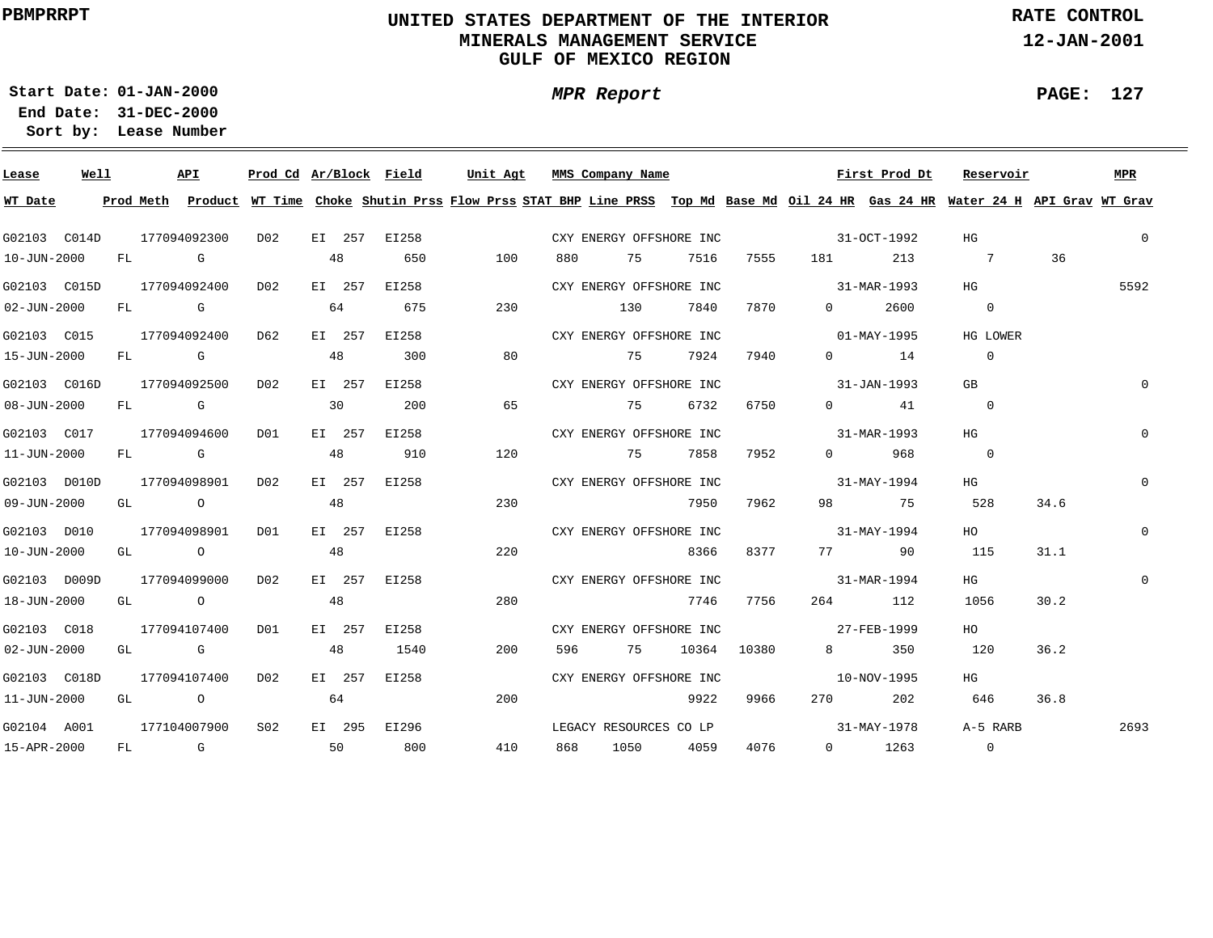PBMPRRPT

# UNITED STATES DEPARTMENT OF THE INTERIOR
## MINERALS MANAGEMENT SERVICE
## GULF OF MEXICO REGION

RATE CONTROL
12-JAN-2001

Start Date: 01-JAN-2000
End Date: 31-DEC-2000
Sort by: Lease Number

*MPR Report*

| Lease | Well | API | Prod Cd | Ar/Block | Field | Unit Agt | MMS Company Name | | | | First Prod Dt | | Reservoir | | MPR |
|---|---|---|---|---|---|---|---|---|---|---|---|---|---|---|---|
| **WT Date** | **Prod Meth** | **Product** | **WT Time** | **Choke** | **Shutin Prss** | **Flow Prss** | **STAT BHP** | **Line PRSS** | **Top Md** | **Base Md** | **Oil 24 HR** | **Gas 24 HR** | **Water 24 H** | **API Grav** | **WT Grav** |
| G02103 | C014D | 177094092300 | D02 | EI 257 | EI258 | | CXY ENERGY OFFSHORE INC | | | | 31-OCT-1992 | | HG | | 0 |
| 10-JUN-2000 | FL | G | | 48 | 650 | 100 | 880 | 75 | 7516 | 7555 | 181 | 213 | 7 | 36 | |
| G02103 | C015D | 177094092400 | D02 | EI 257 | EI258 | | CXY ENERGY OFFSHORE INC | | | | 31-MAR-1993 | | HG | | 5592 |
| 02-JUN-2000 | FL | G | | 64 | 675 | 230 | | 130 | 7840 | 7870 | 0 | 2600 | 0 | | |
| G02103 | C015 | 177094092400 | D62 | EI 257 | EI258 | | CXY ENERGY OFFSHORE INC | | | | 01-MAY-1995 | | HG LOWER | | |
| 15-JUN-2000 | FL | G | | 48 | 300 | 80 | | 75 | 7924 | 7940 | 0 | 14 | 0 | | |
| G02103 | C016D | 177094092500 | D02 | EI 257 | EI258 | | CXY ENERGY OFFSHORE INC | | | | 31-JAN-1993 | | GB | | 0 |
| 08-JUN-2000 | FL | G | | 30 | 200 | 65 | | 75 | 6732 | 6750 | 0 | 41 | 0 | | |
| G02103 | C017 | 177094094600 | D01 | EI 257 | EI258 | | CXY ENERGY OFFSHORE INC | | | | 31-MAR-1993 | | HG | | 0 |
| 11-JUN-2000 | FL | G | | 48 | 910 | 120 | | 75 | 7858 | 7952 | 0 | 968 | 0 | | |
| G02103 | D010D | 177094098901 | D02 | EI 257 | EI258 | | CXY ENERGY OFFSHORE INC | | | | 31-MAY-1994 | | HG | | 0 |
| 09-JUN-2000 | GL | O | | 48 | | 230 | | | 7950 | 7962 | 98 | 75 | 528 | 34.6 | |
| G02103 | D010 | 177094098901 | D01 | EI 257 | EI258 | | CXY ENERGY OFFSHORE INC | | | | 31-MAY-1994 | | HO | | 0 |
| 10-JUN-2000 | GL | O | | 48 | | 220 | | | 8366 | 8377 | 77 | 90 | 115 | 31.1 | |
| G02103 | D009D | 177094099000 | D02 | EI 257 | EI258 | | CXY ENERGY OFFSHORE INC | | | | 31-MAR-1994 | | HG | | 0 |
| 18-JUN-2000 | GL | O | | 48 | | 280 | | | 7746 | 7756 | 264 | 112 | 1056 | 30.2 | |
| G02103 | C018 | 177094107400 | D01 | EI 257 | EI258 | | CXY ENERGY OFFSHORE INC | | | | 27-FEB-1999 | | HO | | |
| 02-JUN-2000 | GL | G | | 48 | 1540 | 200 | 596 | 75 | 10364 | 10380 | 8 | 350 | 120 | 36.2 | |
| G02103 | C018D | 177094107400 | D02 | EI 257 | EI258 | | CXY ENERGY OFFSHORE INC | | | | 10-NOV-1995 | | HG | | |
| 11-JUN-2000 | GL | O | | 64 | | 200 | | | 9922 | 9966 | 270 | 202 | 646 | 36.8 | |
| G02104 | A001 | 177104007900 | S02 | EI 295 | EI296 | | LEGACY RESOURCES CO LP | | | | 31-MAY-1978 | | A-5 RARB | | 2693 |
| 15-APR-2000 | FL | G | | 50 | 800 | 410 | 868 | 1050 | 4059 | 4076 | 0 | 1263 | 0 | | |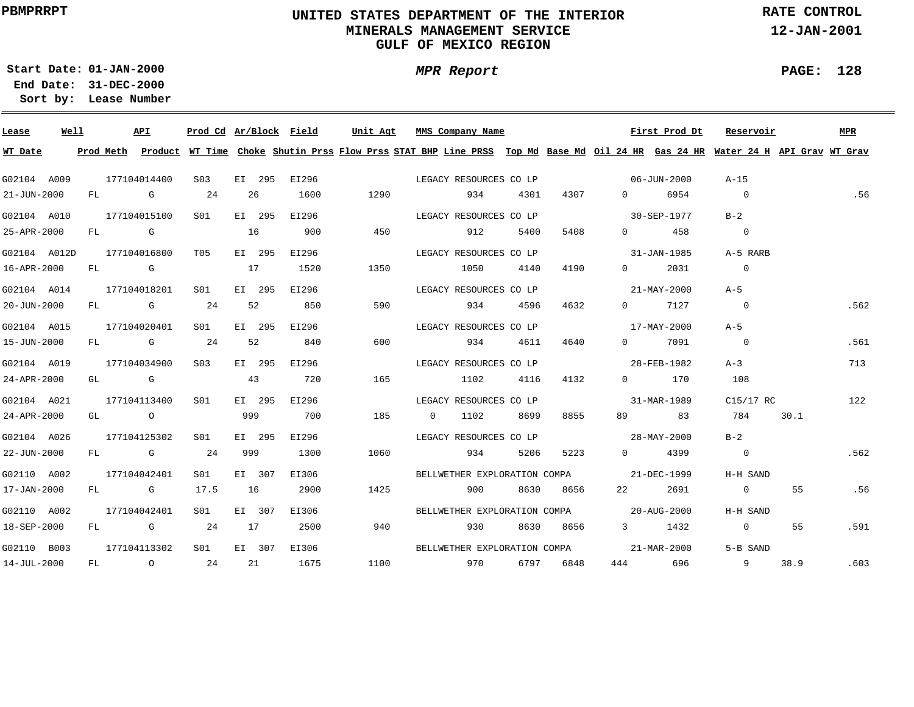PBMPRRPT

# UNITED STATES DEPARTMENT OF THE INTERIOR
## MINERALS MANAGEMENT SERVICE
## GULF OF MEXICO REGION

RATE CONTROL
12-JAN-2001

**Start Date:** 01-JAN-2000
**End Date:** 31-DEC-2000
**Sort by:** Lease Number

*MPR Report*

| Lease | Well | API | Prod Cd | Ar/Block | Field | Unit Agt | MMS Company Name | | | | First Prod Dt | Reservoir | | MPR |
|---|---|---|---|---|---|---|---|---|---|---|---|---|---|---|
| **WT Date** | **Prod Meth** | **Product** | **WT Time** | **Choke** | **Shutin Prss** | **Flow Prss** | **STAT BHP** | **Line PRSS** | **Top Md** | **Base Md** | **Oil 24 HR** | **Gas 24 HR** | **Water 24 H** | **API Grav** | **WT Grav** |
| G02104 | A009 | 177104014400 | S03 | EI 295 | EI296 | | LEGACY RESOURCES CO LP | | | | 06-JUN-2000 | A-15 | | |
| 21-JUN-2000 | FL | G | 24 | 26 | 1600 | 1290 | | 934 | 4301 | 4307 | 0 | 6954 | 0 | | .56 |
| G02104 | A010 | 177104015100 | S01 | EI 295 | EI296 | | LEGACY RESOURCES CO LP | | | | 30-SEP-1977 | B-2 | | |
| 25-APR-2000 | FL | G | | 16 | 900 | 450 | | 912 | 5400 | 5408 | 0 | 458 | 0 | | |
| G02104 | A012D | 177104016800 | T05 | EI 295 | EI296 | | LEGACY RESOURCES CO LP | | | | 31-JAN-1985 | A-5 RARB | | |
| 16-APR-2000 | FL | G | | 17 | 1520 | 1350 | | 1050 | 4140 | 4190 | 0 | 2031 | 0 | | |
| G02104 | A014 | 177104018201 | S01 | EI 295 | EI296 | | LEGACY RESOURCES CO LP | | | | 21-MAY-2000 | A-5 | | |
| 20-JUN-2000 | FL | G | 24 | 52 | 850 | 590 | | 934 | 4596 | 4632 | 0 | 7127 | 0 | | .562 |
| G02104 | A015 | 177104020401 | S01 | EI 295 | EI296 | | LEGACY RESOURCES CO LP | | | | 17-MAY-2000 | A-5 | | |
| 15-JUN-2000 | FL | G | 24 | 52 | 840 | 600 | | 934 | 4611 | 4640 | 0 | 7091 | 0 | | .561 |
| G02104 | A019 | 177104034900 | S03 | EI 295 | EI296 | | LEGACY RESOURCES CO LP | | | | 28-FEB-1982 | A-3 | | 713 |
| 24-APR-2000 | GL | G | | 43 | 720 | 165 | | 1102 | 4116 | 4132 | 0 | 170 | 108 | | |
| G02104 | A021 | 177104113400 | S01 | EI 295 | EI296 | | LEGACY RESOURCES CO LP | | | | 31-MAR-1989 | C15/17 RC | | 122 |
| 24-APR-2000 | GL | O | | 999 | 700 | 185 | 0 | 1102 | 8699 | 8855 | 89 | 83 | 784 | 30.1 | |
| G02104 | A026 | 177104125302 | S01 | EI 295 | EI296 | | LEGACY RESOURCES CO LP | | | | 28-MAY-2000 | B-2 | | |
| 22-JUN-2000 | FL | G | 24 | 999 | 1300 | 1060 | | 934 | 5206 | 5223 | 0 | 4399 | 0 | | .562 |
| G02110 | A002 | 177104042401 | S01 | EI 307 | EI306 | | BELLWETHER EXPLORATION COMPA | | | | 21-DEC-1999 | H-H SAND | | |
| 17-JAN-2000 | FL | G | 17.5 | 16 | 2900 | 1425 | | 900 | 8630 | 8656 | 22 | 2691 | 0 | 55 | .56 |
| G02110 | A002 | 177104042401 | S01 | EI 307 | EI306 | | BELLWETHER EXPLORATION COMPA | | | | 20-AUG-2000 | H-H SAND | | |
| 18-SEP-2000 | FL | G | 24 | 17 | 2500 | 940 | | 930 | 8630 | 8656 | 3 | 1432 | 0 | 55 | .591 |
| G02110 | B003 | 177104113302 | S01 | EI 307 | EI306 | | BELLWETHER EXPLORATION COMPA | | | | 21-MAR-2000 | 5-B SAND | | |
| 14-JUL-2000 | FL | O | 24 | 21 | 1675 | 1100 | | 970 | 6797 | 6848 | 444 | 696 | 9 | 38.9 | .603 |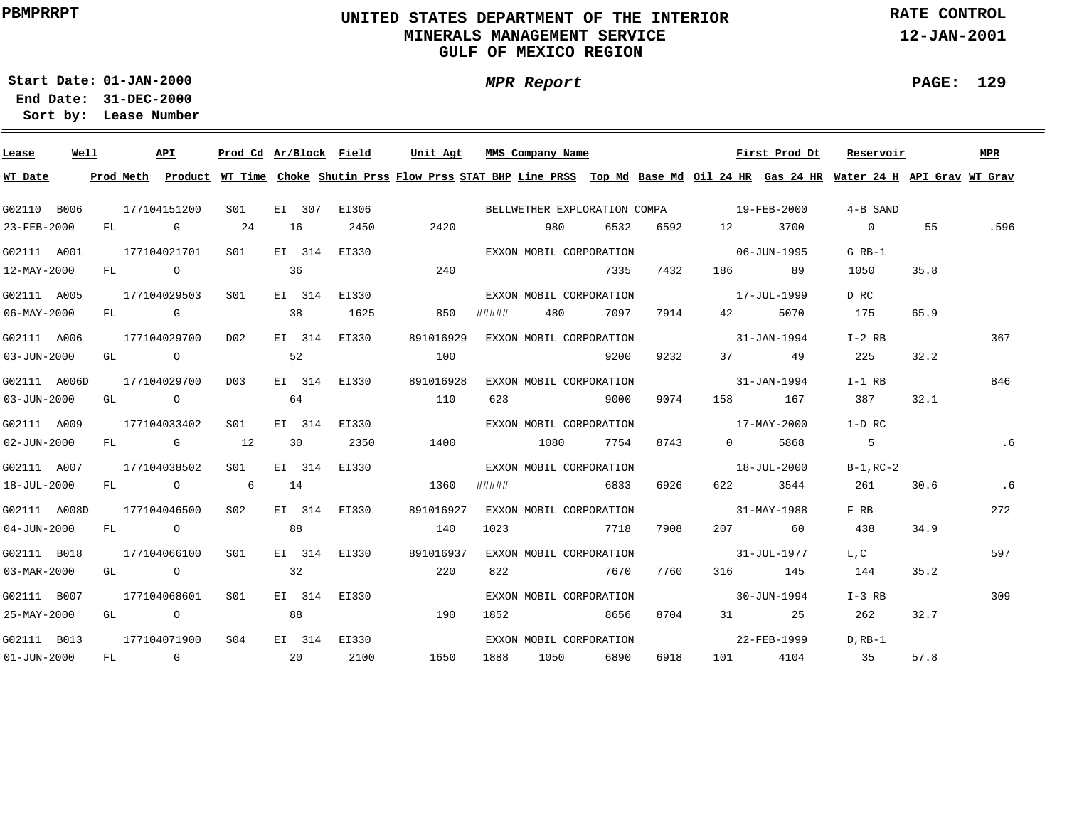# UNITED STATES DEPARTMENT OF THE INTERIOR
## MINERALS MANAGEMENT SERVICE
## GULF OF MEXICO REGION

PBMPRRPT — RATE CONTROL — 12-JAN-2001

**Start Date:** 01-JAN-2000
**End Date:** 31-DEC-2000
**Sort by:** Lease Number

*MPR Report*

| Lease | Well | API | Prod Cd | Ar/Block | Field | Unit Agt | MMS Company Name | | | | | First Prod Dt | Reservoir | | MPR |
|---|---|---|---|---|---|---|---|---|---|---|---|---|---|---|---|
| **WT Date** | **Prod Meth** | **Product** | **WT Time** | **Choke** | **Shutin Prss** | **Flow Prss** | **STAT BHP** | **Line PRSS** | **Top Md** | **Base Md** | **Oil 24 HR** | **Gas 24 HR** | **Water 24 H** | **API Grav** | **WT Grav** |
| G02110 | B006 | 177104151200 | S01 | EI 307 | EI306 | | BELLWETHER EXPLORATION COMPA | | | | | 19-FEB-2000 | 4-B SAND | | |
| 23-FEB-2000 | FL | G | 24 | 16 | 2450 | 2420 | | 980 | 6532 | 6592 | 12 | 3700 | 0 | 55 | .596 |
| G02111 | A001 | 177104021701 | S01 | EI 314 | EI330 | | EXXON MOBIL CORPORATION | | | | | 06-JUN-1995 | G RB-1 | | |
| 12-MAY-2000 | FL | O | | 36 | | 240 | | | 7335 | 7432 | 186 | 89 | 1050 | 35.8 | |
| G02111 | A005 | 177104029503 | S01 | EI 314 | EI330 | | EXXON MOBIL CORPORATION | | | | | 17-JUL-1999 | D RC | | |
| 06-MAY-2000 | FL | G | | 38 | 1625 | 850 | ##### | 480 | 7097 | 7914 | 42 | 5070 | 175 | 65.9 | |
| G02111 | A006 | 177104029700 | D02 | EI 314 | EI330 | 891016929 | EXXON MOBIL CORPORATION | | | | | 31-JAN-1994 | I-2 RB | | 367 |
| 03-JUN-2000 | GL | O | | 52 | | 100 | | | 9200 | 9232 | 37 | 49 | 225 | 32.2 | |
| G02111 | A006D | 177104029700 | D03 | EI 314 | EI330 | 891016928 | EXXON MOBIL CORPORATION | | | | | 31-JAN-1994 | I-1 RB | | 846 |
| 03-JUN-2000 | GL | O | | 64 | | 110 | 623 | | 9000 | 9074 | 158 | 167 | 387 | 32.1 | |
| G02111 | A009 | 177104033402 | S01 | EI 314 | EI330 | | EXXON MOBIL CORPORATION | | | | | 17-MAY-2000 | 1-D RC | | |
| 02-JUN-2000 | FL | G | 12 | 30 | 2350 | 1400 | | 1080 | 7754 | 8743 | 0 | 5868 | 5 | | .6 |
| G02111 | A007 | 177104038502 | S01 | EI 314 | EI330 | | EXXON MOBIL CORPORATION | | | | | 18-JUL-2000 | B-1,RC-2 | | |
| 18-JUL-2000 | FL | O | 6 | 14 | | 1360 | ##### | | 6833 | 6926 | 622 | 3544 | 261 | 30.6 | .6 |
| G02111 | A008D | 177104046500 | S02 | EI 314 | EI330 | 891016927 | EXXON MOBIL CORPORATION | | | | | 31-MAY-1988 | F RB | | 272 |
| 04-JUN-2000 | FL | O | | 88 | | 140 | 1023 | | 7718 | 7908 | 207 | 60 | 438 | 34.9 | |
| G02111 | B018 | 177104066100 | S01 | EI 314 | EI330 | 891016937 | EXXON MOBIL CORPORATION | | | | | 31-JUL-1977 | L,C | | 597 |
| 03-MAR-2000 | GL | O | | 32 | | 220 | 822 | | 7670 | 7760 | 316 | 145 | 144 | 35.2 | |
| G02111 | B007 | 177104068601 | S01 | EI 314 | EI330 | | EXXON MOBIL CORPORATION | | | | | 30-JUN-1994 | I-3 RB | | 309 |
| 25-MAY-2000 | GL | O | | 88 | | 190 | 1852 | | 8656 | 8704 | 31 | 25 | 262 | 32.7 | |
| G02111 | B013 | 177104071900 | S04 | EI 314 | EI330 | | EXXON MOBIL CORPORATION | | | | | 22-FEB-1999 | D,RB-1 | | |
| 01-JUN-2000 | FL | G | | 20 | 2100 | 1650 | 1888 | 1050 | 6890 | 6918 | 101 | 4104 | 35 | 57.8 | |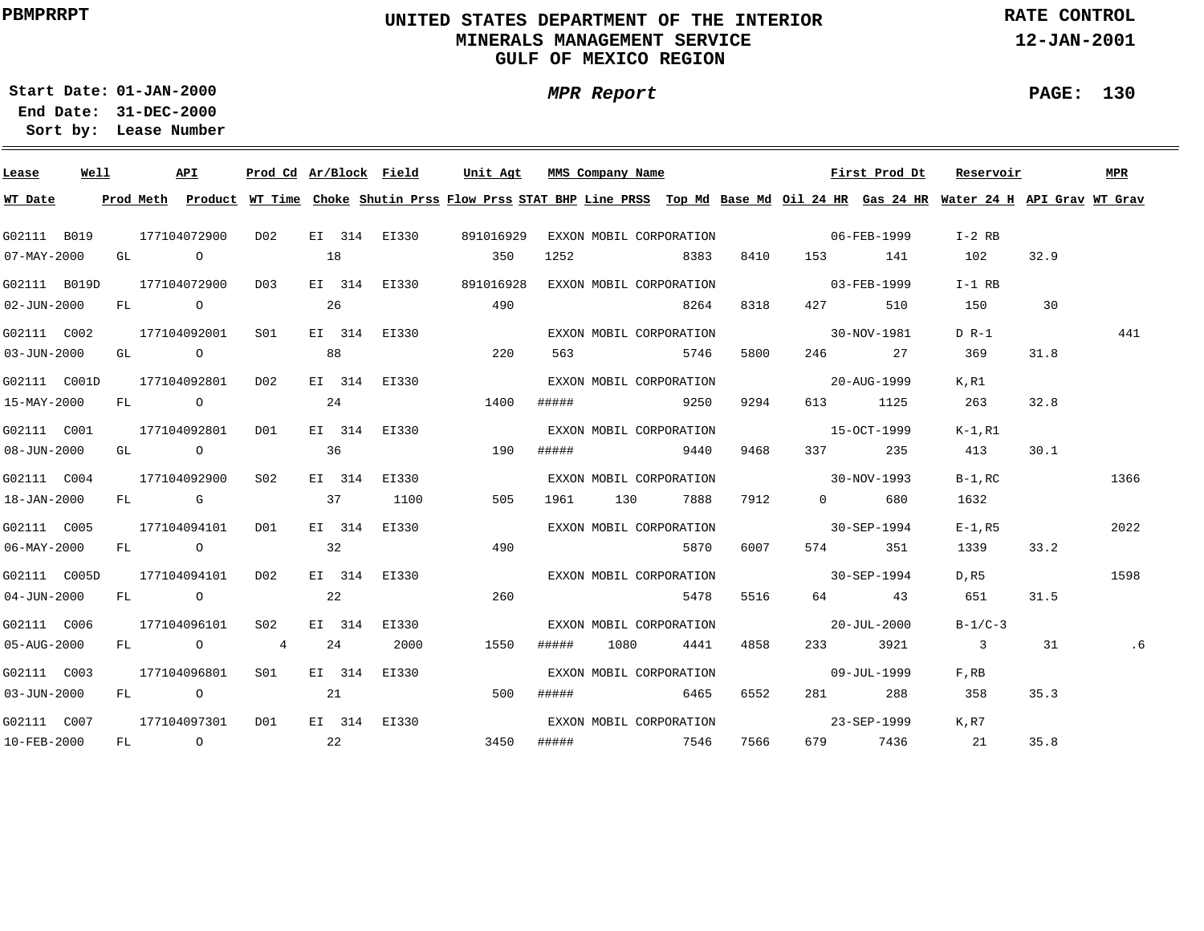# UNITED STATES DEPARTMENT OF THE INTERIOR
## MINERALS MANAGEMENT SERVICE
## GULF OF MEXICO REGION

PBMPRRPT

RATE CONTROL
12-JAN-2001

**Start Date:** 01-JAN-2000
**End Date:** 31-DEC-2000
**Sort by:** Lease Number

*MPR Report*

| Lease | Well | API | Prod Cd | Ar/Block | Field | Unit Agt | MMS Company Name | | | | First Prod Dt | | Reservoir | | MPR |
|---|---|---|---|---|---|---|---|---|---|---|---|---|---|---|---|
| WT Date | Prod Meth | Product | WT Time | Choke | Shutin Prss | Flow Prss | STAT BHP | Line PRSS | Top Md | Base Md | Oil 24 HR | Gas 24 HR | Water 24 H | API Grav | WT Grav |
| G02111 | B019 | 177104072900 | D02 | EI 314 | EI330 | 891016929 | EXXON MOBIL CORPORATION | | | | 06-FEB-1999 | | I-2 RB | | |
| 07-MAY-2000 | GL | O | | 18 | | 350 | 1252 | | 8383 | 8410 | 153 | 141 | 102 | 32.9 | |
| G02111 | B019D | 177104072900 | D03 | EI 314 | EI330 | 891016928 | EXXON MOBIL CORPORATION | | | | 03-FEB-1999 | | I-1 RB | | |
| 02-JUN-2000 | FL | O | | 26 | | 490 | | | 8264 | 8318 | 427 | 510 | 150 | 30 | |
| G02111 | C002 | 177104092001 | S01 | EI 314 | EI330 | | EXXON MOBIL CORPORATION | | | | 30-NOV-1981 | | D R-1 | | 441 |
| 03-JUN-2000 | GL | O | | 88 | | 220 | 563 | | 5746 | 5800 | 246 | 27 | 369 | 31.8 | |
| G02111 | C001D | 177104092801 | D02 | EI 314 | EI330 | | EXXON MOBIL CORPORATION | | | | 20-AUG-1999 | | K,R1 | | |
| 15-MAY-2000 | FL | O | | 24 | | 1400 | ##### | | 9250 | 9294 | 613 | 1125 | 263 | 32.8 | |
| G02111 | C001 | 177104092801 | D01 | EI 314 | EI330 | | EXXON MOBIL CORPORATION | | | | 15-OCT-1999 | | K-1,R1 | | |
| 08-JUN-2000 | GL | O | | 36 | | 190 | ##### | | 9440 | 9468 | 337 | 235 | 413 | 30.1 | |
| G02111 | C004 | 177104092900 | S02 | EI 314 | EI330 | | EXXON MOBIL CORPORATION | | | | 30-NOV-1993 | | B-1,RC | | 1366 |
| 18-JAN-2000 | FL | G | | 37 | 1100 | 505 | 1961 | 130 | 7888 | 7912 | 0 | 680 | 1632 | | |
| G02111 | C005 | 177104094101 | D01 | EI 314 | EI330 | | EXXON MOBIL CORPORATION | | | | 30-SEP-1994 | | E-1,R5 | | 2022 |
| 06-MAY-2000 | FL | O | | 32 | | 490 | | | 5870 | 6007 | 574 | 351 | 1339 | 33.2 | |
| G02111 | C005D | 177104094101 | D02 | EI 314 | EI330 | | EXXON MOBIL CORPORATION | | | | 30-SEP-1994 | | D,R5 | | 1598 |
| 04-JUN-2000 | FL | O | | 22 | | 260 | | | 5478 | 5516 | 64 | 43 | 651 | 31.5 | |
| G02111 | C006 | 177104096101 | S02 | EI 314 | EI330 | | EXXON MOBIL CORPORATION | | | | 20-JUL-2000 | | B-1/C-3 | | |
| 05-AUG-2000 | FL | O | 4 | 24 | 2000 | 1550 | ##### | 1080 | 4441 | 4858 | 233 | 3921 | 3 | 31 | .6 |
| G02111 | C003 | 177104096801 | S01 | EI 314 | EI330 | | EXXON MOBIL CORPORATION | | | | 09-JUL-1999 | | F,RB | | |
| 03-JUN-2000 | FL | O | | 21 | | 500 | ##### | | 6465 | 6552 | 281 | 288 | 358 | 35.3 | |
| G02111 | C007 | 177104097301 | D01 | EI 314 | EI330 | | EXXON MOBIL CORPORATION | | | | 23-SEP-1999 | | K,R7 | | |
| 10-FEB-2000 | FL | O | | 22 | | 3450 | ##### | | 7546 | 7566 | 679 | 7436 | 21 | 35.8 | |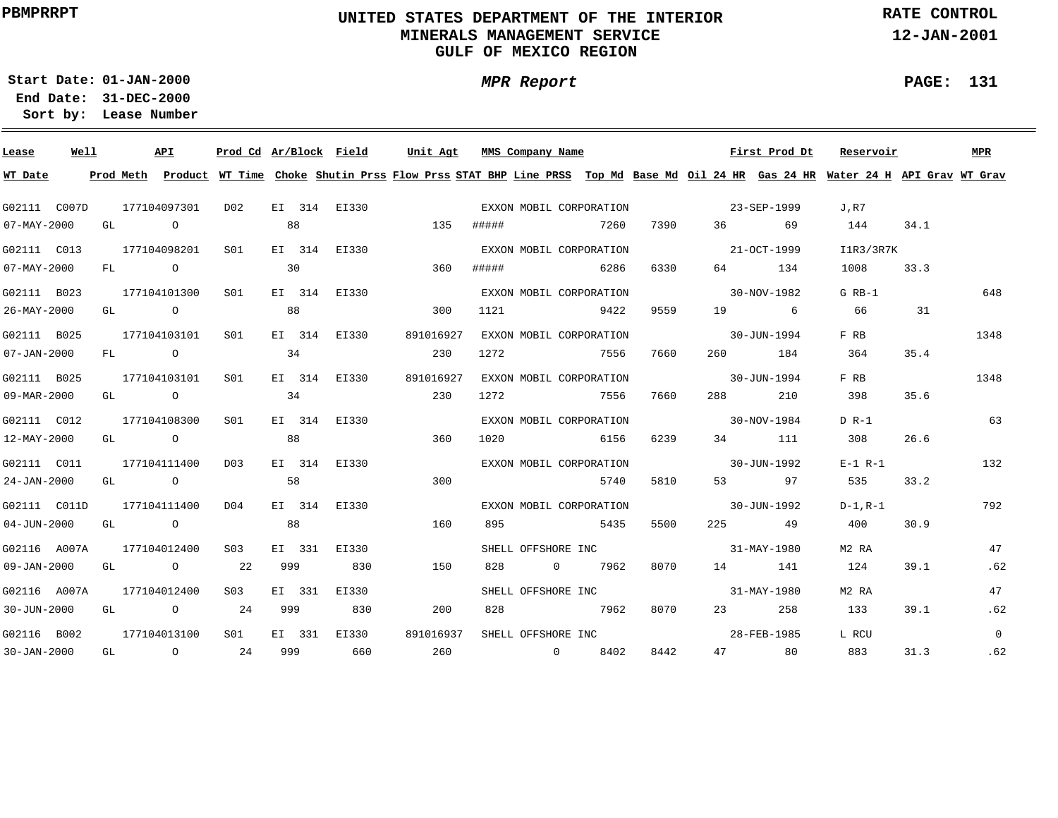**PBMPRRPT**

# UNITED STATES DEPARTMENT OF THE INTERIOR
## MINERALS MANAGEMENT SERVICE
## GULF OF MEXICO REGION

**RATE CONTROL**
**12-JAN-2001**

**Start Date:** 01-JAN-2000
**End Date:** 31-DEC-2000
**Sort by:** Lease Number

***MPR Report***

**PAGE: 131**

| Lease | Well | API | Prod Cd | Ar/Block | Field | Unit Agt | MMS Company Name | | | | First Prod Dt | | Reservoir | | MPR |
|---|---|---|---|---|---|---|---|---|---|---|---|---|---|---|---|
| **WT Date** | **Prod Meth** | **Product** | **WT Time** | **Choke** | **Shutin Prss** | **Flow Prss** | **STAT BHP** | **Line PRSS** | **Top Md** | **Base Md** | **Oil 24 HR** | **Gas 24 HR** | **Water 24 H** | **API Grav** | **WT Grav** |
| G02111 | C007D | 177104097301 | D02 | EI 314 | EI330 | | EXXON MOBIL CORPORATION | | | | 23-SEP-1999 | | J,R7 | | |
| 07-MAY-2000 | GL | O | | 88 | | 135 | ##### | | 7260 | 7390 | 36 | 69 | 144 | 34.1 | |
| G02111 | C013 | 177104098201 | S01 | EI 314 | EI330 | | EXXON MOBIL CORPORATION | | | | 21-OCT-1999 | | I1R3/3R7K | | |
| 07-MAY-2000 | FL | O | | 30 | | 360 | ##### | | 6286 | 6330 | 64 | 134 | 1008 | 33.3 | |
| G02111 | B023 | 177104101300 | S01 | EI 314 | EI330 | | EXXON MOBIL CORPORATION | | | | 30-NOV-1982 | | G RB-1 | | 648 |
| 26-MAY-2000 | GL | O | | 88 | | 300 | 1121 | | 9422 | 9559 | 19 | 6 | 66 | 31 | |
| G02111 | B025 | 177104103101 | S01 | EI 314 | EI330 | 891016927 | EXXON MOBIL CORPORATION | | | | 30-JUN-1994 | | F RB | | 1348 |
| 07-JAN-2000 | FL | O | | 34 | | 230 | 1272 | | 7556 | 7660 | 260 | 184 | 364 | 35.4 | |
| G02111 | B025 | 177104103101 | S01 | EI 314 | EI330 | 891016927 | EXXON MOBIL CORPORATION | | | | 30-JUN-1994 | | F RB | | 1348 |
| 09-MAR-2000 | GL | O | | 34 | | 230 | 1272 | | 7556 | 7660 | 288 | 210 | 398 | 35.6 | |
| G02111 | C012 | 177104108300 | S01 | EI 314 | EI330 | | EXXON MOBIL CORPORATION | | | | 30-NOV-1984 | | D R-1 | | 63 |
| 12-MAY-2000 | GL | O | | 88 | | 360 | 1020 | | 6156 | 6239 | 34 | 111 | 308 | 26.6 | |
| G02111 | C011 | 177104111400 | D03 | EI 314 | EI330 | | EXXON MOBIL CORPORATION | | | | 30-JUN-1992 | | E-1 R-1 | | 132 |
| 24-JAN-2000 | GL | O | | 58 | | 300 | | | 5740 | 5810 | 53 | 97 | 535 | 33.2 | |
| G02111 | C011D | 177104111400 | D04 | EI 314 | EI330 | | EXXON MOBIL CORPORATION | | | | 30-JUN-1992 | | D-1,R-1 | | 792 |
| 04-JUN-2000 | GL | O | | 88 | | 160 | 895 | | 5435 | 5500 | 225 | 49 | 400 | 30.9 | |
| G02116 | A007A | 177104012400 | S03 | EI 331 | EI330 | | SHELL OFFSHORE INC | | | | 31-MAY-1980 | | M2 RA | | 47 |
| 09-JAN-2000 | GL | O | 22 | 999 | 830 | 150 | 828 | 0 | 7962 | 8070 | 14 | 141 | 124 | 39.1 | .62 |
| G02116 | A007A | 177104012400 | S03 | EI 331 | EI330 | | SHELL OFFSHORE INC | | | | 31-MAY-1980 | | M2 RA | | 47 |
| 30-JUN-2000 | GL | O | 24 | 999 | 830 | 200 | 828 | | 7962 | 8070 | 23 | 258 | 133 | 39.1 | .62 |
| G02116 | B002 | 177104013100 | S01 | EI 331 | EI330 | 891016937 | SHELL OFFSHORE INC | | | | 28-FEB-1985 | | L RCU | | 0 |
| 30-JAN-2000 | GL | O | 24 | 999 | 660 | 260 | | 0 | 8402 | 8442 | 47 | 80 | 883 | 31.3 | .62 |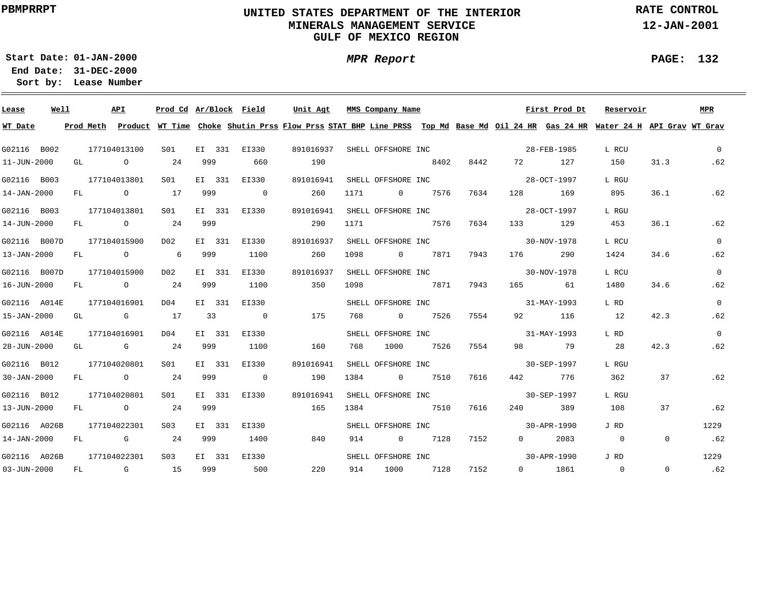PBMPRRPT

# UNITED STATES DEPARTMENT OF THE INTERIOR
## MINERALS MANAGEMENT SERVICE
## GULF OF MEXICO REGION

RATE CONTROL
12-JAN-2001

**Start Date:** 01-JAN-2000
**End Date:** 31-DEC-2000
**Sort by:** Lease Number

*MPR Report*

| Lease | Well | API | Prod Cd | Ar/Block | Field | Unit Agt | MMS Company Name | | | | First Prod Dt | | Reservoir | | MPR |
|---|---|---|---|---|---|---|---|---|---|---|---|---|---|---|---|
| WT Date | Prod Meth | Product | WT Time | Choke | Shutin Prss | Flow Prss | STAT BHP | Line PRSS | Top Md | Base Md | Oil 24 HR | Gas 24 HR | Water 24 H | API Grav | WT Grav |
| G02116 | B002 | 177104013100 | S01 | EI 331 | EI330 | 891016937 | SHELL OFFSHORE INC | | | | 28-FEB-1985 | | L RCU | | 0 |
| 11-JUN-2000 | GL | O | 24 | 999 | 660 | 190 | | | 8402 | 8442 | 72 | 127 | 150 | 31.3 | .62 |
| G02116 | B003 | 177104013801 | S01 | EI 331 | EI330 | 891016941 | SHELL OFFSHORE INC | | | | 28-OCT-1997 | | L RGU | | |
| 14-JAN-2000 | FL | O | 17 | 999 | 0 | 260 | 1171 | 0 | 7576 | 7634 | 128 | 169 | 895 | 36.1 | .62 |
| G02116 | B003 | 177104013801 | S01 | EI 331 | EI330 | 891016941 | SHELL OFFSHORE INC | | | | 28-OCT-1997 | | L RGU | | |
| 14-JUN-2000 | FL | O | 24 | 999 | | 290 | 1171 | | 7576 | 7634 | 133 | 129 | 453 | 36.1 | .62 |
| G02116 | B007D | 177104015900 | D02 | EI 331 | EI330 | 891016937 | SHELL OFFSHORE INC | | | | 30-NOV-1978 | | L RCU | | 0 |
| 13-JAN-2000 | FL | O | 6 | 999 | 1100 | 260 | 1098 | 0 | 7871 | 7943 | 176 | 290 | 1424 | 34.6 | .62 |
| G02116 | B007D | 177104015900 | D02 | EI 331 | EI330 | 891016937 | SHELL OFFSHORE INC | | | | 30-NOV-1978 | | L RCU | | 0 |
| 16-JUN-2000 | FL | O | 24 | 999 | 1100 | 350 | 1098 | | 7871 | 7943 | 165 | 61 | 1480 | 34.6 | .62 |
| G02116 | A014E | 177104016901 | D04 | EI 331 | EI330 | | SHELL OFFSHORE INC | | | | 31-MAY-1993 | | L RD | | 0 |
| 15-JAN-2000 | GL | G | 17 | 33 | 0 | 175 | 768 | 0 | 7526 | 7554 | 92 | 116 | 12 | 42.3 | .62 |
| G02116 | A014E | 177104016901 | D04 | EI 331 | EI330 | | SHELL OFFSHORE INC | | | | 31-MAY-1993 | | L RD | | 0 |
| 28-JUN-2000 | GL | G | 24 | 999 | 1100 | 160 | 768 | 1000 | 7526 | 7554 | 98 | 79 | 28 | 42.3 | .62 |
| G02116 | B012 | 177104020801 | S01 | EI 331 | EI330 | 891016941 | SHELL OFFSHORE INC | | | | 30-SEP-1997 | | L RGU | | |
| 30-JAN-2000 | FL | O | 24 | 999 | 0 | 190 | 1384 | 0 | 7510 | 7616 | 442 | 776 | 362 | 37 | .62 |
| G02116 | B012 | 177104020801 | S01 | EI 331 | EI330 | 891016941 | SHELL OFFSHORE INC | | | | 30-SEP-1997 | | L RGU | | |
| 13-JUN-2000 | FL | O | 24 | 999 | | 165 | 1384 | | 7510 | 7616 | 240 | 389 | 108 | 37 | .62 |
| G02116 | A026B | 177104022301 | S03 | EI 331 | EI330 | | SHELL OFFSHORE INC | | | | 30-APR-1990 | | J RD | | 1229 |
| 14-JAN-2000 | FL | G | 24 | 999 | 1400 | 840 | 914 | 0 | 7128 | 7152 | 0 | 2083 | 0 | 0 | .62 |
| G02116 | A026B | 177104022301 | S03 | EI 331 | EI330 | | SHELL OFFSHORE INC | | | | 30-APR-1990 | | J RD | | 1229 |
| 03-JUN-2000 | FL | G | 15 | 999 | 500 | 220 | 914 | 1000 | 7128 | 7152 | 0 | 1861 | 0 | 0 | .62 |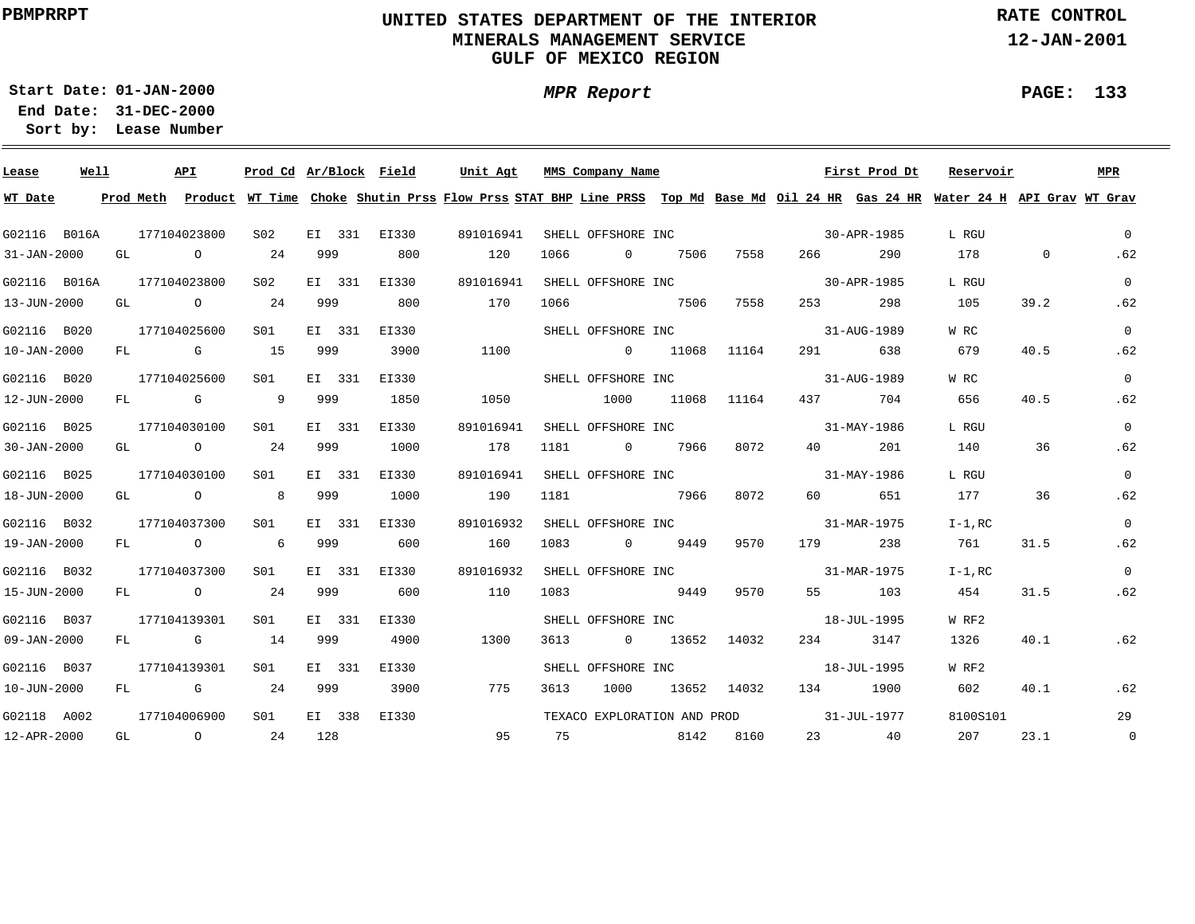PBMPRRPT

# UNITED STATES DEPARTMENT OF THE INTERIOR
## MINERALS MANAGEMENT SERVICE
## GULF OF MEXICO REGION

RATE CONTROL
12-JAN-2001

Start Date: 01-JAN-2000
End Date: 31-DEC-2000
Sort by: Lease Number

*MPR Report*

PAGE: 133

| Lease | Well | API | Prod Cd | Ar/Block | Field | Unit Agt | MMS Company Name | | | | | First Prod Dt | Reservoir | | MPR |
|---|---|---|---|---|---|---|---|---|---|---|---|---|---|---|---|
| **WT Date** | **Prod Meth** | **Product** | **WT Time** | **Choke** | **Shutin Prss** | **Flow Prss** | **STAT BHP** | **Line PRSS** | **Top Md** | **Base Md** | **Oil 24 HR** | **Gas 24 HR** | **Water 24 H** | **API Grav** | **WT Grav** |
| G02116 | B016A | 177104023800 | S02 | EI 331 | EI330 | 891016941 | SHELL OFFSHORE INC | | | | | 30-APR-1985 | L RGU | | 0 |
| 31-JAN-2000 | GL | O | 24 | 999 | 800 | 120 | 1066 | 0 | 7506 | 7558 | 266 | 290 | 178 | 0 | .62 |
| G02116 | B016A | 177104023800 | S02 | EI 331 | EI330 | 891016941 | SHELL OFFSHORE INC | | | | | 30-APR-1985 | L RGU | | 0 |
| 13-JUN-2000 | GL | O | 24 | 999 | 800 | 170 | 1066 | | 7506 | 7558 | 253 | 298 | 105 | 39.2 | .62 |
| G02116 | B020 | 177104025600 | S01 | EI 331 | EI330 | | SHELL OFFSHORE INC | | | | | 31-AUG-1989 | W RC | | 0 |
| 10-JAN-2000 | FL | G | 15 | 999 | 3900 | 1100 | | 0 | 11068 | 11164 | 291 | 638 | 679 | 40.5 | .62 |
| G02116 | B020 | 177104025600 | S01 | EI 331 | EI330 | | SHELL OFFSHORE INC | | | | | 31-AUG-1989 | W RC | | 0 |
| 12-JUN-2000 | FL | G | 9 | 999 | 1850 | 1050 | | 1000 | 11068 | 11164 | 437 | 704 | 656 | 40.5 | .62 |
| G02116 | B025 | 177104030100 | S01 | EI 331 | EI330 | 891016941 | SHELL OFFSHORE INC | | | | | 31-MAY-1986 | L RGU | | 0 |
| 30-JAN-2000 | GL | O | 24 | 999 | 1000 | 178 | 1181 | 0 | 7966 | 8072 | 40 | 201 | 140 | 36 | .62 |
| G02116 | B025 | 177104030100 | S01 | EI 331 | EI330 | 891016941 | SHELL OFFSHORE INC | | | | | 31-MAY-1986 | L RGU | | 0 |
| 18-JUN-2000 | GL | O | 8 | 999 | 1000 | 190 | 1181 | | 7966 | 8072 | 60 | 651 | 177 | 36 | .62 |
| G02116 | B032 | 177104037300 | S01 | EI 331 | EI330 | 891016932 | SHELL OFFSHORE INC | | | | | 31-MAR-1975 | I-1,RC | | 0 |
| 19-JAN-2000 | FL | O | 6 | 999 | 600 | 160 | 1083 | 0 | 9449 | 9570 | 179 | 238 | 761 | 31.5 | .62 |
| G02116 | B032 | 177104037300 | S01 | EI 331 | EI330 | 891016932 | SHELL OFFSHORE INC | | | | | 31-MAR-1975 | I-1,RC | | 0 |
| 15-JUN-2000 | FL | O | 24 | 999 | 600 | 110 | 1083 | | 9449 | 9570 | 55 | 103 | 454 | 31.5 | .62 |
| G02116 | B037 | 177104139301 | S01 | EI 331 | EI330 | | SHELL OFFSHORE INC | | | | | 18-JUL-1995 | W RF2 | | |
| 09-JAN-2000 | FL | G | 14 | 999 | 4900 | 1300 | 3613 | 0 | 13652 | 14032 | 234 | 3147 | 1326 | 40.1 | .62 |
| G02116 | B037 | 177104139301 | S01 | EI 331 | EI330 | | SHELL OFFSHORE INC | | | | | 18-JUL-1995 | W RF2 | | |
| 10-JUN-2000 | FL | G | 24 | 999 | 3900 | 775 | 3613 | 1000 | 13652 | 14032 | 134 | 1900 | 602 | 40.1 | .62 |
| G02118 | A002 | 177104006900 | S01 | EI 338 | EI330 | | TEXACO EXPLORATION AND PROD | | | | | 31-JUL-1977 | 8100S101 | | 29 |
| 12-APR-2000 | GL | O | 24 | 128 | | 95 | 75 | | 8142 | 8160 | 23 | 40 | 207 | 23.1 | 0 |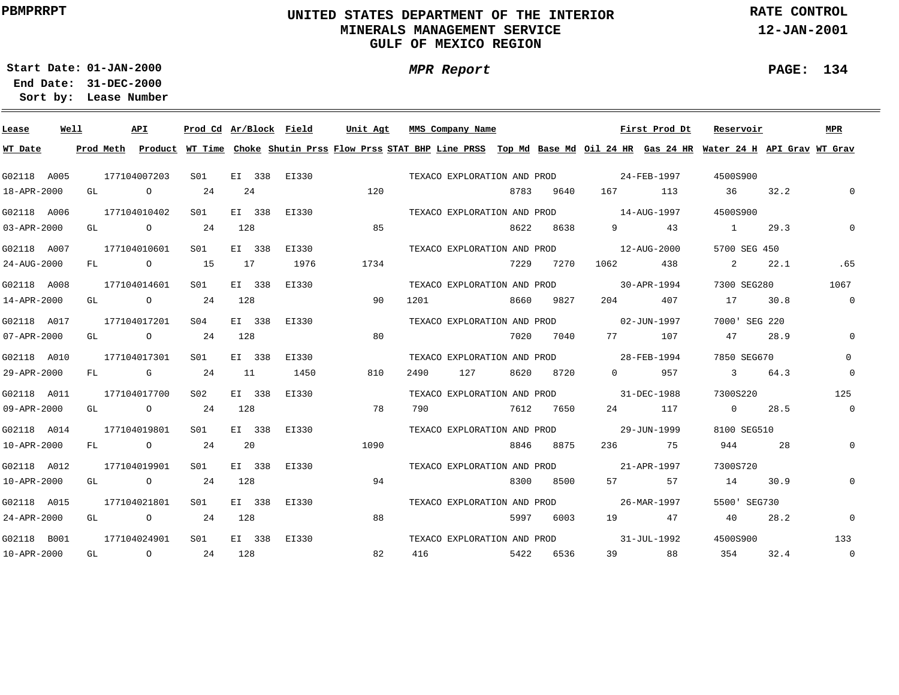PBMPRRPT

# UNITED STATES DEPARTMENT OF THE INTERIOR
## MINERALS MANAGEMENT SERVICE
## GULF OF MEXICO REGION

RATE CONTROL
12-JAN-2001

Start Date: 01-JAN-2000
End Date: 31-DEC-2000
Sort by: Lease Number

*MPR Report*

| Lease | Well | API | Prod Cd | Ar/Block | Field | Unit Agt | MMS Company Name | | | First Prod Dt | | Reservoir | | MPR |
|---|---|---|---|---|---|---|---|---|---|---|---|---|---|---|
| WT Date | Prod Meth | Product | WT Time | Choke | Shutin Prss | Flow Prss | STAT BHP | Line PRSS | Top Md | Base Md | Oil 24 HR | Gas 24 HR | Water 24 H | API Grav | WT Grav |
| G02118 | A005 | 177104007203 | S01 | EI 338 | EI330 | | TEXACO EXPLORATION AND PROD | | | 24-FEB-1997 | | 4500S900 | | |
| 18-APR-2000 | GL | O | 24 | 24 | | 120 | | | 8783 | 9640 | 167 | 113 | 36 | 32.2 | 0 |
| G02118 | A006 | 177104010402 | S01 | EI 338 | EI330 | | TEXACO EXPLORATION AND PROD | | | 14-AUG-1997 | | 4500S900 | | |
| 03-APR-2000 | GL | O | 24 | 128 | | 85 | | | 8622 | 8638 | 9 | 43 | 1 | 29.3 | 0 |
| G02118 | A007 | 177104010601 | S01 | EI 338 | EI330 | | TEXACO EXPLORATION AND PROD | | | 12-AUG-2000 | | 5700 SEG 450 | | |
| 24-AUG-2000 | FL | O | 15 | 17 | 1976 | 1734 | | | 7229 | 7270 | 1062 | 438 | 2 | 22.1 | .65 |
| G02118 | A008 | 177104014601 | S01 | EI 338 | EI330 | | TEXACO EXPLORATION AND PROD | | | 30-APR-1994 | | 7300 SEG280 | | 1067 |
| 14-APR-2000 | GL | O | 24 | 128 | | 90 | 1201 | | 8660 | 9827 | 204 | 407 | 17 | 30.8 | 0 |
| G02118 | A017 | 177104017201 | S04 | EI 338 | EI330 | | TEXACO EXPLORATION AND PROD | | | 02-JUN-1997 | | 7000' SEG 220 | | |
| 07-APR-2000 | GL | O | 24 | 128 | | 80 | | | 7020 | 7040 | 77 | 107 | 47 | 28.9 | 0 |
| G02118 | A010 | 177104017301 | S01 | EI 338 | EI330 | | TEXACO EXPLORATION AND PROD | | | 28-FEB-1994 | | 7850 SEG670 | | 0 |
| 29-APR-2000 | FL | G | 24 | 11 | 1450 | 810 | 2490 | 127 | 8620 | 8720 | 0 | 957 | 3 | 64.3 | 0 |
| G02118 | A011 | 177104017700 | S02 | EI 338 | EI330 | | TEXACO EXPLORATION AND PROD | | | 31-DEC-1988 | | 7300S220 | | 125 |
| 09-APR-2000 | GL | O | 24 | 128 | | 78 | 790 | | 7612 | 7650 | 24 | 117 | 0 | 28.5 | 0 |
| G02118 | A014 | 177104019801 | S01 | EI 338 | EI330 | | TEXACO EXPLORATION AND PROD | | | 29-JUN-1999 | | 8100 SEG510 | | |
| 10-APR-2000 | FL | O | 24 | 20 | | 1090 | | | 8846 | 8875 | 236 | 75 | 944 | 28 | 0 |
| G02118 | A012 | 177104019901 | S01 | EI 338 | EI330 | | TEXACO EXPLORATION AND PROD | | | 21-APR-1997 | | 7300S720 | | |
| 10-APR-2000 | GL | O | 24 | 128 | | 94 | | | 8300 | 8500 | 57 | 57 | 14 | 30.9 | 0 |
| G02118 | A015 | 177104021801 | S01 | EI 338 | EI330 | | TEXACO EXPLORATION AND PROD | | | 26-MAR-1997 | | 5500' SEG730 | | |
| 24-APR-2000 | GL | O | 24 | 128 | | 88 | | | 5997 | 6003 | 19 | 47 | 40 | 28.2 | 0 |
| G02118 | B001 | 177104024901 | S01 | EI 338 | EI330 | | TEXACO EXPLORATION AND PROD | | | 31-JUL-1992 | | 4500S900 | | 133 |
| 10-APR-2000 | GL | O | 24 | 128 | | 82 | 416 | | 5422 | 6536 | 39 | 88 | 354 | 32.4 | 0 |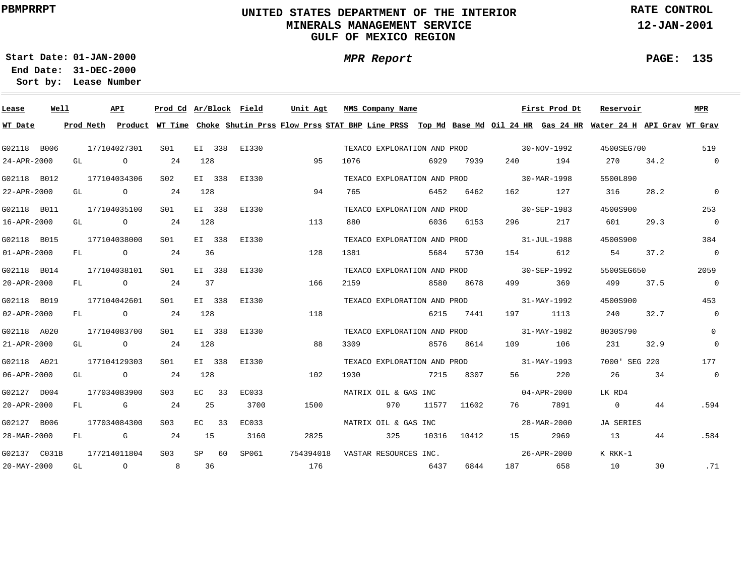# UNITED STATES DEPARTMENT OF THE INTERIOR
## MINERALS MANAGEMENT SERVICE
## GULF OF MEXICO REGION

PBMPRRPT

RATE CONTROL

12-JAN-2001

**Start Date:** 01-JAN-2000
**End Date:** 31-DEC-2000
**Sort by:** Lease Number

*MPR Report*

PAGE: 135

| Lease | Well | API | Prod Cd | Ar/Block | Field | Unit Agt | MMS Company Name | | | First Prod Dt | | Reservoir | | MPR |
|---|---|---|---|---|---|---|---|---|---|---|---|---|---|---|
| WT Date | Prod Meth | Product | WT Time | Choke | Shutin Prss | Flow Prss | STAT BHP | Line PRSS | Top Md | Base Md | Oil 24 HR | Gas 24 HR | Water 24 H | API Grav | WT Grav |
| G02118 | B006 | 177104027301 | S01 | EI 338 | EI330 | | TEXACO EXPLORATION AND PROD | | | 30-NOV-1992 | | 4500SEG700 | | 519 |
| 24-APR-2000 | GL | O | 24 | 128 | | 95 | 1076 | | 6929 | 7939 | 240 | 194 | 270 | 34.2 | 0 |
| G02118 | B012 | 177104034306 | S02 | EI 338 | EI330 | | TEXACO EXPLORATION AND PROD | | | 30-MAR-1998 | | 5500L890 | | |
| 22-APR-2000 | GL | O | 24 | 128 | | 94 | 765 | | 6452 | 6462 | 162 | 127 | 316 | 28.2 | 0 |
| G02118 | B011 | 177104035100 | S01 | EI 338 | EI330 | | TEXACO EXPLORATION AND PROD | | | 30-SEP-1983 | | 4500S900 | | 253 |
| 16-APR-2000 | GL | O | 24 | 128 | | 113 | 880 | | 6036 | 6153 | 296 | 217 | 601 | 29.3 | 0 |
| G02118 | B015 | 177104038000 | S01 | EI 338 | EI330 | | TEXACO EXPLORATION AND PROD | | | 31-JUL-1988 | | 4500S900 | | 384 |
| 01-APR-2000 | FL | O | 24 | 36 | | 128 | 1381 | | 5684 | 5730 | 154 | 612 | 54 | 37.2 | 0 |
| G02118 | B014 | 177104038101 | S01 | EI 338 | EI330 | | TEXACO EXPLORATION AND PROD | | | 30-SEP-1992 | | 5500SEG650 | | 2059 |
| 20-APR-2000 | FL | O | 24 | 37 | | 166 | 2159 | | 8580 | 8678 | 499 | 369 | 499 | 37.5 | 0 |
| G02118 | B019 | 177104042601 | S01 | EI 338 | EI330 | | TEXACO EXPLORATION AND PROD | | | 31-MAY-1992 | | 4500S900 | | 453 |
| 02-APR-2000 | FL | O | 24 | 128 | | 118 | | | 6215 | 7441 | 197 | 1113 | 240 | 32.7 | 0 |
| G02118 | A020 | 177104083700 | S01 | EI 338 | EI330 | | TEXACO EXPLORATION AND PROD | | | 31-MAY-1982 | | 8030S790 | | 0 |
| 21-APR-2000 | GL | O | 24 | 128 | | 88 | 3309 | | 8576 | 8614 | 109 | 106 | 231 | 32.9 | 0 |
| G02118 | A021 | 177104129303 | S01 | EI 338 | EI330 | | TEXACO EXPLORATION AND PROD | | | 31-MAY-1993 | | 7000' SEG 220 | | 177 |
| 06-APR-2000 | GL | O | 24 | 128 | | 102 | 1930 | | 7215 | 8307 | 56 | 220 | 26 | 34 | 0 |
| G02127 | D004 | 177034083900 | S03 | EC 33 | EC033 | | MATRIX OIL & GAS INC | | | 04-APR-2000 | | LK RD4 | | |
| 20-APR-2000 | FL | G | 24 | 25 | 3700 | 1500 | | 970 | 11577 | 11602 | 76 | 7891 | 0 | 44 | .594 |
| G02127 | B006 | 177034084300 | S03 | EC 33 | EC033 | | MATRIX OIL & GAS INC | | | 28-MAR-2000 | | JA SERIES | | |
| 28-MAR-2000 | FL | G | 24 | 15 | 3160 | 2825 | | 325 | 10316 | 10412 | 15 | 2969 | 13 | 44 | .584 |
| G02137 | C031B | 177214011804 | S03 | SP 60 | SP061 | 754394018 | VASTAR RESOURCES INC. | | | 26-APR-2000 | | K RKK-1 | | |
| 20-MAY-2000 | GL | O | 8 | 36 | | 176 | | | 6437 | 6844 | 187 | 658 | 10 | 30 | .71 |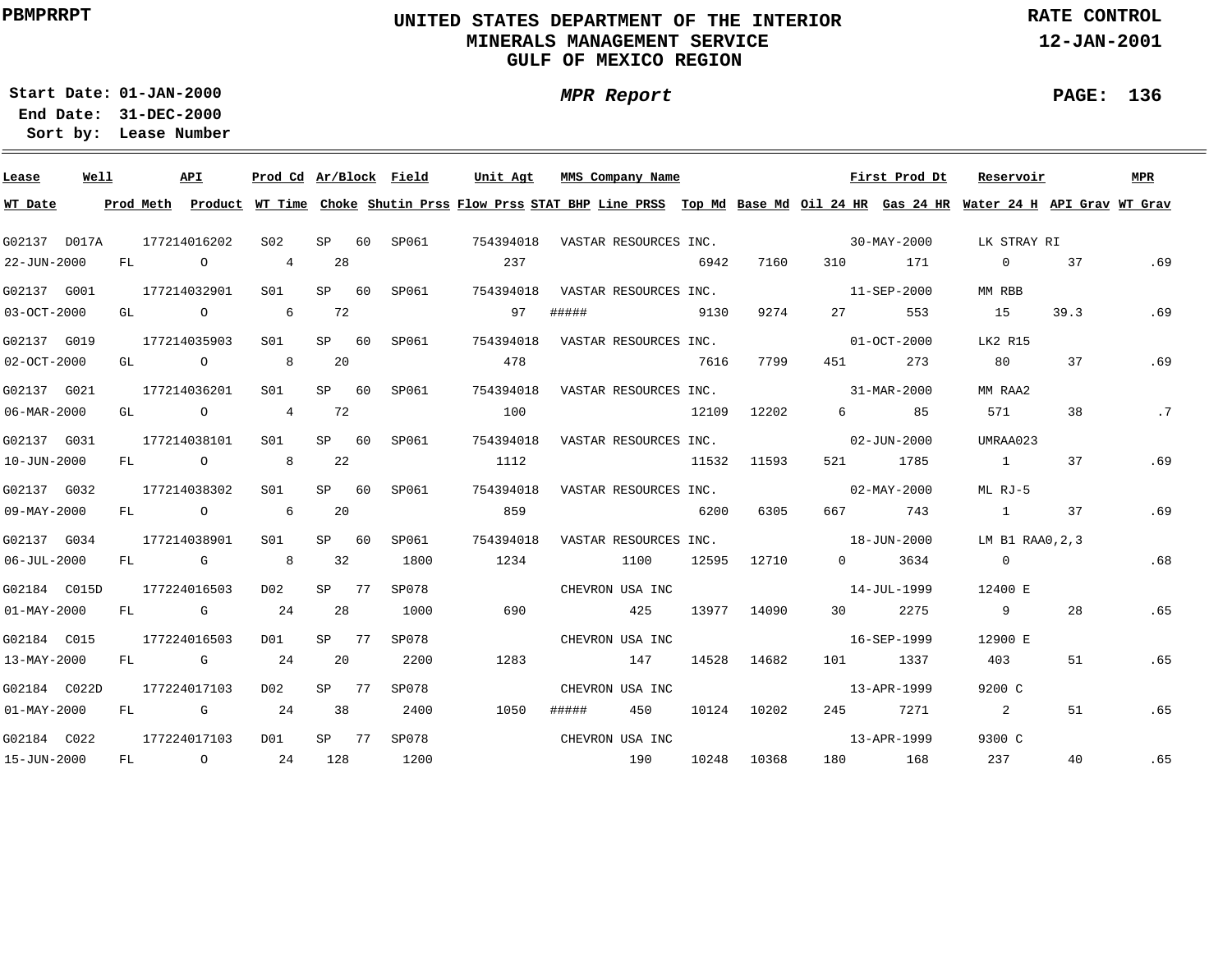# UNITED STATES DEPARTMENT OF THE INTERIOR
## MINERALS MANAGEMENT SERVICE
## GULF OF MEXICO REGION

PBMPRRPT

RATE CONTROL
12-JAN-2001

**Start Date:** 01-JAN-2000
**End Date:** 31-DEC-2000
**Sort by:** Lease Number

*MPR Report*

| Lease | Well | API | Prod Cd | Ar/Block | | Field | Unit Agt | MMS Company Name | | | | First Prod Dt | | Reservoir | | MPR |
|---|---|---|---|---|---|---|---|---|---|---|---|---|---|---|---|---|
| **WT Date** | **Prod Meth** | **Product** | **WT Time** | **Choke** | | **Shutin Prss** | **Flow Prss** | **STAT BHP** | **Line PRSS** | **Top Md** | **Base Md** | **Oil 24 HR** | **Gas 24 HR** | **Water 24 H** | **API Grav** | **WT Grav** |
| G02137 | D017A | 177214016202 | S02 | SP | 60 | SP061 | 754394018 | VASTAR RESOURCES INC. | | | | 30-MAY-2000 | | LK STRAY RI | | |
| 22-JUN-2000 | FL | O | 4 | 28 | | | 237 | | | 6942 | 7160 | 310 | 171 | 0 | 37 | .69 |
| G02137 | G001 | 177214032901 | S01 | SP | 60 | SP061 | 754394018 | VASTAR RESOURCES INC. | | | | 11-SEP-2000 | | MM RBB | | |
| 03-OCT-2000 | GL | O | 6 | 72 | | | 97 | ##### | | 9130 | 9274 | 27 | 553 | 15 | 39.3 | .69 |
| G02137 | G019 | 177214035903 | S01 | SP | 60 | SP061 | 754394018 | VASTAR RESOURCES INC. | | | | 01-OCT-2000 | | LK2 R15 | | |
| 02-OCT-2000 | GL | O | 8 | 20 | | | 478 | | | 7616 | 7799 | 451 | 273 | 80 | 37 | .69 |
| G02137 | G021 | 177214036201 | S01 | SP | 60 | SP061 | 754394018 | VASTAR RESOURCES INC. | | | | 31-MAR-2000 | | MM RAA2 | | |
| 06-MAR-2000 | GL | O | 4 | 72 | | | 100 | | | 12109 | 12202 | 6 | 85 | 571 | 38 | .7 |
| G02137 | G031 | 177214038101 | S01 | SP | 60 | SP061 | 754394018 | VASTAR RESOURCES INC. | | | | 02-JUN-2000 | | UMRAA023 | | |
| 10-JUN-2000 | FL | O | 8 | 22 | | | 1112 | | | 11532 | 11593 | 521 | 1785 | 1 | 37 | .69 |
| G02137 | G032 | 177214038302 | S01 | SP | 60 | SP061 | 754394018 | VASTAR RESOURCES INC. | | | | 02-MAY-2000 | | ML RJ-5 | | |
| 09-MAY-2000 | FL | O | 6 | 20 | | | 859 | | | 6200 | 6305 | 667 | 743 | 1 | 37 | .69 |
| G02137 | G034 | 177214038901 | S01 | SP | 60 | SP061 | 754394018 | VASTAR RESOURCES INC. | | | | 18-JUN-2000 | | LM B1 RAA0,2,3 | | |
| 06-JUL-2000 | FL | G | 8 | 32 | | 1800 | 1234 | | 1100 | 12595 | 12710 | 0 | 3634 | 0 | | .68 |
| G02184 | C015D | 177224016503 | D02 | SP | 77 | SP078 | | CHEVRON USA INC | | | | 14-JUL-1999 | | 12400 E | | |
| 01-MAY-2000 | FL | G | 24 | 28 | | 1000 | 690 | | 425 | 13977 | 14090 | 30 | 2275 | 9 | 28 | .65 |
| G02184 | C015 | 177224016503 | D01 | SP | 77 | SP078 | | CHEVRON USA INC | | | | 16-SEP-1999 | | 12900 E | | |
| 13-MAY-2000 | FL | G | 24 | 20 | | 2200 | 1283 | | 147 | 14528 | 14682 | 101 | 1337 | 403 | 51 | .65 |
| G02184 | C022D | 177224017103 | D02 | SP | 77 | SP078 | | CHEVRON USA INC | | | | 13-APR-1999 | | 9200 C | | |
| 01-MAY-2000 | FL | G | 24 | 38 | | 2400 | 1050 | ##### | 450 | 10124 | 10202 | 245 | 7271 | 2 | 51 | .65 |
| G02184 | C022 | 177224017103 | D01 | SP | 77 | SP078 | | CHEVRON USA INC | | | | 13-APR-1999 | | 9300 C | | |
| 15-JUN-2000 | FL | O | 24 | 128 | | 1200 | | | 190 | 10248 | 10368 | 180 | 168 | 237 | 40 | .65 |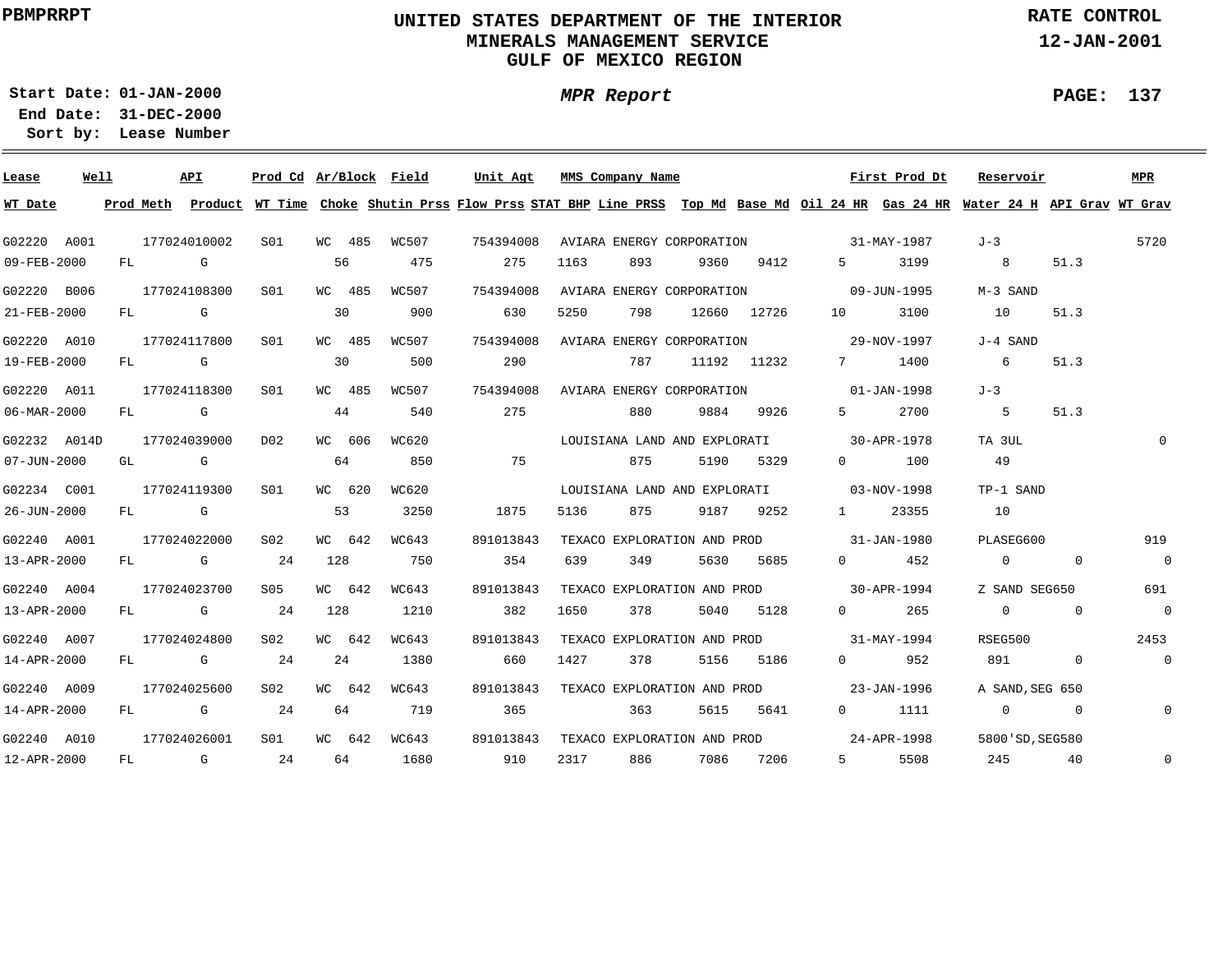PBMPRRPT

# UNITED STATES DEPARTMENT OF THE INTERIOR
## MINERALS MANAGEMENT SERVICE
## GULF OF MEXICO REGION

RATE CONTROL
12-JAN-2001

**Start Date:** 01-JAN-2000
**End Date:** 31-DEC-2000
**Sort by:** Lease Number

*MPR Report*

| Lease | Well | API | Prod Cd | Ar/Block | Field | Unit Agt | MMS Company Name | | | | First Prod Dt | | Reservoir | | MPR |
|---|---|---|---|---|---|---|---|---|---|---|---|---|---|---|---|
| **WT Date** | **Prod Meth** | **Product** | **WT Time** | **Choke** | **Shutin Prss** | **Flow Prss** | **STAT BHP** | **Line PRSS** | **Top Md** | **Base Md** | **Oil 24 HR** | **Gas 24 HR** | **Water 24 H** | **API Grav** | **WT Grav** |
| G02220 | A001 | 177024010002 | S01 | WC 485 | WC507 | 754394008 | AVIARA ENERGY CORPORATION | | | | 31-MAY-1987 | | J-3 | | 5720 |
| 09-FEB-2000 | FL | G | | 56 | 475 | 275 | 1163 | 893 | 9360 | 9412 | 5 | 3199 | 8 | 51.3 | |
| G02220 | B006 | 177024108300 | S01 | WC 485 | WC507 | 754394008 | AVIARA ENERGY CORPORATION | | | | 09-JUN-1995 | | M-3 SAND | | |
| 21-FEB-2000 | FL | G | | 30 | 900 | 630 | 5250 | 798 | 12660 | 12726 | 10 | 3100 | 10 | 51.3 | |
| G02220 | A010 | 177024117800 | S01 | WC 485 | WC507 | 754394008 | AVIARA ENERGY CORPORATION | | | | 29-NOV-1997 | | J-4 SAND | | |
| 19-FEB-2000 | FL | G | | 30 | 500 | 290 | | 787 | 11192 | 11232 | 7 | 1400 | 6 | 51.3 | |
| G02220 | A011 | 177024118300 | S01 | WC 485 | WC507 | 754394008 | AVIARA ENERGY CORPORATION | | | | 01-JAN-1998 | | J-3 | | |
| 06-MAR-2000 | FL | G | | 44 | 540 | 275 | | 880 | 9884 | 9926 | 5 | 2700 | 5 | 51.3 | |
| G02232 | A014D | 177024039000 | D02 | WC 606 | WC620 | | LOUISIANA LAND AND EXPLORATI | | | | 30-APR-1978 | | TA 3UL | | 0 |
| 07-JUN-2000 | GL | G | | 64 | 850 | 75 | | 875 | 5190 | 5329 | 0 | 100 | 49 | | |
| G02234 | C001 | 177024119300 | S01 | WC 620 | WC620 | | LOUISIANA LAND AND EXPLORATI | | | | 03-NOV-1998 | | TP-1 SAND | | |
| 26-JUN-2000 | FL | G | | 53 | 3250 | 1875 | 5136 | 875 | 9187 | 9252 | 1 | 23355 | 10 | | |
| G02240 | A001 | 177024022000 | S02 | WC 642 | WC643 | 891013843 | TEXACO EXPLORATION AND PROD | | | | 31-JAN-1980 | | PLASEG600 | | 919 |
| 13-APR-2000 | FL | G | 24 | 128 | 750 | 354 | 639 | 349 | 5630 | 5685 | 0 | 452 | 0 | 0 | 0 |
| G02240 | A004 | 177024023700 | S05 | WC 642 | WC643 | 891013843 | TEXACO EXPLORATION AND PROD | | | | 30-APR-1994 | | Z SAND SEG650 | | 691 |
| 13-APR-2000 | FL | G | 24 | 128 | 1210 | 382 | 1650 | 378 | 5040 | 5128 | 0 | 265 | 0 | 0 | 0 |
| G02240 | A007 | 177024024800 | S02 | WC 642 | WC643 | 891013843 | TEXACO EXPLORATION AND PROD | | | | 31-MAY-1994 | | RSEG500 | | 2453 |
| 14-APR-2000 | FL | G | 24 | 24 | 1380 | 660 | 1427 | 378 | 5156 | 5186 | 0 | 952 | 891 | 0 | 0 |
| G02240 | A009 | 177024025600 | S02 | WC 642 | WC643 | 891013843 | TEXACO EXPLORATION AND PROD | | | | 23-JAN-1996 | | A SAND,SEG 650 | | |
| 14-APR-2000 | FL | G | 24 | 64 | 719 | 365 | | 363 | 5615 | 5641 | 0 | 1111 | 0 | 0 | 0 |
| G02240 | A010 | 177024026001 | S01 | WC 642 | WC643 | 891013843 | TEXACO EXPLORATION AND PROD | | | | 24-APR-1998 | | 5800'SD,SEG580 | | |
| 12-APR-2000 | FL | G | 24 | 64 | 1680 | 910 | 2317 | 886 | 7086 | 7206 | 5 | 5508 | 245 | 40 | 0 |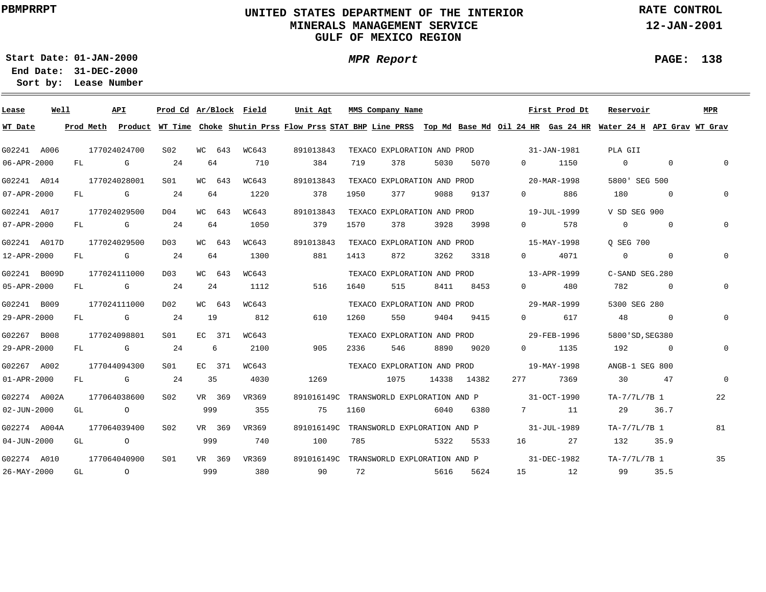**PBMPRRPT**

# UNITED STATES DEPARTMENT OF THE INTERIOR
## MINERALS MANAGEMENT SERVICE
## GULF OF MEXICO REGION

**RATE CONTROL**
**12-JAN-2001**

**Start Date: 01-JAN-2000**
**End Date: 31-DEC-2000**
**Sort by: Lease Number**

***MPR Report***

| Lease | Well | API | Prod Cd | Ar/Block | Field | Unit Agt | MMS Company Name | First Prod Dt | Reservoir | MPR |
|---|---|---|---|---|---|---|---|---|---|---|
| **WT Date** | **Prod Meth** | **Product** | **WT Time** | **Choke** | **Shutin Prss** | **Flow Prss** | **STAT BHP** | **Line PRSS** | **Top Md** | **Base Md** | **Oil 24 HR** | **Gas 24 HR** | **Water 24 H** | **API Grav** | **WT Grav** |

| Lease / WT Date | Well / Prod Meth | API / Product | Prod Cd / WT Time | Ar/Block / Choke | Field / Shutin Prss | Unit Agt / Flow Prss | MMS Company Name / STAT BHP | Line PRSS | Top Md | Base Md | First Prod Dt / Oil 24 HR | Gas 24 HR | Reservoir / Water 24 H | API Grav | MPR / WT Grav |
|---|---|---|---|---|---|---|---|---|---|---|---|---|---|---|---|
| G02241 | A006 | 177024024700 | S02 | WC 643 | WC643 | 891013843 | TEXACO EXPLORATION AND PROD | | | | 31-JAN-1981 | | PLA GII | | |
| 06-APR-2000 | FL | G | 24 | 64 | 710 | 384 | 719 | 378 | 5030 | 5070 | 0 | 1150 | 0 | 0 | 0 |
| G02241 | A014 | 177024028001 | S01 | WC 643 | WC643 | 891013843 | TEXACO EXPLORATION AND PROD | | | | 20-MAR-1998 | | 5800' SEG 500 | | |
| 07-APR-2000 | FL | G | 24 | 64 | 1220 | 378 | 1950 | 377 | 9088 | 9137 | 0 | 886 | 180 | 0 | 0 |
| G02241 | A017 | 177024029500 | D04 | WC 643 | WC643 | 891013843 | TEXACO EXPLORATION AND PROD | | | | 19-JUL-1999 | | V SD SEG 900 | | |
| 07-APR-2000 | FL | G | 24 | 64 | 1050 | 379 | 1570 | 378 | 3928 | 3998 | 0 | 578 | 0 | 0 | 0 |
| G02241 | A017D | 177024029500 | D03 | WC 643 | WC643 | 891013843 | TEXACO EXPLORATION AND PROD | | | | 15-MAY-1998 | | Q SEG 700 | | |
| 12-APR-2000 | FL | G | 24 | 64 | 1300 | 881 | 1413 | 872 | 3262 | 3318 | 0 | 4071 | 0 | 0 | 0 |
| G02241 | B009D | 177024111000 | D03 | WC 643 | WC643 | | TEXACO EXPLORATION AND PROD | | | | 13-APR-1999 | | C-SAND SEG.280 | | |
| 05-APR-2000 | FL | G | 24 | 24 | 1112 | 516 | 1640 | 515 | 8411 | 8453 | 0 | 480 | 782 | 0 | 0 |
| G02241 | B009 | 177024111000 | D02 | WC 643 | WC643 | | TEXACO EXPLORATION AND PROD | | | | 29-MAR-1999 | | 5300 SEG 280 | | |
| 29-APR-2000 | FL | G | 24 | 19 | 812 | 610 | 1260 | 550 | 9404 | 9415 | 0 | 617 | 48 | 0 | 0 |
| G02267 | B008 | 177024098801 | S01 | EC 371 | WC643 | | TEXACO EXPLORATION AND PROD | | | | 29-FEB-1996 | | 5800'SD,SEG380 | | |
| 29-APR-2000 | FL | G | 24 | 6 | 2100 | 905 | 2336 | 546 | 8890 | 9020 | 0 | 1135 | 192 | 0 | 0 |
| G02267 | A002 | 177044094300 | S01 | EC 371 | WC643 | | TEXACO EXPLORATION AND PROD | | | | 19-MAY-1998 | | ANGB-1 SEG 800 | | |
| 01-APR-2000 | FL | G | 24 | 35 | 4030 | 1269 | | 1075 | 14338 | 14382 | 277 | 7369 | 30 | 47 | 0 |
| G02274 | A002A | 177064038600 | S02 | VR 369 | VR369 | 891016149C | TRANSWORLD EXPLORATION AND P | | | | 31-OCT-1990 | | TA-7/7L/7B 1 | | 22 |
| 02-JUN-2000 | GL | O | | 999 | 355 | 75 | 1160 | | 6040 | 6380 | 7 | 11 | 29 | 36.7 | |
| G02274 | A004A | 177064039400 | S02 | VR 369 | VR369 | 891016149C | TRANSWORLD EXPLORATION AND P | | | | 31-JUL-1989 | | TA-7/7L/7B 1 | | 81 |
| 04-JUN-2000 | GL | O | | 999 | 740 | 100 | 785 | | 5322 | 5533 | 16 | 27 | 132 | 35.9 | |
| G02274 | A010 | 177064040900 | S01 | VR 369 | VR369 | 891016149C | TRANSWORLD EXPLORATION AND P | | | | 31-DEC-1982 | | TA-7/7L/7B 1 | | 35 |
| 26-MAY-2000 | GL | O | | 999 | 380 | 90 | 72 | | 5616 | 5624 | 15 | 12 | 99 | 35.5 | |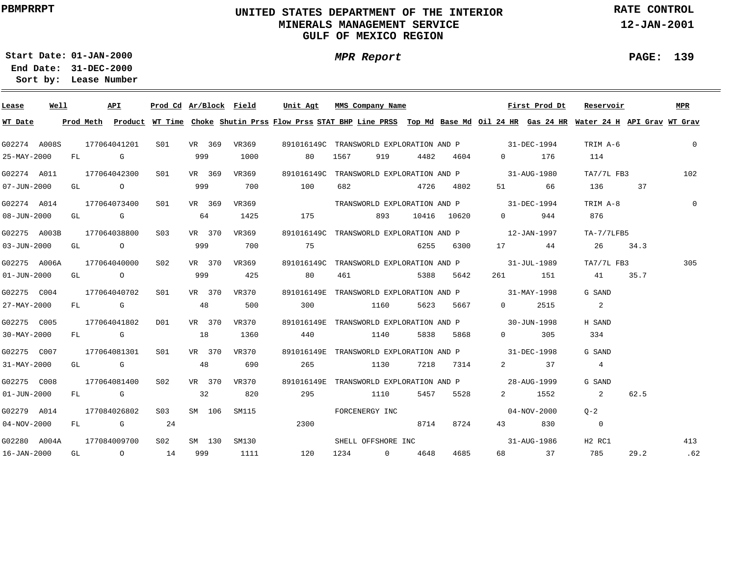PBMPRRPT

# UNITED STATES DEPARTMENT OF THE INTERIOR
## MINERALS MANAGEMENT SERVICE
## GULF OF MEXICO REGION

RATE CONTROL
12-JAN-2001

**Start Date:** 01-JAN-2000
**End Date:** 31-DEC-2000
**Sort by:** Lease Number

*MPR Report*

| Lease | Well | API | Prod Cd | Ar/Block | Field | Unit Agt | MMS Company Name | First Prod Dt | Reservoir | MPR | | | | | |
|---|---|---|---|---|---|---|---|---|---|---|---|---|---|---|---|
| **WT Date** | **Prod Meth** | **Product** | **WT Time** | **Choke** | **Shutin Prss** | **Flow Prss** | **STAT BHP** | **Line PRSS** | **Top Md** | **Base Md** | **Oil 24 HR** | **Gas 24 HR** | **Water 24 H** | **API Grav** | **WT Grav** |
| G02274 | A008S | 177064041201 | S01 | VR 369 | VR369 | 891016149C | TRANSWORLD EXPLORATION AND P | 31-DEC-1994 | TRIM A-6 | 0 | | | | | |
| 25-MAY-2000 | FL | G | | 999 | 1000 | 80 | 1567 | 919 | 4482 | 4604 | 0 | 176 | 114 | | |
| G02274 | A011 | 177064042300 | S01 | VR 369 | VR369 | 891016149C | TRANSWORLD EXPLORATION AND P | 31-AUG-1980 | TA7/7L FB3 | 102 | | | | | |
| 07-JUN-2000 | GL | O | | 999 | 700 | 100 | 682 | | 4726 | 4802 | 51 | 66 | 136 | 37 | |
| G02274 | A014 | 177064073400 | S01 | VR 369 | VR369 | | TRANSWORLD EXPLORATION AND P | 31-DEC-1994 | TRIM A-8 | 0 | | | | | |
| 08-JUN-2000 | GL | G | | 64 | 1425 | 175 | | 893 | 10416 | 10620 | 0 | 944 | 876 | | |
| G02275 | A003B | 177064038800 | S03 | VR 370 | VR369 | 891016149C | TRANSWORLD EXPLORATION AND P | 12-JAN-1997 | TA-7/7LFB5 | | | | | | |
| 03-JUN-2000 | GL | O | | 999 | 700 | 75 | | | 6255 | 6300 | 17 | 44 | 26 | 34.3 | |
| G02275 | A006A | 177064040000 | S02 | VR 370 | VR369 | 891016149C | TRANSWORLD EXPLORATION AND P | 31-JUL-1989 | TA7/7L FB3 | 305 | | | | | |
| 01-JUN-2000 | GL | O | | 999 | 425 | 80 | 461 | | 5388 | 5642 | 261 | 151 | 41 | 35.7 | |
| G02275 | C004 | 177064040702 | S01 | VR 370 | VR370 | 891016149E | TRANSWORLD EXPLORATION AND P | 31-MAY-1998 | G SAND | | | | | | |
| 27-MAY-2000 | FL | G | | 48 | 500 | 300 | | 1160 | 5623 | 5667 | 0 | 2515 | 2 | | |
| G02275 | C005 | 177064041802 | D01 | VR 370 | VR370 | 891016149E | TRANSWORLD EXPLORATION AND P | 30-JUN-1998 | H SAND | | | | | | |
| 30-MAY-2000 | FL | G | | 18 | 1360 | 440 | | 1140 | 5838 | 5868 | 0 | 305 | 334 | | |
| G02275 | C007 | 177064081301 | S01 | VR 370 | VR370 | 891016149E | TRANSWORLD EXPLORATION AND P | 31-DEC-1998 | G SAND | | | | | | |
| 31-MAY-2000 | GL | G | | 48 | 690 | 265 | | 1130 | 7218 | 7314 | 2 | 37 | 4 | | |
| G02275 | C008 | 177064081400 | S02 | VR 370 | VR370 | 891016149E | TRANSWORLD EXPLORATION AND P | 28-AUG-1999 | G SAND | | | | | | |
| 01-JUN-2000 | FL | G | | 32 | 820 | 295 | | 1110 | 5457 | 5528 | 2 | 1552 | 2 | 62.5 | |
| G02279 | A014 | 177084026802 | S03 | SM 106 | SM115 | | FORCENERGY INC | 04-NOV-2000 | Q-2 | | | | | | |
| 04-NOV-2000 | FL | G | 24 | | | 2300 | | | 8714 | 8724 | 43 | 830 | 0 | | |
| G02280 | A004A | 177084009700 | S02 | SM 130 | SM130 | | SHELL OFFSHORE INC | 31-AUG-1986 | H2 RC1 | 413 | | | | | |
| 16-JAN-2000 | GL | O | 14 | 999 | 1111 | 120 | 1234 | 0 | 4648 | 4685 | 68 | 37 | 785 | 29.2 | .62 |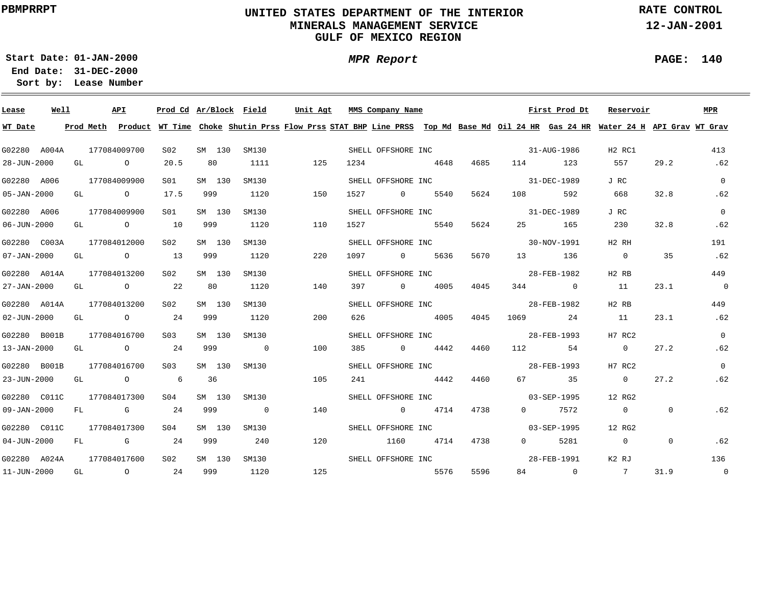PBMPRRPT

# UNITED STATES DEPARTMENT OF THE INTERIOR
## MINERALS MANAGEMENT SERVICE
## GULF OF MEXICO REGION

**RATE CONTROL**
**12-JAN-2001**

**Start Date:** 01-JAN-2000
**End Date:** 31-DEC-2000
**Sort by:** Lease Number

***MPR Report***

| Lease | Well | API | Prod Cd | Ar/Block | Field | Unit Agt | MMS Company Name | First Prod Dt | Reservoir | MPR | WT Date | Prod Meth | Product | WT Time | Choke | Shutin Prss | Flow Prss | STAT BHP | Line PRSS | Top Md | Base Md | Oil 24 HR | Gas 24 HR | Water 24 H | API Grav | WT Grav |
|---|---|---|---|---|---|---|---|---|---|---|---|---|---|---|---|---|---|---|---|---|---|---|---|---|---|---|
| G02280 | A004A | 177084009700 | S02 | SM 130 | SM130 | | SHELL OFFSHORE INC | 31-AUG-1986 | H2 RC1 | 413 | 28-JUN-2000 | GL | O | 20.5 | 80 | 1111 | 125 | 1234 | | 4648 | 4685 | 114 | 123 | 557 | 29.2 | .62 |
| G02280 | A006 | 177084009900 | S01 | SM 130 | SM130 | | SHELL OFFSHORE INC | 31-DEC-1989 | J RC | 0 | 05-JAN-2000 | GL | O | 17.5 | 999 | 1120 | 150 | 1527 | 0 | 5540 | 5624 | 108 | 592 | 668 | 32.8 | .62 |
| G02280 | A006 | 177084009900 | S01 | SM 130 | SM130 | | SHELL OFFSHORE INC | 31-DEC-1989 | J RC | 0 | 06-JUN-2000 | GL | O | 10 | 999 | 1120 | 110 | 1527 | | 5540 | 5624 | 25 | 165 | 230 | 32.8 | .62 |
| G02280 | C003A | 177084012000 | S02 | SM 130 | SM130 | | SHELL OFFSHORE INC | 30-NOV-1991 | H2 RH | 191 | 07-JAN-2000 | GL | O | 13 | 999 | 1120 | 220 | 1097 | 0 | 5636 | 5670 | 13 | 136 | 0 | 35 | .62 |
| G02280 | A014A | 177084013200 | S02 | SM 130 | SM130 | | SHELL OFFSHORE INC | 28-FEB-1982 | H2 RB | 449 | 27-JAN-2000 | GL | O | 22 | 80 | 1120 | 140 | 397 | 0 | 4005 | 4045 | 344 | 0 | 11 | 23.1 | 0 |
| G02280 | A014A | 177084013200 | S02 | SM 130 | SM130 | | SHELL OFFSHORE INC | 28-FEB-1982 | H2 RB | 449 | 02-JUN-2000 | GL | O | 24 | 999 | 1120 | 200 | 626 | | 4005 | 4045 | 1069 | 24 | 11 | 23.1 | .62 |
| G02280 | B001B | 177084016700 | S03 | SM 130 | SM130 | | SHELL OFFSHORE INC | 28-FEB-1993 | H7 RC2 | 0 | 13-JAN-2000 | GL | O | 24 | 999 | 0 | 100 | 385 | 0 | 4442 | 4460 | 112 | 54 | 0 | 27.2 | .62 |
| G02280 | B001B | 177084016700 | S03 | SM 130 | SM130 | | SHELL OFFSHORE INC | 28-FEB-1993 | H7 RC2 | 0 | 23-JUN-2000 | GL | O | 6 | 36 | | 105 | 241 | | 4442 | 4460 | 67 | 35 | 0 | 27.2 | .62 |
| G02280 | C011C | 177084017300 | S04 | SM 130 | SM130 | | SHELL OFFSHORE INC | 03-SEP-1995 | 12 RG2 | | 09-JAN-2000 | FL | G | 24 | 999 | 0 | 140 | | 0 | 4714 | 4738 | 0 | 7572 | 0 | 0 | .62 |
| G02280 | C011C | 177084017300 | S04 | SM 130 | SM130 | | SHELL OFFSHORE INC | 03-SEP-1995 | 12 RG2 | | 04-JUN-2000 | FL | G | 24 | 999 | 240 | 120 | | 1160 | 4714 | 4738 | 0 | 5281 | 0 | 0 | .62 |
| G02280 | A024A | 177084017600 | S02 | SM 130 | SM130 | | SHELL OFFSHORE INC | 28-FEB-1991 | K2 RJ | 136 | 11-JUN-2000 | GL | O | 24 | 999 | 1120 | 125 | | | 5576 | 5596 | 84 | 0 | 7 | 31.9 | 0 |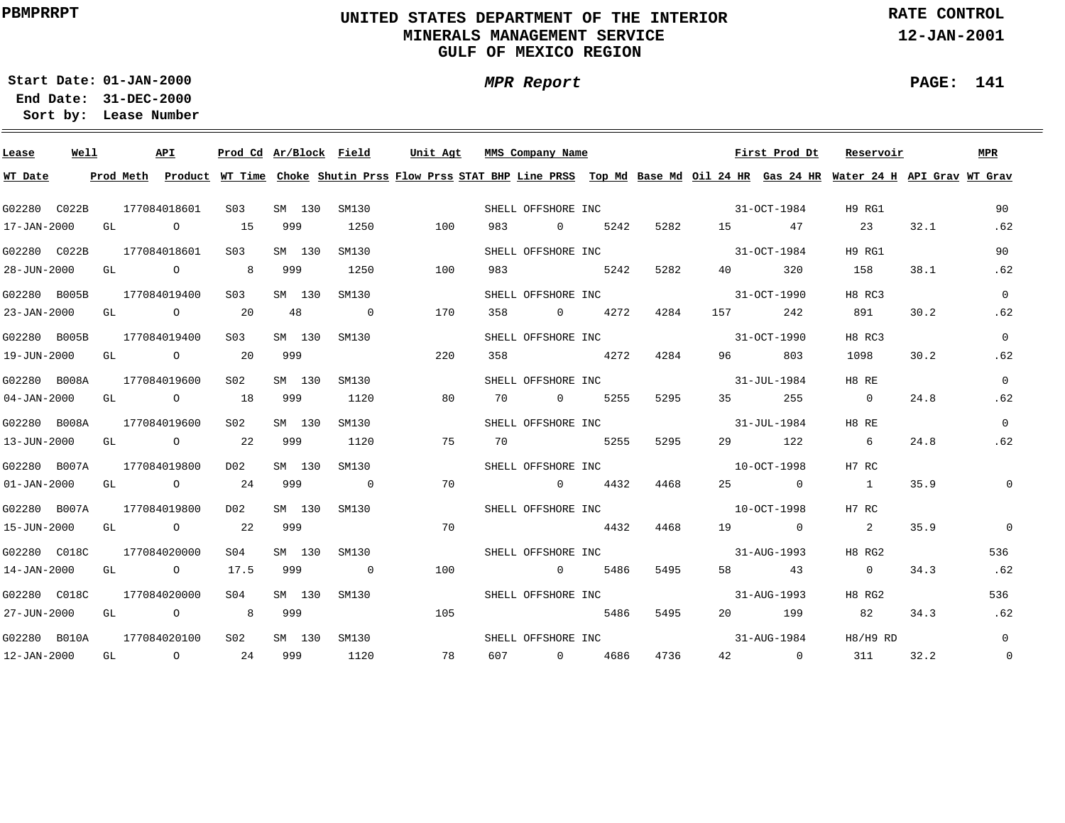PBMPRRPT

# UNITED STATES DEPARTMENT OF THE INTERIOR
## MINERALS MANAGEMENT SERVICE
## GULF OF MEXICO REGION

RATE CONTROL
12-JAN-2001

Start Date: 01-JAN-2000
End Date: 31-DEC-2000
Sort by: Lease Number

*MPR Report*

| Lease | Well | API | Prod Cd | Ar/Block | Field | Unit Agt | MMS Company Name | | | | First Prod Dt | | Reservoir | | MPR |
|---|---|---|---|---|---|---|---|---|---|---|---|---|---|---|---|
| WT Date | Prod Meth | Product | WT Time | Choke | Shutin Prss | Flow Prss | STAT BHP | Line PRSS | Top Md | Base Md | Oil 24 HR | Gas 24 HR | Water 24 H | API Grav | WT Grav |
| G02280 | C022B | 177084018601 | S03 | SM 130 | SM130 | | SHELL OFFSHORE INC | | | | 31-OCT-1984 | | H9 RG1 | | 90 |
| 17-JAN-2000 | GL | O | 15 | 999 | 1250 | 100 | 983 | 0 | 5242 | 5282 | 15 | 47 | 23 | 32.1 | .62 |
| G02280 | C022B | 177084018601 | S03 | SM 130 | SM130 | | SHELL OFFSHORE INC | | | | 31-OCT-1984 | | H9 RG1 | | 90 |
| 28-JUN-2000 | GL | O | 8 | 999 | 1250 | 100 | 983 | | 5242 | 5282 | 40 | 320 | 158 | 38.1 | .62 |
| G02280 | B005B | 177084019400 | S03 | SM 130 | SM130 | | SHELL OFFSHORE INC | | | | 31-OCT-1990 | | H8 RC3 | | 0 |
| 23-JAN-2000 | GL | O | 20 | 48 | 0 | 170 | 358 | 0 | 4272 | 4284 | 157 | 242 | 891 | 30.2 | .62 |
| G02280 | B005B | 177084019400 | S03 | SM 130 | SM130 | | SHELL OFFSHORE INC | | | | 31-OCT-1990 | | H8 RC3 | | 0 |
| 19-JUN-2000 | GL | O | 20 | 999 | | 220 | 358 | | 4272 | 4284 | 96 | 803 | 1098 | 30.2 | .62 |
| G02280 | B008A | 177084019600 | S02 | SM 130 | SM130 | | SHELL OFFSHORE INC | | | | 31-JUL-1984 | | H8 RE | | 0 |
| 04-JAN-2000 | GL | O | 18 | 999 | 1120 | 80 | 70 | 0 | 5255 | 5295 | 35 | 255 | 0 | 24.8 | .62 |
| G02280 | B008A | 177084019600 | S02 | SM 130 | SM130 | | SHELL OFFSHORE INC | | | | 31-JUL-1984 | | H8 RE | | 0 |
| 13-JUN-2000 | GL | O | 22 | 999 | 1120 | 75 | 70 | | 5255 | 5295 | 29 | 122 | 6 | 24.8 | .62 |
| G02280 | B007A | 177084019800 | D02 | SM 130 | SM130 | | SHELL OFFSHORE INC | | | | 10-OCT-1998 | | H7 RC | | |
| 01-JAN-2000 | GL | O | 24 | 999 | 0 | 70 | | 0 | 4432 | 4468 | 25 | 0 | 1 | 35.9 | 0 |
| G02280 | B007A | 177084019800 | D02 | SM 130 | SM130 | | SHELL OFFSHORE INC | | | | 10-OCT-1998 | | H7 RC | | |
| 15-JUN-2000 | GL | O | 22 | 999 | | 70 | | | 4432 | 4468 | 19 | 0 | 2 | 35.9 | 0 |
| G02280 | C018C | 177084020000 | S04 | SM 130 | SM130 | | SHELL OFFSHORE INC | | | | 31-AUG-1993 | | H8 RG2 | | 536 |
| 14-JAN-2000 | GL | O | 17.5 | 999 | 0 | 100 | | 0 | 5486 | 5495 | 58 | 43 | 0 | 34.3 | .62 |
| G02280 | C018C | 177084020000 | S04 | SM 130 | SM130 | | SHELL OFFSHORE INC | | | | 31-AUG-1993 | | H8 RG2 | | 536 |
| 27-JUN-2000 | GL | O | 8 | 999 | | 105 | | | 5486 | 5495 | 20 | 199 | 82 | 34.3 | .62 |
| G02280 | B010A | 177084020100 | S02 | SM 130 | SM130 | | SHELL OFFSHORE INC | | | | 31-AUG-1984 | | H8/H9 RD | | 0 |
| 12-JAN-2000 | GL | O | 24 | 999 | 1120 | 78 | 607 | 0 | 4686 | 4736 | 42 | 0 | 311 | 32.2 | 0 |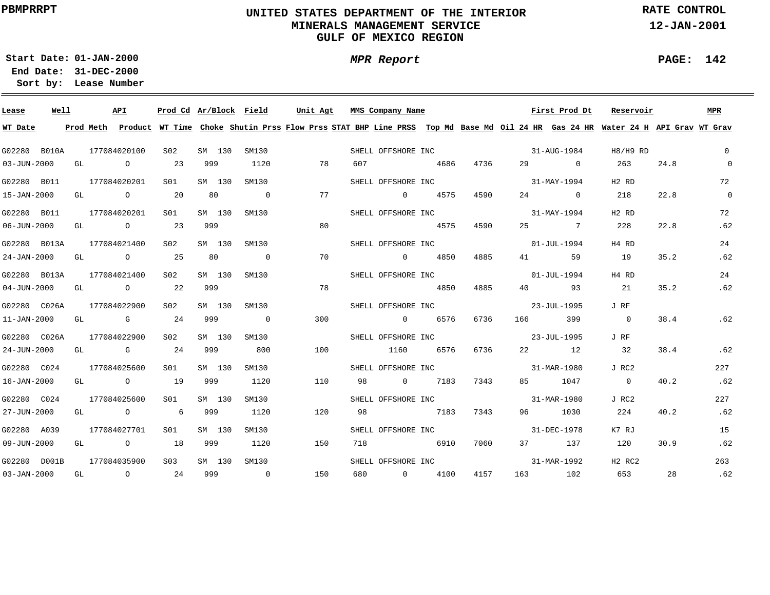PBMPRRPT

# UNITED STATES DEPARTMENT OF THE INTERIOR
## MINERALS MANAGEMENT SERVICE
## GULF OF MEXICO REGION

RATE CONTROL
12-JAN-2001

**Start Date:** 01-JAN-2000
**End Date:** 31-DEC-2000
**Sort by:** Lease Number

*MPR Report*

| Lease | Well | API | Prod Cd | Ar/Block | Field | Unit Agt | MMS Company Name | First Prod Dt | Reservoir | MPR | | | | | |
|---|---|---|---|---|---|---|---|---|---|---|---|---|---|---|---|
| **WT Date** | **Prod Meth** | **Product** | **WT Time** | **Choke** | **Shutin Prss** | **Flow Prss** | **STAT BHP** | **Line PRSS** | **Top Md** | **Base Md** | **Oil 24 HR** | **Gas 24 HR** | **Water 24 H** | **API Grav** | **WT Grav** |
| G02280 | B010A | 177084020100 | S02 | SM 130 | SM130 | | SHELL OFFSHORE INC | 31-AUG-1984 | H8/H9 RD | 0 | | | | | |
| 03-JUN-2000 | GL | O | 23 | 999 | 1120 | 78 | 607 | | 4686 | 4736 | 29 | 0 | 263 | 24.8 | 0 |
| G02280 | B011 | 177084020201 | S01 | SM 130 | SM130 | | SHELL OFFSHORE INC | 31-MAY-1994 | H2 RD | 72 | | | | | |
| 15-JAN-2000 | GL | O | 20 | 80 | 0 | 77 | | 0 | 4575 | 4590 | 24 | 0 | 218 | 22.8 | 0 |
| G02280 | B011 | 177084020201 | S01 | SM 130 | SM130 | | SHELL OFFSHORE INC | 31-MAY-1994 | H2 RD | 72 | | | | | |
| 06-JUN-2000 | GL | O | 23 | 999 | | 80 | | | 4575 | 4590 | 25 | 7 | 228 | 22.8 | .62 |
| G02280 | B013A | 177084021400 | S02 | SM 130 | SM130 | | SHELL OFFSHORE INC | 01-JUL-1994 | H4 RD | 24 | | | | | |
| 24-JAN-2000 | GL | O | 25 | 80 | 0 | 70 | | 0 | 4850 | 4885 | 41 | 59 | 19 | 35.2 | .62 |
| G02280 | B013A | 177084021400 | S02 | SM 130 | SM130 | | SHELL OFFSHORE INC | 01-JUL-1994 | H4 RD | 24 | | | | | |
| 04-JUN-2000 | GL | O | 22 | 999 | | 78 | | | 4850 | 4885 | 40 | 93 | 21 | 35.2 | .62 |
| G02280 | C026A | 177084022900 | S02 | SM 130 | SM130 | | SHELL OFFSHORE INC | 23-JUL-1995 | J RF | | | | | | |
| 11-JAN-2000 | GL | G | 24 | 999 | 0 | 300 | | 0 | 6576 | 6736 | 166 | 399 | 0 | 38.4 | .62 |
| G02280 | C026A | 177084022900 | S02 | SM 130 | SM130 | | SHELL OFFSHORE INC | 23-JUL-1995 | J RF | | | | | | |
| 24-JUN-2000 | GL | G | 24 | 999 | 800 | 100 | | 1160 | 6576 | 6736 | 22 | 12 | 32 | 38.4 | .62 |
| G02280 | C024 | 177084025600 | S01 | SM 130 | SM130 | | SHELL OFFSHORE INC | 31-MAR-1980 | J RC2 | 227 | | | | | |
| 16-JAN-2000 | GL | O | 19 | 999 | 1120 | 110 | 98 | 0 | 7183 | 7343 | 85 | 1047 | 0 | 40.2 | .62 |
| G02280 | C024 | 177084025600 | S01 | SM 130 | SM130 | | SHELL OFFSHORE INC | 31-MAR-1980 | J RC2 | 227 | | | | | |
| 27-JUN-2000 | GL | O | 6 | 999 | 1120 | 120 | 98 | | 7183 | 7343 | 96 | 1030 | 224 | 40.2 | .62 |
| G02280 | A039 | 177084027701 | S01 | SM 130 | SM130 | | SHELL OFFSHORE INC | 31-DEC-1978 | K7 RJ | 15 | | | | | |
| 09-JUN-2000 | GL | O | 18 | 999 | 1120 | 150 | 718 | | 6910 | 7060 | 37 | 137 | 120 | 30.9 | .62 |
| G02280 | D001B | 177084035900 | S03 | SM 130 | SM130 | | SHELL OFFSHORE INC | 31-MAR-1992 | H2 RC2 | 263 | | | | | |
| 03-JAN-2000 | GL | O | 24 | 999 | 0 | 150 | 680 | 0 | 4100 | 4157 | 163 | 102 | 653 | 28 | .62 |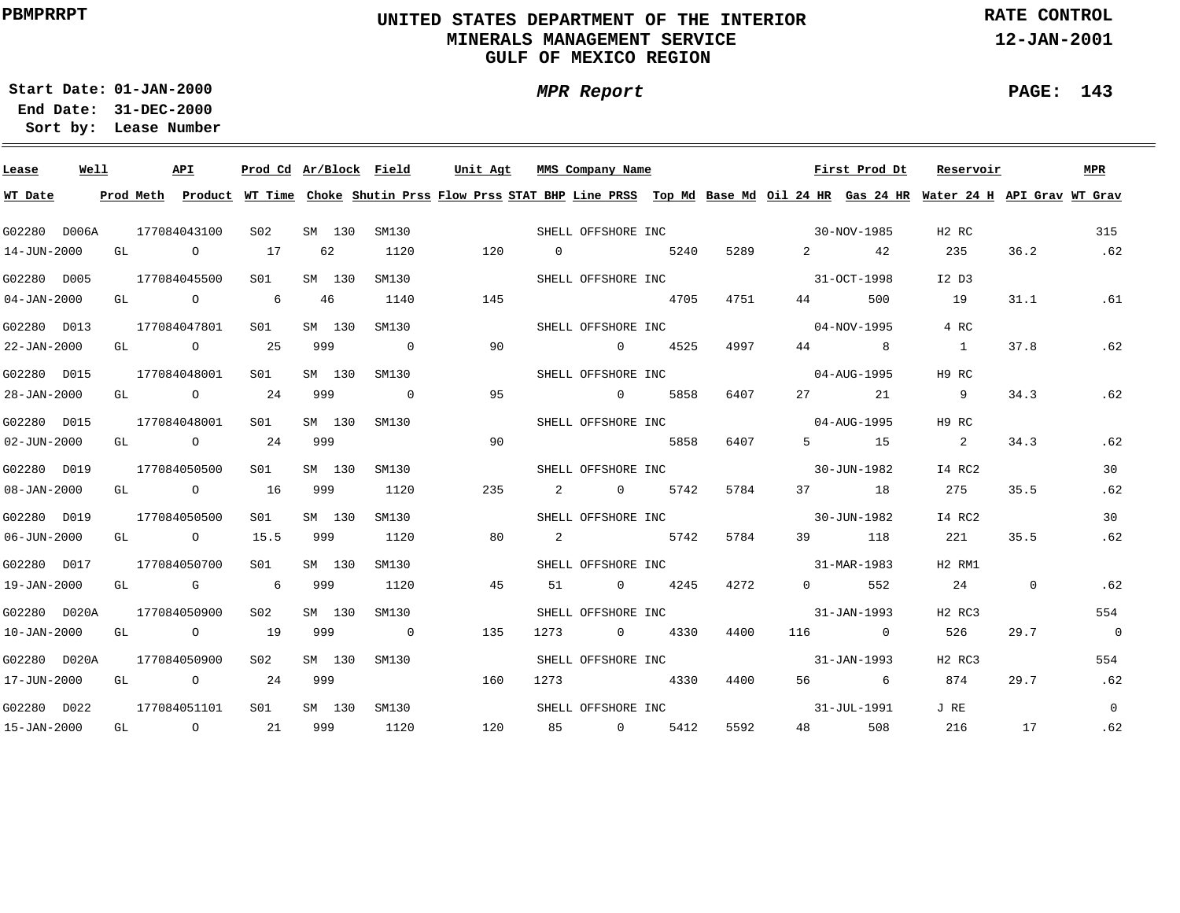**PBMPRRPT**

# UNITED STATES DEPARTMENT OF THE INTERIOR
## MINERALS MANAGEMENT SERVICE
## GULF OF MEXICO REGION

**RATE CONTROL**
**12-JAN-2001**

**Start Date:** 01-JAN-2000
**End Date:** 31-DEC-2000
**Sort by:** Lease Number

***MPR Report***

| Lease | Well | API | Prod Cd | Ar/Block | Field | Unit Agt | MMS Company Name | First Prod Dt | Reservoir | MPR |
|---|---|---|---|---|---|---|---|---|---|---|
| **WT Date** | **Prod Meth** | **Product** | **WT Time** | **Choke** | **Shutin Prss** | **Flow Prss** | **STAT BHP** | **Line PRSS** | **Top Md** | **Base Md** |
| | | | | | | | | | | |

| Lease | Well | API | Prod Cd | Ar/Block | Field | Unit Agt | MMS Company Name | First Prod Dt | Reservoir | MPR | WT Date | Prod Meth | Product | WT Time | Choke | Shutin Prss | Flow Prss | STAT BHP | Line PRSS | Top Md | Base Md | Oil 24 HR | Gas 24 HR | Water 24 H | API Grav | WT Grav |
|---|---|---|---|---|---|---|---|---|---|---|---|---|---|---|---|---|---|---|---|---|---|---|---|---|---|---|
| G02280 | D006A | 177084043100 | S02 | SM 130 | SM130 | | SHELL OFFSHORE INC | 30-NOV-1985 | H2 RC | 315 | 14-JUN-2000 | GL | O | 17 | 62 | 1120 | 120 | 0 | | 5240 | 5289 | 2 | 42 | 235 | 36.2 | .62 |
| G02280 | D005 | 177084045500 | S01 | SM 130 | SM130 | | SHELL OFFSHORE INC | 31-OCT-1998 | I2 D3 | | 04-JAN-2000 | GL | O | 6 | 46 | 1140 | 145 | | | 4705 | 4751 | 44 | 500 | 19 | 31.1 | .61 |
| G02280 | D013 | 177084047801 | S01 | SM 130 | SM130 | | SHELL OFFSHORE INC | 04-NOV-1995 | 4 RC | | 22-JAN-2000 | GL | O | 25 | 999 | 0 | 90 | | 0 | 4525 | 4997 | 44 | 8 | 1 | 37.8 | .62 |
| G02280 | D015 | 177084048001 | S01 | SM 130 | SM130 | | SHELL OFFSHORE INC | 04-AUG-1995 | H9 RC | | 28-JAN-2000 | GL | O | 24 | 999 | 0 | 95 | | 0 | 5858 | 6407 | 27 | 21 | 9 | 34.3 | .62 |
| G02280 | D015 | 177084048001 | S01 | SM 130 | SM130 | | SHELL OFFSHORE INC | 04-AUG-1995 | H9 RC | | 02-JUN-2000 | GL | O | 24 | 999 | | 90 | | | 5858 | 6407 | 5 | 15 | 2 | 34.3 | .62 |
| G02280 | D019 | 177084050500 | S01 | SM 130 | SM130 | | SHELL OFFSHORE INC | 30-JUN-1982 | I4 RC2 | 30 | 08-JAN-2000 | GL | O | 16 | 999 | 1120 | 235 | 2 | 0 | 5742 | 5784 | 37 | 18 | 275 | 35.5 | .62 |
| G02280 | D019 | 177084050500 | S01 | SM 130 | SM130 | | SHELL OFFSHORE INC | 30-JUN-1982 | I4 RC2 | 30 | 06-JUN-2000 | GL | O | 15.5 | 999 | 1120 | 80 | 2 | | 5742 | 5784 | 39 | 118 | 221 | 35.5 | .62 |
| G02280 | D017 | 177084050700 | S01 | SM 130 | SM130 | | SHELL OFFSHORE INC | 31-MAR-1983 | H2 RM1 | | 19-JAN-2000 | GL | G | 6 | 999 | 1120 | 45 | 51 | 0 | 4245 | 4272 | 0 | 552 | 24 | 0 | .62 |
| G02280 | D020A | 177084050900 | S02 | SM 130 | SM130 | | SHELL OFFSHORE INC | 31-JAN-1993 | H2 RC3 | 554 | 10-JAN-2000 | GL | O | 19 | 999 | 0 | 135 | 1273 | 0 | 4330 | 4400 | 116 | 0 | 526 | 29.7 | 0 |
| G02280 | D020A | 177084050900 | S02 | SM 130 | SM130 | | SHELL OFFSHORE INC | 31-JAN-1993 | H2 RC3 | 554 | 17-JUN-2000 | GL | O | 24 | 999 | | 160 | 1273 | | 4330 | 4400 | 56 | 6 | 874 | 29.7 | .62 |
| G02280 | D022 | 177084051101 | S01 | SM 130 | SM130 | | SHELL OFFSHORE INC | 31-JUL-1991 | J RE | 0 | 15-JAN-2000 | GL | O | 21 | 999 | 1120 | 120 | 85 | 0 | 5412 | 5592 | 48 | 508 | 216 | 17 | .62 |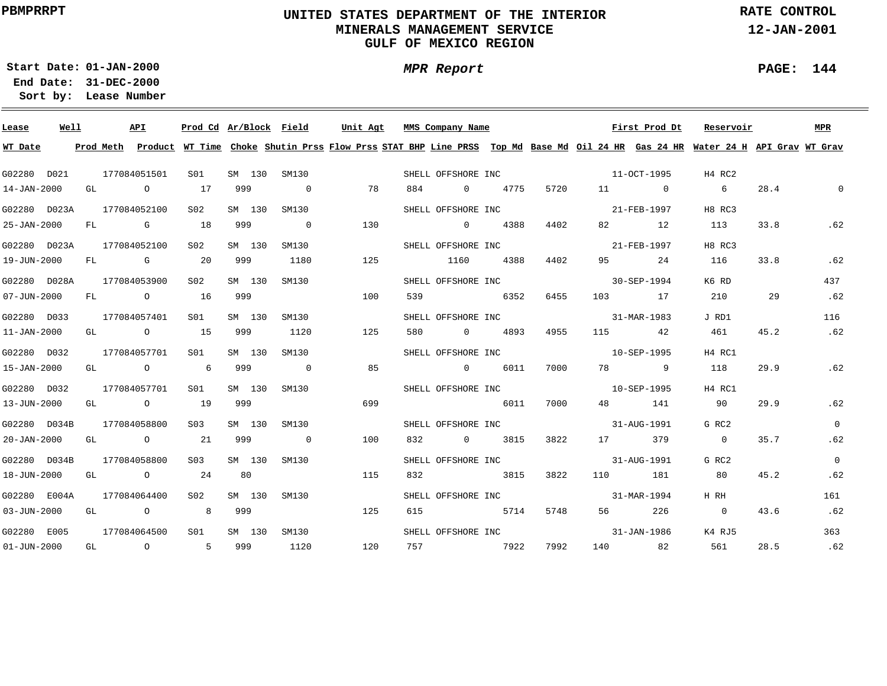PBMPRRPT

# UNITED STATES DEPARTMENT OF THE INTERIOR
## MINERALS MANAGEMENT SERVICE
## GULF OF MEXICO REGION

RATE CONTROL
12-JAN-2001

**Start Date:** 01-JAN-2000
**End Date:** 31-DEC-2000
**Sort by:** Lease Number

*MPR Report*

PAGE: 144

| Lease | Well | API | Prod Cd | Ar/Block | Field | Unit Agt | MMS Company Name | First Prod Dt | Reservoir | MPR | WT Date | Prod Meth | Product | WT Time | Choke | Shutin Prss | Flow Prss | STAT BHP | Line PRSS | Top Md | Base Md | Oil 24 HR | Gas 24 HR | Water 24 H | API Grav | WT Grav |
|---|---|---|---|---|---|---|---|---|---|---|---|---|---|---|---|---|---|---|---|---|---|---|---|---|---|---|
| G02280 | D021 | 177084051501 | S01 | SM 130 | SM130 | | SHELL OFFSHORE INC | 11-OCT-1995 | H4 RC2 | | 14-JAN-2000 | GL | O | 17 | 999 | 0 | 78 | 884 | 0 | 4775 | 5720 | 11 | 0 | 6 | 28.4 | 0 |
| G02280 | D023A | 177084052100 | S02 | SM 130 | SM130 | | SHELL OFFSHORE INC | 21-FEB-1997 | H8 RC3 | | 25-JAN-2000 | FL | G | 18 | 999 | 0 | 130 | | 0 | 4388 | 4402 | 82 | 12 | 113 | 33.8 | .62 |
| G02280 | D023A | 177084052100 | S02 | SM 130 | SM130 | | SHELL OFFSHORE INC | 21-FEB-1997 | H8 RC3 | | 19-JUN-2000 | FL | G | 20 | 999 | 1180 | 125 | | 1160 | 4388 | 4402 | 95 | 24 | 116 | 33.8 | .62 |
| G02280 | D028A | 177084053900 | S02 | SM 130 | SM130 | | SHELL OFFSHORE INC | 30-SEP-1994 | K6 RD | 437 | 07-JUN-2000 | FL | O | 16 | 999 | | 100 | 539 | | 6352 | 6455 | 103 | 17 | 210 | 29 | .62 |
| G02280 | D033 | 177084057401 | S01 | SM 130 | SM130 | | SHELL OFFSHORE INC | 31-MAR-1983 | J RD1 | 116 | 11-JAN-2000 | GL | O | 15 | 999 | 1120 | 125 | 580 | 0 | 4893 | 4955 | 115 | 42 | 461 | 45.2 | .62 |
| G02280 | D032 | 177084057701 | S01 | SM 130 | SM130 | | SHELL OFFSHORE INC | 10-SEP-1995 | H4 RC1 | | 15-JAN-2000 | GL | O | 6 | 999 | 0 | 85 | | 0 | 6011 | 7000 | 78 | 9 | 118 | 29.9 | .62 |
| G02280 | D032 | 177084057701 | S01 | SM 130 | SM130 | | SHELL OFFSHORE INC | 10-SEP-1995 | H4 RC1 | | 13-JUN-2000 | GL | O | 19 | 999 | | 699 | | | 6011 | 7000 | 48 | 141 | 90 | 29.9 | .62 |
| G02280 | D034B | 177084058800 | S03 | SM 130 | SM130 | | SHELL OFFSHORE INC | 31-AUG-1991 | G RC2 | 0 | 20-JAN-2000 | GL | O | 21 | 999 | 0 | 100 | 832 | 0 | 3815 | 3822 | 17 | 379 | 0 | 35.7 | .62 |
| G02280 | D034B | 177084058800 | S03 | SM 130 | SM130 | | SHELL OFFSHORE INC | 31-AUG-1991 | G RC2 | 0 | 18-JUN-2000 | GL | O | 24 | 80 | | 115 | 832 | | 3815 | 3822 | 110 | 181 | 80 | 45.2 | .62 |
| G02280 | E004A | 177084064400 | S02 | SM 130 | SM130 | | SHELL OFFSHORE INC | 31-MAR-1994 | H RH | 161 | 03-JUN-2000 | GL | O | 8 | 999 | | 125 | 615 | | 5714 | 5748 | 56 | 226 | 0 | 43.6 | .62 |
| G02280 | E005 | 177084064500 | S01 | SM 130 | SM130 | | SHELL OFFSHORE INC | 31-JAN-1986 | K4 RJ5 | 363 | 01-JUN-2000 | GL | O | 5 | 999 | 1120 | 120 | 757 | | 7922 | 7992 | 140 | 82 | 561 | 28.5 | .62 |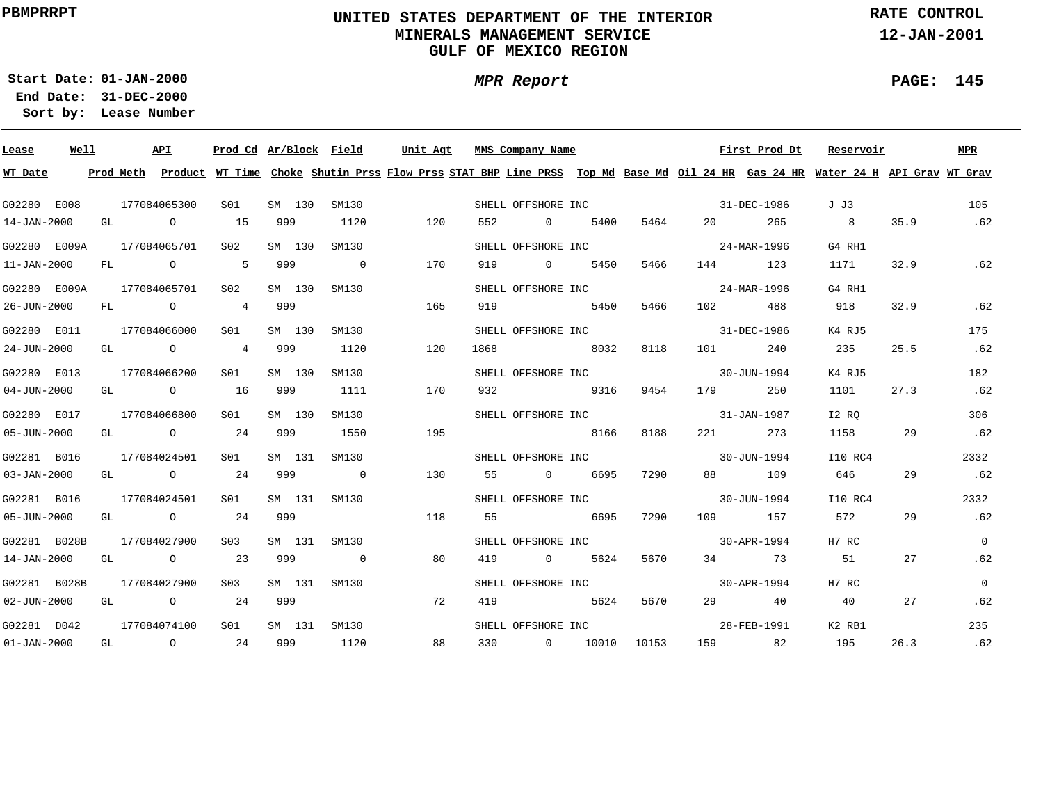PBMPRRPT

# UNITED STATES DEPARTMENT OF THE INTERIOR
## MINERALS MANAGEMENT SERVICE
## GULF OF MEXICO REGION

RATE CONTROL
12-JAN-2001

Start Date: 01-JAN-2000
End Date: 31-DEC-2000
Sort by: Lease Number

*MPR Report*

| Lease | Well | API | Prod Cd | Ar/Block | Field | Unit Agt | MMS Company Name | | | | First Prod Dt | | Reservoir | | MPR |
|---|---|---|---|---|---|---|---|---|---|---|---|---|---|---|---|
| **WT Date** | **Prod Meth** | **Product** | **WT Time** | **Choke** | **Shutin Prss** | **Flow Prss** | **STAT BHP** | **Line PRSS** | **Top Md** | **Base Md** | **Oil 24 HR** | **Gas 24 HR** | **Water 24 H** | **API Grav** | **WT Grav** |
| G02280 | E008 | 177084065300 | S01 | SM 130 | SM130 | | SHELL OFFSHORE INC | | | | 31-DEC-1986 | | J J3 | | 105 |
| 14-JAN-2000 | GL | O | 15 | 999 | 1120 | 120 | 552 | 0 | 5400 | 5464 | 20 | 265 | 8 | 35.9 | .62 |
| G02280 | E009A | 177084065701 | S02 | SM 130 | SM130 | | SHELL OFFSHORE INC | | | | 24-MAR-1996 | | G4 RH1 | | |
| 11-JAN-2000 | FL | O | 5 | 999 | 0 | 170 | 919 | 0 | 5450 | 5466 | 144 | 123 | 1171 | 32.9 | .62 |
| G02280 | E009A | 177084065701 | S02 | SM 130 | SM130 | | SHELL OFFSHORE INC | | | | 24-MAR-1996 | | G4 RH1 | | |
| 26-JUN-2000 | FL | O | 4 | 999 | | 165 | 919 | | 5450 | 5466 | 102 | 488 | 918 | 32.9 | .62 |
| G02280 | E011 | 177084066000 | S01 | SM 130 | SM130 | | SHELL OFFSHORE INC | | | | 31-DEC-1986 | | K4 RJ5 | | 175 |
| 24-JUN-2000 | GL | O | 4 | 999 | 1120 | 120 | 1868 | | 8032 | 8118 | 101 | 240 | 235 | 25.5 | .62 |
| G02280 | E013 | 177084066200 | S01 | SM 130 | SM130 | | SHELL OFFSHORE INC | | | | 30-JUN-1994 | | K4 RJ5 | | 182 |
| 04-JUN-2000 | GL | O | 16 | 999 | 1111 | 170 | 932 | | 9316 | 9454 | 179 | 250 | 1101 | 27.3 | .62 |
| G02280 | E017 | 177084066800 | S01 | SM 130 | SM130 | | SHELL OFFSHORE INC | | | | 31-JAN-1987 | | I2 RQ | | 306 |
| 05-JUN-2000 | GL | O | 24 | 999 | 1550 | 195 | | | 8166 | 8188 | 221 | 273 | 1158 | 29 | .62 |
| G02281 | B016 | 177084024501 | S01 | SM 131 | SM130 | | SHELL OFFSHORE INC | | | | 30-JUN-1994 | | I10 RC4 | | 2332 |
| 03-JAN-2000 | GL | O | 24 | 999 | 0 | 130 | 55 | 0 | 6695 | 7290 | 88 | 109 | 646 | 29 | .62 |
| G02281 | B016 | 177084024501 | S01 | SM 131 | SM130 | | SHELL OFFSHORE INC | | | | 30-JUN-1994 | | I10 RC4 | | 2332 |
| 05-JUN-2000 | GL | O | 24 | 999 | | 118 | 55 | | 6695 | 7290 | 109 | 157 | 572 | 29 | .62 |
| G02281 | B028B | 177084027900 | S03 | SM 131 | SM130 | | SHELL OFFSHORE INC | | | | 30-APR-1994 | | H7 RC | | 0 |
| 14-JAN-2000 | GL | O | 23 | 999 | 0 | 80 | 419 | 0 | 5624 | 5670 | 34 | 73 | 51 | 27 | .62 |
| G02281 | B028B | 177084027900 | S03 | SM 131 | SM130 | | SHELL OFFSHORE INC | | | | 30-APR-1994 | | H7 RC | | 0 |
| 02-JUN-2000 | GL | O | 24 | 999 | | 72 | 419 | | 5624 | 5670 | 29 | 40 | 40 | 27 | .62 |
| G02281 | D042 | 177084074100 | S01 | SM 131 | SM130 | | SHELL OFFSHORE INC | | | | 28-FEB-1991 | | K2 RB1 | | 235 |
| 01-JAN-2000 | GL | O | 24 | 999 | 1120 | 88 | 330 | 0 | 10010 | 10153 | 159 | 82 | 195 | 26.3 | .62 |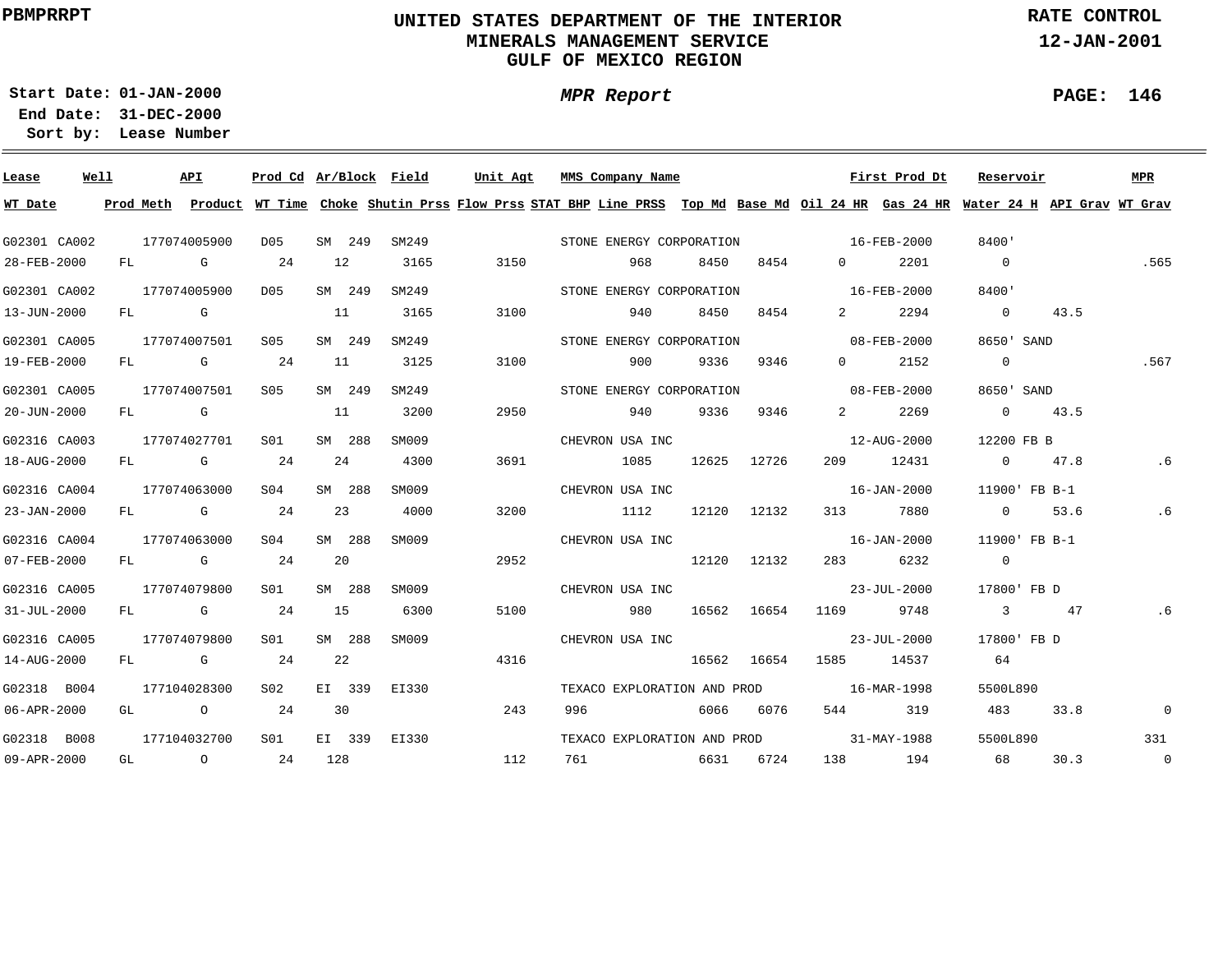PBMPRRPT

# UNITED STATES DEPARTMENT OF THE INTERIOR
## MINERALS MANAGEMENT SERVICE
## GULF OF MEXICO REGION

RATE CONTROL
12-JAN-2001

**Start Date:** 01-JAN-2000
**End Date:** 31-DEC-2000
**Sort by:** Lease Number

*MPR Report*

| Lease | Well | API | Prod Cd | Ar/Block | Field | Unit Agt | MMS Company Name | | | First Prod Dt | | Reservoir | | MPR |
|---|---|---|---|---|---|---|---|---|---|---|---|---|---|---|
| **WT Date** | **Prod Meth** | **Product** | **WT Time** | **Choke** | **Shutin Prss** | **Flow Prss** | **STAT BHP** | **Line PRSS** | **Top Md** | **Base Md** | **Oil 24 HR** | **Gas 24 HR** | **Water 24 H** | **API Grav** | **WT Grav** |
| G02301 | CA002 | 177074005900 | D05 | SM 249 | SM249 | | STONE ENERGY CORPORATION | | | 16-FEB-2000 | | 8400' | | |
| 28-FEB-2000 | FL | G | 24 | 12 | 3165 | 3150 | | 968 | 8450 | 8454 | 0 | 2201 | 0 | | .565 |
| G02301 | CA002 | 177074005900 | D05 | SM 249 | SM249 | | STONE ENERGY CORPORATION | | | 16-FEB-2000 | | 8400' | | |
| 13-JUN-2000 | FL | G | | 11 | 3165 | 3100 | | 940 | 8450 | 8454 | 2 | 2294 | 0 | 43.5 | |
| G02301 | CA005 | 177074007501 | S05 | SM 249 | SM249 | | STONE ENERGY CORPORATION | | | 08-FEB-2000 | | 8650' SAND | | |
| 19-FEB-2000 | FL | G | 24 | 11 | 3125 | 3100 | | 900 | 9336 | 9346 | 0 | 2152 | 0 | | .567 |
| G02301 | CA005 | 177074007501 | S05 | SM 249 | SM249 | | STONE ENERGY CORPORATION | | | 08-FEB-2000 | | 8650' SAND | | |
| 20-JUN-2000 | FL | G | | 11 | 3200 | 2950 | | 940 | 9336 | 9346 | 2 | 2269 | 0 | 43.5 | |
| G02316 | CA003 | 177074027701 | S01 | SM 288 | SM009 | | CHEVRON USA INC | | | 12-AUG-2000 | | 12200 FB B | | |
| 18-AUG-2000 | FL | G | 24 | 24 | 4300 | 3691 | | 1085 | 12625 | 12726 | 209 | 12431 | 0 | 47.8 | .6 |
| G02316 | CA004 | 177074063000 | S04 | SM 288 | SM009 | | CHEVRON USA INC | | | 16-JAN-2000 | | 11900' FB B-1 | | |
| 23-JAN-2000 | FL | G | 24 | 23 | 4000 | 3200 | | 1112 | 12120 | 12132 | 313 | 7880 | 0 | 53.6 | .6 |
| G02316 | CA004 | 177074063000 | S04 | SM 288 | SM009 | | CHEVRON USA INC | | | 16-JAN-2000 | | 11900' FB B-1 | | |
| 07-FEB-2000 | FL | G | 24 | 20 | | 2952 | | | 12120 | 12132 | 283 | 6232 | 0 | | |
| G02316 | CA005 | 177074079800 | S01 | SM 288 | SM009 | | CHEVRON USA INC | | | 23-JUL-2000 | | 17800' FB D | | |
| 31-JUL-2000 | FL | G | 24 | 15 | 6300 | 5100 | | 980 | 16562 | 16654 | 1169 | 9748 | 3 | 47 | .6 |
| G02316 | CA005 | 177074079800 | S01 | SM 288 | SM009 | | CHEVRON USA INC | | | 23-JUL-2000 | | 17800' FB D | | |
| 14-AUG-2000 | FL | G | 24 | 22 | | 4316 | | | 16562 | 16654 | 1585 | 14537 | 64 | | |
| G02318 | B004 | 177104028300 | S02 | EI 339 | EI330 | | TEXACO EXPLORATION AND PROD | | | 16-MAR-1998 | | 5500L890 | | |
| 06-APR-2000 | GL | O | 24 | 30 | | 243 | 996 | | 6066 | 6076 | 544 | 319 | 483 | 33.8 | 0 |
| G02318 | B008 | 177104032700 | S01 | EI 339 | EI330 | | TEXACO EXPLORATION AND PROD | | | 31-MAY-1988 | | 5500L890 | | 331 |
| 09-APR-2000 | GL | O | 24 | 128 | | 112 | 761 | | 6631 | 6724 | 138 | 194 | 68 | 30.3 | 0 |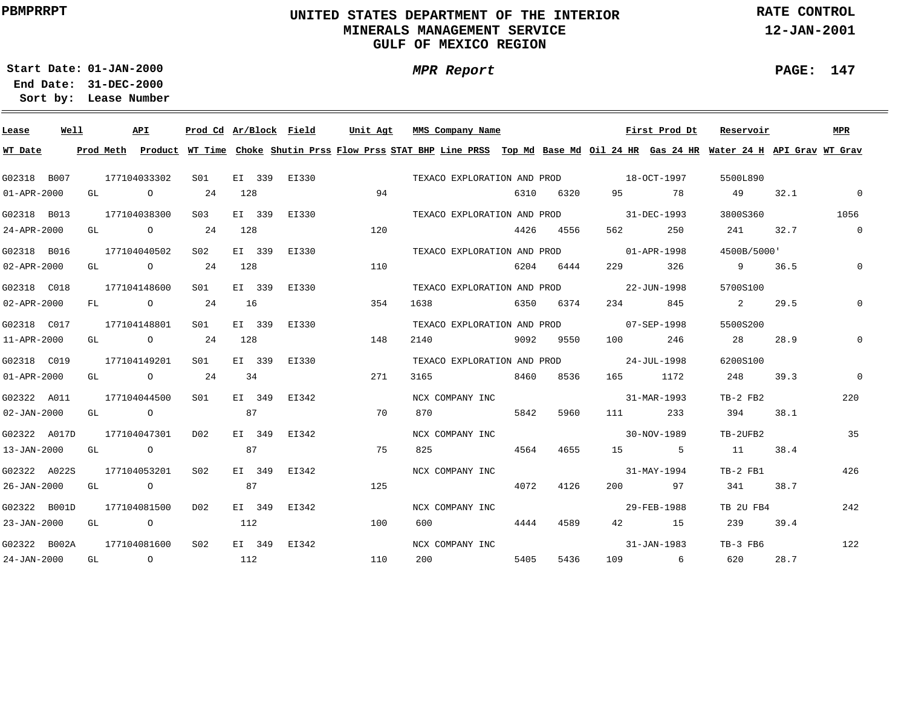# UNITED STATES DEPARTMENT OF THE INTERIOR
## MINERALS MANAGEMENT SERVICE
## GULF OF MEXICO REGION

PBMPRRPT

RATE CONTROL
12-JAN-2001

**Start Date:** 01-JAN-2000
**End Date:** 31-DEC-2000
**Sort by:** Lease Number

*MPR Report*

PAGE: 147

| Lease | Well | API | Prod Cd | Ar/Block | Field | Unit Agt | MMS Company Name | First Prod Dt | Reservoir | MPR |
|---|---|---|---|---|---|---|---|---|---|---|
| **WT Date** | **Prod Meth** | **Product** | **WT Time** | **Choke** | **Shutin Prss** | **Flow Prss** | **STAT BHP** | **Line PRSS** | **Top Md** | **Base Md** |
| | | | | | | | | | | |

| Lease | Well | API | Prod Cd | Ar/Block | Field | Unit Agt | MMS Company Name | First Prod Dt | Reservoir | MPR | WT Date | Prod Meth | Product | WT Time | Choke | Shutin Prss | Flow Prss | STAT BHP | Line PRSS | Top Md | Base Md | Oil 24 HR | Gas 24 HR | Water 24 H | API Grav | WT Grav |
|---|---|---|---|---|---|---|---|---|---|---|---|---|---|---|---|---|---|---|---|---|---|---|---|---|---|---|
| G02318 | B007 | 177104033302 | S01 | EI 339 | EI330 | | TEXACO EXPLORATION AND PROD | 18-OCT-1997 | 5500L890 | | 01-APR-2000 | GL | O | 24 | 128 | | 94 | | | 6310 | 6320 | 95 | 78 | 49 | 32.1 | 0 |
| G02318 | B013 | 177104038300 | S03 | EI 339 | EI330 | | TEXACO EXPLORATION AND PROD | 31-DEC-1993 | 3800S360 | 1056 | 24-APR-2000 | GL | O | 24 | 128 | | 120 | | | 4426 | 4556 | 562 | 250 | 241 | 32.7 | 0 |
| G02318 | B016 | 177104040502 | S02 | EI 339 | EI330 | | TEXACO EXPLORATION AND PROD | 01-APR-1998 | 4500B/5000' | | 02-APR-2000 | GL | O | 24 | 128 | | 110 | | | 6204 | 6444 | 229 | 326 | 9 | 36.5 | 0 |
| G02318 | C018 | 177104148600 | S01 | EI 339 | EI330 | | TEXACO EXPLORATION AND PROD | 22-JUN-1998 | 5700S100 | | 02-APR-2000 | FL | O | 24 | 16 | | 354 | 1638 | | 6350 | 6374 | 234 | 845 | 2 | 29.5 | 0 |
| G02318 | C017 | 177104148801 | S01 | EI 339 | EI330 | | TEXACO EXPLORATION AND PROD | 07-SEP-1998 | 5500S200 | | 11-APR-2000 | GL | O | 24 | 128 | | 148 | 2140 | | 9092 | 9550 | 100 | 246 | 28 | 28.9 | 0 |
| G02318 | C019 | 177104149201 | S01 | EI 339 | EI330 | | TEXACO EXPLORATION AND PROD | 24-JUL-1998 | 6200S100 | | 01-APR-2000 | GL | O | 24 | 34 | | 271 | 3165 | | 8460 | 8536 | 165 | 1172 | 248 | 39.3 | 0 |
| G02322 | A011 | 177104044500 | S01 | EI 349 | EI342 | | NCX COMPANY INC | 31-MAR-1993 | TB-2 FB2 | 220 | 02-JAN-2000 | GL | O | | 87 | | 70 | 870 | | 5842 | 5960 | 111 | 233 | 394 | 38.1 | |
| G02322 | A017D | 177104047301 | D02 | EI 349 | EI342 | | NCX COMPANY INC | 30-NOV-1989 | TB-2UFB2 | 35 | 13-JAN-2000 | GL | O | | 87 | | 75 | 825 | | 4564 | 4655 | 15 | 5 | 11 | 38.4 | |
| G02322 | A022S | 177104053201 | S02 | EI 349 | EI342 | | NCX COMPANY INC | 31-MAY-1994 | TB-2 FB1 | 426 | 26-JAN-2000 | GL | O | | 87 | | 125 | | | 4072 | 4126 | 200 | 97 | 341 | 38.7 | |
| G02322 | B001D | 177104081500 | D02 | EI 349 | EI342 | | NCX COMPANY INC | 29-FEB-1988 | TB 2U FB4 | 242 | 23-JAN-2000 | GL | O | | 112 | | 100 | 600 | | 4444 | 4589 | 42 | 15 | 239 | 39.4 | |
| G02322 | B002A | 177104081600 | S02 | EI 349 | EI342 | | NCX COMPANY INC | 31-JAN-1983 | TB-3 FB6 | 122 | 24-JAN-2000 | GL | O | | 112 | | 110 | 200 | | 5405 | 5436 | 109 | 6 | 620 | 28.7 | |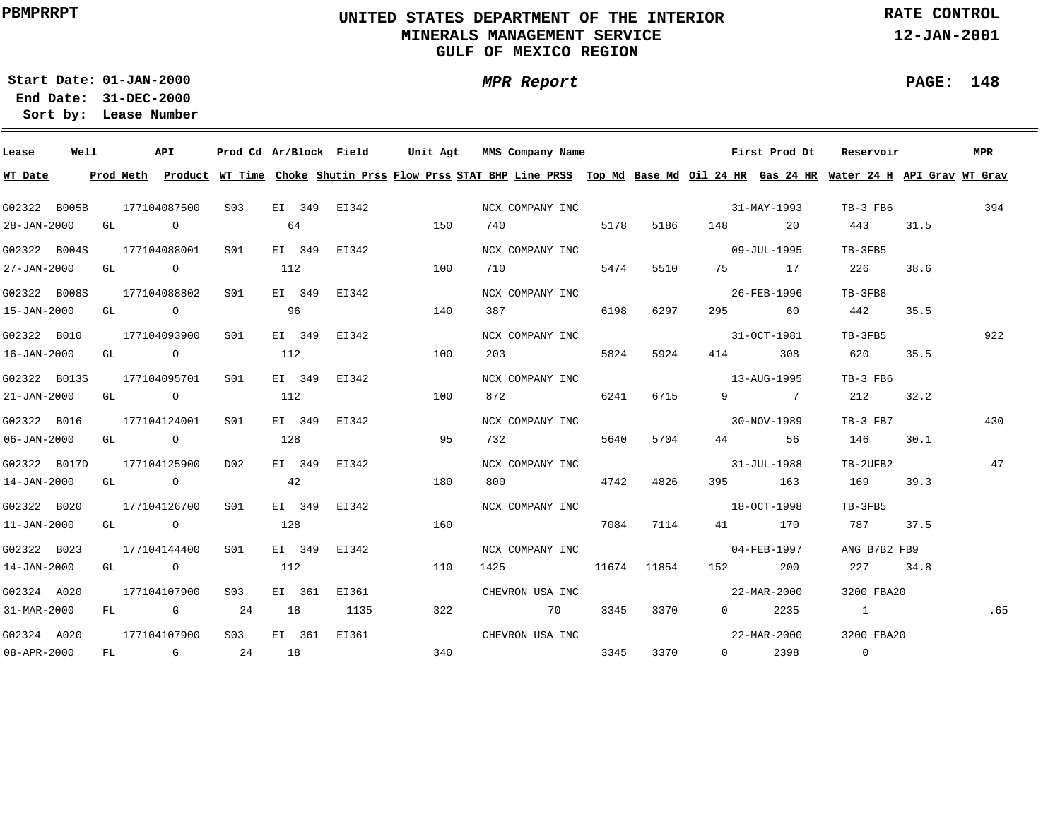PBMPRRPT

# UNITED STATES DEPARTMENT OF THE INTERIOR
## MINERALS MANAGEMENT SERVICE
## GULF OF MEXICO REGION

RATE CONTROL
12-JAN-2001

**Start Date:** 01-JAN-2000
**End Date:** 31-DEC-2000
**Sort by:** Lease Number

*MPR Report*

| Lease | Well | API | Prod Cd | Ar/Block | Field | Unit Agt | MMS Company Name | First Prod Dt | Reservoir | MPR | WT Date | Prod Meth | Product | WT Time | Choke | Shutin Prss | Flow Prss | STAT BHP | Line PRSS | Top Md | Base Md | Oil 24 HR | Gas 24 HR | Water 24 H | API Grav | WT Grav |
|---|---|---|---|---|---|---|---|---|---|---|---|---|---|---|---|---|---|---|---|---|---|---|---|---|---|---|
| G02322 | B005B | 177104087500 | S03 | EI 349 | EI342 | | NCX COMPANY INC | 31-MAY-1993 | TB-3 FB6 | 394 | 28-JAN-2000 | GL | O | | 64 | | 150 | 740 | | 5178 | 5186 | 148 | 20 | 443 | 31.5 | |
| G02322 | B004S | 177104088001 | S01 | EI 349 | EI342 | | NCX COMPANY INC | 09-JUL-1995 | TB-3FB5 | | 27-JAN-2000 | GL | O | | 112 | | 100 | 710 | | 5474 | 5510 | 75 | 17 | 226 | 38.6 | |
| G02322 | B008S | 177104088802 | S01 | EI 349 | EI342 | | NCX COMPANY INC | 26-FEB-1996 | TB-3FB8 | | 15-JAN-2000 | GL | O | | 96 | | 140 | 387 | | 6198 | 6297 | 295 | 60 | 442 | 35.5 | |
| G02322 | B010 | 177104093900 | S01 | EI 349 | EI342 | | NCX COMPANY INC | 31-OCT-1981 | TB-3FB5 | 922 | 16-JAN-2000 | GL | O | | 112 | | 100 | 203 | | 5824 | 5924 | 414 | 308 | 620 | 35.5 | |
| G02322 | B013S | 177104095701 | S01 | EI 349 | EI342 | | NCX COMPANY INC | 13-AUG-1995 | TB-3 FB6 | | 21-JAN-2000 | GL | O | | 112 | | 100 | 872 | | 6241 | 6715 | 9 | 7 | 212 | 32.2 | |
| G02322 | B016 | 177104124001 | S01 | EI 349 | EI342 | | NCX COMPANY INC | 30-NOV-1989 | TB-3 FB7 | 430 | 06-JAN-2000 | GL | O | | 128 | | 95 | 732 | | 5640 | 5704 | 44 | 56 | 146 | 30.1 | |
| G02322 | B017D | 177104125900 | D02 | EI 349 | EI342 | | NCX COMPANY INC | 31-JUL-1988 | TB-2UFB2 | 47 | 14-JAN-2000 | GL | O | | 42 | | 180 | 800 | | 4742 | 4826 | 395 | 163 | 169 | 39.3 | |
| G02322 | B020 | 177104126700 | S01 | EI 349 | EI342 | | NCX COMPANY INC | 18-OCT-1998 | TB-3FB5 | | 11-JAN-2000 | GL | O | | 128 | | 160 | | | 7084 | 7114 | 41 | 170 | 787 | 37.5 | |
| G02322 | B023 | 177104144400 | S01 | EI 349 | EI342 | | NCX COMPANY INC | 04-FEB-1997 | ANG B7B2 FB9 | | 14-JAN-2000 | GL | O | | 112 | | 110 | 1425 | | 11674 | 11854 | 152 | 200 | 227 | 34.8 | |
| G02324 | A020 | 177104107900 | S03 | EI 361 | EI361 | | CHEVRON USA INC | 22-MAR-2000 | 3200 FBA20 | | 31-MAR-2000 | FL | G | 24 | 18 | 1135 | 322 | | 70 | 3345 | 3370 | 0 | 2235 | 1 | | .65 |
| G02324 | A020 | 177104107900 | S03 | EI 361 | EI361 | | CHEVRON USA INC | 22-MAR-2000 | 3200 FBA20 | | 08-APR-2000 | FL | G | 24 | 18 | | 340 | | | 3345 | 3370 | 0 | 2398 | 0 | | |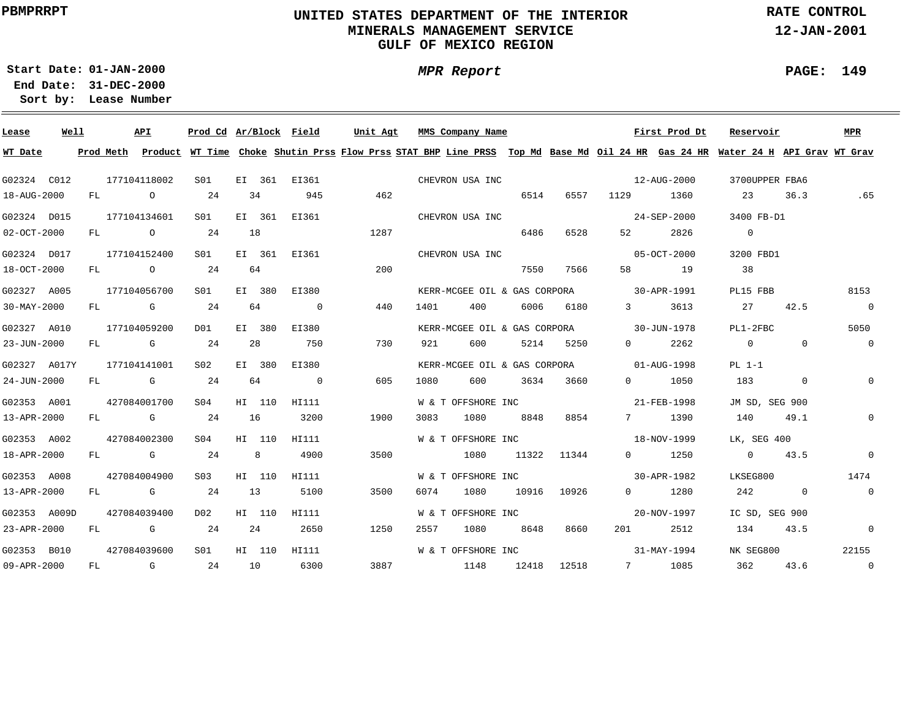PBMPRRPT

# UNITED STATES DEPARTMENT OF THE INTERIOR
## MINERALS MANAGEMENT SERVICE
## GULF OF MEXICO REGION

RATE CONTROL
12-JAN-2001

Start Date: 01-JAN-2000
End Date: 31-DEC-2000
Sort by: Lease Number

*MPR Report*

| Lease | Well | API | Prod Cd | Ar/Block | Field | Unit Agt | MMS Company Name | | | | First Prod Dt | Reservoir | | MPR |
|---|---|---|---|---|---|---|---|---|---|---|---|---|---|---|
| **WT Date** | **Prod Meth** | **Product** | **WT Time** | **Choke** | **Shutin Prss** | **Flow Prss** | **STAT BHP** | **Line PRSS** | **Top Md** | **Base Md** | **Oil 24 HR** | **Gas 24 HR** | **Water 24 H** | **API Grav** | **WT Grav** |
| G02324 | C012 | 177104118002 | S01 | EI 361 | EI361 | | CHEVRON USA INC | | | | 12-AUG-2000 | 3700UPPER FBA6 | | |
| 18-AUG-2000 | FL | O | 24 | 34 | 945 | 462 | | | 6514 | 6557 | 1129 | 1360 | 23 | 36.3 | .65 |
| G02324 | D015 | 177104134601 | S01 | EI 361 | EI361 | | CHEVRON USA INC | | | | 24-SEP-2000 | 3400 FB-D1 | | |
| 02-OCT-2000 | FL | O | 24 | 18 | | 1287 | | | 6486 | 6528 | 52 | 2826 | 0 | | |
| G02324 | D017 | 177104152400 | S01 | EI 361 | EI361 | | CHEVRON USA INC | | | | 05-OCT-2000 | 3200 FBD1 | | |
| 18-OCT-2000 | FL | O | 24 | 64 | | 200 | | | 7550 | 7566 | 58 | 19 | 38 | | |
| G02327 | A005 | 177104056700 | S01 | EI 380 | EI380 | | KERR-MCGEE OIL & GAS CORPORA | | | | 30-APR-1991 | PL15 FBB | | 8153 |
| 30-MAY-2000 | FL | G | 24 | 64 | 0 | 440 | 1401 | 400 | 6006 | 6180 | 3 | 3613 | 27 | 42.5 | 0 |
| G02327 | A010 | 177104059200 | D01 | EI 380 | EI380 | | KERR-MCGEE OIL & GAS CORPORA | | | | 30-JUN-1978 | PL1-2FBC | | 5050 |
| 23-JUN-2000 | FL | G | 24 | 28 | 750 | 730 | 921 | 600 | 5214 | 5250 | 0 | 2262 | 0 | 0 | 0 |
| G02327 | A017Y | 177104141001 | S02 | EI 380 | EI380 | | KERR-MCGEE OIL & GAS CORPORA | | | | 01-AUG-1998 | PL 1-1 | | |
| 24-JUN-2000 | FL | G | 24 | 64 | 0 | 605 | 1080 | 600 | 3634 | 3660 | 0 | 1050 | 183 | 0 | 0 |
| G02353 | A001 | 427084001700 | S04 | HI 110 | HI111 | | W & T OFFSHORE INC | | | | 21-FEB-1998 | JM SD, SEG 900 | | |
| 13-APR-2000 | FL | G | 24 | 16 | 3200 | 1900 | 3083 | 1080 | 8848 | 8854 | 7 | 1390 | 140 | 49.1 | 0 |
| G02353 | A002 | 427084002300 | S04 | HI 110 | HI111 | | W & T OFFSHORE INC | | | | 18-NOV-1999 | LK, SEG 400 | | |
| 18-APR-2000 | FL | G | 24 | 8 | 4900 | 3500 | | 1080 | 11322 | 11344 | 0 | 1250 | 0 | 43.5 | 0 |
| G02353 | A008 | 427084004900 | S03 | HI 110 | HI111 | | W & T OFFSHORE INC | | | | 30-APR-1982 | LKSEG800 | | 1474 |
| 13-APR-2000 | FL | G | 24 | 13 | 5100 | 3500 | 6074 | 1080 | 10916 | 10926 | 0 | 1280 | 242 | 0 | 0 |
| G02353 | A009D | 427084039400 | D02 | HI 110 | HI111 | | W & T OFFSHORE INC | | | | 20-NOV-1997 | IC SD, SEG 900 | | |
| 23-APR-2000 | FL | G | 24 | 24 | 2650 | 1250 | 2557 | 1080 | 8648 | 8660 | 201 | 2512 | 134 | 43.5 | 0 |
| G02353 | B010 | 427084039600 | S01 | HI 110 | HI111 | | W & T OFFSHORE INC | | | | 31-MAY-1994 | NK SEG800 | | 22155 |
| 09-APR-2000 | FL | G | 24 | 10 | 6300 | 3887 | | 1148 | 12418 | 12518 | 7 | 1085 | 362 | 43.6 | 0 |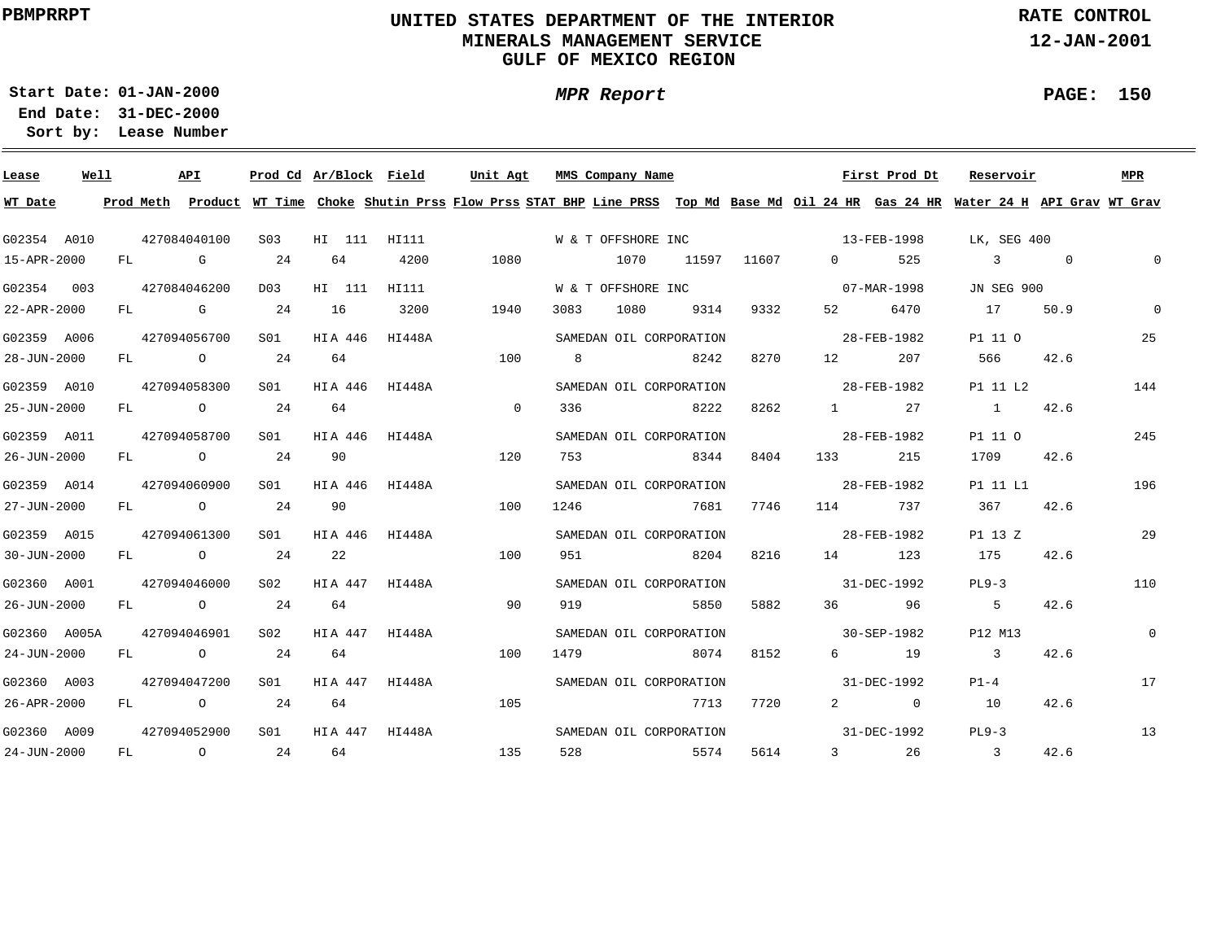PBMPRRPT

# UNITED STATES DEPARTMENT OF THE INTERIOR
## MINERALS MANAGEMENT SERVICE
## GULF OF MEXICO REGION

RATE CONTROL
12-JAN-2001

**Start Date:** 01-JAN-2000
**End Date:** 31-DEC-2000
**Sort by:** Lease Number

***MPR Report***

| Lease | Well | API | Prod Cd | Ar/Block | Field | Unit Agt | MMS Company Name | First Prod Dt | Reservoir | MPR | WT Date | Prod Meth | Product | WT Time | Choke | Shutin Prss | Flow Prss | STAT BHP | Line PRSS | Top Md | Base Md | Oil 24 HR | Gas 24 HR | Water 24 H | API Grav | WT Grav |
|---|---|---|---|---|---|---|---|---|---|---|---|---|---|---|---|---|---|---|---|---|---|---|---|---|---|---|
| G02354 | A010 | 427084040100 | S03 | HI 111 | HI111 | | W & T OFFSHORE INC | 13-FEB-1998 | LK, SEG 400 | | 15-APR-2000 | FL | G | 24 | 64 | 4200 | 1080 | | 1070 | 11597 | 11607 | 0 | 525 | 3 | 0 | 0 |
| G02354 | 003 | 427084046200 | D03 | HI 111 | HI111 | | W & T OFFSHORE INC | 07-MAR-1998 | JN SEG 900 | | 22-APR-2000 | FL | G | 24 | 16 | 3200 | 1940 | 3083 | 1080 | 9314 | 9332 | 52 | 6470 | 17 | 50.9 | 0 |
| G02359 | A006 | 427094056700 | S01 | HIA 446 | HI448A | | SAMEDAN OIL CORPORATION | 28-FEB-1982 | P1 11 O | 25 | 28-JUN-2000 | FL | O | 24 | 64 | | 100 | 8 | | 8242 | 8270 | 12 | 207 | 566 | 42.6 | |
| G02359 | A010 | 427094058300 | S01 | HIA 446 | HI448A | | SAMEDAN OIL CORPORATION | 28-FEB-1982 | P1 11 L2 | 144 | 25-JUN-2000 | FL | O | 24 | 64 | | 0 | 336 | | 8222 | 8262 | 1 | 27 | 1 | 42.6 | |
| G02359 | A011 | 427094058700 | S01 | HIA 446 | HI448A | | SAMEDAN OIL CORPORATION | 28-FEB-1982 | P1 11 O | 245 | 26-JUN-2000 | FL | O | 24 | 90 | | 120 | 753 | | 8344 | 8404 | 133 | 215 | 1709 | 42.6 | |
| G02359 | A014 | 427094060900 | S01 | HIA 446 | HI448A | | SAMEDAN OIL CORPORATION | 28-FEB-1982 | P1 11 L1 | 196 | 27-JUN-2000 | FL | O | 24 | 90 | | 100 | 1246 | | 7681 | 7746 | 114 | 737 | 367 | 42.6 | |
| G02359 | A015 | 427094061300 | S01 | HIA 446 | HI448A | | SAMEDAN OIL CORPORATION | 28-FEB-1982 | P1 13 Z | 29 | 30-JUN-2000 | FL | O | 24 | 22 | | 100 | 951 | | 8204 | 8216 | 14 | 123 | 175 | 42.6 | |
| G02360 | A001 | 427094046000 | S02 | HIA 447 | HI448A | | SAMEDAN OIL CORPORATION | 31-DEC-1992 | PL9-3 | 110 | 26-JUN-2000 | FL | O | 24 | 64 | | 90 | 919 | | 5850 | 5882 | 36 | 96 | 5 | 42.6 | |
| G02360 | A005A | 427094046901 | S02 | HIA 447 | HI448A | | SAMEDAN OIL CORPORATION | 30-SEP-1982 | P12 M13 | 0 | 24-JUN-2000 | FL | O | 24 | 64 | | 100 | 1479 | | 8074 | 8152 | 6 | 19 | 3 | 42.6 | |
| G02360 | A003 | 427094047200 | S01 | HIA 447 | HI448A | | SAMEDAN OIL CORPORATION | 31-DEC-1992 | P1-4 | 17 | 26-APR-2000 | FL | O | 24 | 64 | | 105 | | | 7713 | 7720 | 2 | 0 | 10 | 42.6 | |
| G02360 | A009 | 427094052900 | S01 | HIA 447 | HI448A | | SAMEDAN OIL CORPORATION | 31-DEC-1992 | PL9-3 | 13 | 24-JUN-2000 | FL | O | 24 | 64 | | 135 | 528 | | 5574 | 5614 | 3 | 26 | 3 | 42.6 | |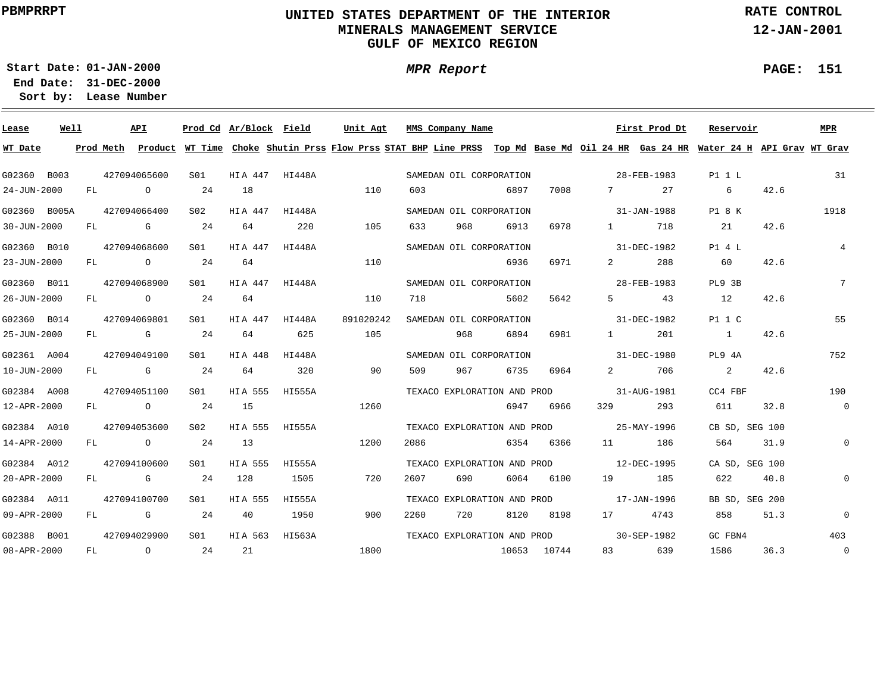PBMPRRPT

# UNITED STATES DEPARTMENT OF THE INTERIOR
## MINERALS MANAGEMENT SERVICE
## GULF OF MEXICO REGION

RATE CONTROL
12-JAN-2001

**Start Date:** 01-JAN-2000
**End Date:** 31-DEC-2000
**Sort by:** Lease Number

*MPR Report*

PAGE: 151

| Lease | Well | API | Prod Cd | Ar/Block | Field | Unit Agt | MMS Company Name | | | | First Prod Dt | | Reservoir | | MPR |
|---|---|---|---|---|---|---|---|---|---|---|---|---|---|---|---|
| **WT Date** | **Prod Meth** | **Product** | **WT Time** | **Choke** | **Shutin Prss** | **Flow Prss** | **STAT BHP** | **Line PRSS** | **Top Md** | **Base Md** | **Oil 24 HR** | **Gas 24 HR** | **Water 24 H** | **API Grav** | **WT Grav** |
| G02360 | B003 | 427094065600 | S01 | HI A 447 | HI448A | | SAMEDAN OIL CORPORATION | | | | 28-FEB-1983 | | P1 1 L | | 31 |
| 24-JUN-2000 | FL | O | 24 | 18 | | 110 | 603 | | 6897 | 7008 | 7 | 27 | 6 | 42.6 | |
| G02360 | B005A | 427094066400 | S02 | HI A 447 | HI448A | | SAMEDAN OIL CORPORATION | | | | 31-JAN-1988 | | P1 8 K | | 1918 |
| 30-JUN-2000 | FL | G | 24 | 64 | 220 | 105 | 633 | 968 | 6913 | 6978 | 1 | 718 | 21 | 42.6 | |
| G02360 | B010 | 427094068600 | S01 | HI A 447 | HI448A | | SAMEDAN OIL CORPORATION | | | | 31-DEC-1982 | | P1 4 L | | 4 |
| 23-JUN-2000 | FL | O | 24 | 64 | | 110 | | | 6936 | 6971 | 2 | 288 | 60 | 42.6 | |
| G02360 | B011 | 427094068900 | S01 | HI A 447 | HI448A | | SAMEDAN OIL CORPORATION | | | | 28-FEB-1983 | | PL9 3B | | 7 |
| 26-JUN-2000 | FL | O | 24 | 64 | | 110 | 718 | | 5602 | 5642 | 5 | 43 | 12 | 42.6 | |
| G02360 | B014 | 427094069801 | S01 | HI A 447 | HI448A | 891020242 | SAMEDAN OIL CORPORATION | | | | 31-DEC-1982 | | P1 1 C | | 55 |
| 25-JUN-2000 | FL | G | 24 | 64 | 625 | 105 | | 968 | 6894 | 6981 | 1 | 201 | 1 | 42.6 | |
| G02361 | A004 | 427094049100 | S01 | HI A 448 | HI448A | | SAMEDAN OIL CORPORATION | | | | 31-DEC-1980 | | PL9 4A | | 752 |
| 10-JUN-2000 | FL | G | 24 | 64 | 320 | 90 | 509 | 967 | 6735 | 6964 | 2 | 706 | 2 | 42.6 | |
| G02384 | A008 | 427094051100 | S01 | HI A 555 | HI555A | | TEXACO EXPLORATION AND PROD | | | | 31-AUG-1981 | | CC4 FBF | | 190 |
| 12-APR-2000 | FL | O | 24 | 15 | | 1260 | | | 6947 | 6966 | 329 | 293 | 611 | 32.8 | 0 |
| G02384 | A010 | 427094053600 | S02 | HI A 555 | HI555A | | TEXACO EXPLORATION AND PROD | | | | 25-MAY-1996 | | CB SD, SEG 100 | | |
| 14-APR-2000 | FL | O | 24 | 13 | | 1200 | 2086 | | 6354 | 6366 | 11 | 186 | 564 | 31.9 | 0 |
| G02384 | A012 | 427094100600 | S01 | HI A 555 | HI555A | | TEXACO EXPLORATION AND PROD | | | | 12-DEC-1995 | | CA SD, SEG 100 | | |
| 20-APR-2000 | FL | G | 24 | 128 | 1505 | 720 | 2607 | 690 | 6064 | 6100 | 19 | 185 | 622 | 40.8 | 0 |
| G02384 | A011 | 427094100700 | S01 | HI A 555 | HI555A | | TEXACO EXPLORATION AND PROD | | | | 17-JAN-1996 | | BB SD, SEG 200 | | |
| 09-APR-2000 | FL | G | 24 | 40 | 1950 | 900 | 2260 | 720 | 8120 | 8198 | 17 | 4743 | 858 | 51.3 | 0 |
| G02388 | B001 | 427094029900 | S01 | HI A 563 | HI563A | | TEXACO EXPLORATION AND PROD | | | | 30-SEP-1982 | | GC FBN4 | | 403 |
| 08-APR-2000 | FL | O | 24 | 21 | | 1800 | | | 10653 | 10744 | 83 | 639 | 1586 | 36.3 | 0 |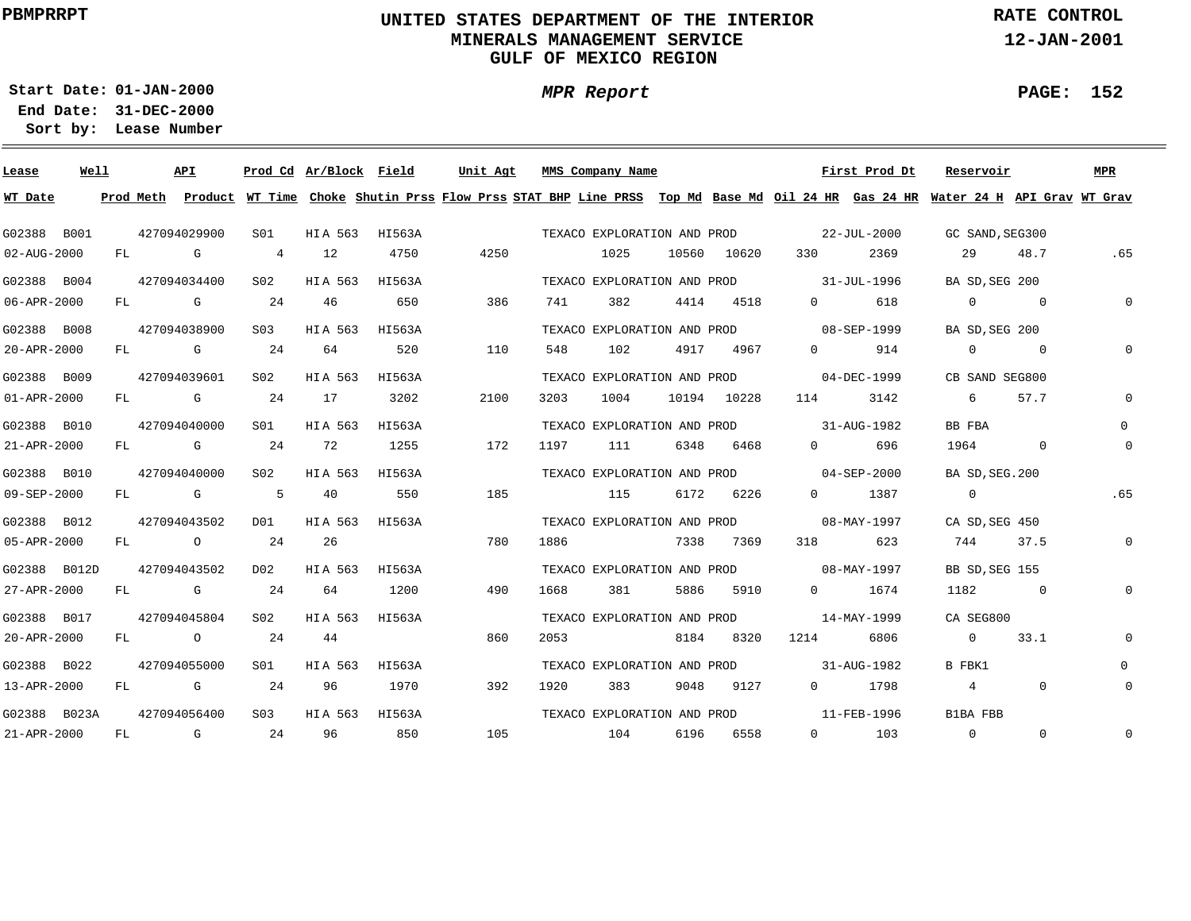PBMPRRPT

# UNITED STATES DEPARTMENT OF THE INTERIOR
## MINERALS MANAGEMENT SERVICE
## GULF OF MEXICO REGION

RATE CONTROL
12-JAN-2001

**Start Date:** 01-JAN-2000
**End Date:** 31-DEC-2000
**Sort by:** Lease Number

*MPR Report*

| Lease | Well | API | Prod Cd | Ar/Block | Field | Unit Agt | MMS Company Name | | | | | First Prod Dt | | Reservoir | | MPR |
|---|---|---|---|---|---|---|---|---|---|---|---|---|---|---|---|---|
| WT Date | Prod Meth | Product | WT Time | Choke | Shutin Prss | Flow Prss | STAT BHP | Line PRSS | Top Md | Base Md | Oil 24 HR | Gas 24 HR | Water 24 H | API Grav | WT Grav | |
| G02388 | B001 | 427094029900 | S01 | HI A 563 | HI563A | | TEXACO EXPLORATION AND PROD | | | | | 22-JUL-2000 | | GC SAND,SEG300 | | |
| 02-AUG-2000 | FL | G | 4 | 12 | 4750 | 4250 | | 1025 | 10560 | 10620 | 330 | 2369 | 29 | 48.7 | .65 | |
| G02388 | B004 | 427094034400 | S02 | HI A 563 | HI563A | | TEXACO EXPLORATION AND PROD | | | | | 31-JUL-1996 | | BA SD,SEG 200 | | |
| 06-APR-2000 | FL | G | 24 | 46 | 650 | 386 | 741 | 382 | 4414 | 4518 | 0 | 618 | 0 | 0 | 0 | |
| G02388 | B008 | 427094038900 | S03 | HI A 563 | HI563A | | TEXACO EXPLORATION AND PROD | | | | | 08-SEP-1999 | | BA SD,SEG 200 | | |
| 20-APR-2000 | FL | G | 24 | 64 | 520 | 110 | 548 | 102 | 4917 | 4967 | 0 | 914 | 0 | 0 | 0 | |
| G02388 | B009 | 427094039601 | S02 | HI A 563 | HI563A | | TEXACO EXPLORATION AND PROD | | | | | 04-DEC-1999 | | CB SAND SEG800 | | |
| 01-APR-2000 | FL | G | 24 | 17 | 3202 | 2100 | 3203 | 1004 | 10194 | 10228 | 114 | 3142 | 6 | 57.7 | 0 | |
| G02388 | B010 | 427094040000 | S01 | HI A 563 | HI563A | | TEXACO EXPLORATION AND PROD | | | | | 31-AUG-1982 | | BB FBA | | 0 |
| 21-APR-2000 | FL | G | 24 | 72 | 1255 | 172 | 1197 | 111 | 6348 | 6468 | 0 | 696 | 1964 | 0 | 0 | |
| G02388 | B010 | 427094040000 | S02 | HI A 563 | HI563A | | TEXACO EXPLORATION AND PROD | | | | | 04-SEP-2000 | | BA SD,SEG.200 | | |
| 09-SEP-2000 | FL | G | 5 | 40 | 550 | 185 | | 115 | 6172 | 6226 | 0 | 1387 | 0 | | .65 | |
| G02388 | B012 | 427094043502 | D01 | HI A 563 | HI563A | | TEXACO EXPLORATION AND PROD | | | | | 08-MAY-1997 | | CA SD,SEG 450 | | |
| 05-APR-2000 | FL | O | 24 | 26 | | 780 | 1886 | | 7338 | 7369 | 318 | 623 | 744 | 37.5 | 0 | |
| G02388 | B012D | 427094043502 | D02 | HI A 563 | HI563A | | TEXACO EXPLORATION AND PROD | | | | | 08-MAY-1997 | | BB SD,SEG 155 | | |
| 27-APR-2000 | FL | G | 24 | 64 | 1200 | 490 | 1668 | 381 | 5886 | 5910 | 0 | 1674 | 1182 | 0 | 0 | |
| G02388 | B017 | 427094045804 | S02 | HI A 563 | HI563A | | TEXACO EXPLORATION AND PROD | | | | | 14-MAY-1999 | | CA SEG800 | | |
| 20-APR-2000 | FL | O | 24 | 44 | | 860 | 2053 | | 8184 | 8320 | 1214 | 6806 | 0 | 33.1 | 0 | |
| G02388 | B022 | 427094055000 | S01 | HI A 563 | HI563A | | TEXACO EXPLORATION AND PROD | | | | | 31-AUG-1982 | | B FBK1 | | 0 |
| 13-APR-2000 | FL | G | 24 | 96 | 1970 | 392 | 1920 | 383 | 9048 | 9127 | 0 | 1798 | 4 | 0 | 0 | |
| G02388 | B023A | 427094056400 | S03 | HI A 563 | HI563A | | TEXACO EXPLORATION AND PROD | | | | | 11-FEB-1996 | | B1BA FBB | | |
| 21-APR-2000 | FL | G | 24 | 96 | 850 | 105 | | 104 | 6196 | 6558 | 0 | 103 | 0 | 0 | 0 | |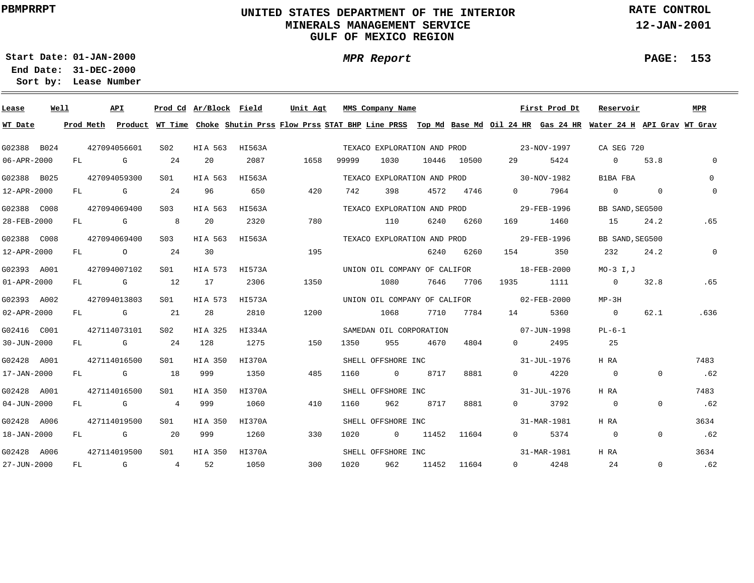PBMPRRPT

# UNITED STATES DEPARTMENT OF THE INTERIOR
## MINERALS MANAGEMENT SERVICE
## GULF OF MEXICO REGION

RATE CONTROL
12-JAN-2001

**Start Date:** 01-JAN-2000
**End Date:** 31-DEC-2000
**Sort by:** Lease Number

*MPR Report*

| Lease | Well | API | Prod Cd | Ar/Block | Field | Unit Agt | MMS Company Name | | | | First Prod Dt | | Reservoir | | MPR |
|---|---|---|---|---|---|---|---|---|---|---|---|---|---|---|---|
| **WT Date** | **Prod Meth** | **Product** | **WT Time** | **Choke** | **Shutin Prss** | **Flow Prss** | **STAT BHP** | **Line PRSS** | **Top Md** | **Base Md** | **Oil 24 HR** | **Gas 24 HR** | **Water 24 H** | **API Grav** | **WT Grav** |
| G02388 | B024 | 427094056601 | S02 | HI A 563 | HI563A | | TEXACO EXPLORATION AND PROD | | | | 23-NOV-1997 | | CA SEG 720 | | |
| 06-APR-2000 | FL | G | 24 | 20 | 2087 | 1658 | 99999 | 1030 | 10446 | 10500 | 29 | 5424 | 0 | 53.8 | 0 |
| G02388 | B025 | 427094059300 | S01 | HI A 563 | HI563A | | TEXACO EXPLORATION AND PROD | | | | 30-NOV-1982 | | B1BA FBA | | 0 |
| 12-APR-2000 | FL | G | 24 | 96 | 650 | 420 | 742 | 398 | 4572 | 4746 | 0 | 7964 | 0 | 0 | 0 |
| G02388 | C008 | 427094069400 | S03 | HI A 563 | HI563A | | TEXACO EXPLORATION AND PROD | | | | 29-FEB-1996 | | BB SAND,SEG500 | | |
| 28-FEB-2000 | FL | G | 8 | 20 | 2320 | 780 | | 110 | 6240 | 6260 | 169 | 1460 | 15 | 24.2 | .65 |
| G02388 | C008 | 427094069400 | S03 | HI A 563 | HI563A | | TEXACO EXPLORATION AND PROD | | | | 29-FEB-1996 | | BB SAND,SEG500 | | |
| 12-APR-2000 | FL | O | 24 | 30 | | 195 | | | 6240 | 6260 | 154 | 350 | 232 | 24.2 | 0 |
| G02393 | A001 | 427094007102 | S01 | HI A 573 | HI573A | | UNION OIL COMPANY OF CALIFOR | | | | 18-FEB-2000 | | MO-3 I,J | | |
| 01-APR-2000 | FL | G | 12 | 17 | 2306 | 1350 | | 1080 | 7646 | 7706 | 1935 | 1111 | 0 | 32.8 | .65 |
| G02393 | A002 | 427094013803 | S01 | HI A 573 | HI573A | | UNION OIL COMPANY OF CALIFOR | | | | 02-FEB-2000 | | MP-3H | | |
| 02-APR-2000 | FL | G | 21 | 28 | 2810 | 1200 | | 1068 | 7710 | 7784 | 14 | 5360 | 0 | 62.1 | .636 |
| G02416 | C001 | 427114073101 | S02 | HI A 325 | HI334A | | SAMEDAN OIL CORPORATION | | | | 07-JUN-1998 | | PL-6-1 | | |
| 30-JUN-2000 | FL | G | 24 | 128 | 1275 | 150 | 1350 | 955 | 4670 | 4804 | 0 | 2495 | 25 | | |
| G02428 | A001 | 427114016500 | S01 | HI A 350 | HI370A | | SHELL OFFSHORE INC | | | | 31-JUL-1976 | | H RA | | 7483 |
| 17-JAN-2000 | FL | G | 18 | 999 | 1350 | 485 | 1160 | 0 | 8717 | 8881 | 0 | 4220 | 0 | 0 | .62 |
| G02428 | A001 | 427114016500 | S01 | HI A 350 | HI370A | | SHELL OFFSHORE INC | | | | 31-JUL-1976 | | H RA | | 7483 |
| 04-JUN-2000 | FL | G | 4 | 999 | 1060 | 410 | 1160 | 962 | 8717 | 8881 | 0 | 3792 | 0 | 0 | .62 |
| G02428 | A006 | 427114019500 | S01 | HI A 350 | HI370A | | SHELL OFFSHORE INC | | | | 31-MAR-1981 | | H RA | | 3634 |
| 18-JAN-2000 | FL | G | 20 | 999 | 1260 | 330 | 1020 | 0 | 11452 | 11604 | 0 | 5374 | 0 | 0 | .62 |
| G02428 | A006 | 427114019500 | S01 | HI A 350 | HI370A | | SHELL OFFSHORE INC | | | | 31-MAR-1981 | | H RA | | 3634 |
| 27-JUN-2000 | FL | G | 4 | 52 | 1050 | 300 | 1020 | 962 | 11452 | 11604 | 0 | 4248 | 24 | 0 | .62 |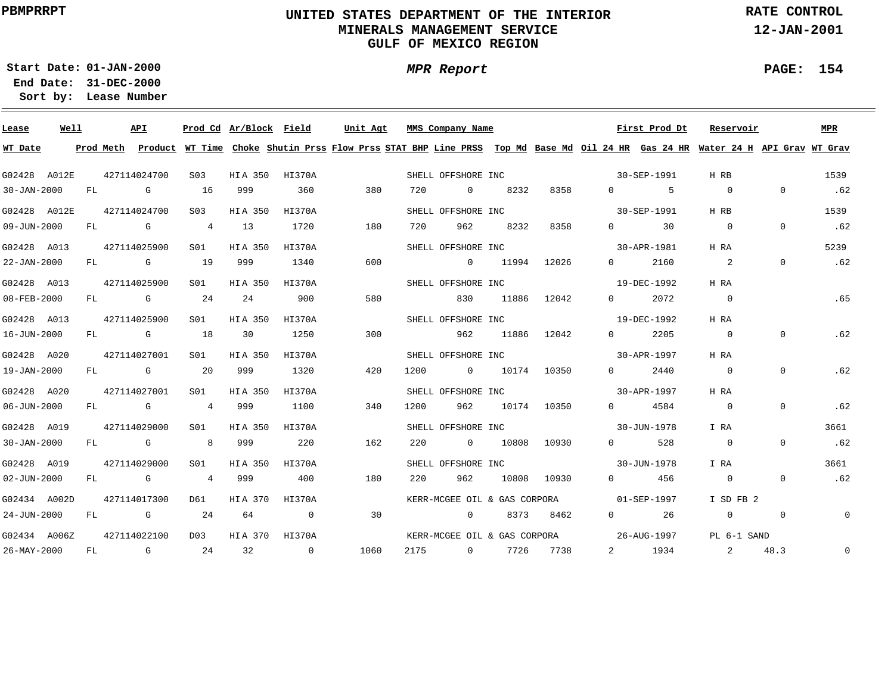PBMPRRPT

# UNITED STATES DEPARTMENT OF THE INTERIOR
## MINERALS MANAGEMENT SERVICE
## GULF OF MEXICO REGION

RATE CONTROL
12-JAN-2001

Start Date: 01-JAN-2000
End Date: 31-DEC-2000
Sort by: Lease Number

*MPR Report*

PAGE: 154

| Lease | Well | API | Prod Cd | Ar/Block | Field | Unit Agt | MMS Company Name | | | | First Prod Dt | Reservoir | | MPR |
|---|---|---|---|---|---|---|---|---|---|---|---|---|---|---|
| **WT Date** | **Prod Meth** | **Product** | **WT Time** | **Choke** | **Shutin Prss** | **Flow Prss** | **STAT BHP** | **Line PRSS** | **Top Md** | **Base Md** | **Oil 24 HR** | **Gas 24 HR** | **Water 24 H** | **API Grav** | **WT Grav** |
| G02428 | A012E | 427114024700 | S03 | HI A 350 | HI370A | | SHELL OFFSHORE INC | | | | 30-SEP-1991 | H RB | | 1539 |
| 30-JAN-2000 | FL | G | 16 | 999 | 360 | 380 | 720 | 0 | 8232 | 8358 | 0 | 5 | 0 | 0 | .62 |
| G02428 | A012E | 427114024700 | S03 | HI A 350 | HI370A | | SHELL OFFSHORE INC | | | | 30-SEP-1991 | H RB | | 1539 |
| 09-JUN-2000 | FL | G | 4 | 13 | 1720 | 180 | 720 | 962 | 8232 | 8358 | 0 | 30 | 0 | 0 | .62 |
| G02428 | A013 | 427114025900 | S01 | HI A 350 | HI370A | | SHELL OFFSHORE INC | | | | 30-APR-1981 | H RA | | 5239 |
| 22-JAN-2000 | FL | G | 19 | 999 | 1340 | 600 | | 0 | 11994 | 12026 | 0 | 2160 | 2 | 0 | .62 |
| G02428 | A013 | 427114025900 | S01 | HI A 350 | HI370A | | SHELL OFFSHORE INC | | | | 19-DEC-1992 | H RA | | |
| 08-FEB-2000 | FL | G | 24 | 24 | 900 | 580 | | 830 | 11886 | 12042 | 0 | 2072 | 0 | | .65 |
| G02428 | A013 | 427114025900 | S01 | HI A 350 | HI370A | | SHELL OFFSHORE INC | | | | 19-DEC-1992 | H RA | | |
| 16-JUN-2000 | FL | G | 18 | 30 | 1250 | 300 | | 962 | 11886 | 12042 | 0 | 2205 | 0 | 0 | .62 |
| G02428 | A020 | 427114027001 | S01 | HI A 350 | HI370A | | SHELL OFFSHORE INC | | | | 30-APR-1997 | H RA | | |
| 19-JAN-2000 | FL | G | 20 | 999 | 1320 | 420 | 1200 | 0 | 10174 | 10350 | 0 | 2440 | 0 | 0 | .62 |
| G02428 | A020 | 427114027001 | S01 | HI A 350 | HI370A | | SHELL OFFSHORE INC | | | | 30-APR-1997 | H RA | | |
| 06-JUN-2000 | FL | G | 4 | 999 | 1100 | 340 | 1200 | 962 | 10174 | 10350 | 0 | 4584 | 0 | 0 | .62 |
| G02428 | A019 | 427114029000 | S01 | HI A 350 | HI370A | | SHELL OFFSHORE INC | | | | 30-JUN-1978 | I RA | | 3661 |
| 30-JAN-2000 | FL | G | 8 | 999 | 220 | 162 | 220 | 0 | 10808 | 10930 | 0 | 528 | 0 | 0 | .62 |
| G02428 | A019 | 427114029000 | S01 | HI A 350 | HI370A | | SHELL OFFSHORE INC | | | | 30-JUN-1978 | I RA | | 3661 |
| 02-JUN-2000 | FL | G | 4 | 999 | 400 | 180 | 220 | 962 | 10808 | 10930 | 0 | 456 | 0 | 0 | .62 |
| G02434 | A002D | 427114017300 | D61 | HI A 370 | HI370A | | KERR-MCGEE OIL & GAS CORPORA | | | | 01-SEP-1997 | I SD FB 2 | | |
| 24-JUN-2000 | FL | G | 24 | 64 | 0 | 30 | | 0 | 8373 | 8462 | 0 | 26 | 0 | 0 | 0 |
| G02434 | A006Z | 427114022100 | D03 | HI A 370 | HI370A | | KERR-MCGEE OIL & GAS CORPORA | | | | 26-AUG-1997 | PL 6-1 SAND | | |
| 26-MAY-2000 | FL | G | 24 | 32 | 0 | 1060 | 2175 | 0 | 7726 | 7738 | 2 | 1934 | 2 | 48.3 | 0 |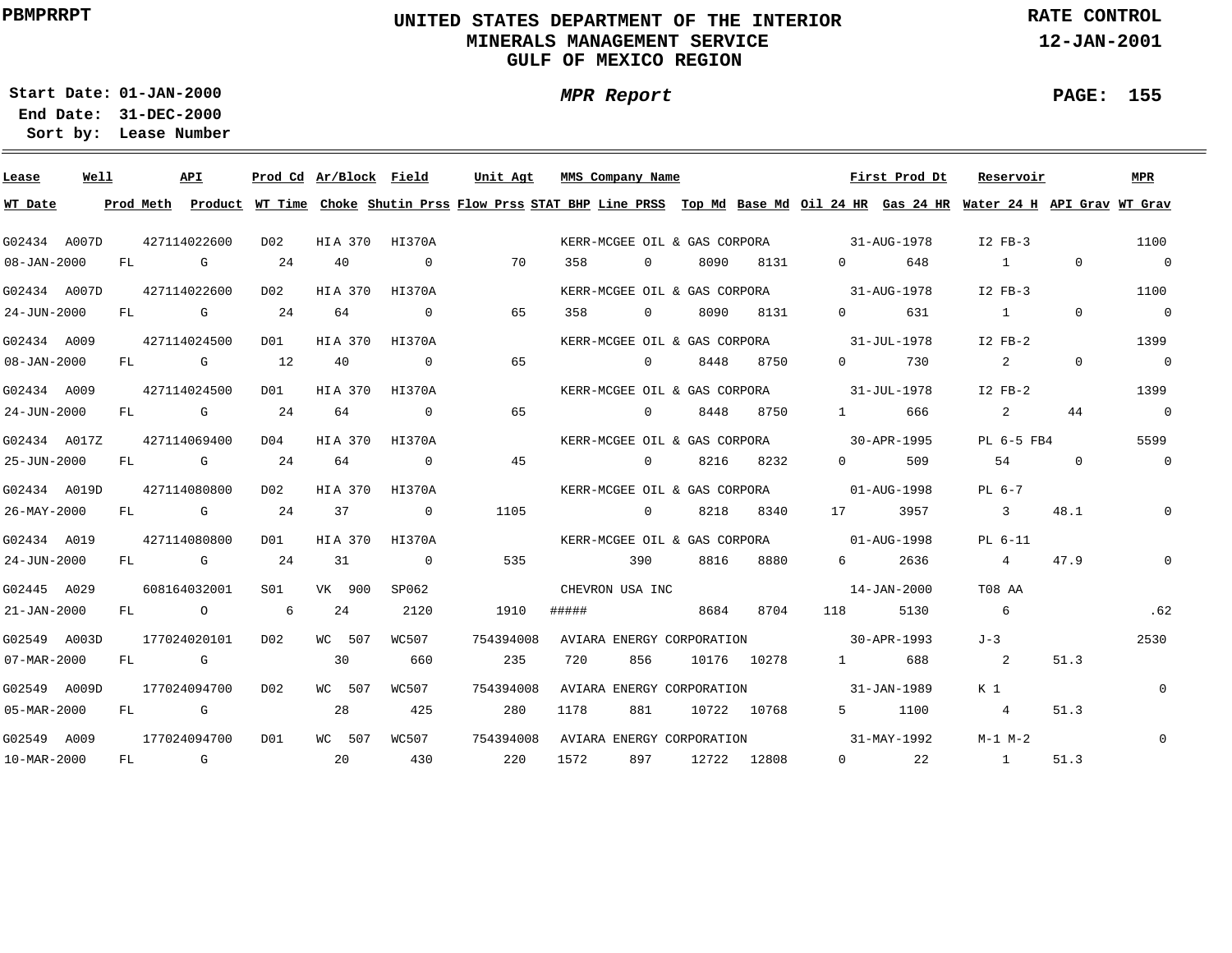PBMPRRPT

# UNITED STATES DEPARTMENT OF THE INTERIOR
## MINERALS MANAGEMENT SERVICE
## GULF OF MEXICO REGION

RATE CONTROL
12-JAN-2001

Start Date: 01-JAN-2000
End Date: 31-DEC-2000
Sort by: Lease Number

*MPR Report*

PAGE: 155

| Lease | Well | API | Prod Cd | Ar/Block | Field | Unit Agt | MMS Company Name | | | | | First Prod Dt | | Reservoir | | MPR |
|---|---|---|---|---|---|---|---|---|---|---|---|---|---|---|---|---|
| WT Date | Prod Meth | Product | WT Time | Choke | Shutin Prss | Flow Prss | STAT BHP | Line PRSS | Top Md | Base Md | Oil 24 HR | Gas 24 HR | | Water 24 H | API Grav | WT Grav |
| G02434 | A007D | 427114022600 | D02 | HI A 370 | HI370A | | KERR-MCGEE OIL & GAS CORPORA | | | | | 31-AUG-1978 | | I2 FB-3 | | 1100 |
| 08-JAN-2000 | FL | G | 24 | 40 | 0 | 70 | 358 | 0 | 8090 | 8131 | 0 | 648 | | 1 | 0 | 0 |
| G02434 | A007D | 427114022600 | D02 | HI A 370 | HI370A | | KERR-MCGEE OIL & GAS CORPORA | | | | | 31-AUG-1978 | | I2 FB-3 | | 1100 |
| 24-JUN-2000 | FL | G | 24 | 64 | 0 | 65 | 358 | 0 | 8090 | 8131 | 0 | 631 | | 1 | 0 | 0 |
| G02434 | A009 | 427114024500 | D01 | HI A 370 | HI370A | | KERR-MCGEE OIL & GAS CORPORA | | | | | 31-JUL-1978 | | I2 FB-2 | | 1399 |
| 08-JAN-2000 | FL | G | 12 | 40 | 0 | 65 | | 0 | 8448 | 8750 | 0 | 730 | | 2 | 0 | 0 |
| G02434 | A009 | 427114024500 | D01 | HI A 370 | HI370A | | KERR-MCGEE OIL & GAS CORPORA | | | | | 31-JUL-1978 | | I2 FB-2 | | 1399 |
| 24-JUN-2000 | FL | G | 24 | 64 | 0 | 65 | | 0 | 8448 | 8750 | 1 | 666 | | 2 | 44 | 0 |
| G02434 | A017Z | 427114069400 | D04 | HI A 370 | HI370A | | KERR-MCGEE OIL & GAS CORPORA | | | | | 30-APR-1995 | | PL 6-5 FB4 | | 5599 |
| 25-JUN-2000 | FL | G | 24 | 64 | 0 | 45 | | 0 | 8216 | 8232 | 0 | 509 | | 54 | 0 | 0 |
| G02434 | A019D | 427114080800 | D02 | HI A 370 | HI370A | | KERR-MCGEE OIL & GAS CORPORA | | | | | 01-AUG-1998 | | PL 6-7 | | |
| 26-MAY-2000 | FL | G | 24 | 37 | 0 | 1105 | | 0 | 8218 | 8340 | 17 | 3957 | | 3 | 48.1 | 0 |
| G02434 | A019 | 427114080800 | D01 | HI A 370 | HI370A | | KERR-MCGEE OIL & GAS CORPORA | | | | | 01-AUG-1998 | | PL 6-11 | | |
| 24-JUN-2000 | FL | G | 24 | 31 | 0 | 535 | | 390 | 8816 | 8880 | 6 | 2636 | | 4 | 47.9 | 0 |
| G02445 | A029 | 608164032001 | S01 | VK 900 | SP062 | | CHEVRON USA INC | | | | | 14-JAN-2000 | | T08 AA | | |
| 21-JAN-2000 | FL | O | 6 | 24 | 2120 | 1910 | ##### | | 8684 | 8704 | 118 | 5130 | | 6 | | .62 |
| G02549 | A003D | 177024020101 | D02 | WC 507 | WC507 | 754394008 | AVIARA ENERGY CORPORATION | | | | | 30-APR-1993 | | J-3 | | 2530 |
| 07-MAR-2000 | FL | G | | 30 | 660 | 235 | 720 | 856 | 10176 | 10278 | 1 | 688 | | 2 | 51.3 | |
| G02549 | A009D | 177024094700 | D02 | WC 507 | WC507 | 754394008 | AVIARA ENERGY CORPORATION | | | | | 31-JAN-1989 | | K 1 | | 0 |
| 05-MAR-2000 | FL | G | | 28 | 425 | 280 | 1178 | 881 | 10722 | 10768 | 5 | 1100 | | 4 | 51.3 | |
| G02549 | A009 | 177024094700 | D01 | WC 507 | WC507 | 754394008 | AVIARA ENERGY CORPORATION | | | | | 31-MAY-1992 | | M-1 M-2 | | 0 |
| 10-MAR-2000 | FL | G | | 20 | 430 | 220 | 1572 | 897 | 12722 | 12808 | 0 | 22 | | 1 | 51.3 | |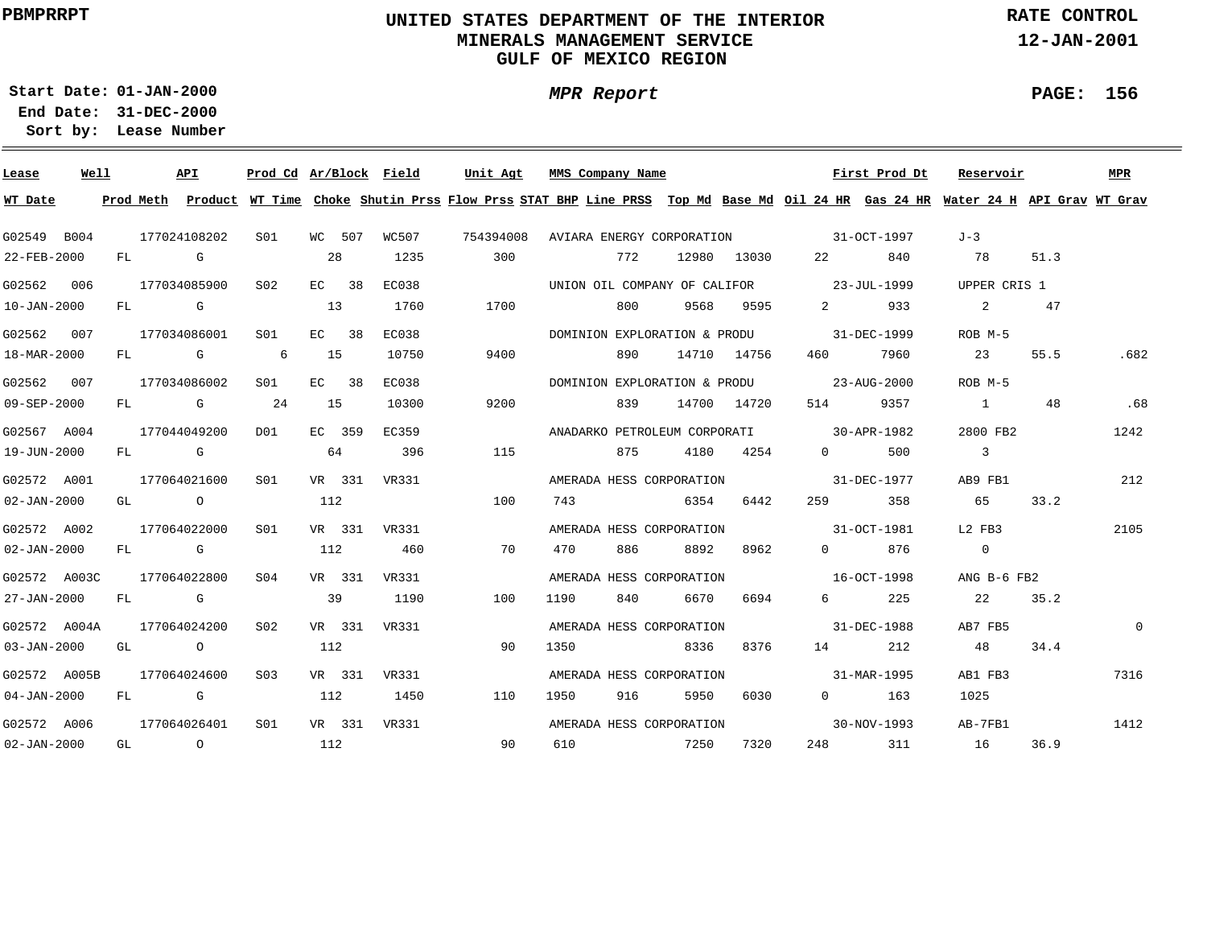PBMPRRPT

# UNITED STATES DEPARTMENT OF THE INTERIOR
## MINERALS MANAGEMENT SERVICE
## GULF OF MEXICO REGION

RATE CONTROL
12-JAN-2001

Start Date: 01-JAN-2000
End Date: 31-DEC-2000
Sort by: Lease Number

*MPR Report*

PAGE: 156

| Lease | Well | API | Prod Cd | Ar/Block | Field | Unit Agt | MMS Company Name | | | | | First Prod Dt | Reservoir | | MPR |
|---|---|---|---|---|---|---|---|---|---|---|---|---|---|---|---|
| **WT Date** | **Prod Meth** | **Product** | **WT Time** | **Choke** | **Shutin Prss** | **Flow Prss** | **STAT BHP** | **Line PRSS** | **Top Md** | **Base Md** | **Oil 24 HR** | **Gas 24 HR** | **Water 24 H** | **API Grav** | **WT Grav** |
| G02549 | B004 | 177024108202 | S01 | WC 507 | WC507 | 754394008 | AVIARA ENERGY CORPORATION | | | | | 31-OCT-1997 | J-3 | | |
| 22-FEB-2000 | FL | G | | 28 | 1235 | 300 | | 772 | 12980 | 13030 | 22 | 840 | 78 | 51.3 | |
| G02562 | 006 | 177034085900 | S02 | EC 38 | EC038 | | UNION OIL COMPANY OF CALIFOR | | | | | 23-JUL-1999 | UPPER CRIS 1 | | |
| 10-JAN-2000 | FL | G | | 13 | 1760 | 1700 | | 800 | 9568 | 9595 | 2 | 933 | 2 | 47 | |
| G02562 | 007 | 177034086001 | S01 | EC 38 | EC038 | | DOMINION EXPLORATION & PRODU | | | | | 31-DEC-1999 | ROB M-5 | | |
| 18-MAR-2000 | FL | G | 6 | 15 | 10750 | 9400 | | 890 | 14710 | 14756 | 460 | 7960 | 23 | 55.5 | .682 |
| G02562 | 007 | 177034086002 | S01 | EC 38 | EC038 | | DOMINION EXPLORATION & PRODU | | | | | 23-AUG-2000 | ROB M-5 | | |
| 09-SEP-2000 | FL | G | 24 | 15 | 10300 | 9200 | | 839 | 14700 | 14720 | 514 | 9357 | 1 | 48 | .68 |
| G02567 | A004 | 177044049200 | D01 | EC 359 | EC359 | | ANADARKO PETROLEUM CORPORATI | | | | | 30-APR-1982 | 2800 FB2 | | 1242 |
| 19-JUN-2000 | FL | G | | 64 | 396 | 115 | | 875 | 4180 | 4254 | 0 | 500 | 3 | | |
| G02572 | A001 | 177064021600 | S01 | VR 331 | VR331 | | AMERADA HESS CORPORATION | | | | | 31-DEC-1977 | AB9 FB1 | | 212 |
| 02-JAN-2000 | GL | O | | 112 | | 100 | 743 | | 6354 | 6442 | 259 | 358 | 65 | 33.2 | |
| G02572 | A002 | 177064022000 | S01 | VR 331 | VR331 | | AMERADA HESS CORPORATION | | | | | 31-OCT-1981 | L2 FB3 | | 2105 |
| 02-JAN-2000 | FL | G | | 112 | 460 | 70 | 470 | 886 | 8892 | 8962 | 0 | 876 | 0 | | |
| G02572 | A003C | 177064022800 | S04 | VR 331 | VR331 | | AMERADA HESS CORPORATION | | | | | 16-OCT-1998 | ANG B-6 FB2 | | |
| 27-JAN-2000 | FL | G | | 39 | 1190 | 100 | 1190 | 840 | 6670 | 6694 | 6 | 225 | 22 | 35.2 | |
| G02572 | A004A | 177064024200 | S02 | VR 331 | VR331 | | AMERADA HESS CORPORATION | | | | | 31-DEC-1988 | AB7 FB5 | | 0 |
| 03-JAN-2000 | GL | O | | 112 | | 90 | 1350 | | 8336 | 8376 | 14 | 212 | 48 | 34.4 | |
| G02572 | A005B | 177064024600 | S03 | VR 331 | VR331 | | AMERADA HESS CORPORATION | | | | | 31-MAR-1995 | AB1 FB3 | | 7316 |
| 04-JAN-2000 | FL | G | | 112 | 1450 | 110 | 1950 | 916 | 5950 | 6030 | 0 | 163 | 1025 | | |
| G02572 | A006 | 177064026401 | S01 | VR 331 | VR331 | | AMERADA HESS CORPORATION | | | | | 30-NOV-1993 | AB-7FB1 | | 1412 |
| 02-JAN-2000 | GL | O | | 112 | | 90 | 610 | | 7250 | 7320 | 248 | 311 | 16 | 36.9 | |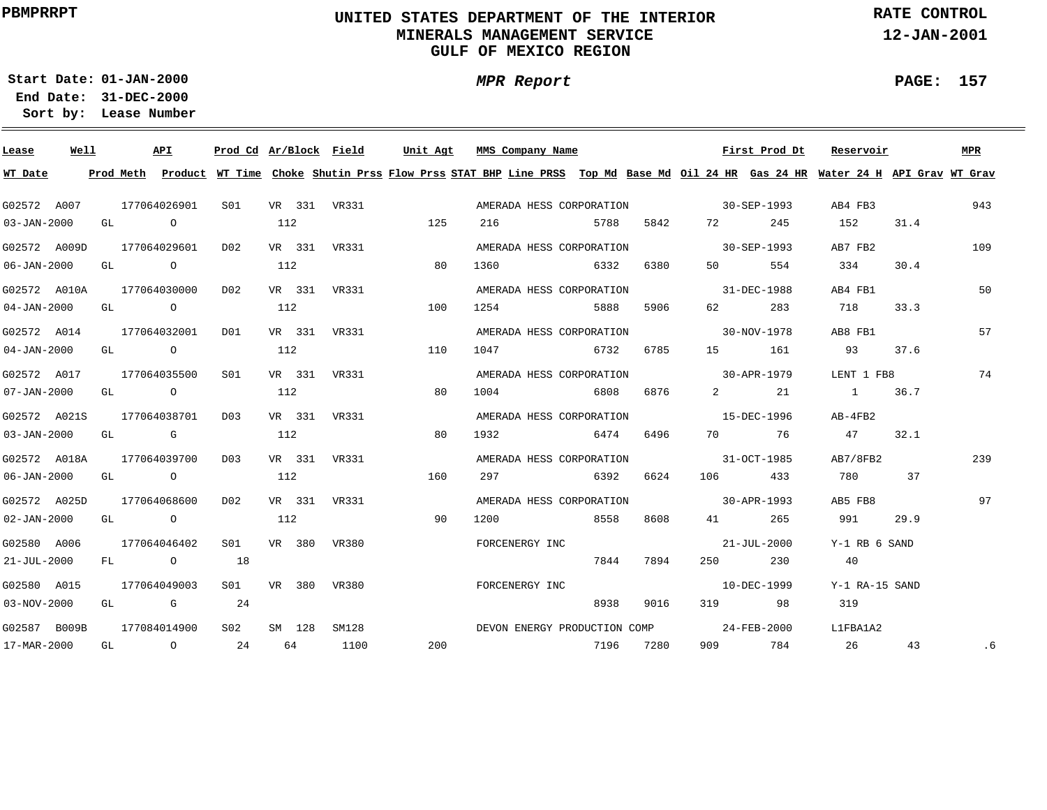UNITED STATES DEPARTMENT OF THE INTERIOR
MINERALS MANAGEMENT SERVICE
GULF OF MEXICO REGION

PBMPRRPT

RATE CONTROL
12-JAN-2001

Start Date: 01-JAN-2000
End Date: 31-DEC-2000
Sort by: Lease Number

*MPR Report*

PAGE: 157

| Lease | Well | API | Prod Cd | Ar/Block | Field | Unit Agt | MMS Company Name | | | First Prod Dt | | Reservoir | | MPR |
|---|---|---|---|---|---|---|---|---|---|---|---|---|---|---|
| WT Date | Prod Meth | Product | WT Time | Choke | Shutin Prss | Flow Prss | STAT BHP | Line PRSS | Top Md | Base Md | Oil 24 HR | Gas 24 HR | Water 24 H | API Grav | WT Grav |
| G02572 | A007 | 177064026901 | S01 | VR 331 | VR331 | | AMERADA HESS CORPORATION | | | 30-SEP-1993 | | AB4 FB3 | | 943 |
| 03-JAN-2000 | GL | O | | 112 | | 125 | 216 | | 5788 | 5842 | 72 | 245 | 152 | 31.4 | |
| G02572 | A009D | 177064029601 | D02 | VR 331 | VR331 | | AMERADA HESS CORPORATION | | | 30-SEP-1993 | | AB7 FB2 | | 109 |
| 06-JAN-2000 | GL | O | | 112 | | 80 | 1360 | | 6332 | 6380 | 50 | 554 | 334 | 30.4 | |
| G02572 | A010A | 177064030000 | D02 | VR 331 | VR331 | | AMERADA HESS CORPORATION | | | 31-DEC-1988 | | AB4 FB1 | | 50 |
| 04-JAN-2000 | GL | O | | 112 | | 100 | 1254 | | 5888 | 5906 | 62 | 283 | 718 | 33.3 | |
| G02572 | A014 | 177064032001 | D01 | VR 331 | VR331 | | AMERADA HESS CORPORATION | | | 30-NOV-1978 | | AB8 FB1 | | 57 |
| 04-JAN-2000 | GL | O | | 112 | | 110 | 1047 | | 6732 | 6785 | 15 | 161 | 93 | 37.6 | |
| G02572 | A017 | 177064035500 | S01 | VR 331 | VR331 | | AMERADA HESS CORPORATION | | | 30-APR-1979 | | LENT 1 FB8 | | 74 |
| 07-JAN-2000 | GL | O | | 112 | | 80 | 1004 | | 6808 | 6876 | 2 | 21 | 1 | 36.7 | |
| G02572 | A021S | 177064038701 | D03 | VR 331 | VR331 | | AMERADA HESS CORPORATION | | | 15-DEC-1996 | | AB-4FB2 | | |
| 03-JAN-2000 | GL | G | | 112 | | 80 | 1932 | | 6474 | 6496 | 70 | 76 | 47 | 32.1 | |
| G02572 | A018A | 177064039700 | D03 | VR 331 | VR331 | | AMERADA HESS CORPORATION | | | 31-OCT-1985 | | AB7/8FB2 | | 239 |
| 06-JAN-2000 | GL | O | | 112 | | 160 | 297 | | 6392 | 6624 | 106 | 433 | 780 | 37 | |
| G02572 | A025D | 177064068600 | D02 | VR 331 | VR331 | | AMERADA HESS CORPORATION | | | 30-APR-1993 | | AB5 FB8 | | 97 |
| 02-JAN-2000 | GL | O | | 112 | | 90 | 1200 | | 8558 | 8608 | 41 | 265 | 991 | 29.9 | |
| G02580 | A006 | 177064046402 | S01 | VR 380 | VR380 | | FORCENERGY INC | | | 21-JUL-2000 | | Y-1 RB 6 SAND | | |
| 21-JUL-2000 | FL | O | 18 | | | | | | 7844 | 7894 | 250 | 230 | 40 | | |
| G02580 | A015 | 177064049003 | S01 | VR 380 | VR380 | | FORCENERGY INC | | | 10-DEC-1999 | | Y-1 RA-15 SAND | | |
| 03-NOV-2000 | GL | G | 24 | | | | | | 8938 | 9016 | 319 | 98 | 319 | | |
| G02587 | B009B | 177084014900 | S02 | SM 128 | SM128 | | DEVON ENERGY PRODUCTION COMP | | | 24-FEB-2000 | | L1FBA1A2 | | |
| 17-MAR-2000 | GL | O | 24 | 64 | 1100 | 200 | | | 7196 | 7280 | 909 | 784 | 26 | 43 | .6 |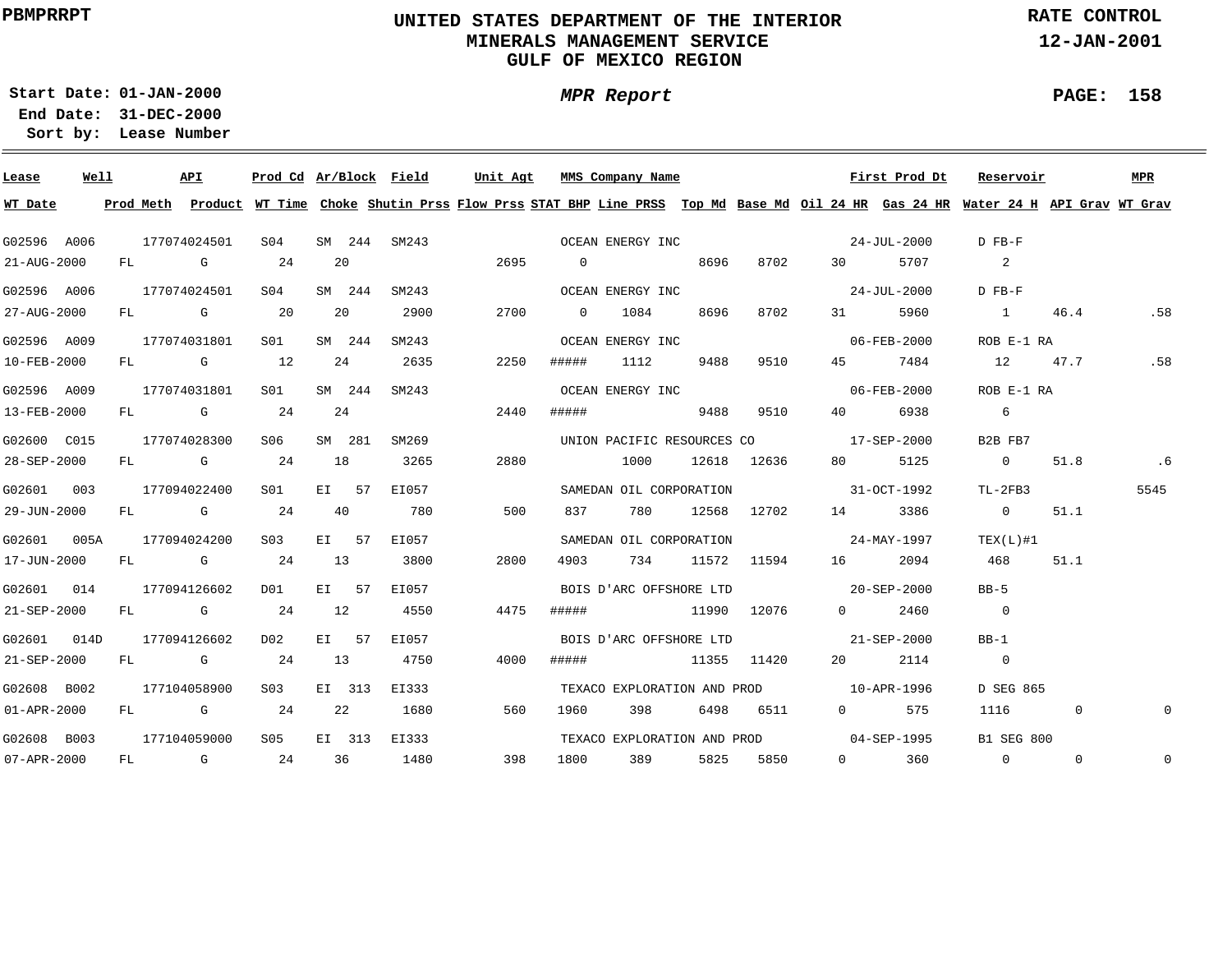PBMPRRPT

# UNITED STATES DEPARTMENT OF THE INTERIOR
## MINERALS MANAGEMENT SERVICE
## GULF OF MEXICO REGION

RATE CONTROL
12-JAN-2001

**Start Date:** 01-JAN-2000
**End Date:** 31-DEC-2000
**Sort by:** Lease Number

*MPR Report*

| Lease | Well | API | Prod Cd | Ar/Block | Field | Unit Agt | MMS Company Name | | | | First Prod Dt | Reservoir | | MPR |
|---|---|---|---|---|---|---|---|---|---|---|---|---|---|---|
| **WT Date** | **Prod Meth** | **Product** | **WT Time** | **Choke** | **Shutin Prss** | **Flow Prss** | **STAT BHP** | **Line PRSS** | **Top Md** | **Base Md** | **Oil 24 HR** | **Gas 24 HR** | **Water 24 H** | **API Grav** | **WT Grav** |
| G02596 | A006 | 177074024501 | S04 | SM 244 | SM243 | | OCEAN ENERGY INC | | | | 24-JUL-2000 | D FB-F | | |
| 21-AUG-2000 | FL | G | 24 | 20 | | 2695 | 0 | | 8696 | 8702 | 30 | 5707 | 2 | | |
| G02596 | A006 | 177074024501 | S04 | SM 244 | SM243 | | OCEAN ENERGY INC | | | | 24-JUL-2000 | D FB-F | | |
| 27-AUG-2000 | FL | G | 20 | 20 | 2900 | 2700 | 0 | 1084 | 8696 | 8702 | 31 | 5960 | 1 | 46.4 | .58 |
| G02596 | A009 | 177074031801 | S01 | SM 244 | SM243 | | OCEAN ENERGY INC | | | | 06-FEB-2000 | ROB E-1 RA | | |
| 10-FEB-2000 | FL | G | 12 | 24 | 2635 | 2250 | ##### | 1112 | 9488 | 9510 | 45 | 7484 | 12 | 47.7 | .58 |
| G02596 | A009 | 177074031801 | S01 | SM 244 | SM243 | | OCEAN ENERGY INC | | | | 06-FEB-2000 | ROB E-1 RA | | |
| 13-FEB-2000 | FL | G | 24 | 24 | | 2440 | ##### | | 9488 | 9510 | 40 | 6938 | 6 | | |
| G02600 | C015 | 177074028300 | S06 | SM 281 | SM269 | | UNION PACIFIC RESOURCES CO | | | | 17-SEP-2000 | B2B FB7 | | |
| 28-SEP-2000 | FL | G | 24 | 18 | 3265 | 2880 | | 1000 | 12618 | 12636 | 80 | 5125 | 0 | 51.8 | .6 |
| G02601 | 003 | 177094022400 | S01 | EI 57 | EI057 | | SAMEDAN OIL CORPORATION | | | | 31-OCT-1992 | TL-2FB3 | | 5545 |
| 29-JUN-2000 | FL | G | 24 | 40 | 780 | 500 | 837 | 780 | 12568 | 12702 | 14 | 3386 | 0 | 51.1 | |
| G02601 | 005A | 177094024200 | S03 | EI 57 | EI057 | | SAMEDAN OIL CORPORATION | | | | 24-MAY-1997 | TEX(L)#1 | | |
| 17-JUN-2000 | FL | G | 24 | 13 | 3800 | 2800 | 4903 | 734 | 11572 | 11594 | 16 | 2094 | 468 | 51.1 | |
| G02601 | 014 | 177094126602 | D01 | EI 57 | EI057 | | BOIS D'ARC OFFSHORE LTD | | | | 20-SEP-2000 | BB-5 | | |
| 21-SEP-2000 | FL | G | 24 | 12 | 4550 | 4475 | ##### | | 11990 | 12076 | 0 | 2460 | 0 | | |
| G02601 | 014D | 177094126602 | D02 | EI 57 | EI057 | | BOIS D'ARC OFFSHORE LTD | | | | 21-SEP-2000 | BB-1 | | |
| 21-SEP-2000 | FL | G | 24 | 13 | 4750 | 4000 | ##### | | 11355 | 11420 | 20 | 2114 | 0 | | |
| G02608 | B002 | 177104058900 | S03 | EI 313 | EI333 | | TEXACO EXPLORATION AND PROD | | | | 10-APR-1996 | D SEG 865 | | |
| 01-APR-2000 | FL | G | 24 | 22 | 1680 | 560 | 1960 | 398 | 6498 | 6511 | 0 | 575 | 1116 | 0 | 0 |
| G02608 | B003 | 177104059000 | S05 | EI 313 | EI333 | | TEXACO EXPLORATION AND PROD | | | | 04-SEP-1995 | B1 SEG 800 | | |
| 07-APR-2000 | FL | G | 24 | 36 | 1480 | 398 | 1800 | 389 | 5825 | 5850 | 0 | 360 | 0 | 0 | 0 |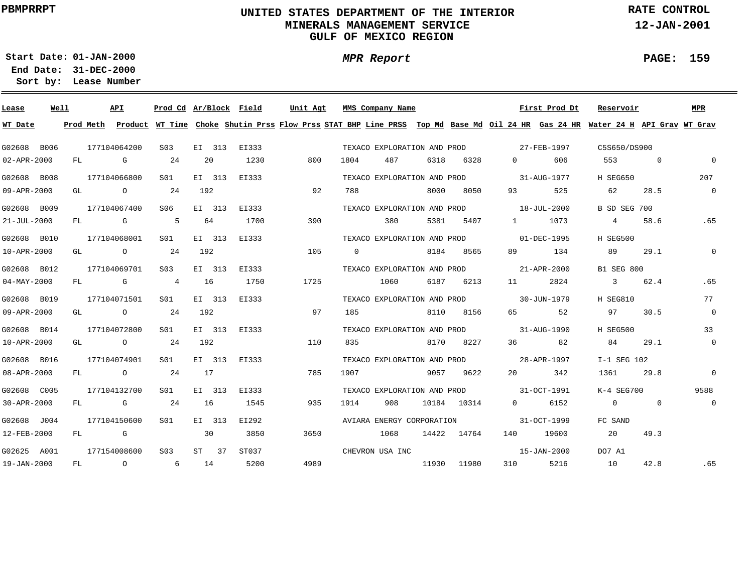**PBMPRRPT**

# UNITED STATES DEPARTMENT OF THE INTERIOR
## MINERALS MANAGEMENT SERVICE
## GULF OF MEXICO REGION

**RATE CONTROL**
**12-JAN-2001**

**Start Date:** 01-JAN-2000
**End Date:** 31-DEC-2000
**Sort by:** Lease Number

***MPR Report***

| Lease | Well | API | Prod Cd | Ar/Block | Field | Unit Agt | MMS Company Name | | | First Prod Dt | | Reservoir | | MPR |
|---|---|---|---|---|---|---|---|---|---|---|---|---|---|---|
| **WT Date** | **Prod Meth** | **Product** | **WT Time** | **Choke** | **Shutin Prss** | **Flow Prss** | **STAT BHP** | **Line PRSS** | **Top Md** | **Base Md** | **Oil 24 HR** | **Gas 24 HR** | **Water 24 H** | **API Grav** | **WT Grav** |
| G02608 | B006 | 177104064200 | S03 | EI 313 | EI333 | | TEXACO EXPLORATION AND PROD | | | 27-FEB-1997 | | C5S650/DS900 | | |
| 02-APR-2000 | FL | G | 24 | 20 | 1230 | 800 | 1804 | 487 | 6318 | 6328 | 0 | 606 | 553 | 0 | 0 |
| G02608 | B008 | 177104066800 | S01 | EI 313 | EI333 | | TEXACO EXPLORATION AND PROD | | | 31-AUG-1977 | | H SEG650 | | 207 |
| 09-APR-2000 | GL | O | 24 | 192 | | 92 | 788 | | 8000 | 8050 | 93 | 525 | 62 | 28.5 | 0 |
| G02608 | B009 | 177104067400 | S06 | EI 313 | EI333 | | TEXACO EXPLORATION AND PROD | | | 18-JUL-2000 | | B SD SEG 700 | | |
| 21-JUL-2000 | FL | G | 5 | 64 | 1700 | 390 | | 380 | 5381 | 5407 | 1 | 1073 | 4 | 58.6 | .65 |
| G02608 | B010 | 177104068001 | S01 | EI 313 | EI333 | | TEXACO EXPLORATION AND PROD | | | 01-DEC-1995 | | H SEG500 | | |
| 10-APR-2000 | GL | O | 24 | 192 | | 105 | 0 | | 8184 | 8565 | 89 | 134 | 89 | 29.1 | 0 |
| G02608 | B012 | 177104069701 | S03 | EI 313 | EI333 | | TEXACO EXPLORATION AND PROD | | | 21-APR-2000 | | B1 SEG 800 | | |
| 04-MAY-2000 | FL | G | 4 | 16 | 1750 | 1725 | | 1060 | 6187 | 6213 | 11 | 2824 | 3 | 62.4 | .65 |
| G02608 | B019 | 177104071501 | S01 | EI 313 | EI333 | | TEXACO EXPLORATION AND PROD | | | 30-JUN-1979 | | H SEG810 | | 77 |
| 09-APR-2000 | GL | O | 24 | 192 | | 97 | 185 | | 8110 | 8156 | 65 | 52 | 97 | 30.5 | 0 |
| G02608 | B014 | 177104072800 | S01 | EI 313 | EI333 | | TEXACO EXPLORATION AND PROD | | | 31-AUG-1990 | | H SEG500 | | 33 |
| 10-APR-2000 | GL | O | 24 | 192 | | 110 | 835 | | 8170 | 8227 | 36 | 82 | 84 | 29.1 | 0 |
| G02608 | B016 | 177104074901 | S01 | EI 313 | EI333 | | TEXACO EXPLORATION AND PROD | | | 28-APR-1997 | | I-1 SEG 102 | | |
| 08-APR-2000 | FL | O | 24 | 17 | | 785 | 1907 | | 9057 | 9622 | 20 | 342 | 1361 | 29.8 | 0 |
| G02608 | C005 | 177104132700 | S01 | EI 313 | EI333 | | TEXACO EXPLORATION AND PROD | | | 31-OCT-1991 | | K-4 SEG700 | | 9588 |
| 30-APR-2000 | FL | G | 24 | 16 | 1545 | 935 | 1914 | 908 | 10184 | 10314 | 0 | 6152 | 0 | 0 | 0 |
| G02608 | J004 | 177104150600 | S01 | EI 313 | EI292 | | AVIARA ENERGY CORPORATION | | | 31-OCT-1999 | | FC SAND | | |
| 12-FEB-2000 | FL | G | | 30 | 3850 | 3650 | | 1068 | 14422 | 14764 | 140 | 19600 | 20 | 49.3 | |
| G02625 | A001 | 177154008600 | S03 | ST 37 | ST037 | | CHEVRON USA INC | | | 15-JAN-2000 | | DO7 A1 | | |
| 19-JAN-2000 | FL | O | 6 | 14 | 5200 | 4989 | | | 11930 | 11980 | 310 | 5216 | 10 | 42.8 | .65 |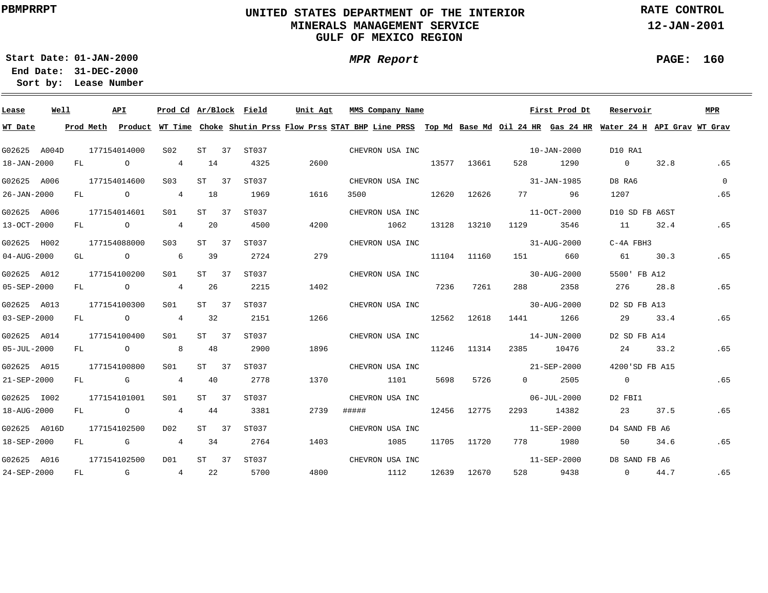PBMPRRPT

# UNITED STATES DEPARTMENT OF THE INTERIOR
## MINERALS MANAGEMENT SERVICE
## GULF OF MEXICO REGION

RATE CONTROL
12-JAN-2001

**Start Date:** 01-JAN-2000
**End Date:** 31-DEC-2000
**Sort by:** Lease Number

*MPR Report*

| Lease | Well | API | Prod Cd | Ar/Block | Field | Unit Agt | MMS Company Name | | | | | First Prod Dt | Reservoir | | MPR |
|---|---|---|---|---|---|---|---|---|---|---|---|---|---|---|---|
| **WT Date** | **Prod Meth** | **Product** | **WT Time** | **Choke** | **Shutin Prss** | **Flow Prss** | **STAT BHP** | **Line PRSS** | **Top Md** | **Base Md** | **Oil 24 HR** | **Gas 24 HR** | **Water 24 H** | **API Grav** | **WT Grav** |
| G02625 | A004D | 177154014000 | S02 | ST 37 | ST037 | | CHEVRON USA INC | | | | | 10-JAN-2000 | D10 RA1 | | |
| 18-JAN-2000 | FL | O | 4 | 14 | 4325 | 2600 | | | 13577 | 13661 | 528 | 1290 | 0 | 32.8 | .65 |
| G02625 | A006 | 177154014600 | S03 | ST 37 | ST037 | | CHEVRON USA INC | | | | | 31-JAN-1985 | D8 RA6 | | 0 |
| 26-JAN-2000 | FL | O | 4 | 18 | 1969 | 1616 | 3500 | | 12620 | 12626 | 77 | 96 | 1207 | | .65 |
| G02625 | A006 | 177154014601 | S01 | ST 37 | ST037 | | CHEVRON USA INC | | | | | 11-OCT-2000 | D10 SD FB A6ST | | |
| 13-OCT-2000 | FL | O | 4 | 20 | 4500 | 4200 | | 1062 | 13128 | 13210 | 1129 | 3546 | 11 | 32.4 | .65 |
| G02625 | H002 | 177154088000 | S03 | ST 37 | ST037 | | CHEVRON USA INC | | | | | 31-AUG-2000 | C-4A FBH3 | | |
| 04-AUG-2000 | GL | O | 6 | 39 | 2724 | 279 | | | 11104 | 11160 | 151 | 660 | 61 | 30.3 | .65 |
| G02625 | A012 | 177154100200 | S01 | ST 37 | ST037 | | CHEVRON USA INC | | | | | 30-AUG-2000 | 5500' FB A12 | | |
| 05-SEP-2000 | FL | O | 4 | 26 | 2215 | 1402 | | | 7236 | 7261 | 288 | 2358 | 276 | 28.8 | .65 |
| G02625 | A013 | 177154100300 | S01 | ST 37 | ST037 | | CHEVRON USA INC | | | | | 30-AUG-2000 | D2 SD FB A13 | | |
| 03-SEP-2000 | FL | O | 4 | 32 | 2151 | 1266 | | | 12562 | 12618 | 1441 | 1266 | 29 | 33.4 | .65 |
| G02625 | A014 | 177154100400 | S01 | ST 37 | ST037 | | CHEVRON USA INC | | | | | 14-JUN-2000 | D2 SD FB A14 | | |
| 05-JUL-2000 | FL | O | 8 | 48 | 2900 | 1896 | | | 11246 | 11314 | 2385 | 10476 | 24 | 33.2 | .65 |
| G02625 | A015 | 177154100800 | S01 | ST 37 | ST037 | | CHEVRON USA INC | | | | | 21-SEP-2000 | 4200'SD FB A15 | | |
| 21-SEP-2000 | FL | G | 4 | 40 | 2778 | 1370 | | 1101 | 5698 | 5726 | 0 | 2505 | 0 | | .65 |
| G02625 | I002 | 177154101001 | S01 | ST 37 | ST037 | | CHEVRON USA INC | | | | | 06-JUL-2000 | D2 FBI1 | | |
| 18-AUG-2000 | FL | O | 4 | 44 | 3381 | 2739 | ##### | | 12456 | 12775 | 2293 | 14382 | 23 | 37.5 | .65 |
| G02625 | A016D | 177154102500 | D02 | ST 37 | ST037 | | CHEVRON USA INC | | | | | 11-SEP-2000 | D4 SAND FB A6 | | |
| 18-SEP-2000 | FL | G | 4 | 34 | 2764 | 1403 | | 1085 | 11705 | 11720 | 778 | 1980 | 50 | 34.6 | .65 |
| G02625 | A016 | 177154102500 | D01 | ST 37 | ST037 | | CHEVRON USA INC | | | | | 11-SEP-2000 | D8 SAND FB A6 | | |
| 24-SEP-2000 | FL | G | 4 | 22 | 5700 | 4800 | | 1112 | 12639 | 12670 | 528 | 9438 | 0 | 44.7 | .65 |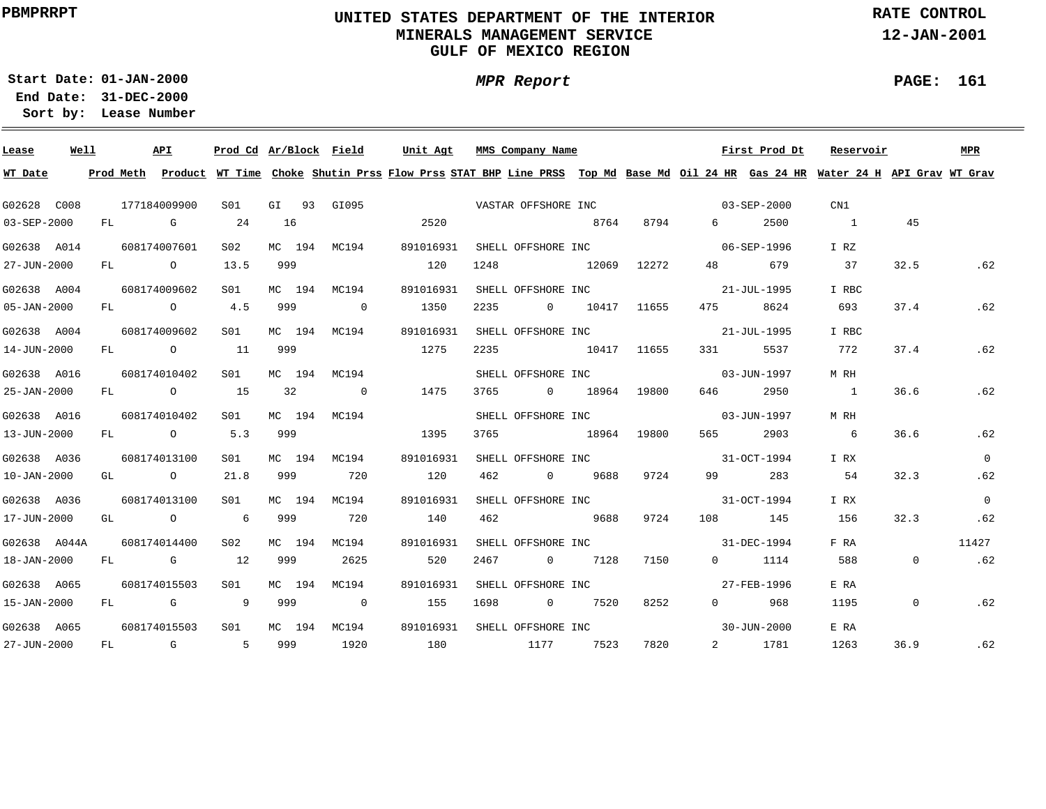**PBMPRRPT**

**UNITED STATES DEPARTMENT OF THE INTERIOR**
**MINERALS MANAGEMENT SERVICE**
**GULF OF MEXICO REGION**

**RATE CONTROL**
**12-JAN-2001**

**Start Date:** 01-JAN-2000
**End Date:** 31-DEC-2000
**Sort by:** Lease Number

***MPR Report***

| Lease | Well | API | Prod Cd | Ar/Block | Field | Unit Agt | MMS Company Name | First Prod Dt | Reservoir | MPR | | | | | |
|---|---|---|---|---|---|---|---|---|---|---|---|---|---|---|---|
| **WT Date** | **Prod Meth** | **Product** | **WT Time** | **Choke** | **Shutin Prss** | **Flow Prss** | **STAT BHP** | **Line PRSS** | **Top Md** | **Base Md** | **Oil 24 HR** | **Gas 24 HR** | **Water 24 H** | **API Grav** | **WT Grav** |
| G02628 | C008 | 177184009900 | S01 | GI 93 | GI095 | | VASTAR OFFSHORE INC | 03-SEP-2000 | CN1 | | | | | | |
| 03-SEP-2000 | FL | G | 24 | 16 | | 2520 | | | 8764 | 8794 | 6 | 2500 | 1 | 45 | |
| G02638 | A014 | 608174007601 | S02 | MC 194 | MC194 | 891016931 | SHELL OFFSHORE INC | 06-SEP-1996 | I RZ | | | | | | |
| 27-JUN-2000 | FL | O | 13.5 | 999 | | 120 | 1248 | | 12069 | 12272 | 48 | 679 | 37 | 32.5 | .62 |
| G02638 | A004 | 608174009602 | S01 | MC 194 | MC194 | 891016931 | SHELL OFFSHORE INC | 21-JUL-1995 | I RBC | | | | | | |
| 05-JAN-2000 | FL | O | 4.5 | 999 | 0 | 1350 | 2235 | 0 | 10417 | 11655 | 475 | 8624 | 693 | 37.4 | .62 |
| G02638 | A004 | 608174009602 | S01 | MC 194 | MC194 | 891016931 | SHELL OFFSHORE INC | 21-JUL-1995 | I RBC | | | | | | |
| 14-JUN-2000 | FL | O | 11 | 999 | | 1275 | 2235 | | 10417 | 11655 | 331 | 5537 | 772 | 37.4 | .62 |
| G02638 | A016 | 608174010402 | S01 | MC 194 | MC194 | | SHELL OFFSHORE INC | 03-JUN-1997 | M RH | | | | | | |
| 25-JAN-2000 | FL | O | 15 | 32 | 0 | 1475 | 3765 | 0 | 18964 | 19800 | 646 | 2950 | 1 | 36.6 | .62 |
| G02638 | A016 | 608174010402 | S01 | MC 194 | MC194 | | SHELL OFFSHORE INC | 03-JUN-1997 | M RH | | | | | | |
| 13-JUN-2000 | FL | O | 5.3 | 999 | | 1395 | 3765 | | 18964 | 19800 | 565 | 2903 | 6 | 36.6 | .62 |
| G02638 | A036 | 608174013100 | S01 | MC 194 | MC194 | 891016931 | SHELL OFFSHORE INC | 31-OCT-1994 | I RX | 0 | | | | | |
| 10-JAN-2000 | GL | O | 21.8 | 999 | 720 | 120 | 462 | 0 | 9688 | 9724 | 99 | 283 | 54 | 32.3 | .62 |
| G02638 | A036 | 608174013100 | S01 | MC 194 | MC194 | 891016931 | SHELL OFFSHORE INC | 31-OCT-1994 | I RX | 0 | | | | | |
| 17-JUN-2000 | GL | O | 6 | 999 | 720 | 140 | 462 | | 9688 | 9724 | 108 | 145 | 156 | 32.3 | .62 |
| G02638 | A044A | 608174014400 | S02 | MC 194 | MC194 | 891016931 | SHELL OFFSHORE INC | 31-DEC-1994 | F RA | 11427 | | | | | |
| 18-JAN-2000 | FL | G | 12 | 999 | 2625 | 520 | 2467 | 0 | 7128 | 7150 | 0 | 1114 | 588 | 0 | .62 |
| G02638 | A065 | 608174015503 | S01 | MC 194 | MC194 | 891016931 | SHELL OFFSHORE INC | 27-FEB-1996 | E RA | | | | | | |
| 15-JAN-2000 | FL | G | 9 | 999 | 0 | 155 | 1698 | 0 | 7520 | 8252 | 0 | 968 | 1195 | 0 | .62 |
| G02638 | A065 | 608174015503 | S01 | MC 194 | MC194 | 891016931 | SHELL OFFSHORE INC | 30-JUN-2000 | E RA | | | | | | |
| 27-JUN-2000 | FL | G | 5 | 999 | 1920 | 180 | | 1177 | 7523 | 7820 | 2 | 1781 | 1263 | 36.9 | .62 |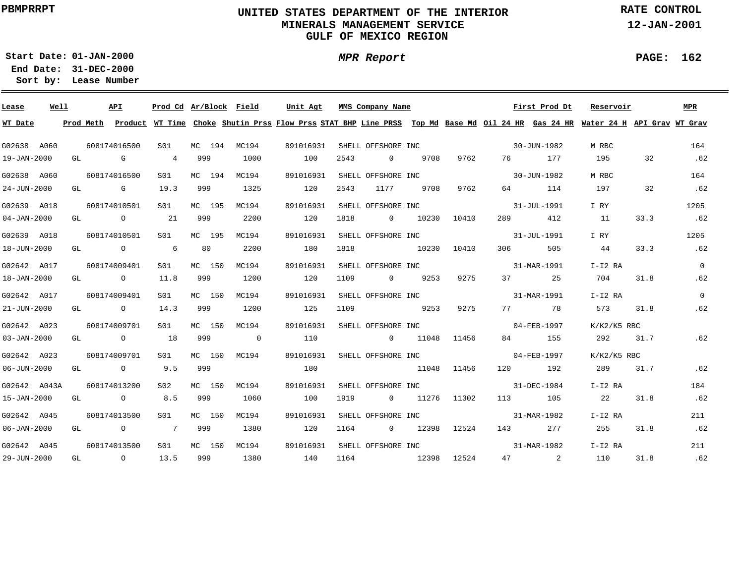PBMPRRPT

# UNITED STATES DEPARTMENT OF THE INTERIOR
## MINERALS MANAGEMENT SERVICE
## GULF OF MEXICO REGION

RATE CONTROL
12-JAN-2001

**Start Date:** 01-JAN-2000
**End Date:** 31-DEC-2000
**Sort by:** Lease Number

*MPR Report*

| Lease | Well | API | Prod Cd | Ar/Block | Field | Unit Agt | MMS Company Name | | | | First Prod Dt | | Reservoir | | MPR |
|---|---|---|---|---|---|---|---|---|---|---|---|---|---|---|---|
| WT Date | Prod Meth | Product | WT Time | Choke | Shutin Prss | Flow Prss | STAT BHP | Line PRSS | Top Md | Base Md | Oil 24 HR | Gas 24 HR | Water 24 H | API Grav | WT Grav |
| G02638 | A060 | 608174016500 | S01 | MC 194 | MC194 | 891016931 | SHELL OFFSHORE INC | | | | 30-JUN-1982 | | M RBC | | 164 |
| 19-JAN-2000 | GL | G | 4 | 999 | 1000 | 100 | 2543 | 0 | 9708 | 9762 | 76 | 177 | 195 | 32 | .62 |
| G02638 | A060 | 608174016500 | S01 | MC 194 | MC194 | 891016931 | SHELL OFFSHORE INC | | | | 30-JUN-1982 | | M RBC | | 164 |
| 24-JUN-2000 | GL | G | 19.3 | 999 | 1325 | 120 | 2543 | 1177 | 9708 | 9762 | 64 | 114 | 197 | 32 | .62 |
| G02639 | A018 | 608174010501 | S01 | MC 195 | MC194 | 891016931 | SHELL OFFSHORE INC | | | | 31-JUL-1991 | | I RY | | 1205 |
| 04-JAN-2000 | GL | O | 21 | 999 | 2200 | 120 | 1818 | 0 | 10230 | 10410 | 289 | 412 | 11 | 33.3 | .62 |
| G02639 | A018 | 608174010501 | S01 | MC 195 | MC194 | 891016931 | SHELL OFFSHORE INC | | | | 31-JUL-1991 | | I RY | | 1205 |
| 18-JUN-2000 | GL | O | 6 | 80 | 2200 | 180 | 1818 | | 10230 | 10410 | 306 | 505 | 44 | 33.3 | .62 |
| G02642 | A017 | 608174009401 | S01 | MC 150 | MC194 | 891016931 | SHELL OFFSHORE INC | | | | 31-MAR-1991 | | I-I2 RA | | 0 |
| 18-JAN-2000 | GL | O | 11.8 | 999 | 1200 | 120 | 1109 | 0 | 9253 | 9275 | 37 | 25 | 704 | 31.8 | .62 |
| G02642 | A017 | 608174009401 | S01 | MC 150 | MC194 | 891016931 | SHELL OFFSHORE INC | | | | 31-MAR-1991 | | I-I2 RA | | 0 |
| 21-JUN-2000 | GL | O | 14.3 | 999 | 1200 | 125 | 1109 | | 9253 | 9275 | 77 | 78 | 573 | 31.8 | .62 |
| G02642 | A023 | 608174009701 | S01 | MC 150 | MC194 | 891016931 | SHELL OFFSHORE INC | | | | 04-FEB-1997 | | K/K2/K5 RBC | | |
| 03-JAN-2000 | GL | O | 18 | 999 | 0 | 110 | | 0 | 11048 | 11456 | 84 | 155 | 292 | 31.7 | .62 |
| G02642 | A023 | 608174009701 | S01 | MC 150 | MC194 | 891016931 | SHELL OFFSHORE INC | | | | 04-FEB-1997 | | K/K2/K5 RBC | | |
| 06-JUN-2000 | GL | O | 9.5 | 999 | | 180 | | | 11048 | 11456 | 120 | 192 | 289 | 31.7 | .62 |
| G02642 | A043A | 608174013200 | S02 | MC 150 | MC194 | 891016931 | SHELL OFFSHORE INC | | | | 31-DEC-1984 | | I-I2 RA | | 184 |
| 15-JAN-2000 | GL | O | 8.5 | 999 | 1060 | 100 | 1919 | 0 | 11276 | 11302 | 113 | 105 | 22 | 31.8 | .62 |
| G02642 | A045 | 608174013500 | S01 | MC 150 | MC194 | 891016931 | SHELL OFFSHORE INC | | | | 31-MAR-1982 | | I-I2 RA | | 211 |
| 06-JAN-2000 | GL | O | 7 | 999 | 1380 | 120 | 1164 | 0 | 12398 | 12524 | 143 | 277 | 255 | 31.8 | .62 |
| G02642 | A045 | 608174013500 | S01 | MC 150 | MC194 | 891016931 | SHELL OFFSHORE INC | | | | 31-MAR-1982 | | I-I2 RA | | 211 |
| 29-JUN-2000 | GL | O | 13.5 | 999 | 1380 | 140 | 1164 | | 12398 | 12524 | 47 | 2 | 110 | 31.8 | .62 |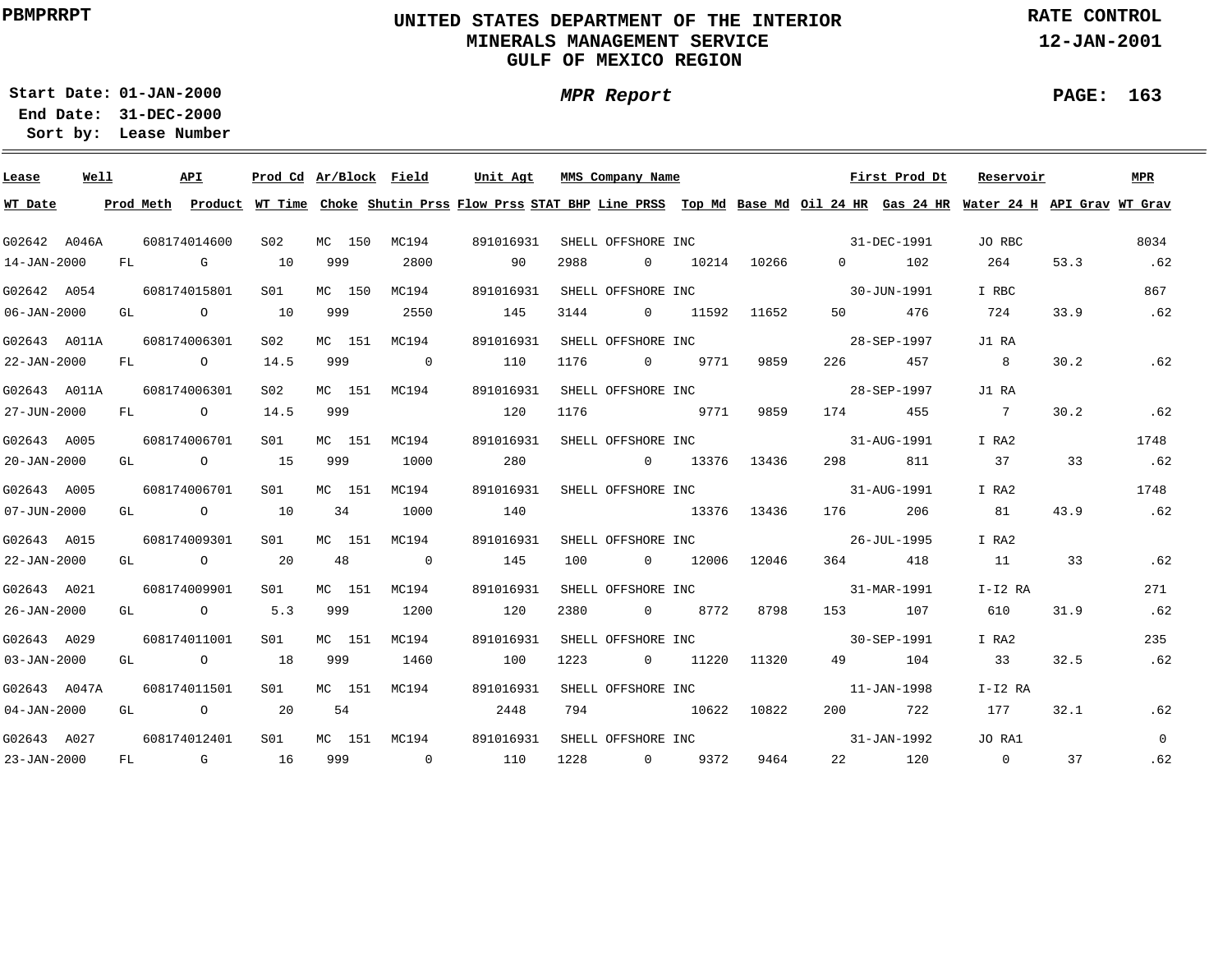PBMPRRPT

# UNITED STATES DEPARTMENT OF THE INTERIOR
## MINERALS MANAGEMENT SERVICE
## GULF OF MEXICO REGION

RATE CONTROL
12-JAN-2001

**Start Date:** 01-JAN-2000
**End Date:** 31-DEC-2000
**Sort by:** Lease Number

*MPR Report*

| Lease | Well | API | Prod Cd | Ar/Block | Field | Unit Agt | MMS Company Name | | | | First Prod Dt | | Reservoir | | MPR |
|---|---|---|---|---|---|---|---|---|---|---|---|---|---|---|---|
| **WT Date** | **Prod Meth** | **Product** | **WT Time** | **Choke** | **Shutin Prss** | **Flow Prss** | **STAT BHP** | **Line PRSS** | **Top Md** | **Base Md** | **Oil 24 HR** | **Gas 24 HR** | **Water 24 H** | **API Grav** | **WT Grav** |
| G02642 | A046A | 608174014600 | S02 | MC 150 | MC194 | 891016931 | SHELL OFFSHORE INC | | | | 31-DEC-1991 | | JO RBC | | 8034 |
| 14-JAN-2000 | FL | G | 10 | 999 | 2800 | 90 | 2988 | 0 | 10214 | 10266 | 0 | 102 | 264 | 53.3 | .62 |
| G02642 | A054 | 608174015801 | S01 | MC 150 | MC194 | 891016931 | SHELL OFFSHORE INC | | | | 30-JUN-1991 | | I RBC | | 867 |
| 06-JAN-2000 | GL | O | 10 | 999 | 2550 | 145 | 3144 | 0 | 11592 | 11652 | 50 | 476 | 724 | 33.9 | .62 |
| G02643 | A011A | 608174006301 | S02 | MC 151 | MC194 | 891016931 | SHELL OFFSHORE INC | | | | 28-SEP-1997 | | J1 RA | | |
| 22-JAN-2000 | FL | O | 14.5 | 999 | 0 | 110 | 1176 | 0 | 9771 | 9859 | 226 | 457 | 8 | 30.2 | .62 |
| G02643 | A011A | 608174006301 | S02 | MC 151 | MC194 | 891016931 | SHELL OFFSHORE INC | | | | 28-SEP-1997 | | J1 RA | | |
| 27-JUN-2000 | FL | O | 14.5 | 999 | | 120 | 1176 | | 9771 | 9859 | 174 | 455 | 7 | 30.2 | .62 |
| G02643 | A005 | 608174006701 | S01 | MC 151 | MC194 | 891016931 | SHELL OFFSHORE INC | | | | 31-AUG-1991 | | I RA2 | | 1748 |
| 20-JAN-2000 | GL | O | 15 | 999 | 1000 | 280 | | 0 | 13376 | 13436 | 298 | 811 | 37 | 33 | .62 |
| G02643 | A005 | 608174006701 | S01 | MC 151 | MC194 | 891016931 | SHELL OFFSHORE INC | | | | 31-AUG-1991 | | I RA2 | | 1748 |
| 07-JUN-2000 | GL | O | 10 | 34 | 1000 | 140 | | | 13376 | 13436 | 176 | 206 | 81 | 43.9 | .62 |
| G02643 | A015 | 608174009301 | S01 | MC 151 | MC194 | 891016931 | SHELL OFFSHORE INC | | | | 26-JUL-1995 | | I RA2 | | |
| 22-JAN-2000 | GL | O | 20 | 48 | 0 | 145 | 100 | 0 | 12006 | 12046 | 364 | 418 | 11 | 33 | .62 |
| G02643 | A021 | 608174009901 | S01 | MC 151 | MC194 | 891016931 | SHELL OFFSHORE INC | | | | 31-MAR-1991 | | I-I2 RA | | 271 |
| 26-JAN-2000 | GL | O | 5.3 | 999 | 1200 | 120 | 2380 | 0 | 8772 | 8798 | 153 | 107 | 610 | 31.9 | .62 |
| G02643 | A029 | 608174011001 | S01 | MC 151 | MC194 | 891016931 | SHELL OFFSHORE INC | | | | 30-SEP-1991 | | I RA2 | | 235 |
| 03-JAN-2000 | GL | O | 18 | 999 | 1460 | 100 | 1223 | 0 | 11220 | 11320 | 49 | 104 | 33 | 32.5 | .62 |
| G02643 | A047A | 608174011501 | S01 | MC 151 | MC194 | 891016931 | SHELL OFFSHORE INC | | | | 11-JAN-1998 | | I-I2 RA | | |
| 04-JAN-2000 | GL | O | 20 | 54 | | 2448 | 794 | | 10622 | 10822 | 200 | 722 | 177 | 32.1 | .62 |
| G02643 | A027 | 608174012401 | S01 | MC 151 | MC194 | 891016931 | SHELL OFFSHORE INC | | | | 31-JAN-1992 | | JO RA1 | | 0 |
| 23-JAN-2000 | FL | G | 16 | 999 | 0 | 110 | 1228 | 0 | 9372 | 9464 | 22 | 120 | 0 | 37 | .62 |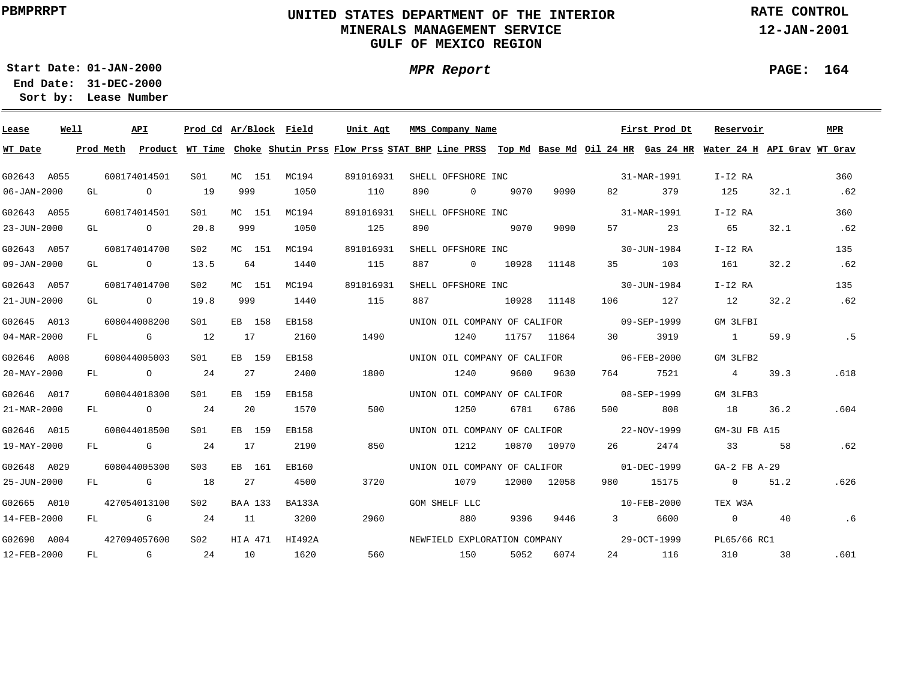PBMPRRPT

# UNITED STATES DEPARTMENT OF THE INTERIOR
## MINERALS MANAGEMENT SERVICE
## GULF OF MEXICO REGION

RATE CONTROL
12-JAN-2001

**Start Date:** 01-JAN-2000
**End Date:** 31-DEC-2000
**Sort by:** Lease Number

*MPR Report*

PAGE: 164

| Lease | Well | API | Prod Cd | Ar/Block | Field | Unit Agt | MMS Company Name | | | | First Prod Dt | | Reservoir | | MPR |
|---|---|---|---|---|---|---|---|---|---|---|---|---|---|---|---|
| WT Date | Prod Meth | Product | WT Time | Choke | Shutin Prss | Flow Prss | STAT BHP | Line PRSS | Top Md | Base Md | Oil 24 HR | Gas 24 HR | Water 24 H | API Grav | WT Grav |
| G02643 | A055 | 608174014501 | S01 | MC 151 | MC194 | 891016931 | SHELL OFFSHORE INC | | | | 31-MAR-1991 | | I-I2 RA | | 360 |
| 06-JAN-2000 | GL | O | 19 | 999 | 1050 | 110 | 890 | 0 | 9070 | 9090 | 82 | 379 | 125 | 32.1 | .62 |
| G02643 | A055 | 608174014501 | S01 | MC 151 | MC194 | 891016931 | SHELL OFFSHORE INC | | | | 31-MAR-1991 | | I-I2 RA | | 360 |
| 23-JUN-2000 | GL | O | 20.8 | 999 | 1050 | 125 | 890 | | 9070 | 9090 | 57 | 23 | 65 | 32.1 | .62 |
| G02643 | A057 | 608174014700 | S02 | MC 151 | MC194 | 891016931 | SHELL OFFSHORE INC | | | | 30-JUN-1984 | | I-I2 RA | | 135 |
| 09-JAN-2000 | GL | O | 13.5 | 64 | 1440 | 115 | 887 | 0 | 10928 | 11148 | 35 | 103 | 161 | 32.2 | .62 |
| G02643 | A057 | 608174014700 | S02 | MC 151 | MC194 | 891016931 | SHELL OFFSHORE INC | | | | 30-JUN-1984 | | I-I2 RA | | 135 |
| 21-JUN-2000 | GL | O | 19.8 | 999 | 1440 | 115 | 887 | | 10928 | 11148 | 106 | 127 | 12 | 32.2 | .62 |
| G02645 | A013 | 608044008200 | S01 | EB 158 | EB158 | | UNION OIL COMPANY OF CALIFOR | | | | 09-SEP-1999 | | GM 3LFBI | | |
| 04-MAR-2000 | FL | G | 12 | 17 | 2160 | 1490 | | 1240 | 11757 | 11864 | 30 | 3919 | 1 | 59.9 | .5 |
| G02646 | A008 | 608044005003 | S01 | EB 159 | EB158 | | UNION OIL COMPANY OF CALIFOR | | | | 06-FEB-2000 | | GM 3LFB2 | | |
| 20-MAY-2000 | FL | O | 24 | 27 | 2400 | 1800 | | 1240 | 9600 | 9630 | 764 | 7521 | 4 | 39.3 | .618 |
| G02646 | A017 | 608044018300 | S01 | EB 159 | EB158 | | UNION OIL COMPANY OF CALIFOR | | | | 08-SEP-1999 | | GM 3LFB3 | | |
| 21-MAR-2000 | FL | O | 24 | 20 | 1570 | 500 | | 1250 | 6781 | 6786 | 500 | 808 | 18 | 36.2 | .604 |
| G02646 | A015 | 608044018500 | S01 | EB 159 | EB158 | | UNION OIL COMPANY OF CALIFOR | | | | 22-NOV-1999 | | GM-3U FB A15 | | |
| 19-MAY-2000 | FL | G | 24 | 17 | 2190 | 850 | | 1212 | 10870 | 10970 | 26 | 2474 | 33 | 58 | .62 |
| G02648 | A029 | 608044005300 | S03 | EB 161 | EB160 | | UNION OIL COMPANY OF CALIFOR | | | | 01-DEC-1999 | | GA-2 FB A-29 | | |
| 25-JUN-2000 | FL | G | 18 | 27 | 4500 | 3720 | | 1079 | 12000 | 12058 | 980 | 15175 | 0 | 51.2 | .626 |
| G02665 | A010 | 427054013100 | S02 | BAA 133 | BA133A | | GOM SHELF LLC | | | | 10-FEB-2000 | | TEX W3A | | |
| 14-FEB-2000 | FL | G | 24 | 11 | 3200 | 2960 | | 880 | 9396 | 9446 | 3 | 6600 | 0 | 40 | .6 |
| G02690 | A004 | 427094057600 | S02 | HIA 471 | HI492A | | NEWFIELD EXPLORATION COMPANY | | | | 29-OCT-1999 | | PL65/66 RC1 | | |
| 12-FEB-2000 | FL | G | 24 | 10 | 1620 | 560 | | 150 | 5052 | 6074 | 24 | 116 | 310 | 38 | .601 |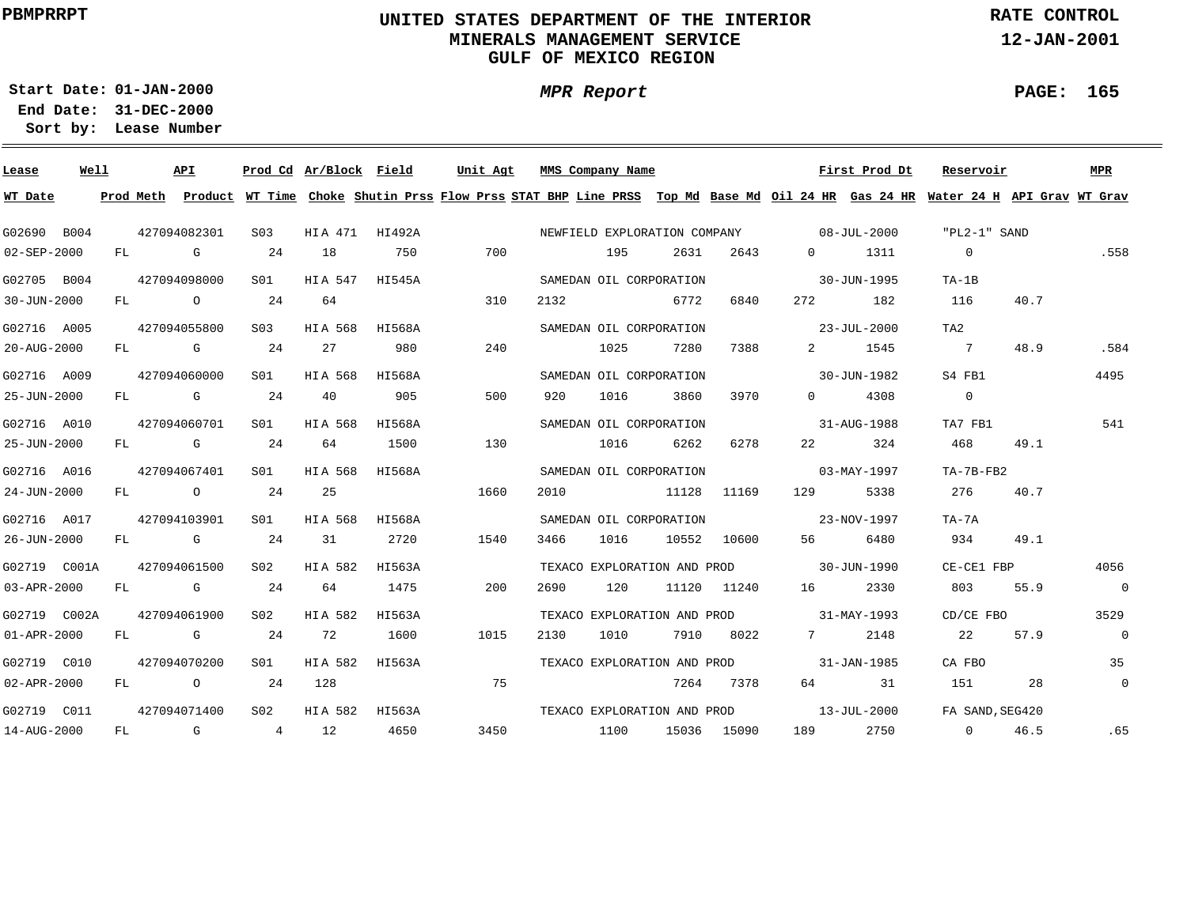**PBMPRRPT**

# UNITED STATES DEPARTMENT OF THE INTERIOR
## MINERALS MANAGEMENT SERVICE
## GULF OF MEXICO REGION

**RATE CONTROL**
**12-JAN-2001**

**Start Date: 01-JAN-2000**
**End Date: 31-DEC-2000**
**Sort by: Lease Number**

***MPR Report***

| Lease | Well | API | Prod Cd | Ar/Block | Field | Unit Agt | MMS Company Name | | | | | First Prod Dt | | Reservoir | | MPR |
|---|---|---|---|---|---|---|---|---|---|---|---|---|---|---|---|---|
| **WT Date** | **Prod Meth** | **Product** | **WT Time** | **Choke** | **Shutin Prss** | **Flow Prss** | **STAT BHP** | **Line PRSS** | **Top Md** | **Base Md** | **Oil 24 HR** | **Gas 24 HR** | **Water 24 H** | **API Grav** | **WT Grav** | |
| G02690 | B004 | 427094082301 | S03 | HI A 471 | HI492A | | NEWFIELD EXPLORATION COMPANY | | | | | 08-JUL-2000 | | "PL2-1" SAND | | |
| 02-SEP-2000 | FL | G | 24 | 18 | 750 | 700 | | 195 | 2631 | 2643 | 0 | 1311 | 0 | | .558 | |
| G02705 | B004 | 427094098000 | S01 | HI A 547 | HI545A | | SAMEDAN OIL CORPORATION | | | | | 30-JUN-1995 | | TA-1B | | |
| 30-JUN-2000 | FL | O | 24 | 64 | | 310 | 2132 | | 6772 | 6840 | 272 | 182 | 116 | 40.7 | | |
| G02716 | A005 | 427094055800 | S03 | HI A 568 | HI568A | | SAMEDAN OIL CORPORATION | | | | | 23-JUL-2000 | | TA2 | | |
| 20-AUG-2000 | FL | G | 24 | 27 | 980 | 240 | | 1025 | 7280 | 7388 | 2 | 1545 | 7 | 48.9 | .584 | |
| G02716 | A009 | 427094060000 | S01 | HI A 568 | HI568A | | SAMEDAN OIL CORPORATION | | | | | 30-JUN-1982 | | S4 FB1 | | 4495 |
| 25-JUN-2000 | FL | G | 24 | 40 | 905 | 500 | 920 | 1016 | 3860 | 3970 | 0 | 4308 | 0 | | | |
| G02716 | A010 | 427094060701 | S01 | HI A 568 | HI568A | | SAMEDAN OIL CORPORATION | | | | | 31-AUG-1988 | | TA7 FB1 | | 541 |
| 25-JUN-2000 | FL | G | 24 | 64 | 1500 | 130 | | 1016 | 6262 | 6278 | 22 | 324 | 468 | 49.1 | | |
| G02716 | A016 | 427094067401 | S01 | HI A 568 | HI568A | | SAMEDAN OIL CORPORATION | | | | | 03-MAY-1997 | | TA-7B-FB2 | | |
| 24-JUN-2000 | FL | O | 24 | 25 | | 1660 | 2010 | | 11128 | 11169 | 129 | 5338 | 276 | 40.7 | | |
| G02716 | A017 | 427094103901 | S01 | HI A 568 | HI568A | | SAMEDAN OIL CORPORATION | | | | | 23-NOV-1997 | | TA-7A | | |
| 26-JUN-2000 | FL | G | 24 | 31 | 2720 | 1540 | 3466 | 1016 | 10552 | 10600 | 56 | 6480 | 934 | 49.1 | | |
| G02719 | C001A | 427094061500 | S02 | HI A 582 | HI563A | | TEXACO EXPLORATION AND PROD | | | | | 30-JUN-1990 | | CE-CE1 FBP | | 4056 |
| 03-APR-2000 | FL | G | 24 | 64 | 1475 | 200 | 2690 | 120 | 11120 | 11240 | 16 | 2330 | 803 | 55.9 | 0 | |
| G02719 | C002A | 427094061900 | S02 | HI A 582 | HI563A | | TEXACO EXPLORATION AND PROD | | | | | 31-MAY-1993 | | CD/CE FBO | | 3529 |
| 01-APR-2000 | FL | G | 24 | 72 | 1600 | 1015 | 2130 | 1010 | 7910 | 8022 | 7 | 2148 | 22 | 57.9 | 0 | |
| G02719 | C010 | 427094070200 | S01 | HI A 582 | HI563A | | TEXACO EXPLORATION AND PROD | | | | | 31-JAN-1985 | | CA FBO | | 35 |
| 02-APR-2000 | FL | O | 24 | 128 | | 75 | | | 7264 | 7378 | 64 | 31 | 151 | 28 | 0 | |
| G02719 | C011 | 427094071400 | S02 | HI A 582 | HI563A | | TEXACO EXPLORATION AND PROD | | | | | 13-JUL-2000 | | FA SAND,SEG420 | | |
| 14-AUG-2000 | FL | G | 4 | 12 | 4650 | 3450 | | 1100 | 15036 | 15090 | 189 | 2750 | 0 | 46.5 | .65 | |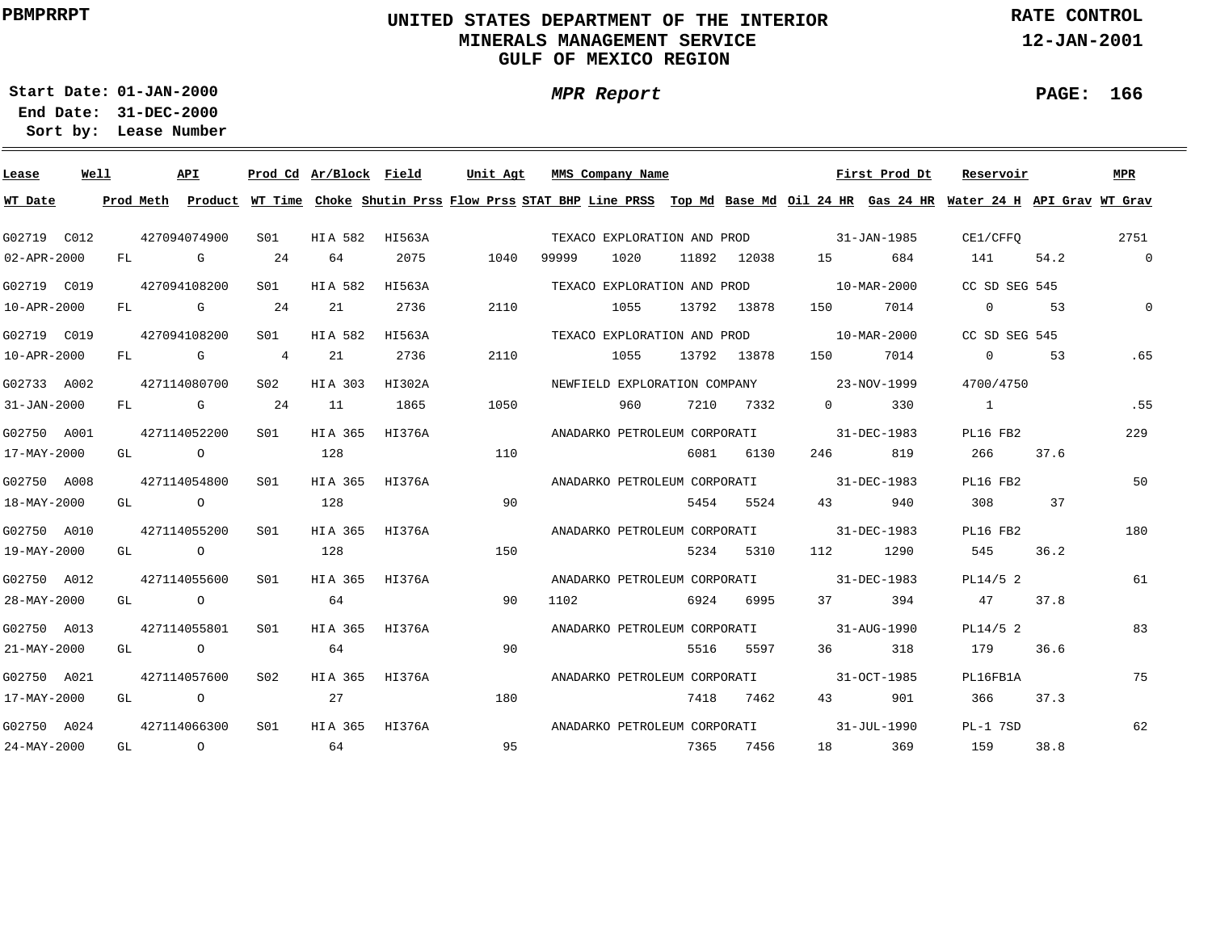PBMPRRPT

# UNITED STATES DEPARTMENT OF THE INTERIOR
## MINERALS MANAGEMENT SERVICE
## GULF OF MEXICO REGION

RATE CONTROL
12-JAN-2001

**Start Date:** 01-JAN-2000
**End Date:** 31-DEC-2000
**Sort by:** Lease Number

*MPR Report*

| Lease | Well | API | Prod Cd | Ar/Block | Field | Unit Agt | MMS Company Name | | | | First Prod Dt | | Reservoir | | MPR |
|---|---|---|---|---|---|---|---|---|---|---|---|---|---|---|---|
| **WT Date** | **Prod Meth** | **Product** | **WT Time** | **Choke** | **Shutin Prss** | **Flow Prss** | **STAT BHP** | **Line PRSS** | **Top Md** | **Base Md** | **Oil 24 HR** | **Gas 24 HR** | **Water 24 H** | **API Grav** | **WT Grav** |
| G02719 | C012 | 427094074900 | S01 | HI A 582 | HI563A | | TEXACO EXPLORATION AND PROD | | | | 31-JAN-1985 | | CE1/CFFQ | | 2751 |
| 02-APR-2000 | FL | G | 24 | 64 | 2075 | 1040 | 99999 | 1020 | 11892 | 12038 | 15 | 684 | 141 | 54.2 | 0 |
| G02719 | C019 | 427094108200 | S01 | HI A 582 | HI563A | | TEXACO EXPLORATION AND PROD | | | | 10-MAR-2000 | | CC SD SEG 545 | | |
| 10-APR-2000 | FL | G | 24 | 21 | 2736 | 2110 | | 1055 | 13792 | 13878 | 150 | 7014 | 0 | 53 | 0 |
| G02719 | C019 | 427094108200 | S01 | HI A 582 | HI563A | | TEXACO EXPLORATION AND PROD | | | | 10-MAR-2000 | | CC SD SEG 545 | | |
| 10-APR-2000 | FL | G | 4 | 21 | 2736 | 2110 | | 1055 | 13792 | 13878 | 150 | 7014 | 0 | 53 | .65 |
| G02733 | A002 | 427114080700 | S02 | HI A 303 | HI302A | | NEWFIELD EXPLORATION COMPANY | | | | 23-NOV-1999 | | 4700/4750 | | |
| 31-JAN-2000 | FL | G | 24 | 11 | 1865 | 1050 | | 960 | 7210 | 7332 | 0 | 330 | 1 | | .55 |
| G02750 | A001 | 427114052200 | S01 | HI A 365 | HI376A | | ANADARKO PETROLEUM CORPORATI | | | | 31-DEC-1983 | | PL16 FB2 | | 229 |
| 17-MAY-2000 | GL | O | | 128 | | 110 | | | 6081 | 6130 | 246 | 819 | 266 | 37.6 | |
| G02750 | A008 | 427114054800 | S01 | HI A 365 | HI376A | | ANADARKO PETROLEUM CORPORATI | | | | 31-DEC-1983 | | PL16 FB2 | | 50 |
| 18-MAY-2000 | GL | O | | 128 | | 90 | | | 5454 | 5524 | 43 | 940 | 308 | 37 | |
| G02750 | A010 | 427114055200 | S01 | HI A 365 | HI376A | | ANADARKO PETROLEUM CORPORATI | | | | 31-DEC-1983 | | PL16 FB2 | | 180 |
| 19-MAY-2000 | GL | O | | 128 | | 150 | | | 5234 | 5310 | 112 | 1290 | 545 | 36.2 | |
| G02750 | A012 | 427114055600 | S01 | HI A 365 | HI376A | | ANADARKO PETROLEUM CORPORATI | | | | 31-DEC-1983 | | PL14/5 2 | | 61 |
| 28-MAY-2000 | GL | O | | 64 | | 90 | 1102 | | 6924 | 6995 | 37 | 394 | 47 | 37.8 | |
| G02750 | A013 | 427114055801 | S01 | HI A 365 | HI376A | | ANADARKO PETROLEUM CORPORATI | | | | 31-AUG-1990 | | PL14/5 2 | | 83 |
| 21-MAY-2000 | GL | O | | 64 | | 90 | | | 5516 | 5597 | 36 | 318 | 179 | 36.6 | |
| G02750 | A021 | 427114057600 | S02 | HI A 365 | HI376A | | ANADARKO PETROLEUM CORPORATI | | | | 31-OCT-1985 | | PL16FB1A | | 75 |
| 17-MAY-2000 | GL | O | | 27 | | 180 | | | 7418 | 7462 | 43 | 901 | 366 | 37.3 | |
| G02750 | A024 | 427114066300 | S01 | HI A 365 | HI376A | | ANADARKO PETROLEUM CORPORATI | | | | 31-JUL-1990 | | PL-1 7SD | | 62 |
| 24-MAY-2000 | GL | O | | 64 | | 95 | | | 7365 | 7456 | 18 | 369 | 159 | 38.8 | |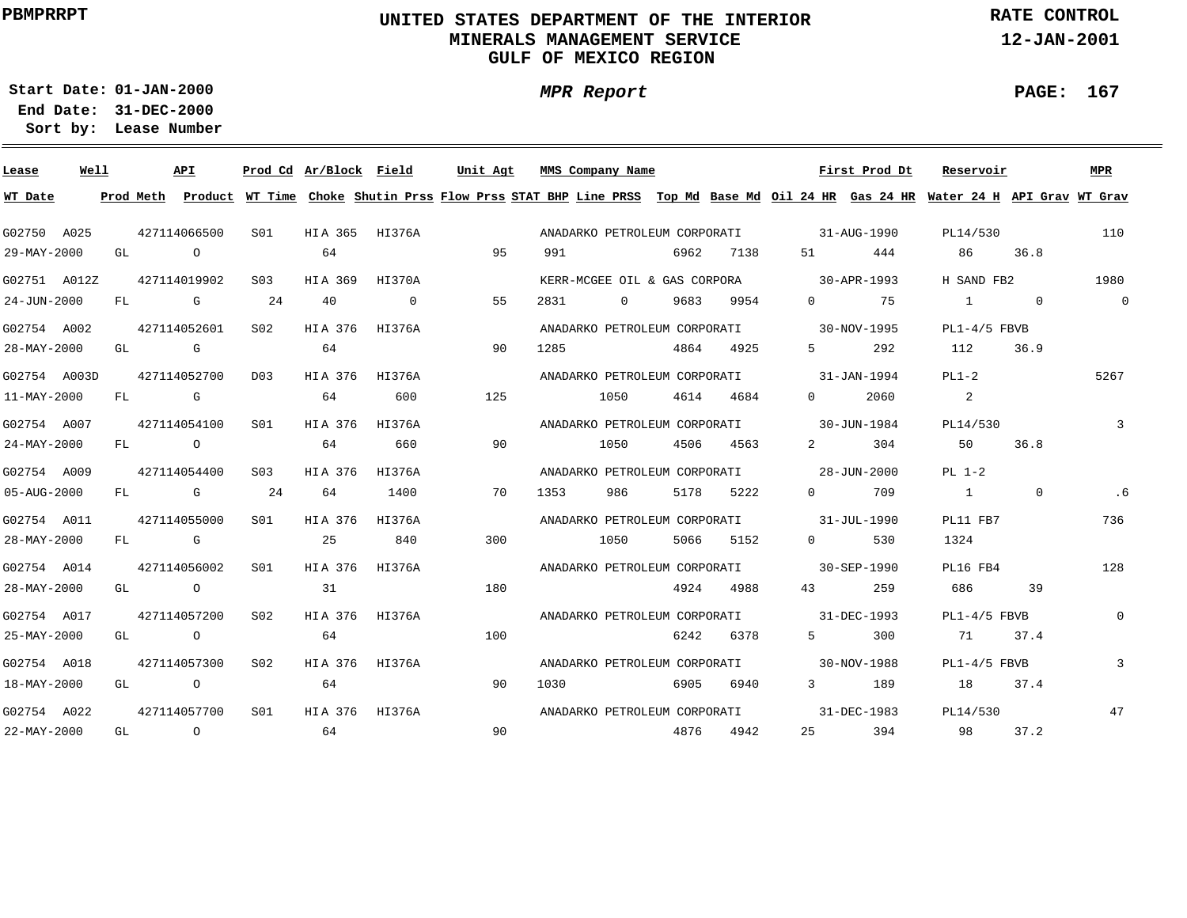PBMPRRPT

# UNITED STATES DEPARTMENT OF THE INTERIOR
## MINERALS MANAGEMENT SERVICE
## GULF OF MEXICO REGION

RATE CONTROL
12-JAN-2001

Start Date: 01-JAN-2000
End Date: 31-DEC-2000
Sort by: Lease Number

*MPR Report*

| Lease | Well | API | Prod Cd | Ar/Block | Field | Unit Agt | MMS Company Name | | | | First Prod Dt | | Reservoir | | MPR |
|---|---|---|---|---|---|---|---|---|---|---|---|---|---|---|---|
| WT Date | Prod Meth | Product | WT Time | Choke | Shutin Prss | Flow Prss | STAT BHP | Line PRSS | Top Md | Base Md | Oil 24 HR | Gas 24 HR | Water 24 H | API Grav | WT Grav |
| G02750 | A025 | 427114066500 | S01 | HIA 365 | HI376A | | ANADARKO PETROLEUM CORPORATI | | | | 31-AUG-1990 | | PL14/530 | | 110 |
| 29-MAY-2000 | GL | O | | 64 | | 95 | 991 | | 6962 | 7138 | 51 | 444 | 86 | 36.8 | |
| G02751 | A012Z | 427114019902 | S03 | HIA 369 | HI370A | | KERR-MCGEE OIL & GAS CORPORA | | | | 30-APR-1993 | | H SAND FB2 | | 1980 |
| 24-JUN-2000 | FL | G | 24 | 40 | 0 | 55 | 2831 | 0 | 9683 | 9954 | 0 | 75 | 1 | 0 | 0 |
| G02754 | A002 | 427114052601 | S02 | HIA 376 | HI376A | | ANADARKO PETROLEUM CORPORATI | | | | 30-NOV-1995 | | PL1-4/5 FBVB | | |
| 28-MAY-2000 | GL | G | | 64 | | 90 | 1285 | | 4864 | 4925 | 5 | 292 | 112 | 36.9 | |
| G02754 | A003D | 427114052700 | D03 | HIA 376 | HI376A | | ANADARKO PETROLEUM CORPORATI | | | | 31-JAN-1994 | | PL1-2 | | 5267 |
| 11-MAY-2000 | FL | G | | 64 | 600 | 125 | | 1050 | 4614 | 4684 | 0 | 2060 | 2 | | |
| G02754 | A007 | 427114054100 | S01 | HIA 376 | HI376A | | ANADARKO PETROLEUM CORPORATI | | | | 30-JUN-1984 | | PL14/530 | | 3 |
| 24-MAY-2000 | FL | O | | 64 | 660 | 90 | | 1050 | 4506 | 4563 | 2 | 304 | 50 | 36.8 | |
| G02754 | A009 | 427114054400 | S03 | HIA 376 | HI376A | | ANADARKO PETROLEUM CORPORATI | | | | 28-JUN-2000 | | PL 1-2 | | |
| 05-AUG-2000 | FL | G | 24 | 64 | 1400 | 70 | 1353 | 986 | 5178 | 5222 | 0 | 709 | 1 | 0 | .6 |
| G02754 | A011 | 427114055000 | S01 | HIA 376 | HI376A | | ANADARKO PETROLEUM CORPORATI | | | | 31-JUL-1990 | | PL11 FB7 | | 736 |
| 28-MAY-2000 | FL | G | | 25 | 840 | 300 | | 1050 | 5066 | 5152 | 0 | 530 | 1324 | | |
| G02754 | A014 | 427114056002 | S01 | HIA 376 | HI376A | | ANADARKO PETROLEUM CORPORATI | | | | 30-SEP-1990 | | PL16 FB4 | | 128 |
| 28-MAY-2000 | GL | O | | 31 | | 180 | | | 4924 | 4988 | 43 | 259 | 686 | 39 | |
| G02754 | A017 | 427114057200 | S02 | HIA 376 | HI376A | | ANADARKO PETROLEUM CORPORATI | | | | 31-DEC-1993 | | PL1-4/5 FBVB | | 0 |
| 25-MAY-2000 | GL | O | | 64 | | 100 | | | 6242 | 6378 | 5 | 300 | 71 | 37.4 | |
| G02754 | A018 | 427114057300 | S02 | HIA 376 | HI376A | | ANADARKO PETROLEUM CORPORATI | | | | 30-NOV-1988 | | PL1-4/5 FBVB | | 3 |
| 18-MAY-2000 | GL | O | | 64 | | 90 | 1030 | | 6905 | 6940 | 3 | 189 | 18 | 37.4 | |
| G02754 | A022 | 427114057700 | S01 | HIA 376 | HI376A | | ANADARKO PETROLEUM CORPORATI | | | | 31-DEC-1983 | | PL14/530 | | 47 |
| 22-MAY-2000 | GL | O | | 64 | | 90 | | | 4876 | 4942 | 25 | 394 | 98 | 37.2 | |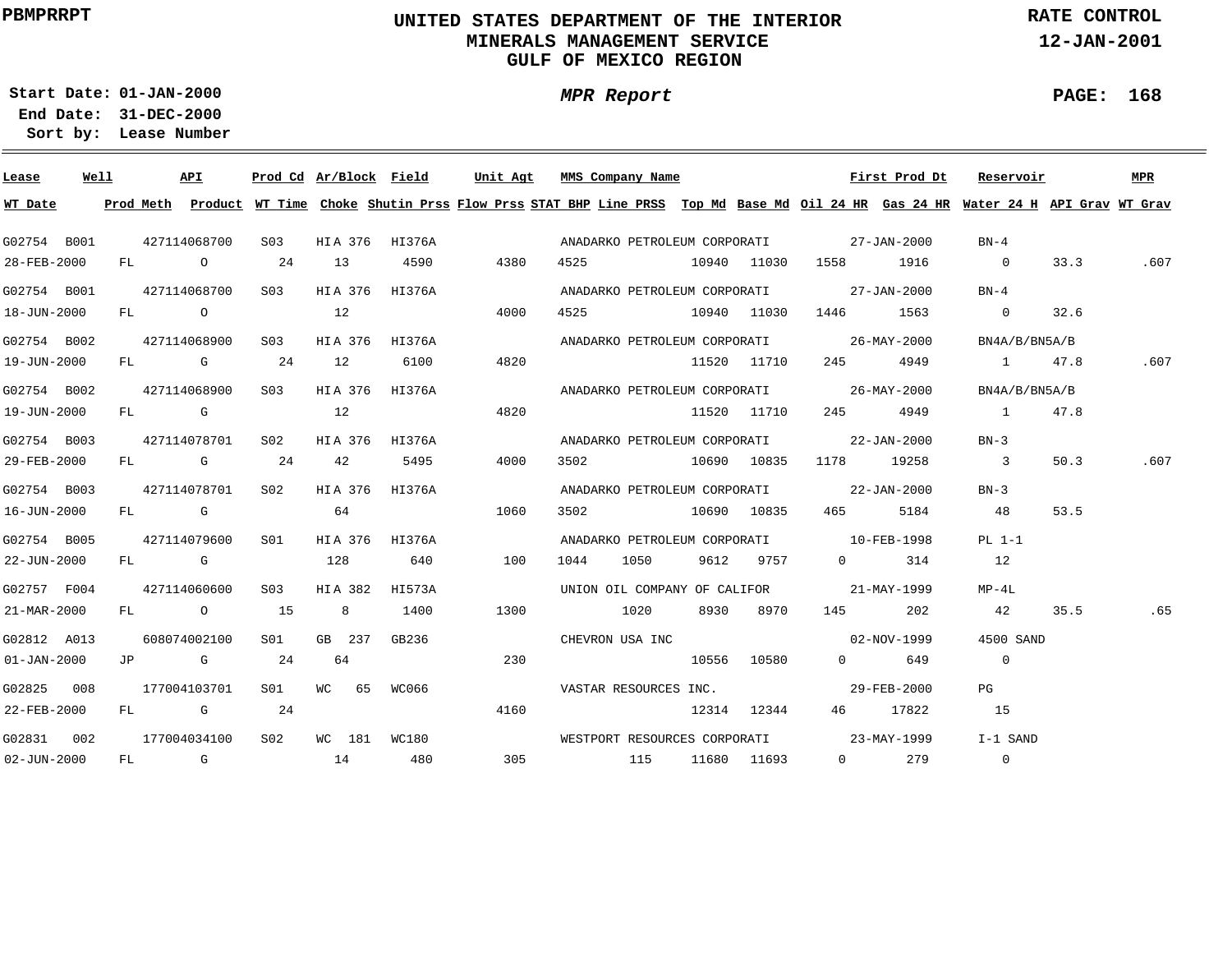PBMPRRPT

# UNITED STATES DEPARTMENT OF THE INTERIOR
## MINERALS MANAGEMENT SERVICE
## GULF OF MEXICO REGION

RATE CONTROL
12-JAN-2001

**Start Date:** 01-JAN-2000
**End Date:** 31-DEC-2000
**Sort by:** Lease Number

*MPR Report*

| Lease | Well | API | Prod Cd | Ar/Block | Field | Unit Agt | MMS Company Name | | | First Prod Dt | | Reservoir | | MPR |
|---|---|---|---|---|---|---|---|---|---|---|---|---|---|---|
| **WT Date** | **Prod Meth** | **Product** | **WT Time** | **Choke** | **Shutin Prss** | **Flow Prss** | **STAT BHP** | **Line PRSS** | **Top Md** | **Base Md** | **Oil 24 HR** | **Gas 24 HR** | **Water 24 H** | **API Grav** | **WT Grav** |
| G02754 | B001 | 427114068700 | S03 | HI A 376 | HI376A | | ANADARKO PETROLEUM CORPORATI | | | 27-JAN-2000 | | BN-4 | | |
| 28-FEB-2000 | FL | O | 24 | 13 | 4590 | 4380 | 4525 | | 10940 | 11030 | 1558 | 1916 | 0 | 33.3 | .607 |
| G02754 | B001 | 427114068700 | S03 | HI A 376 | HI376A | | ANADARKO PETROLEUM CORPORATI | | | 27-JAN-2000 | | BN-4 | | |
| 18-JUN-2000 | FL | O | | 12 | | 4000 | 4525 | | 10940 | 11030 | 1446 | 1563 | 0 | 32.6 | |
| G02754 | B002 | 427114068900 | S03 | HI A 376 | HI376A | | ANADARKO PETROLEUM CORPORATI | | | 26-MAY-2000 | | BN4A/B/BN5A/B | | |
| 19-JUN-2000 | FL | G | 24 | 12 | 6100 | 4820 | | | 11520 | 11710 | 245 | 4949 | 1 | 47.8 | .607 |
| G02754 | B002 | 427114068900 | S03 | HI A 376 | HI376A | | ANADARKO PETROLEUM CORPORATI | | | 26-MAY-2000 | | BN4A/B/BN5A/B | | |
| 19-JUN-2000 | FL | G | | 12 | | 4820 | | | 11520 | 11710 | 245 | 4949 | 1 | 47.8 | |
| G02754 | B003 | 427114078701 | S02 | HI A 376 | HI376A | | ANADARKO PETROLEUM CORPORATI | | | 22-JAN-2000 | | BN-3 | | |
| 29-FEB-2000 | FL | G | 24 | 42 | 5495 | 4000 | 3502 | | 10690 | 10835 | 1178 | 19258 | 3 | 50.3 | .607 |
| G02754 | B003 | 427114078701 | S02 | HI A 376 | HI376A | | ANADARKO PETROLEUM CORPORATI | | | 22-JAN-2000 | | BN-3 | | |
| 16-JUN-2000 | FL | G | | 64 | | 1060 | 3502 | | 10690 | 10835 | 465 | 5184 | 48 | 53.5 | |
| G02754 | B005 | 427114079600 | S01 | HI A 376 | HI376A | | ANADARKO PETROLEUM CORPORATI | | | 10-FEB-1998 | | PL 1-1 | | |
| 22-JUN-2000 | FL | G | | 128 | 640 | 100 | 1044 | 1050 | 9612 | 9757 | 0 | 314 | 12 | | |
| G02757 | F004 | 427114060600 | S03 | HI A 382 | HI573A | | UNION OIL COMPANY OF CALIFOR | | | 21-MAY-1999 | | MP-4L | | |
| 21-MAR-2000 | FL | O | 15 | 8 | 1400 | 1300 | | 1020 | 8930 | 8970 | 145 | 202 | 42 | 35.5 | .65 |
| G02812 | A013 | 608074002100 | S01 | GB 237 | GB236 | | CHEVRON USA INC | | | 02-NOV-1999 | | 4500 SAND | | |
| 01-JAN-2000 | JP | G | 24 | 64 | | 230 | | | 10556 | 10580 | 0 | 649 | 0 | | |
| G02825 | 008 | 177004103701 | S01 | WC 65 | WC066 | | VASTAR RESOURCES INC. | | | 29-FEB-2000 | | PG | | |
| 22-FEB-2000 | FL | G | 24 | | | 4160 | | | 12314 | 12344 | 46 | 17822 | 15 | | |
| G02831 | 002 | 177004034100 | S02 | WC 181 | WC180 | | WESTPORT RESOURCES CORPORATI | | | 23-MAY-1999 | | I-1 SAND | | |
| 02-JUN-2000 | FL | G | | 14 | 480 | 305 | | 115 | 11680 | 11693 | 0 | 279 | 0 | | |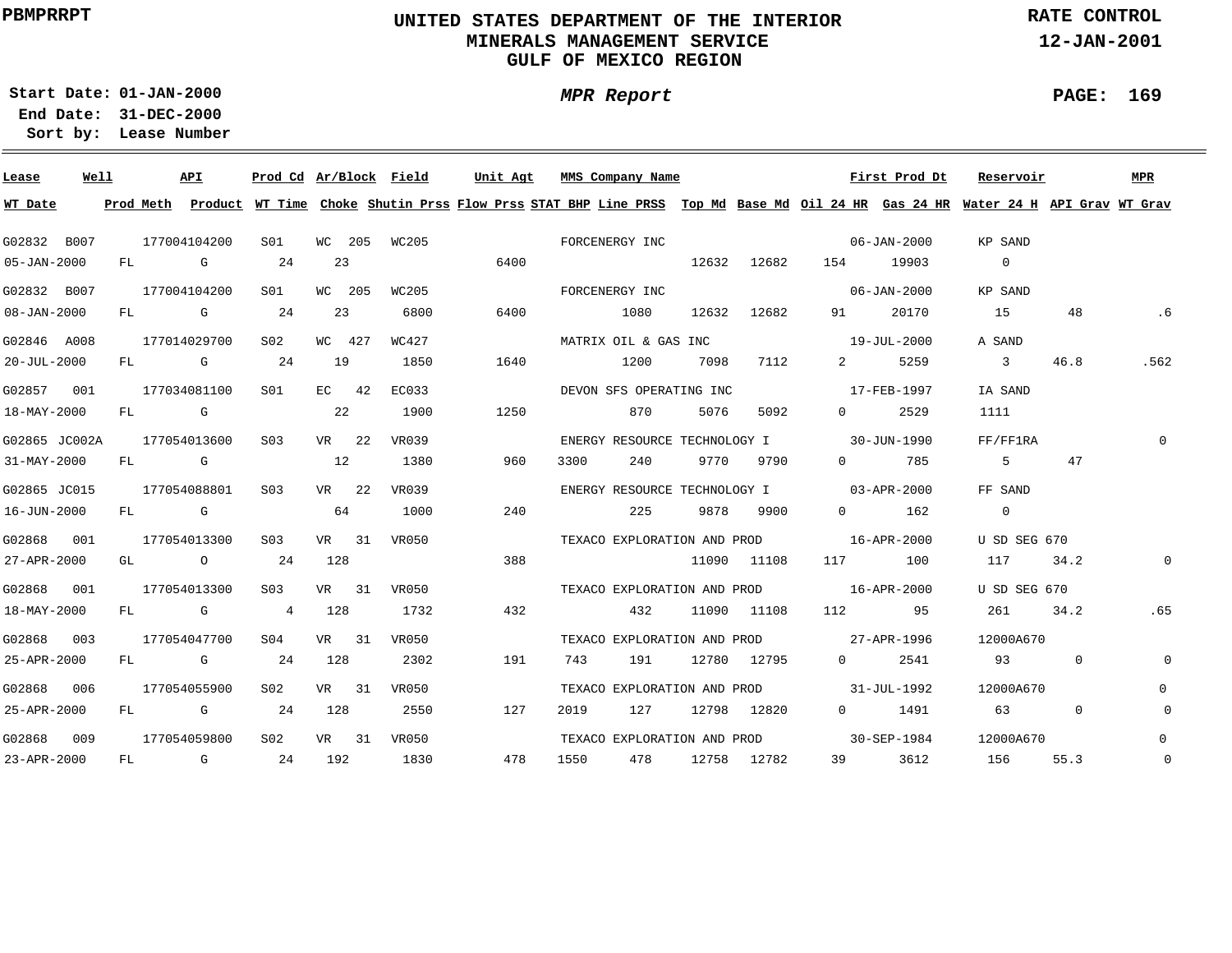PBMPRRPT

# UNITED STATES DEPARTMENT OF THE INTERIOR
## MINERALS MANAGEMENT SERVICE
## GULF OF MEXICO REGION

RATE CONTROL
12-JAN-2001

**MPR Report**

**Start Date:** 01-JAN-2000
**End Date:** 31-DEC-2000
**Sort by:** Lease Number

| Lease | Well | API | Prod Cd | Ar/Block | Field | Unit Agt | MMS Company Name | First Prod Dt | Reservoir | MPR | WT Date | Prod Meth | Product | WT Time | Choke | Shutin Prss | Flow Prss | STAT BHP | Line PRSS | Top Md | Base Md | Oil 24 HR | Gas 24 HR | Water 24 H | API Grav | WT Grav |
|---|---|---|---|---|---|---|---|---|---|---|---|---|---|---|---|---|---|---|---|---|---|---|---|---|---|---|
| G02832 | B007 | 177004104200 | S01 | WC 205 | WC205 | | FORCENERGY INC | 06-JAN-2000 | KP SAND | | 05-JAN-2000 | FL | G | 24 | 23 | | 6400 | | | 12632 | 12682 | 154 | 19903 | 0 | | |
| G02832 | B007 | 177004104200 | S01 | WC 205 | WC205 | | FORCENERGY INC | 06-JAN-2000 | KP SAND | | 08-JAN-2000 | FL | G | 24 | 23 | 6800 | 6400 | | 1080 | 12632 | 12682 | 91 | 20170 | 15 | 48 | .6 |
| G02846 | A008 | 177014029700 | S02 | WC 427 | WC427 | | MATRIX OIL & GAS INC | 19-JUL-2000 | A SAND | | 20-JUL-2000 | FL | G | 24 | 19 | 1850 | 1640 | | 1200 | 7098 | 7112 | 2 | 5259 | 3 | 46.8 | .562 |
| G02857 | 001 | 177034081100 | S01 | EC 42 | EC033 | | DEVON SFS OPERATING INC | 17-FEB-1997 | IA SAND | | 18-MAY-2000 | FL | G | | 22 | 1900 | 1250 | | 870 | 5076 | 5092 | 0 | 2529 | 1111 | | |
| G02865 | JC002A | 177054013600 | S03 | VR 22 | VR039 | | ENERGY RESOURCE TECHNOLOGY I | 30-JUN-1990 | FF/FF1RA | 0 | 31-MAY-2000 | FL | G | | 12 | 1380 | 960 | 3300 | 240 | 9770 | 9790 | 0 | 785 | 5 | 47 | |
| G02865 | JC015 | 177054088801 | S03 | VR 22 | VR039 | | ENERGY RESOURCE TECHNOLOGY I | 03-APR-2000 | FF SAND | | 16-JUN-2000 | FL | G | | 64 | 1000 | 240 | | 225 | 9878 | 9900 | 0 | 162 | 0 | | |
| G02868 | 001 | 177054013300 | S03 | VR 31 | VR050 | | TEXACO EXPLORATION AND PROD | 16-APR-2000 | U SD SEG 670 | | 27-APR-2000 | GL | O | 24 | 128 | | 388 | | | 11090 | 11108 | 117 | 100 | 117 | 34.2 | 0 |
| G02868 | 001 | 177054013300 | S03 | VR 31 | VR050 | | TEXACO EXPLORATION AND PROD | 16-APR-2000 | U SD SEG 670 | | 18-MAY-2000 | FL | G | 4 | 128 | 1732 | 432 | | 432 | 11090 | 11108 | 112 | 95 | 261 | 34.2 | .65 |
| G02868 | 003 | 177054047700 | S04 | VR 31 | VR050 | | TEXACO EXPLORATION AND PROD | 27-APR-1996 | 12000A670 | | 25-APR-2000 | FL | G | 24 | 128 | 2302 | 191 | 743 | 191 | 12780 | 12795 | 0 | 2541 | 93 | 0 | 0 |
| G02868 | 006 | 177054055900 | S02 | VR 31 | VR050 | | TEXACO EXPLORATION AND PROD | 31-JUL-1992 | 12000A670 | 0 | 25-APR-2000 | FL | G | 24 | 128 | 2550 | 127 | 2019 | 127 | 12798 | 12820 | 0 | 1491 | 63 | 0 | 0 |
| G02868 | 009 | 177054059800 | S02 | VR 31 | VR050 | | TEXACO EXPLORATION AND PROD | 30-SEP-1984 | 12000A670 | 0 | 23-APR-2000 | FL | G | 24 | 192 | 1830 | 478 | 1550 | 478 | 12758 | 12782 | 39 | 3612 | 156 | 55.3 | 0 |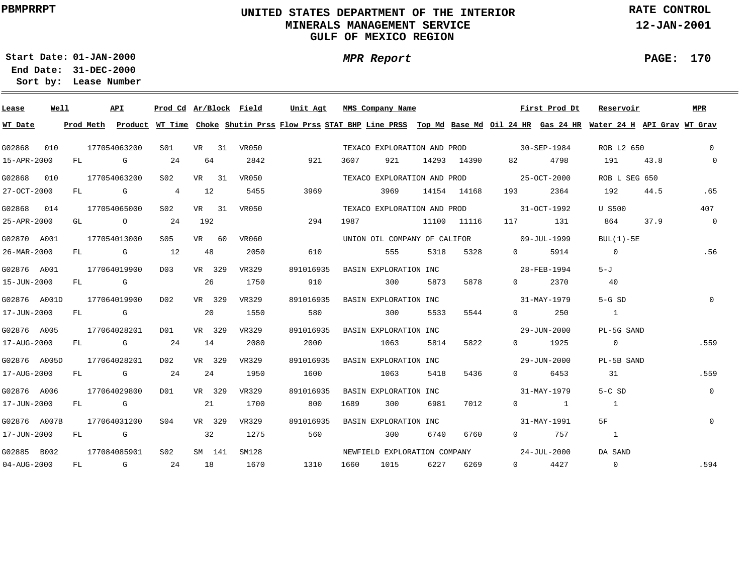**PBMPRRPT**

# UNITED STATES DEPARTMENT OF THE INTERIOR
## MINERALS MANAGEMENT SERVICE
## GULF OF MEXICO REGION

**RATE CONTROL**
**12-JAN-2001**

***MPR Report***

**Start Date:** 01-JAN-2000
**End Date:** 31-DEC-2000
**Sort by:** Lease Number

| Lease | Well | API | Prod Cd | Ar/Block | Field | Unit Agt | MMS Company Name | First Prod Dt | Reservoir | MPR |
|---|---|---|---|---|---|---|---|---|---|---|
| G02868 | 010 | 177054063200 | S01 | VR 31 | VR050 | | TEXACO EXPLORATION AND PROD | 30-SEP-1984 | ROB L2 650 | 0 |
| G02868 | 010 | 177054063200 | S02 | VR 31 | VR050 | | TEXACO EXPLORATION AND PROD | 25-OCT-2000 | ROB L SEG 650 | |
| G02868 | 014 | 177054065000 | S02 | VR 31 | VR050 | | TEXACO EXPLORATION AND PROD | 31-OCT-1992 | U S500 | 407 |
| G02870 | A001 | 177054013000 | S05 | VR 60 | VR060 | | UNION OIL COMPANY OF CALIFOR | 09-JUL-1999 | BUL(1)-5E | |
| G02876 | A001 | 177064019900 | D03 | VR 329 | VR329 | 891016935 | BASIN EXPLORATION INC | 28-FEB-1994 | 5-J | |
| G02876 | A001D | 177064019900 | D02 | VR 329 | VR329 | 891016935 | BASIN EXPLORATION INC | 31-MAY-1979 | 5-G SD | 0 |
| G02876 | A005 | 177064028201 | D01 | VR 329 | VR329 | 891016935 | BASIN EXPLORATION INC | 29-JUN-2000 | PL-5G SAND | |
| G02876 | A005D | 177064028201 | D02 | VR 329 | VR329 | 891016935 | BASIN EXPLORATION INC | 29-JUN-2000 | PL-5B SAND | |
| G02876 | A006 | 177064029800 | D01 | VR 329 | VR329 | 891016935 | BASIN EXPLORATION INC | 31-MAY-1979 | 5-C SD | 0 |
| G02876 | A007B | 177064031200 | S04 | VR 329 | VR329 | 891016935 | BASIN EXPLORATION INC | 31-MAY-1991 | 5F | 0 |
| G02885 | B002 | 177084085901 | S02 | SM 141 | SM128 | | NEWFIELD EXPLORATION COMPANY | 24-JUL-2000 | DA SAND | |

| WT Date | Prod Meth | Product | WT Time | Choke | Shutin Prss | Flow Prss | STAT BHP | Line PRSS | Top Md | Base Md | Oil 24 HR | Gas 24 HR | Water 24 H | API Grav | WT Grav |
|---|---|---|---|---|---|---|---|---|---|---|---|---|---|---|---|
| 15-APR-2000 | FL | G | 24 | 64 | 2842 | 921 | 3607 | 921 | 14293 | 14390 | 82 | 4798 | 191 | 43.8 | 0 |
| 27-OCT-2000 | FL | G | 4 | 12 | 5455 | 3969 | | 3969 | 14154 | 14168 | 193 | 2364 | 192 | 44.5 | .65 |
| 25-APR-2000 | GL | O | 24 | 192 | | 294 | 1987 | | 11100 | 11116 | 117 | 131 | 864 | 37.9 | 0 |
| 26-MAR-2000 | FL | G | 12 | 48 | 2050 | 610 | | 555 | 5318 | 5328 | 0 | 5914 | 0 | | .56 |
| 15-JUN-2000 | FL | G | | 26 | 1750 | 910 | | 300 | 5873 | 5878 | 0 | 2370 | 40 | | |
| 17-JUN-2000 | FL | G | | 20 | 1550 | 580 | | 300 | 5533 | 5544 | 0 | 250 | 1 | | |
| 17-AUG-2000 | FL | G | 24 | 14 | 2080 | 2000 | | 1063 | 5814 | 5822 | 0 | 1925 | 0 | | .559 |
| 17-AUG-2000 | FL | G | 24 | 24 | 1950 | 1600 | | 1063 | 5418 | 5436 | 0 | 6453 | 31 | | .559 |
| 17-JUN-2000 | FL | G | | 21 | 1700 | 800 | 1689 | 300 | 6981 | 7012 | 0 | 1 | 1 | | |
| 17-JUN-2000 | FL | G | | 32 | 1275 | 560 | | 300 | 6740 | 6760 | 0 | 757 | 1 | | |
| 04-AUG-2000 | FL | G | 24 | 18 | 1670 | 1310 | 1660 | 1015 | 6227 | 6269 | 0 | 4427 | 0 | | .594 |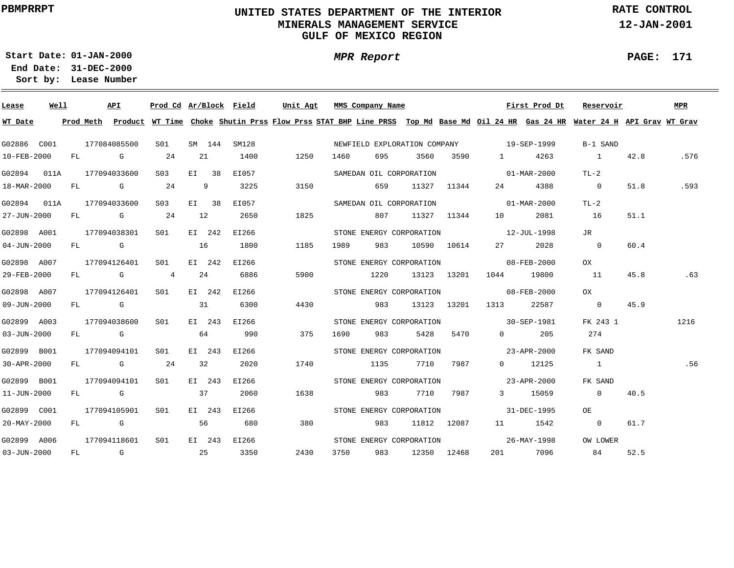PBMPRRPT

# UNITED STATES DEPARTMENT OF THE INTERIOR
## MINERALS MANAGEMENT SERVICE
## GULF OF MEXICO REGION

RATE CONTROL
12-JAN-2001

**Start Date:** 01-JAN-2000
**End Date:** 31-DEC-2000
**Sort by:** Lease Number

*MPR Report*

PAGE: 171

| Lease | Well | API | Prod Cd | Ar/Block | Field | Unit Agt | MMS Company Name | | | | | First Prod Dt | | Reservoir | | MPR |
|---|---|---|---|---|---|---|---|---|---|---|---|---|---|---|---|---|
| **WT Date** | **Prod Meth** | **Product** | **WT Time** | **Choke** | **Shutin Prss** | **Flow Prss** | **STAT BHP** | **Line PRSS** | **Top Md** | **Base Md** | **Oil 24 HR** | **Gas 24 HR** | **Water 24 H** | **API Grav** | **WT Grav** | |
| G02886 | C001 | 177084085500 | S01 | SM 144 | SM128 | | NEWFIELD EXPLORATION COMPANY | | | | | 19-SEP-1999 | | B-1 SAND | | |
| 10-FEB-2000 | FL | G | 24 | 21 | 1400 | 1250 | 1460 | 695 | 3560 | 3590 | 1 | 4263 | 1 | 42.8 | .576 | |
| G02894 | 011A | 177094033600 | S03 | EI 38 | EI057 | | SAMEDAN OIL CORPORATION | | | | | 01-MAR-2000 | | TL-2 | | |
| 18-MAR-2000 | FL | G | 24 | 9 | 3225 | 3150 | | 659 | 11327 | 11344 | 24 | 4388 | 0 | 51.8 | .593 | |
| G02894 | 011A | 177094033600 | S03 | EI 38 | EI057 | | SAMEDAN OIL CORPORATION | | | | | 01-MAR-2000 | | TL-2 | | |
| 27-JUN-2000 | FL | G | 24 | 12 | 2650 | 1825 | | 807 | 11327 | 11344 | 10 | 2081 | 16 | 51.1 | | |
| G02898 | A001 | 177094038301 | S01 | EI 242 | EI266 | | STONE ENERGY CORPORATION | | | | | 12-JUL-1998 | | JR | | |
| 04-JUN-2000 | FL | G | | 16 | 1800 | 1185 | 1989 | 983 | 10590 | 10614 | 27 | 2028 | 0 | 60.4 | | |
| G02898 | A007 | 177094126401 | S01 | EI 242 | EI266 | | STONE ENERGY CORPORATION | | | | | 08-FEB-2000 | | OX | | |
| 29-FEB-2000 | FL | G | 4 | 24 | 6886 | 5900 | | 1220 | 13123 | 13201 | 1044 | 19800 | 11 | 45.8 | .63 | |
| G02898 | A007 | 177094126401 | S01 | EI 242 | EI266 | | STONE ENERGY CORPORATION | | | | | 08-FEB-2000 | | OX | | |
| 09-JUN-2000 | FL | G | | 31 | 6300 | 4430 | | 983 | 13123 | 13201 | 1313 | 22587 | 0 | 45.9 | | |
| G02899 | A003 | 177094038600 | S01 | EI 243 | EI266 | | STONE ENERGY CORPORATION | | | | | 30-SEP-1981 | | FK 243 1 | | 1216 |
| 03-JUN-2000 | FL | G | | 64 | 990 | 375 | 1690 | 983 | 5428 | 5470 | 0 | 205 | 274 | | | |
| G02899 | B001 | 177094094101 | S01 | EI 243 | EI266 | | STONE ENERGY CORPORATION | | | | | 23-APR-2000 | | FK SAND | | |
| 30-APR-2000 | FL | G | 24 | 32 | 2020 | 1740 | | 1135 | 7710 | 7987 | 0 | 12125 | 1 | | .56 | |
| G02899 | B001 | 177094094101 | S01 | EI 243 | EI266 | | STONE ENERGY CORPORATION | | | | | 23-APR-2000 | | FK SAND | | |
| 11-JUN-2000 | FL | G | | 37 | 2060 | 1638 | | 983 | 7710 | 7987 | 3 | 15059 | 0 | 40.5 | | |
| G02899 | C001 | 177094105901 | S01 | EI 243 | EI266 | | STONE ENERGY CORPORATION | | | | | 31-DEC-1995 | | OE | | |
| 20-MAY-2000 | FL | G | | 56 | 680 | 380 | | 983 | 11812 | 12087 | 11 | 1542 | 0 | 61.7 | | |
| G02899 | A006 | 177094118601 | S01 | EI 243 | EI266 | | STONE ENERGY CORPORATION | | | | | 26-MAY-1998 | | OW LOWER | | |
| 03-JUN-2000 | FL | G | | 25 | 3350 | 2430 | 3750 | 983 | 12350 | 12468 | 201 | 7096 | 84 | 52.5 | | |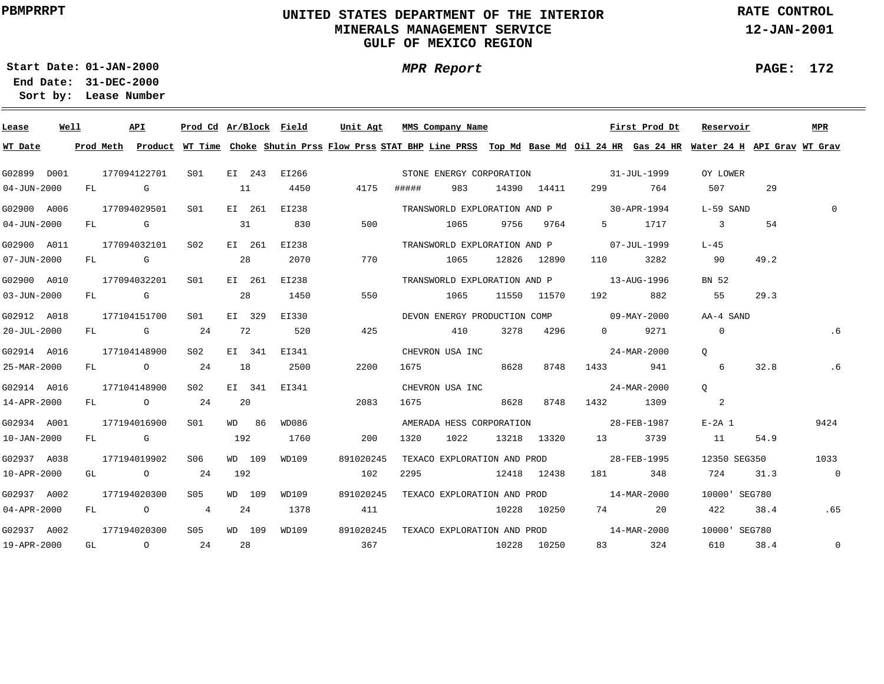PBMPRRPT

# UNITED STATES DEPARTMENT OF THE INTERIOR
## MINERALS MANAGEMENT SERVICE
## GULF OF MEXICO REGION

**RATE CONTROL**
**12-JAN-2001**

**Start Date:** 01-JAN-2000
**End Date:** 31-DEC-2000
**Sort by:** Lease Number

***MPR Report***

| Lease | Well | API | Prod Cd | Ar/Block | Field | Unit Agt | MMS Company Name | | | | | First Prod Dt | Reservoir | | MPR |
|---|---|---|---|---|---|---|---|---|---|---|---|---|---|---|---|
| **WT Date** | **Prod Meth** | **Product** | **WT Time** | **Choke** | **Shutin Prss** | **Flow Prss** | **STAT BHP** | **Line PRSS** | **Top Md** | **Base Md** | **Oil 24 HR** | **Gas 24 HR** | **Water 24 H** | **API Grav** | **WT Grav** |
| G02899 | D001 | 177094122701 | S01 | EI 243 | EI266 | | STONE ENERGY CORPORATION | | | | | 31-JUL-1999 | OY LOWER | | |
| 04-JUN-2000 | FL | G | | 11 | 4450 | 4175 | ##### | 983 | 14390 | 14411 | 299 | 764 | 507 | 29 | |
| G02900 | A006 | 177094029501 | S01 | EI 261 | EI238 | | TRANSWORLD EXPLORATION AND P | | | | | 30-APR-1994 | L-59 SAND | | 0 |
| 04-JUN-2000 | FL | G | | 31 | 830 | 500 | | 1065 | 9756 | 9764 | 5 | 1717 | 3 | 54 | |
| G02900 | A011 | 177094032101 | S02 | EI 261 | EI238 | | TRANSWORLD EXPLORATION AND P | | | | | 07-JUL-1999 | L-45 | | |
| 07-JUN-2000 | FL | G | | 28 | 2070 | 770 | | 1065 | 12826 | 12890 | 110 | 3282 | 90 | 49.2 | |
| G02900 | A010 | 177094032201 | S01 | EI 261 | EI238 | | TRANSWORLD EXPLORATION AND P | | | | | 13-AUG-1996 | BN 52 | | |
| 03-JUN-2000 | FL | G | | 28 | 1450 | 550 | | 1065 | 11550 | 11570 | 192 | 882 | 55 | 29.3 | |
| G02912 | A018 | 177104151700 | S01 | EI 329 | EI330 | | DEVON ENERGY PRODUCTION COMP | | | | | 09-MAY-2000 | AA-4 SAND | | |
| 20-JUL-2000 | FL | G | 24 | 72 | 520 | 425 | | 410 | 3278 | 4296 | 0 | 9271 | 0 | | .6 |
| G02914 | A016 | 177104148900 | S02 | EI 341 | EI341 | | CHEVRON USA INC | | | | | 24-MAR-2000 | Q | | |
| 25-MAR-2000 | FL | O | 24 | 18 | 2500 | 2200 | 1675 | | 8628 | 8748 | 1433 | 941 | 6 | 32.8 | .6 |
| G02914 | A016 | 177104148900 | S02 | EI 341 | EI341 | | CHEVRON USA INC | | | | | 24-MAR-2000 | Q | | |
| 14-APR-2000 | FL | O | 24 | 20 | | 2083 | 1675 | | 8628 | 8748 | 1432 | 1309 | 2 | | |
| G02934 | A001 | 177194016900 | S01 | WD 86 | WD086 | | AMERADA HESS CORPORATION | | | | | 28-FEB-1987 | E-2A 1 | | 9424 |
| 10-JAN-2000 | FL | G | | 192 | 1760 | 200 | 1320 | 1022 | 13218 | 13320 | 13 | 3739 | 11 | 54.9 | |
| G02937 | A038 | 177194019902 | S06 | WD 109 | WD109 | 891020245 | TEXACO EXPLORATION AND PROD | | | | | 28-FEB-1995 | 12350 SEG350 | | 1033 |
| 10-APR-2000 | GL | O | 24 | 192 | | 102 | 2295 | | 12418 | 12438 | 181 | 348 | 724 | 31.3 | 0 |
| G02937 | A002 | 177194020300 | S05 | WD 109 | WD109 | 891020245 | TEXACO EXPLORATION AND PROD | | | | | 14-MAR-2000 | 10000' SEG780 | | |
| 04-APR-2000 | FL | O | 4 | 24 | 1378 | 411 | | | 10228 | 10250 | 74 | 20 | 422 | 38.4 | .65 |
| G02937 | A002 | 177194020300 | S05 | WD 109 | WD109 | 891020245 | TEXACO EXPLORATION AND PROD | | | | | 14-MAR-2000 | 10000' SEG780 | | |
| 19-APR-2000 | GL | O | 24 | 28 | | 367 | | | 10228 | 10250 | 83 | 324 | 610 | 38.4 | 0 |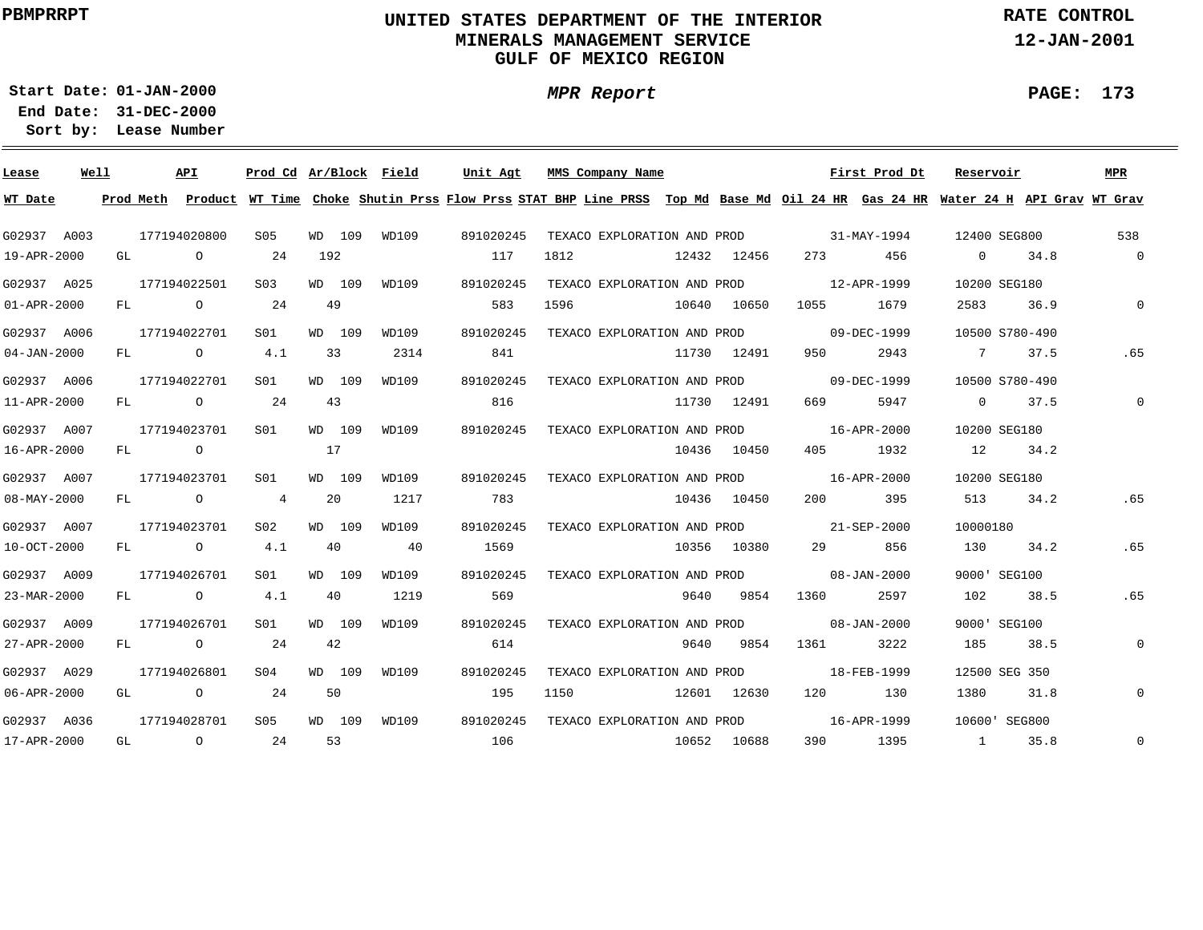UNITED STATES DEPARTMENT OF THE INTERIOR
MINERALS MANAGEMENT SERVICE
GULF OF MEXICO REGION

PBMPRRPT

RATE CONTROL
12-JAN-2001

Start Date: 01-JAN-2000
End Date: 31-DEC-2000
Sort by: Lease Number

*MPR Report*

| Lease | Well | API | Prod Cd | Ar/Block | Field | Unit Agt | MMS Company Name | | | First Prod Dt | | Reservoir | | MPR |
|---|---|---|---|---|---|---|---|---|---|---|---|---|---|---|
| **WT Date** | **Prod Meth** | **Product** | **WT Time** | **Choke** | **Shutin Prss** | **Flow Prss** | **STAT BHP** | **Line PRSS** | **Top Md** | **Base Md** | **Oil 24 HR** | **Gas 24 HR** | **Water 24 H** | **API Grav** | **WT Grav** |
| G02937 | A003 | 177194020800 | S05 | WD 109 | WD109 | 891020245 | TEXACO EXPLORATION AND PROD | | | 31-MAY-1994 | | 12400 SEG800 | | 538 |
| 19-APR-2000 | GL | O | 24 | 192 | | 117 | 1812 | | 12432 | 12456 | 273 | 456 | 0 | 34.8 | 0 |
| G02937 | A025 | 177194022501 | S03 | WD 109 | WD109 | 891020245 | TEXACO EXPLORATION AND PROD | | | 12-APR-1999 | | 10200 SEG180 | | |
| 01-APR-2000 | FL | O | 24 | 49 | | 583 | 1596 | | 10640 | 10650 | 1055 | 1679 | 2583 | 36.9 | 0 |
| G02937 | A006 | 177194022701 | S01 | WD 109 | WD109 | 891020245 | TEXACO EXPLORATION AND PROD | | | 09-DEC-1999 | | 10500 S780-490 | | |
| 04-JAN-2000 | FL | O | 4.1 | 33 | 2314 | 841 | | | 11730 | 12491 | 950 | 2943 | 7 | 37.5 | .65 |
| G02937 | A006 | 177194022701 | S01 | WD 109 | WD109 | 891020245 | TEXACO EXPLORATION AND PROD | | | 09-DEC-1999 | | 10500 S780-490 | | |
| 11-APR-2000 | FL | O | 24 | 43 | | 816 | | | 11730 | 12491 | 669 | 5947 | 0 | 37.5 | 0 |
| G02937 | A007 | 177194023701 | S01 | WD 109 | WD109 | 891020245 | TEXACO EXPLORATION AND PROD | | | 16-APR-2000 | | 10200 SEG180 | | |
| 16-APR-2000 | FL | O | | 17 | | | | | 10436 | 10450 | 405 | 1932 | 12 | 34.2 | |
| G02937 | A007 | 177194023701 | S01 | WD 109 | WD109 | 891020245 | TEXACO EXPLORATION AND PROD | | | 16-APR-2000 | | 10200 SEG180 | | |
| 08-MAY-2000 | FL | O | 4 | 20 | 1217 | 783 | | | 10436 | 10450 | 200 | 395 | 513 | 34.2 | .65 |
| G02937 | A007 | 177194023701 | S02 | WD 109 | WD109 | 891020245 | TEXACO EXPLORATION AND PROD | | | 21-SEP-2000 | | 10000180 | | |
| 10-OCT-2000 | FL | O | 4.1 | 40 | 40 | 1569 | | | 10356 | 10380 | 29 | 856 | 130 | 34.2 | .65 |
| G02937 | A009 | 177194026701 | S01 | WD 109 | WD109 | 891020245 | TEXACO EXPLORATION AND PROD | | | 08-JAN-2000 | | 9000' SEG100 | | |
| 23-MAR-2000 | FL | O | 4.1 | 40 | 1219 | 569 | | | 9640 | 9854 | 1360 | 2597 | 102 | 38.5 | .65 |
| G02937 | A009 | 177194026701 | S01 | WD 109 | WD109 | 891020245 | TEXACO EXPLORATION AND PROD | | | 08-JAN-2000 | | 9000' SEG100 | | |
| 27-APR-2000 | FL | O | 24 | 42 | | 614 | | | 9640 | 9854 | 1361 | 3222 | 185 | 38.5 | 0 |
| G02937 | A029 | 177194026801 | S04 | WD 109 | WD109 | 891020245 | TEXACO EXPLORATION AND PROD | | | 18-FEB-1999 | | 12500 SEG 350 | | |
| 06-APR-2000 | GL | O | 24 | 50 | | 195 | 1150 | | 12601 | 12630 | 120 | 130 | 1380 | 31.8 | 0 |
| G02937 | A036 | 177194028701 | S05 | WD 109 | WD109 | 891020245 | TEXACO EXPLORATION AND PROD | | | 16-APR-1999 | | 10600' SEG800 | | |
| 17-APR-2000 | GL | O | 24 | 53 | | 106 | | | 10652 | 10688 | 390 | 1395 | 1 | 35.8 | 0 |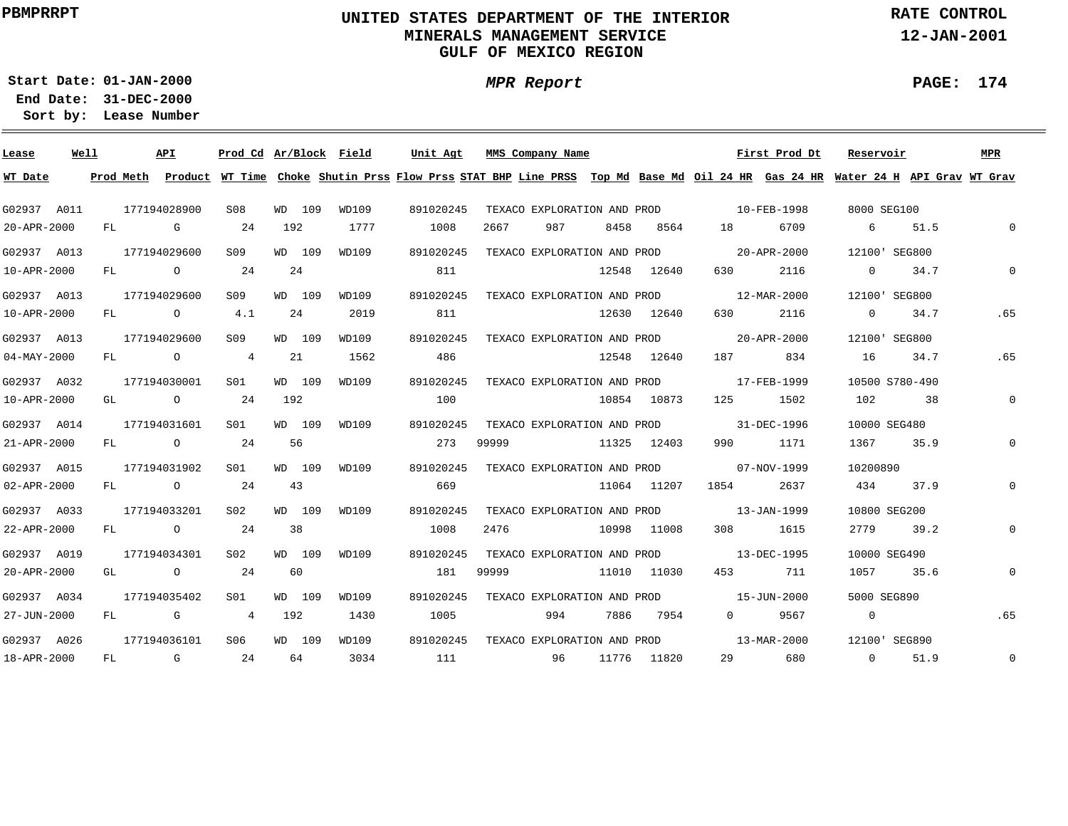PBMPRRPT

# UNITED STATES DEPARTMENT OF THE INTERIOR
## MINERALS MANAGEMENT SERVICE
## GULF OF MEXICO REGION

RATE CONTROL
12-JAN-2001

Start Date: 01-JAN-2000
End Date: 31-DEC-2000
Sort by: Lease Number

*MPR Report*

PAGE: 174

| Lease | Well | API | Prod Cd | Ar/Block | Field | Unit Agt | MMS Company Name | | | | | First Prod Dt | | Reservoir | | MPR |
|---|---|---|---|---|---|---|---|---|---|---|---|---|---|---|---|---|
| **WT Date** | **Prod Meth** | **Product** | **WT Time** | **Choke** | **Shutin Prss** | **Flow Prss** | **STAT BHP** | **Line PRSS** | **Top Md** | **Base Md** | **Oil 24 HR** | **Gas 24 HR** | **Water 24 H** | **API Grav** | **WT Grav** | |
| G02937 | A011 | 177194028900 | S08 | WD 109 | WD109 | 891020245 | TEXACO EXPLORATION AND PROD | | | | | 10-FEB-1998 | | 8000 SEG100 | | |
| 20-APR-2000 | FL | G | 24 | 192 | 1777 | 1008 | 2667 | 987 | 8458 | 8564 | 18 | 6709 | 6 | 51.5 | 0 | |
| G02937 | A013 | 177194029600 | S09 | WD 109 | WD109 | 891020245 | TEXACO EXPLORATION AND PROD | | | | | 20-APR-2000 | | 12100' SEG800 | | |
| 10-APR-2000 | FL | O | 24 | 24 | | 811 | | | 12548 | 12640 | 630 | 2116 | 0 | 34.7 | 0 | |
| G02937 | A013 | 177194029600 | S09 | WD 109 | WD109 | 891020245 | TEXACO EXPLORATION AND PROD | | | | | 12-MAR-2000 | | 12100' SEG800 | | |
| 10-APR-2000 | FL | O | 4.1 | 24 | 2019 | 811 | | | 12630 | 12640 | 630 | 2116 | 0 | 34.7 | .65 | |
| G02937 | A013 | 177194029600 | S09 | WD 109 | WD109 | 891020245 | TEXACO EXPLORATION AND PROD | | | | | 20-APR-2000 | | 12100' SEG800 | | |
| 04-MAY-2000 | FL | O | 4 | 21 | 1562 | 486 | | | 12548 | 12640 | 187 | 834 | 16 | 34.7 | .65 | |
| G02937 | A032 | 177194030001 | S01 | WD 109 | WD109 | 891020245 | TEXACO EXPLORATION AND PROD | | | | | 17-FEB-1999 | | 10500 S780-490 | | |
| 10-APR-2000 | GL | O | 24 | 192 | | 100 | | | 10854 | 10873 | 125 | 1502 | 102 | 38 | 0 | |
| G02937 | A014 | 177194031601 | S01 | WD 109 | WD109 | 891020245 | TEXACO EXPLORATION AND PROD | | | | | 31-DEC-1996 | | 10000 SEG480 | | |
| 21-APR-2000 | FL | O | 24 | 56 | | 273 | 99999 | | 11325 | 12403 | 990 | 1171 | 1367 | 35.9 | 0 | |
| G02937 | A015 | 177194031902 | S01 | WD 109 | WD109 | 891020245 | TEXACO EXPLORATION AND PROD | | | | | 07-NOV-1999 | | 10200890 | | |
| 02-APR-2000 | FL | O | 24 | 43 | | 669 | | | 11064 | 11207 | 1854 | 2637 | 434 | 37.9 | 0 | |
| G02937 | A033 | 177194033201 | S02 | WD 109 | WD109 | 891020245 | TEXACO EXPLORATION AND PROD | | | | | 13-JAN-1999 | | 10800 SEG200 | | |
| 22-APR-2000 | FL | O | 24 | 38 | | 1008 | 2476 | | 10998 | 11008 | 308 | 1615 | 2779 | 39.2 | 0 | |
| G02937 | A019 | 177194034301 | S02 | WD 109 | WD109 | 891020245 | TEXACO EXPLORATION AND PROD | | | | | 13-DEC-1995 | | 10000 SEG490 | | |
| 20-APR-2000 | GL | O | 24 | 60 | | 181 | 99999 | | 11010 | 11030 | 453 | 711 | 1057 | 35.6 | 0 | |
| G02937 | A034 | 177194035402 | S01 | WD 109 | WD109 | 891020245 | TEXACO EXPLORATION AND PROD | | | | | 15-JUN-2000 | | 5000 SEG890 | | |
| 27-JUN-2000 | FL | G | 4 | 192 | 1430 | 1005 | | 994 | 7886 | 7954 | 0 | 9567 | 0 | | .65 | |
| G02937 | A026 | 177194036101 | S06 | WD 109 | WD109 | 891020245 | TEXACO EXPLORATION AND PROD | | | | | 13-MAR-2000 | | 12100' SEG890 | | |
| 18-APR-2000 | FL | G | 24 | 64 | 3034 | 111 | | 96 | 11776 | 11820 | 29 | 680 | 0 | 51.9 | 0 | |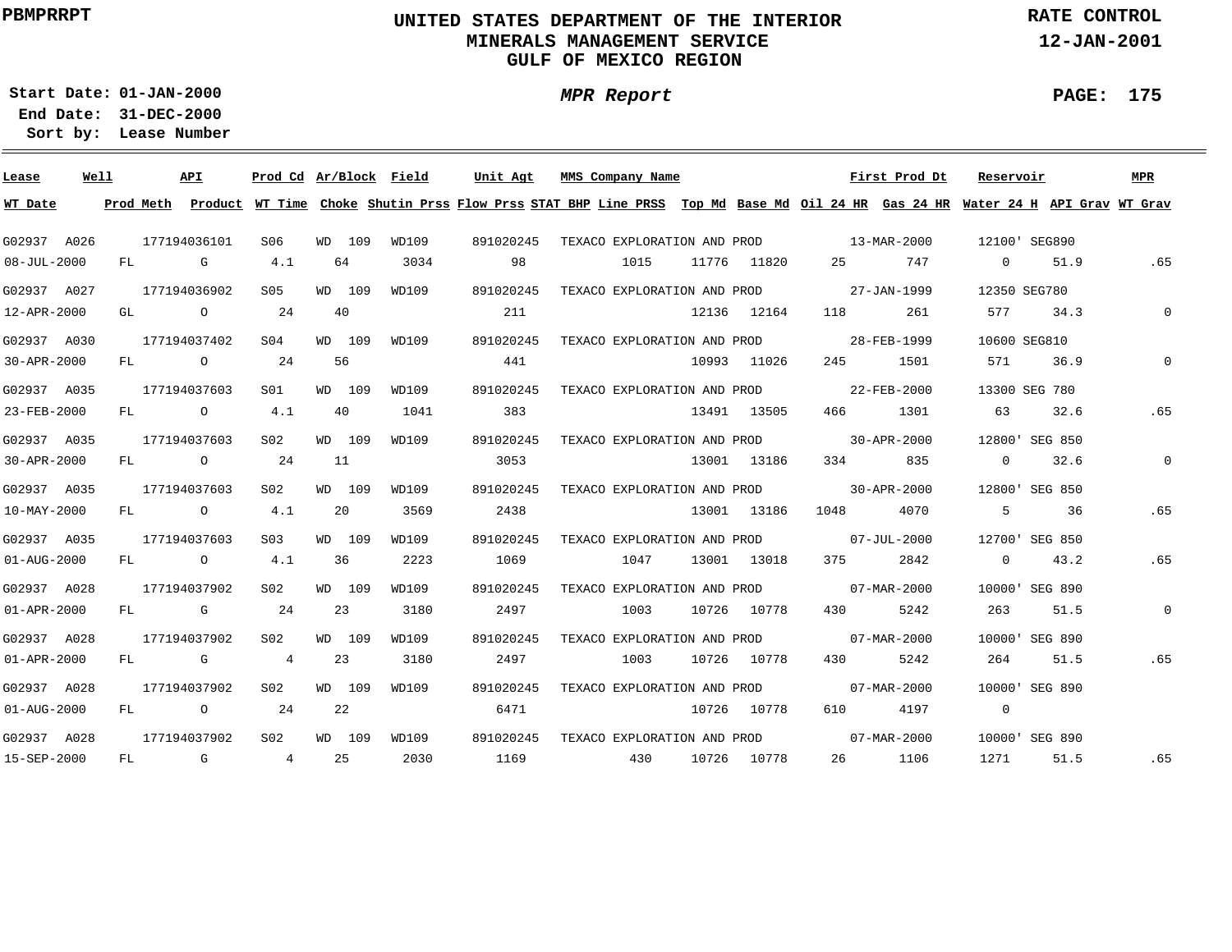PBMPRRPT

# UNITED STATES DEPARTMENT OF THE INTERIOR
## MINERALS MANAGEMENT SERVICE
## GULF OF MEXICO REGION

RATE CONTROL
12-JAN-2001

*MPR Report*

**Start Date:** 01-JAN-2000
**End Date:** 31-DEC-2000
**Sort by:** Lease Number

| Lease | Well | API | Prod Cd | Ar/Block | Field | Unit Agt | MMS Company Name | First Prod Dt | Reservoir | MPR | WT Date | Prod Meth | Product | WT Time | Choke | Shutin Prss | Flow Prss | STAT BHP | Line PRSS | Top Md | Base Md | Oil 24 HR | Gas 24 HR | Water 24 H | API Grav | WT Grav |
|---|---|---|---|---|---|---|---|---|---|---|---|---|---|---|---|---|---|---|---|---|---|---|---|---|---|---|
| G02937 | A026 | 177194036101 | S06 | WD 109 | WD109 | 891020245 | TEXACO EXPLORATION AND PROD | 13-MAR-2000 | 12100' SEG890 | | 08-JUL-2000 | FL | G | 4.1 | 64 | 3034 | 98 | | 1015 | 11776 | 11820 | 25 | 747 | 0 | 51.9 | .65 |
| G02937 | A027 | 177194036902 | S05 | WD 109 | WD109 | 891020245 | TEXACO EXPLORATION AND PROD | 27-JAN-1999 | 12350 SEG780 | | 12-APR-2000 | GL | O | 24 | 40 | | 211 | | | 12136 | 12164 | 118 | 261 | 577 | 34.3 | 0 |
| G02937 | A030 | 177194037402 | S04 | WD 109 | WD109 | 891020245 | TEXACO EXPLORATION AND PROD | 28-FEB-1999 | 10600 SEG810 | | 30-APR-2000 | FL | O | 24 | 56 | | 441 | | | 10993 | 11026 | 245 | 1501 | 571 | 36.9 | 0 |
| G02937 | A035 | 177194037603 | S01 | WD 109 | WD109 | 891020245 | TEXACO EXPLORATION AND PROD | 22-FEB-2000 | 13300 SEG 780 | | 23-FEB-2000 | FL | O | 4.1 | 40 | 1041 | 383 | | | 13491 | 13505 | 466 | 1301 | 63 | 32.6 | .65 |
| G02937 | A035 | 177194037603 | S02 | WD 109 | WD109 | 891020245 | TEXACO EXPLORATION AND PROD | 30-APR-2000 | 12800' SEG 850 | | 30-APR-2000 | FL | O | 24 | 11 | | 3053 | | | 13001 | 13186 | 334 | 835 | 0 | 32.6 | 0 |
| G02937 | A035 | 177194037603 | S02 | WD 109 | WD109 | 891020245 | TEXACO EXPLORATION AND PROD | 30-APR-2000 | 12800' SEG 850 | | 10-MAY-2000 | FL | O | 4.1 | 20 | 3569 | 2438 | | | 13001 | 13186 | 1048 | 4070 | 5 | 36 | .65 |
| G02937 | A035 | 177194037603 | S03 | WD 109 | WD109 | 891020245 | TEXACO EXPLORATION AND PROD | 07-JUL-2000 | 12700' SEG 850 | | 01-AUG-2000 | FL | O | 4.1 | 36 | 2223 | 1069 | | 1047 | 13001 | 13018 | 375 | 2842 | 0 | 43.2 | .65 |
| G02937 | A028 | 177194037902 | S02 | WD 109 | WD109 | 891020245 | TEXACO EXPLORATION AND PROD | 07-MAR-2000 | 10000' SEG 890 | | 01-APR-2000 | FL | G | 24 | 23 | 3180 | 2497 | | 1003 | 10726 | 10778 | 430 | 5242 | 263 | 51.5 | 0 |
| G02937 | A028 | 177194037902 | S02 | WD 109 | WD109 | 891020245 | TEXACO EXPLORATION AND PROD | 07-MAR-2000 | 10000' SEG 890 | | 01-APR-2000 | FL | G | 4 | 23 | 3180 | 2497 | | 1003 | 10726 | 10778 | 430 | 5242 | 264 | 51.5 | .65 |
| G02937 | A028 | 177194037902 | S02 | WD 109 | WD109 | 891020245 | TEXACO EXPLORATION AND PROD | 07-MAR-2000 | 10000' SEG 890 | | 01-AUG-2000 | FL | O | 24 | 22 | | 6471 | | | 10726 | 10778 | 610 | 4197 | 0 | | |
| G02937 | A028 | 177194037902 | S02 | WD 109 | WD109 | 891020245 | TEXACO EXPLORATION AND PROD | 07-MAR-2000 | 10000' SEG 890 | | 15-SEP-2000 | FL | G | 4 | 25 | 2030 | 1169 | | 430 | 10726 | 10778 | 26 | 1106 | 1271 | 51.5 | .65 |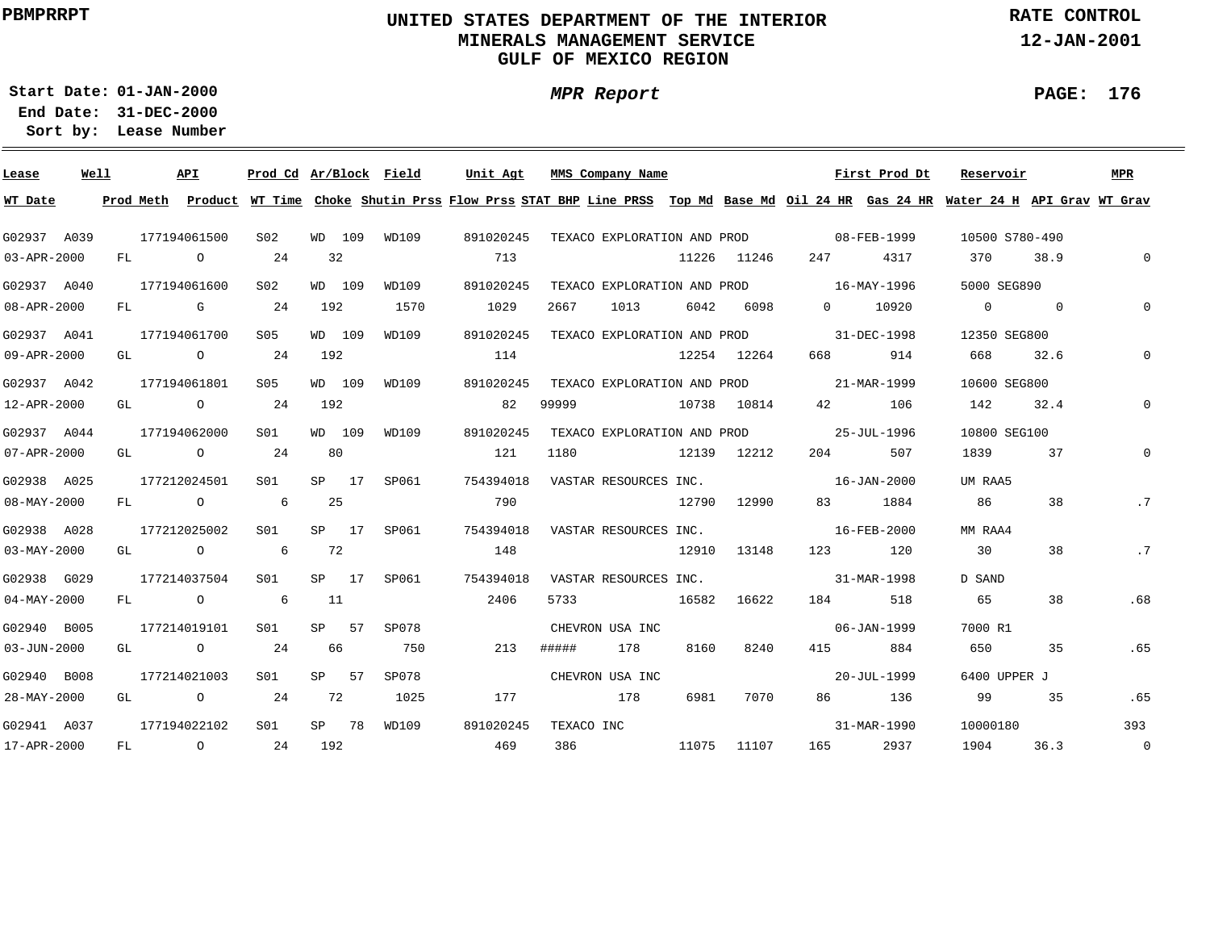PBMPRRPT

# UNITED STATES DEPARTMENT OF THE INTERIOR
## MINERALS MANAGEMENT SERVICE
## GULF OF MEXICO REGION

RATE CONTROL
12-JAN-2001

Start Date: 01-JAN-2000
End Date: 31-DEC-2000
Sort by: Lease Number

*MPR Report*

PAGE: 176

| Lease | Well | API | Prod Cd | Ar/Block | Field | Unit Agt | MMS Company Name | | | | | First Prod Dt | | Reservoir | | MPR |
|---|---|---|---|---|---|---|---|---|---|---|---|---|---|---|---|---|
| WT Date | Prod Meth | Product | WT Time | Choke | Shutin Prss | Flow Prss | STAT BHP | Line PRSS | Top Md | Base Md | Oil 24 HR | Gas 24 HR | | Water 24 H | API Grav | WT Grav |
| G02937 | A039 | 177194061500 | S02 | WD 109 | WD109 | 891020245 | TEXACO EXPLORATION AND PROD | | | | | 08-FEB-1999 | | 10500 S780-490 | | |
| 03-APR-2000 | FL | O | 24 | 32 | | 713 | | | 11226 | 11246 | 247 | 4317 | | 370 | 38.9 | 0 |
| G02937 | A040 | 177194061600 | S02 | WD 109 | WD109 | 891020245 | TEXACO EXPLORATION AND PROD | | | | | 16-MAY-1996 | | 5000 SEG890 | | |
| 08-APR-2000 | FL | G | 24 | 192 | 1570 | 1029 | 2667 | 1013 | 6042 | 6098 | 0 | 10920 | | 0 | 0 | 0 |
| G02937 | A041 | 177194061700 | S05 | WD 109 | WD109 | 891020245 | TEXACO EXPLORATION AND PROD | | | | | 31-DEC-1998 | | 12350 SEG800 | | |
| 09-APR-2000 | GL | O | 24 | 192 | | 114 | | | 12254 | 12264 | 668 | 914 | | 668 | 32.6 | 0 |
| G02937 | A042 | 177194061801 | S05 | WD 109 | WD109 | 891020245 | TEXACO EXPLORATION AND PROD | | | | | 21-MAR-1999 | | 10600 SEG800 | | |
| 12-APR-2000 | GL | O | 24 | 192 | | 82 | 99999 | | 10738 | 10814 | 42 | 106 | | 142 | 32.4 | 0 |
| G02937 | A044 | 177194062000 | S01 | WD 109 | WD109 | 891020245 | TEXACO EXPLORATION AND PROD | | | | | 25-JUL-1996 | | 10800 SEG100 | | |
| 07-APR-2000 | GL | O | 24 | 80 | | 121 | 1180 | | 12139 | 12212 | 204 | 507 | | 1839 | 37 | 0 |
| G02938 | A025 | 177212024501 | S01 | SP 17 | SP061 | 754394018 | VASTAR RESOURCES INC. | | | | | 16-JAN-2000 | | UM RAA5 | | |
| 08-MAY-2000 | FL | O | 6 | 25 | | 790 | | | 12790 | 12990 | 83 | 1884 | | 86 | 38 | .7 |
| G02938 | A028 | 177212025002 | S01 | SP 17 | SP061 | 754394018 | VASTAR RESOURCES INC. | | | | | 16-FEB-2000 | | MM RAA4 | | |
| 03-MAY-2000 | GL | O | 6 | 72 | | 148 | | | 12910 | 13148 | 123 | 120 | | 30 | 38 | .7 |
| G02938 | G029 | 177214037504 | S01 | SP 17 | SP061 | 754394018 | VASTAR RESOURCES INC. | | | | | 31-MAR-1998 | | D SAND | | |
| 04-MAY-2000 | FL | O | 6 | 11 | | 2406 | 5733 | | 16582 | 16622 | 184 | 518 | | 65 | 38 | .68 |
| G02940 | B005 | 177214019101 | S01 | SP 57 | SP078 | | CHEVRON USA INC | | | | | 06-JAN-1999 | | 7000 R1 | | |
| 03-JUN-2000 | GL | O | 24 | 66 | 750 | 213 | ##### | 178 | 8160 | 8240 | 415 | 884 | | 650 | 35 | .65 |
| G02940 | B008 | 177214021003 | S01 | SP 57 | SP078 | | CHEVRON USA INC | | | | | 20-JUL-1999 | | 6400 UPPER J | | |
| 28-MAY-2000 | GL | O | 24 | 72 | 1025 | 177 | | 178 | 6981 | 7070 | 86 | 136 | | 99 | 35 | .65 |
| G02941 | A037 | 177194022102 | S01 | SP 78 | WD109 | 891020245 | TEXACO INC | | | | | 31-MAR-1990 | | 10000180 | | 393 |
| 17-APR-2000 | FL | O | 24 | 192 | | 469 | 386 | | 11075 | 11107 | 165 | 2937 | | 1904 | 36.3 | 0 |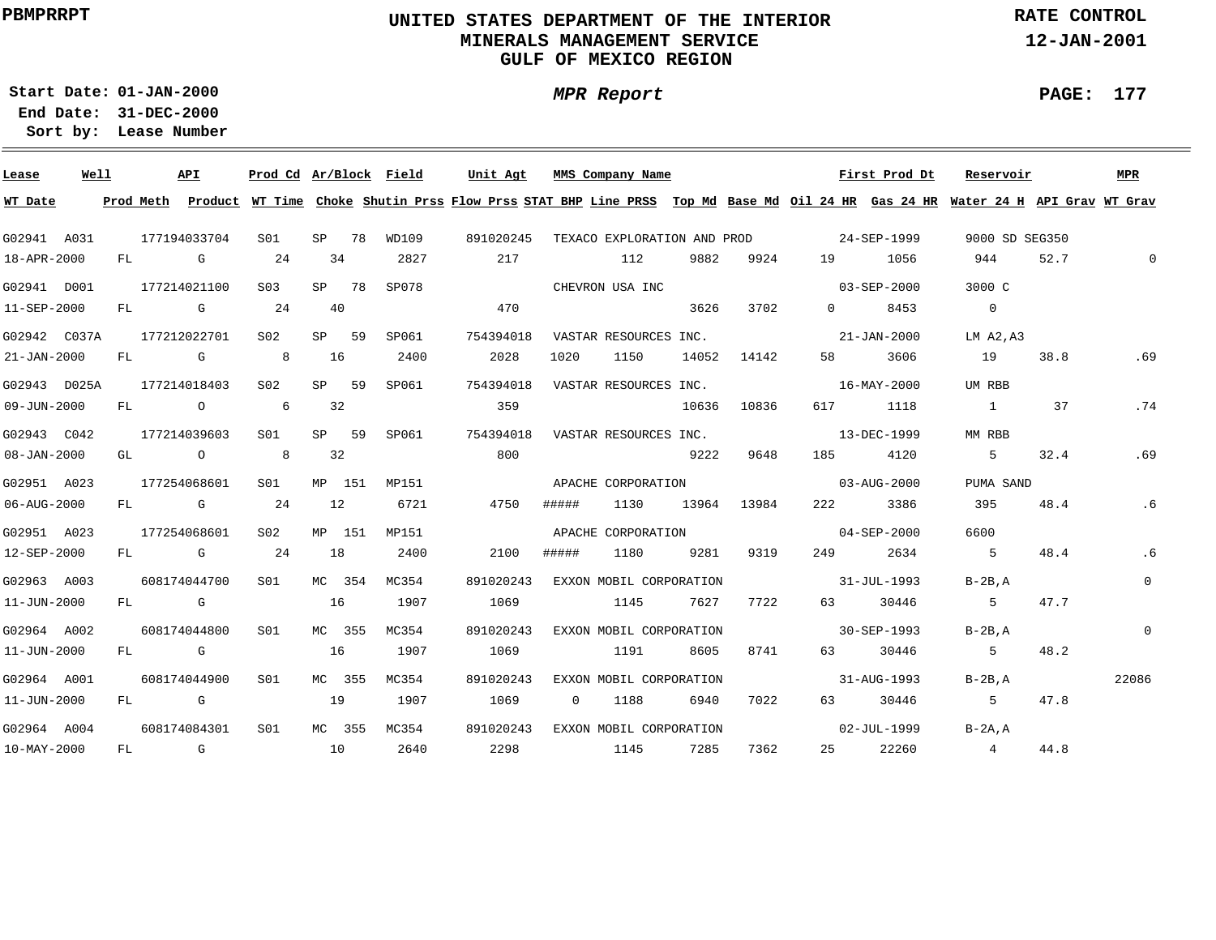PBMPRRPT

# UNITED STATES DEPARTMENT OF THE INTERIOR
## MINERALS MANAGEMENT SERVICE
## GULF OF MEXICO REGION

RATE CONTROL
12-JAN-2001

**Start Date:** 01-JAN-2000
**End Date:** 31-DEC-2000
**Sort by:** Lease Number

*MPR Report*

| Lease | Well | API | Prod Cd | Ar/Block | Field | Unit Agt | MMS Company Name | | | | | First Prod Dt | Reservoir | | MPR |
|---|---|---|---|---|---|---|---|---|---|---|---|---|---|---|---|
| **WT Date** | **Prod Meth** | **Product** | **WT Time** | **Choke** | **Shutin Prss** | **Flow Prss** | **STAT BHP** | **Line PRSS** | **Top Md** | **Base Md** | **Oil 24 HR** | **Gas 24 HR** | **Water 24 H** | **API Grav** | **WT Grav** |
| G02941 | A031 | 177194033704 | S01 | SP 78 | WD109 | 891020245 | TEXACO EXPLORATION AND PROD | | | | | 24-SEP-1999 | 9000 SD SEG350 | | |
| 18-APR-2000 | FL | G | 24 | 34 | 2827 | 217 | | 112 | 9882 | 9924 | 19 | 1056 | 944 | 52.7 | 0 |
| G02941 | D001 | 177214021100 | S03 | SP 78 | SP078 | | CHEVRON USA INC | | | | | 03-SEP-2000 | 3000 C | | |
| 11-SEP-2000 | FL | G | 24 | 40 | | 470 | | | 3626 | 3702 | 0 | 8453 | 0 | | |
| G02942 | C037A | 177212022701 | S02 | SP 59 | SP061 | 754394018 | VASTAR RESOURCES INC. | | | | | 21-JAN-2000 | LM A2,A3 | | |
| 21-JAN-2000 | FL | G | 8 | 16 | 2400 | 2028 | 1020 | 1150 | 14052 | 14142 | 58 | 3606 | 19 | 38.8 | .69 |
| G02943 | D025A | 177214018403 | S02 | SP 59 | SP061 | 754394018 | VASTAR RESOURCES INC. | | | | | 16-MAY-2000 | UM RBB | | |
| 09-JUN-2000 | FL | O | 6 | 32 | | 359 | | | 10636 | 10836 | 617 | 1118 | 1 | 37 | .74 |
| G02943 | C042 | 177214039603 | S01 | SP 59 | SP061 | 754394018 | VASTAR RESOURCES INC. | | | | | 13-DEC-1999 | MM RBB | | |
| 08-JAN-2000 | GL | O | 8 | 32 | | 800 | | | 9222 | 9648 | 185 | 4120 | 5 | 32.4 | .69 |
| G02951 | A023 | 177254068601 | S01 | MP 151 | MP151 | | APACHE CORPORATION | | | | | 03-AUG-2000 | PUMA SAND | | |
| 06-AUG-2000 | FL | G | 24 | 12 | 6721 | 4750 | ##### | 1130 | 13964 | 13984 | 222 | 3386 | 395 | 48.4 | .6 |
| G02951 | A023 | 177254068601 | S02 | MP 151 | MP151 | | APACHE CORPORATION | | | | | 04-SEP-2000 | 6600 | | |
| 12-SEP-2000 | FL | G | 24 | 18 | 2400 | 2100 | ##### | 1180 | 9281 | 9319 | 249 | 2634 | 5 | 48.4 | .6 |
| G02963 | A003 | 608174044700 | S01 | MC 354 | MC354 | 891020243 | EXXON MOBIL CORPORATION | | | | | 31-JUL-1993 | B-2B,A | | 0 |
| 11-JUN-2000 | FL | G | | 16 | 1907 | 1069 | | 1145 | 7627 | 7722 | 63 | 30446 | 5 | 47.7 | |
| G02964 | A002 | 608174044800 | S01 | MC 355 | MC354 | 891020243 | EXXON MOBIL CORPORATION | | | | | 30-SEP-1993 | B-2B,A | | 0 |
| 11-JUN-2000 | FL | G | | 16 | 1907 | 1069 | | 1191 | 8605 | 8741 | 63 | 30446 | 5 | 48.2 | |
| G02964 | A001 | 608174044900 | S01 | MC 355 | MC354 | 891020243 | EXXON MOBIL CORPORATION | | | | | 31-AUG-1993 | B-2B,A | | 22086 |
| 11-JUN-2000 | FL | G | | 19 | 1907 | 1069 | 0 | 1188 | 6940 | 7022 | 63 | 30446 | 5 | 47.8 | |
| G02964 | A004 | 608174084301 | S01 | MC 355 | MC354 | 891020243 | EXXON MOBIL CORPORATION | | | | | 02-JUL-1999 | B-2A,A | | |
| 10-MAY-2000 | FL | G | | 10 | 2640 | 2298 | | 1145 | 7285 | 7362 | 25 | 22260 | 4 | 44.8 | |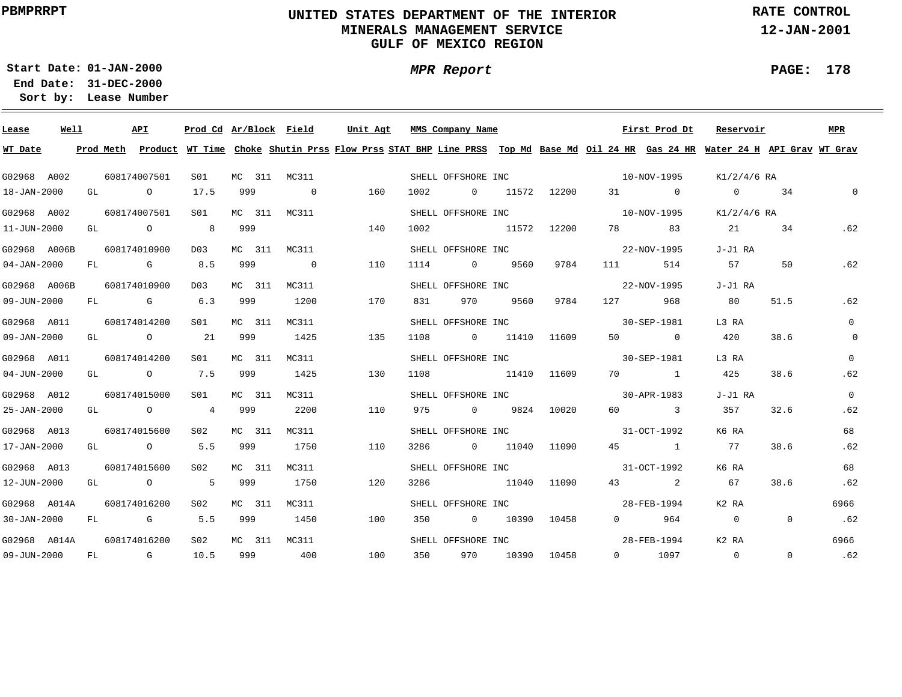**PBMPRRPT**

# UNITED STATES DEPARTMENT OF THE INTERIOR
## MINERALS MANAGEMENT SERVICE
## GULF OF MEXICO REGION

**RATE CONTROL**
**12-JAN-2001**

**Start Date:** 01-JAN-2000
**End Date:** 31-DEC-2000
**Sort by:** Lease Number

***MPR Report***

| Lease | Well | API | Prod Cd | Ar/Block | Field | Unit Agt | MMS Company Name | First Prod Dt | Reservoir | MPR | WT Date | Prod Meth | Product | WT Time | Choke | Shutin Prss | Flow Prss | STAT BHP | Line PRSS | Top Md | Base Md | Oil 24 HR | Gas 24 HR | Water 24 H | API Grav | WT Grav |
|---|---|---|---|---|---|---|---|---|---|---|---|---|---|---|---|---|---|---|---|---|---|---|---|---|---|---|
| G02968 | A002 | 608174007501 | S01 | MC 311 | MC311 | | SHELL OFFSHORE INC | 10-NOV-1995 | K1/2/4/6 RA | | 18-JAN-2000 | GL | O | 17.5 | 999 | 0 | 160 | 1002 | 0 | 11572 | 12200 | 31 | 0 | 0 | 34 | 0 |
| G02968 | A002 | 608174007501 | S01 | MC 311 | MC311 | | SHELL OFFSHORE INC | 10-NOV-1995 | K1/2/4/6 RA | | 11-JUN-2000 | GL | O | 8 | 999 | | 140 | 1002 | | 11572 | 12200 | 78 | 83 | 21 | 34 | .62 |
| G02968 | A006B | 608174010900 | D03 | MC 311 | MC311 | | SHELL OFFSHORE INC | 22-NOV-1995 | J-J1 RA | | 04-JAN-2000 | FL | G | 8.5 | 999 | 0 | 110 | 1114 | 0 | 9560 | 9784 | 111 | 514 | 57 | 50 | .62 |
| G02968 | A006B | 608174010900 | D03 | MC 311 | MC311 | | SHELL OFFSHORE INC | 22-NOV-1995 | J-J1 RA | | 09-JUN-2000 | FL | G | 6.3 | 999 | 1200 | 170 | 831 | 970 | 9560 | 9784 | 127 | 968 | 80 | 51.5 | .62 |
| G02968 | A011 | 608174014200 | S01 | MC 311 | MC311 | | SHELL OFFSHORE INC | 30-SEP-1981 | L3 RA | 0 | 09-JAN-2000 | GL | O | 21 | 999 | 1425 | 135 | 1108 | 0 | 11410 | 11609 | 50 | 0 | 420 | 38.6 | 0 |
| G02968 | A011 | 608174014200 | S01 | MC 311 | MC311 | | SHELL OFFSHORE INC | 30-SEP-1981 | L3 RA | 0 | 04-JUN-2000 | GL | O | 7.5 | 999 | 1425 | 130 | 1108 | | 11410 | 11609 | 70 | 1 | 425 | 38.6 | .62 |
| G02968 | A012 | 608174015000 | S01 | MC 311 | MC311 | | SHELL OFFSHORE INC | 30-APR-1983 | J-J1 RA | 0 | 25-JAN-2000 | GL | O | 4 | 999 | 2200 | 110 | 975 | 0 | 9824 | 10020 | 60 | 3 | 357 | 32.6 | .62 |
| G02968 | A013 | 608174015600 | S02 | MC 311 | MC311 | | SHELL OFFSHORE INC | 31-OCT-1992 | K6 RA | 68 | 17-JAN-2000 | GL | O | 5.5 | 999 | 1750 | 110 | 3286 | 0 | 11040 | 11090 | 45 | 1 | 77 | 38.6 | .62 |
| G02968 | A013 | 608174015600 | S02 | MC 311 | MC311 | | SHELL OFFSHORE INC | 31-OCT-1992 | K6 RA | 68 | 12-JUN-2000 | GL | O | 5 | 999 | 1750 | 120 | 3286 | | 11040 | 11090 | 43 | 2 | 67 | 38.6 | .62 |
| G02968 | A014A | 608174016200 | S02 | MC 311 | MC311 | | SHELL OFFSHORE INC | 28-FEB-1994 | K2 RA | 6966 | 30-JAN-2000 | FL | G | 5.5 | 999 | 1450 | 100 | 350 | 0 | 10390 | 10458 | 0 | 964 | 0 | 0 | .62 |
| G02968 | A014A | 608174016200 | S02 | MC 311 | MC311 | | SHELL OFFSHORE INC | 28-FEB-1994 | K2 RA | 6966 | 09-JUN-2000 | FL | G | 10.5 | 999 | 400 | 100 | 350 | 970 | 10390 | 10458 | 0 | 1097 | 0 | 0 | .62 |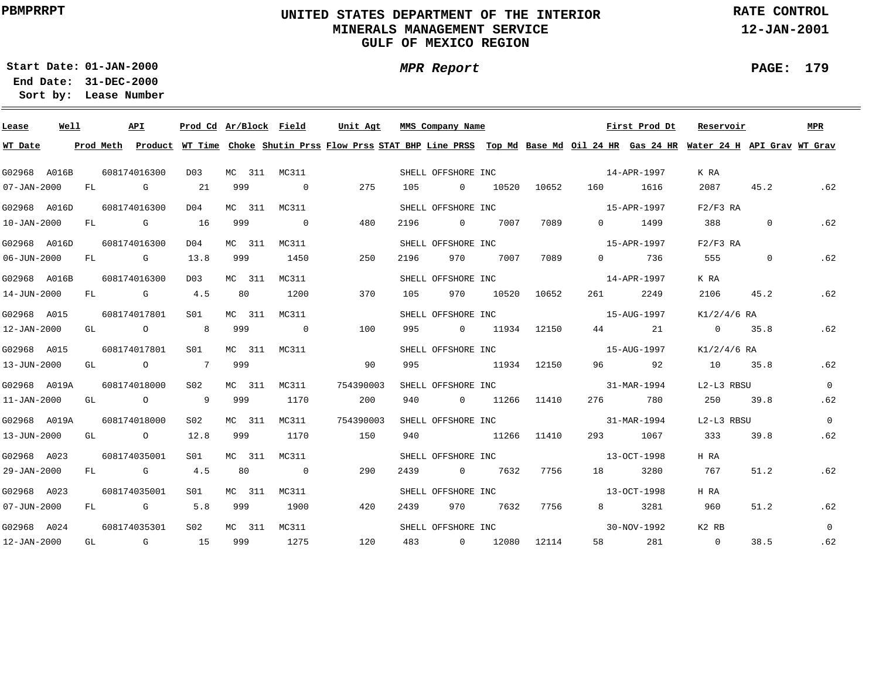PBMPRRPT

# UNITED STATES DEPARTMENT OF THE INTERIOR
## MINERALS MANAGEMENT SERVICE
## GULF OF MEXICO REGION

RATE CONTROL
12-JAN-2001

Start Date: 01-JAN-2000
End Date: 31-DEC-2000
Sort by: Lease Number

*MPR Report*

| Lease | Well | API | Prod Cd | Ar/Block | Field | Unit Agt | MMS Company Name | First Prod Dt | Reservoir | MPR |
|---|---|---|---|---|---|---|---|---|---|---|
| WT Date | Prod Meth | Product | WT Time | Choke | Shutin Prss | Flow Prss | STAT BHP | Line PRSS | Top Md | Base Md |

| Lease / WT Date | Well / Prod Meth | API / Product | Prod Cd / WT Time | Ar/Block / Choke | Field / Shutin Prss | Unit Agt / Flow Prss | STAT BHP | Line PRSS | Top Md | Base Md | Oil 24 HR | Gas 24 HR | Water 24 H | API Grav | WT Grav |
|---|---|---|---|---|---|---|---|---|---|---|---|---|---|---|---|
| G02968 | A016B | 608174016300 | D03 | MC 311 | MC311 | | SHELL OFFSHORE INC | | | | | 14-APR-1997 | K RA | | |
| 07-JAN-2000 | FL | G | 21 | 999 | 0 | 275 | 105 | 0 | 10520 | 10652 | 160 | 1616 | 2087 | 45.2 | .62 |
| G02968 | A016D | 608174016300 | D04 | MC 311 | MC311 | | SHELL OFFSHORE INC | | | | | 15-APR-1997 | F2/F3 RA | | |
| 10-JAN-2000 | FL | G | 16 | 999 | 0 | 480 | 2196 | 0 | 7007 | 7089 | 0 | 1499 | 388 | 0 | .62 |
| G02968 | A016D | 608174016300 | D04 | MC 311 | MC311 | | SHELL OFFSHORE INC | | | | | 15-APR-1997 | F2/F3 RA | | |
| 06-JUN-2000 | FL | G | 13.8 | 999 | 1450 | 250 | 2196 | 970 | 7007 | 7089 | 0 | 736 | 555 | 0 | .62 |
| G02968 | A016B | 608174016300 | D03 | MC 311 | MC311 | | SHELL OFFSHORE INC | | | | | 14-APR-1997 | K RA | | |
| 14-JUN-2000 | FL | G | 4.5 | 80 | 1200 | 370 | 105 | 970 | 10520 | 10652 | 261 | 2249 | 2106 | 45.2 | .62 |
| G02968 | A015 | 608174017801 | S01 | MC 311 | MC311 | | SHELL OFFSHORE INC | | | | | 15-AUG-1997 | K1/2/4/6 RA | | |
| 12-JAN-2000 | GL | O | 8 | 999 | 0 | 100 | 995 | 0 | 11934 | 12150 | 44 | 21 | 0 | 35.8 | .62 |
| G02968 | A015 | 608174017801 | S01 | MC 311 | MC311 | | SHELL OFFSHORE INC | | | | | 15-AUG-1997 | K1/2/4/6 RA | | |
| 13-JUN-2000 | GL | O | 7 | 999 | | 90 | 995 | | 11934 | 12150 | 96 | 92 | 10 | 35.8 | .62 |
| G02968 | A019A | 608174018000 | S02 | MC 311 | MC311 | 754390003 | SHELL OFFSHORE INC | | | | | 31-MAR-1994 | L2-L3 RBSU | | 0 |
| 11-JAN-2000 | GL | O | 9 | 999 | 1170 | 200 | 940 | 0 | 11266 | 11410 | 276 | 780 | 250 | 39.8 | .62 |
| G02968 | A019A | 608174018000 | S02 | MC 311 | MC311 | 754390003 | SHELL OFFSHORE INC | | | | | 31-MAR-1994 | L2-L3 RBSU | | 0 |
| 13-JUN-2000 | GL | O | 12.8 | 999 | 1170 | 150 | 940 | | 11266 | 11410 | 293 | 1067 | 333 | 39.8 | .62 |
| G02968 | A023 | 608174035001 | S01 | MC 311 | MC311 | | SHELL OFFSHORE INC | | | | | 13-OCT-1998 | H RA | | |
| 29-JAN-2000 | FL | G | 4.5 | 80 | 0 | 290 | 2439 | 0 | 7632 | 7756 | 18 | 3280 | 767 | 51.2 | .62 |
| G02968 | A023 | 608174035001 | S01 | MC 311 | MC311 | | SHELL OFFSHORE INC | | | | | 13-OCT-1998 | H RA | | |
| 07-JUN-2000 | FL | G | 5.8 | 999 | 1900 | 420 | 2439 | 970 | 7632 | 7756 | 8 | 3281 | 960 | 51.2 | .62 |
| G02968 | A024 | 608174035301 | S02 | MC 311 | MC311 | | SHELL OFFSHORE INC | | | | | 30-NOV-1992 | K2 RB | | 0 |
| 12-JAN-2000 | GL | G | 15 | 999 | 1275 | 120 | 483 | 0 | 12080 | 12114 | 58 | 281 | 0 | 38.5 | .62 |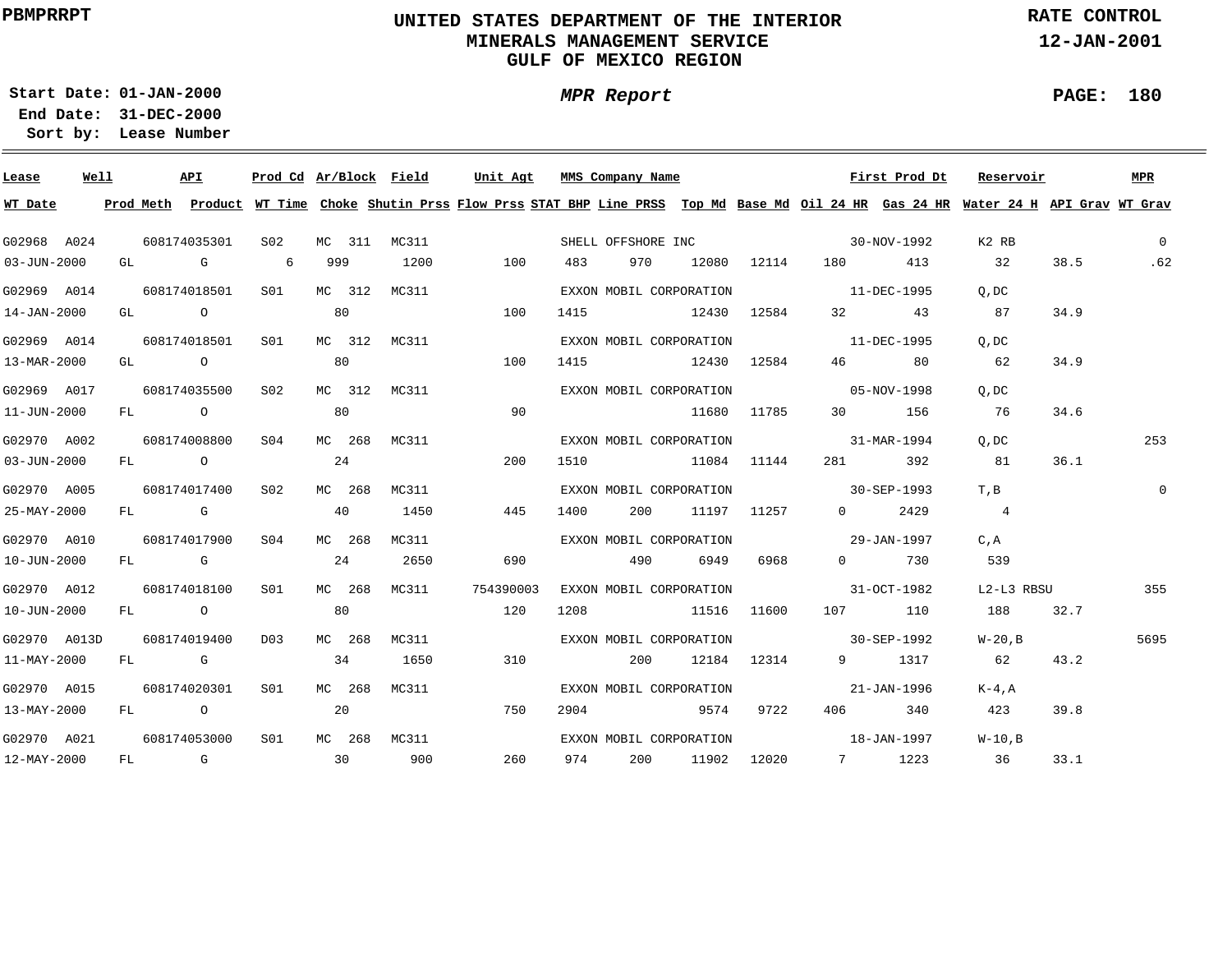PBMPRRPT

# UNITED STATES DEPARTMENT OF THE INTERIOR
## MINERALS MANAGEMENT SERVICE
## GULF OF MEXICO REGION

RATE CONTROL
12-JAN-2001

Start Date: 01-JAN-2000
End Date: 31-DEC-2000
Sort by: Lease Number

*MPR Report*

| Lease | Well | API | Prod Cd | Ar/Block | Field | Unit Agt | MMS Company Name | | | | First Prod Dt | | Reservoir | | MPR |
|---|---|---|---|---|---|---|---|---|---|---|---|---|---|---|---|
| WT Date | Prod Meth | Product | WT Time | Choke | Shutin Prss | Flow Prss | STAT BHP | Line PRSS | Top Md | Base Md | Oil 24 HR | Gas 24 HR | Water 24 H | API Grav | WT Grav |
| G02968 | A024 | 608174035301 | S02 | MC 311 | MC311 | | SHELL OFFSHORE INC | | | | 30-NOV-1992 | | K2 RB | | 0 |
| 03-JUN-2000 | GL | G | 6 | 999 | 1200 | 100 | 483 | 970 | 12080 | 12114 | 180 | 413 | 32 | 38.5 | .62 |
| G02969 | A014 | 608174018501 | S01 | MC 312 | MC311 | | EXXON MOBIL CORPORATION | | | | 11-DEC-1995 | | Q,DC | | |
| 14-JAN-2000 | GL | O | | 80 | | 100 | 1415 | | 12430 | 12584 | 32 | 43 | 87 | 34.9 | |
| G02969 | A014 | 608174018501 | S01 | MC 312 | MC311 | | EXXON MOBIL CORPORATION | | | | 11-DEC-1995 | | Q,DC | | |
| 13-MAR-2000 | GL | O | | 80 | | 100 | 1415 | | 12430 | 12584 | 46 | 80 | 62 | 34.9 | |
| G02969 | A017 | 608174035500 | S02 | MC 312 | MC311 | | EXXON MOBIL CORPORATION | | | | 05-NOV-1998 | | Q,DC | | |
| 11-JUN-2000 | FL | O | | 80 | | 90 | | | 11680 | 11785 | 30 | 156 | 76 | 34.6 | |
| G02970 | A002 | 608174008800 | S04 | MC 268 | MC311 | | EXXON MOBIL CORPORATION | | | | 31-MAR-1994 | | Q,DC | | 253 |
| 03-JUN-2000 | FL | O | | 24 | | 200 | 1510 | | 11084 | 11144 | 281 | 392 | 81 | 36.1 | |
| G02970 | A005 | 608174017400 | S02 | MC 268 | MC311 | | EXXON MOBIL CORPORATION | | | | 30-SEP-1993 | | T,B | | 0 |
| 25-MAY-2000 | FL | G | | 40 | 1450 | 445 | 1400 | 200 | 11197 | 11257 | 0 | 2429 | 4 | | |
| G02970 | A010 | 608174017900 | S04 | MC 268 | MC311 | | EXXON MOBIL CORPORATION | | | | 29-JAN-1997 | | C,A | | |
| 10-JUN-2000 | FL | G | | 24 | 2650 | 690 | | 490 | 6949 | 6968 | 0 | 730 | 539 | | |
| G02970 | A012 | 608174018100 | S01 | MC 268 | MC311 | 754390003 | EXXON MOBIL CORPORATION | | | | 31-OCT-1982 | | L2-L3 RBSU | | 355 |
| 10-JUN-2000 | FL | O | | 80 | | 120 | 1208 | | 11516 | 11600 | 107 | 110 | 188 | 32.7 | |
| G02970 | A013D | 608174019400 | D03 | MC 268 | MC311 | | EXXON MOBIL CORPORATION | | | | 30-SEP-1992 | | W-20,B | | 5695 |
| 11-MAY-2000 | FL | G | | 34 | 1650 | 310 | | 200 | 12184 | 12314 | 9 | 1317 | 62 | 43.2 | |
| G02970 | A015 | 608174020301 | S01 | MC 268 | MC311 | | EXXON MOBIL CORPORATION | | | | 21-JAN-1996 | | K-4,A | | |
| 13-MAY-2000 | FL | O | | 20 | | 750 | 2904 | | 9574 | 9722 | 406 | 340 | 423 | 39.8 | |
| G02970 | A021 | 608174053000 | S01 | MC 268 | MC311 | | EXXON MOBIL CORPORATION | | | | 18-JAN-1997 | | W-10,B | | |
| 12-MAY-2000 | FL | G | | 30 | 900 | 260 | 974 | 200 | 11902 | 12020 | 7 | 1223 | 36 | 33.1 | |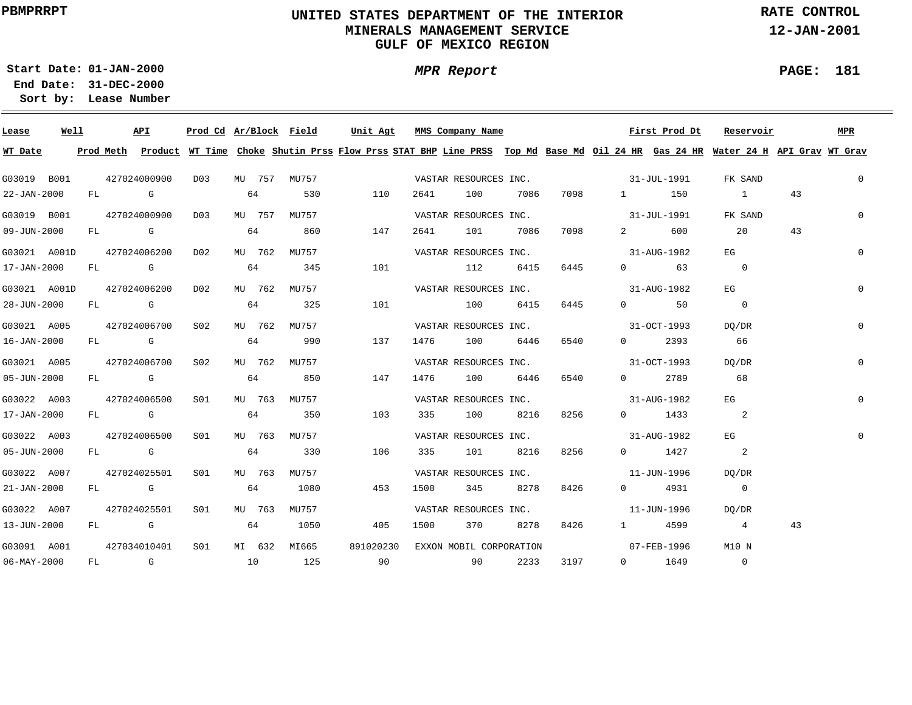PBMPRRPT

# UNITED STATES DEPARTMENT OF THE INTERIOR
## MINERALS MANAGEMENT SERVICE
## GULF OF MEXICO REGION

RATE CONTROL
12-JAN-2001

**Start Date:** 01-JAN-2000
**End Date:** 31-DEC-2000
**Sort by:** Lease Number

*MPR Report*

PAGE: 181

| Lease | Well | API | Prod Cd | Ar/Block | Field | Unit Agt | MMS Company Name | | | | | First Prod Dt | Reservoir | | MPR |
|---|---|---|---|---|---|---|---|---|---|---|---|---|---|---|---|
| **WT Date** | **Prod Meth** | **Product** | **WT Time** | **Choke** | **Shutin Prss** | **Flow Prss** | **STAT BHP** | **Line PRSS** | **Top Md** | **Base Md** | **Oil 24 HR** | **Gas 24 HR** | **Water 24 H** | **API Grav** | **WT Grav** |
| G03019 | B001 | 427024000900 | D03 | MU 757 | MU757 | | VASTAR RESOURCES INC. | | | | | 31-JUL-1991 | FK SAND | | 0 |
| 22-JAN-2000 | FL | G | | 64 | 530 | 110 | 2641 | 100 | 7086 | 7098 | 1 | 150 | 1 | 43 | |
| G03019 | B001 | 427024000900 | D03 | MU 757 | MU757 | | VASTAR RESOURCES INC. | | | | | 31-JUL-1991 | FK SAND | | 0 |
| 09-JUN-2000 | FL | G | | 64 | 860 | 147 | 2641 | 101 | 7086 | 7098 | 2 | 600 | 20 | 43 | |
| G03021 | A001D | 427024006200 | D02 | MU 762 | MU757 | | VASTAR RESOURCES INC. | | | | | 31-AUG-1982 | EG | | 0 |
| 17-JAN-2000 | FL | G | | 64 | 345 | 101 | | 112 | 6415 | 6445 | 0 | 63 | 0 | | |
| G03021 | A001D | 427024006200 | D02 | MU 762 | MU757 | | VASTAR RESOURCES INC. | | | | | 31-AUG-1982 | EG | | 0 |
| 28-JUN-2000 | FL | G | | 64 | 325 | 101 | | 100 | 6415 | 6445 | 0 | 50 | 0 | | |
| G03021 | A005 | 427024006700 | S02 | MU 762 | MU757 | | VASTAR RESOURCES INC. | | | | | 31-OCT-1993 | DQ/DR | | 0 |
| 16-JAN-2000 | FL | G | | 64 | 990 | 137 | 1476 | 100 | 6446 | 6540 | 0 | 2393 | 66 | | |
| G03021 | A005 | 427024006700 | S02 | MU 762 | MU757 | | VASTAR RESOURCES INC. | | | | | 31-OCT-1993 | DQ/DR | | 0 |
| 05-JUN-2000 | FL | G | | 64 | 850 | 147 | 1476 | 100 | 6446 | 6540 | 0 | 2789 | 68 | | |
| G03022 | A003 | 427024006500 | S01 | MU 763 | MU757 | | VASTAR RESOURCES INC. | | | | | 31-AUG-1982 | EG | | 0 |
| 17-JAN-2000 | FL | G | | 64 | 350 | 103 | 335 | 100 | 8216 | 8256 | 0 | 1433 | 2 | | |
| G03022 | A003 | 427024006500 | S01 | MU 763 | MU757 | | VASTAR RESOURCES INC. | | | | | 31-AUG-1982 | EG | | 0 |
| 05-JUN-2000 | FL | G | | 64 | 330 | 106 | 335 | 101 | 8216 | 8256 | 0 | 1427 | 2 | | |
| G03022 | A007 | 427024025501 | S01 | MU 763 | MU757 | | VASTAR RESOURCES INC. | | | | | 11-JUN-1996 | DQ/DR | | |
| 21-JAN-2000 | FL | G | | 64 | 1080 | 453 | 1500 | 345 | 8278 | 8426 | 0 | 4931 | 0 | | |
| G03022 | A007 | 427024025501 | S01 | MU 763 | MU757 | | VASTAR RESOURCES INC. | | | | | 11-JUN-1996 | DQ/DR | | |
| 13-JUN-2000 | FL | G | | 64 | 1050 | 405 | 1500 | 370 | 8278 | 8426 | 1 | 4599 | 4 | 43 | |
| G03091 | A001 | 427034010401 | S01 | MI 632 | MI665 | 891020230 | EXXON MOBIL CORPORATION | | | | | 07-FEB-1996 | M10 N | | |
| 06-MAY-2000 | FL | G | | 10 | 125 | 90 | | 90 | 2233 | 3197 | 0 | 1649 | 0 | | |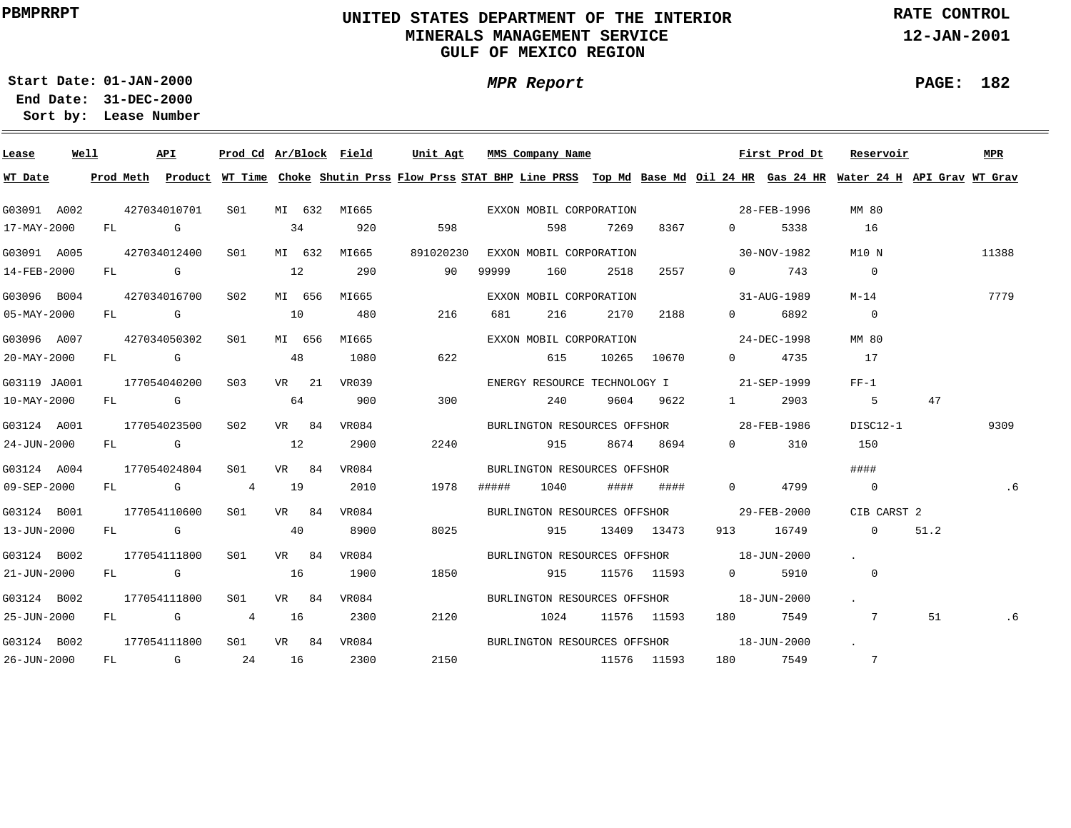PBMPRRPT

# UNITED STATES DEPARTMENT OF THE INTERIOR
## MINERALS MANAGEMENT SERVICE
## GULF OF MEXICO REGION

RATE CONTROL
12-JAN-2001

Start Date: 01-JAN-2000
End Date: 31-DEC-2000
Sort by: Lease Number

*MPR Report*

| Lease | Well | API | Prod Cd | Ar/Block | Field | Unit Agt | MMS Company Name | | | | First Prod Dt | | Reservoir | | MPR |
|---|---|---|---|---|---|---|---|---|---|---|---|---|---|---|---|
| WT Date | Prod Meth | Product | WT Time | Choke | Shutin Prss | Flow Prss | STAT BHP | Line PRSS | Top Md | Base Md | Oil 24 HR | Gas 24 HR | Water 24 H | API Grav | WT Grav |
| G03091 | A002 | 427034010701 | S01 | MI 632 | MI665 | | EXXON MOBIL CORPORATION | | | | 28-FEB-1996 | | MM 80 | | |
| 17-MAY-2000 | FL | G | | 34 | 920 | 598 | | 598 | 7269 | 8367 | 0 | 5338 | 16 | | |
| G03091 | A005 | 427034012400 | S01 | MI 632 | MI665 | 891020230 | EXXON MOBIL CORPORATION | | | | 30-NOV-1982 | | M10 N | | 11388 |
| 14-FEB-2000 | FL | G | | 12 | 290 | 90 | 99999 | 160 | 2518 | 2557 | 0 | 743 | 0 | | |
| G03096 | B004 | 427034016700 | S02 | MI 656 | MI665 | | EXXON MOBIL CORPORATION | | | | 31-AUG-1989 | | M-14 | | 7779 |
| 05-MAY-2000 | FL | G | | 10 | 480 | 216 | 681 | 216 | 2170 | 2188 | 0 | 6892 | 0 | | |
| G03096 | A007 | 427034050302 | S01 | MI 656 | MI665 | | EXXON MOBIL CORPORATION | | | | 24-DEC-1998 | | MM 80 | | |
| 20-MAY-2000 | FL | G | | 48 | 1080 | 622 | | 615 | 10265 | 10670 | 0 | 4735 | 17 | | |
| G03119 | JA001 | 177054040200 | S03 | VR 21 | VR039 | | ENERGY RESOURCE TECHNOLOGY I | | | | 21-SEP-1999 | | FF-1 | | |
| 10-MAY-2000 | FL | G | | 64 | 900 | 300 | | 240 | 9604 | 9622 | 1 | 2903 | 5 | 47 | |
| G03124 | A001 | 177054023500 | S02 | VR 84 | VR084 | | BURLINGTON RESOURCES OFFSHOR | | | | 28-FEB-1986 | | DISC12-1 | | 9309 |
| 24-JUN-2000 | FL | G | | 12 | 2900 | 2240 | | 915 | 8674 | 8694 | 0 | 310 | 150 | | |
| G03124 | A004 | 177054024804 | S01 | VR 84 | VR084 | | BURLINGTON RESOURCES OFFSHOR | | | | | | #### | | |
| 09-SEP-2000 | FL | G | 4 | 19 | 2010 | 1978 | ##### | 1040 | #### | #### | 0 | 4799 | 0 | | .6 |
| G03124 | B001 | 177054110600 | S01 | VR 84 | VR084 | | BURLINGTON RESOURCES OFFSHOR | | | | 29-FEB-2000 | | CIB CARST 2 | | |
| 13-JUN-2000 | FL | G | | 40 | 8900 | 8025 | | 915 | 13409 | 13473 | 913 | 16749 | 0 | 51.2 | |
| G03124 | B002 | 177054111800 | S01 | VR 84 | VR084 | | BURLINGTON RESOURCES OFFSHOR | | | | 18-JUN-2000 | | . | | |
| 21-JUN-2000 | FL | G | | 16 | 1900 | 1850 | | 915 | 11576 | 11593 | 0 | 5910 | 0 | | |
| G03124 | B002 | 177054111800 | S01 | VR 84 | VR084 | | BURLINGTON RESOURCES OFFSHOR | | | | 18-JUN-2000 | | . | | |
| 25-JUN-2000 | FL | G | 4 | 16 | 2300 | 2120 | | 1024 | 11576 | 11593 | 180 | 7549 | 7 | 51 | .6 |
| G03124 | B002 | 177054111800 | S01 | VR 84 | VR084 | | BURLINGTON RESOURCES OFFSHOR | | | | 18-JUN-2000 | | . | | |
| 26-JUN-2000 | FL | G | 24 | 16 | 2300 | 2150 | | | 11576 | 11593 | 180 | 7549 | 7 | | |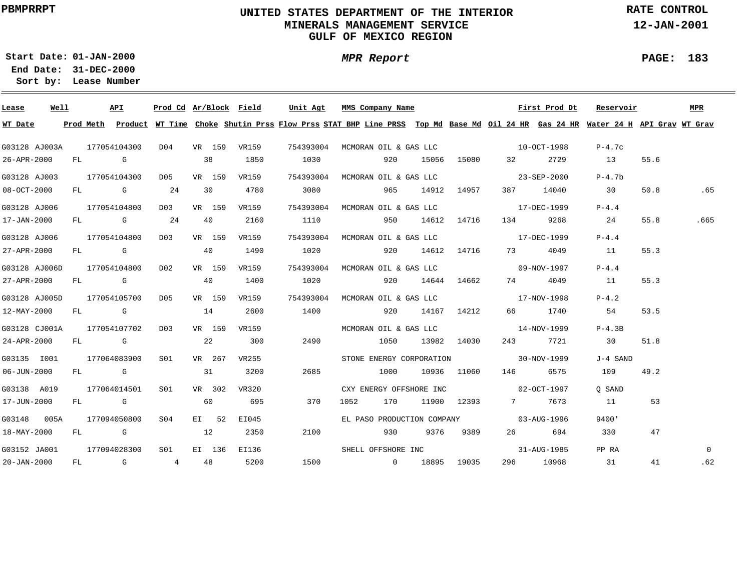PBMPRRPT

# UNITED STATES DEPARTMENT OF THE INTERIOR
## MINERALS MANAGEMENT SERVICE
## GULF OF MEXICO REGION

RATE CONTROL
12-JAN-2001

Start Date: 01-JAN-2000
End Date: 31-DEC-2000
Sort by: Lease Number

*MPR Report*

| Lease | Well | API | Prod Cd | Ar/Block | Field | Unit Agt | MMS Company Name | | | First Prod Dt | | Reservoir | | MPR |
|---|---|---|---|---|---|---|---|---|---|---|---|---|---|---|
| **WT Date** | **Prod Meth** | **Product** | **WT Time** | **Choke** | **Shutin Prss** | **Flow Prss** | **STAT BHP** | **Line PRSS** | **Top Md** | **Base Md** | **Oil 24 HR** | **Gas 24 HR** | **Water 24 H** | **API Grav** | **WT Grav** |
| G03128 | AJ003A | 177054104300 | D04 | VR 159 | VR159 | 754393004 | MCMORAN OIL & GAS LLC | | | 10-OCT-1998 | | P-4.7c | | |
| 26-APR-2000 | FL | G | | 38 | 1850 | 1030 | | 920 | 15056 | 15080 | 32 | 2729 | 13 | 55.6 | |
| G03128 | AJ003 | 177054104300 | D05 | VR 159 | VR159 | 754393004 | MCMORAN OIL & GAS LLC | | | 23-SEP-2000 | | P-4.7b | | |
| 08-OCT-2000 | FL | G | 24 | 30 | 4780 | 3080 | | 965 | 14912 | 14957 | 387 | 14040 | 30 | 50.8 | .65 |
| G03128 | AJ006 | 177054104800 | D03 | VR 159 | VR159 | 754393004 | MCMORAN OIL & GAS LLC | | | 17-DEC-1999 | | P-4.4 | | |
| 17-JAN-2000 | FL | G | 24 | 40 | 2160 | 1110 | | 950 | 14612 | 14716 | 134 | 9268 | 24 | 55.8 | .665 |
| G03128 | AJ006 | 177054104800 | D03 | VR 159 | VR159 | 754393004 | MCMORAN OIL & GAS LLC | | | 17-DEC-1999 | | P-4.4 | | |
| 27-APR-2000 | FL | G | | 40 | 1490 | 1020 | | 920 | 14612 | 14716 | 73 | 4049 | 11 | 55.3 | |
| G03128 | AJ006D | 177054104800 | D02 | VR 159 | VR159 | 754393004 | MCMORAN OIL & GAS LLC | | | 09-NOV-1997 | | P-4.4 | | |
| 27-APR-2000 | FL | G | | 40 | 1400 | 1020 | | 920 | 14644 | 14662 | 74 | 4049 | 11 | 55.3 | |
| G03128 | AJ005D | 177054105700 | D05 | VR 159 | VR159 | 754393004 | MCMORAN OIL & GAS LLC | | | 17-NOV-1998 | | P-4.2 | | |
| 12-MAY-2000 | FL | G | | 14 | 2600 | 1400 | | 920 | 14167 | 14212 | 66 | 1740 | 54 | 53.5 | |
| G03128 | CJ001A | 177054107702 | D03 | VR 159 | VR159 | | MCMORAN OIL & GAS LLC | | | 14-NOV-1999 | | P-4.3B | | |
| 24-APR-2000 | FL | G | | 22 | 300 | 2490 | | 1050 | 13982 | 14030 | 243 | 7721 | 30 | 51.8 | |
| G03135 | I001 | 177064083900 | S01 | VR 267 | VR255 | | STONE ENERGY CORPORATION | | | 30-NOV-1999 | | J-4 SAND | | |
| 06-JUN-2000 | FL | G | | 31 | 3200 | 2685 | | 1000 | 10936 | 11060 | 146 | 6575 | 109 | 49.2 | |
| G03138 | A019 | 177064014501 | S01 | VR 302 | VR320 | | CXY ENERGY OFFSHORE INC | | | 02-OCT-1997 | | Q SAND | | |
| 17-JUN-2000 | FL | G | | 60 | 695 | 370 | 1052 | 170 | 11900 | 12393 | 7 | 7673 | 11 | 53 | |
| G03148 | 005A | 177094050800 | S04 | EI 52 | EI045 | | EL PASO PRODUCTION COMPANY | | | 03-AUG-1996 | | 9400' | | |
| 18-MAY-2000 | FL | G | | 12 | 2350 | 2100 | | 930 | 9376 | 9389 | 26 | 694 | 330 | 47 | |
| G03152 | JA001 | 177094028300 | S01 | EI 136 | EI136 | | SHELL OFFSHORE INC | | | 31-AUG-1985 | | PP RA | | 0 |
| 20-JAN-2000 | FL | G | 4 | 48 | 5200 | 1500 | | 0 | 18895 | 19035 | 296 | 10968 | 31 | 41 | .62 |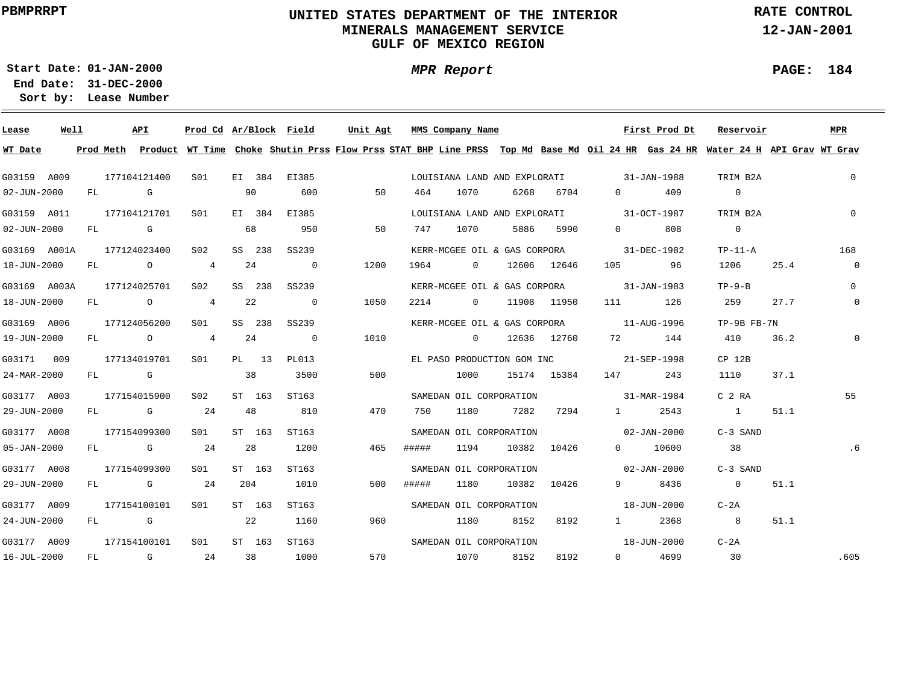# UNITED STATES DEPARTMENT OF THE INTERIOR
## MINERALS MANAGEMENT SERVICE
## GULF OF MEXICO REGION

PBMPRRPT

RATE CONTROL
12-JAN-2001

**Start Date:** 01-JAN-2000
**End Date:** 31-DEC-2000
**Sort by:** Lease Number

*MPR Report*

| Lease | Well | API | Prod Cd | Ar/Block | Field | Unit Agt | MMS Company Name | | | | First Prod Dt | Reservoir | | MPR |
|---|---|---|---|---|---|---|---|---|---|---|---|---|---|---|
| **WT Date** | **Prod Meth** | **Product** | **WT Time** | **Choke** | **Shutin Prss** | **Flow Prss** | **STAT BHP** | **Line PRSS** | **Top Md** | **Base Md** | **Oil 24 HR** | **Gas 24 HR** | **Water 24 H** | **API Grav** | **WT Grav** |
| G03159 | A009 | 177104121400 | S01 | EI 384 | EI385 | | LOUISIANA LAND AND EXPLORATI | | | | 31-JAN-1988 | TRIM B2A | | 0 |
| 02-JUN-2000 | FL | G | | 90 | 600 | 50 | 464 | 1070 | 6268 | 6704 | 0 | 409 | 0 | | |
| G03159 | A011 | 177104121701 | S01 | EI 384 | EI385 | | LOUISIANA LAND AND EXPLORATI | | | | 31-OCT-1987 | TRIM B2A | | 0 |
| 02-JUN-2000 | FL | G | | 68 | 950 | 50 | 747 | 1070 | 5886 | 5990 | 0 | 808 | 0 | | |
| G03169 | A001A | 177124023400 | S02 | SS 238 | SS239 | | KERR-MCGEE OIL & GAS CORPORA | | | | 31-DEC-1982 | TP-11-A | | 168 |
| 18-JUN-2000 | FL | O | 4 | 24 | 0 | 1200 | 1964 | 0 | 12606 | 12646 | 105 | 96 | 1206 | 25.4 | 0 |
| G03169 | A003A | 177124025701 | S02 | SS 238 | SS239 | | KERR-MCGEE OIL & GAS CORPORA | | | | 31-JAN-1983 | TP-9-B | | 0 |
| 18-JUN-2000 | FL | O | 4 | 22 | 0 | 1050 | 2214 | 0 | 11908 | 11950 | 111 | 126 | 259 | 27.7 | 0 |
| G03169 | A006 | 177124056200 | S01 | SS 238 | SS239 | | KERR-MCGEE OIL & GAS CORPORA | | | | 11-AUG-1996 | TP-9B FB-7N | | |
| 19-JUN-2000 | FL | O | 4 | 24 | 0 | 1010 | | 0 | 12636 | 12760 | 72 | 144 | 410 | 36.2 | 0 |
| G03171 | 009 | 177134019701 | S01 | PL 13 | PL013 | | EL PASO PRODUCTION GOM INC | | | | 21-SEP-1998 | CP 12B | | |
| 24-MAR-2000 | FL | G | | 38 | 3500 | 500 | | 1000 | 15174 | 15384 | 147 | 243 | 1110 | 37.1 | |
| G03177 | A003 | 177154015900 | S02 | ST 163 | ST163 | | SAMEDAN OIL CORPORATION | | | | 31-MAR-1984 | C 2 RA | | 55 |
| 29-JUN-2000 | FL | G | 24 | 48 | 810 | 470 | 750 | 1180 | 7282 | 7294 | 1 | 2543 | 1 | 51.1 | |
| G03177 | A008 | 177154099300 | S01 | ST 163 | ST163 | | SAMEDAN OIL CORPORATION | | | | 02-JAN-2000 | C-3 SAND | | |
| 05-JAN-2000 | FL | G | 24 | 28 | 1200 | 465 | ##### | 1194 | 10382 | 10426 | 0 | 10600 | 38 | | .6 |
| G03177 | A008 | 177154099300 | S01 | ST 163 | ST163 | | SAMEDAN OIL CORPORATION | | | | 02-JAN-2000 | C-3 SAND | | |
| 29-JUN-2000 | FL | G | 24 | 204 | 1010 | 500 | ##### | 1180 | 10382 | 10426 | 9 | 8436 | 0 | 51.1 | |
| G03177 | A009 | 177154100101 | S01 | ST 163 | ST163 | | SAMEDAN OIL CORPORATION | | | | 18-JUN-2000 | C-2A | | |
| 24-JUN-2000 | FL | G | | 22 | 1160 | 960 | | 1180 | 8152 | 8192 | 1 | 2368 | 8 | 51.1 | |
| G03177 | A009 | 177154100101 | S01 | ST 163 | ST163 | | SAMEDAN OIL CORPORATION | | | | 18-JUN-2000 | C-2A | | |
| 16-JUL-2000 | FL | G | 24 | 38 | 1000 | 570 | | 1070 | 8152 | 8192 | 0 | 4699 | 30 | | .605 |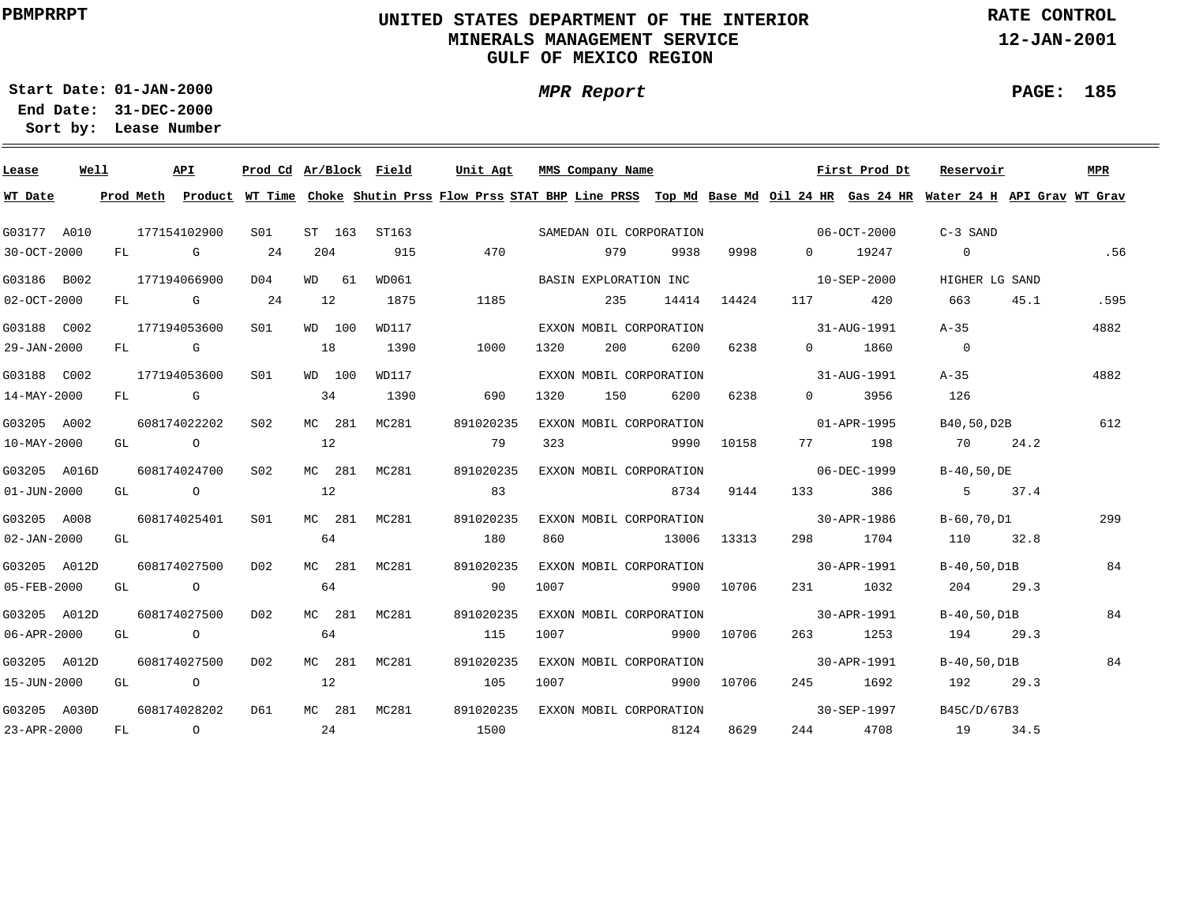# UNITED STATES DEPARTMENT OF THE INTERIOR
## MINERALS MANAGEMENT SERVICE
## GULF OF MEXICO REGION

PBMPRRPT

RATE CONTROL
12-JAN-2001

**Start Date:** 01-JAN-2000
**End Date:** 31-DEC-2000
**Sort by:** Lease Number

*MPR Report*

| Lease | Well | API | Prod Cd | Ar/Block | Field | Unit Agt | MMS Company Name | | | First Prod Dt | | Reservoir | | MPR |
|---|---|---|---|---|---|---|---|---|---|---|---|---|---|---|
| **WT Date** | **Prod Meth** | **Product** | **WT Time** | **Choke** | **Shutin Prss** | **Flow Prss** | **STAT BHP** | **Line PRSS** | **Top Md** | **Base Md** | **Oil 24 HR** | **Gas 24 HR** | **Water 24 H** | **API Grav** | **WT Grav** |
| G03177 | A010 | 177154102900 | S01 | ST 163 | ST163 | | SAMEDAN OIL CORPORATION | | | 06-OCT-2000 | | C-3 SAND | | |
| 30-OCT-2000 | FL | G | 24 | 204 | 915 | 470 | | 979 | 9938 | 9998 | 0 | 19247 | 0 | | .56 |
| G03186 | B002 | 177194066900 | D04 | WD 61 | WD061 | | BASIN EXPLORATION INC | | | 10-SEP-2000 | | HIGHER LG SAND | | |
| 02-OCT-2000 | FL | G | 24 | 12 | 1875 | 1185 | | 235 | 14414 | 14424 | 117 | 420 | 663 | 45.1 | .595 |
| G03188 | C002 | 177194053600 | S01 | WD 100 | WD117 | | EXXON MOBIL CORPORATION | | | 31-AUG-1991 | | A-35 | | 4882 |
| 29-JAN-2000 | FL | G | | 18 | 1390 | 1000 | 1320 | 200 | 6200 | 6238 | 0 | 1860 | 0 | | |
| G03188 | C002 | 177194053600 | S01 | WD 100 | WD117 | | EXXON MOBIL CORPORATION | | | 31-AUG-1991 | | A-35 | | 4882 |
| 14-MAY-2000 | FL | G | | 34 | 1390 | 690 | 1320 | 150 | 6200 | 6238 | 0 | 3956 | 126 | | |
| G03205 | A002 | 608174022202 | S02 | MC 281 | MC281 | 891020235 | EXXON MOBIL CORPORATION | | | 01-APR-1995 | | B40,50,D2B | | 612 |
| 10-MAY-2000 | GL | O | | 12 | | 79 | 323 | | 9990 | 10158 | 77 | 198 | 70 | 24.2 | |
| G03205 | A016D | 608174024700 | S02 | MC 281 | MC281 | 891020235 | EXXON MOBIL CORPORATION | | | 06-DEC-1999 | | B-40,50,DE | | |
| 01-JUN-2000 | GL | O | | 12 | | 83 | | | 8734 | 9144 | 133 | 386 | 5 | 37.4 | |
| G03205 | A008 | 608174025401 | S01 | MC 281 | MC281 | 891020235 | EXXON MOBIL CORPORATION | | | 30-APR-1986 | | B-60,70,D1 | | 299 |
| 02-JAN-2000 | GL | | | 64 | | 180 | 860 | | 13006 | 13313 | 298 | 1704 | 110 | 32.8 | |
| G03205 | A012D | 608174027500 | D02 | MC 281 | MC281 | 891020235 | EXXON MOBIL CORPORATION | | | 30-APR-1991 | | B-40,50,D1B | | 84 |
| 05-FEB-2000 | GL | O | | 64 | | 90 | 1007 | | 9900 | 10706 | 231 | 1032 | 204 | 29.3 | |
| G03205 | A012D | 608174027500 | D02 | MC 281 | MC281 | 891020235 | EXXON MOBIL CORPORATION | | | 30-APR-1991 | | B-40,50,D1B | | 84 |
| 06-APR-2000 | GL | O | | 64 | | 115 | 1007 | | 9900 | 10706 | 263 | 1253 | 194 | 29.3 | |
| G03205 | A012D | 608174027500 | D02 | MC 281 | MC281 | 891020235 | EXXON MOBIL CORPORATION | | | 30-APR-1991 | | B-40,50,D1B | | 84 |
| 15-JUN-2000 | GL | O | | 12 | | 105 | 1007 | | 9900 | 10706 | 245 | 1692 | 192 | 29.3 | |
| G03205 | A030D | 608174028202 | D61 | MC 281 | MC281 | 891020235 | EXXON MOBIL CORPORATION | | | 30-SEP-1997 | | B45C/D/67B3 | | |
| 23-APR-2000 | FL | O | | 24 | | 1500 | | | 8124 | 8629 | 244 | 4708 | 19 | 34.5 | |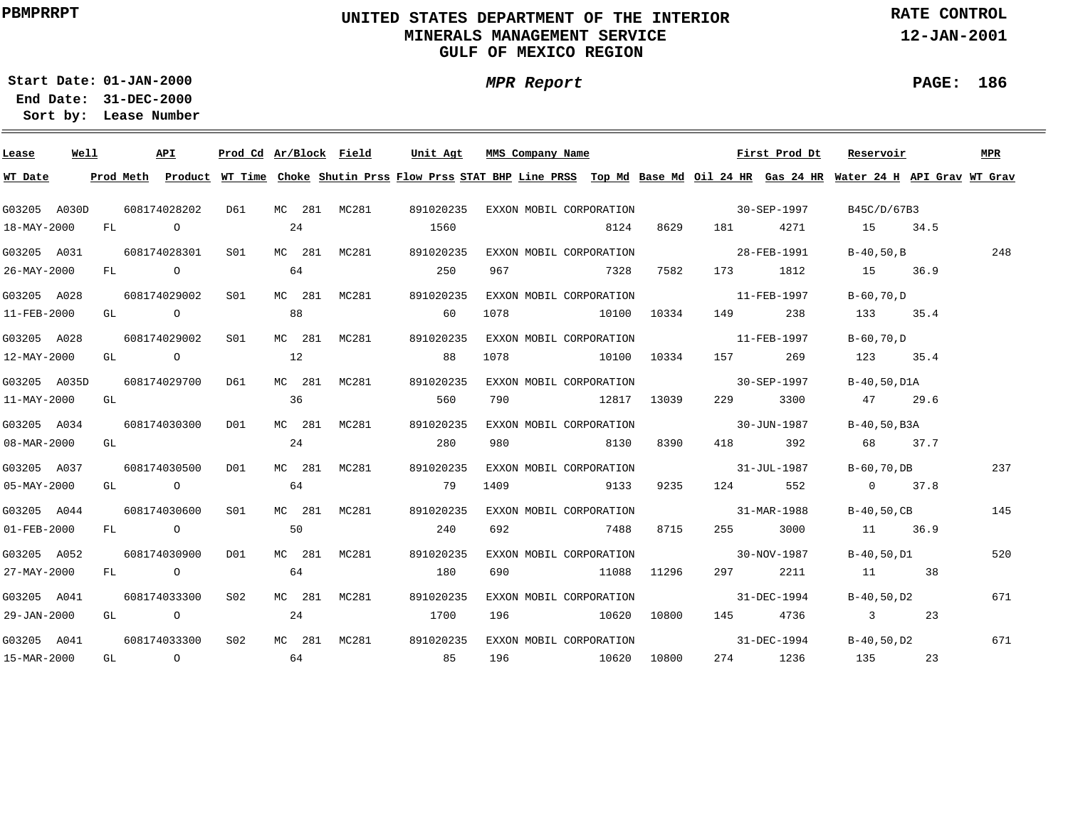# UNITED STATES DEPARTMENT OF THE INTERIOR
## MINERALS MANAGEMENT SERVICE
## GULF OF MEXICO REGION

PBMPRRPT

RATE CONTROL
12-JAN-2001

Start Date: 01-JAN-2000
End Date: 31-DEC-2000
Sort by: Lease Number

*MPR Report*

PAGE: 186

| Lease | Well | API | Prod Cd | Ar/Block | Field | Unit Agt | MMS Company Name | | | First Prod Dt | Reservoir | | MPR |
|---|---|---|---|---|---|---|---|---|---|---|---|---|---|
| WT Date | Prod Meth | Product | WT Time | Choke | Shutin Prss | Flow Prss | STAT BHP | Line PRSS | Top Md | Base Md | Oil 24 HR | Gas 24 HR | Water 24 H | API Grav | WT Grav |
| G03205 | A030D | 608174028202 | D61 | MC 281 | MC281 | 891020235 | EXXON MOBIL CORPORATION | | | 30-SEP-1997 | B45C/D/67B3 | | |
| 18-MAY-2000 | FL | O | | 24 | | 1560 | | | 8124 | 8629 | 181 | 4271 | 15 | 34.5 | |
| G03205 | A031 | 608174028301 | S01 | MC 281 | MC281 | 891020235 | EXXON MOBIL CORPORATION | | | 28-FEB-1991 | B-40,50,B | | 248 |
| 26-MAY-2000 | FL | O | | 64 | | 250 | 967 | | 7328 | 7582 | 173 | 1812 | 15 | 36.9 | |
| G03205 | A028 | 608174029002 | S01 | MC 281 | MC281 | 891020235 | EXXON MOBIL CORPORATION | | | 11-FEB-1997 | B-60,70,D | | |
| 11-FEB-2000 | GL | O | | 88 | | 60 | 1078 | | 10100 | 10334 | 149 | 238 | 133 | 35.4 | |
| G03205 | A028 | 608174029002 | S01 | MC 281 | MC281 | 891020235 | EXXON MOBIL CORPORATION | | | 11-FEB-1997 | B-60,70,D | | |
| 12-MAY-2000 | GL | O | | 12 | | 88 | 1078 | | 10100 | 10334 | 157 | 269 | 123 | 35.4 | |
| G03205 | A035D | 608174029700 | D61 | MC 281 | MC281 | 891020235 | EXXON MOBIL CORPORATION | | | 30-SEP-1997 | B-40,50,D1A | | |
| 11-MAY-2000 | GL | | | 36 | | 560 | 790 | | 12817 | 13039 | 229 | 3300 | 47 | 29.6 | |
| G03205 | A034 | 608174030300 | D01 | MC 281 | MC281 | 891020235 | EXXON MOBIL CORPORATION | | | 30-JUN-1987 | B-40,50,B3A | | |
| 08-MAR-2000 | GL | | | 24 | | 280 | 980 | | 8130 | 8390 | 418 | 392 | 68 | 37.7 | |
| G03205 | A037 | 608174030500 | D01 | MC 281 | MC281 | 891020235 | EXXON MOBIL CORPORATION | | | 31-JUL-1987 | B-60,70,DB | | 237 |
| 05-MAY-2000 | GL | O | | 64 | | 79 | 1409 | | 9133 | 9235 | 124 | 552 | 0 | 37.8 | |
| G03205 | A044 | 608174030600 | S01 | MC 281 | MC281 | 891020235 | EXXON MOBIL CORPORATION | | | 31-MAR-1988 | B-40,50,CB | | 145 |
| 01-FEB-2000 | FL | O | | 50 | | 240 | 692 | | 7488 | 8715 | 255 | 3000 | 11 | 36.9 | |
| G03205 | A052 | 608174030900 | D01 | MC 281 | MC281 | 891020235 | EXXON MOBIL CORPORATION | | | 30-NOV-1987 | B-40,50,D1 | | 520 |
| 27-MAY-2000 | FL | O | | 64 | | 180 | 690 | | 11088 | 11296 | 297 | 2211 | 11 | 38 | |
| G03205 | A041 | 608174033300 | S02 | MC 281 | MC281 | 891020235 | EXXON MOBIL CORPORATION | | | 31-DEC-1994 | B-40,50,D2 | | 671 |
| 29-JAN-2000 | GL | O | | 24 | | 1700 | 196 | | 10620 | 10800 | 145 | 4736 | 3 | 23 | |
| G03205 | A041 | 608174033300 | S02 | MC 281 | MC281 | 891020235 | EXXON MOBIL CORPORATION | | | 31-DEC-1994 | B-40,50,D2 | | 671 |
| 15-MAR-2000 | GL | O | | 64 | | 85 | 196 | | 10620 | 10800 | 274 | 1236 | 135 | 23 | |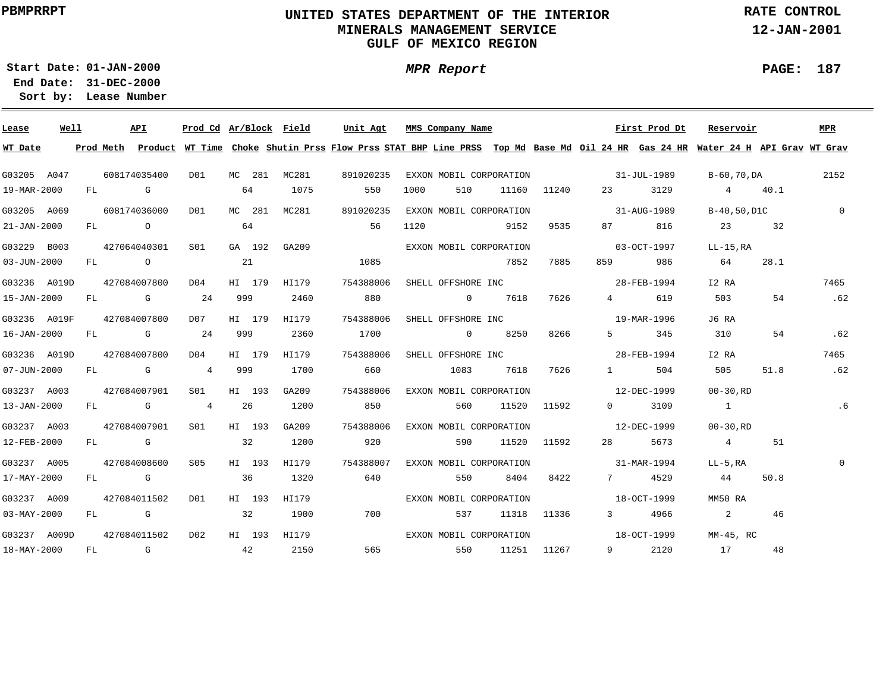**UNITED STATES DEPARTMENT OF THE INTERIOR**
**MINERALS MANAGEMENT SERVICE**
**GULF OF MEXICO REGION**

PBMPRRPT

RATE CONTROL
12-JAN-2001

Start Date: 01-JAN-2000
End Date: 31-DEC-2000
Sort by: Lease Number

*MPR Report*

| Lease | Well | API | Prod Cd | Ar/Block | Field | Unit Agt | MMS Company Name | | | | First Prod Dt | | Reservoir | | MPR |
|---|---|---|---|---|---|---|---|---|---|---|---|---|---|---|---|
| WT Date | Prod Meth | Product | WT Time | Choke | Shutin Prss | Flow Prss | STAT BHP | Line PRSS | Top Md | Base Md | Oil 24 HR | Gas 24 HR | Water 24 H | API Grav | WT Grav |
| G03205 | A047 | 608174035400 | D01 | MC 281 | MC281 | 891020235 | EXXON MOBIL CORPORATION | | | | 31-JUL-1989 | | B-60,70,DA | | 2152 |
| 19-MAR-2000 | FL | G | | 64 | 1075 | 550 | 1000 | 510 | 11160 | 11240 | 23 | 3129 | 4 | 40.1 | |
| G03205 | A069 | 608174036000 | D01 | MC 281 | MC281 | 891020235 | EXXON MOBIL CORPORATION | | | | 31-AUG-1989 | | B-40,50,D1C | | 0 |
| 21-JAN-2000 | FL | O | | 64 | | 56 | 1120 | | 9152 | 9535 | 87 | 816 | 23 | 32 | |
| G03229 | B003 | 427064040301 | S01 | GA 192 | GA209 | | EXXON MOBIL CORPORATION | | | | 03-OCT-1997 | | LL-15,RA | | |
| 03-JUN-2000 | FL | O | | 21 | | 1085 | | | 7852 | 7885 | 859 | 986 | 64 | 28.1 | |
| G03236 | A019D | 427084007800 | D04 | HI 179 | HI179 | 754388006 | SHELL OFFSHORE INC | | | | 28-FEB-1994 | | I2 RA | | 7465 |
| 15-JAN-2000 | FL | G | 24 | 999 | 2460 | 880 | | 0 | 7618 | 7626 | 4 | 619 | 503 | 54 | .62 |
| G03236 | A019F | 427084007800 | D07 | HI 179 | HI179 | 754388006 | SHELL OFFSHORE INC | | | | 19-MAR-1996 | | J6 RA | | |
| 16-JAN-2000 | FL | G | 24 | 999 | 2360 | 1700 | | 0 | 8250 | 8266 | 5 | 345 | 310 | 54 | .62 |
| G03236 | A019D | 427084007800 | D04 | HI 179 | HI179 | 754388006 | SHELL OFFSHORE INC | | | | 28-FEB-1994 | | I2 RA | | 7465 |
| 07-JUN-2000 | FL | G | 4 | 999 | 1700 | 660 | | 1083 | 7618 | 7626 | 1 | 504 | 505 | 51.8 | .62 |
| G03237 | A003 | 427084007901 | S01 | HI 193 | GA209 | 754388006 | EXXON MOBIL CORPORATION | | | | 12-DEC-1999 | | 00-30,RD | | |
| 13-JAN-2000 | FL | G | 4 | 26 | 1200 | 850 | | 560 | 11520 | 11592 | 0 | 3109 | 1 | | .6 |
| G03237 | A003 | 427084007901 | S01 | HI 193 | GA209 | 754388006 | EXXON MOBIL CORPORATION | | | | 12-DEC-1999 | | 00-30,RD | | |
| 12-FEB-2000 | FL | G | | 32 | 1200 | 920 | | 590 | 11520 | 11592 | 28 | 5673 | 4 | 51 | |
| G03237 | A005 | 427084008600 | S05 | HI 193 | HI179 | 754388007 | EXXON MOBIL CORPORATION | | | | 31-MAR-1994 | | LL-5,RA | | 0 |
| 17-MAY-2000 | FL | G | | 36 | 1320 | 640 | | 550 | 8404 | 8422 | 7 | 4529 | 44 | 50.8 | |
| G03237 | A009 | 427084011502 | D01 | HI 193 | HI179 | | EXXON MOBIL CORPORATION | | | | 18-OCT-1999 | | MM50 RA | | |
| 03-MAY-2000 | FL | G | | 32 | 1900 | 700 | | 537 | 11318 | 11336 | 3 | 4966 | 2 | 46 | |
| G03237 | A009D | 427084011502 | D02 | HI 193 | HI179 | | EXXON MOBIL CORPORATION | | | | 18-OCT-1999 | | MM-45, RC | | |
| 18-MAY-2000 | FL | G | | 42 | 2150 | 565 | | 550 | 11251 | 11267 | 9 | 2120 | 17 | 48 | |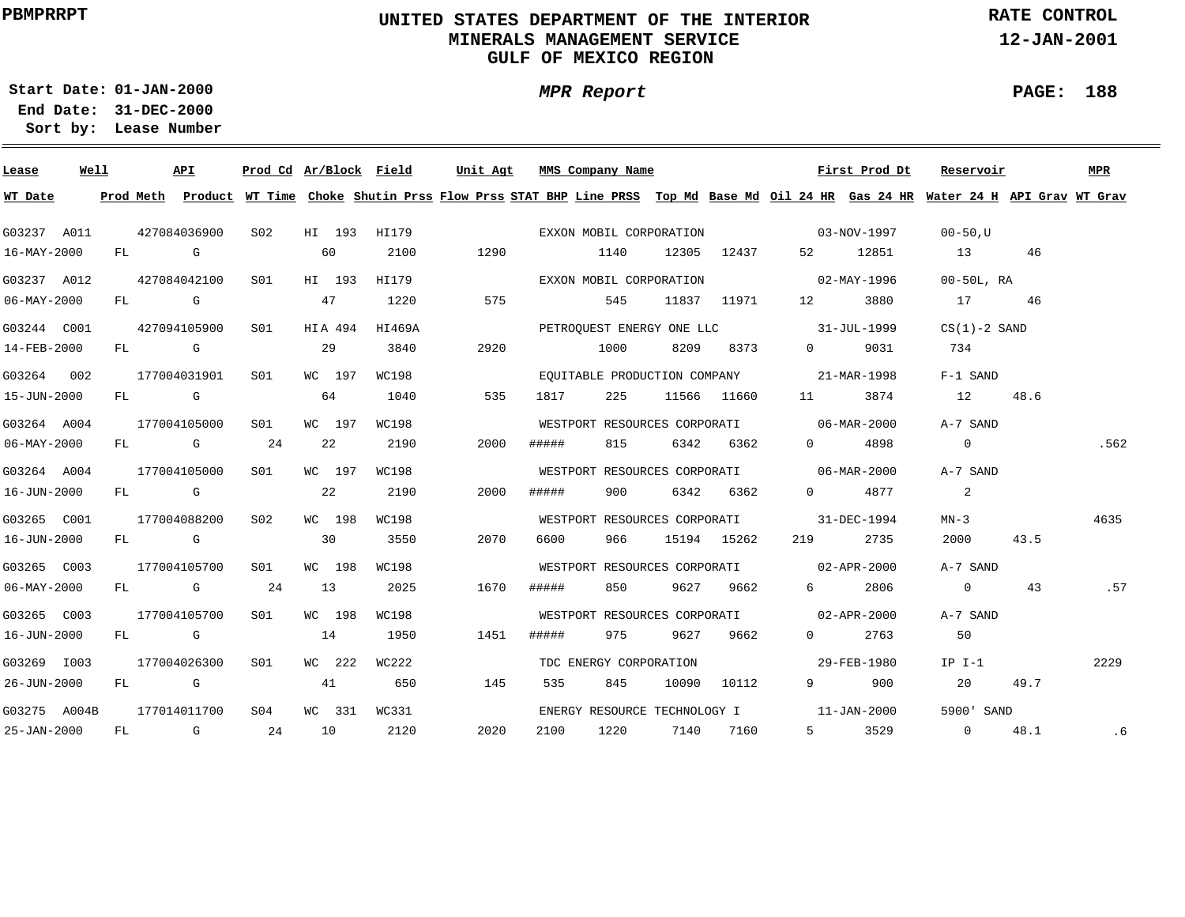PBMPRRPT

# UNITED STATES DEPARTMENT OF THE INTERIOR
## MINERALS MANAGEMENT SERVICE
## GULF OF MEXICO REGION

RATE CONTROL
12-JAN-2001

Start Date: 01-JAN-2000
End Date: 31-DEC-2000
Sort by: Lease Number

*MPR Report*

PAGE: 188

| Lease | Well | API | Prod Cd | Ar/Block | Field | Unit Agt | MMS Company Name | | | | | First Prod Dt | | Reservoir | | MPR |
|---|---|---|---|---|---|---|---|---|---|---|---|---|---|---|---|---|
| **WT Date** | **Prod Meth** | **Product** | **WT Time** | **Choke** | **Shutin Prss** | **Flow Prss** | **STAT BHP** | **Line PRSS** | **Top Md** | **Base Md** | **Oil 24 HR** | **Gas 24 HR** | **Water 24 H** | **API Grav** | **WT Grav** | |
| G03237 | A011 | 427084036900 | S02 | HI 193 | HI179 | | EXXON MOBIL CORPORATION | | | | | 03-NOV-1997 | | 00-50,U | | |
| 16-MAY-2000 | FL | G | | 60 | 2100 | 1290 | | 1140 | 12305 | 12437 | 52 | 12851 | 13 | 46 | | |
| G03237 | A012 | 427084042100 | S01 | HI 193 | HI179 | | EXXON MOBIL CORPORATION | | | | | 02-MAY-1996 | | 00-50L, RA | | |
| 06-MAY-2000 | FL | G | | 47 | 1220 | 575 | | 545 | 11837 | 11971 | 12 | 3880 | 17 | 46 | | |
| G03244 | C001 | 427094105900 | S01 | HIA 494 | HI469A | | PETROQUEST ENERGY ONE LLC | | | | | 31-JUL-1999 | | CS(1)-2 SAND | | |
| 14-FEB-2000 | FL | G | | 29 | 3840 | 2920 | | 1000 | 8209 | 8373 | 0 | 9031 | 734 | | | |
| G03264 | 002 | 177004031901 | S01 | WC 197 | WC198 | | EQUITABLE PRODUCTION COMPANY | | | | | 21-MAR-1998 | | F-1 SAND | | |
| 15-JUN-2000 | FL | G | | 64 | 1040 | 535 | 1817 | 225 | 11566 | 11660 | 11 | 3874 | 12 | 48.6 | | |
| G03264 | A004 | 177004105000 | S01 | WC 197 | WC198 | | WESTPORT RESOURCES CORPORATI | | | | | 06-MAR-2000 | | A-7 SAND | | |
| 06-MAY-2000 | FL | G | 24 | 22 | 2190 | 2000 | ##### | 815 | 6342 | 6362 | 0 | 4898 | 0 | | .562 | |
| G03264 | A004 | 177004105000 | S01 | WC 197 | WC198 | | WESTPORT RESOURCES CORPORATI | | | | | 06-MAR-2000 | | A-7 SAND | | |
| 16-JUN-2000 | FL | G | | 22 | 2190 | 2000 | ##### | 900 | 6342 | 6362 | 0 | 4877 | 2 | | | |
| G03265 | C001 | 177004088200 | S02 | WC 198 | WC198 | | WESTPORT RESOURCES CORPORATI | | | | | 31-DEC-1994 | | MN-3 | | 4635 |
| 16-JUN-2000 | FL | G | | 30 | 3550 | 2070 | 6600 | 966 | 15194 | 15262 | 219 | 2735 | 2000 | 43.5 | | |
| G03265 | C003 | 177004105700 | S01 | WC 198 | WC198 | | WESTPORT RESOURCES CORPORATI | | | | | 02-APR-2000 | | A-7 SAND | | |
| 06-MAY-2000 | FL | G | 24 | 13 | 2025 | 1670 | ##### | 850 | 9627 | 9662 | 6 | 2806 | 0 | 43 | .57 | |
| G03265 | C003 | 177004105700 | S01 | WC 198 | WC198 | | WESTPORT RESOURCES CORPORATI | | | | | 02-APR-2000 | | A-7 SAND | | |
| 16-JUN-2000 | FL | G | | 14 | 1950 | 1451 | ##### | 975 | 9627 | 9662 | 0 | 2763 | 50 | | | |
| G03269 | I003 | 177004026300 | S01 | WC 222 | WC222 | | TDC ENERGY CORPORATION | | | | | 29-FEB-1980 | | IP I-1 | | 2229 |
| 26-JUN-2000 | FL | G | | 41 | 650 | 145 | 535 | 845 | 10090 | 10112 | 9 | 900 | 20 | 49.7 | | |
| G03275 | A004B | 177014011700 | S04 | WC 331 | WC331 | | ENERGY RESOURCE TECHNOLOGY I | | | | | 11-JAN-2000 | | 5900' SAND | | |
| 25-JAN-2000 | FL | G | 24 | 10 | 2120 | 2020 | 2100 | 1220 | 7140 | 7160 | 5 | 3529 | 0 | 48.1 | .6 | |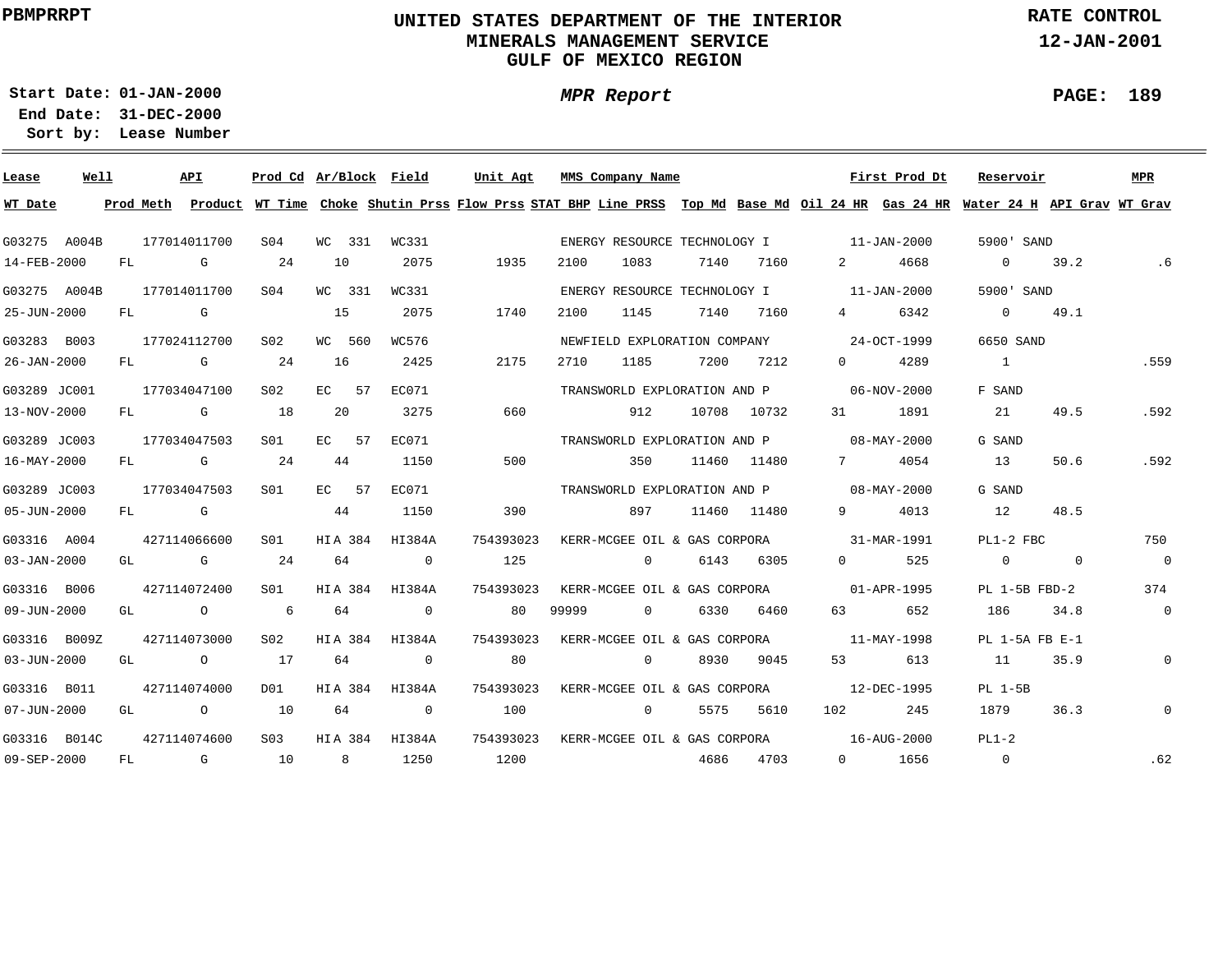# UNITED STATES DEPARTMENT OF THE INTERIOR
## MINERALS MANAGEMENT SERVICE
## GULF OF MEXICO REGION

PBMPRRPT

RATE CONTROL
12-JAN-2001

**Start Date:** 01-JAN-2000
**End Date:** 31-DEC-2000
**Sort by:** Lease Number

*MPR Report*

| Lease | Well | API | Prod Cd | Ar/Block | Field | Unit Agt | MMS Company Name | | | | First Prod Dt | | Reservoir | | MPR |
|---|---|---|---|---|---|---|---|---|---|---|---|---|---|---|---|
| **WT Date** | **Prod Meth** | **Product** | **WT Time** | **Choke** | **Shutin Prss** | **Flow Prss** | **STAT BHP** | **Line PRSS** | **Top Md** | **Base Md** | **Oil 24 HR** | **Gas 24 HR** | **Water 24 H** | **API Grav** | **WT Grav** |
| G03275 | A004B | 177014011700 | S04 | WC 331 | WC331 | | ENERGY RESOURCE TECHNOLOGY I | | | | 11-JAN-2000 | | 5900' SAND | | |
| 14-FEB-2000 | FL | G | 24 | 10 | 2075 | 1935 | 2100 | 1083 | 7140 | 7160 | 2 | 4668 | 0 | 39.2 | .6 |
| G03275 | A004B | 177014011700 | S04 | WC 331 | WC331 | | ENERGY RESOURCE TECHNOLOGY I | | | | 11-JAN-2000 | | 5900' SAND | | |
| 25-JUN-2000 | FL | G | | 15 | 2075 | 1740 | 2100 | 1145 | 7140 | 7160 | 4 | 6342 | 0 | 49.1 | |
| G03283 | B003 | 177024112700 | S02 | WC 560 | WC576 | | NEWFIELD EXPLORATION COMPANY | | | | 24-OCT-1999 | | 6650 SAND | | |
| 26-JAN-2000 | FL | G | 24 | 16 | 2425 | 2175 | 2710 | 1185 | 7200 | 7212 | 0 | 4289 | 1 | | .559 |
| G03289 | JC001 | 177034047100 | S02 | EC 57 | EC071 | | TRANSWORLD EXPLORATION AND P | | | | 06-NOV-2000 | | F SAND | | |
| 13-NOV-2000 | FL | G | 18 | 20 | 3275 | 660 | | 912 | 10708 | 10732 | 31 | 1891 | 21 | 49.5 | .592 |
| G03289 | JC003 | 177034047503 | S01 | EC 57 | EC071 | | TRANSWORLD EXPLORATION AND P | | | | 08-MAY-2000 | | G SAND | | |
| 16-MAY-2000 | FL | G | 24 | 44 | 1150 | 500 | | 350 | 11460 | 11480 | 7 | 4054 | 13 | 50.6 | .592 |
| G03289 | JC003 | 177034047503 | S01 | EC 57 | EC071 | | TRANSWORLD EXPLORATION AND P | | | | 08-MAY-2000 | | G SAND | | |
| 05-JUN-2000 | FL | G | | 44 | 1150 | 390 | | 897 | 11460 | 11480 | 9 | 4013 | 12 | 48.5 | |
| G03316 | A004 | 427114066600 | S01 | HIA 384 | HI384A | 754393023 | KERR-MCGEE OIL & GAS CORPORA | | | | 31-MAR-1991 | | PL1-2 FBC | | 750 |
| 03-JAN-2000 | GL | G | 24 | 64 | 0 | 125 | | 0 | 6143 | 6305 | 0 | 525 | 0 | 0 | 0 |
| G03316 | B006 | 427114072400 | S01 | HIA 384 | HI384A | 754393023 | KERR-MCGEE OIL & GAS CORPORA | | | | 01-APR-1995 | | PL 1-5B FBD-2 | | 374 |
| 09-JUN-2000 | GL | O | 6 | 64 | 0 | 80 | 99999 | 0 | 6330 | 6460 | 63 | 652 | 186 | 34.8 | 0 |
| G03316 | B009Z | 427114073000 | S02 | HIA 384 | HI384A | 754393023 | KERR-MCGEE OIL & GAS CORPORA | | | | 11-MAY-1998 | | PL 1-5A FB E-1 | | |
| 03-JUN-2000 | GL | O | 17 | 64 | 0 | 80 | | 0 | 8930 | 9045 | 53 | 613 | 11 | 35.9 | 0 |
| G03316 | B011 | 427114074000 | D01 | HIA 384 | HI384A | 754393023 | KERR-MCGEE OIL & GAS CORPORA | | | | 12-DEC-1995 | | PL 1-5B | | |
| 07-JUN-2000 | GL | O | 10 | 64 | 0 | 100 | | 0 | 5575 | 5610 | 102 | 245 | 1879 | 36.3 | 0 |
| G03316 | B014C | 427114074600 | S03 | HIA 384 | HI384A | 754393023 | KERR-MCGEE OIL & GAS CORPORA | | | | 16-AUG-2000 | | PL1-2 | | |
| 09-SEP-2000 | FL | G | 10 | 8 | 1250 | 1200 | | | 4686 | 4703 | 0 | 1656 | 0 | | .62 |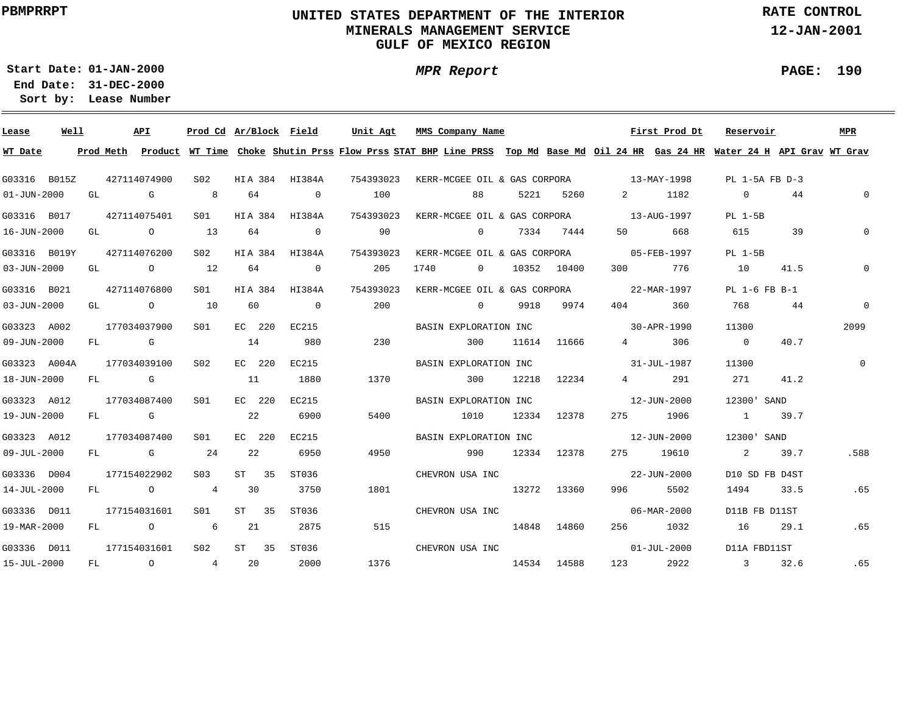**PBMPRRPT**

# UNITED STATES DEPARTMENT OF THE INTERIOR
## MINERALS MANAGEMENT SERVICE
## GULF OF MEXICO REGION

**RATE CONTROL**
**12-JAN-2001**

**Start Date:** 01-JAN-2000
**End Date:** 31-DEC-2000
**Sort by:** Lease Number

***MPR Report***

| Lease | Well | API | Prod Cd | Ar/Block | Field | Unit Agt | MMS Company Name | First Prod Dt | Reservoir | MPR | WT Date | Prod Meth | Product | WT Time | Choke | Shutin Prss | Flow Prss | STAT BHP | Line PRSS | Top Md | Base Md | Oil 24 HR | Gas 24 HR | Water 24 H | API Grav | WT Grav |
|---|---|---|---|---|---|---|---|---|---|---|---|---|---|---|---|---|---|---|---|---|---|---|---|---|---|---|
| G03316 | B015Z | 427114074900 | S02 | HI A 384 | HI384A | 754393023 | KERR-MCGEE OIL & GAS CORPORA | 13-MAY-1998 | PL 1-5A FB D-3 | | 01-JUN-2000 | GL | G | 8 | 64 | 0 | 100 | | 88 | 5221 | 5260 | 2 | 1182 | 0 | 44 | 0 |
| G03316 | B017 | 427114075401 | S01 | HI A 384 | HI384A | 754393023 | KERR-MCGEE OIL & GAS CORPORA | 13-AUG-1997 | PL 1-5B | | 16-JUN-2000 | GL | O | 13 | 64 | 0 | 90 | | 0 | 7334 | 7444 | 50 | 668 | 615 | 39 | 0 |
| G03316 | B019Y | 427114076200 | S02 | HI A 384 | HI384A | 754393023 | KERR-MCGEE OIL & GAS CORPORA | 05-FEB-1997 | PL 1-5B | | 03-JUN-2000 | GL | O | 12 | 64 | 0 | 205 | 1740 | 0 | 10352 | 10400 | 300 | 776 | 10 | 41.5 | 0 |
| G03316 | B021 | 427114076800 | S01 | HI A 384 | HI384A | 754393023 | KERR-MCGEE OIL & GAS CORPORA | 22-MAR-1997 | PL 1-6 FB B-1 | | 03-JUN-2000 | GL | O | 10 | 60 | 0 | 200 | | 0 | 9918 | 9974 | 404 | 360 | 768 | 44 | 0 |
| G03323 | A002 | 177034037900 | S01 | EC 220 | EC215 | | BASIN EXPLORATION INC | 30-APR-1990 | 11300 | 2099 | 09-JUN-2000 | FL | G | | 14 | 980 | 230 | | 300 | 11614 | 11666 | 4 | 306 | 0 | 40.7 | |
| G03323 | A004A | 177034039100 | S02 | EC 220 | EC215 | | BASIN EXPLORATION INC | 31-JUL-1987 | 11300 | 0 | 18-JUN-2000 | FL | G | | 11 | 1880 | 1370 | | 300 | 12218 | 12234 | 4 | 291 | 271 | 41.2 | |
| G03323 | A012 | 177034087400 | S01 | EC 220 | EC215 | | BASIN EXPLORATION INC | 12-JUN-2000 | 12300' SAND | | 19-JUN-2000 | FL | G | | 22 | 6900 | 5400 | | 1010 | 12334 | 12378 | 275 | 1906 | 1 | 39.7 | |
| G03323 | A012 | 177034087400 | S01 | EC 220 | EC215 | | BASIN EXPLORATION INC | 12-JUN-2000 | 12300' SAND | | 09-JUL-2000 | FL | G | 24 | 22 | 6950 | 4950 | | 990 | 12334 | 12378 | 275 | 19610 | 2 | 39.7 | .588 |
| G03336 | D004 | 177154022902 | S03 | ST 35 | ST036 | | CHEVRON USA INC | 22-JUN-2000 | D10 SD FB D4ST | | 14-JUL-2000 | FL | O | 4 | 30 | 3750 | 1801 | | | 13272 | 13360 | 996 | 5502 | 1494 | 33.5 | .65 |
| G03336 | D011 | 177154031601 | S01 | ST 35 | ST036 | | CHEVRON USA INC | 06-MAR-2000 | D11B FB D11ST | | 19-MAR-2000 | FL | O | 6 | 21 | 2875 | 515 | | | 14848 | 14860 | 256 | 1032 | 16 | 29.1 | .65 |
| G03336 | D011 | 177154031601 | S02 | ST 35 | ST036 | | CHEVRON USA INC | 01-JUL-2000 | D11A FBD11ST | | 15-JUL-2000 | FL | O | 4 | 20 | 2000 | 1376 | | | 14534 | 14588 | 123 | 2922 | 3 | 32.6 | .65 |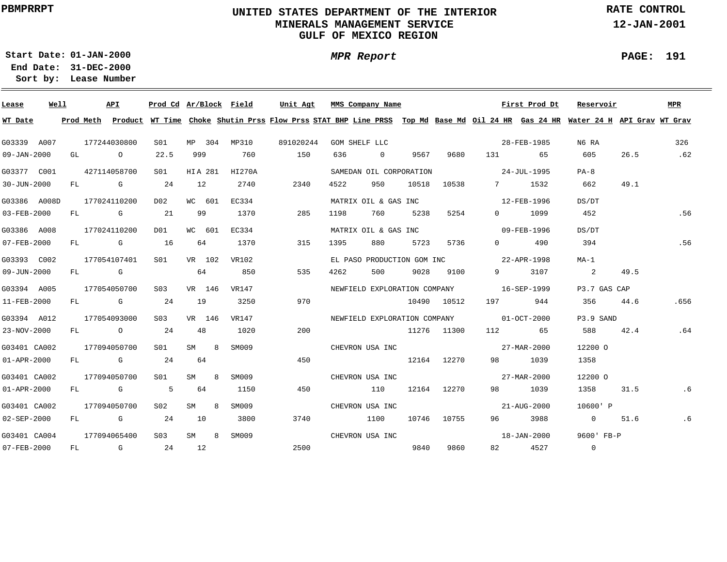PBMPRRPT

# UNITED STATES DEPARTMENT OF THE INTERIOR
## MINERALS MANAGEMENT SERVICE
## GULF OF MEXICO REGION

RATE CONTROL
12-JAN-2001

**Start Date:** 01-JAN-2000
**End Date:** 31-DEC-2000
**Sort by:** Lease Number

*MPR Report*

| Lease | Well | API | Prod Cd | Ar/Block | Field | Unit Agt | MMS Company Name | | | | | First Prod Dt | | Reservoir | | MPR |
|---|---|---|---|---|---|---|---|---|---|---|---|---|---|---|---|---|
| WT Date | Prod Meth | Product | WT Time | Choke | Shutin Prss | Flow Prss | STAT BHP | Line PRSS | Top Md | Base Md | Oil 24 HR | Gas 24 HR | Water 24 H | API Grav | WT Grav | |
| G03339 | A007 | 177244030800 | S01 | MP 304 | MP310 | 891020244 | GOM SHELF LLC | | | | | 28-FEB-1985 | | N6 RA | | 326 |
| 09-JAN-2000 | GL | O | 22.5 | 999 | 760 | 150 | 636 | 0 | 9567 | 9680 | 131 | 65 | 605 | 26.5 | .62 | |
| G03377 | C001 | 427114058700 | S01 | HIA 281 | HI270A | | SAMEDAN OIL CORPORATION | | | | | 24-JUL-1995 | | PA-8 | | |
| 30-JUN-2000 | FL | G | 24 | 12 | 2740 | 2340 | 4522 | 950 | 10518 | 10538 | 7 | 1532 | 662 | 49.1 | | |
| G03386 | A008D | 177024110200 | D02 | WC 601 | EC334 | | MATRIX OIL & GAS INC | | | | | 12-FEB-1996 | | DS/DT | | |
| 03-FEB-2000 | FL | G | 21 | 99 | 1370 | 285 | 1198 | 760 | 5238 | 5254 | 0 | 1099 | 452 | | .56 | |
| G03386 | A008 | 177024110200 | D01 | WC 601 | EC334 | | MATRIX OIL & GAS INC | | | | | 09-FEB-1996 | | DS/DT | | |
| 07-FEB-2000 | FL | G | 16 | 64 | 1370 | 315 | 1395 | 880 | 5723 | 5736 | 0 | 490 | 394 | | .56 | |
| G03393 | C002 | 177054107401 | S01 | VR 102 | VR102 | | EL PASO PRODUCTION GOM INC | | | | | 22-APR-1998 | | MA-1 | | |
| 09-JUN-2000 | FL | G | | 64 | 850 | 535 | 4262 | 500 | 9028 | 9100 | 9 | 3107 | 2 | 49.5 | | |
| G03394 | A005 | 177054050700 | S03 | VR 146 | VR147 | | NEWFIELD EXPLORATION COMPANY | | | | | 16-SEP-1999 | | P3.7 GAS CAP | | |
| 11-FEB-2000 | FL | G | 24 | 19 | 3250 | 970 | | | 10490 | 10512 | 197 | 944 | 356 | 44.6 | .656 | |
| G03394 | A012 | 177054093000 | S03 | VR 146 | VR147 | | NEWFIELD EXPLORATION COMPANY | | | | | 01-OCT-2000 | | P3.9 SAND | | |
| 23-NOV-2000 | FL | O | 24 | 48 | 1020 | 200 | | | 11276 | 11300 | 112 | 65 | 588 | 42.4 | .64 | |
| G03401 | CA002 | 177094050700 | S01 | SM 8 | SM009 | | CHEVRON USA INC | | | | | 27-MAR-2000 | | 12200 O | | |
| 01-APR-2000 | FL | G | 24 | 64 | | 450 | | | 12164 | 12270 | 98 | 1039 | 1358 | | | |
| G03401 | CA002 | 177094050700 | S01 | SM 8 | SM009 | | CHEVRON USA INC | | | | | 27-MAR-2000 | | 12200 O | | |
| 01-APR-2000 | FL | G | 5 | 64 | 1150 | 450 | | 110 | 12164 | 12270 | 98 | 1039 | 1358 | 31.5 | .6 | |
| G03401 | CA002 | 177094050700 | S02 | SM 8 | SM009 | | CHEVRON USA INC | | | | | 21-AUG-2000 | | 10600' P | | |
| 02-SEP-2000 | FL | G | 24 | 10 | 3800 | 3740 | | 1100 | 10746 | 10755 | 96 | 3988 | 0 | 51.6 | .6 | |
| G03401 | CA004 | 177094065400 | S03 | SM 8 | SM009 | | CHEVRON USA INC | | | | | 18-JAN-2000 | | 9600' FB-P | | |
| 07-FEB-2000 | FL | G | 24 | 12 | | 2500 | | | 9840 | 9860 | 82 | 4527 | 0 | | | |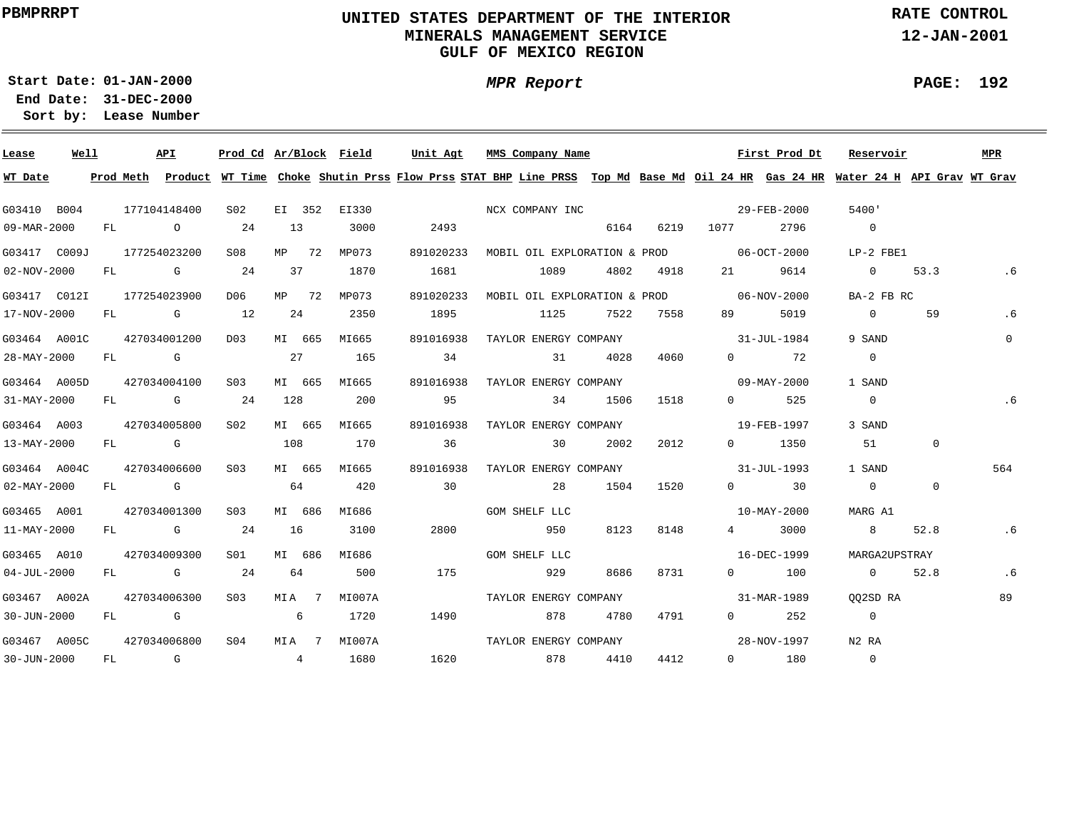PBMPRRPT

# UNITED STATES DEPARTMENT OF THE INTERIOR
## MINERALS MANAGEMENT SERVICE
## GULF OF MEXICO REGION

RATE CONTROL
12-JAN-2001

Start Date: 01-JAN-2000
End Date: 31-DEC-2000
Sort by: Lease Number

*MPR Report*

| Lease | Well | API | Prod Cd | Ar/Block | Field | Unit Agt | MMS Company Name | | | | | First Prod Dt | | Reservoir | | MPR |
|---|---|---|---|---|---|---|---|---|---|---|---|---|---|---|---|---|
| WT Date | Prod Meth | Product | WT Time | Choke | Shutin Prss | Flow Prss | STAT BHP | Line PRSS | Top Md | Base Md | Oil 24 HR | Gas 24 HR | Water 24 H | API Grav | WT Grav | |
| G03410 | B004 | 177104148400 | S02 | EI 352 | EI330 | | NCX COMPANY INC | | | | | 29-FEB-2000 | | 5400' | | |
| 09-MAR-2000 | FL | O | 24 | 13 | 3000 | 2493 | | | 6164 | 6219 | 1077 | 2796 | 0 | | | |
| G03417 | C009J | 177254023200 | S08 | MP 72 | MP073 | 891020233 | MOBIL OIL EXPLORATION & PROD | | | | | 06-OCT-2000 | | LP-2 FBE1 | | |
| 02-NOV-2000 | FL | G | 24 | 37 | 1870 | 1681 | | 1089 | 4802 | 4918 | 21 | 9614 | 0 | 53.3 | .6 | |
| G03417 | C012I | 177254023900 | D06 | MP 72 | MP073 | 891020233 | MOBIL OIL EXPLORATION & PROD | | | | | 06-NOV-2000 | | BA-2 FB RC | | |
| 17-NOV-2000 | FL | G | 12 | 24 | 2350 | 1895 | | 1125 | 7522 | 7558 | 89 | 5019 | 0 | 59 | .6 | |
| G03464 | A001C | 427034001200 | D03 | MI 665 | MI665 | 891016938 | TAYLOR ENERGY COMPANY | | | | | 31-JUL-1984 | | 9 SAND | | 0 |
| 28-MAY-2000 | FL | G | | 27 | 165 | 34 | | 31 | 4028 | 4060 | 0 | 72 | 0 | | | |
| G03464 | A005D | 427034004100 | S03 | MI 665 | MI665 | 891016938 | TAYLOR ENERGY COMPANY | | | | | 09-MAY-2000 | | 1 SAND | | |
| 31-MAY-2000 | FL | G | 24 | 128 | 200 | 95 | | 34 | 1506 | 1518 | 0 | 525 | 0 | | .6 | |
| G03464 | A003 | 427034005800 | S02 | MI 665 | MI665 | 891016938 | TAYLOR ENERGY COMPANY | | | | | 19-FEB-1997 | | 3 SAND | | |
| 13-MAY-2000 | FL | G | | 108 | 170 | 36 | | 30 | 2002 | 2012 | 0 | 1350 | 51 | 0 | | |
| G03464 | A004C | 427034006600 | S03 | MI 665 | MI665 | 891016938 | TAYLOR ENERGY COMPANY | | | | | 31-JUL-1993 | | 1 SAND | | 564 |
| 02-MAY-2000 | FL | G | | 64 | 420 | 30 | | 28 | 1504 | 1520 | 0 | 30 | 0 | 0 | | |
| G03465 | A001 | 427034001300 | S03 | MI 686 | MI686 | | GOM SHELF LLC | | | | | 10-MAY-2000 | | MARG A1 | | |
| 11-MAY-2000 | FL | G | 24 | 16 | 3100 | 2800 | | 950 | 8123 | 8148 | 4 | 3000 | 8 | 52.8 | .6 | |
| G03465 | A010 | 427034009300 | S01 | MI 686 | MI686 | | GOM SHELF LLC | | | | | 16-DEC-1999 | | MARGA2UPSTRAY | | |
| 04-JUL-2000 | FL | G | 24 | 64 | 500 | 175 | | 929 | 8686 | 8731 | 0 | 100 | 0 | 52.8 | .6 | |
| G03467 | A002A | 427034006300 | S03 | MIA 7 | MI007A | | TAYLOR ENERGY COMPANY | | | | | 31-MAR-1989 | | QQ2SD RA | | 89 |
| 30-JUN-2000 | FL | G | | 6 | 1720 | 1490 | | 878 | 4780 | 4791 | 0 | 252 | 0 | | | |
| G03467 | A005C | 427034006800 | S04 | MIA 7 | MI007A | | TAYLOR ENERGY COMPANY | | | | | 28-NOV-1997 | | N2 RA | | |
| 30-JUN-2000 | FL | G | | 4 | 1680 | 1620 | | 878 | 4410 | 4412 | 0 | 180 | 0 | | | |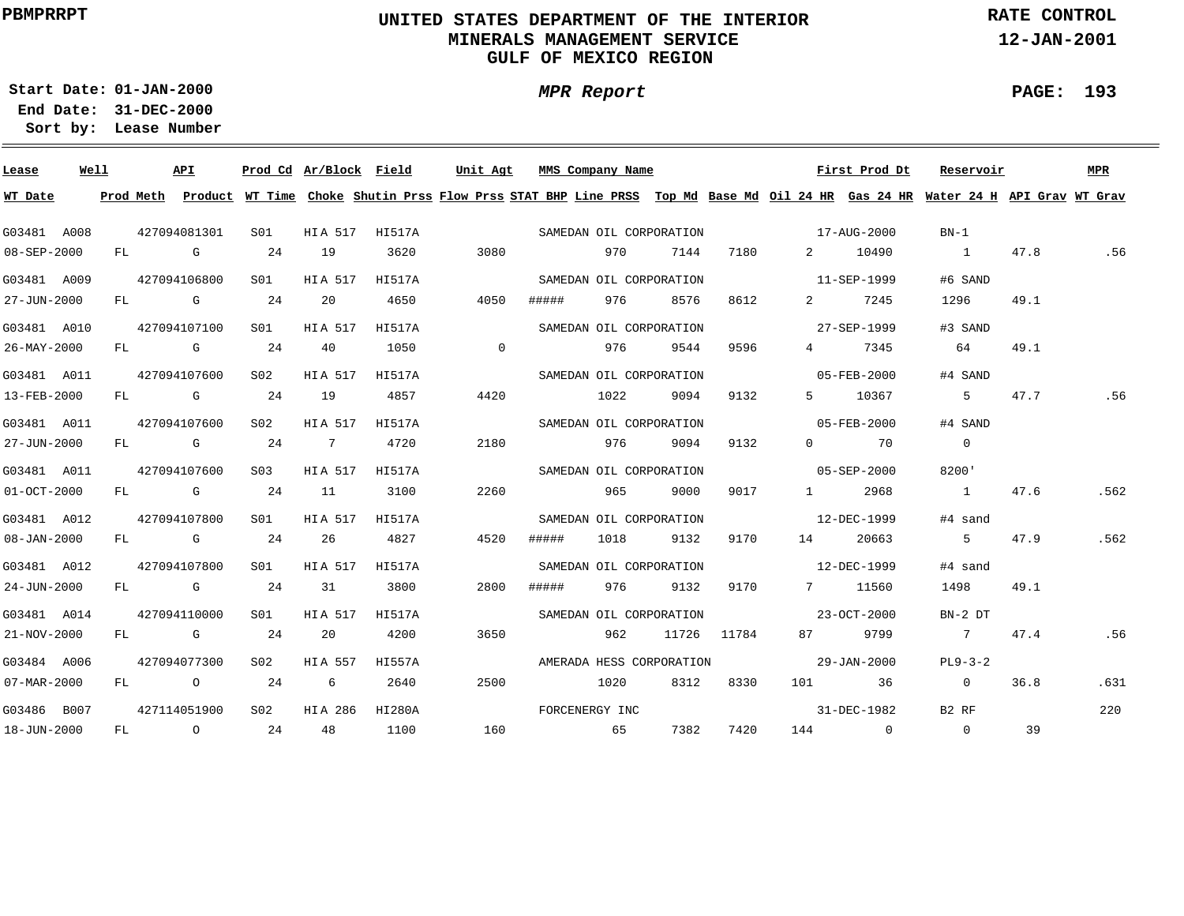PBMPRRPT

# UNITED STATES DEPARTMENT OF THE INTERIOR
## MINERALS MANAGEMENT SERVICE
## GULF OF MEXICO REGION

RATE CONTROL
12-JAN-2001

Start Date: 01-JAN-2000
End Date: 31-DEC-2000
Sort by: Lease Number

*MPR Report*

| Lease | Well | API | Prod Cd | Ar/Block | Field | Unit Agt | MMS Company Name | | | | First Prod Dt | | Reservoir | | MPR |
|---|---|---|---|---|---|---|---|---|---|---|---|---|---|---|---|
| **WT Date** | **Prod Meth** | **Product** | **WT Time** | **Choke** | **Shutin Prss** | **Flow Prss** | **STAT BHP** | **Line PRSS** | **Top Md** | **Base Md** | **Oil 24 HR** | **Gas 24 HR** | **Water 24 H** | **API Grav** | **WT Grav** |
| G03481 | A008 | 427094081301 | S01 | HI A 517 | HI517A | | SAMEDAN OIL CORPORATION | | | | 17-AUG-2000 | | BN-1 | | |
| 08-SEP-2000 | FL | G | 24 | 19 | 3620 | 3080 | | 970 | 7144 | 7180 | 2 | 10490 | 1 | 47.8 | .56 |
| G03481 | A009 | 427094106800 | S01 | HI A 517 | HI517A | | SAMEDAN OIL CORPORATION | | | | 11-SEP-1999 | | #6 SAND | | |
| 27-JUN-2000 | FL | G | 24 | 20 | 4650 | 4050 | ##### | 976 | 8576 | 8612 | 2 | 7245 | 1296 | 49.1 | |
| G03481 | A010 | 427094107100 | S01 | HI A 517 | HI517A | | SAMEDAN OIL CORPORATION | | | | 27-SEP-1999 | | #3 SAND | | |
| 26-MAY-2000 | FL | G | 24 | 40 | 1050 | 0 | | 976 | 9544 | 9596 | 4 | 7345 | 64 | 49.1 | |
| G03481 | A011 | 427094107600 | S02 | HI A 517 | HI517A | | SAMEDAN OIL CORPORATION | | | | 05-FEB-2000 | | #4 SAND | | |
| 13-FEB-2000 | FL | G | 24 | 19 | 4857 | 4420 | | 1022 | 9094 | 9132 | 5 | 10367 | 5 | 47.7 | .56 |
| G03481 | A011 | 427094107600 | S02 | HI A 517 | HI517A | | SAMEDAN OIL CORPORATION | | | | 05-FEB-2000 | | #4 SAND | | |
| 27-JUN-2000 | FL | G | 24 | 7 | 4720 | 2180 | | 976 | 9094 | 9132 | 0 | 70 | 0 | | |
| G03481 | A011 | 427094107600 | S03 | HI A 517 | HI517A | | SAMEDAN OIL CORPORATION | | | | 05-SEP-2000 | | 8200' | | |
| 01-OCT-2000 | FL | G | 24 | 11 | 3100 | 2260 | | 965 | 9000 | 9017 | 1 | 2968 | 1 | 47.6 | .562 |
| G03481 | A012 | 427094107800 | S01 | HI A 517 | HI517A | | SAMEDAN OIL CORPORATION | | | | 12-DEC-1999 | | #4 sand | | |
| 08-JAN-2000 | FL | G | 24 | 26 | 4827 | 4520 | ##### | 1018 | 9132 | 9170 | 14 | 20663 | 5 | 47.9 | .562 |
| G03481 | A012 | 427094107800 | S01 | HI A 517 | HI517A | | SAMEDAN OIL CORPORATION | | | | 12-DEC-1999 | | #4 sand | | |
| 24-JUN-2000 | FL | G | 24 | 31 | 3800 | 2800 | ##### | 976 | 9132 | 9170 | 7 | 11560 | 1498 | 49.1 | |
| G03481 | A014 | 427094110000 | S01 | HI A 517 | HI517A | | SAMEDAN OIL CORPORATION | | | | 23-OCT-2000 | | BN-2 DT | | |
| 21-NOV-2000 | FL | G | 24 | 20 | 4200 | 3650 | | 962 | 11726 | 11784 | 87 | 9799 | 7 | 47.4 | .56 |
| G03484 | A006 | 427094077300 | S02 | HI A 557 | HI557A | | AMERADA HESS CORPORATION | | | | 29-JAN-2000 | | PL9-3-2 | | |
| 07-MAR-2000 | FL | O | 24 | 6 | 2640 | 2500 | | 1020 | 8312 | 8330 | 101 | 36 | 0 | 36.8 | .631 |
| G03486 | B007 | 427114051900 | S02 | HI A 286 | HI280A | | FORCENERGY INC | | | | 31-DEC-1982 | | B2 RF | | 220 |
| 18-JUN-2000 | FL | O | 24 | 48 | 1100 | 160 | | 65 | 7382 | 7420 | 144 | 0 | 0 | 39 | |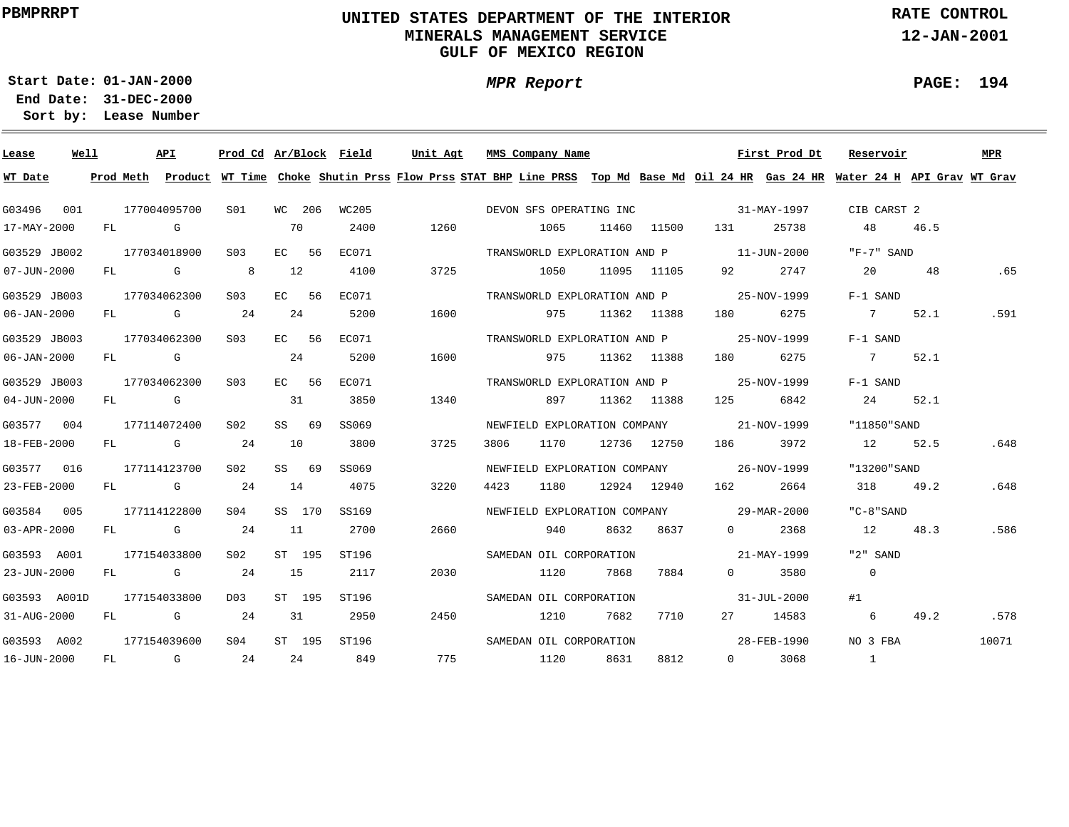PBMPRRPT

# UNITED STATES DEPARTMENT OF THE INTERIOR
## MINERALS MANAGEMENT SERVICE
## GULF OF MEXICO REGION

RATE CONTROL
12-JAN-2001

**Start Date:** 01-JAN-2000
**End Date:** 31-DEC-2000
**Sort by:** Lease Number

*MPR Report*

PAGE: 194

| Lease | Well | API | Prod Cd | Ar/Block | Field | Unit Agt | MMS Company Name | | | | First Prod Dt | | Reservoir | | MPR |
|---|---|---|---|---|---|---|---|---|---|---|---|---|---|---|---|
| **WT Date** | **Prod Meth** | **Product** | **WT Time** | **Choke** | **Shutin Prss** | **Flow Prss** | **STAT BHP** | **Line PRSS** | **Top Md** | **Base Md** | **Oil 24 HR** | **Gas 24 HR** | **Water 24 H** | **API Grav** | **WT Grav** |
| G03496 | 001 | 177004095700 | S01 | WC 206 | WC205 | | DEVON SFS OPERATING INC | | | | 31-MAY-1997 | | CIB CARST 2 | | |
| 17-MAY-2000 | FL | G | | 70 | 2400 | 1260 | | 1065 | 11460 | 11500 | 131 | 25738 | 48 | 46.5 | |
| G03529 | JB002 | 177034018900 | S03 | EC 56 | EC071 | | TRANSWORLD EXPLORATION AND P | | | | 11-JUN-2000 | | "F-7" SAND | | |
| 07-JUN-2000 | FL | G | 8 | 12 | 4100 | 3725 | | 1050 | 11095 | 11105 | 92 | 2747 | 20 | 48 | .65 |
| G03529 | JB003 | 177034062300 | S03 | EC 56 | EC071 | | TRANSWORLD EXPLORATION AND P | | | | 25-NOV-1999 | | F-1 SAND | | |
| 06-JAN-2000 | FL | G | 24 | 24 | 5200 | 1600 | | 975 | 11362 | 11388 | 180 | 6275 | 7 | 52.1 | .591 |
| G03529 | JB003 | 177034062300 | S03 | EC 56 | EC071 | | TRANSWORLD EXPLORATION AND P | | | | 25-NOV-1999 | | F-1 SAND | | |
| 06-JAN-2000 | FL | G | | 24 | 5200 | 1600 | | 975 | 11362 | 11388 | 180 | 6275 | 7 | 52.1 | |
| G03529 | JB003 | 177034062300 | S03 | EC 56 | EC071 | | TRANSWORLD EXPLORATION AND P | | | | 25-NOV-1999 | | F-1 SAND | | |
| 04-JUN-2000 | FL | G | | 31 | 3850 | 1340 | | 897 | 11362 | 11388 | 125 | 6842 | 24 | 52.1 | |
| G03577 | 004 | 177114072400 | S02 | SS 69 | SS069 | | NEWFIELD EXPLORATION COMPANY | | | | 21-NOV-1999 | | "11850"SAND | | |
| 18-FEB-2000 | FL | G | 24 | 10 | 3800 | 3725 | 3806 | 1170 | 12736 | 12750 | 186 | 3972 | 12 | 52.5 | .648 |
| G03577 | 016 | 177114123700 | S02 | SS 69 | SS069 | | NEWFIELD EXPLORATION COMPANY | | | | 26-NOV-1999 | | "13200"SAND | | |
| 23-FEB-2000 | FL | G | 24 | 14 | 4075 | 3220 | 4423 | 1180 | 12924 | 12940 | 162 | 2664 | 318 | 49.2 | .648 |
| G03584 | 005 | 177114122800 | S04 | SS 170 | SS169 | | NEWFIELD EXPLORATION COMPANY | | | | 29-MAR-2000 | | "C-8"SAND | | |
| 03-APR-2000 | FL | G | 24 | 11 | 2700 | 2660 | | 940 | 8632 | 8637 | 0 | 2368 | 12 | 48.3 | .586 |
| G03593 | A001 | 177154033800 | S02 | ST 195 | ST196 | | SAMEDAN OIL CORPORATION | | | | 21-MAY-1999 | | "2" SAND | | |
| 23-JUN-2000 | FL | G | 24 | 15 | 2117 | 2030 | | 1120 | 7868 | 7884 | 0 | 3580 | 0 | | |
| G03593 | A001D | 177154033800 | D03 | ST 195 | ST196 | | SAMEDAN OIL CORPORATION | | | | 31-JUL-2000 | | #1 | | |
| 31-AUG-2000 | FL | G | 24 | 31 | 2950 | 2450 | | 1210 | 7682 | 7710 | 27 | 14583 | 6 | 49.2 | .578 |
| G03593 | A002 | 177154039600 | S04 | ST 195 | ST196 | | SAMEDAN OIL CORPORATION | | | | 28-FEB-1990 | | NO 3 FBA | | 10071 |
| 16-JUN-2000 | FL | G | 24 | 24 | 849 | 775 | | 1120 | 8631 | 8812 | 0 | 3068 | 1 | | |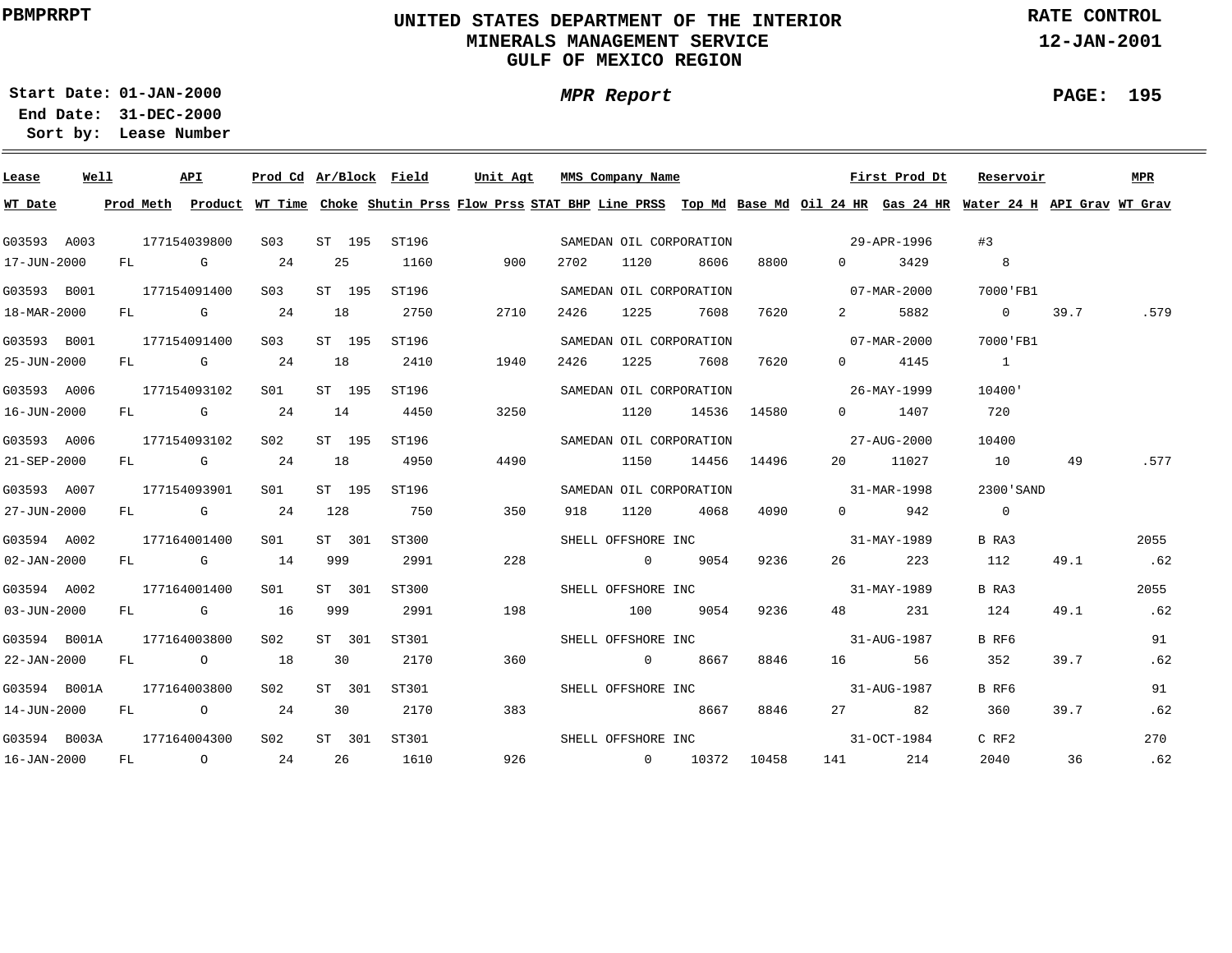# UNITED STATES DEPARTMENT OF THE INTERIOR
## MINERALS MANAGEMENT SERVICE
## GULF OF MEXICO REGION

PBMPRRPT

RATE CONTROL
12-JAN-2001

**Start Date:** 01-JAN-2000
**End Date:** 31-DEC-2000
**Sort by:** Lease Number

*MPR Report*

PAGE: 195

| Lease | Well | API | Prod Cd | Ar/Block | Field | Unit Agt | MMS Company Name | First Prod Dt | Reservoir | MPR | WT Date | Prod Meth | Product | WT Time | Choke | Shutin Prss | Flow Prss | STAT BHP | Line PRSS | Top Md | Base Md | Oil 24 HR | Gas 24 HR | Water 24 H | API Grav | WT Grav |
|---|---|---|---|---|---|---|---|---|---|---|---|---|---|---|---|---|---|---|---|---|---|---|---|---|---|---|
| G03593 | A003 | 177154039800 | S03 | ST 195 | ST196 | | SAMEDAN OIL CORPORATION | 29-APR-1996 | #3 | | 17-JUN-2000 | FL | G | 24 | 25 | 1160 | 900 | 2702 | 1120 | 8606 | 8800 | 0 | 3429 | 8 | | |
| G03593 | B001 | 177154091400 | S03 | ST 195 | ST196 | | SAMEDAN OIL CORPORATION | 07-MAR-2000 | 7000'FB1 | | 18-MAR-2000 | FL | G | 24 | 18 | 2750 | 2710 | 2426 | 1225 | 7608 | 7620 | 2 | 5882 | 0 | 39.7 | .579 |
| G03593 | B001 | 177154091400 | S03 | ST 195 | ST196 | | SAMEDAN OIL CORPORATION | 07-MAR-2000 | 7000'FB1 | | 25-JUN-2000 | FL | G | 24 | 18 | 2410 | 1940 | 2426 | 1225 | 7608 | 7620 | 0 | 4145 | 1 | | |
| G03593 | A006 | 177154093102 | S01 | ST 195 | ST196 | | SAMEDAN OIL CORPORATION | 26-MAY-1999 | 10400' | | 16-JUN-2000 | FL | G | 24 | 14 | 4450 | 3250 | | 1120 | 14536 | 14580 | 0 | 1407 | 720 | | |
| G03593 | A006 | 177154093102 | S02 | ST 195 | ST196 | | SAMEDAN OIL CORPORATION | 27-AUG-2000 | 10400 | | 21-SEP-2000 | FL | G | 24 | 18 | 4950 | 4490 | | 1150 | 14456 | 14496 | 20 | 11027 | 10 | 49 | .577 |
| G03593 | A007 | 177154093901 | S01 | ST 195 | ST196 | | SAMEDAN OIL CORPORATION | 31-MAR-1998 | 2300'SAND | | 27-JUN-2000 | FL | G | 24 | 128 | 750 | 350 | 918 | 1120 | 4068 | 4090 | 0 | 942 | 0 | | |
| G03594 | A002 | 177164001400 | S01 | ST 301 | ST300 | | SHELL OFFSHORE INC | 31-MAY-1989 | B RA3 | 2055 | 02-JAN-2000 | FL | G | 14 | 999 | 2991 | 228 | | 0 | 9054 | 9236 | 26 | 223 | 112 | 49.1 | .62 |
| G03594 | A002 | 177164001400 | S01 | ST 301 | ST300 | | SHELL OFFSHORE INC | 31-MAY-1989 | B RA3 | 2055 | 03-JUN-2000 | FL | G | 16 | 999 | 2991 | 198 | | 100 | 9054 | 9236 | 48 | 231 | 124 | 49.1 | .62 |
| G03594 | B001A | 177164003800 | S02 | ST 301 | ST301 | | SHELL OFFSHORE INC | 31-AUG-1987 | B RF6 | 91 | 22-JAN-2000 | FL | O | 18 | 30 | 2170 | 360 | | 0 | 8667 | 8846 | 16 | 56 | 352 | 39.7 | .62 |
| G03594 | B001A | 177164003800 | S02 | ST 301 | ST301 | | SHELL OFFSHORE INC | 31-AUG-1987 | B RF6 | 91 | 14-JUN-2000 | FL | O | 24 | 30 | 2170 | 383 | | | 8667 | 8846 | 27 | 82 | 360 | 39.7 | .62 |
| G03594 | B003A | 177164004300 | S02 | ST 301 | ST301 | | SHELL OFFSHORE INC | 31-OCT-1984 | C RF2 | 270 | 16-JAN-2000 | FL | O | 24 | 26 | 1610 | 926 | | 0 | 10372 | 10458 | 141 | 214 | 2040 | 36 | .62 |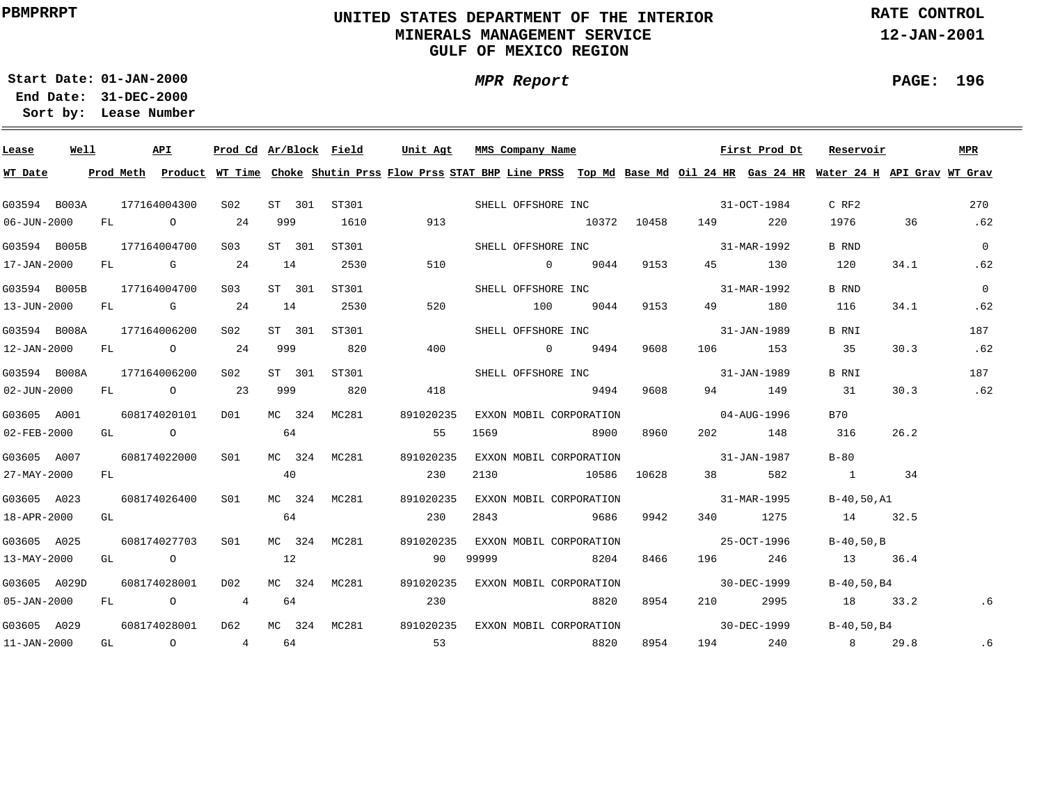PBMPRRPT

# UNITED STATES DEPARTMENT OF THE INTERIOR
## MINERALS MANAGEMENT SERVICE
## GULF OF MEXICO REGION

**RATE CONTROL**
**12-JAN-2001**

**Start Date:** 01-JAN-2000
**End Date:** 31-DEC-2000
**Sort by:** Lease Number

***MPR Report***

| Lease | Well | API | Prod Cd | Ar/Block | Field | Unit Agt | MMS Company Name | | | | First Prod Dt | | Reservoir | | MPR |
|---|---|---|---|---|---|---|---|---|---|---|---|---|---|---|---|
| **WT Date** | **Prod Meth** | **Product** | **WT Time** | **Choke** | **Shutin Prss** | **Flow Prss** | **STAT BHP** | **Line PRSS** | **Top Md** | **Base Md** | **Oil 24 HR** | **Gas 24 HR** | **Water 24 H** | **API Grav** | **WT Grav** |
| G03594 | B003A | 177164004300 | S02 | ST 301 | ST301 | | SHELL OFFSHORE INC | | | | 31-OCT-1984 | | C RF2 | | 270 |
| 06-JUN-2000 | FL | O | 24 | 999 | 1610 | 913 | | | 10372 | 10458 | 149 | 220 | 1976 | 36 | .62 |
| G03594 | B005B | 177164004700 | S03 | ST 301 | ST301 | | SHELL OFFSHORE INC | | | | 31-MAR-1992 | | B RND | | 0 |
| 17-JAN-2000 | FL | G | 24 | 14 | 2530 | 510 | | 0 | 9044 | 9153 | 45 | 130 | 120 | 34.1 | .62 |
| G03594 | B005B | 177164004700 | S03 | ST 301 | ST301 | | SHELL OFFSHORE INC | | | | 31-MAR-1992 | | B RND | | 0 |
| 13-JUN-2000 | FL | G | 24 | 14 | 2530 | 520 | | 100 | 9044 | 9153 | 49 | 180 | 116 | 34.1 | .62 |
| G03594 | B008A | 177164006200 | S02 | ST 301 | ST301 | | SHELL OFFSHORE INC | | | | 31-JAN-1989 | | B RNI | | 187 |
| 12-JAN-2000 | FL | O | 24 | 999 | 820 | 400 | | 0 | 9494 | 9608 | 106 | 153 | 35 | 30.3 | .62 |
| G03594 | B008A | 177164006200 | S02 | ST 301 | ST301 | | SHELL OFFSHORE INC | | | | 31-JAN-1989 | | B RNI | | 187 |
| 02-JUN-2000 | FL | O | 23 | 999 | 820 | 418 | | | 9494 | 9608 | 94 | 149 | 31 | 30.3 | .62 |
| G03605 | A001 | 608174020101 | D01 | MC 324 | MC281 | 891020235 | EXXON MOBIL CORPORATION | | | | 04-AUG-1996 | | B70 | | |
| 02-FEB-2000 | GL | O | | 64 | | 55 | 1569 | | 8900 | 8960 | 202 | 148 | 316 | 26.2 | |
| G03605 | A007 | 608174022000 | S01 | MC 324 | MC281 | 891020235 | EXXON MOBIL CORPORATION | | | | 31-JAN-1987 | | B-80 | | |
| 27-MAY-2000 | FL | | | 40 | | 230 | 2130 | | 10586 | 10628 | 38 | 582 | 1 | 34 | |
| G03605 | A023 | 608174026400 | S01 | MC 324 | MC281 | 891020235 | EXXON MOBIL CORPORATION | | | | 31-MAR-1995 | | B-40,50,A1 | | |
| 18-APR-2000 | GL | | | 64 | | 230 | 2843 | | 9686 | 9942 | 340 | 1275 | 14 | 32.5 | |
| G03605 | A025 | 608174027703 | S01 | MC 324 | MC281 | 891020235 | EXXON MOBIL CORPORATION | | | | 25-OCT-1996 | | B-40,50,B | | |
| 13-MAY-2000 | GL | O | | 12 | | 90 | 99999 | | 8204 | 8466 | 196 | 246 | 13 | 36.4 | |
| G03605 | A029D | 608174028001 | D02 | MC 324 | MC281 | 891020235 | EXXON MOBIL CORPORATION | | | | 30-DEC-1999 | | B-40,50,B4 | | |
| 05-JAN-2000 | FL | O | 4 | 64 | | 230 | | | 8820 | 8954 | 210 | 2995 | 18 | 33.2 | .6 |
| G03605 | A029 | 608174028001 | D62 | MC 324 | MC281 | 891020235 | EXXON MOBIL CORPORATION | | | | 30-DEC-1999 | | B-40,50,B4 | | |
| 11-JAN-2000 | GL | O | 4 | 64 | | 53 | | | 8820 | 8954 | 194 | 240 | 8 | 29.8 | .6 |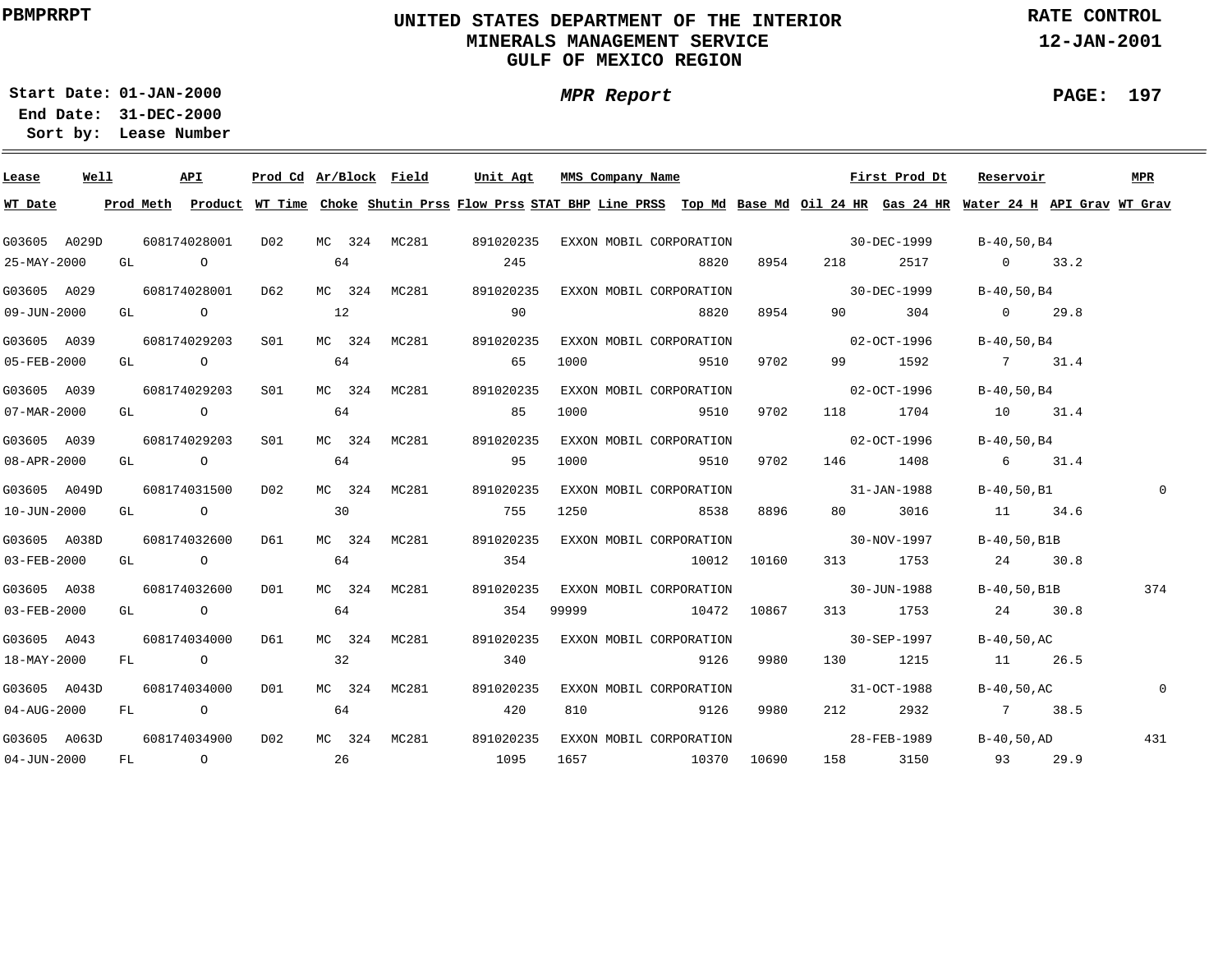PBMPRRPT

# UNITED STATES DEPARTMENT OF THE INTERIOR
## MINERALS MANAGEMENT SERVICE
## GULF OF MEXICO REGION

RATE CONTROL
12-JAN-2001

Start Date: 01-JAN-2000
End Date: 31-DEC-2000
Sort by: Lease Number

*MPR Report*

| Lease | Well | API | Prod Cd | Ar/Block | Field | Unit Agt | MMS Company Name | First Prod Dt | Reservoir | MPR |
|---|---|---|---|---|---|---|---|---|---|---|
| **WT Date** | **Prod Meth** | **Product** | **WT Time** | **Choke** | **Shutin Prss** | **Flow Prss** | **STAT BHP / Line PRSS** | **Top Md / Base Md** | **Oil 24 HR / Gas 24 HR** | **Water 24 H / API Grav / WT Grav** |

| Lease | Well | API | Prod Cd | Ar/Block | Field | Unit Agt | MMS Company Name | First Prod Dt | Reservoir | MPR |
|---|---|---|---|---|---|---|---|---|---|---|
| G03605 | A029D | 608174028001 | D02 | MC 324 | MC281 | 891020235 | EXXON MOBIL CORPORATION | 30-DEC-1999 | B-40,50,B4 | |
| G03605 | A029 | 608174028001 | D62 | MC 324 | MC281 | 891020235 | EXXON MOBIL CORPORATION | 30-DEC-1999 | B-40,50,B4 | |
| G03605 | A039 | 608174029203 | S01 | MC 324 | MC281 | 891020235 | EXXON MOBIL CORPORATION | 02-OCT-1996 | B-40,50,B4 | |
| G03605 | A039 | 608174029203 | S01 | MC 324 | MC281 | 891020235 | EXXON MOBIL CORPORATION | 02-OCT-1996 | B-40,50,B4 | |
| G03605 | A039 | 608174029203 | S01 | MC 324 | MC281 | 891020235 | EXXON MOBIL CORPORATION | 02-OCT-1996 | B-40,50,B4 | |
| G03605 | A049D | 608174031500 | D02 | MC 324 | MC281 | 891020235 | EXXON MOBIL CORPORATION | 31-JAN-1988 | B-40,50,B1 | 0 |
| G03605 | A038D | 608174032600 | D61 | MC 324 | MC281 | 891020235 | EXXON MOBIL CORPORATION | 30-NOV-1997 | B-40,50,B1B | |
| G03605 | A038 | 608174032600 | D01 | MC 324 | MC281 | 891020235 | EXXON MOBIL CORPORATION | 30-JUN-1988 | B-40,50,B1B | 374 |
| G03605 | A043 | 608174034000 | D61 | MC 324 | MC281 | 891020235 | EXXON MOBIL CORPORATION | 30-SEP-1997 | B-40,50,AC | |
| G03605 | A043D | 608174034000 | D01 | MC 324 | MC281 | 891020235 | EXXON MOBIL CORPORATION | 31-OCT-1988 | B-40,50,AC | 0 |
| G03605 | A063D | 608174034900 | D02 | MC 324 | MC281 | 891020235 | EXXON MOBIL CORPORATION | 28-FEB-1989 | B-40,50,AD | 431 |

| WT Date | Prod Meth | Product | WT Time | Choke | Shutin Prss | Flow Prss | STAT BHP | Line PRSS | Top Md | Base Md | Oil 24 HR | Gas 24 HR | Water 24 H | API Grav | WT Grav |
|---|---|---|---|---|---|---|---|---|---|---|---|---|---|---|---|
| 25-MAY-2000 | GL | O | | 64 | | 245 | | | 8820 | 8954 | 218 | 2517 | 0 | 33.2 | |
| 09-JUN-2000 | GL | O | | 12 | | 90 | | | 8820 | 8954 | 90 | 304 | 0 | 29.8 | |
| 05-FEB-2000 | GL | O | | 64 | | 65 | 1000 | | 9510 | 9702 | 99 | 1592 | 7 | 31.4 | |
| 07-MAR-2000 | GL | O | | 64 | | 85 | 1000 | | 9510 | 9702 | 118 | 1704 | 10 | 31.4 | |
| 08-APR-2000 | GL | O | | 64 | | 95 | 1000 | | 9510 | 9702 | 146 | 1408 | 6 | 31.4 | |
| 10-JUN-2000 | GL | O | | 30 | | 755 | 1250 | | 8538 | 8896 | 80 | 3016 | 11 | 34.6 | |
| 03-FEB-2000 | GL | O | | 64 | | 354 | | | 10012 | 10160 | 313 | 1753 | 24 | 30.8 | |
| 03-FEB-2000 | GL | O | | 64 | | 354 | 99999 | | 10472 | 10867 | 313 | 1753 | 24 | 30.8 | |
| 18-MAY-2000 | FL | O | | 32 | | 340 | | | 9126 | 9980 | 130 | 1215 | 11 | 26.5 | |
| 04-AUG-2000 | FL | O | | 64 | | 420 | 810 | | 9126 | 9980 | 212 | 2932 | 7 | 38.5 | |
| 04-JUN-2000 | FL | O | | 26 | | 1095 | 1657 | | 10370 | 10690 | 158 | 3150 | 93 | 29.9 | |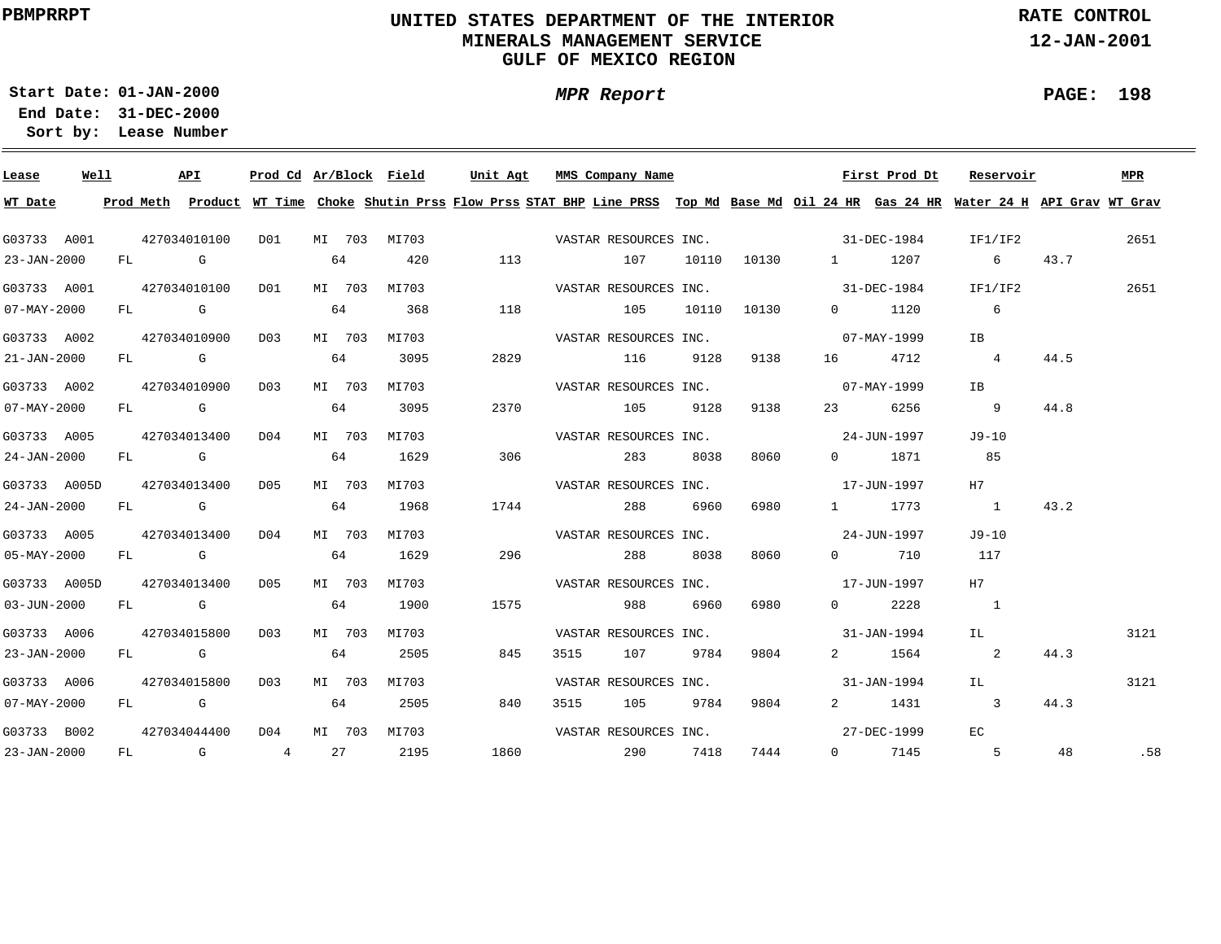UNITED STATES DEPARTMENT OF THE INTERIOR
MINERALS MANAGEMENT SERVICE
GULF OF MEXICO REGION

PBMPRRPT

RATE CONTROL
12-JAN-2001

Start Date: 01-JAN-2000
End Date: 31-DEC-2000
Sort by: Lease Number

*MPR Report*

| Lease | Well | API | Prod Cd | Ar/Block | Field | Unit Agt | MMS Company Name | First Prod Dt | Reservoir | MPR |
|---|---|---|---|---|---|---|---|---|---|---|
| **WT Date** | **Prod Meth** | **Product** | **WT Time** | **Choke** | **Shutin Prss** | **Flow Prss** | **STAT BHP** | **Line PRSS** | **Top Md** | **Base Md** | **Oil 24 HR** | **Gas 24 HR** | **Water 24 H** | **API Grav** | **WT Grav** |

| Lease / WT Date | Well / Prod Meth | API / Product | Prod Cd / WT Time | Ar/Block / Choke | Field / Shutin Prss | Unit Agt / Flow Prss | STAT BHP | MMS Company Name / Line PRSS | Top Md | Base Md | Oil 24 HR | First Prod Dt / Gas 24 HR | Reservoir / Water 24 H | API Grav | MPR / WT Grav |
|---|---|---|---|---|---|---|---|---|---|---|---|---|---|---|---|
| G03733 | A001 | 427034010100 | D01 | MI 703 | MI703 | | | VASTAR RESOURCES INC. | | | | 31-DEC-1984 | IF1/IF2 | | 2651 |
| 23-JAN-2000 | FL | G | | 64 | 420 | 113 | | 107 | 10110 | 10130 | 1 | 1207 | 6 | 43.7 | |
| G03733 | A001 | 427034010100 | D01 | MI 703 | MI703 | | | VASTAR RESOURCES INC. | | | | 31-DEC-1984 | IF1/IF2 | | 2651 |
| 07-MAY-2000 | FL | G | | 64 | 368 | 118 | | 105 | 10110 | 10130 | 0 | 1120 | 6 | | |
| G03733 | A002 | 427034010900 | D03 | MI 703 | MI703 | | | VASTAR RESOURCES INC. | | | | 07-MAY-1999 | IB | | |
| 21-JAN-2000 | FL | G | | 64 | 3095 | 2829 | | 116 | 9128 | 9138 | 16 | 4712 | 4 | 44.5 | |
| G03733 | A002 | 427034010900 | D03 | MI 703 | MI703 | | | VASTAR RESOURCES INC. | | | | 07-MAY-1999 | IB | | |
| 07-MAY-2000 | FL | G | | 64 | 3095 | 2370 | | 105 | 9128 | 9138 | 23 | 6256 | 9 | 44.8 | |
| G03733 | A005 | 427034013400 | D04 | MI 703 | MI703 | | | VASTAR RESOURCES INC. | | | | 24-JUN-1997 | J9-10 | | |
| 24-JAN-2000 | FL | G | | 64 | 1629 | 306 | | 283 | 8038 | 8060 | 0 | 1871 | 85 | | |
| G03733 | A005D | 427034013400 | D05 | MI 703 | MI703 | | | VASTAR RESOURCES INC. | | | | 17-JUN-1997 | H7 | | |
| 24-JAN-2000 | FL | G | | 64 | 1968 | 1744 | | 288 | 6960 | 6980 | 1 | 1773 | 1 | 43.2 | |
| G03733 | A005 | 427034013400 | D04 | MI 703 | MI703 | | | VASTAR RESOURCES INC. | | | | 24-JUN-1997 | J9-10 | | |
| 05-MAY-2000 | FL | G | | 64 | 1629 | 296 | | 288 | 8038 | 8060 | 0 | 710 | 117 | | |
| G03733 | A005D | 427034013400 | D05 | MI 703 | MI703 | | | VASTAR RESOURCES INC. | | | | 17-JUN-1997 | H7 | | |
| 03-JUN-2000 | FL | G | | 64 | 1900 | 1575 | | 988 | 6960 | 6980 | 0 | 2228 | 1 | | |
| G03733 | A006 | 427034015800 | D03 | MI 703 | MI703 | | | VASTAR RESOURCES INC. | | | | 31-JAN-1994 | IL | | 3121 |
| 23-JAN-2000 | FL | G | | 64 | 2505 | 845 | 3515 | 107 | 9784 | 9804 | 2 | 1564 | 2 | 44.3 | |
| G03733 | A006 | 427034015800 | D03 | MI 703 | MI703 | | | VASTAR RESOURCES INC. | | | | 31-JAN-1994 | IL | | 3121 |
| 07-MAY-2000 | FL | G | | 64 | 2505 | 840 | 3515 | 105 | 9784 | 9804 | 2 | 1431 | 3 | 44.3 | |
| G03733 | B002 | 427034044400 | D04 | MI 703 | MI703 | | | VASTAR RESOURCES INC. | | | | 27-DEC-1999 | EC | | |
| 23-JAN-2000 | FL | G | 4 | 27 | 2195 | 1860 | | 290 | 7418 | 7444 | 0 | 7145 | 5 | 48 | .58 |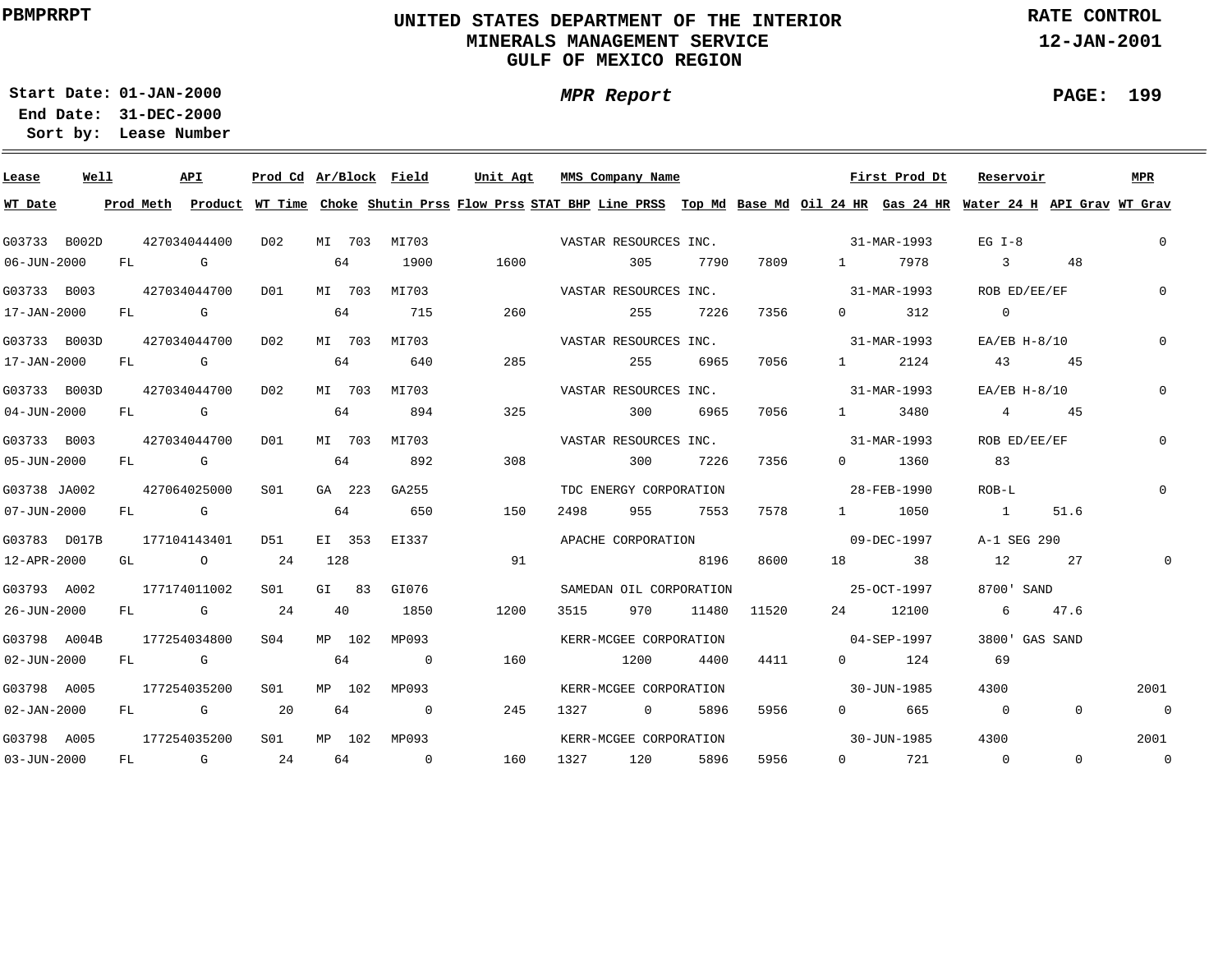PBMPRRPT

**UNITED STATES DEPARTMENT OF THE INTERIOR**
**MINERALS MANAGEMENT SERVICE**
**GULF OF MEXICO REGION**

**RATE CONTROL**
**12-JAN-2001**

**Start Date:** 01-JAN-2000
**End Date:** 31-DEC-2000
**Sort by:** Lease Number

***MPR Report***

| Lease | Well | API | Prod Cd | Ar/Block | Field | Unit Agt | MMS Company Name | First Prod Dt | Reservoir | MPR | WT Date | Prod Meth | Product | WT Time | Choke | Shutin Prss | Flow Prss | STAT BHP | Line PRSS | Top Md | Base Md | Oil 24 HR | Gas 24 HR | Water 24 H | API Grav | WT Grav |
|---|---|---|---|---|---|---|---|---|---|---|---|---|---|---|---|---|---|---|---|---|---|---|---|---|---|---|
| G03733 | B002D | 427034044400 | D02 | MI 703 | MI703 | | VASTAR RESOURCES INC. | 31-MAR-1993 | EG I-8 | 0 | 06-JUN-2000 | FL | G | | 64 | 1900 | 1600 | | 305 | 7790 | 7809 | 1 | 7978 | 3 | 48 | |
| G03733 | B003 | 427034044700 | D01 | MI 703 | MI703 | | VASTAR RESOURCES INC. | 31-MAR-1993 | ROB ED/EE/EF | 0 | 17-JAN-2000 | FL | G | | 64 | 715 | 260 | | 255 | 7226 | 7356 | 0 | 312 | 0 | | |
| G03733 | B003D | 427034044700 | D02 | MI 703 | MI703 | | VASTAR RESOURCES INC. | 31-MAR-1993 | EA/EB H-8/10 | 0 | 17-JAN-2000 | FL | G | | 64 | 640 | 285 | | 255 | 6965 | 7056 | 1 | 2124 | 43 | 45 | |
| G03733 | B003D | 427034044700 | D02 | MI 703 | MI703 | | VASTAR RESOURCES INC. | 31-MAR-1993 | EA/EB H-8/10 | 0 | 04-JUN-2000 | FL | G | | 64 | 894 | 325 | | 300 | 6965 | 7056 | 1 | 3480 | 4 | 45 | |
| G03733 | B003 | 427034044700 | D01 | MI 703 | MI703 | | VASTAR RESOURCES INC. | 31-MAR-1993 | ROB ED/EE/EF | 0 | 05-JUN-2000 | FL | G | | 64 | 892 | 308 | | 300 | 7226 | 7356 | 0 | 1360 | 83 | | |
| G03738 | JA002 | 427064025000 | S01 | GA 223 | GA255 | | TDC ENERGY CORPORATION | 28-FEB-1990 | ROB-L | 0 | 07-JUN-2000 | FL | G | | 64 | 650 | 150 | 2498 | 955 | 7553 | 7578 | 1 | 1050 | 1 | 51.6 | |
| G03783 | D017B | 177104143401 | D51 | EI 353 | EI337 | | APACHE CORPORATION | 09-DEC-1997 | A-1 SEG 290 | | 12-APR-2000 | GL | O | 24 | 128 | | 91 | | | 8196 | 8600 | 18 | 38 | 12 | 27 | 0 |
| G03793 | A002 | 177174011002 | S01 | GI 83 | GI076 | | SAMEDAN OIL CORPORATION | 25-OCT-1997 | 8700' SAND | | 26-JUN-2000 | FL | G | 24 | 40 | 1850 | 1200 | 3515 | 970 | 11480 | 11520 | 24 | 12100 | 6 | 47.6 | |
| G03798 | A004B | 177254034800 | S04 | MP 102 | MP093 | | KERR-MCGEE CORPORATION | 04-SEP-1997 | 3800' GAS SAND | | 02-JUN-2000 | FL | G | | 64 | 0 | 160 | | 1200 | 4400 | 4411 | 0 | 124 | 69 | | |
| G03798 | A005 | 177254035200 | S01 | MP 102 | MP093 | | KERR-MCGEE CORPORATION | 30-JUN-1985 | 4300 | 2001 | 02-JAN-2000 | FL | G | 20 | 64 | 0 | 245 | 1327 | 0 | 5896 | 5956 | 0 | 665 | 0 | 0 | 0 |
| G03798 | A005 | 177254035200 | S01 | MP 102 | MP093 | | KERR-MCGEE CORPORATION | 30-JUN-1985 | 4300 | 2001 | 03-JUN-2000 | FL | G | 24 | 64 | 0 | 160 | 1327 | 120 | 5896 | 5956 | 0 | 721 | 0 | 0 | 0 |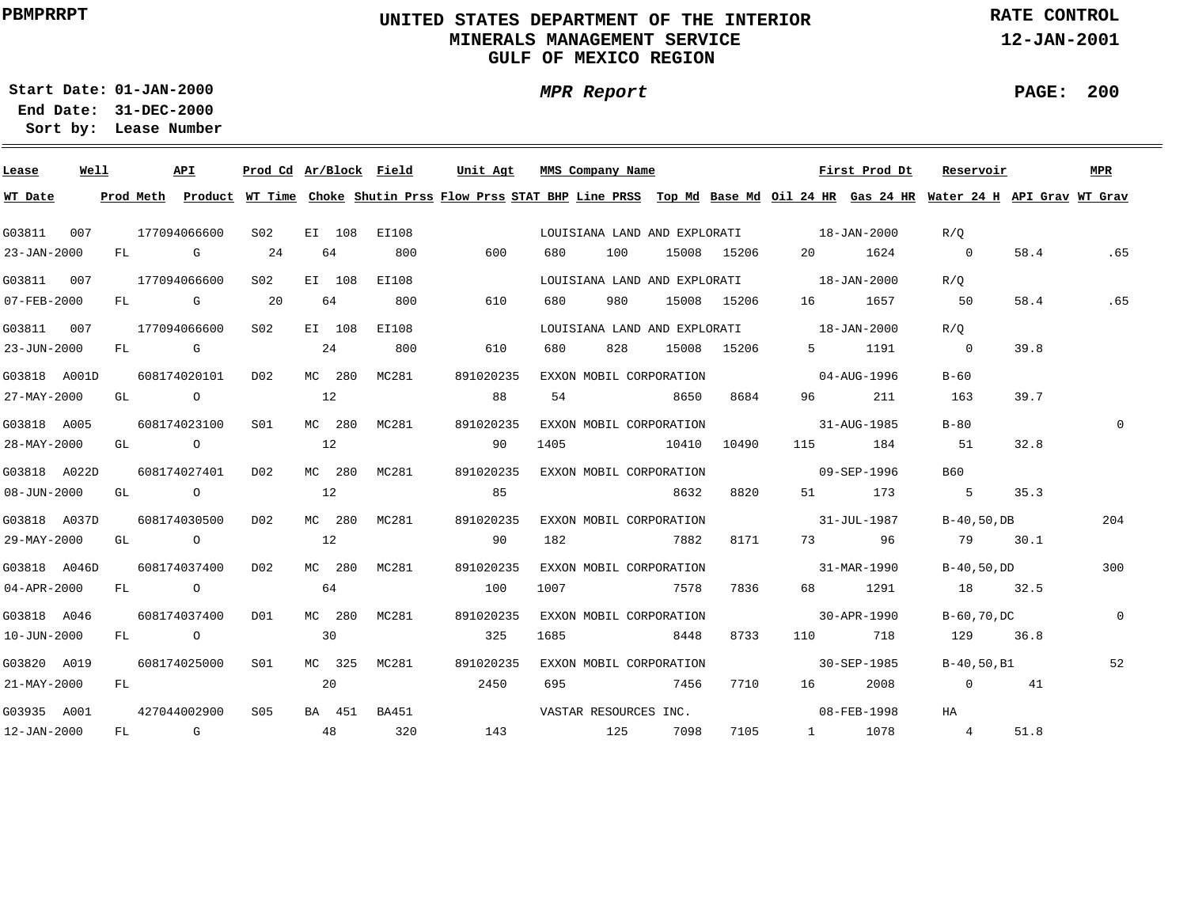PBMPRRPT

# UNITED STATES DEPARTMENT OF THE INTERIOR
## MINERALS MANAGEMENT SERVICE
## GULF OF MEXICO REGION

RATE CONTROL
12-JAN-2001

**Start Date:** 01-JAN-2000
**End Date:** 31-DEC-2000
**Sort by:** Lease Number

*MPR Report*

| Lease | Well | API | Prod Cd | Ar/Block | Field | Unit Agt | MMS Company Name | | | | First Prod Dt | | Reservoir | | MPR |
|---|---|---|---|---|---|---|---|---|---|---|---|---|---|---|---|
| **WT Date** | **Prod Meth** | **Product** | **WT Time** | **Choke** | **Shutin Prss** | **Flow Prss** | **STAT BHP** | **Line PRSS** | **Top Md** | **Base Md** | **Oil 24 HR** | **Gas 24 HR** | **Water 24 H** | **API Grav** | **WT Grav** |
| G03811 | 007 | 177094066600 | S02 | EI 108 | EI108 | | LOUISIANA LAND AND EXPLORATI | | | | 18-JAN-2000 | | R/Q | | |
| 23-JAN-2000 | FL | G | 24 | 64 | 800 | 600 | 680 | 100 | 15008 | 15206 | 20 | 1624 | 0 | 58.4 | .65 |
| G03811 | 007 | 177094066600 | S02 | EI 108 | EI108 | | LOUISIANA LAND AND EXPLORATI | | | | 18-JAN-2000 | | R/Q | | |
| 07-FEB-2000 | FL | G | 20 | 64 | 800 | 610 | 680 | 980 | 15008 | 15206 | 16 | 1657 | 50 | 58.4 | .65 |
| G03811 | 007 | 177094066600 | S02 | EI 108 | EI108 | | LOUISIANA LAND AND EXPLORATI | | | | 18-JAN-2000 | | R/Q | | |
| 23-JUN-2000 | FL | G | | 24 | 800 | 610 | 680 | 828 | 15008 | 15206 | 5 | 1191 | 0 | 39.8 | |
| G03818 | A001D | 608174020101 | D02 | MC 280 | MC281 | 891020235 | EXXON MOBIL CORPORATION | | | | 04-AUG-1996 | | B-60 | | |
| 27-MAY-2000 | GL | O | | 12 | | 88 | 54 | | 8650 | 8684 | 96 | 211 | 163 | 39.7 | |
| G03818 | A005 | 608174023100 | S01 | MC 280 | MC281 | 891020235 | EXXON MOBIL CORPORATION | | | | 31-AUG-1985 | | B-80 | | 0 |
| 28-MAY-2000 | GL | O | | 12 | | 90 | 1405 | | 10410 | 10490 | 115 | 184 | 51 | 32.8 | |
| G03818 | A022D | 608174027401 | D02 | MC 280 | MC281 | 891020235 | EXXON MOBIL CORPORATION | | | | 09-SEP-1996 | | B60 | | |
| 08-JUN-2000 | GL | O | | 12 | | 85 | | | 8632 | 8820 | 51 | 173 | 5 | 35.3 | |
| G03818 | A037D | 608174030500 | D02 | MC 280 | MC281 | 891020235 | EXXON MOBIL CORPORATION | | | | 31-JUL-1987 | | B-40,50,DB | | 204 |
| 29-MAY-2000 | GL | O | | 12 | | 90 | 182 | | 7882 | 8171 | 73 | 96 | 79 | 30.1 | |
| G03818 | A046D | 608174037400 | D02 | MC 280 | MC281 | 891020235 | EXXON MOBIL CORPORATION | | | | 31-MAR-1990 | | B-40,50,DD | | 300 |
| 04-APR-2000 | FL | O | | 64 | | 100 | 1007 | | 7578 | 7836 | 68 | 1291 | 18 | 32.5 | |
| G03818 | A046 | 608174037400 | D01 | MC 280 | MC281 | 891020235 | EXXON MOBIL CORPORATION | | | | 30-APR-1990 | | B-60,70,DC | | 0 |
| 10-JUN-2000 | FL | O | | 30 | | 325 | 1685 | | 8448 | 8733 | 110 | 718 | 129 | 36.8 | |
| G03820 | A019 | 608174025000 | S01 | MC 325 | MC281 | 891020235 | EXXON MOBIL CORPORATION | | | | 30-SEP-1985 | | B-40,50,B1 | | 52 |
| 21-MAY-2000 | FL | | | 20 | | 2450 | 695 | | 7456 | 7710 | 16 | 2008 | 0 | 41 | |
| G03935 | A001 | 427044002900 | S05 | BA 451 | BA451 | | VASTAR RESOURCES INC. | | | | 08-FEB-1998 | | HA | | |
| 12-JAN-2000 | FL | G | | 48 | 320 | 143 | | 125 | 7098 | 7105 | 1 | 1078 | 4 | 51.8 | |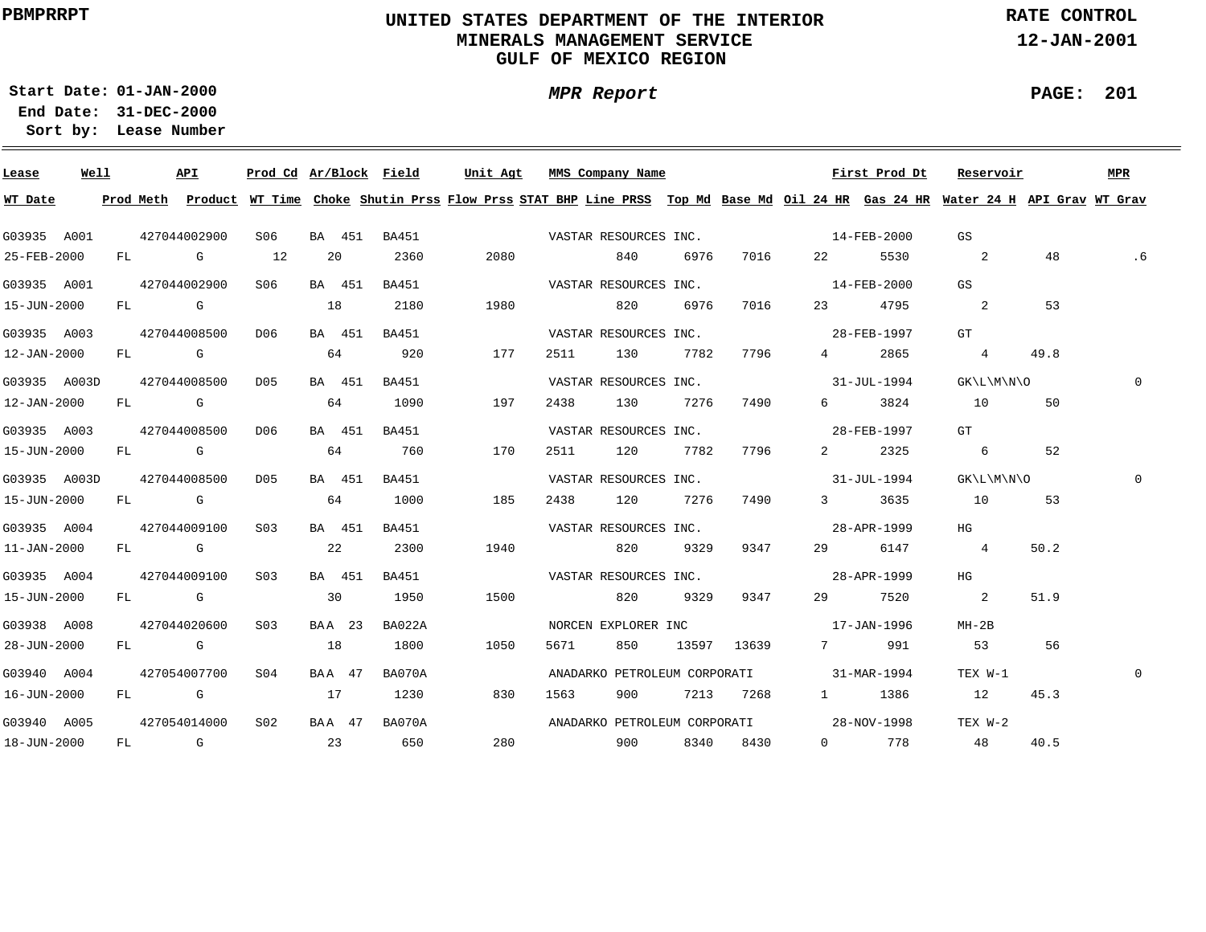PBMPRRPT

# UNITED STATES DEPARTMENT OF THE INTERIOR
## MINERALS MANAGEMENT SERVICE
## GULF OF MEXICO REGION

RATE CONTROL
12-JAN-2001

Start Date: 01-JAN-2000
End Date: 31-DEC-2000
Sort by: Lease Number

*MPR Report*

| Lease | Well | API | Prod Cd | Ar/Block | Field | Unit Agt | MMS Company Name | | | | First Prod Dt | Reservoir | | MPR |
|---|---|---|---|---|---|---|---|---|---|---|---|---|---|---|
| **WT Date** | **Prod Meth** | **Product** | **WT Time** | **Choke** | **Shutin Prss** | **Flow Prss** | **STAT BHP** | **Line PRSS** | **Top Md** | **Base Md** | **Oil 24 HR** | **Gas 24 HR** | **Water 24 H** | **API Grav** | **WT Grav** |
| G03935 | A001 | 427044002900 | S06 | BA 451 | BA451 | | VASTAR RESOURCES INC. | | | | 14-FEB-2000 | GS | | |
| 25-FEB-2000 | FL | G | 12 | 20 | 2360 | 2080 | | 840 | 6976 | 7016 | 22 | 5530 | 2 | 48 | .6 |
| G03935 | A001 | 427044002900 | S06 | BA 451 | BA451 | | VASTAR RESOURCES INC. | | | | 14-FEB-2000 | GS | | |
| 15-JUN-2000 | FL | G | | 18 | 2180 | 1980 | | 820 | 6976 | 7016 | 23 | 4795 | 2 | 53 | |
| G03935 | A003 | 427044008500 | D06 | BA 451 | BA451 | | VASTAR RESOURCES INC. | | | | 28-FEB-1997 | GT | | |
| 12-JAN-2000 | FL | G | | 64 | 920 | 177 | 2511 | 130 | 7782 | 7796 | 4 | 2865 | 4 | 49.8 | |
| G03935 | A003D | 427044008500 | D05 | BA 451 | BA451 | | VASTAR RESOURCES INC. | | | | 31-JUL-1994 | GK\L\M\N\O | | 0 |
| 12-JAN-2000 | FL | G | | 64 | 1090 | 197 | 2438 | 130 | 7276 | 7490 | 6 | 3824 | 10 | 50 | |
| G03935 | A003 | 427044008500 | D06 | BA 451 | BA451 | | VASTAR RESOURCES INC. | | | | 28-FEB-1997 | GT | | |
| 15-JUN-2000 | FL | G | | 64 | 760 | 170 | 2511 | 120 | 7782 | 7796 | 2 | 2325 | 6 | 52 | |
| G03935 | A003D | 427044008500 | D05 | BA 451 | BA451 | | VASTAR RESOURCES INC. | | | | 31-JUL-1994 | GK\L\M\N\O | | 0 |
| 15-JUN-2000 | FL | G | | 64 | 1000 | 185 | 2438 | 120 | 7276 | 7490 | 3 | 3635 | 10 | 53 | |
| G03935 | A004 | 427044009100 | S03 | BA 451 | BA451 | | VASTAR RESOURCES INC. | | | | 28-APR-1999 | HG | | |
| 11-JAN-2000 | FL | G | | 22 | 2300 | 1940 | | 820 | 9329 | 9347 | 29 | 6147 | 4 | 50.2 | |
| G03935 | A004 | 427044009100 | S03 | BA 451 | BA451 | | VASTAR RESOURCES INC. | | | | 28-APR-1999 | HG | | |
| 15-JUN-2000 | FL | G | | 30 | 1950 | 1500 | | 820 | 9329 | 9347 | 29 | 7520 | 2 | 51.9 | |
| G03938 | A008 | 427044020600 | S03 | BAA 23 | BA022A | | NORCEN EXPLORER INC | | | | 17-JAN-1996 | MH-2B | | |
| 28-JUN-2000 | FL | G | | 18 | 1800 | 1050 | 5671 | 850 | 13597 | 13639 | 7 | 991 | 53 | 56 | |
| G03940 | A004 | 427054007700 | S04 | BAA 47 | BA070A | | ANADARKO PETROLEUM CORPORATI | | | | 31-MAR-1994 | TEX W-1 | | 0 |
| 16-JUN-2000 | FL | G | | 17 | 1230 | 830 | 1563 | 900 | 7213 | 7268 | 1 | 1386 | 12 | 45.3 | |
| G03940 | A005 | 427054014000 | S02 | BAA 47 | BA070A | | ANADARKO PETROLEUM CORPORATI | | | | 28-NOV-1998 | TEX W-2 | | |
| 18-JUN-2000 | FL | G | | 23 | 650 | 280 | | 900 | 8340 | 8430 | 0 | 778 | 48 | 40.5 | |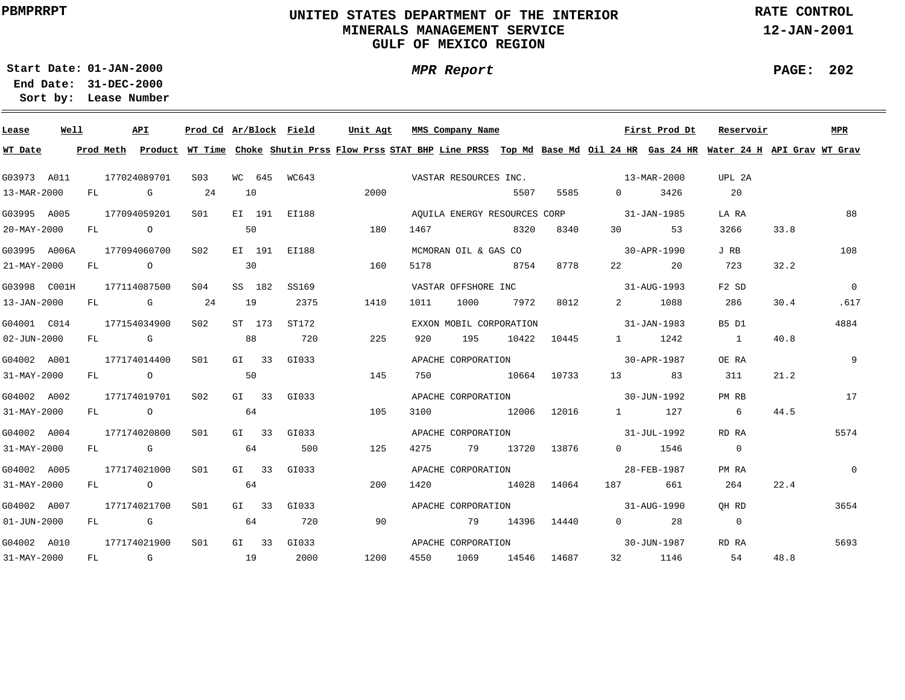PBMPRRPT

# UNITED STATES DEPARTMENT OF THE INTERIOR
## MINERALS MANAGEMENT SERVICE
## GULF OF MEXICO REGION

RATE CONTROL
12-JAN-2001

**Start Date:** 01-JAN-2000
**End Date:** 31-DEC-2000
**Sort by:** Lease Number

***MPR Report***

| Lease | Well | API | Prod Cd | Ar/Block | Field | Unit Agt | MMS Company Name | | | | | First Prod Dt | Reservoir | | MPR |
|---|---|---|---|---|---|---|---|---|---|---|---|---|---|---|---|
| **WT Date** | **Prod Meth** | **Product** | **WT Time** | **Choke** | **Shutin Prss** | **Flow Prss** | **STAT BHP** | **Line PRSS** | **Top Md** | **Base Md** | **Oil 24 HR** | **Gas 24 HR** | **Water 24 H** | **API Grav** | **WT Grav** |
| G03973 | A011 | 177024089701 | S03 | WC 645 | WC643 | | VASTAR RESOURCES INC. | | | | | 13-MAR-2000 | UPL 2A | | |
| 13-MAR-2000 | FL | G | 24 | 10 | | 2000 | | | 5507 | 5585 | 0 | 3426 | 20 | | |
| G03995 | A005 | 177094059201 | S01 | EI 191 | EI188 | | AQUILA ENERGY RESOURCES CORP | | | | | 31-JAN-1985 | LA RA | | 88 |
| 20-MAY-2000 | FL | O | | 50 | | 180 | 1467 | | 8320 | 8340 | 30 | 53 | 3266 | 33.8 | |
| G03995 | A006A | 177094060700 | S02 | EI 191 | EI188 | | MCMORAN OIL & GAS CO | | | | | 30-APR-1990 | J RB | | 108 |
| 21-MAY-2000 | FL | O | | 30 | | 160 | 5178 | | 8754 | 8778 | 22 | 20 | 723 | 32.2 | |
| G03998 | C001H | 177114087500 | S04 | SS 182 | SS169 | | VASTAR OFFSHORE INC | | | | | 31-AUG-1993 | F2 SD | | 0 |
| 13-JAN-2000 | FL | G | 24 | 19 | 2375 | 1410 | 1011 | 1000 | 7972 | 8012 | 2 | 1088 | 286 | 30.4 | .617 |
| G04001 | C014 | 177154034900 | S02 | ST 173 | ST172 | | EXXON MOBIL CORPORATION | | | | | 31-JAN-1983 | B5 D1 | | 4884 |
| 02-JUN-2000 | FL | G | | 88 | 720 | 225 | 920 | 195 | 10422 | 10445 | 1 | 1242 | 1 | 40.8 | |
| G04002 | A001 | 177174014400 | S01 | GI 33 | GI033 | | APACHE CORPORATION | | | | | 30-APR-1987 | OE RA | | 9 |
| 31-MAY-2000 | FL | O | | 50 | | 145 | 750 | | 10664 | 10733 | 13 | 83 | 311 | 21.2 | |
| G04002 | A002 | 177174019701 | S02 | GI 33 | GI033 | | APACHE CORPORATION | | | | | 30-JUN-1992 | PM RB | | 17 |
| 31-MAY-2000 | FL | O | | 64 | | 105 | 3100 | | 12006 | 12016 | 1 | 127 | 6 | 44.5 | |
| G04002 | A004 | 177174020800 | S01 | GI 33 | GI033 | | APACHE CORPORATION | | | | | 31-JUL-1992 | RD RA | | 5574 |
| 31-MAY-2000 | FL | G | | 64 | 500 | 125 | 4275 | 79 | 13720 | 13876 | 0 | 1546 | 0 | | |
| G04002 | A005 | 177174021000 | S01 | GI 33 | GI033 | | APACHE CORPORATION | | | | | 28-FEB-1987 | PM RA | | 0 |
| 31-MAY-2000 | FL | O | | 64 | | 200 | 1420 | | 14028 | 14064 | 187 | 661 | 264 | 22.4 | |
| G04002 | A007 | 177174021700 | S01 | GI 33 | GI033 | | APACHE CORPORATION | | | | | 31-AUG-1990 | QH RD | | 3654 |
| 01-JUN-2000 | FL | G | | 64 | 720 | 90 | | 79 | 14396 | 14440 | 0 | 28 | 0 | | |
| G04002 | A010 | 177174021900 | S01 | GI 33 | GI033 | | APACHE CORPORATION | | | | | 30-JUN-1987 | RD RA | | 5693 |
| 31-MAY-2000 | FL | G | | 19 | 2000 | 1200 | 4550 | 1069 | 14546 | 14687 | 32 | 1146 | 54 | 48.8 | |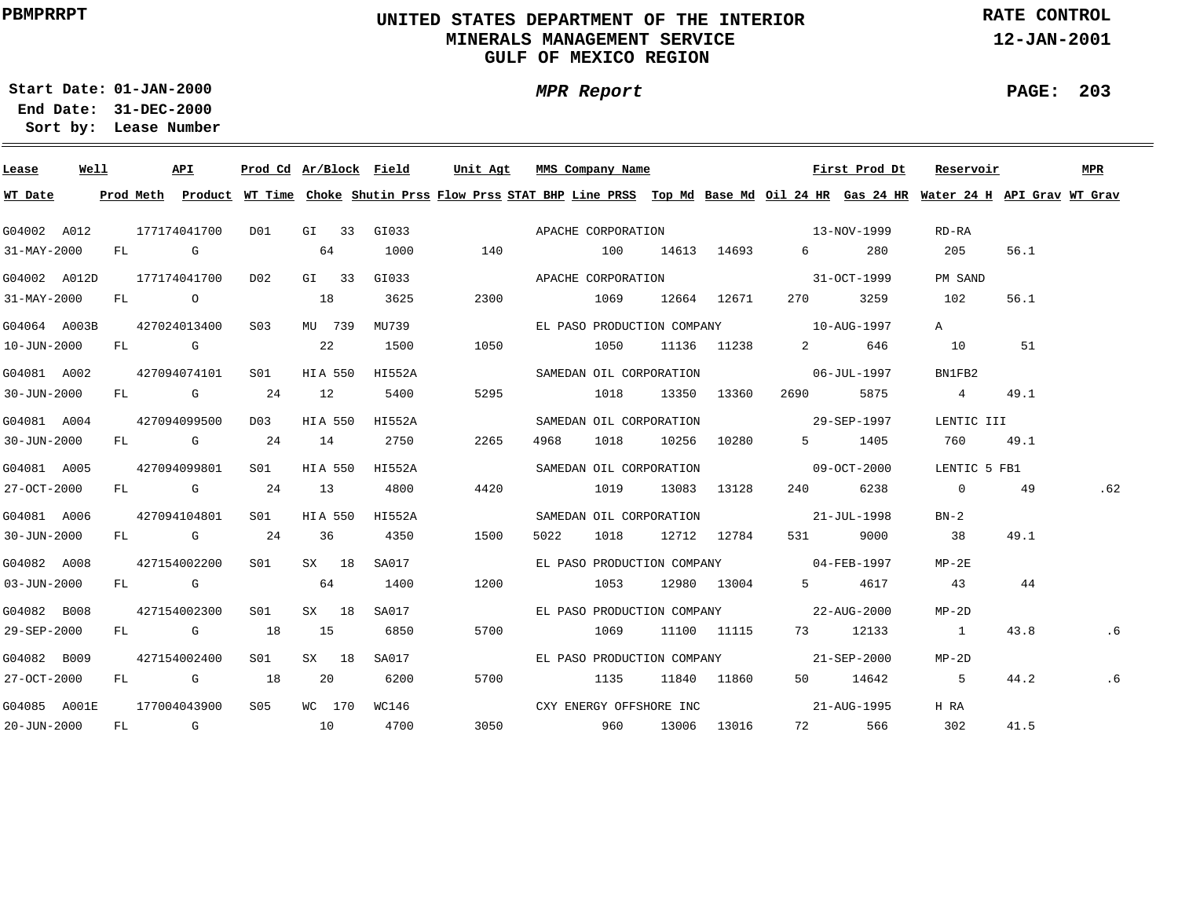PBMPRRPT

# UNITED STATES DEPARTMENT OF THE INTERIOR
## MINERALS MANAGEMENT SERVICE
## GULF OF MEXICO REGION

RATE CONTROL
12-JAN-2001

Start Date: 01-JAN-2000
End Date: 31-DEC-2000
Sort by: Lease Number

*MPR Report*

| Lease | Well | API | Prod Cd | Ar/Block | Field | Unit Agt | MMS Company Name | | | | First Prod Dt | | Reservoir | | MPR |
|---|---|---|---|---|---|---|---|---|---|---|---|---|---|---|---|
| **WT Date** | **Prod Meth** | **Product** | **WT Time** | **Choke** | **Shutin Prss** | **Flow Prss** | **STAT BHP** | **Line PRSS** | **Top Md** | **Base Md** | **Oil 24 HR** | **Gas 24 HR** | **Water 24 H** | **API Grav** | **WT Grav** |
| G04002 | A012 | 177174041700 | D01 | GI 33 | GI033 | | APACHE CORPORATION | | | | 13-NOV-1999 | | RD-RA | | |
| 31-MAY-2000 | FL | G | | 64 | 1000 | 140 | | 100 | 14613 | 14693 | 6 | 280 | 205 | 56.1 | |
| G04002 | A012D | 177174041700 | D02 | GI 33 | GI033 | | APACHE CORPORATION | | | | 31-OCT-1999 | | PM SAND | | |
| 31-MAY-2000 | FL | O | | 18 | 3625 | 2300 | | 1069 | 12664 | 12671 | 270 | 3259 | 102 | 56.1 | |
| G04064 | A003B | 427024013400 | S03 | MU 739 | MU739 | | EL PASO PRODUCTION COMPANY | | | | 10-AUG-1997 | | A | | |
| 10-JUN-2000 | FL | G | | 22 | 1500 | 1050 | | 1050 | 11136 | 11238 | 2 | 646 | 10 | 51 | |
| G04081 | A002 | 427094074101 | S01 | HIA 550 | HI552A | | SAMEDAN OIL CORPORATION | | | | 06-JUL-1997 | | BN1FB2 | | |
| 30-JUN-2000 | FL | G | 24 | 12 | 5400 | 5295 | | 1018 | 13350 | 13360 | 2690 | 5875 | 4 | 49.1 | |
| G04081 | A004 | 427094099500 | D03 | HIA 550 | HI552A | | SAMEDAN OIL CORPORATION | | | | 29-SEP-1997 | | LENTIC III | | |
| 30-JUN-2000 | FL | G | 24 | 14 | 2750 | 2265 | 4968 | 1018 | 10256 | 10280 | 5 | 1405 | 760 | 49.1 | |
| G04081 | A005 | 427094099801 | S01 | HIA 550 | HI552A | | SAMEDAN OIL CORPORATION | | | | 09-OCT-2000 | | LENTIC 5 FB1 | | |
| 27-OCT-2000 | FL | G | 24 | 13 | 4800 | 4420 | | 1019 | 13083 | 13128 | 240 | 6238 | 0 | 49 | .62 |
| G04081 | A006 | 427094104801 | S01 | HIA 550 | HI552A | | SAMEDAN OIL CORPORATION | | | | 21-JUL-1998 | | BN-2 | | |
| 30-JUN-2000 | FL | G | 24 | 36 | 4350 | 1500 | 5022 | 1018 | 12712 | 12784 | 531 | 9000 | 38 | 49.1 | |
| G04082 | A008 | 427154002200 | S01 | SX 18 | SA017 | | EL PASO PRODUCTION COMPANY | | | | 04-FEB-1997 | | MP-2E | | |
| 03-JUN-2000 | FL | G | | 64 | 1400 | 1200 | | 1053 | 12980 | 13004 | 5 | 4617 | 43 | 44 | |
| G04082 | B008 | 427154002300 | S01 | SX 18 | SA017 | | EL PASO PRODUCTION COMPANY | | | | 22-AUG-2000 | | MP-2D | | |
| 29-SEP-2000 | FL | G | 18 | 15 | 6850 | 5700 | | 1069 | 11100 | 11115 | 73 | 12133 | 1 | 43.8 | .6 |
| G04082 | B009 | 427154002400 | S01 | SX 18 | SA017 | | EL PASO PRODUCTION COMPANY | | | | 21-SEP-2000 | | MP-2D | | |
| 27-OCT-2000 | FL | G | 18 | 20 | 6200 | 5700 | | 1135 | 11840 | 11860 | 50 | 14642 | 5 | 44.2 | .6 |
| G04085 | A001E | 177004043900 | S05 | WC 170 | WC146 | | CXY ENERGY OFFSHORE INC | | | | 21-AUG-1995 | | H RA | | |
| 20-JUN-2000 | FL | G | | 10 | 4700 | 3050 | | 960 | 13006 | 13016 | 72 | 566 | 302 | 41.5 | |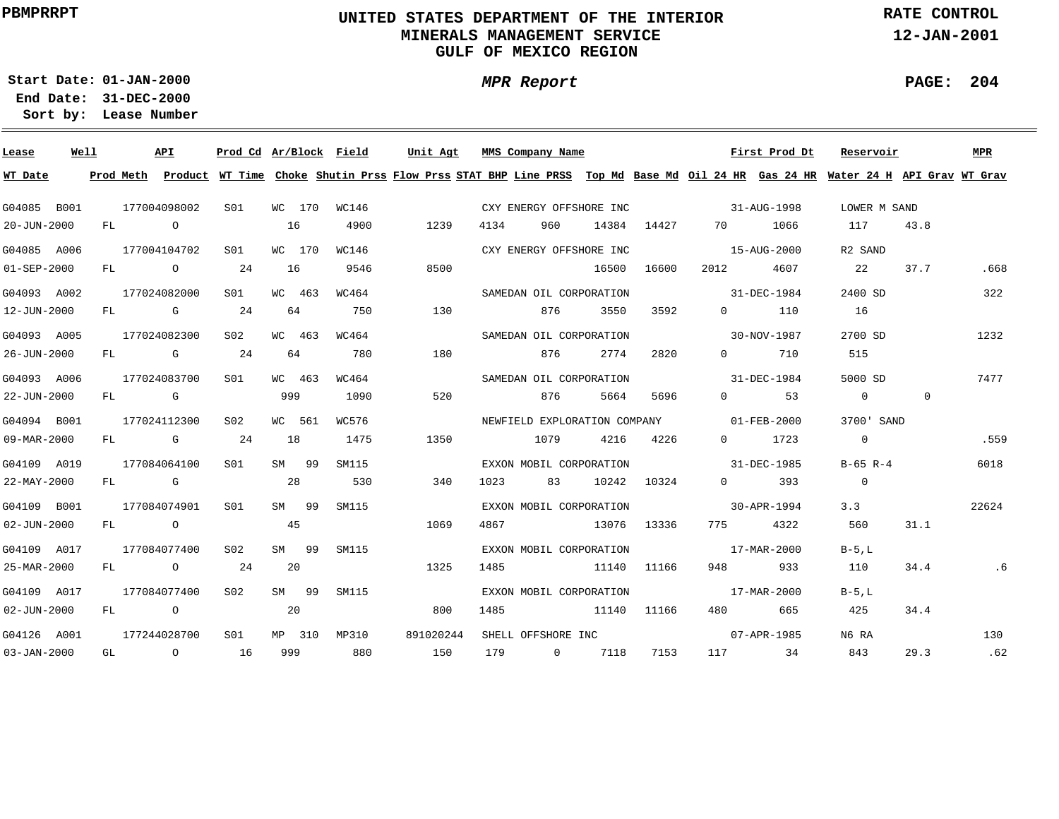PBMPRRPT

# UNITED STATES DEPARTMENT OF THE INTERIOR
## MINERALS MANAGEMENT SERVICE
## GULF OF MEXICO REGION

RATE CONTROL
12-JAN-2001

**Start Date:** 01-JAN-2000
**End Date:** 31-DEC-2000
**Sort by:** Lease Number

*MPR Report*

| Lease | Well | API | Prod Cd | Ar/Block | Field | Unit Agt | MMS Company Name | | | | First Prod Dt | | Reservoir | | MPR |
|---|---|---|---|---|---|---|---|---|---|---|---|---|---|---|---|
| **WT Date** | **Prod Meth** | **Product** | **WT Time** | **Choke** | **Shutin Prss** | **Flow Prss** | **STAT BHP** | **Line PRSS** | **Top Md** | **Base Md** | **Oil 24 HR** | **Gas 24 HR** | **Water 24 H** | **API Grav** | **WT Grav** |
| G04085 | B001 | 177004098002 | S01 | WC 170 | WC146 | | CXY ENERGY OFFSHORE INC | | | | 31-AUG-1998 | | LOWER M SAND | | |
| 20-JUN-2000 | FL | O | | 16 | 4900 | 1239 | 4134 | 960 | 14384 | 14427 | 70 | 1066 | 117 | 43.8 | |
| G04085 | A006 | 177004104702 | S01 | WC 170 | WC146 | | CXY ENERGY OFFSHORE INC | | | | 15-AUG-2000 | | R2 SAND | | |
| 01-SEP-2000 | FL | O | 24 | 16 | 9546 | 8500 | | | 16500 | 16600 | 2012 | 4607 | 22 | 37.7 | .668 |
| G04093 | A002 | 177024082000 | S01 | WC 463 | WC464 | | SAMEDAN OIL CORPORATION | | | | 31-DEC-1984 | | 2400 SD | | 322 |
| 12-JUN-2000 | FL | G | 24 | 64 | 750 | 130 | | 876 | 3550 | 3592 | 0 | 110 | 16 | | |
| G04093 | A005 | 177024082300 | S02 | WC 463 | WC464 | | SAMEDAN OIL CORPORATION | | | | 30-NOV-1987 | | 2700 SD | | 1232 |
| 26-JUN-2000 | FL | G | 24 | 64 | 780 | 180 | | 876 | 2774 | 2820 | 0 | 710 | 515 | | |
| G04093 | A006 | 177024083700 | S01 | WC 463 | WC464 | | SAMEDAN OIL CORPORATION | | | | 31-DEC-1984 | | 5000 SD | | 7477 |
| 22-JUN-2000 | FL | G | | 999 | 1090 | 520 | | 876 | 5664 | 5696 | 0 | 53 | 0 | 0 | |
| G04094 | B001 | 177024112300 | S02 | WC 561 | WC576 | | NEWFIELD EXPLORATION COMPANY | | | | 01-FEB-2000 | | 3700' SAND | | |
| 09-MAR-2000 | FL | G | 24 | 18 | 1475 | 1350 | | 1079 | 4216 | 4226 | 0 | 1723 | 0 | | .559 |
| G04109 | A019 | 177084064100 | S01 | SM 99 | SM115 | | EXXON MOBIL CORPORATION | | | | 31-DEC-1985 | | B-65 R-4 | | 6018 |
| 22-MAY-2000 | FL | G | | 28 | 530 | 340 | 1023 | 83 | 10242 | 10324 | 0 | 393 | 0 | | |
| G04109 | B001 | 177084074901 | S01 | SM 99 | SM115 | | EXXON MOBIL CORPORATION | | | | 30-APR-1994 | | 3.3 | | 22624 |
| 02-JUN-2000 | FL | O | | 45 | | 1069 | 4867 | | 13076 | 13336 | 775 | 4322 | 560 | 31.1 | |
| G04109 | A017 | 177084077400 | S02 | SM 99 | SM115 | | EXXON MOBIL CORPORATION | | | | 17-MAR-2000 | | B-5,L | | |
| 25-MAR-2000 | FL | O | 24 | 20 | | 1325 | 1485 | | 11140 | 11166 | 948 | 933 | 110 | 34.4 | .6 |
| G04109 | A017 | 177084077400 | S02 | SM 99 | SM115 | | EXXON MOBIL CORPORATION | | | | 17-MAR-2000 | | B-5,L | | |
| 02-JUN-2000 | FL | O | | 20 | | 800 | 1485 | | 11140 | 11166 | 480 | 665 | 425 | 34.4 | |
| G04126 | A001 | 177244028700 | S01 | MP 310 | MP310 | 891020244 | SHELL OFFSHORE INC | | | | 07-APR-1985 | | N6 RA | | 130 |
| 03-JAN-2000 | GL | O | 16 | 999 | 880 | 150 | 179 | 0 | 7118 | 7153 | 117 | 34 | 843 | 29.3 | .62 |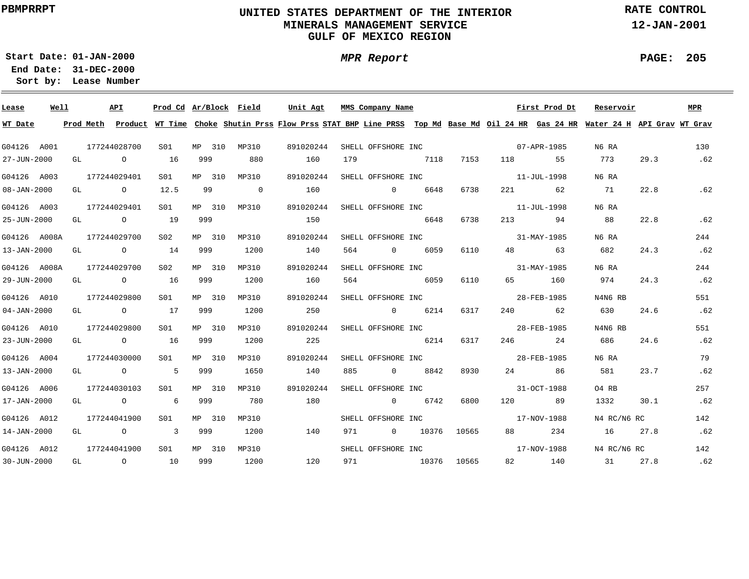PBMPRRPT

**UNITED STATES DEPARTMENT OF THE INTERIOR**
**MINERALS MANAGEMENT SERVICE**
**GULF OF MEXICO REGION**

**RATE CONTROL**
**12-JAN-2001**

**Start Date:** 01-JAN-2000
**End Date:** 31-DEC-2000
**Sort by:** Lease Number

***MPR Report***

| Lease | Well | API | Prod Cd | Ar/Block | Field | Unit Agt | MMS Company Name | | | | | First Prod Dt | Reservoir | | MPR |
|---|---|---|---|---|---|---|---|---|---|---|---|---|---|---|---|
| **WT Date** | **Prod Meth** | **Product** | **WT Time** | **Choke** | **Shutin Prss** | **Flow Prss** | **STAT BHP** | **Line PRSS** | **Top Md** | **Base Md** | **Oil 24 HR** | **Gas 24 HR** | **Water 24 H** | **API Grav** | **WT Grav** |
| G04126 | A001 | 177244028700 | S01 | MP 310 | MP310 | 891020244 | SHELL OFFSHORE INC | | | | | 07-APR-1985 | N6 RA | | 130 |
| 27-JUN-2000 | GL | O | 16 | 999 | 880 | 160 | 179 | | 7118 | 7153 | 118 | 55 | 773 | 29.3 | .62 |
| G04126 | A003 | 177244029401 | S01 | MP 310 | MP310 | 891020244 | SHELL OFFSHORE INC | | | | | 11-JUL-1998 | N6 RA | | |
| 08-JAN-2000 | GL | O | 12.5 | 99 | 0 | 160 | | 0 | 6648 | 6738 | 221 | 62 | 71 | 22.8 | .62 |
| G04126 | A003 | 177244029401 | S01 | MP 310 | MP310 | 891020244 | SHELL OFFSHORE INC | | | | | 11-JUL-1998 | N6 RA | | |
| 25-JUN-2000 | GL | O | 19 | 999 | | 150 | | | 6648 | 6738 | 213 | 94 | 88 | 22.8 | .62 |
| G04126 | A008A | 177244029700 | S02 | MP 310 | MP310 | 891020244 | SHELL OFFSHORE INC | | | | | 31-MAY-1985 | N6 RA | | 244 |
| 13-JAN-2000 | GL | O | 14 | 999 | 1200 | 140 | 564 | 0 | 6059 | 6110 | 48 | 63 | 682 | 24.3 | .62 |
| G04126 | A008A | 177244029700 | S02 | MP 310 | MP310 | 891020244 | SHELL OFFSHORE INC | | | | | 31-MAY-1985 | N6 RA | | 244 |
| 29-JUN-2000 | GL | O | 16 | 999 | 1200 | 160 | 564 | | 6059 | 6110 | 65 | 160 | 974 | 24.3 | .62 |
| G04126 | A010 | 177244029800 | S01 | MP 310 | MP310 | 891020244 | SHELL OFFSHORE INC | | | | | 28-FEB-1985 | N4N6 RB | | 551 |
| 04-JAN-2000 | GL | O | 17 | 999 | 1200 | 250 | | 0 | 6214 | 6317 | 240 | 62 | 630 | 24.6 | .62 |
| G04126 | A010 | 177244029800 | S01 | MP 310 | MP310 | 891020244 | SHELL OFFSHORE INC | | | | | 28-FEB-1985 | N4N6 RB | | 551 |
| 23-JUN-2000 | GL | O | 16 | 999 | 1200 | 225 | | | 6214 | 6317 | 246 | 24 | 686 | 24.6 | .62 |
| G04126 | A004 | 177244030000 | S01 | MP 310 | MP310 | 891020244 | SHELL OFFSHORE INC | | | | | 28-FEB-1985 | N6 RA | | 79 |
| 13-JAN-2000 | GL | O | 5 | 999 | 1650 | 140 | 885 | 0 | 8842 | 8930 | 24 | 86 | 581 | 23.7 | .62 |
| G04126 | A006 | 177244030103 | S01 | MP 310 | MP310 | 891020244 | SHELL OFFSHORE INC | | | | | 31-OCT-1988 | O4 RB | | 257 |
| 17-JAN-2000 | GL | O | 6 | 999 | 780 | 180 | | 0 | 6742 | 6800 | 120 | 89 | 1332 | 30.1 | .62 |
| G04126 | A012 | 177244041900 | S01 | MP 310 | MP310 | | SHELL OFFSHORE INC | | | | | 17-NOV-1988 | N4 RC/N6 RC | | 142 |
| 14-JAN-2000 | GL | O | 3 | 999 | 1200 | 140 | 971 | 0 | 10376 | 10565 | 88 | 234 | 16 | 27.8 | .62 |
| G04126 | A012 | 177244041900 | S01 | MP 310 | MP310 | | SHELL OFFSHORE INC | | | | | 17-NOV-1988 | N4 RC/N6 RC | | 142 |
| 30-JUN-2000 | GL | O | 10 | 999 | 1200 | 120 | 971 | | 10376 | 10565 | 82 | 140 | 31 | 27.8 | .62 |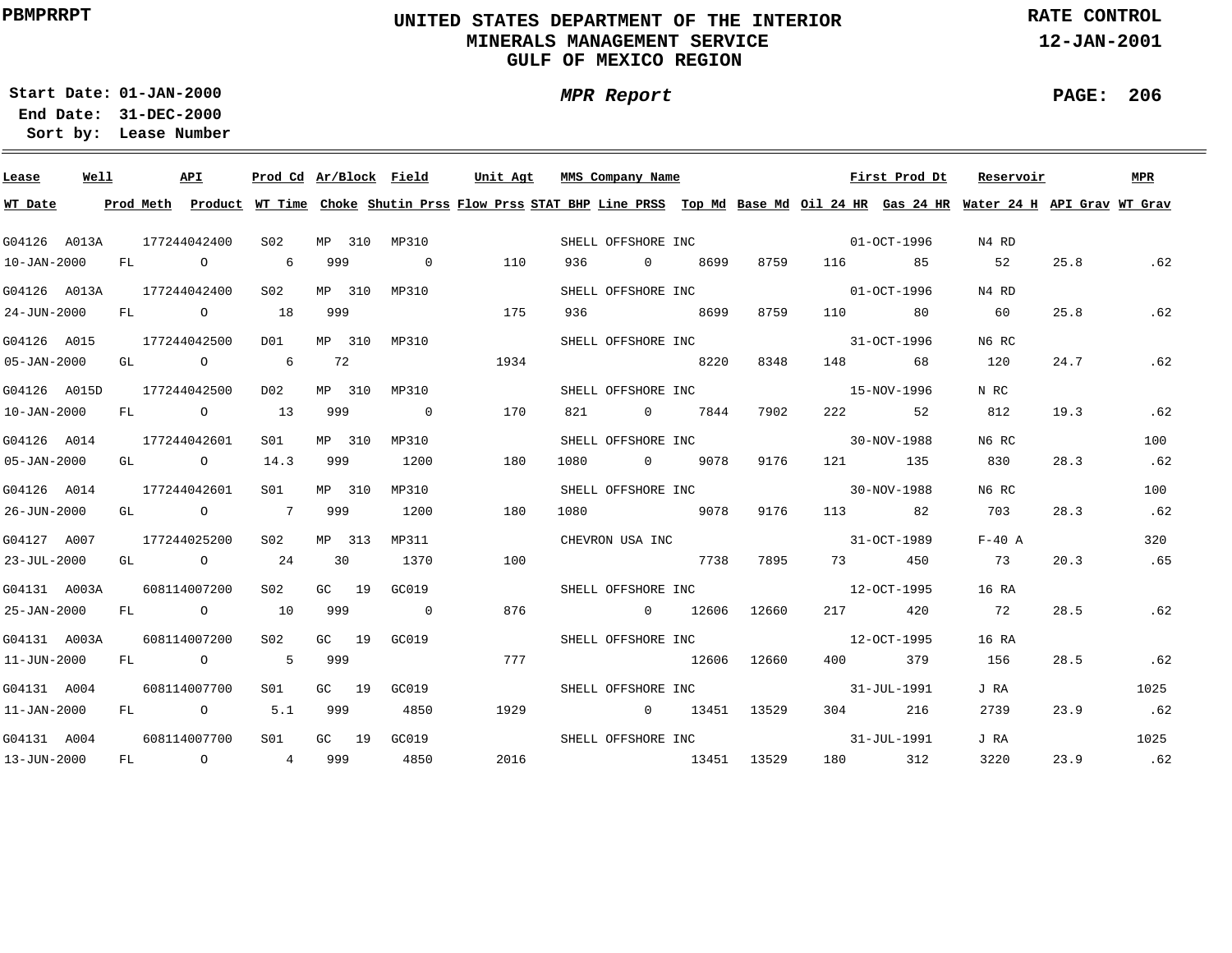**PBMPRRPT**

# UNITED STATES DEPARTMENT OF THE INTERIOR
## MINERALS MANAGEMENT SERVICE
## GULF OF MEXICO REGION

**RATE CONTROL**
**12-JAN-2001**

**Start Date: 01-JAN-2000**
**End Date: 31-DEC-2000**
**Sort by: Lease Number**

***MPR Report***

| Lease | Well | API | Prod Cd | Ar/Block | Field | Unit Agt | MMS Company Name | | | First Prod Dt | | Reservoir | | MPR |
|---|---|---|---|---|---|---|---|---|---|---|---|---|---|---|
| **WT Date** | **Prod Meth** | **Product** | **WT Time** | **Choke** | **Shutin Prss** | **Flow Prss** | **STAT BHP** | **Line PRSS** | **Top Md** | **Base Md** | **Oil 24 HR** | **Gas 24 HR** | **Water 24 H** | **API Grav** | **WT Grav** |
| G04126 | A013A | 177244042400 | S02 | MP 310 | MP310 | | SHELL OFFSHORE INC | | | 01-OCT-1996 | | N4 RD | | | |
| 10-JAN-2000 | FL | O | 6 | 999 | 0 | 110 | 936 | 0 | 8699 | 8759 | 116 | 85 | 52 | 25.8 | .62 |
| G04126 | A013A | 177244042400 | S02 | MP 310 | MP310 | | SHELL OFFSHORE INC | | | 01-OCT-1996 | | N4 RD | | | |
| 24-JUN-2000 | FL | O | 18 | 999 | | 175 | 936 | | 8699 | 8759 | 110 | 80 | 60 | 25.8 | .62 |
| G04126 | A015 | 177244042500 | D01 | MP 310 | MP310 | | SHELL OFFSHORE INC | | | 31-OCT-1996 | | N6 RC | | | |
| 05-JAN-2000 | GL | O | 6 | 72 | | 1934 | | | 8220 | 8348 | 148 | 68 | 120 | 24.7 | .62 |
| G04126 | A015D | 177244042500 | D02 | MP 310 | MP310 | | SHELL OFFSHORE INC | | | 15-NOV-1996 | | N RC | | | |
| 10-JAN-2000 | FL | O | 13 | 999 | 0 | 170 | 821 | 0 | 7844 | 7902 | 222 | 52 | 812 | 19.3 | .62 |
| G04126 | A014 | 177244042601 | S01 | MP 310 | MP310 | | SHELL OFFSHORE INC | | | 30-NOV-1988 | | N6 RC | | | 100 |
| 05-JAN-2000 | GL | O | 14.3 | 999 | 1200 | 180 | 1080 | 0 | 9078 | 9176 | 121 | 135 | 830 | 28.3 | .62 |
| G04126 | A014 | 177244042601 | S01 | MP 310 | MP310 | | SHELL OFFSHORE INC | | | 30-NOV-1988 | | N6 RC | | | 100 |
| 26-JUN-2000 | GL | O | 7 | 999 | 1200 | 180 | 1080 | | 9078 | 9176 | 113 | 82 | 703 | 28.3 | .62 |
| G04127 | A007 | 177244025200 | S02 | MP 313 | MP311 | | CHEVRON USA INC | | | 31-OCT-1989 | | F-40 A | | | 320 |
| 23-JUL-2000 | GL | O | 24 | 30 | 1370 | 100 | | | 7738 | 7895 | 73 | 450 | 73 | 20.3 | .65 |
| G04131 | A003A | 608114007200 | S02 | GC 19 | GC019 | | SHELL OFFSHORE INC | | | 12-OCT-1995 | | 16 RA | | | |
| 25-JAN-2000 | FL | O | 10 | 999 | 0 | 876 | | 0 | 12606 | 12660 | 217 | 420 | 72 | 28.5 | .62 |
| G04131 | A003A | 608114007200 | S02 | GC 19 | GC019 | | SHELL OFFSHORE INC | | | 12-OCT-1995 | | 16 RA | | | |
| 11-JUN-2000 | FL | O | 5 | 999 | | 777 | | | 12606 | 12660 | 400 | 379 | 156 | 28.5 | .62 |
| G04131 | A004 | 608114007700 | S01 | GC 19 | GC019 | | SHELL OFFSHORE INC | | | 31-JUL-1991 | | J RA | | | 1025 |
| 11-JAN-2000 | FL | O | 5.1 | 999 | 4850 | 1929 | | 0 | 13451 | 13529 | 304 | 216 | 2739 | 23.9 | .62 |
| G04131 | A004 | 608114007700 | S01 | GC 19 | GC019 | | SHELL OFFSHORE INC | | | 31-JUL-1991 | | J RA | | | 1025 |
| 13-JUN-2000 | FL | O | 4 | 999 | 4850 | 2016 | | | 13451 | 13529 | 180 | 312 | 3220 | 23.9 | .62 |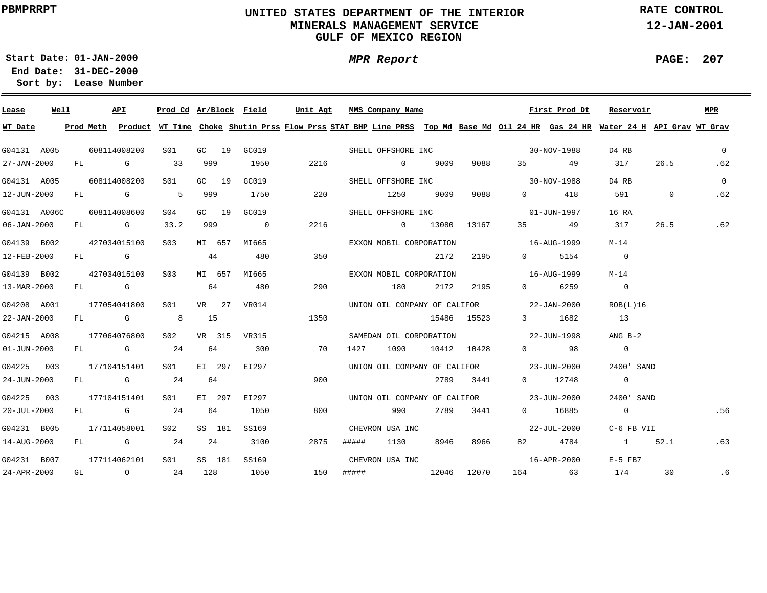PBMPRRPT

# UNITED STATES DEPARTMENT OF THE INTERIOR
## MINERALS MANAGEMENT SERVICE
## GULF OF MEXICO REGION

RATE CONTROL
12-JAN-2001

**Start Date:** 01-JAN-2000
**End Date:** 31-DEC-2000
**Sort by:** Lease Number

*MPR Report*

| Lease | Well | API | Prod Cd | Ar/Block | Field | Unit Agt | MMS Company Name | First Prod Dt | Reservoir | MPR | WT Date | Prod Meth | Product | WT Time | Choke | Shutin Prss | Flow Prss | STAT BHP | Line PRSS | Top Md | Base Md | Oil 24 HR | Gas 24 HR | Water 24 H | API Grav | WT Grav |
|---|---|---|---|---|---|---|---|---|---|---|---|---|---|---|---|---|---|---|---|---|---|---|---|---|---|---|
| G04131 | A005 | 608114008200 | S01 | GC 19 | GC019 | | SHELL OFFSHORE INC | 30-NOV-1988 | D4 RB | 0 | 27-JAN-2000 | FL | G | 33 | 999 | 1950 | 2216 | | 0 | 9009 | 9088 | 35 | 49 | 317 | 26.5 | .62 |
| G04131 | A005 | 608114008200 | S01 | GC 19 | GC019 | | SHELL OFFSHORE INC | 30-NOV-1988 | D4 RB | 0 | 12-JUN-2000 | FL | G | 5 | 999 | 1750 | 220 | | 1250 | 9009 | 9088 | 0 | 418 | 591 | 0 | .62 |
| G04131 | A006C | 608114008600 | S04 | GC 19 | GC019 | | SHELL OFFSHORE INC | 01-JUN-1997 | 16 RA | | 06-JAN-2000 | FL | G | 33.2 | 999 | 0 | 2216 | | 0 | 13080 | 13167 | 35 | 49 | 317 | 26.5 | .62 |
| G04139 | B002 | 427034015100 | S03 | MI 657 | MI665 | | EXXON MOBIL CORPORATION | 16-AUG-1999 | M-14 | | 12-FEB-2000 | FL | G | | 44 | 480 | 350 | | | 2172 | 2195 | 0 | 5154 | 0 | | |
| G04139 | B002 | 427034015100 | S03 | MI 657 | MI665 | | EXXON MOBIL CORPORATION | 16-AUG-1999 | M-14 | | 13-MAR-2000 | FL | G | | 64 | 480 | 290 | | 180 | 2172 | 2195 | 0 | 6259 | 0 | | |
| G04208 | A001 | 177054041800 | S01 | VR 27 | VR014 | | UNION OIL COMPANY OF CALIFOR | 22-JAN-2000 | ROB(L)16 | | 22-JAN-2000 | FL | G | 8 | 15 | | 1350 | | | 15486 | 15523 | 3 | 1682 | 13 | | |
| G04215 | A008 | 177064076800 | S02 | VR 315 | VR315 | | SAMEDAN OIL CORPORATION | 22-JUN-1998 | ANG B-2 | | 01-JUN-2000 | FL | G | 24 | 64 | 300 | 70 | 1427 | 1090 | 10412 | 10428 | 0 | 98 | 0 | | |
| G04225 | 003 | 177104151401 | S01 | EI 297 | EI297 | | UNION OIL COMPANY OF CALIFOR | 23-JUN-2000 | 2400' SAND | | 24-JUN-2000 | FL | G | 24 | 64 | | 900 | | | 2789 | 3441 | 0 | 12748 | 0 | | |
| G04225 | 003 | 177104151401 | S01 | EI 297 | EI297 | | UNION OIL COMPANY OF CALIFOR | 23-JUN-2000 | 2400' SAND | | 20-JUL-2000 | FL | G | 24 | 64 | 1050 | 800 | | 990 | 2789 | 3441 | 0 | 16885 | 0 | | .56 |
| G04231 | B005 | 177114058001 | S02 | SS 181 | SS169 | | CHEVRON USA INC | 22-JUL-2000 | C-6 FB VII | | 14-AUG-2000 | FL | G | 24 | 24 | 3100 | 2875 | ##### | 1130 | 8946 | 8966 | 82 | 4784 | 1 | 52.1 | .63 |
| G04231 | B007 | 177114062101 | S01 | SS 181 | SS169 | | CHEVRON USA INC | 16-APR-2000 | E-5 FB7 | | 24-APR-2000 | GL | O | 24 | 128 | 1050 | 150 | ##### | | 12046 | 12070 | 164 | 63 | 174 | 30 | .6 |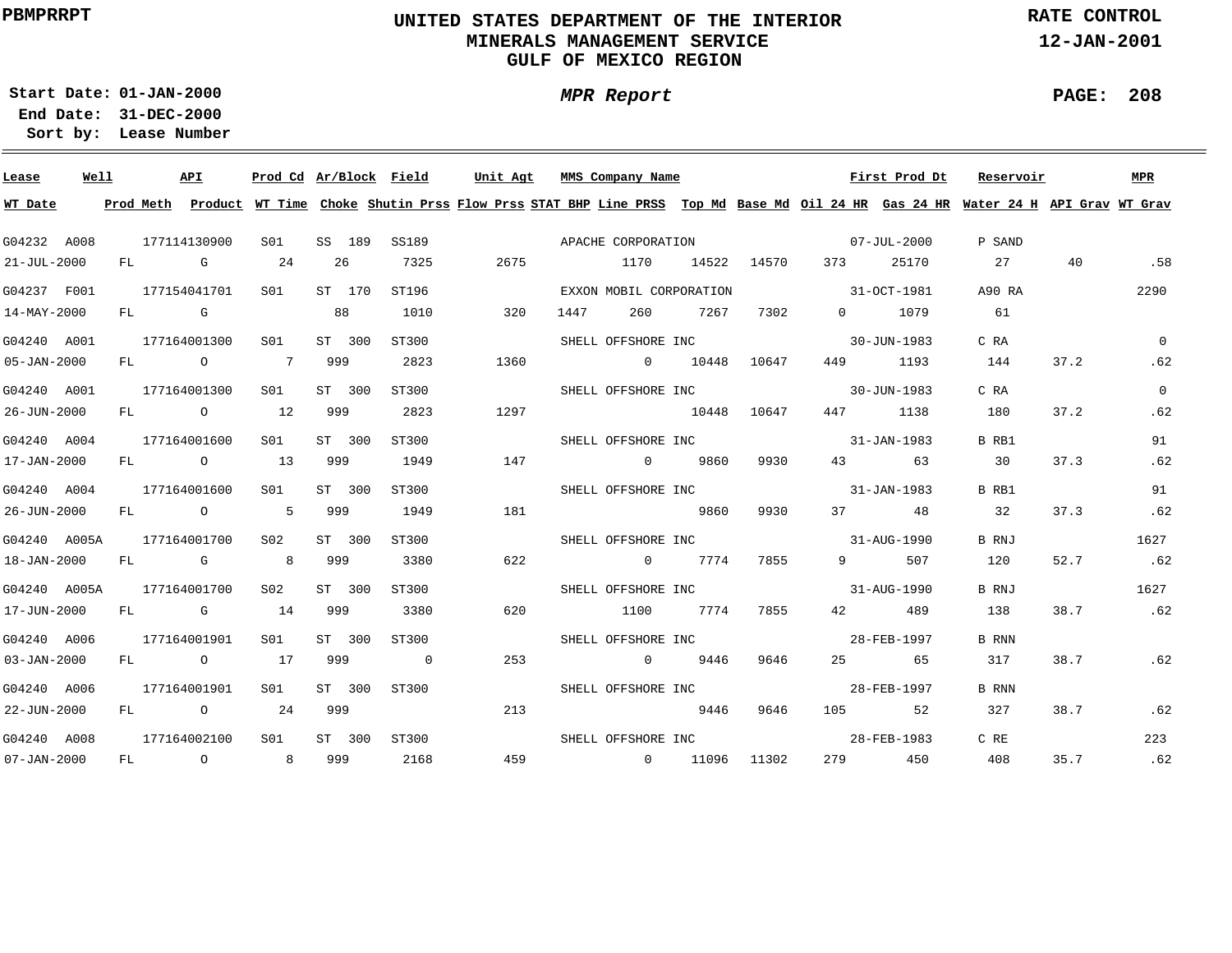PBMPRRPT

# UNITED STATES DEPARTMENT OF THE INTERIOR
## MINERALS MANAGEMENT SERVICE
## GULF OF MEXICO REGION

RATE CONTROL
12-JAN-2001

Start Date: 01-JAN-2000
End Date: 31-DEC-2000
Sort by: Lease Number

*MPR Report*

| Lease | Well | API | Prod Cd | Ar/Block | Field | Unit Agt | MMS Company Name | | | | First Prod Dt | | Reservoir | | MPR |
|---|---|---|---|---|---|---|---|---|---|---|---|---|---|---|---|
| WT Date | Prod Meth | Product | WT Time | Choke | Shutin Prss | Flow Prss | STAT BHP | Line PRSS | Top Md | Base Md | Oil 24 HR | Gas 24 HR | Water 24 H | API Grav | WT Grav |
| G04232 | A008 | 177114130900 | S01 | SS 189 | SS189 | | APACHE CORPORATION | | | | 07-JUL-2000 | | P SAND | | |
| 21-JUL-2000 | FL | G | 24 | 26 | 7325 | 2675 | | 1170 | 14522 | 14570 | 373 | 25170 | 27 | 40 | .58 |
| G04237 | F001 | 177154041701 | S01 | ST 170 | ST196 | | EXXON MOBIL CORPORATION | | | | 31-OCT-1981 | | A90 RA | | 2290 |
| 14-MAY-2000 | FL | G | | 88 | 1010 | 320 | 1447 | 260 | 7267 | 7302 | 0 | 1079 | 61 | | |
| G04240 | A001 | 177164001300 | S01 | ST 300 | ST300 | | SHELL OFFSHORE INC | | | | 30-JUN-1983 | | C RA | | 0 |
| 05-JAN-2000 | FL | O | 7 | 999 | 2823 | 1360 | | 0 | 10448 | 10647 | 449 | 1193 | 144 | 37.2 | .62 |
| G04240 | A001 | 177164001300 | S01 | ST 300 | ST300 | | SHELL OFFSHORE INC | | | | 30-JUN-1983 | | C RA | | 0 |
| 26-JUN-2000 | FL | O | 12 | 999 | 2823 | 1297 | | | 10448 | 10647 | 447 | 1138 | 180 | 37.2 | .62 |
| G04240 | A004 | 177164001600 | S01 | ST 300 | ST300 | | SHELL OFFSHORE INC | | | | 31-JAN-1983 | | B RB1 | | 91 |
| 17-JAN-2000 | FL | O | 13 | 999 | 1949 | 147 | | 0 | 9860 | 9930 | 43 | 63 | 30 | 37.3 | .62 |
| G04240 | A004 | 177164001600 | S01 | ST 300 | ST300 | | SHELL OFFSHORE INC | | | | 31-JAN-1983 | | B RB1 | | 91 |
| 26-JUN-2000 | FL | O | 5 | 999 | 1949 | 181 | | | 9860 | 9930 | 37 | 48 | 32 | 37.3 | .62 |
| G04240 | A005A | 177164001700 | S02 | ST 300 | ST300 | | SHELL OFFSHORE INC | | | | 31-AUG-1990 | | B RNJ | | 1627 |
| 18-JAN-2000 | FL | G | 8 | 999 | 3380 | 622 | | 0 | 7774 | 7855 | 9 | 507 | 120 | 52.7 | .62 |
| G04240 | A005A | 177164001700 | S02 | ST 300 | ST300 | | SHELL OFFSHORE INC | | | | 31-AUG-1990 | | B RNJ | | 1627 |
| 17-JUN-2000 | FL | G | 14 | 999 | 3380 | 620 | | 1100 | 7774 | 7855 | 42 | 489 | 138 | 38.7 | .62 |
| G04240 | A006 | 177164001901 | S01 | ST 300 | ST300 | | SHELL OFFSHORE INC | | | | 28-FEB-1997 | | B RNN | | |
| 03-JAN-2000 | FL | O | 17 | 999 | 0 | 253 | | 0 | 9446 | 9646 | 25 | 65 | 317 | 38.7 | .62 |
| G04240 | A006 | 177164001901 | S01 | ST 300 | ST300 | | SHELL OFFSHORE INC | | | | 28-FEB-1997 | | B RNN | | |
| 22-JUN-2000 | FL | O | 24 | 999 | | 213 | | | 9446 | 9646 | 105 | 52 | 327 | 38.7 | .62 |
| G04240 | A008 | 177164002100 | S01 | ST 300 | ST300 | | SHELL OFFSHORE INC | | | | 28-FEB-1983 | | C RE | | 223 |
| 07-JAN-2000 | FL | O | 8 | 999 | 2168 | 459 | | 0 | 11096 | 11302 | 279 | 450 | 408 | 35.7 | .62 |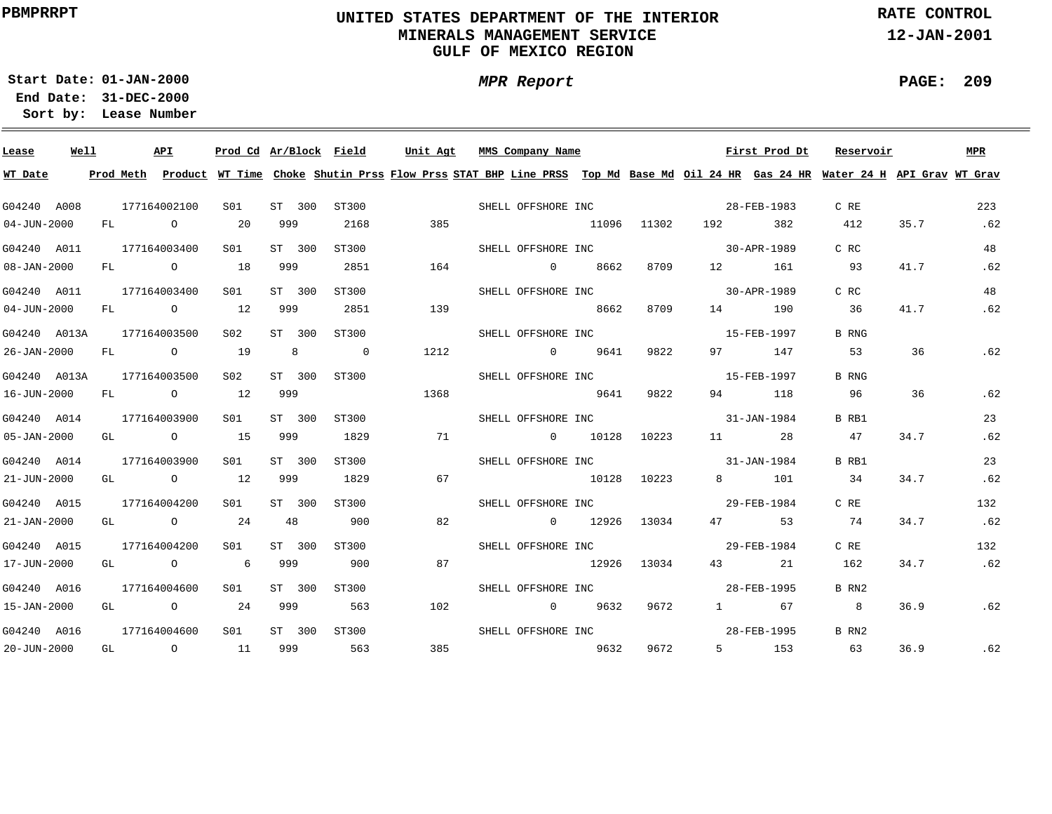PBMPRRPT

# UNITED STATES DEPARTMENT OF THE INTERIOR
## MINERALS MANAGEMENT SERVICE
## GULF OF MEXICO REGION

RATE CONTROL
12-JAN-2001

Start Date: 01-JAN-2000
End Date: 31-DEC-2000
Sort by: Lease Number

*MPR Report*

| Lease | Well | API | Prod Cd | Ar/Block | Field | Unit Agt | MMS Company Name | | | | First Prod Dt | | Reservoir | | MPR |
|---|---|---|---|---|---|---|---|---|---|---|---|---|---|---|---|
| WT Date | Prod Meth | Product | WT Time | Choke | Shutin Prss | Flow Prss | STAT BHP | Line PRSS | Top Md | Base Md | Oil 24 HR | Gas 24 HR | Water 24 H | API Grav | WT Grav |
| G04240 | A008 | 177164002100 | S01 | ST 300 | ST300 | | SHELL OFFSHORE INC | | | | 28-FEB-1983 | | C RE | | 223 |
| 04-JUN-2000 | FL | O | 20 | 999 | 2168 | 385 | | | 11096 | 11302 | 192 | 382 | 412 | 35.7 | .62 |
| G04240 | A011 | 177164003400 | S01 | ST 300 | ST300 | | SHELL OFFSHORE INC | | | | 30-APR-1989 | | C RC | | 48 |
| 08-JAN-2000 | FL | O | 18 | 999 | 2851 | 164 | | 0 | 8662 | 8709 | 12 | 161 | 93 | 41.7 | .62 |
| G04240 | A011 | 177164003400 | S01 | ST 300 | ST300 | | SHELL OFFSHORE INC | | | | 30-APR-1989 | | C RC | | 48 |
| 04-JUN-2000 | FL | O | 12 | 999 | 2851 | 139 | | | 8662 | 8709 | 14 | 190 | 36 | 41.7 | .62 |
| G04240 | A013A | 177164003500 | S02 | ST 300 | ST300 | | SHELL OFFSHORE INC | | | | 15-FEB-1997 | | B RNG | | |
| 26-JAN-2000 | FL | O | 19 | 8 | 0 | 1212 | | 0 | 9641 | 9822 | 97 | 147 | 53 | 36 | .62 |
| G04240 | A013A | 177164003500 | S02 | ST 300 | ST300 | | SHELL OFFSHORE INC | | | | 15-FEB-1997 | | B RNG | | |
| 16-JUN-2000 | FL | O | 12 | 999 | | 1368 | | | 9641 | 9822 | 94 | 118 | 96 | 36 | .62 |
| G04240 | A014 | 177164003900 | S01 | ST 300 | ST300 | | SHELL OFFSHORE INC | | | | 31-JAN-1984 | | B RB1 | | 23 |
| 05-JAN-2000 | GL | O | 15 | 999 | 1829 | 71 | | 0 | 10128 | 10223 | 11 | 28 | 47 | 34.7 | .62 |
| G04240 | A014 | 177164003900 | S01 | ST 300 | ST300 | | SHELL OFFSHORE INC | | | | 31-JAN-1984 | | B RB1 | | 23 |
| 21-JUN-2000 | GL | O | 12 | 999 | 1829 | 67 | | | 10128 | 10223 | 8 | 101 | 34 | 34.7 | .62 |
| G04240 | A015 | 177164004200 | S01 | ST 300 | ST300 | | SHELL OFFSHORE INC | | | | 29-FEB-1984 | | C RE | | 132 |
| 21-JAN-2000 | GL | O | 24 | 48 | 900 | 82 | | 0 | 12926 | 13034 | 47 | 53 | 74 | 34.7 | .62 |
| G04240 | A015 | 177164004200 | S01 | ST 300 | ST300 | | SHELL OFFSHORE INC | | | | 29-FEB-1984 | | C RE | | 132 |
| 17-JUN-2000 | GL | O | 6 | 999 | 900 | 87 | | | 12926 | 13034 | 43 | 21 | 162 | 34.7 | .62 |
| G04240 | A016 | 177164004600 | S01 | ST 300 | ST300 | | SHELL OFFSHORE INC | | | | 28-FEB-1995 | | B RN2 | | |
| 15-JAN-2000 | GL | O | 24 | 999 | 563 | 102 | | 0 | 9632 | 9672 | 1 | 67 | 8 | 36.9 | .62 |
| G04240 | A016 | 177164004600 | S01 | ST 300 | ST300 | | SHELL OFFSHORE INC | | | | 28-FEB-1995 | | B RN2 | | |
| 20-JUN-2000 | GL | O | 11 | 999 | 563 | 385 | | | 9632 | 9672 | 5 | 153 | 63 | 36.9 | .62 |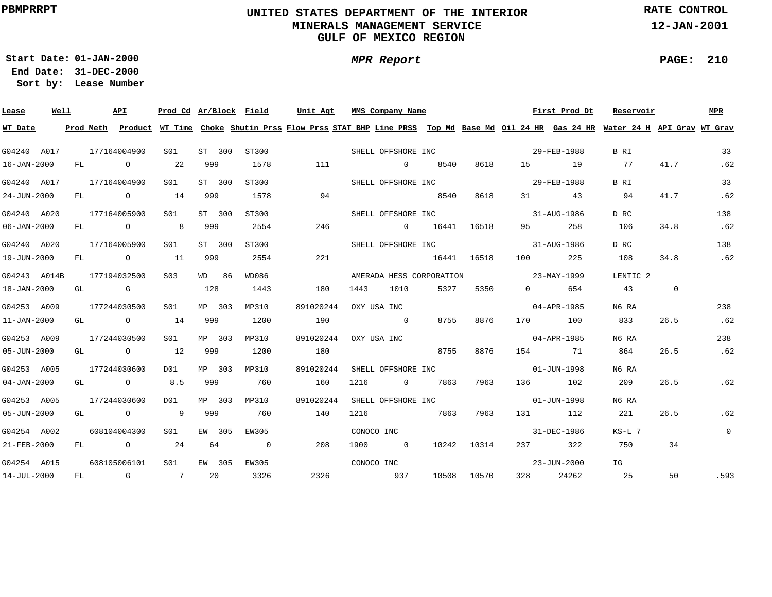PBMPRRPT

# UNITED STATES DEPARTMENT OF THE INTERIOR
## MINERALS MANAGEMENT SERVICE
## GULF OF MEXICO REGION

RATE CONTROL
12-JAN-2001

**Start Date:** 01-JAN-2000
**End Date:** 31-DEC-2000
**Sort by:** Lease Number

*MPR Report*

| Lease | Well | API | Prod Cd | Ar/Block | Field | Unit Agt | MMS Company Name | | | | | First Prod Dt | | Reservoir | | MPR |
|---|---|---|---|---|---|---|---|---|---|---|---|---|---|---|---|---|
| WT Date | Prod Meth | Product | WT Time | Choke | Shutin Prss | Flow Prss | STAT BHP | Line PRSS | Top Md | Base Md | Oil 24 HR | Gas 24 HR | | Water 24 H | API Grav | WT Grav |
| G04240 | A017 | 177164004900 | S01 | ST 300 | ST300 | | SHELL OFFSHORE INC | | | | | 29-FEB-1988 | | B RI | | 33 |
| 16-JAN-2000 | FL | O | 22 | 999 | 1578 | 111 | | 0 | 8540 | 8618 | 15 | 19 | | 77 | 41.7 | .62 |
| G04240 | A017 | 177164004900 | S01 | ST 300 | ST300 | | SHELL OFFSHORE INC | | | | | 29-FEB-1988 | | B RI | | 33 |
| 24-JUN-2000 | FL | O | 14 | 999 | 1578 | 94 | | | 8540 | 8618 | 31 | 43 | | 94 | 41.7 | .62 |
| G04240 | A020 | 177164005900 | S01 | ST 300 | ST300 | | SHELL OFFSHORE INC | | | | | 31-AUG-1986 | | D RC | | 138 |
| 06-JAN-2000 | FL | O | 8 | 999 | 2554 | 246 | | 0 | 16441 | 16518 | 95 | 258 | | 106 | 34.8 | .62 |
| G04240 | A020 | 177164005900 | S01 | ST 300 | ST300 | | SHELL OFFSHORE INC | | | | | 31-AUG-1986 | | D RC | | 138 |
| 19-JUN-2000 | FL | O | 11 | 999 | 2554 | 221 | | | 16441 | 16518 | 100 | 225 | | 108 | 34.8 | .62 |
| G04243 | A014B | 177194032500 | S03 | WD 86 | WD086 | | AMERADA HESS CORPORATION | | | | | 23-MAY-1999 | | LENTIC 2 | | |
| 18-JAN-2000 | GL | G | | 128 | 1443 | 180 | 1443 | 1010 | 5327 | 5350 | 0 | 654 | | 43 | 0 | |
| G04253 | A009 | 177244030500 | S01 | MP 303 | MP310 | 891020244 | OXY USA INC | | | | | 04-APR-1985 | | N6 RA | | 238 |
| 11-JAN-2000 | GL | O | 14 | 999 | 1200 | 190 | | 0 | 8755 | 8876 | 170 | 100 | | 833 | 26.5 | .62 |
| G04253 | A009 | 177244030500 | S01 | MP 303 | MP310 | 891020244 | OXY USA INC | | | | | 04-APR-1985 | | N6 RA | | 238 |
| 05-JUN-2000 | GL | O | 12 | 999 | 1200 | 180 | | | 8755 | 8876 | 154 | 71 | | 864 | 26.5 | .62 |
| G04253 | A005 | 177244030600 | D01 | MP 303 | MP310 | 891020244 | SHELL OFFSHORE INC | | | | | 01-JUN-1998 | | N6 RA | | |
| 04-JAN-2000 | GL | O | 8.5 | 999 | 760 | 160 | 1216 | 0 | 7863 | 7963 | 136 | 102 | | 209 | 26.5 | .62 |
| G04253 | A005 | 177244030600 | D01 | MP 303 | MP310 | 891020244 | SHELL OFFSHORE INC | | | | | 01-JUN-1998 | | N6 RA | | |
| 05-JUN-2000 | GL | O | 9 | 999 | 760 | 140 | 1216 | | 7863 | 7963 | 131 | 112 | | 221 | 26.5 | .62 |
| G04254 | A002 | 608104004300 | S01 | EW 305 | EW305 | | CONOCO INC | | | | | 31-DEC-1986 | | KS-L 7 | | 0 |
| 21-FEB-2000 | FL | O | 24 | 64 | 0 | 208 | 1900 | 0 | 10242 | 10314 | 237 | 322 | | 750 | 34 | |
| G04254 | A015 | 608105006101 | S01 | EW 305 | EW305 | | CONOCO INC | | | | | 23-JUN-2000 | | IG | | |
| 14-JUL-2000 | FL | G | 7 | 20 | 3326 | 2326 | | 937 | 10508 | 10570 | 328 | 24262 | | 25 | 50 | .593 |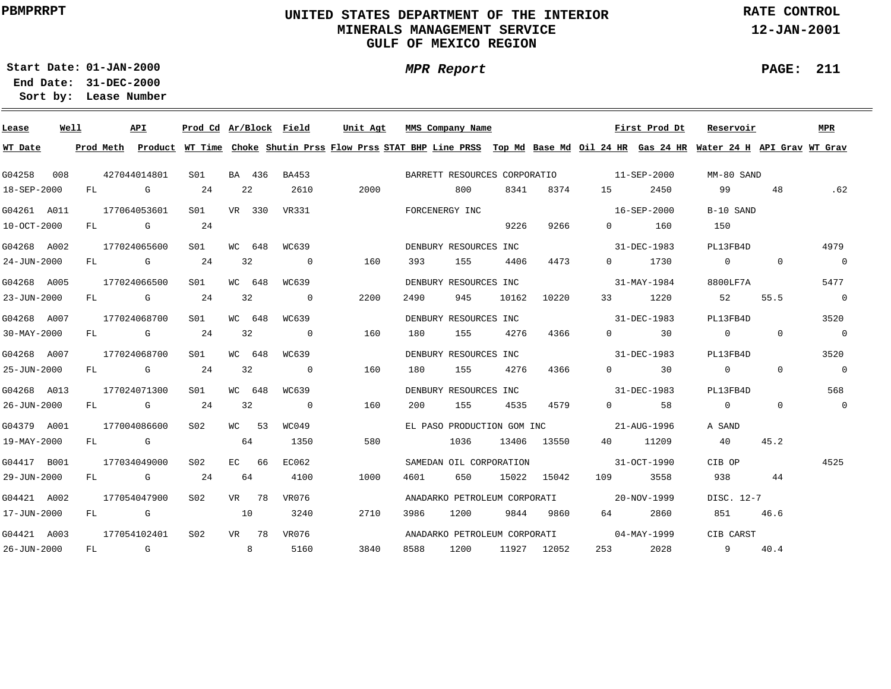PBMPRRPT

# UNITED STATES DEPARTMENT OF THE INTERIOR
## MINERALS MANAGEMENT SERVICE
## GULF OF MEXICO REGION

RATE CONTROL
12-JAN-2001

**Start Date:** 01-JAN-2000
**End Date:** 31-DEC-2000
**Sort by:** Lease Number

*MPR Report*

| Lease | Well | API | Prod Cd | Ar/Block | Field | Unit Agt | MMS Company Name | | | | | First Prod Dt | Reservoir | | MPR |
|---|---|---|---|---|---|---|---|---|---|---|---|---|---|---|---|
| **WT Date** | **Prod Meth** | **Product** | **WT Time** | **Choke** | **Shutin Prss** | **Flow Prss** | **STAT BHP** | **Line PRSS** | **Top Md** | **Base Md** | **Oil 24 HR** | **Gas 24 HR** | **Water 24 H** | **API Grav** | **WT Grav** |
| G04258 | 008 | 427044014801 | S01 | BA 436 | BA453 | | BARRETT RESOURCES CORPORATIO | | | | | 11-SEP-2000 | MM-80 SAND | | |
| 18-SEP-2000 | FL | G | 24 | 22 | 2610 | 2000 | | 800 | 8341 | 8374 | 15 | 2450 | 99 | 48 | .62 |
| G04261 | A011 | 177064053601 | S01 | VR 330 | VR331 | | FORCENERGY INC | | | | | 16-SEP-2000 | B-10 SAND | | |
| 10-OCT-2000 | FL | G | 24 | | | | | | 9226 | 9266 | 0 | 160 | 150 | | |
| G04268 | A002 | 177024065600 | S01 | WC 648 | WC639 | | DENBURY RESOURCES INC | | | | | 31-DEC-1983 | PL13FB4D | | 4979 |
| 24-JUN-2000 | FL | G | 24 | 32 | 0 | 160 | 393 | 155 | 4406 | 4473 | 0 | 1730 | 0 | 0 | 0 |
| G04268 | A005 | 177024066500 | S01 | WC 648 | WC639 | | DENBURY RESOURCES INC | | | | | 31-MAY-1984 | 8800LF7A | | 5477 |
| 23-JUN-2000 | FL | G | 24 | 32 | 0 | 2200 | 2490 | 945 | 10162 | 10220 | 33 | 1220 | 52 | 55.5 | 0 |
| G04268 | A007 | 177024068700 | S01 | WC 648 | WC639 | | DENBURY RESOURCES INC | | | | | 31-DEC-1983 | PL13FB4D | | 3520 |
| 30-MAY-2000 | FL | G | 24 | 32 | 0 | 160 | 180 | 155 | 4276 | 4366 | 0 | 30 | 0 | 0 | 0 |
| G04268 | A007 | 177024068700 | S01 | WC 648 | WC639 | | DENBURY RESOURCES INC | | | | | 31-DEC-1983 | PL13FB4D | | 3520 |
| 25-JUN-2000 | FL | G | 24 | 32 | 0 | 160 | 180 | 155 | 4276 | 4366 | 0 | 30 | 0 | 0 | 0 |
| G04268 | A013 | 177024071300 | S01 | WC 648 | WC639 | | DENBURY RESOURCES INC | | | | | 31-DEC-1983 | PL13FB4D | | 568 |
| 26-JUN-2000 | FL | G | 24 | 32 | 0 | 160 | 200 | 155 | 4535 | 4579 | 0 | 58 | 0 | 0 | 0 |
| G04379 | A001 | 177004086600 | S02 | WC 53 | WC049 | | EL PASO PRODUCTION GOM INC | | | | | 21-AUG-1996 | A SAND | | |
| 19-MAY-2000 | FL | G | | 64 | 1350 | 580 | | 1036 | 13406 | 13550 | 40 | 11209 | 40 | 45.2 | |
| G04417 | B001 | 177034049000 | S02 | EC 66 | EC062 | | SAMEDAN OIL CORPORATION | | | | | 31-OCT-1990 | CIB OP | | 4525 |
| 29-JUN-2000 | FL | G | 24 | 64 | 4100 | 1000 | 4601 | 650 | 15022 | 15042 | 109 | 3558 | 938 | 44 | |
| G04421 | A002 | 177054047900 | S02 | VR 78 | VR076 | | ANADARKO PETROLEUM CORPORATI | | | | | 20-NOV-1999 | DISC. 12-7 | | |
| 17-JUN-2000 | FL | G | | 10 | 3240 | 2710 | 3986 | 1200 | 9844 | 9860 | 64 | 2860 | 851 | 46.6 | |
| G04421 | A003 | 177054102401 | S02 | VR 78 | VR076 | | ANADARKO PETROLEUM CORPORATI | | | | | 04-MAY-1999 | CIB CARST | | |
| 26-JUN-2000 | FL | G | | 8 | 5160 | 3840 | 8588 | 1200 | 11927 | 12052 | 253 | 2028 | 9 | 40.4 | |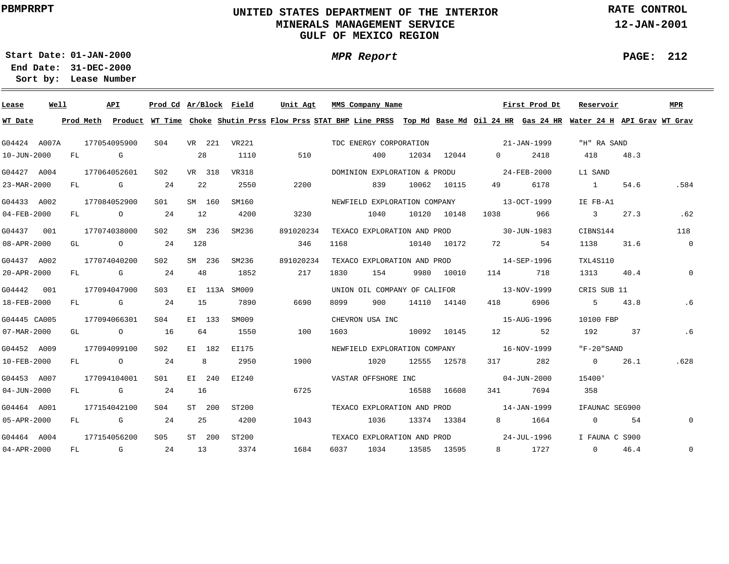PBMPRRPT

# UNITED STATES DEPARTMENT OF THE INTERIOR
## MINERALS MANAGEMENT SERVICE
## GULF OF MEXICO REGION

RATE CONTROL
12-JAN-2001

Start Date: 01-JAN-2000
End Date: 31-DEC-2000
Sort by: Lease Number

*MPR Report*

PAGE: 212

| Lease | Well | API | Prod Cd | Ar/Block | Field | Unit Agt | MMS Company Name | | | | First Prod Dt | | Reservoir | | MPR |
|---|---|---|---|---|---|---|---|---|---|---|---|---|---|---|---|
| **WT Date** | **Prod Meth** | **Product** | **WT Time** | **Choke** | **Shutin Prss** | **Flow Prss** | **STAT BHP** | **Line PRSS** | **Top Md** | **Base Md** | **Oil 24 HR** | **Gas 24 HR** | **Water 24 H** | **API Grav** | **WT Grav** |
| G04424 | A007A | 177054095900 | S04 | VR 221 | VR221 | | TDC ENERGY CORPORATION | | | | 21-JAN-1999 | | "H" RA SAND | | |
| 10-JUN-2000 | FL | G | | 28 | 1110 | 510 | | 400 | 12034 | 12044 | 0 | 2418 | 418 | 48.3 | |
| G04427 | A004 | 177064052601 | S02 | VR 318 | VR318 | | DOMINION EXPLORATION & PRODU | | | | 24-FEB-2000 | | L1 SAND | | |
| 23-MAR-2000 | FL | G | 24 | 22 | 2550 | 2200 | | 839 | 10062 | 10115 | 49 | 6178 | 1 | 54.6 | .584 |
| G04433 | A002 | 177084052900 | S01 | SM 160 | SM160 | | NEWFIELD EXPLORATION COMPANY | | | | 13-OCT-1999 | | IE FB-A1 | | |
| 04-FEB-2000 | FL | O | 24 | 12 | 4200 | 3230 | | 1040 | 10120 | 10148 | 1038 | 966 | 3 | 27.3 | .62 |
| G04437 | 001 | 177074038000 | S02 | SM 236 | SM236 | 891020234 | TEXACO EXPLORATION AND PROD | | | | 30-JUN-1983 | | CIBNS144 | | 118 |
| 08-APR-2000 | GL | O | 24 | 128 | | 346 | 1168 | | 10140 | 10172 | 72 | 54 | 1138 | 31.6 | 0 |
| G04437 | A002 | 177074040200 | S02 | SM 236 | SM236 | 891020234 | TEXACO EXPLORATION AND PROD | | | | 14-SEP-1996 | | TXL4S110 | | |
| 20-APR-2000 | FL | G | 24 | 48 | 1852 | 217 | 1830 | 154 | 9980 | 10010 | 114 | 718 | 1313 | 40.4 | 0 |
| G04442 | 001 | 177094047900 | S03 | EI 113A | SM009 | | UNION OIL COMPANY OF CALIFOR | | | | 13-NOV-1999 | | CRIS SUB 11 | | |
| 18-FEB-2000 | FL | G | 24 | 15 | 7890 | 6690 | 8099 | 900 | 14110 | 14140 | 418 | 6906 | 5 | 43.8 | .6 |
| G04445 | CA005 | 177094066301 | S04 | EI 133 | SM009 | | CHEVRON USA INC | | | | 15-AUG-1996 | | 10100 FBP | | |
| 07-MAR-2000 | GL | O | 16 | 64 | 1550 | 100 | 1603 | | 10092 | 10145 | 12 | 52 | 192 | 37 | .6 |
| G04452 | A009 | 177094099100 | S02 | EI 182 | EI175 | | NEWFIELD EXPLORATION COMPANY | | | | 16-NOV-1999 | | "F-20"SAND | | |
| 10-FEB-2000 | FL | O | 24 | 8 | 2950 | 1900 | | 1020 | 12555 | 12578 | 317 | 282 | 0 | 26.1 | .628 |
| G04453 | A007 | 177094104001 | S01 | EI 240 | EI240 | | VASTAR OFFSHORE INC | | | | 04-JUN-2000 | | 15400' | | |
| 04-JUN-2000 | FL | G | 24 | 16 | | 6725 | | | 16588 | 16608 | 341 | 7694 | 358 | | |
| G04464 | A001 | 177154042100 | S04 | ST 200 | ST200 | | TEXACO EXPLORATION AND PROD | | | | 14-JAN-1999 | | IFAUNAC SEG900 | | |
| 05-APR-2000 | FL | G | 24 | 25 | 4200 | 1043 | | 1036 | 13374 | 13384 | 8 | 1664 | 0 | 54 | 0 |
| G04464 | A004 | 177154056200 | S05 | ST 200 | ST200 | | TEXACO EXPLORATION AND PROD | | | | 24-JUL-1996 | | I FAUNA C S900 | | |
| 04-APR-2000 | FL | G | 24 | 13 | 3374 | 1684 | 6037 | 1034 | 13585 | 13595 | 8 | 1727 | 0 | 46.4 | 0 |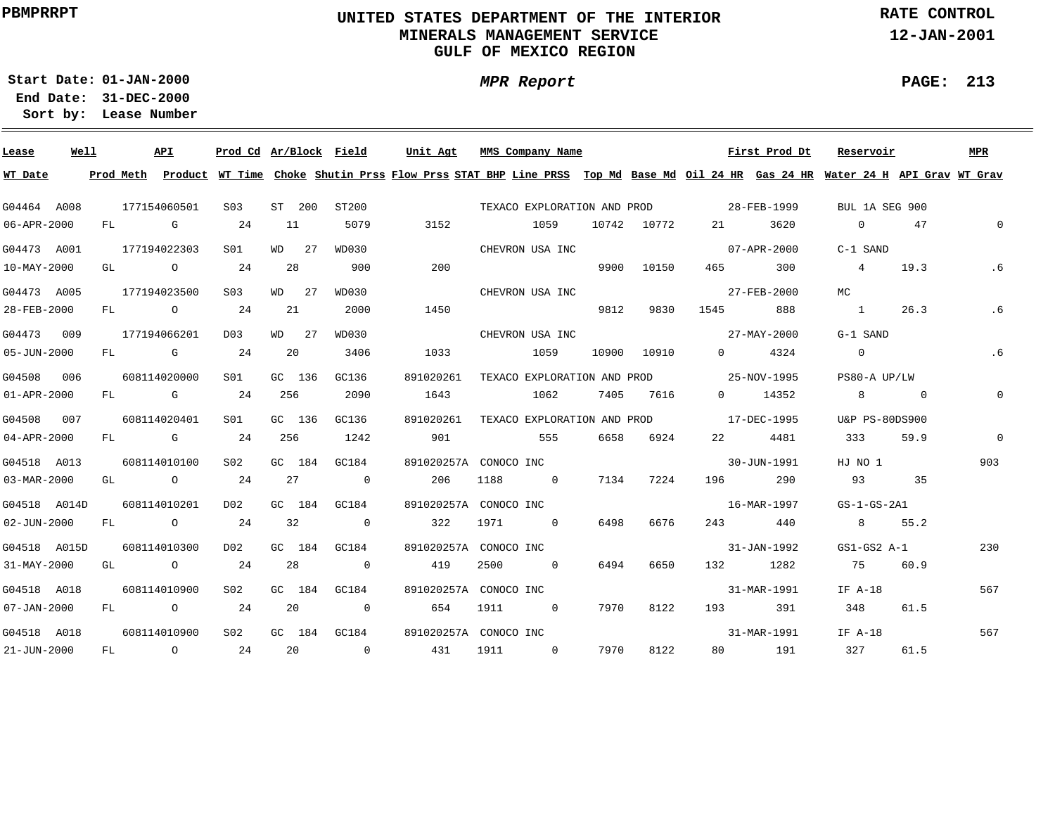**PBMPRRPT**

# UNITED STATES DEPARTMENT OF THE INTERIOR
## MINERALS MANAGEMENT SERVICE
## GULF OF MEXICO REGION

**RATE CONTROL**
**12-JAN-2001**

**Start Date: 01-JAN-2000**
**End Date: 31-DEC-2000**
**Sort by: Lease Number**

***MPR Report***

| Lease | Well | API | Prod Cd | Ar/Block | Field | Unit Agt | MMS Company Name | | | | First Prod Dt | | Reservoir | | MPR |
|---|---|---|---|---|---|---|---|---|---|---|---|---|---|---|---|
| **WT Date** | **Prod Meth** | **Product** | **WT Time** | **Choke** | **Shutin Prss** | **Flow Prss** | **STAT BHP** | **Line PRSS** | **Top Md** | **Base Md** | **Oil 24 HR** | **Gas 24 HR** | **Water 24 H** | **API Grav** | **WT Grav** |
| G04464 | A008 | 177154060501 | S03 | ST 200 | ST200 | | TEXACO EXPLORATION AND PROD | | | | 28-FEB-1999 | | BUL 1A SEG 900 | | |
| 06-APR-2000 | FL | G | 24 | 11 | 5079 | 3152 | | 1059 | 10742 | 10772 | 21 | 3620 | 0 | 47 | 0 |
| G04473 | A001 | 177194022303 | S01 | WD 27 | WD030 | | CHEVRON USA INC | | | | 07-APR-2000 | | C-1 SAND | | |
| 10-MAY-2000 | GL | O | 24 | 28 | 900 | 200 | | | 9900 | 10150 | 465 | 300 | 4 | 19.3 | .6 |
| G04473 | A005 | 177194023500 | S03 | WD 27 | WD030 | | CHEVRON USA INC | | | | 27-FEB-2000 | | MC | | |
| 28-FEB-2000 | FL | O | 24 | 21 | 2000 | 1450 | | | 9812 | 9830 | 1545 | 888 | 1 | 26.3 | .6 |
| G04473 | 009 | 177194066201 | D03 | WD 27 | WD030 | | CHEVRON USA INC | | | | 27-MAY-2000 | | G-1 SAND | | |
| 05-JUN-2000 | FL | G | 24 | 20 | 3406 | 1033 | | 1059 | 10900 | 10910 | 0 | 4324 | 0 | | .6 |
| G04508 | 006 | 608114020000 | S01 | GC 136 | GC136 | 891020261 | TEXACO EXPLORATION AND PROD | | | | 25-NOV-1995 | | PS80-A UP/LW | | |
| 01-APR-2000 | FL | G | 24 | 256 | 2090 | 1643 | | 1062 | 7405 | 7616 | 0 | 14352 | 8 | 0 | 0 |
| G04508 | 007 | 608114020401 | S01 | GC 136 | GC136 | 891020261 | TEXACO EXPLORATION AND PROD | | | | 17-DEC-1995 | | U&P PS-80DS900 | | |
| 04-APR-2000 | FL | G | 24 | 256 | 1242 | 901 | | 555 | 6658 | 6924 | 22 | 4481 | 333 | 59.9 | 0 |
| G04518 | A013 | 608114010100 | S02 | GC 184 | GC184 | 891020257A | CONOCO INC | | | | 30-JUN-1991 | | HJ NO 1 | | 903 |
| 03-MAR-2000 | GL | O | 24 | 27 | 0 | 206 | 1188 | 0 | 7134 | 7224 | 196 | 290 | 93 | 35 | |
| G04518 | A014D | 608114010201 | D02 | GC 184 | GC184 | 891020257A | CONOCO INC | | | | 16-MAR-1997 | | GS-1-GS-2A1 | | |
| 02-JUN-2000 | FL | O | 24 | 32 | 0 | 322 | 1971 | 0 | 6498 | 6676 | 243 | 440 | 8 | 55.2 | |
| G04518 | A015D | 608114010300 | D02 | GC 184 | GC184 | 891020257A | CONOCO INC | | | | 31-JAN-1992 | | GS1-GS2 A-1 | | 230 |
| 31-MAY-2000 | GL | O | 24 | 28 | 0 | 419 | 2500 | 0 | 6494 | 6650 | 132 | 1282 | 75 | 60.9 | |
| G04518 | A018 | 608114010900 | S02 | GC 184 | GC184 | 891020257A | CONOCO INC | | | | 31-MAR-1991 | | IF A-18 | | 567 |
| 07-JAN-2000 | FL | O | 24 | 20 | 0 | 654 | 1911 | 0 | 7970 | 8122 | 193 | 391 | 348 | 61.5 | |
| G04518 | A018 | 608114010900 | S02 | GC 184 | GC184 | 891020257A | CONOCO INC | | | | 31-MAR-1991 | | IF A-18 | | 567 |
| 21-JUN-2000 | FL | O | 24 | 20 | 0 | 431 | 1911 | 0 | 7970 | 8122 | 80 | 191 | 327 | 61.5 | |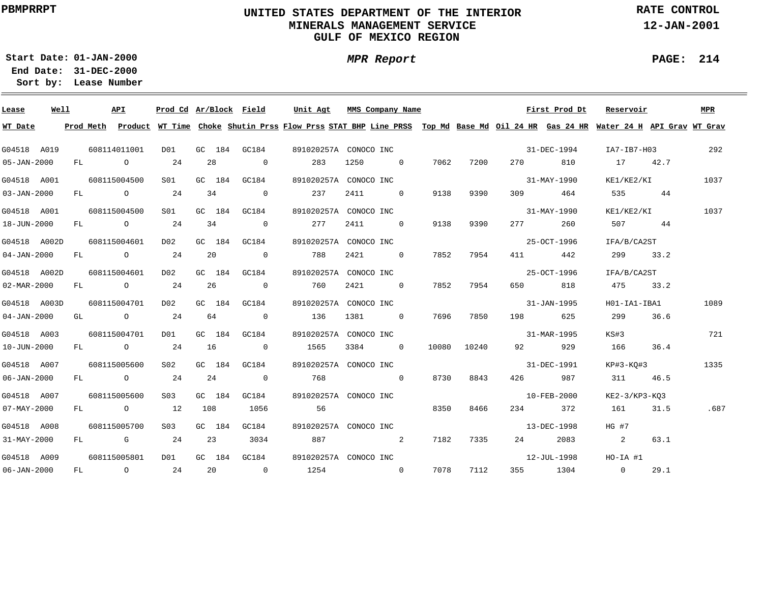# UNITED STATES DEPARTMENT OF THE INTERIOR
## MINERALS MANAGEMENT SERVICE
## GULF OF MEXICO REGION

PBMPRRPT

RATE CONTROL

12-JAN-2001

**Start Date:** 01-JAN-2000
**End Date:** 31-DEC-2000
**Sort by:** Lease Number

*MPR Report*

PAGE: 214

| Lease | Well | API | Prod Cd | Ar/Block | Field | Unit Agt | MMS Company Name | | | First Prod Dt | Reservoir | | MPR |
|---|---|---|---|---|---|---|---|---|---|---|---|---|---|
| **WT Date** | **Prod Meth** | **Product** | **WT Time** | **Choke** | **Shutin Prss** | **Flow Prss** | **STAT BHP** | **Line PRSS** | **Top Md** | **Base Md** | **Oil 24 HR** | **Gas 24 HR** | **Water 24 H** | **API Grav** | **WT Grav** |

| Lease / WT Date | Well / Prod Meth | API / Product | Prod Cd / WT Time | Ar/Block / Choke | Field / Shutin Prss | Unit Agt / Flow Prss | STAT BHP | MMS Company Name / Line PRSS | Top Md | Base Md | Oil 24 HR | First Prod Dt / Gas 24 HR | Reservoir / Water 24 H | API Grav | MPR / WT Grav |
|---|---|---|---|---|---|---|---|---|---|---|---|---|---|---|---|
| G04518 | A019 | 608114011001 | D01 | GC 184 | GC184 | 891020257A | | CONOCO INC | | | | 31-DEC-1994 | IA7-IB7-H03 | | 292 |
| 05-JAN-2000 | FL | O | 24 | 28 | 0 | 283 | 1250 | 0 | 7062 | 7200 | 270 | 810 | 17 | 42.7 | |
| G04518 | A001 | 608115004500 | S01 | GC 184 | GC184 | 891020257A | | CONOCO INC | | | | 31-MAY-1990 | KE1/KE2/KI | | 1037 |
| 03-JAN-2000 | FL | O | 24 | 34 | 0 | 237 | 2411 | 0 | 9138 | 9390 | 309 | 464 | 535 | 44 | |
| G04518 | A001 | 608115004500 | S01 | GC 184 | GC184 | 891020257A | | CONOCO INC | | | | 31-MAY-1990 | KE1/KE2/KI | | 1037 |
| 18-JUN-2000 | FL | O | 24 | 34 | 0 | 277 | 2411 | 0 | 9138 | 9390 | 277 | 260 | 507 | 44 | |
| G04518 | A002D | 608115004601 | D02 | GC 184 | GC184 | 891020257A | | CONOCO INC | | | | 25-OCT-1996 | IFA/B/CA2ST | | |
| 04-JAN-2000 | FL | O | 24 | 20 | 0 | 788 | 2421 | 0 | 7852 | 7954 | 411 | 442 | 299 | 33.2 | |
| G04518 | A002D | 608115004601 | D02 | GC 184 | GC184 | 891020257A | | CONOCO INC | | | | 25-OCT-1996 | IFA/B/CA2ST | | |
| 02-MAR-2000 | FL | O | 24 | 26 | 0 | 760 | 2421 | 0 | 7852 | 7954 | 650 | 818 | 475 | 33.2 | |
| G04518 | A003D | 608115004701 | D02 | GC 184 | GC184 | 891020257A | | CONOCO INC | | | | 31-JAN-1995 | H01-IA1-IBA1 | | 1089 |
| 04-JAN-2000 | GL | O | 24 | 64 | 0 | 136 | 1381 | 0 | 7696 | 7850 | 198 | 625 | 299 | 36.6 | |
| G04518 | A003 | 608115004701 | D01 | GC 184 | GC184 | 891020257A | | CONOCO INC | | | | 31-MAR-1995 | KS#3 | | 721 |
| 10-JUN-2000 | FL | O | 24 | 16 | 0 | 1565 | 3384 | 0 | 10080 | 10240 | 92 | 929 | 166 | 36.4 | |
| G04518 | A007 | 608115005600 | S02 | GC 184 | GC184 | 891020257A | | CONOCO INC | | | | 31-DEC-1991 | KP#3-KQ#3 | | 1335 |
| 06-JAN-2000 | FL | O | 24 | 24 | 0 | 768 | | 0 | 8730 | 8843 | 426 | 987 | 311 | 46.5 | |
| G04518 | A007 | 608115005600 | S03 | GC 184 | GC184 | 891020257A | | CONOCO INC | | | | 10-FEB-2000 | KE2-3/KP3-KQ3 | | |
| 07-MAY-2000 | FL | O | 12 | 108 | 1056 | 56 | | | 8350 | 8466 | 234 | 372 | 161 | 31.5 | .687 |
| G04518 | A008 | 608115005700 | S03 | GC 184 | GC184 | 891020257A | | CONOCO INC | | | | 13-DEC-1998 | HG #7 | | |
| 31-MAY-2000 | FL | G | 24 | 23 | 3034 | 887 | | 2 | 7182 | 7335 | 24 | 2083 | 2 | 63.1 | |
| G04518 | A009 | 608115005801 | D01 | GC 184 | GC184 | 891020257A | | CONOCO INC | | | | 12-JUL-1998 | HO-IA #1 | | |
| 06-JAN-2000 | FL | O | 24 | 20 | 0 | 1254 | | 0 | 7078 | 7112 | 355 | 1304 | 0 | 29.1 | |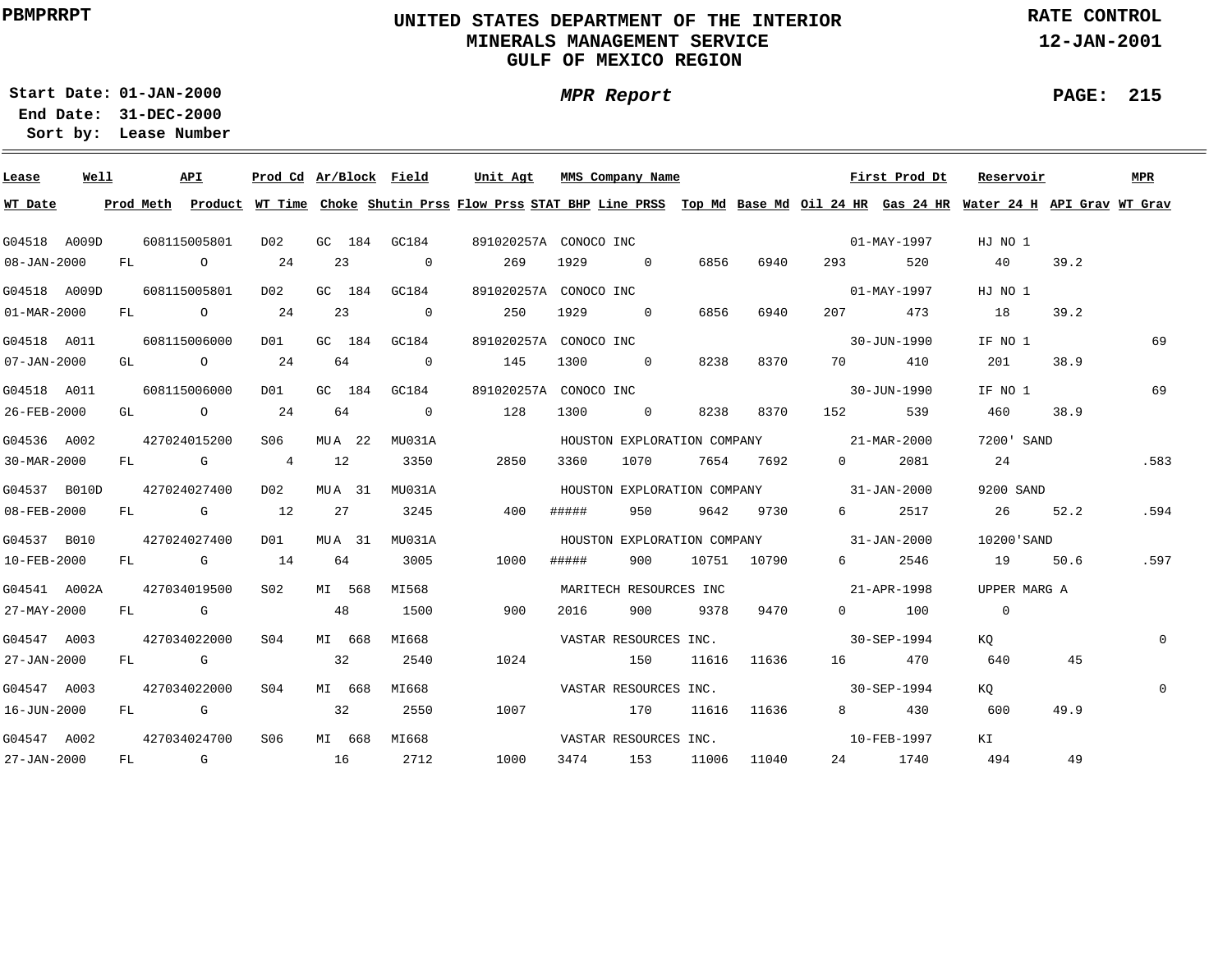PBMPRRPT

# UNITED STATES DEPARTMENT OF THE INTERIOR
## MINERALS MANAGEMENT SERVICE
## GULF OF MEXICO REGION

RATE CONTROL
12-JAN-2001

**Start Date:** 01-JAN-2000
**End Date:** 31-DEC-2000
**Sort by:** Lease Number

*MPR Report*

| Lease | Well | API | Prod Cd | Ar/Block | Field | Unit Agt | MMS Company Name | | | | | First Prod Dt | | Reservoir | | MPR |
|---|---|---|---|---|---|---|---|---|---|---|---|---|---|---|---|---|
| WT Date | Prod Meth | Product | WT Time | Choke | Shutin Prss | Flow Prss | STAT BHP | Line PRSS | Top Md | Base Md | Oil 24 HR | Gas 24 HR | | Water 24 H | API Grav | WT Grav |
| G04518 | A009D | 608115005801 | D02 | GC 184 | GC184 | 891020257A | CONOCO INC | | | | | 01-MAY-1997 | | HJ NO 1 | | |
| 08-JAN-2000 | FL | O | 24 | 23 | 0 | 269 | 1929 | 0 | 6856 | 6940 | 293 | 520 | | 40 | 39.2 | |
| G04518 | A009D | 608115005801 | D02 | GC 184 | GC184 | 891020257A | CONOCO INC | | | | | 01-MAY-1997 | | HJ NO 1 | | |
| 01-MAR-2000 | FL | O | 24 | 23 | 0 | 250 | 1929 | 0 | 6856 | 6940 | 207 | 473 | | 18 | 39.2 | |
| G04518 | A011 | 608115006000 | D01 | GC 184 | GC184 | 891020257A | CONOCO INC | | | | | 30-JUN-1990 | | IF NO 1 | | 69 |
| 07-JAN-2000 | GL | O | 24 | 64 | 0 | 145 | 1300 | 0 | 8238 | 8370 | 70 | 410 | | 201 | 38.9 | |
| G04518 | A011 | 608115006000 | D01 | GC 184 | GC184 | 891020257A | CONOCO INC | | | | | 30-JUN-1990 | | IF NO 1 | | 69 |
| 26-FEB-2000 | GL | O | 24 | 64 | 0 | 128 | 1300 | 0 | 8238 | 8370 | 152 | 539 | | 460 | 38.9 | |
| G04536 | A002 | 427024015200 | S06 | MUA 22 | MU031A | | HOUSTON EXPLORATION COMPANY | | | | | 21-MAR-2000 | | 7200' SAND | | |
| 30-MAR-2000 | FL | G | 4 | 12 | 3350 | 2850 | 3360 | 1070 | 7654 | 7692 | 0 | 2081 | | 24 | | .583 |
| G04537 | B010D | 427024027400 | D02 | MUA 31 | MU031A | | HOUSTON EXPLORATION COMPANY | | | | | 31-JAN-2000 | | 9200 SAND | | |
| 08-FEB-2000 | FL | G | 12 | 27 | 3245 | 400 | ##### | 950 | 9642 | 9730 | 6 | 2517 | | 26 | 52.2 | .594 |
| G04537 | B010 | 427024027400 | D01 | MUA 31 | MU031A | | HOUSTON EXPLORATION COMPANY | | | | | 31-JAN-2000 | | 10200'SAND | | |
| 10-FEB-2000 | FL | G | 14 | 64 | 3005 | 1000 | ##### | 900 | 10751 | 10790 | 6 | 2546 | | 19 | 50.6 | .597 |
| G04541 | A002A | 427034019500 | S02 | MI 568 | MI568 | | MARITECH RESOURCES INC | | | | | 21-APR-1998 | | UPPER MARG A | | |
| 27-MAY-2000 | FL | G | | 48 | 1500 | 900 | 2016 | 900 | 9378 | 9470 | 0 | 100 | | 0 | | |
| G04547 | A003 | 427034022000 | S04 | MI 668 | MI668 | | VASTAR RESOURCES INC. | | | | | 30-SEP-1994 | | KQ | | 0 |
| 27-JAN-2000 | FL | G | | 32 | 2540 | 1024 | | 150 | 11616 | 11636 | 16 | 470 | | 640 | 45 | |
| G04547 | A003 | 427034022000 | S04 | MI 668 | MI668 | | VASTAR RESOURCES INC. | | | | | 30-SEP-1994 | | KQ | | 0 |
| 16-JUN-2000 | FL | G | | 32 | 2550 | 1007 | | 170 | 11616 | 11636 | 8 | 430 | | 600 | 49.9 | |
| G04547 | A002 | 427034024700 | S06 | MI 668 | MI668 | | VASTAR RESOURCES INC. | | | | | 10-FEB-1997 | | KI | | |
| 27-JAN-2000 | FL | G | | 16 | 2712 | 1000 | 3474 | 153 | 11006 | 11040 | 24 | 1740 | | 494 | 49 | |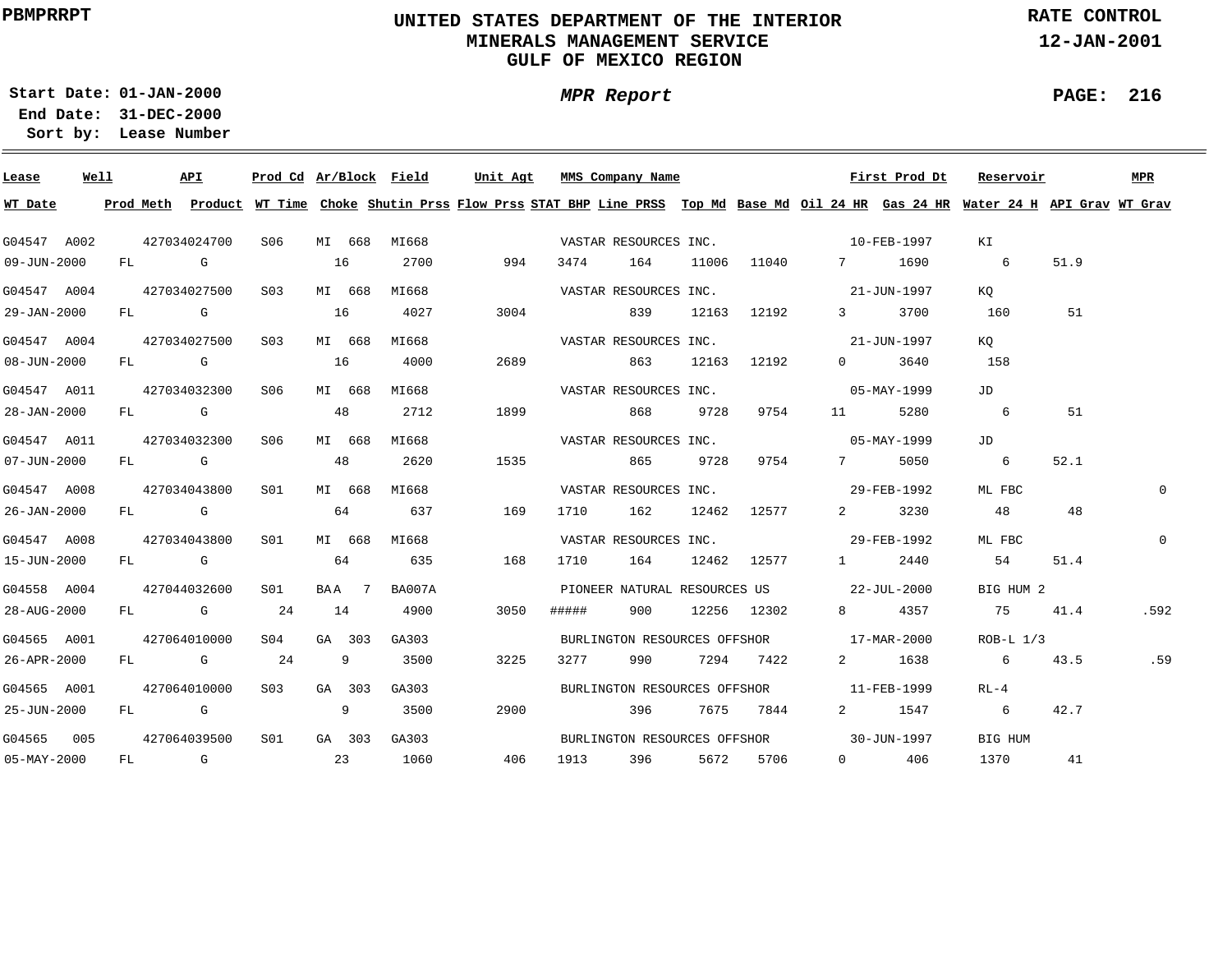PBMPRRPT

# UNITED STATES DEPARTMENT OF THE INTERIOR
## MINERALS MANAGEMENT SERVICE
## GULF OF MEXICO REGION

RATE CONTROL
12-JAN-2001

**Start Date:** 01-JAN-2000
**End Date:** 31-DEC-2000
**Sort by:** Lease Number

*MPR Report*

| Lease | Well | API | Prod Cd | Ar/Block | Field | Unit Agt | MMS Company Name | | | | | First Prod Dt | | Reservoir | | MPR |
|---|---|---|---|---|---|---|---|---|---|---|---|---|---|---|---|---|
| **WT Date** | **Prod Meth** | **Product** | **WT Time** | **Choke** | **Shutin Prss** | **Flow Prss** | **STAT BHP** | **Line PRSS** | **Top Md** | **Base Md** | **Oil 24 HR** | **Gas 24 HR** | **Water 24 H** | **API Grav** | **WT Grav** | |
| G04547 | A002 | 427034024700 | S06 | MI 668 | MI668 | | VASTAR RESOURCES INC. | | | | | 10-FEB-1997 | | KI | | |
| 09-JUN-2000 | FL | G | | 16 | 2700 | 994 | 3474 | 164 | 11006 | 11040 | 7 | 1690 | 6 | 51.9 | | |
| G04547 | A004 | 427034027500 | S03 | MI 668 | MI668 | | VASTAR RESOURCES INC. | | | | | 21-JUN-1997 | | KQ | | |
| 29-JAN-2000 | FL | G | | 16 | 4027 | 3004 | | 839 | 12163 | 12192 | 3 | 3700 | 160 | 51 | | |
| G04547 | A004 | 427034027500 | S03 | MI 668 | MI668 | | VASTAR RESOURCES INC. | | | | | 21-JUN-1997 | | KQ | | |
| 08-JUN-2000 | FL | G | | 16 | 4000 | 2689 | | 863 | 12163 | 12192 | 0 | 3640 | 158 | | | |
| G04547 | A011 | 427034032300 | S06 | MI 668 | MI668 | | VASTAR RESOURCES INC. | | | | | 05-MAY-1999 | | JD | | |
| 28-JAN-2000 | FL | G | | 48 | 2712 | 1899 | | 868 | 9728 | 9754 | 11 | 5280 | 6 | 51 | | |
| G04547 | A011 | 427034032300 | S06 | MI 668 | MI668 | | VASTAR RESOURCES INC. | | | | | 05-MAY-1999 | | JD | | |
| 07-JUN-2000 | FL | G | | 48 | 2620 | 1535 | | 865 | 9728 | 9754 | 7 | 5050 | 6 | 52.1 | | |
| G04547 | A008 | 427034043800 | S01 | MI 668 | MI668 | | VASTAR RESOURCES INC. | | | | | 29-FEB-1992 | | ML FBC | | 0 |
| 26-JAN-2000 | FL | G | | 64 | 637 | 169 | 1710 | 162 | 12462 | 12577 | 2 | 3230 | 48 | 48 | | |
| G04547 | A008 | 427034043800 | S01 | MI 668 | MI668 | | VASTAR RESOURCES INC. | | | | | 29-FEB-1992 | | ML FBC | | 0 |
| 15-JUN-2000 | FL | G | | 64 | 635 | 168 | 1710 | 164 | 12462 | 12577 | 1 | 2440 | 54 | 51.4 | | |
| G04558 | A004 | 427044032600 | S01 | BAA 7 | BA007A | | PIONEER NATURAL RESOURCES US | | | | | 22-JUL-2000 | | BIG HUM 2 | | |
| 28-AUG-2000 | FL | G | 24 | 14 | 4900 | 3050 | ##### | 900 | 12256 | 12302 | 8 | 4357 | 75 | 41.4 | .592 | |
| G04565 | A001 | 427064010000 | S04 | GA 303 | GA303 | | BURLINGTON RESOURCES OFFSHOR | | | | | 17-MAR-2000 | | ROB-L 1/3 | | |
| 26-APR-2000 | FL | G | 24 | 9 | 3500 | 3225 | 3277 | 990 | 7294 | 7422 | 2 | 1638 | 6 | 43.5 | .59 | |
| G04565 | A001 | 427064010000 | S03 | GA 303 | GA303 | | BURLINGTON RESOURCES OFFSHOR | | | | | 11-FEB-1999 | | RL-4 | | |
| 25-JUN-2000 | FL | G | | 9 | 3500 | 2900 | | 396 | 7675 | 7844 | 2 | 1547 | 6 | 42.7 | | |
| G04565 | 005 | 427064039500 | S01 | GA 303 | GA303 | | BURLINGTON RESOURCES OFFSHOR | | | | | 30-JUN-1997 | | BIG HUM | | |
| 05-MAY-2000 | FL | G | | 23 | 1060 | 406 | 1913 | 396 | 5672 | 5706 | 0 | 406 | 1370 | 41 | | |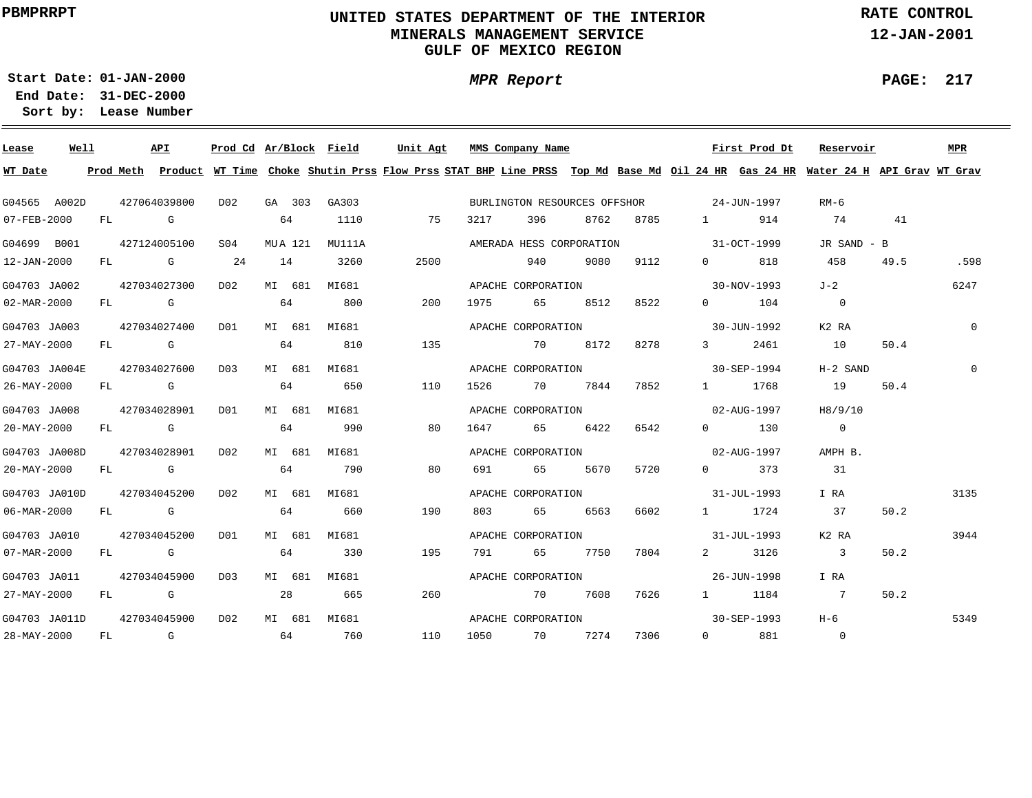PBMPRRPT

# UNITED STATES DEPARTMENT OF THE INTERIOR
## MINERALS MANAGEMENT SERVICE
## GULF OF MEXICO REGION

RATE CONTROL
12-JAN-2001

Start Date: 01-JAN-2000
End Date: 31-DEC-2000
Sort by: Lease Number

*MPR Report*

| Lease / WT Date | Well / Prod Meth | API / Product | Prod Cd / WT Time | Ar/Block / Choke | Field / Shutin Prss | Unit Agt / Flow Prss | STAT BHP | MMS Company Name / Line PRSS | Top Md | Base Md | Oil 24 HR | First Prod Dt / Gas 24 HR | Reservoir / Water 24 H | API Grav | MPR / WT Grav |
|---|---|---|---|---|---|---|---|---|---|---|---|---|---|---|---|
| G04565 | A002D | 427064039800 | D02 | GA 303 | GA303 | | | BURLINGTON RESOURCES OFFSHOR | | | | 24-JUN-1997 | RM-6 | | |
| 07-FEB-2000 | FL | G | | 64 | 1110 | 75 | 3217 | 396 | 8762 | 8785 | 1 | 914 | 74 | 41 | |
| G04699 | B001 | 427124005100 | S04 | MUA 121 | MU111A | | | AMERADA HESS CORPORATION | | | | 31-OCT-1999 | JR SAND - B | | |
| 12-JAN-2000 | FL | G | 24 | 14 | 3260 | 2500 | | 940 | 9080 | 9112 | 0 | 818 | 458 | 49.5 | .598 |
| G04703 | JA002 | 427034027300 | D02 | MI 681 | MI681 | | | APACHE CORPORATION | | | | 30-NOV-1993 | J-2 | | 6247 |
| 02-MAR-2000 | FL | G | | 64 | 800 | 200 | 1975 | 65 | 8512 | 8522 | 0 | 104 | 0 | | |
| G04703 | JA003 | 427034027400 | D01 | MI 681 | MI681 | | | APACHE CORPORATION | | | | 30-JUN-1992 | K2 RA | | 0 |
| 27-MAY-2000 | FL | G | | 64 | 810 | 135 | | 70 | 8172 | 8278 | 3 | 2461 | 10 | 50.4 | |
| G04703 | JA004E | 427034027600 | D03 | MI 681 | MI681 | | | APACHE CORPORATION | | | | 30-SEP-1994 | H-2 SAND | | 0 |
| 26-MAY-2000 | FL | G | | 64 | 650 | 110 | 1526 | 70 | 7844 | 7852 | 1 | 1768 | 19 | 50.4 | |
| G04703 | JA008 | 427034028901 | D01 | MI 681 | MI681 | | | APACHE CORPORATION | | | | 02-AUG-1997 | H8/9/10 | | |
| 20-MAY-2000 | FL | G | | 64 | 990 | 80 | 1647 | 65 | 6422 | 6542 | 0 | 130 | 0 | | |
| G04703 | JA008D | 427034028901 | D02 | MI 681 | MI681 | | | APACHE CORPORATION | | | | 02-AUG-1997 | AMPH B. | | |
| 20-MAY-2000 | FL | G | | 64 | 790 | 80 | 691 | 65 | 5670 | 5720 | 0 | 373 | 31 | | |
| G04703 | JA010D | 427034045200 | D02 | MI 681 | MI681 | | | APACHE CORPORATION | | | | 31-JUL-1993 | I RA | | 3135 |
| 06-MAR-2000 | FL | G | | 64 | 660 | 190 | 803 | 65 | 6563 | 6602 | 1 | 1724 | 37 | 50.2 | |
| G04703 | JA010 | 427034045200 | D01 | MI 681 | MI681 | | | APACHE CORPORATION | | | | 31-JUL-1993 | K2 RA | | 3944 |
| 07-MAR-2000 | FL | G | | 64 | 330 | 195 | 791 | 65 | 7750 | 7804 | 2 | 3126 | 3 | 50.2 | |
| G04703 | JA011 | 427034045900 | D03 | MI 681 | MI681 | | | APACHE CORPORATION | | | | 26-JUN-1998 | I RA | | |
| 27-MAY-2000 | FL | G | | 28 | 665 | 260 | | 70 | 7608 | 7626 | 1 | 1184 | 7 | 50.2 | |
| G04703 | JA011D | 427034045900 | D02 | MI 681 | MI681 | | | APACHE CORPORATION | | | | 30-SEP-1993 | H-6 | | 5349 |
| 28-MAY-2000 | FL | G | | 64 | 760 | 110 | 1050 | 70 | 7274 | 7306 | 0 | 881 | 0 | | |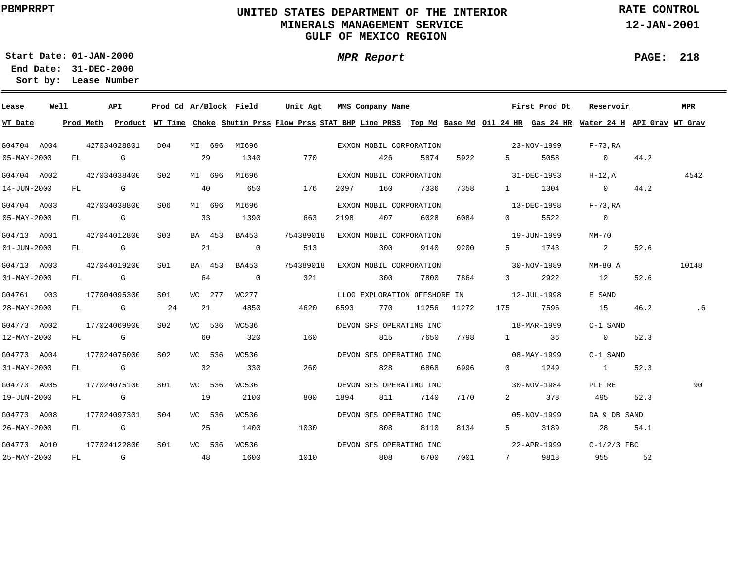PBMPRRPT

# UNITED STATES DEPARTMENT OF THE INTERIOR
## MINERALS MANAGEMENT SERVICE
## GULF OF MEXICO REGION

RATE CONTROL
12-JAN-2001

**Start Date:** 01-JAN-2000
**End Date:** 31-DEC-2000
**Sort by:** Lease Number

*MPR Report*

| Lease | Well | API | Prod Cd | Ar/Block | Field | Unit Agt | MMS Company Name | | | | First Prod Dt | Reservoir | | MPR |
|---|---|---|---|---|---|---|---|---|---|---|---|---|---|---|
| **WT Date** | **Prod Meth** | **Product** | **WT Time** | **Choke** | **Shutin Prss** | **Flow Prss** | **STAT BHP** | **Line PRSS** | **Top Md** | **Base Md** | **Oil 24 HR** | **Gas 24 HR** | **Water 24 H** | **API Grav** | **WT Grav** |
| G04704 | A004 | 427034028801 | D04 | MI 696 | MI696 | | EXXON MOBIL CORPORATION | | | | 23-NOV-1999 | F-73,RA | | | |
| 05-MAY-2000 | FL | G | | 29 | 1340 | 770 | | 426 | 5874 | 5922 | 5 | 5058 | 0 | 44.2 | |
| G04704 | A002 | 427034038400 | S02 | MI 696 | MI696 | | EXXON MOBIL CORPORATION | | | | 31-DEC-1993 | H-12,A | | 4542 | |
| 14-JUN-2000 | FL | G | | 40 | 650 | 176 | 2097 | 160 | 7336 | 7358 | 1 | 1304 | 0 | 44.2 | |
| G04704 | A003 | 427034038800 | S06 | MI 696 | MI696 | | EXXON MOBIL CORPORATION | | | | 13-DEC-1998 | F-73,RA | | | |
| 05-MAY-2000 | FL | G | | 33 | 1390 | 663 | 2198 | 407 | 6028 | 6084 | 0 | 5522 | 0 | | |
| G04713 | A001 | 427044012800 | S03 | BA 453 | BA453 | 754389018 | EXXON MOBIL CORPORATION | | | | 19-JUN-1999 | MM-70 | | | |
| 01-JUN-2000 | FL | G | | 21 | 0 | 513 | | 300 | 9140 | 9200 | 5 | 1743 | 2 | 52.6 | |
| G04713 | A003 | 427044019200 | S01 | BA 453 | BA453 | 754389018 | EXXON MOBIL CORPORATION | | | | 30-NOV-1989 | MM-80 A | | 10148 | |
| 31-MAY-2000 | FL | G | | 64 | 0 | 321 | | 300 | 7800 | 7864 | 3 | 2922 | 12 | 52.6 | |
| G04761 | 003 | 177004095300 | S01 | WC 277 | WC277 | | LLOG EXPLORATION OFFSHORE IN | | | | 12-JUL-1998 | E SAND | | | |
| 28-MAY-2000 | FL | G | 24 | 21 | 4850 | 4620 | 6593 | 770 | 11256 | 11272 | 175 | 7596 | 15 | 46.2 | .6 |
| G04773 | A002 | 177024069900 | S02 | WC 536 | WC536 | | DEVON SFS OPERATING INC | | | | 18-MAR-1999 | C-1 SAND | | | |
| 12-MAY-2000 | FL | G | | 60 | 320 | 160 | | 815 | 7650 | 7798 | 1 | 36 | 0 | 52.3 | |
| G04773 | A004 | 177024075000 | S02 | WC 536 | WC536 | | DEVON SFS OPERATING INC | | | | 08-MAY-1999 | C-1 SAND | | | |
| 31-MAY-2000 | FL | G | | 32 | 330 | 260 | | 828 | 6868 | 6996 | 0 | 1249 | 1 | 52.3 | |
| G04773 | A005 | 177024075100 | S01 | WC 536 | WC536 | | DEVON SFS OPERATING INC | | | | 30-NOV-1984 | PLF RE | | 90 | |
| 19-JUN-2000 | FL | G | | 19 | 2100 | 800 | 1894 | 811 | 7140 | 7170 | 2 | 378 | 495 | 52.3 | |
| G04773 | A008 | 177024097301 | S04 | WC 536 | WC536 | | DEVON SFS OPERATING INC | | | | 05-NOV-1999 | DA & DB SAND | | | |
| 26-MAY-2000 | FL | G | | 25 | 1400 | 1030 | | 808 | 8110 | 8134 | 5 | 3189 | 28 | 54.1 | |
| G04773 | A010 | 177024122800 | S01 | WC 536 | WC536 | | DEVON SFS OPERATING INC | | | | 22-APR-1999 | C-1/2/3 FBC | | | |
| 25-MAY-2000 | FL | G | | 48 | 1600 | 1010 | | 808 | 6700 | 7001 | 7 | 9818 | 955 | 52 | |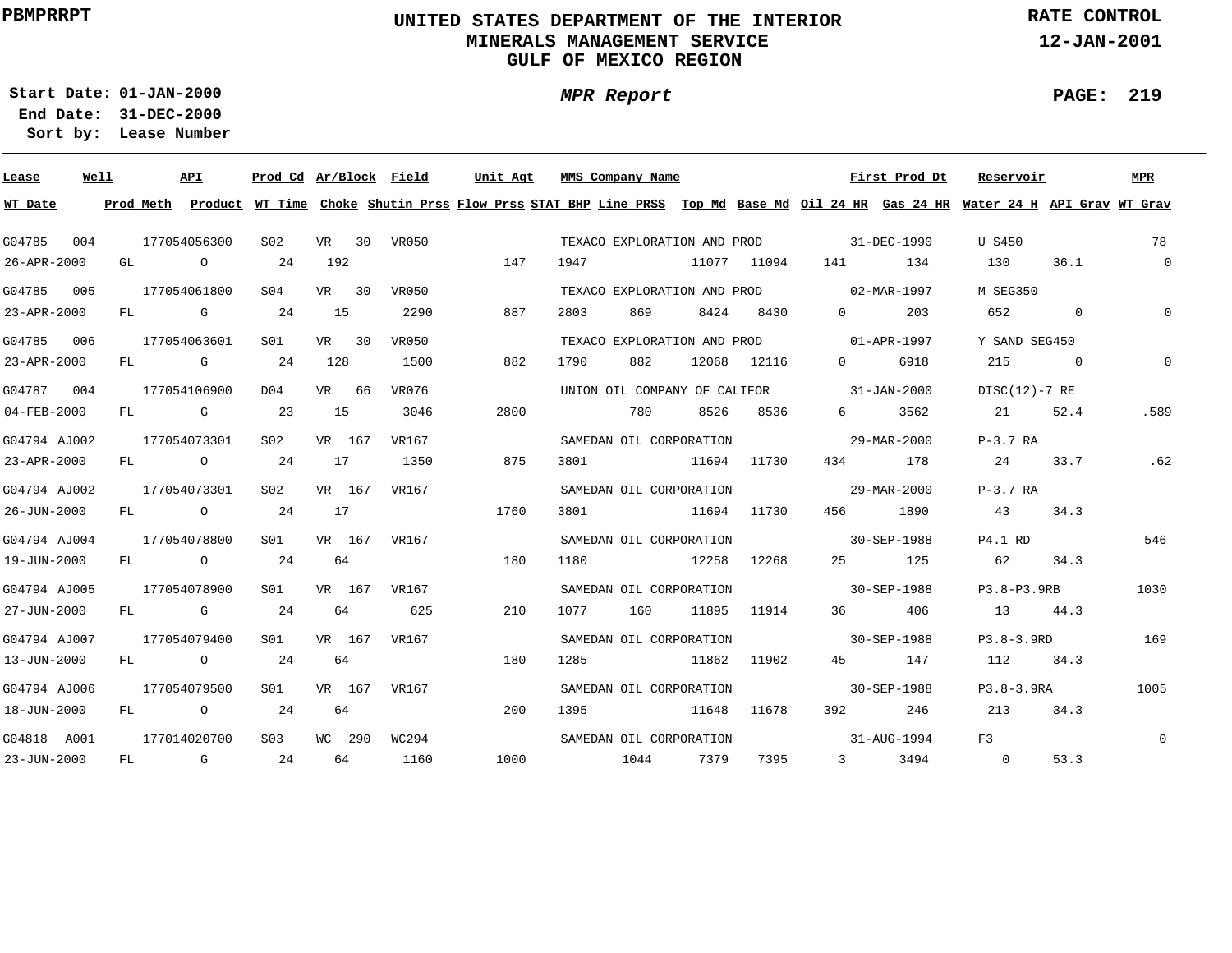PBMPRRPT

# UNITED STATES DEPARTMENT OF THE INTERIOR
## MINERALS MANAGEMENT SERVICE
## GULF OF MEXICO REGION

RATE CONTROL
12-JAN-2001

**Start Date:** 01-JAN-2000
**End Date:** 31-DEC-2000
**Sort by:** Lease Number

*MPR Report*

| Lease | Well | API | Prod Cd | Ar/Block | Field | Unit Agt | MMS Company Name | First Prod Dt | Reservoir | MPR |
|---|---|---|---|---|---|---|---|---|---|---|
| WT Date | Prod Meth | Product | WT Time | Choke | Shutin Prss | Flow Prss | STAT BHP | Line PRSS | Top Md | Base Md | Oil 24 HR | Gas 24 HR | Water 24 H | API Grav | WT Grav |

| Lease / WT Date | Well / Prod Meth | API / Product | Prod Cd / WT Time | Ar/Block / Choke | Field / Shutin Prss | Unit Agt / Flow Prss | STAT BHP | MMS Company Name / Line PRSS | Top Md | Base Md | First Prod Dt / Oil 24 HR | Gas 24 HR | Reservoir / Water 24 H | API Grav | MPR / WT Grav |
|---|---|---|---|---|---|---|---|---|---|---|---|---|---|---|---|
| G04785 | 004 | 177054056300 | S02 | VR 30 | VR050 | | | TEXACO EXPLORATION AND PROD | | | 31-DEC-1990 | | U S450 | | 78 |
| 26-APR-2000 | GL | O | 24 | 192 | | 147 | 1947 | | 11077 | 11094 | 141 | 134 | 130 | 36.1 | 0 |
| G04785 | 005 | 177054061800 | S04 | VR 30 | VR050 | | | TEXACO EXPLORATION AND PROD | | | 02-MAR-1997 | | M SEG350 | | |
| 23-APR-2000 | FL | G | 24 | 15 | 2290 | 887 | 2803 | 869 | 8424 | 8430 | 0 | 203 | 652 | 0 | 0 |
| G04785 | 006 | 177054063601 | S01 | VR 30 | VR050 | | | TEXACO EXPLORATION AND PROD | | | 01-APR-1997 | | Y SAND SEG450 | | |
| 23-APR-2000 | FL | G | 24 | 128 | 1500 | 882 | 1790 | 882 | 12068 | 12116 | 0 | 6918 | 215 | 0 | 0 |
| G04787 | 004 | 177054106900 | D04 | VR 66 | VR076 | | | UNION OIL COMPANY OF CALIFOR | | | 31-JAN-2000 | | DISC(12)-7 RE | | |
| 04-FEB-2000 | FL | G | 23 | 15 | 3046 | 2800 | | 780 | 8526 | 8536 | 6 | 3562 | 21 | 52.4 | .589 |
| G04794 | AJ002 | 177054073301 | S02 | VR 167 | VR167 | | | SAMEDAN OIL CORPORATION | | | 29-MAR-2000 | | P-3.7 RA | | |
| 23-APR-2000 | FL | O | 24 | 17 | 1350 | 875 | 3801 | | 11694 | 11730 | 434 | 178 | 24 | 33.7 | .62 |
| G04794 | AJ002 | 177054073301 | S02 | VR 167 | VR167 | | | SAMEDAN OIL CORPORATION | | | 29-MAR-2000 | | P-3.7 RA | | |
| 26-JUN-2000 | FL | O | 24 | 17 | | 1760 | 3801 | | 11694 | 11730 | 456 | 1890 | 43 | 34.3 | |
| G04794 | AJ004 | 177054078800 | S01 | VR 167 | VR167 | | | SAMEDAN OIL CORPORATION | | | 30-SEP-1988 | | P4.1 RD | | 546 |
| 19-JUN-2000 | FL | O | 24 | 64 | | 180 | 1180 | | 12258 | 12268 | 25 | 125 | 62 | 34.3 | |
| G04794 | AJ005 | 177054078900 | S01 | VR 167 | VR167 | | | SAMEDAN OIL CORPORATION | | | 30-SEP-1988 | | P3.8-P3.9RB | | 1030 |
| 27-JUN-2000 | FL | G | 24 | 64 | 625 | 210 | 1077 | 160 | 11895 | 11914 | 36 | 406 | 13 | 44.3 | |
| G04794 | AJ007 | 177054079400 | S01 | VR 167 | VR167 | | | SAMEDAN OIL CORPORATION | | | 30-SEP-1988 | | P3.8-3.9RD | | 169 |
| 13-JUN-2000 | FL | O | 24 | 64 | | 180 | 1285 | | 11862 | 11902 | 45 | 147 | 112 | 34.3 | |
| G04794 | AJ006 | 177054079500 | S01 | VR 167 | VR167 | | | SAMEDAN OIL CORPORATION | | | 30-SEP-1988 | | P3.8-3.9RA | | 1005 |
| 18-JUN-2000 | FL | O | 24 | 64 | | 200 | 1395 | | 11648 | 11678 | 392 | 246 | 213 | 34.3 | |
| G04818 | A001 | 177014020700 | S03 | WC 290 | WC294 | | | SAMEDAN OIL CORPORATION | | | 31-AUG-1994 | | F3 | | 0 |
| 23-JUN-2000 | FL | G | 24 | 64 | 1160 | 1000 | | 1044 | 7379 | 7395 | 3 | 3494 | 0 | 53.3 | |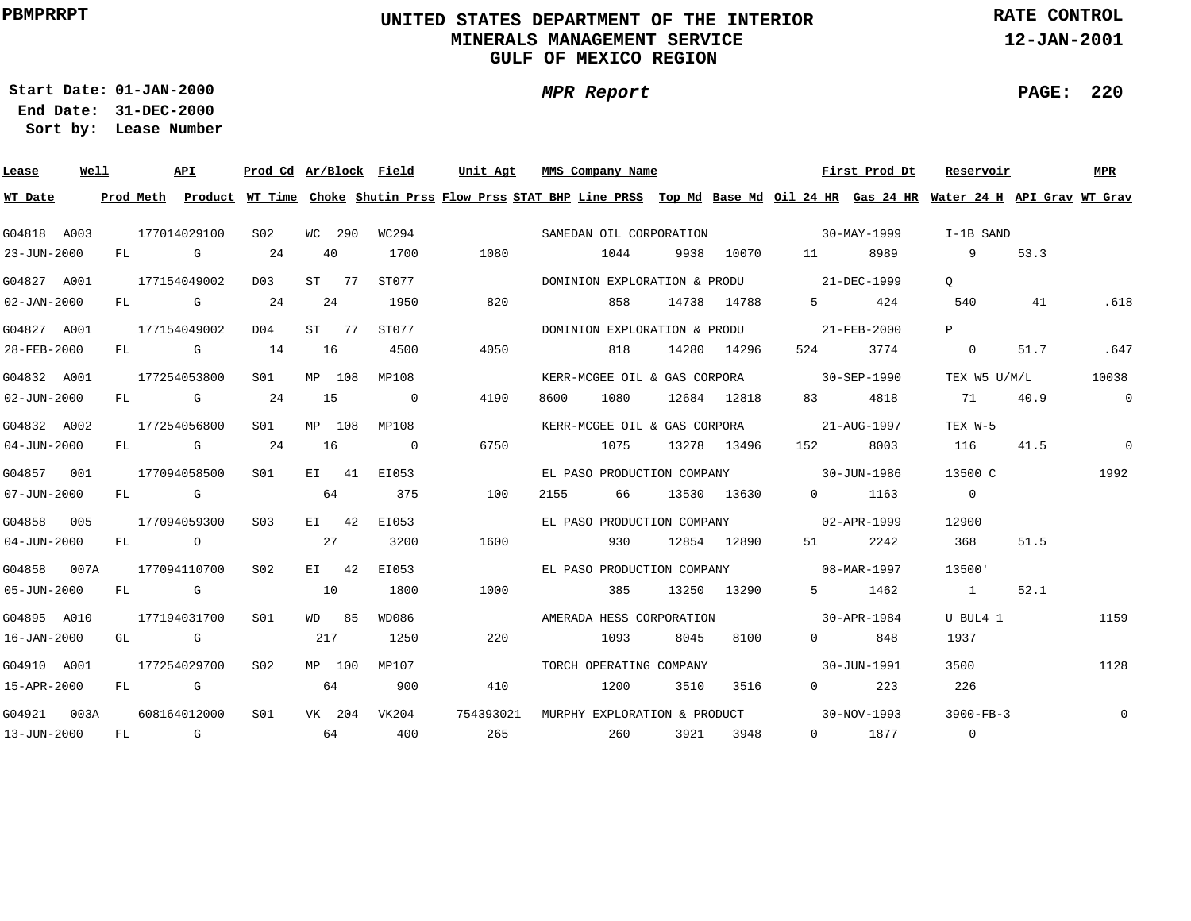PBMPRRPT

# UNITED STATES DEPARTMENT OF THE INTERIOR
## MINERALS MANAGEMENT SERVICE
## GULF OF MEXICO REGION

RATE CONTROL
12-JAN-2001

**Start Date:** 01-JAN-2000
**End Date:** 31-DEC-2000
**Sort by:** Lease Number

*MPR Report*

PAGE: 220

| Lease | Well | API | Prod Cd | Ar/Block | Field | Unit Agt | MMS Company Name | | | | First Prod Dt | | Reservoir | | MPR |
|---|---|---|---|---|---|---|---|---|---|---|---|---|---|---|---|
| **WT Date** | **Prod Meth** | **Product** | **WT Time** | **Choke** | **Shutin Prss** | **Flow Prss** | **STAT BHP** | **Line PRSS** | **Top Md** | **Base Md** | **Oil 24 HR** | **Gas 24 HR** | **Water 24 H** | **API Grav** | **WT Grav** |
| G04818 | A003 | 177014029100 | S02 | WC 290 | WC294 | | SAMEDAN OIL CORPORATION | | | | 30-MAY-1999 | | I-1B SAND | | |
| 23-JUN-2000 | FL | G | 24 | 40 | 1700 | 1080 | | 1044 | 9938 | 10070 | 11 | 8989 | 9 | 53.3 | |
| G04827 | A001 | 177154049002 | D03 | ST 77 | ST077 | | DOMINION EXPLORATION & PRODU | | | | 21-DEC-1999 | | Q | | |
| 02-JAN-2000 | FL | G | 24 | 24 | 1950 | 820 | | 858 | 14738 | 14788 | 5 | 424 | 540 | 41 | .618 |
| G04827 | A001 | 177154049002 | D04 | ST 77 | ST077 | | DOMINION EXPLORATION & PRODU | | | | 21-FEB-2000 | | P | | |
| 28-FEB-2000 | FL | G | 14 | 16 | 4500 | 4050 | | 818 | 14280 | 14296 | 524 | 3774 | 0 | 51.7 | .647 |
| G04832 | A001 | 177254053800 | S01 | MP 108 | MP108 | | KERR-MCGEE OIL & GAS CORPORA | | | | 30-SEP-1990 | | TEX W5 U/M/L | | 10038 |
| 02-JUN-2000 | FL | G | 24 | 15 | 0 | 4190 | 8600 | 1080 | 12684 | 12818 | 83 | 4818 | 71 | 40.9 | 0 |
| G04832 | A002 | 177254056800 | S01 | MP 108 | MP108 | | KERR-MCGEE OIL & GAS CORPORA | | | | 21-AUG-1997 | | TEX W-5 | | |
| 04-JUN-2000 | FL | G | 24 | 16 | 0 | 6750 | | 1075 | 13278 | 13496 | 152 | 8003 | 116 | 41.5 | 0 |
| G04857 | 001 | 177094058500 | S01 | EI 41 | EI053 | | EL PASO PRODUCTION COMPANY | | | | 30-JUN-1986 | | 13500 C | | 1992 |
| 07-JUN-2000 | FL | G | | 64 | 375 | 100 | 2155 | 66 | 13530 | 13630 | 0 | 1163 | 0 | | |
| G04858 | 005 | 177094059300 | S03 | EI 42 | EI053 | | EL PASO PRODUCTION COMPANY | | | | 02-APR-1999 | | 12900 | | |
| 04-JUN-2000 | FL | O | | 27 | 3200 | 1600 | | 930 | 12854 | 12890 | 51 | 2242 | 368 | 51.5 | |
| G04858 | 007A | 177094110700 | S02 | EI 42 | EI053 | | EL PASO PRODUCTION COMPANY | | | | 08-MAR-1997 | | 13500' | | |
| 05-JUN-2000 | FL | G | | 10 | 1800 | 1000 | | 385 | 13250 | 13290 | 5 | 1462 | 1 | 52.1 | |
| G04895 | A010 | 177194031700 | S01 | WD 85 | WD086 | | AMERADA HESS CORPORATION | | | | 30-APR-1984 | | U BUL4 1 | | 1159 |
| 16-JAN-2000 | GL | G | | 217 | 1250 | 220 | | 1093 | 8045 | 8100 | 0 | 848 | 1937 | | |
| G04910 | A001 | 177254029700 | S02 | MP 100 | MP107 | | TORCH OPERATING COMPANY | | | | 30-JUN-1991 | | 3500 | | 1128 |
| 15-APR-2000 | FL | G | | 64 | 900 | 410 | | 1200 | 3510 | 3516 | 0 | 223 | 226 | | |
| G04921 | 003A | 608164012000 | S01 | VK 204 | VK204 | 754393021 | MURPHY EXPLORATION & PRODUCT | | | | 30-NOV-1993 | | 3900-FB-3 | | 0 |
| 13-JUN-2000 | FL | G | | 64 | 400 | 265 | | 260 | 3921 | 3948 | 0 | 1877 | 0 | | |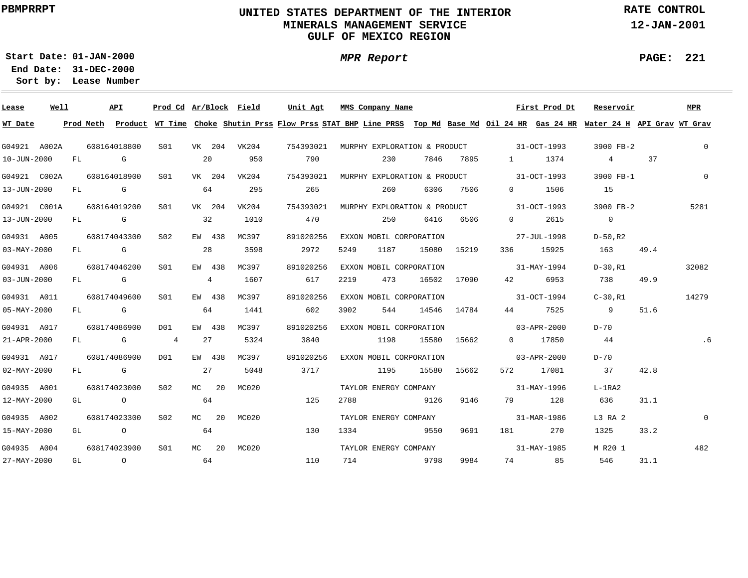PBMPRRPT

# UNITED STATES DEPARTMENT OF THE INTERIOR
## MINERALS MANAGEMENT SERVICE
## GULF OF MEXICO REGION

**RATE CONTROL**
**12-JAN-2001**

**Start Date:** 01-JAN-2000
**End Date:** 31-DEC-2000
**Sort by:** Lease Number

***MPR Report***

| Lease | Well | API | Prod Cd | Ar/Block | Field | Unit Agt | MMS Company Name | | | | First Prod Dt | | Reservoir | | MPR |
|---|---|---|---|---|---|---|---|---|---|---|---|---|---|---|---|
| **WT Date** | **Prod Meth** | **Product** | **WT Time** | **Choke** | **Shutin Prss** | **Flow Prss** | **STAT BHP** | **Line PRSS** | **Top Md** | **Base Md** | **Oil 24 HR** | **Gas 24 HR** | **Water 24 H** | **API Grav** | **WT Grav** |
| G04921 | A002A | 608164018800 | S01 | VK 204 | VK204 | 754393021 | MURPHY EXPLORATION & PRODUCT | | | | 31-OCT-1993 | | 3900 FB-2 | | 0 |
| 10-JUN-2000 | FL | G | | 20 | 950 | 790 | | 230 | 7846 | 7895 | 1 | 1374 | 4 | 37 | |
| G04921 | C002A | 608164018900 | S01 | VK 204 | VK204 | 754393021 | MURPHY EXPLORATION & PRODUCT | | | | 31-OCT-1993 | | 3900 FB-1 | | 0 |
| 13-JUN-2000 | FL | G | | 64 | 295 | 265 | | 260 | 6306 | 7506 | 0 | 1506 | 15 | | |
| G04921 | C001A | 608164019200 | S01 | VK 204 | VK204 | 754393021 | MURPHY EXPLORATION & PRODUCT | | | | 31-OCT-1993 | | 3900 FB-2 | | 5281 |
| 13-JUN-2000 | FL | G | | 32 | 1010 | 470 | | 250 | 6416 | 6506 | 0 | 2615 | 0 | | |
| G04931 | A005 | 608174043300 | S02 | EW 438 | MC397 | 891020256 | EXXON MOBIL CORPORATION | | | | 27-JUL-1998 | | D-50,R2 | | |
| 03-MAY-2000 | FL | G | | 28 | 3598 | 2972 | 5249 | 1187 | 15080 | 15219 | 336 | 15925 | 163 | 49.4 | |
| G04931 | A006 | 608174046200 | S01 | EW 438 | MC397 | 891020256 | EXXON MOBIL CORPORATION | | | | 31-MAY-1994 | | D-30,R1 | | 32082 |
| 03-JUN-2000 | FL | G | | 4 | 1607 | 617 | 2219 | 473 | 16502 | 17090 | 42 | 6953 | 738 | 49.9 | |
| G04931 | A011 | 608174049600 | S01 | EW 438 | MC397 | 891020256 | EXXON MOBIL CORPORATION | | | | 31-OCT-1994 | | C-30,R1 | | 14279 |
| 05-MAY-2000 | FL | G | | 64 | 1441 | 602 | 3902 | 544 | 14546 | 14784 | 44 | 7525 | 9 | 51.6 | |
| G04931 | A017 | 608174086900 | D01 | EW 438 | MC397 | 891020256 | EXXON MOBIL CORPORATION | | | | 03-APR-2000 | | D-70 | | |
| 21-APR-2000 | FL | G | 4 | 27 | 5324 | 3840 | | 1198 | 15580 | 15662 | 0 | 17850 | 44 | | .6 |
| G04931 | A017 | 608174086900 | D01 | EW 438 | MC397 | 891020256 | EXXON MOBIL CORPORATION | | | | 03-APR-2000 | | D-70 | | |
| 02-MAY-2000 | FL | G | | 27 | 5048 | 3717 | | 1195 | 15580 | 15662 | 572 | 17081 | 37 | 42.8 | |
| G04935 | A001 | 608174023000 | S02 | MC 20 | MC020 | | TAYLOR ENERGY COMPANY | | | | 31-MAY-1996 | | L-1RA2 | | |
| 12-MAY-2000 | GL | O | | 64 | | 125 | 2788 | | 9126 | 9146 | 79 | 128 | 636 | 31.1 | |
| G04935 | A002 | 608174023300 | S02 | MC 20 | MC020 | | TAYLOR ENERGY COMPANY | | | | 31-MAR-1986 | | L3 RA 2 | | 0 |
| 15-MAY-2000 | GL | O | | 64 | | 130 | 1334 | | 9550 | 9691 | 181 | 270 | 1325 | 33.2 | |
| G04935 | A004 | 608174023900 | S01 | MC 20 | MC020 | | TAYLOR ENERGY COMPANY | | | | 31-MAY-1985 | | M R20 1 | | 482 |
| 27-MAY-2000 | GL | O | | 64 | | 110 | 714 | | 9798 | 9984 | 74 | 85 | 546 | 31.1 | |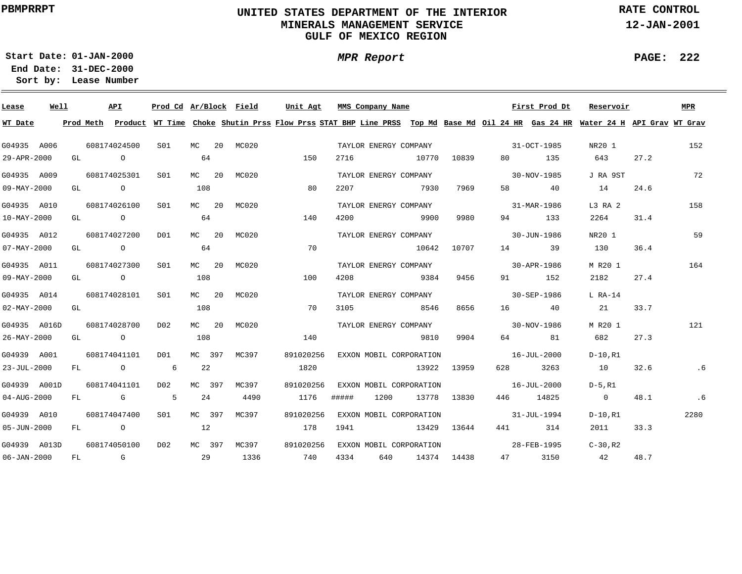PBMPRRPT

# UNITED STATES DEPARTMENT OF THE INTERIOR
## MINERALS MANAGEMENT SERVICE
## GULF OF MEXICO REGION

RATE CONTROL
12-JAN-2001

**Start Date:** 01-JAN-2000
**End Date:** 31-DEC-2000
**Sort by:** Lease Number

*MPR Report*

PAGE: 222

| Lease | Well | API | Prod Cd | Ar/Block | | Field | Unit Agt | MMS Company Name | | | | First Prod Dt | | Reservoir | | MPR |
|---|---|---|---|---|---|---|---|---|---|---|---|---|---|---|---|---|
| WT Date | Prod Meth | Product | WT Time | Choke | | Shutin Prss | Flow Prss | STAT BHP | Line PRSS | Top Md | Base Md | Oil 24 HR | Gas 24 HR | Water 24 H | API Grav | WT Grav |
| G04935 | A006 | 608174024500 | S01 | MC | 20 | MC020 | | TAYLOR ENERGY COMPANY | | | | 31-OCT-1985 | | NR20 1 | | 152 |
| 29-APR-2000 | GL | O | | 64 | | | 150 | 2716 | | 10770 | 10839 | 80 | 135 | 643 | 27.2 | |
| G04935 | A009 | 608174025301 | S01 | MC | 20 | MC020 | | TAYLOR ENERGY COMPANY | | | | 30-NOV-1985 | | J RA 9ST | | 72 |
| 09-MAY-2000 | GL | O | | 108 | | | 80 | 2207 | | 7930 | 7969 | 58 | 40 | 14 | 24.6 | |
| G04935 | A010 | 608174026100 | S01 | MC | 20 | MC020 | | TAYLOR ENERGY COMPANY | | | | 31-MAR-1986 | | L3 RA 2 | | 158 |
| 10-MAY-2000 | GL | O | | 64 | | | 140 | 4200 | | 9900 | 9980 | 94 | 133 | 2264 | 31.4 | |
| G04935 | A012 | 608174027200 | D01 | MC | 20 | MC020 | | TAYLOR ENERGY COMPANY | | | | 30-JUN-1986 | | NR20 1 | | 59 |
| 07-MAY-2000 | GL | O | | 64 | | | 70 | | | 10642 | 10707 | 14 | 39 | 130 | 36.4 | |
| G04935 | A011 | 608174027300 | S01 | MC | 20 | MC020 | | TAYLOR ENERGY COMPANY | | | | 30-APR-1986 | | M R20 1 | | 164 |
| 09-MAY-2000 | GL | O | | 108 | | | 100 | 4208 | | 9384 | 9456 | 91 | 152 | 2182 | 27.4 | |
| G04935 | A014 | 608174028101 | S01 | MC | 20 | MC020 | | TAYLOR ENERGY COMPANY | | | | 30-SEP-1986 | | L RA-14 | | |
| 02-MAY-2000 | GL | | | 108 | | | 70 | 3105 | | 8546 | 8656 | 16 | 40 | 21 | 33.7 | |
| G04935 | A016D | 608174028700 | D02 | MC | 20 | MC020 | | TAYLOR ENERGY COMPANY | | | | 30-NOV-1986 | | M R20 1 | | 121 |
| 26-MAY-2000 | GL | O | | 108 | | | 140 | | | 9810 | 9904 | 64 | 81 | 682 | 27.3 | |
| G04939 | A001 | 608174041101 | D01 | MC | 397 | MC397 | 891020256 | EXXON MOBIL CORPORATION | | | | 16-JUL-2000 | | D-10,R1 | | |
| 23-JUL-2000 | FL | O | 6 | 22 | | | 1820 | | | 13922 | 13959 | 628 | 3263 | 10 | 32.6 | .6 |
| G04939 | A001D | 608174041101 | D02 | MC | 397 | MC397 | 891020256 | EXXON MOBIL CORPORATION | | | | 16-JUL-2000 | | D-5,R1 | | |
| 04-AUG-2000 | FL | G | 5 | 24 | | 4490 | 1176 | ##### | 1200 | 13778 | 13830 | 446 | 14825 | 0 | 48.1 | .6 |
| G04939 | A010 | 608174047400 | S01 | MC | 397 | MC397 | 891020256 | EXXON MOBIL CORPORATION | | | | 31-JUL-1994 | | D-10,R1 | | 2280 |
| 05-JUN-2000 | FL | O | | 12 | | | 178 | 1941 | | 13429 | 13644 | 441 | 314 | 2011 | 33.3 | |
| G04939 | A013D | 608174050100 | D02 | MC | 397 | MC397 | 891020256 | EXXON MOBIL CORPORATION | | | | 28-FEB-1995 | | C-30,R2 | | |
| 06-JAN-2000 | FL | G | | 29 | | 1336 | 740 | 4334 | 640 | 14374 | 14438 | 47 | 3150 | 42 | 48.7 | |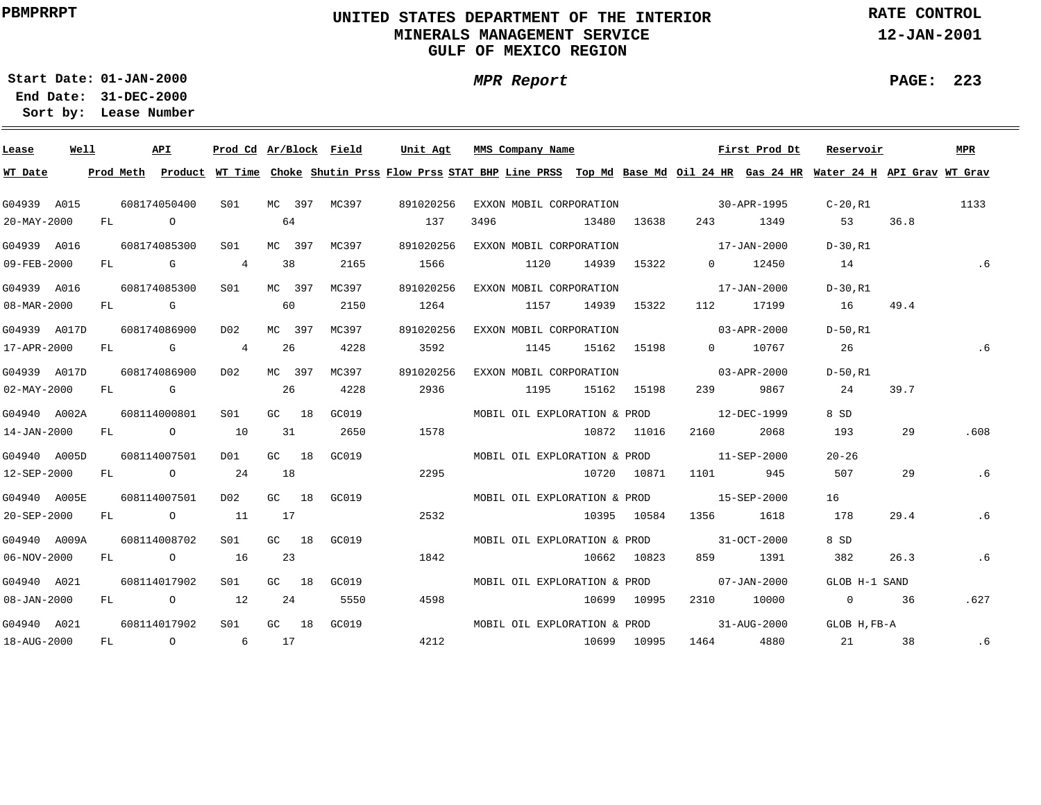PBMPRRPT

# UNITED STATES DEPARTMENT OF THE INTERIOR
## MINERALS MANAGEMENT SERVICE
## GULF OF MEXICO REGION

RATE CONTROL
12-JAN-2001

Start Date: 01-JAN-2000
End Date: 31-DEC-2000
Sort by: Lease Number

*MPR Report*

| Lease | Well | API | Prod Cd | Ar/Block | Field | Unit Agt | MMS Company Name | | | | First Prod Dt | | Reservoir | | MPR |
|---|---|---|---|---|---|---|---|---|---|---|---|---|---|---|---|
| **WT Date** | **Prod Meth** | **Product** | **WT Time** | **Choke** | **Shutin Prss** | **Flow Prss** | **STAT BHP** | **Line PRSS** | **Top Md** | **Base Md** | **Oil 24 HR** | **Gas 24 HR** | **Water 24 H** | **API Grav** | **WT Grav** |
| G04939 | A015 | 608174050400 | S01 | MC 397 | MC397 | 891020256 | EXXON MOBIL CORPORATION | | | | 30-APR-1995 | | C-20,R1 | | 1133 |
| 20-MAY-2000 | FL | O | | 64 | | 137 | 3496 | | 13480 | 13638 | 243 | 1349 | 53 | 36.8 | |
| G04939 | A016 | 608174085300 | S01 | MC 397 | MC397 | 891020256 | EXXON MOBIL CORPORATION | | | | 17-JAN-2000 | | D-30,R1 | | |
| 09-FEB-2000 | FL | G | 4 | 38 | 2165 | 1566 | | 1120 | 14939 | 15322 | 0 | 12450 | 14 | | .6 |
| G04939 | A016 | 608174085300 | S01 | MC 397 | MC397 | 891020256 | EXXON MOBIL CORPORATION | | | | 17-JAN-2000 | | D-30,R1 | | |
| 08-MAR-2000 | FL | G | | 60 | 2150 | 1264 | | 1157 | 14939 | 15322 | 112 | 17199 | 16 | 49.4 | |
| G04939 | A017D | 608174086900 | D02 | MC 397 | MC397 | 891020256 | EXXON MOBIL CORPORATION | | | | 03-APR-2000 | | D-50,R1 | | |
| 17-APR-2000 | FL | G | 4 | 26 | 4228 | 3592 | | 1145 | 15162 | 15198 | 0 | 10767 | 26 | | .6 |
| G04939 | A017D | 608174086900 | D02 | MC 397 | MC397 | 891020256 | EXXON MOBIL CORPORATION | | | | 03-APR-2000 | | D-50,R1 | | |
| 02-MAY-2000 | FL | G | | 26 | 4228 | 2936 | | 1195 | 15162 | 15198 | 239 | 9867 | 24 | 39.7 | |
| G04940 | A002A | 608114000801 | S01 | GC 18 | GC019 | | MOBIL OIL EXPLORATION & PROD | | | | 12-DEC-1999 | | 8 SD | | |
| 14-JAN-2000 | FL | O | 10 | 31 | 2650 | 1578 | | | 10872 | 11016 | 2160 | 2068 | 193 | 29 | .608 |
| G04940 | A005D | 608114007501 | D01 | GC 18 | GC019 | | MOBIL OIL EXPLORATION & PROD | | | | 11-SEP-2000 | | 20-26 | | |
| 12-SEP-2000 | FL | O | 24 | 18 | | 2295 | | | 10720 | 10871 | 1101 | 945 | 507 | 29 | .6 |
| G04940 | A005E | 608114007501 | D02 | GC 18 | GC019 | | MOBIL OIL EXPLORATION & PROD | | | | 15-SEP-2000 | | 16 | | |
| 20-SEP-2000 | FL | O | 11 | 17 | | 2532 | | | 10395 | 10584 | 1356 | 1618 | 178 | 29.4 | .6 |
| G04940 | A009A | 608114008702 | S01 | GC 18 | GC019 | | MOBIL OIL EXPLORATION & PROD | | | | 31-OCT-2000 | | 8 SD | | |
| 06-NOV-2000 | FL | O | 16 | 23 | | 1842 | | | 10662 | 10823 | 859 | 1391 | 382 | 26.3 | .6 |
| G04940 | A021 | 608114017902 | S01 | GC 18 | GC019 | | MOBIL OIL EXPLORATION & PROD | | | | 07-JAN-2000 | | GLOB H-1 SAND | | |
| 08-JAN-2000 | FL | O | 12 | 24 | 5550 | 4598 | | | 10699 | 10995 | 2310 | 10000 | 0 | 36 | .627 |
| G04940 | A021 | 608114017902 | S01 | GC 18 | GC019 | | MOBIL OIL EXPLORATION & PROD | | | | 31-AUG-2000 | | GLOB H,FB-A | | |
| 18-AUG-2000 | FL | O | 6 | 17 | | 4212 | | | 10699 | 10995 | 1464 | 4880 | 21 | 38 | .6 |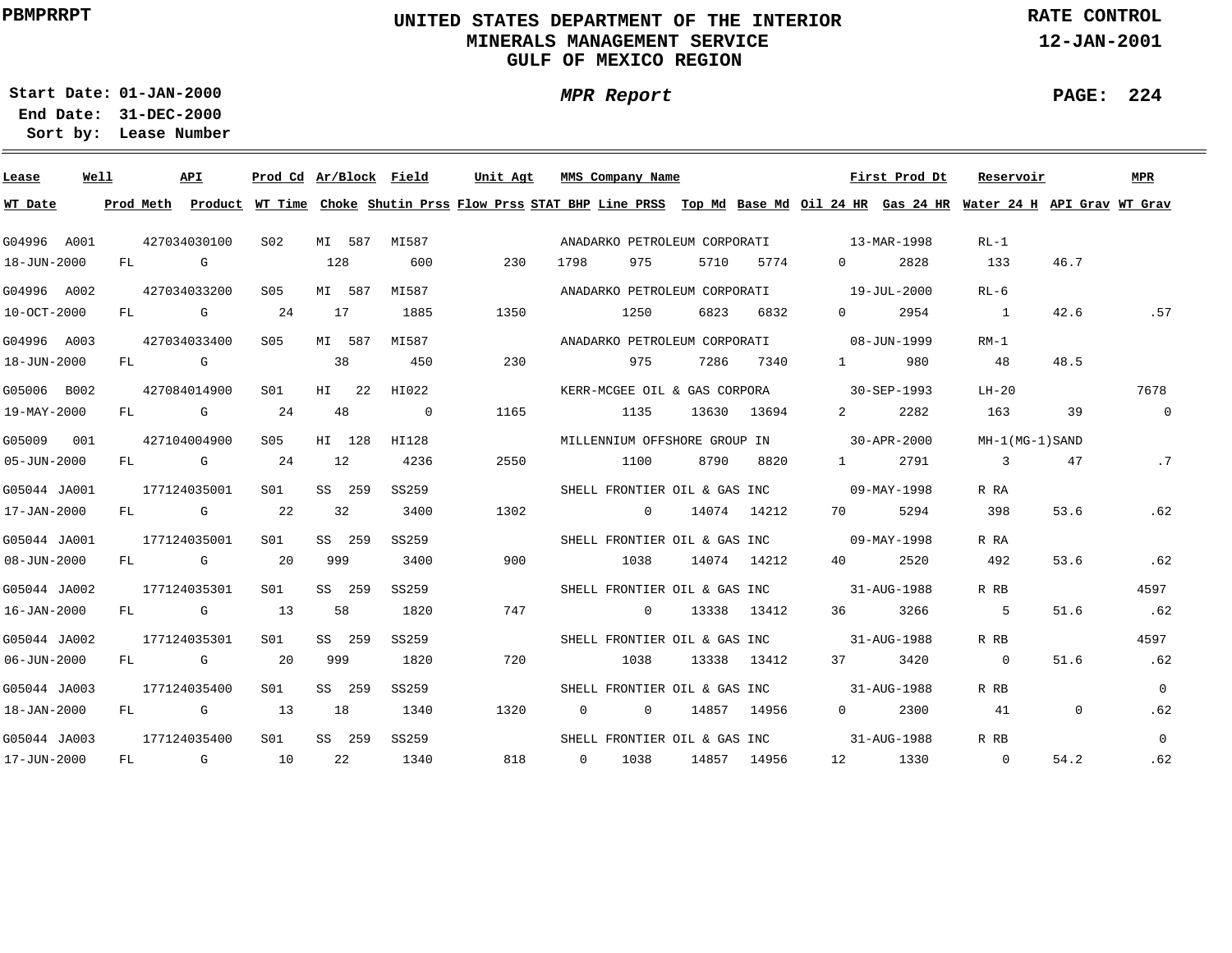**PBMPRRPT**

# UNITED STATES DEPARTMENT OF THE INTERIOR
## MINERALS MANAGEMENT SERVICE
## GULF OF MEXICO REGION

**RATE CONTROL**
**12-JAN-2001**

**Start Date:** 01-JAN-2000
**End Date:** 31-DEC-2000
**Sort by:** Lease Number

***MPR Report***

| Lease | Well | API | Prod Cd | Ar/Block | Field | Unit Agt | MMS Company Name | First Prod Dt | Reservoir | MPR |
|---|---|---|---|---|---|---|---|---|---|---|
| **WT Date** | **Prod Meth** | **Product** | **WT Time** | **Choke** | **Shutin Prss** | **Flow Prss** | **STAT BHP** | **Line PRSS** | **Top Md** | **Base Md** |
| **Oil 24 HR** | **Gas 24 HR** | **Water 24 H** | **API Grav** | **WT Grav** | | | | | | |

| Lease | Well | API | Prod Cd | Ar/Block | Field | Unit Agt | MMS Company Name | First Prod Dt | Reservoir | MPR | WT Date | Prod Meth | Product | WT Time | Choke | Shutin Prss | Flow Prss | STAT BHP | Line PRSS | Top Md | Base Md | Oil 24 HR | Gas 24 HR | Water 24 H | API Grav | WT Grav |
|---|---|---|---|---|---|---|---|---|---|---|---|---|---|---|---|---|---|---|---|---|---|---|---|---|---|---|
| G04996 | A001 | 427034030100 | S02 | MI 587 | MI587 | | ANADARKO PETROLEUM CORPORATI | 13-MAR-1998 | RL-1 | | 18-JUN-2000 | FL | G | | 128 | 600 | 230 | 1798 | 975 | 5710 | 5774 | 0 | 2828 | 133 | 46.7 | |
| G04996 | A002 | 427034033200 | S05 | MI 587 | MI587 | | ANADARKO PETROLEUM CORPORATI | 19-JUL-2000 | RL-6 | | 10-OCT-2000 | FL | G | 24 | 17 | 1885 | 1350 | | 1250 | 6823 | 6832 | 0 | 2954 | 1 | 42.6 | .57 |
| G04996 | A003 | 427034033400 | S05 | MI 587 | MI587 | | ANADARKO PETROLEUM CORPORATI | 08-JUN-1999 | RM-1 | | 18-JUN-2000 | FL | G | | 38 | 450 | 230 | | 975 | 7286 | 7340 | 1 | 980 | 48 | 48.5 | |
| G05006 | B002 | 427084014900 | S01 | HI 22 | HI022 | | KERR-MCGEE OIL & GAS CORPORA | 30-SEP-1993 | LH-20 | 7678 | 19-MAY-2000 | FL | G | 24 | 48 | 0 | 1165 | | 1135 | 13630 | 13694 | 2 | 2282 | 163 | 39 | 0 |
| G05009 | 001 | 427104004900 | S05 | HI 128 | HI128 | | MILLENNIUM OFFSHORE GROUP IN | 30-APR-2000 | MH-1(MG-1)SAND | | 05-JUN-2000 | FL | G | 24 | 12 | 4236 | 2550 | | 1100 | 8790 | 8820 | 1 | 2791 | 3 | 47 | .7 |
| G05044 | JA001 | 177124035001 | S01 | SS 259 | SS259 | | SHELL FRONTIER OIL & GAS INC | 09-MAY-1998 | R RA | | 17-JAN-2000 | FL | G | 22 | 32 | 3400 | 1302 | | 0 | 14074 | 14212 | 70 | 5294 | 398 | 53.6 | .62 |
| G05044 | JA001 | 177124035001 | S01 | SS 259 | SS259 | | SHELL FRONTIER OIL & GAS INC | 09-MAY-1998 | R RA | | 08-JUN-2000 | FL | G | 20 | 999 | 3400 | 900 | | 1038 | 14074 | 14212 | 40 | 2520 | 492 | 53.6 | .62 |
| G05044 | JA002 | 177124035301 | S01 | SS 259 | SS259 | | SHELL FRONTIER OIL & GAS INC | 31-AUG-1988 | R RB | 4597 | 16-JAN-2000 | FL | G | 13 | 58 | 1820 | 747 | | 0 | 13338 | 13412 | 36 | 3266 | 5 | 51.6 | .62 |
| G05044 | JA002 | 177124035301 | S01 | SS 259 | SS259 | | SHELL FRONTIER OIL & GAS INC | 31-AUG-1988 | R RB | 4597 | 06-JUN-2000 | FL | G | 20 | 999 | 1820 | 720 | | 1038 | 13338 | 13412 | 37 | 3420 | 0 | 51.6 | .62 |
| G05044 | JA003 | 177124035400 | S01 | SS 259 | SS259 | | SHELL FRONTIER OIL & GAS INC | 31-AUG-1988 | R RB | 0 | 18-JAN-2000 | FL | G | 13 | 18 | 1340 | 1320 | 0 | 0 | 14857 | 14956 | 0 | 2300 | 41 | 0 | .62 |
| G05044 | JA003 | 177124035400 | S01 | SS 259 | SS259 | | SHELL FRONTIER OIL & GAS INC | 31-AUG-1988 | R RB | 0 | 17-JUN-2000 | FL | G | 10 | 22 | 1340 | 818 | 0 | 1038 | 14857 | 14956 | 12 | 1330 | 0 | 54.2 | .62 |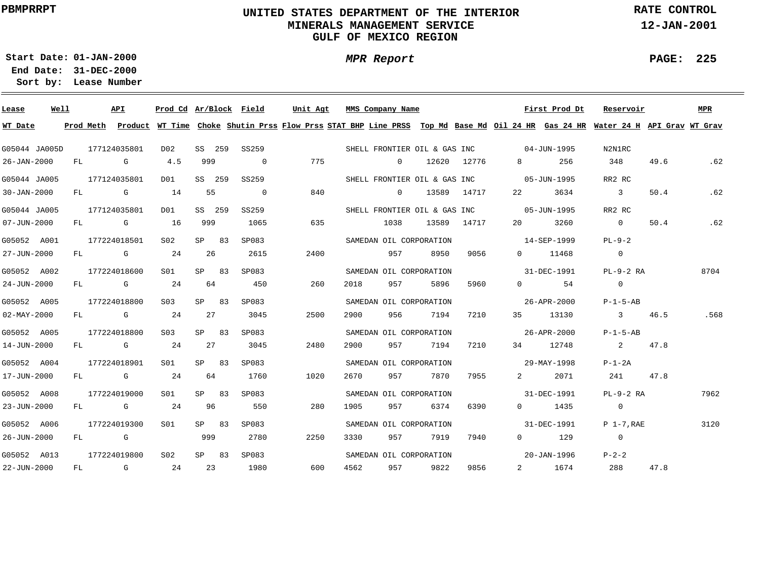UNITED STATES DEPARTMENT OF THE INTERIOR
MINERALS MANAGEMENT SERVICE
GULF OF MEXICO REGION

PBMPRRPT

RATE CONTROL
12-JAN-2001

Start Date: 01-JAN-2000
End Date: 31-DEC-2000
Sort by: Lease Number

*MPR Report*

| Lease | Well | API | Prod Cd | Ar/Block | Field | Unit Agt | MMS Company Name | | | First Prod Dt | | Reservoir | | MPR |
|---|---|---|---|---|---|---|---|---|---|---|---|---|---|---|
| WT Date | Prod Meth | Product | WT Time | Choke | Shutin Prss | Flow Prss | STAT BHP | Line PRSS | Top Md | Base Md | Oil 24 HR | Gas 24 HR | Water 24 H | API Grav | WT Grav |
| G05044 | JA005D | 177124035801 | D02 | SS 259 | SS259 | | SHELL FRONTIER OIL & GAS INC | | | 04-JUN-1995 | | N2N1RC | | |
| 26-JAN-2000 | FL | G | 4.5 | 999 | 0 | 775 | | 0 | 12620 | 12776 | 8 | 256 | 348 | 49.6 | .62 |
| G05044 | JA005 | 177124035801 | D01 | SS 259 | SS259 | | SHELL FRONTIER OIL & GAS INC | | | 05-JUN-1995 | | RR2 RC | | |
| 30-JAN-2000 | FL | G | 14 | 55 | 0 | 840 | | 0 | 13589 | 14717 | 22 | 3634 | 3 | 50.4 | .62 |
| G05044 | JA005 | 177124035801 | D01 | SS 259 | SS259 | | SHELL FRONTIER OIL & GAS INC | | | 05-JUN-1995 | | RR2 RC | | |
| 07-JUN-2000 | FL | G | 16 | 999 | 1065 | 635 | | 1038 | 13589 | 14717 | 20 | 3260 | 0 | 50.4 | .62 |
| G05052 | A001 | 177224018501 | S02 | SP 83 | SP083 | | SAMEDAN OIL CORPORATION | | | 14-SEP-1999 | | PL-9-2 | | |
| 27-JUN-2000 | FL | G | 24 | 26 | 2615 | 2400 | | 957 | 8950 | 9056 | 0 | 11468 | 0 | | |
| G05052 | A002 | 177224018600 | S01 | SP 83 | SP083 | | SAMEDAN OIL CORPORATION | | | 31-DEC-1991 | | PL-9-2 RA | | 8704 |
| 24-JUN-2000 | FL | G | 24 | 64 | 450 | 260 | 2018 | 957 | 5896 | 5960 | 0 | 54 | 0 | | |
| G05052 | A005 | 177224018800 | S03 | SP 83 | SP083 | | SAMEDAN OIL CORPORATION | | | 26-APR-2000 | | P-1-5-AB | | |
| 02-MAY-2000 | FL | G | 24 | 27 | 3045 | 2500 | 2900 | 956 | 7194 | 7210 | 35 | 13130 | 3 | 46.5 | .568 |
| G05052 | A005 | 177224018800 | S03 | SP 83 | SP083 | | SAMEDAN OIL CORPORATION | | | 26-APR-2000 | | P-1-5-AB | | |
| 14-JUN-2000 | FL | G | 24 | 27 | 3045 | 2480 | 2900 | 957 | 7194 | 7210 | 34 | 12748 | 2 | 47.8 | |
| G05052 | A004 | 177224018901 | S01 | SP 83 | SP083 | | SAMEDAN OIL CORPORATION | | | 29-MAY-1998 | | P-1-2A | | |
| 17-JUN-2000 | FL | G | 24 | 64 | 1760 | 1020 | 2670 | 957 | 7870 | 7955 | 2 | 2071 | 241 | 47.8 | |
| G05052 | A008 | 177224019000 | S01 | SP 83 | SP083 | | SAMEDAN OIL CORPORATION | | | 31-DEC-1991 | | PL-9-2 RA | | 7962 |
| 23-JUN-2000 | FL | G | 24 | 96 | 550 | 280 | 1905 | 957 | 6374 | 6390 | 0 | 1435 | 0 | | |
| G05052 | A006 | 177224019300 | S01 | SP 83 | SP083 | | SAMEDAN OIL CORPORATION | | | 31-DEC-1991 | | P 1-7,RAE | | 3120 |
| 26-JUN-2000 | FL | G | | 999 | 2780 | 2250 | 3330 | 957 | 7919 | 7940 | 0 | 129 | 0 | | |
| G05052 | A013 | 177224019800 | S02 | SP 83 | SP083 | | SAMEDAN OIL CORPORATION | | | 20-JAN-1996 | | P-2-2 | | |
| 22-JUN-2000 | FL | G | 24 | 23 | 1980 | 600 | 4562 | 957 | 9822 | 9856 | 2 | 1674 | 288 | 47.8 | |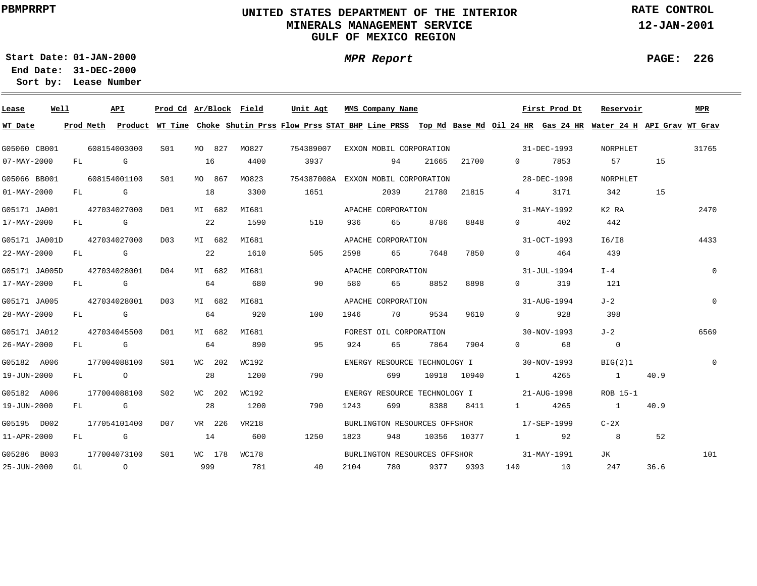UNITED STATES DEPARTMENT OF THE INTERIOR
MINERALS MANAGEMENT SERVICE
GULF OF MEXICO REGION

PBMPRRPT

RATE CONTROL
12-JAN-2001

**Start Date:** 01-JAN-2000
**End Date:** 31-DEC-2000
**Sort by:** Lease Number

*MPR Report*

| Lease | Well | API | Prod Cd | Ar/Block | Field | Unit Agt | MMS Company Name | | | | First Prod Dt | Reservoir | | MPR |
|---|---|---|---|---|---|---|---|---|---|---|---|---|---|---|
| **WT Date** | **Prod Meth** | **Product** | **WT Time** | **Choke** | **Shutin Prss** | **Flow Prss** | **STAT BHP** | **Line PRSS** | **Top Md** | **Base Md** | **Oil 24 HR** | **Gas 24 HR** | **Water 24 H** | **API Grav** | **WT Grav** |
| G05060 | CB001 | 608154003000 | S01 | MO 827 | MO827 | 754389007 | EXXON MOBIL CORPORATION | | | | 31-DEC-1993 | NORPHLET | | 31765 |
| 07-MAY-2000 | FL | G | | 16 | 4400 | 3937 | | 94 | 21665 | 21700 | 0 | 7853 | 57 | 15 | |
| G05066 | BB001 | 608154001100 | S01 | MO 867 | MO823 | 754387008A | EXXON MOBIL CORPORATION | | | | 28-DEC-1998 | NORPHLET | | |
| 01-MAY-2000 | FL | G | | 18 | 3300 | 1651 | | 2039 | 21780 | 21815 | 4 | 3171 | 342 | 15 | |
| G05171 | JA001 | 427034027000 | D01 | MI 682 | MI681 | | APACHE CORPORATION | | | | 31-MAY-1992 | K2 RA | | 2470 |
| 17-MAY-2000 | FL | G | | 22 | 1590 | 510 | 936 | 65 | 8786 | 8848 | 0 | 402 | 442 | | |
| G05171 | JA001D | 427034027000 | D03 | MI 682 | MI681 | | APACHE CORPORATION | | | | 31-OCT-1993 | I6/I8 | | 4433 |
| 22-MAY-2000 | FL | G | | 22 | 1610 | 505 | 2598 | 65 | 7648 | 7850 | 0 | 464 | 439 | | |
| G05171 | JA005D | 427034028001 | D04 | MI 682 | MI681 | | APACHE CORPORATION | | | | 31-JUL-1994 | I-4 | | 0 |
| 17-MAY-2000 | FL | G | | 64 | 680 | 90 | 580 | 65 | 8852 | 8898 | 0 | 319 | 121 | | |
| G05171 | JA005 | 427034028001 | D03 | MI 682 | MI681 | | APACHE CORPORATION | | | | 31-AUG-1994 | J-2 | | 0 |
| 28-MAY-2000 | FL | G | | 64 | 920 | 100 | 1946 | 70 | 9534 | 9610 | 0 | 928 | 398 | | |
| G05171 | JA012 | 427034045500 | D01 | MI 682 | MI681 | | FOREST OIL CORPORATION | | | | 30-NOV-1993 | J-2 | | 6569 |
| 26-MAY-2000 | FL | G | | 64 | 890 | 95 | 924 | 65 | 7864 | 7904 | 0 | 68 | 0 | | |
| G05182 | A006 | 177004088100 | S01 | WC 202 | WC192 | | ENERGY RESOURCE TECHNOLOGY I | | | | 30-NOV-1993 | BIG(2)1 | | 0 |
| 19-JUN-2000 | FL | O | | 28 | 1200 | 790 | | 699 | 10918 | 10940 | 1 | 4265 | 1 | 40.9 | |
| G05182 | A006 | 177004088100 | S02 | WC 202 | WC192 | | ENERGY RESOURCE TECHNOLOGY I | | | | 21-AUG-1998 | ROB 15-1 | | |
| 19-JUN-2000 | FL | G | | 28 | 1200 | 790 | 1243 | 699 | 8388 | 8411 | 1 | 4265 | 1 | 40.9 | |
| G05195 | D002 | 177054101400 | D07 | VR 226 | VR218 | | BURLINGTON RESOURCES OFFSHOR | | | | 17-SEP-1999 | C-2X | | |
| 11-APR-2000 | FL | G | | 14 | 600 | 1250 | 1823 | 948 | 10356 | 10377 | 1 | 92 | 8 | 52 | |
| G05286 | B003 | 177004073100 | S01 | WC 178 | WC178 | | BURLINGTON RESOURCES OFFSHOR | | | | 31-MAY-1991 | JK | | 101 |
| 25-JUN-2000 | GL | O | | 999 | 781 | 40 | 2104 | 780 | 9377 | 9393 | 140 | 10 | 247 | 36.6 | |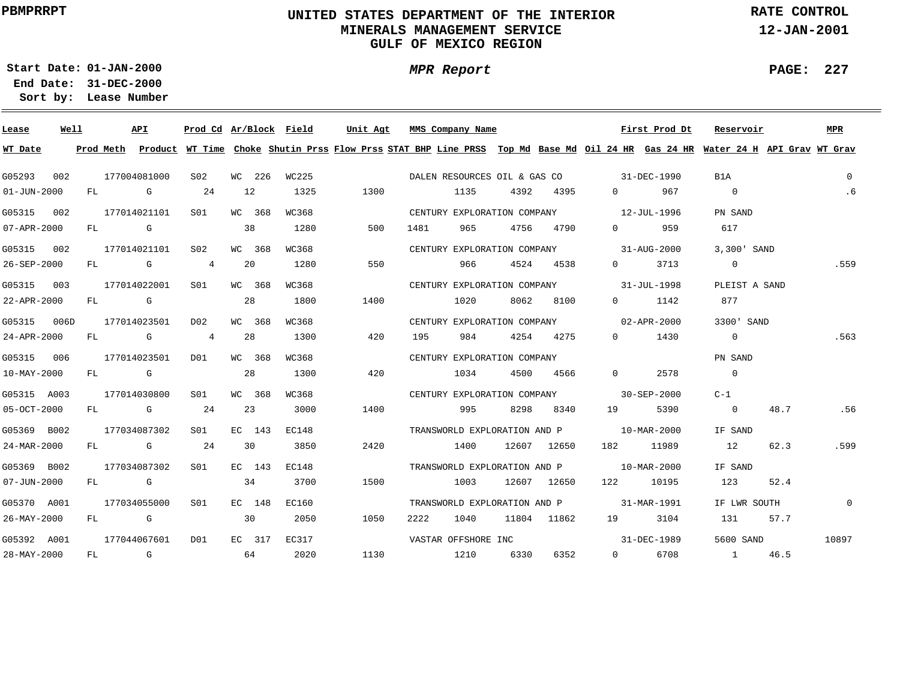PBMPRRPT

# UNITED STATES DEPARTMENT OF THE INTERIOR
## MINERALS MANAGEMENT SERVICE
## GULF OF MEXICO REGION

RATE CONTROL
12-JAN-2001

**Start Date:** 01-JAN-2000
**End Date:** 31-DEC-2000
**Sort by:** Lease Number

*MPR Report*

| Lease | Well | API | Prod Cd | Ar/Block | Field | Unit Agt | MMS Company Name | | | | First Prod Dt | | Reservoir | | MPR |
|---|---|---|---|---|---|---|---|---|---|---|---|---|---|---|---|
| **WT Date** | **Prod Meth** | **Product** | **WT Time** | **Choke** | **Shutin Prss** | **Flow Prss** | **STAT BHP** | **Line PRSS** | **Top Md** | **Base Md** | **Oil 24 HR** | **Gas 24 HR** | **Water 24 H** | **API Grav** | **WT Grav** |
| G05293 | 002 | 177004081000 | S02 | WC 226 | WC225 | | DALEN RESOURCES OIL & GAS CO | | | | 31-DEC-1990 | | B1A | | 0 |
| 01-JUN-2000 | FL | G | 24 | 12 | 1325 | 1300 | | 1135 | 4392 | 4395 | 0 | 967 | 0 | | .6 |
| G05315 | 002 | 177014021101 | S01 | WC 368 | WC368 | | CENTURY EXPLORATION COMPANY | | | | 12-JUL-1996 | | PN SAND | | |
| 07-APR-2000 | FL | G | | 38 | 1280 | 500 | 1481 | 965 | 4756 | 4790 | 0 | 959 | 617 | | |
| G05315 | 002 | 177014021101 | S02 | WC 368 | WC368 | | CENTURY EXPLORATION COMPANY | | | | 31-AUG-2000 | | 3,300' SAND | | |
| 26-SEP-2000 | FL | G | 4 | 20 | 1280 | 550 | | 966 | 4524 | 4538 | 0 | 3713 | 0 | | .559 |
| G05315 | 003 | 177014022001 | S01 | WC 368 | WC368 | | CENTURY EXPLORATION COMPANY | | | | 31-JUL-1998 | | PLEIST A SAND | | |
| 22-APR-2000 | FL | G | | 28 | 1800 | 1400 | | 1020 | 8062 | 8100 | 0 | 1142 | 877 | | |
| G05315 | 006D | 177014023501 | D02 | WC 368 | WC368 | | CENTURY EXPLORATION COMPANY | | | | 02-APR-2000 | | 3300' SAND | | |
| 24-APR-2000 | FL | G | 4 | 28 | 1300 | 420 | 195 | 984 | 4254 | 4275 | 0 | 1430 | 0 | | .563 |
| G05315 | 006 | 177014023501 | D01 | WC 368 | WC368 | | CENTURY EXPLORATION COMPANY | | | | | | PN SAND | | |
| 10-MAY-2000 | FL | G | | 28 | 1300 | 420 | | 1034 | 4500 | 4566 | 0 | 2578 | 0 | | |
| G05315 | A003 | 177014030800 | S01 | WC 368 | WC368 | | CENTURY EXPLORATION COMPANY | | | | 30-SEP-2000 | | C-1 | | |
| 05-OCT-2000 | FL | G | 24 | 23 | 3000 | 1400 | | 995 | 8298 | 8340 | 19 | 5390 | 0 | 48.7 | .56 |
| G05369 | B002 | 177034087302 | S01 | EC 143 | EC148 | | TRANSWORLD EXPLORATION AND P | | | | 10-MAR-2000 | | IF SAND | | |
| 24-MAR-2000 | FL | G | 24 | 30 | 3850 | 2420 | | 1400 | 12607 | 12650 | 182 | 11989 | 12 | 62.3 | .599 |
| G05369 | B002 | 177034087302 | S01 | EC 143 | EC148 | | TRANSWORLD EXPLORATION AND P | | | | 10-MAR-2000 | | IF SAND | | |
| 07-JUN-2000 | FL | G | | 34 | 3700 | 1500 | | 1003 | 12607 | 12650 | 122 | 10195 | 123 | 52.4 | |
| G05370 | A001 | 177034055000 | S01 | EC 148 | EC160 | | TRANSWORLD EXPLORATION AND P | | | | 31-MAR-1991 | | IF LWR SOUTH | | 0 |
| 26-MAY-2000 | FL | G | | 30 | 2050 | 1050 | 2222 | 1040 | 11804 | 11862 | 19 | 3104 | 131 | 57.7 | |
| G05392 | A001 | 177044067601 | D01 | EC 317 | EC317 | | VASTAR OFFSHORE INC | | | | 31-DEC-1989 | | 5600 SAND | | 10897 |
| 28-MAY-2000 | FL | G | | 64 | 2020 | 1130 | | 1210 | 6330 | 6352 | 0 | 6708 | 1 | 46.5 | |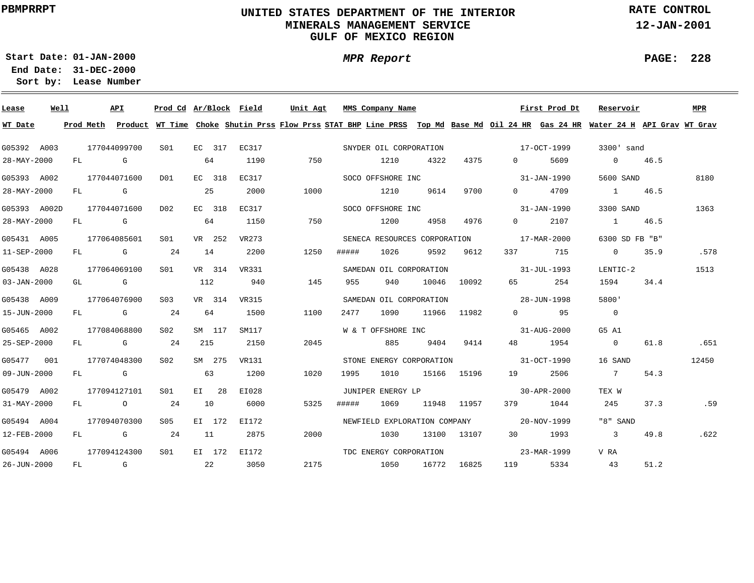PBMPRRPT

# UNITED STATES DEPARTMENT OF THE INTERIOR
## MINERALS MANAGEMENT SERVICE
## GULF OF MEXICO REGION

RATE CONTROL
12-JAN-2001

**Start Date:** 01-JAN-2000
**End Date:** 31-DEC-2000
**Sort by:** Lease Number

*MPR Report*

| Lease | Well | API | Prod Cd | Ar/Block | Field | Unit Agt | MMS Company Name | | | | First Prod Dt | | Reservoir | | MPR |
|---|---|---|---|---|---|---|---|---|---|---|---|---|---|---|---|
| **WT Date** | **Prod Meth** | **Product** | **WT Time** | **Choke** | **Shutin Prss** | **Flow Prss** | **STAT BHP** | **Line PRSS** | **Top Md** | **Base Md** | **Oil 24 HR** | **Gas 24 HR** | **Water 24 H** | **API Grav** | **WT Grav** |
| G05392 | A003 | 177044099700 | S01 | EC 317 | EC317 | | SNYDER OIL CORPORATION | | | | 17-OCT-1999 | | 3300' sand | | |
| 28-MAY-2000 | FL | G | | 64 | 1190 | 750 | | 1210 | 4322 | 4375 | 0 | 5609 | 0 | 46.5 | |
| G05393 | A002 | 177044071600 | D01 | EC 318 | EC317 | | SOCO OFFSHORE INC | | | | 31-JAN-1990 | | 5600 SAND | | 8180 |
| 28-MAY-2000 | FL | G | | 25 | 2000 | 1000 | | 1210 | 9614 | 9700 | 0 | 4709 | 1 | 46.5 | |
| G05393 | A002D | 177044071600 | D02 | EC 318 | EC317 | | SOCO OFFSHORE INC | | | | 31-JAN-1990 | | 3300 SAND | | 1363 |
| 28-MAY-2000 | FL | G | | 64 | 1150 | 750 | | 1200 | 4958 | 4976 | 0 | 2107 | 1 | 46.5 | |
| G05431 | A005 | 177064085601 | S01 | VR 252 | VR273 | | SENECA RESOURCES CORPORATION | | | | 17-MAR-2000 | | 6300 SD FB "B" | | |
| 11-SEP-2000 | FL | G | 24 | 14 | 2200 | 1250 | ##### | 1026 | 9592 | 9612 | 337 | 715 | 0 | 35.9 | .578 |
| G05438 | A028 | 177064069100 | S01 | VR 314 | VR331 | | SAMEDAN OIL CORPORATION | | | | 31-JUL-1993 | | LENTIC-2 | | 1513 |
| 03-JAN-2000 | GL | G | | 112 | 940 | 145 | 955 | 940 | 10046 | 10092 | 65 | 254 | 1594 | 34.4 | |
| G05438 | A009 | 177064076900 | S03 | VR 314 | VR315 | | SAMEDAN OIL CORPORATION | | | | 28-JUN-1998 | | 5800' | | |
| 15-JUN-2000 | FL | G | 24 | 64 | 1500 | 1100 | 2477 | 1090 | 11966 | 11982 | 0 | 95 | 0 | | |
| G05465 | A002 | 177084068800 | S02 | SM 117 | SM117 | | W & T OFFSHORE INC | | | | 31-AUG-2000 | | G5 A1 | | |
| 25-SEP-2000 | FL | G | 24 | 215 | 2150 | 2045 | | 885 | 9404 | 9414 | 48 | 1954 | 0 | 61.8 | .651 |
| G05477 | 001 | 177074048300 | S02 | SM 275 | VR131 | | STONE ENERGY CORPORATION | | | | 31-OCT-1990 | | 16 SAND | | 12450 |
| 09-JUN-2000 | FL | G | | 63 | 1200 | 1020 | 1995 | 1010 | 15166 | 15196 | 19 | 2506 | 7 | 54.3 | |
| G05479 | A002 | 177094127101 | S01 | EI 28 | EI028 | | JUNIPER ENERGY LP | | | | 30-APR-2000 | | TEX W | | |
| 31-MAY-2000 | FL | O | 24 | 10 | 6000 | 5325 | ##### | 1069 | 11948 | 11957 | 379 | 1044 | 245 | 37.3 | .59 |
| G05494 | A004 | 177094070300 | S05 | EI 172 | EI172 | | NEWFIELD EXPLORATION COMPANY | | | | 20-NOV-1999 | | "8" SAND | | |
| 12-FEB-2000 | FL | G | 24 | 11 | 2875 | 2000 | | 1030 | 13100 | 13107 | 30 | 1993 | 3 | 49.8 | .622 |
| G05494 | A006 | 177094124300 | S01 | EI 172 | EI172 | | TDC ENERGY CORPORATION | | | | 23-MAR-1999 | | V RA | | |
| 26-JUN-2000 | FL | G | | 22 | 3050 | 2175 | | 1050 | 16772 | 16825 | 119 | 5334 | 43 | 51.2 | |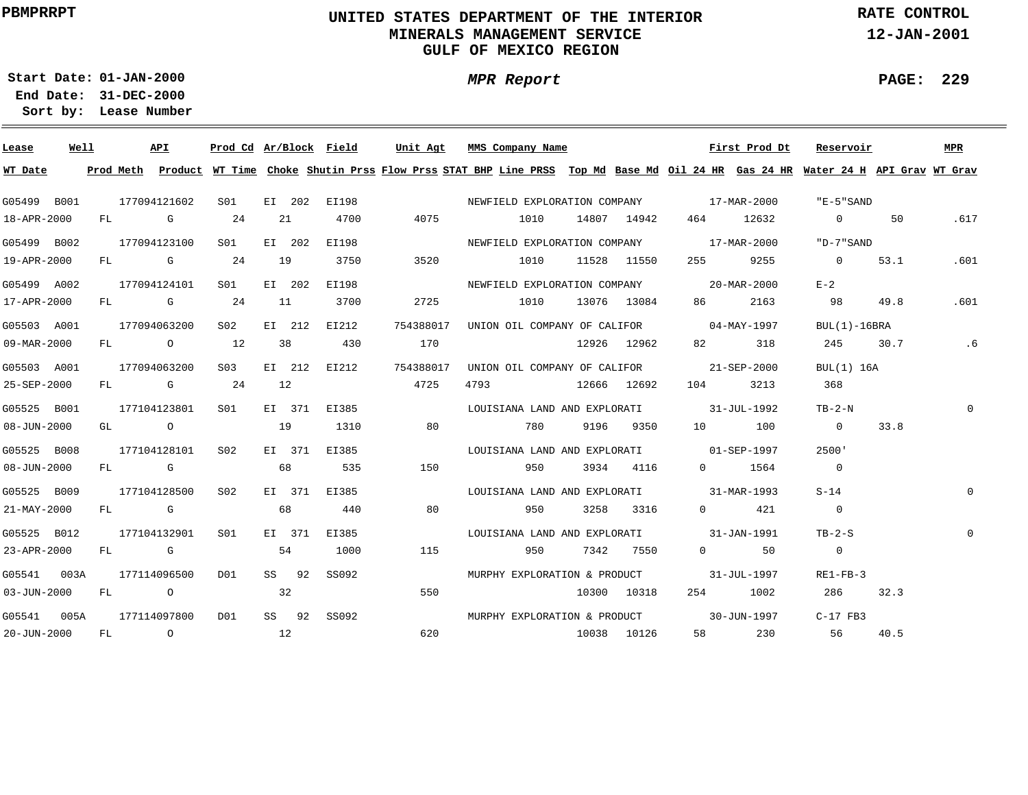**PBMPRRPT**

# UNITED STATES DEPARTMENT OF THE INTERIOR
## MINERALS MANAGEMENT SERVICE
## GULF OF MEXICO REGION

**RATE CONTROL**
**12-JAN-2001**

**Start Date: 01-JAN-2000**
**End Date: 31-DEC-2000**
**Sort by: Lease Number**

***MPR Report***

| Lease | Well | API | Prod Cd | Ar/Block | Field | Unit Agt | MMS Company Name | | | First Prod Dt | | Reservoir | | MPR |
|---|---|---|---|---|---|---|---|---|---|---|---|---|---|---|
| **WT Date** | **Prod Meth** | **Product** | **WT Time** | **Choke** | **Shutin Prss** | **Flow Prss** | **STAT BHP** | **Line PRSS** | **Top Md** | **Base Md** | **Oil 24 HR** | **Gas 24 HR** | **Water 24 H** | **API Grav** | **WT Grav** |
| G05499 | B001 | 177094121602 | S01 | EI 202 | EI198 | | NEWFIELD EXPLORATION COMPANY | | | 17-MAR-2000 | | "E-5"SAND | | |
| 18-APR-2000 | FL | G | 24 | 21 | 4700 | 4075 | | 1010 | 14807 | 14942 | 464 | 12632 | 0 | 50 | .617 |
| G05499 | B002 | 177094123100 | S01 | EI 202 | EI198 | | NEWFIELD EXPLORATION COMPANY | | | 17-MAR-2000 | | "D-7"SAND | | |
| 19-APR-2000 | FL | G | 24 | 19 | 3750 | 3520 | | 1010 | 11528 | 11550 | 255 | 9255 | 0 | 53.1 | .601 |
| G05499 | A002 | 177094124101 | S01 | EI 202 | EI198 | | NEWFIELD EXPLORATION COMPANY | | | 20-MAR-2000 | | E-2 | | |
| 17-APR-2000 | FL | G | 24 | 11 | 3700 | 2725 | | 1010 | 13076 | 13084 | 86 | 2163 | 98 | 49.8 | .601 |
| G05503 | A001 | 177094063200 | S02 | EI 212 | EI212 | 754388017 | UNION OIL COMPANY OF CALIFOR | | | 04-MAY-1997 | | BUL(1)-16BRA | | |
| 09-MAR-2000 | FL | O | 12 | 38 | 430 | 170 | | | 12926 | 12962 | 82 | 318 | 245 | 30.7 | .6 |
| G05503 | A001 | 177094063200 | S03 | EI 212 | EI212 | 754388017 | UNION OIL COMPANY OF CALIFOR | | | 21-SEP-2000 | | BUL(1) 16A | | |
| 25-SEP-2000 | FL | G | 24 | 12 | | 4725 | 4793 | | 12666 | 12692 | 104 | 3213 | 368 | | |
| G05525 | B001 | 177104123801 | S01 | EI 371 | EI385 | | LOUISIANA LAND AND EXPLORATI | | | 31-JUL-1992 | | TB-2-N | | 0 |
| 08-JUN-2000 | GL | O | | 19 | 1310 | 80 | | 780 | 9196 | 9350 | 10 | 100 | 0 | 33.8 | |
| G05525 | B008 | 177104128101 | S02 | EI 371 | EI385 | | LOUISIANA LAND AND EXPLORATI | | | 01-SEP-1997 | | 2500' | | |
| 08-JUN-2000 | FL | G | | 68 | 535 | 150 | | 950 | 3934 | 4116 | 0 | 1564 | 0 | | |
| G05525 | B009 | 177104128500 | S02 | EI 371 | EI385 | | LOUISIANA LAND AND EXPLORATI | | | 31-MAR-1993 | | S-14 | | 0 |
| 21-MAY-2000 | FL | G | | 68 | 440 | 80 | | 950 | 3258 | 3316 | 0 | 421 | 0 | | |
| G05525 | B012 | 177104132901 | S01 | EI 371 | EI385 | | LOUISIANA LAND AND EXPLORATI | | | 31-JAN-1991 | | TB-2-S | | 0 |
| 23-APR-2000 | FL | G | | 54 | 1000 | 115 | | 950 | 7342 | 7550 | 0 | 50 | 0 | | |
| G05541 | 003A | 177114096500 | D01 | SS 92 | SS092 | | MURPHY EXPLORATION & PRODUCT | | | 31-JUL-1997 | | RE1-FB-3 | | |
| 03-JUN-2000 | FL | O | | 32 | | 550 | | | 10300 | 10318 | 254 | 1002 | 286 | 32.3 | |
| G05541 | 005A | 177114097800 | D01 | SS 92 | SS092 | | MURPHY EXPLORATION & PRODUCT | | | 30-JUN-1997 | | C-17 FB3 | | |
| 20-JUN-2000 | FL | O | | 12 | | 620 | | | 10038 | 10126 | 58 | 230 | 56 | 40.5 | |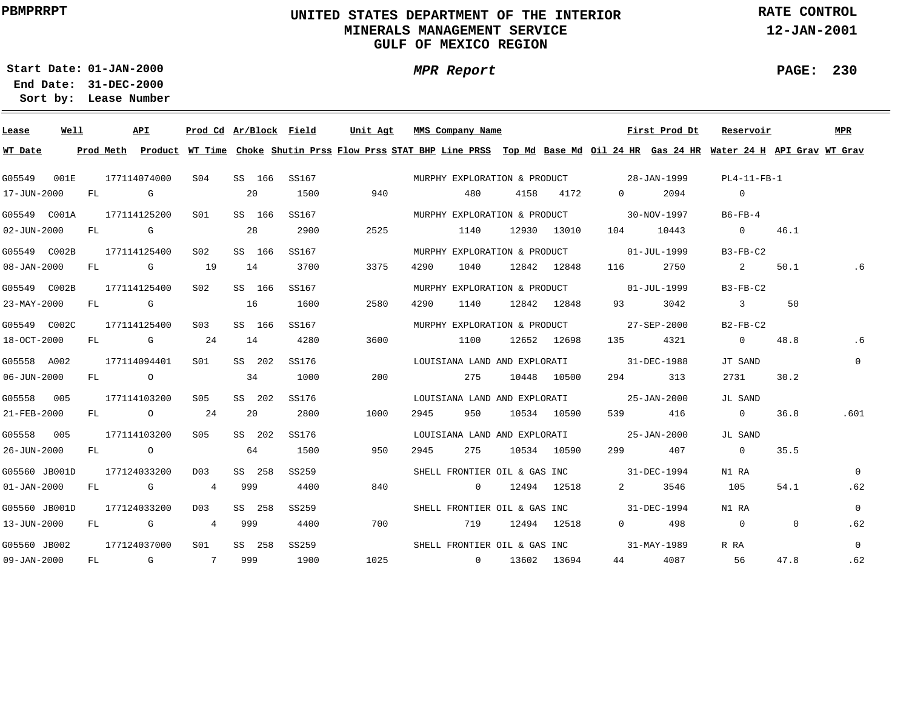PBMPRRPT

# UNITED STATES DEPARTMENT OF THE INTERIOR
## MINERALS MANAGEMENT SERVICE
## GULF OF MEXICO REGION

RATE CONTROL
12-JAN-2001

Start Date: 01-JAN-2000
End Date: 31-DEC-2000
Sort by: Lease Number

*MPR Report*

PAGE: 230

| Lease | Well | API | Prod Cd | Ar/Block | Field | Unit Agt | MMS Company Name | | | First Prod Dt | | Reservoir | | MPR |
|---|---|---|---|---|---|---|---|---|---|---|---|---|---|---|
| WT Date | Prod Meth | Product | WT Time | Choke | Shutin Prss | Flow Prss | STAT BHP | Line PRSS | Top Md | Base Md | Oil 24 HR | Gas 24 HR | Water 24 H | API Grav | WT Grav |
| G05549 | 001E | 177114074000 | S04 | SS 166 | SS167 | | MURPHY EXPLORATION & PRODUCT | | | 28-JAN-1999 | | PL4-11-FB-1 | | |
| 17-JUN-2000 | FL | G | | 20 | 1500 | 940 | | 480 | 4158 | 4172 | 0 | 2094 | 0 | | |
| G05549 | C001A | 177114125200 | S01 | SS 166 | SS167 | | MURPHY EXPLORATION & PRODUCT | | | 30-NOV-1997 | | B6-FB-4 | | |
| 02-JUN-2000 | FL | G | | 28 | 2900 | 2525 | | 1140 | 12930 | 13010 | 104 | 10443 | 0 | 46.1 | |
| G05549 | C002B | 177114125400 | S02 | SS 166 | SS167 | | MURPHY EXPLORATION & PRODUCT | | | 01-JUL-1999 | | B3-FB-C2 | | |
| 08-JAN-2000 | FL | G | 19 | 14 | 3700 | 3375 | 4290 | 1040 | 12842 | 12848 | 116 | 2750 | 2 | 50.1 | .6 |
| G05549 | C002B | 177114125400 | S02 | SS 166 | SS167 | | MURPHY EXPLORATION & PRODUCT | | | 01-JUL-1999 | | B3-FB-C2 | | |
| 23-MAY-2000 | FL | G | | 16 | 1600 | 2580 | 4290 | 1140 | 12842 | 12848 | 93 | 3042 | 3 | 50 | |
| G05549 | C002C | 177114125400 | S03 | SS 166 | SS167 | | MURPHY EXPLORATION & PRODUCT | | | 27-SEP-2000 | | B2-FB-C2 | | |
| 18-OCT-2000 | FL | G | 24 | 14 | 4280 | 3600 | | 1100 | 12652 | 12698 | 135 | 4321 | 0 | 48.8 | .6 |
| G05558 | A002 | 177114094401 | S01 | SS 202 | SS176 | | LOUISIANA LAND AND EXPLORATI | | | 31-DEC-1988 | | JT SAND | | 0 |
| 06-JUN-2000 | FL | O | | 34 | 1000 | 200 | | 275 | 10448 | 10500 | 294 | 313 | 2731 | 30.2 | |
| G05558 | 005 | 177114103200 | S05 | SS 202 | SS176 | | LOUISIANA LAND AND EXPLORATI | | | 25-JAN-2000 | | JL SAND | | |
| 21-FEB-2000 | FL | O | 24 | 20 | 2800 | 1000 | 2945 | 950 | 10534 | 10590 | 539 | 416 | 0 | 36.8 | .601 |
| G05558 | 005 | 177114103200 | S05 | SS 202 | SS176 | | LOUISIANA LAND AND EXPLORATI | | | 25-JAN-2000 | | JL SAND | | |
| 26-JUN-2000 | FL | O | | 64 | 1500 | 950 | 2945 | 275 | 10534 | 10590 | 299 | 407 | 0 | 35.5 | |
| G05560 | JB001D | 177124033200 | D03 | SS 258 | SS259 | | SHELL FRONTIER OIL & GAS INC | | | 31-DEC-1994 | | N1 RA | | 0 |
| 01-JAN-2000 | FL | G | 4 | 999 | 4400 | 840 | | 0 | 12494 | 12518 | 2 | 3546 | 105 | 54.1 | .62 |
| G05560 | JB001D | 177124033200 | D03 | SS 258 | SS259 | | SHELL FRONTIER OIL & GAS INC | | | 31-DEC-1994 | | N1 RA | | 0 |
| 13-JUN-2000 | FL | G | 4 | 999 | 4400 | 700 | | 719 | 12494 | 12518 | 0 | 498 | 0 | 0 | .62 |
| G05560 | JB002 | 177124037000 | S01 | SS 258 | SS259 | | SHELL FRONTIER OIL & GAS INC | | | 31-MAY-1989 | | R RA | | 0 |
| 09-JAN-2000 | FL | G | 7 | 999 | 1900 | 1025 | | 0 | 13602 | 13694 | 44 | 4087 | 56 | 47.8 | .62 |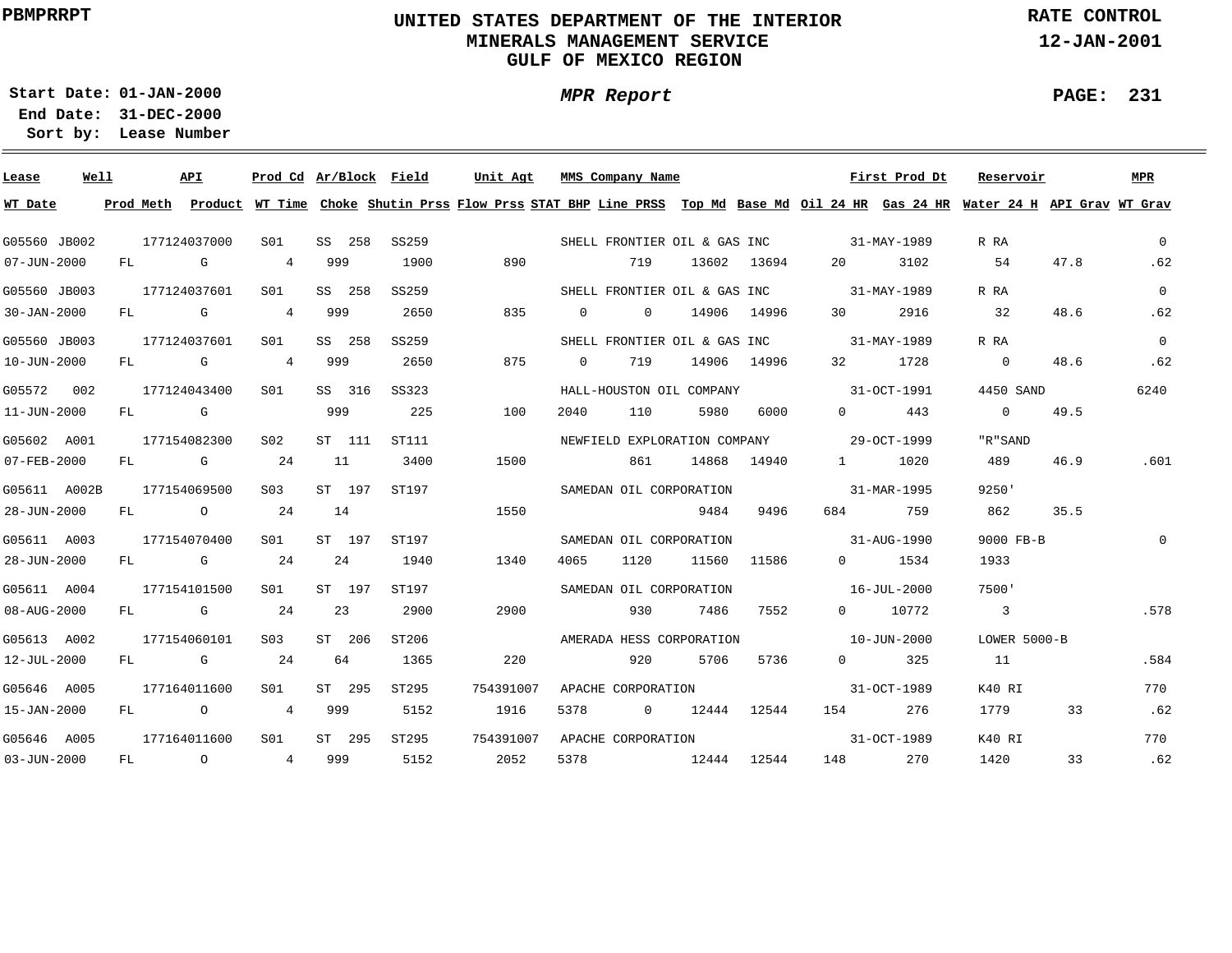| Lease | Well | API | Prod Cd | Ar/Block | Field | Unit Agt | MMS Company Name | | | | | First Prod Dt | Reservoir | | MPR |
|---|---|---|---|---|---|---|---|---|---|---|---|---|---|---|---|
| **WT Date** | **Prod Meth** | **Product** | **WT Time** | **Choke** | **Shutin Prss** | **Flow Prss** | **STAT BHP** | **Line PRSS** | **Top Md** | **Base Md** | **Oil 24 HR** | **Gas 24 HR** | **Water 24 H** | **API Grav** | **WT Grav** |
| G05560 | JB002 | 177124037000 | S01 | SS 258 | SS259 | | SHELL FRONTIER OIL & GAS INC | | | | | 31-MAY-1989 | R RA | | 0 |
| 07-JUN-2000 | FL | G | 4 | 999 | 1900 | 890 | | 719 | 13602 | 13694 | 20 | 3102 | 54 | 47.8 | .62 |
| G05560 | JB003 | 177124037601 | S01 | SS 258 | SS259 | | SHELL FRONTIER OIL & GAS INC | | | | | 31-MAY-1989 | R RA | | 0 |
| 30-JAN-2000 | FL | G | 4 | 999 | 2650 | 835 | 0 | 0 | 14906 | 14996 | 30 | 2916 | 32 | 48.6 | .62 |
| G05560 | JB003 | 177124037601 | S01 | SS 258 | SS259 | | SHELL FRONTIER OIL & GAS INC | | | | | 31-MAY-1989 | R RA | | 0 |
| 10-JUN-2000 | FL | G | 4 | 999 | 2650 | 875 | 0 | 719 | 14906 | 14996 | 32 | 1728 | 0 | 48.6 | .62 |
| G05572 | 002 | 177124043400 | S01 | SS 316 | SS323 | | HALL-HOUSTON OIL COMPANY | | | | | 31-OCT-1991 | 4450 SAND | | 6240 |
| 11-JUN-2000 | FL | G | | 999 | 225 | 100 | 2040 | 110 | 5980 | 6000 | 0 | 443 | 0 | 49.5 | |
| G05602 | A001 | 177154082300 | S02 | ST 111 | ST111 | | NEWFIELD EXPLORATION COMPANY | | | | | 29-OCT-1999 | "R"SAND | | |
| 07-FEB-2000 | FL | G | 24 | 11 | 3400 | 1500 | | 861 | 14868 | 14940 | 1 | 1020 | 489 | 46.9 | .601 |
| G05611 | A002B | 177154069500 | S03 | ST 197 | ST197 | | SAMEDAN OIL CORPORATION | | | | | 31-MAR-1995 | 9250' | | |
| 28-JUN-2000 | FL | O | 24 | 14 | | 1550 | | | 9484 | 9496 | 684 | 759 | 862 | 35.5 | |
| G05611 | A003 | 177154070400 | S01 | ST 197 | ST197 | | SAMEDAN OIL CORPORATION | | | | | 31-AUG-1990 | 9000 FB-B | | 0 |
| 28-JUN-2000 | FL | G | 24 | 24 | 1940 | 1340 | 4065 | 1120 | 11560 | 11586 | 0 | 1534 | 1933 | | |
| G05611 | A004 | 177154101500 | S01 | ST 197 | ST197 | | SAMEDAN OIL CORPORATION | | | | | 16-JUL-2000 | 7500' | | |
| 08-AUG-2000 | FL | G | 24 | 23 | 2900 | 2900 | | 930 | 7486 | 7552 | 0 | 10772 | 3 | | .578 |
| G05613 | A002 | 177154060101 | S03 | ST 206 | ST206 | | AMERADA HESS CORPORATION | | | | | 10-JUN-2000 | LOWER 5000-B | | |
| 12-JUL-2000 | FL | G | 24 | 64 | 1365 | 220 | | 920 | 5706 | 5736 | 0 | 325 | 11 | | .584 |
| G05646 | A005 | 177164011600 | S01 | ST 295 | ST295 | 754391007 | APACHE CORPORATION | | | | | 31-OCT-1989 | K40 RI | | 770 |
| 15-JAN-2000 | FL | O | 4 | 999 | 5152 | 1916 | 5378 | 0 | 12444 | 12544 | 154 | 276 | 1779 | 33 | .62 |
| G05646 | A005 | 177164011600 | S01 | ST 295 | ST295 | 754391007 | APACHE CORPORATION | | | | | 31-OCT-1989 | K40 RI | | 770 |
| 03-JUN-2000 | FL | O | 4 | 999 | 5152 | 2052 | 5378 | | 12444 | 12544 | 148 | 270 | 1420 | 33 | .62 |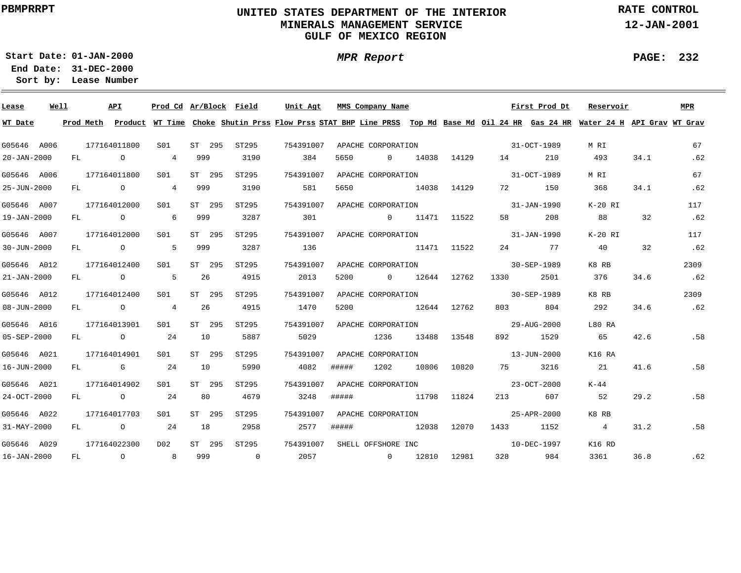UNITED STATES DEPARTMENT OF THE INTERIOR
MINERALS MANAGEMENT SERVICE
GULF OF MEXICO REGION

PBMPRRPT

RATE CONTROL
12-JAN-2001

Start Date: 01-JAN-2000
End Date: 31-DEC-2000
Sort by: Lease Number

*MPR Report*

| Lease | Well | API | Prod Cd | Ar/Block | Field | Unit Agt | MMS Company Name | | | | First Prod Dt | | Reservoir | | MPR |
|---|---|---|---|---|---|---|---|---|---|---|---|---|---|---|---|
| **WT Date** | **Prod Meth** | **Product** | **WT Time** | **Choke** | **Shutin Prss** | **Flow Prss** | **STAT BHP** | **Line PRSS** | **Top Md** | **Base Md** | **Oil 24 HR** | **Gas 24 HR** | **Water 24 H** | **API Grav** | **WT Grav** |
| G05646 | A006 | 177164011800 | S01 | ST 295 | ST295 | 754391007 | APACHE CORPORATION | | | | 31-OCT-1989 | | M RI | | 67 |
| 20-JAN-2000 | FL | O | 4 | 999 | 3190 | 384 | 5650 | 0 | 14038 | 14129 | 14 | 210 | 493 | 34.1 | .62 |
| G05646 | A006 | 177164011800 | S01 | ST 295 | ST295 | 754391007 | APACHE CORPORATION | | | | 31-OCT-1989 | | M RI | | 67 |
| 25-JUN-2000 | FL | O | 4 | 999 | 3190 | 581 | 5650 | | 14038 | 14129 | 72 | 150 | 368 | 34.1 | .62 |
| G05646 | A007 | 177164012000 | S01 | ST 295 | ST295 | 754391007 | APACHE CORPORATION | | | | 31-JAN-1990 | | K-20 RI | | 117 |
| 19-JAN-2000 | FL | O | 6 | 999 | 3287 | 301 | | 0 | 11471 | 11522 | 58 | 208 | 88 | 32 | .62 |
| G05646 | A007 | 177164012000 | S01 | ST 295 | ST295 | 754391007 | APACHE CORPORATION | | | | 31-JAN-1990 | | K-20 RI | | 117 |
| 30-JUN-2000 | FL | O | 5 | 999 | 3287 | 136 | | | 11471 | 11522 | 24 | 77 | 40 | 32 | .62 |
| G05646 | A012 | 177164012400 | S01 | ST 295 | ST295 | 754391007 | APACHE CORPORATION | | | | 30-SEP-1989 | | K8 RB | | 2309 |
| 21-JAN-2000 | FL | O | 5 | 26 | 4915 | 2013 | 5200 | 0 | 12644 | 12762 | 1330 | 2501 | 376 | 34.6 | .62 |
| G05646 | A012 | 177164012400 | S01 | ST 295 | ST295 | 754391007 | APACHE CORPORATION | | | | 30-SEP-1989 | | K8 RB | | 2309 |
| 08-JUN-2000 | FL | O | 4 | 26 | 4915 | 1470 | 5200 | | 12644 | 12762 | 803 | 804 | 292 | 34.6 | .62 |
| G05646 | A016 | 177164013901 | S01 | ST 295 | ST295 | 754391007 | APACHE CORPORATION | | | | 29-AUG-2000 | | L80 RA | | |
| 05-SEP-2000 | FL | O | 24 | 10 | 5887 | 5029 | | 1236 | 13488 | 13548 | 892 | 1529 | 65 | 42.6 | .58 |
| G05646 | A021 | 177164014901 | S01 | ST 295 | ST295 | 754391007 | APACHE CORPORATION | | | | 13-JUN-2000 | | K16 RA | | |
| 16-JUN-2000 | FL | G | 24 | 10 | 5990 | 4082 | ##### | 1202 | 10806 | 10820 | 75 | 3216 | 21 | 41.6 | .58 |
| G05646 | A021 | 177164014902 | S01 | ST 295 | ST295 | 754391007 | APACHE CORPORATION | | | | 23-OCT-2000 | | K-44 | | |
| 24-OCT-2000 | FL | O | 24 | 80 | 4679 | 3248 | ##### | | 11798 | 11824 | 213 | 607 | 52 | 29.2 | .58 |
| G05646 | A022 | 177164017703 | S01 | ST 295 | ST295 | 754391007 | APACHE CORPORATION | | | | 25-APR-2000 | | K8 RB | | |
| 31-MAY-2000 | FL | O | 24 | 18 | 2958 | 2577 | ##### | | 12038 | 12070 | 1433 | 1152 | 4 | 31.2 | .58 |
| G05646 | A029 | 177164022300 | D02 | ST 295 | ST295 | 754391007 | SHELL OFFSHORE INC | | | | 10-DEC-1997 | | K16 RD | | |
| 16-JAN-2000 | FL | O | 8 | 999 | 0 | 2057 | | 0 | 12810 | 12981 | 328 | 984 | 3361 | 36.8 | .62 |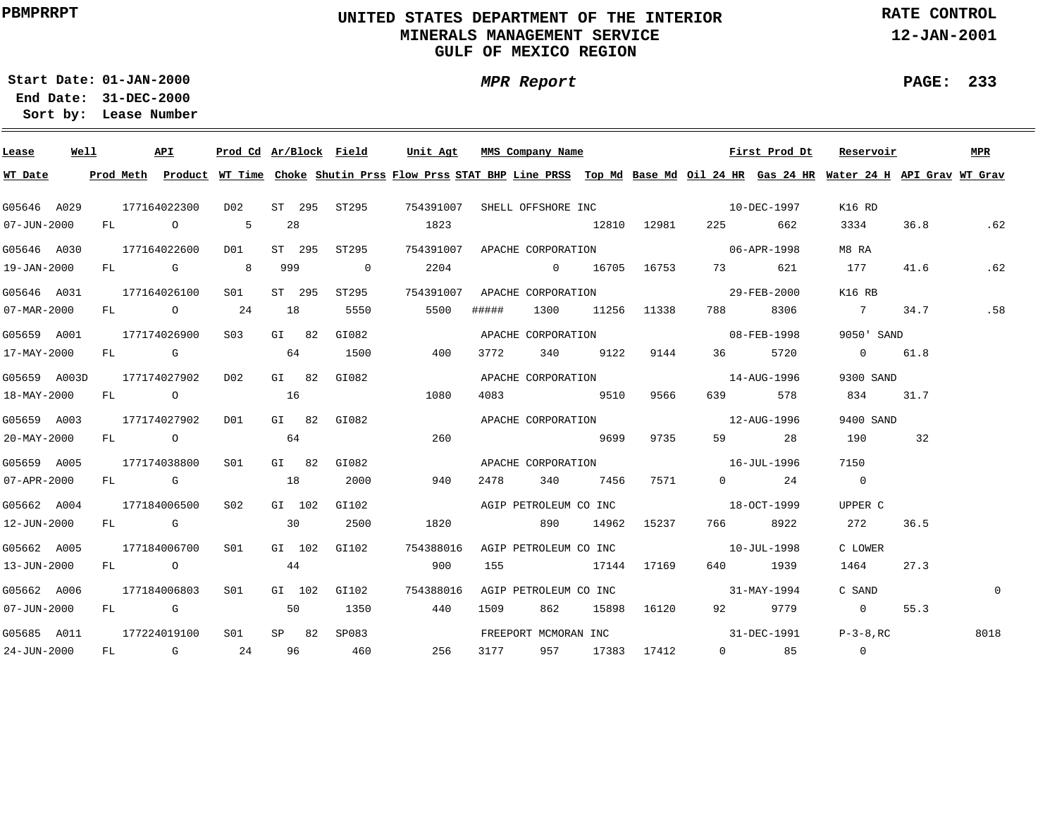PBMPRRPT

# UNITED STATES DEPARTMENT OF THE INTERIOR
## MINERALS MANAGEMENT SERVICE
## GULF OF MEXICO REGION

RATE CONTROL
12-JAN-2001

Start Date: 01-JAN-2000
End Date: 31-DEC-2000
Sort by: Lease Number

*MPR Report*

| Lease | Well | API | Prod Cd | Ar/Block | Field | Unit Agt | MMS Company Name | | | | | First Prod Dt | Reservoir | | MPR |
|---|---|---|---|---|---|---|---|---|---|---|---|---|---|---|---|
| WT Date | Prod Meth | Product | WT Time | Choke | Shutin Prss | Flow Prss | STAT BHP | Line PRSS | Top Md | Base Md | Oil 24 HR | Gas 24 HR | Water 24 H | API Grav | WT Grav |
| G05646 | A029 | 177164022300 | D02 | ST 295 | ST295 | 754391007 | SHELL OFFSHORE INC | | | | | 10-DEC-1997 | K16 RD | | |
| 07-JUN-2000 | FL | O | 5 | 28 | | 1823 | | | 12810 | 12981 | 225 | 662 | 3334 | 36.8 | .62 |
| G05646 | A030 | 177164022600 | D01 | ST 295 | ST295 | 754391007 | APACHE CORPORATION | | | | | 06-APR-1998 | M8 RA | | |
| 19-JAN-2000 | FL | G | 8 | 999 | 0 | 2204 | | 0 | 16705 | 16753 | 73 | 621 | 177 | 41.6 | .62 |
| G05646 | A031 | 177164026100 | S01 | ST 295 | ST295 | 754391007 | APACHE CORPORATION | | | | | 29-FEB-2000 | K16 RB | | |
| 07-MAR-2000 | FL | O | 24 | 18 | 5550 | 5500 | ##### | 1300 | 11256 | 11338 | 788 | 8306 | 7 | 34.7 | .58 |
| G05659 | A001 | 177174026900 | S03 | GI 82 | GI082 | | APACHE CORPORATION | | | | | 08-FEB-1998 | 9050' SAND | | |
| 17-MAY-2000 | FL | G | | 64 | 1500 | 400 | 3772 | 340 | 9122 | 9144 | 36 | 5720 | 0 | 61.8 | |
| G05659 | A003D | 177174027902 | D02 | GI 82 | GI082 | | APACHE CORPORATION | | | | | 14-AUG-1996 | 9300 SAND | | |
| 18-MAY-2000 | FL | O | | 16 | | 1080 | 4083 | | 9510 | 9566 | 639 | 578 | 834 | 31.7 | |
| G05659 | A003 | 177174027902 | D01 | GI 82 | GI082 | | APACHE CORPORATION | | | | | 12-AUG-1996 | 9400 SAND | | |
| 20-MAY-2000 | FL | O | | 64 | | 260 | | | 9699 | 9735 | 59 | 28 | 190 | 32 | |
| G05659 | A005 | 177174038800 | S01 | GI 82 | GI082 | | APACHE CORPORATION | | | | | 16-JUL-1996 | 7150 | | |
| 07-APR-2000 | FL | G | | 18 | 2000 | 940 | 2478 | 340 | 7456 | 7571 | 0 | 24 | 0 | | |
| G05662 | A004 | 177184006500 | S02 | GI 102 | GI102 | | AGIP PETROLEUM CO INC | | | | | 18-OCT-1999 | UPPER C | | |
| 12-JUN-2000 | FL | G | | 30 | 2500 | 1820 | | 890 | 14962 | 15237 | 766 | 8922 | 272 | 36.5 | |
| G05662 | A005 | 177184006700 | S01 | GI 102 | GI102 | 754388016 | AGIP PETROLEUM CO INC | | | | | 10-JUL-1998 | C LOWER | | |
| 13-JUN-2000 | FL | O | | 44 | | 900 | 155 | | 17144 | 17169 | 640 | 1939 | 1464 | 27.3 | |
| G05662 | A006 | 177184006803 | S01 | GI 102 | GI102 | 754388016 | AGIP PETROLEUM CO INC | | | | | 31-MAY-1994 | C SAND | | 0 |
| 07-JUN-2000 | FL | G | | 50 | 1350 | 440 | 1509 | 862 | 15898 | 16120 | 92 | 9779 | 0 | 55.3 | |
| G05685 | A011 | 177224019100 | S01 | SP 82 | SP083 | | FREEPORT MCMORAN INC | | | | | 31-DEC-1991 | P-3-8,RC | | 8018 |
| 24-JUN-2000 | FL | G | 24 | 96 | 460 | 256 | 3177 | 957 | 17383 | 17412 | 0 | 85 | 0 | | |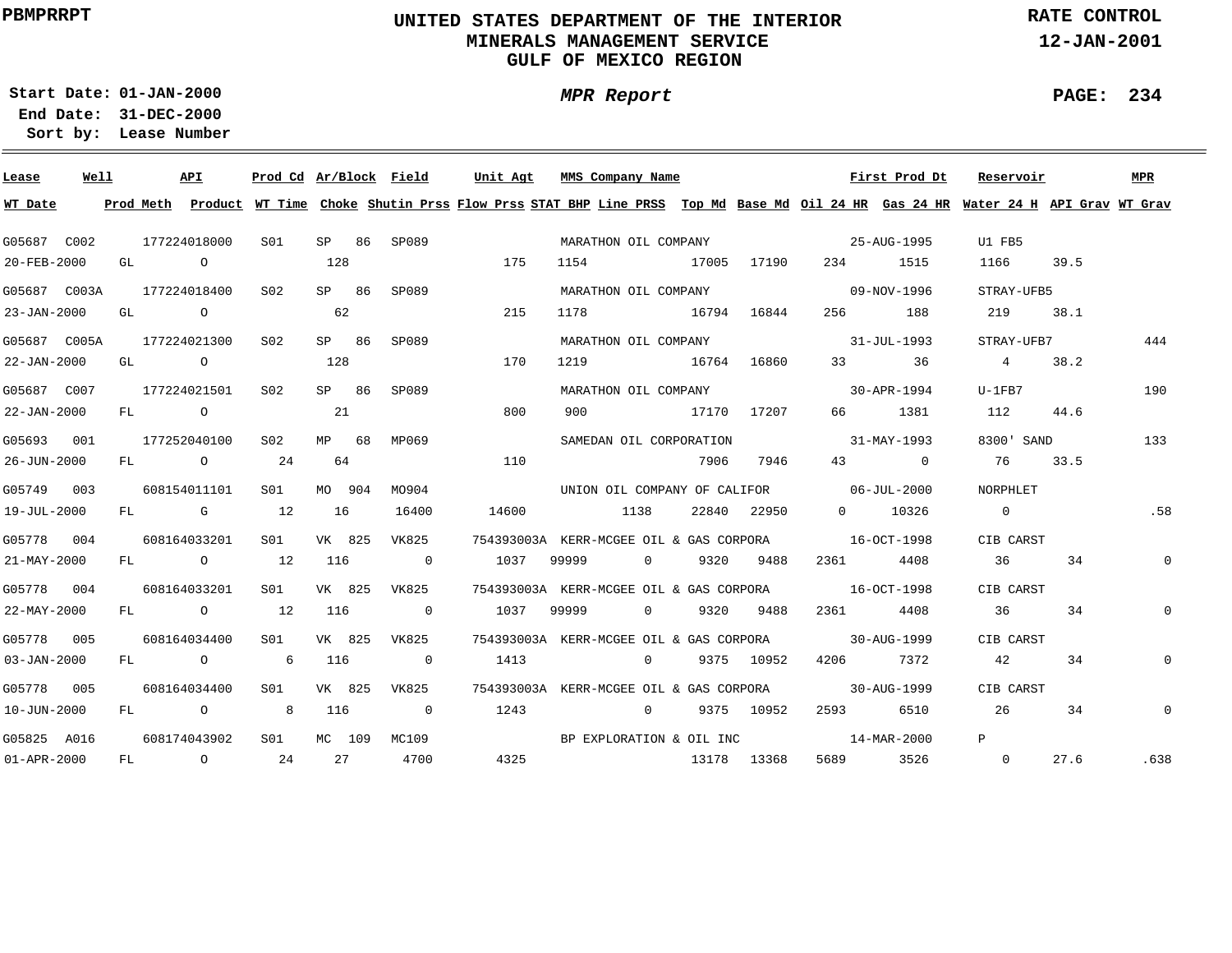**UNITED STATES DEPARTMENT OF THE INTERIOR**
**MINERALS MANAGEMENT SERVICE**
**GULF OF MEXICO REGION**

PBMPRRPT — RATE CONTROL — 12-JAN-2001

**Start Date:** 01-JAN-2000
**End Date:** 31-DEC-2000
**Sort by:** Lease Number

*MPR Report*

| Lease | Well | API | Prod Cd | Ar/Block | Field | Unit Agt | MMS Company Name | First Prod Dt | Reservoir | MPR | WT Date | Prod Meth | Product | WT Time | Choke | Shutin Prss | Flow Prss | STAT BHP | Line PRSS | Top Md | Base Md | Oil 24 HR | Gas 24 HR | Water 24 H | API Grav | WT Grav |
|---|---|---|---|---|---|---|---|---|---|---|---|---|---|---|---|---|---|---|---|---|---|---|---|---|---|---|
| G05687 | C002 | 177224018000 | S01 | SP 86 | SP089 | | MARATHON OIL COMPANY | 25-AUG-1995 | U1 FB5 | | 20-FEB-2000 | GL | O | | 128 | | 175 | 1154 | | 17005 | 17190 | 234 | 1515 | 1166 | 39.5 | |
| G05687 | C003A | 177224018400 | S02 | SP 86 | SP089 | | MARATHON OIL COMPANY | 09-NOV-1996 | STRAY-UFB5 | | 23-JAN-2000 | GL | O | | 62 | | 215 | 1178 | | 16794 | 16844 | 256 | 188 | 219 | 38.1 | |
| G05687 | C005A | 177224021300 | S02 | SP 86 | SP089 | | MARATHON OIL COMPANY | 31-JUL-1993 | STRAY-UFB7 | 444 | 22-JAN-2000 | GL | O | | 128 | | 170 | 1219 | | 16764 | 16860 | 33 | 36 | 4 | 38.2 | |
| G05687 | C007 | 177224021501 | S02 | SP 86 | SP089 | | MARATHON OIL COMPANY | 30-APR-1994 | U-1FB7 | 190 | 22-JAN-2000 | FL | O | | 21 | | 800 | 900 | | 17170 | 17207 | 66 | 1381 | 112 | 44.6 | |
| G05693 | 001 | 177252040100 | S02 | MP 68 | MP069 | | SAMEDAN OIL CORPORATION | 31-MAY-1993 | 8300' SAND | 133 | 26-JUN-2000 | FL | O | 24 | 64 | | 110 | | | 7906 | 7946 | 43 | 0 | 76 | 33.5 | |
| G05749 | 003 | 608154011101 | S01 | MO 904 | MO904 | | UNION OIL COMPANY OF CALIFOR | 06-JUL-2000 | NORPHLET | | 19-JUL-2000 | FL | G | 12 | 16 | 16400 | 14600 | | 1138 | 22840 | 22950 | 0 | 10326 | 0 | | .58 |
| G05778 | 004 | 608164033201 | S01 | VK 825 | VK825 | 754393003A | KERR-MCGEE OIL & GAS CORPORA | 16-OCT-1998 | CIB CARST | | 21-MAY-2000 | FL | O | 12 | 116 | 0 | 1037 | 99999 | 0 | 9320 | 9488 | 2361 | 4408 | 36 | 34 | 0 |
| G05778 | 004 | 608164033201 | S01 | VK 825 | VK825 | 754393003A | KERR-MCGEE OIL & GAS CORPORA | 16-OCT-1998 | CIB CARST | | 22-MAY-2000 | FL | O | 12 | 116 | 0 | 1037 | 99999 | 0 | 9320 | 9488 | 2361 | 4408 | 36 | 34 | 0 |
| G05778 | 005 | 608164034400 | S01 | VK 825 | VK825 | 754393003A | KERR-MCGEE OIL & GAS CORPORA | 30-AUG-1999 | CIB CARST | | 03-JAN-2000 | FL | O | 6 | 116 | 0 | 1413 | | 0 | 9375 | 10952 | 4206 | 7372 | 42 | 34 | 0 |
| G05778 | 005 | 608164034400 | S01 | VK 825 | VK825 | 754393003A | KERR-MCGEE OIL & GAS CORPORA | 30-AUG-1999 | CIB CARST | | 10-JUN-2000 | FL | O | 8 | 116 | 0 | 1243 | | 0 | 9375 | 10952 | 2593 | 6510 | 26 | 34 | 0 |
| G05825 | A016 | 608174043902 | S01 | MC 109 | MC109 | | BP EXPLORATION & OIL INC | 14-MAR-2000 | P | | 01-APR-2000 | FL | O | 24 | 27 | 4700 | 4325 | | | 13178 | 13368 | 5689 | 3526 | 0 | 27.6 | .638 |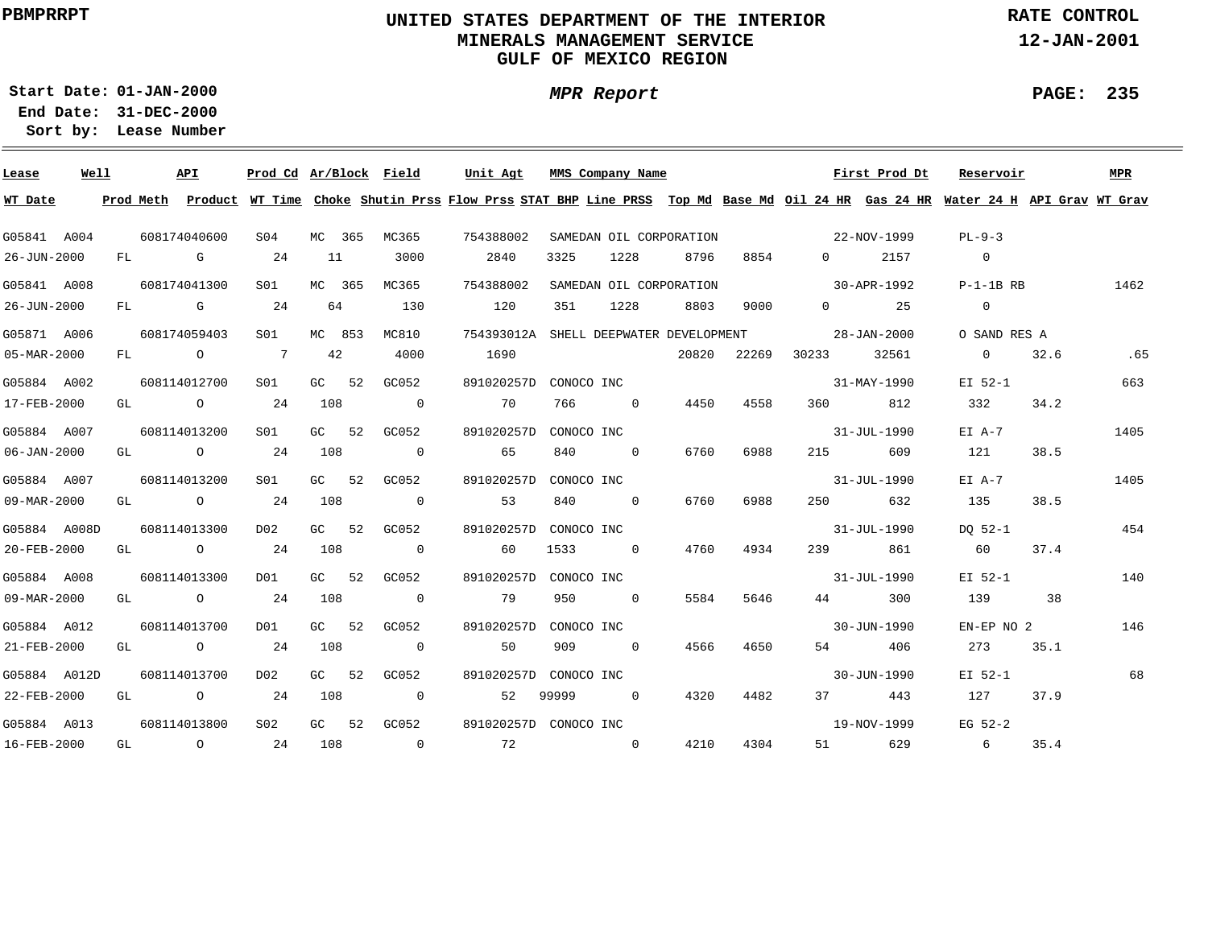PBMPRRPT

# UNITED STATES DEPARTMENT OF THE INTERIOR
## MINERALS MANAGEMENT SERVICE
## GULF OF MEXICO REGION

RATE CONTROL
12-JAN-2001

**Start Date:** 01-JAN-2000
**End Date:** 31-DEC-2000
**Sort by:** Lease Number

*MPR Report*

| Lease | Well | API | Prod Cd | Ar/Block | Field | Unit Agt | MMS Company Name | | | | First Prod Dt | | Reservoir | | MPR |
|---|---|---|---|---|---|---|---|---|---|---|---|---|---|---|---|
| **WT Date** | **Prod Meth** | **Product** | **WT Time** | **Choke** | **Shutin Prss** | **Flow Prss** | **STAT BHP** | **Line PRSS** | **Top Md** | **Base Md** | **Oil 24 HR** | **Gas 24 HR** | **Water 24 H** | **API Grav** | **WT Grav** |
| G05841 | A004 | 608174040600 | S04 | MC 365 | MC365 | 754388002 | SAMEDAN OIL CORPORATION | | | | 22-NOV-1999 | | PL-9-3 | | |
| 26-JUN-2000 | FL | G | 24 | 11 | 3000 | 2840 | 3325 | 1228 | 8796 | 8854 | 0 | 2157 | 0 | | |
| G05841 | A008 | 608174041300 | S01 | MC 365 | MC365 | 754388002 | SAMEDAN OIL CORPORATION | | | | 30-APR-1992 | | P-1-1B RB | | 1462 |
| 26-JUN-2000 | FL | G | 24 | 64 | 130 | 120 | 351 | 1228 | 8803 | 9000 | 0 | 25 | 0 | | |
| G05871 | A006 | 608174059403 | S01 | MC 853 | MC810 | 754393012A | SHELL DEEPWATER DEVELOPMENT | | | | 28-JAN-2000 | | O SAND RES A | | |
| 05-MAR-2000 | FL | O | 7 | 42 | 4000 | 1690 | | | 20820 | 22269 | 30233 | 32561 | 0 | 32.6 | .65 |
| G05884 | A002 | 608114012700 | S01 | GC 52 | GC052 | 891020257D | CONOCO INC | | | | 31-MAY-1990 | | EI 52-1 | | 663 |
| 17-FEB-2000 | GL | O | 24 | 108 | 0 | 70 | 766 | 0 | 4450 | 4558 | 360 | 812 | 332 | 34.2 | |
| G05884 | A007 | 608114013200 | S01 | GC 52 | GC052 | 891020257D | CONOCO INC | | | | 31-JUL-1990 | | EI A-7 | | 1405 |
| 06-JAN-2000 | GL | O | 24 | 108 | 0 | 65 | 840 | 0 | 6760 | 6988 | 215 | 609 | 121 | 38.5 | |
| G05884 | A007 | 608114013200 | S01 | GC 52 | GC052 | 891020257D | CONOCO INC | | | | 31-JUL-1990 | | EI A-7 | | 1405 |
| 09-MAR-2000 | GL | O | 24 | 108 | 0 | 53 | 840 | 0 | 6760 | 6988 | 250 | 632 | 135 | 38.5 | |
| G05884 | A008D | 608114013300 | D02 | GC 52 | GC052 | 891020257D | CONOCO INC | | | | 31-JUL-1990 | | DQ 52-1 | | 454 |
| 20-FEB-2000 | GL | O | 24 | 108 | 0 | 60 | 1533 | 0 | 4760 | 4934 | 239 | 861 | 60 | 37.4 | |
| G05884 | A008 | 608114013300 | D01 | GC 52 | GC052 | 891020257D | CONOCO INC | | | | 31-JUL-1990 | | EI 52-1 | | 140 |
| 09-MAR-2000 | GL | O | 24 | 108 | 0 | 79 | 950 | 0 | 5584 | 5646 | 44 | 300 | 139 | 38 | |
| G05884 | A012 | 608114013700 | D01 | GC 52 | GC052 | 891020257D | CONOCO INC | | | | 30-JUN-1990 | | EN-EP NO 2 | | 146 |
| 21-FEB-2000 | GL | O | 24 | 108 | 0 | 50 | 909 | 0 | 4566 | 4650 | 54 | 406 | 273 | 35.1 | |
| G05884 | A012D | 608114013700 | D02 | GC 52 | GC052 | 891020257D | CONOCO INC | | | | 30-JUN-1990 | | EI 52-1 | | 68 |
| 22-FEB-2000 | GL | O | 24 | 108 | 0 | 52 | 99999 | 0 | 4320 | 4482 | 37 | 443 | 127 | 37.9 | |
| G05884 | A013 | 608114013800 | S02 | GC 52 | GC052 | 891020257D | CONOCO INC | | | | 19-NOV-1999 | | EG 52-2 | | |
| 16-FEB-2000 | GL | O | 24 | 108 | 0 | 72 | | 0 | 4210 | 4304 | 51 | 629 | 6 | 35.4 | |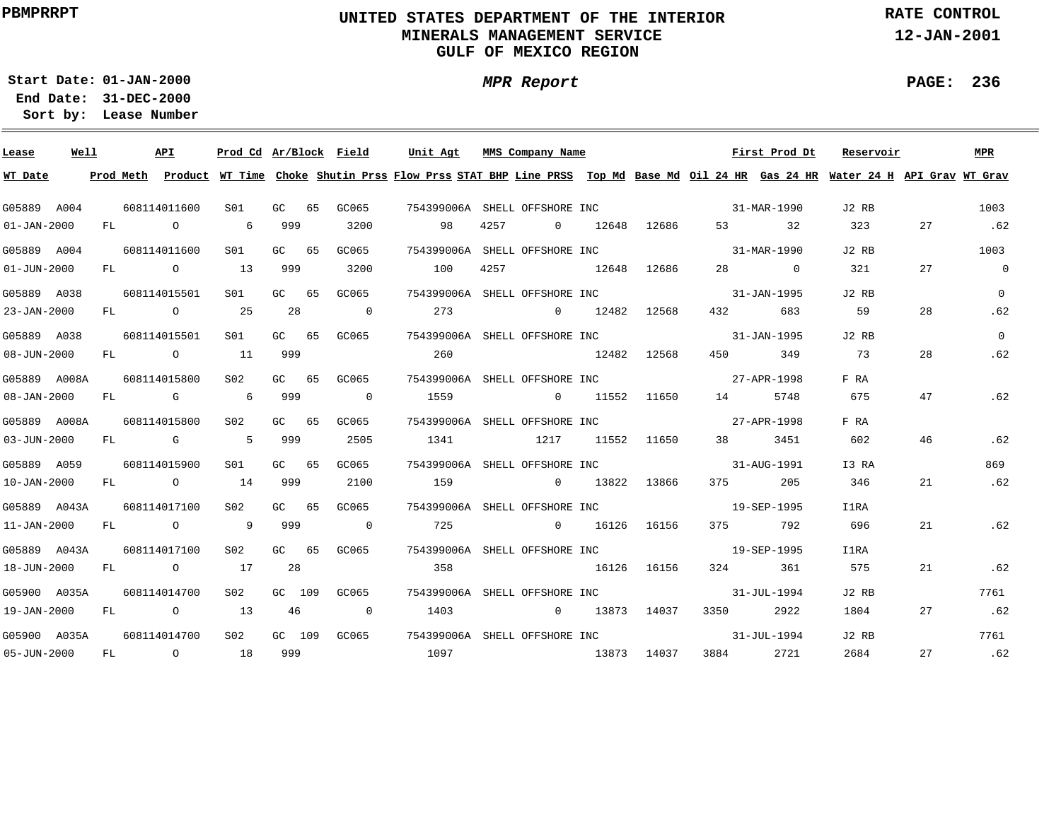PBMPRRPT

# UNITED STATES DEPARTMENT OF THE INTERIOR
## MINERALS MANAGEMENT SERVICE
## GULF OF MEXICO REGION

RATE CONTROL
12-JAN-2001

Start Date: 01-JAN-2000
End Date: 31-DEC-2000
Sort by: Lease Number

*MPR Report*

| Lease | Well | API | Prod Cd | Ar/Block | Field | Unit Agt | MMS Company Name | | | First Prod Dt | Reservoir | | MPR |
|---|---|---|---|---|---|---|---|---|---|---|---|---|---|
| **WT Date** | **Prod Meth** | **Product** | **WT Time** | **Choke** | **Shutin Prss** | **Flow Prss** | **STAT BHP** | **Line PRSS** | **Top Md** | **Base Md** | **Oil 24 HR** | **Gas 24 HR** | **Water 24 H** | **API Grav** | **WT Grav** |

| Lease / WT Date | Well / Prod Meth | API / Product | Prod Cd / WT Time | Ar/Block / Choke | Field / Shutin Prss | Unit Agt / Flow Prss | MMS Company Name / STAT BHP | Line PRSS | Top Md | Base Md | Oil 24 HR / First Prod Dt | Gas 24 HR | Water 24 H / Reservoir | API Grav | MPR / WT Grav |
|---|---|---|---|---|---|---|---|---|---|---|---|---|---|---|---|
| G05889 | A004 | 608114011600 | S01 | GC 65 | GC065 | 754399006A | SHELL OFFSHORE INC | | | | 31-MAR-1990 | | J2 RB | | 1003 |
| 01-JAN-2000 | FL | O | 6 | 999 | 3200 | 98 | 4257 | 0 | 12648 | 12686 | 53 | 32 | 323 | 27 | .62 |
| G05889 | A004 | 608114011600 | S01 | GC 65 | GC065 | 754399006A | SHELL OFFSHORE INC | | | | 31-MAR-1990 | | J2 RB | | 1003 |
| 01-JUN-2000 | FL | O | 13 | 999 | 3200 | 100 | 4257 | | 12648 | 12686 | 28 | 0 | 321 | 27 | 0 |
| G05889 | A038 | 608114015501 | S01 | GC 65 | GC065 | 754399006A | SHELL OFFSHORE INC | | | | 31-JAN-1995 | | J2 RB | | 0 |
| 23-JAN-2000 | FL | O | 25 | 28 | 0 | 273 | | 0 | 12482 | 12568 | 432 | 683 | 59 | 28 | .62 |
| G05889 | A038 | 608114015501 | S01 | GC 65 | GC065 | 754399006A | SHELL OFFSHORE INC | | | | 31-JAN-1995 | | J2 RB | | 0 |
| 08-JUN-2000 | FL | O | 11 | 999 | | 260 | | | 12482 | 12568 | 450 | 349 | 73 | 28 | .62 |
| G05889 | A008A | 608114015800 | S02 | GC 65 | GC065 | 754399006A | SHELL OFFSHORE INC | | | | 27-APR-1998 | | F RA | | |
| 08-JAN-2000 | FL | G | 6 | 999 | 0 | 1559 | | 0 | 11552 | 11650 | 14 | 5748 | 675 | 47 | .62 |
| G05889 | A008A | 608114015800 | S02 | GC 65 | GC065 | 754399006A | SHELL OFFSHORE INC | | | | 27-APR-1998 | | F RA | | |
| 03-JUN-2000 | FL | G | 5 | 999 | 2505 | 1341 | | 1217 | 11552 | 11650 | 38 | 3451 | 602 | 46 | .62 |
| G05889 | A059 | 608114015900 | S01 | GC 65 | GC065 | 754399006A | SHELL OFFSHORE INC | | | | 31-AUG-1991 | | I3 RA | | 869 |
| 10-JAN-2000 | FL | O | 14 | 999 | 2100 | 159 | | 0 | 13822 | 13866 | 375 | 205 | 346 | 21 | .62 |
| G05889 | A043A | 608114017100 | S02 | GC 65 | GC065 | 754399006A | SHELL OFFSHORE INC | | | | 19-SEP-1995 | | I1RA | | |
| 11-JAN-2000 | FL | O | 9 | 999 | 0 | 725 | | 0 | 16126 | 16156 | 375 | 792 | 696 | 21 | .62 |
| G05889 | A043A | 608114017100 | S02 | GC 65 | GC065 | 754399006A | SHELL OFFSHORE INC | | | | 19-SEP-1995 | | I1RA | | |
| 18-JUN-2000 | FL | O | 17 | 28 | | 358 | | | 16126 | 16156 | 324 | 361 | 575 | 21 | .62 |
| G05900 | A035A | 608114014700 | S02 | GC 109 | GC065 | 754399006A | SHELL OFFSHORE INC | | | | 31-JUL-1994 | | J2 RB | | 7761 |
| 19-JAN-2000 | FL | O | 13 | 46 | 0 | 1403 | | 0 | 13873 | 14037 | 3350 | 2922 | 1804 | 27 | .62 |
| G05900 | A035A | 608114014700 | S02 | GC 109 | GC065 | 754399006A | SHELL OFFSHORE INC | | | | 31-JUL-1994 | | J2 RB | | 7761 |
| 05-JUN-2000 | FL | O | 18 | 999 | | 1097 | | | 13873 | 14037 | 3884 | 2721 | 2684 | 27 | .62 |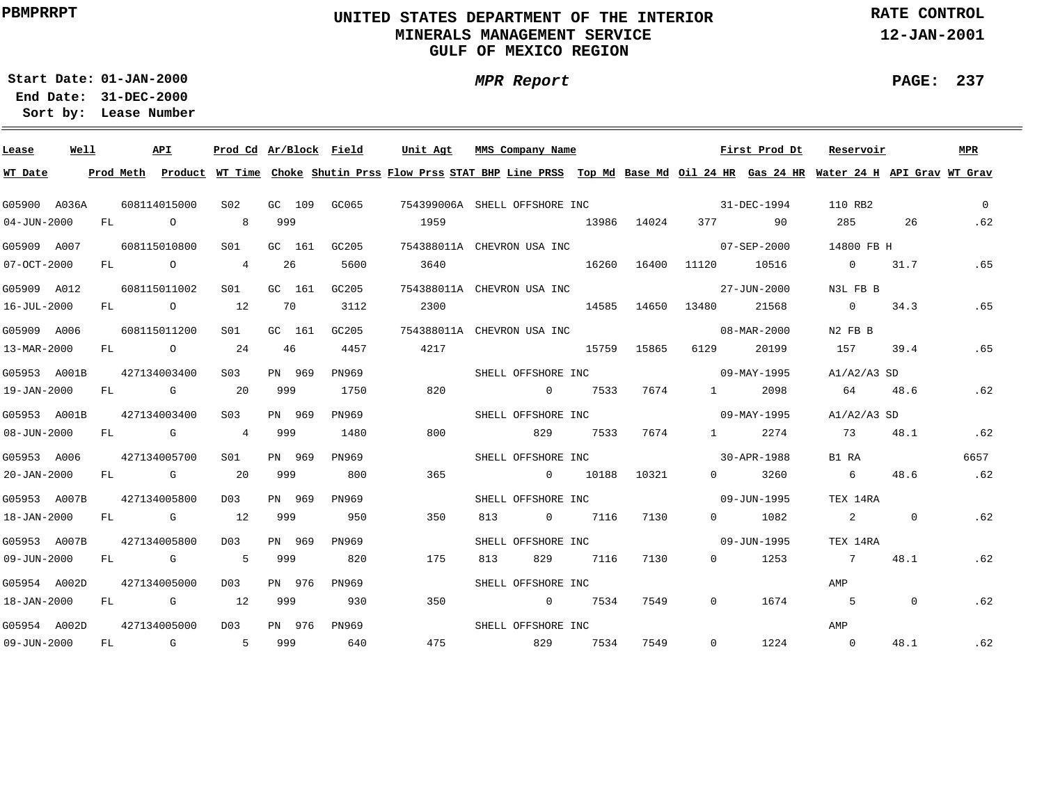**PBMPRRPT**

# UNITED STATES DEPARTMENT OF THE INTERIOR
## MINERALS MANAGEMENT SERVICE
## GULF OF MEXICO REGION

**RATE CONTROL**
**12-JAN-2001**

**Start Date: 01-JAN-2000**
**End Date: 31-DEC-2000**
**Sort by: Lease Number**

***MPR Report***

**PAGE: 237**

| Lease | Well | API | Prod Cd | Ar/Block | Field | Unit Agt | MMS Company Name | | | | First Prod Dt | | Reservoir | | MPR |
|---|---|---|---|---|---|---|---|---|---|---|---|---|---|---|---|
| **WT Date** | **Prod Meth** | **Product** | **WT Time** | **Choke** | **Shutin Prss** | **Flow Prss** | **STAT BHP** | **Line PRSS** | **Top Md** | **Base Md** | **Oil 24 HR** | **Gas 24 HR** | **Water 24 H** | **API Grav** | **WT Grav** |
| G05900 | A036A | 608114015000 | S02 | GC 109 | GC065 | 754399006A | SHELL OFFSHORE INC | | | | 31-DEC-1994 | | 110 RB2 | | 0 |
| 04-JUN-2000 | FL | O | 8 | 999 | | 1959 | | | 13986 | 14024 | 377 | 90 | 285 | 26 | .62 |
| G05909 | A007 | 608115010800 | S01 | GC 161 | GC205 | 754388011A | CHEVRON USA INC | | | | 07-SEP-2000 | | 14800 FB H | | |
| 07-OCT-2000 | FL | O | 4 | 26 | 5600 | 3640 | | | 16260 | 16400 | 11120 | 10516 | 0 | 31.7 | .65 |
| G05909 | A012 | 608115011002 | S01 | GC 161 | GC205 | 754388011A | CHEVRON USA INC | | | | 27-JUN-2000 | | N3L FB B | | |
| 16-JUL-2000 | FL | O | 12 | 70 | 3112 | 2300 | | | 14585 | 14650 | 13480 | 21568 | 0 | 34.3 | .65 |
| G05909 | A006 | 608115011200 | S01 | GC 161 | GC205 | 754388011A | CHEVRON USA INC | | | | 08-MAR-2000 | | N2 FB B | | |
| 13-MAR-2000 | FL | O | 24 | 46 | 4457 | 4217 | | | 15759 | 15865 | 6129 | 20199 | 157 | 39.4 | .65 |
| G05953 | A001B | 427134003400 | S03 | PN 969 | PN969 | | SHELL OFFSHORE INC | | | | 09-MAY-1995 | | A1/A2/A3 SD | | |
| 19-JAN-2000 | FL | G | 20 | 999 | 1750 | 820 | | 0 | 7533 | 7674 | 1 | 2098 | 64 | 48.6 | .62 |
| G05953 | A001B | 427134003400 | S03 | PN 969 | PN969 | | SHELL OFFSHORE INC | | | | 09-MAY-1995 | | A1/A2/A3 SD | | |
| 08-JUN-2000 | FL | G | 4 | 999 | 1480 | 800 | | 829 | 7533 | 7674 | 1 | 2274 | 73 | 48.1 | .62 |
| G05953 | A006 | 427134005700 | S01 | PN 969 | PN969 | | SHELL OFFSHORE INC | | | | 30-APR-1988 | | B1 RA | | 6657 |
| 20-JAN-2000 | FL | G | 20 | 999 | 800 | 365 | | 0 | 10188 | 10321 | 0 | 3260 | 6 | 48.6 | .62 |
| G05953 | A007B | 427134005800 | D03 | PN 969 | PN969 | | SHELL OFFSHORE INC | | | | 09-JUN-1995 | | TEX 14RA | | |
| 18-JAN-2000 | FL | G | 12 | 999 | 950 | 350 | 813 | 0 | 7116 | 7130 | 0 | 1082 | 2 | 0 | .62 |
| G05953 | A007B | 427134005800 | D03 | PN 969 | PN969 | | SHELL OFFSHORE INC | | | | 09-JUN-1995 | | TEX 14RA | | |
| 09-JUN-2000 | FL | G | 5 | 999 | 820 | 175 | 813 | 829 | 7116 | 7130 | 0 | 1253 | 7 | 48.1 | .62 |
| G05954 | A002D | 427134005000 | D03 | PN 976 | PN969 | | SHELL OFFSHORE INC | | | | | | AMP | | |
| 18-JAN-2000 | FL | G | 12 | 999 | 930 | 350 | | 0 | 7534 | 7549 | 0 | 1674 | 5 | 0 | .62 |
| G05954 | A002D | 427134005000 | D03 | PN 976 | PN969 | | SHELL OFFSHORE INC | | | | | | AMP | | |
| 09-JUN-2000 | FL | G | 5 | 999 | 640 | 475 | | 829 | 7534 | 7549 | 0 | 1224 | 0 | 48.1 | .62 |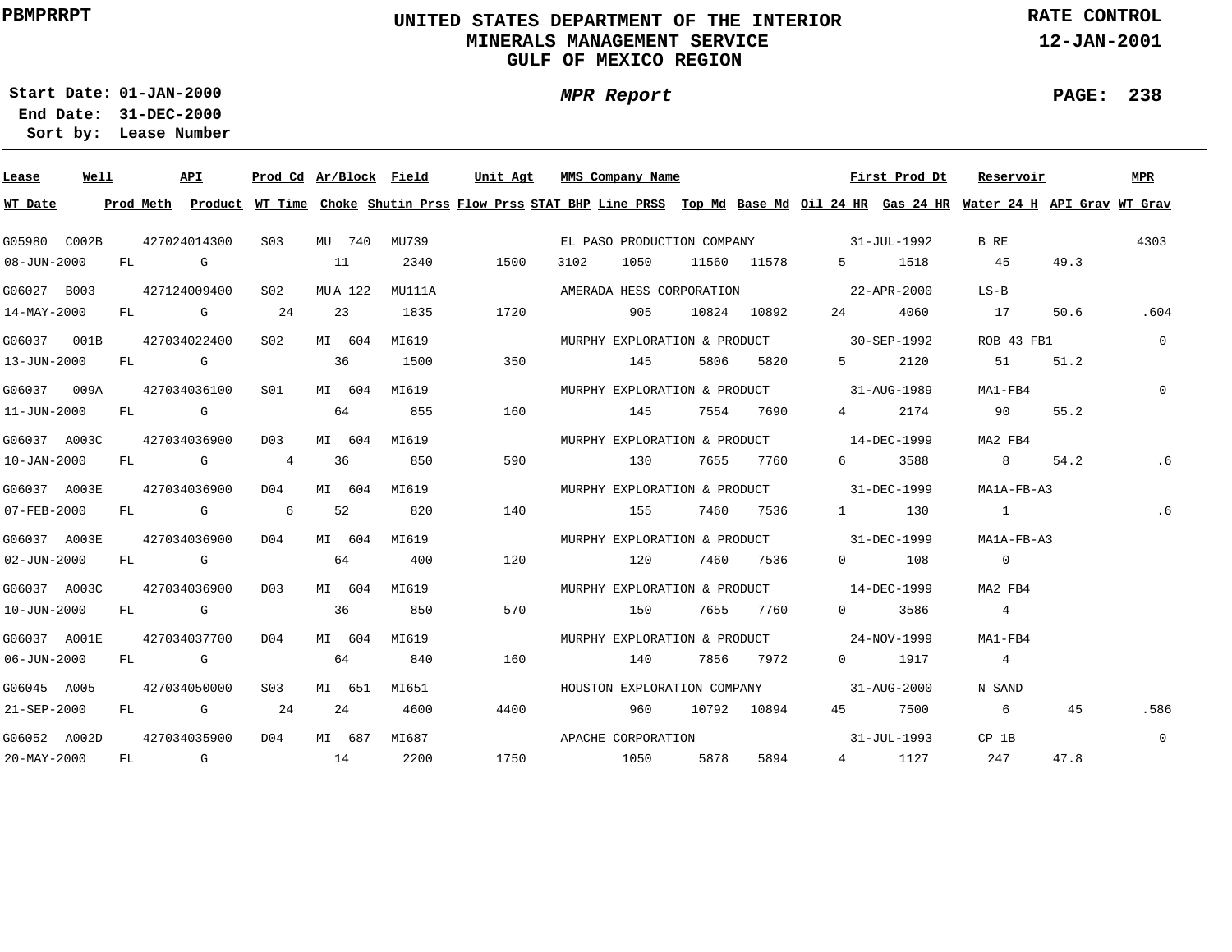PBMPRRPT

# UNITED STATES DEPARTMENT OF THE INTERIOR
## MINERALS MANAGEMENT SERVICE
## GULF OF MEXICO REGION

RATE CONTROL
12-JAN-2001

Start Date: 01-JAN-2000
End Date: 31-DEC-2000
Sort by: Lease Number

*MPR Report*

| Lease / WT Date | Well / Prod Meth | API / Product | Prod Cd / WT Time | Ar/Block / Choke | Field / Shutin Prss | Unit Agt / Flow Prss | STAT BHP | MMS Company Name / Line PRSS | Top Md | Base Md | Oil 24 HR | First Prod Dt / Gas 24 HR | Reservoir / Water 24 H | API Grav | MPR / WT Grav |
|---|---|---|---|---|---|---|---|---|---|---|---|---|---|---|---|
| G05980 | C002B | 427024014300 | S03 | MU 740 | MU739 | | | EL PASO PRODUCTION COMPANY | | | | 31-JUL-1992 | B RE | | 4303 |
| 08-JUN-2000 | FL | G | | 11 | 2340 | 1500 | 3102 | 1050 | 11560 | 11578 | 5 | 1518 | 45 | 49.3 | |
| G06027 | B003 | 427124009400 | S02 | MU A 122 | MU111A | | | AMERADA HESS CORPORATION | | | | 22-APR-2000 | LS-B | | |
| 14-MAY-2000 | FL | G | 24 | 23 | 1835 | 1720 | | 905 | 10824 | 10892 | 24 | 4060 | 17 | 50.6 | .604 |
| G06037 | 001B | 427034022400 | S02 | MI 604 | MI619 | | | MURPHY EXPLORATION & PRODUCT | | | | 30-SEP-1992 | ROB 43 FB1 | | 0 |
| 13-JUN-2000 | FL | G | | 36 | 1500 | 350 | | 145 | 5806 | 5820 | 5 | 2120 | 51 | 51.2 | |
| G06037 | 009A | 427034036100 | S01 | MI 604 | MI619 | | | MURPHY EXPLORATION & PRODUCT | | | | 31-AUG-1989 | MA1-FB4 | | 0 |
| 11-JUN-2000 | FL | G | | 64 | 855 | 160 | | 145 | 7554 | 7690 | 4 | 2174 | 90 | 55.2 | |
| G06037 | A003C | 427034036900 | D03 | MI 604 | MI619 | | | MURPHY EXPLORATION & PRODUCT | | | | 14-DEC-1999 | MA2 FB4 | | |
| 10-JAN-2000 | FL | G | 4 | 36 | 850 | 590 | | 130 | 7655 | 7760 | 6 | 3588 | 8 | 54.2 | .6 |
| G06037 | A003E | 427034036900 | D04 | MI 604 | MI619 | | | MURPHY EXPLORATION & PRODUCT | | | | 31-DEC-1999 | MA1A-FB-A3 | | |
| 07-FEB-2000 | FL | G | 6 | 52 | 820 | 140 | | 155 | 7460 | 7536 | 1 | 130 | 1 | | .6 |
| G06037 | A003E | 427034036900 | D04 | MI 604 | MI619 | | | MURPHY EXPLORATION & PRODUCT | | | | 31-DEC-1999 | MA1A-FB-A3 | | |
| 02-JUN-2000 | FL | G | | 64 | 400 | 120 | | 120 | 7460 | 7536 | 0 | 108 | 0 | | |
| G06037 | A003C | 427034036900 | D03 | MI 604 | MI619 | | | MURPHY EXPLORATION & PRODUCT | | | | 14-DEC-1999 | MA2 FB4 | | |
| 10-JUN-2000 | FL | G | | 36 | 850 | 570 | | 150 | 7655 | 7760 | 0 | 3586 | 4 | | |
| G06037 | A001E | 427034037700 | D04 | MI 604 | MI619 | | | MURPHY EXPLORATION & PRODUCT | | | | 24-NOV-1999 | MA1-FB4 | | |
| 06-JUN-2000 | FL | G | | 64 | 840 | 160 | | 140 | 7856 | 7972 | 0 | 1917 | 4 | | |
| G06045 | A005 | 427034050000 | S03 | MI 651 | MI651 | | | HOUSTON EXPLORATION COMPANY | | | | 31-AUG-2000 | N SAND | | |
| 21-SEP-2000 | FL | G | 24 | 24 | 4600 | 4400 | | 960 | 10792 | 10894 | 45 | 7500 | 6 | 45 | .586 |
| G06052 | A002D | 427034035900 | D04 | MI 687 | MI687 | | | APACHE CORPORATION | | | | 31-JUL-1993 | CP 1B | | 0 |
| 20-MAY-2000 | FL | G | | 14 | 2200 | 1750 | | 1050 | 5878 | 5894 | 4 | 1127 | 247 | 47.8 | |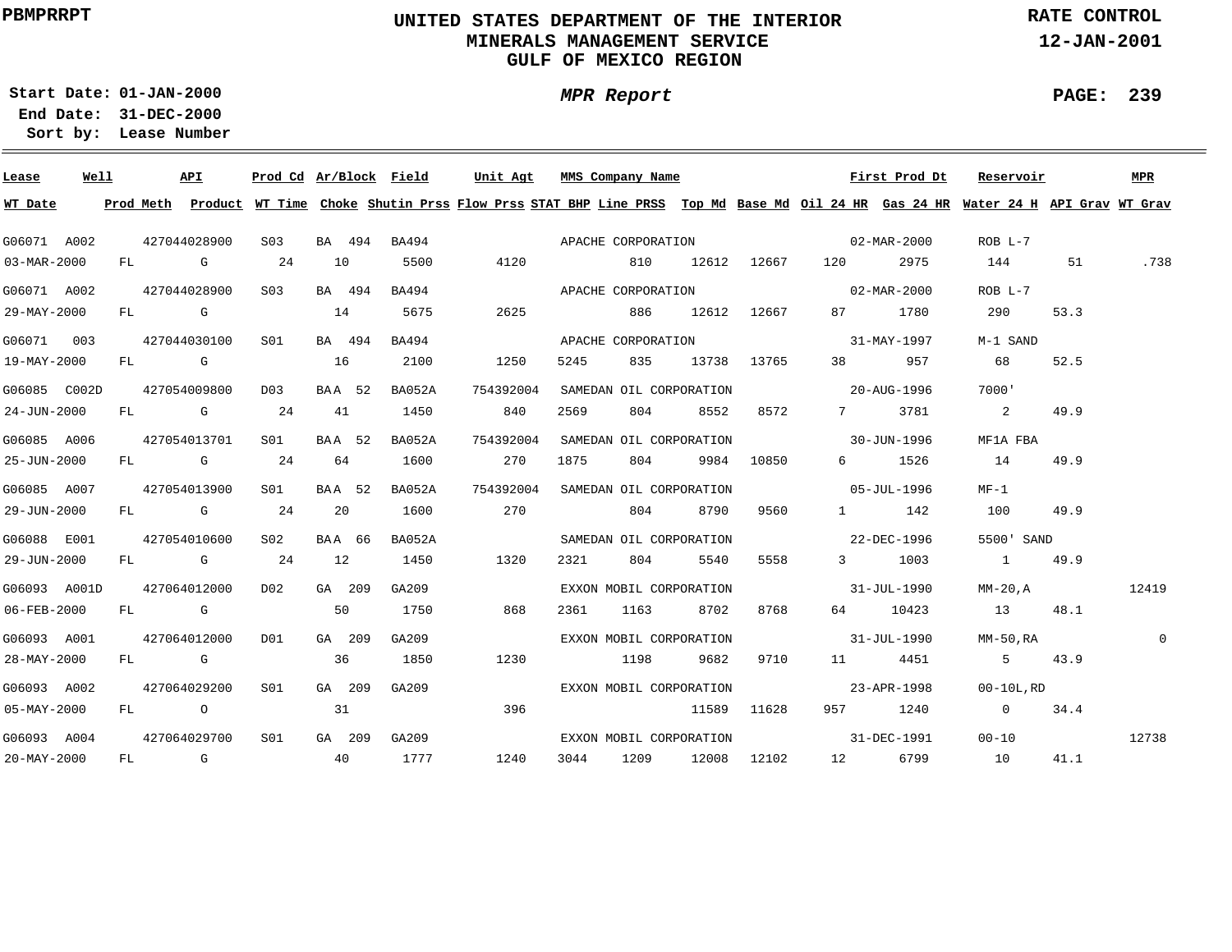PBMPRRPT

# UNITED STATES DEPARTMENT OF THE INTERIOR
## MINERALS MANAGEMENT SERVICE
## GULF OF MEXICO REGION

RATE CONTROL
12-JAN-2001

Start Date: 01-JAN-2000
End Date: 31-DEC-2000
Sort by: Lease Number

*MPR Report*

| Lease | Well | API | Prod Cd | Ar/Block | Field | Unit Agt | MMS Company Name | | | | First Prod Dt | | Reservoir | | MPR |
|---|---|---|---|---|---|---|---|---|---|---|---|---|---|---|---|
| WT Date | Prod Meth | Product | WT Time | Choke | Shutin Prss | Flow Prss | STAT BHP | Line PRSS | Top Md | Base Md | Oil 24 HR | Gas 24 HR | Water 24 H | API Grav | WT Grav |
| G06071 | A002 | 427044028900 | S03 | BA 494 | BA494 | | APACHE CORPORATION | | | | 02-MAR-2000 | | ROB L-7 | | |
| 03-MAR-2000 | FL | G | 24 | 10 | 5500 | 4120 | | 810 | 12612 | 12667 | 120 | 2975 | 144 | 51 | .738 |
| G06071 | A002 | 427044028900 | S03 | BA 494 | BA494 | | APACHE CORPORATION | | | | 02-MAR-2000 | | ROB L-7 | | |
| 29-MAY-2000 | FL | G | | 14 | 5675 | 2625 | | 886 | 12612 | 12667 | 87 | 1780 | 290 | 53.3 | |
| G06071 | 003 | 427044030100 | S01 | BA 494 | BA494 | | APACHE CORPORATION | | | | 31-MAY-1997 | | M-1 SAND | | |
| 19-MAY-2000 | FL | G | | 16 | 2100 | 1250 | 5245 | 835 | 13738 | 13765 | 38 | 957 | 68 | 52.5 | |
| G06085 | C002D | 427054009800 | D03 | BAA 52 | BA052A | 754392004 | SAMEDAN OIL CORPORATION | | | | 20-AUG-1996 | | 7000' | | |
| 24-JUN-2000 | FL | G | 24 | 41 | 1450 | 840 | 2569 | 804 | 8552 | 8572 | 7 | 3781 | 2 | 49.9 | |
| G06085 | A006 | 427054013701 | S01 | BAA 52 | BA052A | 754392004 | SAMEDAN OIL CORPORATION | | | | 30-JUN-1996 | | MF1A FBA | | |
| 25-JUN-2000 | FL | G | 24 | 64 | 1600 | 270 | 1875 | 804 | 9984 | 10850 | 6 | 1526 | 14 | 49.9 | |
| G06085 | A007 | 427054013900 | S01 | BAA 52 | BA052A | 754392004 | SAMEDAN OIL CORPORATION | | | | 05-JUL-1996 | | MF-1 | | |
| 29-JUN-2000 | FL | G | 24 | 20 | 1600 | 270 | | 804 | 8790 | 9560 | 1 | 142 | 100 | 49.9 | |
| G06088 | E001 | 427054010600 | S02 | BAA 66 | BA052A | | SAMEDAN OIL CORPORATION | | | | 22-DEC-1996 | | 5500' SAND | | |
| 29-JUN-2000 | FL | G | 24 | 12 | 1450 | 1320 | 2321 | 804 | 5540 | 5558 | 3 | 1003 | 1 | 49.9 | |
| G06093 | A001D | 427064012000 | D02 | GA 209 | GA209 | | EXXON MOBIL CORPORATION | | | | 31-JUL-1990 | | MM-20,A | | 12419 |
| 06-FEB-2000 | FL | G | | 50 | 1750 | 868 | 2361 | 1163 | 8702 | 8768 | 64 | 10423 | 13 | 48.1 | |
| G06093 | A001 | 427064012000 | D01 | GA 209 | GA209 | | EXXON MOBIL CORPORATION | | | | 31-JUL-1990 | | MM-50,RA | | 0 |
| 28-MAY-2000 | FL | G | | 36 | 1850 | 1230 | | 1198 | 9682 | 9710 | 11 | 4451 | 5 | 43.9 | |
| G06093 | A002 | 427064029200 | S01 | GA 209 | GA209 | | EXXON MOBIL CORPORATION | | | | 23-APR-1998 | | 00-10L,RD | | |
| 05-MAY-2000 | FL | O | | 31 | | 396 | | | 11589 | 11628 | 957 | 1240 | 0 | 34.4 | |
| G06093 | A004 | 427064029700 | S01 | GA 209 | GA209 | | EXXON MOBIL CORPORATION | | | | 31-DEC-1991 | | 00-10 | | 12738 |
| 20-MAY-2000 | FL | G | | 40 | 1777 | 1240 | 3044 | 1209 | 12008 | 12102 | 12 | 6799 | 10 | 41.1 | |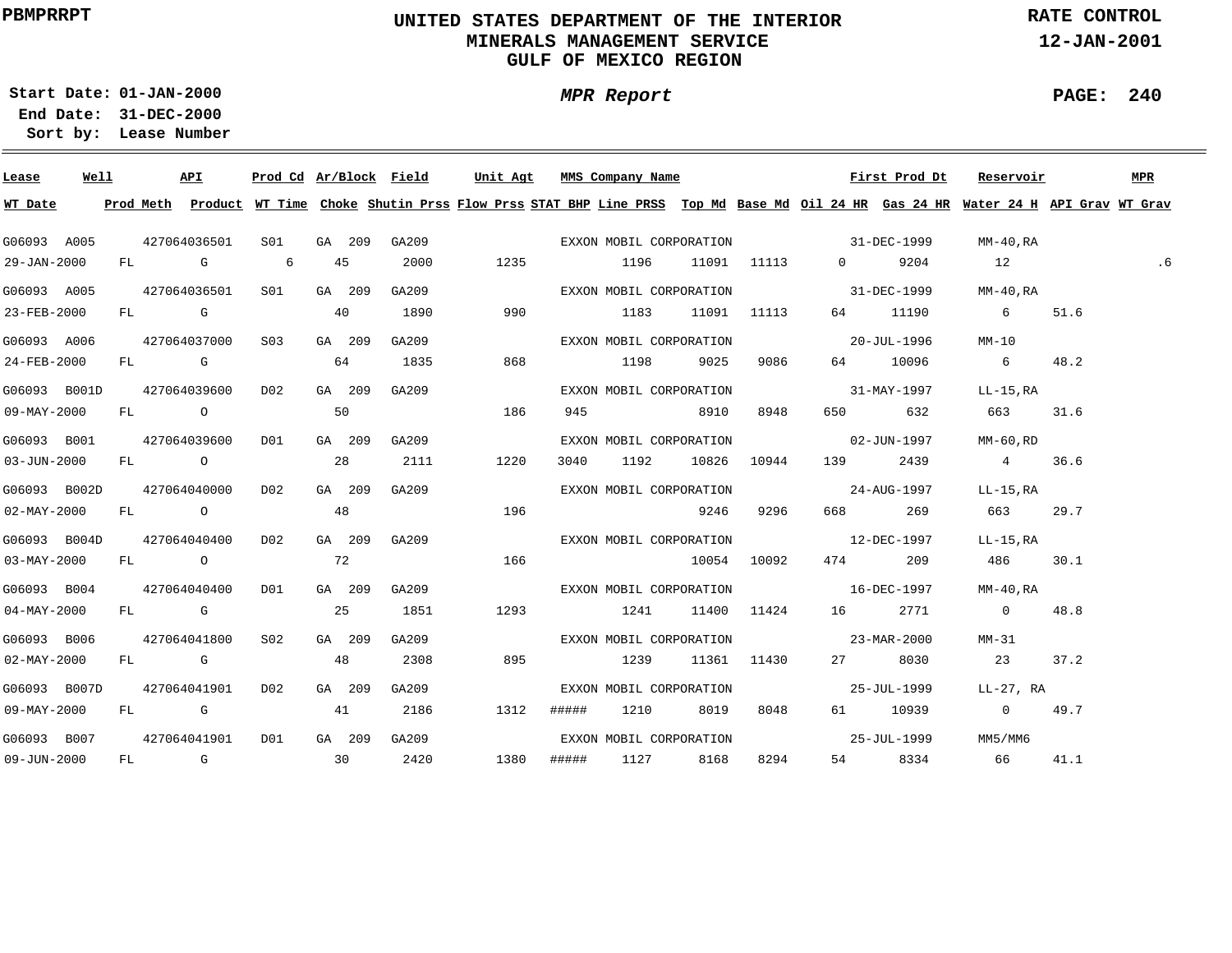PBMPRRPT

# UNITED STATES DEPARTMENT OF THE INTERIOR
## MINERALS MANAGEMENT SERVICE
## GULF OF MEXICO REGION

RATE CONTROL
12-JAN-2001

Start Date: 01-JAN-2000
End Date: 31-DEC-2000
Sort by: Lease Number

*MPR Report*

| Lease | Well | API | Prod Cd | Ar/Block | Field | Unit Agt | MMS Company Name | | | First Prod Dt | | Reservoir | | MPR |
|---|---|---|---|---|---|---|---|---|---|---|---|---|---|---|
| **WT Date** | **Prod Meth** | **Product** | **WT Time** | **Choke** | **Shutin Prss** | **Flow Prss** | **STAT BHP** | **Line PRSS** | **Top Md** | **Base Md** | **Oil 24 HR** | **Gas 24 HR** | **Water 24 H** | **API Grav** | **WT Grav** |
| G06093 | A005 | 427064036501 | S01 | GA 209 | GA209 | | EXXON MOBIL CORPORATION | | | 31-DEC-1999 | | MM-40,RA | | | |
| 29-JAN-2000 | FL | G | 6 | 45 | 2000 | 1235 | | 1196 | 11091 | 11113 | 0 | 9204 | 12 | | .6 |
| G06093 | A005 | 427064036501 | S01 | GA 209 | GA209 | | EXXON MOBIL CORPORATION | | | 31-DEC-1999 | | MM-40,RA | | | |
| 23-FEB-2000 | FL | G | | 40 | 1890 | 990 | | 1183 | 11091 | 11113 | 64 | 11190 | 6 | 51.6 | |
| G06093 | A006 | 427064037000 | S03 | GA 209 | GA209 | | EXXON MOBIL CORPORATION | | | 20-JUL-1996 | | MM-10 | | | |
| 24-FEB-2000 | FL | G | | 64 | 1835 | 868 | | 1198 | 9025 | 9086 | 64 | 10096 | 6 | 48.2 | |
| G06093 | B001D | 427064039600 | D02 | GA 209 | GA209 | | EXXON MOBIL CORPORATION | | | 31-MAY-1997 | | LL-15,RA | | | |
| 09-MAY-2000 | FL | O | | 50 | | 186 | 945 | | 8910 | 8948 | 650 | 632 | 663 | 31.6 | |
| G06093 | B001 | 427064039600 | D01 | GA 209 | GA209 | | EXXON MOBIL CORPORATION | | | 02-JUN-1997 | | MM-60,RD | | | |
| 03-JUN-2000 | FL | O | | 28 | 2111 | 1220 | 3040 | 1192 | 10826 | 10944 | 139 | 2439 | 4 | 36.6 | |
| G06093 | B002D | 427064040000 | D02 | GA 209 | GA209 | | EXXON MOBIL CORPORATION | | | 24-AUG-1997 | | LL-15,RA | | | |
| 02-MAY-2000 | FL | O | | 48 | | 196 | | | 9246 | 9296 | 668 | 269 | 663 | 29.7 | |
| G06093 | B004D | 427064040400 | D02 | GA 209 | GA209 | | EXXON MOBIL CORPORATION | | | 12-DEC-1997 | | LL-15,RA | | | |
| 03-MAY-2000 | FL | O | | 72 | | 166 | | | 10054 | 10092 | 474 | 209 | 486 | 30.1 | |
| G06093 | B004 | 427064040400 | D01 | GA 209 | GA209 | | EXXON MOBIL CORPORATION | | | 16-DEC-1997 | | MM-40,RA | | | |
| 04-MAY-2000 | FL | G | | 25 | 1851 | 1293 | | 1241 | 11400 | 11424 | 16 | 2771 | 0 | 48.8 | |
| G06093 | B006 | 427064041800 | S02 | GA 209 | GA209 | | EXXON MOBIL CORPORATION | | | 23-MAR-2000 | | MM-31 | | | |
| 02-MAY-2000 | FL | G | | 48 | 2308 | 895 | | 1239 | 11361 | 11430 | 27 | 8030 | 23 | 37.2 | |
| G06093 | B007D | 427064041901 | D02 | GA 209 | GA209 | | EXXON MOBIL CORPORATION | | | 25-JUL-1999 | | LL-27, RA | | | |
| 09-MAY-2000 | FL | G | | 41 | 2186 | 1312 | ##### | 1210 | 8019 | 8048 | 61 | 10939 | 0 | 49.7 | |
| G06093 | B007 | 427064041901 | D01 | GA 209 | GA209 | | EXXON MOBIL CORPORATION | | | 25-JUL-1999 | | MM5/MM6 | | | |
| 09-JUN-2000 | FL | G | | 30 | 2420 | 1380 | ##### | 1127 | 8168 | 8294 | 54 | 8334 | 66 | 41.1 | |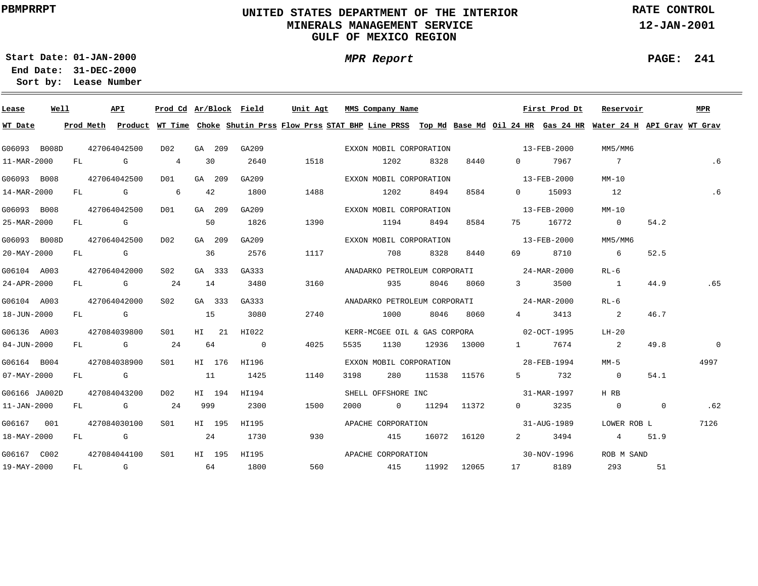PBMPRRPT

# UNITED STATES DEPARTMENT OF THE INTERIOR
## MINERALS MANAGEMENT SERVICE
## GULF OF MEXICO REGION

RATE CONTROL
12-JAN-2001

Start Date: 01-JAN-2000
End Date: 31-DEC-2000
Sort by: Lease Number

*MPR Report*

PAGE: 241

| Lease | Well | API | Prod Cd | Ar/Block | Field | Unit Agt | MMS Company Name | | | | First Prod Dt | Reservoir | | MPR |
|---|---|---|---|---|---|---|---|---|---|---|---|---|---|---|
| **WT Date** | **Prod Meth** | **Product** | **WT Time** | **Choke** | **Shutin Prss** | **Flow Prss** | **STAT BHP** | **Line PRSS** | **Top Md** | **Base Md** | **Oil 24 HR** | **Gas 24 HR** | **Water 24 H** | **API Grav** | **WT Grav** |
| G06093 | B008D | 427064042500 | D02 | GA 209 | GA209 | | EXXON MOBIL CORPORATION | | | | 13-FEB-2000 | MM5/MM6 | | |
| 11-MAR-2000 | FL | G | 4 | 30 | 2640 | 1518 | | 1202 | 8328 | 8440 | 0 | 7967 | 7 | | .6 |
| G06093 | B008 | 427064042500 | D01 | GA 209 | GA209 | | EXXON MOBIL CORPORATION | | | | 13-FEB-2000 | MM-10 | | |
| 14-MAR-2000 | FL | G | 6 | 42 | 1800 | 1488 | | 1202 | 8494 | 8584 | 0 | 15093 | 12 | | .6 |
| G06093 | B008 | 427064042500 | D01 | GA 209 | GA209 | | EXXON MOBIL CORPORATION | | | | 13-FEB-2000 | MM-10 | | |
| 25-MAR-2000 | FL | G | | 50 | 1826 | 1390 | | 1194 | 8494 | 8584 | 75 | 16772 | 0 | 54.2 | |
| G06093 | B008D | 427064042500 | D02 | GA 209 | GA209 | | EXXON MOBIL CORPORATION | | | | 13-FEB-2000 | MM5/MM6 | | |
| 20-MAY-2000 | FL | G | | 36 | 2576 | 1117 | | 708 | 8328 | 8440 | 69 | 8710 | 6 | 52.5 | |
| G06104 | A003 | 427064042000 | S02 | GA 333 | GA333 | | ANADARKO PETROLEUM CORPORATI | | | | 24-MAR-2000 | RL-6 | | |
| 24-APR-2000 | FL | G | 24 | 14 | 3480 | 3160 | | 935 | 8046 | 8060 | 3 | 3500 | 1 | 44.9 | .65 |
| G06104 | A003 | 427064042000 | S02 | GA 333 | GA333 | | ANADARKO PETROLEUM CORPORATI | | | | 24-MAR-2000 | RL-6 | | |
| 18-JUN-2000 | FL | G | | 15 | 3080 | 2740 | | 1000 | 8046 | 8060 | 4 | 3413 | 2 | 46.7 | |
| G06136 | A003 | 427084039800 | S01 | HI 21 | HI022 | | KERR-MCGEE OIL & GAS CORPORA | | | | 02-OCT-1995 | LH-20 | | |
| 04-JUN-2000 | FL | G | 24 | 64 | 0 | 4025 | 5535 | 1130 | 12936 | 13000 | 1 | 7674 | 2 | 49.8 | 0 |
| G06164 | B004 | 427084038900 | S01 | HI 176 | HI196 | | EXXON MOBIL CORPORATION | | | | 28-FEB-1994 | MM-5 | | 4997 |
| 07-MAY-2000 | FL | G | | 11 | 1425 | 1140 | 3198 | 280 | 11538 | 11576 | 5 | 732 | 0 | 54.1 | |
| G06166 | JA002D | 427084043200 | D02 | HI 194 | HI194 | | SHELL OFFSHORE INC | | | | 31-MAR-1997 | H RB | | |
| 11-JAN-2000 | FL | G | 24 | 999 | 2300 | 1500 | 2000 | 0 | 11294 | 11372 | 0 | 3235 | 0 | 0 | .62 |
| G06167 | 001 | 427084030100 | S01 | HI 195 | HI195 | | APACHE CORPORATION | | | | 31-AUG-1989 | LOWER ROB L | | 7126 |
| 18-MAY-2000 | FL | G | | 24 | 1730 | 930 | | 415 | 16072 | 16120 | 2 | 3494 | 4 | 51.9 | |
| G06167 | C002 | 427084044100 | S01 | HI 195 | HI195 | | APACHE CORPORATION | | | | 30-NOV-1996 | ROB M SAND | | |
| 19-MAY-2000 | FL | G | | 64 | 1800 | 560 | | 415 | 11992 | 12065 | 17 | 8189 | 293 | 51 | |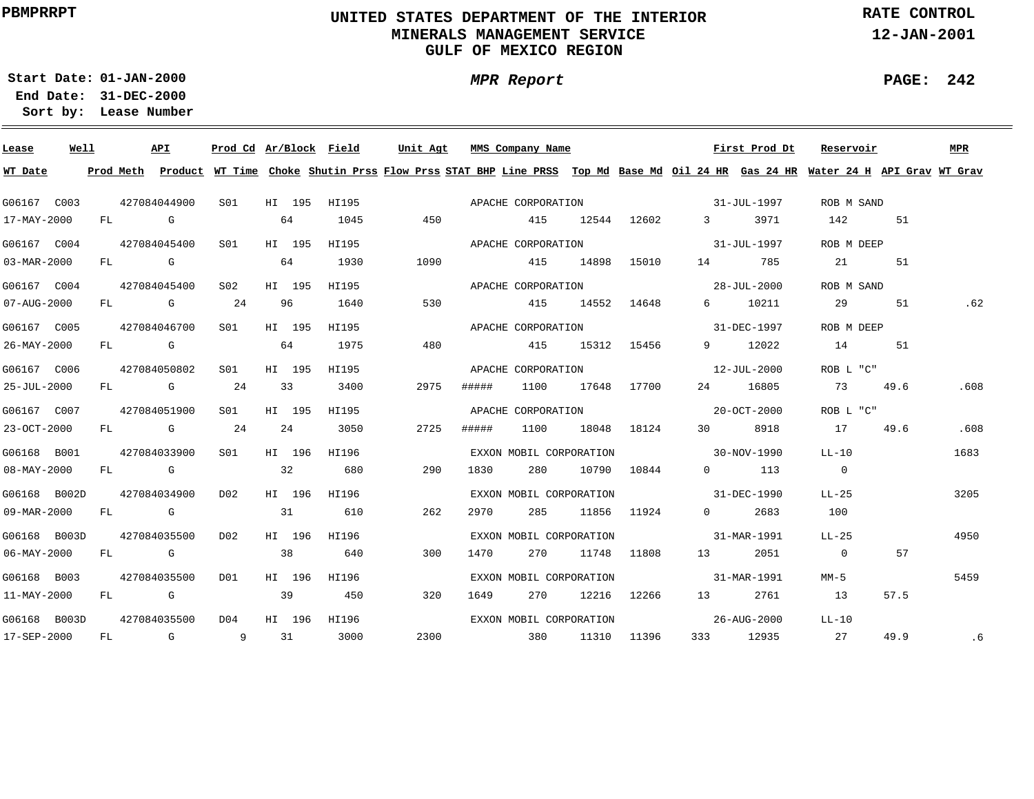# UNITED STATES DEPARTMENT OF THE INTERIOR
## MINERALS MANAGEMENT SERVICE
## GULF OF MEXICO REGION

PBMPRRPT

RATE CONTROL
12-JAN-2001

**Start Date:** 01-JAN-2000
**End Date:** 31-DEC-2000
**Sort by:** Lease Number

*MPR Report*

| Lease | Well | API | Prod Cd | Ar/Block | Field | Unit Agt | MMS Company Name | First Prod Dt | Reservoir | MPR |
|---|---|---|---|---|---|---|---|---|---|---|
| **WT Date** | **Prod Meth** | **Product** | **WT Time** | **Choke** | **Shutin Prss** | **Flow Prss** | **STAT BHP** | **Line PRSS** | **Top Md** | **Base Md** | **Oil 24 HR** | **Gas 24 HR** | **Water 24 H** | **API Grav** | **WT Grav** |

| Lease / WT Date | Well / Prod Meth | API / Product | Prod Cd / WT Time | Ar/Block / Choke | Field / Shutin Prss | Unit Agt / Flow Prss | STAT BHP | MMS Company Name / Line PRSS | Top Md | Base Md | Oil 24 HR | First Prod Dt / Gas 24 HR | Reservoir / Water 24 H | API Grav | MPR / WT Grav |
|---|---|---|---|---|---|---|---|---|---|---|---|---|---|---|---|
| G06167 | C003 | 427084044900 | S01 | HI 195 | HI195 | | | APACHE CORPORATION | | | | 31-JUL-1997 | ROB M SAND | | |
| 17-MAY-2000 | FL | G | | 64 | 1045 | 450 | | 415 | 12544 | 12602 | 3 | 3971 | 142 | 51 | |
| G06167 | C004 | 427084045400 | S01 | HI 195 | HI195 | | | APACHE CORPORATION | | | | 31-JUL-1997 | ROB M DEEP | | |
| 03-MAR-2000 | FL | G | | 64 | 1930 | 1090 | | 415 | 14898 | 15010 | 14 | 785 | 21 | 51 | |
| G06167 | C004 | 427084045400 | S02 | HI 195 | HI195 | | | APACHE CORPORATION | | | | 28-JUL-2000 | ROB M SAND | | |
| 07-AUG-2000 | FL | G | 24 | 96 | 1640 | 530 | | 415 | 14552 | 14648 | 6 | 10211 | 29 | 51 | .62 |
| G06167 | C005 | 427084046700 | S01 | HI 195 | HI195 | | | APACHE CORPORATION | | | | 31-DEC-1997 | ROB M DEEP | | |
| 26-MAY-2000 | FL | G | | 64 | 1975 | 480 | | 415 | 15312 | 15456 | 9 | 12022 | 14 | 51 | |
| G06167 | C006 | 427084050802 | S01 | HI 195 | HI195 | | | APACHE CORPORATION | | | | 12-JUL-2000 | ROB L "C" | | |
| 25-JUL-2000 | FL | G | 24 | 33 | 3400 | 2975 | ##### | 1100 | 17648 | 17700 | 24 | 16805 | 73 | 49.6 | .608 |
| G06167 | C007 | 427084051900 | S01 | HI 195 | HI195 | | | APACHE CORPORATION | | | | 20-OCT-2000 | ROB L "C" | | |
| 23-OCT-2000 | FL | G | 24 | 24 | 3050 | 2725 | ##### | 1100 | 18048 | 18124 | 30 | 8918 | 17 | 49.6 | .608 |
| G06168 | B001 | 427084033900 | S01 | HI 196 | HI196 | | | EXXON MOBIL CORPORATION | | | | 30-NOV-1990 | LL-10 | | 1683 |
| 08-MAY-2000 | FL | G | | 32 | 680 | 290 | 1830 | 280 | 10790 | 10844 | 0 | 113 | 0 | | |
| G06168 | B002D | 427084034900 | D02 | HI 196 | HI196 | | | EXXON MOBIL CORPORATION | | | | 31-DEC-1990 | LL-25 | | 3205 |
| 09-MAR-2000 | FL | G | | 31 | 610 | 262 | 2970 | 285 | 11856 | 11924 | 0 | 2683 | 100 | | |
| G06168 | B003D | 427084035500 | D02 | HI 196 | HI196 | | | EXXON MOBIL CORPORATION | | | | 31-MAR-1991 | LL-25 | | 4950 |
| 06-MAY-2000 | FL | G | | 38 | 640 | 300 | 1470 | 270 | 11748 | 11808 | 13 | 2051 | 0 | 57 | |
| G06168 | B003 | 427084035500 | D01 | HI 196 | HI196 | | | EXXON MOBIL CORPORATION | | | | 31-MAR-1991 | MM-5 | | 5459 |
| 11-MAY-2000 | FL | G | | 39 | 450 | 320 | 1649 | 270 | 12216 | 12266 | 13 | 2761 | 13 | 57.5 | |
| G06168 | B003D | 427084035500 | D04 | HI 196 | HI196 | | | EXXON MOBIL CORPORATION | | | | 26-AUG-2000 | LL-10 | | |
| 17-SEP-2000 | FL | G | 9 | 31 | 3000 | 2300 | | 380 | 11310 | 11396 | 333 | 12935 | 27 | 49.9 | .6 |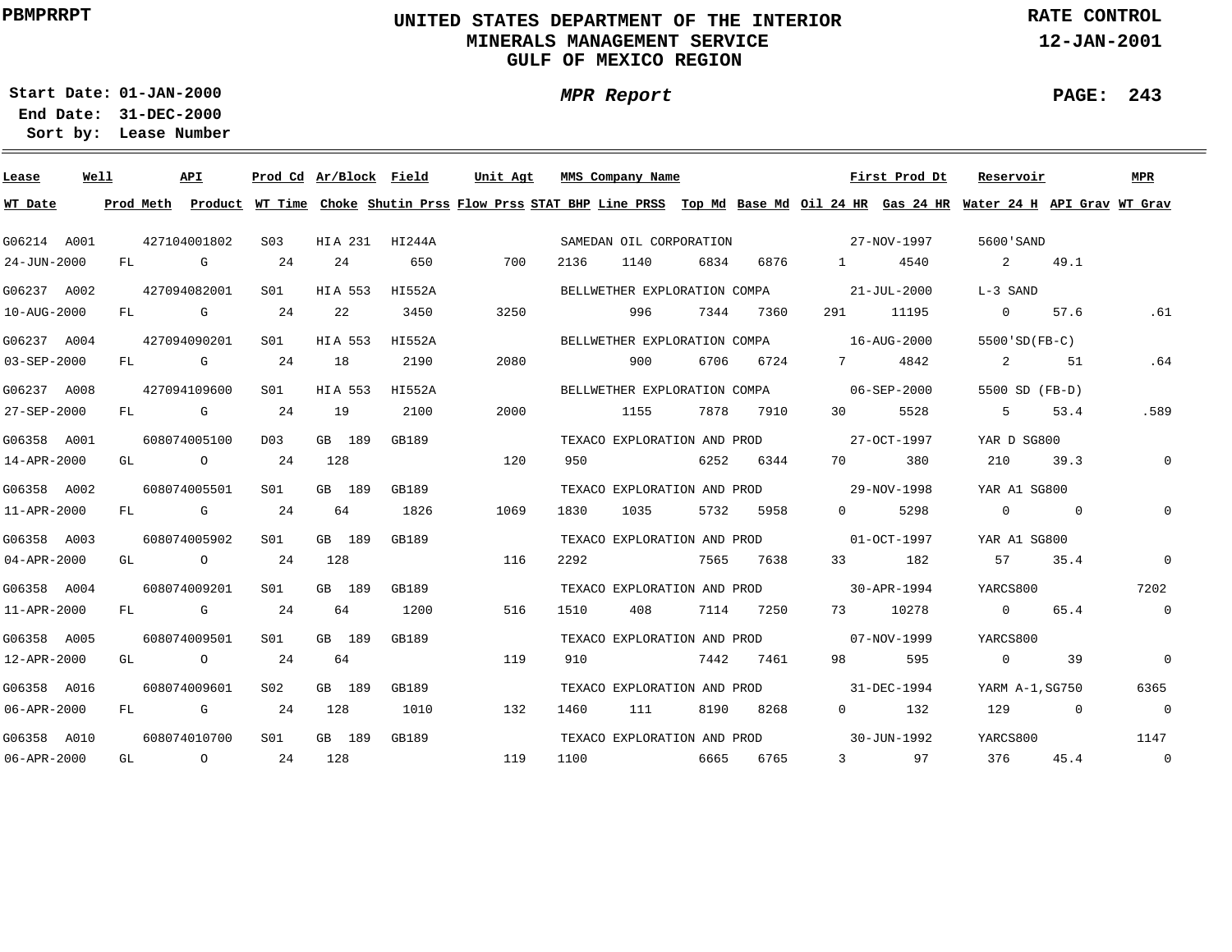**PBMPRRPT**

# UNITED STATES DEPARTMENT OF THE INTERIOR
## MINERALS MANAGEMENT SERVICE
## GULF OF MEXICO REGION

**RATE CONTROL**
**12-JAN-2001**

**Start Date: 01-JAN-2000**
**End Date: 31-DEC-2000**
**Sort by: Lease Number**

***MPR Report***

| Lease | Well | API | Prod Cd | Ar/Block | Field | Unit Agt | MMS Company Name | | | | First Prod Dt | | Reservoir | | MPR |
|---|---|---|---|---|---|---|---|---|---|---|---|---|---|---|---|
| **WT Date** | **Prod Meth** | **Product** | **WT Time** | **Choke** | **Shutin Prss** | **Flow Prss** | **STAT BHP** | **Line PRSS** | **Top Md** | **Base Md** | **Oil 24 HR** | **Gas 24 HR** | **Water 24 H** | **API Grav** | **WT Grav** |
| G06214 | A001 | 427104001802 | S03 | HI A 231 | HI244A | | SAMEDAN OIL CORPORATION | | | | 27-NOV-1997 | | 5600'SAND | | |
| 24-JUN-2000 | FL | G | 24 | 24 | 650 | 700 | 2136 | 1140 | 6834 | 6876 | 1 | 4540 | 2 | 49.1 | |
| G06237 | A002 | 427094082001 | S01 | HI A 553 | HI552A | | BELLWETHER EXPLORATION COMPA | | | | 21-JUL-2000 | | L-3 SAND | | |
| 10-AUG-2000 | FL | G | 24 | 22 | 3450 | 3250 | | 996 | 7344 | 7360 | 291 | 11195 | 0 | 57.6 | .61 |
| G06237 | A004 | 427094090201 | S01 | HI A 553 | HI552A | | BELLWETHER EXPLORATION COMPA | | | | 16-AUG-2000 | | 5500'SD(FB-C) | | |
| 03-SEP-2000 | FL | G | 24 | 18 | 2190 | 2080 | | 900 | 6706 | 6724 | 7 | 4842 | 2 | 51 | .64 |
| G06237 | A008 | 427094109600 | S01 | HI A 553 | HI552A | | BELLWETHER EXPLORATION COMPA | | | | 06-SEP-2000 | | 5500 SD (FB-D) | | |
| 27-SEP-2000 | FL | G | 24 | 19 | 2100 | 2000 | | 1155 | 7878 | 7910 | 30 | 5528 | 5 | 53.4 | .589 |
| G06358 | A001 | 608074005100 | D03 | GB 189 | GB189 | | TEXACO EXPLORATION AND PROD | | | | 27-OCT-1997 | | YAR D SG800 | | |
| 14-APR-2000 | GL | O | 24 | 128 | | 120 | 950 | | 6252 | 6344 | 70 | 380 | 210 | 39.3 | 0 |
| G06358 | A002 | 608074005501 | S01 | GB 189 | GB189 | | TEXACO EXPLORATION AND PROD | | | | 29-NOV-1998 | | YAR A1 SG800 | | |
| 11-APR-2000 | FL | G | 24 | 64 | 1826 | 1069 | 1830 | 1035 | 5732 | 5958 | 0 | 5298 | 0 | 0 | 0 |
| G06358 | A003 | 608074005902 | S01 | GB 189 | GB189 | | TEXACO EXPLORATION AND PROD | | | | 01-OCT-1997 | | YAR A1 SG800 | | |
| 04-APR-2000 | GL | O | 24 | 128 | | 116 | 2292 | | 7565 | 7638 | 33 | 182 | 57 | 35.4 | 0 |
| G06358 | A004 | 608074009201 | S01 | GB 189 | GB189 | | TEXACO EXPLORATION AND PROD | | | | 30-APR-1994 | | YARCS800 | | 7202 |
| 11-APR-2000 | FL | G | 24 | 64 | 1200 | 516 | 1510 | 408 | 7114 | 7250 | 73 | 10278 | 0 | 65.4 | 0 |
| G06358 | A005 | 608074009501 | S01 | GB 189 | GB189 | | TEXACO EXPLORATION AND PROD | | | | 07-NOV-1999 | | YARCS800 | | |
| 12-APR-2000 | GL | O | 24 | 64 | | 119 | 910 | | 7442 | 7461 | 98 | 595 | 0 | 39 | 0 |
| G06358 | A016 | 608074009601 | S02 | GB 189 | GB189 | | TEXACO EXPLORATION AND PROD | | | | 31-DEC-1994 | | YARM A-1,SG750 | | 6365 |
| 06-APR-2000 | FL | G | 24 | 128 | 1010 | 132 | 1460 | 111 | 8190 | 8268 | 0 | 132 | 129 | 0 | 0 |
| G06358 | A010 | 608074010700 | S01 | GB 189 | GB189 | | TEXACO EXPLORATION AND PROD | | | | 30-JUN-1992 | | YARCS800 | | 1147 |
| 06-APR-2000 | GL | O | 24 | 128 | | 119 | 1100 | | 6665 | 6765 | 3 | 97 | 376 | 45.4 | 0 |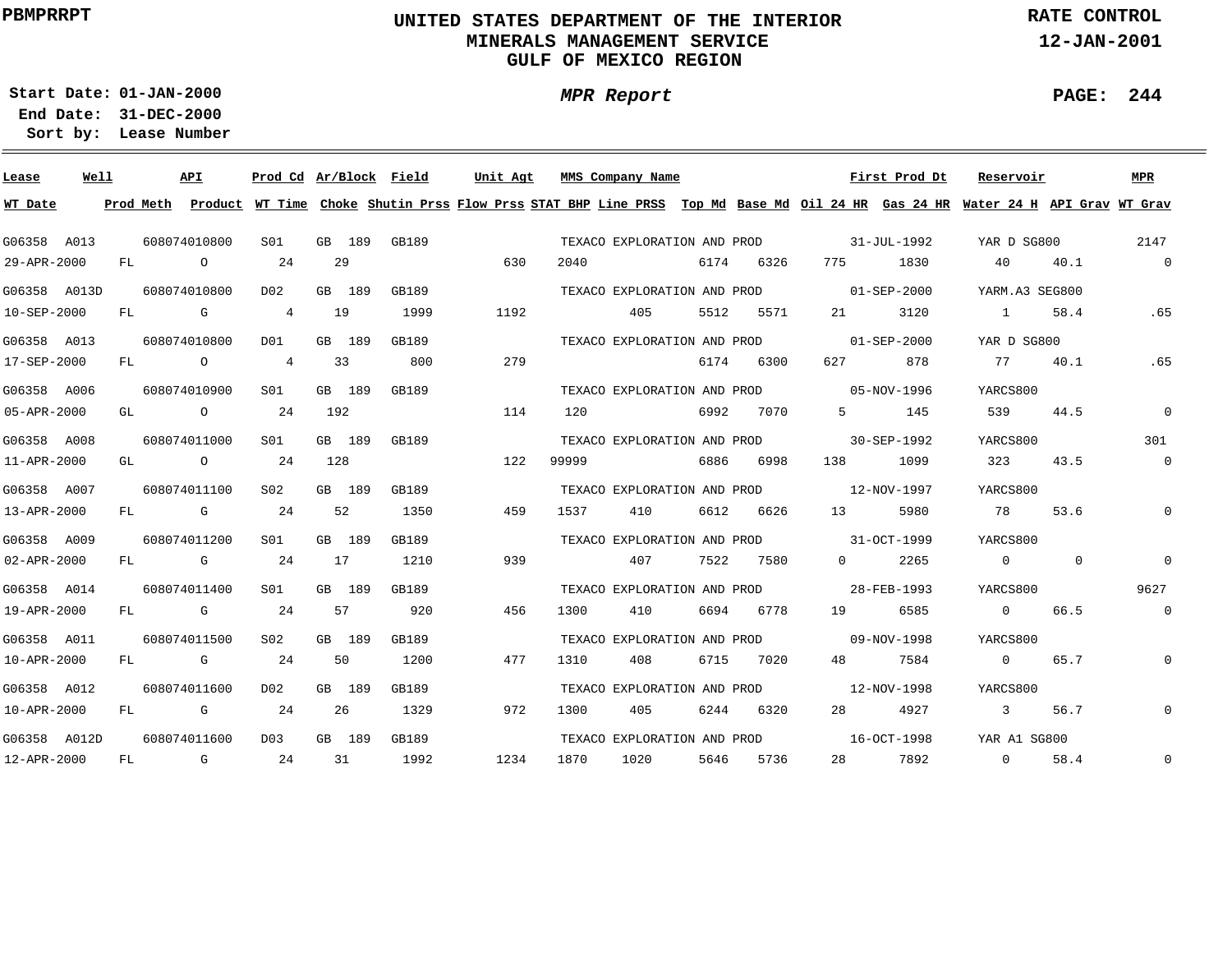PBMPRRPT

# UNITED STATES DEPARTMENT OF THE INTERIOR
## MINERALS MANAGEMENT SERVICE
## GULF OF MEXICO REGION

RATE CONTROL
12-JAN-2001

**Start Date:** 01-JAN-2000
**End Date:** 31-DEC-2000
**Sort by:** Lease Number

*MPR Report*

PAGE: 244

| Lease | Well | API | Prod Cd | Ar/Block | Field | Unit Agt | MMS Company Name | | | | | First Prod Dt | | Reservoir | | MPR |
|---|---|---|---|---|---|---|---|---|---|---|---|---|---|---|---|---|
| **WT Date** | **Prod Meth** | **Product** | **WT Time** | **Choke** | **Shutin Prss** | **Flow Prss** | **STAT BHP** | **Line PRSS** | **Top Md** | **Base Md** | **Oil 24 HR** | **Gas 24 HR** | **Water 24 H** | **API Grav** | **WT Grav** | |
| G06358 | A013 | 608074010800 | S01 | GB 189 | GB189 | | TEXACO EXPLORATION AND PROD | | | | | 31-JUL-1992 | | YAR D SG800 | | 2147 |
| 29-APR-2000 | FL | O | 24 | 29 | | 630 | 2040 | | 6174 | 6326 | 775 | 1830 | 40 | 40.1 | 0 | |
| G06358 | A013D | 608074010800 | D02 | GB 189 | GB189 | | TEXACO EXPLORATION AND PROD | | | | | 01-SEP-2000 | | YARM.A3 SEG800 | | |
| 10-SEP-2000 | FL | G | 4 | 19 | 1999 | 1192 | | 405 | 5512 | 5571 | 21 | 3120 | 1 | 58.4 | .65 | |
| G06358 | A013 | 608074010800 | D01 | GB 189 | GB189 | | TEXACO EXPLORATION AND PROD | | | | | 01-SEP-2000 | | YAR D SG800 | | |
| 17-SEP-2000 | FL | O | 4 | 33 | 800 | 279 | | | 6174 | 6300 | 627 | 878 | 77 | 40.1 | .65 | |
| G06358 | A006 | 608074010900 | S01 | GB 189 | GB189 | | TEXACO EXPLORATION AND PROD | | | | | 05-NOV-1996 | | YARCS800 | | |
| 05-APR-2000 | GL | O | 24 | 192 | | 114 | 120 | | 6992 | 7070 | 5 | 145 | 539 | 44.5 | 0 | |
| G06358 | A008 | 608074011000 | S01 | GB 189 | GB189 | | TEXACO EXPLORATION AND PROD | | | | | 30-SEP-1992 | | YARCS800 | | 301 |
| 11-APR-2000 | GL | O | 24 | 128 | | 122 | 99999 | | 6886 | 6998 | 138 | 1099 | 323 | 43.5 | 0 | |
| G06358 | A007 | 608074011100 | S02 | GB 189 | GB189 | | TEXACO EXPLORATION AND PROD | | | | | 12-NOV-1997 | | YARCS800 | | |
| 13-APR-2000 | FL | G | 24 | 52 | 1350 | 459 | 1537 | 410 | 6612 | 6626 | 13 | 5980 | 78 | 53.6 | 0 | |
| G06358 | A009 | 608074011200 | S01 | GB 189 | GB189 | | TEXACO EXPLORATION AND PROD | | | | | 31-OCT-1999 | | YARCS800 | | |
| 02-APR-2000 | FL | G | 24 | 17 | 1210 | 939 | | 407 | 7522 | 7580 | 0 | 2265 | 0 | 0 | 0 | |
| G06358 | A014 | 608074011400 | S01 | GB 189 | GB189 | | TEXACO EXPLORATION AND PROD | | | | | 28-FEB-1993 | | YARCS800 | | 9627 |
| 19-APR-2000 | FL | G | 24 | 57 | 920 | 456 | 1300 | 410 | 6694 | 6778 | 19 | 6585 | 0 | 66.5 | 0 | |
| G06358 | A011 | 608074011500 | S02 | GB 189 | GB189 | | TEXACO EXPLORATION AND PROD | | | | | 09-NOV-1998 | | YARCS800 | | |
| 10-APR-2000 | FL | G | 24 | 50 | 1200 | 477 | 1310 | 408 | 6715 | 7020 | 48 | 7584 | 0 | 65.7 | 0 | |
| G06358 | A012 | 608074011600 | D02 | GB 189 | GB189 | | TEXACO EXPLORATION AND PROD | | | | | 12-NOV-1998 | | YARCS800 | | |
| 10-APR-2000 | FL | G | 24 | 26 | 1329 | 972 | 1300 | 405 | 6244 | 6320 | 28 | 4927 | 3 | 56.7 | 0 | |
| G06358 | A012D | 608074011600 | D03 | GB 189 | GB189 | | TEXACO EXPLORATION AND PROD | | | | | 16-OCT-1998 | | YAR A1 SG800 | | |
| 12-APR-2000 | FL | G | 24 | 31 | 1992 | 1234 | 1870 | 1020 | 5646 | 5736 | 28 | 7892 | 0 | 58.4 | 0 | |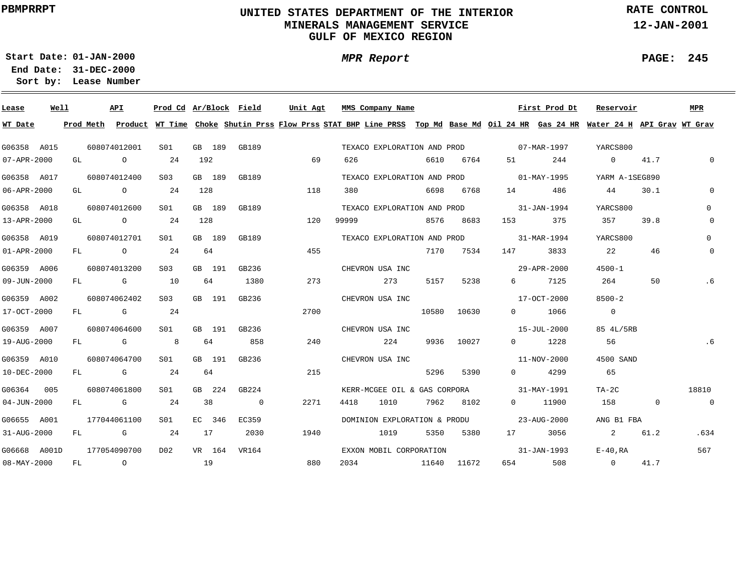PBMPRRPT

# UNITED STATES DEPARTMENT OF THE INTERIOR
## MINERALS MANAGEMENT SERVICE
## GULF OF MEXICO REGION

RATE CONTROL
12-JAN-2001

**Start Date:** 01-JAN-2000
**End Date:** 31-DEC-2000
**Sort by:** Lease Number

*MPR Report*

PAGE: 245

| Lease | Well | API | Prod Cd | Ar/Block | Field | Unit Agt | MMS Company Name | | | | First Prod Dt | | Reservoir | | MPR |
|---|---|---|---|---|---|---|---|---|---|---|---|---|---|---|---|
| **WT Date** | **Prod Meth** | **Product** | **WT Time** | **Choke** | **Shutin Prss** | **Flow Prss** | **STAT BHP** | **Line PRSS** | **Top Md** | **Base Md** | **Oil 24 HR** | **Gas 24 HR** | **Water 24 H** | **API Grav** | **WT Grav** |
| G06358 | A015 | 608074012001 | S01 | GB 189 | GB189 | | TEXACO EXPLORATION AND PROD | | | | 07-MAR-1997 | | YARCS800 | | |
| 07-APR-2000 | GL | O | 24 | 192 | | 69 | 626 | | 6610 | 6764 | 51 | 244 | 0 | 41.7 | 0 |
| G06358 | A017 | 608074012400 | S03 | GB 189 | GB189 | | TEXACO EXPLORATION AND PROD | | | | 01-MAY-1995 | | YARM A-1SEG890 | | |
| 06-APR-2000 | GL | O | 24 | 128 | | 118 | 380 | | 6698 | 6768 | 14 | 486 | 44 | 30.1 | 0 |
| G06358 | A018 | 608074012600 | S01 | GB 189 | GB189 | | TEXACO EXPLORATION AND PROD | | | | 31-JAN-1994 | | YARCS800 | | 0 |
| 13-APR-2000 | GL | O | 24 | 128 | | 120 | 99999 | | 8576 | 8683 | 153 | 375 | 357 | 39.8 | 0 |
| G06358 | A019 | 608074012701 | S01 | GB 189 | GB189 | | TEXACO EXPLORATION AND PROD | | | | 31-MAR-1994 | | YARCS800 | | 0 |
| 01-APR-2000 | FL | O | 24 | 64 | | 455 | | | 7170 | 7534 | 147 | 3833 | 22 | 46 | 0 |
| G06359 | A006 | 608074013200 | S03 | GB 191 | GB236 | | CHEVRON USA INC | | | | 29-APR-2000 | | 4500-1 | | |
| 09-JUN-2000 | FL | G | 10 | 64 | 1380 | 273 | | 273 | 5157 | 5238 | 6 | 7125 | 264 | 50 | .6 |
| G06359 | A002 | 608074062402 | S03 | GB 191 | GB236 | | CHEVRON USA INC | | | | 17-OCT-2000 | | 8500-2 | | |
| 17-OCT-2000 | FL | G | 24 | | | 2700 | | | 10580 | 10630 | 0 | 1066 | 0 | | |
| G06359 | A007 | 608074064600 | S01 | GB 191 | GB236 | | CHEVRON USA INC | | | | 15-JUL-2000 | | 85 4L/5RB | | |
| 19-AUG-2000 | FL | G | 8 | 64 | 858 | 240 | | 224 | 9936 | 10027 | 0 | 1228 | 56 | | .6 |
| G06359 | A010 | 608074064700 | S01 | GB 191 | GB236 | | CHEVRON USA INC | | | | 11-NOV-2000 | | 4500 SAND | | |
| 10-DEC-2000 | FL | G | 24 | 64 | | 215 | | | 5296 | 5390 | 0 | 4299 | 65 | | |
| G06364 | 005 | 608074061800 | S01 | GB 224 | GB224 | | KERR-MCGEE OIL & GAS CORPORA | | | | 31-MAY-1991 | | TA-2C | | 18810 |
| 04-JUN-2000 | FL | G | 24 | 38 | 0 | 2271 | 4418 | 1010 | 7962 | 8102 | 0 | 11900 | 158 | 0 | 0 |
| G06655 | A001 | 177044061100 | S01 | EC 346 | EC359 | | DOMINION EXPLORATION & PRODU | | | | 23-AUG-2000 | | ANG B1 FBA | | |
| 31-AUG-2000 | FL | G | 24 | 17 | 2030 | 1940 | | 1019 | 5350 | 5380 | 17 | 3056 | 2 | 61.2 | .634 |
| G06668 | A001D | 177054090700 | D02 | VR 164 | VR164 | | EXXON MOBIL CORPORATION | | | | 31-JAN-1993 | | E-40,RA | | 567 |
| 08-MAY-2000 | FL | O | | 19 | | 880 | 2034 | | 11640 | 11672 | 654 | 508 | 0 | 41.7 | |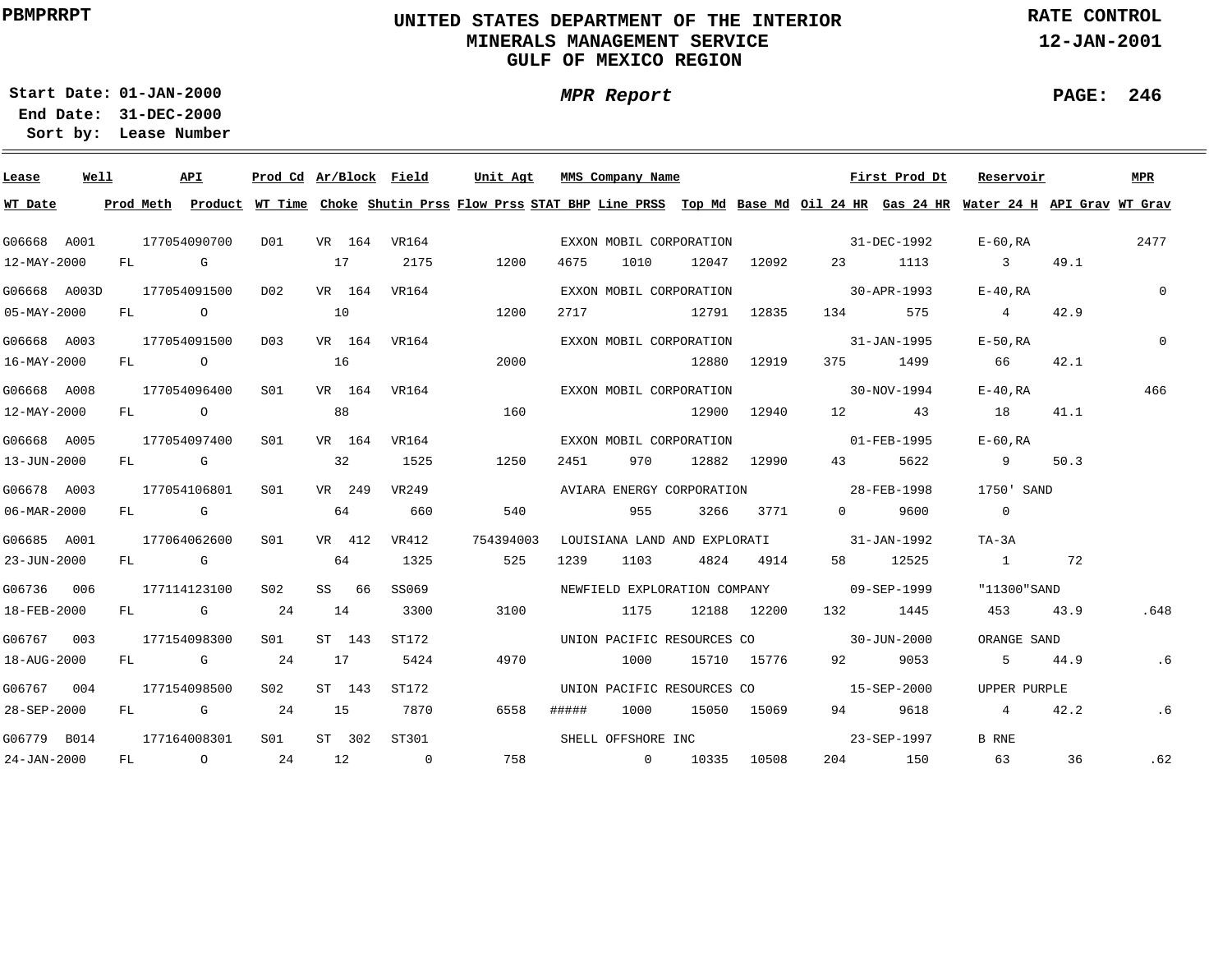PBMPRRPT

# UNITED STATES DEPARTMENT OF THE INTERIOR
## MINERALS MANAGEMENT SERVICE
## GULF OF MEXICO REGION

RATE CONTROL
12-JAN-2001

**Start Date:** 01-JAN-2000
**End Date:** 31-DEC-2000
**Sort by:** Lease Number

***MPR Report***

| Lease | Well | API | Prod Cd | Ar/Block | Field | Unit Agt | MMS Company Name | First Prod Dt | Reservoir | MPR | | | | | |
|---|---|---|---|---|---|---|---|---|---|---|---|---|---|---|---|
| **WT Date** | **Prod Meth** | **Product** | **WT Time** | **Choke** | **Shutin Prss** | **Flow Prss** | **STAT BHP** | **Line PRSS** | **Top Md** | **Base Md** | **Oil 24 HR** | **Gas 24 HR** | **Water 24 H** | **API Grav** | **WT Grav** |
| G06668 | A001 | 177054090700 | D01 | VR 164 | VR164 | | EXXON MOBIL CORPORATION | 31-DEC-1992 | E-60,RA | 2477 | | | | | |
| 12-MAY-2000 | FL | G | | 17 | 2175 | 1200 | 4675 | 1010 | 12047 | 12092 | 23 | 1113 | 3 | 49.1 | |
| G06668 | A003D | 177054091500 | D02 | VR 164 | VR164 | | EXXON MOBIL CORPORATION | 30-APR-1993 | E-40,RA | 0 | | | | | |
| 05-MAY-2000 | FL | O | | 10 | | 1200 | 2717 | | 12791 | 12835 | 134 | 575 | 4 | 42.9 | |
| G06668 | A003 | 177054091500 | D03 | VR 164 | VR164 | | EXXON MOBIL CORPORATION | 31-JAN-1995 | E-50,RA | 0 | | | | | |
| 16-MAY-2000 | FL | O | | 16 | | 2000 | | | 12880 | 12919 | 375 | 1499 | 66 | 42.1 | |
| G06668 | A008 | 177054096400 | S01 | VR 164 | VR164 | | EXXON MOBIL CORPORATION | 30-NOV-1994 | E-40,RA | 466 | | | | | |
| 12-MAY-2000 | FL | O | | 88 | | 160 | | | 12900 | 12940 | 12 | 43 | 18 | 41.1 | |
| G06668 | A005 | 177054097400 | S01 | VR 164 | VR164 | | EXXON MOBIL CORPORATION | 01-FEB-1995 | E-60,RA | | | | | | |
| 13-JUN-2000 | FL | G | | 32 | 1525 | 1250 | 2451 | 970 | 12882 | 12990 | 43 | 5622 | 9 | 50.3 | |
| G06678 | A003 | 177054106801 | S01 | VR 249 | VR249 | | AVIARA ENERGY CORPORATION | 28-FEB-1998 | 1750' SAND | | | | | | |
| 06-MAR-2000 | FL | G | | 64 | 660 | 540 | | 955 | 3266 | 3771 | 0 | 9600 | 0 | | |
| G06685 | A001 | 177064062600 | S01 | VR 412 | VR412 | 754394003 | LOUISIANA LAND AND EXPLORATI | 31-JAN-1992 | TA-3A | | | | | | |
| 23-JUN-2000 | FL | G | | 64 | 1325 | 525 | 1239 | 1103 | 4824 | 4914 | 58 | 12525 | 1 | 72 | |
| G06736 | 006 | 177114123100 | S02 | SS 66 | SS069 | | NEWFIELD EXPLORATION COMPANY | 09-SEP-1999 | "11300"SAND | | | | | | |
| 18-FEB-2000 | FL | G | 24 | 14 | 3300 | 3100 | | 1175 | 12188 | 12200 | 132 | 1445 | 453 | 43.9 | .648 |
| G06767 | 003 | 177154098300 | S01 | ST 143 | ST172 | | UNION PACIFIC RESOURCES CO | 30-JUN-2000 | ORANGE SAND | | | | | | |
| 18-AUG-2000 | FL | G | 24 | 17 | 5424 | 4970 | | 1000 | 15710 | 15776 | 92 | 9053 | 5 | 44.9 | .6 |
| G06767 | 004 | 177154098500 | S02 | ST 143 | ST172 | | UNION PACIFIC RESOURCES CO | 15-SEP-2000 | UPPER PURPLE | | | | | | |
| 28-SEP-2000 | FL | G | 24 | 15 | 7870 | 6558 | ##### | 1000 | 15050 | 15069 | 94 | 9618 | 4 | 42.2 | .6 |
| G06779 | B014 | 177164008301 | S01 | ST 302 | ST301 | | SHELL OFFSHORE INC | 23-SEP-1997 | B RNE | | | | | | |
| 24-JAN-2000 | FL | O | 24 | 12 | 0 | 758 | | 0 | 10335 | 10508 | 204 | 150 | 63 | 36 | .62 |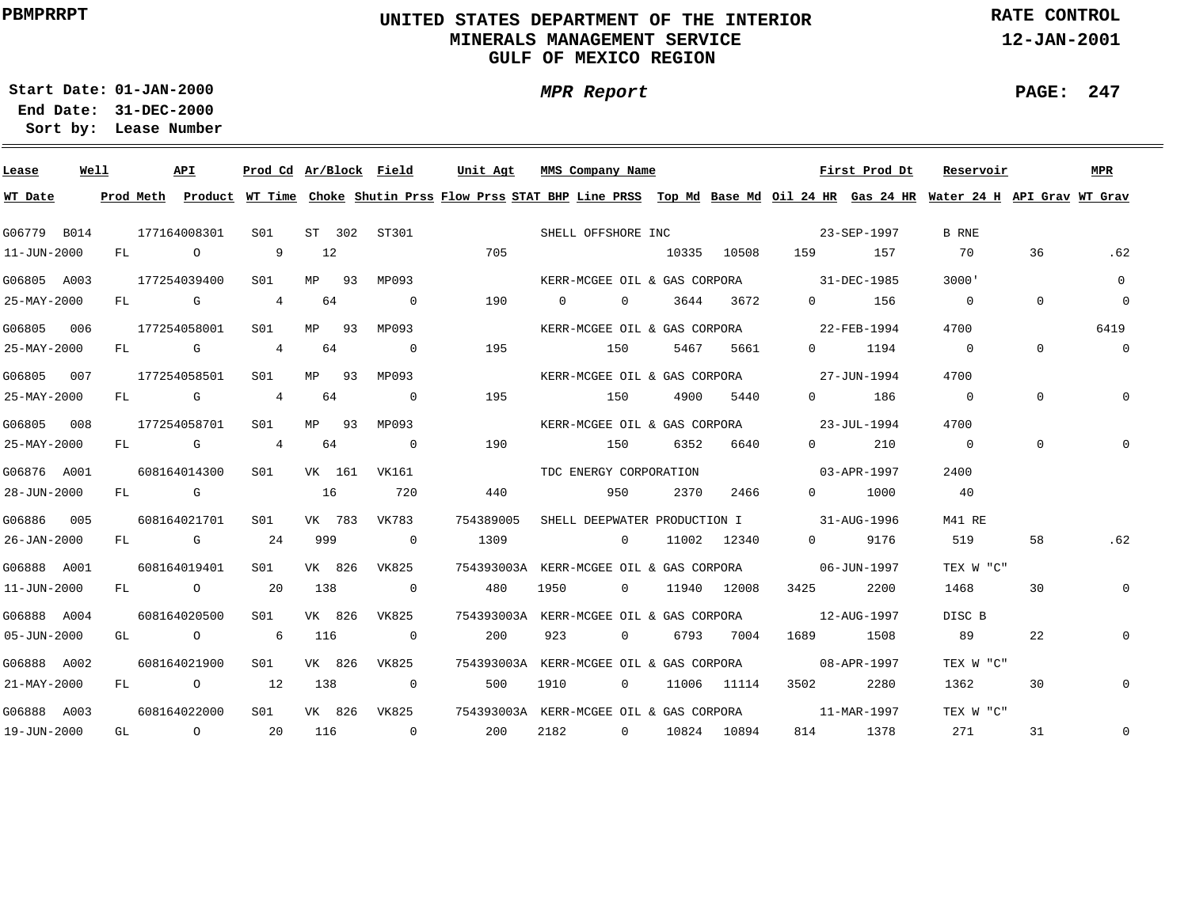PBMPRRPT

# UNITED STATES DEPARTMENT OF THE INTERIOR
## MINERALS MANAGEMENT SERVICE
## GULF OF MEXICO REGION

RATE CONTROL
12-JAN-2001

**Start Date:** 01-JAN-2000
**End Date:** 31-DEC-2000
**Sort by:** Lease Number

*MPR Report*

| Lease | Well | API | Prod Cd | Ar/Block | Field | Unit Agt | MMS Company Name | | | | | First Prod Dt | | Reservoir | | MPR |
|---|---|---|---|---|---|---|---|---|---|---|---|---|---|---|---|---|
| **WT Date** | **Prod Meth** | **Product** | **WT Time** | **Choke** | **Shutin Prss** | **Flow Prss** | **STAT BHP** | **Line PRSS** | **Top Md** | **Base Md** | **Oil 24 HR** | **Gas 24 HR** | **Water 24 H** | **API Grav** | **WT Grav** | |
| G06779 | B014 | 177164008301 | S01 | ST 302 | ST301 | | SHELL OFFSHORE INC | | | | | 23-SEP-1997 | | B RNE | | |
| 11-JUN-2000 | FL | O | 9 | 12 | | 705 | | | 10335 | 10508 | 159 | 157 | 70 | 36 | .62 | |
| G06805 | A003 | 177254039400 | S01 | MP 93 | MP093 | | KERR-MCGEE OIL & GAS CORPORA | | | | | 31-DEC-1985 | | 3000' | | 0 |
| 25-MAY-2000 | FL | G | 4 | 64 | 0 | 190 | 0 | 0 | 3644 | 3672 | 0 | 156 | 0 | 0 | 0 | |
| G06805 | 006 | 177254058001 | S01 | MP 93 | MP093 | | KERR-MCGEE OIL & GAS CORPORA | | | | | 22-FEB-1994 | | 4700 | | 6419 |
| 25-MAY-2000 | FL | G | 4 | 64 | 0 | 195 | | 150 | 5467 | 5661 | 0 | 1194 | 0 | 0 | 0 | |
| G06805 | 007 | 177254058501 | S01 | MP 93 | MP093 | | KERR-MCGEE OIL & GAS CORPORA | | | | | 27-JUN-1994 | | 4700 | | |
| 25-MAY-2000 | FL | G | 4 | 64 | 0 | 195 | | 150 | 4900 | 5440 | 0 | 186 | 0 | 0 | 0 | |
| G06805 | 008 | 177254058701 | S01 | MP 93 | MP093 | | KERR-MCGEE OIL & GAS CORPORA | | | | | 23-JUL-1994 | | 4700 | | |
| 25-MAY-2000 | FL | G | 4 | 64 | 0 | 190 | | 150 | 6352 | 6640 | 0 | 210 | 0 | 0 | 0 | |
| G06876 | A001 | 608164014300 | S01 | VK 161 | VK161 | | TDC ENERGY CORPORATION | | | | | 03-APR-1997 | | 2400 | | |
| 28-JUN-2000 | FL | G | | 16 | 720 | 440 | | 950 | 2370 | 2466 | 0 | 1000 | 40 | | | |
| G06886 | 005 | 608164021701 | S01 | VK 783 | VK783 | 754389005 | SHELL DEEPWATER PRODUCTION I | | | | | 31-AUG-1996 | | M41 RE | | |
| 26-JAN-2000 | FL | G | 24 | 999 | 0 | 1309 | | 0 | 11002 | 12340 | 0 | 9176 | 519 | 58 | .62 | |
| G06888 | A001 | 608164019401 | S01 | VK 826 | VK825 | 754393003A | KERR-MCGEE OIL & GAS CORPORA | | | | | 06-JUN-1997 | | TEX W "C" | | |
| 11-JUN-2000 | FL | O | 20 | 138 | 0 | 480 | 1950 | 0 | 11940 | 12008 | 3425 | 2200 | 1468 | 30 | 0 | |
| G06888 | A004 | 608164020500 | S01 | VK 826 | VK825 | 754393003A | KERR-MCGEE OIL & GAS CORPORA | | | | | 12-AUG-1997 | | DISC B | | |
| 05-JUN-2000 | GL | O | 6 | 116 | 0 | 200 | 923 | 0 | 6793 | 7004 | 1689 | 1508 | 89 | 22 | 0 | |
| G06888 | A002 | 608164021900 | S01 | VK 826 | VK825 | 754393003A | KERR-MCGEE OIL & GAS CORPORA | | | | | 08-APR-1997 | | TEX W "C" | | |
| 21-MAY-2000 | FL | O | 12 | 138 | 0 | 500 | 1910 | 0 | 11006 | 11114 | 3502 | 2280 | 1362 | 30 | 0 | |
| G06888 | A003 | 608164022000 | S01 | VK 826 | VK825 | 754393003A | KERR-MCGEE OIL & GAS CORPORA | | | | | 11-MAR-1997 | | TEX W "C" | | |
| 19-JUN-2000 | GL | O | 20 | 116 | 0 | 200 | 2182 | 0 | 10824 | 10894 | 814 | 1378 | 271 | 31 | 0 | |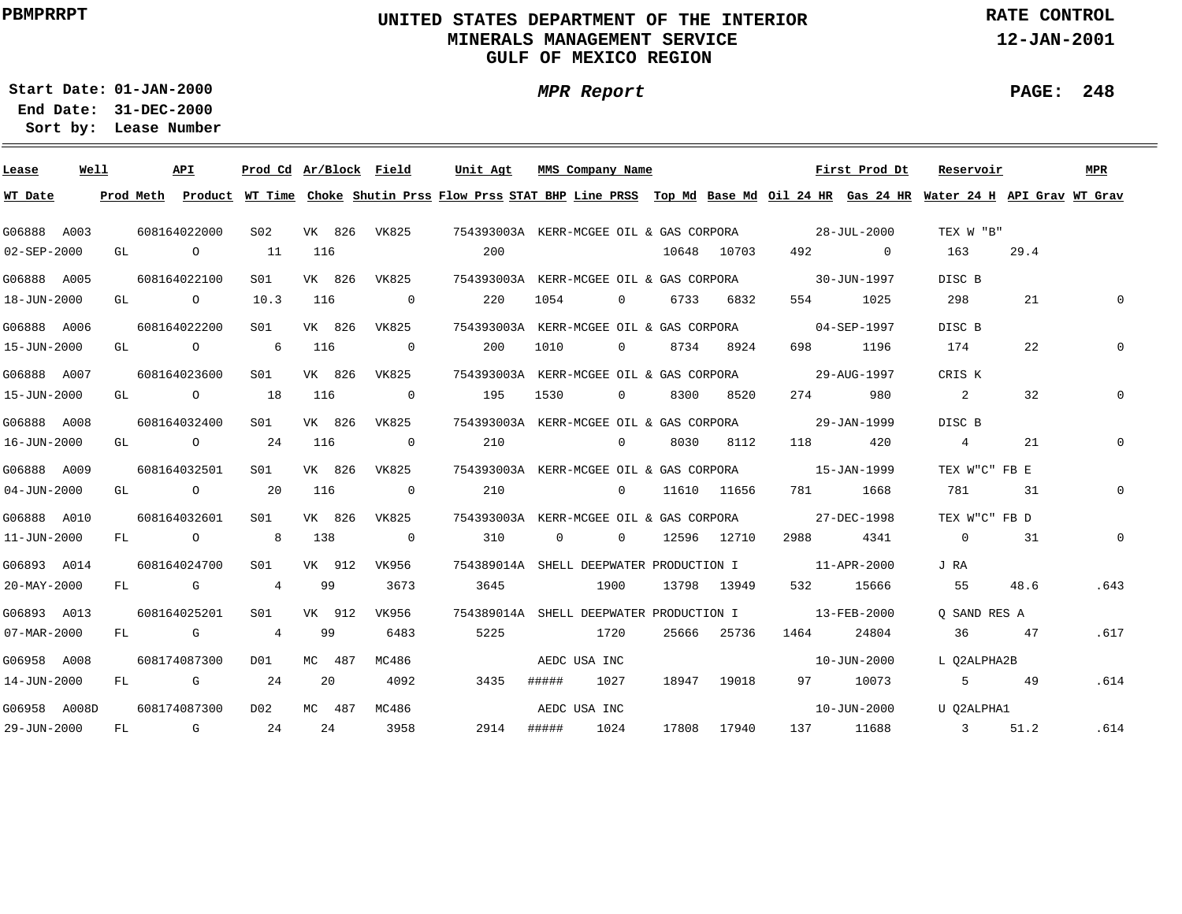# UNITED STATES DEPARTMENT OF THE INTERIOR
## MINERALS MANAGEMENT SERVICE
## GULF OF MEXICO REGION

PBMPRRPT

RATE CONTROL
12-JAN-2001

**Start Date:** 01-JAN-2000
**End Date:** 31-DEC-2000
**Sort by:** Lease Number

*MPR Report*

PAGE: 248

| Lease | Well | API | Prod Cd | Ar/Block | Field | Unit Agt | MMS Company Name | | | | First Prod Dt | | Reservoir | | MPR |
|---|---|---|---|---|---|---|---|---|---|---|---|---|---|---|---|
| **WT Date** | **Prod Meth** | **Product** | **WT Time** | **Choke** | **Shutin Prss** | **Flow Prss** | **STAT BHP** | **Line PRSS** | **Top Md** | **Base Md** | **Oil 24 HR** | **Gas 24 HR** | **Water 24 H** | **API Grav** | **WT Grav** |
| G06888 | A003 | 608164022000 | S02 | VK 826 | VK825 | 754393003A | KERR-MCGEE OIL & GAS CORPORA | | | | 28-JUL-2000 | | TEX W "B" | | |
| 02-SEP-2000 | GL | O | 11 | 116 | | 200 | | | 10648 | 10703 | 492 | 0 | 163 | 29.4 | |
| G06888 | A005 | 608164022100 | S01 | VK 826 | VK825 | 754393003A | KERR-MCGEE OIL & GAS CORPORA | | | | 30-JUN-1997 | | DISC B | | |
| 18-JUN-2000 | GL | O | 10.3 | 116 | 0 | 220 | 1054 | 0 | 6733 | 6832 | 554 | 1025 | 298 | 21 | 0 |
| G06888 | A006 | 608164022200 | S01 | VK 826 | VK825 | 754393003A | KERR-MCGEE OIL & GAS CORPORA | | | | 04-SEP-1997 | | DISC B | | |
| 15-JUN-2000 | GL | O | 6 | 116 | 0 | 200 | 1010 | 0 | 8734 | 8924 | 698 | 1196 | 174 | 22 | 0 |
| G06888 | A007 | 608164023600 | S01 | VK 826 | VK825 | 754393003A | KERR-MCGEE OIL & GAS CORPORA | | | | 29-AUG-1997 | | CRIS K | | |
| 15-JUN-2000 | GL | O | 18 | 116 | 0 | 195 | 1530 | 0 | 8300 | 8520 | 274 | 980 | 2 | 32 | 0 |
| G06888 | A008 | 608164032400 | S01 | VK 826 | VK825 | 754393003A | KERR-MCGEE OIL & GAS CORPORA | | | | 29-JAN-1999 | | DISC B | | |
| 16-JUN-2000 | GL | O | 24 | 116 | 0 | 210 | | 0 | 8030 | 8112 | 118 | 420 | 4 | 21 | 0 |
| G06888 | A009 | 608164032501 | S01 | VK 826 | VK825 | 754393003A | KERR-MCGEE OIL & GAS CORPORA | | | | 15-JAN-1999 | | TEX W"C" FB E | | |
| 04-JUN-2000 | GL | O | 20 | 116 | 0 | 210 | | 0 | 11610 | 11656 | 781 | 1668 | 781 | 31 | 0 |
| G06888 | A010 | 608164032601 | S01 | VK 826 | VK825 | 754393003A | KERR-MCGEE OIL & GAS CORPORA | | | | 27-DEC-1998 | | TEX W"C" FB D | | |
| 11-JUN-2000 | FL | O | 8 | 138 | 0 | 310 | 0 | 0 | 12596 | 12710 | 2988 | 4341 | 0 | 31 | 0 |
| G06893 | A014 | 608164024700 | S01 | VK 912 | VK956 | 754389014A | SHELL DEEPWATER PRODUCTION I | | | | 11-APR-2000 | | J RA | | |
| 20-MAY-2000 | FL | G | 4 | 99 | 3673 | 3645 | | 1900 | 13798 | 13949 | 532 | 15666 | 55 | 48.6 | .643 |
| G06893 | A013 | 608164025201 | S01 | VK 912 | VK956 | 754389014A | SHELL DEEPWATER PRODUCTION I | | | | 13-FEB-2000 | | Q SAND RES A | | |
| 07-MAR-2000 | FL | G | 4 | 99 | 6483 | 5225 | | 1720 | 25666 | 25736 | 1464 | 24804 | 36 | 47 | .617 |
| G06958 | A008 | 608174087300 | D01 | MC 487 | MC486 | | AEDC USA INC | | | | 10-JUN-2000 | | L Q2ALPHA2B | | |
| 14-JUN-2000 | FL | G | 24 | 20 | 4092 | 3435 | ##### | 1027 | 18947 | 19018 | 97 | 10073 | 5 | 49 | .614 |
| G06958 | A008D | 608174087300 | D02 | MC 487 | MC486 | | AEDC USA INC | | | | 10-JUN-2000 | | U Q2ALPHA1 | | |
| 29-JUN-2000 | FL | G | 24 | 24 | 3958 | 2914 | ##### | 1024 | 17808 | 17940 | 137 | 11688 | 3 | 51.2 | .614 |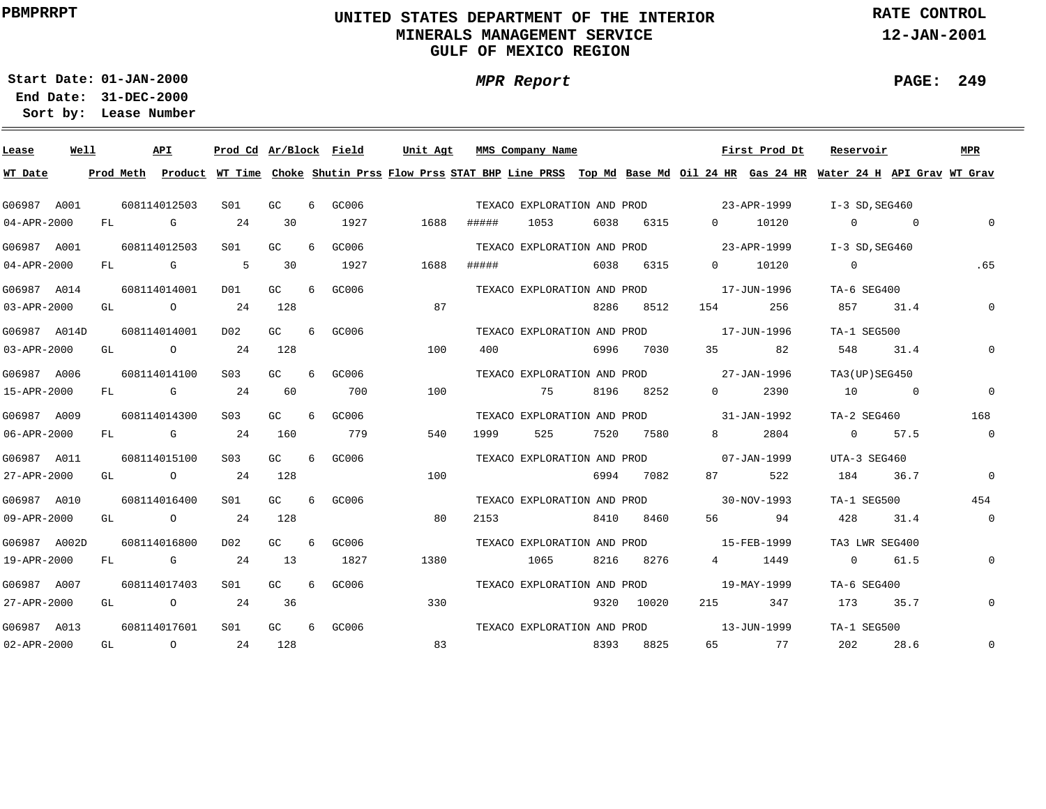PBMPRRPT

# UNITED STATES DEPARTMENT OF THE INTERIOR
## MINERALS MANAGEMENT SERVICE
## GULF OF MEXICO REGION

RATE CONTROL
12-JAN-2001

Start Date: 01-JAN-2000
End Date: 31-DEC-2000
Sort by: Lease Number

*MPR Report*

PAGE: 249

| Lease | Well | API | Prod Cd | Ar/Block | | Field | Unit Agt | MMS Company Name | | | First Prod Dt | | Reservoir | | MPR |
|---|---|---|---|---|---|---|---|---|---|---|---|---|---|---|---|
| **WT Date** | **Prod Meth** | **Product** | **WT Time** | **Choke** | **Shutin Prss** | **Flow Prss** | **STAT BHP** | **Line PRSS** | **Top Md** | **Base Md** | **Oil 24 HR** | **Gas 24 HR** | **Water 24 H** | **API Grav** | **WT Grav** |
| G06987 | A001 | 608114012503 | S01 | GC | 6 | GC006 | | TEXACO EXPLORATION AND PROD | | | 23-APR-1999 | | I-3 SD,SEG460 | | |
| 04-APR-2000 | FL | G | 24 | 30 | 1927 | 1688 | ##### | 1053 | 6038 | 6315 | 0 | 10120 | 0 | 0 | 0 |
| G06987 | A001 | 608114012503 | S01 | GC | 6 | GC006 | | TEXACO EXPLORATION AND PROD | | | 23-APR-1999 | | I-3 SD,SEG460 | | |
| 04-APR-2000 | FL | G | 5 | 30 | 1927 | 1688 | ##### | | 6038 | 6315 | 0 | 10120 | 0 | | .65 |
| G06987 | A014 | 608114014001 | D01 | GC | 6 | GC006 | | TEXACO EXPLORATION AND PROD | | | 17-JUN-1996 | | TA-6 SEG400 | | |
| 03-APR-2000 | GL | O | 24 | 128 | | 87 | | | 8286 | 8512 | 154 | 256 | 857 | 31.4 | 0 |
| G06987 | A014D | 608114014001 | D02 | GC | 6 | GC006 | | TEXACO EXPLORATION AND PROD | | | 17-JUN-1996 | | TA-1 SEG500 | | |
| 03-APR-2000 | GL | O | 24 | 128 | | 100 | 400 | | 6996 | 7030 | 35 | 82 | 548 | 31.4 | 0 |
| G06987 | A006 | 608114014100 | S03 | GC | 6 | GC006 | | TEXACO EXPLORATION AND PROD | | | 27-JAN-1996 | | TA3(UP)SEG450 | | |
| 15-APR-2000 | FL | G | 24 | 60 | 700 | 100 | | 75 | 8196 | 8252 | 0 | 2390 | 10 | 0 | 0 |
| G06987 | A009 | 608114014300 | S03 | GC | 6 | GC006 | | TEXACO EXPLORATION AND PROD | | | 31-JAN-1992 | | TA-2 SEG460 | | 168 |
| 06-APR-2000 | FL | G | 24 | 160 | 779 | 540 | 1999 | 525 | 7520 | 7580 | 8 | 2804 | 0 | 57.5 | 0 |
| G06987 | A011 | 608114015100 | S03 | GC | 6 | GC006 | | TEXACO EXPLORATION AND PROD | | | 07-JAN-1999 | | UTA-3 SEG460 | | |
| 27-APR-2000 | GL | O | 24 | 128 | | 100 | | | 6994 | 7082 | 87 | 522 | 184 | 36.7 | 0 |
| G06987 | A010 | 608114016400 | S01 | GC | 6 | GC006 | | TEXACO EXPLORATION AND PROD | | | 30-NOV-1993 | | TA-1 SEG500 | | 454 |
| 09-APR-2000 | GL | O | 24 | 128 | | 80 | 2153 | | 8410 | 8460 | 56 | 94 | 428 | 31.4 | 0 |
| G06987 | A002D | 608114016800 | D02 | GC | 6 | GC006 | | TEXACO EXPLORATION AND PROD | | | 15-FEB-1999 | | TA3 LWR SEG400 | | |
| 19-APR-2000 | FL | G | 24 | 13 | 1827 | 1380 | | 1065 | 8216 | 8276 | 4 | 1449 | 0 | 61.5 | 0 |
| G06987 | A007 | 608114017403 | S01 | GC | 6 | GC006 | | TEXACO EXPLORATION AND PROD | | | 19-MAY-1999 | | TA-6 SEG400 | | |
| 27-APR-2000 | GL | O | 24 | 36 | | 330 | | | 9320 | 10020 | 215 | 347 | 173 | 35.7 | 0 |
| G06987 | A013 | 608114017601 | S01 | GC | 6 | GC006 | | TEXACO EXPLORATION AND PROD | | | 13-JUN-1999 | | TA-1 SEG500 | | |
| 02-APR-2000 | GL | O | 24 | 128 | | 83 | | | 8393 | 8825 | 65 | 77 | 202 | 28.6 | 0 |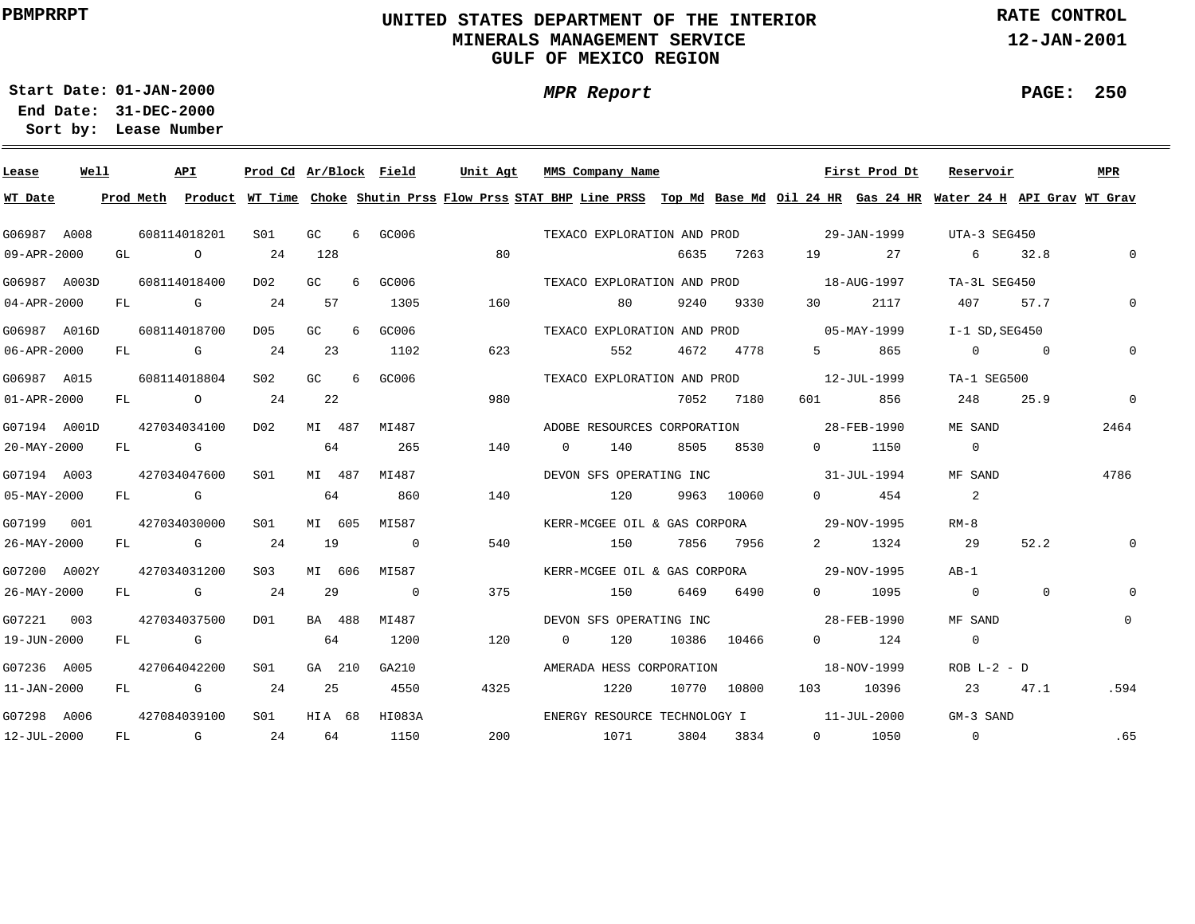PBMPRRPT

# UNITED STATES DEPARTMENT OF THE INTERIOR
## MINERALS MANAGEMENT SERVICE
## GULF OF MEXICO REGION

RATE CONTROL
12-JAN-2001

**Start Date:** 01-JAN-2000
**End Date:** 31-DEC-2000
**Sort by:** Lease Number

***MPR Report***

| Lease | Well | API | Prod Cd | Ar/Block | Field | Unit Agt | MMS Company Name | | First Prod Dt | Reservoir | | MPR |
|---|---|---|---|---|---|---|---|---|---|---|---|---|
| **WT Date** | **Prod Meth** | **Product** | **WT Time** | **Choke** | **Shutin Prss** | **Flow Prss** | **STAT BHP** | **Line PRSS** | **Top Md** | **Base Md** | **Oil 24 HR** | **Gas 24 HR** | **Water 24 H** | **API Grav** | **WT Grav** |

| Lease / WT Date | Well / Prod Meth | API / Product | Prod Cd / WT Time | Ar/Block / Choke | Field / Shutin Prss | Unit Agt / Flow Prss | STAT BHP | MMS Company Name / Line PRSS | Top Md | Base Md | Oil 24 HR | First Prod Dt / Gas 24 HR | Reservoir / Water 24 H | API Grav | MPR / WT Grav |
|---|---|---|---|---|---|---|---|---|---|---|---|---|---|---|---|
| G06987 | A008 | 608114018201 | S01 | GC 6 | GC006 | | | TEXACO EXPLORATION AND PROD | | | | 29-JAN-1999 | UTA-3 SEG450 | | |
| 09-APR-2000 | GL | O | 24 | 128 | | 80 | | | 6635 | 7263 | 19 | 27 | 6 | 32.8 | 0 |
| G06987 | A003D | 608114018400 | D02 | GC 6 | GC006 | | | TEXACO EXPLORATION AND PROD | | | | 18-AUG-1997 | TA-3L SEG450 | | |
| 04-APR-2000 | FL | G | 24 | 57 | 1305 | 160 | | 80 | 9240 | 9330 | 30 | 2117 | 407 | 57.7 | 0 |
| G06987 | A016D | 608114018700 | D05 | GC 6 | GC006 | | | TEXACO EXPLORATION AND PROD | | | | 05-MAY-1999 | I-1 SD,SEG450 | | |
| 06-APR-2000 | FL | G | 24 | 23 | 1102 | 623 | | 552 | 4672 | 4778 | 5 | 865 | 0 | 0 | 0 |
| G06987 | A015 | 608114018804 | S02 | GC 6 | GC006 | | | TEXACO EXPLORATION AND PROD | | | | 12-JUL-1999 | TA-1 SEG500 | | |
| 01-APR-2000 | FL | O | 24 | 22 | | 980 | | | 7052 | 7180 | 601 | 856 | 248 | 25.9 | 0 |
| G07194 | A001D | 427034034100 | D02 | MI 487 | MI487 | | | ADOBE RESOURCES CORPORATION | | | | 28-FEB-1990 | ME SAND | | 2464 |
| 20-MAY-2000 | FL | G | | 64 | 265 | 140 | 0 | 140 | 8505 | 8530 | 0 | 1150 | 0 | | |
| G07194 | A003 | 427034047600 | S01 | MI 487 | MI487 | | | DEVON SFS OPERATING INC | | | | 31-JUL-1994 | MF SAND | | 4786 |
| 05-MAY-2000 | FL | G | | 64 | 860 | 140 | | 120 | 9963 | 10060 | 0 | 454 | 2 | | |
| G07199 | 001 | 427034030000 | S01 | MI 605 | MI587 | | | KERR-MCGEE OIL & GAS CORPORA | | | | 29-NOV-1995 | RM-8 | | |
| 26-MAY-2000 | FL | G | 24 | 19 | 0 | 540 | | 150 | 7856 | 7956 | 2 | 1324 | 29 | 52.2 | 0 |
| G07200 | A002Y | 427034031200 | S03 | MI 606 | MI587 | | | KERR-MCGEE OIL & GAS CORPORA | | | | 29-NOV-1995 | AB-1 | | |
| 26-MAY-2000 | FL | G | 24 | 29 | 0 | 375 | | 150 | 6469 | 6490 | 0 | 1095 | 0 | 0 | 0 |
| G07221 | 003 | 427034037500 | D01 | BA 488 | MI487 | | | DEVON SFS OPERATING INC | | | | 28-FEB-1990 | MF SAND | | 0 |
| 19-JUN-2000 | FL | G | | 64 | 1200 | 120 | 0 | 120 | 10386 | 10466 | 0 | 124 | 0 | | |
| G07236 | A005 | 427064042200 | S01 | GA 210 | GA210 | | | AMERADA HESS CORPORATION | | | | 18-NOV-1999 | ROB L-2 - D | | |
| 11-JAN-2000 | FL | G | 24 | 25 | 4550 | 4325 | | 1220 | 10770 | 10800 | 103 | 10396 | 23 | 47.1 | .594 |
| G07298 | A006 | 427084039100 | S01 | HIA 68 | HI083A | | | ENERGY RESOURCE TECHNOLOGY I | | | | 11-JUL-2000 | GM-3 SAND | | |
| 12-JUL-2000 | FL | G | 24 | 64 | 1150 | 200 | | 1071 | 3804 | 3834 | 0 | 1050 | 0 | | .65 |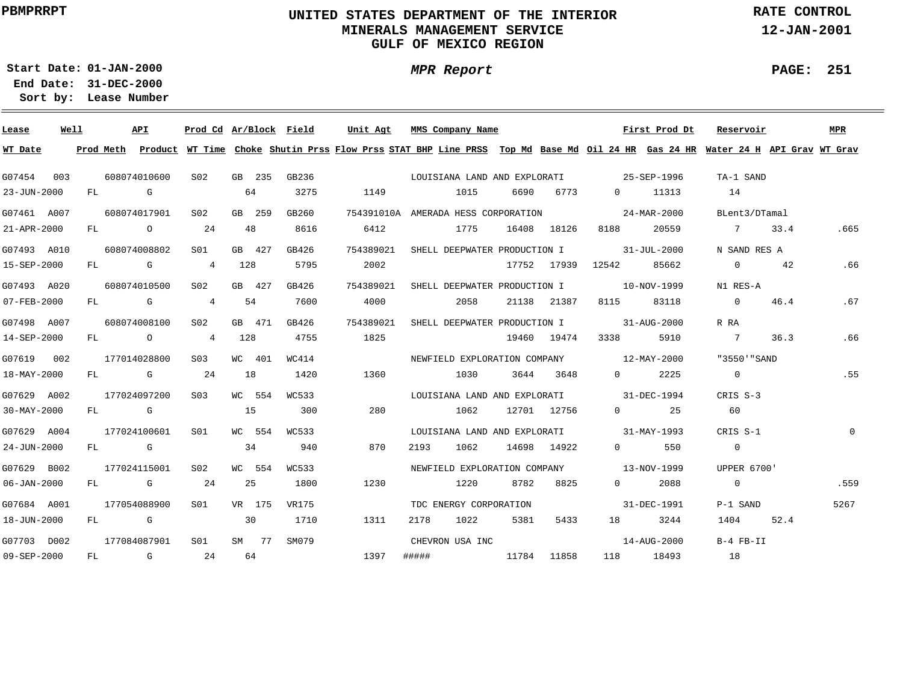PBMPRRPT

**UNITED STATES DEPARTMENT OF THE INTERIOR**
**MINERALS MANAGEMENT SERVICE**
**GULF OF MEXICO REGION**

RATE CONTROL
12-JAN-2001

Start Date: 01-JAN-2000
End Date: 31-DEC-2000
Sort by: Lease Number

*MPR Report*

| Lease | Well | API | Prod Cd | Ar/Block | Field | Unit Agt | MMS Company Name | First Prod Dt | Reservoir | MPR | | | | | |
|---|---|---|---|---|---|---|---|---|---|---|---|---|---|---|---|
| **WT Date** | **Prod Meth** | **Product** | **WT Time** | **Choke** | **Shutin Prss** | **Flow Prss** | **STAT BHP** | **Line PRSS** | **Top Md** | **Base Md** | **Oil 24 HR** | **Gas 24 HR** | **Water 24 H** | **API Grav** | **WT Grav** |
| G07454 | 003 | 608074010600 | S02 | GB 235 | GB236 | | LOUISIANA LAND AND EXPLORATI | 25-SEP-1996 | TA-1 SAND | | | | | | |
| 23-JUN-2000 | FL | G | | 64 | 3275 | 1149 | | 1015 | 6690 | 6773 | 0 | 11313 | 14 | | |
| G07461 | A007 | 608074017901 | S02 | GB 259 | GB260 | 754391010A | AMERADA HESS CORPORATION | 24-MAR-2000 | BLent3/DTamal | | | | | | |
| 21-APR-2000 | FL | O | 24 | 48 | 8616 | 6412 | | 1775 | 16408 | 18126 | 8188 | 20559 | 7 | 33.4 | .665 |
| G07493 | A010 | 608074008802 | S01 | GB 427 | GB426 | 754389021 | SHELL DEEPWATER PRODUCTION I | 31-JUL-2000 | N SAND RES A | | | | | | |
| 15-SEP-2000 | FL | G | 4 | 128 | 5795 | 2002 | | | 17752 | 17939 | 12542 | 85662 | 0 | 42 | .66 |
| G07493 | A020 | 608074010500 | S02 | GB 427 | GB426 | 754389021 | SHELL DEEPWATER PRODUCTION I | 10-NOV-1999 | N1 RES-A | | | | | | |
| 07-FEB-2000 | FL | G | 4 | 54 | 7600 | 4000 | | 2058 | 21138 | 21387 | 8115 | 83118 | 0 | 46.4 | .67 |
| G07498 | A007 | 608074008100 | S02 | GB 471 | GB426 | 754389021 | SHELL DEEPWATER PRODUCTION I | 31-AUG-2000 | R RA | | | | | | |
| 14-SEP-2000 | FL | O | 4 | 128 | 4755 | 1825 | | | 19460 | 19474 | 3338 | 5910 | 7 | 36.3 | .66 |
| G07619 | 002 | 177014028800 | S03 | WC 401 | WC414 | | NEWFIELD EXPLORATION COMPANY | 12-MAY-2000 | "3550'"SAND | | | | | | |
| 18-MAY-2000 | FL | G | 24 | 18 | 1420 | 1360 | | 1030 | 3644 | 3648 | 0 | 2225 | 0 | | .55 |
| G07629 | A002 | 177024097200 | S03 | WC 554 | WC533 | | LOUISIANA LAND AND EXPLORATI | 31-DEC-1994 | CRIS S-3 | | | | | | |
| 30-MAY-2000 | FL | G | | 15 | 300 | 280 | | 1062 | 12701 | 12756 | 0 | 25 | 60 | | |
| G07629 | A004 | 177024100601 | S01 | WC 554 | WC533 | | LOUISIANA LAND AND EXPLORATI | 31-MAY-1993 | CRIS S-1 | 0 | | | | | |
| 24-JUN-2000 | FL | G | | 34 | 940 | 870 | 2193 | 1062 | 14698 | 14922 | 0 | 550 | 0 | | |
| G07629 | B002 | 177024115001 | S02 | WC 554 | WC533 | | NEWFIELD EXPLORATION COMPANY | 13-NOV-1999 | UPPER 6700' | | | | | | |
| 06-JAN-2000 | FL | G | 24 | 25 | 1800 | 1230 | | 1220 | 8782 | 8825 | 0 | 2088 | 0 | | .559 |
| G07684 | A001 | 177054088900 | S01 | VR 175 | VR175 | | TDC ENERGY CORPORATION | 31-DEC-1991 | P-1 SAND | 5267 | | | | | |
| 18-JUN-2000 | FL | G | | 30 | 1710 | 1311 | 2178 | 1022 | 5381 | 5433 | 18 | 3244 | 1404 | 52.4 | |
| G07703 | D002 | 177084087901 | S01 | SM 77 | SM079 | | CHEVRON USA INC | 14-AUG-2000 | B-4 FB-II | | | | | | |
| 09-SEP-2000 | FL | G | 24 | 64 | | 1397 | ##### | | 11784 | 11858 | 118 | 18493 | 18 | | |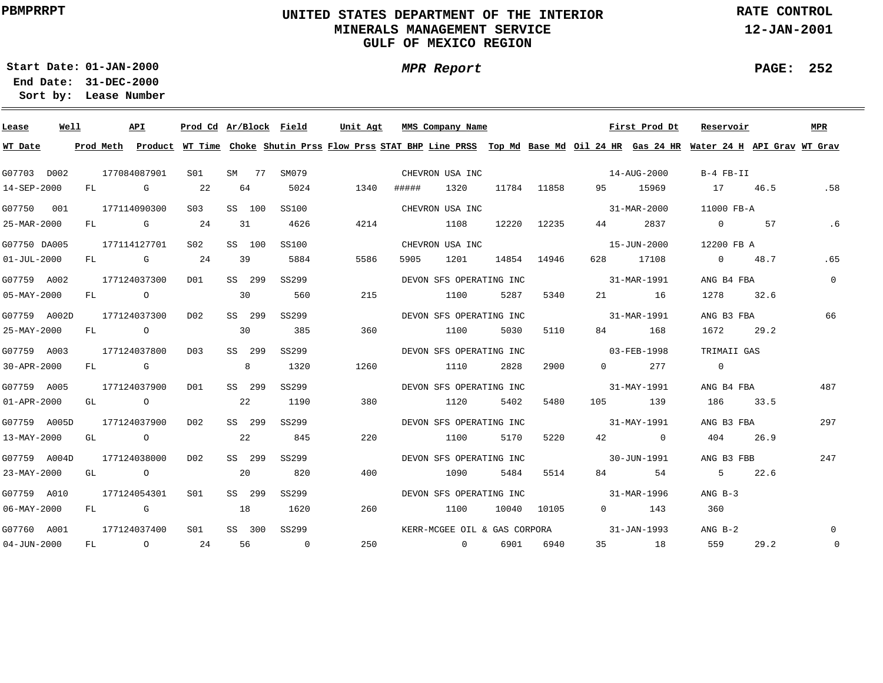UNITED STATES DEPARTMENT OF THE INTERIOR
MINERALS MANAGEMENT SERVICE
GULF OF MEXICO REGION

PBMPRRPT

RATE CONTROL
12-JAN-2001

Start Date: 01-JAN-2000
End Date: 31-DEC-2000
Sort by: Lease Number

*MPR Report*

| Lease | Well | API | Prod Cd | Ar/Block | Field | Unit Agt | MMS Company Name | | | | | First Prod Dt | | Reservoir | | MPR |
|---|---|---|---|---|---|---|---|---|---|---|---|---|---|---|---|---|
| **WT Date** | **Prod Meth** | **Product** | **WT Time** | **Choke** | **Shutin Prss** | **Flow Prss** | **STAT BHP** | **Line PRSS** | **Top Md** | **Base Md** | **Oil 24 HR** | **Gas 24 HR** | **Water 24 H** | **API Grav** | **WT Grav** | |
| G07703 | D002 | 177084087901 | S01 | SM 77 | SM079 | | CHEVRON USA INC | | | | | 14-AUG-2000 | | B-4 FB-II | | |
| 14-SEP-2000 | FL | G | 22 | 64 | 5024 | 1340 | ##### | 1320 | 11784 | 11858 | 95 | 15969 | 17 | 46.5 | .58 | |
| G07750 | 001 | 177114090300 | S03 | SS 100 | SS100 | | CHEVRON USA INC | | | | | 31-MAR-2000 | | 11000 FB-A | | |
| 25-MAR-2000 | FL | G | 24 | 31 | 4626 | 4214 | | 1108 | 12220 | 12235 | 44 | 2837 | 0 | 57 | .6 | |
| G07750 | DA005 | 177114127701 | S02 | SS 100 | SS100 | | CHEVRON USA INC | | | | | 15-JUN-2000 | | 12200 FB A | | |
| 01-JUL-2000 | FL | G | 24 | 39 | 5884 | 5586 | 5905 | 1201 | 14854 | 14946 | 628 | 17108 | 0 | 48.7 | .65 | |
| G07759 | A002 | 177124037300 | D01 | SS 299 | SS299 | | DEVON SFS OPERATING INC | | | | | 31-MAR-1991 | | ANG B4 FBA | | 0 |
| 05-MAY-2000 | FL | O | | 30 | 560 | 215 | | 1100 | 5287 | 5340 | 21 | 16 | 1278 | 32.6 | | |
| G07759 | A002D | 177124037300 | D02 | SS 299 | SS299 | | DEVON SFS OPERATING INC | | | | | 31-MAR-1991 | | ANG B3 FBA | | 66 |
| 25-MAY-2000 | FL | O | | 30 | 385 | 360 | | 1100 | 5030 | 5110 | 84 | 168 | 1672 | 29.2 | | |
| G07759 | A003 | 177124037800 | D03 | SS 299 | SS299 | | DEVON SFS OPERATING INC | | | | | 03-FEB-1998 | | TRIMAII GAS | | |
| 30-APR-2000 | FL | G | | 8 | 1320 | 1260 | | 1110 | 2828 | 2900 | 0 | 277 | 0 | | | |
| G07759 | A005 | 177124037900 | D01 | SS 299 | SS299 | | DEVON SFS OPERATING INC | | | | | 31-MAY-1991 | | ANG B4 FBA | | 487 |
| 01-APR-2000 | GL | O | | 22 | 1190 | 380 | | 1120 | 5402 | 5480 | 105 | 139 | 186 | 33.5 | | |
| G07759 | A005D | 177124037900 | D02 | SS 299 | SS299 | | DEVON SFS OPERATING INC | | | | | 31-MAY-1991 | | ANG B3 FBA | | 297 |
| 13-MAY-2000 | GL | O | | 22 | 845 | 220 | | 1100 | 5170 | 5220 | 42 | 0 | 404 | 26.9 | | |
| G07759 | A004D | 177124038000 | D02 | SS 299 | SS299 | | DEVON SFS OPERATING INC | | | | | 30-JUN-1991 | | ANG B3 FBB | | 247 |
| 23-MAY-2000 | GL | O | | 20 | 820 | 400 | | 1090 | 5484 | 5514 | 84 | 54 | 5 | 22.6 | | |
| G07759 | A010 | 177124054301 | S01 | SS 299 | SS299 | | DEVON SFS OPERATING INC | | | | | 31-MAR-1996 | | ANG B-3 | | |
| 06-MAY-2000 | FL | G | | 18 | 1620 | 260 | | 1100 | 10040 | 10105 | 0 | 143 | 360 | | | |
| G07760 | A001 | 177124037400 | S01 | SS 300 | SS299 | | KERR-MCGEE OIL & GAS CORPORA | | | | | 31-JAN-1993 | | ANG B-2 | | 0 |
| 04-JUN-2000 | FL | O | 24 | 56 | 0 | 250 | | 0 | 6901 | 6940 | 35 | 18 | 559 | 29.2 | 0 | |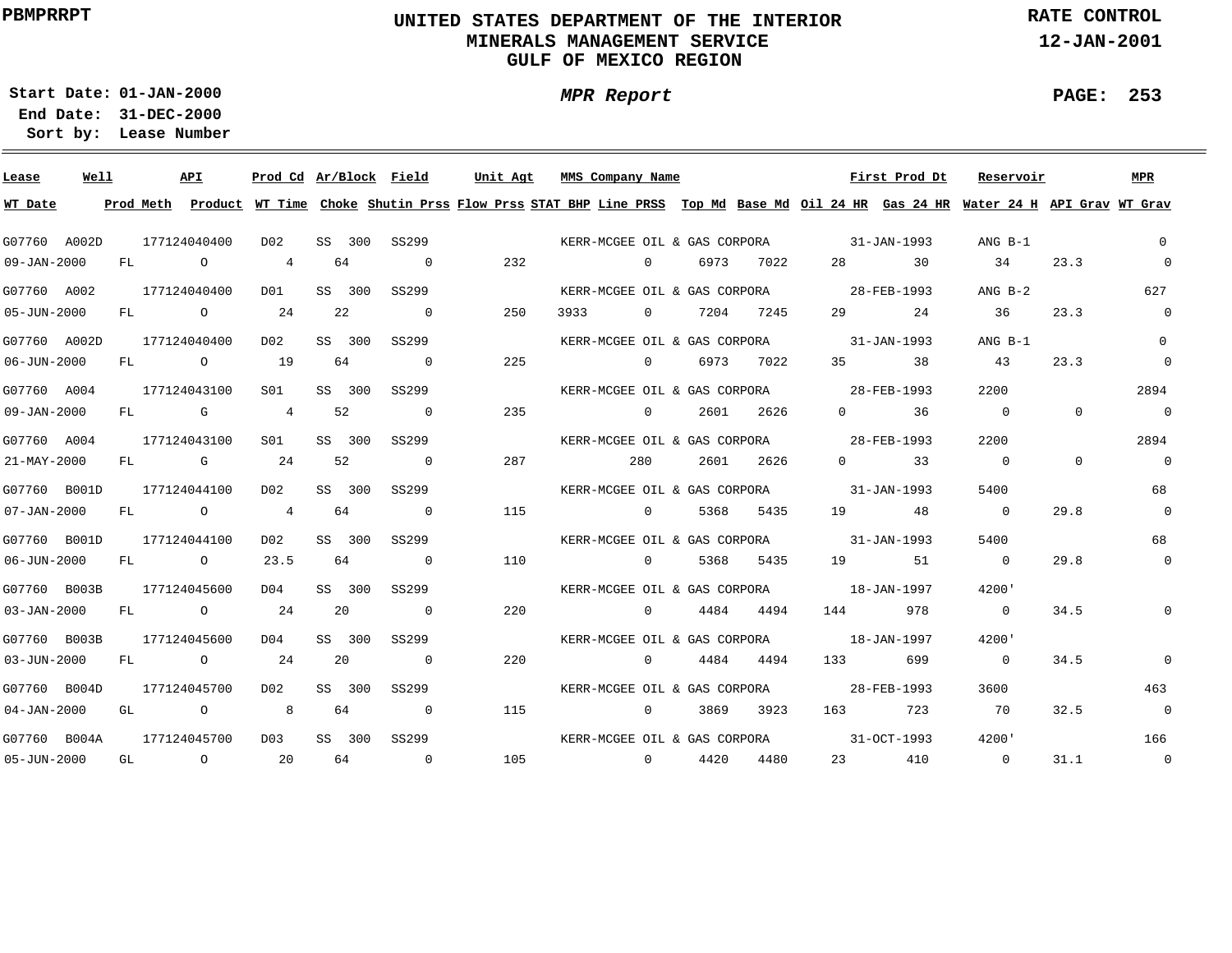PBMPRRPT

# UNITED STATES DEPARTMENT OF THE INTERIOR
## MINERALS MANAGEMENT SERVICE
## GULF OF MEXICO REGION

RATE CONTROL
12-JAN-2001

**Start Date:** 01-JAN-2000
**End Date:** 31-DEC-2000
**Sort by:** Lease Number

*MPR Report*

| Lease | Well | API | Prod Cd | Ar/Block | Field | Unit Agt | MMS Company Name | First Prod Dt | Reservoir | MPR |
|---|---|---|---|---|---|---|---|---|---|---|
| **WT Date** | **Prod Meth** | **Product** | **WT Time** | **Choke** | **Shutin Prss** | **Flow Prss** | **STAT BHP** | **Line PRSS** | **Top Md** | **Base Md** | **Oil 24 HR** | **Gas 24 HR** | **Water 24 H** | **API Grav** | **WT Grav** |

| Lease / WT Date | Well / Prod Meth | API / Product | Prod Cd / WT Time | Ar/Block / Choke | Field / Shutin Prss | Unit Agt / Flow Prss | STAT BHP | MMS Company Name / Line PRSS | Top Md | Base Md | First Prod Dt / Oil 24 HR | Gas 24 HR | Reservoir / Water 24 H | API Grav | MPR / WT Grav |
|---|---|---|---|---|---|---|---|---|---|---|---|---|---|---|---|
| G07760 | A002D | 177124040400 | D02 | SS 300 | SS299 | | | KERR-MCGEE OIL & GAS CORPORA | | | 31-JAN-1993 | | ANG B-1 | | 0 |
| 09-JAN-2000 | FL | O | 4 | 64 | 0 | 232 | | 0 | 6973 | 7022 | 28 | 30 | 34 | 23.3 | 0 |
| G07760 | A002 | 177124040400 | D01 | SS 300 | SS299 | | | KERR-MCGEE OIL & GAS CORPORA | | | 28-FEB-1993 | | ANG B-2 | | 627 |
| 05-JUN-2000 | FL | O | 24 | 22 | 0 | 250 | 3933 | 0 | 7204 | 7245 | 29 | 24 | 36 | 23.3 | 0 |
| G07760 | A002D | 177124040400 | D02 | SS 300 | SS299 | | | KERR-MCGEE OIL & GAS CORPORA | | | 31-JAN-1993 | | ANG B-1 | | 0 |
| 06-JUN-2000 | FL | O | 19 | 64 | 0 | 225 | | 0 | 6973 | 7022 | 35 | 38 | 43 | 23.3 | 0 |
| G07760 | A004 | 177124043100 | S01 | SS 300 | SS299 | | | KERR-MCGEE OIL & GAS CORPORA | | | 28-FEB-1993 | | 2200 | | 2894 |
| 09-JAN-2000 | FL | G | 4 | 52 | 0 | 235 | | 0 | 2601 | 2626 | 0 | 36 | 0 | 0 | 0 |
| G07760 | A004 | 177124043100 | S01 | SS 300 | SS299 | | | KERR-MCGEE OIL & GAS CORPORA | | | 28-FEB-1993 | | 2200 | | 2894 |
| 21-MAY-2000 | FL | G | 24 | 52 | 0 | 287 | | 280 | 2601 | 2626 | 0 | 33 | 0 | 0 | 0 |
| G07760 | B001D | 177124044100 | D02 | SS 300 | SS299 | | | KERR-MCGEE OIL & GAS CORPORA | | | 31-JAN-1993 | | 5400 | | 68 |
| 07-JAN-2000 | FL | O | 4 | 64 | 0 | 115 | | 0 | 5368 | 5435 | 19 | 48 | 0 | 29.8 | 0 |
| G07760 | B001D | 177124044100 | D02 | SS 300 | SS299 | | | KERR-MCGEE OIL & GAS CORPORA | | | 31-JAN-1993 | | 5400 | | 68 |
| 06-JUN-2000 | FL | O | 23.5 | 64 | 0 | 110 | | 0 | 5368 | 5435 | 19 | 51 | 0 | 29.8 | 0 |
| G07760 | B003B | 177124045600 | D04 | SS 300 | SS299 | | | KERR-MCGEE OIL & GAS CORPORA | | | 18-JAN-1997 | | 4200' | | |
| 03-JAN-2000 | FL | O | 24 | 20 | 0 | 220 | | 0 | 4484 | 4494 | 144 | 978 | 0 | 34.5 | 0 |
| G07760 | B003B | 177124045600 | D04 | SS 300 | SS299 | | | KERR-MCGEE OIL & GAS CORPORA | | | 18-JAN-1997 | | 4200' | | |
| 03-JUN-2000 | FL | O | 24 | 20 | 0 | 220 | | 0 | 4484 | 4494 | 133 | 699 | 0 | 34.5 | 0 |
| G07760 | B004D | 177124045700 | D02 | SS 300 | SS299 | | | KERR-MCGEE OIL & GAS CORPORA | | | 28-FEB-1993 | | 3600 | | 463 |
| 04-JAN-2000 | GL | O | 8 | 64 | 0 | 115 | | 0 | 3869 | 3923 | 163 | 723 | 70 | 32.5 | 0 |
| G07760 | B004A | 177124045700 | D03 | SS 300 | SS299 | | | KERR-MCGEE OIL & GAS CORPORA | | | 31-OCT-1993 | | 4200' | | 166 |
| 05-JUN-2000 | GL | O | 20 | 64 | 0 | 105 | | 0 | 4420 | 4480 | 23 | 410 | 0 | 31.1 | 0 |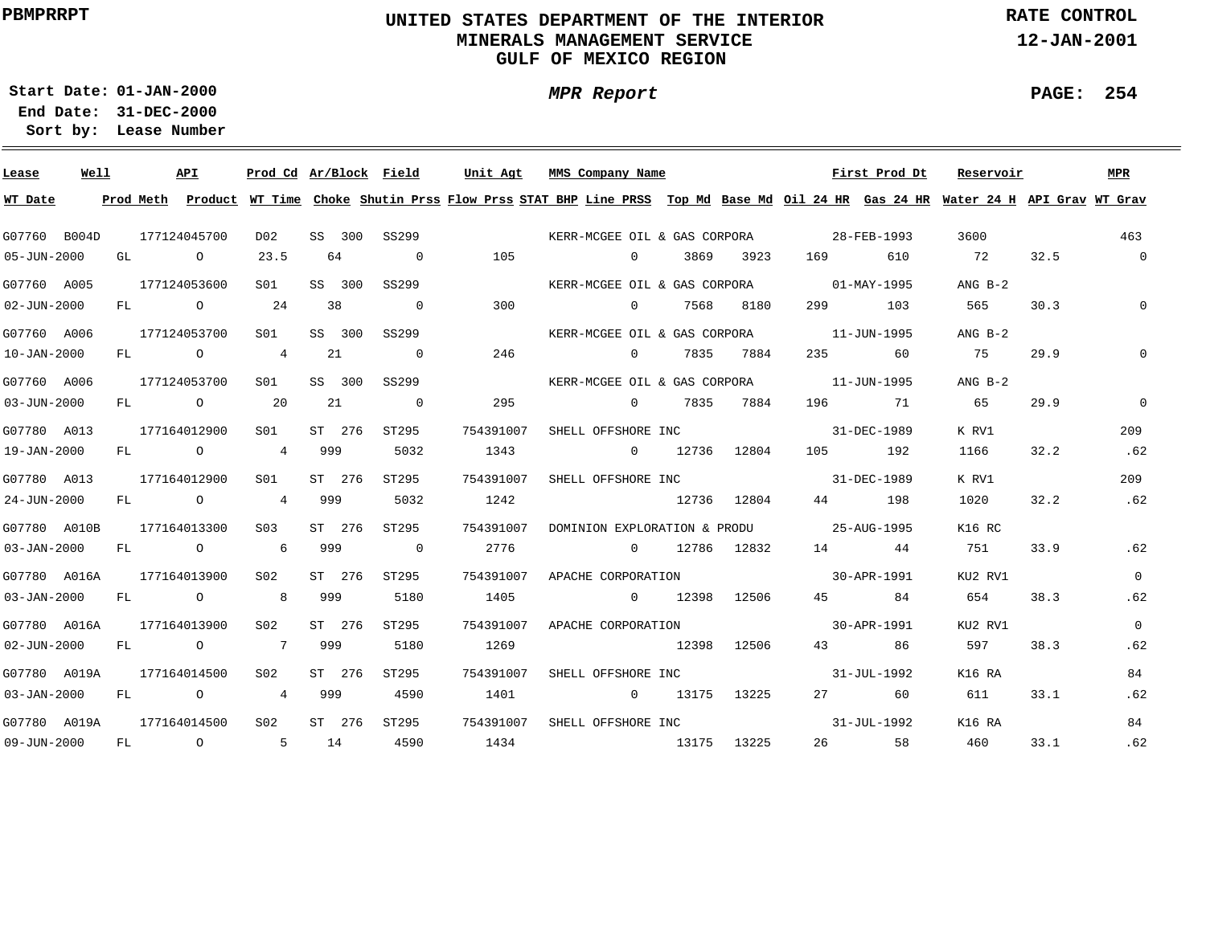PBMPRRPT

# UNITED STATES DEPARTMENT OF THE INTERIOR
## MINERALS MANAGEMENT SERVICE
## GULF OF MEXICO REGION

RATE CONTROL
12-JAN-2001

Start Date: 01-JAN-2000
End Date: 31-DEC-2000
Sort by: Lease Number

*MPR Report*

PAGE: 254

| Lease | Well | API | Prod Cd | Ar/Block | Field | Unit Agt | MMS Company Name | | | First Prod Dt | | Reservoir | | MPR |
|---|---|---|---|---|---|---|---|---|---|---|---|---|---|---|
| WT Date | Prod Meth | Product | WT Time | Choke | Shutin Prss | Flow Prss | STAT BHP | Line PRSS | Top Md | Base Md | Oil 24 HR | Gas 24 HR | Water 24 H | API Grav | WT Grav |
| G07760 | B004D | 177124045700 | D02 | SS 300 | SS299 | | KERR-MCGEE OIL & GAS CORPORA | | | 28-FEB-1993 | | 3600 | | 463 |
| 05-JUN-2000 | GL | O | 23.5 | 64 | 0 | 105 | | 0 | 3869 | 3923 | 169 | 610 | 72 | 32.5 | 0 |
| G07760 | A005 | 177124053600 | S01 | SS 300 | SS299 | | KERR-MCGEE OIL & GAS CORPORA | | | 01-MAY-1995 | | ANG B-2 | | |
| 02-JUN-2000 | FL | O | 24 | 38 | 0 | 300 | | 0 | 7568 | 8180 | 299 | 103 | 565 | 30.3 | 0 |
| G07760 | A006 | 177124053700 | S01 | SS 300 | SS299 | | KERR-MCGEE OIL & GAS CORPORA | | | 11-JUN-1995 | | ANG B-2 | | |
| 10-JAN-2000 | FL | O | 4 | 21 | 0 | 246 | | 0 | 7835 | 7884 | 235 | 60 | 75 | 29.9 | 0 |
| G07760 | A006 | 177124053700 | S01 | SS 300 | SS299 | | KERR-MCGEE OIL & GAS CORPORA | | | 11-JUN-1995 | | ANG B-2 | | |
| 03-JUN-2000 | FL | O | 20 | 21 | 0 | 295 | | 0 | 7835 | 7884 | 196 | 71 | 65 | 29.9 | 0 |
| G07780 | A013 | 177164012900 | S01 | ST 276 | ST295 | 754391007 | SHELL OFFSHORE INC | | | 31-DEC-1989 | | K RV1 | | 209 |
| 19-JAN-2000 | FL | O | 4 | 999 | 5032 | 1343 | | 0 | 12736 | 12804 | 105 | 192 | 1166 | 32.2 | .62 |
| G07780 | A013 | 177164012900 | S01 | ST 276 | ST295 | 754391007 | SHELL OFFSHORE INC | | | 31-DEC-1989 | | K RV1 | | 209 |
| 24-JUN-2000 | FL | O | 4 | 999 | 5032 | 1242 | | | 12736 | 12804 | 44 | 198 | 1020 | 32.2 | .62 |
| G07780 | A010B | 177164013300 | S03 | ST 276 | ST295 | 754391007 | DOMINION EXPLORATION & PRODU | | | 25-AUG-1995 | | K16 RC | | |
| 03-JAN-2000 | FL | O | 6 | 999 | 0 | 2776 | | 0 | 12786 | 12832 | 14 | 44 | 751 | 33.9 | .62 |
| G07780 | A016A | 177164013900 | S02 | ST 276 | ST295 | 754391007 | APACHE CORPORATION | | | 30-APR-1991 | | KU2 RV1 | | 0 |
| 03-JAN-2000 | FL | O | 8 | 999 | 5180 | 1405 | | 0 | 12398 | 12506 | 45 | 84 | 654 | 38.3 | .62 |
| G07780 | A016A | 177164013900 | S02 | ST 276 | ST295 | 754391007 | APACHE CORPORATION | | | 30-APR-1991 | | KU2 RV1 | | 0 |
| 02-JUN-2000 | FL | O | 7 | 999 | 5180 | 1269 | | | 12398 | 12506 | 43 | 86 | 597 | 38.3 | .62 |
| G07780 | A019A | 177164014500 | S02 | ST 276 | ST295 | 754391007 | SHELL OFFSHORE INC | | | 31-JUL-1992 | | K16 RA | | 84 |
| 03-JAN-2000 | FL | O | 4 | 999 | 4590 | 1401 | | 0 | 13175 | 13225 | 27 | 60 | 611 | 33.1 | .62 |
| G07780 | A019A | 177164014500 | S02 | ST 276 | ST295 | 754391007 | SHELL OFFSHORE INC | | | 31-JUL-1992 | | K16 RA | | 84 |
| 09-JUN-2000 | FL | O | 5 | 14 | 4590 | 1434 | | | 13175 | 13225 | 26 | 58 | 460 | 33.1 | .62 |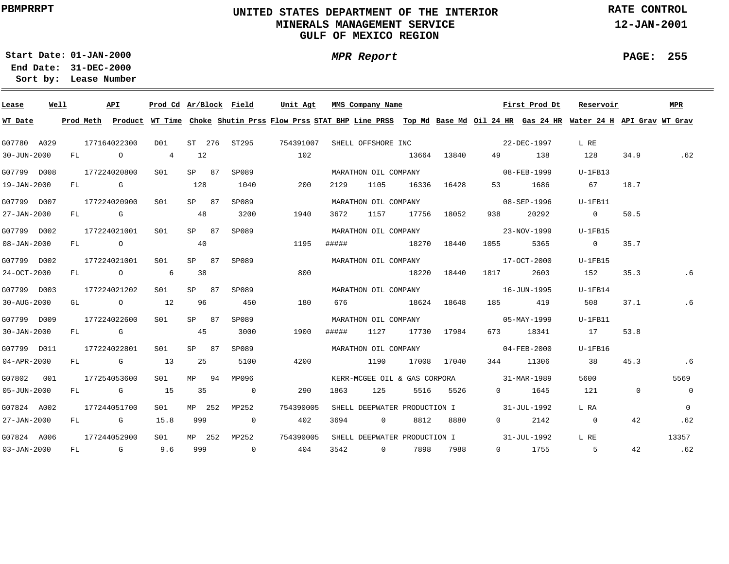PBMPRRPT

# UNITED STATES DEPARTMENT OF THE INTERIOR
## MINERALS MANAGEMENT SERVICE
## GULF OF MEXICO REGION

RATE CONTROL
12-JAN-2001

Start Date: 01-JAN-2000
End Date: 31-DEC-2000
Sort by: Lease Number

*MPR Report*

PAGE: 255

| Lease | Well | API | Prod Cd | Ar/Block | Field | Unit Agt | MMS Company Name | | | | First Prod Dt | | Reservoir | | MPR |
|---|---|---|---|---|---|---|---|---|---|---|---|---|---|---|---|
| **WT Date** | **Prod Meth** | **Product** | **WT Time** | **Choke** | **Shutin Prss** | **Flow Prss** | **STAT BHP** | **Line PRSS** | **Top Md** | **Base Md** | **Oil 24 HR** | **Gas 24 HR** | **Water 24 H** | **API Grav** | **WT Grav** |
| G07780 | A029 | 177164022300 | D01 | ST 276 | ST295 | 754391007 | SHELL OFFSHORE INC | | | | 22-DEC-1997 | | L RE | | |
| 30-JUN-2000 | FL | O | 4 | 12 | | 102 | | | 13664 | 13840 | 49 | 138 | 128 | 34.9 | .62 |
| G07799 | D008 | 177224020800 | S01 | SP 87 | SP089 | | MARATHON OIL COMPANY | | | | 08-FEB-1999 | | U-1FB13 | | |
| 19-JAN-2000 | FL | G | | 128 | 1040 | 200 | 2129 | 1105 | 16336 | 16428 | 53 | 1686 | 67 | 18.7 | |
| G07799 | D007 | 177224020900 | S01 | SP 87 | SP089 | | MARATHON OIL COMPANY | | | | 08-SEP-1996 | | U-1FB11 | | |
| 27-JAN-2000 | FL | G | | 48 | 3200 | 1940 | 3672 | 1157 | 17756 | 18052 | 938 | 20292 | 0 | 50.5 | |
| G07799 | D002 | 177224021001 | S01 | SP 87 | SP089 | | MARATHON OIL COMPANY | | | | 23-NOV-1999 | | U-1FB15 | | |
| 08-JAN-2000 | FL | O | | 40 | | 1195 | ##### | | 18270 | 18440 | 1055 | 5365 | 0 | 35.7 | |
| G07799 | D002 | 177224021001 | S01 | SP 87 | SP089 | | MARATHON OIL COMPANY | | | | 17-OCT-2000 | | U-1FB15 | | |
| 24-OCT-2000 | FL | O | 6 | 38 | | 800 | | | 18220 | 18440 | 1817 | 2603 | 152 | 35.3 | .6 |
| G07799 | D003 | 177224021202 | S01 | SP 87 | SP089 | | MARATHON OIL COMPANY | | | | 16-JUN-1995 | | U-1FB14 | | |
| 30-AUG-2000 | GL | O | 12 | 96 | 450 | 180 | 676 | | 18624 | 18648 | 185 | 419 | 508 | 37.1 | .6 |
| G07799 | D009 | 177224022600 | S01 | SP 87 | SP089 | | MARATHON OIL COMPANY | | | | 05-MAY-1999 | | U-1FB11 | | |
| 30-JAN-2000 | FL | G | | 45 | 3000 | 1900 | ##### | 1127 | 17730 | 17984 | 673 | 18341 | 17 | 53.8 | |
| G07799 | D011 | 177224022801 | S01 | SP 87 | SP089 | | MARATHON OIL COMPANY | | | | 04-FEB-2000 | | U-1FB16 | | |
| 04-APR-2000 | FL | G | 13 | 25 | 5100 | 4200 | | 1190 | 17008 | 17040 | 344 | 11306 | 38 | 45.3 | .6 |
| G07802 | 001 | 177254053600 | S01 | MP 94 | MP096 | | KERR-MCGEE OIL & GAS CORPORA | | | | 31-MAR-1989 | | 5600 | | 5569 |
| 05-JUN-2000 | FL | G | 15 | 35 | 0 | 290 | 1863 | 125 | 5516 | 5526 | 0 | 1645 | 121 | 0 | 0 |
| G07824 | A002 | 177244051700 | S01 | MP 252 | MP252 | 754390005 | SHELL DEEPWATER PRODUCTION I | | | | 31-JUL-1992 | | L RA | | 0 |
| 27-JAN-2000 | FL | G | 15.8 | 999 | 0 | 402 | 3694 | 0 | 8812 | 8880 | 0 | 2142 | 0 | 42 | .62 |
| G07824 | A006 | 177244052900 | S01 | MP 252 | MP252 | 754390005 | SHELL DEEPWATER PRODUCTION I | | | | 31-JUL-1992 | | L RE | | 13357 |
| 03-JAN-2000 | FL | G | 9.6 | 999 | 0 | 404 | 3542 | 0 | 7898 | 7988 | 0 | 1755 | 5 | 42 | .62 |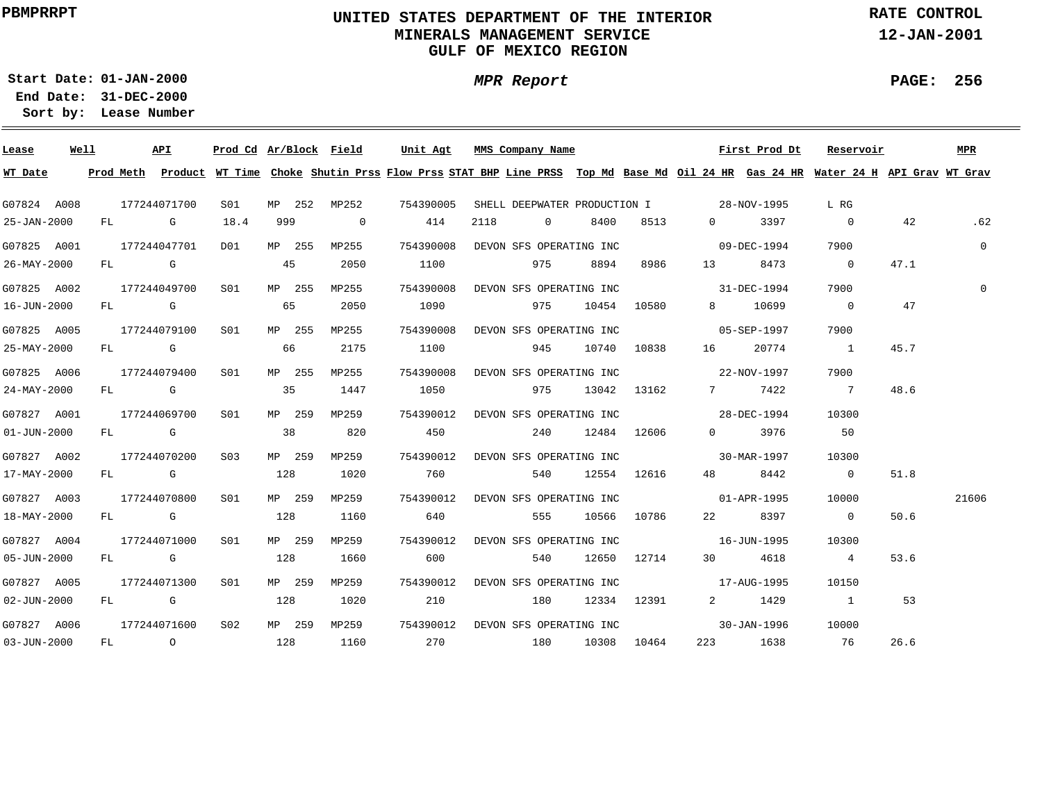UNITED STATES DEPARTMENT OF THE INTERIOR
MINERALS MANAGEMENT SERVICE
GULF OF MEXICO REGION

PBMPRRPT

RATE CONTROL
12-JAN-2001

Start Date: 01-JAN-2000
End Date: 31-DEC-2000
Sort by: Lease Number

*MPR Report*

| Lease | Well | API | Prod Cd | Ar/Block | Field | Unit Agt | MMS Company Name | | | | | First Prod Dt | Reservoir | | MPR |
|---|---|---|---|---|---|---|---|---|---|---|---|---|---|---|---|
| **WT Date** | **Prod Meth** | **Product** | **WT Time** | **Choke** | **Shutin Prss** | **Flow Prss** | **STAT BHP** | **Line PRSS** | **Top Md** | **Base Md** | **Oil 24 HR** | **Gas 24 HR** | **Water 24 H** | **API Grav** | **WT Grav** |
| G07824 | A008 | 177244071700 | S01 | MP 252 | MP252 | 754390005 | SHELL DEEPWATER PRODUCTION I | | | | | 28-NOV-1995 | L RG | | |
| 25-JAN-2000 | FL | G | 18.4 | 999 | 0 | 414 | 2118 | 0 | 8400 | 8513 | 0 | 3397 | 0 | 42 | .62 |
| G07825 | A001 | 177244047701 | D01 | MP 255 | MP255 | 754390008 | DEVON SFS OPERATING INC | | | | | 09-DEC-1994 | 7900 | | 0 |
| 26-MAY-2000 | FL | G | | 45 | 2050 | 1100 | | 975 | 8894 | 8986 | 13 | 8473 | 0 | 47.1 | |
| G07825 | A002 | 177244049700 | S01 | MP 255 | MP255 | 754390008 | DEVON SFS OPERATING INC | | | | | 31-DEC-1994 | 7900 | | 0 |
| 16-JUN-2000 | FL | G | | 65 | 2050 | 1090 | | 975 | 10454 | 10580 | 8 | 10699 | 0 | 47 | |
| G07825 | A005 | 177244079100 | S01 | MP 255 | MP255 | 754390008 | DEVON SFS OPERATING INC | | | | | 05-SEP-1997 | 7900 | | |
| 25-MAY-2000 | FL | G | | 66 | 2175 | 1100 | | 945 | 10740 | 10838 | 16 | 20774 | 1 | 45.7 | |
| G07825 | A006 | 177244079400 | S01 | MP 255 | MP255 | 754390008 | DEVON SFS OPERATING INC | | | | | 22-NOV-1997 | 7900 | | |
| 24-MAY-2000 | FL | G | | 35 | 1447 | 1050 | | 975 | 13042 | 13162 | 7 | 7422 | 7 | 48.6 | |
| G07827 | A001 | 177244069700 | S01 | MP 259 | MP259 | 754390012 | DEVON SFS OPERATING INC | | | | | 28-DEC-1994 | 10300 | | |
| 01-JUN-2000 | FL | G | | 38 | 820 | 450 | | 240 | 12484 | 12606 | 0 | 3976 | 50 | | |
| G07827 | A002 | 177244070200 | S03 | MP 259 | MP259 | 754390012 | DEVON SFS OPERATING INC | | | | | 30-MAR-1997 | 10300 | | |
| 17-MAY-2000 | FL | G | | 128 | 1020 | 760 | | 540 | 12554 | 12616 | 48 | 8442 | 0 | 51.8 | |
| G07827 | A003 | 177244070800 | S01 | MP 259 | MP259 | 754390012 | DEVON SFS OPERATING INC | | | | | 01-APR-1995 | 10000 | | 21606 |
| 18-MAY-2000 | FL | G | | 128 | 1160 | 640 | | 555 | 10566 | 10786 | 22 | 8397 | 0 | 50.6 | |
| G07827 | A004 | 177244071000 | S01 | MP 259 | MP259 | 754390012 | DEVON SFS OPERATING INC | | | | | 16-JUN-1995 | 10300 | | |
| 05-JUN-2000 | FL | G | | 128 | 1660 | 600 | | 540 | 12650 | 12714 | 30 | 4618 | 4 | 53.6 | |
| G07827 | A005 | 177244071300 | S01 | MP 259 | MP259 | 754390012 | DEVON SFS OPERATING INC | | | | | 17-AUG-1995 | 10150 | | |
| 02-JUN-2000 | FL | G | | 128 | 1020 | 210 | | 180 | 12334 | 12391 | 2 | 1429 | 1 | 53 | |
| G07827 | A006 | 177244071600 | S02 | MP 259 | MP259 | 754390012 | DEVON SFS OPERATING INC | | | | | 30-JAN-1996 | 10000 | | |
| 03-JUN-2000 | FL | O | | 128 | 1160 | 270 | | 180 | 10308 | 10464 | 223 | 1638 | 76 | 26.6 | |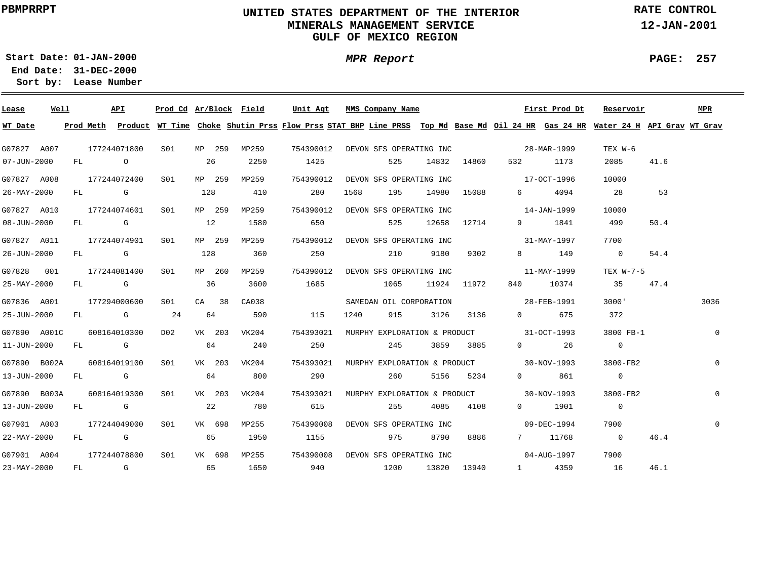PBMPRRPT

# UNITED STATES DEPARTMENT OF THE INTERIOR
## MINERALS MANAGEMENT SERVICE
## GULF OF MEXICO REGION

RATE CONTROL
12-JAN-2001

**Start Date:** 01-JAN-2000
**End Date:** 31-DEC-2000
**Sort by:** Lease Number

*MPR Report*

| Lease | Well | API | Prod Cd | Ar/Block | Field | Unit Agt | MMS Company Name | First Prod Dt | Reservoir | MPR |
|---|---|---|---|---|---|---|---|---|---|---|
| **WT Date** | **Prod Meth** | **Product** | **WT Time** | **Choke** | **Shutin Prss** | **Flow Prss** | **STAT BHP / Line PRSS** | **Top Md / Base Md** | **Oil 24 HR / Gas 24 HR** | **Water 24 H / API Grav / WT Grav** |
| G07827 | A007 | 177244071800 | S01 | MP 259 | MP259 | 754390012 | DEVON SFS OPERATING INC | 28-MAR-1999 | TEX W-6 | |
| 07-JUN-2000 | FL | O | | 26 | 2250 | 1425 | / 525 | 14832 / 14860 | 532 / 1173 | 2085 / 41.6 / |
| G07827 | A008 | 177244072400 | S01 | MP 259 | MP259 | 754390012 | DEVON SFS OPERATING INC | 17-OCT-1996 | 10000 | |
| 26-MAY-2000 | FL | G | | 128 | 410 | 280 | 1568 / 195 | 14980 / 15088 | 6 / 4094 | 28 / 53 / |
| G07827 | A010 | 177244074601 | S01 | MP 259 | MP259 | 754390012 | DEVON SFS OPERATING INC | 14-JAN-1999 | 10000 | |
| 08-JUN-2000 | FL | G | | 12 | 1580 | 650 | / 525 | 12658 / 12714 | 9 / 1841 | 499 / 50.4 / |
| G07827 | A011 | 177244074901 | S01 | MP 259 | MP259 | 754390012 | DEVON SFS OPERATING INC | 31-MAY-1997 | 7700 | |
| 26-JUN-2000 | FL | G | | 128 | 360 | 250 | / 210 | 9180 / 9302 | 8 / 149 | 0 / 54.4 / |
| G07828 | 001 | 177244081400 | S01 | MP 260 | MP259 | 754390012 | DEVON SFS OPERATING INC | 11-MAY-1999 | TEX W-7-5 | |
| 25-MAY-2000 | FL | G | | 36 | 3600 | 1685 | / 1065 | 11924 / 11972 | 840 / 10374 | 35 / 47.4 / |
| G07836 | A001 | 177294000600 | S01 | CA 38 | CA038 | | SAMEDAN OIL CORPORATION | 28-FEB-1991 | 3000' | 3036 |
| 25-JUN-2000 | FL | G | 24 | 64 | 590 | 115 | 1240 / 915 | 3126 / 3136 | 0 / 675 | 372 / / |
| G07890 | A001C | 608164010300 | D02 | VK 203 | VK204 | 754393021 | MURPHY EXPLORATION & PRODUCT | 31-OCT-1993 | 3800 FB-1 | 0 |
| 11-JUN-2000 | FL | G | | 64 | 240 | 250 | / 245 | 3859 / 3885 | 0 / 26 | 0 / / |
| G07890 | B002A | 608164019100 | S01 | VK 203 | VK204 | 754393021 | MURPHY EXPLORATION & PRODUCT | 30-NOV-1993 | 3800-FB2 | 0 |
| 13-JUN-2000 | FL | G | | 64 | 800 | 290 | / 260 | 5156 / 5234 | 0 / 861 | 0 / / |
| G07890 | B003A | 608164019300 | S01 | VK 203 | VK204 | 754393021 | MURPHY EXPLORATION & PRODUCT | 30-NOV-1993 | 3800-FB2 | 0 |
| 13-JUN-2000 | FL | G | | 22 | 780 | 615 | / 255 | 4085 / 4108 | 0 / 1901 | 0 / / |
| G07901 | A003 | 177244049000 | S01 | VK 698 | MP255 | 754390008 | DEVON SFS OPERATING INC | 09-DEC-1994 | 7900 | 0 |
| 22-MAY-2000 | FL | G | | 65 | 1950 | 1155 | / 975 | 8790 / 8886 | 7 / 11768 | 0 / 46.4 / |
| G07901 | A004 | 177244078800 | S01 | VK 698 | MP255 | 754390008 | DEVON SFS OPERATING INC | 04-AUG-1997 | 7900 | |
| 23-MAY-2000 | FL | G | | 65 | 1650 | 940 | / 1200 | 13820 / 13940 | 1 / 4359 | 16 / 46.1 / |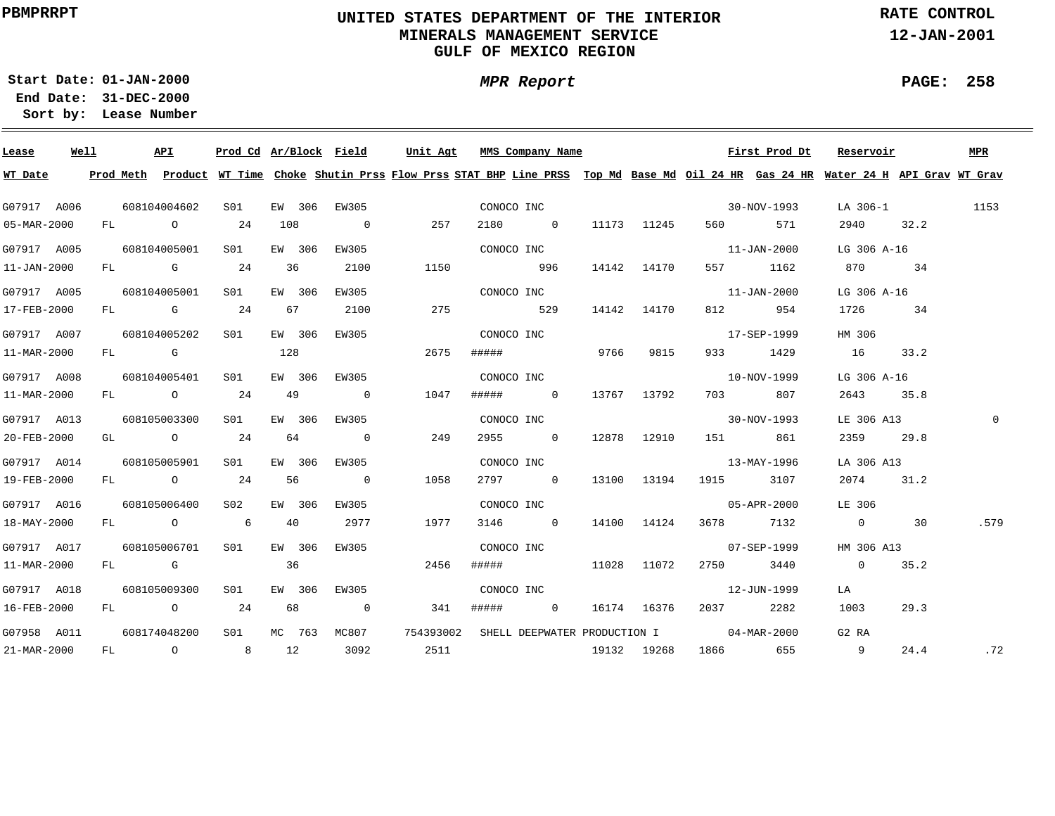PBMPRRPT

# UNITED STATES DEPARTMENT OF THE INTERIOR
## MINERALS MANAGEMENT SERVICE
## GULF OF MEXICO REGION

RATE CONTROL
12-JAN-2001

**Start Date:** 01-JAN-2000
**End Date:** 31-DEC-2000
**Sort by:** Lease Number

*MPR Report*

PAGE: 258

| Lease | Well | API | Prod Cd | Ar/Block | Field | Unit Agt | MMS Company Name | | | First Prod Dt | | Reservoir | | MPR |
|---|---|---|---|---|---|---|---|---|---|---|---|---|---|---|
| **WT Date** | **Prod Meth** | **Product** | **WT Time** | **Choke** | **Shutin Prss** | **Flow Prss** | **STAT BHP** | **Line PRSS** | **Top Md** | **Base Md** | **Oil 24 HR** | **Gas 24 HR** | **Water 24 H** | **API Grav** | **WT Grav** |
| G07917 | A006 | 608104004602 | S01 | EW 306 | EW305 | | CONOCO INC | | | 30-NOV-1993 | | LA 306-1 | | 1153 |
| 05-MAR-2000 | FL | O | 24 | 108 | 0 | 257 | 2180 | 0 | 11173 | 11245 | 560 | 571 | 2940 | 32.2 | |
| G07917 | A005 | 608104005001 | S01 | EW 306 | EW305 | | CONOCO INC | | | 11-JAN-2000 | | LG 306 A-16 | | |
| 11-JAN-2000 | FL | G | 24 | 36 | 2100 | 1150 | | 996 | 14142 | 14170 | 557 | 1162 | 870 | 34 | |
| G07917 | A005 | 608104005001 | S01 | EW 306 | EW305 | | CONOCO INC | | | 11-JAN-2000 | | LG 306 A-16 | | |
| 17-FEB-2000 | FL | G | 24 | 67 | 2100 | 275 | | 529 | 14142 | 14170 | 812 | 954 | 1726 | 34 | |
| G07917 | A007 | 608104005202 | S01 | EW 306 | EW305 | | CONOCO INC | | | 17-SEP-1999 | | HM 306 | | |
| 11-MAR-2000 | FL | G | | 128 | | 2675 | ##### | | 9766 | 9815 | 933 | 1429 | 16 | 33.2 | |
| G07917 | A008 | 608104005401 | S01 | EW 306 | EW305 | | CONOCO INC | | | 10-NOV-1999 | | LG 306 A-16 | | |
| 11-MAR-2000 | FL | O | 24 | 49 | 0 | 1047 | ##### | 0 | 13767 | 13792 | 703 | 807 | 2643 | 35.8 | |
| G07917 | A013 | 608105003300 | S01 | EW 306 | EW305 | | CONOCO INC | | | 30-NOV-1993 | | LE 306 A13 | | 0 |
| 20-FEB-2000 | GL | O | 24 | 64 | 0 | 249 | 2955 | 0 | 12878 | 12910 | 151 | 861 | 2359 | 29.8 | |
| G07917 | A014 | 608105005901 | S01 | EW 306 | EW305 | | CONOCO INC | | | 13-MAY-1996 | | LA 306 A13 | | |
| 19-FEB-2000 | FL | O | 24 | 56 | 0 | 1058 | 2797 | 0 | 13100 | 13194 | 1915 | 3107 | 2074 | 31.2 | |
| G07917 | A016 | 608105006400 | S02 | EW 306 | EW305 | | CONOCO INC | | | 05-APR-2000 | | LE 306 | | |
| 18-MAY-2000 | FL | O | 6 | 40 | 2977 | 1977 | 3146 | 0 | 14100 | 14124 | 3678 | 7132 | 0 | 30 | .579 |
| G07917 | A017 | 608105006701 | S01 | EW 306 | EW305 | | CONOCO INC | | | 07-SEP-1999 | | HM 306 A13 | | |
| 11-MAR-2000 | FL | G | | 36 | | 2456 | ##### | | 11028 | 11072 | 2750 | 3440 | 0 | 35.2 | |
| G07917 | A018 | 608105009300 | S01 | EW 306 | EW305 | | CONOCO INC | | | 12-JUN-1999 | | LA | | |
| 16-FEB-2000 | FL | O | 24 | 68 | 0 | 341 | ##### | 0 | 16174 | 16376 | 2037 | 2282 | 1003 | 29.3 | |
| G07958 | A011 | 608174048200 | S01 | MC 763 | MC807 | 754393002 | SHELL DEEPWATER PRODUCTION I | | | 04-MAR-2000 | | G2 RA | | |
| 21-MAR-2000 | FL | O | 8 | 12 | 3092 | 2511 | | | 19132 | 19268 | 1866 | 655 | 9 | 24.4 | .72 |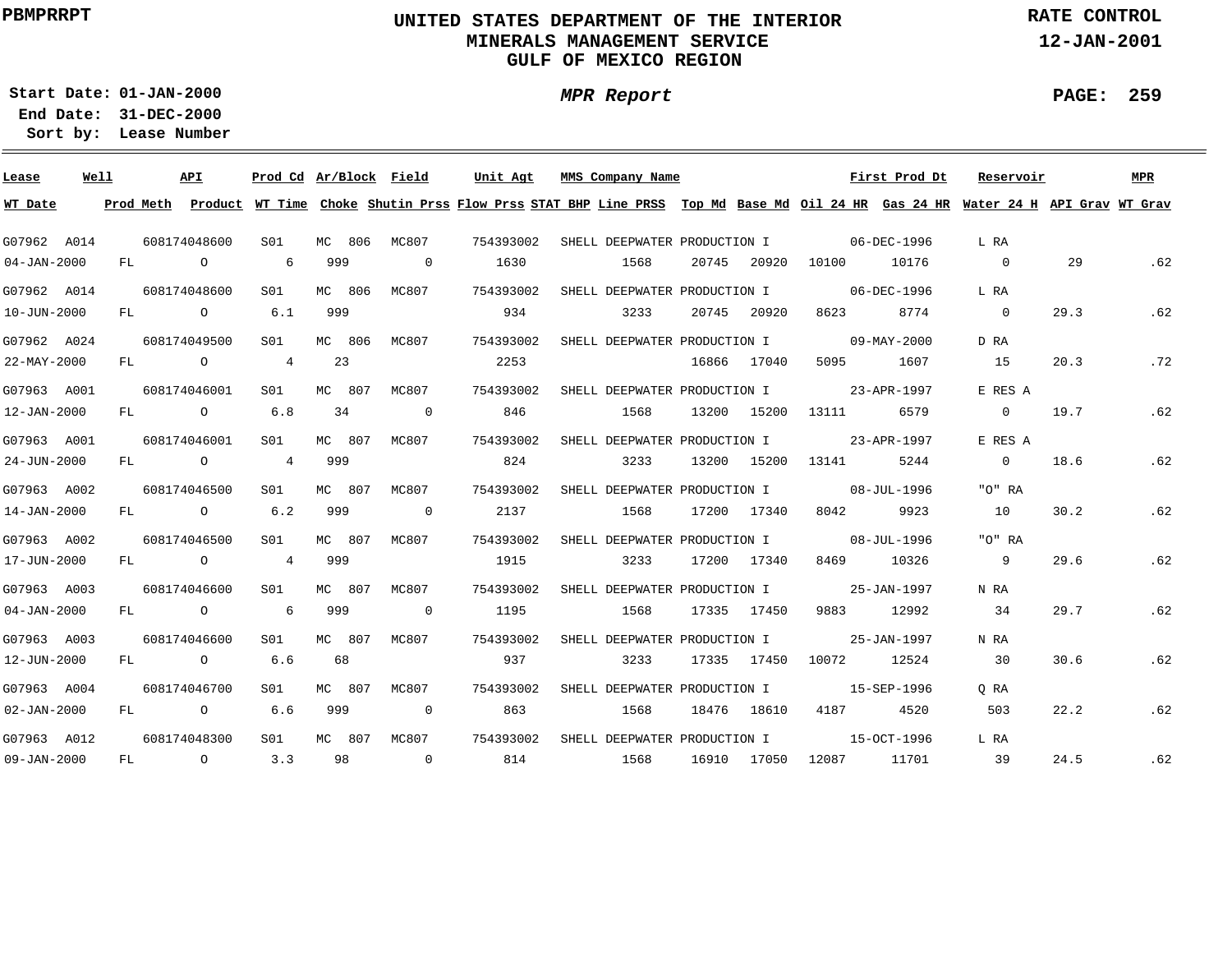PBMPRRPT

# UNITED STATES DEPARTMENT OF THE INTERIOR
## MINERALS MANAGEMENT SERVICE
## GULF OF MEXICO REGION

RATE CONTROL
12-JAN-2001

Start Date: 01-JAN-2000
End Date: 31-DEC-2000
Sort by: Lease Number

*MPR Report*

| Lease | Well | API | Prod Cd | Ar/Block | Field | Unit Agt | MMS Company Name | First Prod Dt | Reservoir | MPR |
|---|---|---|---|---|---|---|---|---|---|---|
| **WT Date** | **Prod Meth** | **Product** | **WT Time** | **Choke** | **Shutin Prss** | **Flow Prss** | **STAT BHP** | **Line PRSS** | **Top Md** | **Base Md** |
| **Oil 24 HR** | **Gas 24 HR** | **Water 24 H** | **API Grav** | **WT Grav** | | | | | | |

| Lease | Well | API | Prod Cd | Ar/Block | Field | Unit Agt | MMS Company Name | First Prod Dt | Reservoir | MPR |
|---|---|---|---|---|---|---|---|---|---|---|
| G07962 | A014 | 608174048600 | S01 | MC 806 | MC807 | 754393002 | SHELL DEEPWATER PRODUCTION I | 06-DEC-1996 | L RA | |
| G07962 | A014 | 608174048600 | S01 | MC 806 | MC807 | 754393002 | SHELL DEEPWATER PRODUCTION I | 06-DEC-1996 | L RA | |
| G07962 | A024 | 608174049500 | S01 | MC 806 | MC807 | 754393002 | SHELL DEEPWATER PRODUCTION I | 09-MAY-2000 | D RA | |
| G07963 | A001 | 608174046001 | S01 | MC 807 | MC807 | 754393002 | SHELL DEEPWATER PRODUCTION I | 23-APR-1997 | E RES A | |
| G07963 | A001 | 608174046001 | S01 | MC 807 | MC807 | 754393002 | SHELL DEEPWATER PRODUCTION I | 23-APR-1997 | E RES A | |
| G07963 | A002 | 608174046500 | S01 | MC 807 | MC807 | 754393002 | SHELL DEEPWATER PRODUCTION I | 08-JUL-1996 | "O" RA | |
| G07963 | A002 | 608174046500 | S01 | MC 807 | MC807 | 754393002 | SHELL DEEPWATER PRODUCTION I | 08-JUL-1996 | "O" RA | |
| G07963 | A003 | 608174046600 | S01 | MC 807 | MC807 | 754393002 | SHELL DEEPWATER PRODUCTION I | 25-JAN-1997 | N RA | |
| G07963 | A003 | 608174046600 | S01 | MC 807 | MC807 | 754393002 | SHELL DEEPWATER PRODUCTION I | 25-JAN-1997 | N RA | |
| G07963 | A004 | 608174046700 | S01 | MC 807 | MC807 | 754393002 | SHELL DEEPWATER PRODUCTION I | 15-SEP-1996 | Q RA | |
| G07963 | A012 | 608174048300 | S01 | MC 807 | MC807 | 754393002 | SHELL DEEPWATER PRODUCTION I | 15-OCT-1996 | L RA | |

| WT Date | Prod Meth | Product | WT Time | Choke | Shutin Prss | Flow Prss | STAT BHP | Line PRSS | Top Md | Base Md | Oil 24 HR | Gas 24 HR | Water 24 H | API Grav | WT Grav |
|---|---|---|---|---|---|---|---|---|---|---|---|---|---|---|---|
| 04-JAN-2000 | FL | O | 6 | 999 | 0 | 1630 | | 1568 | 20745 | 20920 | 10100 | 10176 | 0 | 29 | .62 |
| 10-JUN-2000 | FL | O | 6.1 | 999 | | 934 | | 3233 | 20745 | 20920 | 8623 | 8774 | 0 | 29.3 | .62 |
| 22-MAY-2000 | FL | O | 4 | 23 | | 2253 | | | 16866 | 17040 | 5095 | 1607 | 15 | 20.3 | .72 |
| 12-JAN-2000 | FL | O | 6.8 | 34 | 0 | 846 | | 1568 | 13200 | 15200 | 13111 | 6579 | 0 | 19.7 | .62 |
| 24-JUN-2000 | FL | O | 4 | 999 | | 824 | | 3233 | 13200 | 15200 | 13141 | 5244 | 0 | 18.6 | .62 |
| 14-JAN-2000 | FL | O | 6.2 | 999 | 0 | 2137 | | 1568 | 17200 | 17340 | 8042 | 9923 | 10 | 30.2 | .62 |
| 17-JUN-2000 | FL | O | 4 | 999 | | 1915 | | 3233 | 17200 | 17340 | 8469 | 10326 | 9 | 29.6 | .62 |
| 04-JAN-2000 | FL | O | 6 | 999 | 0 | 1195 | | 1568 | 17335 | 17450 | 9883 | 12992 | 34 | 29.7 | .62 |
| 12-JUN-2000 | FL | O | 6.6 | 68 | | 937 | | 3233 | 17335 | 17450 | 10072 | 12524 | 30 | 30.6 | .62 |
| 02-JAN-2000 | FL | O | 6.6 | 999 | 0 | 863 | | 1568 | 18476 | 18610 | 4187 | 4520 | 503 | 22.2 | .62 |
| 09-JAN-2000 | FL | O | 3.3 | 98 | 0 | 814 | | 1568 | 16910 | 17050 | 12087 | 11701 | 39 | 24.5 | .62 |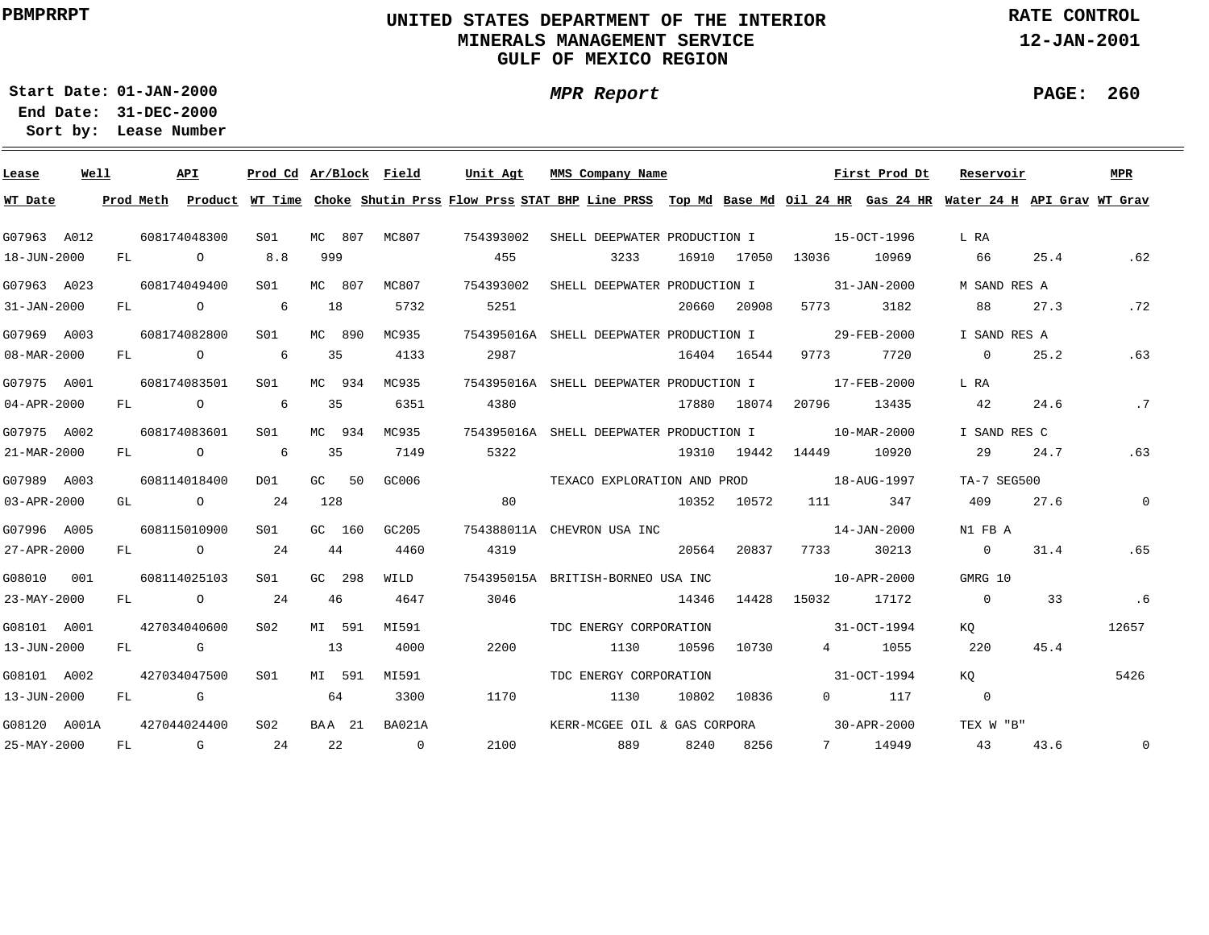PBMPRRPT

# UNITED STATES DEPARTMENT OF THE INTERIOR
## MINERALS MANAGEMENT SERVICE
## GULF OF MEXICO REGION

RATE CONTROL
12-JAN-2001

**Start Date:** 01-JAN-2000
**End Date:** 31-DEC-2000
**Sort by:** Lease Number

*MPR Report*

| Lease | Well | API | Prod Cd | Ar/Block | Field | Unit Agt | MMS Company Name | | | | First Prod Dt | | Reservoir | | MPR |
|---|---|---|---|---|---|---|---|---|---|---|---|---|---|---|---|
| WT Date | Prod Meth | Product | WT Time | Choke | Shutin Prss | Flow Prss | STAT BHP | Line PRSS | Top Md | Base Md | Oil 24 HR | Gas 24 HR | Water 24 H | API Grav | WT Grav |
| G07963 | A012 | 608174048300 | S01 | MC 807 | MC807 | 754393002 | SHELL DEEPWATER PRODUCTION I | | | | 15-OCT-1996 | | L RA | | |
| 18-JUN-2000 | FL | O | 8.8 | 999 | | 455 | | 3233 | 16910 | 17050 | 13036 | 10969 | 66 | 25.4 | .62 |
| G07963 | A023 | 608174049400 | S01 | MC 807 | MC807 | 754393002 | SHELL DEEPWATER PRODUCTION I | | | | 31-JAN-2000 | | M SAND RES A | | |
| 31-JAN-2000 | FL | O | 6 | 18 | 5732 | 5251 | | | 20660 | 20908 | 5773 | 3182 | 88 | 27.3 | .72 |
| G07969 | A003 | 608174082800 | S01 | MC 890 | MC935 | 754395016A | SHELL DEEPWATER PRODUCTION I | | | | 29-FEB-2000 | | I SAND RES A | | |
| 08-MAR-2000 | FL | O | 6 | 35 | 4133 | 2987 | | | 16404 | 16544 | 9773 | 7720 | 0 | 25.2 | .63 |
| G07975 | A001 | 608174083501 | S01 | MC 934 | MC935 | 754395016A | SHELL DEEPWATER PRODUCTION I | | | | 17-FEB-2000 | | L RA | | |
| 04-APR-2000 | FL | O | 6 | 35 | 6351 | 4380 | | | 17880 | 18074 | 20796 | 13435 | 42 | 24.6 | .7 |
| G07975 | A002 | 608174083601 | S01 | MC 934 | MC935 | 754395016A | SHELL DEEPWATER PRODUCTION I | | | | 10-MAR-2000 | | I SAND RES C | | |
| 21-MAR-2000 | FL | O | 6 | 35 | 7149 | 5322 | | | 19310 | 19442 | 14449 | 10920 | 29 | 24.7 | .63 |
| G07989 | A003 | 608114018400 | D01 | GC 50 | GC006 | | TEXACO EXPLORATION AND PROD | | | | 18-AUG-1997 | | TA-7 SEG500 | | |
| 03-APR-2000 | GL | O | 24 | 128 | | 80 | | | 10352 | 10572 | 111 | 347 | 409 | 27.6 | 0 |
| G07996 | A005 | 608115010900 | S01 | GC 160 | GC205 | 754388011A | CHEVRON USA INC | | | | 14-JAN-2000 | | N1 FB A | | |
| 27-APR-2000 | FL | O | 24 | 44 | 4460 | 4319 | | | 20564 | 20837 | 7733 | 30213 | 0 | 31.4 | .65 |
| G08010 | 001 | 608114025103 | S01 | GC 298 | WILD | 754395015A | BRITISH-BORNEO USA INC | | | | 10-APR-2000 | | GMRG 10 | | |
| 23-MAY-2000 | FL | O | 24 | 46 | 4647 | 3046 | | | 14346 | 14428 | 15032 | 17172 | 0 | 33 | .6 |
| G08101 | A001 | 427034040600 | S02 | MI 591 | MI591 | | TDC ENERGY CORPORATION | | | | 31-OCT-1994 | | KQ | | 12657 |
| 13-JUN-2000 | FL | G | | 13 | 4000 | 2200 | | 1130 | 10596 | 10730 | 4 | 1055 | 220 | 45.4 | |
| G08101 | A002 | 427034047500 | S01 | MI 591 | MI591 | | TDC ENERGY CORPORATION | | | | 31-OCT-1994 | | KQ | | 5426 |
| 13-JUN-2000 | FL | G | | 64 | 3300 | 1170 | | 1130 | 10802 | 10836 | 0 | 117 | 0 | | |
| G08120 | A001A | 427044024400 | S02 | BAA 21 | BA021A | | KERR-MCGEE OIL & GAS CORPORA | | | | 30-APR-2000 | | TEX W "B" | | |
| 25-MAY-2000 | FL | G | 24 | 22 | 0 | 2100 | | 889 | 8240 | 8256 | 7 | 14949 | 43 | 43.6 | 0 |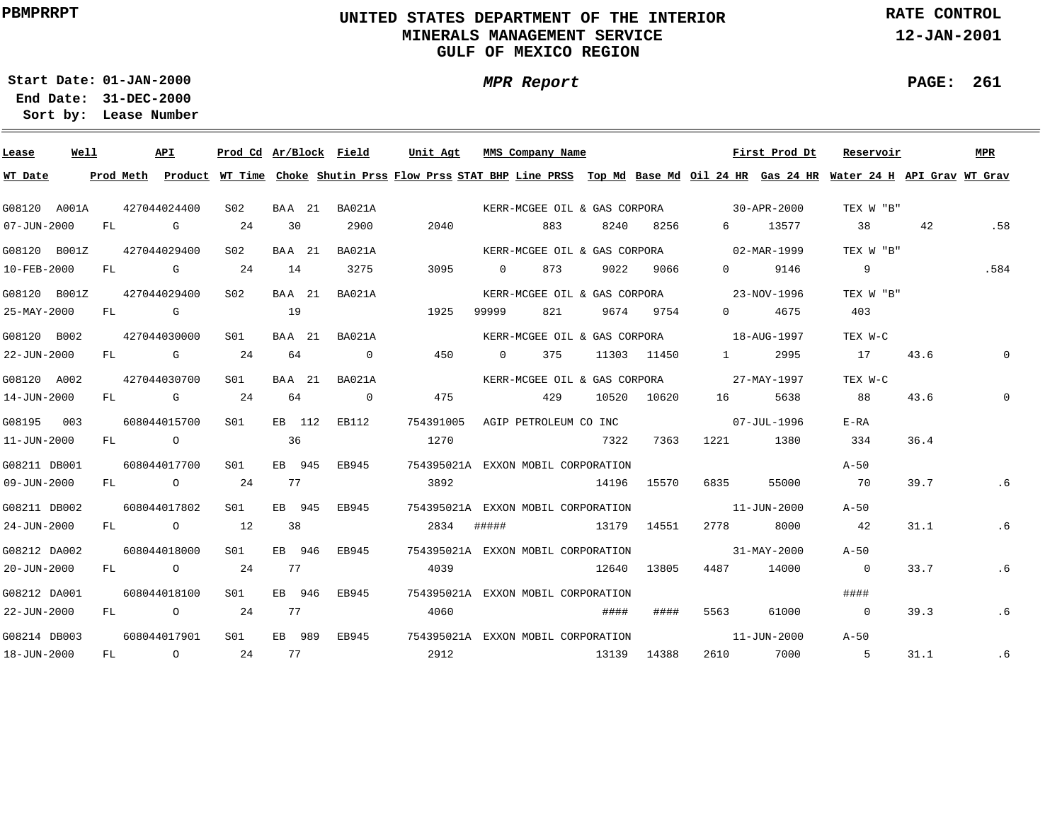PBMPRRPT

# UNITED STATES DEPARTMENT OF THE INTERIOR
## MINERALS MANAGEMENT SERVICE
## GULF OF MEXICO REGION

RATE CONTROL
12-JAN-2001

Start Date: 01-JAN-2000
End Date: 31-DEC-2000
Sort by: Lease Number

*MPR Report*

| Lease | Well | API | Prod Cd | Ar/Block | Field | Unit Agt | MMS Company Name | | | | | First Prod Dt | | Reservoir | | MPR |
|---|---|---|---|---|---|---|---|---|---|---|---|---|---|---|---|---|
| WT Date | Prod Meth | Product | WT Time | Choke | Shutin Prss | Flow Prss | STAT BHP | Line PRSS | Top Md | Base Md | Oil 24 HR | Gas 24 HR | Water 24 H | API Grav | WT Grav | |
| G08120 | A001A | 427044024400 | S02 | BAA 21 | BA021A | | KERR-MCGEE OIL & GAS CORPORA | | | | | 30-APR-2000 | | TEX W "B" | | |
| 07-JUN-2000 | FL | G | 24 | 30 | 2900 | 2040 | | 883 | 8240 | 8256 | 6 | 13577 | 38 | 42 | .58 | |
| G08120 | B001Z | 427044029400 | S02 | BAA 21 | BA021A | | KERR-MCGEE OIL & GAS CORPORA | | | | | 02-MAR-1999 | | TEX W "B" | | |
| 10-FEB-2000 | FL | G | 24 | 14 | 3275 | 3095 | 0 | 873 | 9022 | 9066 | 0 | 9146 | 9 | | .584 | |
| G08120 | B001Z | 427044029400 | S02 | BAA 21 | BA021A | | KERR-MCGEE OIL & GAS CORPORA | | | | | 23-NOV-1996 | | TEX W "B" | | |
| 25-MAY-2000 | FL | G | | 19 | | 1925 | 99999 | 821 | 9674 | 9754 | 0 | 4675 | 403 | | | |
| G08120 | B002 | 427044030000 | S01 | BAA 21 | BA021A | | KERR-MCGEE OIL & GAS CORPORA | | | | | 18-AUG-1997 | | TEX W-C | | |
| 22-JUN-2000 | FL | G | 24 | 64 | 0 | 450 | 0 | 375 | 11303 | 11450 | 1 | 2995 | 17 | 43.6 | 0 | |
| G08120 | A002 | 427044030700 | S01 | BAA 21 | BA021A | | KERR-MCGEE OIL & GAS CORPORA | | | | | 27-MAY-1997 | | TEX W-C | | |
| 14-JUN-2000 | FL | G | 24 | 64 | 0 | 475 | | 429 | 10520 | 10620 | 16 | 5638 | 88 | 43.6 | 0 | |
| G08195 | 003 | 608044015700 | S01 | EB 112 | EB112 | 754391005 | AGIP PETROLEUM CO INC | | | | | 07-JUL-1996 | | E-RA | | |
| 11-JUN-2000 | FL | O | | 36 | | 1270 | | | 7322 | 7363 | 1221 | 1380 | 334 | 36.4 | | |
| G08211 | DB001 | 608044017700 | S01 | EB 945 | EB945 | 754395021A | EXXON MOBIL CORPORATION | | | | | | | A-50 | | |
| 09-JUN-2000 | FL | O | 24 | 77 | | 3892 | | | 14196 | 15570 | 6835 | 55000 | 70 | 39.7 | .6 | |
| G08211 | DB002 | 608044017802 | S01 | EB 945 | EB945 | 754395021A | EXXON MOBIL CORPORATION | | | | | 11-JUN-2000 | | A-50 | | |
| 24-JUN-2000 | FL | O | 12 | 38 | | 2834 | ##### | | 13179 | 14551 | 2778 | 8000 | 42 | 31.1 | .6 | |
| G08212 | DA002 | 608044018000 | S01 | EB 946 | EB945 | 754395021A | EXXON MOBIL CORPORATION | | | | | 31-MAY-2000 | | A-50 | | |
| 20-JUN-2000 | FL | O | 24 | 77 | | 4039 | | | 12640 | 13805 | 4487 | 14000 | 0 | 33.7 | .6 | |
| G08212 | DA001 | 608044018100 | S01 | EB 946 | EB945 | 754395021A | EXXON MOBIL CORPORATION | | | | | | | #### | | |
| 22-JUN-2000 | FL | O | 24 | 77 | | 4060 | | | #### | #### | 5563 | 61000 | 0 | 39.3 | .6 | |
| G08214 | DB003 | 608044017901 | S01 | EB 989 | EB945 | 754395021A | EXXON MOBIL CORPORATION | | | | | 11-JUN-2000 | | A-50 | | |
| 18-JUN-2000 | FL | O | 24 | 77 | | 2912 | | | 13139 | 14388 | 2610 | 7000 | 5 | 31.1 | .6 | |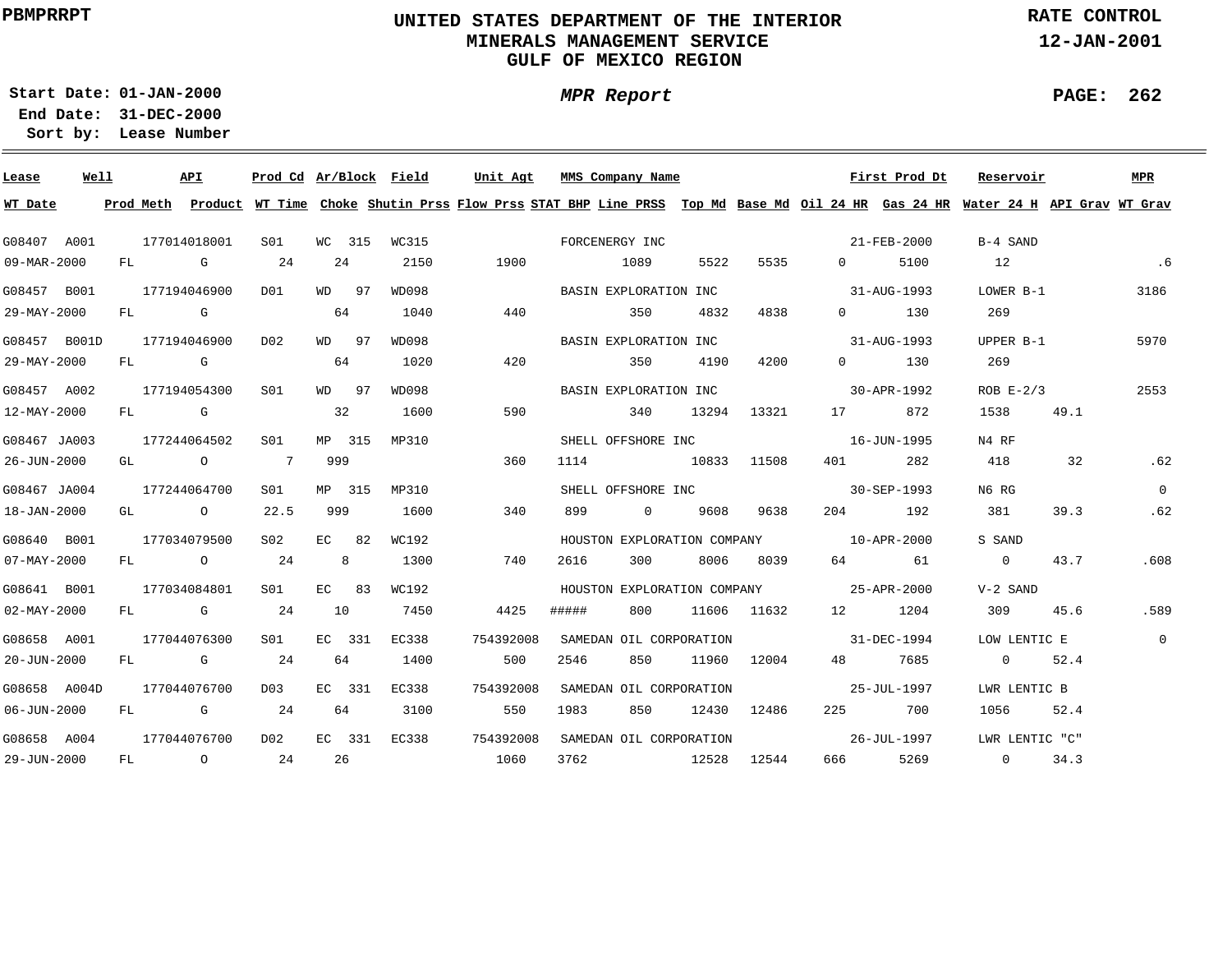PBMPRRPT

# UNITED STATES DEPARTMENT OF THE INTERIOR
## MINERALS MANAGEMENT SERVICE
## GULF OF MEXICO REGION

RATE CONTROL
12-JAN-2001

**Start Date:** 01-JAN-2000
**End Date:** 31-DEC-2000
**Sort by:** Lease Number

*MPR Report*

| Lease | Well | API | Prod Cd | Ar/Block | Field | Unit Agt | MMS Company Name | | | | First Prod Dt | | Reservoir | | MPR |
|---|---|---|---|---|---|---|---|---|---|---|---|---|---|---|---|
| **WT Date** | **Prod Meth** | **Product** | **WT Time** | **Choke** | **Shutin Prss** | **Flow Prss** | **STAT BHP** | **Line PRSS** | **Top Md** | **Base Md** | **Oil 24 HR** | **Gas 24 HR** | **Water 24 H** | **API Grav** | **WT Grav** |
| G08407 | A001 | 177014018001 | S01 | WC 315 | WC315 | | FORCENERGY INC | | | | 21-FEB-2000 | | B-4 SAND | | |
| 09-MAR-2000 | FL | G | 24 | 24 | 2150 | 1900 | | 1089 | 5522 | 5535 | 0 | 5100 | 12 | | .6 |
| G08457 | B001 | 177194046900 | D01 | WD 97 | WD098 | | BASIN EXPLORATION INC | | | | 31-AUG-1993 | | LOWER B-1 | | 3186 |
| 29-MAY-2000 | FL | G | | 64 | 1040 | 440 | | 350 | 4832 | 4838 | 0 | 130 | 269 | | |
| G08457 | B001D | 177194046900 | D02 | WD 97 | WD098 | | BASIN EXPLORATION INC | | | | 31-AUG-1993 | | UPPER B-1 | | 5970 |
| 29-MAY-2000 | FL | G | | 64 | 1020 | 420 | | 350 | 4190 | 4200 | 0 | 130 | 269 | | |
| G08457 | A002 | 177194054300 | S01 | WD 97 | WD098 | | BASIN EXPLORATION INC | | | | 30-APR-1992 | | ROB E-2/3 | | 2553 |
| 12-MAY-2000 | FL | G | | 32 | 1600 | 590 | | 340 | 13294 | 13321 | 17 | 872 | 1538 | 49.1 | |
| G08467 | JA003 | 177244064502 | S01 | MP 315 | MP310 | | SHELL OFFSHORE INC | | | | 16-JUN-1995 | | N4 RF | | |
| 26-JUN-2000 | GL | O | 7 | 999 | | 360 | 1114 | | 10833 | 11508 | 401 | 282 | 418 | 32 | .62 |
| G08467 | JA004 | 177244064700 | S01 | MP 315 | MP310 | | SHELL OFFSHORE INC | | | | 30-SEP-1993 | | N6 RG | | 0 |
| 18-JAN-2000 | GL | O | 22.5 | 999 | 1600 | 340 | 899 | 0 | 9608 | 9638 | 204 | 192 | 381 | 39.3 | .62 |
| G08640 | B001 | 177034079500 | S02 | EC 82 | WC192 | | HOUSTON EXPLORATION COMPANY | | | | 10-APR-2000 | | S SAND | | |
| 07-MAY-2000 | FL | O | 24 | 8 | 1300 | 740 | 2616 | 300 | 8006 | 8039 | 64 | 61 | 0 | 43.7 | .608 |
| G08641 | B001 | 177034084801 | S01 | EC 83 | WC192 | | HOUSTON EXPLORATION COMPANY | | | | 25-APR-2000 | | V-2 SAND | | |
| 02-MAY-2000 | FL | G | 24 | 10 | 7450 | 4425 | ##### | 800 | 11606 | 11632 | 12 | 1204 | 309 | 45.6 | .589 |
| G08658 | A001 | 177044076300 | S01 | EC 331 | EC338 | 754392008 | SAMEDAN OIL CORPORATION | | | | 31-DEC-1994 | | LOW LENTIC E | | 0 |
| 20-JUN-2000 | FL | G | 24 | 64 | 1400 | 500 | 2546 | 850 | 11960 | 12004 | 48 | 7685 | 0 | 52.4 | |
| G08658 | A004D | 177044076700 | D03 | EC 331 | EC338 | 754392008 | SAMEDAN OIL CORPORATION | | | | 25-JUL-1997 | | LWR LENTIC B | | |
| 06-JUN-2000 | FL | G | 24 | 64 | 3100 | 550 | 1983 | 850 | 12430 | 12486 | 225 | 700 | 1056 | 52.4 | |
| G08658 | A004 | 177044076700 | D02 | EC 331 | EC338 | 754392008 | SAMEDAN OIL CORPORATION | | | | 26-JUL-1997 | | LWR LENTIC "C" | | |
| 29-JUN-2000 | FL | O | 24 | 26 | | 1060 | 3762 | | 12528 | 12544 | 666 | 5269 | 0 | 34.3 | |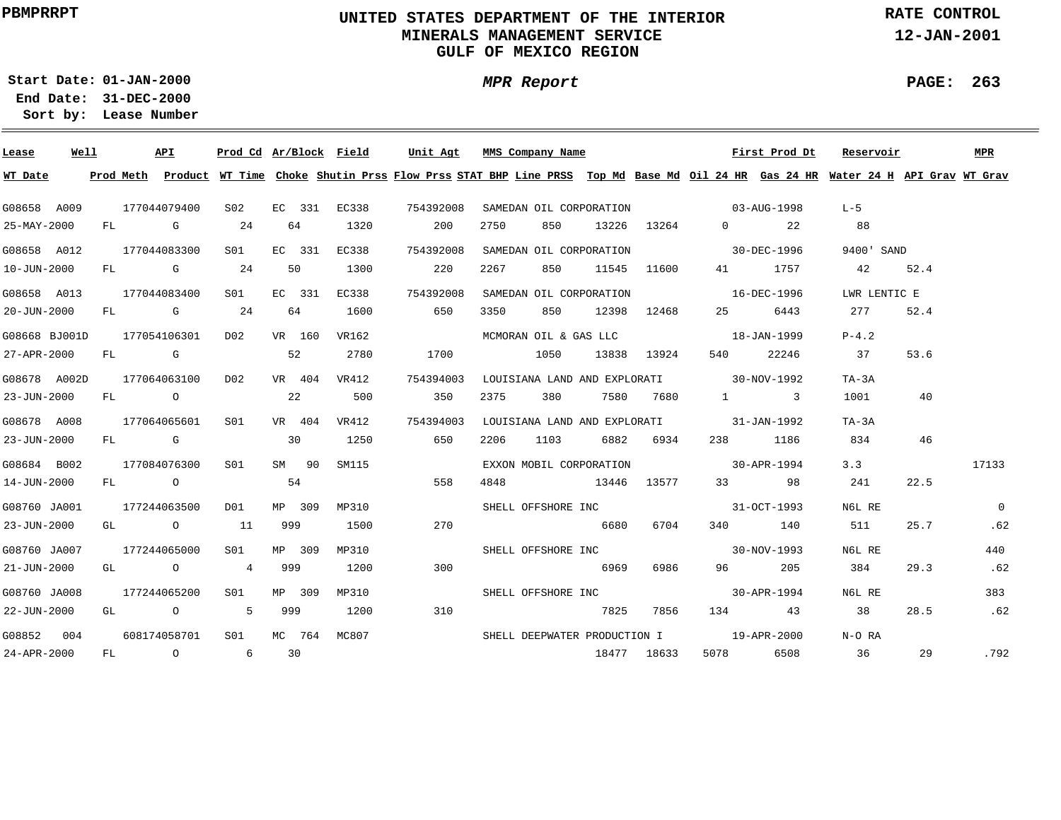PBMPRRPT

# UNITED STATES DEPARTMENT OF THE INTERIOR
## MINERALS MANAGEMENT SERVICE
## GULF OF MEXICO REGION

RATE CONTROL
12-JAN-2001

**Start Date:** 01-JAN-2000
**End Date:** 31-DEC-2000
**Sort by:** Lease Number

*MPR Report*

| Lease | Well | API | Prod Cd | Ar/Block | Field | Unit Agt | MMS Company Name | | | | First Prod Dt | | Reservoir | | MPR |
|---|---|---|---|---|---|---|---|---|---|---|---|---|---|---|---|
| **WT Date** | **Prod Meth** | **Product** | **WT Time** | **Choke** | **Shutin Prss** | **Flow Prss** | **STAT BHP** | **Line PRSS** | **Top Md** | **Base Md** | **Oil 24 HR** | **Gas 24 HR** | **Water 24 H** | **API Grav** | **WT Grav** |
| G08658 | A009 | 177044079400 | S02 | EC 331 | EC338 | 754392008 | SAMEDAN OIL CORPORATION | | | | 03-AUG-1998 | | L-5 | | |
| 25-MAY-2000 | FL | G | 24 | 64 | 1320 | 200 | 2750 | 850 | 13226 | 13264 | 0 | 22 | 88 | | |
| G08658 | A012 | 177044083300 | S01 | EC 331 | EC338 | 754392008 | SAMEDAN OIL CORPORATION | | | | 30-DEC-1996 | | 9400' SAND | | |
| 10-JUN-2000 | FL | G | 24 | 50 | 1300 | 220 | 2267 | 850 | 11545 | 11600 | 41 | 1757 | 42 | 52.4 | |
| G08658 | A013 | 177044083400 | S01 | EC 331 | EC338 | 754392008 | SAMEDAN OIL CORPORATION | | | | 16-DEC-1996 | | LWR LENTIC E | | |
| 20-JUN-2000 | FL | G | 24 | 64 | 1600 | 650 | 3350 | 850 | 12398 | 12468 | 25 | 6443 | 277 | 52.4 | |
| G08668 | BJ001D | 177054106301 | D02 | VR 160 | VR162 | | MCMORAN OIL & GAS LLC | | | | 18-JAN-1999 | | P-4.2 | | |
| 27-APR-2000 | FL | G | | 52 | 2780 | 1700 | | 1050 | 13838 | 13924 | 540 | 22246 | 37 | 53.6 | |
| G08678 | A002D | 177064063100 | D02 | VR 404 | VR412 | 754394003 | LOUISIANA LAND AND EXPLORATI | | | | 30-NOV-1992 | | TA-3A | | |
| 23-JUN-2000 | FL | O | | 22 | 500 | 350 | 2375 | 380 | 7580 | 7680 | 1 | 3 | 1001 | 40 | |
| G08678 | A008 | 177064065601 | S01 | VR 404 | VR412 | 754394003 | LOUISIANA LAND AND EXPLORATI | | | | 31-JAN-1992 | | TA-3A | | |
| 23-JUN-2000 | FL | G | | 30 | 1250 | 650 | 2206 | 1103 | 6882 | 6934 | 238 | 1186 | 834 | 46 | |
| G08684 | B002 | 177084076300 | S01 | SM 90 | SM115 | | EXXON MOBIL CORPORATION | | | | 30-APR-1994 | | 3.3 | | 17133 |
| 14-JUN-2000 | FL | O | | 54 | | 558 | 4848 | | 13446 | 13577 | 33 | 98 | 241 | 22.5 | |
| G08760 | JA001 | 177244063500 | D01 | MP 309 | MP310 | | SHELL OFFSHORE INC | | | | 31-OCT-1993 | | N6L RE | | 0 |
| 23-JUN-2000 | GL | O | 11 | 999 | 1500 | 270 | | | 6680 | 6704 | 340 | 140 | 511 | 25.7 | .62 |
| G08760 | JA007 | 177244065000 | S01 | MP 309 | MP310 | | SHELL OFFSHORE INC | | | | 30-NOV-1993 | | N6L RE | | 440 |
| 21-JUN-2000 | GL | O | 4 | 999 | 1200 | 300 | | | 6969 | 6986 | 96 | 205 | 384 | 29.3 | .62 |
| G08760 | JA008 | 177244065200 | S01 | MP 309 | MP310 | | SHELL OFFSHORE INC | | | | 30-APR-1994 | | N6L RE | | 383 |
| 22-JUN-2000 | GL | O | 5 | 999 | 1200 | 310 | | | 7825 | 7856 | 134 | 43 | 38 | 28.5 | .62 |
| G08852 | 004 | 608174058701 | S01 | MC 764 | MC807 | | SHELL DEEPWATER PRODUCTION I | | | | 19-APR-2000 | | N-O RA | | |
| 24-APR-2000 | FL | O | 6 | 30 | | | | | 18477 | 18633 | 5078 | 6508 | 36 | 29 | .792 |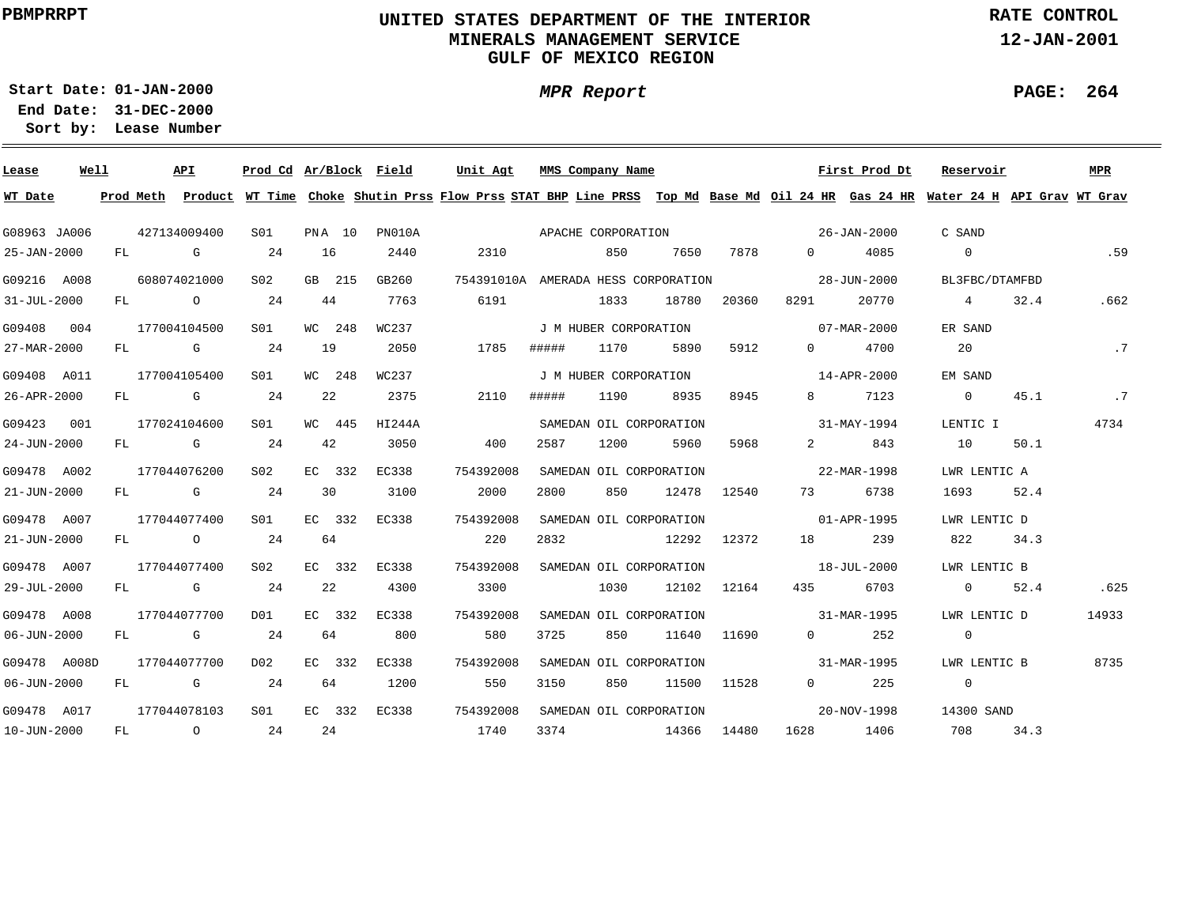PBMPRRPT

# UNITED STATES DEPARTMENT OF THE INTERIOR
## MINERALS MANAGEMENT SERVICE
## GULF OF MEXICO REGION

RATE CONTROL
12-JAN-2001

**Start Date:** 01-JAN-2000
**End Date:** 31-DEC-2000
**Sort by:** Lease Number

*MPR Report*

| Lease | Well | API | Prod Cd | Ar/Block | Field | Unit Agt | MMS Company Name | | | | First Prod Dt | Reservoir | | MPR |
|---|---|---|---|---|---|---|---|---|---|---|---|---|---|---|
| **WT Date** | **Prod Meth** | **Product** | **WT Time** | **Choke** | **Shutin Prss** | **Flow Prss** | **STAT BHP** | **Line PRSS** | **Top Md** | **Base Md** | **Oil 24 HR** | **Gas 24 HR** | **Water 24 H** | **API Grav** | **WT Grav** |
| G08963 | JA006 | 427134009400 | S01 | PN A 10 | PN010A | | APACHE CORPORATION | | | | 26-JAN-2000 | C SAND | | |
| 25-JAN-2000 | FL | G | 24 | 16 | 2440 | 2310 | | 850 | 7650 | 7878 | 0 | 4085 | 0 | | .59 |
| G09216 | A008 | 608074021000 | S02 | GB 215 | GB260 | 754391010A | AMERADA HESS CORPORATION | | | | 28-JUN-2000 | BL3FBC/DTAMFBD | | |
| 31-JUL-2000 | FL | O | 24 | 44 | 7763 | 6191 | | 1833 | 18780 | 20360 | 8291 | 20770 | 4 | 32.4 | .662 |
| G09408 | 004 | 177004104500 | S01 | WC 248 | WC237 | | J M HUBER CORPORATION | | | | 07-MAR-2000 | ER SAND | | |
| 27-MAR-2000 | FL | G | 24 | 19 | 2050 | 1785 | ##### | 1170 | 5890 | 5912 | 0 | 4700 | 20 | | .7 |
| G09408 | A011 | 177004105400 | S01 | WC 248 | WC237 | | J M HUBER CORPORATION | | | | 14-APR-2000 | EM SAND | | |
| 26-APR-2000 | FL | G | 24 | 22 | 2375 | 2110 | ##### | 1190 | 8935 | 8945 | 8 | 7123 | 0 | 45.1 | .7 |
| G09423 | 001 | 177024104600 | S01 | WC 445 | HI244A | | SAMEDAN OIL CORPORATION | | | | 31-MAY-1994 | LENTIC I | | 4734 |
| 24-JUN-2000 | FL | G | 24 | 42 | 3050 | 400 | 2587 | 1200 | 5960 | 5968 | 2 | 843 | 10 | 50.1 | |
| G09478 | A002 | 177044076200 | S02 | EC 332 | EC338 | 754392008 | SAMEDAN OIL CORPORATION | | | | 22-MAR-1998 | LWR LENTIC A | | |
| 21-JUN-2000 | FL | G | 24 | 30 | 3100 | 2000 | 2800 | 850 | 12478 | 12540 | 73 | 6738 | 1693 | 52.4 | |
| G09478 | A007 | 177044077400 | S01 | EC 332 | EC338 | 754392008 | SAMEDAN OIL CORPORATION | | | | 01-APR-1995 | LWR LENTIC D | | |
| 21-JUN-2000 | FL | O | 24 | 64 | | 220 | 2832 | | 12292 | 12372 | 18 | 239 | 822 | 34.3 | |
| G09478 | A007 | 177044077400 | S02 | EC 332 | EC338 | 754392008 | SAMEDAN OIL CORPORATION | | | | 18-JUL-2000 | LWR LENTIC B | | |
| 29-JUL-2000 | FL | G | 24 | 22 | 4300 | 3300 | | 1030 | 12102 | 12164 | 435 | 6703 | 0 | 52.4 | .625 |
| G09478 | A008 | 177044077700 | D01 | EC 332 | EC338 | 754392008 | SAMEDAN OIL CORPORATION | | | | 31-MAR-1995 | LWR LENTIC D | | 14933 |
| 06-JUN-2000 | FL | G | 24 | 64 | 800 | 580 | 3725 | 850 | 11640 | 11690 | 0 | 252 | 0 | | |
| G09478 | A008D | 177044077700 | D02 | EC 332 | EC338 | 754392008 | SAMEDAN OIL CORPORATION | | | | 31-MAR-1995 | LWR LENTIC B | | 8735 |
| 06-JUN-2000 | FL | G | 24 | 64 | 1200 | 550 | 3150 | 850 | 11500 | 11528 | 0 | 225 | 0 | | |
| G09478 | A017 | 177044078103 | S01 | EC 332 | EC338 | 754392008 | SAMEDAN OIL CORPORATION | | | | 20-NOV-1998 | 14300 SAND | | |
| 10-JUN-2000 | FL | O | 24 | 24 | | 1740 | 3374 | | 14366 | 14480 | 1628 | 1406 | 708 | 34.3 | |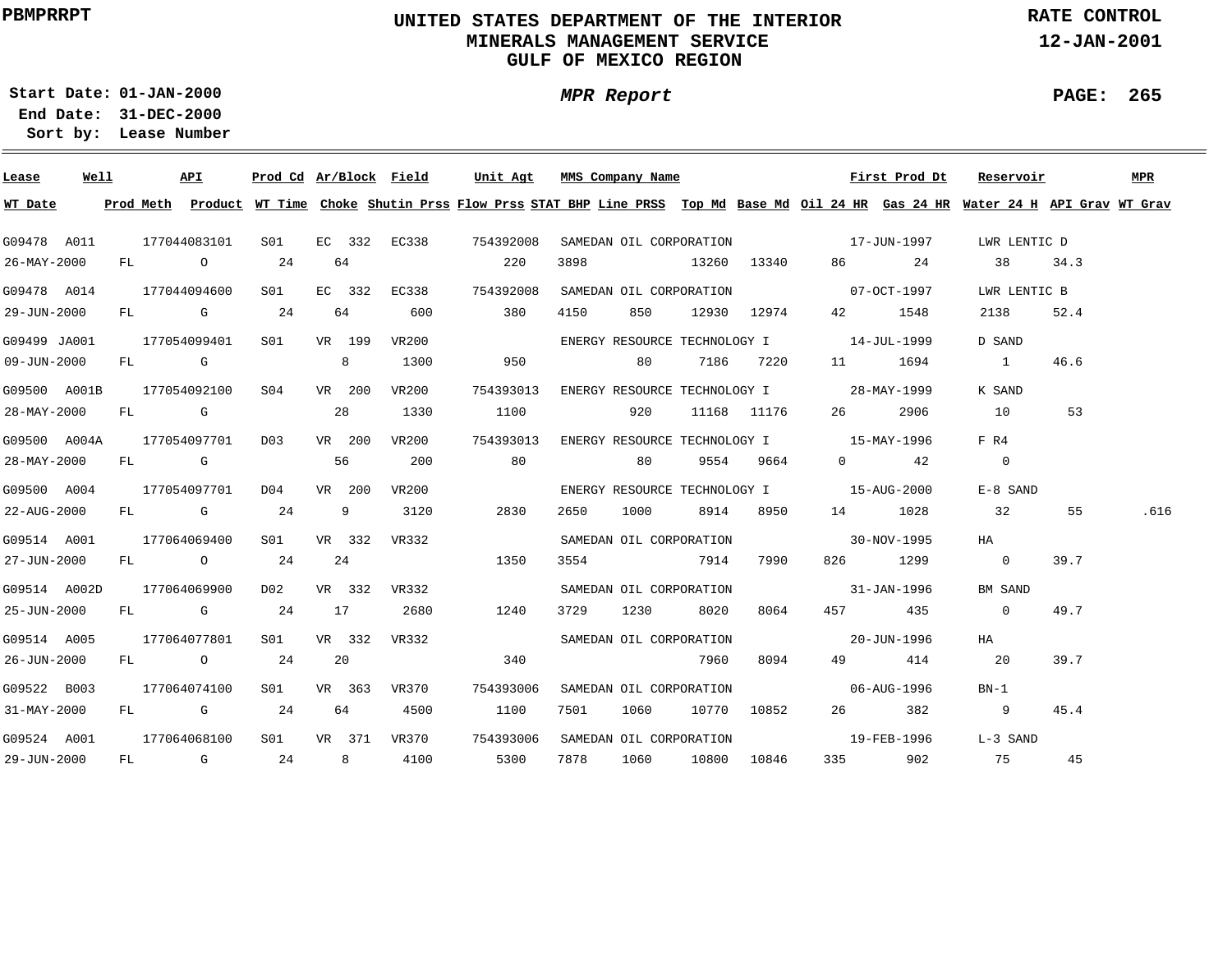UNITED STATES DEPARTMENT OF THE INTERIOR
MINERALS MANAGEMENT SERVICE
GULF OF MEXICO REGION

PBMPRRPT

RATE CONTROL
12-JAN-2001

Start Date: 01-JAN-2000
End Date: 31-DEC-2000
Sort by: Lease Number

*MPR Report*

| Lease | Well | API | Prod Cd | Ar/Block | Field | Unit Agt | MMS Company Name | | | | First Prod Dt | | Reservoir | | MPR |
|---|---|---|---|---|---|---|---|---|---|---|---|---|---|---|---|
| **WT Date** | **Prod Meth** | **Product** | **WT Time** | **Choke** | **Shutin Prss** | **Flow Prss** | **STAT BHP** | **Line PRSS** | **Top Md** | **Base Md** | **Oil 24 HR** | **Gas 24 HR** | **Water 24 H** | **API Grav** | **WT Grav** |
| G09478 | A011 | 177044083101 | S01 | EC 332 | EC338 | 754392008 | SAMEDAN OIL CORPORATION | | | | 17-JUN-1997 | | LWR LENTIC D | | |
| 26-MAY-2000 | FL | O | 24 | 64 | | 220 | 3898 | | 13260 | 13340 | 86 | 24 | 38 | 34.3 | |
| G09478 | A014 | 177044094600 | S01 | EC 332 | EC338 | 754392008 | SAMEDAN OIL CORPORATION | | | | 07-OCT-1997 | | LWR LENTIC B | | |
| 29-JUN-2000 | FL | G | 24 | 64 | 600 | 380 | 4150 | 850 | 12930 | 12974 | 42 | 1548 | 2138 | 52.4 | |
| G09499 | JA001 | 177054099401 | S01 | VR 199 | VR200 | | ENERGY RESOURCE TECHNOLOGY I | | | | 14-JUL-1999 | | D SAND | | |
| 09-JUN-2000 | FL | G | | 8 | 1300 | 950 | | 80 | 7186 | 7220 | 11 | 1694 | 1 | 46.6 | |
| G09500 | A001B | 177054092100 | S04 | VR 200 | VR200 | 754393013 | ENERGY RESOURCE TECHNOLOGY I | | | | 28-MAY-1999 | | K SAND | | |
| 28-MAY-2000 | FL | G | | 28 | 1330 | 1100 | | 920 | 11168 | 11176 | 26 | 2906 | 10 | 53 | |
| G09500 | A004A | 177054097701 | D03 | VR 200 | VR200 | 754393013 | ENERGY RESOURCE TECHNOLOGY I | | | | 15-MAY-1996 | | F R4 | | |
| 28-MAY-2000 | FL | G | | 56 | 200 | 80 | | 80 | 9554 | 9664 | 0 | 42 | 0 | | |
| G09500 | A004 | 177054097701 | D04 | VR 200 | VR200 | | ENERGY RESOURCE TECHNOLOGY I | | | | 15-AUG-2000 | | E-8 SAND | | |
| 22-AUG-2000 | FL | G | 24 | 9 | 3120 | 2830 | 2650 | 1000 | 8914 | 8950 | 14 | 1028 | 32 | 55 | .616 |
| G09514 | A001 | 177064069400 | S01 | VR 332 | VR332 | | SAMEDAN OIL CORPORATION | | | | 30-NOV-1995 | | HA | | |
| 27-JUN-2000 | FL | O | 24 | 24 | | 1350 | 3554 | | 7914 | 7990 | 826 | 1299 | 0 | 39.7 | |
| G09514 | A002D | 177064069900 | D02 | VR 332 | VR332 | | SAMEDAN OIL CORPORATION | | | | 31-JAN-1996 | | BM SAND | | |
| 25-JUN-2000 | FL | G | 24 | 17 | 2680 | 1240 | 3729 | 1230 | 8020 | 8064 | 457 | 435 | 0 | 49.7 | |
| G09514 | A005 | 177064077801 | S01 | VR 332 | VR332 | | SAMEDAN OIL CORPORATION | | | | 20-JUN-1996 | | HA | | |
| 26-JUN-2000 | FL | O | 24 | 20 | | 340 | | | 7960 | 8094 | 49 | 414 | 20 | 39.7 | |
| G09522 | B003 | 177064074100 | S01 | VR 363 | VR370 | 754393006 | SAMEDAN OIL CORPORATION | | | | 06-AUG-1996 | | BN-1 | | |
| 31-MAY-2000 | FL | G | 24 | 64 | 4500 | 1100 | 7501 | 1060 | 10770 | 10852 | 26 | 382 | 9 | 45.4 | |
| G09524 | A001 | 177064068100 | S01 | VR 371 | VR370 | 754393006 | SAMEDAN OIL CORPORATION | | | | 19-FEB-1996 | | L-3 SAND | | |
| 29-JUN-2000 | FL | G | 24 | 8 | 4100 | 5300 | 7878 | 1060 | 10800 | 10846 | 335 | 902 | 75 | 45 | |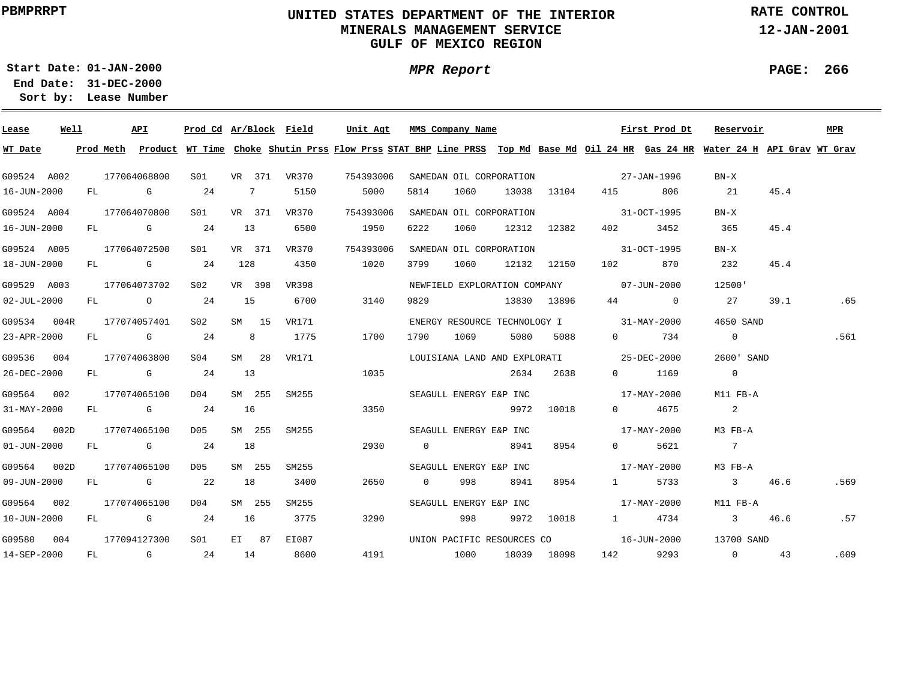PBMPRRPT

# UNITED STATES DEPARTMENT OF THE INTERIOR
## MINERALS MANAGEMENT SERVICE
## GULF OF MEXICO REGION

RATE CONTROL
12-JAN-2001

Start Date: 01-JAN-2000
End Date: 31-DEC-2000
Sort by: Lease Number

*MPR Report*

| Lease | Well | API | Prod Cd | Ar/Block | Field | Unit Agt | MMS Company Name | | | | First Prod Dt | | Reservoir | | MPR |
|---|---|---|---|---|---|---|---|---|---|---|---|---|---|---|---|
| **WT Date** | **Prod Meth** | **Product** | **WT Time** | **Choke** | **Shutin Prss** | **Flow Prss** | **STAT BHP** | **Line PRSS** | **Top Md** | **Base Md** | **Oil 24 HR** | **Gas 24 HR** | **Water 24 H** | **API Grav** | **WT Grav** |
| G09524 | A002 | 177064068800 | S01 | VR 371 | VR370 | 754393006 | SAMEDAN OIL CORPORATION | | | | 27-JAN-1996 | | BN-X | | |
| 16-JUN-2000 | FL | G | 24 | 7 | 5150 | 5000 | 5814 | 1060 | 13038 | 13104 | 415 | 806 | 21 | 45.4 | |
| G09524 | A004 | 177064070800 | S01 | VR 371 | VR370 | 754393006 | SAMEDAN OIL CORPORATION | | | | 31-OCT-1995 | | BN-X | | |
| 16-JUN-2000 | FL | G | 24 | 13 | 6500 | 1950 | 6222 | 1060 | 12312 | 12382 | 402 | 3452 | 365 | 45.4 | |
| G09524 | A005 | 177064072500 | S01 | VR 371 | VR370 | 754393006 | SAMEDAN OIL CORPORATION | | | | 31-OCT-1995 | | BN-X | | |
| 18-JUN-2000 | FL | G | 24 | 128 | 4350 | 1020 | 3799 | 1060 | 12132 | 12150 | 102 | 870 | 232 | 45.4 | |
| G09529 | A003 | 177064073702 | S02 | VR 398 | VR398 | | NEWFIELD EXPLORATION COMPANY | | | | 07-JUN-2000 | | 12500' | | |
| 02-JUL-2000 | FL | O | 24 | 15 | 6700 | 3140 | 9829 | | 13830 | 13896 | 44 | 0 | 27 | 39.1 | .65 |
| G09534 | 004R | 177074057401 | S02 | SM 15 | VR171 | | ENERGY RESOURCE TECHNOLOGY I | | | | 31-MAY-2000 | | 4650 SAND | | |
| 23-APR-2000 | FL | G | 24 | 8 | 1775 | 1700 | 1790 | 1069 | 5080 | 5088 | 0 | 734 | 0 | | .561 |
| G09536 | 004 | 177074063800 | S04 | SM 28 | VR171 | | LOUISIANA LAND AND EXPLORATI | | | | 25-DEC-2000 | | 2600' SAND | | |
| 26-DEC-2000 | FL | G | 24 | 13 | | 1035 | | | 2634 | 2638 | 0 | 1169 | 0 | | |
| G09564 | 002 | 177074065100 | D04 | SM 255 | SM255 | | SEAGULL ENERGY E&P INC | | | | 17-MAY-2000 | | M11 FB-A | | |
| 31-MAY-2000 | FL | G | 24 | 16 | | 3350 | | | 9972 | 10018 | 0 | 4675 | 2 | | |
| G09564 | 002D | 177074065100 | D05 | SM 255 | SM255 | | SEAGULL ENERGY E&P INC | | | | 17-MAY-2000 | | M3 FB-A | | |
| 01-JUN-2000 | FL | G | 24 | 18 | | 2930 | 0 | | 8941 | 8954 | 0 | 5621 | 7 | | |
| G09564 | 002D | 177074065100 | D05 | SM 255 | SM255 | | SEAGULL ENERGY E&P INC | | | | 17-MAY-2000 | | M3 FB-A | | |
| 09-JUN-2000 | FL | G | 22 | 18 | 3400 | 2650 | 0 | 998 | 8941 | 8954 | 1 | 5733 | 3 | 46.6 | .569 |
| G09564 | 002 | 177074065100 | D04 | SM 255 | SM255 | | SEAGULL ENERGY E&P INC | | | | 17-MAY-2000 | | M11 FB-A | | |
| 10-JUN-2000 | FL | G | 24 | 16 | 3775 | 3290 | | 998 | 9972 | 10018 | 1 | 4734 | 3 | 46.6 | .57 |
| G09580 | 004 | 177094127300 | S01 | EI 87 | EI087 | | UNION PACIFIC RESOURCES CO | | | | 16-JUN-2000 | | 13700 SAND | | |
| 14-SEP-2000 | FL | G | 24 | 14 | 8600 | 4191 | | 1000 | 18039 | 18098 | 142 | 9293 | 0 | 43 | .609 |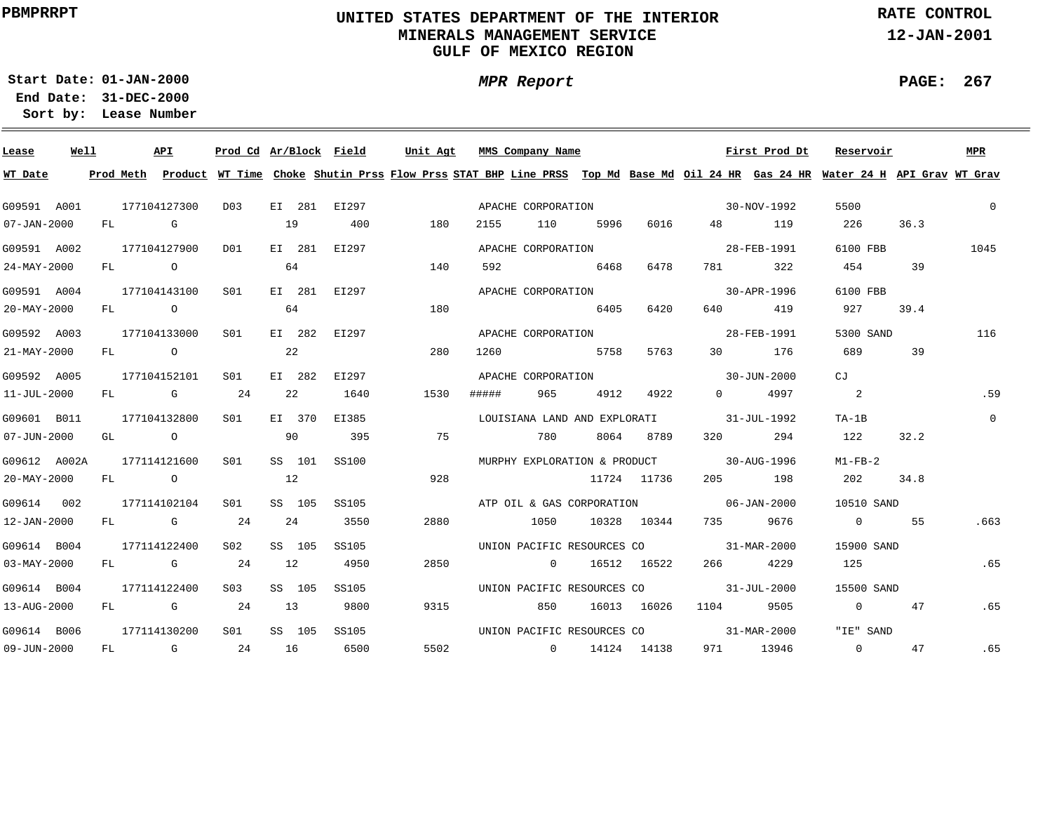PBMPRRPT

# UNITED STATES DEPARTMENT OF THE INTERIOR
## MINERALS MANAGEMENT SERVICE
## GULF OF MEXICO REGION

RATE CONTROL
12-JAN-2001

Start Date: 01-JAN-2000
End Date: 31-DEC-2000
Sort by: Lease Number

*MPR Report*

PAGE: 267

| Lease | Well | API | Prod Cd | Ar/Block | Field | Unit Agt | MMS Company Name | | | | First Prod Dt | | Reservoir | | MPR |
|---|---|---|---|---|---|---|---|---|---|---|---|---|---|---|---|
| WT Date | Prod Meth | Product | WT Time | Choke | Shutin Prss | Flow Prss | STAT BHP | Line PRSS | Top Md | Base Md | Oil 24 HR | Gas 24 HR | Water 24 H | API Grav | WT Grav |
| G09591 | A001 | 177104127300 | D03 | EI 281 | EI297 | | APACHE CORPORATION | | | | 30-NOV-1992 | | 5500 | | 0 |
| 07-JAN-2000 | FL | G | | 19 | 400 | 180 | 2155 | 110 | 5996 | 6016 | 48 | 119 | 226 | 36.3 | |
| G09591 | A002 | 177104127900 | D01 | EI 281 | EI297 | | APACHE CORPORATION | | | | 28-FEB-1991 | | 6100 FBB | | 1045 |
| 24-MAY-2000 | FL | O | | 64 | | 140 | 592 | | 6468 | 6478 | 781 | 322 | 454 | 39 | |
| G09591 | A004 | 177104143100 | S01 | EI 281 | EI297 | | APACHE CORPORATION | | | | 30-APR-1996 | | 6100 FBB | | |
| 20-MAY-2000 | FL | O | | 64 | | 180 | | | 6405 | 6420 | 640 | 419 | 927 | 39.4 | |
| G09592 | A003 | 177104133000 | S01 | EI 282 | EI297 | | APACHE CORPORATION | | | | 28-FEB-1991 | | 5300 SAND | | 116 |
| 21-MAY-2000 | FL | O | | 22 | | 280 | 1260 | | 5758 | 5763 | 30 | 176 | 689 | 39 | |
| G09592 | A005 | 177104152101 | S01 | EI 282 | EI297 | | APACHE CORPORATION | | | | 30-JUN-2000 | | CJ | | |
| 11-JUL-2000 | FL | G | 24 | 22 | 1640 | 1530 | ##### | 965 | 4912 | 4922 | 0 | 4997 | 2 | | .59 |
| G09601 | B011 | 177104132800 | S01 | EI 370 | EI385 | | LOUISIANA LAND AND EXPLORATI | | | | 31-JUL-1992 | | TA-1B | | 0 |
| 07-JUN-2000 | GL | O | | 90 | 395 | 75 | | 780 | 8064 | 8789 | 320 | 294 | 122 | 32.2 | |
| G09612 | A002A | 177114121600 | S01 | SS 101 | SS100 | | MURPHY EXPLORATION & PRODUCT | | | | 30-AUG-1996 | | M1-FB-2 | | |
| 20-MAY-2000 | FL | O | | 12 | | 928 | | | 11724 | 11736 | 205 | 198 | 202 | 34.8 | |
| G09614 | 002 | 177114102104 | S01 | SS 105 | SS105 | | ATP OIL & GAS CORPORATION | | | | 06-JAN-2000 | | 10510 SAND | | |
| 12-JAN-2000 | FL | G | 24 | 24 | 3550 | 2880 | | 1050 | 10328 | 10344 | 735 | 9676 | 0 | 55 | .663 |
| G09614 | B004 | 177114122400 | S02 | SS 105 | SS105 | | UNION PACIFIC RESOURCES CO | | | | 31-MAR-2000 | | 15900 SAND | | |
| 03-MAY-2000 | FL | G | 24 | 12 | 4950 | 2850 | | 0 | 16512 | 16522 | 266 | 4229 | 125 | | .65 |
| G09614 | B004 | 177114122400 | S03 | SS 105 | SS105 | | UNION PACIFIC RESOURCES CO | | | | 31-JUL-2000 | | 15500 SAND | | |
| 13-AUG-2000 | FL | G | 24 | 13 | 9800 | 9315 | | 850 | 16013 | 16026 | 1104 | 9505 | 0 | 47 | .65 |
| G09614 | B006 | 177114130200 | S01 | SS 105 | SS105 | | UNION PACIFIC RESOURCES CO | | | | 31-MAR-2000 | | "IE" SAND | | |
| 09-JUN-2000 | FL | G | 24 | 16 | 6500 | 5502 | | 0 | 14124 | 14138 | 971 | 13946 | 0 | 47 | .65 |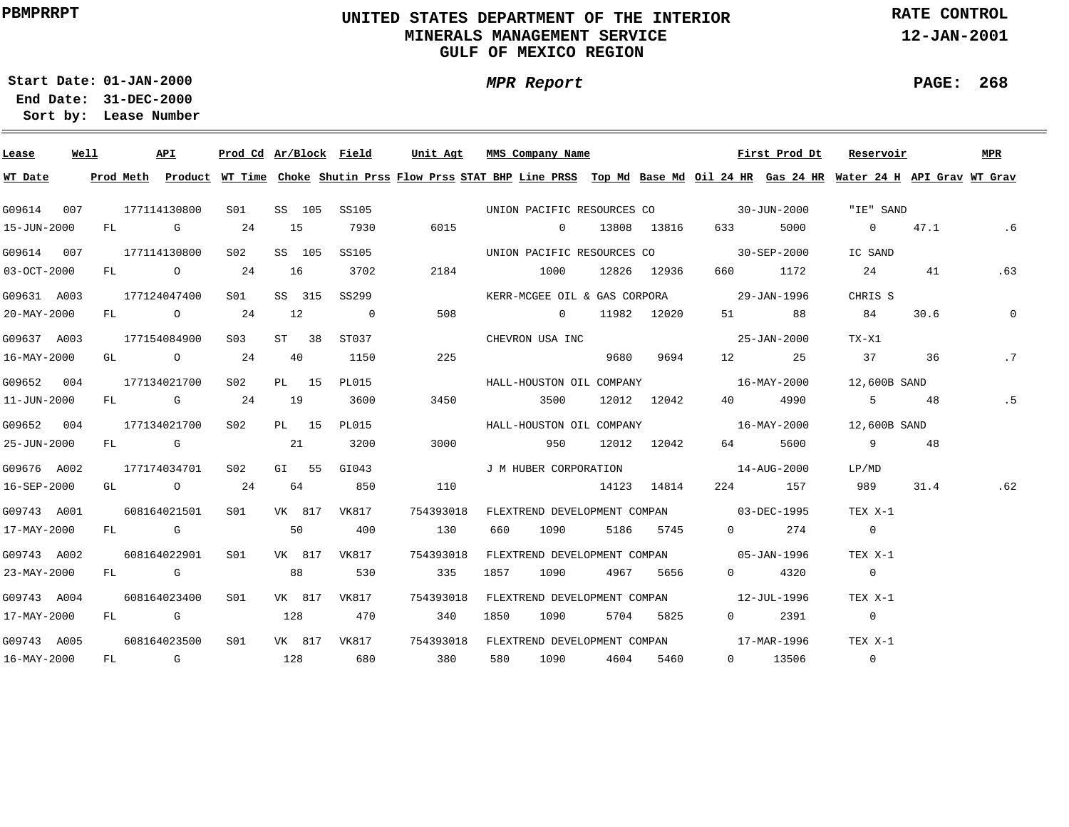PBMPRRPT

# UNITED STATES DEPARTMENT OF THE INTERIOR
## MINERALS MANAGEMENT SERVICE
## GULF OF MEXICO REGION

RATE CONTROL
12-JAN-2001

**Start Date:** 01-JAN-2000
**End Date:** 31-DEC-2000
**Sort by:** Lease Number

*MPR Report*

| Lease | Well | API | Prod Cd | Ar/Block | Field | Unit Agt | MMS Company Name | | | | First Prod Dt | | Reservoir | | MPR |
|---|---|---|---|---|---|---|---|---|---|---|---|---|---|---|---|
| **WT Date** | **Prod Meth** | **Product** | **WT Time** | **Choke** | **Shutin Prss** | **Flow Prss** | **STAT BHP** | **Line PRSS** | **Top Md** | **Base Md** | **Oil 24 HR** | **Gas 24 HR** | **Water 24 H** | **API Grav** | **WT Grav** |
| G09614 | 007 | 177114130800 | S01 | SS 105 | SS105 | | UNION PACIFIC RESOURCES CO | | | | 30-JUN-2000 | | "IE" SAND | | |
| 15-JUN-2000 | FL | G | 24 | 15 | 7930 | 6015 | | 0 | 13808 | 13816 | 633 | 5000 | 0 | 47.1 | .6 |
| G09614 | 007 | 177114130800 | S02 | SS 105 | SS105 | | UNION PACIFIC RESOURCES CO | | | | 30-SEP-2000 | | IC SAND | | |
| 03-OCT-2000 | FL | O | 24 | 16 | 3702 | 2184 | | 1000 | 12826 | 12936 | 660 | 1172 | 24 | 41 | .63 |
| G09631 | A003 | 177124047400 | S01 | SS 315 | SS299 | | KERR-MCGEE OIL & GAS CORPORA | | | | 29-JAN-1996 | | CHRIS S | | |
| 20-MAY-2000 | FL | O | 24 | 12 | 0 | 508 | | 0 | 11982 | 12020 | 51 | 88 | 84 | 30.6 | 0 |
| G09637 | A003 | 177154084900 | S03 | ST 38 | ST037 | | CHEVRON USA INC | | | | 25-JAN-2000 | | TX-X1 | | |
| 16-MAY-2000 | GL | O | 24 | 40 | 1150 | 225 | | | 9680 | 9694 | 12 | 25 | 37 | 36 | .7 |
| G09652 | 004 | 177134021700 | S02 | PL 15 | PL015 | | HALL-HOUSTON OIL COMPANY | | | | 16-MAY-2000 | | 12,600B SAND | | |
| 11-JUN-2000 | FL | G | 24 | 19 | 3600 | 3450 | | 3500 | 12012 | 12042 | 40 | 4990 | 5 | 48 | .5 |
| G09652 | 004 | 177134021700 | S02 | PL 15 | PL015 | | HALL-HOUSTON OIL COMPANY | | | | 16-MAY-2000 | | 12,600B SAND | | |
| 25-JUN-2000 | FL | G | | 21 | 3200 | 3000 | | 950 | 12012 | 12042 | 64 | 5600 | 9 | 48 | |
| G09676 | A002 | 177174034701 | S02 | GI 55 | GI043 | | J M HUBER CORPORATION | | | | 14-AUG-2000 | | LP/MD | | |
| 16-SEP-2000 | GL | O | 24 | 64 | 850 | 110 | | | 14123 | 14814 | 224 | 157 | 989 | 31.4 | .62 |
| G09743 | A001 | 608164021501 | S01 | VK 817 | VK817 | 754393018 | FLEXTREND DEVELOPMENT COMPAN | | | | 03-DEC-1995 | | TEX X-1 | | |
| 17-MAY-2000 | FL | G | | 50 | 400 | 130 | 660 | 1090 | 5186 | 5745 | 0 | 274 | 0 | | |
| G09743 | A002 | 608164022901 | S01 | VK 817 | VK817 | 754393018 | FLEXTREND DEVELOPMENT COMPAN | | | | 05-JAN-1996 | | TEX X-1 | | |
| 23-MAY-2000 | FL | G | | 88 | 530 | 335 | 1857 | 1090 | 4967 | 5656 | 0 | 4320 | 0 | | |
| G09743 | A004 | 608164023400 | S01 | VK 817 | VK817 | 754393018 | FLEXTREND DEVELOPMENT COMPAN | | | | 12-JUL-1996 | | TEX X-1 | | |
| 17-MAY-2000 | FL | G | | 128 | 470 | 340 | 1850 | 1090 | 5704 | 5825 | 0 | 2391 | 0 | | |
| G09743 | A005 | 608164023500 | S01 | VK 817 | VK817 | 754393018 | FLEXTREND DEVELOPMENT COMPAN | | | | 17-MAR-1996 | | TEX X-1 | | |
| 16-MAY-2000 | FL | G | | 128 | 680 | 380 | 580 | 1090 | 4604 | 5460 | 0 | 13506 | 0 | | |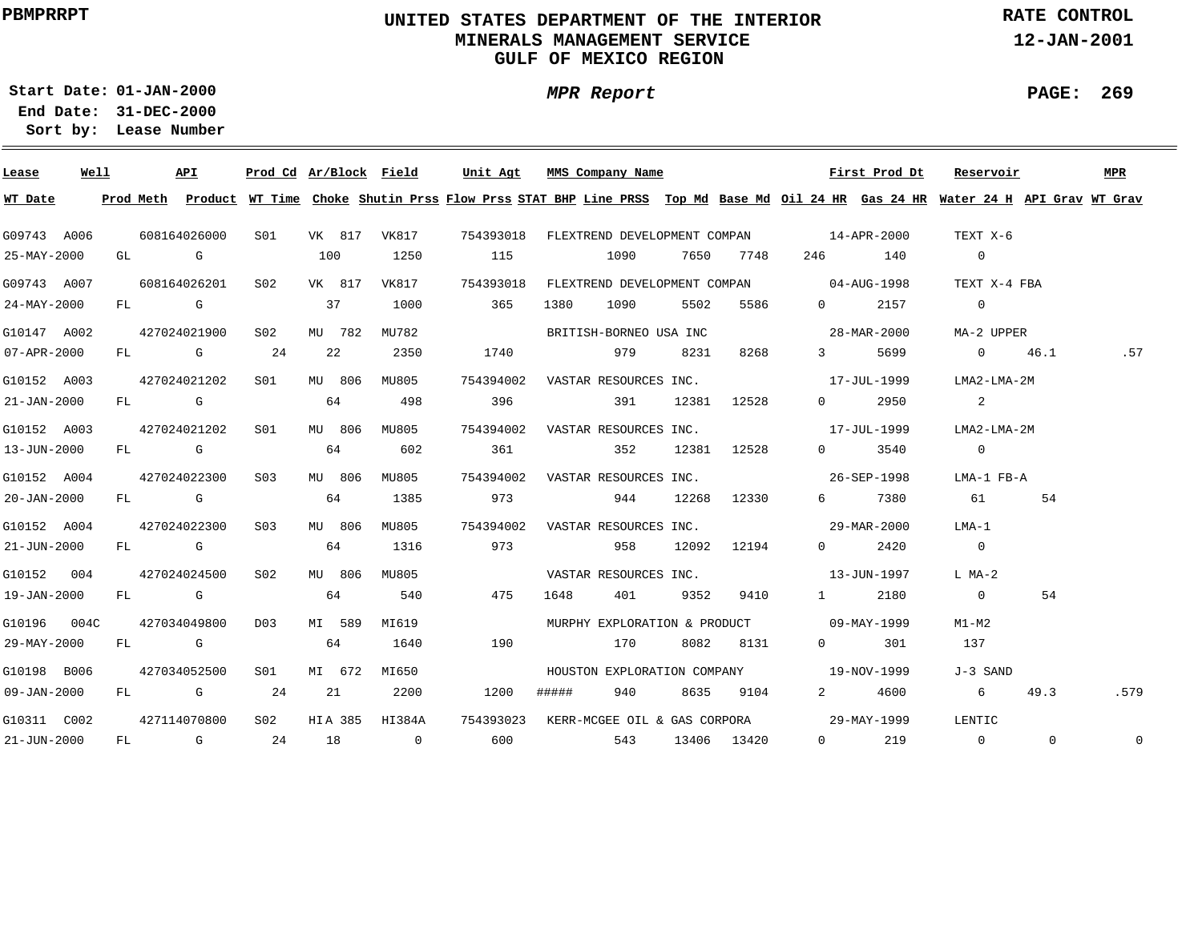PBMPRRPT

# UNITED STATES DEPARTMENT OF THE INTERIOR
## MINERALS MANAGEMENT SERVICE
## GULF OF MEXICO REGION

RATE CONTROL
12-JAN-2001

Start Date: 01-JAN-2000
End Date: 31-DEC-2000
Sort by: Lease Number

*MPR Report*

PAGE: 269

| Lease | Well | API | Prod Cd | Ar/Block | Field | Unit Agt | MMS Company Name | | | | First Prod Dt | | Reservoir | | MPR |
|---|---|---|---|---|---|---|---|---|---|---|---|---|---|---|---|
| **WT Date** | **Prod Meth** | **Product** | **WT Time** | **Choke** | **Shutin Prss** | **Flow Prss** | **STAT BHP** | **Line PRSS** | **Top Md** | **Base Md** | **Oil 24 HR** | **Gas 24 HR** | **Water 24 H** | **API Grav** | **WT Grav** |
| G09743 | A006 | 608164026000 | S01 | VK 817 | VK817 | 754393018 | FLEXTREND DEVELOPMENT COMPAN | | | | 14-APR-2000 | | TEXT X-6 | | |
| 25-MAY-2000 | GL | G | | 100 | 1250 | 115 | | 1090 | 7650 | 7748 | 246 | 140 | 0 | | |
| G09743 | A007 | 608164026201 | S02 | VK 817 | VK817 | 754393018 | FLEXTREND DEVELOPMENT COMPAN | | | | 04-AUG-1998 | | TEXT X-4 FBA | | |
| 24-MAY-2000 | FL | G | | 37 | 1000 | 365 | 1380 | 1090 | 5502 | 5586 | 0 | 2157 | 0 | | |
| G10147 | A002 | 427024021900 | S02 | MU 782 | MU782 | | BRITISH-BORNEO USA INC | | | | 28-MAR-2000 | | MA-2 UPPER | | |
| 07-APR-2000 | FL | G | 24 | 22 | 2350 | 1740 | | 979 | 8231 | 8268 | 3 | 5699 | 0 | 46.1 | .57 |
| G10152 | A003 | 427024021202 | S01 | MU 806 | MU805 | 754394002 | VASTAR RESOURCES INC. | | | | 17-JUL-1999 | | LMA2-LMA-2M | | |
| 21-JAN-2000 | FL | G | | 64 | 498 | 396 | | 391 | 12381 | 12528 | 0 | 2950 | 2 | | |
| G10152 | A003 | 427024021202 | S01 | MU 806 | MU805 | 754394002 | VASTAR RESOURCES INC. | | | | 17-JUL-1999 | | LMA2-LMA-2M | | |
| 13-JUN-2000 | FL | G | | 64 | 602 | 361 | | 352 | 12381 | 12528 | 0 | 3540 | 0 | | |
| G10152 | A004 | 427024022300 | S03 | MU 806 | MU805 | 754394002 | VASTAR RESOURCES INC. | | | | 26-SEP-1998 | | LMA-1 FB-A | | |
| 20-JAN-2000 | FL | G | | 64 | 1385 | 973 | | 944 | 12268 | 12330 | 6 | 7380 | 61 | 54 | |
| G10152 | A004 | 427024022300 | S03 | MU 806 | MU805 | 754394002 | VASTAR RESOURCES INC. | | | | 29-MAR-2000 | | LMA-1 | | |
| 21-JUN-2000 | FL | G | | 64 | 1316 | 973 | | 958 | 12092 | 12194 | 0 | 2420 | 0 | | |
| G10152 | 004 | 427024024500 | S02 | MU 806 | MU805 | | VASTAR RESOURCES INC. | | | | 13-JUN-1997 | | L MA-2 | | |
| 19-JAN-2000 | FL | G | | 64 | 540 | 475 | 1648 | 401 | 9352 | 9410 | 1 | 2180 | 0 | 54 | |
| G10196 | 004C | 427034049800 | D03 | MI 589 | MI619 | | MURPHY EXPLORATION & PRODUCT | | | | 09-MAY-1999 | | M1-M2 | | |
| 29-MAY-2000 | FL | G | | 64 | 1640 | 190 | | 170 | 8082 | 8131 | 0 | 301 | 137 | | |
| G10198 | B006 | 427034052500 | S01 | MI 672 | MI650 | | HOUSTON EXPLORATION COMPANY | | | | 19-NOV-1999 | | J-3 SAND | | |
| 09-JAN-2000 | FL | G | 24 | 21 | 2200 | 1200 | ##### | 940 | 8635 | 9104 | 2 | 4600 | 6 | 49.3 | .579 |
| G10311 | C002 | 427114070800 | S02 | HIA 385 | HI384A | 754393023 | KERR-MCGEE OIL & GAS CORPORA | | | | 29-MAY-1999 | | LENTIC | | |
| 21-JUN-2000 | FL | G | 24 | 18 | 0 | 600 | | 543 | 13406 | 13420 | 0 | 219 | 0 | 0 | 0 |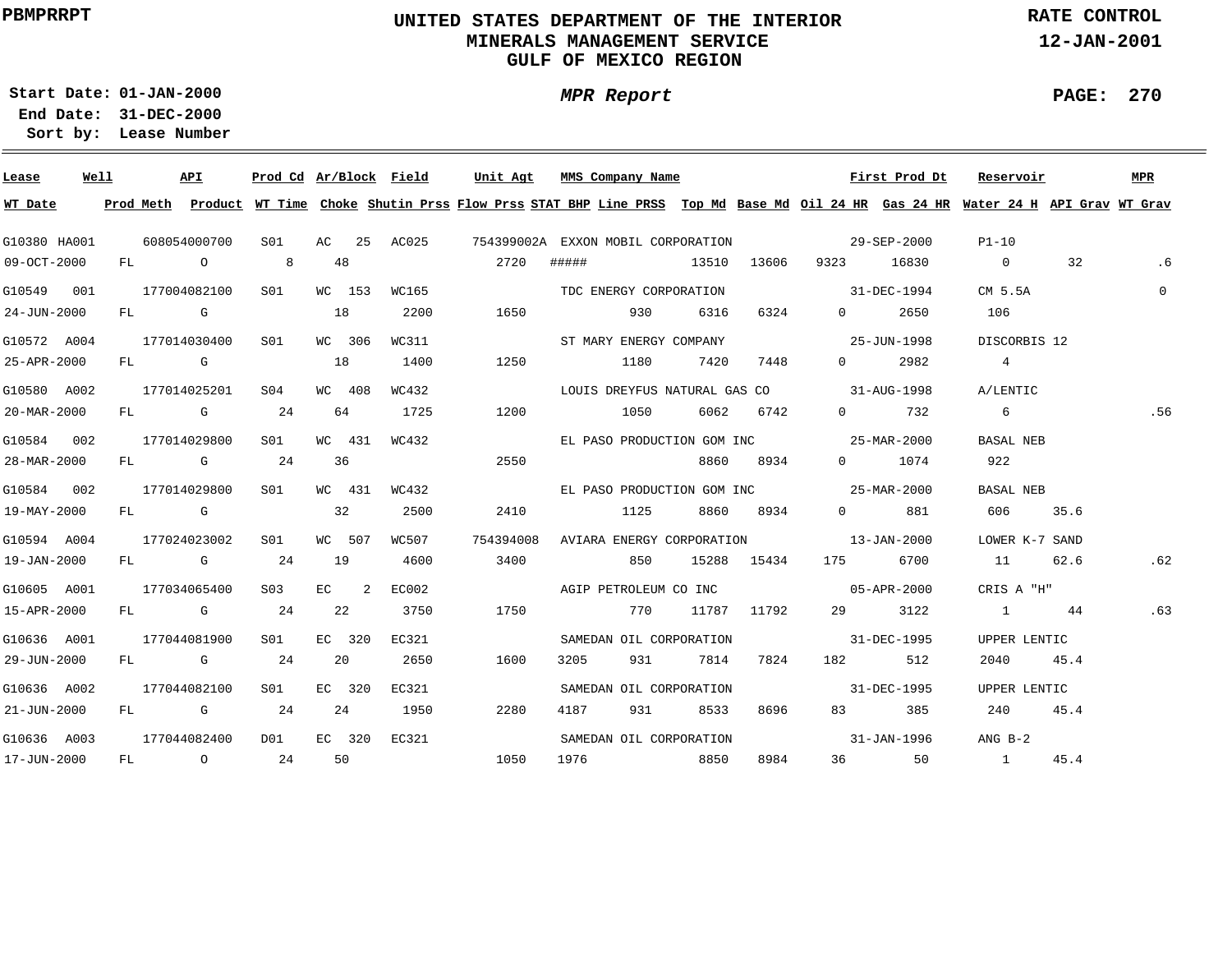PBMPRRPT

# UNITED STATES DEPARTMENT OF THE INTERIOR
## MINERALS MANAGEMENT SERVICE
## GULF OF MEXICO REGION

RATE CONTROL
12-JAN-2001

Start Date: 01-JAN-2000
End Date: 31-DEC-2000
Sort by: Lease Number

*MPR Report*

| Lease | Well | API | Prod Cd | Ar/Block | Field | Unit Agt | MMS Company Name | | | | First Prod Dt | | Reservoir | | MPR |
|---|---|---|---|---|---|---|---|---|---|---|---|---|---|---|---|
| **WT Date** | **Prod Meth** | **Product** | **WT Time** | **Choke** | **Shutin Prss** | **Flow Prss** | **STAT BHP** | **Line PRSS** | **Top Md** | **Base Md** | **Oil 24 HR** | **Gas 24 HR** | **Water 24 H** | **API Grav** | **WT Grav** |
| G10380 | HA001 | 608054000700 | S01 | AC 25 | AC025 | 754399002A | EXXON MOBIL CORPORATION | | | | 29-SEP-2000 | | P1-10 | | |
| 09-OCT-2000 | FL | O | 8 | 48 | | 2720 | ##### | | 13510 | 13606 | 9323 | 16830 | 0 | 32 | .6 |
| G10549 | 001 | 177004082100 | S01 | WC 153 | WC165 | | TDC ENERGY CORPORATION | | | | 31-DEC-1994 | | CM 5.5A | | 0 |
| 24-JUN-2000 | FL | G | | 18 | 2200 | 1650 | | 930 | 6316 | 6324 | 0 | 2650 | 106 | | |
| G10572 | A004 | 177014030400 | S01 | WC 306 | WC311 | | ST MARY ENERGY COMPANY | | | | 25-JUN-1998 | | DISCORBIS 12 | | |
| 25-APR-2000 | FL | G | | 18 | 1400 | 1250 | | 1180 | 7420 | 7448 | 0 | 2982 | 4 | | |
| G10580 | A002 | 177014025201 | S04 | WC 408 | WC432 | | LOUIS DREYFUS NATURAL GAS CO | | | | 31-AUG-1998 | | A/LENTIC | | |
| 20-MAR-2000 | FL | G | 24 | 64 | 1725 | 1200 | | 1050 | 6062 | 6742 | 0 | 732 | 6 | | .56 |
| G10584 | 002 | 177014029800 | S01 | WC 431 | WC432 | | EL PASO PRODUCTION GOM INC | | | | 25-MAR-2000 | | BASAL NEB | | |
| 28-MAR-2000 | FL | G | 24 | 36 | | 2550 | | | 8860 | 8934 | 0 | 1074 | 922 | | |
| G10584 | 002 | 177014029800 | S01 | WC 431 | WC432 | | EL PASO PRODUCTION GOM INC | | | | 25-MAR-2000 | | BASAL NEB | | |
| 19-MAY-2000 | FL | G | | 32 | 2500 | 2410 | | 1125 | 8860 | 8934 | 0 | 881 | 606 | 35.6 | |
| G10594 | A004 | 177024023002 | S01 | WC 507 | WC507 | 754394008 | AVIARA ENERGY CORPORATION | | | | 13-JAN-2000 | | LOWER K-7 SAND | | |
| 19-JAN-2000 | FL | G | 24 | 19 | 4600 | 3400 | | 850 | 15288 | 15434 | 175 | 6700 | 11 | 62.6 | .62 |
| G10605 | A001 | 177034065400 | S03 | EC 2 | EC002 | | AGIP PETROLEUM CO INC | | | | 05-APR-2000 | | CRIS A "H" | | |
| 15-APR-2000 | FL | G | 24 | 22 | 3750 | 1750 | | 770 | 11787 | 11792 | 29 | 3122 | 1 | 44 | .63 |
| G10636 | A001 | 177044081900 | S01 | EC 320 | EC321 | | SAMEDAN OIL CORPORATION | | | | 31-DEC-1995 | | UPPER LENTIC | | |
| 29-JUN-2000 | FL | G | 24 | 20 | 2650 | 1600 | 3205 | 931 | 7814 | 7824 | 182 | 512 | 2040 | 45.4 | |
| G10636 | A002 | 177044082100 | S01 | EC 320 | EC321 | | SAMEDAN OIL CORPORATION | | | | 31-DEC-1995 | | UPPER LENTIC | | |
| 21-JUN-2000 | FL | G | 24 | 24 | 1950 | 2280 | 4187 | 931 | 8533 | 8696 | 83 | 385 | 240 | 45.4 | |
| G10636 | A003 | 177044082400 | D01 | EC 320 | EC321 | | SAMEDAN OIL CORPORATION | | | | 31-JAN-1996 | | ANG B-2 | | |
| 17-JUN-2000 | FL | O | 24 | 50 | | 1050 | 1976 | | 8850 | 8984 | 36 | 50 | 1 | 45.4 | |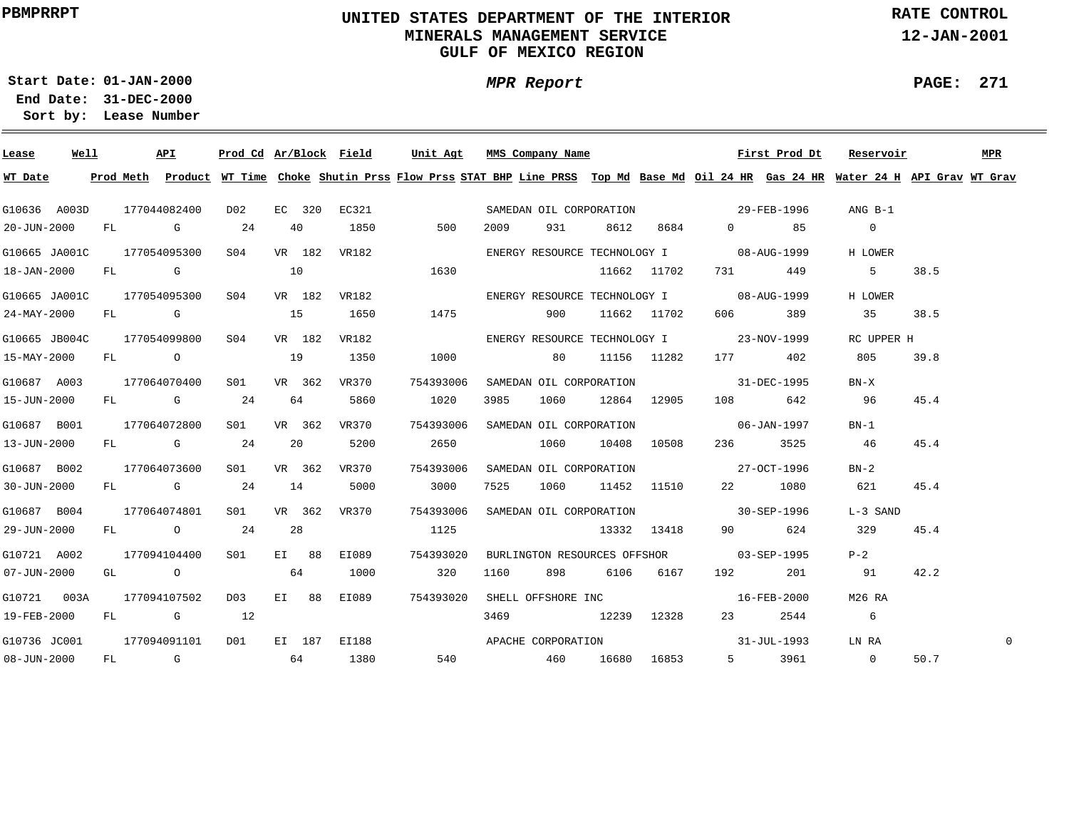PBMPRRPT

# UNITED STATES DEPARTMENT OF THE INTERIOR
## MINERALS MANAGEMENT SERVICE
## GULF OF MEXICO REGION

RATE CONTROL
12-JAN-2001

Start Date: 01-JAN-2000
End Date: 31-DEC-2000
Sort by: Lease Number

*MPR Report*

| Lease | Well | API | Prod Cd | Ar/Block | Field | Unit Agt | MMS Company Name | First Prod Dt | Reservoir | MPR |
|---|---|---|---|---|---|---|---|---|---|---|
| WT Date | Prod Meth | Product | WT Time | Choke | Shutin Prss | Flow Prss | STAT BHP | Line PRSS | Top Md | Base Md | Oil 24 HR | Gas 24 HR | Water 24 H | API Grav | WT Grav |

| Lease / WT Date | Well / Prod Meth | API / Product | Prod Cd / WT Time | Ar/Block / Choke | Field / Shutin Prss | Unit Agt / Flow Prss | STAT BHP | MMS Company Name / Line PRSS | Top Md | Base Md | Oil 24 HR | First Prod Dt / Gas 24 HR | Reservoir / Water 24 H | API Grav | MPR / WT Grav |
|---|---|---|---|---|---|---|---|---|---|---|---|---|---|---|---|
| G10636 | A003D | 177044082400 | D02 | EC 320 | EC321 | | | SAMEDAN OIL CORPORATION | | | | 29-FEB-1996 | ANG B-1 | | |
| 20-JUN-2000 | FL | G | 24 | 40 | 1850 | 500 | 2009 | 931 | 8612 | 8684 | 0 | 85 | 0 | | |
| G10665 | JA001C | 177054095300 | S04 | VR 182 | VR182 | | | ENERGY RESOURCE TECHNOLOGY I | | | | 08-AUG-1999 | H LOWER | | |
| 18-JAN-2000 | FL | G | | 10 | | 1630 | | | 11662 | 11702 | 731 | 449 | 5 | 38.5 | |
| G10665 | JA001C | 177054095300 | S04 | VR 182 | VR182 | | | ENERGY RESOURCE TECHNOLOGY I | | | | 08-AUG-1999 | H LOWER | | |
| 24-MAY-2000 | FL | G | | 15 | 1650 | 1475 | | 900 | 11662 | 11702 | 606 | 389 | 35 | 38.5 | |
| G10665 | JB004C | 177054099800 | S04 | VR 182 | VR182 | | | ENERGY RESOURCE TECHNOLOGY I | | | | 23-NOV-1999 | RC UPPER H | | |
| 15-MAY-2000 | FL | O | | 19 | 1350 | 1000 | | 80 | 11156 | 11282 | 177 | 402 | 805 | 39.8 | |
| G10687 | A003 | 177064070400 | S01 | VR 362 | VR370 | 754393006 | | SAMEDAN OIL CORPORATION | | | | 31-DEC-1995 | BN-X | | |
| 15-JUN-2000 | FL | G | 24 | 64 | 5860 | 1020 | 3985 | 1060 | 12864 | 12905 | 108 | 642 | 96 | 45.4 | |
| G10687 | B001 | 177064072800 | S01 | VR 362 | VR370 | 754393006 | | SAMEDAN OIL CORPORATION | | | | 06-JAN-1997 | BN-1 | | |
| 13-JUN-2000 | FL | G | 24 | 20 | 5200 | 2650 | | 1060 | 10408 | 10508 | 236 | 3525 | 46 | 45.4 | |
| G10687 | B002 | 177064073600 | S01 | VR 362 | VR370 | 754393006 | | SAMEDAN OIL CORPORATION | | | | 27-OCT-1996 | BN-2 | | |
| 30-JUN-2000 | FL | G | 24 | 14 | 5000 | 3000 | 7525 | 1060 | 11452 | 11510 | 22 | 1080 | 621 | 45.4 | |
| G10687 | B004 | 177064074801 | S01 | VR 362 | VR370 | 754393006 | | SAMEDAN OIL CORPORATION | | | | 30-SEP-1996 | L-3 SAND | | |
| 29-JUN-2000 | FL | O | 24 | 28 | | 1125 | | | 13332 | 13418 | 90 | 624 | 329 | 45.4 | |
| G10721 | A002 | 177094104400 | S01 | EI 88 | EI089 | 754393020 | | BURLINGTON RESOURCES OFFSHOR | | | | 03-SEP-1995 | P-2 | | |
| 07-JUN-2000 | GL | O | | 64 | 1000 | 320 | 1160 | 898 | 6106 | 6167 | 192 | 201 | 91 | 42.2 | |
| G10721 | 003A | 177094107502 | D03 | EI 88 | EI089 | 754393020 | | SHELL OFFSHORE INC | | | | 16-FEB-2000 | M26 RA | | |
| 19-FEB-2000 | FL | G | 12 | | | | 3469 | | 12239 | 12328 | 23 | 2544 | 6 | | |
| G10736 | JC001 | 177094091101 | D01 | EI 187 | EI188 | | | APACHE CORPORATION | | | | 31-JUL-1993 | LN RA | | 0 |
| 08-JUN-2000 | FL | G | | 64 | 1380 | 540 | | 460 | 16680 | 16853 | 5 | 3961 | 0 | 50.7 | |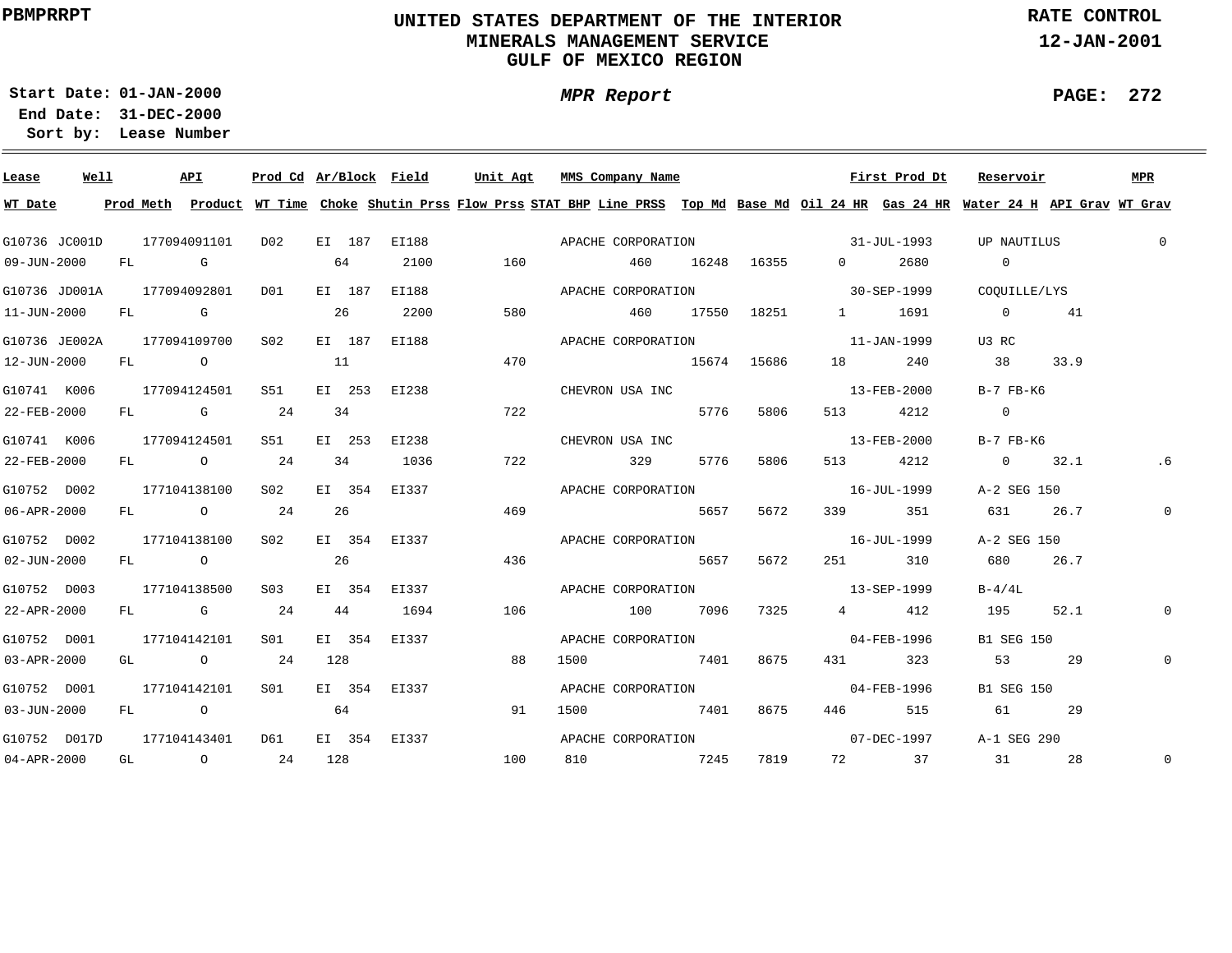**PBMPRRPT**

# UNITED STATES DEPARTMENT OF THE INTERIOR
## MINERALS MANAGEMENT SERVICE
## GULF OF MEXICO REGION

**RATE CONTROL**
**12-JAN-2001**

**Start Date: 01-JAN-2000**
**End Date: 31-DEC-2000**
**Sort by: Lease Number**

***MPR Report***

| Lease | Well | API | Prod Cd | Ar/Block | Field | Unit Agt | MMS Company Name | | | | First Prod Dt | | Reservoir | | MPR |
|---|---|---|---|---|---|---|---|---|---|---|---|---|---|---|---|
| **WT Date** | **Prod Meth** | **Product** | **WT Time** | **Choke** | **Shutin Prss** | **Flow Prss** | **STAT BHP** | **Line PRSS** | **Top Md** | **Base Md** | **Oil 24 HR** | **Gas 24 HR** | **Water 24 H** | **API Grav** | **WT Grav** |
| G10736 | JC001D | 177094091101 | D02 | EI 187 | EI188 | | APACHE CORPORATION | | | | 31-JUL-1993 | | UP NAUTILUS | | 0 |
| 09-JUN-2000 | FL | G | | 64 | 2100 | 160 | | 460 | 16248 | 16355 | 0 | 2680 | 0 | | |
| G10736 | JD001A | 177094092801 | D01 | EI 187 | EI188 | | APACHE CORPORATION | | | | 30-SEP-1999 | | COQUILLE/LYS | | |
| 11-JUN-2000 | FL | G | | 26 | 2200 | 580 | | 460 | 17550 | 18251 | 1 | 1691 | 0 | 41 | |
| G10736 | JE002A | 177094109700 | S02 | EI 187 | EI188 | | APACHE CORPORATION | | | | 11-JAN-1999 | | U3 RC | | |
| 12-JUN-2000 | FL | O | | 11 | | 470 | | | 15674 | 15686 | 18 | 240 | 38 | 33.9 | |
| G10741 | K006 | 177094124501 | S51 | EI 253 | EI238 | | CHEVRON USA INC | | | | 13-FEB-2000 | | B-7 FB-K6 | | |
| 22-FEB-2000 | FL | G | 24 | 34 | | 722 | | | 5776 | 5806 | 513 | 4212 | 0 | | |
| G10741 | K006 | 177094124501 | S51 | EI 253 | EI238 | | CHEVRON USA INC | | | | 13-FEB-2000 | | B-7 FB-K6 | | |
| 22-FEB-2000 | FL | O | 24 | 34 | 1036 | 722 | | 329 | 5776 | 5806 | 513 | 4212 | 0 | 32.1 | .6 |
| G10752 | D002 | 177104138100 | S02 | EI 354 | EI337 | | APACHE CORPORATION | | | | 16-JUL-1999 | | A-2 SEG 150 | | |
| 06-APR-2000 | FL | O | 24 | 26 | | 469 | | | 5657 | 5672 | 339 | 351 | 631 | 26.7 | 0 |
| G10752 | D002 | 177104138100 | S02 | EI 354 | EI337 | | APACHE CORPORATION | | | | 16-JUL-1999 | | A-2 SEG 150 | | |
| 02-JUN-2000 | FL | O | | 26 | | 436 | | | 5657 | 5672 | 251 | 310 | 680 | 26.7 | |
| G10752 | D003 | 177104138500 | S03 | EI 354 | EI337 | | APACHE CORPORATION | | | | 13-SEP-1999 | | B-4/4L | | |
| 22-APR-2000 | FL | G | 24 | 44 | 1694 | 106 | | 100 | 7096 | 7325 | 4 | 412 | 195 | 52.1 | 0 |
| G10752 | D001 | 177104142101 | S01 | EI 354 | EI337 | | APACHE CORPORATION | | | | 04-FEB-1996 | | B1 SEG 150 | | |
| 03-APR-2000 | GL | O | 24 | 128 | | 88 | 1500 | | 7401 | 8675 | 431 | 323 | 53 | 29 | 0 |
| G10752 | D001 | 177104142101 | S01 | EI 354 | EI337 | | APACHE CORPORATION | | | | 04-FEB-1996 | | B1 SEG 150 | | |
| 03-JUN-2000 | FL | O | | 64 | | 91 | 1500 | | 7401 | 8675 | 446 | 515 | 61 | 29 | |
| G10752 | D017D | 177104143401 | D61 | EI 354 | EI337 | | APACHE CORPORATION | | | | 07-DEC-1997 | | A-1 SEG 290 | | |
| 04-APR-2000 | GL | O | 24 | 128 | | 100 | 810 | | 7245 | 7819 | 72 | 37 | 31 | 28 | 0 |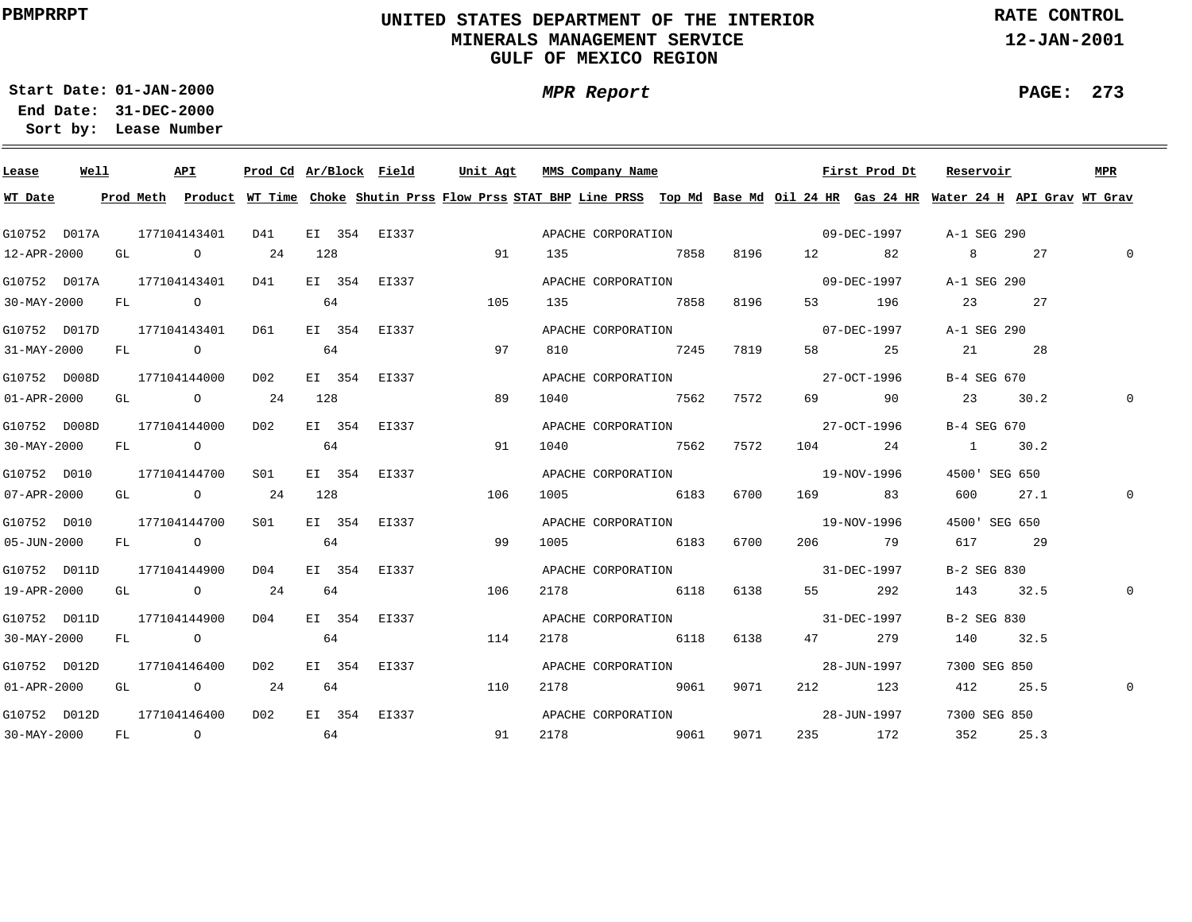PBMPRRPT

# UNITED STATES DEPARTMENT OF THE INTERIOR
## MINERALS MANAGEMENT SERVICE
## GULF OF MEXICO REGION

RATE CONTROL
12-JAN-2001

**Start Date:** 01-JAN-2000
**End Date:** 31-DEC-2000
**Sort by:** Lease Number

*MPR Report*

| Lease | Well | API | Prod Cd | Ar/Block | Field | Unit Agt | MMS Company Name | | | First Prod Dt | | Reservoir | | MPR |
|---|---|---|---|---|---|---|---|---|---|---|---|---|---|---|
| **WT Date** | **Prod Meth** | **Product** | **WT Time** | **Choke** | **Shutin Prss** | **Flow Prss** | **STAT BHP Line PRSS** | **Top Md** | **Base Md** | **Oil 24 HR** | **Gas 24 HR** | **Water 24 H** | **API Grav** | **WT Grav** |
| G10752 | D017A | 177104143401 | D41 | EI 354 | EI337 | | APACHE CORPORATION | | | 09-DEC-1997 | | A-1 SEG 290 | | |
| 12-APR-2000 | GL | O | 24 | 128 | | 91 | 135 | 7858 | 8196 | 12 | 82 | 8 | 27 | 0 |
| G10752 | D017A | 177104143401 | D41 | EI 354 | EI337 | | APACHE CORPORATION | | | 09-DEC-1997 | | A-1 SEG 290 | | |
| 30-MAY-2000 | FL | O | | 64 | | 105 | 135 | 7858 | 8196 | 53 | 196 | 23 | 27 | |
| G10752 | D017D | 177104143401 | D61 | EI 354 | EI337 | | APACHE CORPORATION | | | 07-DEC-1997 | | A-1 SEG 290 | | |
| 31-MAY-2000 | FL | O | | 64 | | 97 | 810 | 7245 | 7819 | 58 | 25 | 21 | 28 | |
| G10752 | D008D | 177104144000 | D02 | EI 354 | EI337 | | APACHE CORPORATION | | | 27-OCT-1996 | | B-4 SEG 670 | | |
| 01-APR-2000 | GL | O | 24 | 128 | | 89 | 1040 | 7562 | 7572 | 69 | 90 | 23 | 30.2 | 0 |
| G10752 | D008D | 177104144000 | D02 | EI 354 | EI337 | | APACHE CORPORATION | | | 27-OCT-1996 | | B-4 SEG 670 | | |
| 30-MAY-2000 | FL | O | | 64 | | 91 | 1040 | 7562 | 7572 | 104 | 24 | 1 | 30.2 | |
| G10752 | D010 | 177104144700 | S01 | EI 354 | EI337 | | APACHE CORPORATION | | | 19-NOV-1996 | | 4500' SEG 650 | | |
| 07-APR-2000 | GL | O | 24 | 128 | | 106 | 1005 | 6183 | 6700 | 169 | 83 | 600 | 27.1 | 0 |
| G10752 | D010 | 177104144700 | S01 | EI 354 | EI337 | | APACHE CORPORATION | | | 19-NOV-1996 | | 4500' SEG 650 | | |
| 05-JUN-2000 | FL | O | | 64 | | 99 | 1005 | 6183 | 6700 | 206 | 79 | 617 | 29 | |
| G10752 | D011D | 177104144900 | D04 | EI 354 | EI337 | | APACHE CORPORATION | | | 31-DEC-1997 | | B-2 SEG 830 | | |
| 19-APR-2000 | GL | O | 24 | 64 | | 106 | 2178 | 6118 | 6138 | 55 | 292 | 143 | 32.5 | 0 |
| G10752 | D011D | 177104144900 | D04 | EI 354 | EI337 | | APACHE CORPORATION | | | 31-DEC-1997 | | B-2 SEG 830 | | |
| 30-MAY-2000 | FL | O | | 64 | | 114 | 2178 | 6118 | 6138 | 47 | 279 | 140 | 32.5 | |
| G10752 | D012D | 177104146400 | D02 | EI 354 | EI337 | | APACHE CORPORATION | | | 28-JUN-1997 | | 7300 SEG 850 | | |
| 01-APR-2000 | GL | O | 24 | 64 | | 110 | 2178 | 9061 | 9071 | 212 | 123 | 412 | 25.5 | 0 |
| G10752 | D012D | 177104146400 | D02 | EI 354 | EI337 | | APACHE CORPORATION | | | 28-JUN-1997 | | 7300 SEG 850 | | |
| 30-MAY-2000 | FL | O | | 64 | | 91 | 2178 | 9061 | 9071 | 235 | 172 | 352 | 25.3 | |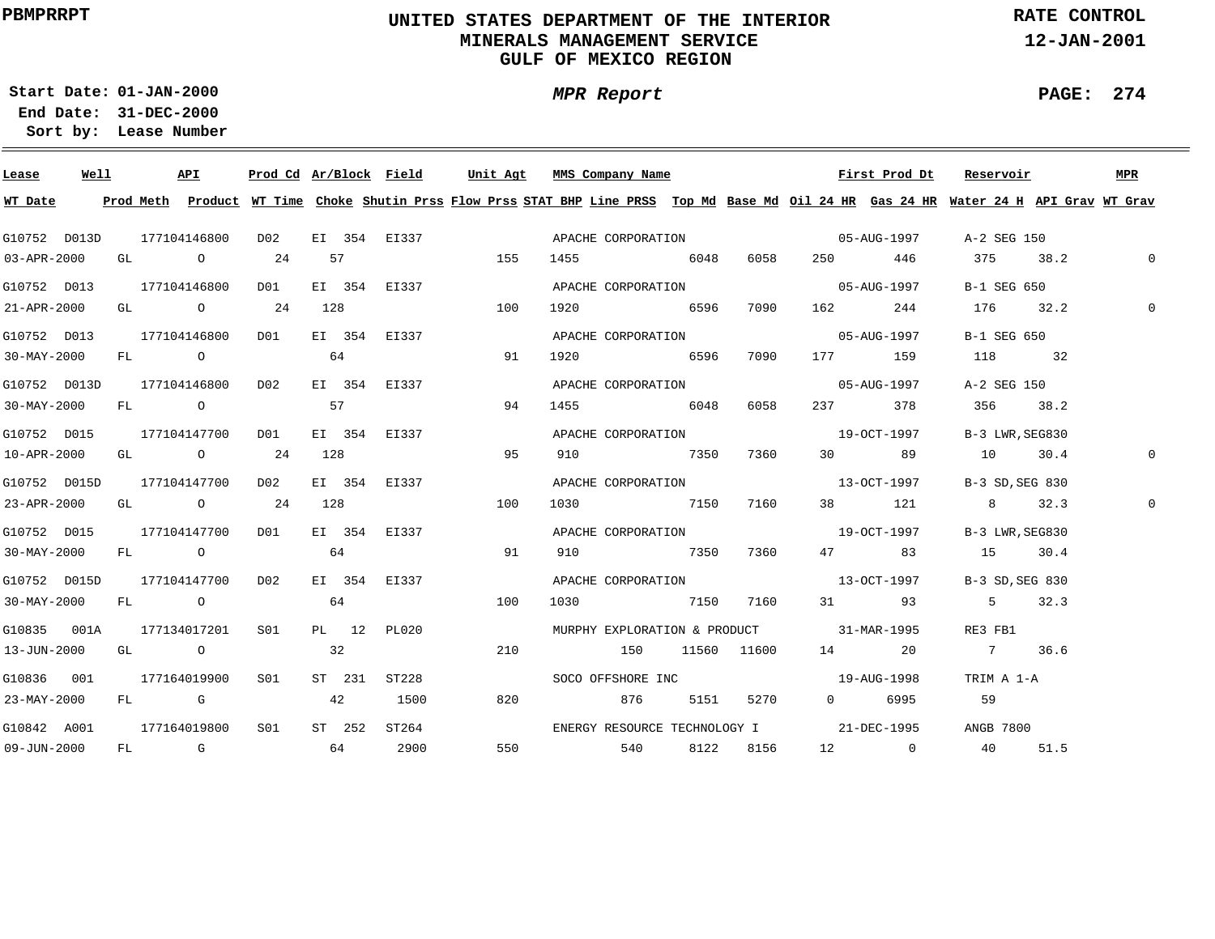PBMPRRPT

# UNITED STATES DEPARTMENT OF THE INTERIOR
## MINERALS MANAGEMENT SERVICE
## GULF OF MEXICO REGION

RATE CONTROL
12-JAN-2001

*MPR Report*

**Start Date:** 01-JAN-2000
**End Date:** 31-DEC-2000
**Sort by:** Lease Number

| Lease | Well | API | Prod Cd | Ar/Block | Field | Unit Agt | MMS Company Name | First Prod Dt | Reservoir | MPR |
|---|---|---|---|---|---|---|---|---|---|---|
| **WT Date** | **Prod Meth** | **Product** | **WT Time** | **Choke** | **Shutin Prss** | **Flow Prss** | **STAT BHP** | **Line PRSS** | **Top Md** | **Base Md** |

| Lease | Well | API | Prod Cd | Ar/Block | Field | Unit Agt | MMS Company Name | First Prod Dt | Reservoir | MPR | WT Date | Prod Meth | Product | WT Time | Choke | Shutin Prss | Flow Prss | STAT BHP | Line PRSS | Top Md | Base Md | Oil 24 HR | Gas 24 HR | Water 24 H | API Grav | WT Grav |
|---|---|---|---|---|---|---|---|---|---|---|---|---|---|---|---|---|---|---|---|---|---|---|---|---|---|---|
| G10752 | D013D | 177104146800 | D02 | EI 354 | EI337 | | APACHE CORPORATION | 05-AUG-1997 | A-2 SEG 150 | | 03-APR-2000 | GL | O | 24 | 57 | | 155 | 1455 | | 6048 | 6058 | 250 | 446 | 375 | 38.2 | 0 |
| G10752 | D013 | 177104146800 | D01 | EI 354 | EI337 | | APACHE CORPORATION | 05-AUG-1997 | B-1 SEG 650 | | 21-APR-2000 | GL | O | 24 | 128 | | 100 | 1920 | | 6596 | 7090 | 162 | 244 | 176 | 32.2 | 0 |
| G10752 | D013 | 177104146800 | D01 | EI 354 | EI337 | | APACHE CORPORATION | 05-AUG-1997 | B-1 SEG 650 | | 30-MAY-2000 | FL | O | | 64 | | 91 | 1920 | | 6596 | 7090 | 177 | 159 | 118 | 32 | |
| G10752 | D013D | 177104146800 | D02 | EI 354 | EI337 | | APACHE CORPORATION | 05-AUG-1997 | A-2 SEG 150 | | 30-MAY-2000 | FL | O | | 57 | | 94 | 1455 | | 6048 | 6058 | 237 | 378 | 356 | 38.2 | |
| G10752 | D015 | 177104147700 | D01 | EI 354 | EI337 | | APACHE CORPORATION | 19-OCT-1997 | B-3 LWR,SEG830 | | 10-APR-2000 | GL | O | 24 | 128 | | 95 | 910 | | 7350 | 7360 | 30 | 89 | 10 | 30.4 | 0 |
| G10752 | D015D | 177104147700 | D02 | EI 354 | EI337 | | APACHE CORPORATION | 13-OCT-1997 | B-3 SD,SEG 830 | | 23-APR-2000 | GL | O | 24 | 128 | | 100 | 1030 | | 7150 | 7160 | 38 | 121 | 8 | 32.3 | 0 |
| G10752 | D015 | 177104147700 | D01 | EI 354 | EI337 | | APACHE CORPORATION | 19-OCT-1997 | B-3 LWR,SEG830 | | 30-MAY-2000 | FL | O | | 64 | | 91 | 910 | | 7350 | 7360 | 47 | 83 | 15 | 30.4 | |
| G10752 | D015D | 177104147700 | D02 | EI 354 | EI337 | | APACHE CORPORATION | 13-OCT-1997 | B-3 SD,SEG 830 | | 30-MAY-2000 | FL | O | | 64 | | 100 | 1030 | | 7150 | 7160 | 31 | 93 | 5 | 32.3 | |
| G10835 | 001A | 177134017201 | S01 | PL 12 | PL020 | | MURPHY EXPLORATION & PRODUCT | 31-MAR-1995 | RE3 FB1 | | 13-JUN-2000 | GL | O | | 32 | | 210 | | 150 | 11560 | 11600 | 14 | 20 | 7 | 36.6 | |
| G10836 | 001 | 177164019900 | S01 | ST 231 | ST228 | | SOCO OFFSHORE INC | 19-AUG-1998 | TRIM A 1-A | | 23-MAY-2000 | FL | G | | 42 | 1500 | 820 | | 876 | 5151 | 5270 | 0 | 6995 | 59 | | |
| G10842 | A001 | 177164019800 | S01 | ST 252 | ST264 | | ENERGY RESOURCE TECHNOLOGY I | 21-DEC-1995 | ANGB 7800 | | 09-JUN-2000 | FL | G | | 64 | 2900 | 550 | | 540 | 8122 | 8156 | 12 | 0 | 40 | 51.5 | |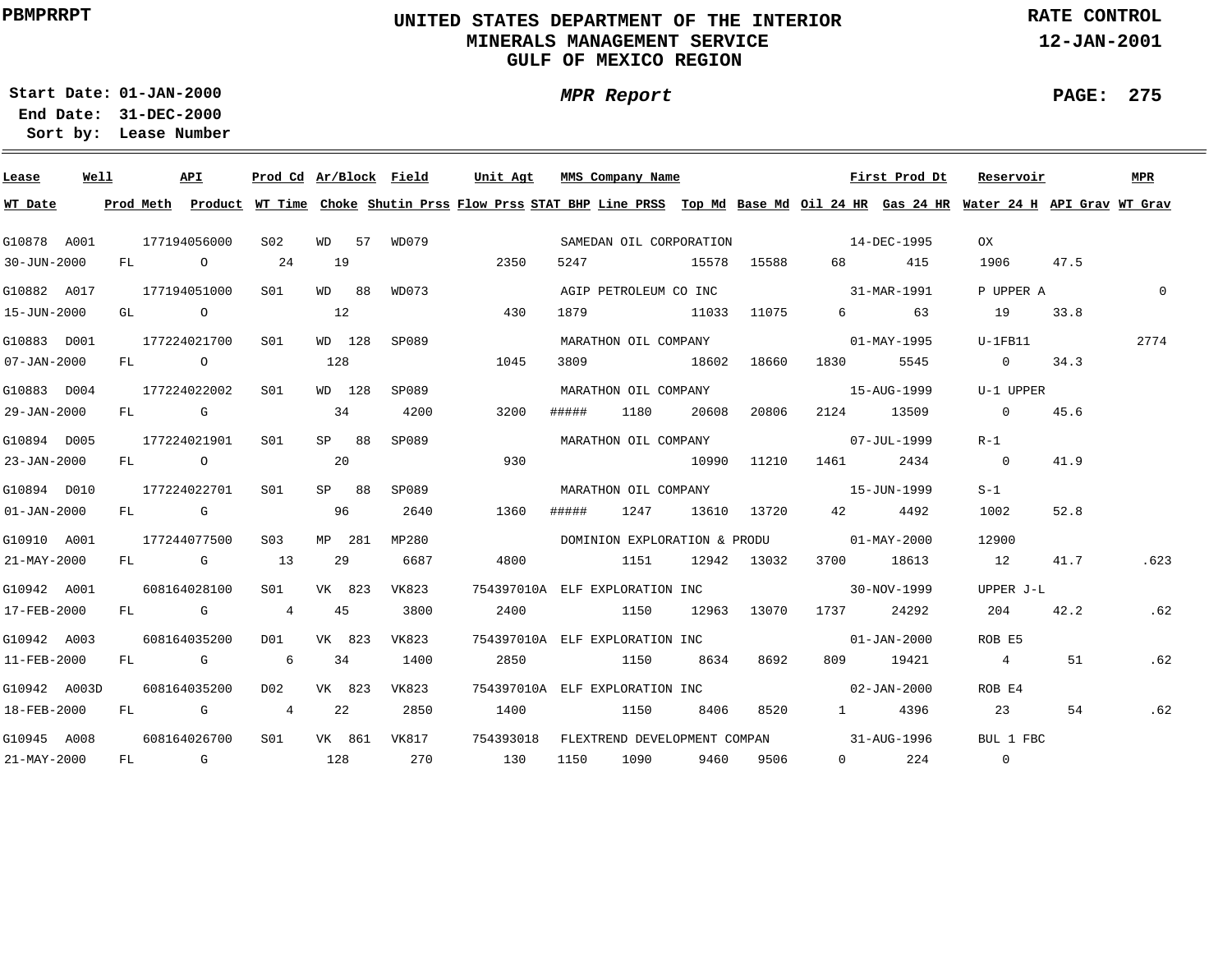# UNITED STATES DEPARTMENT OF THE INTERIOR
## MINERALS MANAGEMENT SERVICE
## GULF OF MEXICO REGION

PBMPRRPT

**RATE CONTROL**

**12-JAN-2001**

**Start Date:** 01-JAN-2000
**End Date:** 31-DEC-2000
**Sort by:** Lease Number

***MPR Report***

| Lease | Well | API | Prod Cd | Ar/Block | Field | Unit Agt | MMS Company Name | First Prod Dt | Reservoir | MPR | WT Date | Prod Meth | Product | WT Time | Choke | Shutin Prss | Flow Prss | STAT BHP | Line PRSS | Top Md | Base Md | Oil 24 HR | Gas 24 HR | Water 24 H | API Grav | WT Grav |
|---|---|---|---|---|---|---|---|---|---|---|---|---|---|---|---|---|---|---|---|---|---|---|---|---|---|---|
| G10878 | A001 | 177194056000 | S02 | WD 57 | WD079 | | SAMEDAN OIL CORPORATION | 14-DEC-1995 | OX | | 30-JUN-2000 | FL | O | 24 | 19 | | 2350 | 5247 | | 15578 | 15588 | 68 | 415 | 1906 | 47.5 | |
| G10882 | A017 | 177194051000 | S01 | WD 88 | WD073 | | AGIP PETROLEUM CO INC | 31-MAR-1991 | P UPPER A | 0 | 15-JUN-2000 | GL | O | | 12 | | 430 | 1879 | | 11033 | 11075 | 6 | 63 | 19 | 33.8 | |
| G10883 | D001 | 177224021700 | S01 | WD 128 | SP089 | | MARATHON OIL COMPANY | 01-MAY-1995 | U-1FB11 | 2774 | 07-JAN-2000 | FL | O | | 128 | | 1045 | 3809 | | 18602 | 18660 | 1830 | 5545 | 0 | 34.3 | |
| G10883 | D004 | 177224022002 | S01 | WD 128 | SP089 | | MARATHON OIL COMPANY | 15-AUG-1999 | U-1 UPPER | | 29-JAN-2000 | FL | G | | 34 | 4200 | 3200 | ##### | 1180 | 20608 | 20806 | 2124 | 13509 | 0 | 45.6 | |
| G10894 | D005 | 177224021901 | S01 | SP 88 | SP089 | | MARATHON OIL COMPANY | 07-JUL-1999 | R-1 | | 23-JAN-2000 | FL | O | | 20 | | 930 | | | 10990 | 11210 | 1461 | 2434 | 0 | 41.9 | |
| G10894 | D010 | 177224022701 | S01 | SP 88 | SP089 | | MARATHON OIL COMPANY | 15-JUN-1999 | S-1 | | 01-JAN-2000 | FL | G | | 96 | 2640 | 1360 | ##### | 1247 | 13610 | 13720 | 42 | 4492 | 1002 | 52.8 | |
| G10910 | A001 | 177244077500 | S03 | MP 281 | MP280 | | DOMINION EXPLORATION & PRODU | 01-MAY-2000 | 12900 | | 21-MAY-2000 | FL | G | 13 | 29 | 6687 | 4800 | | 1151 | 12942 | 13032 | 3700 | 18613 | 12 | 41.7 | .623 |
| G10942 | A001 | 608164028100 | S01 | VK 823 | VK823 | 754397010A | ELF EXPLORATION INC | 30-NOV-1999 | UPPER J-L | | 17-FEB-2000 | FL | G | 4 | 45 | 3800 | 2400 | | 1150 | 12963 | 13070 | 1737 | 24292 | 204 | 42.2 | .62 |
| G10942 | A003 | 608164035200 | D01 | VK 823 | VK823 | 754397010A | ELF EXPLORATION INC | 01-JAN-2000 | ROB E5 | | 11-FEB-2000 | FL | G | 6 | 34 | 1400 | 2850 | | 1150 | 8634 | 8692 | 809 | 19421 | 4 | 51 | .62 |
| G10942 | A003D | 608164035200 | D02 | VK 823 | VK823 | 754397010A | ELF EXPLORATION INC | 02-JAN-2000 | ROB E4 | | 18-FEB-2000 | FL | G | 4 | 22 | 2850 | 1400 | | 1150 | 8406 | 8520 | 1 | 4396 | 23 | 54 | .62 |
| G10945 | A008 | 608164026700 | S01 | VK 861 | VK817 | 754393018 | FLEXTREND DEVELOPMENT COMPAN | 31-AUG-1996 | BUL 1 FBC | | 21-MAY-2000 | FL | G | | 128 | 270 | 130 | 1150 | 1090 | 9460 | 9506 | 0 | 224 | 0 | | |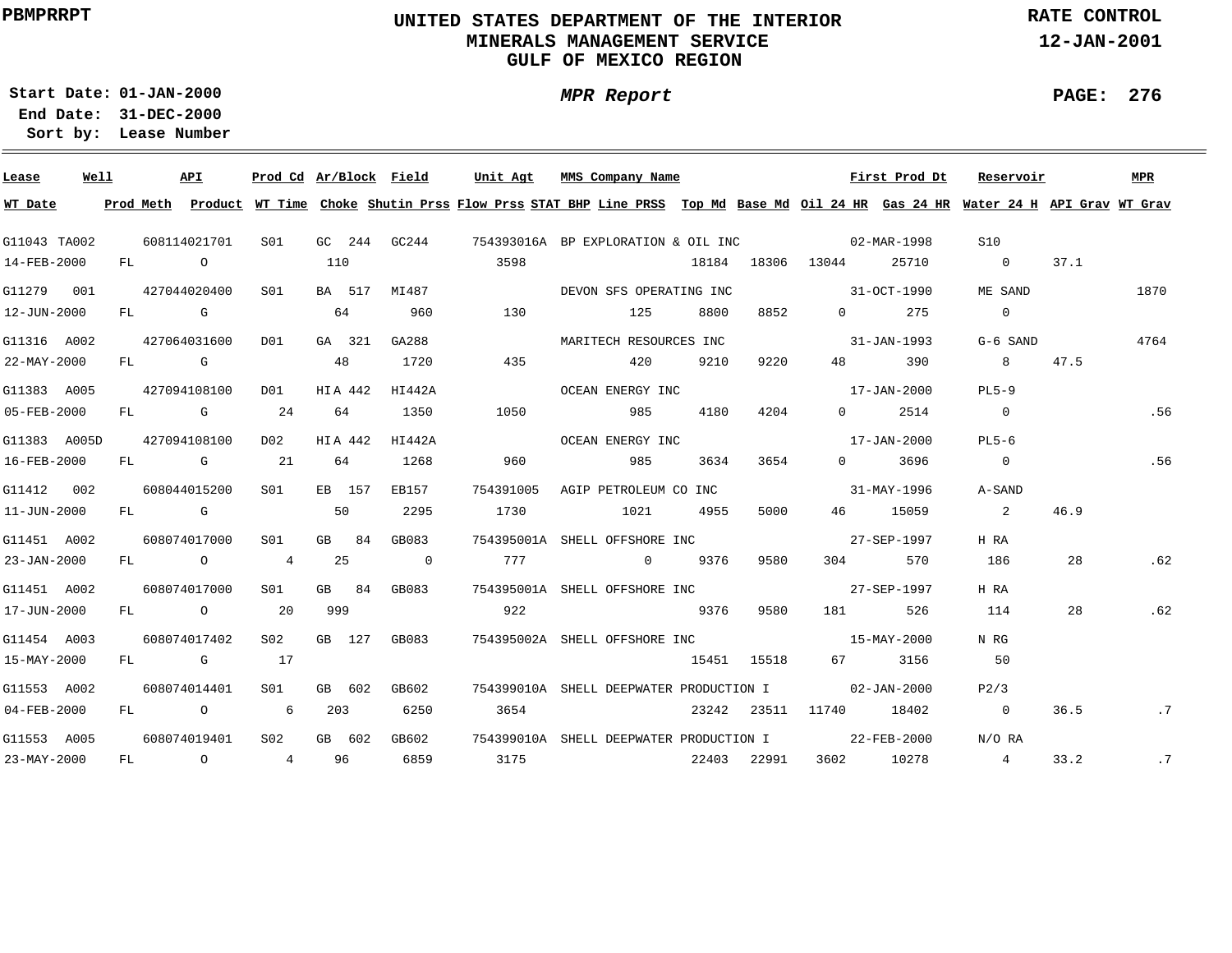PBMPRRPT

# UNITED STATES DEPARTMENT OF THE INTERIOR
## MINERALS MANAGEMENT SERVICE
## GULF OF MEXICO REGION

RATE CONTROL
12-JAN-2001

Start Date: 01-JAN-2000
End Date: 31-DEC-2000
Sort by: Lease Number

*MPR Report*

PAGE: 276

| Lease | Well | API | Prod Cd | Ar/Block | Field | Unit Agt | MMS Company Name | | | | First Prod Dt | | Reservoir | | MPR |
|---|---|---|---|---|---|---|---|---|---|---|---|---|---|---|---|
| **WT Date** | **Prod Meth** | **Product** | **WT Time** | **Choke** | **Shutin Prss** | **Flow Prss** | **STAT BHP** | **Line PRSS** | **Top Md** | **Base Md** | **Oil 24 HR** | **Gas 24 HR** | **Water 24 H** | **API Grav** | **WT Grav** |
| G11043 | TA002 | 608114021701 | S01 | GC 244 | GC244 | 754393016A | BP EXPLORATION & OIL INC | | | | 02-MAR-1998 | | S10 | | |
| 14-FEB-2000 | FL | O | | 110 | | 3598 | | | 18184 | 18306 | 13044 | 25710 | 0 | 37.1 | |
| G11279 | 001 | 427044020400 | S01 | BA 517 | MI487 | | DEVON SFS OPERATING INC | | | | 31-OCT-1990 | | ME SAND | | 1870 |
| 12-JUN-2000 | FL | G | | 64 | 960 | 130 | | 125 | 8800 | 8852 | 0 | 275 | 0 | | |
| G11316 | A002 | 427064031600 | D01 | GA 321 | GA288 | | MARITECH RESOURCES INC | | | | 31-JAN-1993 | | G-6 SAND | | 4764 |
| 22-MAY-2000 | FL | G | | 48 | 1720 | 435 | | 420 | 9210 | 9220 | 48 | 390 | 8 | 47.5 | |
| G11383 | A005 | 427094108100 | D01 | HIA 442 | HI442A | | OCEAN ENERGY INC | | | | 17-JAN-2000 | | PL5-9 | | |
| 05-FEB-2000 | FL | G | 24 | 64 | 1350 | 1050 | | 985 | 4180 | 4204 | 0 | 2514 | 0 | | .56 |
| G11383 | A005D | 427094108100 | D02 | HIA 442 | HI442A | | OCEAN ENERGY INC | | | | 17-JAN-2000 | | PL5-6 | | |
| 16-FEB-2000 | FL | G | 21 | 64 | 1268 | 960 | | 985 | 3634 | 3654 | 0 | 3696 | 0 | | .56 |
| G11412 | 002 | 608044015200 | S01 | EB 157 | EB157 | 754391005 | AGIP PETROLEUM CO INC | | | | 31-MAY-1996 | | A-SAND | | |
| 11-JUN-2000 | FL | G | | 50 | 2295 | 1730 | | 1021 | 4955 | 5000 | 46 | 15059 | 2 | 46.9 | |
| G11451 | A002 | 608074017000 | S01 | GB 84 | GB083 | 754395001A | SHELL OFFSHORE INC | | | | 27-SEP-1997 | | H RA | | |
| 23-JAN-2000 | FL | O | 4 | 25 | 0 | 777 | | 0 | 9376 | 9580 | 304 | 570 | 186 | 28 | .62 |
| G11451 | A002 | 608074017000 | S01 | GB 84 | GB083 | 754395001A | SHELL OFFSHORE INC | | | | 27-SEP-1997 | | H RA | | |
| 17-JUN-2000 | FL | O | 20 | 999 | | 922 | | | 9376 | 9580 | 181 | 526 | 114 | 28 | .62 |
| G11454 | A003 | 608074017402 | S02 | GB 127 | GB083 | 754395002A | SHELL OFFSHORE INC | | | | 15-MAY-2000 | | N RG | | |
| 15-MAY-2000 | FL | G | 17 | | | | | | 15451 | 15518 | 67 | 3156 | 50 | | |
| G11553 | A002 | 608074014401 | S01 | GB 602 | GB602 | 754399010A | SHELL DEEPWATER PRODUCTION I | | | | 02-JAN-2000 | | P2/3 | | |
| 04-FEB-2000 | FL | O | 6 | 203 | 6250 | 3654 | | | 23242 | 23511 | 11740 | 18402 | 0 | 36.5 | .7 |
| G11553 | A005 | 608074019401 | S02 | GB 602 | GB602 | 754399010A | SHELL DEEPWATER PRODUCTION I | | | | 22-FEB-2000 | | N/O RA | | |
| 23-MAY-2000 | FL | O | 4 | 96 | 6859 | 3175 | | | 22403 | 22991 | 3602 | 10278 | 4 | 33.2 | .7 |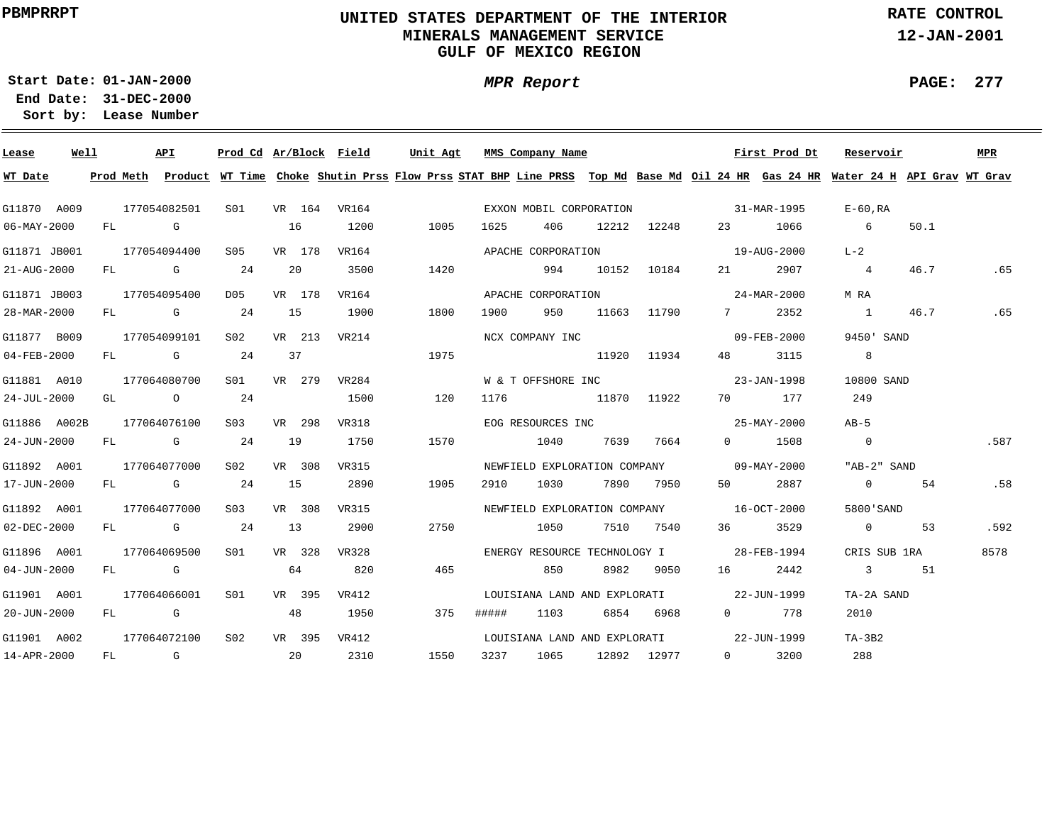UNITED STATES DEPARTMENT OF THE INTERIOR
MINERALS MANAGEMENT SERVICE
GULF OF MEXICO REGION

PBMPRRPT

RATE CONTROL
12-JAN-2001

**MPR Report**

Start Date: 01-JAN-2000
End Date: 31-DEC-2000
Sort by: Lease Number

| Lease | Well | API | Prod Cd | Ar/Block | Field | Unit Agt | MMS Company Name | | | First Prod Dt | Reservoir | | MPR |
|---|---|---|---|---|---|---|---|---|---|---|---|---|---|
| **WT Date** | **Prod Meth** | **Product** | **WT Time** | **Choke** | **Shutin Prss** | **Flow Prss** | **STAT BHP** | **Line PRSS** | **Top Md** | **Base Md** | **Oil 24 HR** | **Gas 24 HR** | **Water 24 H** | **API Grav** | **WT Grav** |

| Lease / WT Date | Well / Prod Meth | API / Product | Prod Cd / WT Time | Ar/Block / Choke | Field / Shutin Prss | Unit Agt / Flow Prss | MMS Company Name / STAT BHP | Line PRSS | Top Md | Base Md | First Prod Dt / Oil 24 HR | Gas 24 HR | Reservoir / Water 24 H | API Grav | MPR / WT Grav |
|---|---|---|---|---|---|---|---|---|---|---|---|---|---|---|---|
| G11870 | A009 | 177054082501 | S01 | VR 164 | VR164 | | EXXON MOBIL CORPORATION | | | | 31-MAR-1995 | | E-60,RA | | |
| 06-MAY-2000 | FL | G | | 16 | 1200 | 1005 | 1625 | 406 | 12212 | 12248 | 23 | 1066 | 6 | 50.1 | |
| G11871 | JB001 | 177054094400 | S05 | VR 178 | VR164 | | APACHE CORPORATION | | | | 19-AUG-2000 | | L-2 | | |
| 21-AUG-2000 | FL | G | 24 | 20 | 3500 | 1420 | | 994 | 10152 | 10184 | 21 | 2907 | 4 | 46.7 | .65 |
| G11871 | JB003 | 177054095400 | D05 | VR 178 | VR164 | | APACHE CORPORATION | | | | 24-MAR-2000 | | M RA | | |
| 28-MAR-2000 | FL | G | 24 | 15 | 1900 | 1800 | 1900 | 950 | 11663 | 11790 | 7 | 2352 | 1 | 46.7 | .65 |
| G11877 | B009 | 177054099101 | S02 | VR 213 | VR214 | | NCX COMPANY INC | | | | 09-FEB-2000 | | 9450' SAND | | |
| 04-FEB-2000 | FL | G | 24 | 37 | | 1975 | | | 11920 | 11934 | 48 | 3115 | 8 | | |
| G11881 | A010 | 177064080700 | S01 | VR 279 | VR284 | | W & T OFFSHORE INC | | | | 23-JAN-1998 | | 10800 SAND | | |
| 24-JUL-2000 | GL | O | 24 | | 1500 | 120 | 1176 | | 11870 | 11922 | 70 | 177 | 249 | | |
| G11886 | A002B | 177064076100 | S03 | VR 298 | VR318 | | EOG RESOURCES INC | | | | 25-MAY-2000 | | AB-5 | | |
| 24-JUN-2000 | FL | G | 24 | 19 | 1750 | 1570 | | 1040 | 7639 | 7664 | 0 | 1508 | 0 | | .587 |
| G11892 | A001 | 177064077000 | S02 | VR 308 | VR315 | | NEWFIELD EXPLORATION COMPANY | | | | 09-MAY-2000 | | "AB-2" SAND | | |
| 17-JUN-2000 | FL | G | 24 | 15 | 2890 | 1905 | 2910 | 1030 | 7890 | 7950 | 50 | 2887 | 0 | 54 | .58 |
| G11892 | A001 | 177064077000 | S03 | VR 308 | VR315 | | NEWFIELD EXPLORATION COMPANY | | | | 16-OCT-2000 | | 5800'SAND | | |
| 02-DEC-2000 | FL | G | 24 | 13 | 2900 | 2750 | | 1050 | 7510 | 7540 | 36 | 3529 | 0 | 53 | .592 |
| G11896 | A001 | 177064069500 | S01 | VR 328 | VR328 | | ENERGY RESOURCE TECHNOLOGY I | | | | 28-FEB-1994 | | CRIS SUB 1RA | | 8578 |
| 04-JUN-2000 | FL | G | | 64 | 820 | 465 | | 850 | 8982 | 9050 | 16 | 2442 | 3 | 51 | |
| G11901 | A001 | 177064066001 | S01 | VR 395 | VR412 | | LOUISIANA LAND AND EXPLORATI | | | | 22-JUN-1999 | | TA-2A SAND | | |
| 20-JUN-2000 | FL | G | | 48 | 1950 | 375 | ##### | 1103 | 6854 | 6968 | 0 | 778 | 2010 | | |
| G11901 | A002 | 177064072100 | S02 | VR 395 | VR412 | | LOUISIANA LAND AND EXPLORATI | | | | 22-JUN-1999 | | TA-3B2 | | |
| 14-APR-2000 | FL | G | | 20 | 2310 | 1550 | 3237 | 1065 | 12892 | 12977 | 0 | 3200 | 288 | | |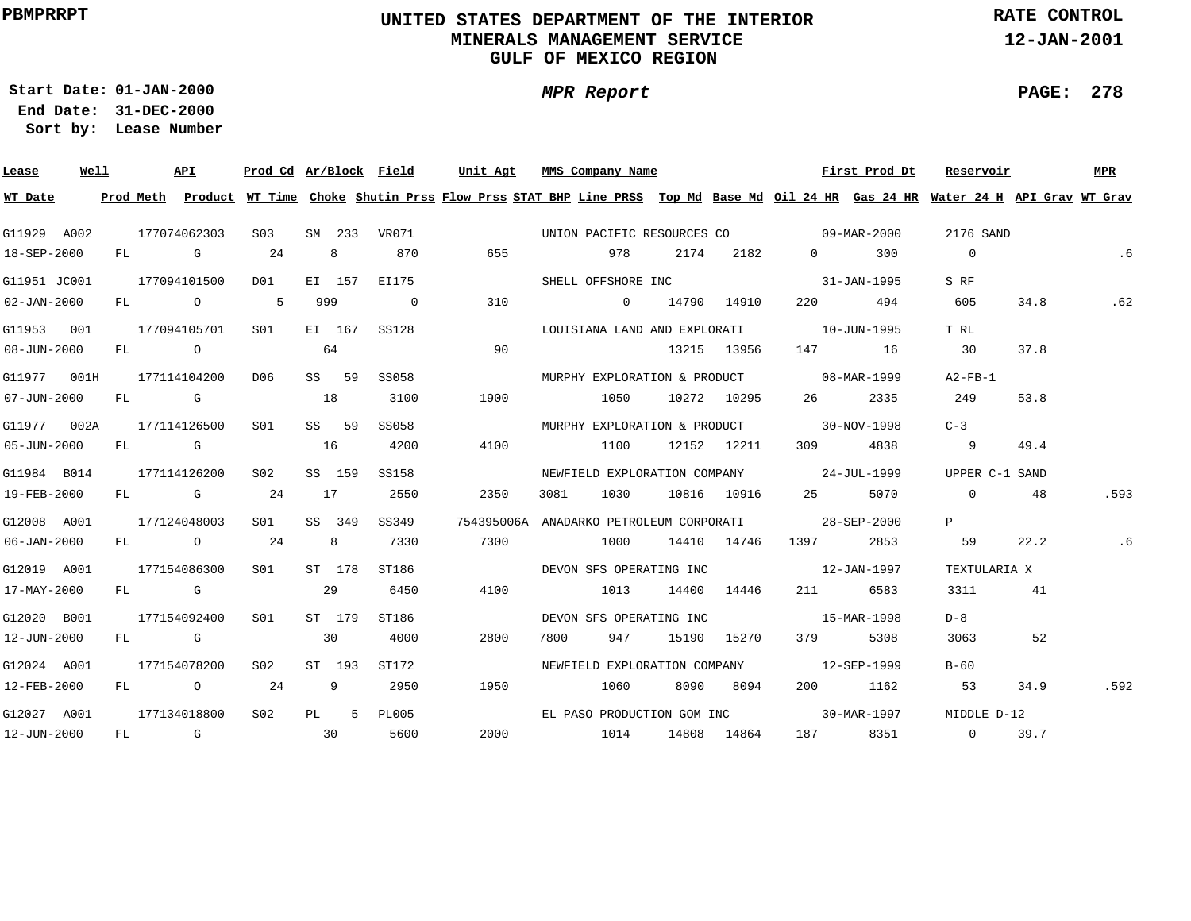PBMPRRPT

# UNITED STATES DEPARTMENT OF THE INTERIOR
## MINERALS MANAGEMENT SERVICE
## GULF OF MEXICO REGION

RATE CONTROL
12-JAN-2001

Start Date: 01-JAN-2000
End Date: 31-DEC-2000
Sort by: Lease Number

*MPR Report*

| Lease | Well | API | Prod Cd | Ar/Block | Field | Unit Agt | MMS Company Name | | | | First Prod Dt | | Reservoir | | MPR |
|---|---|---|---|---|---|---|---|---|---|---|---|---|---|---|---|
| **WT Date** | **Prod Meth** | **Product** | **WT Time** | **Choke** | **Shutin Prss** | **Flow Prss** | **STAT BHP** | **Line PRSS** | **Top Md** | **Base Md** | **Oil 24 HR** | **Gas 24 HR** | **Water 24 H** | **API Grav** | **WT Grav** |
| G11929 | A002 | 177074062303 | S03 | SM 233 | VR071 | | UNION PACIFIC RESOURCES CO | | | | 09-MAR-2000 | | 2176 SAND | | |
| 18-SEP-2000 | FL | G | 24 | 8 | 870 | 655 | | 978 | 2174 | 2182 | 0 | 300 | 0 | | .6 |
| G11951 | JC001 | 177094101500 | D01 | EI 157 | EI175 | | SHELL OFFSHORE INC | | | | 31-JAN-1995 | | S RF | | |
| 02-JAN-2000 | FL | O | 5 | 999 | 0 | 310 | | 0 | 14790 | 14910 | 220 | 494 | 605 | 34.8 | .62 |
| G11953 | 001 | 177094105701 | S01 | EI 167 | SS128 | | LOUISIANA LAND AND EXPLORATI | | | | 10-JUN-1995 | | T RL | | |
| 08-JUN-2000 | FL | O | | 64 | | 90 | | | 13215 | 13956 | 147 | 16 | 30 | 37.8 | |
| G11977 | 001H | 177114104200 | D06 | SS 59 | SS058 | | MURPHY EXPLORATION & PRODUCT | | | | 08-MAR-1999 | | A2-FB-1 | | |
| 07-JUN-2000 | FL | G | | 18 | 3100 | 1900 | | 1050 | 10272 | 10295 | 26 | 2335 | 249 | 53.8 | |
| G11977 | 002A | 177114126500 | S01 | SS 59 | SS058 | | MURPHY EXPLORATION & PRODUCT | | | | 30-NOV-1998 | | C-3 | | |
| 05-JUN-2000 | FL | G | | 16 | 4200 | 4100 | | 1100 | 12152 | 12211 | 309 | 4838 | 9 | 49.4 | |
| G11984 | B014 | 177114126200 | S02 | SS 159 | SS158 | | NEWFIELD EXPLORATION COMPANY | | | | 24-JUL-1999 | | UPPER C-1 SAND | | |
| 19-FEB-2000 | FL | G | 24 | 17 | 2550 | 2350 | 3081 | 1030 | 10816 | 10916 | 25 | 5070 | 0 | 48 | .593 |
| G12008 | A001 | 177124048003 | S01 | SS 349 | SS349 | 754395006A | ANADARKO PETROLEUM CORPORATI | | | | 28-SEP-2000 | | P | | |
| 06-JAN-2000 | FL | O | 24 | 8 | 7330 | 7300 | | 1000 | 14410 | 14746 | 1397 | 2853 | 59 | 22.2 | .6 |
| G12019 | A001 | 177154086300 | S01 | ST 178 | ST186 | | DEVON SFS OPERATING INC | | | | 12-JAN-1997 | | TEXTULARIA X | | |
| 17-MAY-2000 | FL | G | | 29 | 6450 | 4100 | | 1013 | 14400 | 14446 | 211 | 6583 | 3311 | 41 | |
| G12020 | B001 | 177154092400 | S01 | ST 179 | ST186 | | DEVON SFS OPERATING INC | | | | 15-MAR-1998 | | D-8 | | |
| 12-JUN-2000 | FL | G | | 30 | 4000 | 2800 | 7800 | 947 | 15190 | 15270 | 379 | 5308 | 3063 | 52 | |
| G12024 | A001 | 177154078200 | S02 | ST 193 | ST172 | | NEWFIELD EXPLORATION COMPANY | | | | 12-SEP-1999 | | B-60 | | |
| 12-FEB-2000 | FL | O | 24 | 9 | 2950 | 1950 | | 1060 | 8090 | 8094 | 200 | 1162 | 53 | 34.9 | .592 |
| G12027 | A001 | 177134018800 | S02 | PL 5 | PL005 | | EL PASO PRODUCTION GOM INC | | | | 30-MAR-1997 | | MIDDLE D-12 | | |
| 12-JUN-2000 | FL | G | | 30 | 5600 | 2000 | | 1014 | 14808 | 14864 | 187 | 8351 | 0 | 39.7 | |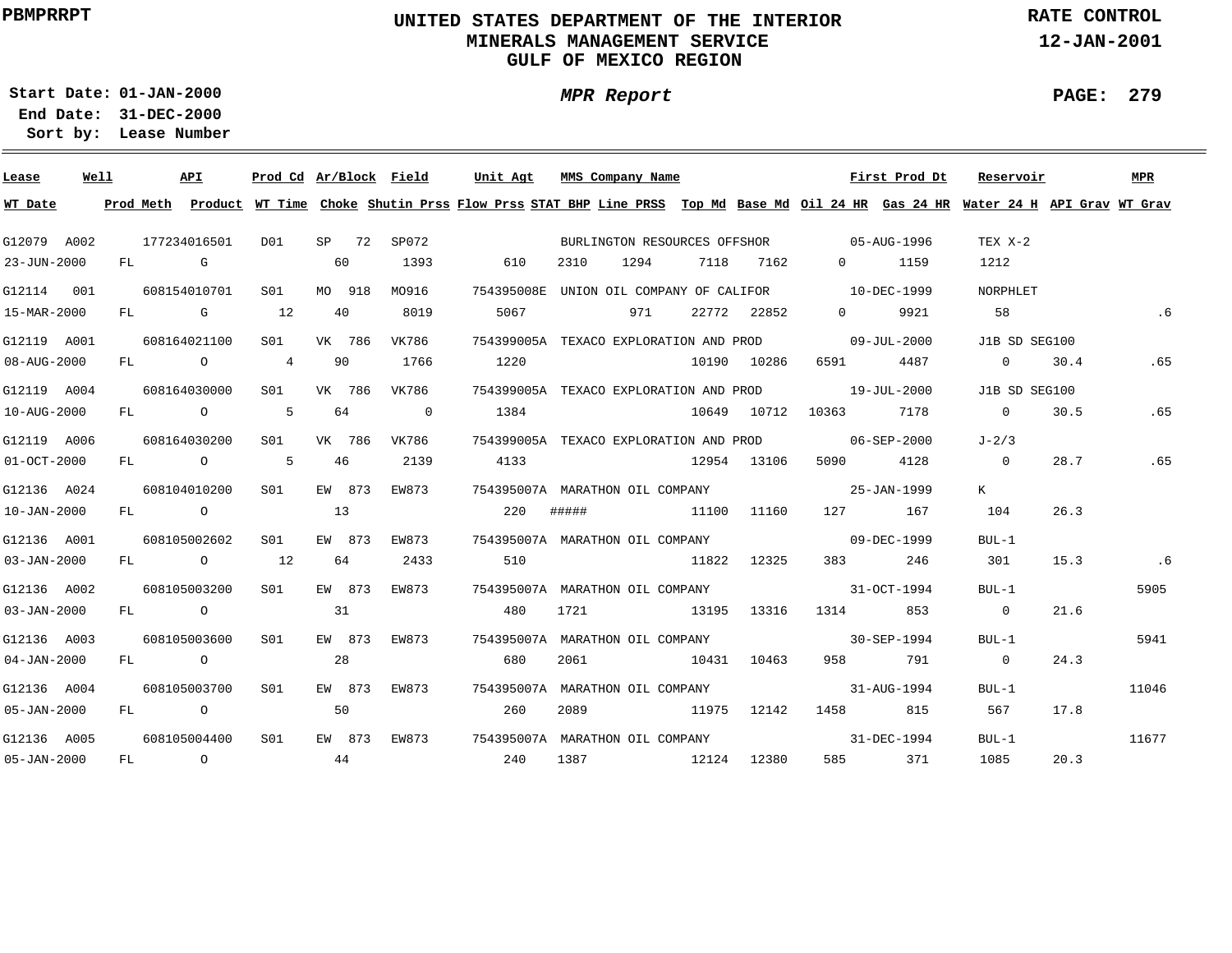UNITED STATES DEPARTMENT OF THE INTERIOR
MINERALS MANAGEMENT SERVICE
GULF OF MEXICO REGION

PBMPRRPT

RATE CONTROL
12-JAN-2001

**Start Date:** 01-JAN-2000
**End Date:** 31-DEC-2000
**Sort by:** Lease Number

*MPR Report*

| Lease | Well | API | Prod Cd | Ar/Block | Field | Unit Agt | MMS Company Name | First Prod Dt | Reservoir | MPR |
|---|---|---|---|---|---|---|---|---|---|---|
| WT Date | Prod Meth | Product | WT Time | Choke | Shutin Prss | Flow Prss | STAT BHP | Line PRSS | Top Md | Base Md |

| Lease / WT Date | Well / Prod Meth | API / Product | Prod Cd / WT Time | Ar/Block / Choke | Field / Shutin Prss | Unit Agt / Flow Prss | STAT BHP | Line PRSS | Top Md | Base Md | Oil 24 HR | Gas 24 HR | Water 24 H | API Grav | WT Grav / MPR | First Prod Dt | Reservoir | MMS Company Name |
|---|---|---|---|---|---|---|---|---|---|---|---|---|---|---|---|---|---|---|
| G12079 | A002 | 177234016501 | D01 | SP 72 | SP072 | | | | | | | | | | | 05-AUG-1996 | TEX X-2 | BURLINGTON RESOURCES OFFSHOR |
| 23-JUN-2000 | FL | G | | 60 | 1393 | 610 | 2310 | 1294 | 7118 | 7162 | 0 | 1159 | 1212 | | | | | |
| G12114 | 001 | 608154010701 | S01 | MO 918 | MO916 | 754395008E | | | | | | | | | | 10-DEC-1999 | NORPHLET | UNION OIL COMPANY OF CALIFOR |
| 15-MAR-2000 | FL | G | 12 | 40 | 8019 | 5067 | | 971 | 22772 | 22852 | 0 | 9921 | 58 | | .6 | | | |
| G12119 | A001 | 608164021100 | S01 | VK 786 | VK786 | 754399005A | | | | | | | | | | 09-JUL-2000 | J1B SD SEG100 | TEXACO EXPLORATION AND PROD |
| 08-AUG-2000 | FL | O | 4 | 90 | 1766 | 1220 | | | 10190 | 10286 | 6591 | 4487 | 0 | 30.4 | .65 | | | |
| G12119 | A004 | 608164030000 | S01 | VK 786 | VK786 | 754399005A | | | | | | | | | | 19-JUL-2000 | J1B SD SEG100 | TEXACO EXPLORATION AND PROD |
| 10-AUG-2000 | FL | O | 5 | 64 | 0 | 1384 | | | 10649 | 10712 | 10363 | 7178 | 0 | 30.5 | .65 | | | |
| G12119 | A006 | 608164030200 | S01 | VK 786 | VK786 | 754399005A | | | | | | | | | | 06-SEP-2000 | J-2/3 | TEXACO EXPLORATION AND PROD |
| 01-OCT-2000 | FL | O | 5 | 46 | 2139 | 4133 | | | 12954 | 13106 | 5090 | 4128 | 0 | 28.7 | .65 | | | |
| G12136 | A024 | 608104010200 | S01 | EW 873 | EW873 | 754395007A | | | | | | | | | | 25-JAN-1999 | K | MARATHON OIL COMPANY |
| 10-JAN-2000 | FL | O | | 13 | | 220 | ##### | | 11100 | 11160 | 127 | 167 | 104 | 26.3 | | | | |
| G12136 | A001 | 608105002602 | S01 | EW 873 | EW873 | 754395007A | | | | | | | | | | 09-DEC-1999 | BUL-1 | MARATHON OIL COMPANY |
| 03-JAN-2000 | FL | O | 12 | 64 | 2433 | 510 | | | 11822 | 12325 | 383 | 246 | 301 | 15.3 | .6 | | | |
| G12136 | A002 | 608105003200 | S01 | EW 873 | EW873 | 754395007A | | | | | | | | | 5905 | 31-OCT-1994 | BUL-1 | MARATHON OIL COMPANY |
| 03-JAN-2000 | FL | O | | 31 | | 480 | 1721 | | 13195 | 13316 | 1314 | 853 | 0 | 21.6 | | | | |
| G12136 | A003 | 608105003600 | S01 | EW 873 | EW873 | 754395007A | | | | | | | | | 5941 | 30-SEP-1994 | BUL-1 | MARATHON OIL COMPANY |
| 04-JAN-2000 | FL | O | | 28 | | 680 | 2061 | | 10431 | 10463 | 958 | 791 | 0 | 24.3 | | | | |
| G12136 | A004 | 608105003700 | S01 | EW 873 | EW873 | 754395007A | | | | | | | | | 11046 | 31-AUG-1994 | BUL-1 | MARATHON OIL COMPANY |
| 05-JAN-2000 | FL | O | | 50 | | 260 | 2089 | | 11975 | 12142 | 1458 | 815 | 567 | 17.8 | | | | |
| G12136 | A005 | 608105004400 | S01 | EW 873 | EW873 | 754395007A | | | | | | | | | 11677 | 31-DEC-1994 | BUL-1 | MARATHON OIL COMPANY |
| 05-JAN-2000 | FL | O | | 44 | | 240 | 1387 | | 12124 | 12380 | 585 | 371 | 1085 | 20.3 | | | | |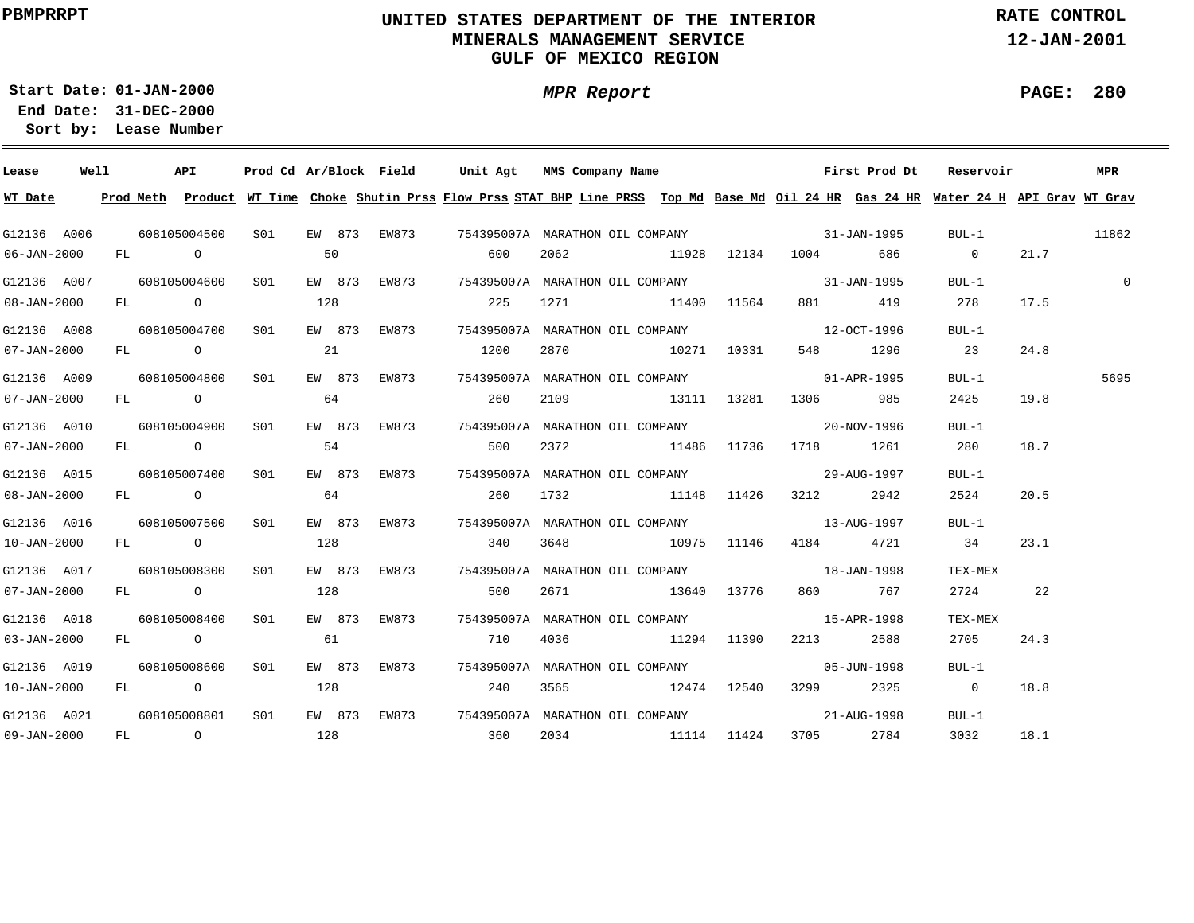# UNITED STATES DEPARTMENT OF THE INTERIOR
## MINERALS MANAGEMENT SERVICE
## GULF OF MEXICO REGION

PBMPRRPT

RATE CONTROL
12-JAN-2001

**Start Date:** 01-JAN-2000
**End Date:** 31-DEC-2000
**Sort by:** Lease Number

*MPR Report*

| Lease | Well | API | Prod Cd | Ar/Block | Field | Unit Agt | MMS Company Name | First Prod Dt | Reservoir | MPR |
|---|---|---|---|---|---|---|---|---|---|---|
| WT Date | Prod Meth | Product | WT Time | Choke | Shutin Prss | Flow Prss | STAT BHP | Line PRSS | Top Md | Base Md |

| Lease / WT Date | Well / Prod Meth | API / Product | Prod Cd / WT Time | Ar/Block / Choke | Field / Shutin Prss | Unit Agt / Flow Prss | MMS Company Name / STAT BHP | Line PRSS | Top Md | Base Md | Oil 24 HR | First Prod Dt / Gas 24 HR | Reservoir / Water 24 H | API Grav | MPR / WT Grav |
|---|---|---|---|---|---|---|---|---|---|---|---|---|---|---|---|
| G12136 | A006 | 608105004500 | S01 | EW 873 | EW873 | 754395007A | MARATHON OIL COMPANY | | | | | 31-JAN-1995 | BUL-1 | | 11862 |
| 06-JAN-2000 | FL | O | | 50 | | 600 | 2062 | | 11928 | 12134 | 1004 | 686 | 0 | 21.7 | |
| G12136 | A007 | 608105004600 | S01 | EW 873 | EW873 | 754395007A | MARATHON OIL COMPANY | | | | | 31-JAN-1995 | BUL-1 | | 0 |
| 08-JAN-2000 | FL | O | | 128 | | 225 | 1271 | | 11400 | 11564 | 881 | 419 | 278 | 17.5 | |
| G12136 | A008 | 608105004700 | S01 | EW 873 | EW873 | 754395007A | MARATHON OIL COMPANY | | | | | 12-OCT-1996 | BUL-1 | | |
| 07-JAN-2000 | FL | O | | 21 | | 1200 | 2870 | | 10271 | 10331 | 548 | 1296 | 23 | 24.8 | |
| G12136 | A009 | 608105004800 | S01 | EW 873 | EW873 | 754395007A | MARATHON OIL COMPANY | | | | | 01-APR-1995 | BUL-1 | | 5695 |
| 07-JAN-2000 | FL | O | | 64 | | 260 | 2109 | | 13111 | 13281 | 1306 | 985 | 2425 | 19.8 | |
| G12136 | A010 | 608105004900 | S01 | EW 873 | EW873 | 754395007A | MARATHON OIL COMPANY | | | | | 20-NOV-1996 | BUL-1 | | |
| 07-JAN-2000 | FL | O | | 54 | | 500 | 2372 | | 11486 | 11736 | 1718 | 1261 | 280 | 18.7 | |
| G12136 | A015 | 608105007400 | S01 | EW 873 | EW873 | 754395007A | MARATHON OIL COMPANY | | | | | 29-AUG-1997 | BUL-1 | | |
| 08-JAN-2000 | FL | O | | 64 | | 260 | 1732 | | 11148 | 11426 | 3212 | 2942 | 2524 | 20.5 | |
| G12136 | A016 | 608105007500 | S01 | EW 873 | EW873 | 754395007A | MARATHON OIL COMPANY | | | | | 13-AUG-1997 | BUL-1 | | |
| 10-JAN-2000 | FL | O | | 128 | | 340 | 3648 | | 10975 | 11146 | 4184 | 4721 | 34 | 23.1 | |
| G12136 | A017 | 608105008300 | S01 | EW 873 | EW873 | 754395007A | MARATHON OIL COMPANY | | | | | 18-JAN-1998 | TEX-MEX | | |
| 07-JAN-2000 | FL | O | | 128 | | 500 | 2671 | | 13640 | 13776 | 860 | 767 | 2724 | 22 | |
| G12136 | A018 | 608105008400 | S01 | EW 873 | EW873 | 754395007A | MARATHON OIL COMPANY | | | | | 15-APR-1998 | TEX-MEX | | |
| 03-JAN-2000 | FL | O | | 61 | | 710 | 4036 | | 11294 | 11390 | 2213 | 2588 | 2705 | 24.3 | |
| G12136 | A019 | 608105008600 | S01 | EW 873 | EW873 | 754395007A | MARATHON OIL COMPANY | | | | | 05-JUN-1998 | BUL-1 | | |
| 10-JAN-2000 | FL | O | | 128 | | 240 | 3565 | | 12474 | 12540 | 3299 | 2325 | 0 | 18.8 | |
| G12136 | A021 | 608105008801 | S01 | EW 873 | EW873 | 754395007A | MARATHON OIL COMPANY | | | | | 21-AUG-1998 | BUL-1 | | |
| 09-JAN-2000 | FL | O | | 128 | | 360 | 2034 | | 11114 | 11424 | 3705 | 2784 | 3032 | 18.1 | |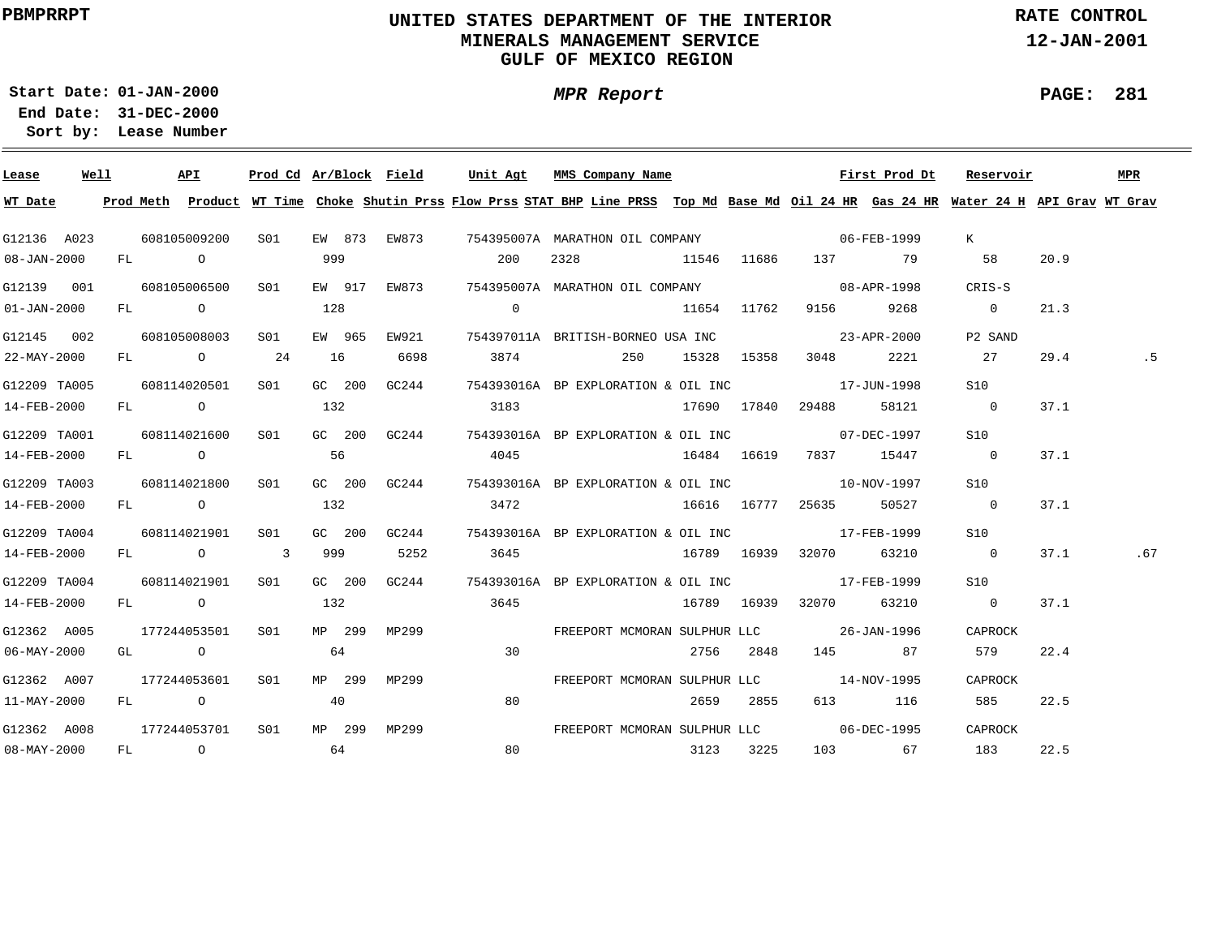UNITED STATES DEPARTMENT OF THE INTERIOR
MINERALS MANAGEMENT SERVICE
GULF OF MEXICO REGION

PBMPRRPT

RATE CONTROL
12-JAN-2001

Start Date: 01-JAN-2000
End Date: 31-DEC-2000
Sort by: Lease Number

*MPR Report*

| Lease | Well | API | Prod Cd | Ar/Block | Field | Unit Agt | MMS Company Name | | | | First Prod Dt | | Reservoir | | MPR |
|---|---|---|---|---|---|---|---|---|---|---|---|---|---|---|---|
| WT Date | Prod Meth | Product | WT Time | Choke | Shutin Prss | Flow Prss | STAT BHP | Line PRSS | Top Md | Base Md | Oil 24 HR | Gas 24 HR | Water 24 H | API Grav | WT Grav |
| G12136 | A023 | 608105009200 | S01 | EW 873 | EW873 | 754395007A | MARATHON OIL COMPANY | | | | 06-FEB-1999 | | K | | |
| 08-JAN-2000 | FL | O | | 999 | | 200 | 2328 | | 11546 | 11686 | 137 | 79 | 58 | 20.9 | |
| G12139 | 001 | 608105006500 | S01 | EW 917 | EW873 | 754395007A | MARATHON OIL COMPANY | | | | 08-APR-1998 | | CRIS-S | | |
| 01-JAN-2000 | FL | O | | 128 | | 0 | | | 11654 | 11762 | 9156 | 9268 | 0 | 21.3 | |
| G12145 | 002 | 608105008003 | S01 | EW 965 | EW921 | 754397011A | BRITISH-BORNEO USA INC | | | | 23-APR-2000 | | P2 SAND | | |
| 22-MAY-2000 | FL | O | 24 | 16 | 6698 | 3874 | | 250 | 15328 | 15358 | 3048 | 2221 | 27 | 29.4 | .5 |
| G12209 | TA005 | 608114020501 | S01 | GC 200 | GC244 | 754393016A | BP EXPLORATION & OIL INC | | | | 17-JUN-1998 | | S10 | | |
| 14-FEB-2000 | FL | O | | 132 | | 3183 | | | 17690 | 17840 | 29488 | 58121 | 0 | 37.1 | |
| G12209 | TA001 | 608114021600 | S01 | GC 200 | GC244 | 754393016A | BP EXPLORATION & OIL INC | | | | 07-DEC-1997 | | S10 | | |
| 14-FEB-2000 | FL | O | | 56 | | 4045 | | | 16484 | 16619 | 7837 | 15447 | 0 | 37.1 | |
| G12209 | TA003 | 608114021800 | S01 | GC 200 | GC244 | 754393016A | BP EXPLORATION & OIL INC | | | | 10-NOV-1997 | | S10 | | |
| 14-FEB-2000 | FL | O | | 132 | | 3472 | | | 16616 | 16777 | 25635 | 50527 | 0 | 37.1 | |
| G12209 | TA004 | 608114021901 | S01 | GC 200 | GC244 | 754393016A | BP EXPLORATION & OIL INC | | | | 17-FEB-1999 | | S10 | | |
| 14-FEB-2000 | FL | O | 3 | 999 | 5252 | 3645 | | | 16789 | 16939 | 32070 | 63210 | 0 | 37.1 | .67 |
| G12209 | TA004 | 608114021901 | S01 | GC 200 | GC244 | 754393016A | BP EXPLORATION & OIL INC | | | | 17-FEB-1999 | | S10 | | |
| 14-FEB-2000 | FL | O | | 132 | | 3645 | | | 16789 | 16939 | 32070 | 63210 | 0 | 37.1 | |
| G12362 | A005 | 177244053501 | S01 | MP 299 | MP299 | | FREEPORT MCMORAN SULPHUR LLC | | | | 26-JAN-1996 | | CAPROCK | | |
| 06-MAY-2000 | GL | O | | 64 | | 30 | | | 2756 | 2848 | 145 | 87 | 579 | 22.4 | |
| G12362 | A007 | 177244053601 | S01 | MP 299 | MP299 | | FREEPORT MCMORAN SULPHUR LLC | | | | 14-NOV-1995 | | CAPROCK | | |
| 11-MAY-2000 | FL | O | | 40 | | 80 | | | 2659 | 2855 | 613 | 116 | 585 | 22.5 | |
| G12362 | A008 | 177244053701 | S01 | MP 299 | MP299 | | FREEPORT MCMORAN SULPHUR LLC | | | | 06-DEC-1995 | | CAPROCK | | |
| 08-MAY-2000 | FL | O | | 64 | | 80 | | | 3123 | 3225 | 103 | 67 | 183 | 22.5 | |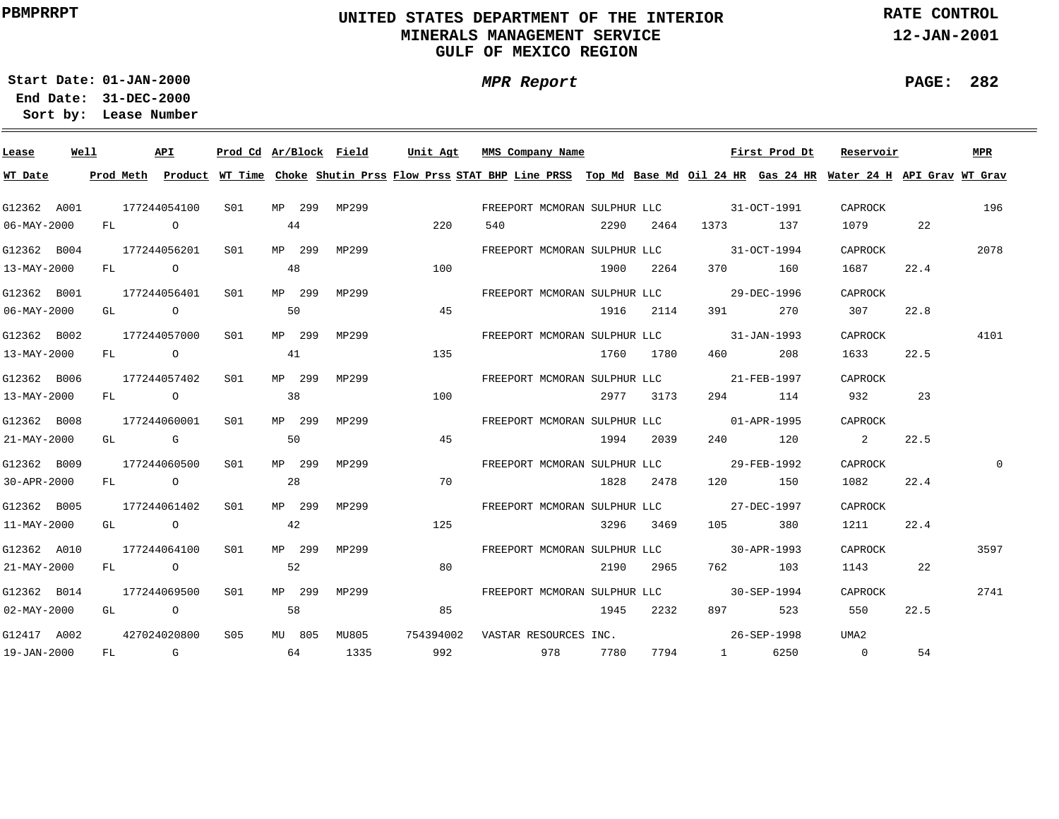PBMPRRPT

# UNITED STATES DEPARTMENT OF THE INTERIOR
## MINERALS MANAGEMENT SERVICE
## GULF OF MEXICO REGION

RATE CONTROL
12-JAN-2001

**Start Date:** 01-JAN-2000
**End Date:** 31-DEC-2000
**Sort by:** Lease Number

*MPR Report*

| Lease | Well | API | Prod Cd | Ar/Block | Field | Unit Agt | MMS Company Name | | | | First Prod Dt | Reservoir | | MPR |
|---|---|---|---|---|---|---|---|---|---|---|---|---|---|---|
| WT Date | Prod Meth | Product | WT Time | Choke | Shutin Prss | Flow Prss | STAT BHP | Line PRSS | Top Md | Base Md | Oil 24 HR | Gas 24 HR | Water 24 H | API Grav | WT Grav |
| G12362 | A001 | 177244054100 | S01 | MP 299 | MP299 | | FREEPORT MCMORAN SULPHUR LLC | | | | 31-OCT-1991 | CAPROCK | | 196 |
| 06-MAY-2000 | FL | O | | 44 | | 220 | 540 | | 2290 | 2464 | 1373 | 137 | 1079 | 22 | |
| G12362 | B004 | 177244056201 | S01 | MP 299 | MP299 | | FREEPORT MCMORAN SULPHUR LLC | | | | 31-OCT-1994 | CAPROCK | | 2078 |
| 13-MAY-2000 | FL | O | | 48 | | 100 | | | 1900 | 2264 | 370 | 160 | 1687 | 22.4 | |
| G12362 | B001 | 177244056401 | S01 | MP 299 | MP299 | | FREEPORT MCMORAN SULPHUR LLC | | | | 29-DEC-1996 | CAPROCK | | |
| 06-MAY-2000 | GL | O | | 50 | | 45 | | | 1916 | 2114 | 391 | 270 | 307 | 22.8 | |
| G12362 | B002 | 177244057000 | S01 | MP 299 | MP299 | | FREEPORT MCMORAN SULPHUR LLC | | | | 31-JAN-1993 | CAPROCK | | 4101 |
| 13-MAY-2000 | FL | O | | 41 | | 135 | | | 1760 | 1780 | 460 | 208 | 1633 | 22.5 | |
| G12362 | B006 | 177244057402 | S01 | MP 299 | MP299 | | FREEPORT MCMORAN SULPHUR LLC | | | | 21-FEB-1997 | CAPROCK | | |
| 13-MAY-2000 | FL | O | | 38 | | 100 | | | 2977 | 3173 | 294 | 114 | 932 | 23 | |
| G12362 | B008 | 177244060001 | S01 | MP 299 | MP299 | | FREEPORT MCMORAN SULPHUR LLC | | | | 01-APR-1995 | CAPROCK | | |
| 21-MAY-2000 | GL | G | | 50 | | 45 | | | 1994 | 2039 | 240 | 120 | 2 | 22.5 | |
| G12362 | B009 | 177244060500 | S01 | MP 299 | MP299 | | FREEPORT MCMORAN SULPHUR LLC | | | | 29-FEB-1992 | CAPROCK | | 0 |
| 30-APR-2000 | FL | O | | 28 | | 70 | | | 1828 | 2478 | 120 | 150 | 1082 | 22.4 | |
| G12362 | B005 | 177244061402 | S01 | MP 299 | MP299 | | FREEPORT MCMORAN SULPHUR LLC | | | | 27-DEC-1997 | CAPROCK | | |
| 11-MAY-2000 | GL | O | | 42 | | 125 | | | 3296 | 3469 | 105 | 380 | 1211 | 22.4 | |
| G12362 | A010 | 177244064100 | S01 | MP 299 | MP299 | | FREEPORT MCMORAN SULPHUR LLC | | | | 30-APR-1993 | CAPROCK | | 3597 |
| 21-MAY-2000 | FL | O | | 52 | | 80 | | | 2190 | 2965 | 762 | 103 | 1143 | 22 | |
| G12362 | B014 | 177244069500 | S01 | MP 299 | MP299 | | FREEPORT MCMORAN SULPHUR LLC | | | | 30-SEP-1994 | CAPROCK | | 2741 |
| 02-MAY-2000 | GL | O | | 58 | | 85 | | | 1945 | 2232 | 897 | 523 | 550 | 22.5 | |
| G12417 | A002 | 427024020800 | S05 | MU 805 | MU805 | 754394002 | VASTAR RESOURCES INC. | | | | 26-SEP-1998 | UMA2 | | |
| 19-JAN-2000 | FL | G | | 64 | 1335 | 992 | | 978 | 7780 | 7794 | 1 | 6250 | 0 | 54 | |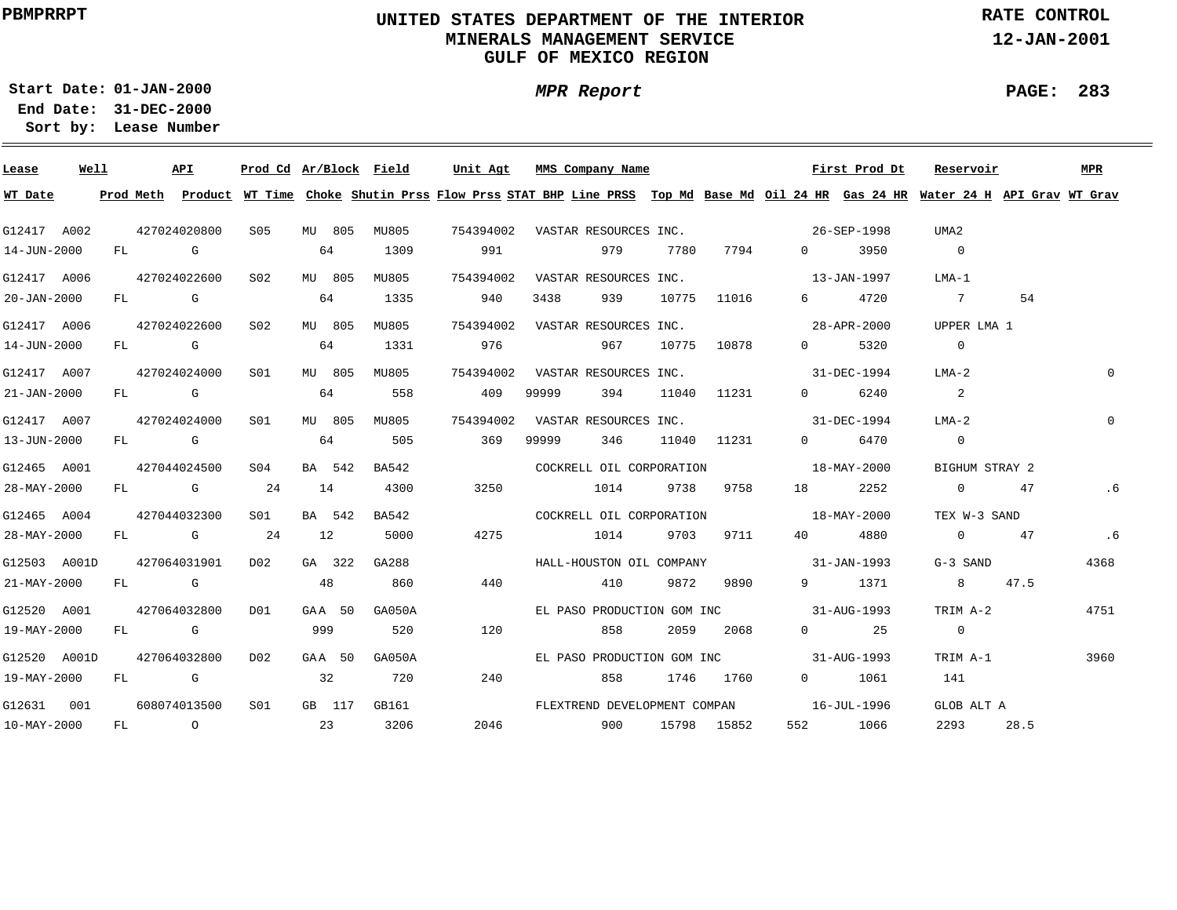PBMPRRPT

# UNITED STATES DEPARTMENT OF THE INTERIOR
## MINERALS MANAGEMENT SERVICE
## GULF OF MEXICO REGION

RATE CONTROL
12-JAN-2001

**Start Date:** 01-JAN-2000
**End Date:** 31-DEC-2000
**Sort by:** Lease Number

*MPR Report*

| Lease | Well | API | Prod Cd | Ar/Block | Field | Unit Agt | MMS Company Name | | | | First Prod Dt | | Reservoir | | MPR |
|---|---|---|---|---|---|---|---|---|---|---|---|---|---|---|---|
| **WT Date** | **Prod Meth** | **Product** | **WT Time** | **Choke** | **Shutin Prss** | **Flow Prss** | **STAT BHP** | **Line PRSS** | **Top Md** | **Base Md** | **Oil 24 HR** | **Gas 24 HR** | **Water 24 H** | **API Grav** | **WT Grav** |
| G12417 | A002 | 427024020800 | S05 | MU 805 | MU805 | 754394002 | VASTAR RESOURCES INC. | | | | 26-SEP-1998 | | UMA2 | | |
| 14-JUN-2000 | FL | G | | 64 | 1309 | 991 | | 979 | 7780 | 7794 | 0 | 3950 | 0 | | |
| G12417 | A006 | 427024022600 | S02 | MU 805 | MU805 | 754394002 | VASTAR RESOURCES INC. | | | | 13-JAN-1997 | | LMA-1 | | |
| 20-JAN-2000 | FL | G | | 64 | 1335 | 940 | 3438 | 939 | 10775 | 11016 | 6 | 4720 | 7 | 54 | |
| G12417 | A006 | 427024022600 | S02 | MU 805 | MU805 | 754394002 | VASTAR RESOURCES INC. | | | | 28-APR-2000 | | UPPER LMA 1 | | |
| 14-JUN-2000 | FL | G | | 64 | 1331 | 976 | | 967 | 10775 | 10878 | 0 | 5320 | 0 | | |
| G12417 | A007 | 427024024000 | S01 | MU 805 | MU805 | 754394002 | VASTAR RESOURCES INC. | | | | 31-DEC-1994 | | LMA-2 | | 0 |
| 21-JAN-2000 | FL | G | | 64 | 558 | 409 | 99999 | 394 | 11040 | 11231 | 0 | 6240 | 2 | | |
| G12417 | A007 | 427024024000 | S01 | MU 805 | MU805 | 754394002 | VASTAR RESOURCES INC. | | | | 31-DEC-1994 | | LMA-2 | | 0 |
| 13-JUN-2000 | FL | G | | 64 | 505 | 369 | 99999 | 346 | 11040 | 11231 | 0 | 6470 | 0 | | |
| G12465 | A001 | 427044024500 | S04 | BA 542 | BA542 | | COCKRELL OIL CORPORATION | | | | 18-MAY-2000 | | BIGHUM STRAY 2 | | |
| 28-MAY-2000 | FL | G | 24 | 14 | 4300 | 3250 | | 1014 | 9738 | 9758 | 18 | 2252 | 0 | 47 | .6 |
| G12465 | A004 | 427044032300 | S01 | BA 542 | BA542 | | COCKRELL OIL CORPORATION | | | | 18-MAY-2000 | | TEX W-3 SAND | | |
| 28-MAY-2000 | FL | G | 24 | 12 | 5000 | 4275 | | 1014 | 9703 | 9711 | 40 | 4880 | 0 | 47 | .6 |
| G12503 | A001D | 427064031901 | D02 | GA 322 | GA288 | | HALL-HOUSTON OIL COMPANY | | | | 31-JAN-1993 | | G-3 SAND | | 4368 |
| 21-MAY-2000 | FL | G | | 48 | 860 | 440 | | 410 | 9872 | 9890 | 9 | 1371 | 8 | 47.5 | |
| G12520 | A001 | 427064032800 | D01 | GAA 50 | GA050A | | EL PASO PRODUCTION GOM INC | | | | 31-AUG-1993 | | TRIM A-2 | | 4751 |
| 19-MAY-2000 | FL | G | | 999 | 520 | 120 | | 858 | 2059 | 2068 | 0 | 25 | 0 | | |
| G12520 | A001D | 427064032800 | D02 | GAA 50 | GA050A | | EL PASO PRODUCTION GOM INC | | | | 31-AUG-1993 | | TRIM A-1 | | 3960 |
| 19-MAY-2000 | FL | G | | 32 | 720 | 240 | | 858 | 1746 | 1760 | 0 | 1061 | 141 | | |
| G12631 | 001 | 608074013500 | S01 | GB 117 | GB161 | | FLEXTREND DEVELOPMENT COMPAN | | | | 16-JUL-1996 | | GLOB ALT A | | |
| 10-MAY-2000 | FL | O | | 23 | 3206 | 2046 | | 900 | 15798 | 15852 | 552 | 1066 | 2293 | 28.5 | |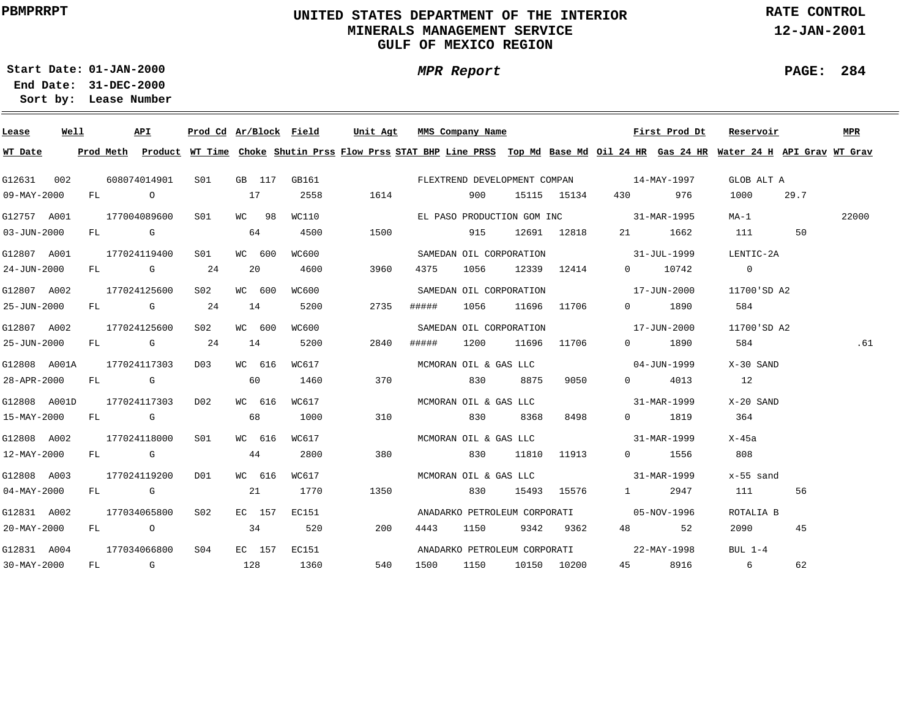PBMPRRPT

# UNITED STATES DEPARTMENT OF THE INTERIOR
## MINERALS MANAGEMENT SERVICE
## GULF OF MEXICO REGION

RATE CONTROL
12-JAN-2001

Start Date: 01-JAN-2000
End Date: 31-DEC-2000
Sort by: Lease Number

*MPR Report*

| Lease | Well | API | Prod Cd | Ar/Block | Field | Unit Agt | MMS Company Name | | | | First Prod Dt | | Reservoir | | MPR |
|---|---|---|---|---|---|---|---|---|---|---|---|---|---|---|---|
| WT Date | Prod Meth | Product | WT Time | Choke | Shutin Prss | Flow Prss | STAT BHP | Line PRSS | Top Md | Base Md | Oil 24 HR | Gas 24 HR | Water 24 H | API Grav | WT Grav |
| G12631 | 002 | 608074014901 | S01 | GB 117 | GB161 | | FLEXTREND DEVELOPMENT COMPAN | | | | 14-MAY-1997 | | GLOB ALT A | | |
| 09-MAY-2000 | FL | O | | 17 | 2558 | 1614 | | 900 | 15115 | 15134 | 430 | 976 | 1000 | 29.7 | |
| G12757 | A001 | 177004089600 | S01 | WC 98 | WC110 | | EL PASO PRODUCTION GOM INC | | | | 31-MAR-1995 | | MA-1 | | 22000 |
| 03-JUN-2000 | FL | G | | 64 | 4500 | 1500 | | 915 | 12691 | 12818 | 21 | 1662 | 111 | 50 | |
| G12807 | A001 | 177024119400 | S01 | WC 600 | WC600 | | SAMEDAN OIL CORPORATION | | | | 31-JUL-1999 | | LENTIC-2A | | |
| 24-JUN-2000 | FL | G | 24 | 20 | 4600 | 3960 | 4375 | 1056 | 12339 | 12414 | 0 | 10742 | 0 | | |
| G12807 | A002 | 177024125600 | S02 | WC 600 | WC600 | | SAMEDAN OIL CORPORATION | | | | 17-JUN-2000 | | 11700'SD A2 | | |
| 25-JUN-2000 | FL | G | 24 | 14 | 5200 | 2735 | ##### | 1056 | 11696 | 11706 | 0 | 1890 | 584 | | |
| G12807 | A002 | 177024125600 | S02 | WC 600 | WC600 | | SAMEDAN OIL CORPORATION | | | | 17-JUN-2000 | | 11700'SD A2 | | |
| 25-JUN-2000 | FL | G | 24 | 14 | 5200 | 2840 | ##### | 1200 | 11696 | 11706 | 0 | 1890 | 584 | | .61 |
| G12808 | A001A | 177024117303 | D03 | WC 616 | WC617 | | MCMORAN OIL & GAS LLC | | | | 04-JUN-1999 | | X-30 SAND | | |
| 28-APR-2000 | FL | G | | 60 | 1460 | 370 | | 830 | 8875 | 9050 | 0 | 4013 | 12 | | |
| G12808 | A001D | 177024117303 | D02 | WC 616 | WC617 | | MCMORAN OIL & GAS LLC | | | | 31-MAR-1999 | | X-20 SAND | | |
| 15-MAY-2000 | FL | G | | 68 | 1000 | 310 | | 830 | 8368 | 8498 | 0 | 1819 | 364 | | |
| G12808 | A002 | 177024118000 | S01 | WC 616 | WC617 | | MCMORAN OIL & GAS LLC | | | | 31-MAR-1999 | | X-45a | | |
| 12-MAY-2000 | FL | G | | 44 | 2800 | 380 | | 830 | 11810 | 11913 | 0 | 1556 | 808 | | |
| G12808 | A003 | 177024119200 | D01 | WC 616 | WC617 | | MCMORAN OIL & GAS LLC | | | | 31-MAR-1999 | | x-55 sand | | |
| 04-MAY-2000 | FL | G | | 21 | 1770 | 1350 | | 830 | 15493 | 15576 | 1 | 2947 | 111 | 56 | |
| G12831 | A002 | 177034065800 | S02 | EC 157 | EC151 | | ANADARKO PETROLEUM CORPORATI | | | | 05-NOV-1996 | | ROTALIA B | | |
| 20-MAY-2000 | FL | O | | 34 | 520 | 200 | 4443 | 1150 | 9342 | 9362 | 48 | 52 | 2090 | 45 | |
| G12831 | A004 | 177034066800 | S04 | EC 157 | EC151 | | ANADARKO PETROLEUM CORPORATI | | | | 22-MAY-1998 | | BUL 1-4 | | |
| 30-MAY-2000 | FL | G | | 128 | 1360 | 540 | 1500 | 1150 | 10150 | 10200 | 45 | 8916 | 6 | 62 | |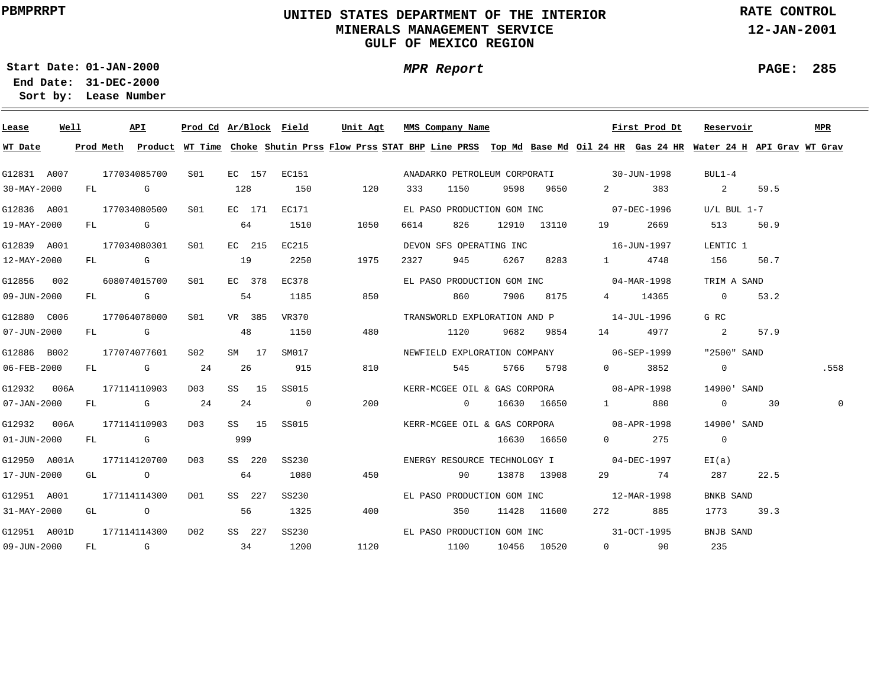PBMPRRPT

# UNITED STATES DEPARTMENT OF THE INTERIOR
## MINERALS MANAGEMENT SERVICE
## GULF OF MEXICO REGION

RATE CONTROL
12-JAN-2001

**Start Date:** 01-JAN-2000
**End Date:** 31-DEC-2000
**Sort by:** Lease Number

*MPR Report*

| Lease | Well | API | Prod Cd | Ar/Block | Field | Unit Agt | MMS Company Name | | | First Prod Dt | | Reservoir | | MPR |
|---|---|---|---|---|---|---|---|---|---|---|---|---|---|---|
| **WT Date** | **Prod Meth** | **Product** | **WT Time** | **Choke** | **Shutin Prss** | **Flow Prss** | **STAT BHP** | **Line PRSS** | **Top Md** | **Base Md** | **Oil 24 HR** | **Gas 24 HR** | **Water 24 H** | **API Grav** | **WT Grav** |
| G12831 | A007 | 177034085700 | S01 | EC 157 | EC151 | | ANADARKO PETROLEUM CORPORATI | | | 30-JUN-1998 | | BUL1-4 | | | |
| 30-MAY-2000 | FL | G | | 128 | 150 | 120 | 333 | 1150 | 9598 | 9650 | 2 | 383 | 2 | 59.5 | |
| G12836 | A001 | 177034080500 | S01 | EC 171 | EC171 | | EL PASO PRODUCTION GOM INC | | | 07-DEC-1996 | | U/L BUL 1-7 | | | |
| 19-MAY-2000 | FL | G | | 64 | 1510 | 1050 | 6614 | 826 | 12910 | 13110 | 19 | 2669 | 513 | 50.9 | |
| G12839 | A001 | 177034080301 | S01 | EC 215 | EC215 | | DEVON SFS OPERATING INC | | | 16-JUN-1997 | | LENTIC 1 | | | |
| 12-MAY-2000 | FL | G | | 19 | 2250 | 1975 | 2327 | 945 | 6267 | 8283 | 1 | 4748 | 156 | 50.7 | |
| G12856 | 002 | 608074015700 | S01 | EC 378 | EC378 | | EL PASO PRODUCTION GOM INC | | | 04-MAR-1998 | | TRIM A SAND | | | |
| 09-JUN-2000 | FL | G | | 54 | 1185 | 850 | | 860 | 7906 | 8175 | 4 | 14365 | 0 | 53.2 | |
| G12880 | C006 | 177064078000 | S01 | VR 385 | VR370 | | TRANSWORLD EXPLORATION AND P | | | 14-JUL-1996 | | G RC | | | |
| 07-JUN-2000 | FL | G | | 48 | 1150 | 480 | | 1120 | 9682 | 9854 | 14 | 4977 | 2 | 57.9 | |
| G12886 | B002 | 177074077601 | S02 | SM 17 | SM017 | | NEWFIELD EXPLORATION COMPANY | | | 06-SEP-1999 | | "2500" SAND | | | |
| 06-FEB-2000 | FL | G | 24 | 26 | 915 | 810 | | 545 | 5766 | 5798 | 0 | 3852 | 0 | | .558 |
| G12932 | 006A | 177114110903 | D03 | SS 15 | SS015 | | KERR-MCGEE OIL & GAS CORPORA | | | 08-APR-1998 | | 14900' SAND | | | |
| 07-JAN-2000 | FL | G | 24 | 24 | 0 | 200 | | 0 | 16630 | 16650 | 1 | 880 | 0 | 30 | 0 |
| G12932 | 006A | 177114110903 | D03 | SS 15 | SS015 | | KERR-MCGEE OIL & GAS CORPORA | | | 08-APR-1998 | | 14900' SAND | | | |
| 01-JUN-2000 | FL | G | | 999 | | | | | 16630 | 16650 | 0 | 275 | 0 | | |
| G12950 | A001A | 177114120700 | D03 | SS 220 | SS230 | | ENERGY RESOURCE TECHNOLOGY I | | | 04-DEC-1997 | | EI(a) | | | |
| 17-JUN-2000 | GL | O | | 64 | 1080 | 450 | | 90 | 13878 | 13908 | 29 | 74 | 287 | 22.5 | |
| G12951 | A001 | 177114114300 | D01 | SS 227 | SS230 | | EL PASO PRODUCTION GOM INC | | | 12-MAR-1998 | | BNKB SAND | | | |
| 31-MAY-2000 | GL | O | | 56 | 1325 | 400 | | 350 | 11428 | 11600 | 272 | 885 | 1773 | 39.3 | |
| G12951 | A001D | 177114114300 | D02 | SS 227 | SS230 | | EL PASO PRODUCTION GOM INC | | | 31-OCT-1995 | | BNJB SAND | | | |
| 09-JUN-2000 | FL | G | | 34 | 1200 | 1120 | | 1100 | 10456 | 10520 | 0 | 90 | 235 | | |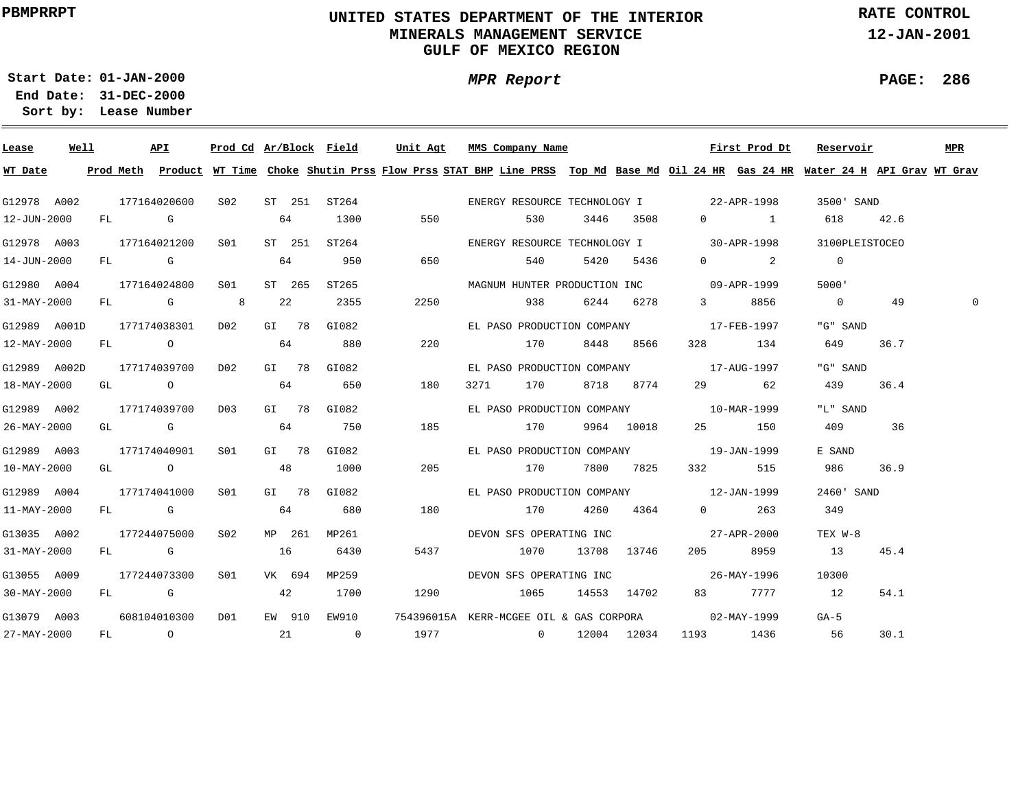PBMPRRPT

# UNITED STATES DEPARTMENT OF THE INTERIOR
## MINERALS MANAGEMENT SERVICE
## GULF OF MEXICO REGION

RATE CONTROL
12-JAN-2001

**Start Date:** 01-JAN-2000
**End Date:** 31-DEC-2000
**Sort by:** Lease Number

*MPR Report*

| Lease | Well | API | Prod Cd | Ar/Block | Field | Unit Agt | MMS Company Name | | | | First Prod Dt | | Reservoir | | MPR |
|---|---|---|---|---|---|---|---|---|---|---|---|---|---|---|---|
| **WT Date** | **Prod Meth** | **Product** | **WT Time** | **Choke** | **Shutin Prss** | **Flow Prss** | **STAT BHP** | **Line PRSS** | **Top Md** | **Base Md** | **Oil 24 HR** | **Gas 24 HR** | **Water 24 H** | **API Grav** | **WT Grav** |
| G12978 | A002 | 177164020600 | S02 | ST 251 | ST264 | | ENERGY RESOURCE TECHNOLOGY I | | | | 22-APR-1998 | | 3500' SAND | | |
| 12-JUN-2000 | FL | G | | 64 | 1300 | 550 | | 530 | 3446 | 3508 | 0 | 1 | 618 | 42.6 | |
| G12978 | A003 | 177164021200 | S01 | ST 251 | ST264 | | ENERGY RESOURCE TECHNOLOGY I | | | | 30-APR-1998 | | 3100PLEISTOCEO | | |
| 14-JUN-2000 | FL | G | | 64 | 950 | 650 | | 540 | 5420 | 5436 | 0 | 2 | 0 | | |
| G12980 | A004 | 177164024800 | S01 | ST 265 | ST265 | | MAGNUM HUNTER PRODUCTION INC | | | | 09-APR-1999 | | 5000' | | |
| 31-MAY-2000 | FL | G | 8 | 22 | 2355 | 2250 | | 938 | 6244 | 6278 | 3 | 8856 | 0 | 49 | 0 |
| G12989 | A001D | 177174038301 | D02 | GI 78 | GI082 | | EL PASO PRODUCTION COMPANY | | | | 17-FEB-1997 | | "G" SAND | | |
| 12-MAY-2000 | FL | O | | 64 | 880 | 220 | | 170 | 8448 | 8566 | 328 | 134 | 649 | 36.7 | |
| G12989 | A002D | 177174039700 | D02 | GI 78 | GI082 | | EL PASO PRODUCTION COMPANY | | | | 17-AUG-1997 | | "G" SAND | | |
| 18-MAY-2000 | GL | O | | 64 | 650 | 180 | 3271 | 170 | 8718 | 8774 | 29 | 62 | 439 | 36.4 | |
| G12989 | A002 | 177174039700 | D03 | GI 78 | GI082 | | EL PASO PRODUCTION COMPANY | | | | 10-MAR-1999 | | "L" SAND | | |
| 26-MAY-2000 | GL | G | | 64 | 750 | 185 | | 170 | 9964 | 10018 | 25 | 150 | 409 | 36 | |
| G12989 | A003 | 177174040901 | S01 | GI 78 | GI082 | | EL PASO PRODUCTION COMPANY | | | | 19-JAN-1999 | | E SAND | | |
| 10-MAY-2000 | GL | O | | 48 | 1000 | 205 | | 170 | 7800 | 7825 | 332 | 515 | 986 | 36.9 | |
| G12989 | A004 | 177174041000 | S01 | GI 78 | GI082 | | EL PASO PRODUCTION COMPANY | | | | 12-JAN-1999 | | 2460' SAND | | |
| 11-MAY-2000 | FL | G | | 64 | 680 | 180 | | 170 | 4260 | 4364 | 0 | 263 | 349 | | |
| G13035 | A002 | 177244075000 | S02 | MP 261 | MP261 | | DEVON SFS OPERATING INC | | | | 27-APR-2000 | | TEX W-8 | | |
| 31-MAY-2000 | FL | G | | 16 | 6430 | 5437 | | 1070 | 13708 | 13746 | 205 | 8959 | 13 | 45.4 | |
| G13055 | A009 | 177244073300 | S01 | VK 694 | MP259 | | DEVON SFS OPERATING INC | | | | 26-MAY-1996 | | 10300 | | |
| 30-MAY-2000 | FL | G | | 42 | 1700 | 1290 | | 1065 | 14553 | 14702 | 83 | 7777 | 12 | 54.1 | |
| G13079 | A003 | 608104010300 | D01 | EW 910 | EW910 | 754396015A | KERR-MCGEE OIL & GAS CORPORA | | | | 02-MAY-1999 | | GA-5 | | |
| 27-MAY-2000 | FL | O | | 21 | 0 | 1977 | | 0 | 12004 | 12034 | 1193 | 1436 | 56 | 30.1 | |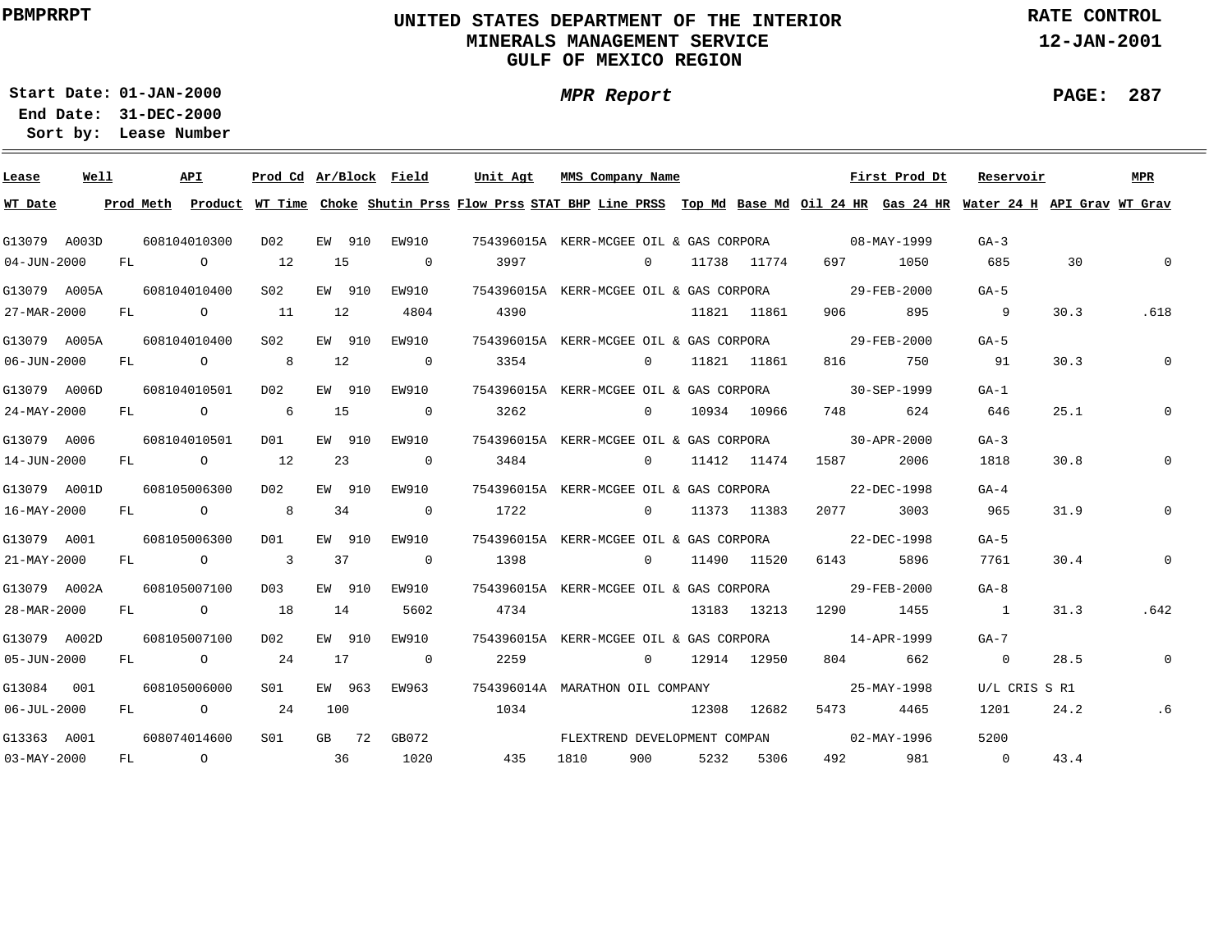PBMPRRPT

# UNITED STATES DEPARTMENT OF THE INTERIOR
## MINERALS MANAGEMENT SERVICE
## GULF OF MEXICO REGION

RATE CONTROL
12-JAN-2001

**Start Date:** 01-JAN-2000
**End Date:** 31-DEC-2000
**Sort by:** Lease Number

*MPR Report*

PAGE: 287

| Lease | Well | API | Prod Cd | Ar/Block | Field | Unit Agt | MMS Company Name | | | First Prod Dt | | Reservoir | | MPR |
|---|---|---|---|---|---|---|---|---|---|---|---|---|---|---|
| **WT Date** | **Prod Meth** | **Product** | **WT Time** | **Choke** | **Shutin Prss** | **Flow Prss** | **STAT BHP** | **Line PRSS** | **Top Md** | **Base Md** | **Oil 24 HR** | **Gas 24 HR** | **Water 24 H** | **API Grav** | **WT Grav** |
| G13079 | A003D | 608104010300 | D02 | EW 910 | EW910 | 754396015A | KERR-MCGEE OIL & GAS CORPORA | | | 08-MAY-1999 | | GA-3 | | | |
| 04-JUN-2000 | FL | O | 12 | 15 | 0 | 3997 | | 0 | 11738 | 11774 | 697 | 1050 | 685 | 30 | 0 |
| G13079 | A005A | 608104010400 | S02 | EW 910 | EW910 | 754396015A | KERR-MCGEE OIL & GAS CORPORA | | | 29-FEB-2000 | | GA-5 | | | |
| 27-MAR-2000 | FL | O | 11 | 12 | 4804 | 4390 | | | 11821 | 11861 | 906 | 895 | 9 | 30.3 | .618 |
| G13079 | A005A | 608104010400 | S02 | EW 910 | EW910 | 754396015A | KERR-MCGEE OIL & GAS CORPORA | | | 29-FEB-2000 | | GA-5 | | | |
| 06-JUN-2000 | FL | O | 8 | 12 | 0 | 3354 | | 0 | 11821 | 11861 | 816 | 750 | 91 | 30.3 | 0 |
| G13079 | A006D | 608104010501 | D02 | EW 910 | EW910 | 754396015A | KERR-MCGEE OIL & GAS CORPORA | | | 30-SEP-1999 | | GA-1 | | | |
| 24-MAY-2000 | FL | O | 6 | 15 | 0 | 3262 | | 0 | 10934 | 10966 | 748 | 624 | 646 | 25.1 | 0 |
| G13079 | A006 | 608104010501 | D01 | EW 910 | EW910 | 754396015A | KERR-MCGEE OIL & GAS CORPORA | | | 30-APR-2000 | | GA-3 | | | |
| 14-JUN-2000 | FL | O | 12 | 23 | 0 | 3484 | | 0 | 11412 | 11474 | 1587 | 2006 | 1818 | 30.8 | 0 |
| G13079 | A001D | 608105006300 | D02 | EW 910 | EW910 | 754396015A | KERR-MCGEE OIL & GAS CORPORA | | | 22-DEC-1998 | | GA-4 | | | |
| 16-MAY-2000 | FL | O | 8 | 34 | 0 | 1722 | | 0 | 11373 | 11383 | 2077 | 3003 | 965 | 31.9 | 0 |
| G13079 | A001 | 608105006300 | D01 | EW 910 | EW910 | 754396015A | KERR-MCGEE OIL & GAS CORPORA | | | 22-DEC-1998 | | GA-5 | | | |
| 21-MAY-2000 | FL | O | 3 | 37 | 0 | 1398 | | 0 | 11490 | 11520 | 6143 | 5896 | 7761 | 30.4 | 0 |
| G13079 | A002A | 608105007100 | D03 | EW 910 | EW910 | 754396015A | KERR-MCGEE OIL & GAS CORPORA | | | 29-FEB-2000 | | GA-8 | | | |
| 28-MAR-2000 | FL | O | 18 | 14 | 5602 | 4734 | | | 13183 | 13213 | 1290 | 1455 | 1 | 31.3 | .642 |
| G13079 | A002D | 608105007100 | D02 | EW 910 | EW910 | 754396015A | KERR-MCGEE OIL & GAS CORPORA | | | 14-APR-1999 | | GA-7 | | | |
| 05-JUN-2000 | FL | O | 24 | 17 | 0 | 2259 | | 0 | 12914 | 12950 | 804 | 662 | 0 | 28.5 | 0 |
| G13084 | 001 | 608105006000 | S01 | EW 963 | EW963 | 754396014A | MARATHON OIL COMPANY | | | 25-MAY-1998 | | U/L CRIS S R1 | | | |
| 06-JUL-2000 | FL | O | 24 | 100 | | 1034 | | | 12308 | 12682 | 5473 | 4465 | 1201 | 24.2 | .6 |
| G13363 | A001 | 608074014600 | S01 | GB 72 | GB072 | | FLEXTREND DEVELOPMENT COMPAN | | | 02-MAY-1996 | | 5200 | | | |
| 03-MAY-2000 | FL | O | | 36 | 1020 | 435 | 1810 | 900 | 5232 | 5306 | 492 | 981 | 0 | 43.4 | |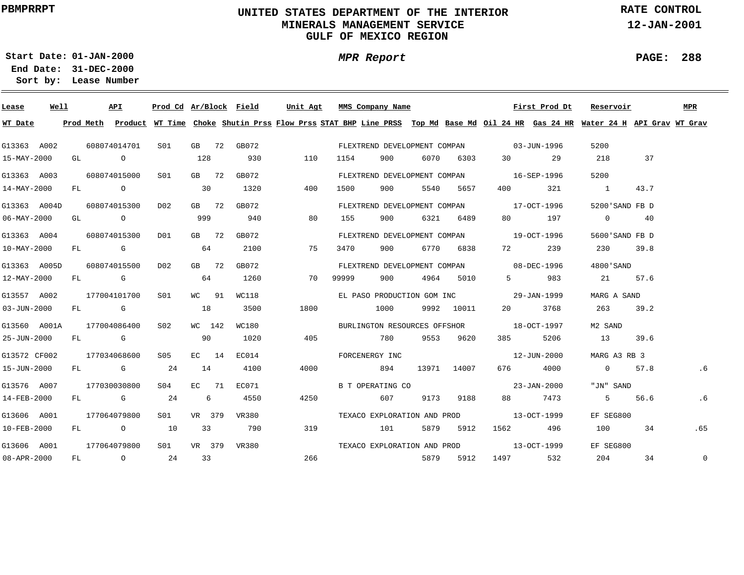PBMPRRPT

# UNITED STATES DEPARTMENT OF THE INTERIOR
## MINERALS MANAGEMENT SERVICE
## GULF OF MEXICO REGION

RATE CONTROL
12-JAN-2001

**Start Date:** 01-JAN-2000
**End Date:** 31-DEC-2000
**Sort by:** Lease Number

*MPR Report*

| Lease | Well | API | Prod Cd | Ar/Block | Field | Unit Agt | MMS Company Name | | | | | First Prod Dt | Reservoir | | MPR |
|---|---|---|---|---|---|---|---|---|---|---|---|---|---|---|---|
| **WT Date** | **Prod Meth** | **Product** | **WT Time** | **Choke** | **Shutin Prss** | **Flow Prss** | **STAT BHP** | **Line PRSS** | **Top Md** | **Base Md** | **Oil 24 HR** | **Gas 24 HR** | **Water 24 H** | **API Grav** | **WT Grav** |
| G13363 | A002 | 608074014701 | S01 | GB 72 | GB072 | | FLEXTREND DEVELOPMENT COMPAN | | | | | 03-JUN-1996 | 5200 | | |
| 15-MAY-2000 | GL | O | | 128 | 930 | 110 | 1154 | 900 | 6070 | 6303 | 30 | 29 | 218 | 37 | |
| G13363 | A003 | 608074015000 | S01 | GB 72 | GB072 | | FLEXTREND DEVELOPMENT COMPAN | | | | | 16-SEP-1996 | 5200 | | |
| 14-MAY-2000 | FL | O | | 30 | 1320 | 400 | 1500 | 900 | 5540 | 5657 | 400 | 321 | 1 | 43.7 | |
| G13363 | A004D | 608074015300 | D02 | GB 72 | GB072 | | FLEXTREND DEVELOPMENT COMPAN | | | | | 17-OCT-1996 | 5200'SAND FB D | | |
| 06-MAY-2000 | GL | O | | 999 | 940 | 80 | 155 | 900 | 6321 | 6489 | 80 | 197 | 0 | 40 | |
| G13363 | A004 | 608074015300 | D01 | GB 72 | GB072 | | FLEXTREND DEVELOPMENT COMPAN | | | | | 19-OCT-1996 | 5600'SAND FB D | | |
| 10-MAY-2000 | FL | G | | 64 | 2100 | 75 | 3470 | 900 | 6770 | 6838 | 72 | 239 | 230 | 39.8 | |
| G13363 | A005D | 608074015500 | D02 | GB 72 | GB072 | | FLEXTREND DEVELOPMENT COMPAN | | | | | 08-DEC-1996 | 4800'SAND | | |
| 12-MAY-2000 | FL | G | | 64 | 1260 | 70 | 99999 | 900 | 4964 | 5010 | 5 | 983 | 21 | 57.6 | |
| G13557 | A002 | 177004101700 | S01 | WC 91 | WC118 | | EL PASO PRODUCTION GOM INC | | | | | 29-JAN-1999 | MARG A SAND | | |
| 03-JUN-2000 | FL | G | | 18 | 3500 | 1800 | | 1000 | 9992 | 10011 | 20 | 3768 | 263 | 39.2 | |
| G13560 | A001A | 177004086400 | S02 | WC 142 | WC180 | | BURLINGTON RESOURCES OFFSHOR | | | | | 18-OCT-1997 | M2 SAND | | |
| 25-JUN-2000 | FL | G | | 90 | 1020 | 405 | | 780 | 9553 | 9620 | 385 | 5206 | 13 | 39.6 | |
| G13572 | CF002 | 177034068600 | S05 | EC 14 | EC014 | | FORCENERGY INC | | | | | 12-JUN-2000 | MARG A3 RB 3 | | |
| 15-JUN-2000 | FL | G | 24 | 14 | 4100 | 4000 | | 894 | 13971 | 14007 | 676 | 4000 | 0 | 57.8 | .6 |
| G13576 | A007 | 177030030800 | S04 | EC 71 | EC071 | | B T OPERATING CO | | | | | 23-JAN-2000 | "JN" SAND | | |
| 14-FEB-2000 | FL | G | 24 | 6 | 4550 | 4250 | | 607 | 9173 | 9188 | 88 | 7473 | 5 | 56.6 | .6 |
| G13606 | A001 | 177064079800 | S01 | VR 379 | VR380 | | TEXACO EXPLORATION AND PROD | | | | | 13-OCT-1999 | EF SEG800 | | |
| 10-FEB-2000 | FL | O | 10 | 33 | 790 | 319 | | 101 | 5879 | 5912 | 1562 | 496 | 100 | 34 | .65 |
| G13606 | A001 | 177064079800 | S01 | VR 379 | VR380 | | TEXACO EXPLORATION AND PROD | | | | | 13-OCT-1999 | EF SEG800 | | |
| 08-APR-2000 | FL | O | 24 | 33 | | 266 | | | 5879 | 5912 | 1497 | 532 | 204 | 34 | 0 |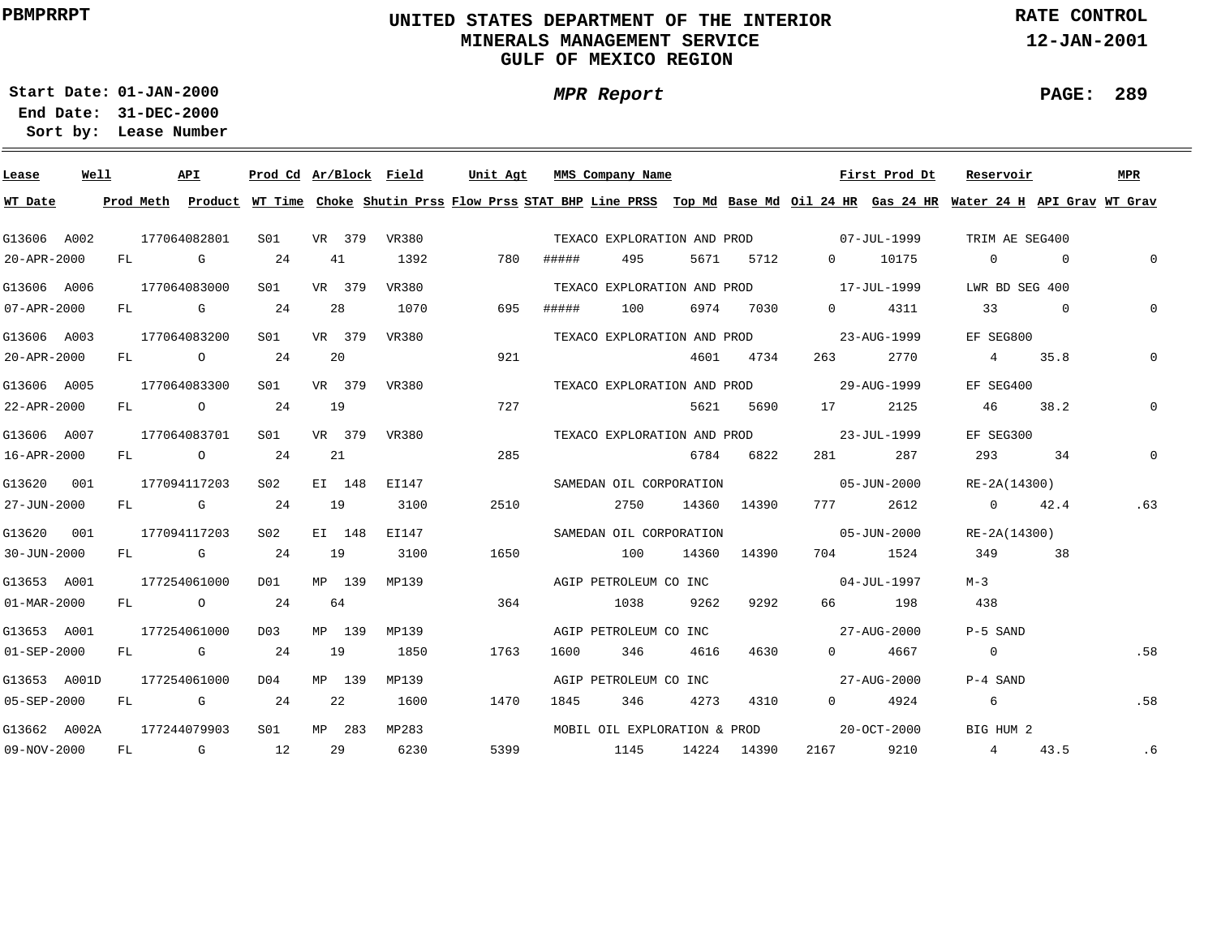PBMPRRPT

# UNITED STATES DEPARTMENT OF THE INTERIOR
## MINERALS MANAGEMENT SERVICE
## GULF OF MEXICO REGION

RATE CONTROL
12-JAN-2001

**Start Date:** 01-JAN-2000
**End Date:** 31-DEC-2000
**Sort by:** Lease Number

*MPR Report*

| Lease | Well | API | Prod Cd | Ar/Block | Field | Unit Agt | MMS Company Name | | | | | First Prod Dt | Reservoir | | MPR |
|---|---|---|---|---|---|---|---|---|---|---|---|---|---|---|---|
| **WT Date** | **Prod Meth** | **Product** | **WT Time** | **Choke** | **Shutin Prss** | **Flow Prss** | **STAT BHP** | **Line PRSS** | **Top Md** | **Base Md** | **Oil 24 HR** | **Gas 24 HR** | **Water 24 H** | **API Grav** | **WT Grav** |
| G13606 | A002 | 177064082801 | S01 | VR 379 | VR380 | | TEXACO EXPLORATION AND PROD | | | | | 07-JUL-1999 | TRIM AE SEG400 | | |
| 20-APR-2000 | FL | G | 24 | 41 | 1392 | 780 | ##### | 495 | 5671 | 5712 | 0 | 10175 | 0 | 0 | 0 |
| G13606 | A006 | 177064083000 | S01 | VR 379 | VR380 | | TEXACO EXPLORATION AND PROD | | | | | 17-JUL-1999 | LWR BD SEG 400 | | |
| 07-APR-2000 | FL | G | 24 | 28 | 1070 | 695 | ##### | 100 | 6974 | 7030 | 0 | 4311 | 33 | 0 | 0 |
| G13606 | A003 | 177064083200 | S01 | VR 379 | VR380 | | TEXACO EXPLORATION AND PROD | | | | | 23-AUG-1999 | EF SEG800 | | |
| 20-APR-2000 | FL | O | 24 | 20 | | 921 | | | 4601 | 4734 | 263 | 2770 | 4 | 35.8 | 0 |
| G13606 | A005 | 177064083300 | S01 | VR 379 | VR380 | | TEXACO EXPLORATION AND PROD | | | | | 29-AUG-1999 | EF SEG400 | | |
| 22-APR-2000 | FL | O | 24 | 19 | | 727 | | | 5621 | 5690 | 17 | 2125 | 46 | 38.2 | 0 |
| G13606 | A007 | 177064083701 | S01 | VR 379 | VR380 | | TEXACO EXPLORATION AND PROD | | | | | 23-JUL-1999 | EF SEG300 | | |
| 16-APR-2000 | FL | O | 24 | 21 | | 285 | | | 6784 | 6822 | 281 | 287 | 293 | 34 | 0 |
| G13620 | 001 | 177094117203 | S02 | EI 148 | EI147 | | SAMEDAN OIL CORPORATION | | | | | 05-JUN-2000 | RE-2A(14300) | | |
| 27-JUN-2000 | FL | G | 24 | 19 | 3100 | 2510 | | 2750 | 14360 | 14390 | 777 | 2612 | 0 | 42.4 | .63 |
| G13620 | 001 | 177094117203 | S02 | EI 148 | EI147 | | SAMEDAN OIL CORPORATION | | | | | 05-JUN-2000 | RE-2A(14300) | | |
| 30-JUN-2000 | FL | G | 24 | 19 | 3100 | 1650 | | 100 | 14360 | 14390 | 704 | 1524 | 349 | 38 | |
| G13653 | A001 | 177254061000 | D01 | MP 139 | MP139 | | AGIP PETROLEUM CO INC | | | | | 04-JUL-1997 | M-3 | | |
| 01-MAR-2000 | FL | O | 24 | 64 | | 364 | | 1038 | 9262 | 9292 | 66 | 198 | 438 | | |
| G13653 | A001 | 177254061000 | D03 | MP 139 | MP139 | | AGIP PETROLEUM CO INC | | | | | 27-AUG-2000 | P-5 SAND | | |
| 01-SEP-2000 | FL | G | 24 | 19 | 1850 | 1763 | 1600 | 346 | 4616 | 4630 | 0 | 4667 | 0 | | .58 |
| G13653 | A001D | 177254061000 | D04 | MP 139 | MP139 | | AGIP PETROLEUM CO INC | | | | | 27-AUG-2000 | P-4 SAND | | |
| 05-SEP-2000 | FL | G | 24 | 22 | 1600 | 1470 | 1845 | 346 | 4273 | 4310 | 0 | 4924 | 6 | | .58 |
| G13662 | A002A | 177244079903 | S01 | MP 283 | MP283 | | MOBIL OIL EXPLORATION & PROD | | | | | 20-OCT-2000 | BIG HUM 2 | | |
| 09-NOV-2000 | FL | G | 12 | 29 | 6230 | 5399 | | 1145 | 14224 | 14390 | 2167 | 9210 | 4 | 43.5 | .6 |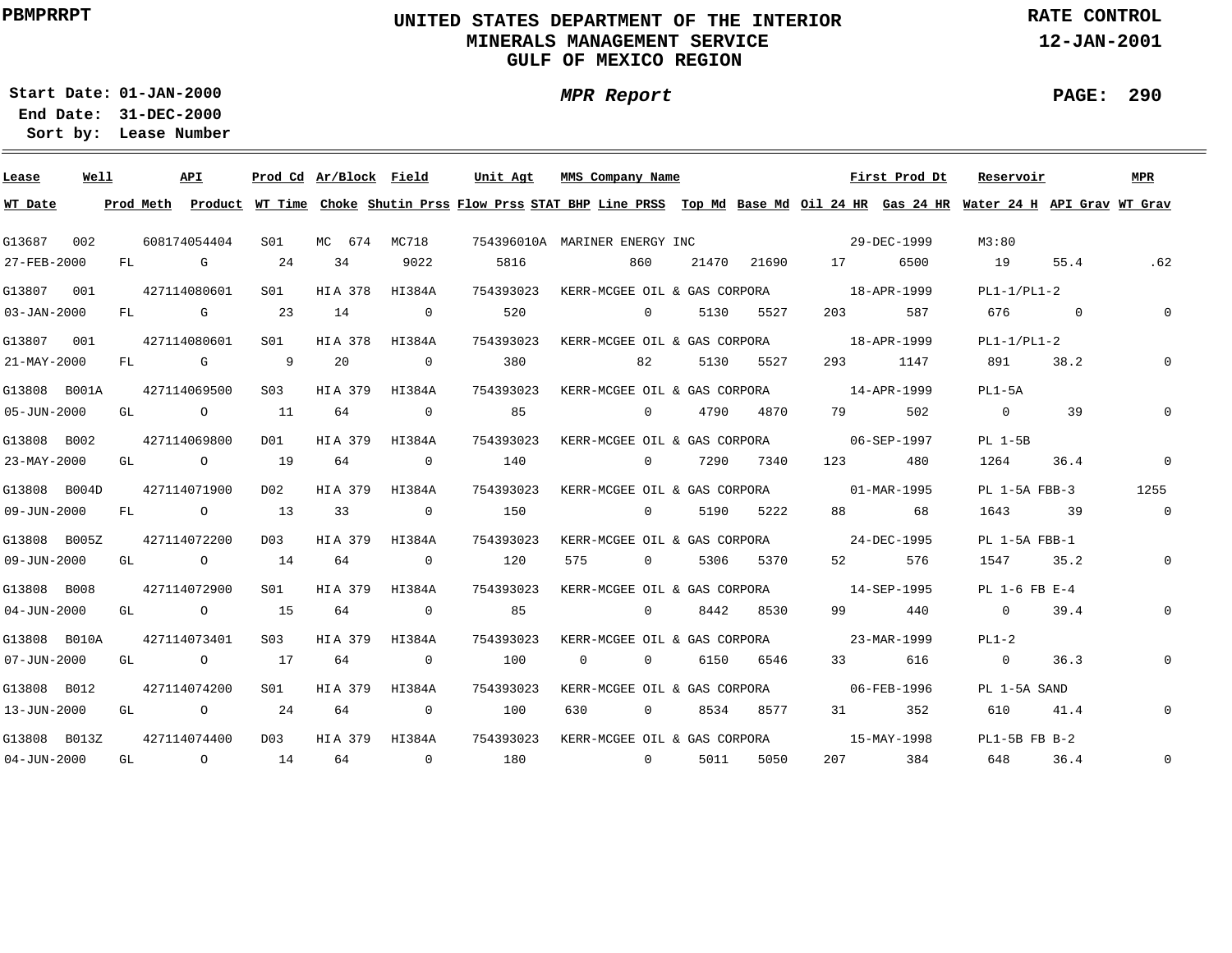PBMPRRPT

# UNITED STATES DEPARTMENT OF THE INTERIOR
## MINERALS MANAGEMENT SERVICE
## GULF OF MEXICO REGION

RATE CONTROL
12-JAN-2001

**Start Date:** 01-JAN-2000
**End Date:** 31-DEC-2000
**Sort by:** Lease Number

*MPR Report*

PAGE: 290

| Lease | Well | API | Prod Cd | Ar/Block | Field | Unit Agt | MMS Company Name | | | | First Prod Dt | | Reservoir | | MPR |
|---|---|---|---|---|---|---|---|---|---|---|---|---|---|---|---|
| WT Date | Prod Meth | Product | WT Time | Choke | Shutin Prss | Flow Prss | STAT BHP | Line PRSS | Top Md | Base Md | Oil 24 HR | Gas 24 HR | Water 24 H | API Grav | WT Grav |
| G13687 | 002 | 608174054404 | S01 | MC 674 | MC718 | 754396010A | MARINER ENERGY INC | | | | 29-DEC-1999 | | M3:80 | | |
| 27-FEB-2000 | FL | G | 24 | 34 | 9022 | 5816 | | 860 | 21470 | 21690 | 17 | 6500 | 19 | 55.4 | .62 |
| G13807 | 001 | 427114080601 | S01 | HIA 378 | HI384A | 754393023 | KERR-MCGEE OIL & GAS CORPORA | | | | 18-APR-1999 | | PL1-1/PL1-2 | | |
| 03-JAN-2000 | FL | G | 23 | 14 | 0 | 520 | | 0 | 5130 | 5527 | 203 | 587 | 676 | 0 | 0 |
| G13807 | 001 | 427114080601 | S01 | HIA 378 | HI384A | 754393023 | KERR-MCGEE OIL & GAS CORPORA | | | | 18-APR-1999 | | PL1-1/PL1-2 | | |
| 21-MAY-2000 | FL | G | 9 | 20 | 0 | 380 | | 82 | 5130 | 5527 | 293 | 1147 | 891 | 38.2 | 0 |
| G13808 | B001A | 427114069500 | S03 | HIA 379 | HI384A | 754393023 | KERR-MCGEE OIL & GAS CORPORA | | | | 14-APR-1999 | | PL1-5A | | |
| 05-JUN-2000 | GL | O | 11 | 64 | 0 | 85 | | 0 | 4790 | 4870 | 79 | 502 | 0 | 39 | 0 |
| G13808 | B002 | 427114069800 | D01 | HIA 379 | HI384A | 754393023 | KERR-MCGEE OIL & GAS CORPORA | | | | 06-SEP-1997 | | PL 1-5B | | |
| 23-MAY-2000 | GL | O | 19 | 64 | 0 | 140 | | 0 | 7290 | 7340 | 123 | 480 | 1264 | 36.4 | 0 |
| G13808 | B004D | 427114071900 | D02 | HIA 379 | HI384A | 754393023 | KERR-MCGEE OIL & GAS CORPORA | | | | 01-MAR-1995 | | PL 1-5A FBB-3 | | 1255 |
| 09-JUN-2000 | FL | O | 13 | 33 | 0 | 150 | | 0 | 5190 | 5222 | 88 | 68 | 1643 | 39 | 0 |
| G13808 | B005Z | 427114072200 | D03 | HIA 379 | HI384A | 754393023 | KERR-MCGEE OIL & GAS CORPORA | | | | 24-DEC-1995 | | PL 1-5A FBB-1 | | |
| 09-JUN-2000 | GL | O | 14 | 64 | 0 | 120 | 575 | 0 | 5306 | 5370 | 52 | 576 | 1547 | 35.2 | 0 |
| G13808 | B008 | 427114072900 | S01 | HIA 379 | HI384A | 754393023 | KERR-MCGEE OIL & GAS CORPORA | | | | 14-SEP-1995 | | PL 1-6 FB E-4 | | |
| 04-JUN-2000 | GL | O | 15 | 64 | 0 | 85 | | 0 | 8442 | 8530 | 99 | 440 | 0 | 39.4 | 0 |
| G13808 | B010A | 427114073401 | S03 | HIA 379 | HI384A | 754393023 | KERR-MCGEE OIL & GAS CORPORA | | | | 23-MAR-1999 | | PL1-2 | | |
| 07-JUN-2000 | GL | O | 17 | 64 | 0 | 100 | 0 | 0 | 6150 | 6546 | 33 | 616 | 0 | 36.3 | 0 |
| G13808 | B012 | 427114074200 | S01 | HIA 379 | HI384A | 754393023 | KERR-MCGEE OIL & GAS CORPORA | | | | 06-FEB-1996 | | PL 1-5A SAND | | |
| 13-JUN-2000 | GL | O | 24 | 64 | 0 | 100 | 630 | 0 | 8534 | 8577 | 31 | 352 | 610 | 41.4 | 0 |
| G13808 | B013Z | 427114074400 | D03 | HIA 379 | HI384A | 754393023 | KERR-MCGEE OIL & GAS CORPORA | | | | 15-MAY-1998 | | PL1-5B FB B-2 | | |
| 04-JUN-2000 | GL | O | 14 | 64 | 0 | 180 | | 0 | 5011 | 5050 | 207 | 384 | 648 | 36.4 | 0 |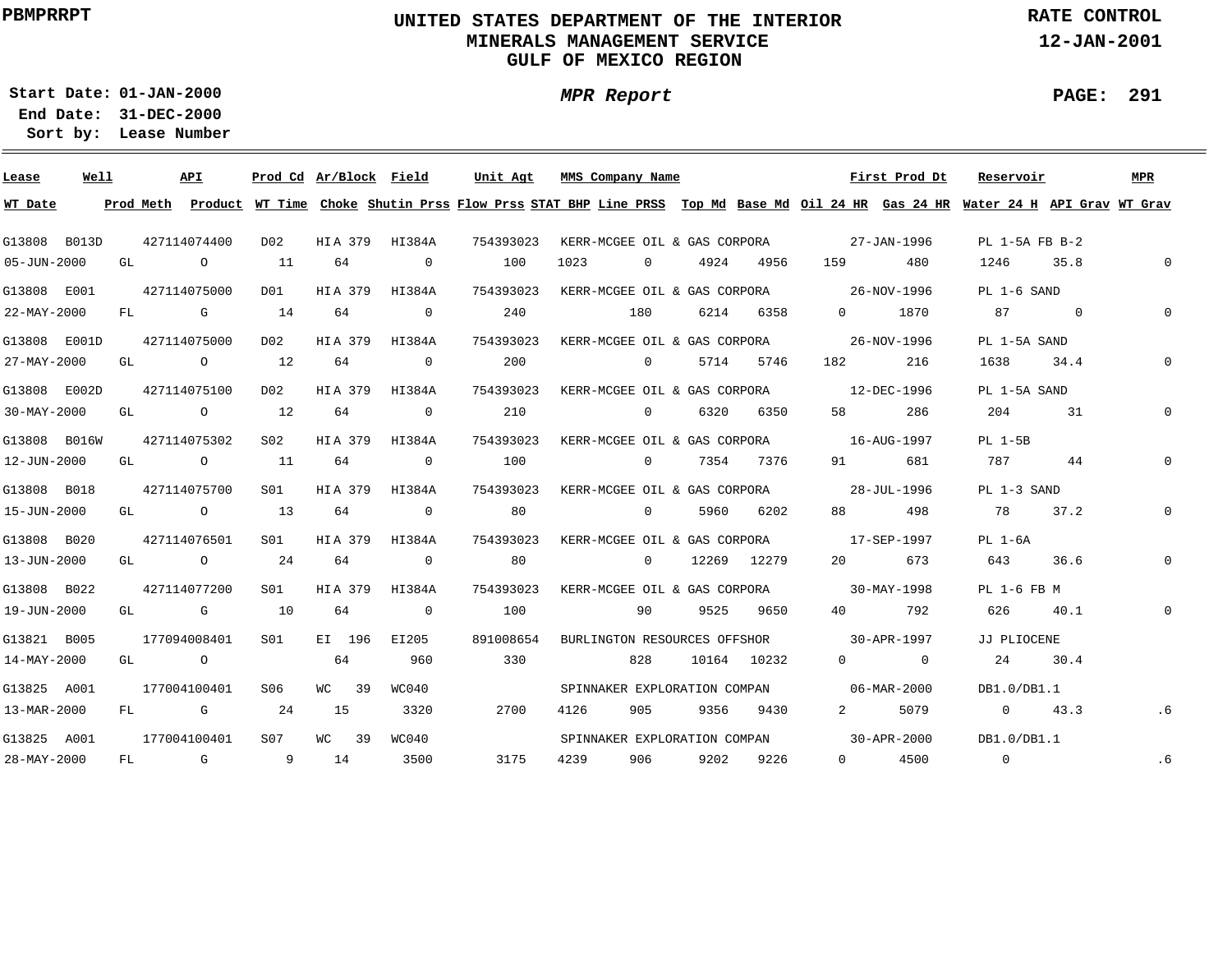PBMPRRPT

# UNITED STATES DEPARTMENT OF THE INTERIOR
## MINERALS MANAGEMENT SERVICE
## GULF OF MEXICO REGION

RATE CONTROL
12-JAN-2001

Start Date: 01-JAN-2000
End Date: 31-DEC-2000
Sort by: Lease Number

*MPR Report*

PAGE: 291

| Lease | Well | API | Prod Cd | Ar/Block | Field | Unit Agt | MMS Company Name | | | | First Prod Dt | | Reservoir | | MPR |
|---|---|---|---|---|---|---|---|---|---|---|---|---|---|---|---|
| WT Date | Prod Meth | Product | WT Time | Choke | Shutin Prss | Flow Prss | STAT BHP | Line PRSS | Top Md | Base Md | Oil 24 HR | Gas 24 HR | Water 24 H | API Grav | WT Grav |
| G13808 | B013D | 427114074400 | D02 | HI A 379 | HI384A | 754393023 | KERR-MCGEE OIL & GAS CORPORA | | | | 27-JAN-1996 | | PL 1-5A FB B-2 | | |
| 05-JUN-2000 | GL | O | 11 | 64 | 0 | 100 | 1023 | 0 | 4924 | 4956 | 159 | 480 | 1246 | 35.8 | 0 |
| G13808 | E001 | 427114075000 | D01 | HI A 379 | HI384A | 754393023 | KERR-MCGEE OIL & GAS CORPORA | | | | 26-NOV-1996 | | PL 1-6 SAND | | |
| 22-MAY-2000 | FL | G | 14 | 64 | 0 | 240 | | 180 | 6214 | 6358 | 0 | 1870 | 87 | 0 | 0 |
| G13808 | E001D | 427114075000 | D02 | HI A 379 | HI384A | 754393023 | KERR-MCGEE OIL & GAS CORPORA | | | | 26-NOV-1996 | | PL 1-5A SAND | | |
| 27-MAY-2000 | GL | O | 12 | 64 | 0 | 200 | | 0 | 5714 | 5746 | 182 | 216 | 1638 | 34.4 | 0 |
| G13808 | E002D | 427114075100 | D02 | HI A 379 | HI384A | 754393023 | KERR-MCGEE OIL & GAS CORPORA | | | | 12-DEC-1996 | | PL 1-5A SAND | | |
| 30-MAY-2000 | GL | O | 12 | 64 | 0 | 210 | | 0 | 6320 | 6350 | 58 | 286 | 204 | 31 | 0 |
| G13808 | B016W | 427114075302 | S02 | HI A 379 | HI384A | 754393023 | KERR-MCGEE OIL & GAS CORPORA | | | | 16-AUG-1997 | | PL 1-5B | | |
| 12-JUN-2000 | GL | O | 11 | 64 | 0 | 100 | | 0 | 7354 | 7376 | 91 | 681 | 787 | 44 | 0 |
| G13808 | B018 | 427114075700 | S01 | HI A 379 | HI384A | 754393023 | KERR-MCGEE OIL & GAS CORPORA | | | | 28-JUL-1996 | | PL 1-3 SAND | | |
| 15-JUN-2000 | GL | O | 13 | 64 | 0 | 80 | | 0 | 5960 | 6202 | 88 | 498 | 78 | 37.2 | 0 |
| G13808 | B020 | 427114076501 | S01 | HI A 379 | HI384A | 754393023 | KERR-MCGEE OIL & GAS CORPORA | | | | 17-SEP-1997 | | PL 1-6A | | |
| 13-JUN-2000 | GL | O | 24 | 64 | 0 | 80 | | 0 | 12269 | 12279 | 20 | 673 | 643 | 36.6 | 0 |
| G13808 | B022 | 427114077200 | S01 | HI A 379 | HI384A | 754393023 | KERR-MCGEE OIL & GAS CORPORA | | | | 30-MAY-1998 | | PL 1-6 FB M | | |
| 19-JUN-2000 | GL | G | 10 | 64 | 0 | 100 | | 90 | 9525 | 9650 | 40 | 792 | 626 | 40.1 | 0 |
| G13821 | B005 | 177094008401 | S01 | EI 196 | EI205 | 891008654 | BURLINGTON RESOURCES OFFSHOR | | | | 30-APR-1997 | | JJ PLIOCENE | | |
| 14-MAY-2000 | GL | O | | 64 | 960 | 330 | | 828 | 10164 | 10232 | 0 | 0 | 24 | 30.4 | |
| G13825 | A001 | 177004100401 | S06 | WC 39 | WC040 | | SPINNAKER EXPLORATION COMPAN | | | | 06-MAR-2000 | | DB1.0/DB1.1 | | |
| 13-MAR-2000 | FL | G | 24 | 15 | 3320 | 2700 | 4126 | 905 | 9356 | 9430 | 2 | 5079 | 0 | 43.3 | .6 |
| G13825 | A001 | 177004100401 | S07 | WC 39 | WC040 | | SPINNAKER EXPLORATION COMPAN | | | | 30-APR-2000 | | DB1.0/DB1.1 | | |
| 28-MAY-2000 | FL | G | 9 | 14 | 3500 | 3175 | 4239 | 906 | 9202 | 9226 | 0 | 4500 | 0 | | .6 |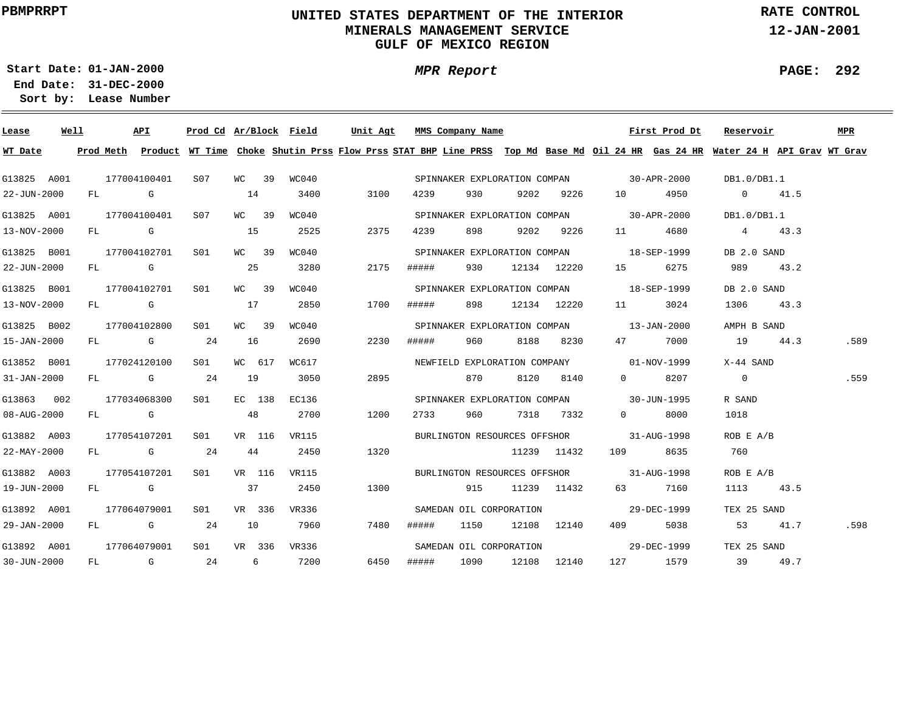PBMPRRPT

# UNITED STATES DEPARTMENT OF THE INTERIOR
## MINERALS MANAGEMENT SERVICE
## GULF OF MEXICO REGION

RATE CONTROL
12-JAN-2001

**Start Date:** 01-JAN-2000
**End Date:** 31-DEC-2000
**Sort by:** Lease Number

*MPR Report*

| Lease | Well | API | Prod Cd | Ar/Block | Field | Unit Agt | MMS Company Name | | | | First Prod Dt | | Reservoir | | MPR |
|---|---|---|---|---|---|---|---|---|---|---|---|---|---|---|---|
| **WT Date** | **Prod Meth** | **Product** | **WT Time** | **Choke** | **Shutin Prss** | **Flow Prss** | **STAT BHP** | **Line PRSS** | **Top Md** | **Base Md** | **Oil 24 HR** | **Gas 24 HR** | **Water 24 H** | **API Grav** | **WT Grav** |
| G13825 | A001 | 177004100401 | S07 | WC 39 | WC040 | | SPINNAKER EXPLORATION COMPAN | | | | 30-APR-2000 | | DB1.0/DB1.1 | | |
| 22-JUN-2000 | FL | G | | 14 | 3400 | 3100 | 4239 | 930 | 9202 | 9226 | 10 | 4950 | 0 | 41.5 | |
| G13825 | A001 | 177004100401 | S07 | WC 39 | WC040 | | SPINNAKER EXPLORATION COMPAN | | | | 30-APR-2000 | | DB1.0/DB1.1 | | |
| 13-NOV-2000 | FL | G | | 15 | 2525 | 2375 | 4239 | 898 | 9202 | 9226 | 11 | 4680 | 4 | 43.3 | |
| G13825 | B001 | 177004102701 | S01 | WC 39 | WC040 | | SPINNAKER EXPLORATION COMPAN | | | | 18-SEP-1999 | | DB 2.0 SAND | | |
| 22-JUN-2000 | FL | G | | 25 | 3280 | 2175 | ##### | 930 | 12134 | 12220 | 15 | 6275 | 989 | 43.2 | |
| G13825 | B001 | 177004102701 | S01 | WC 39 | WC040 | | SPINNAKER EXPLORATION COMPAN | | | | 18-SEP-1999 | | DB 2.0 SAND | | |
| 13-NOV-2000 | FL | G | | 17 | 2850 | 1700 | ##### | 898 | 12134 | 12220 | 11 | 3024 | 1306 | 43.3 | |
| G13825 | B002 | 177004102800 | S01 | WC 39 | WC040 | | SPINNAKER EXPLORATION COMPAN | | | | 13-JAN-2000 | | AMPH B SAND | | |
| 15-JAN-2000 | FL | G | 24 | 16 | 2690 | 2230 | ##### | 960 | 8188 | 8230 | 47 | 7000 | 19 | 44.3 | .589 |
| G13852 | B001 | 177024120100 | S01 | WC 617 | WC617 | | NEWFIELD EXPLORATION COMPANY | | | | 01-NOV-1999 | | X-44 SAND | | |
| 31-JAN-2000 | FL | G | 24 | 19 | 3050 | 2895 | | 870 | 8120 | 8140 | 0 | 8207 | 0 | | .559 |
| G13863 | 002 | 177034068300 | S01 | EC 138 | EC136 | | SPINNAKER EXPLORATION COMPAN | | | | 30-JUN-1995 | | R SAND | | |
| 08-AUG-2000 | FL | G | | 48 | 2700 | 1200 | 2733 | 960 | 7318 | 7332 | 0 | 8000 | 1018 | | |
| G13882 | A003 | 177054107201 | S01 | VR 116 | VR115 | | BURLINGTON RESOURCES OFFSHOR | | | | 31-AUG-1998 | | ROB E A/B | | |
| 22-MAY-2000 | FL | G | 24 | 44 | 2450 | 1320 | | | 11239 | 11432 | 109 | 8635 | 760 | | |
| G13882 | A003 | 177054107201 | S01 | VR 116 | VR115 | | BURLINGTON RESOURCES OFFSHOR | | | | 31-AUG-1998 | | ROB E A/B | | |
| 19-JUN-2000 | FL | G | | 37 | 2450 | 1300 | | 915 | 11239 | 11432 | 63 | 7160 | 1113 | 43.5 | |
| G13892 | A001 | 177064079001 | S01 | VR 336 | VR336 | | SAMEDAN OIL CORPORATION | | | | 29-DEC-1999 | | TEX 25 SAND | | |
| 29-JAN-2000 | FL | G | 24 | 10 | 7960 | 7480 | ##### | 1150 | 12108 | 12140 | 409 | 5038 | 53 | 41.7 | .598 |
| G13892 | A001 | 177064079001 | S01 | VR 336 | VR336 | | SAMEDAN OIL CORPORATION | | | | 29-DEC-1999 | | TEX 25 SAND | | |
| 30-JUN-2000 | FL | G | 24 | 6 | 7200 | 6450 | ##### | 1090 | 12108 | 12140 | 127 | 1579 | 39 | 49.7 | |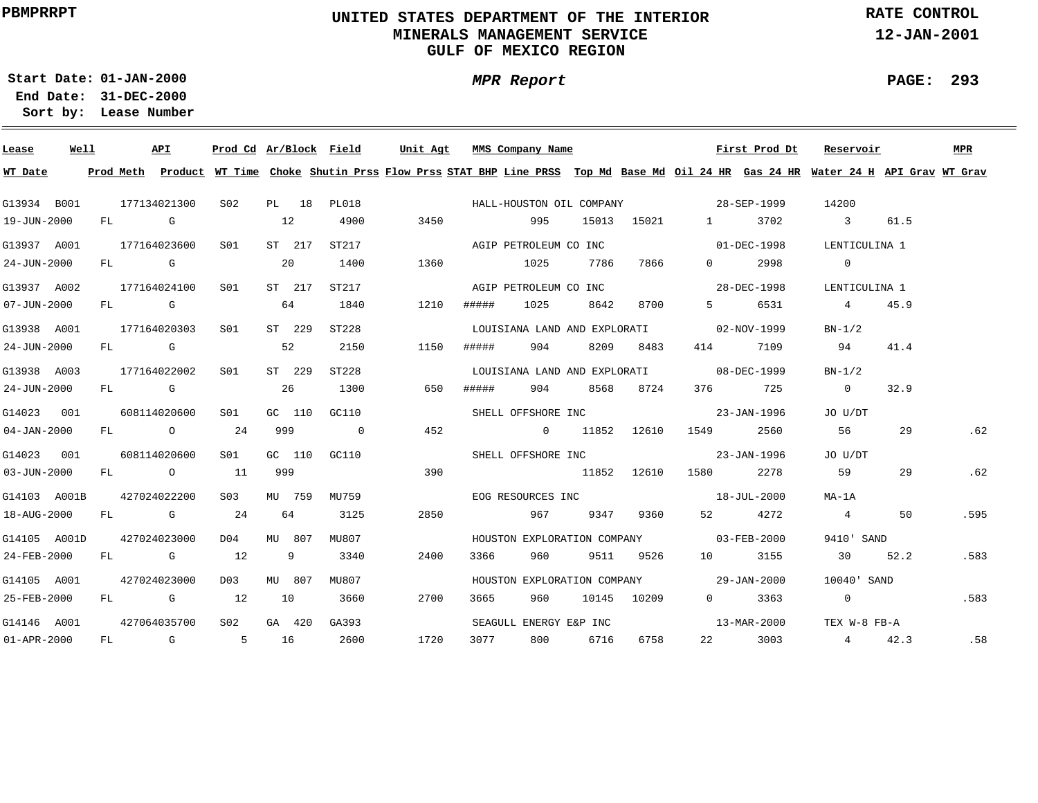UNITED STATES DEPARTMENT OF THE INTERIOR
MINERALS MANAGEMENT SERVICE
GULF OF MEXICO REGION

PBMPRRPT

RATE CONTROL
12-JAN-2001

Start Date: 01-JAN-2000
End Date: 31-DEC-2000
Sort by: Lease Number

*MPR Report*

| Lease | Well | API | Prod Cd | Ar/Block | Field | Unit Agt | MMS Company Name | | | | First Prod Dt | | Reservoir | | MPR |
|---|---|---|---|---|---|---|---|---|---|---|---|---|---|---|---|
| **WT Date** | **Prod Meth** | **Product** | **WT Time** | **Choke** | **Shutin Prss** | **Flow Prss** | **STAT BHP** | **Line PRSS** | **Top Md** | **Base Md** | **Oil 24 HR** | **Gas 24 HR** | **Water 24 H** | **API Grav** | **WT Grav** |
| G13934 | B001 | 177134021300 | S02 | PL 18 | PL018 | | HALL-HOUSTON OIL COMPANY | | | | 28-SEP-1999 | | 14200 | | |
| 19-JUN-2000 | FL | G | | 12 | 4900 | 3450 | | 995 | 15013 | 15021 | 1 | 3702 | 3 | 61.5 | |
| G13937 | A001 | 177164023600 | S01 | ST 217 | ST217 | | AGIP PETROLEUM CO INC | | | | 01-DEC-1998 | | LENTICULINA 1 | | |
| 24-JUN-2000 | FL | G | | 20 | 1400 | 1360 | | 1025 | 7786 | 7866 | 0 | 2998 | 0 | | |
| G13937 | A002 | 177164024100 | S01 | ST 217 | ST217 | | AGIP PETROLEUM CO INC | | | | 28-DEC-1998 | | LENTICULINA 1 | | |
| 07-JUN-2000 | FL | G | | 64 | 1840 | 1210 | ##### | 1025 | 8642 | 8700 | 5 | 6531 | 4 | 45.9 | |
| G13938 | A001 | 177164020303 | S01 | ST 229 | ST228 | | LOUISIANA LAND AND EXPLORATI | | | | 02-NOV-1999 | | BN-1/2 | | |
| 24-JUN-2000 | FL | G | | 52 | 2150 | 1150 | ##### | 904 | 8209 | 8483 | 414 | 7109 | 94 | 41.4 | |
| G13938 | A003 | 177164022002 | S01 | ST 229 | ST228 | | LOUISIANA LAND AND EXPLORATI | | | | 08-DEC-1999 | | BN-1/2 | | |
| 24-JUN-2000 | FL | G | | 26 | 1300 | 650 | ##### | 904 | 8568 | 8724 | 376 | 725 | 0 | 32.9 | |
| G14023 | 001 | 608114020600 | S01 | GC 110 | GC110 | | SHELL OFFSHORE INC | | | | 23-JAN-1996 | | JO U/DT | | |
| 04-JAN-2000 | FL | O | 24 | 999 | 0 | 452 | | 0 | 11852 | 12610 | 1549 | 2560 | 56 | 29 | .62 |
| G14023 | 001 | 608114020600 | S01 | GC 110 | GC110 | | SHELL OFFSHORE INC | | | | 23-JAN-1996 | | JO U/DT | | |
| 03-JUN-2000 | FL | O | 11 | 999 | | 390 | | | 11852 | 12610 | 1580 | 2278 | 59 | 29 | .62 |
| G14103 | A001B | 427024022200 | S03 | MU 759 | MU759 | | EOG RESOURCES INC | | | | 18-JUL-2000 | | MA-1A | | |
| 18-AUG-2000 | FL | G | 24 | 64 | 3125 | 2850 | | 967 | 9347 | 9360 | 52 | 4272 | 4 | 50 | .595 |
| G14105 | A001D | 427024023000 | D04 | MU 807 | MU807 | | HOUSTON EXPLORATION COMPANY | | | | 03-FEB-2000 | | 9410' SAND | | |
| 24-FEB-2000 | FL | G | 12 | 9 | 3340 | 2400 | 3366 | 960 | 9511 | 9526 | 10 | 3155 | 30 | 52.2 | .583 |
| G14105 | A001 | 427024023000 | D03 | MU 807 | MU807 | | HOUSTON EXPLORATION COMPANY | | | | 29-JAN-2000 | | 10040' SAND | | |
| 25-FEB-2000 | FL | G | 12 | 10 | 3660 | 2700 | 3665 | 960 | 10145 | 10209 | 0 | 3363 | 0 | | .583 |
| G14146 | A001 | 427064035700 | S02 | GA 420 | GA393 | | SEAGULL ENERGY E&P INC | | | | 13-MAR-2000 | | TEX W-8 FB-A | | |
| 01-APR-2000 | FL | G | 5 | 16 | 2600 | 1720 | 3077 | 800 | 6716 | 6758 | 22 | 3003 | 4 | 42.3 | .58 |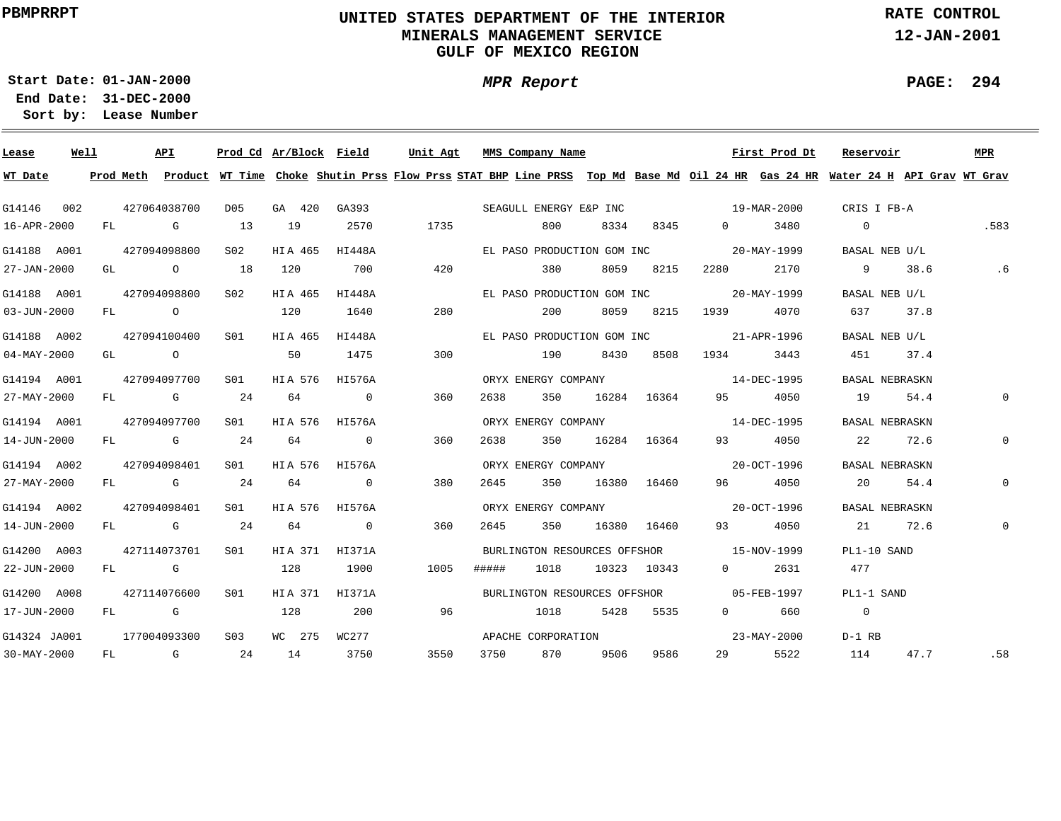PBMPRRPT

# UNITED STATES DEPARTMENT OF THE INTERIOR
## MINERALS MANAGEMENT SERVICE
## GULF OF MEXICO REGION

RATE CONTROL
12-JAN-2001

**Start Date:** 01-JAN-2000
**End Date:** 31-DEC-2000
**Sort by:** Lease Number

*MPR Report*

| Lease | Well | API | Prod Cd | Ar/Block | Field | Unit Agt | MMS Company Name | | | First Prod Dt | | Reservoir | | MPR |
|---|---|---|---|---|---|---|---|---|---|---|---|---|---|---|
| WT Date | Prod Meth | Product | WT Time | Choke | Shutin Prss | Flow Prss | STAT BHP | Line PRSS | Top Md | Base Md | Oil 24 HR | Gas 24 HR | Water 24 H | API Grav | WT Grav |
| G14146 | 002 | 427064038700 | D05 | GA 420 | GA393 | | SEAGULL ENERGY E&P INC | | | 19-MAR-2000 | | CRIS I FB-A | | |
| 16-APR-2000 | FL | G | 13 | 19 | 2570 | 1735 | | 800 | 8334 | 8345 | 0 | 3480 | 0 | | .583 |
| G14188 | A001 | 427094098800 | S02 | HIA 465 | HI448A | | EL PASO PRODUCTION GOM INC | | | 20-MAY-1999 | | BASAL NEB U/L | | |
| 27-JAN-2000 | GL | O | 18 | 120 | 700 | 420 | | 380 | 8059 | 8215 | 2280 | 2170 | 9 | 38.6 | .6 |
| G14188 | A001 | 427094098800 | S02 | HIA 465 | HI448A | | EL PASO PRODUCTION GOM INC | | | 20-MAY-1999 | | BASAL NEB U/L | | |
| 03-JUN-2000 | FL | O | | 120 | 1640 | 280 | | 200 | 8059 | 8215 | 1939 | 4070 | 637 | 37.8 | |
| G14188 | A002 | 427094100400 | S01 | HIA 465 | HI448A | | EL PASO PRODUCTION GOM INC | | | 21-APR-1996 | | BASAL NEB U/L | | |
| 04-MAY-2000 | GL | O | | 50 | 1475 | 300 | | 190 | 8430 | 8508 | 1934 | 3443 | 451 | 37.4 | |
| G14194 | A001 | 427094097700 | S01 | HIA 576 | HI576A | | ORYX ENERGY COMPANY | | | 14-DEC-1995 | | BASAL NEBRASKN | | |
| 27-MAY-2000 | FL | G | 24 | 64 | 0 | 360 | 2638 | 350 | 16284 | 16364 | 95 | 4050 | 19 | 54.4 | 0 |
| G14194 | A001 | 427094097700 | S01 | HIA 576 | HI576A | | ORYX ENERGY COMPANY | | | 14-DEC-1995 | | BASAL NEBRASKN | | |
| 14-JUN-2000 | FL | G | 24 | 64 | 0 | 360 | 2638 | 350 | 16284 | 16364 | 93 | 4050 | 22 | 72.6 | 0 |
| G14194 | A002 | 427094098401 | S01 | HIA 576 | HI576A | | ORYX ENERGY COMPANY | | | 20-OCT-1996 | | BASAL NEBRASKN | | |
| 27-MAY-2000 | FL | G | 24 | 64 | 0 | 380 | 2645 | 350 | 16380 | 16460 | 96 | 4050 | 20 | 54.4 | 0 |
| G14194 | A002 | 427094098401 | S01 | HIA 576 | HI576A | | ORYX ENERGY COMPANY | | | 20-OCT-1996 | | BASAL NEBRASKN | | |
| 14-JUN-2000 | FL | G | 24 | 64 | 0 | 360 | 2645 | 350 | 16380 | 16460 | 93 | 4050 | 21 | 72.6 | 0 |
| G14200 | A003 | 427114073701 | S01 | HIA 371 | HI371A | | BURLINGTON RESOURCES OFFSHOR | | | 15-NOV-1999 | | PL1-10 SAND | | |
| 22-JUN-2000 | FL | G | | 128 | 1900 | 1005 | ##### | 1018 | 10323 | 10343 | 0 | 2631 | 477 | | |
| G14200 | A008 | 427114076600 | S01 | HIA 371 | HI371A | | BURLINGTON RESOURCES OFFSHOR | | | 05-FEB-1997 | | PL1-1 SAND | | |
| 17-JUN-2000 | FL | G | | 128 | 200 | 96 | | 1018 | 5428 | 5535 | 0 | 660 | 0 | | |
| G14324 | JA001 | 177004093300 | S03 | WC 275 | WC277 | | APACHE CORPORATION | | | 23-MAY-2000 | | D-1 RB | | |
| 30-MAY-2000 | FL | G | 24 | 14 | 3750 | 3550 | 3750 | 870 | 9506 | 9586 | 29 | 5522 | 114 | 47.7 | .58 |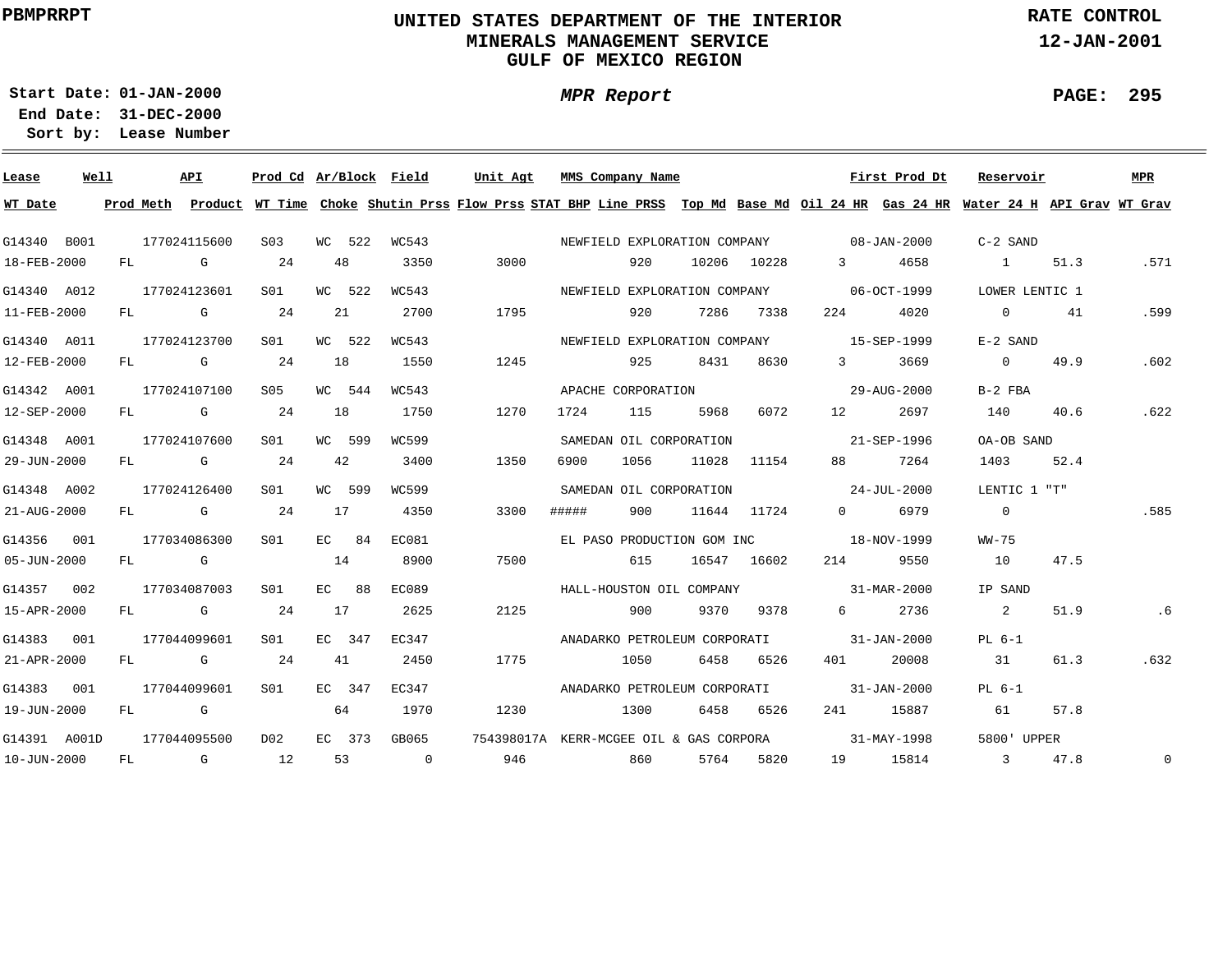PBMPRRPT

# UNITED STATES DEPARTMENT OF THE INTERIOR
## MINERALS MANAGEMENT SERVICE
## GULF OF MEXICO REGION

RATE CONTROL
12-JAN-2001

**Start Date:** 01-JAN-2000
**End Date:** 31-DEC-2000
**Sort by:** Lease Number

*MPR Report*

| Lease | Well | API | Prod Cd | Ar/Block | Field | Unit Agt | MMS Company Name | | | First Prod Dt | | Reservoir | | MPR |
|---|---|---|---|---|---|---|---|---|---|---|---|---|---|---|
| **WT Date** | **Prod Meth** | **Product** | **WT Time** | **Choke** | **Shutin Prss** | **Flow Prss** | **STAT BHP** | **Line PRSS** | **Top Md** | **Base Md** | **Oil 24 HR** | **Gas 24 HR** | **Water 24 H** | **API Grav** | **WT Grav** |
| G14340 | B001 | 177024115600 | S03 | WC 522 | WC543 | | NEWFIELD EXPLORATION COMPANY | | | 08-JAN-2000 | | C-2 SAND | | |
| 18-FEB-2000 | FL | G | 24 | 48 | 3350 | 3000 | | 920 | 10206 | 10228 | 3 | 4658 | 1 | 51.3 | .571 |
| G14340 | A012 | 177024123601 | S01 | WC 522 | WC543 | | NEWFIELD EXPLORATION COMPANY | | | 06-OCT-1999 | | LOWER LENTIC 1 | | |
| 11-FEB-2000 | FL | G | 24 | 21 | 2700 | 1795 | | 920 | 7286 | 7338 | 224 | 4020 | 0 | 41 | .599 |
| G14340 | A011 | 177024123700 | S01 | WC 522 | WC543 | | NEWFIELD EXPLORATION COMPANY | | | 15-SEP-1999 | | E-2 SAND | | |
| 12-FEB-2000 | FL | G | 24 | 18 | 1550 | 1245 | | 925 | 8431 | 8630 | 3 | 3669 | 0 | 49.9 | .602 |
| G14342 | A001 | 177024107100 | S05 | WC 544 | WC543 | | APACHE CORPORATION | | | 29-AUG-2000 | | B-2 FBA | | |
| 12-SEP-2000 | FL | G | 24 | 18 | 1750 | 1270 | 1724 | 115 | 5968 | 6072 | 12 | 2697 | 140 | 40.6 | .622 |
| G14348 | A001 | 177024107600 | S01 | WC 599 | WC599 | | SAMEDAN OIL CORPORATION | | | 21-SEP-1996 | | OA-OB SAND | | |
| 29-JUN-2000 | FL | G | 24 | 42 | 3400 | 1350 | 6900 | 1056 | 11028 | 11154 | 88 | 7264 | 1403 | 52.4 | |
| G14348 | A002 | 177024126400 | S01 | WC 599 | WC599 | | SAMEDAN OIL CORPORATION | | | 24-JUL-2000 | | LENTIC 1 "T" | | |
| 21-AUG-2000 | FL | G | 24 | 17 | 4350 | 3300 | ##### | 900 | 11644 | 11724 | 0 | 6979 | 0 | | .585 |
| G14356 | 001 | 177034086300 | S01 | EC 84 | EC081 | | EL PASO PRODUCTION GOM INC | | | 18-NOV-1999 | | WW-75 | | |
| 05-JUN-2000 | FL | G | | 14 | 8900 | 7500 | | 615 | 16547 | 16602 | 214 | 9550 | 10 | 47.5 | |
| G14357 | 002 | 177034087003 | S01 | EC 88 | EC089 | | HALL-HOUSTON OIL COMPANY | | | 31-MAR-2000 | | IP SAND | | |
| 15-APR-2000 | FL | G | 24 | 17 | 2625 | 2125 | | 900 | 9370 | 9378 | 6 | 2736 | 2 | 51.9 | .6 |
| G14383 | 001 | 177044099601 | S01 | EC 347 | EC347 | | ANADARKO PETROLEUM CORPORATI | | | 31-JAN-2000 | | PL 6-1 | | |
| 21-APR-2000 | FL | G | 24 | 41 | 2450 | 1775 | | 1050 | 6458 | 6526 | 401 | 20008 | 31 | 61.3 | .632 |
| G14383 | 001 | 177044099601 | S01 | EC 347 | EC347 | | ANADARKO PETROLEUM CORPORATI | | | 31-JAN-2000 | | PL 6-1 | | |
| 19-JUN-2000 | FL | G | | 64 | 1970 | 1230 | | 1300 | 6458 | 6526 | 241 | 15887 | 61 | 57.8 | |
| G14391 | A001D | 177044095500 | D02 | EC 373 | GB065 | 754398017A | KERR-MCGEE OIL & GAS CORPORA | | | 31-MAY-1998 | | 5800' UPPER | | |
| 10-JUN-2000 | FL | G | 12 | 53 | 0 | 946 | | 860 | 5764 | 5820 | 19 | 15814 | 3 | 47.8 | 0 |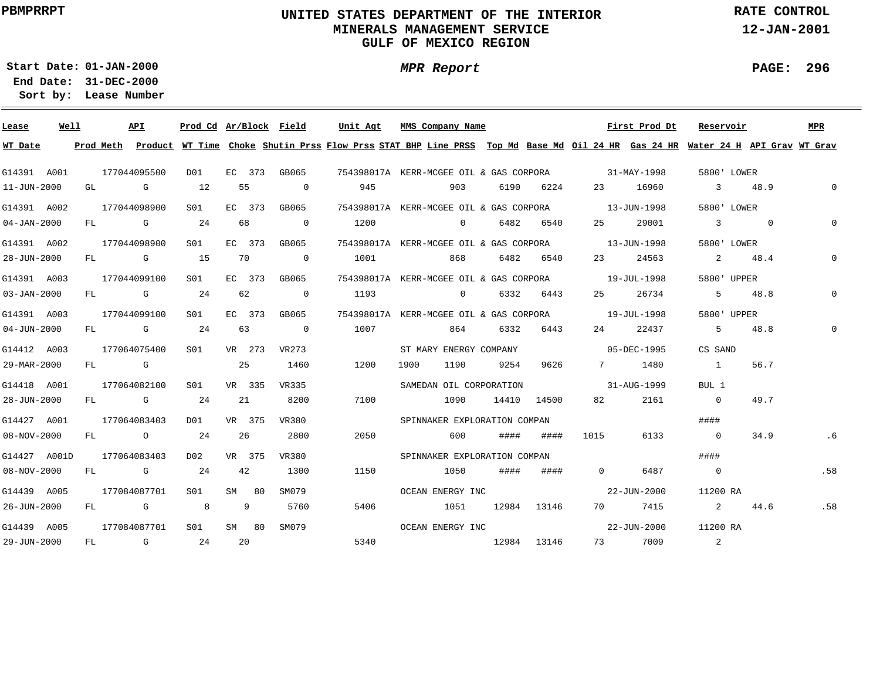PBMPRRPT

# UNITED STATES DEPARTMENT OF THE INTERIOR
## MINERALS MANAGEMENT SERVICE
## GULF OF MEXICO REGION

RATE CONTROL
12-JAN-2001

**Start Date:** 01-JAN-2000
**End Date:** 31-DEC-2000
**Sort by:** Lease Number

*MPR Report*

| Lease | Well | API | Prod Cd | Ar/Block | Field | Unit Agt | MMS Company Name | | | | | First Prod Dt | | Reservoir | | MPR |
|---|---|---|---|---|---|---|---|---|---|---|---|---|---|---|---|---|
| **WT Date** | **Prod Meth** | **Product** | **WT Time** | **Choke** | **Shutin Prss** | **Flow Prss** | **STAT BHP** | **Line PRSS** | **Top Md** | **Base Md** | **Oil 24 HR** | **Gas 24 HR** | **Water 24 H** | **API Grav** | **WT Grav** | |
| G14391 | A001 | 177044095500 | D01 | EC 373 | GB065 | 754398017A | KERR-MCGEE OIL & GAS CORPORA | | | | | 31-MAY-1998 | | 5800' LOWER | | |
| 11-JUN-2000 | GL | G | 12 | 55 | 0 | 945 | | 903 | 6190 | 6224 | 23 | 16960 | 3 | 48.9 | | 0 |
| G14391 | A002 | 177044098900 | S01 | EC 373 | GB065 | 754398017A | KERR-MCGEE OIL & GAS CORPORA | | | | | 13-JUN-1998 | | 5800' LOWER | | |
| 04-JAN-2000 | FL | G | 24 | 68 | 0 | 1200 | | 0 | 6482 | 6540 | 25 | 29001 | 3 | 0 | | 0 |
| G14391 | A002 | 177044098900 | S01 | EC 373 | GB065 | 754398017A | KERR-MCGEE OIL & GAS CORPORA | | | | | 13-JUN-1998 | | 5800' LOWER | | |
| 28-JUN-2000 | FL | G | 15 | 70 | 0 | 1001 | | 868 | 6482 | 6540 | 23 | 24563 | 2 | 48.4 | | 0 |
| G14391 | A003 | 177044099100 | S01 | EC 373 | GB065 | 754398017A | KERR-MCGEE OIL & GAS CORPORA | | | | | 19-JUL-1998 | | 5800' UPPER | | |
| 03-JAN-2000 | FL | G | 24 | 62 | 0 | 1193 | | 0 | 6332 | 6443 | 25 | 26734 | 5 | 48.8 | | 0 |
| G14391 | A003 | 177044099100 | S01 | EC 373 | GB065 | 754398017A | KERR-MCGEE OIL & GAS CORPORA | | | | | 19-JUL-1998 | | 5800' UPPER | | |
| 04-JUN-2000 | FL | G | 24 | 63 | 0 | 1007 | | 864 | 6332 | 6443 | 24 | 22437 | 5 | 48.8 | | 0 |
| G14412 | A003 | 177064075400 | S01 | VR 273 | VR273 | | ST MARY ENERGY COMPANY | | | | | 05-DEC-1995 | | CS SAND | | |
| 29-MAR-2000 | FL | G | | 25 | 1460 | 1200 | 1900 | 1190 | 9254 | 9626 | 7 | 1480 | 1 | 56.7 | | |
| G14418 | A001 | 177064082100 | S01 | VR 335 | VR335 | | SAMEDAN OIL CORPORATION | | | | | 31-AUG-1999 | | BUL 1 | | |
| 28-JUN-2000 | FL | G | 24 | 21 | 8200 | 7100 | | 1090 | 14410 | 14500 | 82 | 2161 | 0 | 49.7 | | |
| G14427 | A001 | 177064083403 | D01 | VR 375 | VR380 | | SPINNAKER EXPLORATION COMPAN | | | | | | | #### | | |
| 08-NOV-2000 | FL | O | 24 | 26 | 2800 | 2050 | | 600 | #### | #### | 1015 | 6133 | 0 | 34.9 | | .6 |
| G14427 | A001D | 177064083403 | D02 | VR 375 | VR380 | | SPINNAKER EXPLORATION COMPAN | | | | | | | #### | | |
| 08-NOV-2000 | FL | G | 24 | 42 | 1300 | 1150 | | 1050 | #### | #### | 0 | 6487 | 0 | | | .58 |
| G14439 | A005 | 177084087701 | S01 | SM 80 | SM079 | | OCEAN ENERGY INC | | | | | 22-JUN-2000 | | 11200 RA | | |
| 26-JUN-2000 | FL | G | 8 | 9 | 5760 | 5406 | | 1051 | 12984 | 13146 | 70 | 7415 | 2 | 44.6 | | .58 |
| G14439 | A005 | 177084087701 | S01 | SM 80 | SM079 | | OCEAN ENERGY INC | | | | | 22-JUN-2000 | | 11200 RA | | |
| 29-JUN-2000 | FL | G | 24 | 20 | | 5340 | | | 12984 | 13146 | 73 | 7009 | 2 | | | |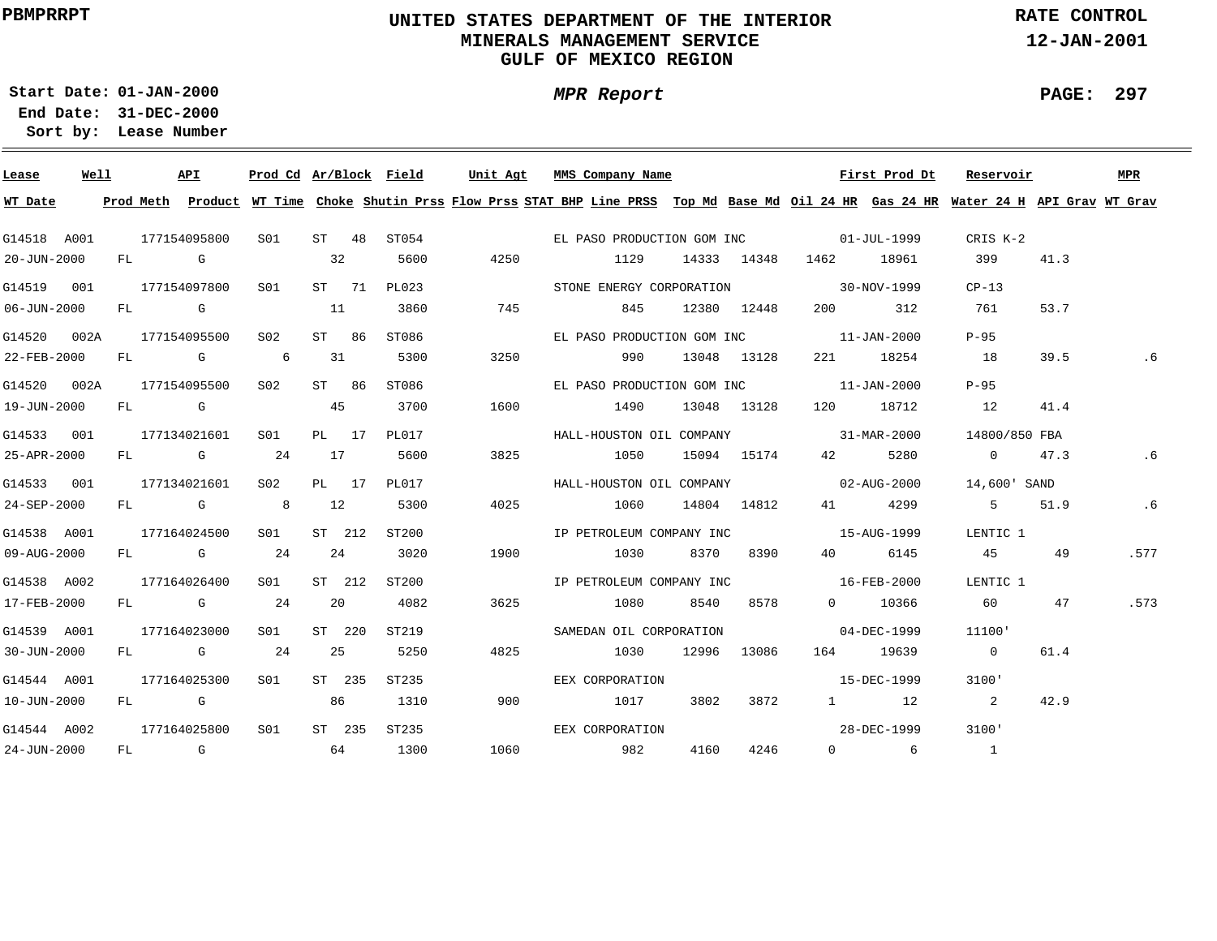PBMPRRPT

# UNITED STATES DEPARTMENT OF THE INTERIOR
## MINERALS MANAGEMENT SERVICE
## GULF OF MEXICO REGION

RATE CONTROL
12-JAN-2001

**Start Date:** 01-JAN-2000
**End Date:** 31-DEC-2000
**Sort by:** Lease Number

*MPR Report*

| Lease | Well | API | Prod Cd | Ar/Block | Field | Unit Agt | MMS Company Name | First Prod Dt | Reservoir | MPR |
|---|---|---|---|---|---|---|---|---|---|---|
| WT Date | Prod Meth | Product | WT Time | Choke | Shutin Prss | Flow Prss | STAT BHP | Line PRSS | Top Md | Base Md | Oil 24 HR | Gas 24 HR | Water 24 H | API Grav | WT Grav |

| Lease / WT Date | Well / Prod Meth | API / Product | Prod Cd / WT Time | Ar/Block / Choke | Field / Shutin Prss | Unit Agt / Flow Prss | STAT BHP | MMS Company Name / Line PRSS | Top Md | Base Md | First Prod Dt / Oil 24 HR | Gas 24 HR | Reservoir / Water 24 H | API Grav | MPR / WT Grav |
|---|---|---|---|---|---|---|---|---|---|---|---|---|---|---|---|
| G14518 | A001 | 177154095800 | S01 | ST 48 | ST054 | | | EL PASO PRODUCTION GOM INC | | | 01-JUL-1999 | | CRIS K-2 | | |
| 20-JUN-2000 | FL | G | | 32 | 5600 | 4250 | | 1129 | 14333 | 14348 | 1462 | 18961 | 399 | 41.3 | |
| G14519 | 001 | 177154097800 | S01 | ST 71 | PL023 | | | STONE ENERGY CORPORATION | | | 30-NOV-1999 | | CP-13 | | |
| 06-JUN-2000 | FL | G | | 11 | 3860 | 745 | | 845 | 12380 | 12448 | 200 | 312 | 761 | 53.7 | |
| G14520 | 002A | 177154095500 | S02 | ST 86 | ST086 | | | EL PASO PRODUCTION GOM INC | | | 11-JAN-2000 | | P-95 | | |
| 22-FEB-2000 | FL | G | 6 | 31 | 5300 | 3250 | | 990 | 13048 | 13128 | 221 | 18254 | 18 | 39.5 | .6 |
| G14520 | 002A | 177154095500 | S02 | ST 86 | ST086 | | | EL PASO PRODUCTION GOM INC | | | 11-JAN-2000 | | P-95 | | |
| 19-JUN-2000 | FL | G | | 45 | 3700 | 1600 | | 1490 | 13048 | 13128 | 120 | 18712 | 12 | 41.4 | |
| G14533 | 001 | 177134021601 | S01 | PL 17 | PL017 | | | HALL-HOUSTON OIL COMPANY | | | 31-MAR-2000 | | 14800/850 FBA | | |
| 25-APR-2000 | FL | G | 24 | 17 | 5600 | 3825 | | 1050 | 15094 | 15174 | 42 | 5280 | 0 | 47.3 | .6 |
| G14533 | 001 | 177134021601 | S02 | PL 17 | PL017 | | | HALL-HOUSTON OIL COMPANY | | | 02-AUG-2000 | | 14,600' SAND | | |
| 24-SEP-2000 | FL | G | 8 | 12 | 5300 | 4025 | | 1060 | 14804 | 14812 | 41 | 4299 | 5 | 51.9 | .6 |
| G14538 | A001 | 177164024500 | S01 | ST 212 | ST200 | | | IP PETROLEUM COMPANY INC | | | 15-AUG-1999 | | LENTIC 1 | | |
| 09-AUG-2000 | FL | G | 24 | 24 | 3020 | 1900 | | 1030 | 8370 | 8390 | 40 | 6145 | 45 | 49 | .577 |
| G14538 | A002 | 177164026400 | S01 | ST 212 | ST200 | | | IP PETROLEUM COMPANY INC | | | 16-FEB-2000 | | LENTIC 1 | | |
| 17-FEB-2000 | FL | G | 24 | 20 | 4082 | 3625 | | 1080 | 8540 | 8578 | 0 | 10366 | 60 | 47 | .573 |
| G14539 | A001 | 177164023000 | S01 | ST 220 | ST219 | | | SAMEDAN OIL CORPORATION | | | 04-DEC-1999 | | 11100' | | |
| 30-JUN-2000 | FL | G | 24 | 25 | 5250 | 4825 | | 1030 | 12996 | 13086 | 164 | 19639 | 0 | 61.4 | |
| G14544 | A001 | 177164025300 | S01 | ST 235 | ST235 | | | EEX CORPORATION | | | 15-DEC-1999 | | 3100' | | |
| 10-JUN-2000 | FL | G | | 86 | 1310 | 900 | | 1017 | 3802 | 3872 | 1 | 12 | 2 | 42.9 | |
| G14544 | A002 | 177164025800 | S01 | ST 235 | ST235 | | | EEX CORPORATION | | | 28-DEC-1999 | | 3100' | | |
| 24-JUN-2000 | FL | G | | 64 | 1300 | 1060 | | 982 | 4160 | 4246 | 0 | 6 | 1 | | |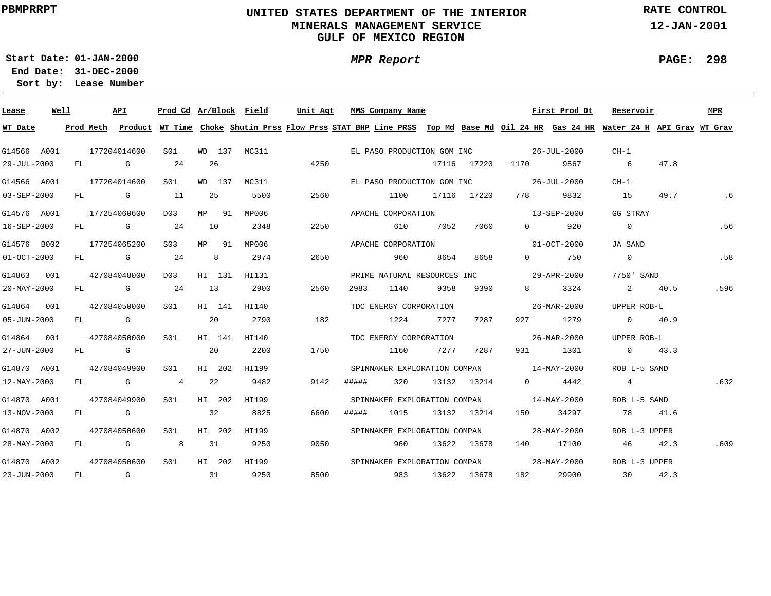**PBMPRRPT**

# UNITED STATES DEPARTMENT OF THE INTERIOR
## MINERALS MANAGEMENT SERVICE
## GULF OF MEXICO REGION

**RATE CONTROL**
**12-JAN-2001**

**Start Date:** 01-JAN-2000
**End Date:** 31-DEC-2000
**Sort by:** Lease Number

***MPR Report***

| Lease | Well | API | Prod Cd | Ar/Block | Field | Unit Agt | MMS Company Name | | | | First Prod Dt | Reservoir | | MPR |
|---|---|---|---|---|---|---|---|---|---|---|---|---|---|---|
| **WT Date** | **Prod Meth** | **Product** | **WT Time** | **Choke** | **Shutin Prss** | **Flow Prss** | **STAT BHP** | **Line PRSS** | **Top Md** | **Base Md** | **Oil 24 HR** | **Gas 24 HR** | **Water 24 H** | **API Grav** | **WT Grav** |
| G14566 | A001 | 177204014600 | S01 | WD 137 | MC311 | | EL PASO PRODUCTION GOM INC | | | | 26-JUL-2000 | CH-1 | | | |
| 29-JUL-2000 | FL | G | 24 | 26 | | 4250 | | | 17116 | 17220 | 1170 | 9567 | 6 | 47.8 | |
| G14566 | A001 | 177204014600 | S01 | WD 137 | MC311 | | EL PASO PRODUCTION GOM INC | | | | 26-JUL-2000 | CH-1 | | | |
| 03-SEP-2000 | FL | G | 11 | 25 | 5500 | 2560 | | 1100 | 17116 | 17220 | 778 | 9832 | 15 | 49.7 | .6 |
| G14576 | A001 | 177254060600 | D03 | MP 91 | MP006 | | APACHE CORPORATION | | | | 13-SEP-2000 | GG STRAY | | | |
| 16-SEP-2000 | FL | G | 24 | 10 | 2348 | 2250 | | 610 | 7052 | 7060 | 0 | 920 | 0 | | .56 |
| G14576 | B002 | 177254065200 | S03 | MP 91 | MP006 | | APACHE CORPORATION | | | | 01-OCT-2000 | JA SAND | | | |
| 01-OCT-2000 | FL | G | 24 | 8 | 2974 | 2650 | | 960 | 8654 | 8658 | 0 | 750 | 0 | | .58 |
| G14863 | 001 | 427084048000 | D03 | HI 131 | HI131 | | PRIME NATURAL RESOURCES INC | | | | 29-APR-2000 | 7750' SAND | | | |
| 20-MAY-2000 | FL | G | 24 | 13 | 2900 | 2560 | 2983 | 1140 | 9358 | 9390 | 8 | 3324 | 2 | 40.5 | .596 |
| G14864 | 001 | 427084050000 | S01 | HI 141 | HI140 | | TDC ENERGY CORPORATION | | | | 26-MAR-2000 | UPPER ROB-L | | | |
| 05-JUN-2000 | FL | G | | 20 | 2790 | 182 | | 1224 | 7277 | 7287 | 927 | 1279 | 0 | 40.9 | |
| G14864 | 001 | 427084050000 | S01 | HI 141 | HI140 | | TDC ENERGY CORPORATION | | | | 26-MAR-2000 | UPPER ROB-L | | | |
| 27-JUN-2000 | FL | G | | 20 | 2200 | 1750 | | 1160 | 7277 | 7287 | 931 | 1301 | 0 | 43.3 | |
| G14870 | A001 | 427084049900 | S01 | HI 202 | HI199 | | SPINNAKER EXPLORATION COMPAN | | | | 14-MAY-2000 | ROB L-5 SAND | | | |
| 12-MAY-2000 | FL | G | 4 | 22 | 9482 | 9142 | ##### | 320 | 13132 | 13214 | 0 | 4442 | 4 | | .632 |
| G14870 | A001 | 427084049900 | S01 | HI 202 | HI199 | | SPINNAKER EXPLORATION COMPAN | | | | 14-MAY-2000 | ROB L-5 SAND | | | |
| 13-NOV-2000 | FL | G | | 32 | 8825 | 6600 | ##### | 1015 | 13132 | 13214 | 150 | 34297 | 78 | 41.6 | |
| G14870 | A002 | 427084050600 | S01 | HI 202 | HI199 | | SPINNAKER EXPLORATION COMPAN | | | | 28-MAY-2000 | ROB L-3 UPPER | | | |
| 28-MAY-2000 | FL | G | 8 | 31 | 9250 | 9050 | | 960 | 13622 | 13678 | 140 | 17100 | 46 | 42.3 | .609 |
| G14870 | A002 | 427084050600 | S01 | HI 202 | HI199 | | SPINNAKER EXPLORATION COMPAN | | | | 28-MAY-2000 | ROB L-3 UPPER | | | |
| 23-JUN-2000 | FL | G | | 31 | 9250 | 8500 | | 983 | 13622 | 13678 | 182 | 29900 | 30 | 42.3 | |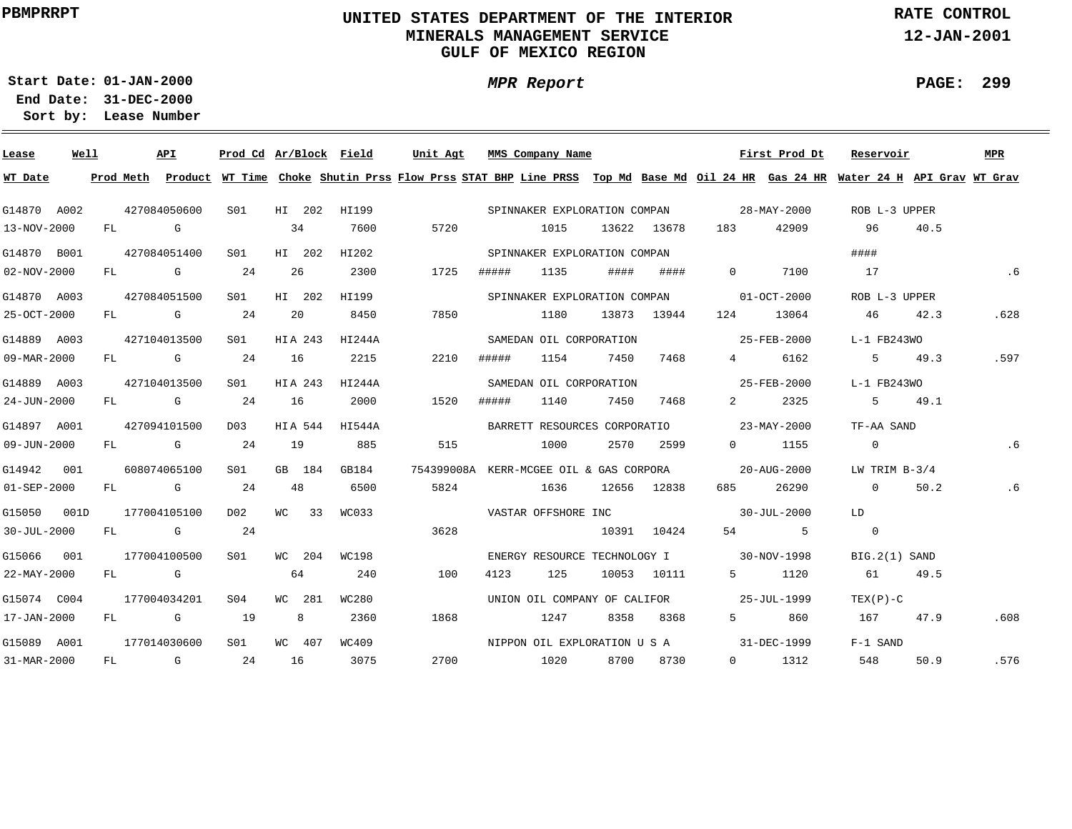# UNITED STATES DEPARTMENT OF THE INTERIOR
## MINERALS MANAGEMENT SERVICE
## GULF OF MEXICO REGION

PBMPRRPT

RATE CONTROL
12-JAN-2001

**MPR Report**

Start Date: 01-JAN-2000
End Date: 31-DEC-2000
Sort by: Lease Number

| Lease | Well | API | Prod Cd | Ar/Block | Field | Unit Agt | MMS Company Name | | | | | First Prod Dt | | Reservoir | | MPR |
|---|---|---|---|---|---|---|---|---|---|---|---|---|---|---|---|---|
| **WT Date** | **Prod Meth** | **Product** | **WT Time** | **Choke** | **Shutin Prss** | **Flow Prss** | **STAT BHP** | **Line PRSS** | **Top Md** | **Base Md** | **Oil 24 HR** | **Gas 24 HR** | **Water 24 H** | **API Grav** | **WT Grav** | |
| G14870 | A002 | 427084050600 | S01 | HI 202 | HI199 | | SPINNAKER EXPLORATION COMPAN | | | | | 28-MAY-2000 | | ROB L-3 UPPER | | |
| 13-NOV-2000 | FL | G | | 34 | 7600 | 5720 | | 1015 | 13622 | 13678 | 183 | 42909 | 96 | 40.5 | | |
| G14870 | B001 | 427084051400 | S01 | HI 202 | HI202 | | SPINNAKER EXPLORATION COMPAN | | | | | | | #### | | |
| 02-NOV-2000 | FL | G | 24 | 26 | 2300 | 1725 | ##### | 1135 | #### | #### | 0 | 7100 | 17 | | .6 | |
| G14870 | A003 | 427084051500 | S01 | HI 202 | HI199 | | SPINNAKER EXPLORATION COMPAN | | | | | 01-OCT-2000 | | ROB L-3 UPPER | | |
| 25-OCT-2000 | FL | G | 24 | 20 | 8450 | 7850 | | 1180 | 13873 | 13944 | 124 | 13064 | 46 | 42.3 | .628 | |
| G14889 | A003 | 427104013500 | S01 | HIA 243 | HI244A | | SAMEDAN OIL CORPORATION | | | | | 25-FEB-2000 | | L-1 FB243WO | | |
| 09-MAR-2000 | FL | G | 24 | 16 | 2215 | 2210 | ##### | 1154 | 7450 | 7468 | 4 | 6162 | 5 | 49.3 | .597 | |
| G14889 | A003 | 427104013500 | S01 | HIA 243 | HI244A | | SAMEDAN OIL CORPORATION | | | | | 25-FEB-2000 | | L-1 FB243WO | | |
| 24-JUN-2000 | FL | G | 24 | 16 | 2000 | 1520 | ##### | 1140 | 7450 | 7468 | 2 | 2325 | 5 | 49.1 | | |
| G14897 | A001 | 427094101500 | D03 | HIA 544 | HI544A | | BARRETT RESOURCES CORPORATIO | | | | | 23-MAY-2000 | | TF-AA SAND | | |
| 09-JUN-2000 | FL | G | 24 | 19 | 885 | 515 | | 1000 | 2570 | 2599 | 0 | 1155 | 0 | | .6 | |
| G14942 | 001 | 608074065100 | S01 | GB 184 | GB184 | 754399008A | KERR-MCGEE OIL & GAS CORPORA | | | | | 20-AUG-2000 | | LW TRIM B-3/4 | | |
| 01-SEP-2000 | FL | G | 24 | 48 | 6500 | 5824 | | 1636 | 12656 | 12838 | 685 | 26290 | 0 | 50.2 | .6 | |
| G15050 | 001D | 177004105100 | D02 | WC 33 | WC033 | | VASTAR OFFSHORE INC | | | | | 30-JUL-2000 | | LD | | |
| 30-JUL-2000 | FL | G | 24 | | | 3628 | | | 10391 | 10424 | 54 | 5 | 0 | | | |
| G15066 | 001 | 177004100500 | S01 | WC 204 | WC198 | | ENERGY RESOURCE TECHNOLOGY I | | | | | 30-NOV-1998 | | BIG.2(1) SAND | | |
| 22-MAY-2000 | FL | G | | 64 | 240 | 100 | 4123 | 125 | 10053 | 10111 | 5 | 1120 | 61 | 49.5 | | |
| G15074 | C004 | 177004034201 | S04 | WC 281 | WC280 | | UNION OIL COMPANY OF CALIFOR | | | | | 25-JUL-1999 | | TEX(P)-C | | |
| 17-JAN-2000 | FL | G | 19 | 8 | 2360 | 1868 | | 1247 | 8358 | 8368 | 5 | 860 | 167 | 47.9 | .608 | |
| G15089 | A001 | 177014030600 | S01 | WC 407 | WC409 | | NIPPON OIL EXPLORATION U S A | | | | | 31-DEC-1999 | | F-1 SAND | | |
| 31-MAR-2000 | FL | G | 24 | 16 | 3075 | 2700 | | 1020 | 8700 | 8730 | 0 | 1312 | 548 | 50.9 | .576 | |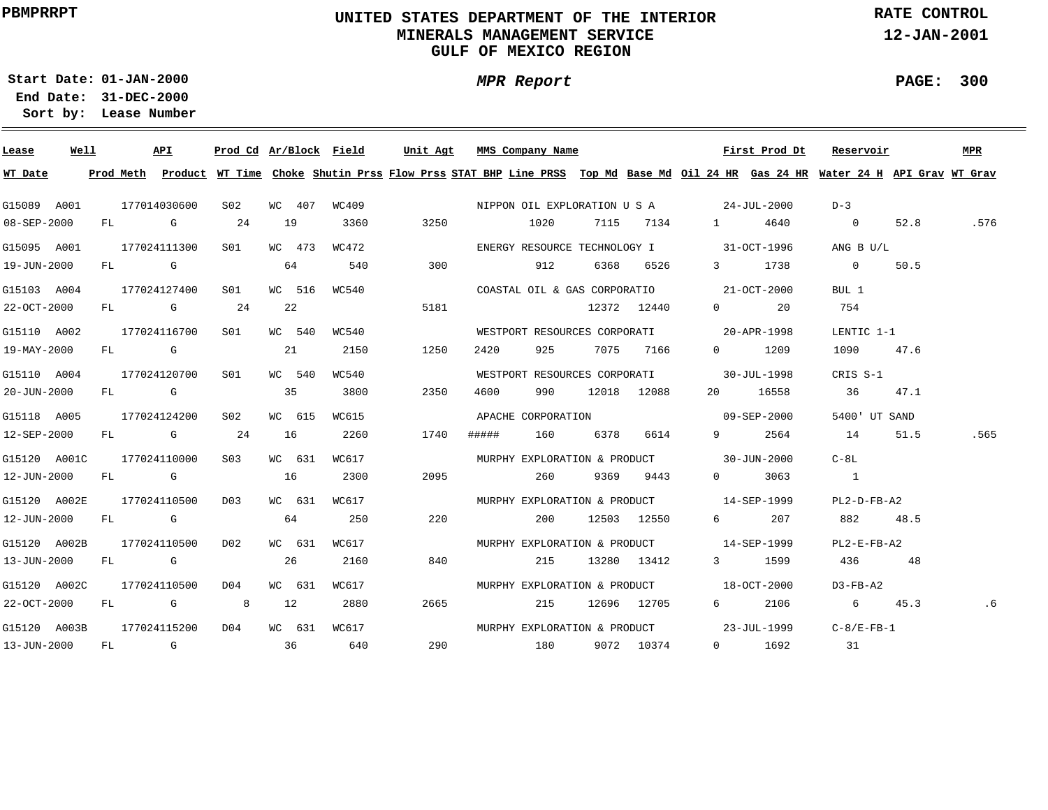# UNITED STATES DEPARTMENT OF THE INTERIOR
## MINERALS MANAGEMENT SERVICE
## GULF OF MEXICO REGION

PBMPRRPT

RATE CONTROL
12-JAN-2001

**Start Date:** 01-JAN-2000
**End Date:** 31-DEC-2000
**Sort by:** Lease Number

*MPR Report*

PAGE: 300

| Lease | Well | API | Prod Cd | Ar/Block | Field | Unit Agt | MMS Company Name | First Prod Dt | Reservoir | MPR |
|---|---|---|---|---|---|---|---|---|---|---|
| WT Date | Prod Meth | Product | WT Time | Choke | Shutin Prss | Flow Prss | STAT BHP | Line PRSS | Top Md | Base Md | Oil 24 HR | Gas 24 HR | Water 24 H | API Grav | WT Grav |

| Lease / WT Date | Well / Prod Meth | API / Product | Prod Cd / WT Time | Ar/Block / Choke | Field / Shutin Prss | Unit Agt / Flow Prss | STAT BHP | MMS Company Name / Line PRSS | Top Md | Base Md | Oil 24 HR | First Prod Dt / Gas 24 HR | Reservoir / Water 24 H | API Grav | MPR / WT Grav |
|---|---|---|---|---|---|---|---|---|---|---|---|---|---|---|---|
| G15089 | A001 | 177014030600 | S02 | WC 407 | WC409 | | | NIPPON OIL EXPLORATION U S A | | | | 24-JUL-2000 | D-3 | | |
| 08-SEP-2000 | FL | G | 24 | 19 | 3360 | 3250 | | 1020 | 7115 | 7134 | 1 | 4640 | 0 | 52.8 | .576 |
| G15095 | A001 | 177024111300 | S01 | WC 473 | WC472 | | | ENERGY RESOURCE TECHNOLOGY I | | | | 31-OCT-1996 | ANG B U/L | | |
| 19-JUN-2000 | FL | G | | 64 | 540 | 300 | | 912 | 6368 | 6526 | 3 | 1738 | 0 | 50.5 | |
| G15103 | A004 | 177024127400 | S01 | WC 516 | WC540 | | | COASTAL OIL & GAS CORPORATIO | | | | 21-OCT-2000 | BUL 1 | | |
| 22-OCT-2000 | FL | G | 24 | 22 | | 5181 | | | 12372 | 12440 | 0 | 20 | 754 | | |
| G15110 | A002 | 177024116700 | S01 | WC 540 | WC540 | | | WESTPORT RESOURCES CORPORATI | | | | 20-APR-1998 | LENTIC 1-1 | | |
| 19-MAY-2000 | FL | G | | 21 | 2150 | 1250 | 2420 | 925 | 7075 | 7166 | 0 | 1209 | 1090 | 47.6 | |
| G15110 | A004 | 177024120700 | S01 | WC 540 | WC540 | | | WESTPORT RESOURCES CORPORATI | | | | 30-JUL-1998 | CRIS S-1 | | |
| 20-JUN-2000 | FL | G | | 35 | 3800 | 2350 | 4600 | 990 | 12018 | 12088 | 20 | 16558 | 36 | 47.1 | |
| G15118 | A005 | 177024124200 | S02 | WC 615 | WC615 | | | APACHE CORPORATION | | | | 09-SEP-2000 | 5400' UT SAND | | |
| 12-SEP-2000 | FL | G | 24 | 16 | 2260 | 1740 | ##### | 160 | 6378 | 6614 | 9 | 2564 | 14 | 51.5 | .565 |
| G15120 | A001C | 177024110000 | S03 | WC 631 | WC617 | | | MURPHY EXPLORATION & PRODUCT | | | | 30-JUN-2000 | C-8L | | |
| 12-JUN-2000 | FL | G | | 16 | 2300 | 2095 | | 260 | 9369 | 9443 | 0 | 3063 | 1 | | |
| G15120 | A002E | 177024110500 | D03 | WC 631 | WC617 | | | MURPHY EXPLORATION & PRODUCT | | | | 14-SEP-1999 | PL2-D-FB-A2 | | |
| 12-JUN-2000 | FL | G | | 64 | 250 | 220 | | 200 | 12503 | 12550 | 6 | 207 | 882 | 48.5 | |
| G15120 | A002B | 177024110500 | D02 | WC 631 | WC617 | | | MURPHY EXPLORATION & PRODUCT | | | | 14-SEP-1999 | PL2-E-FB-A2 | | |
| 13-JUN-2000 | FL | G | | 26 | 2160 | 840 | | 215 | 13280 | 13412 | 3 | 1599 | 436 | 48 | |
| G15120 | A002C | 177024110500 | D04 | WC 631 | WC617 | | | MURPHY EXPLORATION & PRODUCT | | | | 18-OCT-2000 | D3-FB-A2 | | |
| 22-OCT-2000 | FL | G | 8 | 12 | 2880 | 2665 | | 215 | 12696 | 12705 | 6 | 2106 | 6 | 45.3 | .6 |
| G15120 | A003B | 177024115200 | D04 | WC 631 | WC617 | | | MURPHY EXPLORATION & PRODUCT | | | | 23-JUL-1999 | C-8/E-FB-1 | | |
| 13-JUN-2000 | FL | G | | 36 | 640 | 290 | | 180 | 9072 | 10374 | 0 | 1692 | 31 | | |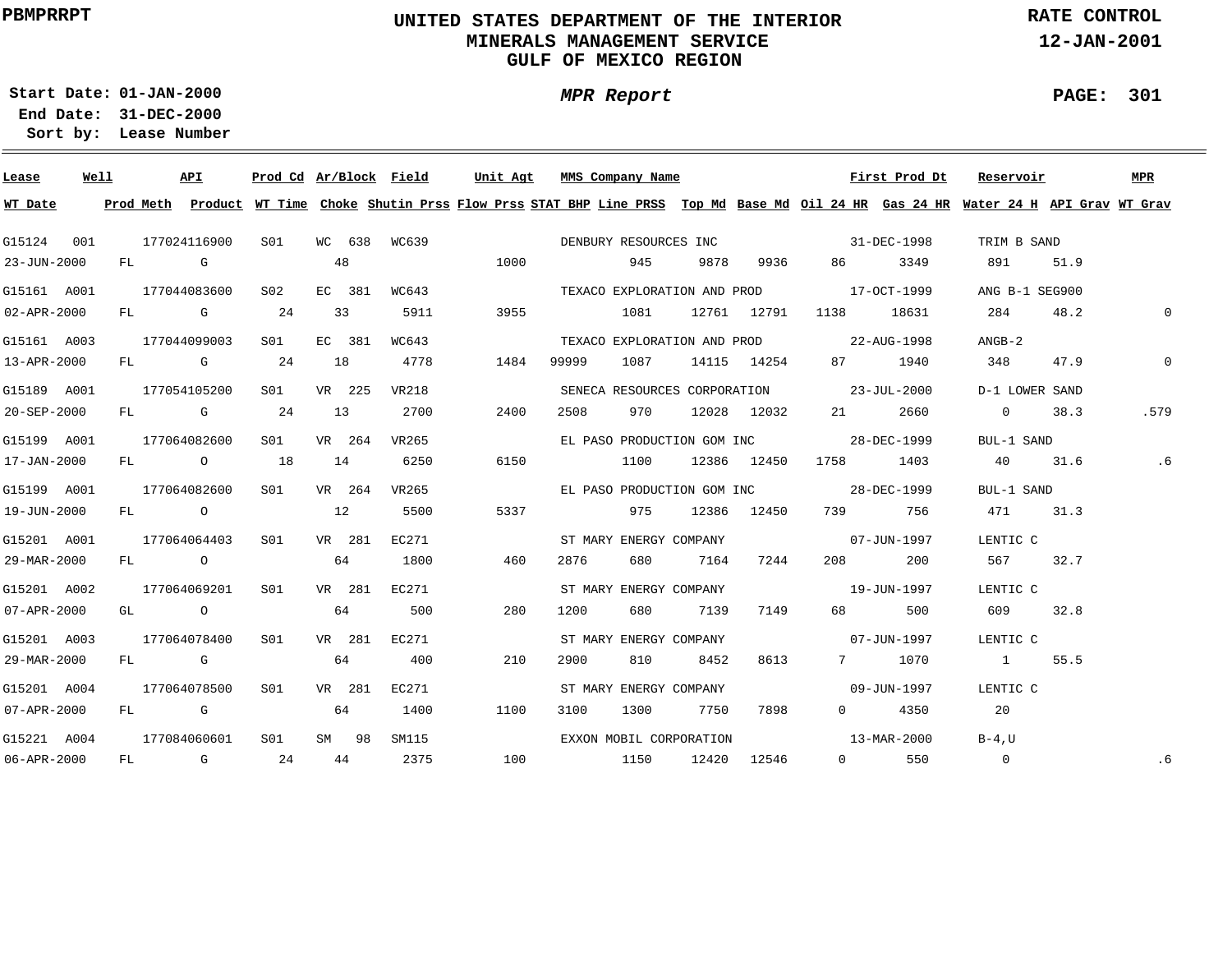PBMPRRPT

# UNITED STATES DEPARTMENT OF THE INTERIOR
## MINERALS MANAGEMENT SERVICE
## GULF OF MEXICO REGION

**RATE CONTROL**
**12-JAN-2001**

**Start Date:** 01-JAN-2000
**End Date:** 31-DEC-2000
**Sort by:** Lease Number

***MPR Report***

| Lease | Well | API | Prod Cd | Ar/Block | Field | Unit Agt | MMS Company Name | First Prod Dt | Reservoir | MPR | WT Date | Prod Meth | Product | WT Time | Choke | Shutin Prss | Flow Prss | STAT BHP | Line PRSS | Top Md | Base Md | Oil 24 HR | Gas 24 HR | Water 24 H | API Grav | WT Grav |
|---|---|---|---|---|---|---|---|---|---|---|---|---|---|---|---|---|---|---|---|---|---|---|---|---|---|---|
| G15124 | 001 | 177024116900 | S01 | WC 638 | WC639 | | DENBURY RESOURCES INC | 31-DEC-1998 | TRIM B SAND | | 23-JUN-2000 | FL | G | | 48 | | 1000 | | 945 | 9878 | 9936 | 86 | 3349 | 891 | 51.9 | |
| G15161 | A001 | 177044083600 | S02 | EC 381 | WC643 | | TEXACO EXPLORATION AND PROD | 17-OCT-1999 | ANG B-1 SEG900 | | 02-APR-2000 | FL | G | 24 | 33 | 5911 | 3955 | | 1081 | 12761 | 12791 | 1138 | 18631 | 284 | 48.2 | 0 |
| G15161 | A003 | 177044099003 | S01 | EC 381 | WC643 | | TEXACO EXPLORATION AND PROD | 22-AUG-1998 | ANGB-2 | | 13-APR-2000 | FL | G | 24 | 18 | 4778 | 1484 | 99999 | 1087 | 14115 | 14254 | 87 | 1940 | 348 | 47.9 | 0 |
| G15189 | A001 | 177054105200 | S01 | VR 225 | VR218 | | SENECA RESOURCES CORPORATION | 23-JUL-2000 | D-1 LOWER SAND | | 20-SEP-2000 | FL | G | 24 | 13 | 2700 | 2400 | 2508 | 970 | 12028 | 12032 | 21 | 2660 | 0 | 38.3 | .579 |
| G15199 | A001 | 177064082600 | S01 | VR 264 | VR265 | | EL PASO PRODUCTION GOM INC | 28-DEC-1999 | BUL-1 SAND | | 17-JAN-2000 | FL | O | 18 | 14 | 6250 | 6150 | | 1100 | 12386 | 12450 | 1758 | 1403 | 40 | 31.6 | .6 |
| G15199 | A001 | 177064082600 | S01 | VR 264 | VR265 | | EL PASO PRODUCTION GOM INC | 28-DEC-1999 | BUL-1 SAND | | 19-JUN-2000 | FL | O | | 12 | 5500 | 5337 | | 975 | 12386 | 12450 | 739 | 756 | 471 | 31.3 | |
| G15201 | A001 | 177064064403 | S01 | VR 281 | EC271 | | ST MARY ENERGY COMPANY | 07-JUN-1997 | LENTIC C | | 29-MAR-2000 | FL | O | | 64 | 1800 | 460 | 2876 | 680 | 7164 | 7244 | 208 | 200 | 567 | 32.7 | |
| G15201 | A002 | 177064069201 | S01 | VR 281 | EC271 | | ST MARY ENERGY COMPANY | 19-JUN-1997 | LENTIC C | | 07-APR-2000 | GL | O | | 64 | 500 | 280 | 1200 | 680 | 7139 | 7149 | 68 | 500 | 609 | 32.8 | |
| G15201 | A003 | 177064078400 | S01 | VR 281 | EC271 | | ST MARY ENERGY COMPANY | 07-JUN-1997 | LENTIC C | | 29-MAR-2000 | FL | G | | 64 | 400 | 210 | 2900 | 810 | 8452 | 8613 | 7 | 1070 | 1 | 55.5 | |
| G15201 | A004 | 177064078500 | S01 | VR 281 | EC271 | | ST MARY ENERGY COMPANY | 09-JUN-1997 | LENTIC C | | 07-APR-2000 | FL | G | | 64 | 1400 | 1100 | 3100 | 1300 | 7750 | 7898 | 0 | 4350 | 20 | | |
| G15221 | A004 | 177084060601 | S01 | SM 98 | SM115 | | EXXON MOBIL CORPORATION | 13-MAR-2000 | B-4,U | | 06-APR-2000 | FL | G | 24 | 44 | 2375 | 100 | | 1150 | 12420 | 12546 | 0 | 550 | 0 | | .6 |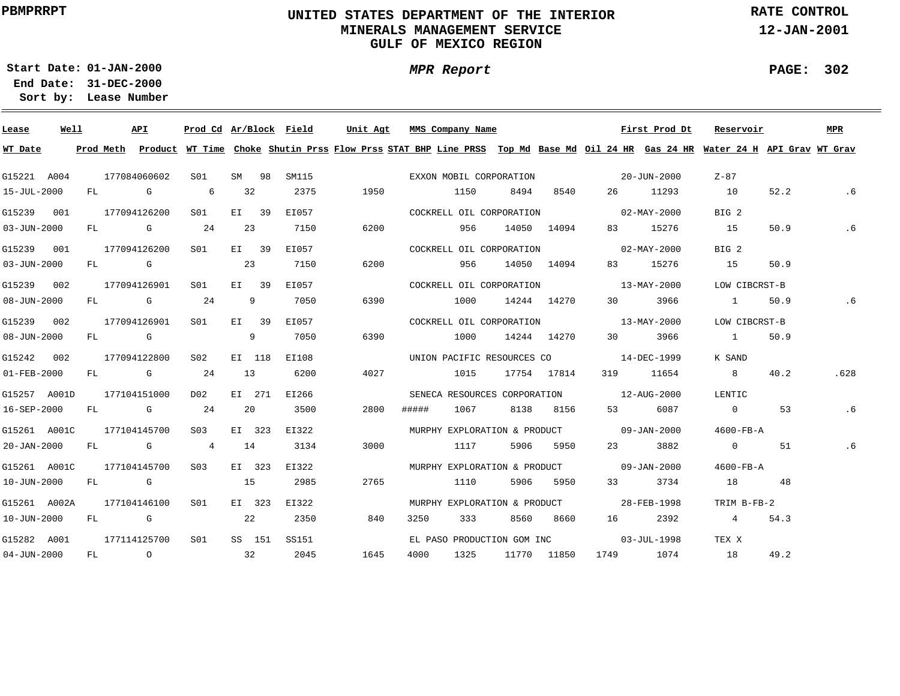PBMPRRPT

# UNITED STATES DEPARTMENT OF THE INTERIOR
## MINERALS MANAGEMENT SERVICE
## GULF OF MEXICO REGION

RATE CONTROL
12-JAN-2001

Start Date: 01-JAN-2000
End Date: 31-DEC-2000
Sort by: Lease Number

*MPR Report*

PAGE: 302

| Lease | Well | API | Prod Cd | Ar/Block | Field | Unit Agt | MMS Company Name | | | | First Prod Dt | | Reservoir | | MPR |
|---|---|---|---|---|---|---|---|---|---|---|---|---|---|---|---|
| **WT Date** | **Prod Meth** | **Product** | **WT Time** | **Choke** | **Shutin Prss** | **Flow Prss** | **STAT BHP** | **Line PRSS** | **Top Md** | **Base Md** | **Oil 24 HR** | **Gas 24 HR** | **Water 24 H** | **API Grav** | **WT Grav** |
| G15221 | A004 | 177084060602 | S01 | SM 98 | SM115 | | EXXON MOBIL CORPORATION | | | | 20-JUN-2000 | | Z-87 | | |
| 15-JUL-2000 | FL | G | 6 | 32 | 2375 | 1950 | | 1150 | 8494 | 8540 | 26 | 11293 | 10 | 52.2 | .6 |
| G15239 | 001 | 177094126200 | S01 | EI 39 | EI057 | | COCKRELL OIL CORPORATION | | | | 02-MAY-2000 | | BIG 2 | | |
| 03-JUN-2000 | FL | G | 24 | 23 | 7150 | 6200 | | 956 | 14050 | 14094 | 83 | 15276 | 15 | 50.9 | .6 |
| G15239 | 001 | 177094126200 | S01 | EI 39 | EI057 | | COCKRELL OIL CORPORATION | | | | 02-MAY-2000 | | BIG 2 | | |
| 03-JUN-2000 | FL | G | | 23 | 7150 | 6200 | | 956 | 14050 | 14094 | 83 | 15276 | 15 | 50.9 | |
| G15239 | 002 | 177094126901 | S01 | EI 39 | EI057 | | COCKRELL OIL CORPORATION | | | | 13-MAY-2000 | | LOW CIBCRST-B | | |
| 08-JUN-2000 | FL | G | 24 | 9 | 7050 | 6390 | | 1000 | 14244 | 14270 | 30 | 3966 | 1 | 50.9 | .6 |
| G15239 | 002 | 177094126901 | S01 | EI 39 | EI057 | | COCKRELL OIL CORPORATION | | | | 13-MAY-2000 | | LOW CIBCRST-B | | |
| 08-JUN-2000 | FL | G | | 9 | 7050 | 6390 | | 1000 | 14244 | 14270 | 30 | 3966 | 1 | 50.9 | |
| G15242 | 002 | 177094122800 | S02 | EI 118 | EI108 | | UNION PACIFIC RESOURCES CO | | | | 14-DEC-1999 | | K SAND | | |
| 01-FEB-2000 | FL | G | 24 | 13 | 6200 | 4027 | | 1015 | 17754 | 17814 | 319 | 11654 | 8 | 40.2 | .628 |
| G15257 | A001D | 177104151000 | D02 | EI 271 | EI266 | | SENECA RESOURCES CORPORATION | | | | 12-AUG-2000 | | LENTIC | | |
| 16-SEP-2000 | FL | G | 24 | 20 | 3500 | 2800 | ##### | 1067 | 8138 | 8156 | 53 | 6087 | 0 | 53 | .6 |
| G15261 | A001C | 177104145700 | S03 | EI 323 | EI322 | | MURPHY EXPLORATION & PRODUCT | | | | 09-JAN-2000 | | 4600-FB-A | | |
| 20-JAN-2000 | FL | G | 4 | 14 | 3134 | 3000 | | 1117 | 5906 | 5950 | 23 | 3882 | 0 | 51 | .6 |
| G15261 | A001C | 177104145700 | S03 | EI 323 | EI322 | | MURPHY EXPLORATION & PRODUCT | | | | 09-JAN-2000 | | 4600-FB-A | | |
| 10-JUN-2000 | FL | G | | 15 | 2985 | 2765 | | 1110 | 5906 | 5950 | 33 | 3734 | 18 | 48 | |
| G15261 | A002A | 177104146100 | S01 | EI 323 | EI322 | | MURPHY EXPLORATION & PRODUCT | | | | 28-FEB-1998 | | TRIM B-FB-2 | | |
| 10-JUN-2000 | FL | G | | 22 | 2350 | 840 | 3250 | 333 | 8560 | 8660 | 16 | 2392 | 4 | 54.3 | |
| G15282 | A001 | 177114125700 | S01 | SS 151 | SS151 | | EL PASO PRODUCTION GOM INC | | | | 03-JUL-1998 | | TEX X | | |
| 04-JUN-2000 | FL | O | | 32 | 2045 | 1645 | 4000 | 1325 | 11770 | 11850 | 1749 | 1074 | 18 | 49.2 | |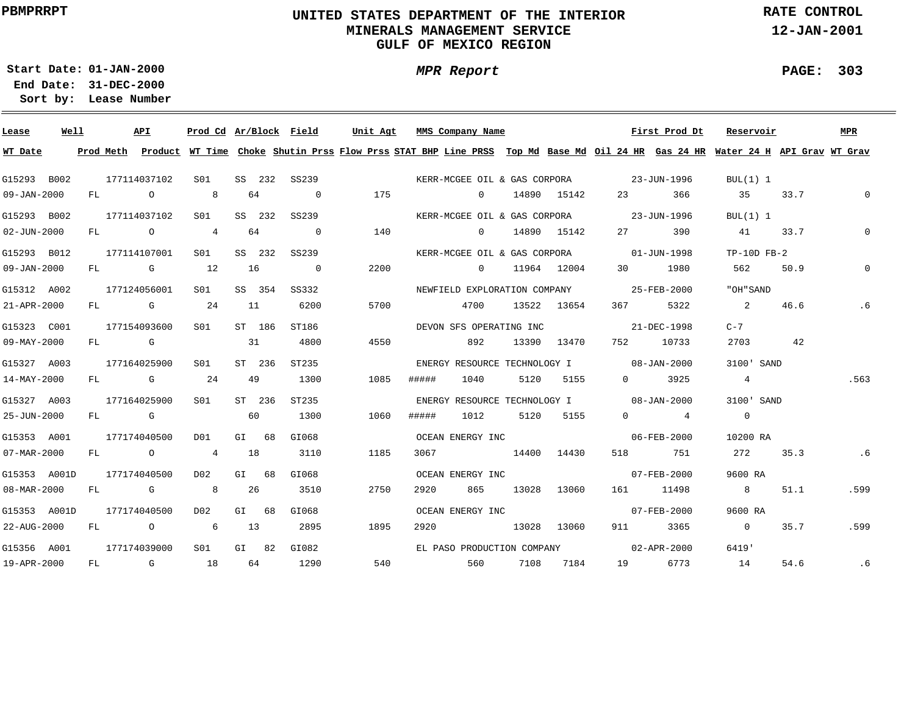**PBMPRRPT**

# UNITED STATES DEPARTMENT OF THE INTERIOR
## MINERALS MANAGEMENT SERVICE
## GULF OF MEXICO REGION

**RATE CONTROL**
**12-JAN-2001**

**Start Date: 01-JAN-2000**
**End Date: 31-DEC-2000**
**Sort by: Lease Number**

***MPR Report***

**PAGE: 303**

| Lease | Well | API | Prod Cd | Ar/Block | Field | Unit Agt | MMS Company Name | | | First Prod Dt | | Reservoir | | MPR |
|---|---|---|---|---|---|---|---|---|---|---|---|---|---|---|
| **WT Date** | **Prod Meth** | **Product** | **WT Time** | **Choke** | **Shutin Prss** | **Flow Prss** | **STAT BHP** | **Line PRSS** | **Top Md** | **Base Md** | **Oil 24 HR** | **Gas 24 HR** | **Water 24 H** | **API Grav** | **WT Grav** |
| G15293 | B002 | 177114037102 | S01 | SS 232 | SS239 | | KERR-MCGEE OIL & GAS CORPORA | | | 23-JUN-1996 | | BUL(1) 1 | | |
| 09-JAN-2000 | FL | O | 8 | 64 | 0 | 175 | | 0 | 14890 | 15142 | 23 | 366 | 35 | 33.7 | 0 |
| G15293 | B002 | 177114037102 | S01 | SS 232 | SS239 | | KERR-MCGEE OIL & GAS CORPORA | | | 23-JUN-1996 | | BUL(1) 1 | | |
| 02-JUN-2000 | FL | O | 4 | 64 | 0 | 140 | | 0 | 14890 | 15142 | 27 | 390 | 41 | 33.7 | 0 |
| G15293 | B012 | 177114107001 | S01 | SS 232 | SS239 | | KERR-MCGEE OIL & GAS CORPORA | | | 01-JUN-1998 | | TP-10D FB-2 | | |
| 09-JAN-2000 | FL | G | 12 | 16 | 0 | 2200 | | 0 | 11964 | 12004 | 30 | 1980 | 562 | 50.9 | 0 |
| G15312 | A002 | 177124056001 | S01 | SS 354 | SS332 | | NEWFIELD EXPLORATION COMPANY | | | 25-FEB-2000 | | "OH"SAND | | |
| 21-APR-2000 | FL | G | 24 | 11 | 6200 | 5700 | | 4700 | 13522 | 13654 | 367 | 5322 | 2 | 46.6 | .6 |
| G15323 | C001 | 177154093600 | S01 | ST 186 | ST186 | | DEVON SFS OPERATING INC | | | 21-DEC-1998 | | C-7 | | |
| 09-MAY-2000 | FL | G | | 31 | 4800 | 4550 | | 892 | 13390 | 13470 | 752 | 10733 | 2703 | 42 | |
| G15327 | A003 | 177164025900 | S01 | ST 236 | ST235 | | ENERGY RESOURCE TECHNOLOGY I | | | 08-JAN-2000 | | 3100' SAND | | |
| 14-MAY-2000 | FL | G | 24 | 49 | 1300 | 1085 | ##### | 1040 | 5120 | 5155 | 0 | 3925 | 4 | | .563 |
| G15327 | A003 | 177164025900 | S01 | ST 236 | ST235 | | ENERGY RESOURCE TECHNOLOGY I | | | 08-JAN-2000 | | 3100' SAND | | |
| 25-JUN-2000 | FL | G | | 60 | 1300 | 1060 | ##### | 1012 | 5120 | 5155 | 0 | 4 | 0 | | |
| G15353 | A001 | 177174040500 | D01 | GI 68 | GI068 | | OCEAN ENERGY INC | | | 06-FEB-2000 | | 10200 RA | | |
| 07-MAR-2000 | FL | O | 4 | 18 | 3110 | 1185 | 3067 | | 14400 | 14430 | 518 | 751 | 272 | 35.3 | .6 |
| G15353 | A001D | 177174040500 | D02 | GI 68 | GI068 | | OCEAN ENERGY INC | | | 07-FEB-2000 | | 9600 RA | | |
| 08-MAR-2000 | FL | G | 8 | 26 | 3510 | 2750 | 2920 | 865 | 13028 | 13060 | 161 | 11498 | 8 | 51.1 | .599 |
| G15353 | A001D | 177174040500 | D02 | GI 68 | GI068 | | OCEAN ENERGY INC | | | 07-FEB-2000 | | 9600 RA | | |
| 22-AUG-2000 | FL | O | 6 | 13 | 2895 | 1895 | 2920 | | 13028 | 13060 | 911 | 3365 | 0 | 35.7 | .599 |
| G15356 | A001 | 177174039000 | S01 | GI 82 | GI082 | | EL PASO PRODUCTION COMPANY | | | 02-APR-2000 | | 6419' | | |
| 19-APR-2000 | FL | G | 18 | 64 | 1290 | 540 | | 560 | 7108 | 7184 | 19 | 6773 | 14 | 54.6 | .6 |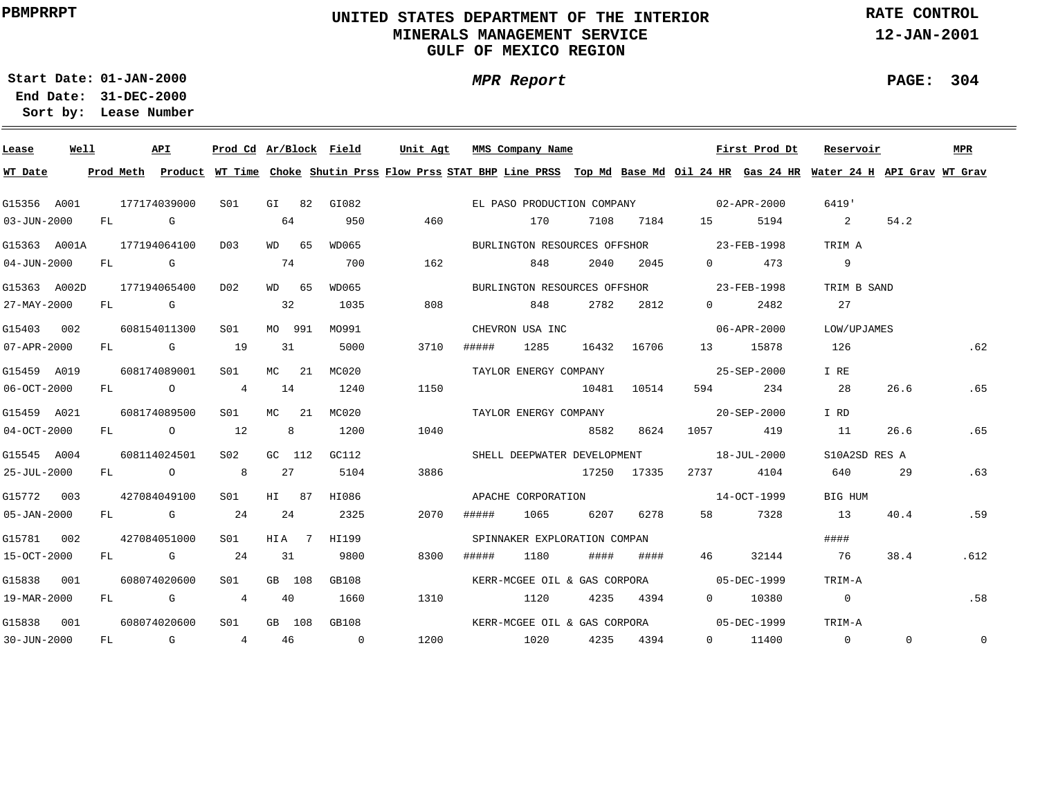PBMPRRPT

# UNITED STATES DEPARTMENT OF THE INTERIOR
## MINERALS MANAGEMENT SERVICE
## GULF OF MEXICO REGION

RATE CONTROL
12-JAN-2001

**Start Date:** 01-JAN-2000
**End Date:** 31-DEC-2000
**Sort by:** Lease Number

*MPR Report*

PAGE: 304

| Lease | Well | API | Prod Cd | Ar/Block | Field | Unit Agt | MMS Company Name | | | | | First Prod Dt | | Reservoir | | MPR |
|---|---|---|---|---|---|---|---|---|---|---|---|---|---|---|---|---|
| WT Date | Prod Meth | Product | WT Time | Choke | Shutin Prss | Flow Prss | STAT BHP | Line PRSS | Top Md | Base Md | Oil 24 HR | Gas 24 HR | | Water 24 H | API Grav | WT Grav |
| G15356 | A001 | 177174039000 | S01 | GI 82 | GI082 | | EL PASO PRODUCTION COMPANY | | | | | 02-APR-2000 | | 6419' | | |
| 03-JUN-2000 | FL | G | | 64 | 950 | 460 | | 170 | 7108 | 7184 | 15 | 5194 | | 2 | 54.2 | |
| G15363 | A001A | 177194064100 | D03 | WD 65 | WD065 | | BURLINGTON RESOURCES OFFSHOR | | | | | 23-FEB-1998 | | TRIM A | | |
| 04-JUN-2000 | FL | G | | 74 | 700 | 162 | | 848 | 2040 | 2045 | 0 | 473 | | 9 | | |
| G15363 | A002D | 177194065400 | D02 | WD 65 | WD065 | | BURLINGTON RESOURCES OFFSHOR | | | | | 23-FEB-1998 | | TRIM B SAND | | |
| 27-MAY-2000 | FL | G | | 32 | 1035 | 808 | | 848 | 2782 | 2812 | 0 | 2482 | | 27 | | |
| G15403 | 002 | 608154011300 | S01 | MO 991 | MO991 | | CHEVRON USA INC | | | | | 06-APR-2000 | | LOW/UPJAMES | | |
| 07-APR-2000 | FL | G | 19 | 31 | 5000 | 3710 | ##### | 1285 | 16432 | 16706 | 13 | 15878 | | 126 | | .62 |
| G15459 | A019 | 608174089001 | S01 | MC 21 | MC020 | | TAYLOR ENERGY COMPANY | | | | | 25-SEP-2000 | | I RE | | |
| 06-OCT-2000 | FL | O | 4 | 14 | 1240 | 1150 | | | 10481 | 10514 | 594 | 234 | | 28 | 26.6 | .65 |
| G15459 | A021 | 608174089500 | S01 | MC 21 | MC020 | | TAYLOR ENERGY COMPANY | | | | | 20-SEP-2000 | | I RD | | |
| 04-OCT-2000 | FL | O | 12 | 8 | 1200 | 1040 | | | 8582 | 8624 | 1057 | 419 | | 11 | 26.6 | .65 |
| G15545 | A004 | 608114024501 | S02 | GC 112 | GC112 | | SHELL DEEPWATER DEVELOPMENT | | | | | 18-JUL-2000 | | S10A2SD RES A | | |
| 25-JUL-2000 | FL | O | 8 | 27 | 5104 | 3886 | | | 17250 | 17335 | 2737 | 4104 | | 640 | 29 | .63 |
| G15772 | 003 | 427084049100 | S01 | HI 87 | HI086 | | APACHE CORPORATION | | | | | 14-OCT-1999 | | BIG HUM | | |
| 05-JAN-2000 | FL | G | 24 | 24 | 2325 | 2070 | ##### | 1065 | 6207 | 6278 | 58 | 7328 | | 13 | 40.4 | .59 |
| G15781 | 002 | 427084051000 | S01 | HIA 7 | HI199 | | SPINNAKER EXPLORATION COMPAN | | | | | | | #### | | |
| 15-OCT-2000 | FL | G | 24 | 31 | 9800 | 8300 | ##### | 1180 | #### | #### | 46 | 32144 | | 76 | 38.4 | .612 |
| G15838 | 001 | 608074020600 | S01 | GB 108 | GB108 | | KERR-MCGEE OIL & GAS CORPORA | | | | | 05-DEC-1999 | | TRIM-A | | |
| 19-MAR-2000 | FL | G | 4 | 40 | 1660 | 1310 | | 1120 | 4235 | 4394 | 0 | 10380 | | 0 | | .58 |
| G15838 | 001 | 608074020600 | S01 | GB 108 | GB108 | | KERR-MCGEE OIL & GAS CORPORA | | | | | 05-DEC-1999 | | TRIM-A | | |
| 30-JUN-2000 | FL | G | 4 | 46 | 0 | 1200 | | 1020 | 4235 | 4394 | 0 | 11400 | | 0 | 0 | 0 |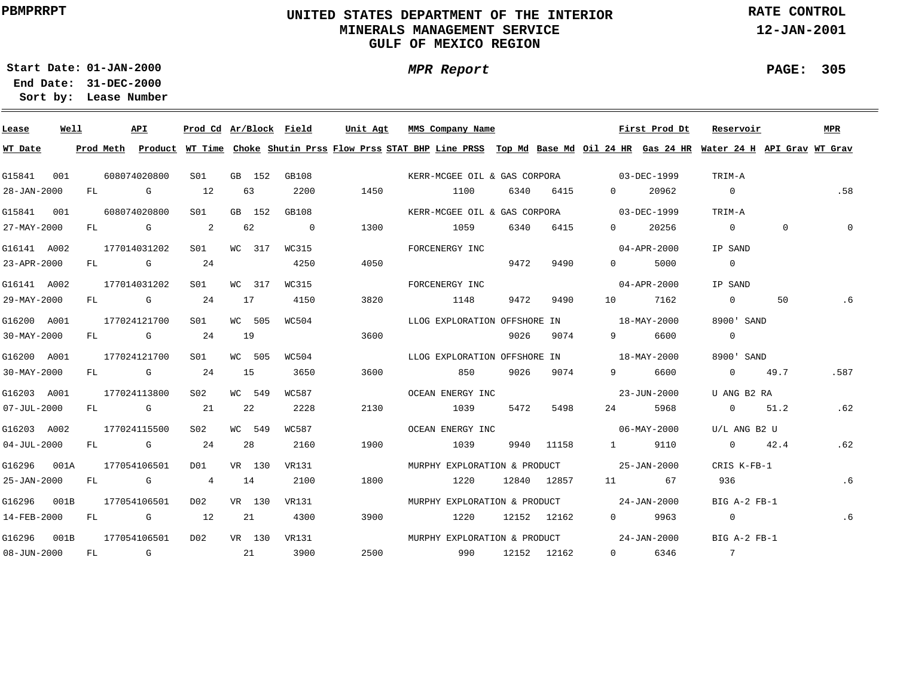PBMPRRPT

# UNITED STATES DEPARTMENT OF THE INTERIOR
## MINERALS MANAGEMENT SERVICE
## GULF OF MEXICO REGION

RATE CONTROL
12-JAN-2001

**Start Date:** 01-JAN-2000
**End Date:** 31-DEC-2000
**Sort by:** Lease Number

*MPR Report*

| Lease | Well | API | Prod Cd | Ar/Block | Field | Unit Agt | MMS Company Name | | | | | First Prod Dt | | Reservoir | MPR |
|---|---|---|---|---|---|---|---|---|---|---|---|---|---|---|---|
| **WT Date** | **Prod Meth** | **Product** | **WT Time** | **Choke** | **Shutin Prss** | **Flow Prss** | **STAT BHP** | **Line PRSS** | **Top Md** | **Base Md** | **Oil 24 HR** | **Gas 24 HR** | **Water 24 H** | **API Grav** | **WT Grav** |
| G15841 | 001 | 608074020800 | S01 | GB 152 | GB108 | | KERR-MCGEE OIL & GAS CORPORA | | | | | 03-DEC-1999 | | TRIM-A | |
| 28-JAN-2000 | FL | G | 12 | 63 | 2200 | 1450 | | 1100 | 6340 | 6415 | 0 | 20962 | 0 | | .58 |
| G15841 | 001 | 608074020800 | S01 | GB 152 | GB108 | | KERR-MCGEE OIL & GAS CORPORA | | | | | 03-DEC-1999 | | TRIM-A | |
| 27-MAY-2000 | FL | G | 2 | 62 | 0 | 1300 | | 1059 | 6340 | 6415 | 0 | 20256 | 0 | 0 | 0 |
| G16141 | A002 | 177014031202 | S01 | WC 317 | WC315 | | FORCENERGY INC | | | | | 04-APR-2000 | | IP SAND | |
| 23-APR-2000 | FL | G | 24 | | 4250 | 4050 | | | 9472 | 9490 | 0 | 5000 | 0 | | |
| G16141 | A002 | 177014031202 | S01 | WC 317 | WC315 | | FORCENERGY INC | | | | | 04-APR-2000 | | IP SAND | |
| 29-MAY-2000 | FL | G | 24 | 17 | 4150 | 3820 | | 1148 | 9472 | 9490 | 10 | 7162 | 0 | 50 | .6 |
| G16200 | A001 | 177024121700 | S01 | WC 505 | WC504 | | LLOG EXPLORATION OFFSHORE IN | | | | | 18-MAY-2000 | | 8900' SAND | |
| 30-MAY-2000 | FL | G | 24 | 19 | | 3600 | | | 9026 | 9074 | 9 | 6600 | 0 | | |
| G16200 | A001 | 177024121700 | S01 | WC 505 | WC504 | | LLOG EXPLORATION OFFSHORE IN | | | | | 18-MAY-2000 | | 8900' SAND | |
| 30-MAY-2000 | FL | G | 24 | 15 | 3650 | 3600 | | 850 | 9026 | 9074 | 9 | 6600 | 0 | 49.7 | .587 |
| G16203 | A001 | 177024113800 | S02 | WC 549 | WC587 | | OCEAN ENERGY INC | | | | | 23-JUN-2000 | | U ANG B2 RA | |
| 07-JUL-2000 | FL | G | 21 | 22 | 2228 | 2130 | | 1039 | 5472 | 5498 | 24 | 5968 | 0 | 51.2 | .62 |
| G16203 | A002 | 177024115500 | S02 | WC 549 | WC587 | | OCEAN ENERGY INC | | | | | 06-MAY-2000 | | U/L ANG B2 U | |
| 04-JUL-2000 | FL | G | 24 | 28 | 2160 | 1900 | | 1039 | 9940 | 11158 | 1 | 9110 | 0 | 42.4 | .62 |
| G16296 | 001A | 177054106501 | D01 | VR 130 | VR131 | | MURPHY EXPLORATION & PRODUCT | | | | | 25-JAN-2000 | | CRIS K-FB-1 | |
| 25-JAN-2000 | FL | G | 4 | 14 | 2100 | 1800 | | 1220 | 12840 | 12857 | 11 | 67 | 936 | | .6 |
| G16296 | 001B | 177054106501 | D02 | VR 130 | VR131 | | MURPHY EXPLORATION & PRODUCT | | | | | 24-JAN-2000 | | BIG A-2 FB-1 | |
| 14-FEB-2000 | FL | G | 12 | 21 | 4300 | 3900 | | 1220 | 12152 | 12162 | 0 | 9963 | 0 | | .6 |
| G16296 | 001B | 177054106501 | D02 | VR 130 | VR131 | | MURPHY EXPLORATION & PRODUCT | | | | | 24-JAN-2000 | | BIG A-2 FB-1 | |
| 08-JUN-2000 | FL | G | | 21 | 3900 | 2500 | | 990 | 12152 | 12162 | 0 | 6346 | 7 | | |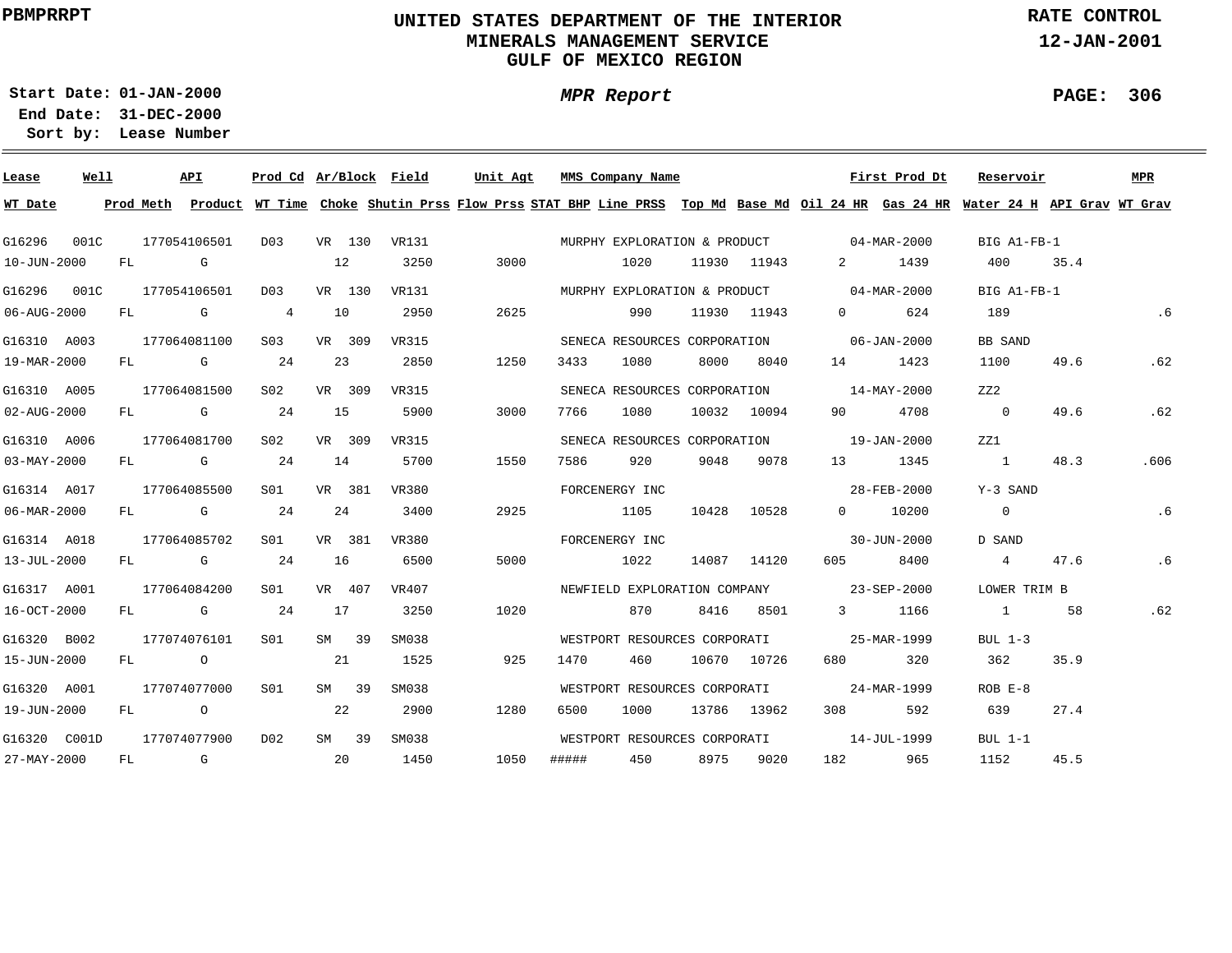PBMPRRPT

# UNITED STATES DEPARTMENT OF THE INTERIOR
## MINERALS MANAGEMENT SERVICE
## GULF OF MEXICO REGION

RATE CONTROL
12-JAN-2001

**Start Date:** 01-JAN-2000
**End Date:** 31-DEC-2000
**Sort by:** Lease Number

*MPR Report*

| Lease | Well | API | Prod Cd | Ar/Block | Field | Unit Agt | MMS Company Name | First Prod Dt | Reservoir | MPR |
|---|---|---|---|---|---|---|---|---|---|---|
| WT Date | Prod Meth | Product | WT Time | Choke | Shutin Prss | Flow Prss | STAT BHP | Line PRSS | Top Md | Base Md | Oil 24 HR | Gas 24 HR | Water 24 H | API Grav | WT Grav |

| WT Date | Prod Meth | Product | WT Time | Choke | Shutin Prss | Flow Prss | STAT BHP | Line PRSS | Top Md | Base Md | Oil 24 HR | Gas 24 HR | Water 24 H | API Grav | WT Grav |
|---|---|---|---|---|---|---|---|---|---|---|---|---|---|---|---|
| **G16296 001C 177054106501 D03 VR 130 VR131 — MURPHY EXPLORATION & PRODUCT — 04-MAR-2000 — BIG A1-FB-1** | | | | | | | | | | | | | | | |
| 10-JUN-2000 | FL | G | | 12 | 3250 | 3000 | | 1020 | 11930 | 11943 | 2 | 1439 | 400 | 35.4 | |
| **G16296 001C 177054106501 D03 VR 130 VR131 — MURPHY EXPLORATION & PRODUCT — 04-MAR-2000 — BIG A1-FB-1** | | | | | | | | | | | | | | | |
| 06-AUG-2000 | FL | G | 4 | 10 | 2950 | 2625 | | 990 | 11930 | 11943 | 0 | 624 | 189 | | .6 |
| **G16310 A003 177064081100 S03 VR 309 VR315 — SENECA RESOURCES CORPORATION — 06-JAN-2000 — BB SAND** | | | | | | | | | | | | | | | |
| 19-MAR-2000 | FL | G | 24 | 23 | 2850 | 1250 | 3433 | 1080 | 8000 | 8040 | 14 | 1423 | 1100 | 49.6 | .62 |
| **G16310 A005 177064081500 S02 VR 309 VR315 — SENECA RESOURCES CORPORATION — 14-MAY-2000 — ZZ2** | | | | | | | | | | | | | | | |
| 02-AUG-2000 | FL | G | 24 | 15 | 5900 | 3000 | 7766 | 1080 | 10032 | 10094 | 90 | 4708 | 0 | 49.6 | .62 |
| **G16310 A006 177064081700 S02 VR 309 VR315 — SENECA RESOURCES CORPORATION — 19-JAN-2000 — ZZ1** | | | | | | | | | | | | | | | |
| 03-MAY-2000 | FL | G | 24 | 14 | 5700 | 1550 | 7586 | 920 | 9048 | 9078 | 13 | 1345 | 1 | 48.3 | .606 |
| **G16314 A017 177064085500 S01 VR 381 VR380 — FORCENERGY INC — 28-FEB-2000 — Y-3 SAND** | | | | | | | | | | | | | | | |
| 06-MAR-2000 | FL | G | 24 | 24 | 3400 | 2925 | | 1105 | 10428 | 10528 | 0 | 10200 | 0 | | .6 |
| **G16314 A018 177064085702 S01 VR 381 VR380 — FORCENERGY INC — 30-JUN-2000 — D SAND** | | | | | | | | | | | | | | | |
| 13-JUL-2000 | FL | G | 24 | 16 | 6500 | 5000 | | 1022 | 14087 | 14120 | 605 | 8400 | 4 | 47.6 | .6 |
| **G16317 A001 177064084200 S01 VR 407 VR407 — NEWFIELD EXPLORATION COMPANY — 23-SEP-2000 — LOWER TRIM B** | | | | | | | | | | | | | | | |
| 16-OCT-2000 | FL | G | 24 | 17 | 3250 | 1020 | | 870 | 8416 | 8501 | 3 | 1166 | 1 | 58 | .62 |
| **G16320 B002 177074076101 S01 SM 39 SM038 — WESTPORT RESOURCES CORPORATI — 25-MAR-1999 — BUL 1-3** | | | | | | | | | | | | | | | |
| 15-JUN-2000 | FL | O | | 21 | 1525 | 925 | 1470 | 460 | 10670 | 10726 | 680 | 320 | 362 | 35.9 | |
| **G16320 A001 177074077000 S01 SM 39 SM038 — WESTPORT RESOURCES CORPORATI — 24-MAR-1999 — ROB E-8** | | | | | | | | | | | | | | | |
| 19-JUN-2000 | FL | O | | 22 | 2900 | 1280 | 6500 | 1000 | 13786 | 13962 | 308 | 592 | 639 | 27.4 | |
| **G16320 C001D 177074077900 D02 SM 39 SM038 — WESTPORT RESOURCES CORPORATI — 14-JUL-1999 — BUL 1-1** | | | | | | | | | | | | | | | |
| 27-MAY-2000 | FL | G | | 20 | 1450 | 1050 | ##### | 450 | 8975 | 9020 | 182 | 965 | 1152 | 45.5 | |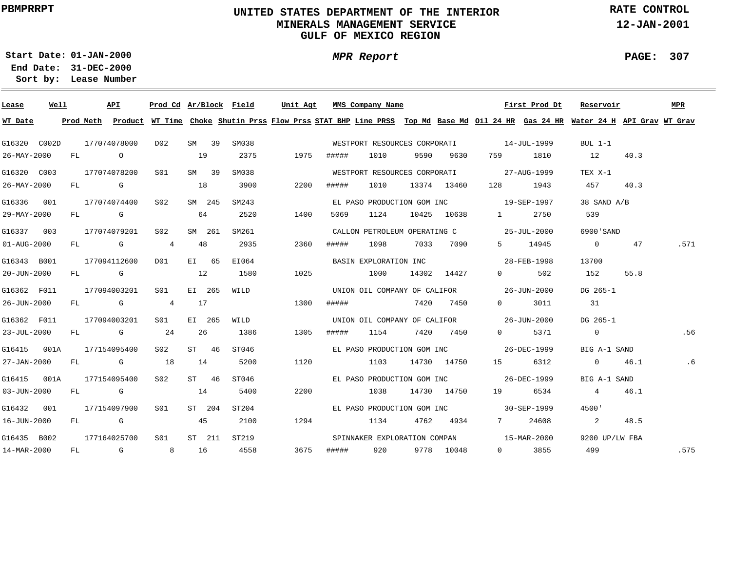PBMPRRPT

# UNITED STATES DEPARTMENT OF THE INTERIOR
## MINERALS MANAGEMENT SERVICE
## GULF OF MEXICO REGION

RATE CONTROL
12-JAN-2001

Start Date: 01-JAN-2000
End Date: 31-DEC-2000
Sort by: Lease Number

*MPR Report*

| Lease | Well | API | Prod Cd | Ar/Block | Field | Unit Agt | MMS Company Name | | | | First Prod Dt | Reservoir | | MPR |
|---|---|---|---|---|---|---|---|---|---|---|---|---|---|---|
| **WT Date** | **Prod Meth** | **Product** | **WT Time** | **Choke** | **Shutin Prss** | **Flow Prss** | **STAT BHP** | **Line PRSS** | **Top Md** | **Base Md** | **Oil 24 HR** | **Gas 24 HR** | **Water 24 H** | **API Grav** | **WT Grav** |
| G16320 | C002D | 177074078000 | D02 | SM 39 | SM038 | | WESTPORT RESOURCES CORPORATI | | | | 14-JUL-1999 | BUL 1-1 | | | |
| 26-MAY-2000 | FL | O | | 19 | 2375 | 1975 | ##### | 1010 | 9590 | 9630 | 759 | 1810 | 12 | 40.3 | |
| G16320 | C003 | 177074078200 | S01 | SM 39 | SM038 | | WESTPORT RESOURCES CORPORATI | | | | 27-AUG-1999 | TEX X-1 | | | |
| 26-MAY-2000 | FL | G | | 18 | 3900 | 2200 | ##### | 1010 | 13374 | 13460 | 128 | 1943 | 457 | 40.3 | |
| G16336 | 001 | 177074074400 | S02 | SM 245 | SM243 | | EL PASO PRODUCTION GOM INC | | | | 19-SEP-1997 | 38 SAND A/B | | | |
| 29-MAY-2000 | FL | G | | 64 | 2520 | 1400 | 5069 | 1124 | 10425 | 10638 | 1 | 2750 | 539 | | |
| G16337 | 003 | 177074079201 | S02 | SM 261 | SM261 | | CALLON PETROLEUM OPERATING C | | | | 25-JUL-2000 | 6900'SAND | | | |
| 01-AUG-2000 | FL | G | 4 | 48 | 2935 | 2360 | ##### | 1098 | 7033 | 7090 | 5 | 14945 | 0 | 47 | .571 |
| G16343 | B001 | 177094112600 | D01 | EI 65 | EI064 | | BASIN EXPLORATION INC | | | | 28-FEB-1998 | 13700 | | | |
| 20-JUN-2000 | FL | G | | 12 | 1580 | 1025 | | 1000 | 14302 | 14427 | 0 | 502 | 152 | 55.8 | |
| G16362 | F011 | 177094003201 | S01 | EI 265 | WILD | | UNION OIL COMPANY OF CALIFOR | | | | 26-JUN-2000 | DG 265-1 | | | |
| 26-JUN-2000 | FL | G | 4 | 17 | | 1300 | ##### | | 7420 | 7450 | 0 | 3011 | 31 | | |
| G16362 | F011 | 177094003201 | S01 | EI 265 | WILD | | UNION OIL COMPANY OF CALIFOR | | | | 26-JUN-2000 | DG 265-1 | | | |
| 23-JUL-2000 | FL | G | 24 | 26 | 1386 | 1305 | ##### | 1154 | 7420 | 7450 | 0 | 5371 | 0 | | .56 |
| G16415 | 001A | 177154095400 | S02 | ST 46 | ST046 | | EL PASO PRODUCTION GOM INC | | | | 26-DEC-1999 | BIG A-1 SAND | | | |
| 27-JAN-2000 | FL | G | 18 | 14 | 5200 | 1120 | | 1103 | 14730 | 14750 | 15 | 6312 | 0 | 46.1 | .6 |
| G16415 | 001A | 177154095400 | S02 | ST 46 | ST046 | | EL PASO PRODUCTION GOM INC | | | | 26-DEC-1999 | BIG A-1 SAND | | | |
| 03-JUN-2000 | FL | G | | 14 | 5400 | 2200 | | 1038 | 14730 | 14750 | 19 | 6534 | 4 | 46.1 | |
| G16432 | 001 | 177154097900 | S01 | ST 204 | ST204 | | EL PASO PRODUCTION GOM INC | | | | 30-SEP-1999 | 4500' | | | |
| 16-JUN-2000 | FL | G | | 45 | 2100 | 1294 | | 1134 | 4762 | 4934 | 7 | 24608 | 2 | 48.5 | |
| G16435 | B002 | 177164025700 | S01 | ST 211 | ST219 | | SPINNAKER EXPLORATION COMPAN | | | | 15-MAR-2000 | 9200 UP/LW FBA | | | |
| 14-MAR-2000 | FL | G | 8 | 16 | 4558 | 3675 | ##### | 920 | 9778 | 10048 | 0 | 3855 | 499 | | .575 |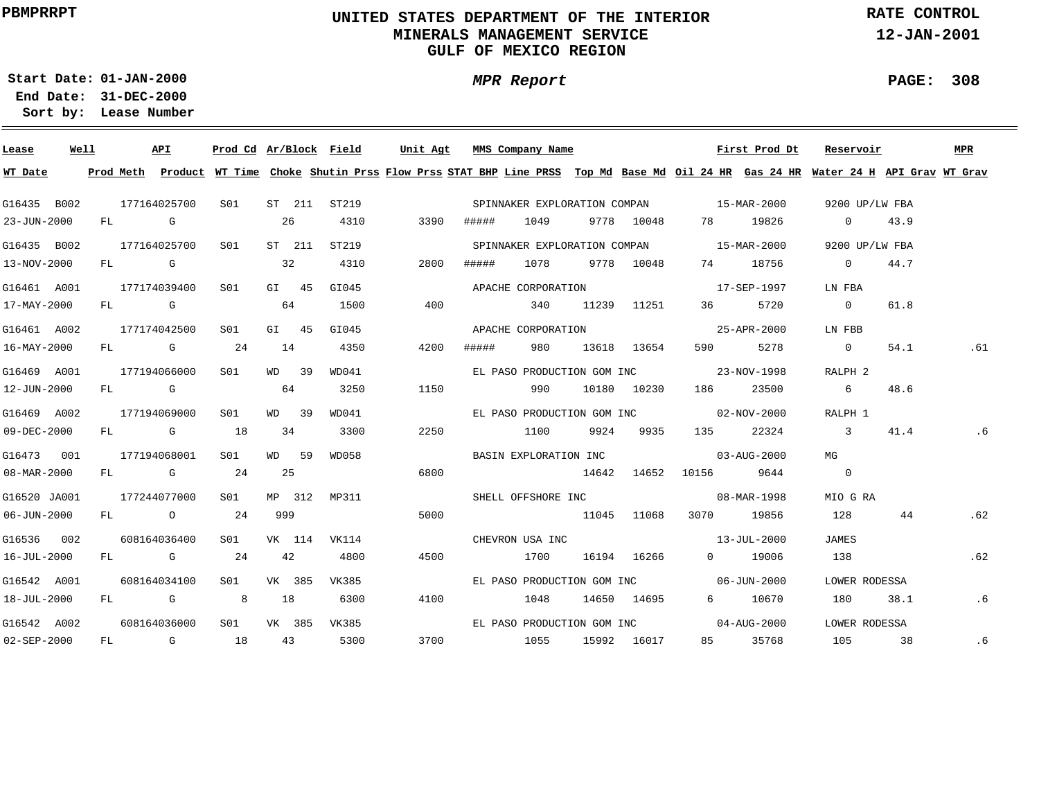PBMPRRPT

# UNITED STATES DEPARTMENT OF THE INTERIOR
## MINERALS MANAGEMENT SERVICE
## GULF OF MEXICO REGION

RATE CONTROL
12-JAN-2001

**Start Date:** 01-JAN-2000
**End Date:** 31-DEC-2000
**Sort by:** Lease Number

*MPR Report*

| Lease | Well | API | Prod Cd | Ar/Block | Field | Unit Agt | MMS Company Name | | | | First Prod Dt | | Reservoir | | MPR |
|---|---|---|---|---|---|---|---|---|---|---|---|---|---|---|---|
| **WT Date** | **Prod Meth** | **Product** | **WT Time** | **Choke** | **Shutin Prss** | **Flow Prss** | **STAT BHP** | **Line PRSS** | **Top Md** | **Base Md** | **Oil 24 HR** | **Gas 24 HR** | **Water 24 H** | **API Grav** | **WT Grav** |
| G16435 | B002 | 177164025700 | S01 | ST 211 | ST219 | | SPINNAKER EXPLORATION COMPAN | | | | 15-MAR-2000 | | 9200 UP/LW FBA | | |
| 23-JUN-2000 | FL | G | | 26 | 4310 | 3390 | ##### | 1049 | 9778 | 10048 | 78 | 19826 | 0 | 43.9 | |
| G16435 | B002 | 177164025700 | S01 | ST 211 | ST219 | | SPINNAKER EXPLORATION COMPAN | | | | 15-MAR-2000 | | 9200 UP/LW FBA | | |
| 13-NOV-2000 | FL | G | | 32 | 4310 | 2800 | ##### | 1078 | 9778 | 10048 | 74 | 18756 | 0 | 44.7 | |
| G16461 | A001 | 177174039400 | S01 | GI 45 | GI045 | | APACHE CORPORATION | | | | 17-SEP-1997 | | LN FBA | | |
| 17-MAY-2000 | FL | G | | 64 | 1500 | 400 | | 340 | 11239 | 11251 | 36 | 5720 | 0 | 61.8 | |
| G16461 | A002 | 177174042500 | S01 | GI 45 | GI045 | | APACHE CORPORATION | | | | 25-APR-2000 | | LN FBB | | |
| 16-MAY-2000 | FL | G | 24 | 14 | 4350 | 4200 | ##### | 980 | 13618 | 13654 | 590 | 5278 | 0 | 54.1 | .61 |
| G16469 | A001 | 177194066000 | S01 | WD 39 | WD041 | | EL PASO PRODUCTION GOM INC | | | | 23-NOV-1998 | | RALPH 2 | | |
| 12-JUN-2000 | FL | G | | 64 | 3250 | 1150 | | 990 | 10180 | 10230 | 186 | 23500 | 6 | 48.6 | |
| G16469 | A002 | 177194069000 | S01 | WD 39 | WD041 | | EL PASO PRODUCTION GOM INC | | | | 02-NOV-2000 | | RALPH 1 | | |
| 09-DEC-2000 | FL | G | 18 | 34 | 3300 | 2250 | | 1100 | 9924 | 9935 | 135 | 22324 | 3 | 41.4 | .6 |
| G16473 | 001 | 177194068001 | S01 | WD 59 | WD058 | | BASIN EXPLORATION INC | | | | 03-AUG-2000 | | MG | | |
| 08-MAR-2000 | FL | G | 24 | 25 | | 6800 | | | 14642 | 14652 | 10156 | 9644 | 0 | | |
| G16520 | JA001 | 177244077000 | S01 | MP 312 | MP311 | | SHELL OFFSHORE INC | | | | 08-MAR-1998 | | MIO G RA | | |
| 06-JUN-2000 | FL | O | 24 | 999 | | 5000 | | | 11045 | 11068 | 3070 | 19856 | 128 | 44 | .62 |
| G16536 | 002 | 608164036400 | S01 | VK 114 | VK114 | | CHEVRON USA INC | | | | 13-JUL-2000 | | JAMES | | |
| 16-JUL-2000 | FL | G | 24 | 42 | 4800 | 4500 | | 1700 | 16194 | 16266 | 0 | 19006 | 138 | | .62 |
| G16542 | A001 | 608164034100 | S01 | VK 385 | VK385 | | EL PASO PRODUCTION GOM INC | | | | 06-JUN-2000 | | LOWER RODESSA | | |
| 18-JUL-2000 | FL | G | 8 | 18 | 6300 | 4100 | | 1048 | 14650 | 14695 | 6 | 10670 | 180 | 38.1 | .6 |
| G16542 | A002 | 608164036000 | S01 | VK 385 | VK385 | | EL PASO PRODUCTION GOM INC | | | | 04-AUG-2000 | | LOWER RODESSA | | |
| 02-SEP-2000 | FL | G | 18 | 43 | 5300 | 3700 | | 1055 | 15992 | 16017 | 85 | 35768 | 105 | 38 | .6 |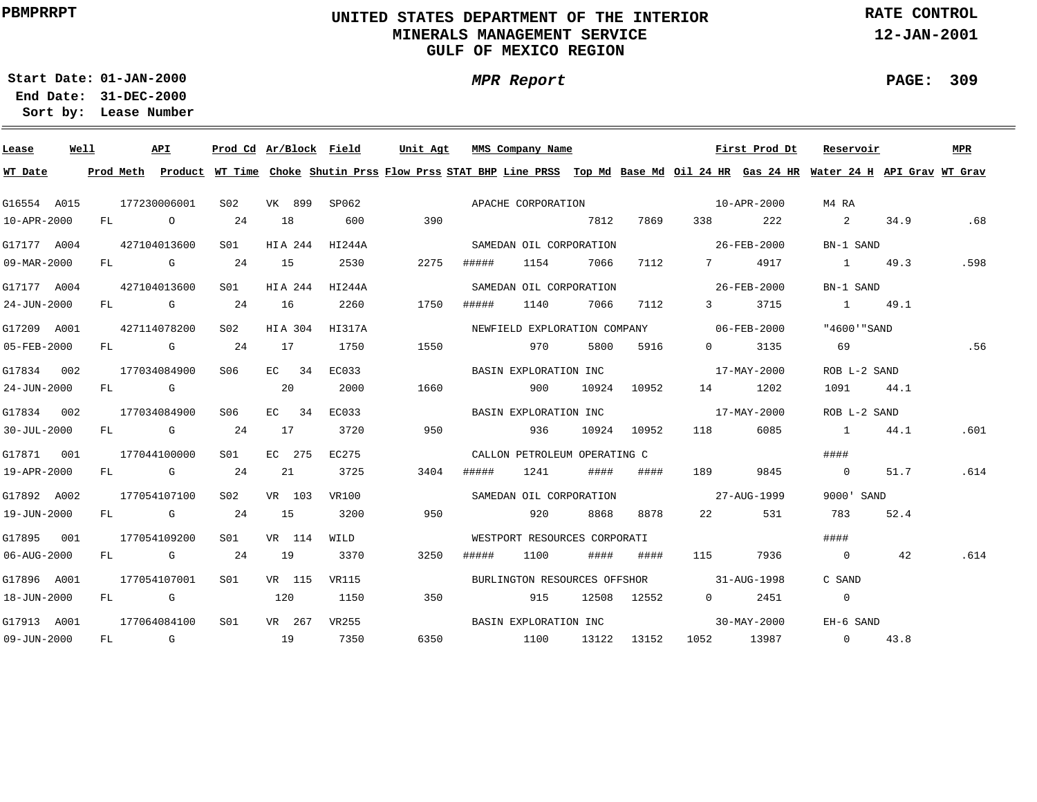PBMPRRPT

# UNITED STATES DEPARTMENT OF THE INTERIOR
## MINERALS MANAGEMENT SERVICE
## GULF OF MEXICO REGION

RATE CONTROL
12-JAN-2001

**Start Date:** 01-JAN-2000
**End Date:** 31-DEC-2000
**Sort by:** Lease Number

*MPR Report*

| Lease | Well | API | Prod Cd | Ar/Block | Field | Unit Agt | MMS Company Name | | | | First Prod Dt | | Reservoir | | MPR |
|---|---|---|---|---|---|---|---|---|---|---|---|---|---|---|---|
| **WT Date** | **Prod Meth** | **Product** | **WT Time** | **Choke** | **Shutin Prss** | **Flow Prss** | **STAT BHP** | **Line PRSS** | **Top Md** | **Base Md** | **Oil 24 HR** | **Gas 24 HR** | **Water 24 H** | **API Grav** | **WT Grav** |
| G16554 | A015 | 177230006001 | S02 | VK 899 | SP062 | | APACHE CORPORATION | | | | 10-APR-2000 | | M4 RA | | |
| 10-APR-2000 | FL | O | 24 | 18 | 600 | 390 | | | 7812 | 7869 | 338 | 222 | 2 | 34.9 | .68 |
| G17177 | A004 | 427104013600 | S01 | HIA 244 | HI244A | | SAMEDAN OIL CORPORATION | | | | 26-FEB-2000 | | BN-1 SAND | | |
| 09-MAR-2000 | FL | G | 24 | 15 | 2530 | 2275 | ##### | 1154 | 7066 | 7112 | 7 | 4917 | 1 | 49.3 | .598 |
| G17177 | A004 | 427104013600 | S01 | HIA 244 | HI244A | | SAMEDAN OIL CORPORATION | | | | 26-FEB-2000 | | BN-1 SAND | | |
| 24-JUN-2000 | FL | G | 24 | 16 | 2260 | 1750 | ##### | 1140 | 7066 | 7112 | 3 | 3715 | 1 | 49.1 | |
| G17209 | A001 | 427114078200 | S02 | HIA 304 | HI317A | | NEWFIELD EXPLORATION COMPANY | | | | 06-FEB-2000 | | "4600'"SAND | | |
| 05-FEB-2000 | FL | G | 24 | 17 | 1750 | 1550 | | 970 | 5800 | 5916 | 0 | 3135 | 69 | | .56 |
| G17834 | 002 | 177034084900 | S06 | EC 34 | EC033 | | BASIN EXPLORATION INC | | | | 17-MAY-2000 | | ROB L-2 SAND | | |
| 24-JUN-2000 | FL | G | | 20 | 2000 | 1660 | | 900 | 10924 | 10952 | 14 | 1202 | 1091 | 44.1 | |
| G17834 | 002 | 177034084900 | S06 | EC 34 | EC033 | | BASIN EXPLORATION INC | | | | 17-MAY-2000 | | ROB L-2 SAND | | |
| 30-JUL-2000 | FL | G | 24 | 17 | 3720 | 950 | | 936 | 10924 | 10952 | 118 | 6085 | 1 | 44.1 | .601 |
| G17871 | 001 | 177044100000 | S01 | EC 275 | EC275 | | CALLON PETROLEUM OPERATING C | | | | | | #### | | |
| 19-APR-2000 | FL | G | 24 | 21 | 3725 | 3404 | ##### | 1241 | #### | #### | 189 | 9845 | 0 | 51.7 | .614 |
| G17892 | A002 | 177054107100 | S02 | VR 103 | VR100 | | SAMEDAN OIL CORPORATION | | | | 27-AUG-1999 | | 9000' SAND | | |
| 19-JUN-2000 | FL | G | 24 | 15 | 3200 | 950 | | 920 | 8868 | 8878 | 22 | 531 | 783 | 52.4 | |
| G17895 | 001 | 177054109200 | S01 | VR 114 | WILD | | WESTPORT RESOURCES CORPORATI | | | | | | #### | | |
| 06-AUG-2000 | FL | G | 24 | 19 | 3370 | 3250 | ##### | 1100 | #### | #### | 115 | 7936 | 0 | 42 | .614 |
| G17896 | A001 | 177054107001 | S01 | VR 115 | VR115 | | BURLINGTON RESOURCES OFFSHOR | | | | 31-AUG-1998 | | C SAND | | |
| 18-JUN-2000 | FL | G | | 120 | 1150 | 350 | | 915 | 12508 | 12552 | 0 | 2451 | 0 | | |
| G17913 | A001 | 177064084100 | S01 | VR 267 | VR255 | | BASIN EXPLORATION INC | | | | 30-MAY-2000 | | EH-6 SAND | | |
| 09-JUN-2000 | FL | G | | 19 | 7350 | 6350 | | 1100 | 13122 | 13152 | 1052 | 13987 | 0 | 43.8 | |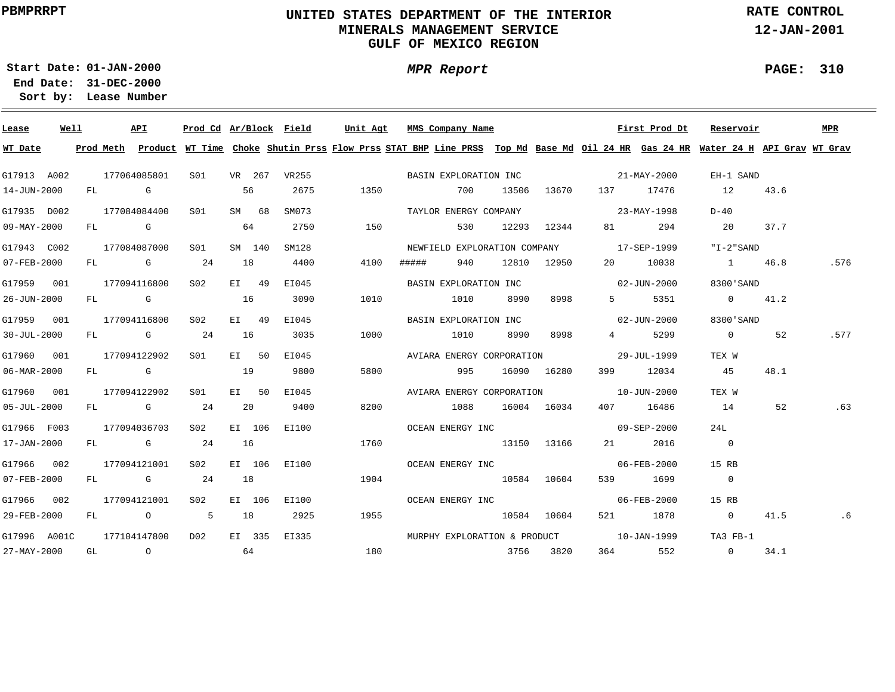PBMPRRPT

# UNITED STATES DEPARTMENT OF THE INTERIOR
## MINERALS MANAGEMENT SERVICE
## GULF OF MEXICO REGION

RATE CONTROL
12-JAN-2001

**Start Date:** 01-JAN-2000
**End Date:** 31-DEC-2000
**Sort by:** Lease Number

***MPR Report***

PAGE: 310

| Lease | Well | API | Prod Cd | Ar/Block | Field | Unit Agt | MMS Company Name | First Prod Dt | Reservoir | MPR |
|---|---|---|---|---|---|---|---|---|---|---|
| G17913 | A002 | 177064085801 | S01 | VR 267 | VR255 | | BASIN EXPLORATION INC | 21-MAY-2000 | EH-1 SAND | |
| G17935 | D002 | 177084084400 | S01 | SM 68 | SM073 | | TAYLOR ENERGY COMPANY | 23-MAY-1998 | D-40 | |
| G17943 | C002 | 177084087000 | S01 | SM 140 | SM128 | | NEWFIELD EXPLORATION COMPANY | 17-SEP-1999 | "I-2"SAND | |
| G17959 | 001 | 177094116800 | S02 | EI 49 | EI045 | | BASIN EXPLORATION INC | 02-JUN-2000 | 8300'SAND | |
| G17959 | 001 | 177094116800 | S02 | EI 49 | EI045 | | BASIN EXPLORATION INC | 02-JUN-2000 | 8300'SAND | |
| G17960 | 001 | 177094122902 | S01 | EI 50 | EI045 | | AVIARA ENERGY CORPORATION | 29-JUL-1999 | TEX W | |
| G17960 | 001 | 177094122902 | S01 | EI 50 | EI045 | | AVIARA ENERGY CORPORATION | 10-JUN-2000 | TEX W | |
| G17966 | F003 | 177094036703 | S02 | EI 106 | EI100 | | OCEAN ENERGY INC | 09-SEP-2000 | 24L | |
| G17966 | 002 | 177094121001 | S02 | EI 106 | EI100 | | OCEAN ENERGY INC | 06-FEB-2000 | 15 RB | |
| G17966 | 002 | 177094121001 | S02 | EI 106 | EI100 | | OCEAN ENERGY INC | 06-FEB-2000 | 15 RB | |
| G17996 | A001C | 177104147800 | D02 | EI 335 | EI335 | | MURPHY EXPLORATION & PRODUCT | 10-JAN-1999 | TA3 FB-1 | |

| WT Date | Prod Meth | Product | WT Time | Choke | Shutin Prss | Flow Prss | STAT BHP | Line PRSS | Top Md | Base Md | Oil 24 HR | Gas 24 HR | Water 24 H | API Grav | WT Grav |
|---|---|---|---|---|---|---|---|---|---|---|---|---|---|---|---|
| 14-JUN-2000 | FL | G | | 56 | 2675 | 1350 | | 700 | 13506 | 13670 | 137 | 17476 | 12 | 43.6 | |
| 09-MAY-2000 | FL | G | | 64 | 2750 | 150 | | 530 | 12293 | 12344 | 81 | 294 | 20 | 37.7 | |
| 07-FEB-2000 | FL | G | 24 | 18 | 4400 | 4100 | ##### | 940 | 12810 | 12950 | 20 | 10038 | 1 | 46.8 | .576 |
| 26-JUN-2000 | FL | G | | 16 | 3090 | 1010 | | 1010 | 8990 | 8998 | 5 | 5351 | 0 | 41.2 | |
| 30-JUL-2000 | FL | G | 24 | 16 | 3035 | 1000 | | 1010 | 8990 | 8998 | 4 | 5299 | 0 | 52 | .577 |
| 06-MAR-2000 | FL | G | | 19 | 9800 | 5800 | | 995 | 16090 | 16280 | 399 | 12034 | 45 | 48.1 | |
| 05-JUL-2000 | FL | G | 24 | 20 | 9400 | 8200 | | 1088 | 16004 | 16034 | 407 | 16486 | 14 | 52 | .63 |
| 17-JAN-2000 | FL | G | 24 | 16 | | 1760 | | | 13150 | 13166 | 21 | 2016 | 0 | | |
| 07-FEB-2000 | FL | G | 24 | 18 | | 1904 | | | 10584 | 10604 | 539 | 1699 | 0 | | |
| 29-FEB-2000 | FL | O | 5 | 18 | 2925 | 1955 | | | 10584 | 10604 | 521 | 1878 | 0 | 41.5 | .6 |
| 27-MAY-2000 | GL | O | | 64 | | 180 | | | 3756 | 3820 | 364 | 552 | 0 | 34.1 | |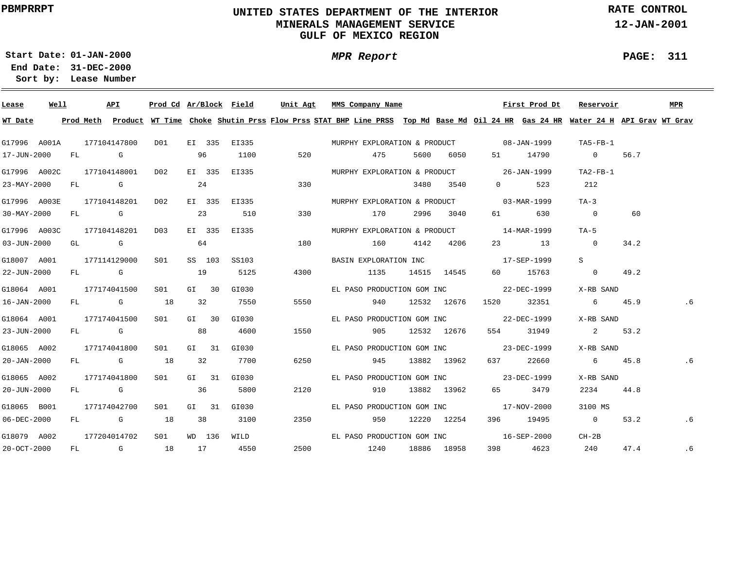PBMPRRPT

# UNITED STATES DEPARTMENT OF THE INTERIOR
## MINERALS MANAGEMENT SERVICE
## GULF OF MEXICO REGION

RATE CONTROL
12-JAN-2001

Start Date: 01-JAN-2000
End Date: 31-DEC-2000
Sort by: Lease Number

*MPR Report*

| Lease | Well | API | Prod Cd | Ar/Block | Field | Unit Agt | MMS Company Name | | | First Prod Dt | | Reservoir | | MPR |
|---|---|---|---|---|---|---|---|---|---|---|---|---|---|---|
| **WT Date** | **Prod Meth** | **Product** | **WT Time** | **Choke** | **Shutin Prss** | **Flow Prss** | **STAT BHP** | **Line PRSS** | **Top Md** | **Base Md** | **Oil 24 HR** | **Gas 24 HR** | **Water 24 H** | **API Grav** | **WT Grav** |
| G17996 | A001A | 177104147800 | D01 | EI 335 | EI335 | | MURPHY EXPLORATION & PRODUCT | | | 08-JAN-1999 | | TA5-FB-1 | | |
| 17-JUN-2000 | FL | G | | 96 | 1100 | 520 | | 475 | 5600 | 6050 | 51 | 14790 | 0 | 56.7 | |
| G17996 | A002C | 177104148001 | D02 | EI 335 | EI335 | | MURPHY EXPLORATION & PRODUCT | | | 26-JAN-1999 | | TA2-FB-1 | | |
| 23-MAY-2000 | FL | G | | 24 | | 330 | | | 3480 | 3540 | 0 | 523 | 212 | | |
| G17996 | A003E | 177104148201 | D02 | EI 335 | EI335 | | MURPHY EXPLORATION & PRODUCT | | | 03-MAR-1999 | | TA-3 | | |
| 30-MAY-2000 | FL | G | | 23 | 510 | 330 | | 170 | 2996 | 3040 | 61 | 630 | 0 | 60 | |
| G17996 | A003C | 177104148201 | D03 | EI 335 | EI335 | | MURPHY EXPLORATION & PRODUCT | | | 14-MAR-1999 | | TA-5 | | |
| 03-JUN-2000 | GL | G | | 64 | | 180 | | 160 | 4142 | 4206 | 23 | 13 | 0 | 34.2 | |
| G18007 | A001 | 177114129000 | S01 | SS 103 | SS103 | | BASIN EXPLORATION INC | | | 17-SEP-1999 | | S | | |
| 22-JUN-2000 | FL | G | | 19 | 5125 | 4300 | | 1135 | 14515 | 14545 | 60 | 15763 | 0 | 49.2 | |
| G18064 | A001 | 177174041500 | S01 | GI 30 | GI030 | | EL PASO PRODUCTION GOM INC | | | 22-DEC-1999 | | X-RB SAND | | |
| 16-JAN-2000 | FL | G | 18 | 32 | 7550 | 5550 | | 940 | 12532 | 12676 | 1520 | 32351 | 6 | 45.9 | .6 |
| G18064 | A001 | 177174041500 | S01 | GI 30 | GI030 | | EL PASO PRODUCTION GOM INC | | | 22-DEC-1999 | | X-RB SAND | | |
| 23-JUN-2000 | FL | G | | 88 | 4600 | 1550 | | 905 | 12532 | 12676 | 554 | 31949 | 2 | 53.2 | |
| G18065 | A002 | 177174041800 | S01 | GI 31 | GI030 | | EL PASO PRODUCTION GOM INC | | | 23-DEC-1999 | | X-RB SAND | | |
| 20-JAN-2000 | FL | G | 18 | 32 | 7700 | 6250 | | 945 | 13882 | 13962 | 637 | 22660 | 6 | 45.8 | .6 |
| G18065 | A002 | 177174041800 | S01 | GI 31 | GI030 | | EL PASO PRODUCTION GOM INC | | | 23-DEC-1999 | | X-RB SAND | | |
| 20-JUN-2000 | FL | G | | 36 | 5800 | 2120 | | 910 | 13882 | 13962 | 65 | 3479 | 2234 | 44.8 | |
| G18065 | B001 | 177174042700 | S01 | GI 31 | GI030 | | EL PASO PRODUCTION GOM INC | | | 17-NOV-2000 | | 3100 MS | | |
| 06-DEC-2000 | FL | G | 18 | 38 | 3100 | 2350 | | 950 | 12220 | 12254 | 396 | 19495 | 0 | 53.2 | .6 |
| G18079 | A002 | 177204014702 | S01 | WD 136 | WILD | | EL PASO PRODUCTION GOM INC | | | 16-SEP-2000 | | CH-2B | | |
| 20-OCT-2000 | FL | G | 18 | 17 | 4550 | 2500 | | 1240 | 18886 | 18958 | 398 | 4623 | 240 | 47.4 | .6 |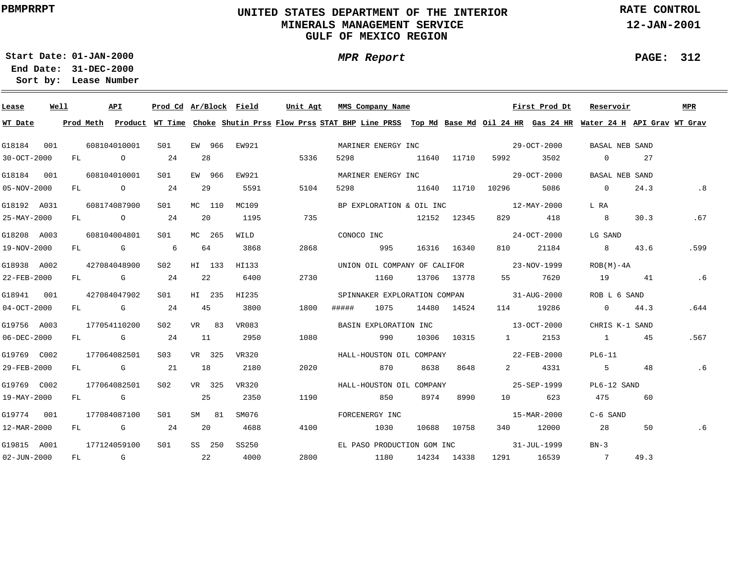PBMPRRPT

# UNITED STATES DEPARTMENT OF THE INTERIOR
## MINERALS MANAGEMENT SERVICE
## GULF OF MEXICO REGION

RATE CONTROL
12-JAN-2001

**Start Date:** 01-JAN-2000
**End Date:** 31-DEC-2000
**Sort by:** Lease Number

*MPR Report*

PAGE: 312

| Lease | Well | API | Prod Cd | Ar/Block | Field | Unit Agt | MMS Company Name | | | | First Prod Dt | | Reservoir | | MPR |
|---|---|---|---|---|---|---|---|---|---|---|---|---|---|---|---|
| **WT Date** | **Prod Meth** | **Product** | **WT Time** | **Choke** | **Shutin Prss** | **Flow Prss** | **STAT BHP** | **Line PRSS** | **Top Md** | **Base Md** | **Oil 24 HR** | **Gas 24 HR** | **Water 24 H** | **API Grav** | **WT Grav** |
| G18184 | 001 | 608104010001 | S01 | EW 966 | EW921 | | MARINER ENERGY INC | | | | 29-OCT-2000 | | BASAL NEB SAND | | |
| 30-OCT-2000 | FL | O | 24 | 28 | | 5336 | 5298 | | 11640 | 11710 | 5992 | 3502 | 0 | 27 | |
| G18184 | 001 | 608104010001 | S01 | EW 966 | EW921 | | MARINER ENERGY INC | | | | 29-OCT-2000 | | BASAL NEB SAND | | |
| 05-NOV-2000 | FL | O | 24 | 29 | 5591 | 5104 | 5298 | | 11640 | 11710 | 10296 | 5086 | 0 | 24.3 | .8 |
| G18192 | A031 | 608174087900 | S01 | MC 110 | MC109 | | BP EXPLORATION & OIL INC | | | | 12-MAY-2000 | | L RA | | |
| 25-MAY-2000 | FL | O | 24 | 20 | 1195 | 735 | | | 12152 | 12345 | 829 | 418 | 8 | 30.3 | .67 |
| G18208 | A003 | 608104004801 | S01 | MC 265 | WILD | | CONOCO INC | | | | 24-OCT-2000 | | LG SAND | | |
| 19-NOV-2000 | FL | G | 6 | 64 | 3868 | 2868 | | 995 | 16316 | 16340 | 810 | 21184 | 8 | 43.6 | .599 |
| G18938 | A002 | 427084048900 | S02 | HI 133 | HI133 | | UNION OIL COMPANY OF CALIFOR | | | | 23-NOV-1999 | | ROB(M)-4A | | |
| 22-FEB-2000 | FL | G | 24 | 22 | 6400 | 2730 | | 1160 | 13706 | 13778 | 55 | 7620 | 19 | 41 | .6 |
| G18941 | 001 | 427084047902 | S01 | HI 235 | HI235 | | SPINNAKER EXPLORATION COMPAN | | | | 31-AUG-2000 | | ROB L 6 SAND | | |
| 04-OCT-2000 | FL | G | 24 | 45 | 3800 | 1800 | ##### | 1075 | 14480 | 14524 | 114 | 19286 | 0 | 44.3 | .644 |
| G19756 | A003 | 177054110200 | S02 | VR 83 | VR083 | | BASIN EXPLORATION INC | | | | 13-OCT-2000 | | CHRIS K-1 SAND | | |
| 06-DEC-2000 | FL | G | 24 | 11 | 2950 | 1080 | | 990 | 10306 | 10315 | 1 | 2153 | 1 | 45 | .567 |
| G19769 | C002 | 177064082501 | S03 | VR 325 | VR320 | | HALL-HOUSTON OIL COMPANY | | | | 22-FEB-2000 | | PL6-11 | | |
| 29-FEB-2000 | FL | G | 21 | 18 | 2180 | 2020 | | 870 | 8638 | 8648 | 2 | 4331 | 5 | 48 | .6 |
| G19769 | C002 | 177064082501 | S02 | VR 325 | VR320 | | HALL-HOUSTON OIL COMPANY | | | | 25-SEP-1999 | | PL6-12 SAND | | |
| 19-MAY-2000 | FL | G | | 25 | 2350 | 1190 | | 850 | 8974 | 8990 | 10 | 623 | 475 | 60 | |
| G19774 | 001 | 177084087100 | S01 | SM 81 | SM076 | | FORCENERGY INC | | | | 15-MAR-2000 | | C-6 SAND | | |
| 12-MAR-2000 | FL | G | 24 | 20 | 4688 | 4100 | | 1030 | 10688 | 10758 | 340 | 12000 | 28 | 50 | .6 |
| G19815 | A001 | 177124059100 | S01 | SS 250 | SS250 | | EL PASO PRODUCTION GOM INC | | | | 31-JUL-1999 | | BN-3 | | |
| 02-JUN-2000 | FL | G | | 22 | 4000 | 2800 | | 1180 | 14234 | 14338 | 1291 | 16539 | 7 | 49.3 | |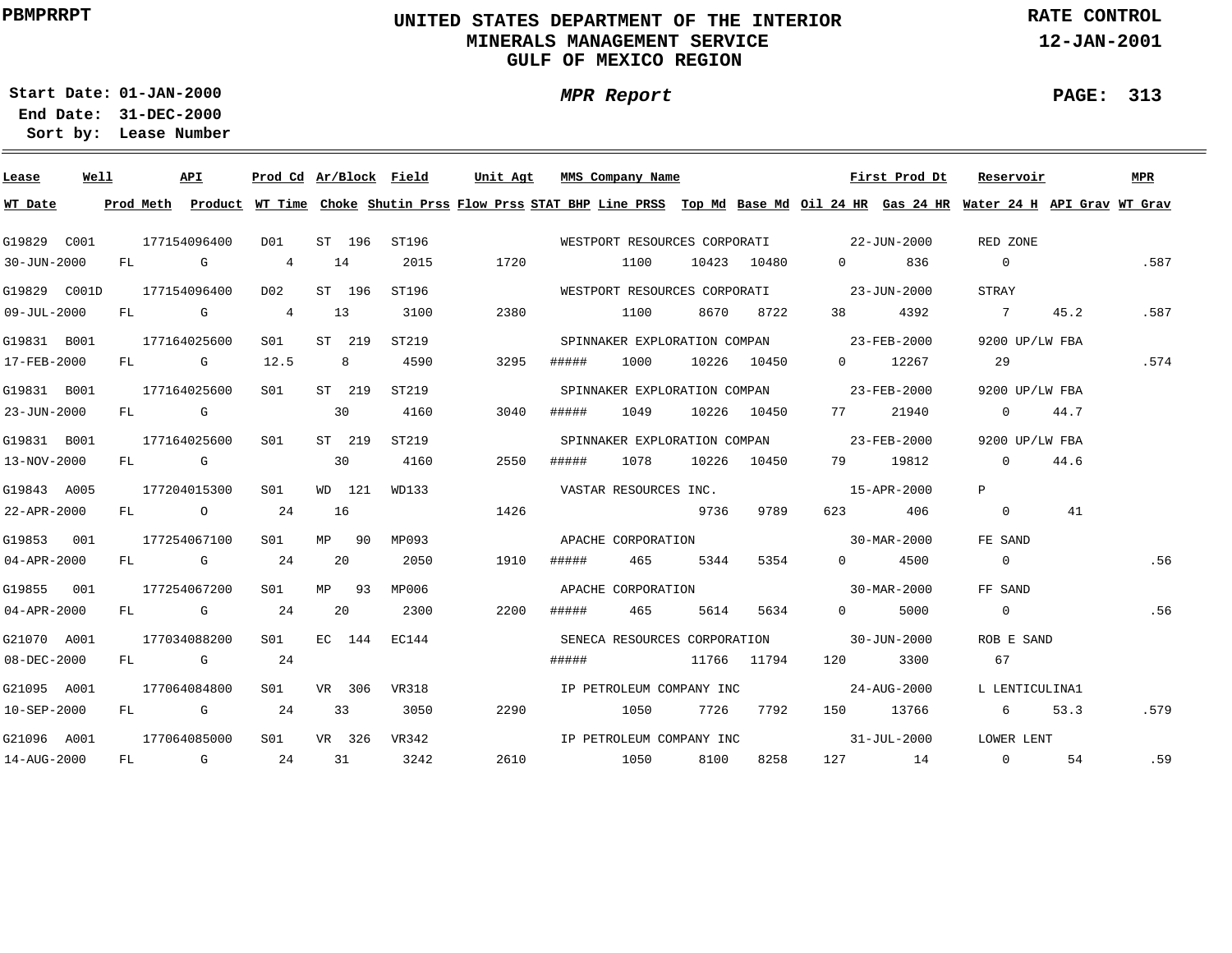**PBMPRRPT**

# UNITED STATES DEPARTMENT OF THE INTERIOR
## MINERALS MANAGEMENT SERVICE
## GULF OF MEXICO REGION

**RATE CONTROL**
**12-JAN-2001**

**Start Date: 01-JAN-2000**
**End Date: 31-DEC-2000**
**Sort by: Lease Number**

***MPR Report***

| Lease | Well | API | Prod Cd | Ar/Block | Field | Unit Agt | MMS Company Name | First Prod Dt | Reservoir | MPR |
|---|---|---|---|---|---|---|---|---|---|---|
| G19829 | C001 | 177154096400 | D01 | ST 196 | ST196 | | WESTPORT RESOURCES CORPORATI | 22-JUN-2000 | RED ZONE | |
| G19829 | C001D | 177154096400 | D02 | ST 196 | ST196 | | WESTPORT RESOURCES CORPORATI | 23-JUN-2000 | STRAY | |
| G19831 | B001 | 177164025600 | S01 | ST 219 | ST219 | | SPINNAKER EXPLORATION COMPAN | 23-FEB-2000 | 9200 UP/LW FBA | |
| G19831 | B001 | 177164025600 | S01 | ST 219 | ST219 | | SPINNAKER EXPLORATION COMPAN | 23-FEB-2000 | 9200 UP/LW FBA | |
| G19831 | B001 | 177164025600 | S01 | ST 219 | ST219 | | SPINNAKER EXPLORATION COMPAN | 23-FEB-2000 | 9200 UP/LW FBA | |
| G19843 | A005 | 177204015300 | S01 | WD 121 | WD133 | | VASTAR RESOURCES INC. | 15-APR-2000 | P | |
| G19853 | 001 | 177254067100 | S01 | MP 90 | MP093 | | APACHE CORPORATION | 30-MAR-2000 | FE SAND | |
| G19855 | 001 | 177254067200 | S01 | MP 93 | MP006 | | APACHE CORPORATION | 30-MAR-2000 | FF SAND | |
| G21070 | A001 | 177034088200 | S01 | EC 144 | EC144 | | SENECA RESOURCES CORPORATION | 30-JUN-2000 | ROB E SAND | |
| G21095 | A001 | 177064084800 | S01 | VR 306 | VR318 | | IP PETROLEUM COMPANY INC | 24-AUG-2000 | L LENTICULINA1 | |
| G21096 | A001 | 177064085000 | S01 | VR 326 | VR342 | | IP PETROLEUM COMPANY INC | 31-JUL-2000 | LOWER LENT | |

| WT Date | Prod Meth | Product | WT Time | Choke | Shutin Prss | Flow Prss | STAT BHP | Line PRSS | Top Md | Base Md | Oil 24 HR | Gas 24 HR | Water 24 H | API Grav | WT Grav |
|---|---|---|---|---|---|---|---|---|---|---|---|---|---|---|---|
| 30-JUN-2000 | FL | G | 4 | 14 | 2015 | 1720 | | 1100 | 10423 | 10480 | 0 | 836 | 0 | | .587 |
| 09-JUL-2000 | FL | G | 4 | 13 | 3100 | 2380 | | 1100 | 8670 | 8722 | 38 | 4392 | 7 | 45.2 | .587 |
| 17-FEB-2000 | FL | G | 12.5 | 8 | 4590 | 3295 | ##### | 1000 | 10226 | 10450 | 0 | 12267 | 29 | | .574 |
| 23-JUN-2000 | FL | G | | 30 | 4160 | 3040 | ##### | 1049 | 10226 | 10450 | 77 | 21940 | 0 | 44.7 | |
| 13-NOV-2000 | FL | G | | 30 | 4160 | 2550 | ##### | 1078 | 10226 | 10450 | 79 | 19812 | 0 | 44.6 | |
| 22-APR-2000 | FL | O | 24 | 16 | | 1426 | | | 9736 | 9789 | 623 | 406 | 0 | 41 | |
| 04-APR-2000 | FL | G | 24 | 20 | 2050 | 1910 | ##### | 465 | 5344 | 5354 | 0 | 4500 | 0 | | .56 |
| 04-APR-2000 | FL | G | 24 | 20 | 2300 | 2200 | ##### | 465 | 5614 | 5634 | 0 | 5000 | 0 | | .56 |
| 08-DEC-2000 | FL | G | 24 | | | | ##### | | 11766 | 11794 | 120 | 3300 | 67 | | |
| 10-SEP-2000 | FL | G | 24 | 33 | 3050 | 2290 | | 1050 | 7726 | 7792 | 150 | 13766 | 6 | 53.3 | .579 |
| 14-AUG-2000 | FL | G | 24 | 31 | 3242 | 2610 | | 1050 | 8100 | 8258 | 127 | 14 | 0 | 54 | .59 |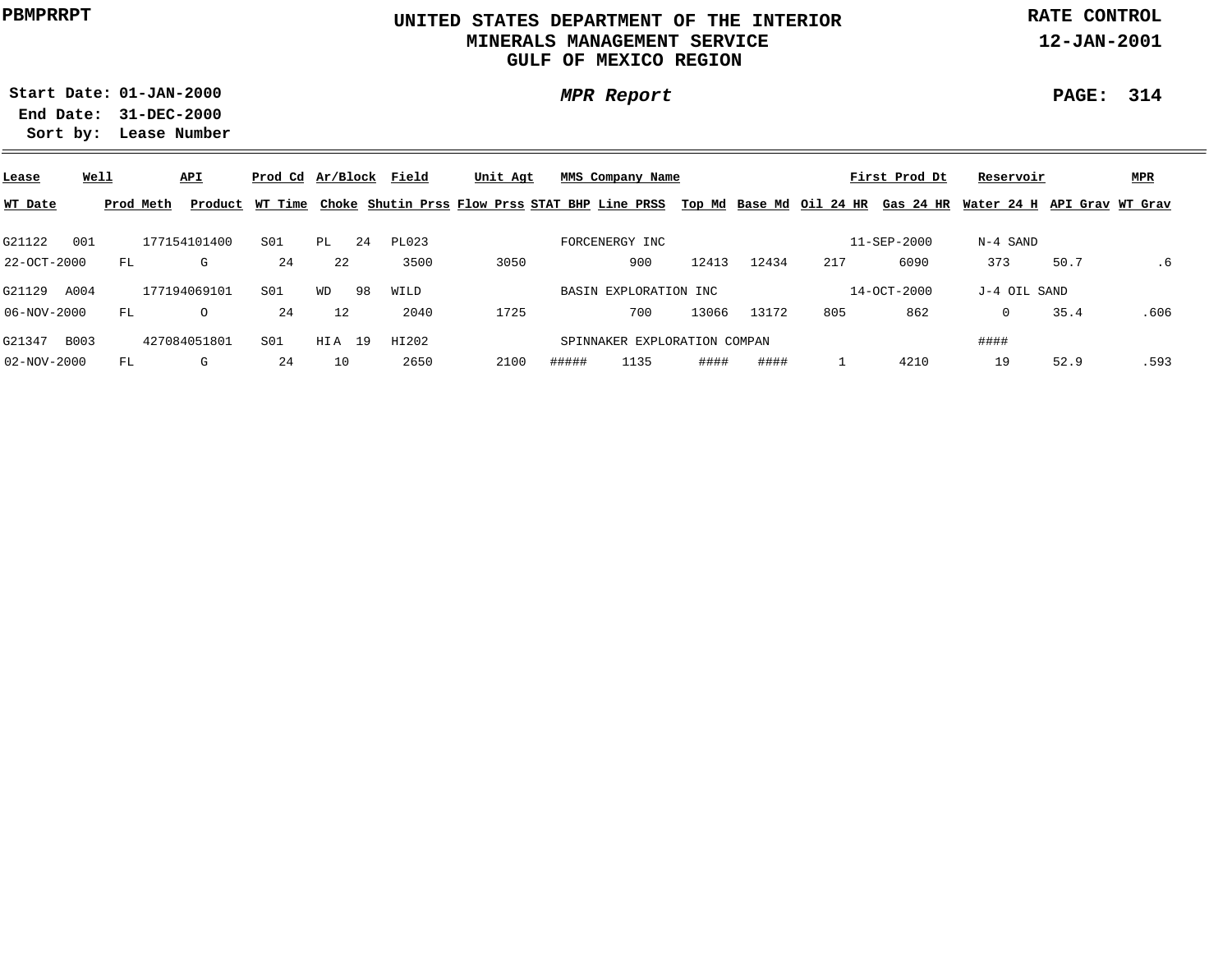PBMPRRPT

# UNITED STATES DEPARTMENT OF THE INTERIOR
## MINERALS MANAGEMENT SERVICE
## GULF OF MEXICO REGION

RATE CONTROL
12-JAN-2001

Start Date: 01-JAN-2000
End Date: 31-DEC-2000
Sort by: Lease Number

*MPR Report*

| Lease | Well | API | Prod Cd | Ar/Block | Field | Unit Agt | MMS Company Name | | | | First Prod Dt | Reservoir | | MPR |
|---|---|---|---|---|---|---|---|---|---|---|---|---|---|---|
| **WT Date** | **Prod Meth** | **Product** | **WT Time** | **Choke** | **Shutin Prss** | **Flow Prss** | **STAT BHP** | **Line PRSS** | **Top Md** | **Base Md** | **Oil 24 HR** | **Gas 24 HR** | **Water 24 H** | **API Grav** | **WT Grav** |
| G21122 | 001 | 177154101400 | S01 | PL 24 | PL023 | | FORCENERGY INC | | | | 11-SEP-2000 | N-4 SAND | | | |
| 22-OCT-2000 | FL | G | 24 | 22 | 3500 | 3050 | | 900 | 12413 | 12434 | 217 | 6090 | 373 | 50.7 | .6 |
| G21129 | A004 | 177194069101 | S01 | WD 98 | WILD | | BASIN EXPLORATION INC | | | | 14-OCT-2000 | J-4 OIL SAND | | | |
| 06-NOV-2000 | FL | O | 24 | 12 | 2040 | 1725 | | 700 | 13066 | 13172 | 805 | 862 | 0 | 35.4 | .606 |
| G21347 | B003 | 427084051801 | S01 | HIA 19 | HI202 | | SPINNAKER EXPLORATION COMPAN | | | | | #### | | | |
| 02-NOV-2000 | FL | G | 24 | 10 | 2650 | 2100 | ##### | 1135 | #### | #### | 1 | 4210 | 19 | 52.9 | .593 |